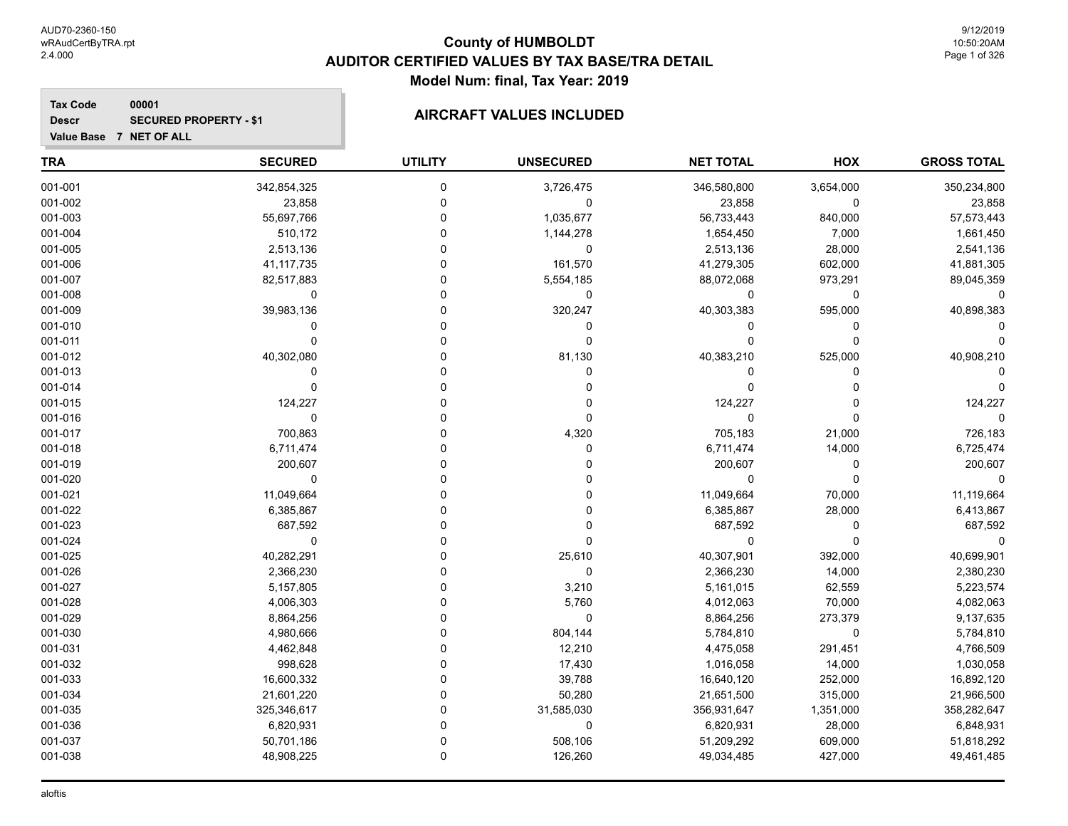AUD70-2360-150
wRAudCertByTRA.rpt
2.4.000

# County of HUMBOLDT
## AUDITOR CERTIFIED VALUES BY TAX BASE/TRA DETAIL
### Model Num: final, Tax Year: 2019

9/12/2019
10:50:20AM

**Tax Code** 00001
**Descr** SECURED PROPERTY - $1
**Value Base** 7 NET OF ALL

### AIRCRAFT VALUES INCLUDED

| TRA | SECURED | UTILITY | UNSECURED | NET TOTAL | HOX | GROSS TOTAL |
|---|---|---|---|---|---|---|
| 001-001 | 342,854,325 | 0 | 3,726,475 | 346,580,800 | 3,654,000 | 350,234,800 |
| 001-002 | 23,858 | 0 | 0 | 23,858 | 0 | 23,858 |
| 001-003 | 55,697,766 | 0 | 1,035,677 | 56,733,443 | 840,000 | 57,573,443 |
| 001-004 | 510,172 | 0 | 1,144,278 | 1,654,450 | 7,000 | 1,661,450 |
| 001-005 | 2,513,136 | 0 | 0 | 2,513,136 | 28,000 | 2,541,136 |
| 001-006 | 41,117,735 | 0 | 161,570 | 41,279,305 | 602,000 | 41,881,305 |
| 001-007 | 82,517,883 | 0 | 5,554,185 | 88,072,068 | 973,291 | 89,045,359 |
| 001-008 | 0 | 0 | 0 | 0 | 0 | 0 |
| 001-009 | 39,983,136 | 0 | 320,247 | 40,303,383 | 595,000 | 40,898,383 |
| 001-010 | 0 | 0 | 0 | 0 | 0 | 0 |
| 001-011 | 0 | 0 | 0 | 0 | 0 | 0 |
| 001-012 | 40,302,080 | 0 | 81,130 | 40,383,210 | 525,000 | 40,908,210 |
| 001-013 | 0 | 0 | 0 | 0 | 0 | 0 |
| 001-014 | 0 | 0 | 0 | 0 | 0 | 0 |
| 001-015 | 124,227 | 0 | 0 | 124,227 | 0 | 124,227 |
| 001-016 | 0 | 0 | 0 | 0 | 0 | 0 |
| 001-017 | 700,863 | 0 | 4,320 | 705,183 | 21,000 | 726,183 |
| 001-018 | 6,711,474 | 0 | 0 | 6,711,474 | 14,000 | 6,725,474 |
| 001-019 | 200,607 | 0 | 0 | 200,607 | 0 | 200,607 |
| 001-020 | 0 | 0 | 0 | 0 | 0 | 0 |
| 001-021 | 11,049,664 | 0 | 0 | 11,049,664 | 70,000 | 11,119,664 |
| 001-022 | 6,385,867 | 0 | 0 | 6,385,867 | 28,000 | 6,413,867 |
| 001-023 | 687,592 | 0 | 0 | 687,592 | 0 | 687,592 |
| 001-024 | 0 | 0 | 0 | 0 | 0 | 0 |
| 001-025 | 40,282,291 | 0 | 25,610 | 40,307,901 | 392,000 | 40,699,901 |
| 001-026 | 2,366,230 | 0 | 0 | 2,366,230 | 14,000 | 2,380,230 |
| 001-027 | 5,157,805 | 0 | 3,210 | 5,161,015 | 62,559 | 5,223,574 |
| 001-028 | 4,006,303 | 0 | 5,760 | 4,012,063 | 70,000 | 4,082,063 |
| 001-029 | 8,864,256 | 0 | 0 | 8,864,256 | 273,379 | 9,137,635 |
| 001-030 | 4,980,666 | 0 | 804,144 | 5,784,810 | 0 | 5,784,810 |
| 001-031 | 4,462,848 | 0 | 12,210 | 4,475,058 | 291,451 | 4,766,509 |
| 001-032 | 998,628 | 0 | 17,430 | 1,016,058 | 14,000 | 1,030,058 |
| 001-033 | 16,600,332 | 0 | 39,788 | 16,640,120 | 252,000 | 16,892,120 |
| 001-034 | 21,601,220 | 0 | 50,280 | 21,651,500 | 315,000 | 21,966,500 |
| 001-035 | 325,346,617 | 0 | 31,585,030 | 356,931,647 | 1,351,000 | 358,282,647 |
| 001-036 | 6,820,931 | 0 | 0 | 6,820,931 | 28,000 | 6,848,931 |
| 001-037 | 50,701,186 | 0 | 508,106 | 51,209,292 | 609,000 | 51,818,292 |
| 001-038 | 48,908,225 | 0 | 126,260 | 49,034,485 | 427,000 | 49,461,485 |

aloftis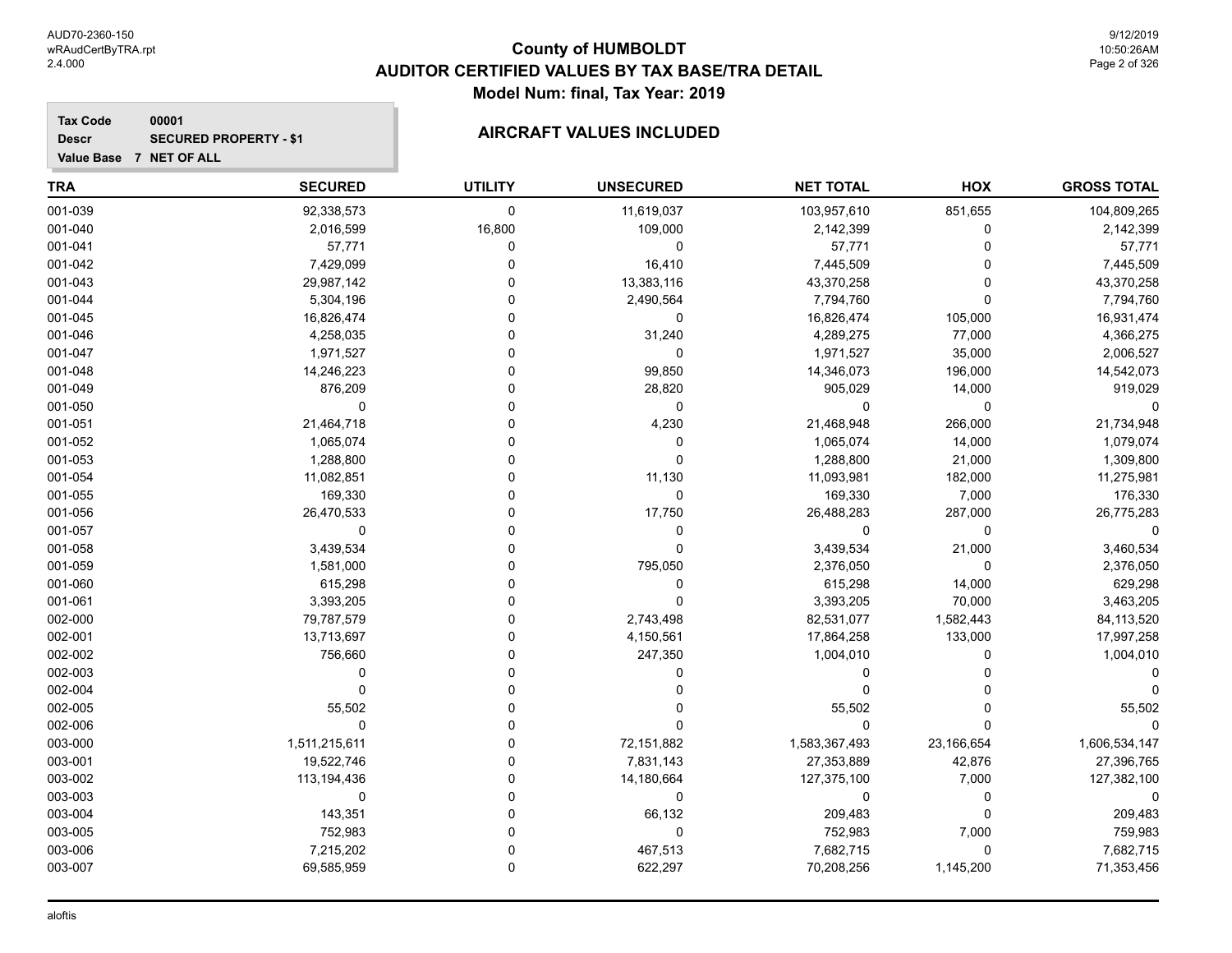# County of HUMBOLDT
## AUDITOR CERTIFIED VALUES BY TAX BASE/TRA DETAIL
### Model Num: final, Tax Year: 2019

**Tax Code** 00001
**Descr** SECURED PROPERTY - $1
**Value Base** 7 NET OF ALL

**AIRCRAFT VALUES INCLUDED**

| TRA | SECURED | UTILITY | UNSECURED | NET TOTAL | HOX | GROSS TOTAL |
|---|---|---|---|---|---|---|
| 001-039 | 92,338,573 | 0 | 11,619,037 | 103,957,610 | 851,655 | 104,809,265 |
| 001-040 | 2,016,599 | 16,800 | 109,000 | 2,142,399 | 0 | 2,142,399 |
| 001-041 | 57,771 | 0 | 0 | 57,771 | 0 | 57,771 |
| 001-042 | 7,429,099 | 0 | 16,410 | 7,445,509 | 0 | 7,445,509 |
| 001-043 | 29,987,142 | 0 | 13,383,116 | 43,370,258 | 0 | 43,370,258 |
| 001-044 | 5,304,196 | 0 | 2,490,564 | 7,794,760 | 0 | 7,794,760 |
| 001-045 | 16,826,474 | 0 | 0 | 16,826,474 | 105,000 | 16,931,474 |
| 001-046 | 4,258,035 | 0 | 31,240 | 4,289,275 | 77,000 | 4,366,275 |
| 001-047 | 1,971,527 | 0 | 0 | 1,971,527 | 35,000 | 2,006,527 |
| 001-048 | 14,246,223 | 0 | 99,850 | 14,346,073 | 196,000 | 14,542,073 |
| 001-049 | 876,209 | 0 | 28,820 | 905,029 | 14,000 | 919,029 |
| 001-050 | 0 | 0 | 0 | 0 | 0 | 0 |
| 001-051 | 21,464,718 | 0 | 4,230 | 21,468,948 | 266,000 | 21,734,948 |
| 001-052 | 1,065,074 | 0 | 0 | 1,065,074 | 14,000 | 1,079,074 |
| 001-053 | 1,288,800 | 0 | 0 | 1,288,800 | 21,000 | 1,309,800 |
| 001-054 | 11,082,851 | 0 | 11,130 | 11,093,981 | 182,000 | 11,275,981 |
| 001-055 | 169,330 | 0 | 0 | 169,330 | 7,000 | 176,330 |
| 001-056 | 26,470,533 | 0 | 17,750 | 26,488,283 | 287,000 | 26,775,283 |
| 001-057 | 0 | 0 | 0 | 0 | 0 | 0 |
| 001-058 | 3,439,534 | 0 | 0 | 3,439,534 | 21,000 | 3,460,534 |
| 001-059 | 1,581,000 | 0 | 795,050 | 2,376,050 | 0 | 2,376,050 |
| 001-060 | 615,298 | 0 | 0 | 615,298 | 14,000 | 629,298 |
| 001-061 | 3,393,205 | 0 | 0 | 3,393,205 | 70,000 | 3,463,205 |
| 002-000 | 79,787,579 | 0 | 2,743,498 | 82,531,077 | 1,582,443 | 84,113,520 |
| 002-001 | 13,713,697 | 0 | 4,150,561 | 17,864,258 | 133,000 | 17,997,258 |
| 002-002 | 756,660 | 0 | 247,350 | 1,004,010 | 0 | 1,004,010 |
| 002-003 | 0 | 0 | 0 | 0 | 0 | 0 |
| 002-004 | 0 | 0 | 0 | 0 | 0 | 0 |
| 002-005 | 55,502 | 0 | 0 | 55,502 | 0 | 55,502 |
| 002-006 | 0 | 0 | 0 | 0 | 0 | 0 |
| 003-000 | 1,511,215,611 | 0 | 72,151,882 | 1,583,367,493 | 23,166,654 | 1,606,534,147 |
| 003-001 | 19,522,746 | 0 | 7,831,143 | 27,353,889 | 42,876 | 27,396,765 |
| 003-002 | 113,194,436 | 0 | 14,180,664 | 127,375,100 | 7,000 | 127,382,100 |
| 003-003 | 0 | 0 | 0 | 0 | 0 | 0 |
| 003-004 | 143,351 | 0 | 66,132 | 209,483 | 0 | 209,483 |
| 003-005 | 752,983 | 0 | 0 | 752,983 | 7,000 | 759,983 |
| 003-006 | 7,215,202 | 0 | 467,513 | 7,682,715 | 0 | 7,682,715 |
| 003-007 | 69,585,959 | 0 | 622,297 | 70,208,256 | 1,145,200 | 71,353,456 |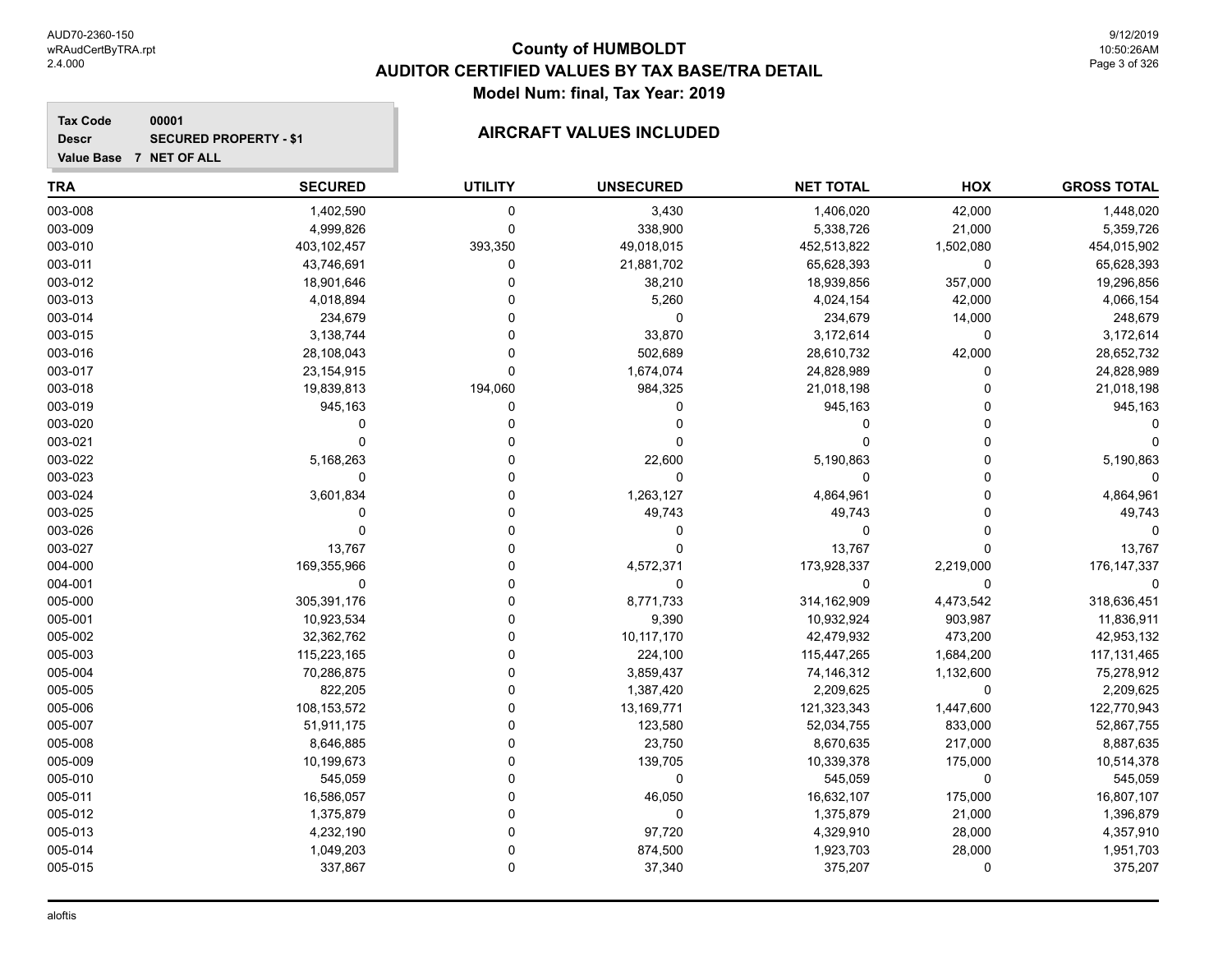# County of HUMBOLDT

## AUDITOR CERTIFIED VALUES BY TAX BASE/TRA DETAIL

### Model Num: final, Tax Year: 2019

**Tax Code** 00001
**Descr** SECURED PROPERTY - $1
**Value Base** 7 NET OF ALL

### AIRCRAFT VALUES INCLUDED

| TRA | SECURED | UTILITY | UNSECURED | NET TOTAL | HOX | GROSS TOTAL |
|---|---|---|---|---|---|---|
| 003-008 | 1,402,590 | 0 | 3,430 | 1,406,020 | 42,000 | 1,448,020 |
| 003-009 | 4,999,826 | 0 | 338,900 | 5,338,726 | 21,000 | 5,359,726 |
| 003-010 | 403,102,457 | 393,350 | 49,018,015 | 452,513,822 | 1,502,080 | 454,015,902 |
| 003-011 | 43,746,691 | 0 | 21,881,702 | 65,628,393 | 0 | 65,628,393 |
| 003-012 | 18,901,646 | 0 | 38,210 | 18,939,856 | 357,000 | 19,296,856 |
| 003-013 | 4,018,894 | 0 | 5,260 | 4,024,154 | 42,000 | 4,066,154 |
| 003-014 | 234,679 | 0 | 0 | 234,679 | 14,000 | 248,679 |
| 003-015 | 3,138,744 | 0 | 33,870 | 3,172,614 | 0 | 3,172,614 |
| 003-016 | 28,108,043 | 0 | 502,689 | 28,610,732 | 42,000 | 28,652,732 |
| 003-017 | 23,154,915 | 0 | 1,674,074 | 24,828,989 | 0 | 24,828,989 |
| 003-018 | 19,839,813 | 194,060 | 984,325 | 21,018,198 | 0 | 21,018,198 |
| 003-019 | 945,163 | 0 | 0 | 945,163 | 0 | 945,163 |
| 003-020 | 0 | 0 | 0 | 0 | 0 | 0 |
| 003-021 | 0 | 0 | 0 | 0 | 0 | 0 |
| 003-022 | 5,168,263 | 0 | 22,600 | 5,190,863 | 0 | 5,190,863 |
| 003-023 | 0 | 0 | 0 | 0 | 0 | 0 |
| 003-024 | 3,601,834 | 0 | 1,263,127 | 4,864,961 | 0 | 4,864,961 |
| 003-025 | 0 | 0 | 49,743 | 49,743 | 0 | 49,743 |
| 003-026 | 0 | 0 | 0 | 0 | 0 | 0 |
| 003-027 | 13,767 | 0 | 0 | 13,767 | 0 | 13,767 |
| 004-000 | 169,355,966 | 0 | 4,572,371 | 173,928,337 | 2,219,000 | 176,147,337 |
| 004-001 | 0 | 0 | 0 | 0 | 0 | 0 |
| 005-000 | 305,391,176 | 0 | 8,771,733 | 314,162,909 | 4,473,542 | 318,636,451 |
| 005-001 | 10,923,534 | 0 | 9,390 | 10,932,924 | 903,987 | 11,836,911 |
| 005-002 | 32,362,762 | 0 | 10,117,170 | 42,479,932 | 473,200 | 42,953,132 |
| 005-003 | 115,223,165 | 0 | 224,100 | 115,447,265 | 1,684,200 | 117,131,465 |
| 005-004 | 70,286,875 | 0 | 3,859,437 | 74,146,312 | 1,132,600 | 75,278,912 |
| 005-005 | 822,205 | 0 | 1,387,420 | 2,209,625 | 0 | 2,209,625 |
| 005-006 | 108,153,572 | 0 | 13,169,771 | 121,323,343 | 1,447,600 | 122,770,943 |
| 005-007 | 51,911,175 | 0 | 123,580 | 52,034,755 | 833,000 | 52,867,755 |
| 005-008 | 8,646,885 | 0 | 23,750 | 8,670,635 | 217,000 | 8,887,635 |
| 005-009 | 10,199,673 | 0 | 139,705 | 10,339,378 | 175,000 | 10,514,378 |
| 005-010 | 545,059 | 0 | 0 | 545,059 | 0 | 545,059 |
| 005-011 | 16,586,057 | 0 | 46,050 | 16,632,107 | 175,000 | 16,807,107 |
| 005-012 | 1,375,879 | 0 | 0 | 1,375,879 | 21,000 | 1,396,879 |
| 005-013 | 4,232,190 | 0 | 97,720 | 4,329,910 | 28,000 | 4,357,910 |
| 005-014 | 1,049,203 | 0 | 874,500 | 1,923,703 | 28,000 | 1,951,703 |
| 005-015 | 337,867 | 0 | 37,340 | 375,207 | 0 | 375,207 |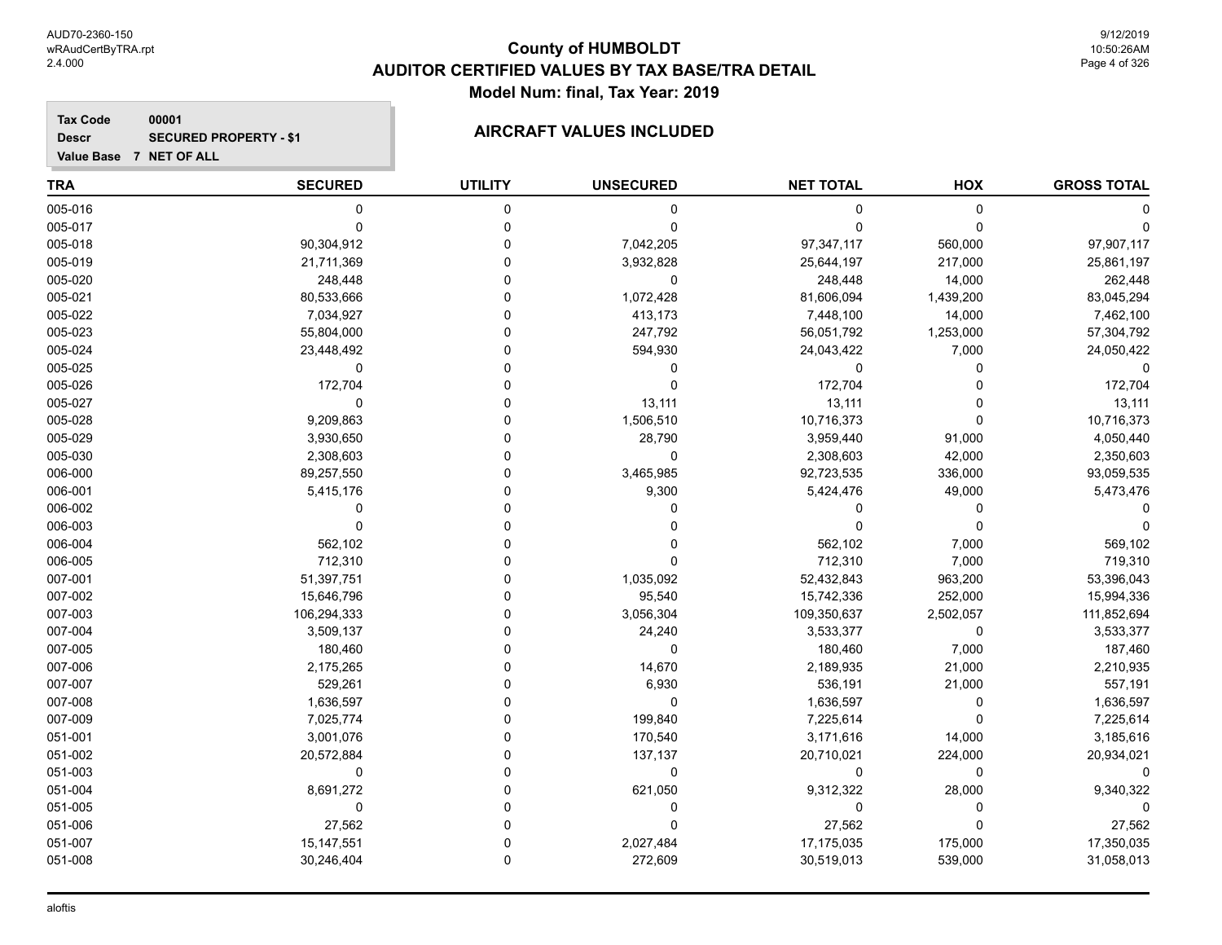# County of HUMBOLDT
## AUDITOR CERTIFIED VALUES BY TAX BASE/TRA DETAIL
### Model Num: final, Tax Year: 2019

**Tax Code** 00001
**Descr** SECURED PROPERTY - $1
**Value Base** 7 NET OF ALL

**AIRCRAFT VALUES INCLUDED**

| TRA | SECURED | UTILITY | UNSECURED | NET TOTAL | HOX | GROSS TOTAL |
|---|---|---|---|---|---|---|
| 005-016 | 0 | 0 | 0 | 0 | 0 | 0 |
| 005-017 | 0 | 0 | 0 | 0 | 0 | 0 |
| 005-018 | 90,304,912 | 0 | 7,042,205 | 97,347,117 | 560,000 | 97,907,117 |
| 005-019 | 21,711,369 | 0 | 3,932,828 | 25,644,197 | 217,000 | 25,861,197 |
| 005-020 | 248,448 | 0 | 0 | 248,448 | 14,000 | 262,448 |
| 005-021 | 80,533,666 | 0 | 1,072,428 | 81,606,094 | 1,439,200 | 83,045,294 |
| 005-022 | 7,034,927 | 0 | 413,173 | 7,448,100 | 14,000 | 7,462,100 |
| 005-023 | 55,804,000 | 0 | 247,792 | 56,051,792 | 1,253,000 | 57,304,792 |
| 005-024 | 23,448,492 | 0 | 594,930 | 24,043,422 | 7,000 | 24,050,422 |
| 005-025 | 0 | 0 | 0 | 0 | 0 | 0 |
| 005-026 | 172,704 | 0 | 0 | 172,704 | 0 | 172,704 |
| 005-027 | 0 | 0 | 13,111 | 13,111 | 0 | 13,111 |
| 005-028 | 9,209,863 | 0 | 1,506,510 | 10,716,373 | 0 | 10,716,373 |
| 005-029 | 3,930,650 | 0 | 28,790 | 3,959,440 | 91,000 | 4,050,440 |
| 005-030 | 2,308,603 | 0 | 0 | 2,308,603 | 42,000 | 2,350,603 |
| 006-000 | 89,257,550 | 0 | 3,465,985 | 92,723,535 | 336,000 | 93,059,535 |
| 006-001 | 5,415,176 | 0 | 9,300 | 5,424,476 | 49,000 | 5,473,476 |
| 006-002 | 0 | 0 | 0 | 0 | 0 | 0 |
| 006-003 | 0 | 0 | 0 | 0 | 0 | 0 |
| 006-004 | 562,102 | 0 | 0 | 562,102 | 7,000 | 569,102 |
| 006-005 | 712,310 | 0 | 0 | 712,310 | 7,000 | 719,310 |
| 007-001 | 51,397,751 | 0 | 1,035,092 | 52,432,843 | 963,200 | 53,396,043 |
| 007-002 | 15,646,796 | 0 | 95,540 | 15,742,336 | 252,000 | 15,994,336 |
| 007-003 | 106,294,333 | 0 | 3,056,304 | 109,350,637 | 2,502,057 | 111,852,694 |
| 007-004 | 3,509,137 | 0 | 24,240 | 3,533,377 | 0 | 3,533,377 |
| 007-005 | 180,460 | 0 | 0 | 180,460 | 7,000 | 187,460 |
| 007-006 | 2,175,265 | 0 | 14,670 | 2,189,935 | 21,000 | 2,210,935 |
| 007-007 | 529,261 | 0 | 6,930 | 536,191 | 21,000 | 557,191 |
| 007-008 | 1,636,597 | 0 | 0 | 1,636,597 | 0 | 1,636,597 |
| 007-009 | 7,025,774 | 0 | 199,840 | 7,225,614 | 0 | 7,225,614 |
| 051-001 | 3,001,076 | 0 | 170,540 | 3,171,616 | 14,000 | 3,185,616 |
| 051-002 | 20,572,884 | 0 | 137,137 | 20,710,021 | 224,000 | 20,934,021 |
| 051-003 | 0 | 0 | 0 | 0 | 0 | 0 |
| 051-004 | 8,691,272 | 0 | 621,050 | 9,312,322 | 28,000 | 9,340,322 |
| 051-005 | 0 | 0 | 0 | 0 | 0 | 0 |
| 051-006 | 27,562 | 0 | 0 | 27,562 | 0 | 27,562 |
| 051-007 | 15,147,551 | 0 | 2,027,484 | 17,175,035 | 175,000 | 17,350,035 |
| 051-008 | 30,246,404 | 0 | 272,609 | 30,519,013 | 539,000 | 31,058,013 |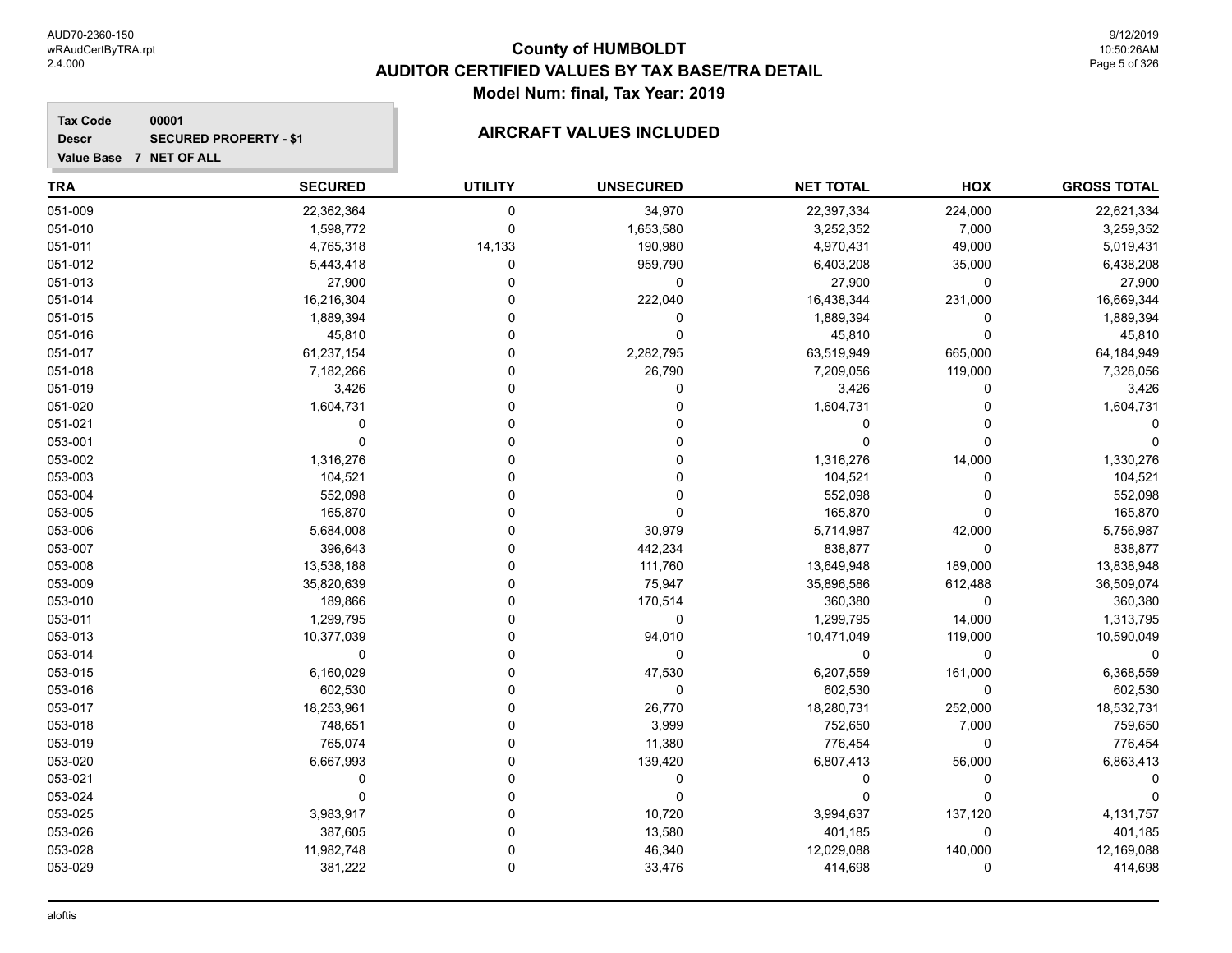# County of HUMBOLDT

## AUDITOR CERTIFIED VALUES BY TAX BASE/TRA DETAIL

### Model Num: final, Tax Year: 2019

**Tax Code** 00001
**Descr** SECURED PROPERTY - $1
**Value Base** 7 NET OF ALL

### AIRCRAFT VALUES INCLUDED

| TRA | SECURED | UTILITY | UNSECURED | NET TOTAL | HOX | GROSS TOTAL |
|---|---|---|---|---|---|---|
| 051-009 | 22,362,364 | 0 | 34,970 | 22,397,334 | 224,000 | 22,621,334 |
| 051-010 | 1,598,772 | 0 | 1,653,580 | 3,252,352 | 7,000 | 3,259,352 |
| 051-011 | 4,765,318 | 14,133 | 190,980 | 4,970,431 | 49,000 | 5,019,431 |
| 051-012 | 5,443,418 | 0 | 959,790 | 6,403,208 | 35,000 | 6,438,208 |
| 051-013 | 27,900 | 0 | 0 | 27,900 | 0 | 27,900 |
| 051-014 | 16,216,304 | 0 | 222,040 | 16,438,344 | 231,000 | 16,669,344 |
| 051-015 | 1,889,394 | 0 | 0 | 1,889,394 | 0 | 1,889,394 |
| 051-016 | 45,810 | 0 | 0 | 45,810 | 0 | 45,810 |
| 051-017 | 61,237,154 | 0 | 2,282,795 | 63,519,949 | 665,000 | 64,184,949 |
| 051-018 | 7,182,266 | 0 | 26,790 | 7,209,056 | 119,000 | 7,328,056 |
| 051-019 | 3,426 | 0 | 0 | 3,426 | 0 | 3,426 |
| 051-020 | 1,604,731 | 0 | 0 | 1,604,731 | 0 | 1,604,731 |
| 051-021 | 0 | 0 | 0 | 0 | 0 | 0 |
| 053-001 | 0 | 0 | 0 | 0 | 0 | 0 |
| 053-002 | 1,316,276 | 0 | 0 | 1,316,276 | 14,000 | 1,330,276 |
| 053-003 | 104,521 | 0 | 0 | 104,521 | 0 | 104,521 |
| 053-004 | 552,098 | 0 | 0 | 552,098 | 0 | 552,098 |
| 053-005 | 165,870 | 0 | 0 | 165,870 | 0 | 165,870 |
| 053-006 | 5,684,008 | 0 | 30,979 | 5,714,987 | 42,000 | 5,756,987 |
| 053-007 | 396,643 | 0 | 442,234 | 838,877 | 0 | 838,877 |
| 053-008 | 13,538,188 | 0 | 111,760 | 13,649,948 | 189,000 | 13,838,948 |
| 053-009 | 35,820,639 | 0 | 75,947 | 35,896,586 | 612,488 | 36,509,074 |
| 053-010 | 189,866 | 0 | 170,514 | 360,380 | 0 | 360,380 |
| 053-011 | 1,299,795 | 0 | 0 | 1,299,795 | 14,000 | 1,313,795 |
| 053-013 | 10,377,039 | 0 | 94,010 | 10,471,049 | 119,000 | 10,590,049 |
| 053-014 | 0 | 0 | 0 | 0 | 0 | 0 |
| 053-015 | 6,160,029 | 0 | 47,530 | 6,207,559 | 161,000 | 6,368,559 |
| 053-016 | 602,530 | 0 | 0 | 602,530 | 0 | 602,530 |
| 053-017 | 18,253,961 | 0 | 26,770 | 18,280,731 | 252,000 | 18,532,731 |
| 053-018 | 748,651 | 0 | 3,999 | 752,650 | 7,000 | 759,650 |
| 053-019 | 765,074 | 0 | 11,380 | 776,454 | 0 | 776,454 |
| 053-020 | 6,667,993 | 0 | 139,420 | 6,807,413 | 56,000 | 6,863,413 |
| 053-021 | 0 | 0 | 0 | 0 | 0 | 0 |
| 053-024 | 0 | 0 | 0 | 0 | 0 | 0 |
| 053-025 | 3,983,917 | 0 | 10,720 | 3,994,637 | 137,120 | 4,131,757 |
| 053-026 | 387,605 | 0 | 13,580 | 401,185 | 0 | 401,185 |
| 053-028 | 11,982,748 | 0 | 46,340 | 12,029,088 | 140,000 | 12,169,088 |
| 053-029 | 381,222 | 0 | 33,476 | 414,698 | 0 | 414,698 |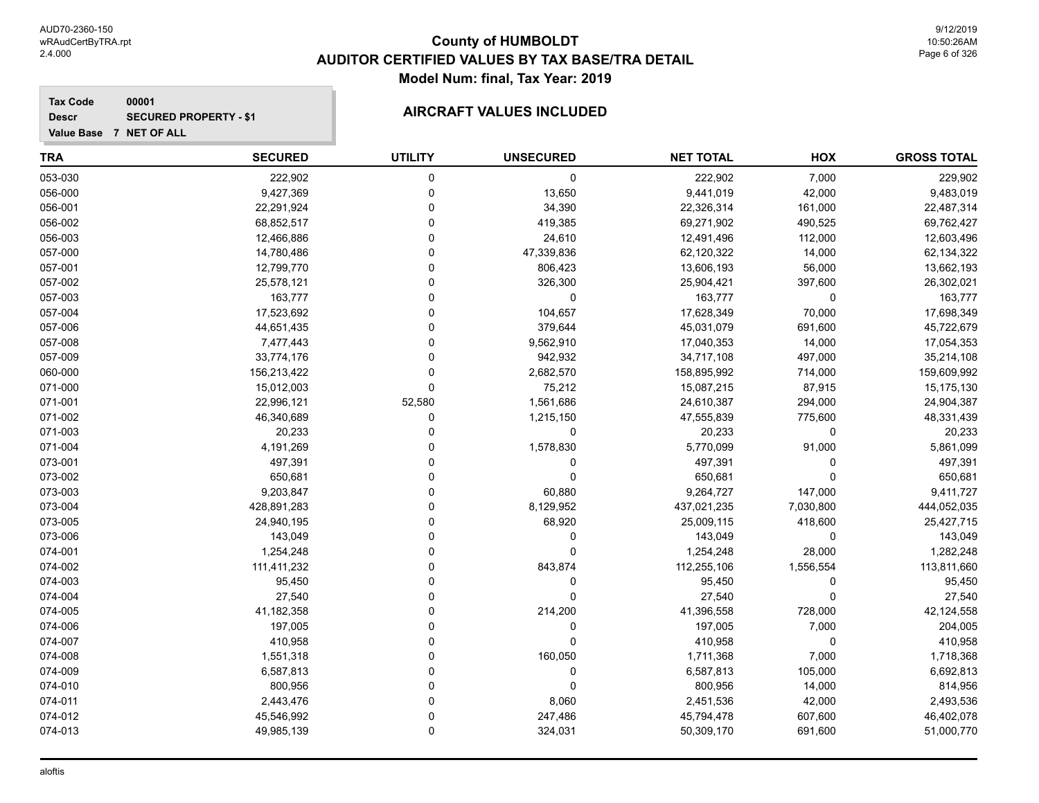# County of HUMBOLDT
## AUDITOR CERTIFIED VALUES BY TAX BASE/TRA DETAIL
### Model Num: final, Tax Year: 2019

**Tax Code** 00001
**Descr** SECURED PROPERTY - $1
**Value Base** 7 NET OF ALL

**AIRCRAFT VALUES INCLUDED**

| TRA | SECURED | UTILITY | UNSECURED | NET TOTAL | HOX | GROSS TOTAL |
|---|---|---|---|---|---|---|
| 053-030 | 222,902 | 0 | 0 | 222,902 | 7,000 | 229,902 |
| 056-000 | 9,427,369 | 0 | 13,650 | 9,441,019 | 42,000 | 9,483,019 |
| 056-001 | 22,291,924 | 0 | 34,390 | 22,326,314 | 161,000 | 22,487,314 |
| 056-002 | 68,852,517 | 0 | 419,385 | 69,271,902 | 490,525 | 69,762,427 |
| 056-003 | 12,466,886 | 0 | 24,610 | 12,491,496 | 112,000 | 12,603,496 |
| 057-000 | 14,780,486 | 0 | 47,339,836 | 62,120,322 | 14,000 | 62,134,322 |
| 057-001 | 12,799,770 | 0 | 806,423 | 13,606,193 | 56,000 | 13,662,193 |
| 057-002 | 25,578,121 | 0 | 326,300 | 25,904,421 | 397,600 | 26,302,021 |
| 057-003 | 163,777 | 0 | 0 | 163,777 | 0 | 163,777 |
| 057-004 | 17,523,692 | 0 | 104,657 | 17,628,349 | 70,000 | 17,698,349 |
| 057-006 | 44,651,435 | 0 | 379,644 | 45,031,079 | 691,600 | 45,722,679 |
| 057-008 | 7,477,443 | 0 | 9,562,910 | 17,040,353 | 14,000 | 17,054,353 |
| 057-009 | 33,774,176 | 0 | 942,932 | 34,717,108 | 497,000 | 35,214,108 |
| 060-000 | 156,213,422 | 0 | 2,682,570 | 158,895,992 | 714,000 | 159,609,992 |
| 071-000 | 15,012,003 | 0 | 75,212 | 15,087,215 | 87,915 | 15,175,130 |
| 071-001 | 22,996,121 | 52,580 | 1,561,686 | 24,610,387 | 294,000 | 24,904,387 |
| 071-002 | 46,340,689 | 0 | 1,215,150 | 47,555,839 | 775,600 | 48,331,439 |
| 071-003 | 20,233 | 0 | 0 | 20,233 | 0 | 20,233 |
| 071-004 | 4,191,269 | 0 | 1,578,830 | 5,770,099 | 91,000 | 5,861,099 |
| 073-001 | 497,391 | 0 | 0 | 497,391 | 0 | 497,391 |
| 073-002 | 650,681 | 0 | 0 | 650,681 | 0 | 650,681 |
| 073-003 | 9,203,847 | 0 | 60,880 | 9,264,727 | 147,000 | 9,411,727 |
| 073-004 | 428,891,283 | 0 | 8,129,952 | 437,021,235 | 7,030,800 | 444,052,035 |
| 073-005 | 24,940,195 | 0 | 68,920 | 25,009,115 | 418,600 | 25,427,715 |
| 073-006 | 143,049 | 0 | 0 | 143,049 | 0 | 143,049 |
| 074-001 | 1,254,248 | 0 | 0 | 1,254,248 | 28,000 | 1,282,248 |
| 074-002 | 111,411,232 | 0 | 843,874 | 112,255,106 | 1,556,554 | 113,811,660 |
| 074-003 | 95,450 | 0 | 0 | 95,450 | 0 | 95,450 |
| 074-004 | 27,540 | 0 | 0 | 27,540 | 0 | 27,540 |
| 074-005 | 41,182,358 | 0 | 214,200 | 41,396,558 | 728,000 | 42,124,558 |
| 074-006 | 197,005 | 0 | 0 | 197,005 | 7,000 | 204,005 |
| 074-007 | 410,958 | 0 | 0 | 410,958 | 0 | 410,958 |
| 074-008 | 1,551,318 | 0 | 160,050 | 1,711,368 | 7,000 | 1,718,368 |
| 074-009 | 6,587,813 | 0 | 0 | 6,587,813 | 105,000 | 6,692,813 |
| 074-010 | 800,956 | 0 | 0 | 800,956 | 14,000 | 814,956 |
| 074-011 | 2,443,476 | 0 | 8,060 | 2,451,536 | 42,000 | 2,493,536 |
| 074-012 | 45,546,992 | 0 | 247,486 | 45,794,478 | 607,600 | 46,402,078 |
| 074-013 | 49,985,139 | 0 | 324,031 | 50,309,170 | 691,600 | 51,000,770 |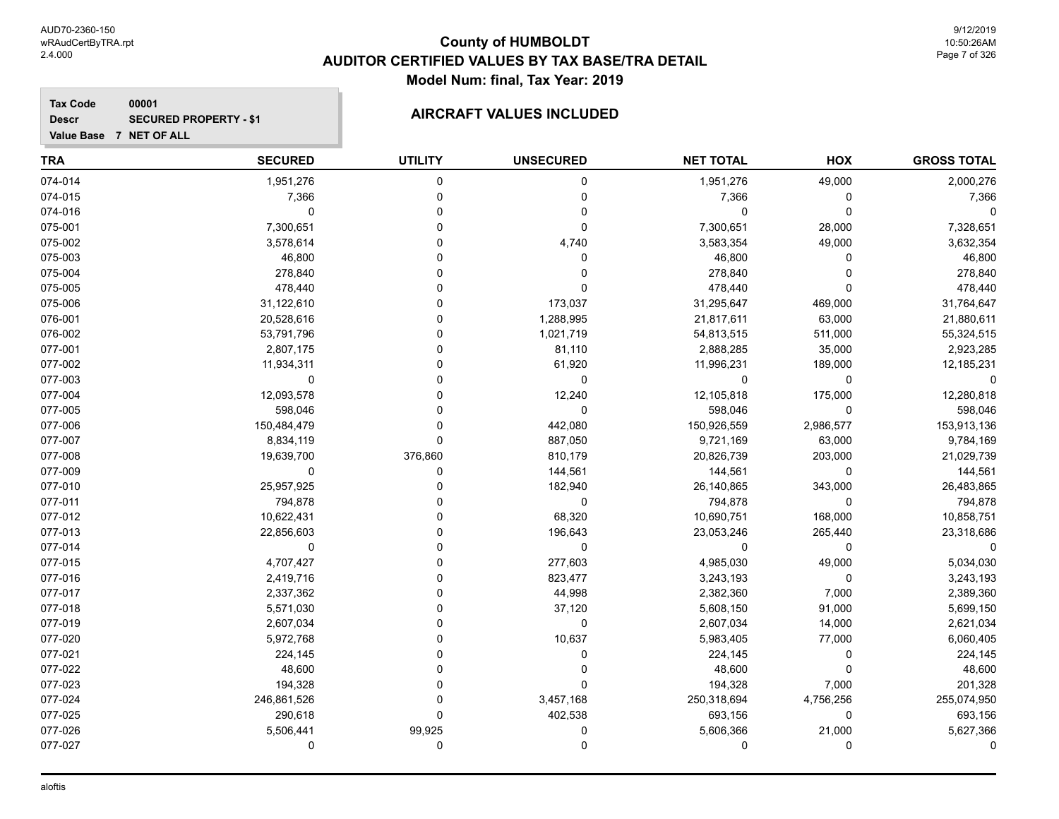AUD70-2360-150
wRAudCertByTRA.rpt
2.4.000

9/12/2019
10:50:26AM

# County of HUMBOLDT
## AUDITOR CERTIFIED VALUES BY TAX BASE/TRA DETAIL
### Model Num: final, Tax Year: 2019

**Tax Code** 00001
**Descr** SECURED PROPERTY - $1
**Value Base** 7 NET OF ALL

**AIRCRAFT VALUES INCLUDED**

| TRA | SECURED | UTILITY | UNSECURED | NET TOTAL | HOX | GROSS TOTAL |
|---|---|---|---|---|---|---|
| 074-014 | 1,951,276 | 0 | 0 | 1,951,276 | 49,000 | 2,000,276 |
| 074-015 | 7,366 | 0 | 0 | 7,366 | 0 | 7,366 |
| 074-016 | 0 | 0 | 0 | 0 | 0 | 0 |
| 075-001 | 7,300,651 | 0 | 0 | 7,300,651 | 28,000 | 7,328,651 |
| 075-002 | 3,578,614 | 0 | 4,740 | 3,583,354 | 49,000 | 3,632,354 |
| 075-003 | 46,800 | 0 | 0 | 46,800 | 0 | 46,800 |
| 075-004 | 278,840 | 0 | 0 | 278,840 | 0 | 278,840 |
| 075-005 | 478,440 | 0 | 0 | 478,440 | 0 | 478,440 |
| 075-006 | 31,122,610 | 0 | 173,037 | 31,295,647 | 469,000 | 31,764,647 |
| 076-001 | 20,528,616 | 0 | 1,288,995 | 21,817,611 | 63,000 | 21,880,611 |
| 076-002 | 53,791,796 | 0 | 1,021,719 | 54,813,515 | 511,000 | 55,324,515 |
| 077-001 | 2,807,175 | 0 | 81,110 | 2,888,285 | 35,000 | 2,923,285 |
| 077-002 | 11,934,311 | 0 | 61,920 | 11,996,231 | 189,000 | 12,185,231 |
| 077-003 | 0 | 0 | 0 | 0 | 0 | 0 |
| 077-004 | 12,093,578 | 0 | 12,240 | 12,105,818 | 175,000 | 12,280,818 |
| 077-005 | 598,046 | 0 | 0 | 598,046 | 0 | 598,046 |
| 077-006 | 150,484,479 | 0 | 442,080 | 150,926,559 | 2,986,577 | 153,913,136 |
| 077-007 | 8,834,119 | 0 | 887,050 | 9,721,169 | 63,000 | 9,784,169 |
| 077-008 | 19,639,700 | 376,860 | 810,179 | 20,826,739 | 203,000 | 21,029,739 |
| 077-009 | 0 | 0 | 144,561 | 144,561 | 0 | 144,561 |
| 077-010 | 25,957,925 | 0 | 182,940 | 26,140,865 | 343,000 | 26,483,865 |
| 077-011 | 794,878 | 0 | 0 | 794,878 | 0 | 794,878 |
| 077-012 | 10,622,431 | 0 | 68,320 | 10,690,751 | 168,000 | 10,858,751 |
| 077-013 | 22,856,603 | 0 | 196,643 | 23,053,246 | 265,440 | 23,318,686 |
| 077-014 | 0 | 0 | 0 | 0 | 0 | 0 |
| 077-015 | 4,707,427 | 0 | 277,603 | 4,985,030 | 49,000 | 5,034,030 |
| 077-016 | 2,419,716 | 0 | 823,477 | 3,243,193 | 0 | 3,243,193 |
| 077-017 | 2,337,362 | 0 | 44,998 | 2,382,360 | 7,000 | 2,389,360 |
| 077-018 | 5,571,030 | 0 | 37,120 | 5,608,150 | 91,000 | 5,699,150 |
| 077-019 | 2,607,034 | 0 | 0 | 2,607,034 | 14,000 | 2,621,034 |
| 077-020 | 5,972,768 | 0 | 10,637 | 5,983,405 | 77,000 | 6,060,405 |
| 077-021 | 224,145 | 0 | 0 | 224,145 | 0 | 224,145 |
| 077-022 | 48,600 | 0 | 0 | 48,600 | 0 | 48,600 |
| 077-023 | 194,328 | 0 | 0 | 194,328 | 7,000 | 201,328 |
| 077-024 | 246,861,526 | 0 | 3,457,168 | 250,318,694 | 4,756,256 | 255,074,950 |
| 077-025 | 290,618 | 0 | 402,538 | 693,156 | 0 | 693,156 |
| 077-026 | 5,506,441 | 99,925 | 0 | 5,606,366 | 21,000 | 5,627,366 |
| 077-027 | 0 | 0 | 0 | 0 | 0 | 0 |

aloftis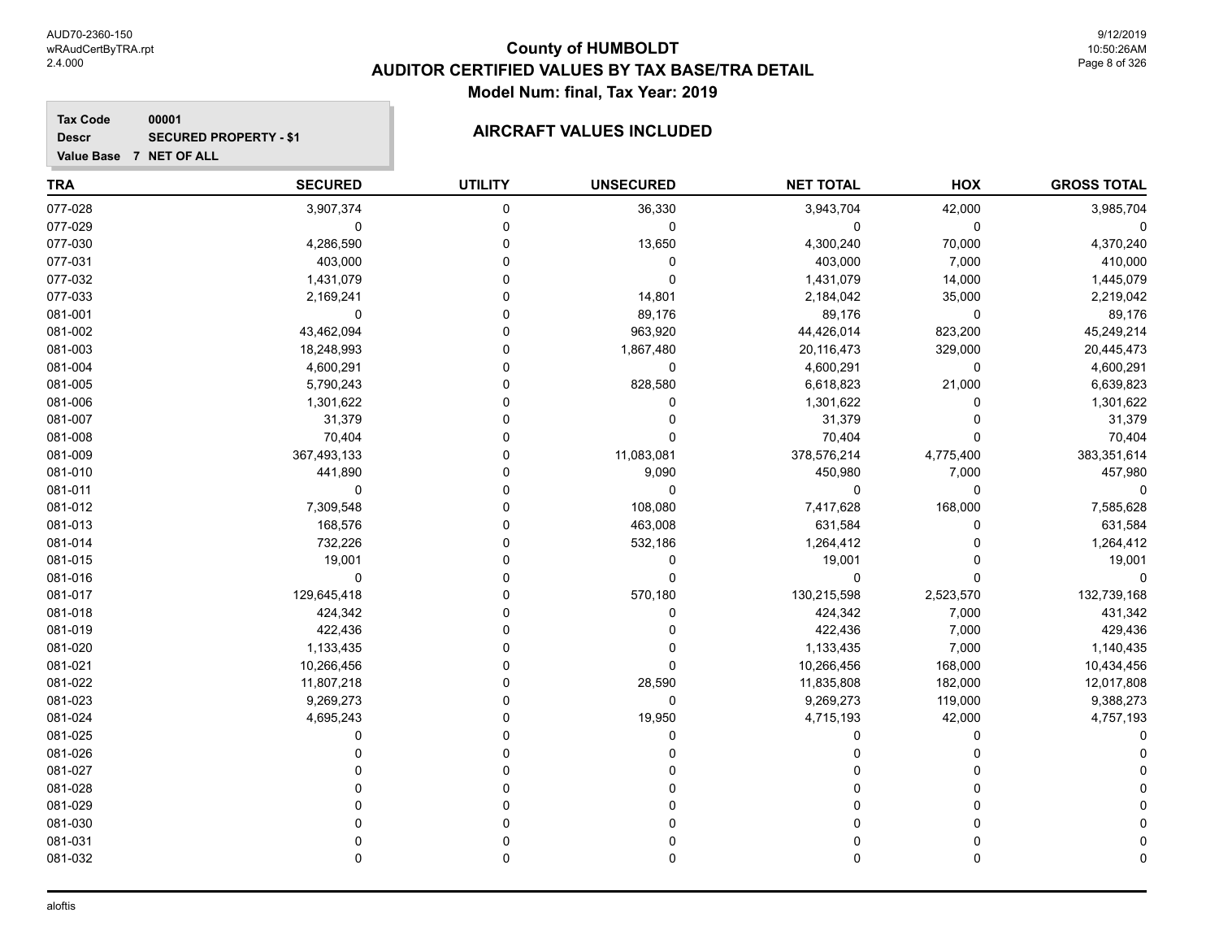AUD70-2360-150
wRAudCertByTRA.rpt
2.4.000

# County of HUMBOLDT
## AUDITOR CERTIFIED VALUES BY TAX BASE/TRA DETAIL
### Model Num: final, Tax Year: 2019

9/12/2019
10:50:26AM

**Tax Code** 00001
**Descr** SECURED PROPERTY - $1
**Value Base** 7 NET OF ALL

### AIRCRAFT VALUES INCLUDED

| TRA | SECURED | UTILITY | UNSECURED | NET TOTAL | HOX | GROSS TOTAL |
|---|---|---|---|---|---|---|
| 077-028 | 3,907,374 | 0 | 36,330 | 3,943,704 | 42,000 | 3,985,704 |
| 077-029 | 0 | 0 | 0 | 0 | 0 | 0 |
| 077-030 | 4,286,590 | 0 | 13,650 | 4,300,240 | 70,000 | 4,370,240 |
| 077-031 | 403,000 | 0 | 0 | 403,000 | 7,000 | 410,000 |
| 077-032 | 1,431,079 | 0 | 0 | 1,431,079 | 14,000 | 1,445,079 |
| 077-033 | 2,169,241 | 0 | 14,801 | 2,184,042 | 35,000 | 2,219,042 |
| 081-001 | 0 | 0 | 89,176 | 89,176 | 0 | 89,176 |
| 081-002 | 43,462,094 | 0 | 963,920 | 44,426,014 | 823,200 | 45,249,214 |
| 081-003 | 18,248,993 | 0 | 1,867,480 | 20,116,473 | 329,000 | 20,445,473 |
| 081-004 | 4,600,291 | 0 | 0 | 4,600,291 | 0 | 4,600,291 |
| 081-005 | 5,790,243 | 0 | 828,580 | 6,618,823 | 21,000 | 6,639,823 |
| 081-006 | 1,301,622 | 0 | 0 | 1,301,622 | 0 | 1,301,622 |
| 081-007 | 31,379 | 0 | 0 | 31,379 | 0 | 31,379 |
| 081-008 | 70,404 | 0 | 0 | 70,404 | 0 | 70,404 |
| 081-009 | 367,493,133 | 0 | 11,083,081 | 378,576,214 | 4,775,400 | 383,351,614 |
| 081-010 | 441,890 | 0 | 9,090 | 450,980 | 7,000 | 457,980 |
| 081-011 | 0 | 0 | 0 | 0 | 0 | 0 |
| 081-012 | 7,309,548 | 0 | 108,080 | 7,417,628 | 168,000 | 7,585,628 |
| 081-013 | 168,576 | 0 | 463,008 | 631,584 | 0 | 631,584 |
| 081-014 | 732,226 | 0 | 532,186 | 1,264,412 | 0 | 1,264,412 |
| 081-015 | 19,001 | 0 | 0 | 19,001 | 0 | 19,001 |
| 081-016 | 0 | 0 | 0 | 0 | 0 | 0 |
| 081-017 | 129,645,418 | 0 | 570,180 | 130,215,598 | 2,523,570 | 132,739,168 |
| 081-018 | 424,342 | 0 | 0 | 424,342 | 7,000 | 431,342 |
| 081-019 | 422,436 | 0 | 0 | 422,436 | 7,000 | 429,436 |
| 081-020 | 1,133,435 | 0 | 0 | 1,133,435 | 7,000 | 1,140,435 |
| 081-021 | 10,266,456 | 0 | 0 | 10,266,456 | 168,000 | 10,434,456 |
| 081-022 | 11,807,218 | 0 | 28,590 | 11,835,808 | 182,000 | 12,017,808 |
| 081-023 | 9,269,273 | 0 | 0 | 9,269,273 | 119,000 | 9,388,273 |
| 081-024 | 4,695,243 | 0 | 19,950 | 4,715,193 | 42,000 | 4,757,193 |
| 081-025 | 0 | 0 | 0 | 0 | 0 | 0 |
| 081-026 | 0 | 0 | 0 | 0 | 0 | 0 |
| 081-027 | 0 | 0 | 0 | 0 | 0 | 0 |
| 081-028 | 0 | 0 | 0 | 0 | 0 | 0 |
| 081-029 | 0 | 0 | 0 | 0 | 0 | 0 |
| 081-030 | 0 | 0 | 0 | 0 | 0 | 0 |
| 081-031 | 0 | 0 | 0 | 0 | 0 | 0 |
| 081-032 | 0 | 0 | 0 | 0 | 0 | 0 |

aloftis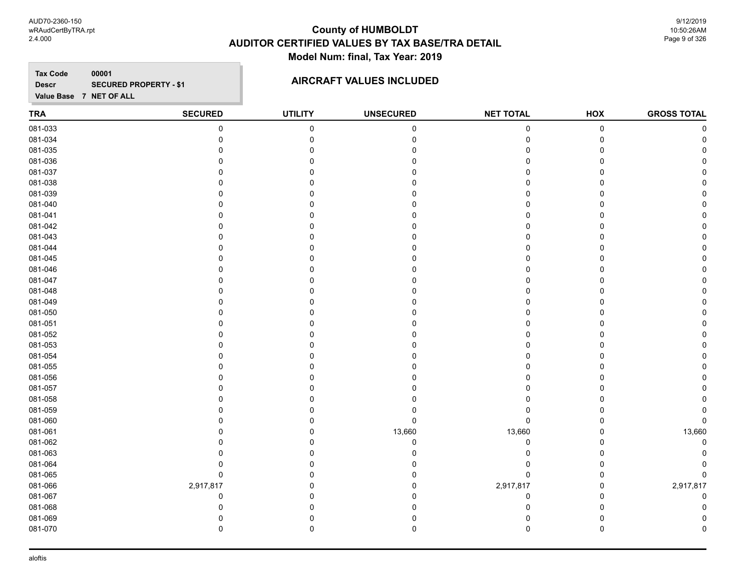# County of HUMBOLDT
## AUDITOR CERTIFIED VALUES BY TAX BASE/TRA DETAIL
### Model Num: final, Tax Year: 2019

**Tax Code** 00001
**Descr** SECURED PROPERTY - $1
**Value Base** 7 NET OF ALL

**AIRCRAFT VALUES INCLUDED**

| TRA | SECURED | UTILITY | UNSECURED | NET TOTAL | HOX | GROSS TOTAL |
|---|---|---|---|---|---|---|
| 081-033 | 0 | 0 | 0 | 0 | 0 | 0 |
| 081-034 | 0 | 0 | 0 | 0 | 0 | 0 |
| 081-035 | 0 | 0 | 0 | 0 | 0 | 0 |
| 081-036 | 0 | 0 | 0 | 0 | 0 | 0 |
| 081-037 | 0 | 0 | 0 | 0 | 0 | 0 |
| 081-038 | 0 | 0 | 0 | 0 | 0 | 0 |
| 081-039 | 0 | 0 | 0 | 0 | 0 | 0 |
| 081-040 | 0 | 0 | 0 | 0 | 0 | 0 |
| 081-041 | 0 | 0 | 0 | 0 | 0 | 0 |
| 081-042 | 0 | 0 | 0 | 0 | 0 | 0 |
| 081-043 | 0 | 0 | 0 | 0 | 0 | 0 |
| 081-044 | 0 | 0 | 0 | 0 | 0 | 0 |
| 081-045 | 0 | 0 | 0 | 0 | 0 | 0 |
| 081-046 | 0 | 0 | 0 | 0 | 0 | 0 |
| 081-047 | 0 | 0 | 0 | 0 | 0 | 0 |
| 081-048 | 0 | 0 | 0 | 0 | 0 | 0 |
| 081-049 | 0 | 0 | 0 | 0 | 0 | 0 |
| 081-050 | 0 | 0 | 0 | 0 | 0 | 0 |
| 081-051 | 0 | 0 | 0 | 0 | 0 | 0 |
| 081-052 | 0 | 0 | 0 | 0 | 0 | 0 |
| 081-053 | 0 | 0 | 0 | 0 | 0 | 0 |
| 081-054 | 0 | 0 | 0 | 0 | 0 | 0 |
| 081-055 | 0 | 0 | 0 | 0 | 0 | 0 |
| 081-056 | 0 | 0 | 0 | 0 | 0 | 0 |
| 081-057 | 0 | 0 | 0 | 0 | 0 | 0 |
| 081-058 | 0 | 0 | 0 | 0 | 0 | 0 |
| 081-059 | 0 | 0 | 0 | 0 | 0 | 0 |
| 081-060 | 0 | 0 | 0 | 0 | 0 | 0 |
| 081-061 | 0 | 0 | 13,660 | 13,660 | 0 | 13,660 |
| 081-062 | 0 | 0 | 0 | 0 | 0 | 0 |
| 081-063 | 0 | 0 | 0 | 0 | 0 | 0 |
| 081-064 | 0 | 0 | 0 | 0 | 0 | 0 |
| 081-065 | 0 | 0 | 0 | 0 | 0 | 0 |
| 081-066 | 2,917,817 | 0 | 0 | 2,917,817 | 0 | 2,917,817 |
| 081-067 | 0 | 0 | 0 | 0 | 0 | 0 |
| 081-068 | 0 | 0 | 0 | 0 | 0 | 0 |
| 081-069 | 0 | 0 | 0 | 0 | 0 | 0 |
| 081-070 | 0 | 0 | 0 | 0 | 0 | 0 |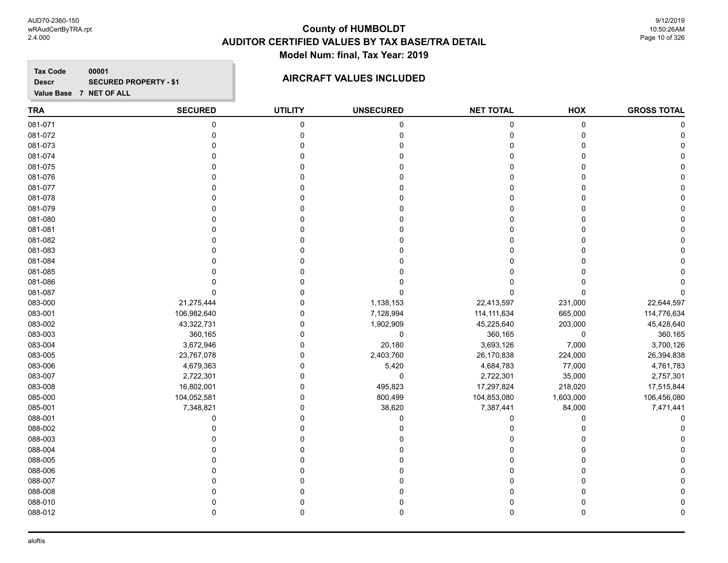# County of HUMBOLDT
## AUDITOR CERTIFIED VALUES BY TAX BASE/TRA DETAIL
### Model Num: final, Tax Year: 2019

**Tax Code** 00001
**Descr** SECURED PROPERTY - $1
**Value Base** 7 NET OF ALL

### AIRCRAFT VALUES INCLUDED

| TRA | SECURED | UTILITY | UNSECURED | NET TOTAL | HOX | GROSS TOTAL |
|---|---|---|---|---|---|---|
| 081-071 | 0 | 0 | 0 | 0 | 0 | 0 |
| 081-072 | 0 | 0 | 0 | 0 | 0 | 0 |
| 081-073 | 0 | 0 | 0 | 0 | 0 | 0 |
| 081-074 | 0 | 0 | 0 | 0 | 0 | 0 |
| 081-075 | 0 | 0 | 0 | 0 | 0 | 0 |
| 081-076 | 0 | 0 | 0 | 0 | 0 | 0 |
| 081-077 | 0 | 0 | 0 | 0 | 0 | 0 |
| 081-078 | 0 | 0 | 0 | 0 | 0 | 0 |
| 081-079 | 0 | 0 | 0 | 0 | 0 | 0 |
| 081-080 | 0 | 0 | 0 | 0 | 0 | 0 |
| 081-081 | 0 | 0 | 0 | 0 | 0 | 0 |
| 081-082 | 0 | 0 | 0 | 0 | 0 | 0 |
| 081-083 | 0 | 0 | 0 | 0 | 0 | 0 |
| 081-084 | 0 | 0 | 0 | 0 | 0 | 0 |
| 081-085 | 0 | 0 | 0 | 0 | 0 | 0 |
| 081-086 | 0 | 0 | 0 | 0 | 0 | 0 |
| 081-087 | 0 | 0 | 0 | 0 | 0 | 0 |
| 083-000 | 21,275,444 | 0 | 1,138,153 | 22,413,597 | 231,000 | 22,644,597 |
| 083-001 | 106,982,640 | 0 | 7,128,994 | 114,111,634 | 665,000 | 114,776,634 |
| 083-002 | 43,322,731 | 0 | 1,902,909 | 45,225,640 | 203,000 | 45,428,640 |
| 083-003 | 360,165 | 0 | 0 | 360,165 | 0 | 360,165 |
| 083-004 | 3,672,946 | 0 | 20,180 | 3,693,126 | 7,000 | 3,700,126 |
| 083-005 | 23,767,078 | 0 | 2,403,760 | 26,170,838 | 224,000 | 26,394,838 |
| 083-006 | 4,679,363 | 0 | 5,420 | 4,684,783 | 77,000 | 4,761,783 |
| 083-007 | 2,722,301 | 0 | 0 | 2,722,301 | 35,000 | 2,757,301 |
| 083-008 | 16,802,001 | 0 | 495,823 | 17,297,824 | 218,020 | 17,515,844 |
| 085-000 | 104,052,581 | 0 | 800,499 | 104,853,080 | 1,603,000 | 106,456,080 |
| 085-001 | 7,348,821 | 0 | 38,620 | 7,387,441 | 84,000 | 7,471,441 |
| 088-001 | 0 | 0 | 0 | 0 | 0 | 0 |
| 088-002 | 0 | 0 | 0 | 0 | 0 | 0 |
| 088-003 | 0 | 0 | 0 | 0 | 0 | 0 |
| 088-004 | 0 | 0 | 0 | 0 | 0 | 0 |
| 088-005 | 0 | 0 | 0 | 0 | 0 | 0 |
| 088-006 | 0 | 0 | 0 | 0 | 0 | 0 |
| 088-007 | 0 | 0 | 0 | 0 | 0 | 0 |
| 088-008 | 0 | 0 | 0 | 0 | 0 | 0 |
| 088-010 | 0 | 0 | 0 | 0 | 0 | 0 |
| 088-012 | 0 | 0 | 0 | 0 | 0 | 0 |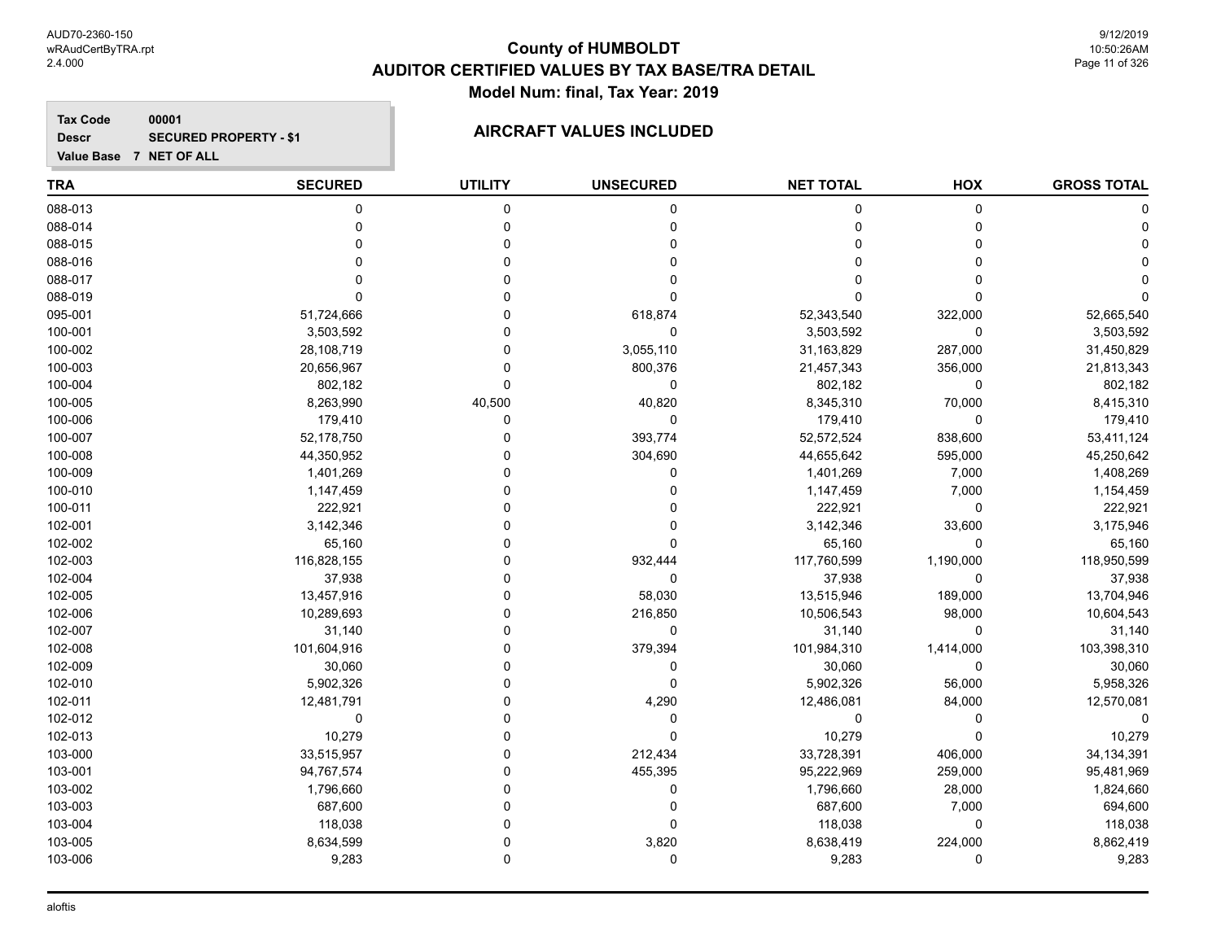# County of HUMBOLDT
## AUDITOR CERTIFIED VALUES BY TAX BASE/TRA DETAIL
### Model Num: final, Tax Year: 2019

**Tax Code** 00001
**Descr** SECURED PROPERTY - $1
**Value Base** 7 NET OF ALL

### AIRCRAFT VALUES INCLUDED

| TRA | SECURED | UTILITY | UNSECURED | NET TOTAL | HOX | GROSS TOTAL |
|---|---|---|---|---|---|---|
| 088-013 | 0 | 0 | 0 | 0 | 0 | 0 |
| 088-014 | 0 | 0 | 0 | 0 | 0 | 0 |
| 088-015 | 0 | 0 | 0 | 0 | 0 | 0 |
| 088-016 | 0 | 0 | 0 | 0 | 0 | 0 |
| 088-017 | 0 | 0 | 0 | 0 | 0 | 0 |
| 088-019 | 0 | 0 | 0 | 0 | 0 | 0 |
| 095-001 | 51,724,666 | 0 | 618,874 | 52,343,540 | 322,000 | 52,665,540 |
| 100-001 | 3,503,592 | 0 | 0 | 3,503,592 | 0 | 3,503,592 |
| 100-002 | 28,108,719 | 0 | 3,055,110 | 31,163,829 | 287,000 | 31,450,829 |
| 100-003 | 20,656,967 | 0 | 800,376 | 21,457,343 | 356,000 | 21,813,343 |
| 100-004 | 802,182 | 0 | 0 | 802,182 | 0 | 802,182 |
| 100-005 | 8,263,990 | 40,500 | 40,820 | 8,345,310 | 70,000 | 8,415,310 |
| 100-006 | 179,410 | 0 | 0 | 179,410 | 0 | 179,410 |
| 100-007 | 52,178,750 | 0 | 393,774 | 52,572,524 | 838,600 | 53,411,124 |
| 100-008 | 44,350,952 | 0 | 304,690 | 44,655,642 | 595,000 | 45,250,642 |
| 100-009 | 1,401,269 | 0 | 0 | 1,401,269 | 7,000 | 1,408,269 |
| 100-010 | 1,147,459 | 0 | 0 | 1,147,459 | 7,000 | 1,154,459 |
| 100-011 | 222,921 | 0 | 0 | 222,921 | 0 | 222,921 |
| 102-001 | 3,142,346 | 0 | 0 | 3,142,346 | 33,600 | 3,175,946 |
| 102-002 | 65,160 | 0 | 0 | 65,160 | 0 | 65,160 |
| 102-003 | 116,828,155 | 0 | 932,444 | 117,760,599 | 1,190,000 | 118,950,599 |
| 102-004 | 37,938 | 0 | 0 | 37,938 | 0 | 37,938 |
| 102-005 | 13,457,916 | 0 | 58,030 | 13,515,946 | 189,000 | 13,704,946 |
| 102-006 | 10,289,693 | 0 | 216,850 | 10,506,543 | 98,000 | 10,604,543 |
| 102-007 | 31,140 | 0 | 0 | 31,140 | 0 | 31,140 |
| 102-008 | 101,604,916 | 0 | 379,394 | 101,984,310 | 1,414,000 | 103,398,310 |
| 102-009 | 30,060 | 0 | 0 | 30,060 | 0 | 30,060 |
| 102-010 | 5,902,326 | 0 | 0 | 5,902,326 | 56,000 | 5,958,326 |
| 102-011 | 12,481,791 | 0 | 4,290 | 12,486,081 | 84,000 | 12,570,081 |
| 102-012 | 0 | 0 | 0 | 0 | 0 | 0 |
| 102-013 | 10,279 | 0 | 0 | 10,279 | 0 | 10,279 |
| 103-000 | 33,515,957 | 0 | 212,434 | 33,728,391 | 406,000 | 34,134,391 |
| 103-001 | 94,767,574 | 0 | 455,395 | 95,222,969 | 259,000 | 95,481,969 |
| 103-002 | 1,796,660 | 0 | 0 | 1,796,660 | 28,000 | 1,824,660 |
| 103-003 | 687,600 | 0 | 0 | 687,600 | 7,000 | 694,600 |
| 103-004 | 118,038 | 0 | 0 | 118,038 | 0 | 118,038 |
| 103-005 | 8,634,599 | 0 | 3,820 | 8,638,419 | 224,000 | 8,862,419 |
| 103-006 | 9,283 | 0 | 0 | 9,283 | 0 | 9,283 |

aloftis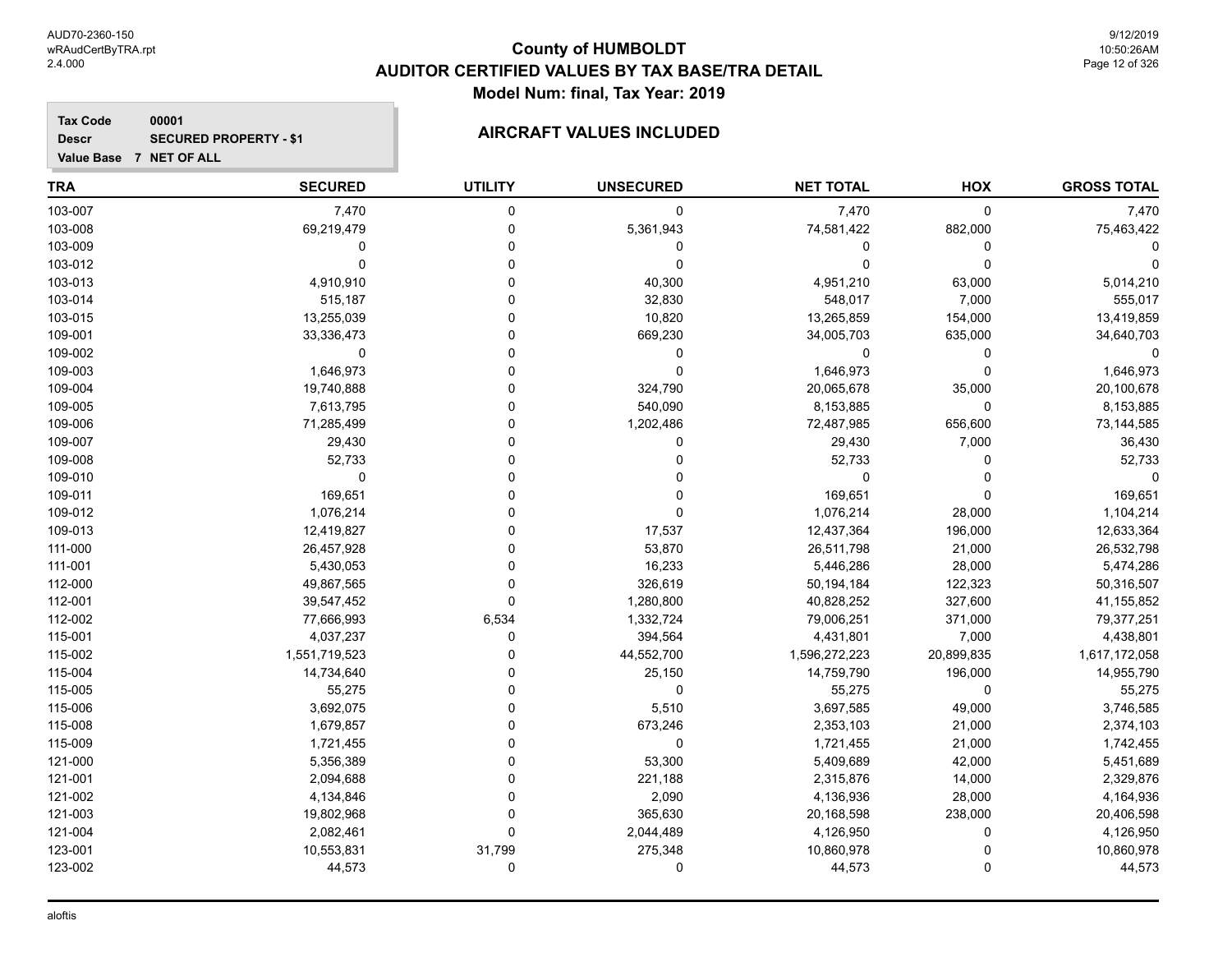# County of HUMBOLDT
## AUDITOR CERTIFIED VALUES BY TAX BASE/TRA DETAIL
### Model Num: final, Tax Year: 2019

**Tax Code** 00001
**Descr** SECURED PROPERTY - $1
**Value Base** 7 NET OF ALL

### AIRCRAFT VALUES INCLUDED

| TRA | SECURED | UTILITY | UNSECURED | NET TOTAL | HOX | GROSS TOTAL |
|---|---|---|---|---|---|---|
| 103-007 | 7,470 | 0 | 0 | 7,470 | 0 | 7,470 |
| 103-008 | 69,219,479 | 0 | 5,361,943 | 74,581,422 | 882,000 | 75,463,422 |
| 103-009 | 0 | 0 | 0 | 0 | 0 | 0 |
| 103-012 | 0 | 0 | 0 | 0 | 0 | 0 |
| 103-013 | 4,910,910 | 0 | 40,300 | 4,951,210 | 63,000 | 5,014,210 |
| 103-014 | 515,187 | 0 | 32,830 | 548,017 | 7,000 | 555,017 |
| 103-015 | 13,255,039 | 0 | 10,820 | 13,265,859 | 154,000 | 13,419,859 |
| 109-001 | 33,336,473 | 0 | 669,230 | 34,005,703 | 635,000 | 34,640,703 |
| 109-002 | 0 | 0 | 0 | 0 | 0 | 0 |
| 109-003 | 1,646,973 | 0 | 0 | 1,646,973 | 0 | 1,646,973 |
| 109-004 | 19,740,888 | 0 | 324,790 | 20,065,678 | 35,000 | 20,100,678 |
| 109-005 | 7,613,795 | 0 | 540,090 | 8,153,885 | 0 | 8,153,885 |
| 109-006 | 71,285,499 | 0 | 1,202,486 | 72,487,985 | 656,600 | 73,144,585 |
| 109-007 | 29,430 | 0 | 0 | 29,430 | 7,000 | 36,430 |
| 109-008 | 52,733 | 0 | 0 | 52,733 | 0 | 52,733 |
| 109-010 | 0 | 0 | 0 | 0 | 0 | 0 |
| 109-011 | 169,651 | 0 | 0 | 169,651 | 0 | 169,651 |
| 109-012 | 1,076,214 | 0 | 0 | 1,076,214 | 28,000 | 1,104,214 |
| 109-013 | 12,419,827 | 0 | 17,537 | 12,437,364 | 196,000 | 12,633,364 |
| 111-000 | 26,457,928 | 0 | 53,870 | 26,511,798 | 21,000 | 26,532,798 |
| 111-001 | 5,430,053 | 0 | 16,233 | 5,446,286 | 28,000 | 5,474,286 |
| 112-000 | 49,867,565 | 0 | 326,619 | 50,194,184 | 122,323 | 50,316,507 |
| 112-001 | 39,547,452 | 0 | 1,280,800 | 40,828,252 | 327,600 | 41,155,852 |
| 112-002 | 77,666,993 | 6,534 | 1,332,724 | 79,006,251 | 371,000 | 79,377,251 |
| 115-001 | 4,037,237 | 0 | 394,564 | 4,431,801 | 7,000 | 4,438,801 |
| 115-002 | 1,551,719,523 | 0 | 44,552,700 | 1,596,272,223 | 20,899,835 | 1,617,172,058 |
| 115-004 | 14,734,640 | 0 | 25,150 | 14,759,790 | 196,000 | 14,955,790 |
| 115-005 | 55,275 | 0 | 0 | 55,275 | 0 | 55,275 |
| 115-006 | 3,692,075 | 0 | 5,510 | 3,697,585 | 49,000 | 3,746,585 |
| 115-008 | 1,679,857 | 0 | 673,246 | 2,353,103 | 21,000 | 2,374,103 |
| 115-009 | 1,721,455 | 0 | 0 | 1,721,455 | 21,000 | 1,742,455 |
| 121-000 | 5,356,389 | 0 | 53,300 | 5,409,689 | 42,000 | 5,451,689 |
| 121-001 | 2,094,688 | 0 | 221,188 | 2,315,876 | 14,000 | 2,329,876 |
| 121-002 | 4,134,846 | 0 | 2,090 | 4,136,936 | 28,000 | 4,164,936 |
| 121-003 | 19,802,968 | 0 | 365,630 | 20,168,598 | 238,000 | 20,406,598 |
| 121-004 | 2,082,461 | 0 | 2,044,489 | 4,126,950 | 0 | 4,126,950 |
| 123-001 | 10,553,831 | 31,799 | 275,348 | 10,860,978 | 0 | 10,860,978 |
| 123-002 | 44,573 | 0 | 0 | 44,573 | 0 | 44,573 |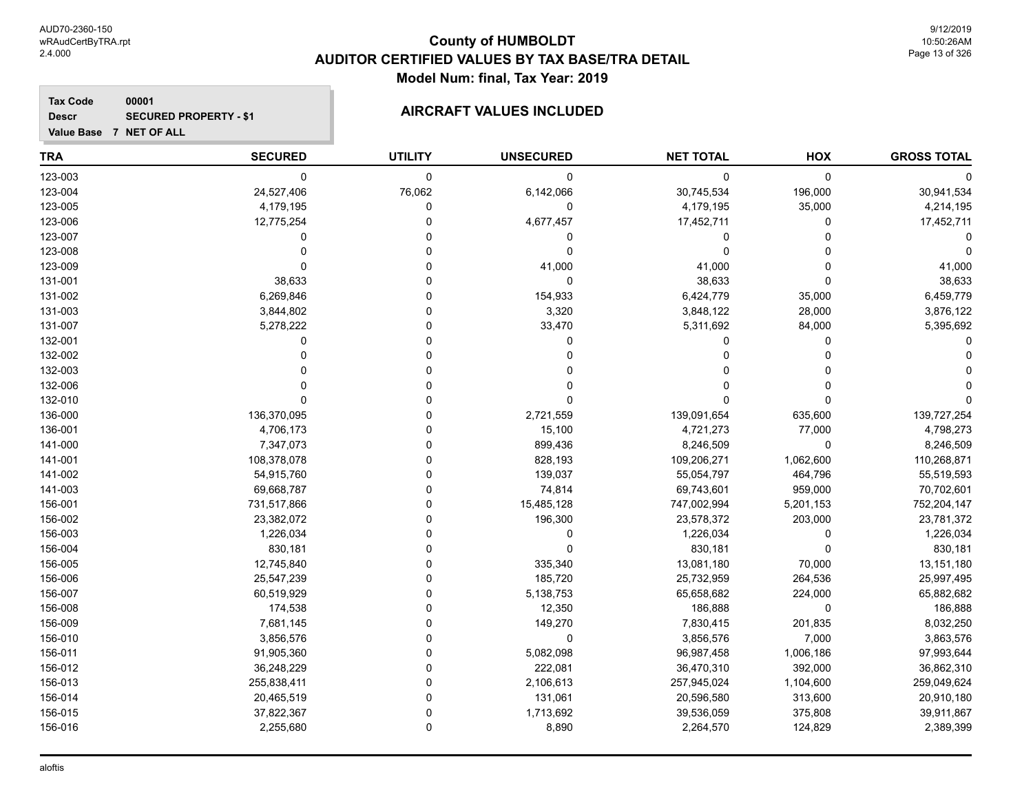# County of HUMBOLDT
## AUDITOR CERTIFIED VALUES BY TAX BASE/TRA DETAIL
### Model Num: final, Tax Year: 2019

**Tax Code** 00001
**Descr** SECURED PROPERTY - $1
**Value Base** 7 NET OF ALL

**AIRCRAFT VALUES INCLUDED**

| TRA | SECURED | UTILITY | UNSECURED | NET TOTAL | HOX | GROSS TOTAL |
|---|---|---|---|---|---|---|
| 123-003 | 0 | 0 | 0 | 0 | 0 | 0 |
| 123-004 | 24,527,406 | 76,062 | 6,142,066 | 30,745,534 | 196,000 | 30,941,534 |
| 123-005 | 4,179,195 | 0 | 0 | 4,179,195 | 35,000 | 4,214,195 |
| 123-006 | 12,775,254 | 0 | 4,677,457 | 17,452,711 | 0 | 17,452,711 |
| 123-007 | 0 | 0 | 0 | 0 | 0 | 0 |
| 123-008 | 0 | 0 | 0 | 0 | 0 | 0 |
| 123-009 | 0 | 0 | 41,000 | 41,000 | 0 | 41,000 |
| 131-001 | 38,633 | 0 | 0 | 38,633 | 0 | 38,633 |
| 131-002 | 6,269,846 | 0 | 154,933 | 6,424,779 | 35,000 | 6,459,779 |
| 131-003 | 3,844,802 | 0 | 3,320 | 3,848,122 | 28,000 | 3,876,122 |
| 131-007 | 5,278,222 | 0 | 33,470 | 5,311,692 | 84,000 | 5,395,692 |
| 132-001 | 0 | 0 | 0 | 0 | 0 | 0 |
| 132-002 | 0 | 0 | 0 | 0 | 0 | 0 |
| 132-003 | 0 | 0 | 0 | 0 | 0 | 0 |
| 132-006 | 0 | 0 | 0 | 0 | 0 | 0 |
| 132-010 | 0 | 0 | 0 | 0 | 0 | 0 |
| 136-000 | 136,370,095 | 0 | 2,721,559 | 139,091,654 | 635,600 | 139,727,254 |
| 136-001 | 4,706,173 | 0 | 15,100 | 4,721,273 | 77,000 | 4,798,273 |
| 141-000 | 7,347,073 | 0 | 899,436 | 8,246,509 | 0 | 8,246,509 |
| 141-001 | 108,378,078 | 0 | 828,193 | 109,206,271 | 1,062,600 | 110,268,871 |
| 141-002 | 54,915,760 | 0 | 139,037 | 55,054,797 | 464,796 | 55,519,593 |
| 141-003 | 69,668,787 | 0 | 74,814 | 69,743,601 | 959,000 | 70,702,601 |
| 156-001 | 731,517,866 | 0 | 15,485,128 | 747,002,994 | 5,201,153 | 752,204,147 |
| 156-002 | 23,382,072 | 0 | 196,300 | 23,578,372 | 203,000 | 23,781,372 |
| 156-003 | 1,226,034 | 0 | 0 | 1,226,034 | 0 | 1,226,034 |
| 156-004 | 830,181 | 0 | 0 | 830,181 | 0 | 830,181 |
| 156-005 | 12,745,840 | 0 | 335,340 | 13,081,180 | 70,000 | 13,151,180 |
| 156-006 | 25,547,239 | 0 | 185,720 | 25,732,959 | 264,536 | 25,997,495 |
| 156-007 | 60,519,929 | 0 | 5,138,753 | 65,658,682 | 224,000 | 65,882,682 |
| 156-008 | 174,538 | 0 | 12,350 | 186,888 | 0 | 186,888 |
| 156-009 | 7,681,145 | 0 | 149,270 | 7,830,415 | 201,835 | 8,032,250 |
| 156-010 | 3,856,576 | 0 | 0 | 3,856,576 | 7,000 | 3,863,576 |
| 156-011 | 91,905,360 | 0 | 5,082,098 | 96,987,458 | 1,006,186 | 97,993,644 |
| 156-012 | 36,248,229 | 0 | 222,081 | 36,470,310 | 392,000 | 36,862,310 |
| 156-013 | 255,838,411 | 0 | 2,106,613 | 257,945,024 | 1,104,600 | 259,049,624 |
| 156-014 | 20,465,519 | 0 | 131,061 | 20,596,580 | 313,600 | 20,910,180 |
| 156-015 | 37,822,367 | 0 | 1,713,692 | 39,536,059 | 375,808 | 39,911,867 |
| 156-016 | 2,255,680 | 0 | 8,890 | 2,264,570 | 124,829 | 2,389,399 |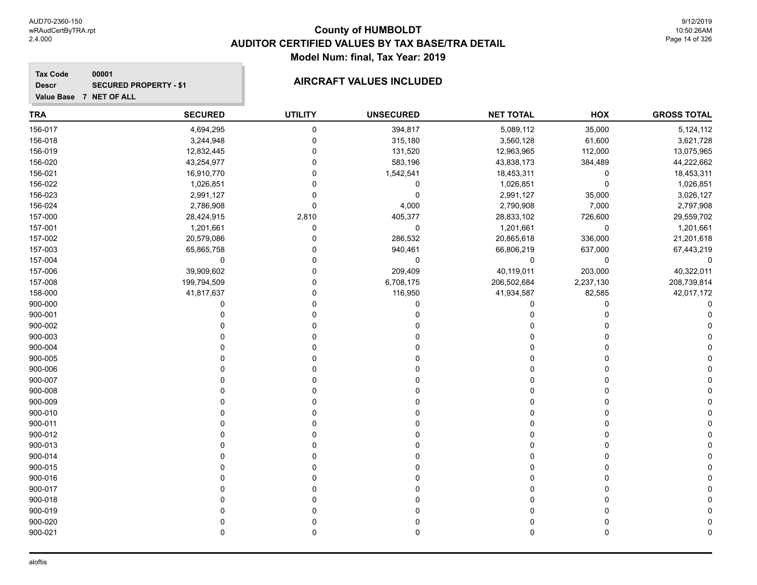# County of HUMBOLDT
## AUDITOR CERTIFIED VALUES BY TAX BASE/TRA DETAIL
### Model Num: final, Tax Year: 2019

**Tax Code** 00001
**Descr** SECURED PROPERTY - $1
**Value Base** 7 NET OF ALL

**AIRCRAFT VALUES INCLUDED**

| TRA | SECURED | UTILITY | UNSECURED | NET TOTAL | HOX | GROSS TOTAL |
|---|---|---|---|---|---|---|
| 156-017 | 4,694,295 | 0 | 394,817 | 5,089,112 | 35,000 | 5,124,112 |
| 156-018 | 3,244,948 | 0 | 315,180 | 3,560,128 | 61,600 | 3,621,728 |
| 156-019 | 12,832,445 | 0 | 131,520 | 12,963,965 | 112,000 | 13,075,965 |
| 156-020 | 43,254,977 | 0 | 583,196 | 43,838,173 | 384,489 | 44,222,662 |
| 156-021 | 16,910,770 | 0 | 1,542,541 | 18,453,311 | 0 | 18,453,311 |
| 156-022 | 1,026,851 | 0 | 0 | 1,026,851 | 0 | 1,026,851 |
| 156-023 | 2,991,127 | 0 | 0 | 2,991,127 | 35,000 | 3,026,127 |
| 156-024 | 2,786,908 | 0 | 4,000 | 2,790,908 | 7,000 | 2,797,908 |
| 157-000 | 28,424,915 | 2,810 | 405,377 | 28,833,102 | 726,600 | 29,559,702 |
| 157-001 | 1,201,661 | 0 | 0 | 1,201,661 | 0 | 1,201,661 |
| 157-002 | 20,579,086 | 0 | 286,532 | 20,865,618 | 336,000 | 21,201,618 |
| 157-003 | 65,865,758 | 0 | 940,461 | 66,806,219 | 637,000 | 67,443,219 |
| 157-004 | 0 | 0 | 0 | 0 | 0 | 0 |
| 157-006 | 39,909,602 | 0 | 209,409 | 40,119,011 | 203,000 | 40,322,011 |
| 157-008 | 199,794,509 | 0 | 6,708,175 | 206,502,684 | 2,237,130 | 208,739,814 |
| 158-000 | 41,817,637 | 0 | 116,950 | 41,934,587 | 82,585 | 42,017,172 |
| 900-000 | 0 | 0 | 0 | 0 | 0 | 0 |
| 900-001 | 0 | 0 | 0 | 0 | 0 | 0 |
| 900-002 | 0 | 0 | 0 | 0 | 0 | 0 |
| 900-003 | 0 | 0 | 0 | 0 | 0 | 0 |
| 900-004 | 0 | 0 | 0 | 0 | 0 | 0 |
| 900-005 | 0 | 0 | 0 | 0 | 0 | 0 |
| 900-006 | 0 | 0 | 0 | 0 | 0 | 0 |
| 900-007 | 0 | 0 | 0 | 0 | 0 | 0 |
| 900-008 | 0 | 0 | 0 | 0 | 0 | 0 |
| 900-009 | 0 | 0 | 0 | 0 | 0 | 0 |
| 900-010 | 0 | 0 | 0 | 0 | 0 | 0 |
| 900-011 | 0 | 0 | 0 | 0 | 0 | 0 |
| 900-012 | 0 | 0 | 0 | 0 | 0 | 0 |
| 900-013 | 0 | 0 | 0 | 0 | 0 | 0 |
| 900-014 | 0 | 0 | 0 | 0 | 0 | 0 |
| 900-015 | 0 | 0 | 0 | 0 | 0 | 0 |
| 900-016 | 0 | 0 | 0 | 0 | 0 | 0 |
| 900-017 | 0 | 0 | 0 | 0 | 0 | 0 |
| 900-018 | 0 | 0 | 0 | 0 | 0 | 0 |
| 900-019 | 0 | 0 | 0 | 0 | 0 | 0 |
| 900-020 | 0 | 0 | 0 | 0 | 0 | 0 |
| 900-021 | 0 | 0 | 0 | 0 | 0 | 0 |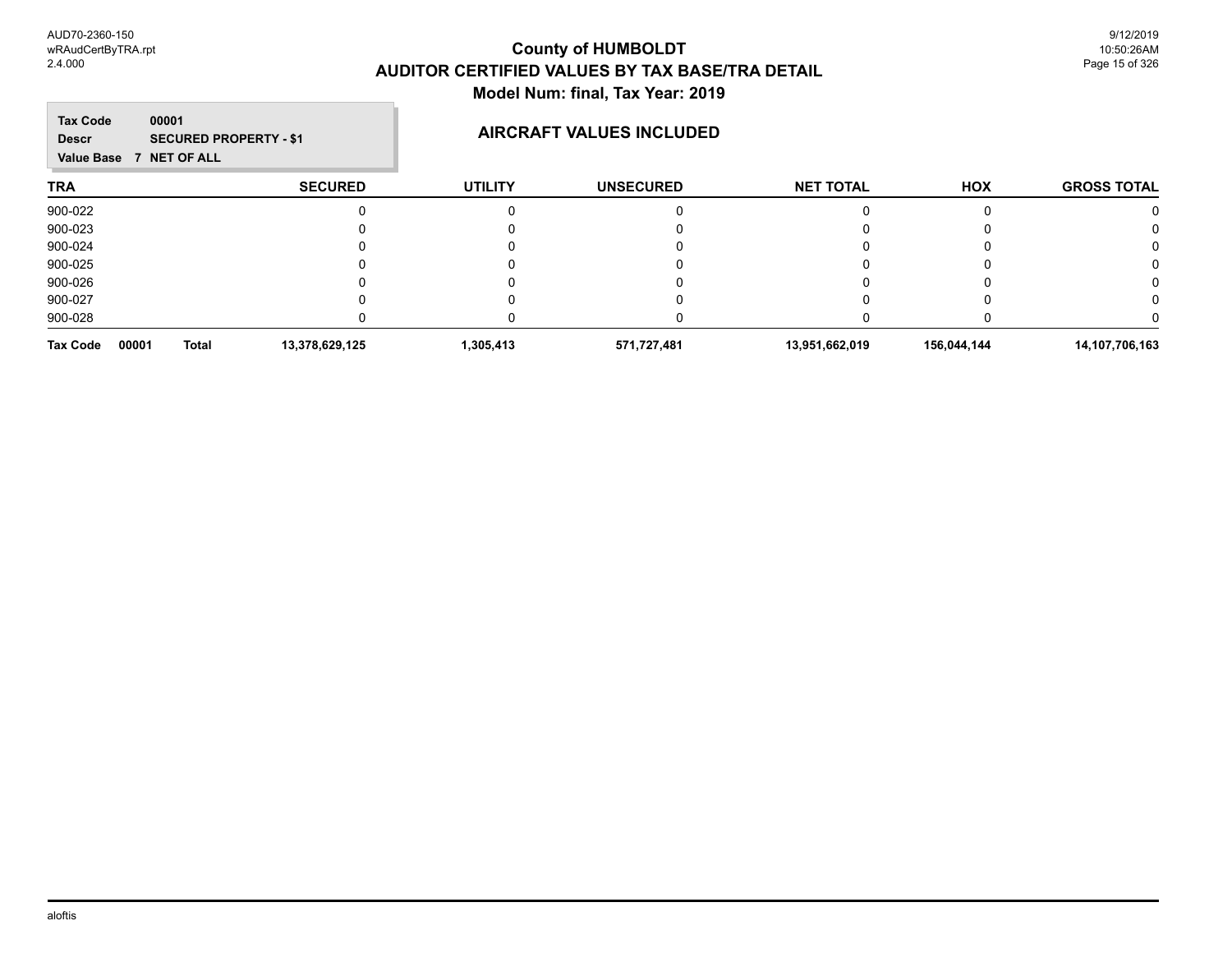# County of HUMBOLDT

## AUDITOR CERTIFIED VALUES BY TAX BASE/TRA DETAIL

### Model Num: final, Tax Year: 2019

**Tax Code** 00001
**Descr** SECURED PROPERTY - $1
**Value Base** 7 NET OF ALL

### AIRCRAFT VALUES INCLUDED

| TRA | SECURED | UTILITY | UNSECURED | NET TOTAL | HOX | GROSS TOTAL |
|---|---|---|---|---|---|---|
| 900-022 | 0 | 0 | 0 | 0 | 0 | 0 |
| 900-023 | 0 | 0 | 0 | 0 | 0 | 0 |
| 900-024 | 0 | 0 | 0 | 0 | 0 | 0 |
| 900-025 | 0 | 0 | 0 | 0 | 0 | 0 |
| 900-026 | 0 | 0 | 0 | 0 | 0 | 0 |
| 900-027 | 0 | 0 | 0 | 0 | 0 | 0 |
| 900-028 | 0 | 0 | 0 | 0 | 0 | 0 |
| **Tax Code 00001 Total** | **13,378,629,125** | **1,305,413** | **571,727,481** | **13,951,662,019** | **156,044,144** | **14,107,706,163** |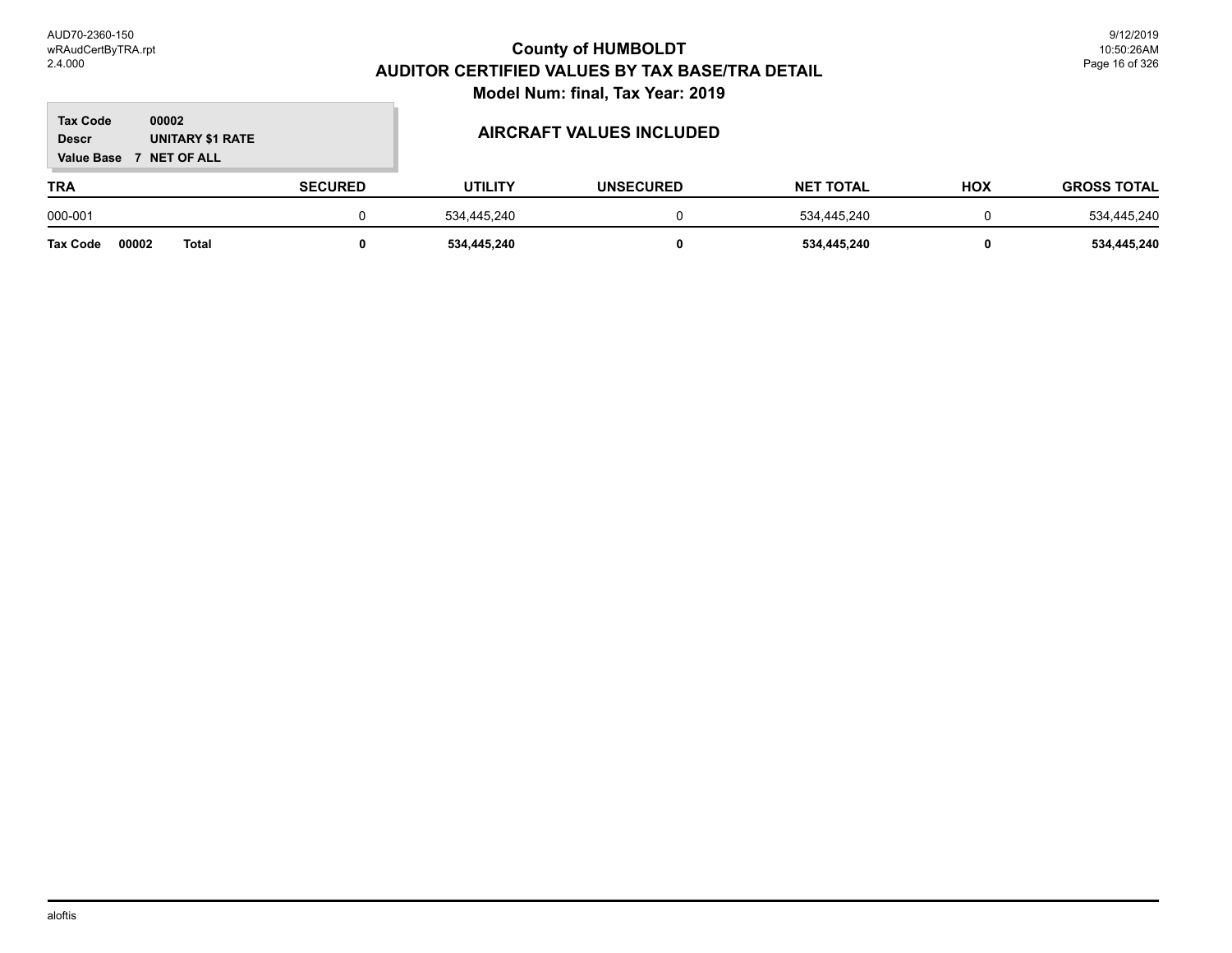# County of HUMBOLDT
## AUDITOR CERTIFIED VALUES BY TAX BASE/TRA DETAIL
### Model Num: final, Tax Year: 2019

**Tax Code** 00002
**Descr** UNITARY $1 RATE
**Value Base** 7 NET OF ALL

**AIRCRAFT VALUES INCLUDED**

| TRA | SECURED | UTILITY | UNSECURED | NET TOTAL | HOX | GROSS TOTAL |
|---|---|---|---|---|---|---|
| 000-001 | 0 | 534,445,240 | 0 | 534,445,240 | 0 | 534,445,240 |
| **Tax Code 00002 Total** | **0** | **534,445,240** | **0** | **534,445,240** | **0** | **534,445,240** |

aloftis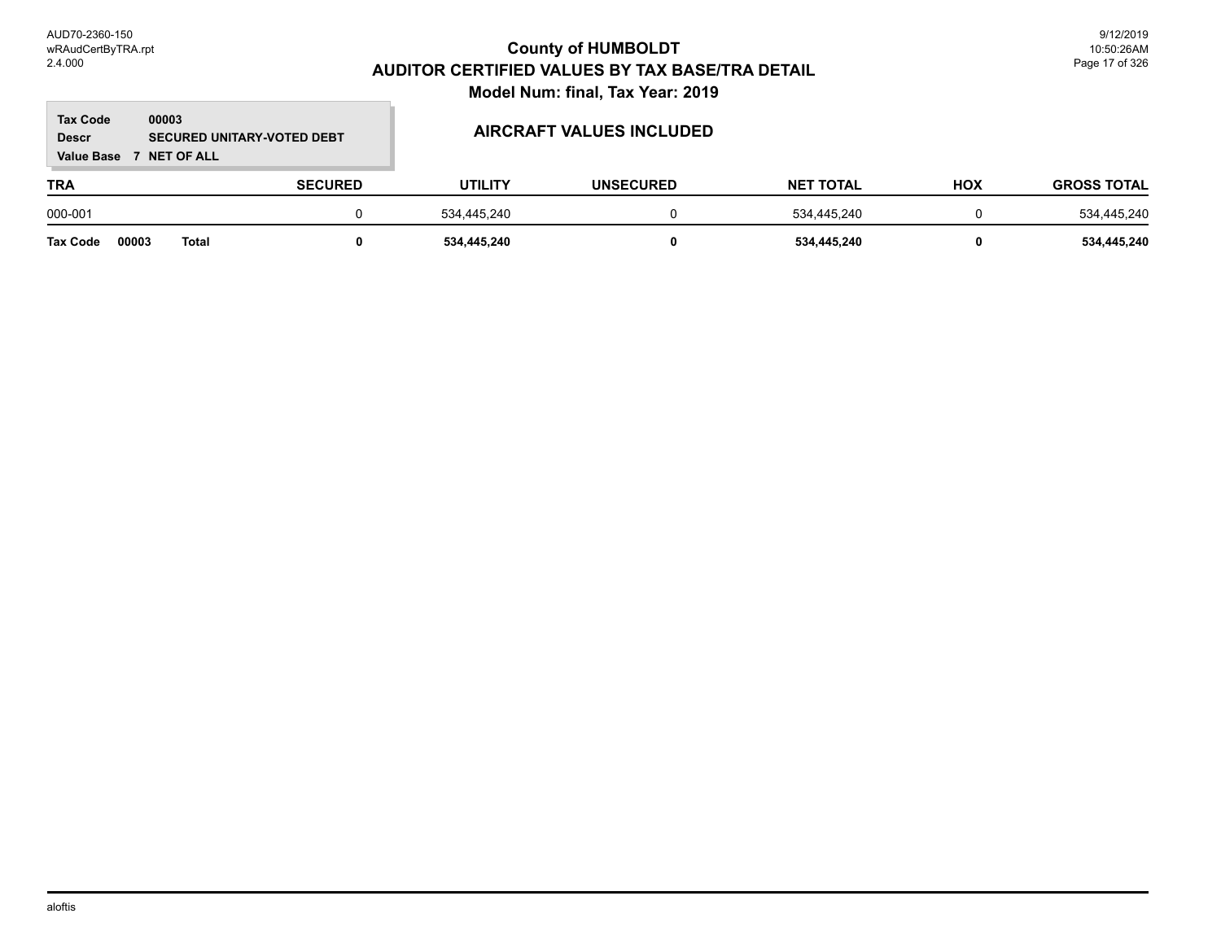# County of HUMBOLDT
## AUDITOR CERTIFIED VALUES BY TAX BASE/TRA DETAIL
### Model Num: final, Tax Year: 2019

**Tax Code** 00003
**Descr** SECURED UNITARY-VOTED DEBT
**Value Base** 7 NET OF ALL

### AIRCRAFT VALUES INCLUDED

| TRA | SECURED | UTILITY | UNSECURED | NET TOTAL | HOX | GROSS TOTAL |
|---|---|---|---|---|---|---|
| 000-001 | 0 | 534,445,240 | 0 | 534,445,240 | 0 | 534,445,240 |
| **Tax Code 00003 Total** | **0** | **534,445,240** | **0** | **534,445,240** | **0** | **534,445,240** |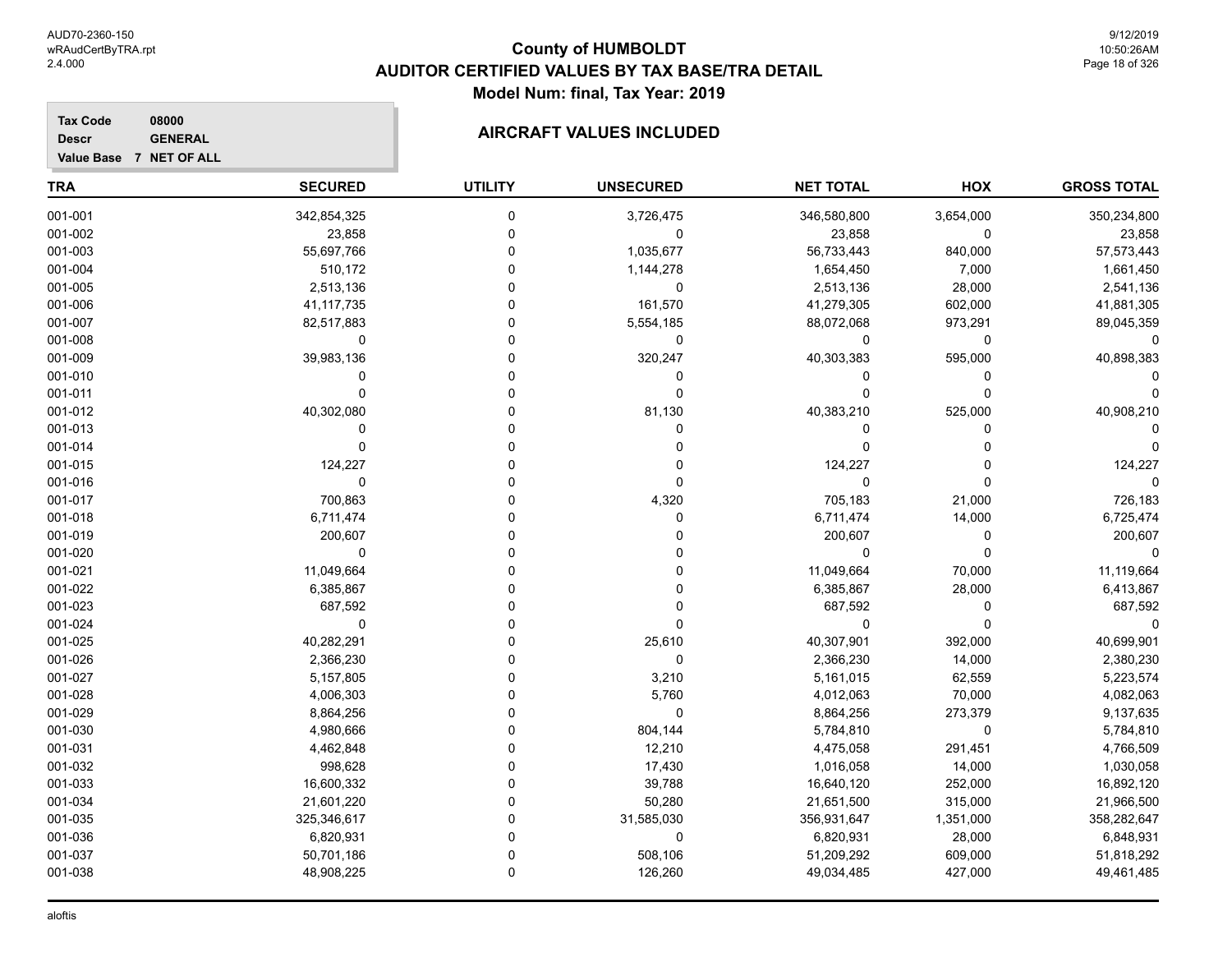# County of HUMBOLDT
## AUDITOR CERTIFIED VALUES BY TAX BASE/TRA DETAIL
### Model Num: final, Tax Year: 2019

**Tax Code** 08000
**Descr** GENERAL
**Value Base** 7 NET OF ALL

### AIRCRAFT VALUES INCLUDED

| TRA | SECURED | UTILITY | UNSECURED | NET TOTAL | HOX | GROSS TOTAL |
|---|---|---|---|---|---|---|
| 001-001 | 342,854,325 | 0 | 3,726,475 | 346,580,800 | 3,654,000 | 350,234,800 |
| 001-002 | 23,858 | 0 | 0 | 23,858 | 0 | 23,858 |
| 001-003 | 55,697,766 | 0 | 1,035,677 | 56,733,443 | 840,000 | 57,573,443 |
| 001-004 | 510,172 | 0 | 1,144,278 | 1,654,450 | 7,000 | 1,661,450 |
| 001-005 | 2,513,136 | 0 | 0 | 2,513,136 | 28,000 | 2,541,136 |
| 001-006 | 41,117,735 | 0 | 161,570 | 41,279,305 | 602,000 | 41,881,305 |
| 001-007 | 82,517,883 | 0 | 5,554,185 | 88,072,068 | 973,291 | 89,045,359 |
| 001-008 | 0 | 0 | 0 | 0 | 0 | 0 |
| 001-009 | 39,983,136 | 0 | 320,247 | 40,303,383 | 595,000 | 40,898,383 |
| 001-010 | 0 | 0 | 0 | 0 | 0 | 0 |
| 001-011 | 0 | 0 | 0 | 0 | 0 | 0 |
| 001-012 | 40,302,080 | 0 | 81,130 | 40,383,210 | 525,000 | 40,908,210 |
| 001-013 | 0 | 0 | 0 | 0 | 0 | 0 |
| 001-014 | 0 | 0 | 0 | 0 | 0 | 0 |
| 001-015 | 124,227 | 0 | 0 | 124,227 | 0 | 124,227 |
| 001-016 | 0 | 0 | 0 | 0 | 0 | 0 |
| 001-017 | 700,863 | 0 | 4,320 | 705,183 | 21,000 | 726,183 |
| 001-018 | 6,711,474 | 0 | 0 | 6,711,474 | 14,000 | 6,725,474 |
| 001-019 | 200,607 | 0 | 0 | 200,607 | 0 | 200,607 |
| 001-020 | 0 | 0 | 0 | 0 | 0 | 0 |
| 001-021 | 11,049,664 | 0 | 0 | 11,049,664 | 70,000 | 11,119,664 |
| 001-022 | 6,385,867 | 0 | 0 | 6,385,867 | 28,000 | 6,413,867 |
| 001-023 | 687,592 | 0 | 0 | 687,592 | 0 | 687,592 |
| 001-024 | 0 | 0 | 0 | 0 | 0 | 0 |
| 001-025 | 40,282,291 | 0 | 25,610 | 40,307,901 | 392,000 | 40,699,901 |
| 001-026 | 2,366,230 | 0 | 0 | 2,366,230 | 14,000 | 2,380,230 |
| 001-027 | 5,157,805 | 0 | 3,210 | 5,161,015 | 62,559 | 5,223,574 |
| 001-028 | 4,006,303 | 0 | 5,760 | 4,012,063 | 70,000 | 4,082,063 |
| 001-029 | 8,864,256 | 0 | 0 | 8,864,256 | 273,379 | 9,137,635 |
| 001-030 | 4,980,666 | 0 | 804,144 | 5,784,810 | 0 | 5,784,810 |
| 001-031 | 4,462,848 | 0 | 12,210 | 4,475,058 | 291,451 | 4,766,509 |
| 001-032 | 998,628 | 0 | 17,430 | 1,016,058 | 14,000 | 1,030,058 |
| 001-033 | 16,600,332 | 0 | 39,788 | 16,640,120 | 252,000 | 16,892,120 |
| 001-034 | 21,601,220 | 0 | 50,280 | 21,651,500 | 315,000 | 21,966,500 |
| 001-035 | 325,346,617 | 0 | 31,585,030 | 356,931,647 | 1,351,000 | 358,282,647 |
| 001-036 | 6,820,931 | 0 | 0 | 6,820,931 | 28,000 | 6,848,931 |
| 001-037 | 50,701,186 | 0 | 508,106 | 51,209,292 | 609,000 | 51,818,292 |
| 001-038 | 48,908,225 | 0 | 126,260 | 49,034,485 | 427,000 | 49,461,485 |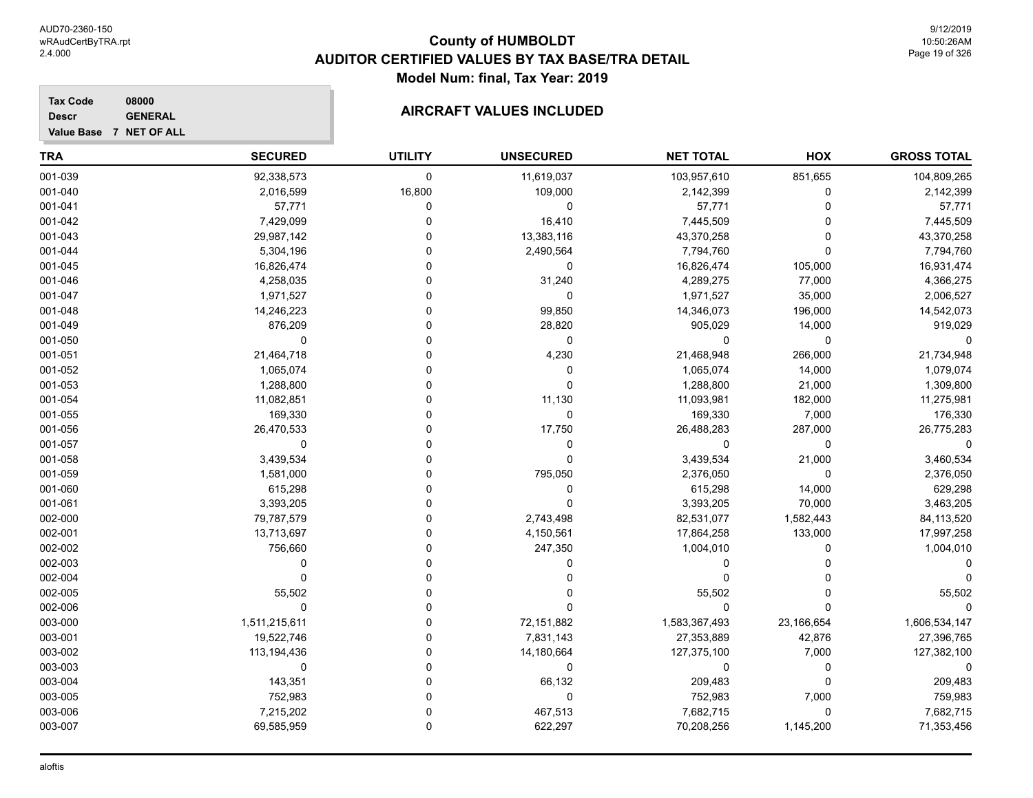# County of HUMBOLDT
## AUDITOR CERTIFIED VALUES BY TAX BASE/TRA DETAIL
### Model Num: final, Tax Year: 2019

**Tax Code** 08000
**Descr** GENERAL
**Value Base** 7 NET OF ALL

### AIRCRAFT VALUES INCLUDED

| TRA | SECURED | UTILITY | UNSECURED | NET TOTAL | HOX | GROSS TOTAL |
|---|---|---|---|---|---|---|
| 001-039 | 92,338,573 | 0 | 11,619,037 | 103,957,610 | 851,655 | 104,809,265 |
| 001-040 | 2,016,599 | 16,800 | 109,000 | 2,142,399 | 0 | 2,142,399 |
| 001-041 | 57,771 | 0 | 0 | 57,771 | 0 | 57,771 |
| 001-042 | 7,429,099 | 0 | 16,410 | 7,445,509 | 0 | 7,445,509 |
| 001-043 | 29,987,142 | 0 | 13,383,116 | 43,370,258 | 0 | 43,370,258 |
| 001-044 | 5,304,196 | 0 | 2,490,564 | 7,794,760 | 0 | 7,794,760 |
| 001-045 | 16,826,474 | 0 | 0 | 16,826,474 | 105,000 | 16,931,474 |
| 001-046 | 4,258,035 | 0 | 31,240 | 4,289,275 | 77,000 | 4,366,275 |
| 001-047 | 1,971,527 | 0 | 0 | 1,971,527 | 35,000 | 2,006,527 |
| 001-048 | 14,246,223 | 0 | 99,850 | 14,346,073 | 196,000 | 14,542,073 |
| 001-049 | 876,209 | 0 | 28,820 | 905,029 | 14,000 | 919,029 |
| 001-050 | 0 | 0 | 0 | 0 | 0 | 0 |
| 001-051 | 21,464,718 | 0 | 4,230 | 21,468,948 | 266,000 | 21,734,948 |
| 001-052 | 1,065,074 | 0 | 0 | 1,065,074 | 14,000 | 1,079,074 |
| 001-053 | 1,288,800 | 0 | 0 | 1,288,800 | 21,000 | 1,309,800 |
| 001-054 | 11,082,851 | 0 | 11,130 | 11,093,981 | 182,000 | 11,275,981 |
| 001-055 | 169,330 | 0 | 0 | 169,330 | 7,000 | 176,330 |
| 001-056 | 26,470,533 | 0 | 17,750 | 26,488,283 | 287,000 | 26,775,283 |
| 001-057 | 0 | 0 | 0 | 0 | 0 | 0 |
| 001-058 | 3,439,534 | 0 | 0 | 3,439,534 | 21,000 | 3,460,534 |
| 001-059 | 1,581,000 | 0 | 795,050 | 2,376,050 | 0 | 2,376,050 |
| 001-060 | 615,298 | 0 | 0 | 615,298 | 14,000 | 629,298 |
| 001-061 | 3,393,205 | 0 | 0 | 3,393,205 | 70,000 | 3,463,205 |
| 002-000 | 79,787,579 | 0 | 2,743,498 | 82,531,077 | 1,582,443 | 84,113,520 |
| 002-001 | 13,713,697 | 0 | 4,150,561 | 17,864,258 | 133,000 | 17,997,258 |
| 002-002 | 756,660 | 0 | 247,350 | 1,004,010 | 0 | 1,004,010 |
| 002-003 | 0 | 0 | 0 | 0 | 0 | 0 |
| 002-004 | 0 | 0 | 0 | 0 | 0 | 0 |
| 002-005 | 55,502 | 0 | 0 | 55,502 | 0 | 55,502 |
| 002-006 | 0 | 0 | 0 | 0 | 0 | 0 |
| 003-000 | 1,511,215,611 | 0 | 72,151,882 | 1,583,367,493 | 23,166,654 | 1,606,534,147 |
| 003-001 | 19,522,746 | 0 | 7,831,143 | 27,353,889 | 42,876 | 27,396,765 |
| 003-002 | 113,194,436 | 0 | 14,180,664 | 127,375,100 | 7,000 | 127,382,100 |
| 003-003 | 0 | 0 | 0 | 0 | 0 | 0 |
| 003-004 | 143,351 | 0 | 66,132 | 209,483 | 0 | 209,483 |
| 003-005 | 752,983 | 0 | 0 | 752,983 | 7,000 | 759,983 |
| 003-006 | 7,215,202 | 0 | 467,513 | 7,682,715 | 0 | 7,682,715 |
| 003-007 | 69,585,959 | 0 | 622,297 | 70,208,256 | 1,145,200 | 71,353,456 |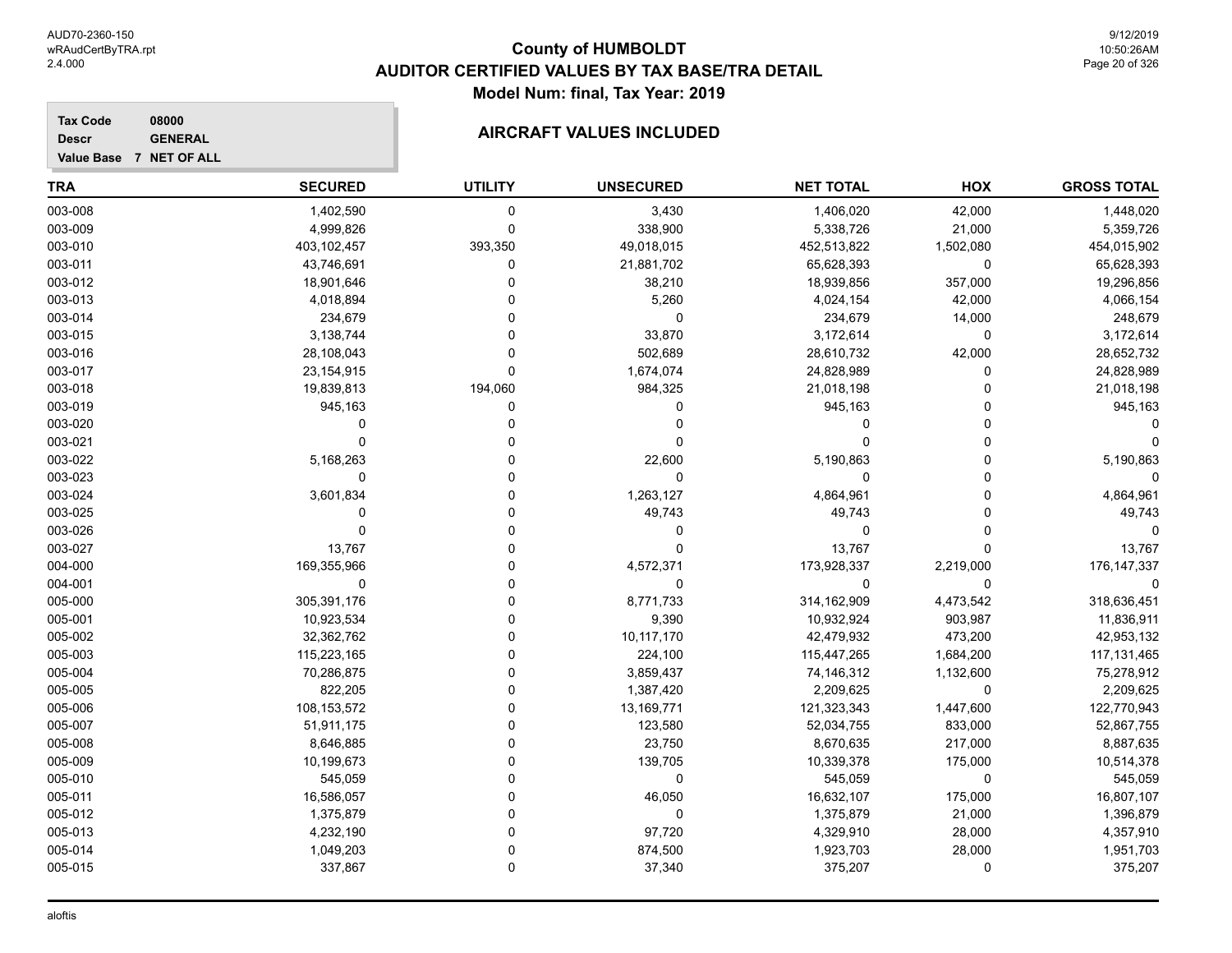# County of HUMBOLDT
## AUDITOR CERTIFIED VALUES BY TAX BASE/TRA DETAIL
### Model Num: final, Tax Year: 2019

**Tax Code** 08000
**Descr** GENERAL
**Value Base** 7 NET OF ALL

### AIRCRAFT VALUES INCLUDED

| TRA | SECURED | UTILITY | UNSECURED | NET TOTAL | HOX | GROSS TOTAL |
|---|---|---|---|---|---|---|
| 003-008 | 1,402,590 | 0 | 3,430 | 1,406,020 | 42,000 | 1,448,020 |
| 003-009 | 4,999,826 | 0 | 338,900 | 5,338,726 | 21,000 | 5,359,726 |
| 003-010 | 403,102,457 | 393,350 | 49,018,015 | 452,513,822 | 1,502,080 | 454,015,902 |
| 003-011 | 43,746,691 | 0 | 21,881,702 | 65,628,393 | 0 | 65,628,393 |
| 003-012 | 18,901,646 | 0 | 38,210 | 18,939,856 | 357,000 | 19,296,856 |
| 003-013 | 4,018,894 | 0 | 5,260 | 4,024,154 | 42,000 | 4,066,154 |
| 003-014 | 234,679 | 0 | 0 | 234,679 | 14,000 | 248,679 |
| 003-015 | 3,138,744 | 0 | 33,870 | 3,172,614 | 0 | 3,172,614 |
| 003-016 | 28,108,043 | 0 | 502,689 | 28,610,732 | 42,000 | 28,652,732 |
| 003-017 | 23,154,915 | 0 | 1,674,074 | 24,828,989 | 0 | 24,828,989 |
| 003-018 | 19,839,813 | 194,060 | 984,325 | 21,018,198 | 0 | 21,018,198 |
| 003-019 | 945,163 | 0 | 0 | 945,163 | 0 | 945,163 |
| 003-020 | 0 | 0 | 0 | 0 | 0 | 0 |
| 003-021 | 0 | 0 | 0 | 0 | 0 | 0 |
| 003-022 | 5,168,263 | 0 | 22,600 | 5,190,863 | 0 | 5,190,863 |
| 003-023 | 0 | 0 | 0 | 0 | 0 | 0 |
| 003-024 | 3,601,834 | 0 | 1,263,127 | 4,864,961 | 0 | 4,864,961 |
| 003-025 | 0 | 0 | 49,743 | 49,743 | 0 | 49,743 |
| 003-026 | 0 | 0 | 0 | 0 | 0 | 0 |
| 003-027 | 13,767 | 0 | 0 | 13,767 | 0 | 13,767 |
| 004-000 | 169,355,966 | 0 | 4,572,371 | 173,928,337 | 2,219,000 | 176,147,337 |
| 004-001 | 0 | 0 | 0 | 0 | 0 | 0 |
| 005-000 | 305,391,176 | 0 | 8,771,733 | 314,162,909 | 4,473,542 | 318,636,451 |
| 005-001 | 10,923,534 | 0 | 9,390 | 10,932,924 | 903,987 | 11,836,911 |
| 005-002 | 32,362,762 | 0 | 10,117,170 | 42,479,932 | 473,200 | 42,953,132 |
| 005-003 | 115,223,165 | 0 | 224,100 | 115,447,265 | 1,684,200 | 117,131,465 |
| 005-004 | 70,286,875 | 0 | 3,859,437 | 74,146,312 | 1,132,600 | 75,278,912 |
| 005-005 | 822,205 | 0 | 1,387,420 | 2,209,625 | 0 | 2,209,625 |
| 005-006 | 108,153,572 | 0 | 13,169,771 | 121,323,343 | 1,447,600 | 122,770,943 |
| 005-007 | 51,911,175 | 0 | 123,580 | 52,034,755 | 833,000 | 52,867,755 |
| 005-008 | 8,646,885 | 0 | 23,750 | 8,670,635 | 217,000 | 8,887,635 |
| 005-009 | 10,199,673 | 0 | 139,705 | 10,339,378 | 175,000 | 10,514,378 |
| 005-010 | 545,059 | 0 | 0 | 545,059 | 0 | 545,059 |
| 005-011 | 16,586,057 | 0 | 46,050 | 16,632,107 | 175,000 | 16,807,107 |
| 005-012 | 1,375,879 | 0 | 0 | 1,375,879 | 21,000 | 1,396,879 |
| 005-013 | 4,232,190 | 0 | 97,720 | 4,329,910 | 28,000 | 4,357,910 |
| 005-014 | 1,049,203 | 0 | 874,500 | 1,923,703 | 28,000 | 1,951,703 |
| 005-015 | 337,867 | 0 | 37,340 | 375,207 | 0 | 375,207 |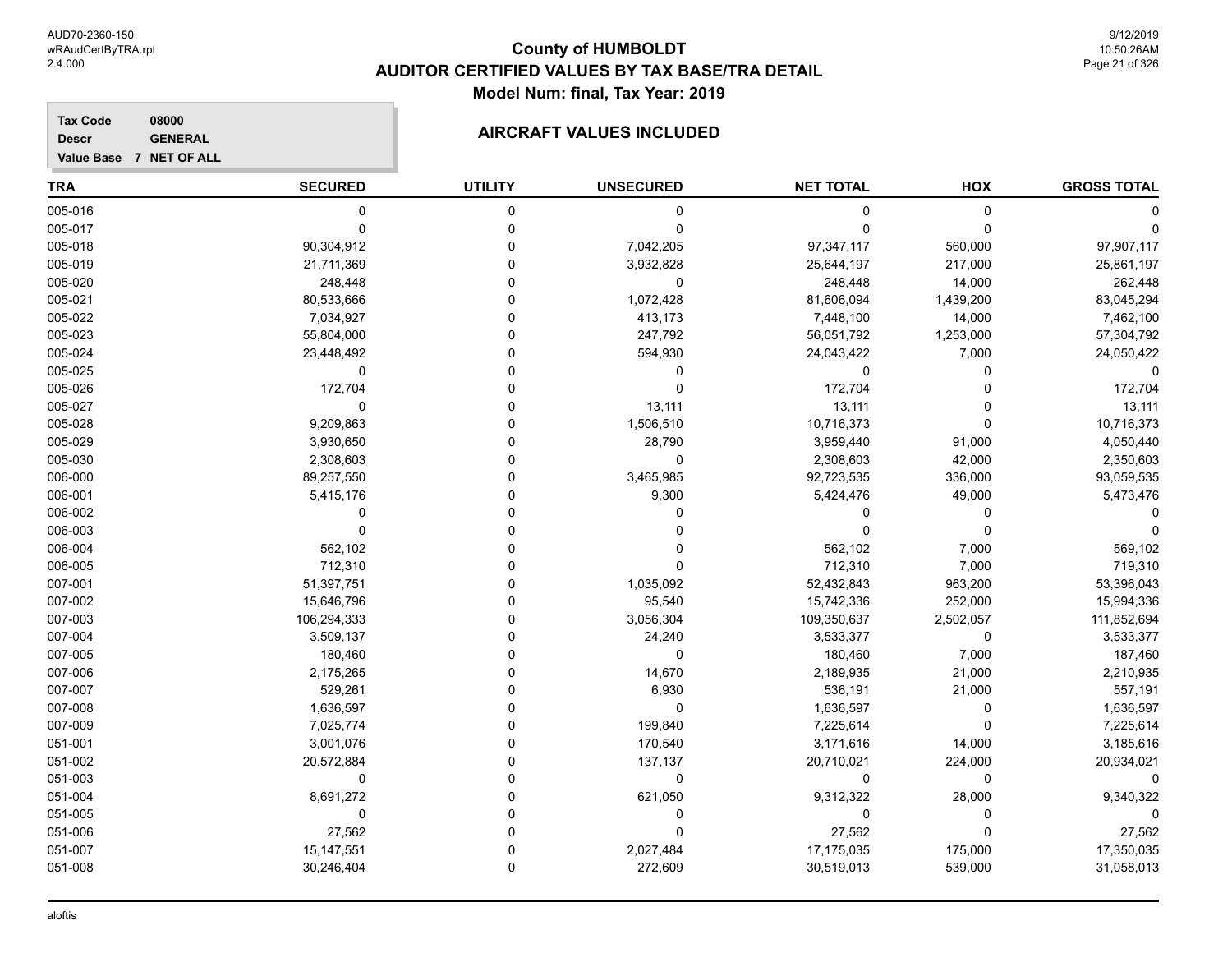# County of HUMBOLDT
## AUDITOR CERTIFIED VALUES BY TAX BASE/TRA DETAIL
### Model Num: final, Tax Year: 2019

**Tax Code** 08000
**Descr** GENERAL
**Value Base** 7 NET OF ALL

**AIRCRAFT VALUES INCLUDED**

| TRA | SECURED | UTILITY | UNSECURED | NET TOTAL | HOX | GROSS TOTAL |
|---|---|---|---|---|---|---|
| 005-016 | 0 | 0 | 0 | 0 | 0 | 0 |
| 005-017 | 0 | 0 | 0 | 0 | 0 | 0 |
| 005-018 | 90,304,912 | 0 | 7,042,205 | 97,347,117 | 560,000 | 97,907,117 |
| 005-019 | 21,711,369 | 0 | 3,932,828 | 25,644,197 | 217,000 | 25,861,197 |
| 005-020 | 248,448 | 0 | 0 | 248,448 | 14,000 | 262,448 |
| 005-021 | 80,533,666 | 0 | 1,072,428 | 81,606,094 | 1,439,200 | 83,045,294 |
| 005-022 | 7,034,927 | 0 | 413,173 | 7,448,100 | 14,000 | 7,462,100 |
| 005-023 | 55,804,000 | 0 | 247,792 | 56,051,792 | 1,253,000 | 57,304,792 |
| 005-024 | 23,448,492 | 0 | 594,930 | 24,043,422 | 7,000 | 24,050,422 |
| 005-025 | 0 | 0 | 0 | 0 | 0 | 0 |
| 005-026 | 172,704 | 0 | 0 | 172,704 | 0 | 172,704 |
| 005-027 | 0 | 0 | 13,111 | 13,111 | 0 | 13,111 |
| 005-028 | 9,209,863 | 0 | 1,506,510 | 10,716,373 | 0 | 10,716,373 |
| 005-029 | 3,930,650 | 0 | 28,790 | 3,959,440 | 91,000 | 4,050,440 |
| 005-030 | 2,308,603 | 0 | 0 | 2,308,603 | 42,000 | 2,350,603 |
| 006-000 | 89,257,550 | 0 | 3,465,985 | 92,723,535 | 336,000 | 93,059,535 |
| 006-001 | 5,415,176 | 0 | 9,300 | 5,424,476 | 49,000 | 5,473,476 |
| 006-002 | 0 | 0 | 0 | 0 | 0 | 0 |
| 006-003 | 0 | 0 | 0 | 0 | 0 | 0 |
| 006-004 | 562,102 | 0 | 0 | 562,102 | 7,000 | 569,102 |
| 006-005 | 712,310 | 0 | 0 | 712,310 | 7,000 | 719,310 |
| 007-001 | 51,397,751 | 0 | 1,035,092 | 52,432,843 | 963,200 | 53,396,043 |
| 007-002 | 15,646,796 | 0 | 95,540 | 15,742,336 | 252,000 | 15,994,336 |
| 007-003 | 106,294,333 | 0 | 3,056,304 | 109,350,637 | 2,502,057 | 111,852,694 |
| 007-004 | 3,509,137 | 0 | 24,240 | 3,533,377 | 0 | 3,533,377 |
| 007-005 | 180,460 | 0 | 0 | 180,460 | 7,000 | 187,460 |
| 007-006 | 2,175,265 | 0 | 14,670 | 2,189,935 | 21,000 | 2,210,935 |
| 007-007 | 529,261 | 0 | 6,930 | 536,191 | 21,000 | 557,191 |
| 007-008 | 1,636,597 | 0 | 0 | 1,636,597 | 0 | 1,636,597 |
| 007-009 | 7,025,774 | 0 | 199,840 | 7,225,614 | 0 | 7,225,614 |
| 051-001 | 3,001,076 | 0 | 170,540 | 3,171,616 | 14,000 | 3,185,616 |
| 051-002 | 20,572,884 | 0 | 137,137 | 20,710,021 | 224,000 | 20,934,021 |
| 051-003 | 0 | 0 | 0 | 0 | 0 | 0 |
| 051-004 | 8,691,272 | 0 | 621,050 | 9,312,322 | 28,000 | 9,340,322 |
| 051-005 | 0 | 0 | 0 | 0 | 0 | 0 |
| 051-006 | 27,562 | 0 | 0 | 27,562 | 0 | 27,562 |
| 051-007 | 15,147,551 | 0 | 2,027,484 | 17,175,035 | 175,000 | 17,350,035 |
| 051-008 | 30,246,404 | 0 | 272,609 | 30,519,013 | 539,000 | 31,058,013 |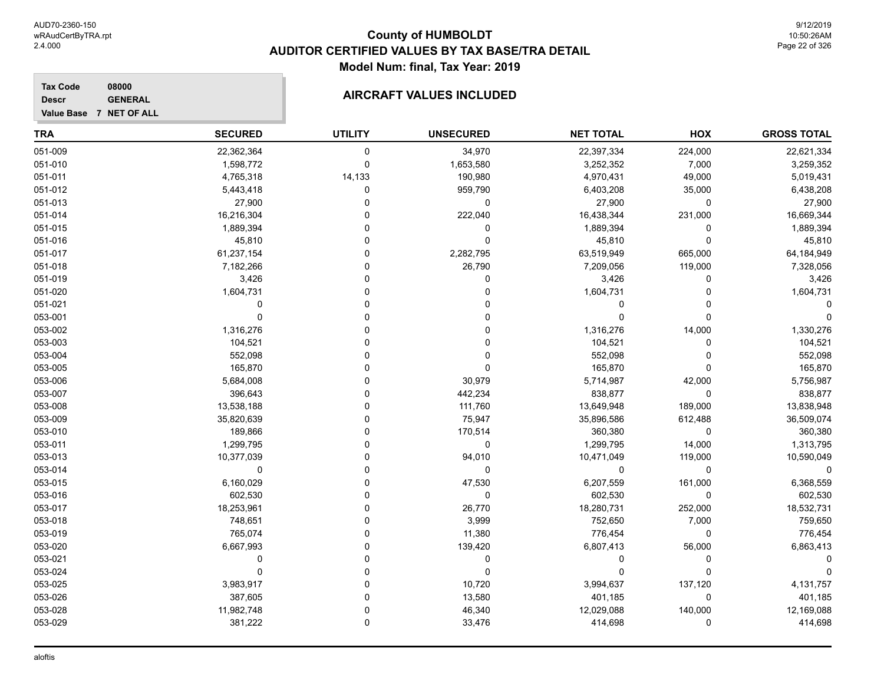# County of HUMBOLDT
# AUDITOR CERTIFIED VALUES BY TAX BASE/TRA DETAIL
## Model Num: final, Tax Year: 2019

**Tax Code** 08000
**Descr** GENERAL
**Value Base** 7 NET OF ALL

### AIRCRAFT VALUES INCLUDED

| TRA | SECURED | UTILITY | UNSECURED | NET TOTAL | HOX | GROSS TOTAL |
|---|---|---|---|---|---|---|
| 051-009 | 22,362,364 | 0 | 34,970 | 22,397,334 | 224,000 | 22,621,334 |
| 051-010 | 1,598,772 | 0 | 1,653,580 | 3,252,352 | 7,000 | 3,259,352 |
| 051-011 | 4,765,318 | 14,133 | 190,980 | 4,970,431 | 49,000 | 5,019,431 |
| 051-012 | 5,443,418 | 0 | 959,790 | 6,403,208 | 35,000 | 6,438,208 |
| 051-013 | 27,900 | 0 | 0 | 27,900 | 0 | 27,900 |
| 051-014 | 16,216,304 | 0 | 222,040 | 16,438,344 | 231,000 | 16,669,344 |
| 051-015 | 1,889,394 | 0 | 0 | 1,889,394 | 0 | 1,889,394 |
| 051-016 | 45,810 | 0 | 0 | 45,810 | 0 | 45,810 |
| 051-017 | 61,237,154 | 0 | 2,282,795 | 63,519,949 | 665,000 | 64,184,949 |
| 051-018 | 7,182,266 | 0 | 26,790 | 7,209,056 | 119,000 | 7,328,056 |
| 051-019 | 3,426 | 0 | 0 | 3,426 | 0 | 3,426 |
| 051-020 | 1,604,731 | 0 | 0 | 1,604,731 | 0 | 1,604,731 |
| 051-021 | 0 | 0 | 0 | 0 | 0 | 0 |
| 053-001 | 0 | 0 | 0 | 0 | 0 | 0 |
| 053-002 | 1,316,276 | 0 | 0 | 1,316,276 | 14,000 | 1,330,276 |
| 053-003 | 104,521 | 0 | 0 | 104,521 | 0 | 104,521 |
| 053-004 | 552,098 | 0 | 0 | 552,098 | 0 | 552,098 |
| 053-005 | 165,870 | 0 | 0 | 165,870 | 0 | 165,870 |
| 053-006 | 5,684,008 | 0 | 30,979 | 5,714,987 | 42,000 | 5,756,987 |
| 053-007 | 396,643 | 0 | 442,234 | 838,877 | 0 | 838,877 |
| 053-008 | 13,538,188 | 0 | 111,760 | 13,649,948 | 189,000 | 13,838,948 |
| 053-009 | 35,820,639 | 0 | 75,947 | 35,896,586 | 612,488 | 36,509,074 |
| 053-010 | 189,866 | 0 | 170,514 | 360,380 | 0 | 360,380 |
| 053-011 | 1,299,795 | 0 | 0 | 1,299,795 | 14,000 | 1,313,795 |
| 053-013 | 10,377,039 | 0 | 94,010 | 10,471,049 | 119,000 | 10,590,049 |
| 053-014 | 0 | 0 | 0 | 0 | 0 | 0 |
| 053-015 | 6,160,029 | 0 | 47,530 | 6,207,559 | 161,000 | 6,368,559 |
| 053-016 | 602,530 | 0 | 0 | 602,530 | 0 | 602,530 |
| 053-017 | 18,253,961 | 0 | 26,770 | 18,280,731 | 252,000 | 18,532,731 |
| 053-018 | 748,651 | 0 | 3,999 | 752,650 | 7,000 | 759,650 |
| 053-019 | 765,074 | 0 | 11,380 | 776,454 | 0 | 776,454 |
| 053-020 | 6,667,993 | 0 | 139,420 | 6,807,413 | 56,000 | 6,863,413 |
| 053-021 | 0 | 0 | 0 | 0 | 0 | 0 |
| 053-024 | 0 | 0 | 0 | 0 | 0 | 0 |
| 053-025 | 3,983,917 | 0 | 10,720 | 3,994,637 | 137,120 | 4,131,757 |
| 053-026 | 387,605 | 0 | 13,580 | 401,185 | 0 | 401,185 |
| 053-028 | 11,982,748 | 0 | 46,340 | 12,029,088 | 140,000 | 12,169,088 |
| 053-029 | 381,222 | 0 | 33,476 | 414,698 | 0 | 414,698 |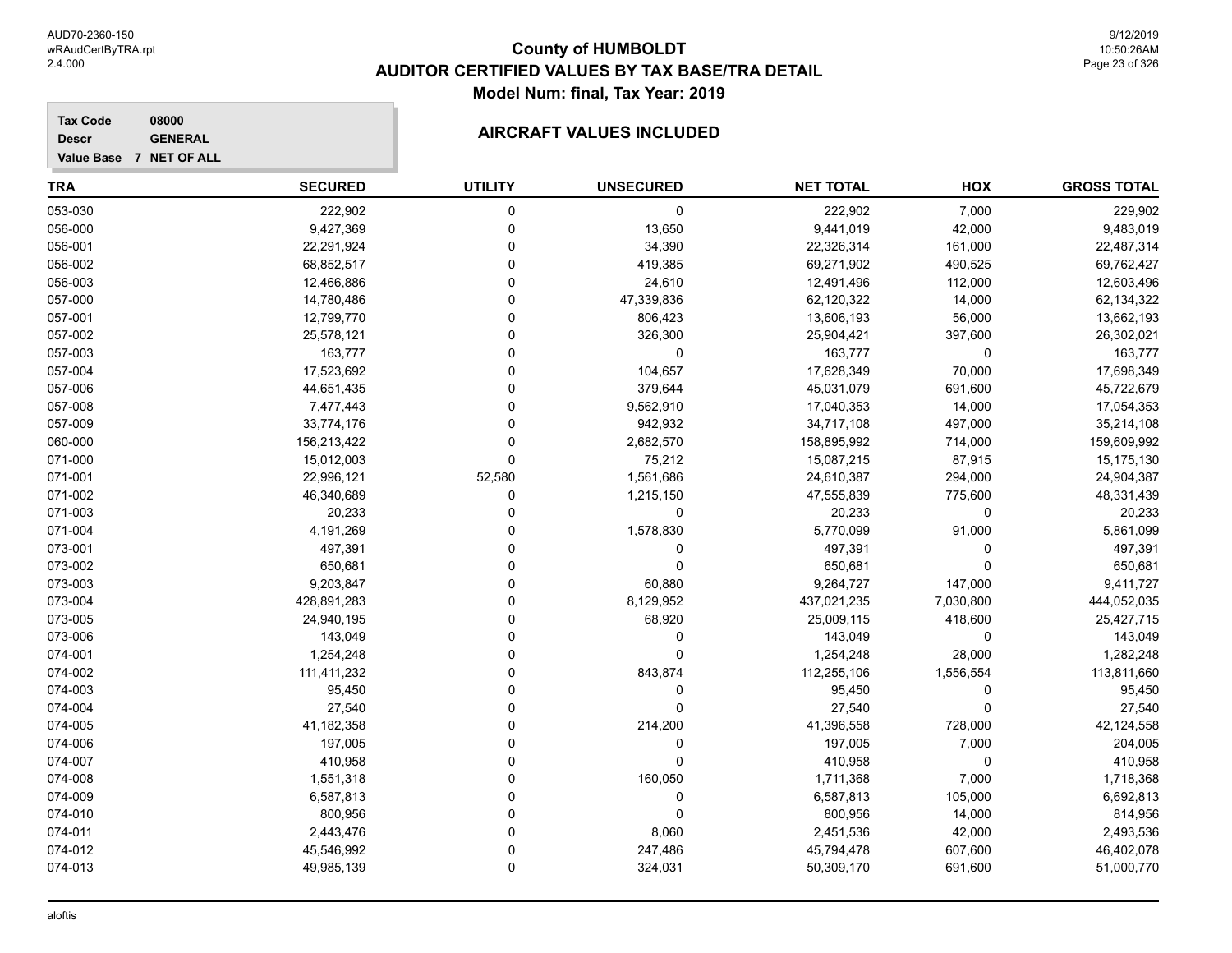# County of HUMBOLDT

## AUDITOR CERTIFIED VALUES BY TAX BASE/TRA DETAIL

### Model Num: final, Tax Year: 2019

**Tax Code** 08000
**Descr** GENERAL
**Value Base** 7 NET OF ALL

### AIRCRAFT VALUES INCLUDED

| TRA | SECURED | UTILITY | UNSECURED | NET TOTAL | HOX | GROSS TOTAL |
|---|---|---|---|---|---|---|
| 053-030 | 222,902 | 0 | 0 | 222,902 | 7,000 | 229,902 |
| 056-000 | 9,427,369 | 0 | 13,650 | 9,441,019 | 42,000 | 9,483,019 |
| 056-001 | 22,291,924 | 0 | 34,390 | 22,326,314 | 161,000 | 22,487,314 |
| 056-002 | 68,852,517 | 0 | 419,385 | 69,271,902 | 490,525 | 69,762,427 |
| 056-003 | 12,466,886 | 0 | 24,610 | 12,491,496 | 112,000 | 12,603,496 |
| 057-000 | 14,780,486 | 0 | 47,339,836 | 62,120,322 | 14,000 | 62,134,322 |
| 057-001 | 12,799,770 | 0 | 806,423 | 13,606,193 | 56,000 | 13,662,193 |
| 057-002 | 25,578,121 | 0 | 326,300 | 25,904,421 | 397,600 | 26,302,021 |
| 057-003 | 163,777 | 0 | 0 | 163,777 | 0 | 163,777 |
| 057-004 | 17,523,692 | 0 | 104,657 | 17,628,349 | 70,000 | 17,698,349 |
| 057-006 | 44,651,435 | 0 | 379,644 | 45,031,079 | 691,600 | 45,722,679 |
| 057-008 | 7,477,443 | 0 | 9,562,910 | 17,040,353 | 14,000 | 17,054,353 |
| 057-009 | 33,774,176 | 0 | 942,932 | 34,717,108 | 497,000 | 35,214,108 |
| 060-000 | 156,213,422 | 0 | 2,682,570 | 158,895,992 | 714,000 | 159,609,992 |
| 071-000 | 15,012,003 | 0 | 75,212 | 15,087,215 | 87,915 | 15,175,130 |
| 071-001 | 22,996,121 | 52,580 | 1,561,686 | 24,610,387 | 294,000 | 24,904,387 |
| 071-002 | 46,340,689 | 0 | 1,215,150 | 47,555,839 | 775,600 | 48,331,439 |
| 071-003 | 20,233 | 0 | 0 | 20,233 | 0 | 20,233 |
| 071-004 | 4,191,269 | 0 | 1,578,830 | 5,770,099 | 91,000 | 5,861,099 |
| 073-001 | 497,391 | 0 | 0 | 497,391 | 0 | 497,391 |
| 073-002 | 650,681 | 0 | 0 | 650,681 | 0 | 650,681 |
| 073-003 | 9,203,847 | 0 | 60,880 | 9,264,727 | 147,000 | 9,411,727 |
| 073-004 | 428,891,283 | 0 | 8,129,952 | 437,021,235 | 7,030,800 | 444,052,035 |
| 073-005 | 24,940,195 | 0 | 68,920 | 25,009,115 | 418,600 | 25,427,715 |
| 073-006 | 143,049 | 0 | 0 | 143,049 | 0 | 143,049 |
| 074-001 | 1,254,248 | 0 | 0 | 1,254,248 | 28,000 | 1,282,248 |
| 074-002 | 111,411,232 | 0 | 843,874 | 112,255,106 | 1,556,554 | 113,811,660 |
| 074-003 | 95,450 | 0 | 0 | 95,450 | 0 | 95,450 |
| 074-004 | 27,540 | 0 | 0 | 27,540 | 0 | 27,540 |
| 074-005 | 41,182,358 | 0 | 214,200 | 41,396,558 | 728,000 | 42,124,558 |
| 074-006 | 197,005 | 0 | 0 | 197,005 | 7,000 | 204,005 |
| 074-007 | 410,958 | 0 | 0 | 410,958 | 0 | 410,958 |
| 074-008 | 1,551,318 | 0 | 160,050 | 1,711,368 | 7,000 | 1,718,368 |
| 074-009 | 6,587,813 | 0 | 0 | 6,587,813 | 105,000 | 6,692,813 |
| 074-010 | 800,956 | 0 | 0 | 800,956 | 14,000 | 814,956 |
| 074-011 | 2,443,476 | 0 | 8,060 | 2,451,536 | 42,000 | 2,493,536 |
| 074-012 | 45,546,992 | 0 | 247,486 | 45,794,478 | 607,600 | 46,402,078 |
| 074-013 | 49,985,139 | 0 | 324,031 | 50,309,170 | 691,600 | 51,000,770 |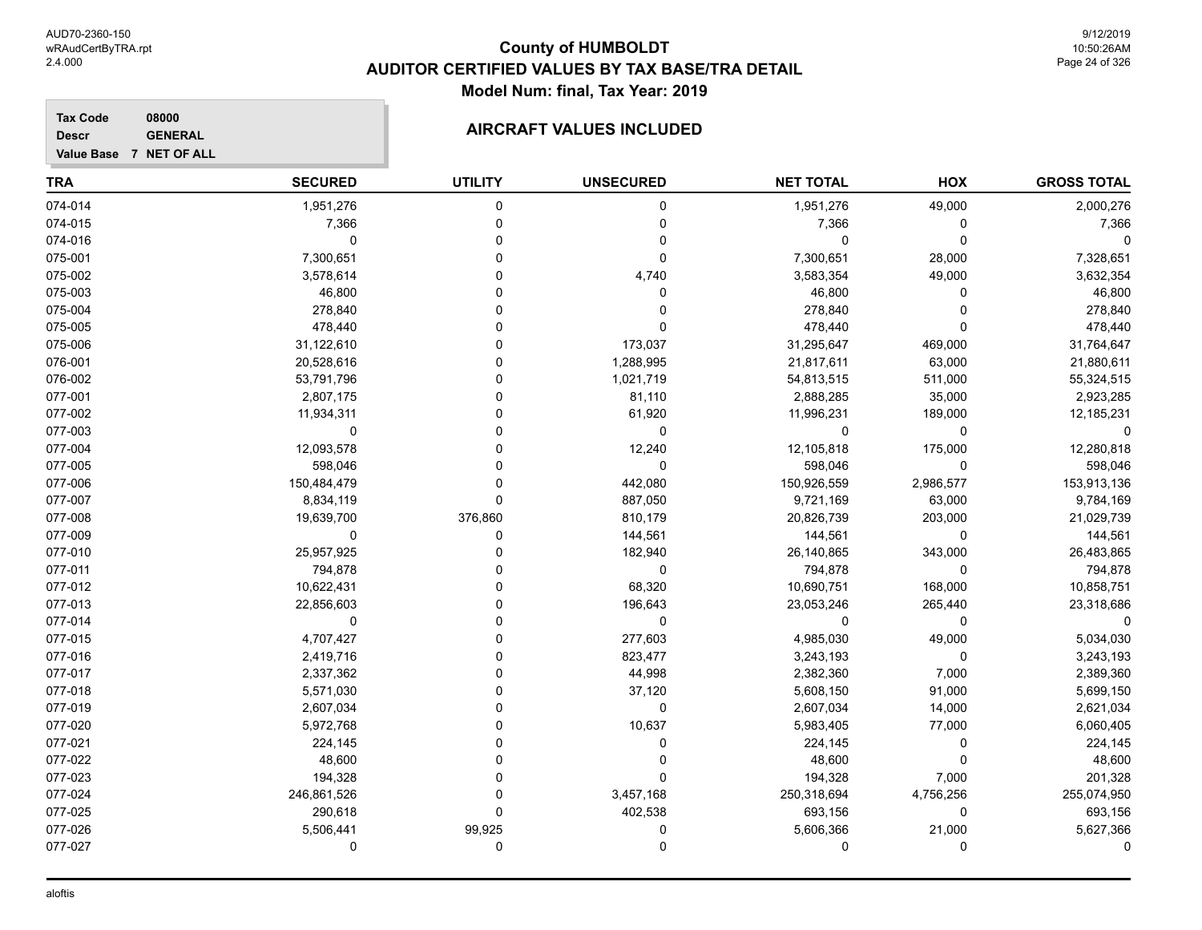## County of HUMBOLDT
## AUDITOR CERTIFIED VALUES BY TAX BASE/TRA DETAIL
### Model Num: final, Tax Year: 2019

**Tax Code** 08000
**Descr** GENERAL
**Value Base** 7 NET OF ALL

### AIRCRAFT VALUES INCLUDED

| TRA | SECURED | UTILITY | UNSECURED | NET TOTAL | HOX | GROSS TOTAL |
|---|---|---|---|---|---|---|
| 074-014 | 1,951,276 | 0 | 0 | 1,951,276 | 49,000 | 2,000,276 |
| 074-015 | 7,366 | 0 | 0 | 7,366 | 0 | 7,366 |
| 074-016 | 0 | 0 | 0 | 0 | 0 | 0 |
| 075-001 | 7,300,651 | 0 | 0 | 7,300,651 | 28,000 | 7,328,651 |
| 075-002 | 3,578,614 | 0 | 4,740 | 3,583,354 | 49,000 | 3,632,354 |
| 075-003 | 46,800 | 0 | 0 | 46,800 | 0 | 46,800 |
| 075-004 | 278,840 | 0 | 0 | 278,840 | 0 | 278,840 |
| 075-005 | 478,440 | 0 | 0 | 478,440 | 0 | 478,440 |
| 075-006 | 31,122,610 | 0 | 173,037 | 31,295,647 | 469,000 | 31,764,647 |
| 076-001 | 20,528,616 | 0 | 1,288,995 | 21,817,611 | 63,000 | 21,880,611 |
| 076-002 | 53,791,796 | 0 | 1,021,719 | 54,813,515 | 511,000 | 55,324,515 |
| 077-001 | 2,807,175 | 0 | 81,110 | 2,888,285 | 35,000 | 2,923,285 |
| 077-002 | 11,934,311 | 0 | 61,920 | 11,996,231 | 189,000 | 12,185,231 |
| 077-003 | 0 | 0 | 0 | 0 | 0 | 0 |
| 077-004 | 12,093,578 | 0 | 12,240 | 12,105,818 | 175,000 | 12,280,818 |
| 077-005 | 598,046 | 0 | 0 | 598,046 | 0 | 598,046 |
| 077-006 | 150,484,479 | 0 | 442,080 | 150,926,559 | 2,986,577 | 153,913,136 |
| 077-007 | 8,834,119 | 0 | 887,050 | 9,721,169 | 63,000 | 9,784,169 |
| 077-008 | 19,639,700 | 376,860 | 810,179 | 20,826,739 | 203,000 | 21,029,739 |
| 077-009 | 0 | 0 | 144,561 | 144,561 | 0 | 144,561 |
| 077-010 | 25,957,925 | 0 | 182,940 | 26,140,865 | 343,000 | 26,483,865 |
| 077-011 | 794,878 | 0 | 0 | 794,878 | 0 | 794,878 |
| 077-012 | 10,622,431 | 0 | 68,320 | 10,690,751 | 168,000 | 10,858,751 |
| 077-013 | 22,856,603 | 0 | 196,643 | 23,053,246 | 265,440 | 23,318,686 |
| 077-014 | 0 | 0 | 0 | 0 | 0 | 0 |
| 077-015 | 4,707,427 | 0 | 277,603 | 4,985,030 | 49,000 | 5,034,030 |
| 077-016 | 2,419,716 | 0 | 823,477 | 3,243,193 | 0 | 3,243,193 |
| 077-017 | 2,337,362 | 0 | 44,998 | 2,382,360 | 7,000 | 2,389,360 |
| 077-018 | 5,571,030 | 0 | 37,120 | 5,608,150 | 91,000 | 5,699,150 |
| 077-019 | 2,607,034 | 0 | 0 | 2,607,034 | 14,000 | 2,621,034 |
| 077-020 | 5,972,768 | 0 | 10,637 | 5,983,405 | 77,000 | 6,060,405 |
| 077-021 | 224,145 | 0 | 0 | 224,145 | 0 | 224,145 |
| 077-022 | 48,600 | 0 | 0 | 48,600 | 0 | 48,600 |
| 077-023 | 194,328 | 0 | 0 | 194,328 | 7,000 | 201,328 |
| 077-024 | 246,861,526 | 0 | 3,457,168 | 250,318,694 | 4,756,256 | 255,074,950 |
| 077-025 | 290,618 | 0 | 402,538 | 693,156 | 0 | 693,156 |
| 077-026 | 5,506,441 | 99,925 | 0 | 5,606,366 | 21,000 | 5,627,366 |
| 077-027 | 0 | 0 | 0 | 0 | 0 | 0 |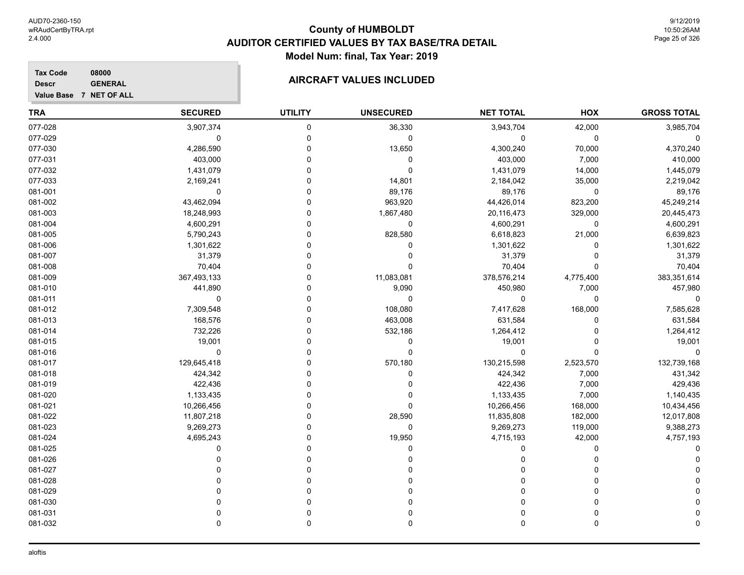# County of HUMBOLDT
## AUDITOR CERTIFIED VALUES BY TAX BASE/TRA DETAIL
### Model Num: final, Tax Year: 2019

**Tax Code** 08000
**Descr** GENERAL
**Value Base** 7 NET OF ALL

### AIRCRAFT VALUES INCLUDED

| TRA | SECURED | UTILITY | UNSECURED | NET TOTAL | HOX | GROSS TOTAL |
|---|---|---|---|---|---|---|
| 077-028 | 3,907,374 | 0 | 36,330 | 3,943,704 | 42,000 | 3,985,704 |
| 077-029 | 0 | 0 | 0 | 0 | 0 | 0 |
| 077-030 | 4,286,590 | 0 | 13,650 | 4,300,240 | 70,000 | 4,370,240 |
| 077-031 | 403,000 | 0 | 0 | 403,000 | 7,000 | 410,000 |
| 077-032 | 1,431,079 | 0 | 0 | 1,431,079 | 14,000 | 1,445,079 |
| 077-033 | 2,169,241 | 0 | 14,801 | 2,184,042 | 35,000 | 2,219,042 |
| 081-001 | 0 | 0 | 89,176 | 89,176 | 0 | 89,176 |
| 081-002 | 43,462,094 | 0 | 963,920 | 44,426,014 | 823,200 | 45,249,214 |
| 081-003 | 18,248,993 | 0 | 1,867,480 | 20,116,473 | 329,000 | 20,445,473 |
| 081-004 | 4,600,291 | 0 | 0 | 4,600,291 | 0 | 4,600,291 |
| 081-005 | 5,790,243 | 0 | 828,580 | 6,618,823 | 21,000 | 6,639,823 |
| 081-006 | 1,301,622 | 0 | 0 | 1,301,622 | 0 | 1,301,622 |
| 081-007 | 31,379 | 0 | 0 | 31,379 | 0 | 31,379 |
| 081-008 | 70,404 | 0 | 0 | 70,404 | 0 | 70,404 |
| 081-009 | 367,493,133 | 0 | 11,083,081 | 378,576,214 | 4,775,400 | 383,351,614 |
| 081-010 | 441,890 | 0 | 9,090 | 450,980 | 7,000 | 457,980 |
| 081-011 | 0 | 0 | 0 | 0 | 0 | 0 |
| 081-012 | 7,309,548 | 0 | 108,080 | 7,417,628 | 168,000 | 7,585,628 |
| 081-013 | 168,576 | 0 | 463,008 | 631,584 | 0 | 631,584 |
| 081-014 | 732,226 | 0 | 532,186 | 1,264,412 | 0 | 1,264,412 |
| 081-015 | 19,001 | 0 | 0 | 19,001 | 0 | 19,001 |
| 081-016 | 0 | 0 | 0 | 0 | 0 | 0 |
| 081-017 | 129,645,418 | 0 | 570,180 | 130,215,598 | 2,523,570 | 132,739,168 |
| 081-018 | 424,342 | 0 | 0 | 424,342 | 7,000 | 431,342 |
| 081-019 | 422,436 | 0 | 0 | 422,436 | 7,000 | 429,436 |
| 081-020 | 1,133,435 | 0 | 0 | 1,133,435 | 7,000 | 1,140,435 |
| 081-021 | 10,266,456 | 0 | 0 | 10,266,456 | 168,000 | 10,434,456 |
| 081-022 | 11,807,218 | 0 | 28,590 | 11,835,808 | 182,000 | 12,017,808 |
| 081-023 | 9,269,273 | 0 | 0 | 9,269,273 | 119,000 | 9,388,273 |
| 081-024 | 4,695,243 | 0 | 19,950 | 4,715,193 | 42,000 | 4,757,193 |
| 081-025 | 0 | 0 | 0 | 0 | 0 | 0 |
| 081-026 | 0 | 0 | 0 | 0 | 0 | 0 |
| 081-027 | 0 | 0 | 0 | 0 | 0 | 0 |
| 081-028 | 0 | 0 | 0 | 0 | 0 | 0 |
| 081-029 | 0 | 0 | 0 | 0 | 0 | 0 |
| 081-030 | 0 | 0 | 0 | 0 | 0 | 0 |
| 081-031 | 0 | 0 | 0 | 0 | 0 | 0 |
| 081-032 | 0 | 0 | 0 | 0 | 0 | 0 |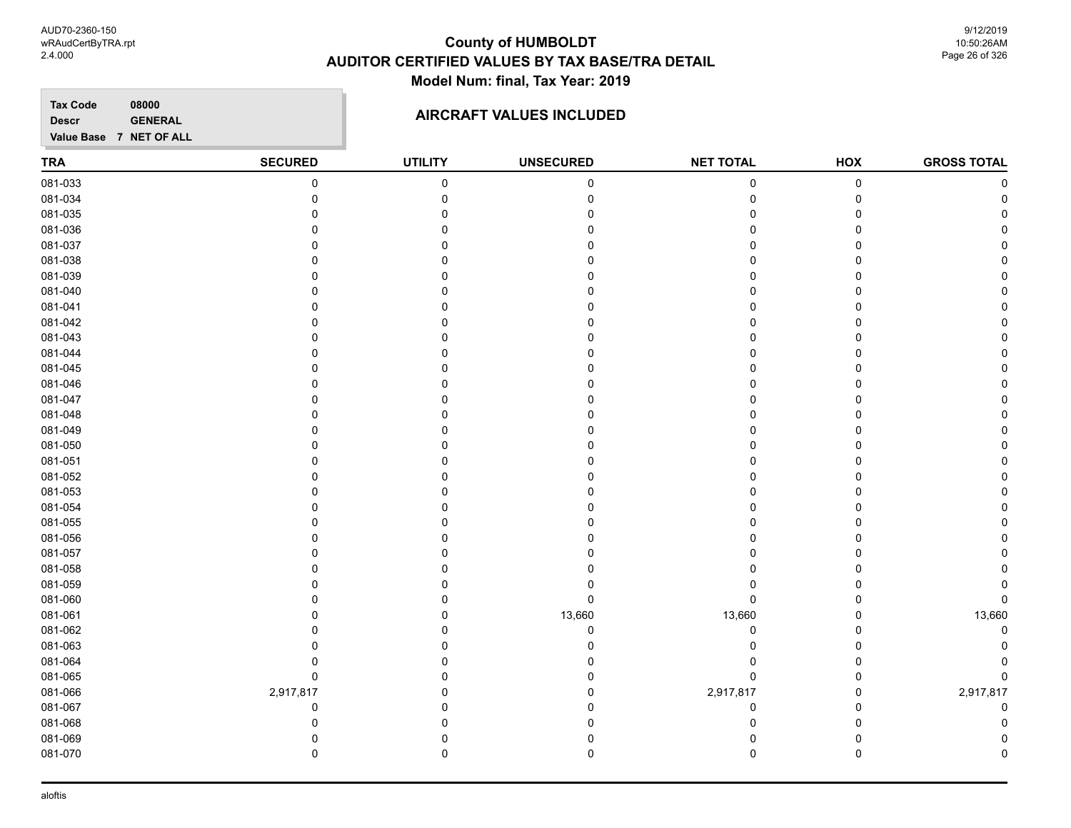# County of HUMBOLDT
# AUDITOR CERTIFIED VALUES BY TAX BASE/TRA DETAIL
## Model Num: final, Tax Year: 2019

**Tax Code** 08000
**Descr** GENERAL
**Value Base** 7 NET OF ALL

### AIRCRAFT VALUES INCLUDED

| TRA | SECURED | UTILITY | UNSECURED | NET TOTAL | HOX | GROSS TOTAL |
|---|---|---|---|---|---|---|
| 081-033 | 0 | 0 | 0 | 0 | 0 | 0 |
| 081-034 | 0 | 0 | 0 | 0 | 0 | 0 |
| 081-035 | 0 | 0 | 0 | 0 | 0 | 0 |
| 081-036 | 0 | 0 | 0 | 0 | 0 | 0 |
| 081-037 | 0 | 0 | 0 | 0 | 0 | 0 |
| 081-038 | 0 | 0 | 0 | 0 | 0 | 0 |
| 081-039 | 0 | 0 | 0 | 0 | 0 | 0 |
| 081-040 | 0 | 0 | 0 | 0 | 0 | 0 |
| 081-041 | 0 | 0 | 0 | 0 | 0 | 0 |
| 081-042 | 0 | 0 | 0 | 0 | 0 | 0 |
| 081-043 | 0 | 0 | 0 | 0 | 0 | 0 |
| 081-044 | 0 | 0 | 0 | 0 | 0 | 0 |
| 081-045 | 0 | 0 | 0 | 0 | 0 | 0 |
| 081-046 | 0 | 0 | 0 | 0 | 0 | 0 |
| 081-047 | 0 | 0 | 0 | 0 | 0 | 0 |
| 081-048 | 0 | 0 | 0 | 0 | 0 | 0 |
| 081-049 | 0 | 0 | 0 | 0 | 0 | 0 |
| 081-050 | 0 | 0 | 0 | 0 | 0 | 0 |
| 081-051 | 0 | 0 | 0 | 0 | 0 | 0 |
| 081-052 | 0 | 0 | 0 | 0 | 0 | 0 |
| 081-053 | 0 | 0 | 0 | 0 | 0 | 0 |
| 081-054 | 0 | 0 | 0 | 0 | 0 | 0 |
| 081-055 | 0 | 0 | 0 | 0 | 0 | 0 |
| 081-056 | 0 | 0 | 0 | 0 | 0 | 0 |
| 081-057 | 0 | 0 | 0 | 0 | 0 | 0 |
| 081-058 | 0 | 0 | 0 | 0 | 0 | 0 |
| 081-059 | 0 | 0 | 0 | 0 | 0 | 0 |
| 081-060 | 0 | 0 | 0 | 0 | 0 | 0 |
| 081-061 | 0 | 0 | 13,660 | 13,660 | 0 | 13,660 |
| 081-062 | 0 | 0 | 0 | 0 | 0 | 0 |
| 081-063 | 0 | 0 | 0 | 0 | 0 | 0 |
| 081-064 | 0 | 0 | 0 | 0 | 0 | 0 |
| 081-065 | 0 | 0 | 0 | 0 | 0 | 0 |
| 081-066 | 2,917,817 | 0 | 0 | 2,917,817 | 0 | 2,917,817 |
| 081-067 | 0 | 0 | 0 | 0 | 0 | 0 |
| 081-068 | 0 | 0 | 0 | 0 | 0 | 0 |
| 081-069 | 0 | 0 | 0 | 0 | 0 | 0 |
| 081-070 | 0 | 0 | 0 | 0 | 0 | 0 |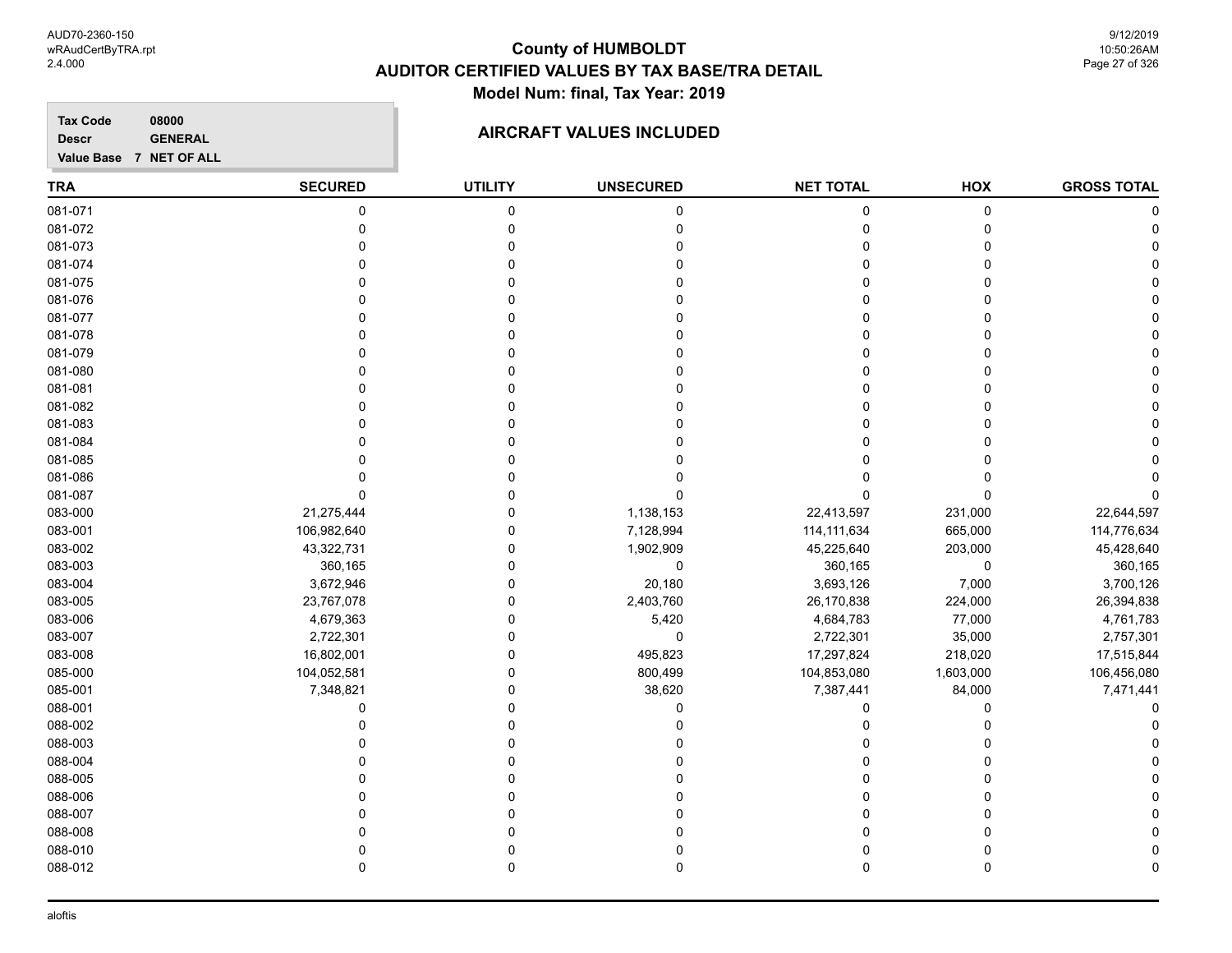# County of HUMBOLDT
# AUDITOR CERTIFIED VALUES BY TAX BASE/TRA DETAIL
## Model Num: final, Tax Year: 2019

**Tax Code** 08000
**Descr** GENERAL
**Value Base** 7 NET OF ALL

### AIRCRAFT VALUES INCLUDED

| TRA | SECURED | UTILITY | UNSECURED | NET TOTAL | HOX | GROSS TOTAL |
|---|---|---|---|---|---|---|
| 081-071 | 0 | 0 | 0 | 0 | 0 | 0 |
| 081-072 | 0 | 0 | 0 | 0 | 0 | 0 |
| 081-073 | 0 | 0 | 0 | 0 | 0 | 0 |
| 081-074 | 0 | 0 | 0 | 0 | 0 | 0 |
| 081-075 | 0 | 0 | 0 | 0 | 0 | 0 |
| 081-076 | 0 | 0 | 0 | 0 | 0 | 0 |
| 081-077 | 0 | 0 | 0 | 0 | 0 | 0 |
| 081-078 | 0 | 0 | 0 | 0 | 0 | 0 |
| 081-079 | 0 | 0 | 0 | 0 | 0 | 0 |
| 081-080 | 0 | 0 | 0 | 0 | 0 | 0 |
| 081-081 | 0 | 0 | 0 | 0 | 0 | 0 |
| 081-082 | 0 | 0 | 0 | 0 | 0 | 0 |
| 081-083 | 0 | 0 | 0 | 0 | 0 | 0 |
| 081-084 | 0 | 0 | 0 | 0 | 0 | 0 |
| 081-085 | 0 | 0 | 0 | 0 | 0 | 0 |
| 081-086 | 0 | 0 | 0 | 0 | 0 | 0 |
| 081-087 | 0 | 0 | 0 | 0 | 0 | 0 |
| 083-000 | 21,275,444 | 0 | 1,138,153 | 22,413,597 | 231,000 | 22,644,597 |
| 083-001 | 106,982,640 | 0 | 7,128,994 | 114,111,634 | 665,000 | 114,776,634 |
| 083-002 | 43,322,731 | 0 | 1,902,909 | 45,225,640 | 203,000 | 45,428,640 |
| 083-003 | 360,165 | 0 | 0 | 360,165 | 0 | 360,165 |
| 083-004 | 3,672,946 | 0 | 20,180 | 3,693,126 | 7,000 | 3,700,126 |
| 083-005 | 23,767,078 | 0 | 2,403,760 | 26,170,838 | 224,000 | 26,394,838 |
| 083-006 | 4,679,363 | 0 | 5,420 | 4,684,783 | 77,000 | 4,761,783 |
| 083-007 | 2,722,301 | 0 | 0 | 2,722,301 | 35,000 | 2,757,301 |
| 083-008 | 16,802,001 | 0 | 495,823 | 17,297,824 | 218,020 | 17,515,844 |
| 085-000 | 104,052,581 | 0 | 800,499 | 104,853,080 | 1,603,000 | 106,456,080 |
| 085-001 | 7,348,821 | 0 | 38,620 | 7,387,441 | 84,000 | 7,471,441 |
| 088-001 | 0 | 0 | 0 | 0 | 0 | 0 |
| 088-002 | 0 | 0 | 0 | 0 | 0 | 0 |
| 088-003 | 0 | 0 | 0 | 0 | 0 | 0 |
| 088-004 | 0 | 0 | 0 | 0 | 0 | 0 |
| 088-005 | 0 | 0 | 0 | 0 | 0 | 0 |
| 088-006 | 0 | 0 | 0 | 0 | 0 | 0 |
| 088-007 | 0 | 0 | 0 | 0 | 0 | 0 |
| 088-008 | 0 | 0 | 0 | 0 | 0 | 0 |
| 088-010 | 0 | 0 | 0 | 0 | 0 | 0 |
| 088-012 | 0 | 0 | 0 | 0 | 0 | 0 |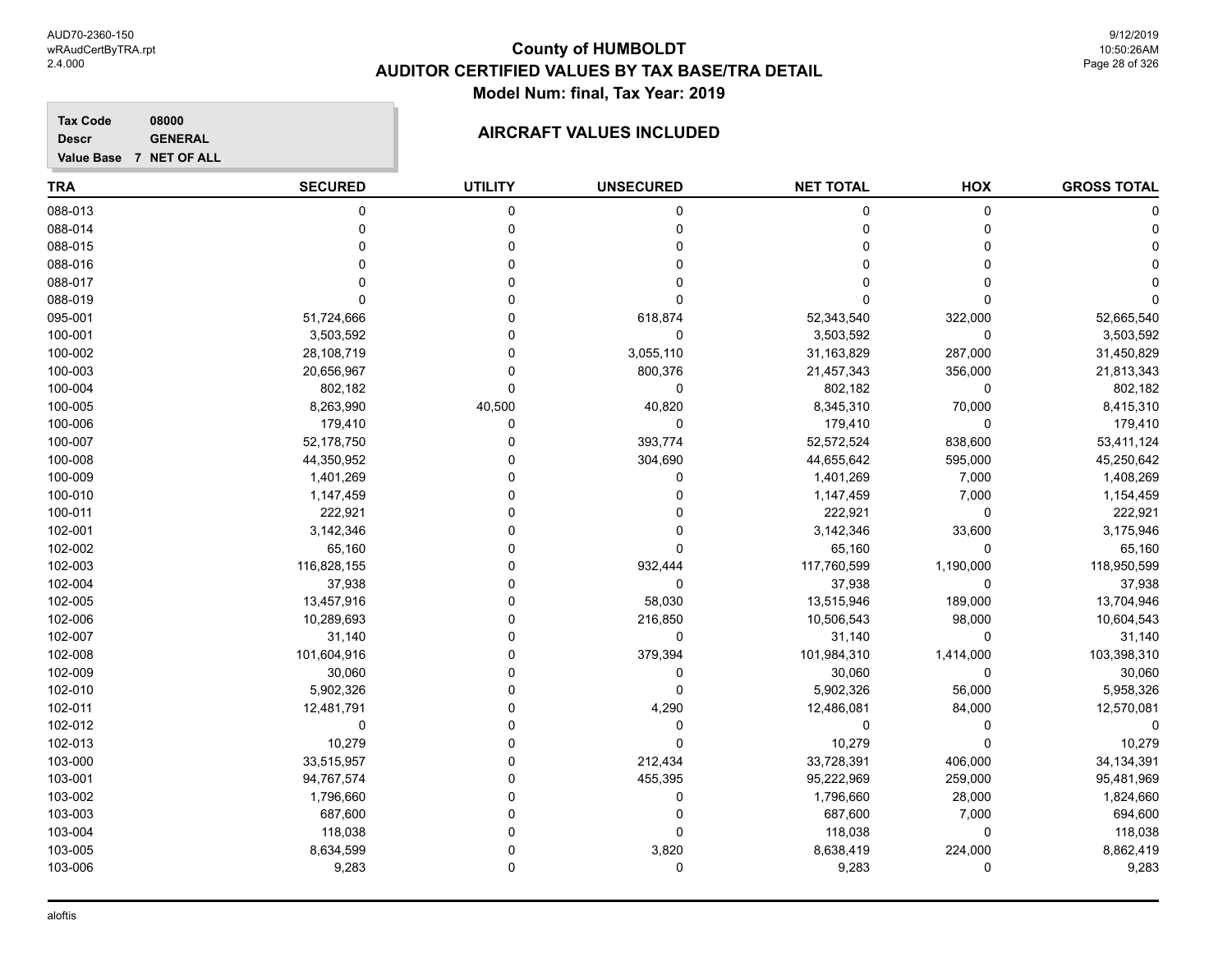# County of HUMBOLDT

## AUDITOR CERTIFIED VALUES BY TAX BASE/TRA DETAIL

### Model Num: final, Tax Year: 2019

**Tax Code** 08000
**Descr** GENERAL
**Value Base** 7 NET OF ALL

### AIRCRAFT VALUES INCLUDED

| TRA | SECURED | UTILITY | UNSECURED | NET TOTAL | HOX | GROSS TOTAL |
|---|---|---|---|---|---|---|
| 088-013 | 0 | 0 | 0 | 0 | 0 | 0 |
| 088-014 | 0 | 0 | 0 | 0 | 0 | 0 |
| 088-015 | 0 | 0 | 0 | 0 | 0 | 0 |
| 088-016 | 0 | 0 | 0 | 0 | 0 | 0 |
| 088-017 | 0 | 0 | 0 | 0 | 0 | 0 |
| 088-019 | 0 | 0 | 0 | 0 | 0 | 0 |
| 095-001 | 51,724,666 | 0 | 618,874 | 52,343,540 | 322,000 | 52,665,540 |
| 100-001 | 3,503,592 | 0 | 0 | 3,503,592 | 0 | 3,503,592 |
| 100-002 | 28,108,719 | 0 | 3,055,110 | 31,163,829 | 287,000 | 31,450,829 |
| 100-003 | 20,656,967 | 0 | 800,376 | 21,457,343 | 356,000 | 21,813,343 |
| 100-004 | 802,182 | 0 | 0 | 802,182 | 0 | 802,182 |
| 100-005 | 8,263,990 | 40,500 | 40,820 | 8,345,310 | 70,000 | 8,415,310 |
| 100-006 | 179,410 | 0 | 0 | 179,410 | 0 | 179,410 |
| 100-007 | 52,178,750 | 0 | 393,774 | 52,572,524 | 838,600 | 53,411,124 |
| 100-008 | 44,350,952 | 0 | 304,690 | 44,655,642 | 595,000 | 45,250,642 |
| 100-009 | 1,401,269 | 0 | 0 | 1,401,269 | 7,000 | 1,408,269 |
| 100-010 | 1,147,459 | 0 | 0 | 1,147,459 | 7,000 | 1,154,459 |
| 100-011 | 222,921 | 0 | 0 | 222,921 | 0 | 222,921 |
| 102-001 | 3,142,346 | 0 | 0 | 3,142,346 | 33,600 | 3,175,946 |
| 102-002 | 65,160 | 0 | 0 | 65,160 | 0 | 65,160 |
| 102-003 | 116,828,155 | 0 | 932,444 | 117,760,599 | 1,190,000 | 118,950,599 |
| 102-004 | 37,938 | 0 | 0 | 37,938 | 0 | 37,938 |
| 102-005 | 13,457,916 | 0 | 58,030 | 13,515,946 | 189,000 | 13,704,946 |
| 102-006 | 10,289,693 | 0 | 216,850 | 10,506,543 | 98,000 | 10,604,543 |
| 102-007 | 31,140 | 0 | 0 | 31,140 | 0 | 31,140 |
| 102-008 | 101,604,916 | 0 | 379,394 | 101,984,310 | 1,414,000 | 103,398,310 |
| 102-009 | 30,060 | 0 | 0 | 30,060 | 0 | 30,060 |
| 102-010 | 5,902,326 | 0 | 0 | 5,902,326 | 56,000 | 5,958,326 |
| 102-011 | 12,481,791 | 0 | 4,290 | 12,486,081 | 84,000 | 12,570,081 |
| 102-012 | 0 | 0 | 0 | 0 | 0 | 0 |
| 102-013 | 10,279 | 0 | 0 | 10,279 | 0 | 10,279 |
| 103-000 | 33,515,957 | 0 | 212,434 | 33,728,391 | 406,000 | 34,134,391 |
| 103-001 | 94,767,574 | 0 | 455,395 | 95,222,969 | 259,000 | 95,481,969 |
| 103-002 | 1,796,660 | 0 | 0 | 1,796,660 | 28,000 | 1,824,660 |
| 103-003 | 687,600 | 0 | 0 | 687,600 | 7,000 | 694,600 |
| 103-004 | 118,038 | 0 | 0 | 118,038 | 0 | 118,038 |
| 103-005 | 8,634,599 | 0 | 3,820 | 8,638,419 | 224,000 | 8,862,419 |
| 103-006 | 9,283 | 0 | 0 | 9,283 | 0 | 9,283 |

aloftis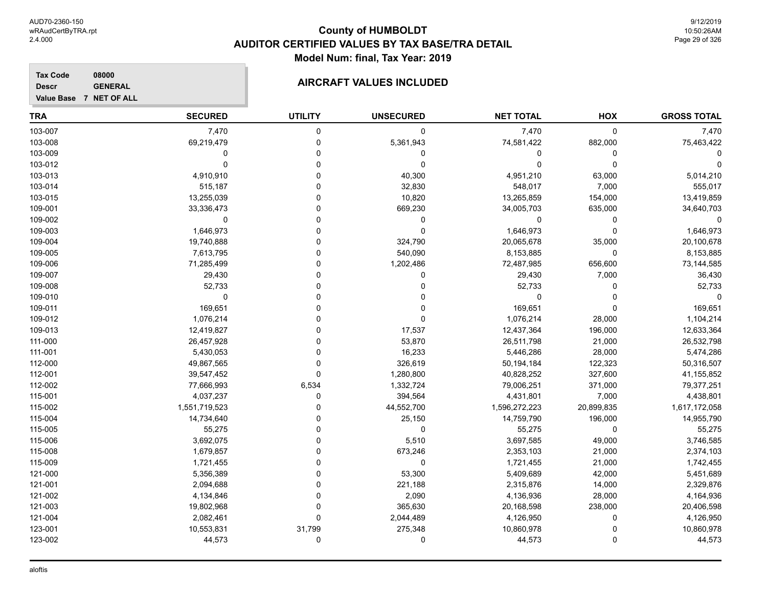# County of HUMBOLDT
## AUDITOR CERTIFIED VALUES BY TAX BASE/TRA DETAIL
### Model Num: final, Tax Year: 2019

**Tax Code** 08000
**Descr** GENERAL
**Value Base** 7 NET OF ALL

**AIRCRAFT VALUES INCLUDED**

| TRA | SECURED | UTILITY | UNSECURED | NET TOTAL | HOX | GROSS TOTAL |
|---|---|---|---|---|---|---|
| 103-007 | 7,470 | 0 | 0 | 7,470 | 0 | 7,470 |
| 103-008 | 69,219,479 | 0 | 5,361,943 | 74,581,422 | 882,000 | 75,463,422 |
| 103-009 | 0 | 0 | 0 | 0 | 0 | 0 |
| 103-012 | 0 | 0 | 0 | 0 | 0 | 0 |
| 103-013 | 4,910,910 | 0 | 40,300 | 4,951,210 | 63,000 | 5,014,210 |
| 103-014 | 515,187 | 0 | 32,830 | 548,017 | 7,000 | 555,017 |
| 103-015 | 13,255,039 | 0 | 10,820 | 13,265,859 | 154,000 | 13,419,859 |
| 109-001 | 33,336,473 | 0 | 669,230 | 34,005,703 | 635,000 | 34,640,703 |
| 109-002 | 0 | 0 | 0 | 0 | 0 | 0 |
| 109-003 | 1,646,973 | 0 | 0 | 1,646,973 | 0 | 1,646,973 |
| 109-004 | 19,740,888 | 0 | 324,790 | 20,065,678 | 35,000 | 20,100,678 |
| 109-005 | 7,613,795 | 0 | 540,090 | 8,153,885 | 0 | 8,153,885 |
| 109-006 | 71,285,499 | 0 | 1,202,486 | 72,487,985 | 656,600 | 73,144,585 |
| 109-007 | 29,430 | 0 | 0 | 29,430 | 7,000 | 36,430 |
| 109-008 | 52,733 | 0 | 0 | 52,733 | 0 | 52,733 |
| 109-010 | 0 | 0 | 0 | 0 | 0 | 0 |
| 109-011 | 169,651 | 0 | 0 | 169,651 | 0 | 169,651 |
| 109-012 | 1,076,214 | 0 | 0 | 1,076,214 | 28,000 | 1,104,214 |
| 109-013 | 12,419,827 | 0 | 17,537 | 12,437,364 | 196,000 | 12,633,364 |
| 111-000 | 26,457,928 | 0 | 53,870 | 26,511,798 | 21,000 | 26,532,798 |
| 111-001 | 5,430,053 | 0 | 16,233 | 5,446,286 | 28,000 | 5,474,286 |
| 112-000 | 49,867,565 | 0 | 326,619 | 50,194,184 | 122,323 | 50,316,507 |
| 112-001 | 39,547,452 | 0 | 1,280,800 | 40,828,252 | 327,600 | 41,155,852 |
| 112-002 | 77,666,993 | 6,534 | 1,332,724 | 79,006,251 | 371,000 | 79,377,251 |
| 115-001 | 4,037,237 | 0 | 394,564 | 4,431,801 | 7,000 | 4,438,801 |
| 115-002 | 1,551,719,523 | 0 | 44,552,700 | 1,596,272,223 | 20,899,835 | 1,617,172,058 |
| 115-004 | 14,734,640 | 0 | 25,150 | 14,759,790 | 196,000 | 14,955,790 |
| 115-005 | 55,275 | 0 | 0 | 55,275 | 0 | 55,275 |
| 115-006 | 3,692,075 | 0 | 5,510 | 3,697,585 | 49,000 | 3,746,585 |
| 115-008 | 1,679,857 | 0 | 673,246 | 2,353,103 | 21,000 | 2,374,103 |
| 115-009 | 1,721,455 | 0 | 0 | 1,721,455 | 21,000 | 1,742,455 |
| 121-000 | 5,356,389 | 0 | 53,300 | 5,409,689 | 42,000 | 5,451,689 |
| 121-001 | 2,094,688 | 0 | 221,188 | 2,315,876 | 14,000 | 2,329,876 |
| 121-002 | 4,134,846 | 0 | 2,090 | 4,136,936 | 28,000 | 4,164,936 |
| 121-003 | 19,802,968 | 0 | 365,630 | 20,168,598 | 238,000 | 20,406,598 |
| 121-004 | 2,082,461 | 0 | 2,044,489 | 4,126,950 | 0 | 4,126,950 |
| 123-001 | 10,553,831 | 31,799 | 275,348 | 10,860,978 | 0 | 10,860,978 |
| 123-002 | 44,573 | 0 | 0 | 44,573 | 0 | 44,573 |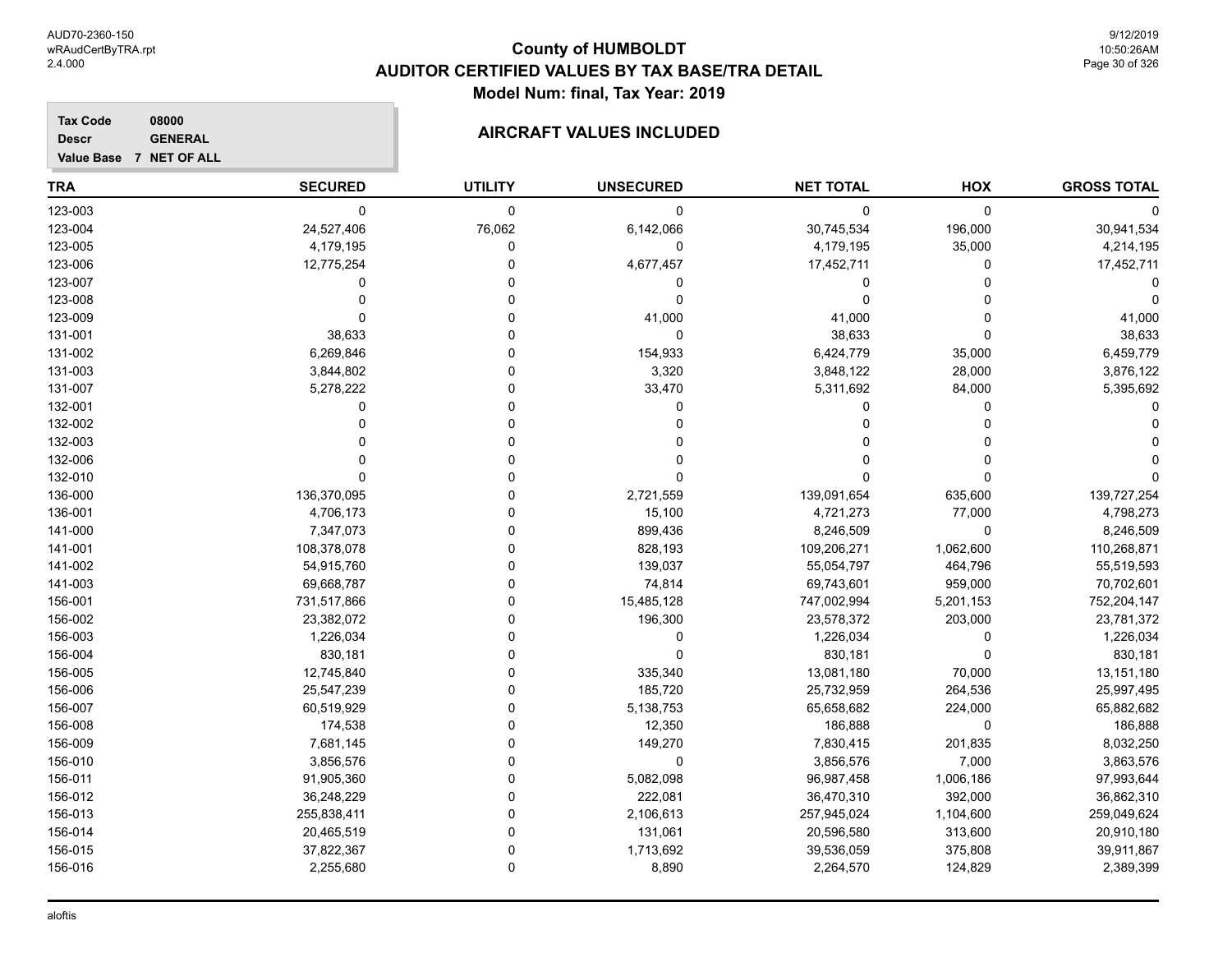# County of HUMBOLDT

## AUDITOR CERTIFIED VALUES BY TAX BASE/TRA DETAIL

### Model Num: final, Tax Year: 2019

**Tax Code** 08000
**Descr** GENERAL
**Value Base** 7 NET OF ALL

### AIRCRAFT VALUES INCLUDED

| TRA | SECURED | UTILITY | UNSECURED | NET TOTAL | HOX | GROSS TOTAL |
|---|---|---|---|---|---|---|
| 123-003 | 0 | 0 | 0 | 0 | 0 | 0 |
| 123-004 | 24,527,406 | 76,062 | 6,142,066 | 30,745,534 | 196,000 | 30,941,534 |
| 123-005 | 4,179,195 | 0 | 0 | 4,179,195 | 35,000 | 4,214,195 |
| 123-006 | 12,775,254 | 0 | 4,677,457 | 17,452,711 | 0 | 17,452,711 |
| 123-007 | 0 | 0 | 0 | 0 | 0 | 0 |
| 123-008 | 0 | 0 | 0 | 0 | 0 | 0 |
| 123-009 | 0 | 0 | 41,000 | 41,000 | 0 | 41,000 |
| 131-001 | 38,633 | 0 | 0 | 38,633 | 0 | 38,633 |
| 131-002 | 6,269,846 | 0 | 154,933 | 6,424,779 | 35,000 | 6,459,779 |
| 131-003 | 3,844,802 | 0 | 3,320 | 3,848,122 | 28,000 | 3,876,122 |
| 131-007 | 5,278,222 | 0 | 33,470 | 5,311,692 | 84,000 | 5,395,692 |
| 132-001 | 0 | 0 | 0 | 0 | 0 | 0 |
| 132-002 | 0 | 0 | 0 | 0 | 0 | 0 |
| 132-003 | 0 | 0 | 0 | 0 | 0 | 0 |
| 132-006 | 0 | 0 | 0 | 0 | 0 | 0 |
| 132-010 | 0 | 0 | 0 | 0 | 0 | 0 |
| 136-000 | 136,370,095 | 0 | 2,721,559 | 139,091,654 | 635,600 | 139,727,254 |
| 136-001 | 4,706,173 | 0 | 15,100 | 4,721,273 | 77,000 | 4,798,273 |
| 141-000 | 7,347,073 | 0 | 899,436 | 8,246,509 | 0 | 8,246,509 |
| 141-001 | 108,378,078 | 0 | 828,193 | 109,206,271 | 1,062,600 | 110,268,871 |
| 141-002 | 54,915,760 | 0 | 139,037 | 55,054,797 | 464,796 | 55,519,593 |
| 141-003 | 69,668,787 | 0 | 74,814 | 69,743,601 | 959,000 | 70,702,601 |
| 156-001 | 731,517,866 | 0 | 15,485,128 | 747,002,994 | 5,201,153 | 752,204,147 |
| 156-002 | 23,382,072 | 0 | 196,300 | 23,578,372 | 203,000 | 23,781,372 |
| 156-003 | 1,226,034 | 0 | 0 | 1,226,034 | 0 | 1,226,034 |
| 156-004 | 830,181 | 0 | 0 | 830,181 | 0 | 830,181 |
| 156-005 | 12,745,840 | 0 | 335,340 | 13,081,180 | 70,000 | 13,151,180 |
| 156-006 | 25,547,239 | 0 | 185,720 | 25,732,959 | 264,536 | 25,997,495 |
| 156-007 | 60,519,929 | 0 | 5,138,753 | 65,658,682 | 224,000 | 65,882,682 |
| 156-008 | 174,538 | 0 | 12,350 | 186,888 | 0 | 186,888 |
| 156-009 | 7,681,145 | 0 | 149,270 | 7,830,415 | 201,835 | 8,032,250 |
| 156-010 | 3,856,576 | 0 | 0 | 3,856,576 | 7,000 | 3,863,576 |
| 156-011 | 91,905,360 | 0 | 5,082,098 | 96,987,458 | 1,006,186 | 97,993,644 |
| 156-012 | 36,248,229 | 0 | 222,081 | 36,470,310 | 392,000 | 36,862,310 |
| 156-013 | 255,838,411 | 0 | 2,106,613 | 257,945,024 | 1,104,600 | 259,049,624 |
| 156-014 | 20,465,519 | 0 | 131,061 | 20,596,580 | 313,600 | 20,910,180 |
| 156-015 | 37,822,367 | 0 | 1,713,692 | 39,536,059 | 375,808 | 39,911,867 |
| 156-016 | 2,255,680 | 0 | 8,890 | 2,264,570 | 124,829 | 2,389,399 |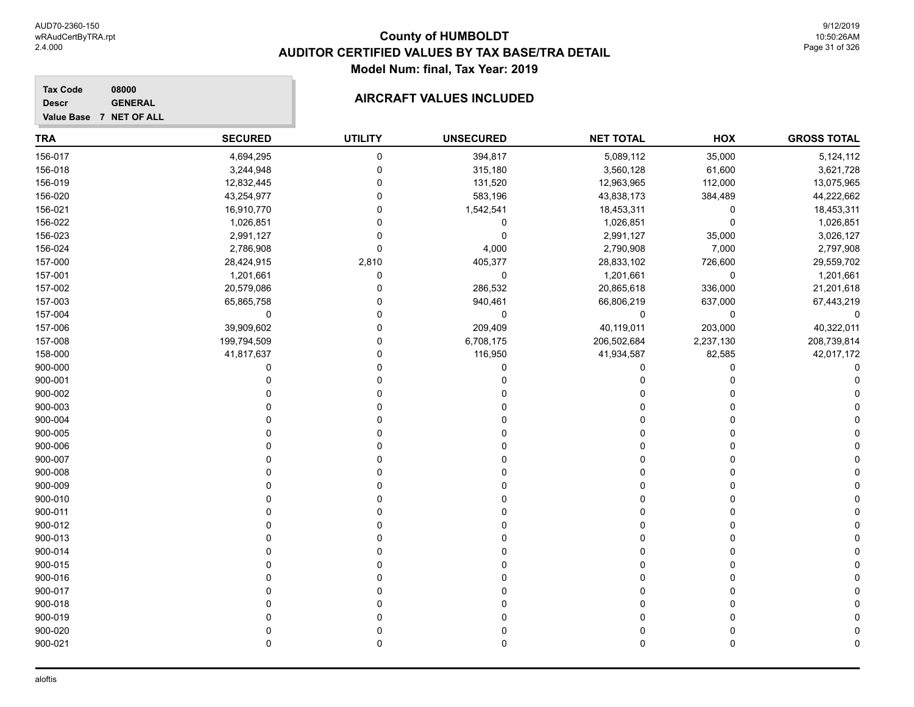# County of HUMBOLDT
# AUDITOR CERTIFIED VALUES BY TAX BASE/TRA DETAIL
## Model Num: final, Tax Year: 2019

**Tax Code** 08000
**Descr** GENERAL
**Value Base** 7 NET OF ALL

## AIRCRAFT VALUES INCLUDED

| TRA | SECURED | UTILITY | UNSECURED | NET TOTAL | HOX | GROSS TOTAL |
|---|---|---|---|---|---|---|
| 156-017 | 4,694,295 | 0 | 394,817 | 5,089,112 | 35,000 | 5,124,112 |
| 156-018 | 3,244,948 | 0 | 315,180 | 3,560,128 | 61,600 | 3,621,728 |
| 156-019 | 12,832,445 | 0 | 131,520 | 12,963,965 | 112,000 | 13,075,965 |
| 156-020 | 43,254,977 | 0 | 583,196 | 43,838,173 | 384,489 | 44,222,662 |
| 156-021 | 16,910,770 | 0 | 1,542,541 | 18,453,311 | 0 | 18,453,311 |
| 156-022 | 1,026,851 | 0 | 0 | 1,026,851 | 0 | 1,026,851 |
| 156-023 | 2,991,127 | 0 | 0 | 2,991,127 | 35,000 | 3,026,127 |
| 156-024 | 2,786,908 | 0 | 4,000 | 2,790,908 | 7,000 | 2,797,908 |
| 157-000 | 28,424,915 | 2,810 | 405,377 | 28,833,102 | 726,600 | 29,559,702 |
| 157-001 | 1,201,661 | 0 | 0 | 1,201,661 | 0 | 1,201,661 |
| 157-002 | 20,579,086 | 0 | 286,532 | 20,865,618 | 336,000 | 21,201,618 |
| 157-003 | 65,865,758 | 0 | 940,461 | 66,806,219 | 637,000 | 67,443,219 |
| 157-004 | 0 | 0 | 0 | 0 | 0 | 0 |
| 157-006 | 39,909,602 | 0 | 209,409 | 40,119,011 | 203,000 | 40,322,011 |
| 157-008 | 199,794,509 | 0 | 6,708,175 | 206,502,684 | 2,237,130 | 208,739,814 |
| 158-000 | 41,817,637 | 0 | 116,950 | 41,934,587 | 82,585 | 42,017,172 |
| 900-000 | 0 | 0 | 0 | 0 | 0 | 0 |
| 900-001 | 0 | 0 | 0 | 0 | 0 | 0 |
| 900-002 | 0 | 0 | 0 | 0 | 0 | 0 |
| 900-003 | 0 | 0 | 0 | 0 | 0 | 0 |
| 900-004 | 0 | 0 | 0 | 0 | 0 | 0 |
| 900-005 | 0 | 0 | 0 | 0 | 0 | 0 |
| 900-006 | 0 | 0 | 0 | 0 | 0 | 0 |
| 900-007 | 0 | 0 | 0 | 0 | 0 | 0 |
| 900-008 | 0 | 0 | 0 | 0 | 0 | 0 |
| 900-009 | 0 | 0 | 0 | 0 | 0 | 0 |
| 900-010 | 0 | 0 | 0 | 0 | 0 | 0 |
| 900-011 | 0 | 0 | 0 | 0 | 0 | 0 |
| 900-012 | 0 | 0 | 0 | 0 | 0 | 0 |
| 900-013 | 0 | 0 | 0 | 0 | 0 | 0 |
| 900-014 | 0 | 0 | 0 | 0 | 0 | 0 |
| 900-015 | 0 | 0 | 0 | 0 | 0 | 0 |
| 900-016 | 0 | 0 | 0 | 0 | 0 | 0 |
| 900-017 | 0 | 0 | 0 | 0 | 0 | 0 |
| 900-018 | 0 | 0 | 0 | 0 | 0 | 0 |
| 900-019 | 0 | 0 | 0 | 0 | 0 | 0 |
| 900-020 | 0 | 0 | 0 | 0 | 0 | 0 |
| 900-021 | 0 | 0 | 0 | 0 | 0 | 0 |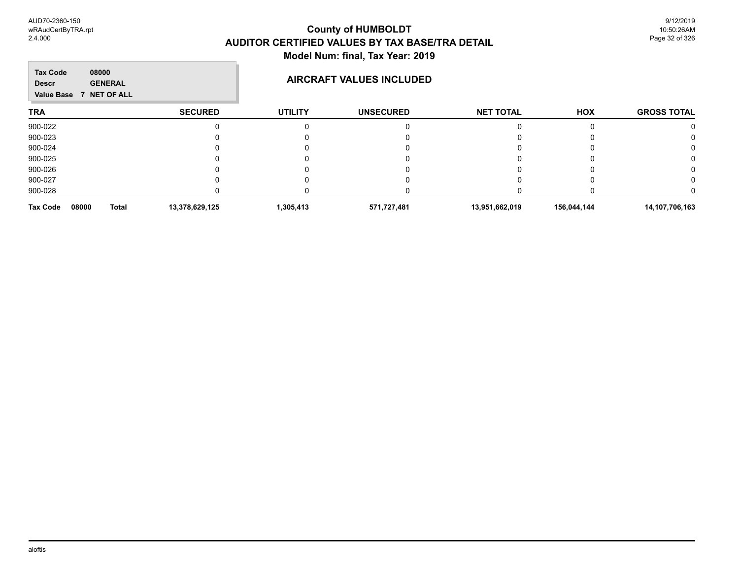**County of HUMBOLDT**
**AUDITOR CERTIFIED VALUES BY TAX BASE/TRA DETAIL**
**Model Num: final, Tax Year: 2019**

| | |
|---|---|
| **Tax Code** | **08000** |
| **Descr** | **GENERAL** |
| **Value Base** | **7 NET OF ALL** |

## AIRCRAFT VALUES INCLUDED

| TRA | SECURED | UTILITY | UNSECURED | NET TOTAL | HOX | GROSS TOTAL |
|---|---|---|---|---|---|---|
| 900-022 | 0 | 0 | 0 | 0 | 0 | 0 |
| 900-023 | 0 | 0 | 0 | 0 | 0 | 0 |
| 900-024 | 0 | 0 | 0 | 0 | 0 | 0 |
| 900-025 | 0 | 0 | 0 | 0 | 0 | 0 |
| 900-026 | 0 | 0 | 0 | 0 | 0 | 0 |
| 900-027 | 0 | 0 | 0 | 0 | 0 | 0 |
| 900-028 | 0 | 0 | 0 | 0 | 0 | 0 |
| **Tax Code 08000 Total** | **13,378,629,125** | **1,305,413** | **571,727,481** | **13,951,662,019** | **156,044,144** | **14,107,706,163** |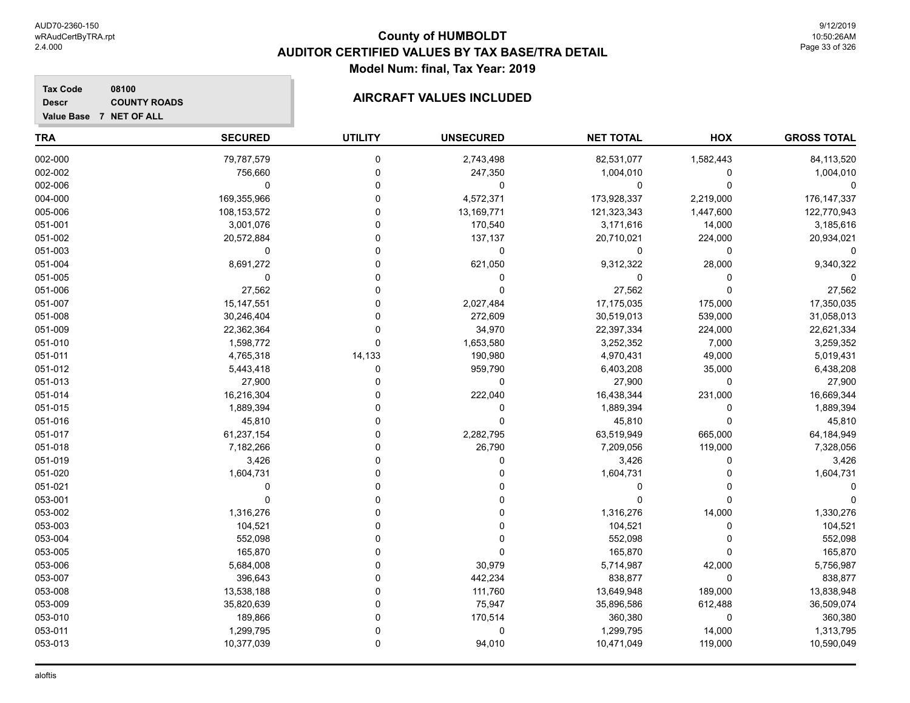# County of HUMBOLDT

## AUDITOR CERTIFIED VALUES BY TAX BASE/TRA DETAIL

### Model Num: final, Tax Year: 2019

**Tax Code** 08100
**Descr** COUNTY ROADS
**Value Base** 7 NET OF ALL

### AIRCRAFT VALUES INCLUDED

| TRA | SECURED | UTILITY | UNSECURED | NET TOTAL | HOX | GROSS TOTAL |
|---|---|---|---|---|---|---|
| 002-000 | 79,787,579 | 0 | 2,743,498 | 82,531,077 | 1,582,443 | 84,113,520 |
| 002-002 | 756,660 | 0 | 247,350 | 1,004,010 | 0 | 1,004,010 |
| 002-006 | 0 | 0 | 0 | 0 | 0 | 0 |
| 004-000 | 169,355,966 | 0 | 4,572,371 | 173,928,337 | 2,219,000 | 176,147,337 |
| 005-006 | 108,153,572 | 0 | 13,169,771 | 121,323,343 | 1,447,600 | 122,770,943 |
| 051-001 | 3,001,076 | 0 | 170,540 | 3,171,616 | 14,000 | 3,185,616 |
| 051-002 | 20,572,884 | 0 | 137,137 | 20,710,021 | 224,000 | 20,934,021 |
| 051-003 | 0 | 0 | 0 | 0 | 0 | 0 |
| 051-004 | 8,691,272 | 0 | 621,050 | 9,312,322 | 28,000 | 9,340,322 |
| 051-005 | 0 | 0 | 0 | 0 | 0 | 0 |
| 051-006 | 27,562 | 0 | 0 | 27,562 | 0 | 27,562 |
| 051-007 | 15,147,551 | 0 | 2,027,484 | 17,175,035 | 175,000 | 17,350,035 |
| 051-008 | 30,246,404 | 0 | 272,609 | 30,519,013 | 539,000 | 31,058,013 |
| 051-009 | 22,362,364 | 0 | 34,970 | 22,397,334 | 224,000 | 22,621,334 |
| 051-010 | 1,598,772 | 0 | 1,653,580 | 3,252,352 | 7,000 | 3,259,352 |
| 051-011 | 4,765,318 | 14,133 | 190,980 | 4,970,431 | 49,000 | 5,019,431 |
| 051-012 | 5,443,418 | 0 | 959,790 | 6,403,208 | 35,000 | 6,438,208 |
| 051-013 | 27,900 | 0 | 0 | 27,900 | 0 | 27,900 |
| 051-014 | 16,216,304 | 0 | 222,040 | 16,438,344 | 231,000 | 16,669,344 |
| 051-015 | 1,889,394 | 0 | 0 | 1,889,394 | 0 | 1,889,394 |
| 051-016 | 45,810 | 0 | 0 | 45,810 | 0 | 45,810 |
| 051-017 | 61,237,154 | 0 | 2,282,795 | 63,519,949 | 665,000 | 64,184,949 |
| 051-018 | 7,182,266 | 0 | 26,790 | 7,209,056 | 119,000 | 7,328,056 |
| 051-019 | 3,426 | 0 | 0 | 3,426 | 0 | 3,426 |
| 051-020 | 1,604,731 | 0 | 0 | 1,604,731 | 0 | 1,604,731 |
| 051-021 | 0 | 0 | 0 | 0 | 0 | 0 |
| 053-001 | 0 | 0 | 0 | 0 | 0 | 0 |
| 053-002 | 1,316,276 | 0 | 0 | 1,316,276 | 14,000 | 1,330,276 |
| 053-003 | 104,521 | 0 | 0 | 104,521 | 0 | 104,521 |
| 053-004 | 552,098 | 0 | 0 | 552,098 | 0 | 552,098 |
| 053-005 | 165,870 | 0 | 0 | 165,870 | 0 | 165,870 |
| 053-006 | 5,684,008 | 0 | 30,979 | 5,714,987 | 42,000 | 5,756,987 |
| 053-007 | 396,643 | 0 | 442,234 | 838,877 | 0 | 838,877 |
| 053-008 | 13,538,188 | 0 | 111,760 | 13,649,948 | 189,000 | 13,838,948 |
| 053-009 | 35,820,639 | 0 | 75,947 | 35,896,586 | 612,488 | 36,509,074 |
| 053-010 | 189,866 | 0 | 170,514 | 360,380 | 0 | 360,380 |
| 053-011 | 1,299,795 | 0 | 0 | 1,299,795 | 14,000 | 1,313,795 |
| 053-013 | 10,377,039 | 0 | 94,010 | 10,471,049 | 119,000 | 10,590,049 |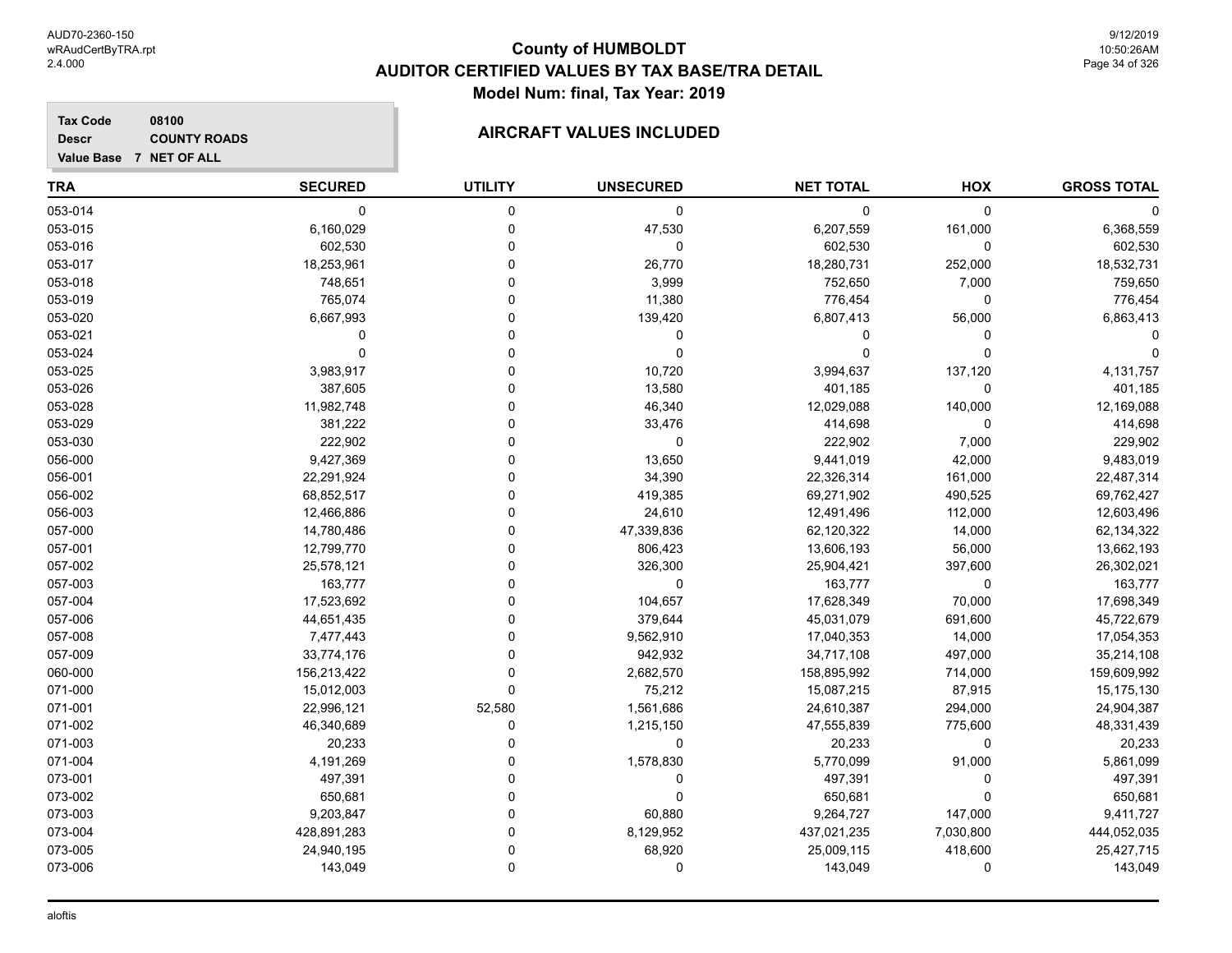# County of HUMBOLDT
## AUDITOR CERTIFIED VALUES BY TAX BASE/TRA DETAIL
### Model Num: final, Tax Year: 2019

**Tax Code** 08100
**Descr** COUNTY ROADS
**Value Base** 7 NET OF ALL

### AIRCRAFT VALUES INCLUDED

| TRA | SECURED | UTILITY | UNSECURED | NET TOTAL | HOX | GROSS TOTAL |
|---|---|---|---|---|---|---|
| 053-014 | 0 | 0 | 0 | 0 | 0 | 0 |
| 053-015 | 6,160,029 | 0 | 47,530 | 6,207,559 | 161,000 | 6,368,559 |
| 053-016 | 602,530 | 0 | 0 | 602,530 | 0 | 602,530 |
| 053-017 | 18,253,961 | 0 | 26,770 | 18,280,731 | 252,000 | 18,532,731 |
| 053-018 | 748,651 | 0 | 3,999 | 752,650 | 7,000 | 759,650 |
| 053-019 | 765,074 | 0 | 11,380 | 776,454 | 0 | 776,454 |
| 053-020 | 6,667,993 | 0 | 139,420 | 6,807,413 | 56,000 | 6,863,413 |
| 053-021 | 0 | 0 | 0 | 0 | 0 | 0 |
| 053-024 | 0 | 0 | 0 | 0 | 0 | 0 |
| 053-025 | 3,983,917 | 0 | 10,720 | 3,994,637 | 137,120 | 4,131,757 |
| 053-026 | 387,605 | 0 | 13,580 | 401,185 | 0 | 401,185 |
| 053-028 | 11,982,748 | 0 | 46,340 | 12,029,088 | 140,000 | 12,169,088 |
| 053-029 | 381,222 | 0 | 33,476 | 414,698 | 0 | 414,698 |
| 053-030 | 222,902 | 0 | 0 | 222,902 | 7,000 | 229,902 |
| 056-000 | 9,427,369 | 0 | 13,650 | 9,441,019 | 42,000 | 9,483,019 |
| 056-001 | 22,291,924 | 0 | 34,390 | 22,326,314 | 161,000 | 22,487,314 |
| 056-002 | 68,852,517 | 0 | 419,385 | 69,271,902 | 490,525 | 69,762,427 |
| 056-003 | 12,466,886 | 0 | 24,610 | 12,491,496 | 112,000 | 12,603,496 |
| 057-000 | 14,780,486 | 0 | 47,339,836 | 62,120,322 | 14,000 | 62,134,322 |
| 057-001 | 12,799,770 | 0 | 806,423 | 13,606,193 | 56,000 | 13,662,193 |
| 057-002 | 25,578,121 | 0 | 326,300 | 25,904,421 | 397,600 | 26,302,021 |
| 057-003 | 163,777 | 0 | 0 | 163,777 | 0 | 163,777 |
| 057-004 | 17,523,692 | 0 | 104,657 | 17,628,349 | 70,000 | 17,698,349 |
| 057-006 | 44,651,435 | 0 | 379,644 | 45,031,079 | 691,600 | 45,722,679 |
| 057-008 | 7,477,443 | 0 | 9,562,910 | 17,040,353 | 14,000 | 17,054,353 |
| 057-009 | 33,774,176 | 0 | 942,932 | 34,717,108 | 497,000 | 35,214,108 |
| 060-000 | 156,213,422 | 0 | 2,682,570 | 158,895,992 | 714,000 | 159,609,992 |
| 071-000 | 15,012,003 | 0 | 75,212 | 15,087,215 | 87,915 | 15,175,130 |
| 071-001 | 22,996,121 | 52,580 | 1,561,686 | 24,610,387 | 294,000 | 24,904,387 |
| 071-002 | 46,340,689 | 0 | 1,215,150 | 47,555,839 | 775,600 | 48,331,439 |
| 071-003 | 20,233 | 0 | 0 | 20,233 | 0 | 20,233 |
| 071-004 | 4,191,269 | 0 | 1,578,830 | 5,770,099 | 91,000 | 5,861,099 |
| 073-001 | 497,391 | 0 | 0 | 497,391 | 0 | 497,391 |
| 073-002 | 650,681 | 0 | 0 | 650,681 | 0 | 650,681 |
| 073-003 | 9,203,847 | 0 | 60,880 | 9,264,727 | 147,000 | 9,411,727 |
| 073-004 | 428,891,283 | 0 | 8,129,952 | 437,021,235 | 7,030,800 | 444,052,035 |
| 073-005 | 24,940,195 | 0 | 68,920 | 25,009,115 | 418,600 | 25,427,715 |
| 073-006 | 143,049 | 0 | 0 | 143,049 | 0 | 143,049 |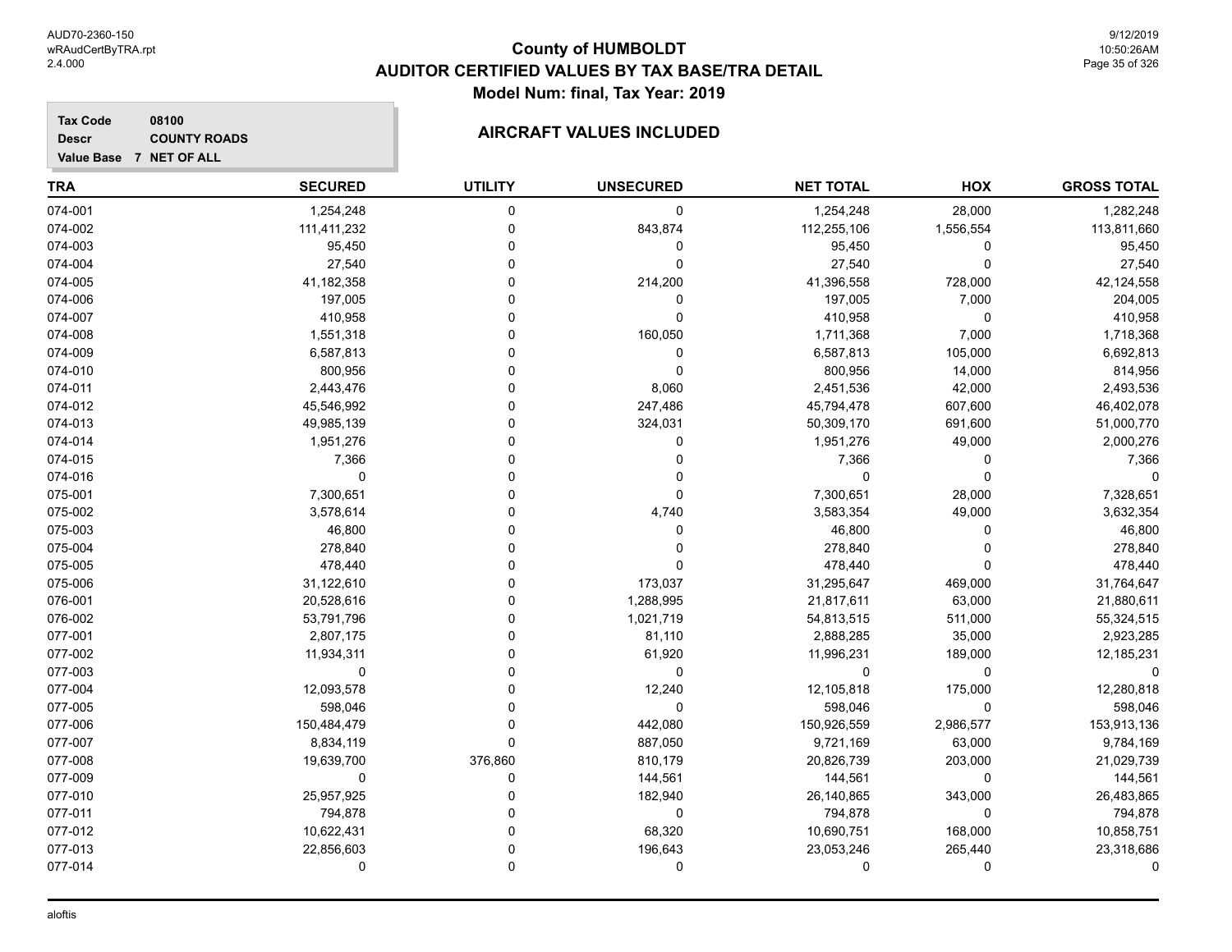# County of HUMBOLDT
## AUDITOR CERTIFIED VALUES BY TAX BASE/TRA DETAIL
### Model Num: final, Tax Year: 2019

**Tax Code** 08100
**Descr** COUNTY ROADS
**Value Base** 7 NET OF ALL

### AIRCRAFT VALUES INCLUDED

| TRA | SECURED | UTILITY | UNSECURED | NET TOTAL | HOX | GROSS TOTAL |
|---|---|---|---|---|---|---|
| 074-001 | 1,254,248 | 0 | 0 | 1,254,248 | 28,000 | 1,282,248 |
| 074-002 | 111,411,232 | 0 | 843,874 | 112,255,106 | 1,556,554 | 113,811,660 |
| 074-003 | 95,450 | 0 | 0 | 95,450 | 0 | 95,450 |
| 074-004 | 27,540 | 0 | 0 | 27,540 | 0 | 27,540 |
| 074-005 | 41,182,358 | 0 | 214,200 | 41,396,558 | 728,000 | 42,124,558 |
| 074-006 | 197,005 | 0 | 0 | 197,005 | 7,000 | 204,005 |
| 074-007 | 410,958 | 0 | 0 | 410,958 | 0 | 410,958 |
| 074-008 | 1,551,318 | 0 | 160,050 | 1,711,368 | 7,000 | 1,718,368 |
| 074-009 | 6,587,813 | 0 | 0 | 6,587,813 | 105,000 | 6,692,813 |
| 074-010 | 800,956 | 0 | 0 | 800,956 | 14,000 | 814,956 |
| 074-011 | 2,443,476 | 0 | 8,060 | 2,451,536 | 42,000 | 2,493,536 |
| 074-012 | 45,546,992 | 0 | 247,486 | 45,794,478 | 607,600 | 46,402,078 |
| 074-013 | 49,985,139 | 0 | 324,031 | 50,309,170 | 691,600 | 51,000,770 |
| 074-014 | 1,951,276 | 0 | 0 | 1,951,276 | 49,000 | 2,000,276 |
| 074-015 | 7,366 | 0 | 0 | 7,366 | 0 | 7,366 |
| 074-016 | 0 | 0 | 0 | 0 | 0 | 0 |
| 075-001 | 7,300,651 | 0 | 0 | 7,300,651 | 28,000 | 7,328,651 |
| 075-002 | 3,578,614 | 0 | 4,740 | 3,583,354 | 49,000 | 3,632,354 |
| 075-003 | 46,800 | 0 | 0 | 46,800 | 0 | 46,800 |
| 075-004 | 278,840 | 0 | 0 | 278,840 | 0 | 278,840 |
| 075-005 | 478,440 | 0 | 0 | 478,440 | 0 | 478,440 |
| 075-006 | 31,122,610 | 0 | 173,037 | 31,295,647 | 469,000 | 31,764,647 |
| 076-001 | 20,528,616 | 0 | 1,288,995 | 21,817,611 | 63,000 | 21,880,611 |
| 076-002 | 53,791,796 | 0 | 1,021,719 | 54,813,515 | 511,000 | 55,324,515 |
| 077-001 | 2,807,175 | 0 | 81,110 | 2,888,285 | 35,000 | 2,923,285 |
| 077-002 | 11,934,311 | 0 | 61,920 | 11,996,231 | 189,000 | 12,185,231 |
| 077-003 | 0 | 0 | 0 | 0 | 0 | 0 |
| 077-004 | 12,093,578 | 0 | 12,240 | 12,105,818 | 175,000 | 12,280,818 |
| 077-005 | 598,046 | 0 | 0 | 598,046 | 0 | 598,046 |
| 077-006 | 150,484,479 | 0 | 442,080 | 150,926,559 | 2,986,577 | 153,913,136 |
| 077-007 | 8,834,119 | 0 | 887,050 | 9,721,169 | 63,000 | 9,784,169 |
| 077-008 | 19,639,700 | 376,860 | 810,179 | 20,826,739 | 203,000 | 21,029,739 |
| 077-009 | 0 | 0 | 144,561 | 144,561 | 0 | 144,561 |
| 077-010 | 25,957,925 | 0 | 182,940 | 26,140,865 | 343,000 | 26,483,865 |
| 077-011 | 794,878 | 0 | 0 | 794,878 | 0 | 794,878 |
| 077-012 | 10,622,431 | 0 | 68,320 | 10,690,751 | 168,000 | 10,858,751 |
| 077-013 | 22,856,603 | 0 | 196,643 | 23,053,246 | 265,440 | 23,318,686 |
| 077-014 | 0 | 0 | 0 | 0 | 0 | 0 |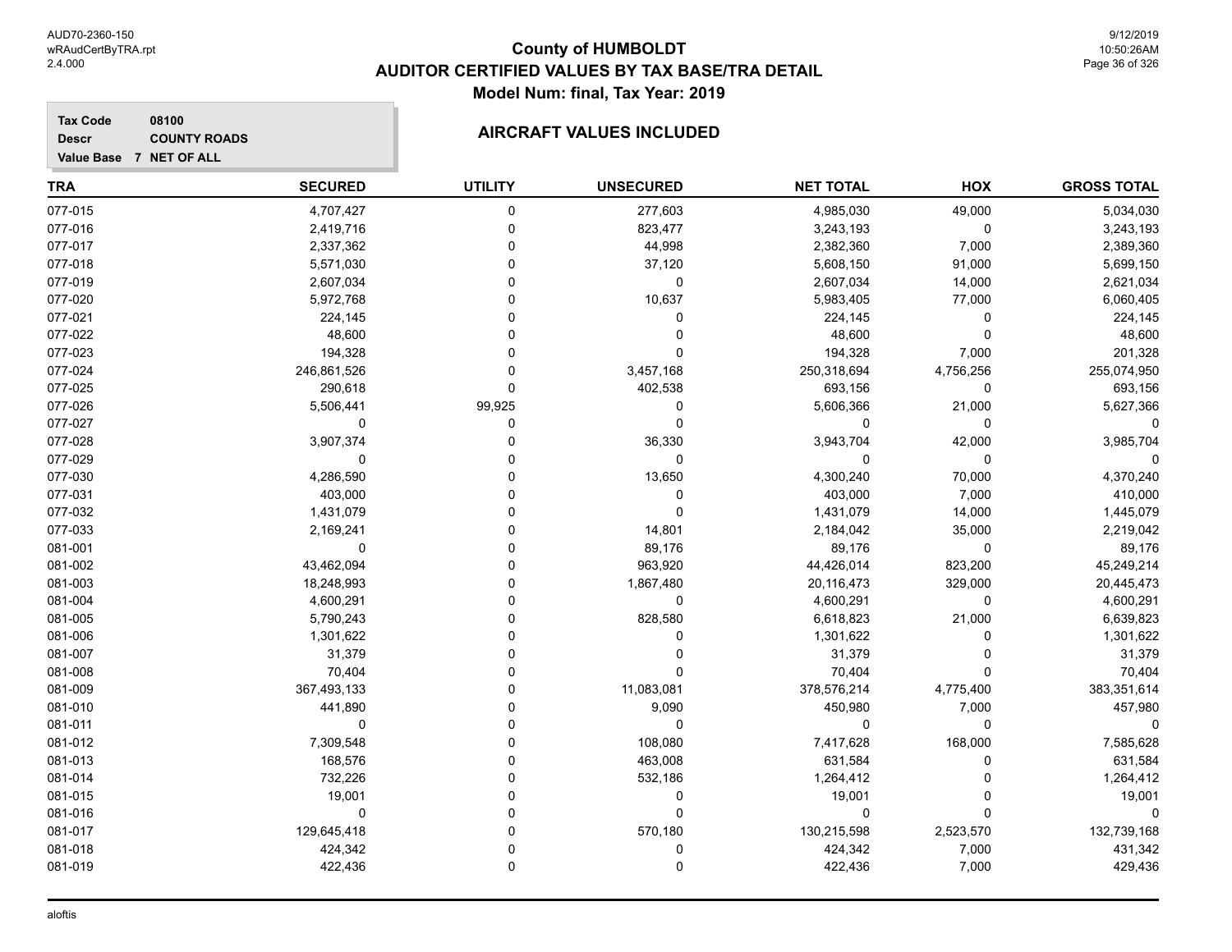# County of HUMBOLDT
## AUDITOR CERTIFIED VALUES BY TAX BASE/TRA DETAIL
### Model Num: final, Tax Year: 2019

**Tax Code** 08100
**Descr** COUNTY ROADS
**Value Base** 7 NET OF ALL

### AIRCRAFT VALUES INCLUDED

| TRA | SECURED | UTILITY | UNSECURED | NET TOTAL | HOX | GROSS TOTAL |
|---|---|---|---|---|---|---|
| 077-015 | 4,707,427 | 0 | 277,603 | 4,985,030 | 49,000 | 5,034,030 |
| 077-016 | 2,419,716 | 0 | 823,477 | 3,243,193 | 0 | 3,243,193 |
| 077-017 | 2,337,362 | 0 | 44,998 | 2,382,360 | 7,000 | 2,389,360 |
| 077-018 | 5,571,030 | 0 | 37,120 | 5,608,150 | 91,000 | 5,699,150 |
| 077-019 | 2,607,034 | 0 | 0 | 2,607,034 | 14,000 | 2,621,034 |
| 077-020 | 5,972,768 | 0 | 10,637 | 5,983,405 | 77,000 | 6,060,405 |
| 077-021 | 224,145 | 0 | 0 | 224,145 | 0 | 224,145 |
| 077-022 | 48,600 | 0 | 0 | 48,600 | 0 | 48,600 |
| 077-023 | 194,328 | 0 | 0 | 194,328 | 7,000 | 201,328 |
| 077-024 | 246,861,526 | 0 | 3,457,168 | 250,318,694 | 4,756,256 | 255,074,950 |
| 077-025 | 290,618 | 0 | 402,538 | 693,156 | 0 | 693,156 |
| 077-026 | 5,506,441 | 99,925 | 0 | 5,606,366 | 21,000 | 5,627,366 |
| 077-027 | 0 | 0 | 0 | 0 | 0 | 0 |
| 077-028 | 3,907,374 | 0 | 36,330 | 3,943,704 | 42,000 | 3,985,704 |
| 077-029 | 0 | 0 | 0 | 0 | 0 | 0 |
| 077-030 | 4,286,590 | 0 | 13,650 | 4,300,240 | 70,000 | 4,370,240 |
| 077-031 | 403,000 | 0 | 0 | 403,000 | 7,000 | 410,000 |
| 077-032 | 1,431,079 | 0 | 0 | 1,431,079 | 14,000 | 1,445,079 |
| 077-033 | 2,169,241 | 0 | 14,801 | 2,184,042 | 35,000 | 2,219,042 |
| 081-001 | 0 | 0 | 89,176 | 89,176 | 0 | 89,176 |
| 081-002 | 43,462,094 | 0 | 963,920 | 44,426,014 | 823,200 | 45,249,214 |
| 081-003 | 18,248,993 | 0 | 1,867,480 | 20,116,473 | 329,000 | 20,445,473 |
| 081-004 | 4,600,291 | 0 | 0 | 4,600,291 | 0 | 4,600,291 |
| 081-005 | 5,790,243 | 0 | 828,580 | 6,618,823 | 21,000 | 6,639,823 |
| 081-006 | 1,301,622 | 0 | 0 | 1,301,622 | 0 | 1,301,622 |
| 081-007 | 31,379 | 0 | 0 | 31,379 | 0 | 31,379 |
| 081-008 | 70,404 | 0 | 0 | 70,404 | 0 | 70,404 |
| 081-009 | 367,493,133 | 0 | 11,083,081 | 378,576,214 | 4,775,400 | 383,351,614 |
| 081-010 | 441,890 | 0 | 9,090 | 450,980 | 7,000 | 457,980 |
| 081-011 | 0 | 0 | 0 | 0 | 0 | 0 |
| 081-012 | 7,309,548 | 0 | 108,080 | 7,417,628 | 168,000 | 7,585,628 |
| 081-013 | 168,576 | 0 | 463,008 | 631,584 | 0 | 631,584 |
| 081-014 | 732,226 | 0 | 532,186 | 1,264,412 | 0 | 1,264,412 |
| 081-015 | 19,001 | 0 | 0 | 19,001 | 0 | 19,001 |
| 081-016 | 0 | 0 | 0 | 0 | 0 | 0 |
| 081-017 | 129,645,418 | 0 | 570,180 | 130,215,598 | 2,523,570 | 132,739,168 |
| 081-018 | 424,342 | 0 | 0 | 424,342 | 7,000 | 431,342 |
| 081-019 | 422,436 | 0 | 0 | 422,436 | 7,000 | 429,436 |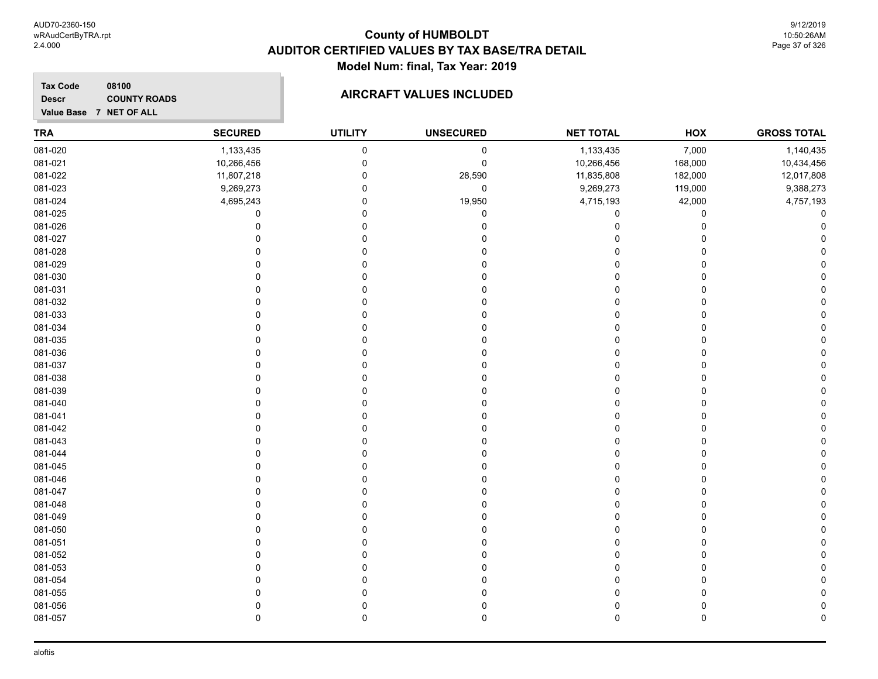# County of HUMBOLDT
# AUDITOR CERTIFIED VALUES BY TAX BASE/TRA DETAIL
## Model Num: final, Tax Year: 2019

**Tax Code** 08100
**Descr** COUNTY ROADS
**Value Base** 7 NET OF ALL

### AIRCRAFT VALUES INCLUDED

| TRA | SECURED | UTILITY | UNSECURED | NET TOTAL | HOX | GROSS TOTAL |
|---|---|---|---|---|---|---|
| 081-020 | 1,133,435 | 0 | 0 | 1,133,435 | 7,000 | 1,140,435 |
| 081-021 | 10,266,456 | 0 | 0 | 10,266,456 | 168,000 | 10,434,456 |
| 081-022 | 11,807,218 | 0 | 28,590 | 11,835,808 | 182,000 | 12,017,808 |
| 081-023 | 9,269,273 | 0 | 0 | 9,269,273 | 119,000 | 9,388,273 |
| 081-024 | 4,695,243 | 0 | 19,950 | 4,715,193 | 42,000 | 4,757,193 |
| 081-025 | 0 | 0 | 0 | 0 | 0 | 0 |
| 081-026 | 0 | 0 | 0 | 0 | 0 | 0 |
| 081-027 | 0 | 0 | 0 | 0 | 0 | 0 |
| 081-028 | 0 | 0 | 0 | 0 | 0 | 0 |
| 081-029 | 0 | 0 | 0 | 0 | 0 | 0 |
| 081-030 | 0 | 0 | 0 | 0 | 0 | 0 |
| 081-031 | 0 | 0 | 0 | 0 | 0 | 0 |
| 081-032 | 0 | 0 | 0 | 0 | 0 | 0 |
| 081-033 | 0 | 0 | 0 | 0 | 0 | 0 |
| 081-034 | 0 | 0 | 0 | 0 | 0 | 0 |
| 081-035 | 0 | 0 | 0 | 0 | 0 | 0 |
| 081-036 | 0 | 0 | 0 | 0 | 0 | 0 |
| 081-037 | 0 | 0 | 0 | 0 | 0 | 0 |
| 081-038 | 0 | 0 | 0 | 0 | 0 | 0 |
| 081-039 | 0 | 0 | 0 | 0 | 0 | 0 |
| 081-040 | 0 | 0 | 0 | 0 | 0 | 0 |
| 081-041 | 0 | 0 | 0 | 0 | 0 | 0 |
| 081-042 | 0 | 0 | 0 | 0 | 0 | 0 |
| 081-043 | 0 | 0 | 0 | 0 | 0 | 0 |
| 081-044 | 0 | 0 | 0 | 0 | 0 | 0 |
| 081-045 | 0 | 0 | 0 | 0 | 0 | 0 |
| 081-046 | 0 | 0 | 0 | 0 | 0 | 0 |
| 081-047 | 0 | 0 | 0 | 0 | 0 | 0 |
| 081-048 | 0 | 0 | 0 | 0 | 0 | 0 |
| 081-049 | 0 | 0 | 0 | 0 | 0 | 0 |
| 081-050 | 0 | 0 | 0 | 0 | 0 | 0 |
| 081-051 | 0 | 0 | 0 | 0 | 0 | 0 |
| 081-052 | 0 | 0 | 0 | 0 | 0 | 0 |
| 081-053 | 0 | 0 | 0 | 0 | 0 | 0 |
| 081-054 | 0 | 0 | 0 | 0 | 0 | 0 |
| 081-055 | 0 | 0 | 0 | 0 | 0 | 0 |
| 081-056 | 0 | 0 | 0 | 0 | 0 | 0 |
| 081-057 | 0 | 0 | 0 | 0 | 0 | 0 |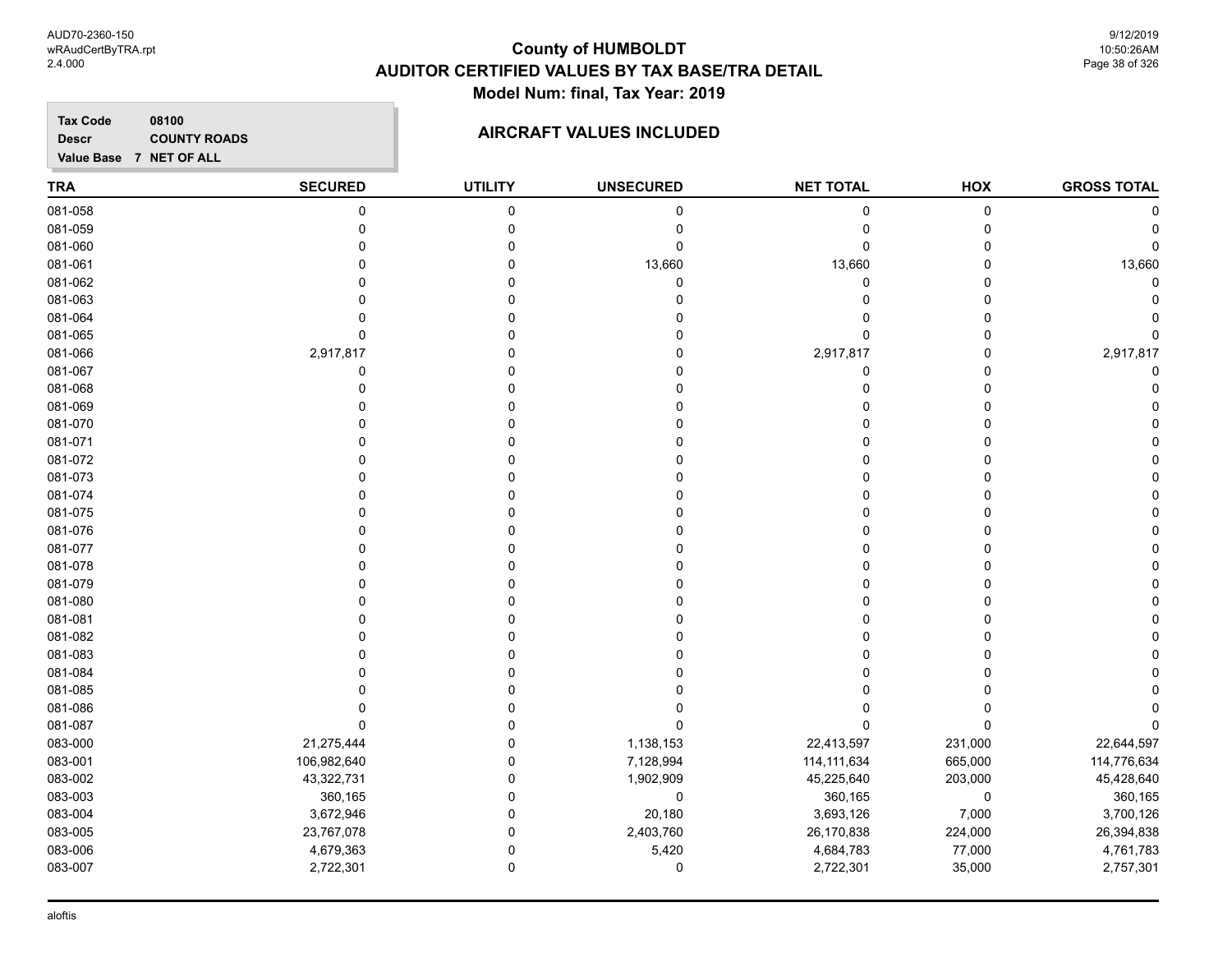# County of HUMBOLDT
## AUDITOR CERTIFIED VALUES BY TAX BASE/TRA DETAIL
### Model Num: final, Tax Year: 2019

**Tax Code** 08100
**Descr** COUNTY ROADS
**Value Base** 7 NET OF ALL

### AIRCRAFT VALUES INCLUDED

| TRA | SECURED | UTILITY | UNSECURED | NET TOTAL | HOX | GROSS TOTAL |
|---|---|---|---|---|---|---|
| 081-058 | 0 | 0 | 0 | 0 | 0 | 0 |
| 081-059 | 0 | 0 | 0 | 0 | 0 | 0 |
| 081-060 | 0 | 0 | 0 | 0 | 0 | 0 |
| 081-061 | 0 | 0 | 13,660 | 13,660 | 0 | 13,660 |
| 081-062 | 0 | 0 | 0 | 0 | 0 | 0 |
| 081-063 | 0 | 0 | 0 | 0 | 0 | 0 |
| 081-064 | 0 | 0 | 0 | 0 | 0 | 0 |
| 081-065 | 0 | 0 | 0 | 0 | 0 | 0 |
| 081-066 | 2,917,817 | 0 | 0 | 2,917,817 | 0 | 2,917,817 |
| 081-067 | 0 | 0 | 0 | 0 | 0 | 0 |
| 081-068 | 0 | 0 | 0 | 0 | 0 | 0 |
| 081-069 | 0 | 0 | 0 | 0 | 0 | 0 |
| 081-070 | 0 | 0 | 0 | 0 | 0 | 0 |
| 081-071 | 0 | 0 | 0 | 0 | 0 | 0 |
| 081-072 | 0 | 0 | 0 | 0 | 0 | 0 |
| 081-073 | 0 | 0 | 0 | 0 | 0 | 0 |
| 081-074 | 0 | 0 | 0 | 0 | 0 | 0 |
| 081-075 | 0 | 0 | 0 | 0 | 0 | 0 |
| 081-076 | 0 | 0 | 0 | 0 | 0 | 0 |
| 081-077 | 0 | 0 | 0 | 0 | 0 | 0 |
| 081-078 | 0 | 0 | 0 | 0 | 0 | 0 |
| 081-079 | 0 | 0 | 0 | 0 | 0 | 0 |
| 081-080 | 0 | 0 | 0 | 0 | 0 | 0 |
| 081-081 | 0 | 0 | 0 | 0 | 0 | 0 |
| 081-082 | 0 | 0 | 0 | 0 | 0 | 0 |
| 081-083 | 0 | 0 | 0 | 0 | 0 | 0 |
| 081-084 | 0 | 0 | 0 | 0 | 0 | 0 |
| 081-085 | 0 | 0 | 0 | 0 | 0 | 0 |
| 081-086 | 0 | 0 | 0 | 0 | 0 | 0 |
| 081-087 | 0 | 0 | 0 | 0 | 0 | 0 |
| 083-000 | 21,275,444 | 0 | 1,138,153 | 22,413,597 | 231,000 | 22,644,597 |
| 083-001 | 106,982,640 | 0 | 7,128,994 | 114,111,634 | 665,000 | 114,776,634 |
| 083-002 | 43,322,731 | 0 | 1,902,909 | 45,225,640 | 203,000 | 45,428,640 |
| 083-003 | 360,165 | 0 | 0 | 360,165 | 0 | 360,165 |
| 083-004 | 3,672,946 | 0 | 20,180 | 3,693,126 | 7,000 | 3,700,126 |
| 083-005 | 23,767,078 | 0 | 2,403,760 | 26,170,838 | 224,000 | 26,394,838 |
| 083-006 | 4,679,363 | 0 | 5,420 | 4,684,783 | 77,000 | 4,761,783 |
| 083-007 | 2,722,301 | 0 | 0 | 2,722,301 | 35,000 | 2,757,301 |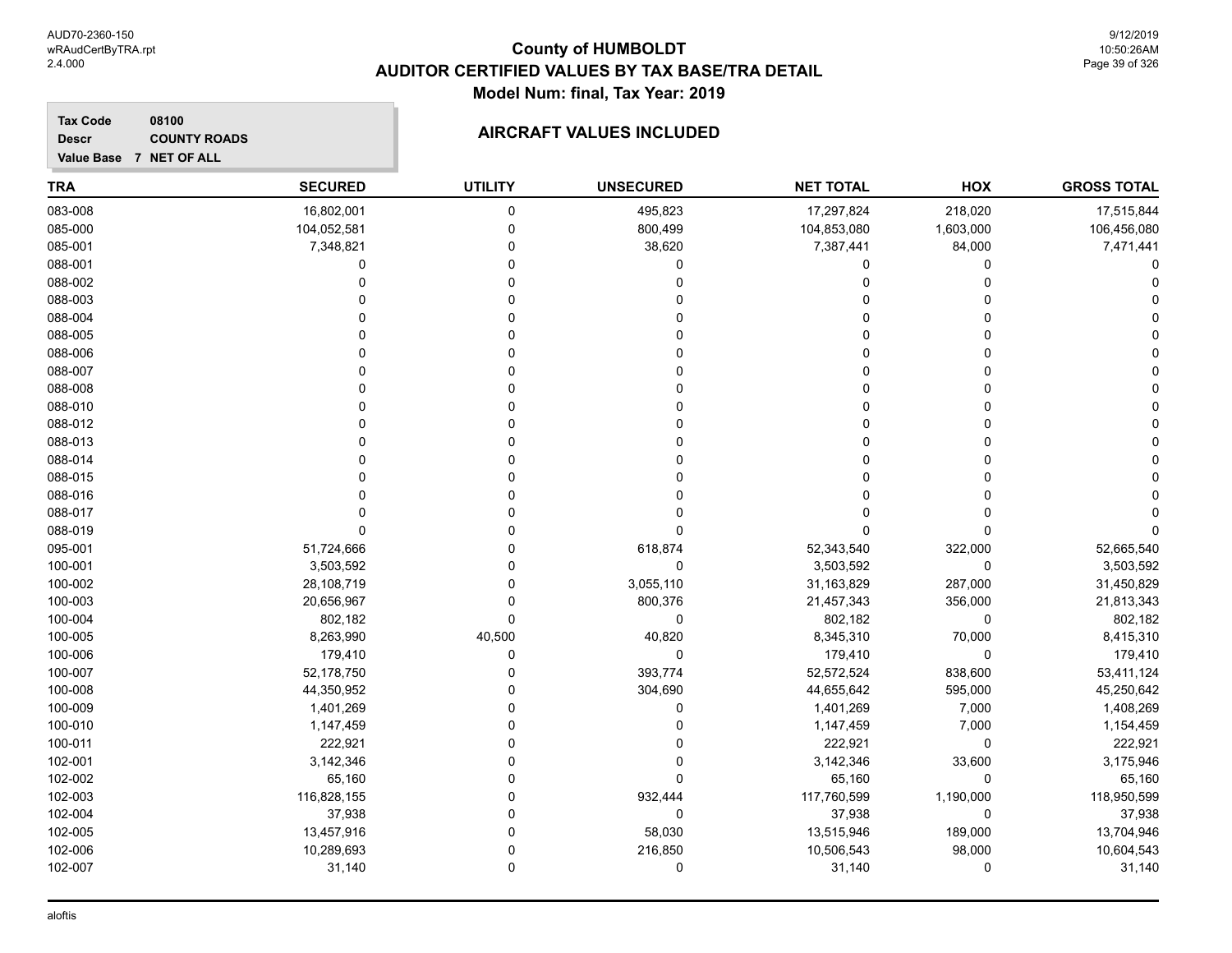# County of HUMBOLDT
## AUDITOR CERTIFIED VALUES BY TAX BASE/TRA DETAIL
### Model Num: final, Tax Year: 2019

**Tax Code** 08100
**Descr** COUNTY ROADS
**Value Base** 7 NET OF ALL

**AIRCRAFT VALUES INCLUDED**

| TRA | SECURED | UTILITY | UNSECURED | NET TOTAL | HOX | GROSS TOTAL |
|---|---|---|---|---|---|---|
| 083-008 | 16,802,001 | 0 | 495,823 | 17,297,824 | 218,020 | 17,515,844 |
| 085-000 | 104,052,581 | 0 | 800,499 | 104,853,080 | 1,603,000 | 106,456,080 |
| 085-001 | 7,348,821 | 0 | 38,620 | 7,387,441 | 84,000 | 7,471,441 |
| 088-001 | 0 | 0 | 0 | 0 | 0 | 0 |
| 088-002 | 0 | 0 | 0 | 0 | 0 | 0 |
| 088-003 | 0 | 0 | 0 | 0 | 0 | 0 |
| 088-004 | 0 | 0 | 0 | 0 | 0 | 0 |
| 088-005 | 0 | 0 | 0 | 0 | 0 | 0 |
| 088-006 | 0 | 0 | 0 | 0 | 0 | 0 |
| 088-007 | 0 | 0 | 0 | 0 | 0 | 0 |
| 088-008 | 0 | 0 | 0 | 0 | 0 | 0 |
| 088-010 | 0 | 0 | 0 | 0 | 0 | 0 |
| 088-012 | 0 | 0 | 0 | 0 | 0 | 0 |
| 088-013 | 0 | 0 | 0 | 0 | 0 | 0 |
| 088-014 | 0 | 0 | 0 | 0 | 0 | 0 |
| 088-015 | 0 | 0 | 0 | 0 | 0 | 0 |
| 088-016 | 0 | 0 | 0 | 0 | 0 | 0 |
| 088-017 | 0 | 0 | 0 | 0 | 0 | 0 |
| 088-019 | 0 | 0 | 0 | 0 | 0 | 0 |
| 095-001 | 51,724,666 | 0 | 618,874 | 52,343,540 | 322,000 | 52,665,540 |
| 100-001 | 3,503,592 | 0 | 0 | 3,503,592 | 0 | 3,503,592 |
| 100-002 | 28,108,719 | 0 | 3,055,110 | 31,163,829 | 287,000 | 31,450,829 |
| 100-003 | 20,656,967 | 0 | 800,376 | 21,457,343 | 356,000 | 21,813,343 |
| 100-004 | 802,182 | 0 | 0 | 802,182 | 0 | 802,182 |
| 100-005 | 8,263,990 | 40,500 | 40,820 | 8,345,310 | 70,000 | 8,415,310 |
| 100-006 | 179,410 | 0 | 0 | 179,410 | 0 | 179,410 |
| 100-007 | 52,178,750 | 0 | 393,774 | 52,572,524 | 838,600 | 53,411,124 |
| 100-008 | 44,350,952 | 0 | 304,690 | 44,655,642 | 595,000 | 45,250,642 |
| 100-009 | 1,401,269 | 0 | 0 | 1,401,269 | 7,000 | 1,408,269 |
| 100-010 | 1,147,459 | 0 | 0 | 1,147,459 | 7,000 | 1,154,459 |
| 100-011 | 222,921 | 0 | 0 | 222,921 | 0 | 222,921 |
| 102-001 | 3,142,346 | 0 | 0 | 3,142,346 | 33,600 | 3,175,946 |
| 102-002 | 65,160 | 0 | 0 | 65,160 | 0 | 65,160 |
| 102-003 | 116,828,155 | 0 | 932,444 | 117,760,599 | 1,190,000 | 118,950,599 |
| 102-004 | 37,938 | 0 | 0 | 37,938 | 0 | 37,938 |
| 102-005 | 13,457,916 | 0 | 58,030 | 13,515,946 | 189,000 | 13,704,946 |
| 102-006 | 10,289,693 | 0 | 216,850 | 10,506,543 | 98,000 | 10,604,543 |
| 102-007 | 31,140 | 0 | 0 | 31,140 | 0 | 31,140 |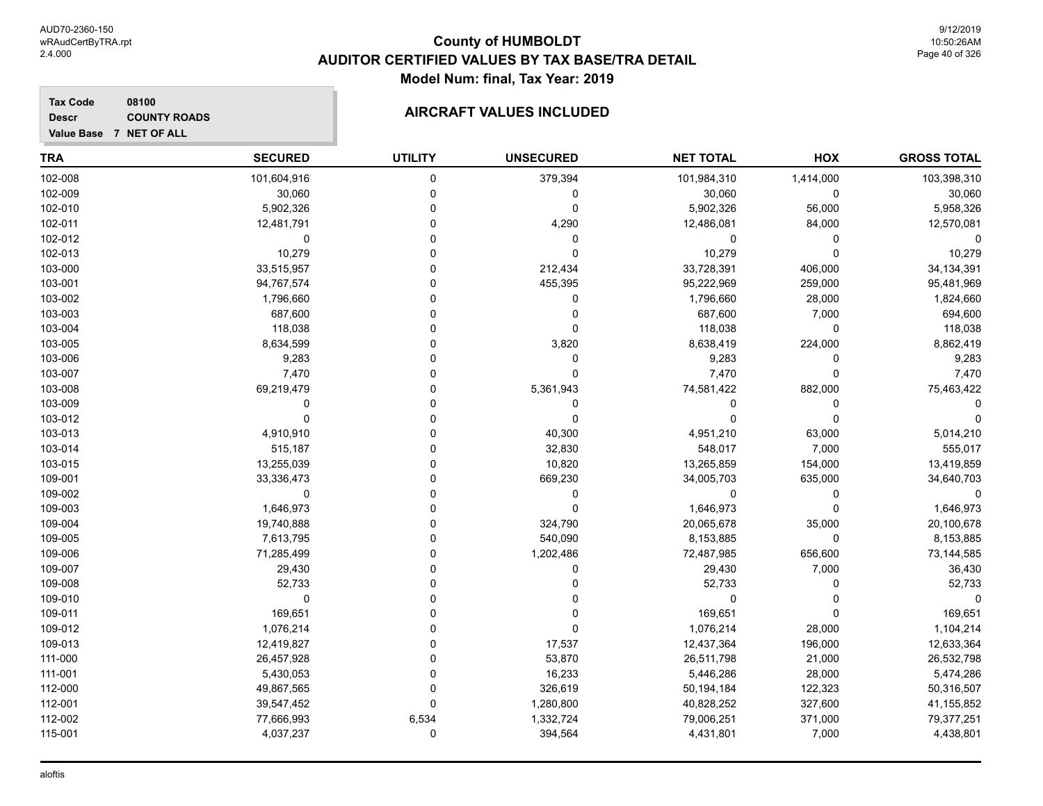# County of HUMBOLDT
## AUDITOR CERTIFIED VALUES BY TAX BASE/TRA DETAIL
### Model Num: final, Tax Year: 2019

**Tax Code** 08100
**Descr** COUNTY ROADS
**Value Base** 7 NET OF ALL

### AIRCRAFT VALUES INCLUDED

| TRA | SECURED | UTILITY | UNSECURED | NET TOTAL | HOX | GROSS TOTAL |
|---|---|---|---|---|---|---|
| 102-008 | 101,604,916 | 0 | 379,394 | 101,984,310 | 1,414,000 | 103,398,310 |
| 102-009 | 30,060 | 0 | 0 | 30,060 | 0 | 30,060 |
| 102-010 | 5,902,326 | 0 | 0 | 5,902,326 | 56,000 | 5,958,326 |
| 102-011 | 12,481,791 | 0 | 4,290 | 12,486,081 | 84,000 | 12,570,081 |
| 102-012 | 0 | 0 | 0 | 0 | 0 | 0 |
| 102-013 | 10,279 | 0 | 0 | 10,279 | 0 | 10,279 |
| 103-000 | 33,515,957 | 0 | 212,434 | 33,728,391 | 406,000 | 34,134,391 |
| 103-001 | 94,767,574 | 0 | 455,395 | 95,222,969 | 259,000 | 95,481,969 |
| 103-002 | 1,796,660 | 0 | 0 | 1,796,660 | 28,000 | 1,824,660 |
| 103-003 | 687,600 | 0 | 0 | 687,600 | 7,000 | 694,600 |
| 103-004 | 118,038 | 0 | 0 | 118,038 | 0 | 118,038 |
| 103-005 | 8,634,599 | 0 | 3,820 | 8,638,419 | 224,000 | 8,862,419 |
| 103-006 | 9,283 | 0 | 0 | 9,283 | 0 | 9,283 |
| 103-007 | 7,470 | 0 | 0 | 7,470 | 0 | 7,470 |
| 103-008 | 69,219,479 | 0 | 5,361,943 | 74,581,422 | 882,000 | 75,463,422 |
| 103-009 | 0 | 0 | 0 | 0 | 0 | 0 |
| 103-012 | 0 | 0 | 0 | 0 | 0 | 0 |
| 103-013 | 4,910,910 | 0 | 40,300 | 4,951,210 | 63,000 | 5,014,210 |
| 103-014 | 515,187 | 0 | 32,830 | 548,017 | 7,000 | 555,017 |
| 103-015 | 13,255,039 | 0 | 10,820 | 13,265,859 | 154,000 | 13,419,859 |
| 109-001 | 33,336,473 | 0 | 669,230 | 34,005,703 | 635,000 | 34,640,703 |
| 109-002 | 0 | 0 | 0 | 0 | 0 | 0 |
| 109-003 | 1,646,973 | 0 | 0 | 1,646,973 | 0 | 1,646,973 |
| 109-004 | 19,740,888 | 0 | 324,790 | 20,065,678 | 35,000 | 20,100,678 |
| 109-005 | 7,613,795 | 0 | 540,090 | 8,153,885 | 0 | 8,153,885 |
| 109-006 | 71,285,499 | 0 | 1,202,486 | 72,487,985 | 656,600 | 73,144,585 |
| 109-007 | 29,430 | 0 | 0 | 29,430 | 7,000 | 36,430 |
| 109-008 | 52,733 | 0 | 0 | 52,733 | 0 | 52,733 |
| 109-010 | 0 | 0 | 0 | 0 | 0 | 0 |
| 109-011 | 169,651 | 0 | 0 | 169,651 | 0 | 169,651 |
| 109-012 | 1,076,214 | 0 | 0 | 1,076,214 | 28,000 | 1,104,214 |
| 109-013 | 12,419,827 | 0 | 17,537 | 12,437,364 | 196,000 | 12,633,364 |
| 111-000 | 26,457,928 | 0 | 53,870 | 26,511,798 | 21,000 | 26,532,798 |
| 111-001 | 5,430,053 | 0 | 16,233 | 5,446,286 | 28,000 | 5,474,286 |
| 112-000 | 49,867,565 | 0 | 326,619 | 50,194,184 | 122,323 | 50,316,507 |
| 112-001 | 39,547,452 | 0 | 1,280,800 | 40,828,252 | 327,600 | 41,155,852 |
| 112-002 | 77,666,993 | 6,534 | 1,332,724 | 79,006,251 | 371,000 | 79,377,251 |
| 115-001 | 4,037,237 | 0 | 394,564 | 4,431,801 | 7,000 | 4,438,801 |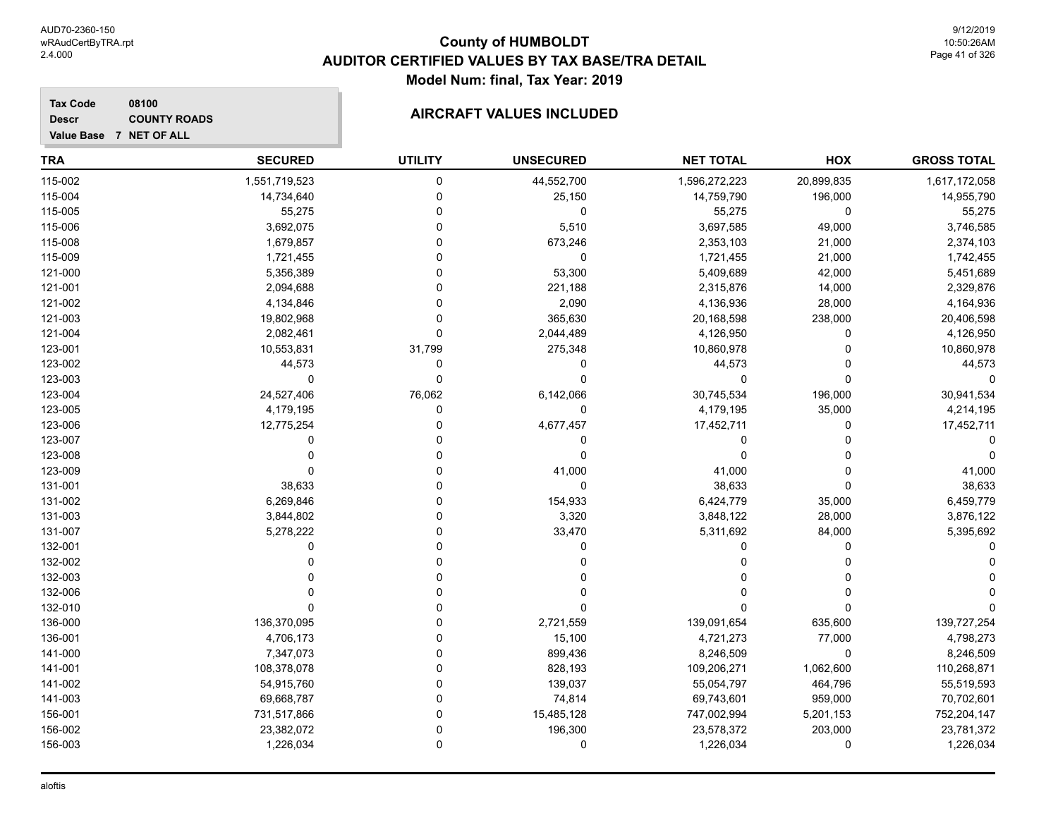# County of HUMBOLDT
## AUDITOR CERTIFIED VALUES BY TAX BASE/TRA DETAIL
### Model Num: final, Tax Year: 2019

**Tax Code** 08100
**Descr** COUNTY ROADS
**Value Base** 7 NET OF ALL

**AIRCRAFT VALUES INCLUDED**

| TRA | SECURED | UTILITY | UNSECURED | NET TOTAL | HOX | GROSS TOTAL |
|---|---|---|---|---|---|---|
| 115-002 | 1,551,719,523 | 0 | 44,552,700 | 1,596,272,223 | 20,899,835 | 1,617,172,058 |
| 115-004 | 14,734,640 | 0 | 25,150 | 14,759,790 | 196,000 | 14,955,790 |
| 115-005 | 55,275 | 0 | 0 | 55,275 | 0 | 55,275 |
| 115-006 | 3,692,075 | 0 | 5,510 | 3,697,585 | 49,000 | 3,746,585 |
| 115-008 | 1,679,857 | 0 | 673,246 | 2,353,103 | 21,000 | 2,374,103 |
| 115-009 | 1,721,455 | 0 | 0 | 1,721,455 | 21,000 | 1,742,455 |
| 121-000 | 5,356,389 | 0 | 53,300 | 5,409,689 | 42,000 | 5,451,689 |
| 121-001 | 2,094,688 | 0 | 221,188 | 2,315,876 | 14,000 | 2,329,876 |
| 121-002 | 4,134,846 | 0 | 2,090 | 4,136,936 | 28,000 | 4,164,936 |
| 121-003 | 19,802,968 | 0 | 365,630 | 20,168,598 | 238,000 | 20,406,598 |
| 121-004 | 2,082,461 | 0 | 2,044,489 | 4,126,950 | 0 | 4,126,950 |
| 123-001 | 10,553,831 | 31,799 | 275,348 | 10,860,978 | 0 | 10,860,978 |
| 123-002 | 44,573 | 0 | 0 | 44,573 | 0 | 44,573 |
| 123-003 | 0 | 0 | 0 | 0 | 0 | 0 |
| 123-004 | 24,527,406 | 76,062 | 6,142,066 | 30,745,534 | 196,000 | 30,941,534 |
| 123-005 | 4,179,195 | 0 | 0 | 4,179,195 | 35,000 | 4,214,195 |
| 123-006 | 12,775,254 | 0 | 4,677,457 | 17,452,711 | 0 | 17,452,711 |
| 123-007 | 0 | 0 | 0 | 0 | 0 | 0 |
| 123-008 | 0 | 0 | 0 | 0 | 0 | 0 |
| 123-009 | 0 | 0 | 41,000 | 41,000 | 0 | 41,000 |
| 131-001 | 38,633 | 0 | 0 | 38,633 | 0 | 38,633 |
| 131-002 | 6,269,846 | 0 | 154,933 | 6,424,779 | 35,000 | 6,459,779 |
| 131-003 | 3,844,802 | 0 | 3,320 | 3,848,122 | 28,000 | 3,876,122 |
| 131-007 | 5,278,222 | 0 | 33,470 | 5,311,692 | 84,000 | 5,395,692 |
| 132-001 | 0 | 0 | 0 | 0 | 0 | 0 |
| 132-002 | 0 | 0 | 0 | 0 | 0 | 0 |
| 132-003 | 0 | 0 | 0 | 0 | 0 | 0 |
| 132-006 | 0 | 0 | 0 | 0 | 0 | 0 |
| 132-010 | 0 | 0 | 0 | 0 | 0 | 0 |
| 136-000 | 136,370,095 | 0 | 2,721,559 | 139,091,654 | 635,600 | 139,727,254 |
| 136-001 | 4,706,173 | 0 | 15,100 | 4,721,273 | 77,000 | 4,798,273 |
| 141-000 | 7,347,073 | 0 | 899,436 | 8,246,509 | 0 | 8,246,509 |
| 141-001 | 108,378,078 | 0 | 828,193 | 109,206,271 | 1,062,600 | 110,268,871 |
| 141-002 | 54,915,760 | 0 | 139,037 | 55,054,797 | 464,796 | 55,519,593 |
| 141-003 | 69,668,787 | 0 | 74,814 | 69,743,601 | 959,000 | 70,702,601 |
| 156-001 | 731,517,866 | 0 | 15,485,128 | 747,002,994 | 5,201,153 | 752,204,147 |
| 156-002 | 23,382,072 | 0 | 196,300 | 23,578,372 | 203,000 | 23,781,372 |
| 156-003 | 1,226,034 | 0 | 0 | 1,226,034 | 0 | 1,226,034 |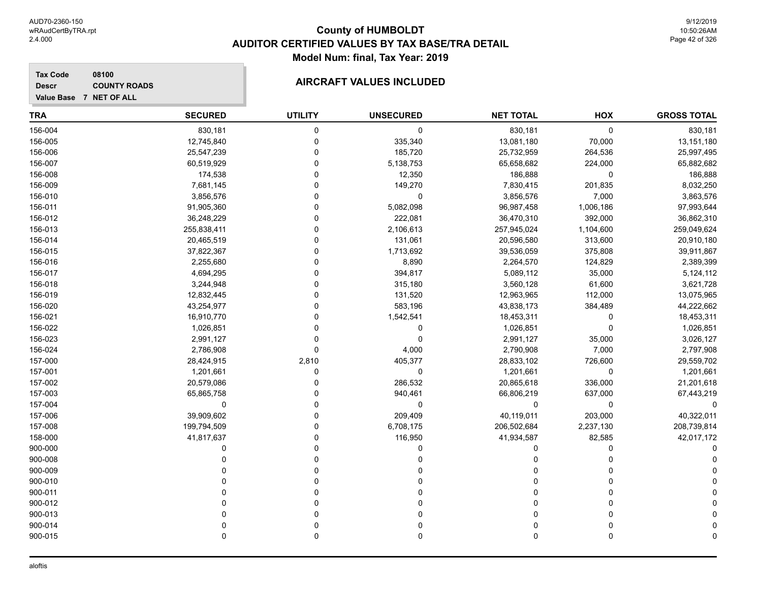# County of HUMBOLDT
## AUDITOR CERTIFIED VALUES BY TAX BASE/TRA DETAIL
### Model Num: final, Tax Year: 2019

**Tax Code** 08100
**Descr** COUNTY ROADS
**Value Base** 7 NET OF ALL

### AIRCRAFT VALUES INCLUDED

| TRA | SECURED | UTILITY | UNSECURED | NET TOTAL | HOX | GROSS TOTAL |
|---|---|---|---|---|---|---|
| 156-004 | 830,181 | 0 | 0 | 830,181 | 0 | 830,181 |
| 156-005 | 12,745,840 | 0 | 335,340 | 13,081,180 | 70,000 | 13,151,180 |
| 156-006 | 25,547,239 | 0 | 185,720 | 25,732,959 | 264,536 | 25,997,495 |
| 156-007 | 60,519,929 | 0 | 5,138,753 | 65,658,682 | 224,000 | 65,882,682 |
| 156-008 | 174,538 | 0 | 12,350 | 186,888 | 0 | 186,888 |
| 156-009 | 7,681,145 | 0 | 149,270 | 7,830,415 | 201,835 | 8,032,250 |
| 156-010 | 3,856,576 | 0 | 0 | 3,856,576 | 7,000 | 3,863,576 |
| 156-011 | 91,905,360 | 0 | 5,082,098 | 96,987,458 | 1,006,186 | 97,993,644 |
| 156-012 | 36,248,229 | 0 | 222,081 | 36,470,310 | 392,000 | 36,862,310 |
| 156-013 | 255,838,411 | 0 | 2,106,613 | 257,945,024 | 1,104,600 | 259,049,624 |
| 156-014 | 20,465,519 | 0 | 131,061 | 20,596,580 | 313,600 | 20,910,180 |
| 156-015 | 37,822,367 | 0 | 1,713,692 | 39,536,059 | 375,808 | 39,911,867 |
| 156-016 | 2,255,680 | 0 | 8,890 | 2,264,570 | 124,829 | 2,389,399 |
| 156-017 | 4,694,295 | 0 | 394,817 | 5,089,112 | 35,000 | 5,124,112 |
| 156-018 | 3,244,948 | 0 | 315,180 | 3,560,128 | 61,600 | 3,621,728 |
| 156-019 | 12,832,445 | 0 | 131,520 | 12,963,965 | 112,000 | 13,075,965 |
| 156-020 | 43,254,977 | 0 | 583,196 | 43,838,173 | 384,489 | 44,222,662 |
| 156-021 | 16,910,770 | 0 | 1,542,541 | 18,453,311 | 0 | 18,453,311 |
| 156-022 | 1,026,851 | 0 | 0 | 1,026,851 | 0 | 1,026,851 |
| 156-023 | 2,991,127 | 0 | 0 | 2,991,127 | 35,000 | 3,026,127 |
| 156-024 | 2,786,908 | 0 | 4,000 | 2,790,908 | 7,000 | 2,797,908 |
| 157-000 | 28,424,915 | 2,810 | 405,377 | 28,833,102 | 726,600 | 29,559,702 |
| 157-001 | 1,201,661 | 0 | 0 | 1,201,661 | 0 | 1,201,661 |
| 157-002 | 20,579,086 | 0 | 286,532 | 20,865,618 | 336,000 | 21,201,618 |
| 157-003 | 65,865,758 | 0 | 940,461 | 66,806,219 | 637,000 | 67,443,219 |
| 157-004 | 0 | 0 | 0 | 0 | 0 | 0 |
| 157-006 | 39,909,602 | 0 | 209,409 | 40,119,011 | 203,000 | 40,322,011 |
| 157-008 | 199,794,509 | 0 | 6,708,175 | 206,502,684 | 2,237,130 | 208,739,814 |
| 158-000 | 41,817,637 | 0 | 116,950 | 41,934,587 | 82,585 | 42,017,172 |
| 900-000 | 0 | 0 | 0 | 0 | 0 | 0 |
| 900-008 | 0 | 0 | 0 | 0 | 0 | 0 |
| 900-009 | 0 | 0 | 0 | 0 | 0 | 0 |
| 900-010 | 0 | 0 | 0 | 0 | 0 | 0 |
| 900-011 | 0 | 0 | 0 | 0 | 0 | 0 |
| 900-012 | 0 | 0 | 0 | 0 | 0 | 0 |
| 900-013 | 0 | 0 | 0 | 0 | 0 | 0 |
| 900-014 | 0 | 0 | 0 | 0 | 0 | 0 |
| 900-015 | 0 | 0 | 0 | 0 | 0 | 0 |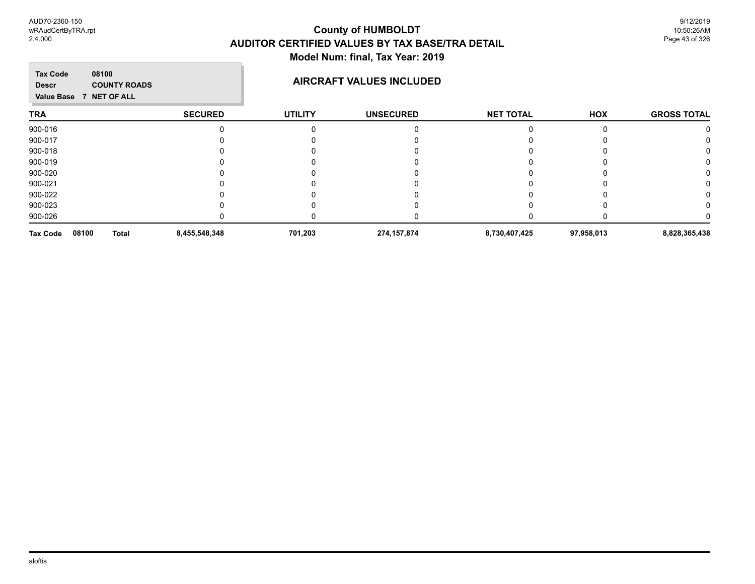# County of HUMBOLDT
## AUDITOR CERTIFIED VALUES BY TAX BASE/TRA DETAIL
### Model Num: final, Tax Year: 2019

**Tax Code** 08100
**Descr** COUNTY ROADS
**Value Base** 7 NET OF ALL

### AIRCRAFT VALUES INCLUDED

| TRA | SECURED | UTILITY | UNSECURED | NET TOTAL | HOX | GROSS TOTAL |
|---|---|---|---|---|---|---|
| 900-016 | 0 | 0 | 0 | 0 | 0 | 0 |
| 900-017 | 0 | 0 | 0 | 0 | 0 | 0 |
| 900-018 | 0 | 0 | 0 | 0 | 0 | 0 |
| 900-019 | 0 | 0 | 0 | 0 | 0 | 0 |
| 900-020 | 0 | 0 | 0 | 0 | 0 | 0 |
| 900-021 | 0 | 0 | 0 | 0 | 0 | 0 |
| 900-022 | 0 | 0 | 0 | 0 | 0 | 0 |
| 900-023 | 0 | 0 | 0 | 0 | 0 | 0 |
| 900-026 | 0 | 0 | 0 | 0 | 0 | 0 |
| **Tax Code 08100 Total** | **8,455,548,348** | **701,203** | **274,157,874** | **8,730,407,425** | **97,958,013** | **8,828,365,438** |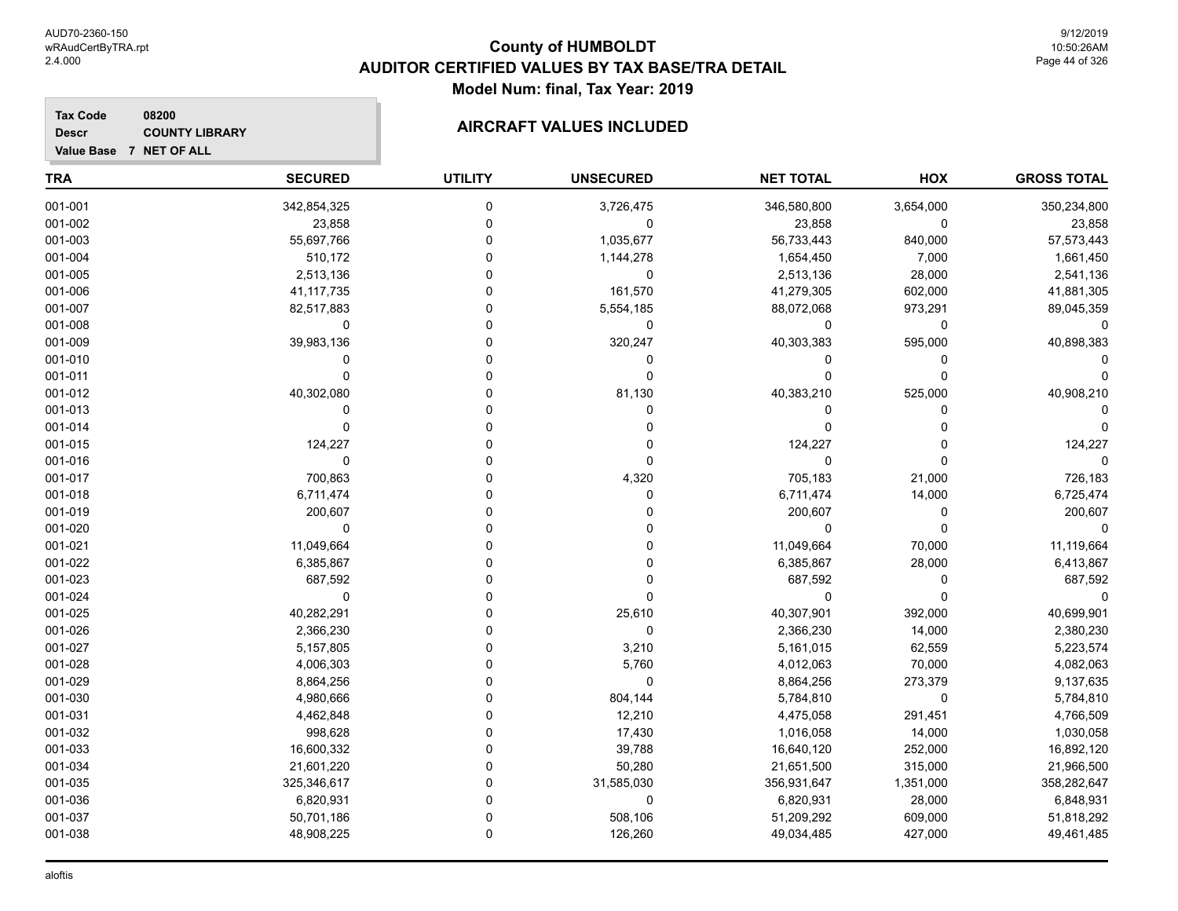# County of HUMBOLDT
## AUDITOR CERTIFIED VALUES BY TAX BASE/TRA DETAIL
### Model Num: final, Tax Year: 2019

**Tax Code** 08200
**Descr** COUNTY LIBRARY
**Value Base** 7 NET OF ALL

**AIRCRAFT VALUES INCLUDED**

| TRA | SECURED | UTILITY | UNSECURED | NET TOTAL | HOX | GROSS TOTAL |
|---|---|---|---|---|---|---|
| 001-001 | 342,854,325 | 0 | 3,726,475 | 346,580,800 | 3,654,000 | 350,234,800 |
| 001-002 | 23,858 | 0 | 0 | 23,858 | 0 | 23,858 |
| 001-003 | 55,697,766 | 0 | 1,035,677 | 56,733,443 | 840,000 | 57,573,443 |
| 001-004 | 510,172 | 0 | 1,144,278 | 1,654,450 | 7,000 | 1,661,450 |
| 001-005 | 2,513,136 | 0 | 0 | 2,513,136 | 28,000 | 2,541,136 |
| 001-006 | 41,117,735 | 0 | 161,570 | 41,279,305 | 602,000 | 41,881,305 |
| 001-007 | 82,517,883 | 0 | 5,554,185 | 88,072,068 | 973,291 | 89,045,359 |
| 001-008 | 0 | 0 | 0 | 0 | 0 | 0 |
| 001-009 | 39,983,136 | 0 | 320,247 | 40,303,383 | 595,000 | 40,898,383 |
| 001-010 | 0 | 0 | 0 | 0 | 0 | 0 |
| 001-011 | 0 | 0 | 0 | 0 | 0 | 0 |
| 001-012 | 40,302,080 | 0 | 81,130 | 40,383,210 | 525,000 | 40,908,210 |
| 001-013 | 0 | 0 | 0 | 0 | 0 | 0 |
| 001-014 | 0 | 0 | 0 | 0 | 0 | 0 |
| 001-015 | 124,227 | 0 | 0 | 124,227 | 0 | 124,227 |
| 001-016 | 0 | 0 | 0 | 0 | 0 | 0 |
| 001-017 | 700,863 | 0 | 4,320 | 705,183 | 21,000 | 726,183 |
| 001-018 | 6,711,474 | 0 | 0 | 6,711,474 | 14,000 | 6,725,474 |
| 001-019 | 200,607 | 0 | 0 | 200,607 | 0 | 200,607 |
| 001-020 | 0 | 0 | 0 | 0 | 0 | 0 |
| 001-021 | 11,049,664 | 0 | 0 | 11,049,664 | 70,000 | 11,119,664 |
| 001-022 | 6,385,867 | 0 | 0 | 6,385,867 | 28,000 | 6,413,867 |
| 001-023 | 687,592 | 0 | 0 | 687,592 | 0 | 687,592 |
| 001-024 | 0 | 0 | 0 | 0 | 0 | 0 |
| 001-025 | 40,282,291 | 0 | 25,610 | 40,307,901 | 392,000 | 40,699,901 |
| 001-026 | 2,366,230 | 0 | 0 | 2,366,230 | 14,000 | 2,380,230 |
| 001-027 | 5,157,805 | 0 | 3,210 | 5,161,015 | 62,559 | 5,223,574 |
| 001-028 | 4,006,303 | 0 | 5,760 | 4,012,063 | 70,000 | 4,082,063 |
| 001-029 | 8,864,256 | 0 | 0 | 8,864,256 | 273,379 | 9,137,635 |
| 001-030 | 4,980,666 | 0 | 804,144 | 5,784,810 | 0 | 5,784,810 |
| 001-031 | 4,462,848 | 0 | 12,210 | 4,475,058 | 291,451 | 4,766,509 |
| 001-032 | 998,628 | 0 | 17,430 | 1,016,058 | 14,000 | 1,030,058 |
| 001-033 | 16,600,332 | 0 | 39,788 | 16,640,120 | 252,000 | 16,892,120 |
| 001-034 | 21,601,220 | 0 | 50,280 | 21,651,500 | 315,000 | 21,966,500 |
| 001-035 | 325,346,617 | 0 | 31,585,030 | 356,931,647 | 1,351,000 | 358,282,647 |
| 001-036 | 6,820,931 | 0 | 0 | 6,820,931 | 28,000 | 6,848,931 |
| 001-037 | 50,701,186 | 0 | 508,106 | 51,209,292 | 609,000 | 51,818,292 |
| 001-038 | 48,908,225 | 0 | 126,260 | 49,034,485 | 427,000 | 49,461,485 |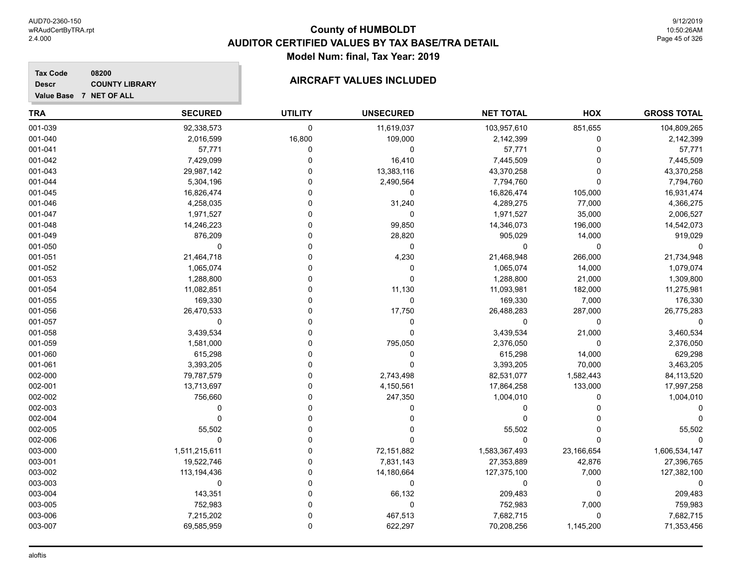# County of HUMBOLDT
## AUDITOR CERTIFIED VALUES BY TAX BASE/TRA DETAIL
### Model Num: final, Tax Year: 2019

**Tax Code** 08200
**Descr** COUNTY LIBRARY
**Value Base** 7 NET OF ALL

### AIRCRAFT VALUES INCLUDED

| TRA | SECURED | UTILITY | UNSECURED | NET TOTAL | HOX | GROSS TOTAL |
|---|---|---|---|---|---|---|
| 001-039 | 92,338,573 | 0 | 11,619,037 | 103,957,610 | 851,655 | 104,809,265 |
| 001-040 | 2,016,599 | 16,800 | 109,000 | 2,142,399 | 0 | 2,142,399 |
| 001-041 | 57,771 | 0 | 0 | 57,771 | 0 | 57,771 |
| 001-042 | 7,429,099 | 0 | 16,410 | 7,445,509 | 0 | 7,445,509 |
| 001-043 | 29,987,142 | 0 | 13,383,116 | 43,370,258 | 0 | 43,370,258 |
| 001-044 | 5,304,196 | 0 | 2,490,564 | 7,794,760 | 0 | 7,794,760 |
| 001-045 | 16,826,474 | 0 | 0 | 16,826,474 | 105,000 | 16,931,474 |
| 001-046 | 4,258,035 | 0 | 31,240 | 4,289,275 | 77,000 | 4,366,275 |
| 001-047 | 1,971,527 | 0 | 0 | 1,971,527 | 35,000 | 2,006,527 |
| 001-048 | 14,246,223 | 0 | 99,850 | 14,346,073 | 196,000 | 14,542,073 |
| 001-049 | 876,209 | 0 | 28,820 | 905,029 | 14,000 | 919,029 |
| 001-050 | 0 | 0 | 0 | 0 | 0 | 0 |
| 001-051 | 21,464,718 | 0 | 4,230 | 21,468,948 | 266,000 | 21,734,948 |
| 001-052 | 1,065,074 | 0 | 0 | 1,065,074 | 14,000 | 1,079,074 |
| 001-053 | 1,288,800 | 0 | 0 | 1,288,800 | 21,000 | 1,309,800 |
| 001-054 | 11,082,851 | 0 | 11,130 | 11,093,981 | 182,000 | 11,275,981 |
| 001-055 | 169,330 | 0 | 0 | 169,330 | 7,000 | 176,330 |
| 001-056 | 26,470,533 | 0 | 17,750 | 26,488,283 | 287,000 | 26,775,283 |
| 001-057 | 0 | 0 | 0 | 0 | 0 | 0 |
| 001-058 | 3,439,534 | 0 | 0 | 3,439,534 | 21,000 | 3,460,534 |
| 001-059 | 1,581,000 | 0 | 795,050 | 2,376,050 | 0 | 2,376,050 |
| 001-060 | 615,298 | 0 | 0 | 615,298 | 14,000 | 629,298 |
| 001-061 | 3,393,205 | 0 | 0 | 3,393,205 | 70,000 | 3,463,205 |
| 002-000 | 79,787,579 | 0 | 2,743,498 | 82,531,077 | 1,582,443 | 84,113,520 |
| 002-001 | 13,713,697 | 0 | 4,150,561 | 17,864,258 | 133,000 | 17,997,258 |
| 002-002 | 756,660 | 0 | 247,350 | 1,004,010 | 0 | 1,004,010 |
| 002-003 | 0 | 0 | 0 | 0 | 0 | 0 |
| 002-004 | 0 | 0 | 0 | 0 | 0 | 0 |
| 002-005 | 55,502 | 0 | 0 | 55,502 | 0 | 55,502 |
| 002-006 | 0 | 0 | 0 | 0 | 0 | 0 |
| 003-000 | 1,511,215,611 | 0 | 72,151,882 | 1,583,367,493 | 23,166,654 | 1,606,534,147 |
| 003-001 | 19,522,746 | 0 | 7,831,143 | 27,353,889 | 42,876 | 27,396,765 |
| 003-002 | 113,194,436 | 0 | 14,180,664 | 127,375,100 | 7,000 | 127,382,100 |
| 003-003 | 0 | 0 | 0 | 0 | 0 | 0 |
| 003-004 | 143,351 | 0 | 66,132 | 209,483 | 0 | 209,483 |
| 003-005 | 752,983 | 0 | 0 | 752,983 | 7,000 | 759,983 |
| 003-006 | 7,215,202 | 0 | 467,513 | 7,682,715 | 0 | 7,682,715 |
| 003-007 | 69,585,959 | 0 | 622,297 | 70,208,256 | 1,145,200 | 71,353,456 |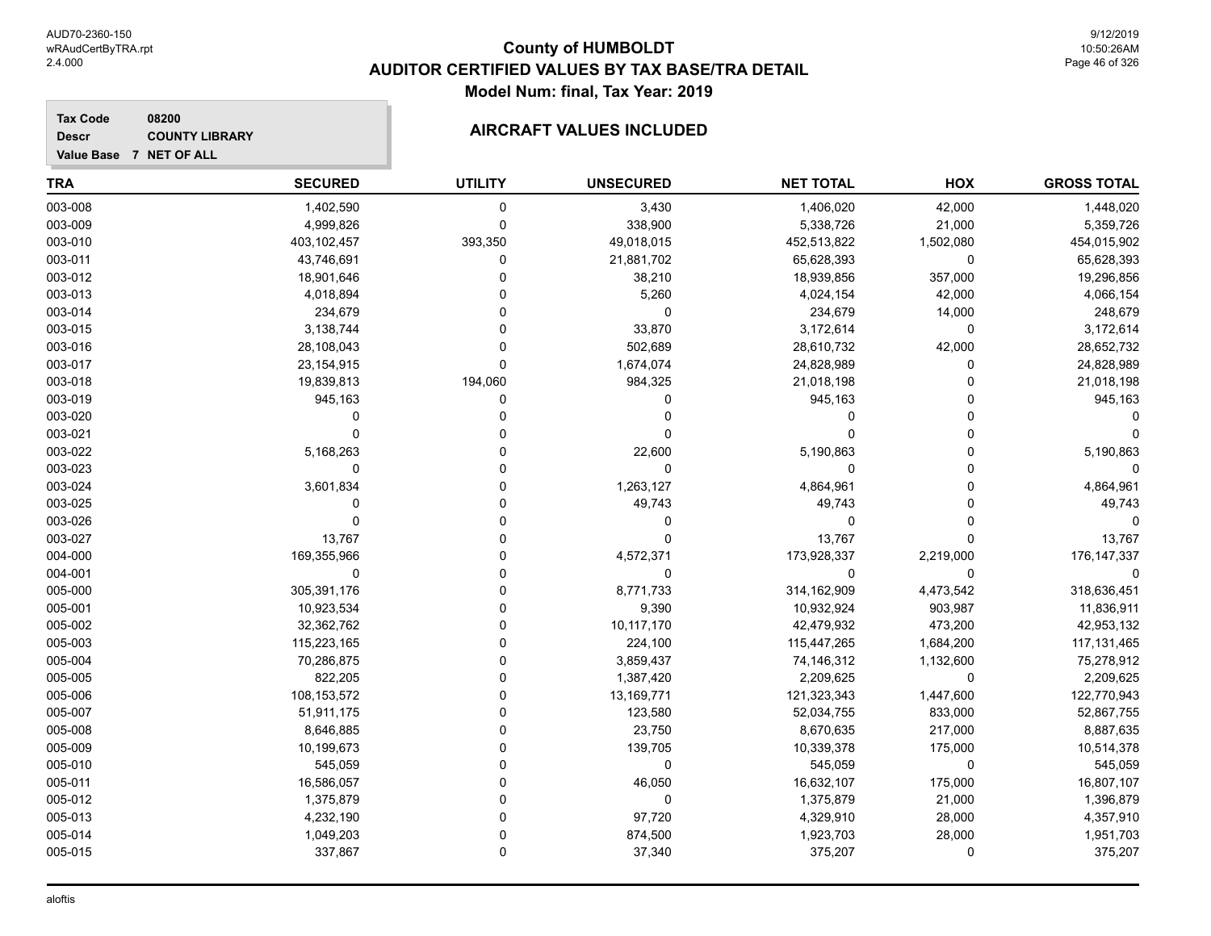# County of HUMBOLDT
## AUDITOR CERTIFIED VALUES BY TAX BASE/TRA DETAIL
### Model Num: final, Tax Year: 2019

**Tax Code** 08200
**Descr** COUNTY LIBRARY
**Value Base** 7 NET OF ALL

**AIRCRAFT VALUES INCLUDED**

| TRA | SECURED | UTILITY | UNSECURED | NET TOTAL | HOX | GROSS TOTAL |
|---|---|---|---|---|---|---|
| 003-008 | 1,402,590 | 0 | 3,430 | 1,406,020 | 42,000 | 1,448,020 |
| 003-009 | 4,999,826 | 0 | 338,900 | 5,338,726 | 21,000 | 5,359,726 |
| 003-010 | 403,102,457 | 393,350 | 49,018,015 | 452,513,822 | 1,502,080 | 454,015,902 |
| 003-011 | 43,746,691 | 0 | 21,881,702 | 65,628,393 | 0 | 65,628,393 |
| 003-012 | 18,901,646 | 0 | 38,210 | 18,939,856 | 357,000 | 19,296,856 |
| 003-013 | 4,018,894 | 0 | 5,260 | 4,024,154 | 42,000 | 4,066,154 |
| 003-014 | 234,679 | 0 | 0 | 234,679 | 14,000 | 248,679 |
| 003-015 | 3,138,744 | 0 | 33,870 | 3,172,614 | 0 | 3,172,614 |
| 003-016 | 28,108,043 | 0 | 502,689 | 28,610,732 | 42,000 | 28,652,732 |
| 003-017 | 23,154,915 | 0 | 1,674,074 | 24,828,989 | 0 | 24,828,989 |
| 003-018 | 19,839,813 | 194,060 | 984,325 | 21,018,198 | 0 | 21,018,198 |
| 003-019 | 945,163 | 0 | 0 | 945,163 | 0 | 945,163 |
| 003-020 | 0 | 0 | 0 | 0 | 0 | 0 |
| 003-021 | 0 | 0 | 0 | 0 | 0 | 0 |
| 003-022 | 5,168,263 | 0 | 22,600 | 5,190,863 | 0 | 5,190,863 |
| 003-023 | 0 | 0 | 0 | 0 | 0 | 0 |
| 003-024 | 3,601,834 | 0 | 1,263,127 | 4,864,961 | 0 | 4,864,961 |
| 003-025 | 0 | 0 | 49,743 | 49,743 | 0 | 49,743 |
| 003-026 | 0 | 0 | 0 | 0 | 0 | 0 |
| 003-027 | 13,767 | 0 | 0 | 13,767 | 0 | 13,767 |
| 004-000 | 169,355,966 | 0 | 4,572,371 | 173,928,337 | 2,219,000 | 176,147,337 |
| 004-001 | 0 | 0 | 0 | 0 | 0 | 0 |
| 005-000 | 305,391,176 | 0 | 8,771,733 | 314,162,909 | 4,473,542 | 318,636,451 |
| 005-001 | 10,923,534 | 0 | 9,390 | 10,932,924 | 903,987 | 11,836,911 |
| 005-002 | 32,362,762 | 0 | 10,117,170 | 42,479,932 | 473,200 | 42,953,132 |
| 005-003 | 115,223,165 | 0 | 224,100 | 115,447,265 | 1,684,200 | 117,131,465 |
| 005-004 | 70,286,875 | 0 | 3,859,437 | 74,146,312 | 1,132,600 | 75,278,912 |
| 005-005 | 822,205 | 0 | 1,387,420 | 2,209,625 | 0 | 2,209,625 |
| 005-006 | 108,153,572 | 0 | 13,169,771 | 121,323,343 | 1,447,600 | 122,770,943 |
| 005-007 | 51,911,175 | 0 | 123,580 | 52,034,755 | 833,000 | 52,867,755 |
| 005-008 | 8,646,885 | 0 | 23,750 | 8,670,635 | 217,000 | 8,887,635 |
| 005-009 | 10,199,673 | 0 | 139,705 | 10,339,378 | 175,000 | 10,514,378 |
| 005-010 | 545,059 | 0 | 0 | 545,059 | 0 | 545,059 |
| 005-011 | 16,586,057 | 0 | 46,050 | 16,632,107 | 175,000 | 16,807,107 |
| 005-012 | 1,375,879 | 0 | 0 | 1,375,879 | 21,000 | 1,396,879 |
| 005-013 | 4,232,190 | 0 | 97,720 | 4,329,910 | 28,000 | 4,357,910 |
| 005-014 | 1,049,203 | 0 | 874,500 | 1,923,703 | 28,000 | 1,951,703 |
| 005-015 | 337,867 | 0 | 37,340 | 375,207 | 0 | 375,207 |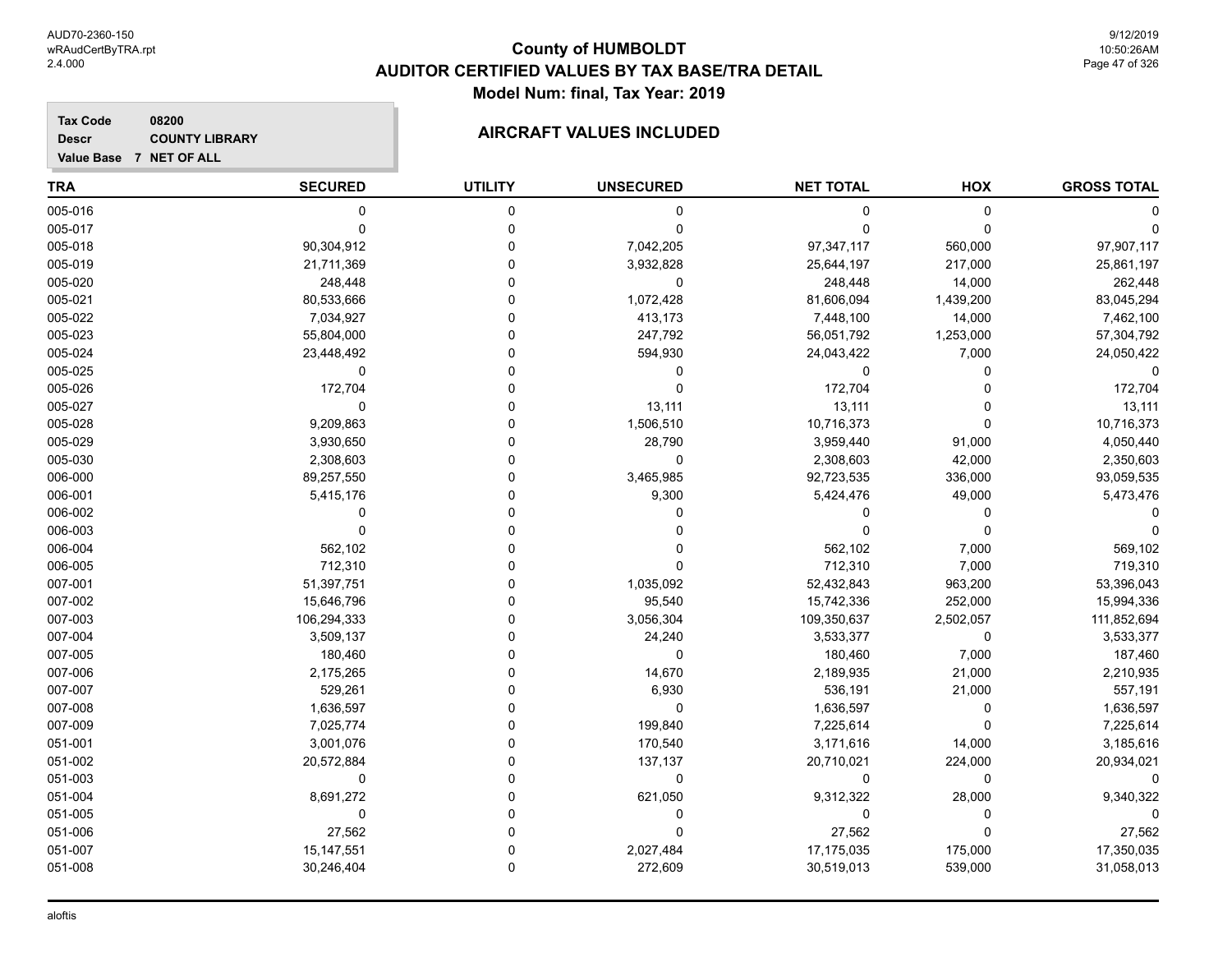# County of HUMBOLDT

## AUDITOR CERTIFIED VALUES BY TAX BASE/TRA DETAIL

**Model Num: final, Tax Year: 2019**

**Tax Code** 08200
**Descr** COUNTY LIBRARY
**Value Base** 7 NET OF ALL

### AIRCRAFT VALUES INCLUDED

| TRA | SECURED | UTILITY | UNSECURED | NET TOTAL | HOX | GROSS TOTAL |
|---|---|---|---|---|---|---|
| 005-016 | 0 | 0 | 0 | 0 | 0 | 0 |
| 005-017 | 0 | 0 | 0 | 0 | 0 | 0 |
| 005-018 | 90,304,912 | 0 | 7,042,205 | 97,347,117 | 560,000 | 97,907,117 |
| 005-019 | 21,711,369 | 0 | 3,932,828 | 25,644,197 | 217,000 | 25,861,197 |
| 005-020 | 248,448 | 0 | 0 | 248,448 | 14,000 | 262,448 |
| 005-021 | 80,533,666 | 0 | 1,072,428 | 81,606,094 | 1,439,200 | 83,045,294 |
| 005-022 | 7,034,927 | 0 | 413,173 | 7,448,100 | 14,000 | 7,462,100 |
| 005-023 | 55,804,000 | 0 | 247,792 | 56,051,792 | 1,253,000 | 57,304,792 |
| 005-024 | 23,448,492 | 0 | 594,930 | 24,043,422 | 7,000 | 24,050,422 |
| 005-025 | 0 | 0 | 0 | 0 | 0 | 0 |
| 005-026 | 172,704 | 0 | 0 | 172,704 | 0 | 172,704 |
| 005-027 | 0 | 0 | 13,111 | 13,111 | 0 | 13,111 |
| 005-028 | 9,209,863 | 0 | 1,506,510 | 10,716,373 | 0 | 10,716,373 |
| 005-029 | 3,930,650 | 0 | 28,790 | 3,959,440 | 91,000 | 4,050,440 |
| 005-030 | 2,308,603 | 0 | 0 | 2,308,603 | 42,000 | 2,350,603 |
| 006-000 | 89,257,550 | 0 | 3,465,985 | 92,723,535 | 336,000 | 93,059,535 |
| 006-001 | 5,415,176 | 0 | 9,300 | 5,424,476 | 49,000 | 5,473,476 |
| 006-002 | 0 | 0 | 0 | 0 | 0 | 0 |
| 006-003 | 0 | 0 | 0 | 0 | 0 | 0 |
| 006-004 | 562,102 | 0 | 0 | 562,102 | 7,000 | 569,102 |
| 006-005 | 712,310 | 0 | 0 | 712,310 | 7,000 | 719,310 |
| 007-001 | 51,397,751 | 0 | 1,035,092 | 52,432,843 | 963,200 | 53,396,043 |
| 007-002 | 15,646,796 | 0 | 95,540 | 15,742,336 | 252,000 | 15,994,336 |
| 007-003 | 106,294,333 | 0 | 3,056,304 | 109,350,637 | 2,502,057 | 111,852,694 |
| 007-004 | 3,509,137 | 0 | 24,240 | 3,533,377 | 0 | 3,533,377 |
| 007-005 | 180,460 | 0 | 0 | 180,460 | 7,000 | 187,460 |
| 007-006 | 2,175,265 | 0 | 14,670 | 2,189,935 | 21,000 | 2,210,935 |
| 007-007 | 529,261 | 0 | 6,930 | 536,191 | 21,000 | 557,191 |
| 007-008 | 1,636,597 | 0 | 0 | 1,636,597 | 0 | 1,636,597 |
| 007-009 | 7,025,774 | 0 | 199,840 | 7,225,614 | 0 | 7,225,614 |
| 051-001 | 3,001,076 | 0 | 170,540 | 3,171,616 | 14,000 | 3,185,616 |
| 051-002 | 20,572,884 | 0 | 137,137 | 20,710,021 | 224,000 | 20,934,021 |
| 051-003 | 0 | 0 | 0 | 0 | 0 | 0 |
| 051-004 | 8,691,272 | 0 | 621,050 | 9,312,322 | 28,000 | 9,340,322 |
| 051-005 | 0 | 0 | 0 | 0 | 0 | 0 |
| 051-006 | 27,562 | 0 | 0 | 27,562 | 0 | 27,562 |
| 051-007 | 15,147,551 | 0 | 2,027,484 | 17,175,035 | 175,000 | 17,350,035 |
| 051-008 | 30,246,404 | 0 | 272,609 | 30,519,013 | 539,000 | 31,058,013 |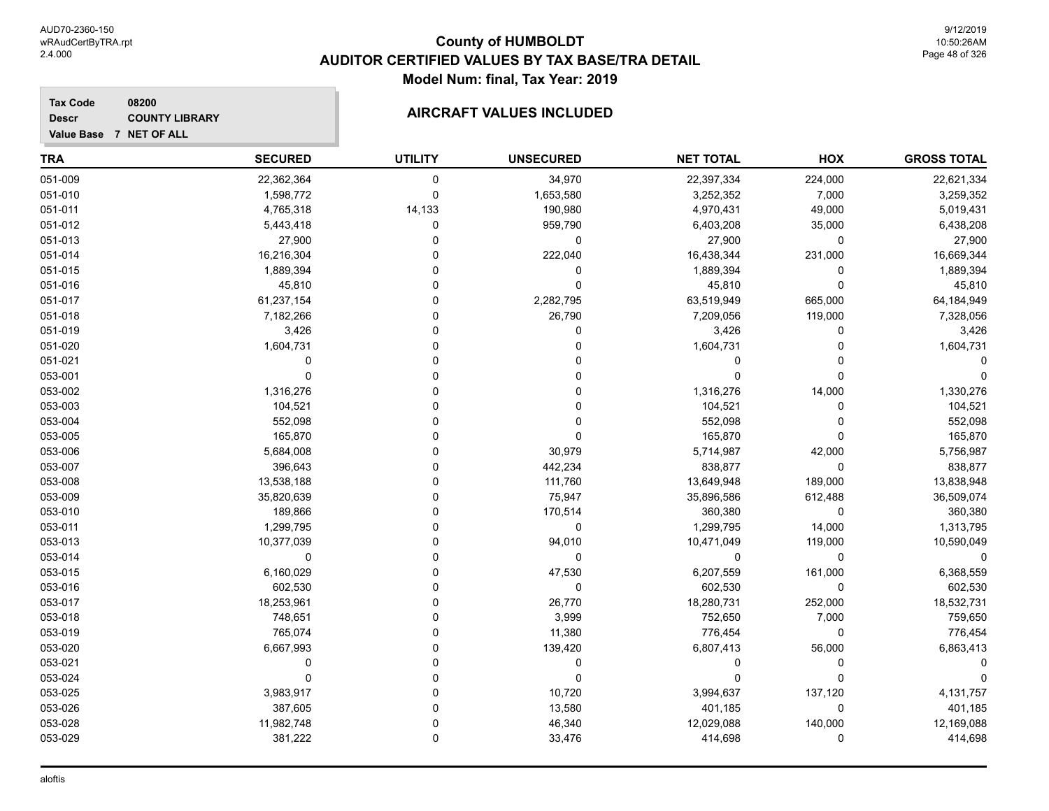# County of HUMBOLDT
## AUDITOR CERTIFIED VALUES BY TAX BASE/TRA DETAIL
### Model Num: final, Tax Year: 2019

**Tax Code** 08200
**Descr** COUNTY LIBRARY
**Value Base** 7 NET OF ALL

### AIRCRAFT VALUES INCLUDED

| TRA | SECURED | UTILITY | UNSECURED | NET TOTAL | HOX | GROSS TOTAL |
|---|---|---|---|---|---|---|
| 051-009 | 22,362,364 | 0 | 34,970 | 22,397,334 | 224,000 | 22,621,334 |
| 051-010 | 1,598,772 | 0 | 1,653,580 | 3,252,352 | 7,000 | 3,259,352 |
| 051-011 | 4,765,318 | 14,133 | 190,980 | 4,970,431 | 49,000 | 5,019,431 |
| 051-012 | 5,443,418 | 0 | 959,790 | 6,403,208 | 35,000 | 6,438,208 |
| 051-013 | 27,900 | 0 | 0 | 27,900 | 0 | 27,900 |
| 051-014 | 16,216,304 | 0 | 222,040 | 16,438,344 | 231,000 | 16,669,344 |
| 051-015 | 1,889,394 | 0 | 0 | 1,889,394 | 0 | 1,889,394 |
| 051-016 | 45,810 | 0 | 0 | 45,810 | 0 | 45,810 |
| 051-017 | 61,237,154 | 0 | 2,282,795 | 63,519,949 | 665,000 | 64,184,949 |
| 051-018 | 7,182,266 | 0 | 26,790 | 7,209,056 | 119,000 | 7,328,056 |
| 051-019 | 3,426 | 0 | 0 | 3,426 | 0 | 3,426 |
| 051-020 | 1,604,731 | 0 | 0 | 1,604,731 | 0 | 1,604,731 |
| 051-021 | 0 | 0 | 0 | 0 | 0 | 0 |
| 053-001 | 0 | 0 | 0 | 0 | 0 | 0 |
| 053-002 | 1,316,276 | 0 | 0 | 1,316,276 | 14,000 | 1,330,276 |
| 053-003 | 104,521 | 0 | 0 | 104,521 | 0 | 104,521 |
| 053-004 | 552,098 | 0 | 0 | 552,098 | 0 | 552,098 |
| 053-005 | 165,870 | 0 | 0 | 165,870 | 0 | 165,870 |
| 053-006 | 5,684,008 | 0 | 30,979 | 5,714,987 | 42,000 | 5,756,987 |
| 053-007 | 396,643 | 0 | 442,234 | 838,877 | 0 | 838,877 |
| 053-008 | 13,538,188 | 0 | 111,760 | 13,649,948 | 189,000 | 13,838,948 |
| 053-009 | 35,820,639 | 0 | 75,947 | 35,896,586 | 612,488 | 36,509,074 |
| 053-010 | 189,866 | 0 | 170,514 | 360,380 | 0 | 360,380 |
| 053-011 | 1,299,795 | 0 | 0 | 1,299,795 | 14,000 | 1,313,795 |
| 053-013 | 10,377,039 | 0 | 94,010 | 10,471,049 | 119,000 | 10,590,049 |
| 053-014 | 0 | 0 | 0 | 0 | 0 | 0 |
| 053-015 | 6,160,029 | 0 | 47,530 | 6,207,559 | 161,000 | 6,368,559 |
| 053-016 | 602,530 | 0 | 0 | 602,530 | 0 | 602,530 |
| 053-017 | 18,253,961 | 0 | 26,770 | 18,280,731 | 252,000 | 18,532,731 |
| 053-018 | 748,651 | 0 | 3,999 | 752,650 | 7,000 | 759,650 |
| 053-019 | 765,074 | 0 | 11,380 | 776,454 | 0 | 776,454 |
| 053-020 | 6,667,993 | 0 | 139,420 | 6,807,413 | 56,000 | 6,863,413 |
| 053-021 | 0 | 0 | 0 | 0 | 0 | 0 |
| 053-024 | 0 | 0 | 0 | 0 | 0 | 0 |
| 053-025 | 3,983,917 | 0 | 10,720 | 3,994,637 | 137,120 | 4,131,757 |
| 053-026 | 387,605 | 0 | 13,580 | 401,185 | 0 | 401,185 |
| 053-028 | 11,982,748 | 0 | 46,340 | 12,029,088 | 140,000 | 12,169,088 |
| 053-029 | 381,222 | 0 | 33,476 | 414,698 | 0 | 414,698 |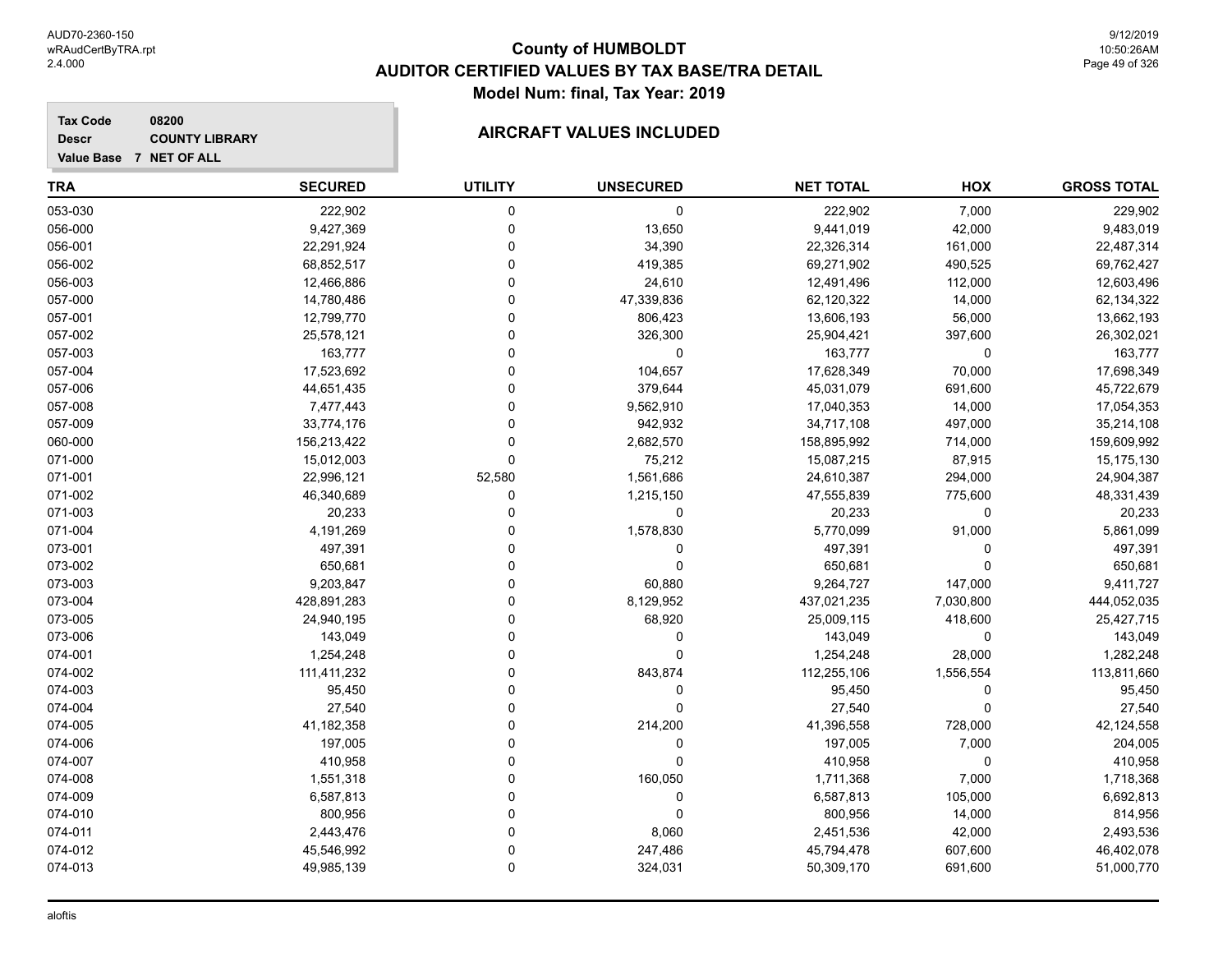# County of HUMBOLDT
## AUDITOR CERTIFIED VALUES BY TAX BASE/TRA DETAIL
### Model Num: final, Tax Year: 2019

**Tax Code** 08200
**Descr** COUNTY LIBRARY
**Value Base** 7 NET OF ALL

### AIRCRAFT VALUES INCLUDED

| TRA | SECURED | UTILITY | UNSECURED | NET TOTAL | HOX | GROSS TOTAL |
|---|---|---|---|---|---|---|
| 053-030 | 222,902 | 0 | 0 | 222,902 | 7,000 | 229,902 |
| 056-000 | 9,427,369 | 0 | 13,650 | 9,441,019 | 42,000 | 9,483,019 |
| 056-001 | 22,291,924 | 0 | 34,390 | 22,326,314 | 161,000 | 22,487,314 |
| 056-002 | 68,852,517 | 0 | 419,385 | 69,271,902 | 490,525 | 69,762,427 |
| 056-003 | 12,466,886 | 0 | 24,610 | 12,491,496 | 112,000 | 12,603,496 |
| 057-000 | 14,780,486 | 0 | 47,339,836 | 62,120,322 | 14,000 | 62,134,322 |
| 057-001 | 12,799,770 | 0 | 806,423 | 13,606,193 | 56,000 | 13,662,193 |
| 057-002 | 25,578,121 | 0 | 326,300 | 25,904,421 | 397,600 | 26,302,021 |
| 057-003 | 163,777 | 0 | 0 | 163,777 | 0 | 163,777 |
| 057-004 | 17,523,692 | 0 | 104,657 | 17,628,349 | 70,000 | 17,698,349 |
| 057-006 | 44,651,435 | 0 | 379,644 | 45,031,079 | 691,600 | 45,722,679 |
| 057-008 | 7,477,443 | 0 | 9,562,910 | 17,040,353 | 14,000 | 17,054,353 |
| 057-009 | 33,774,176 | 0 | 942,932 | 34,717,108 | 497,000 | 35,214,108 |
| 060-000 | 156,213,422 | 0 | 2,682,570 | 158,895,992 | 714,000 | 159,609,992 |
| 071-000 | 15,012,003 | 0 | 75,212 | 15,087,215 | 87,915 | 15,175,130 |
| 071-001 | 22,996,121 | 52,580 | 1,561,686 | 24,610,387 | 294,000 | 24,904,387 |
| 071-002 | 46,340,689 | 0 | 1,215,150 | 47,555,839 | 775,600 | 48,331,439 |
| 071-003 | 20,233 | 0 | 0 | 20,233 | 0 | 20,233 |
| 071-004 | 4,191,269 | 0 | 1,578,830 | 5,770,099 | 91,000 | 5,861,099 |
| 073-001 | 497,391 | 0 | 0 | 497,391 | 0 | 497,391 |
| 073-002 | 650,681 | 0 | 0 | 650,681 | 0 | 650,681 |
| 073-003 | 9,203,847 | 0 | 60,880 | 9,264,727 | 147,000 | 9,411,727 |
| 073-004 | 428,891,283 | 0 | 8,129,952 | 437,021,235 | 7,030,800 | 444,052,035 |
| 073-005 | 24,940,195 | 0 | 68,920 | 25,009,115 | 418,600 | 25,427,715 |
| 073-006 | 143,049 | 0 | 0 | 143,049 | 0 | 143,049 |
| 074-001 | 1,254,248 | 0 | 0 | 1,254,248 | 28,000 | 1,282,248 |
| 074-002 | 111,411,232 | 0 | 843,874 | 112,255,106 | 1,556,554 | 113,811,660 |
| 074-003 | 95,450 | 0 | 0 | 95,450 | 0 | 95,450 |
| 074-004 | 27,540 | 0 | 0 | 27,540 | 0 | 27,540 |
| 074-005 | 41,182,358 | 0 | 214,200 | 41,396,558 | 728,000 | 42,124,558 |
| 074-006 | 197,005 | 0 | 0 | 197,005 | 7,000 | 204,005 |
| 074-007 | 410,958 | 0 | 0 | 410,958 | 0 | 410,958 |
| 074-008 | 1,551,318 | 0 | 160,050 | 1,711,368 | 7,000 | 1,718,368 |
| 074-009 | 6,587,813 | 0 | 0 | 6,587,813 | 105,000 | 6,692,813 |
| 074-010 | 800,956 | 0 | 0 | 800,956 | 14,000 | 814,956 |
| 074-011 | 2,443,476 | 0 | 8,060 | 2,451,536 | 42,000 | 2,493,536 |
| 074-012 | 45,546,992 | 0 | 247,486 | 45,794,478 | 607,600 | 46,402,078 |
| 074-013 | 49,985,139 | 0 | 324,031 | 50,309,170 | 691,600 | 51,000,770 |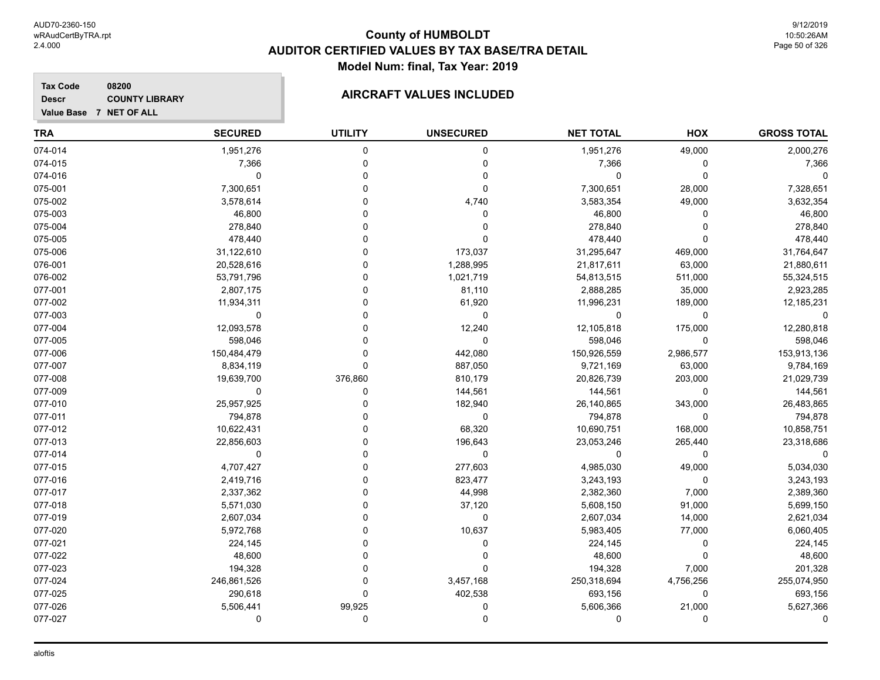# County of HUMBOLDT

## AUDITOR CERTIFIED VALUES BY TAX BASE/TRA DETAIL

### Model Num: final, Tax Year: 2019

**Tax Code** 08200
**Descr** COUNTY LIBRARY
**Value Base** 7 NET OF ALL

### AIRCRAFT VALUES INCLUDED

| TRA | SECURED | UTILITY | UNSECURED | NET TOTAL | HOX | GROSS TOTAL |
|---|---|---|---|---|---|---|
| 074-014 | 1,951,276 | 0 | 0 | 1,951,276 | 49,000 | 2,000,276 |
| 074-015 | 7,366 | 0 | 0 | 7,366 | 0 | 7,366 |
| 074-016 | 0 | 0 | 0 | 0 | 0 | 0 |
| 075-001 | 7,300,651 | 0 | 0 | 7,300,651 | 28,000 | 7,328,651 |
| 075-002 | 3,578,614 | 0 | 4,740 | 3,583,354 | 49,000 | 3,632,354 |
| 075-003 | 46,800 | 0 | 0 | 46,800 | 0 | 46,800 |
| 075-004 | 278,840 | 0 | 0 | 278,840 | 0 | 278,840 |
| 075-005 | 478,440 | 0 | 0 | 478,440 | 0 | 478,440 |
| 075-006 | 31,122,610 | 0 | 173,037 | 31,295,647 | 469,000 | 31,764,647 |
| 076-001 | 20,528,616 | 0 | 1,288,995 | 21,817,611 | 63,000 | 21,880,611 |
| 076-002 | 53,791,796 | 0 | 1,021,719 | 54,813,515 | 511,000 | 55,324,515 |
| 077-001 | 2,807,175 | 0 | 81,110 | 2,888,285 | 35,000 | 2,923,285 |
| 077-002 | 11,934,311 | 0 | 61,920 | 11,996,231 | 189,000 | 12,185,231 |
| 077-003 | 0 | 0 | 0 | 0 | 0 | 0 |
| 077-004 | 12,093,578 | 0 | 12,240 | 12,105,818 | 175,000 | 12,280,818 |
| 077-005 | 598,046 | 0 | 0 | 598,046 | 0 | 598,046 |
| 077-006 | 150,484,479 | 0 | 442,080 | 150,926,559 | 2,986,577 | 153,913,136 |
| 077-007 | 8,834,119 | 0 | 887,050 | 9,721,169 | 63,000 | 9,784,169 |
| 077-008 | 19,639,700 | 376,860 | 810,179 | 20,826,739 | 203,000 | 21,029,739 |
| 077-009 | 0 | 0 | 144,561 | 144,561 | 0 | 144,561 |
| 077-010 | 25,957,925 | 0 | 182,940 | 26,140,865 | 343,000 | 26,483,865 |
| 077-011 | 794,878 | 0 | 0 | 794,878 | 0 | 794,878 |
| 077-012 | 10,622,431 | 0 | 68,320 | 10,690,751 | 168,000 | 10,858,751 |
| 077-013 | 22,856,603 | 0 | 196,643 | 23,053,246 | 265,440 | 23,318,686 |
| 077-014 | 0 | 0 | 0 | 0 | 0 | 0 |
| 077-015 | 4,707,427 | 0 | 277,603 | 4,985,030 | 49,000 | 5,034,030 |
| 077-016 | 2,419,716 | 0 | 823,477 | 3,243,193 | 0 | 3,243,193 |
| 077-017 | 2,337,362 | 0 | 44,998 | 2,382,360 | 7,000 | 2,389,360 |
| 077-018 | 5,571,030 | 0 | 37,120 | 5,608,150 | 91,000 | 5,699,150 |
| 077-019 | 2,607,034 | 0 | 0 | 2,607,034 | 14,000 | 2,621,034 |
| 077-020 | 5,972,768 | 0 | 10,637 | 5,983,405 | 77,000 | 6,060,405 |
| 077-021 | 224,145 | 0 | 0 | 224,145 | 0 | 224,145 |
| 077-022 | 48,600 | 0 | 0 | 48,600 | 0 | 48,600 |
| 077-023 | 194,328 | 0 | 0 | 194,328 | 7,000 | 201,328 |
| 077-024 | 246,861,526 | 0 | 3,457,168 | 250,318,694 | 4,756,256 | 255,074,950 |
| 077-025 | 290,618 | 0 | 402,538 | 693,156 | 0 | 693,156 |
| 077-026 | 5,506,441 | 99,925 | 0 | 5,606,366 | 21,000 | 5,627,366 |
| 077-027 | 0 | 0 | 0 | 0 | 0 | 0 |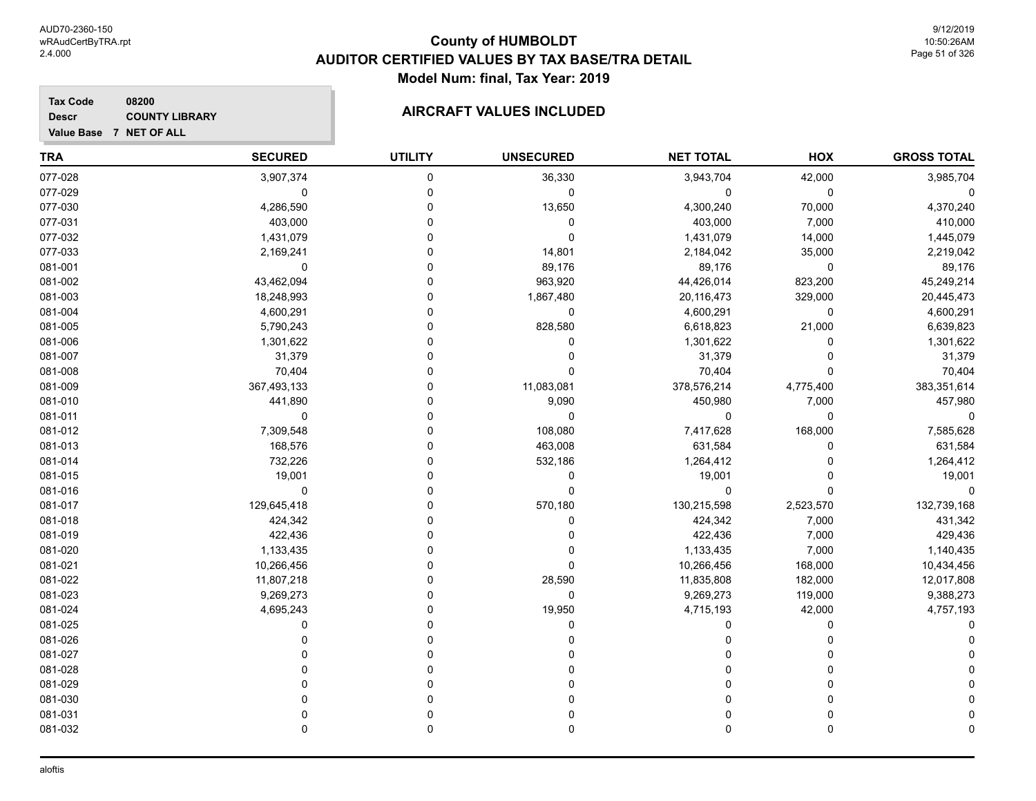# County of HUMBOLDT
## AUDITOR CERTIFIED VALUES BY TAX BASE/TRA DETAIL
### Model Num: final, Tax Year: 2019

**Tax Code** 08200
**Descr** COUNTY LIBRARY
**Value Base** 7 NET OF ALL

**AIRCRAFT VALUES INCLUDED**

| TRA | SECURED | UTILITY | UNSECURED | NET TOTAL | HOX | GROSS TOTAL |
|---|---|---|---|---|---|---|
| 077-028 | 3,907,374 | 0 | 36,330 | 3,943,704 | 42,000 | 3,985,704 |
| 077-029 | 0 | 0 | 0 | 0 | 0 | 0 |
| 077-030 | 4,286,590 | 0 | 13,650 | 4,300,240 | 70,000 | 4,370,240 |
| 077-031 | 403,000 | 0 | 0 | 403,000 | 7,000 | 410,000 |
| 077-032 | 1,431,079 | 0 | 0 | 1,431,079 | 14,000 | 1,445,079 |
| 077-033 | 2,169,241 | 0 | 14,801 | 2,184,042 | 35,000 | 2,219,042 |
| 081-001 | 0 | 0 | 89,176 | 89,176 | 0 | 89,176 |
| 081-002 | 43,462,094 | 0 | 963,920 | 44,426,014 | 823,200 | 45,249,214 |
| 081-003 | 18,248,993 | 0 | 1,867,480 | 20,116,473 | 329,000 | 20,445,473 |
| 081-004 | 4,600,291 | 0 | 0 | 4,600,291 | 0 | 4,600,291 |
| 081-005 | 5,790,243 | 0 | 828,580 | 6,618,823 | 21,000 | 6,639,823 |
| 081-006 | 1,301,622 | 0 | 0 | 1,301,622 | 0 | 1,301,622 |
| 081-007 | 31,379 | 0 | 0 | 31,379 | 0 | 31,379 |
| 081-008 | 70,404 | 0 | 0 | 70,404 | 0 | 70,404 |
| 081-009 | 367,493,133 | 0 | 11,083,081 | 378,576,214 | 4,775,400 | 383,351,614 |
| 081-010 | 441,890 | 0 | 9,090 | 450,980 | 7,000 | 457,980 |
| 081-011 | 0 | 0 | 0 | 0 | 0 | 0 |
| 081-012 | 7,309,548 | 0 | 108,080 | 7,417,628 | 168,000 | 7,585,628 |
| 081-013 | 168,576 | 0 | 463,008 | 631,584 | 0 | 631,584 |
| 081-014 | 732,226 | 0 | 532,186 | 1,264,412 | 0 | 1,264,412 |
| 081-015 | 19,001 | 0 | 0 | 19,001 | 0 | 19,001 |
| 081-016 | 0 | 0 | 0 | 0 | 0 | 0 |
| 081-017 | 129,645,418 | 0 | 570,180 | 130,215,598 | 2,523,570 | 132,739,168 |
| 081-018 | 424,342 | 0 | 0 | 424,342 | 7,000 | 431,342 |
| 081-019 | 422,436 | 0 | 0 | 422,436 | 7,000 | 429,436 |
| 081-020 | 1,133,435 | 0 | 0 | 1,133,435 | 7,000 | 1,140,435 |
| 081-021 | 10,266,456 | 0 | 0 | 10,266,456 | 168,000 | 10,434,456 |
| 081-022 | 11,807,218 | 0 | 28,590 | 11,835,808 | 182,000 | 12,017,808 |
| 081-023 | 9,269,273 | 0 | 0 | 9,269,273 | 119,000 | 9,388,273 |
| 081-024 | 4,695,243 | 0 | 19,950 | 4,715,193 | 42,000 | 4,757,193 |
| 081-025 | 0 | 0 | 0 | 0 | 0 | 0 |
| 081-026 | 0 | 0 | 0 | 0 | 0 | 0 |
| 081-027 | 0 | 0 | 0 | 0 | 0 | 0 |
| 081-028 | 0 | 0 | 0 | 0 | 0 | 0 |
| 081-029 | 0 | 0 | 0 | 0 | 0 | 0 |
| 081-030 | 0 | 0 | 0 | 0 | 0 | 0 |
| 081-031 | 0 | 0 | 0 | 0 | 0 | 0 |
| 081-032 | 0 | 0 | 0 | 0 | 0 | 0 |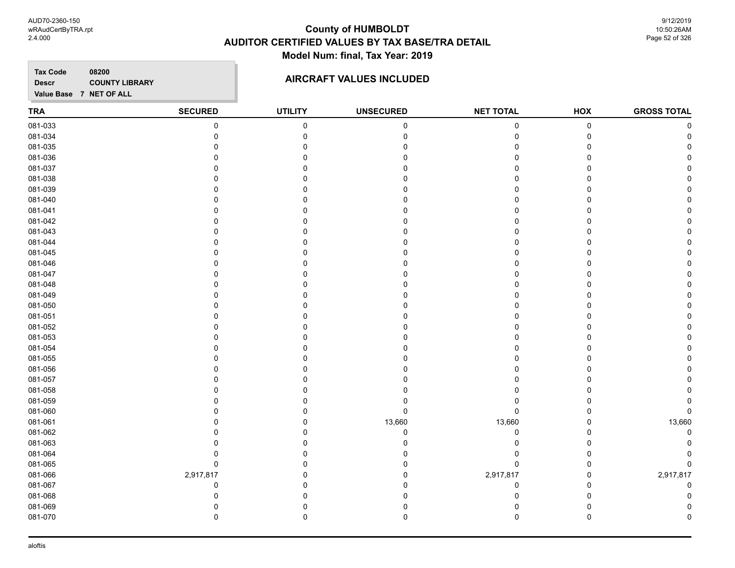# County of HUMBOLDT
## AUDITOR CERTIFIED VALUES BY TAX BASE/TRA DETAIL
### Model Num: final, Tax Year: 2019

**Tax Code** 08200
**Descr** COUNTY LIBRARY
**Value Base** 7 NET OF ALL

### AIRCRAFT VALUES INCLUDED

| TRA | SECURED | UTILITY | UNSECURED | NET TOTAL | HOX | GROSS TOTAL |
|---|---|---|---|---|---|---|
| 081-033 | 0 | 0 | 0 | 0 | 0 | 0 |
| 081-034 | 0 | 0 | 0 | 0 | 0 | 0 |
| 081-035 | 0 | 0 | 0 | 0 | 0 | 0 |
| 081-036 | 0 | 0 | 0 | 0 | 0 | 0 |
| 081-037 | 0 | 0 | 0 | 0 | 0 | 0 |
| 081-038 | 0 | 0 | 0 | 0 | 0 | 0 |
| 081-039 | 0 | 0 | 0 | 0 | 0 | 0 |
| 081-040 | 0 | 0 | 0 | 0 | 0 | 0 |
| 081-041 | 0 | 0 | 0 | 0 | 0 | 0 |
| 081-042 | 0 | 0 | 0 | 0 | 0 | 0 |
| 081-043 | 0 | 0 | 0 | 0 | 0 | 0 |
| 081-044 | 0 | 0 | 0 | 0 | 0 | 0 |
| 081-045 | 0 | 0 | 0 | 0 | 0 | 0 |
| 081-046 | 0 | 0 | 0 | 0 | 0 | 0 |
| 081-047 | 0 | 0 | 0 | 0 | 0 | 0 |
| 081-048 | 0 | 0 | 0 | 0 | 0 | 0 |
| 081-049 | 0 | 0 | 0 | 0 | 0 | 0 |
| 081-050 | 0 | 0 | 0 | 0 | 0 | 0 |
| 081-051 | 0 | 0 | 0 | 0 | 0 | 0 |
| 081-052 | 0 | 0 | 0 | 0 | 0 | 0 |
| 081-053 | 0 | 0 | 0 | 0 | 0 | 0 |
| 081-054 | 0 | 0 | 0 | 0 | 0 | 0 |
| 081-055 | 0 | 0 | 0 | 0 | 0 | 0 |
| 081-056 | 0 | 0 | 0 | 0 | 0 | 0 |
| 081-057 | 0 | 0 | 0 | 0 | 0 | 0 |
| 081-058 | 0 | 0 | 0 | 0 | 0 | 0 |
| 081-059 | 0 | 0 | 0 | 0 | 0 | 0 |
| 081-060 | 0 | 0 | 0 | 0 | 0 | 0 |
| 081-061 | 0 | 0 | 13,660 | 13,660 | 0 | 13,660 |
| 081-062 | 0 | 0 | 0 | 0 | 0 | 0 |
| 081-063 | 0 | 0 | 0 | 0 | 0 | 0 |
| 081-064 | 0 | 0 | 0 | 0 | 0 | 0 |
| 081-065 | 0 | 0 | 0 | 0 | 0 | 0 |
| 081-066 | 2,917,817 | 0 | 0 | 2,917,817 | 0 | 2,917,817 |
| 081-067 | 0 | 0 | 0 | 0 | 0 | 0 |
| 081-068 | 0 | 0 | 0 | 0 | 0 | 0 |
| 081-069 | 0 | 0 | 0 | 0 | 0 | 0 |
| 081-070 | 0 | 0 | 0 | 0 | 0 | 0 |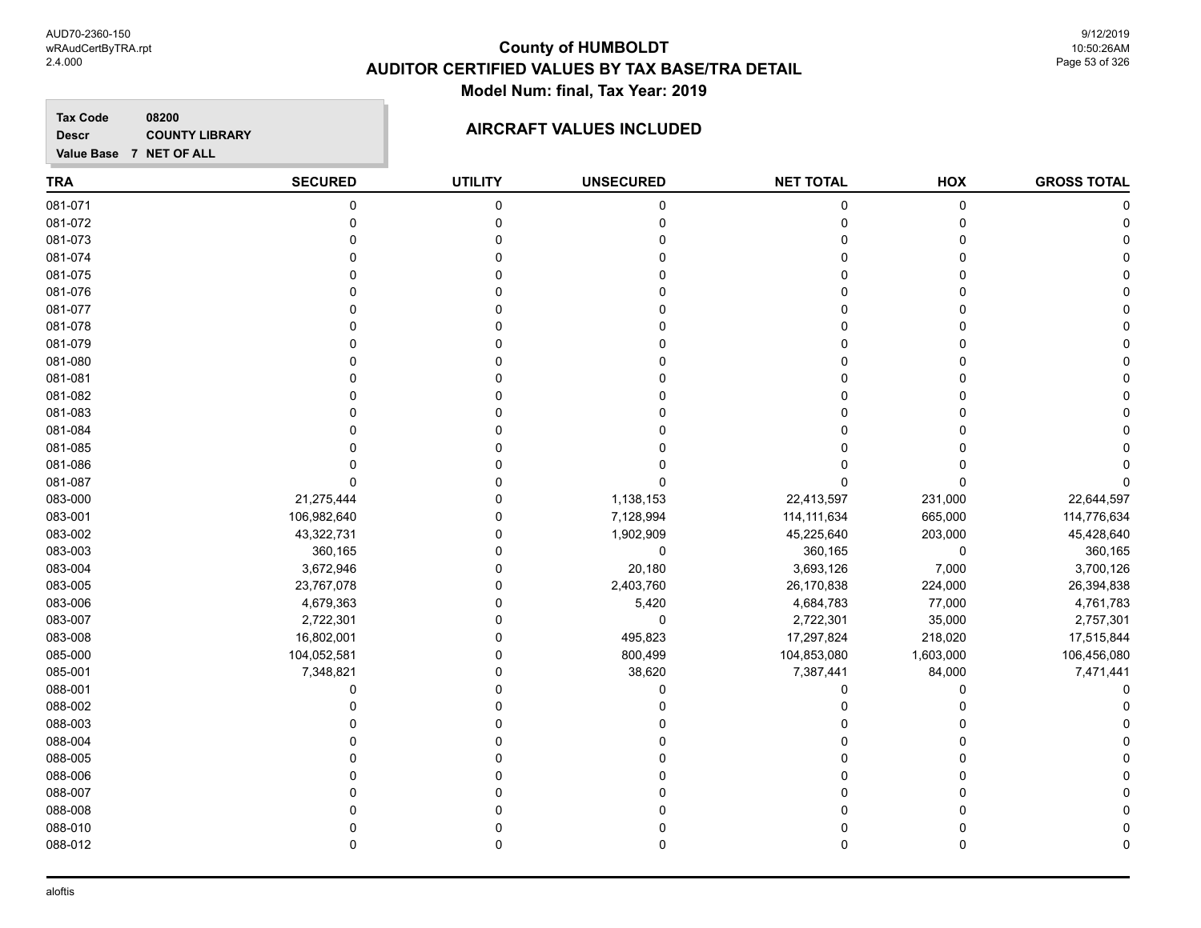# County of HUMBOLDT
## AUDITOR CERTIFIED VALUES BY TAX BASE/TRA DETAIL
### Model Num: final, Tax Year: 2019

**Tax Code** 08200
**Descr** COUNTY LIBRARY
**Value Base** 7 NET OF ALL

### AIRCRAFT VALUES INCLUDED

| TRA | SECURED | UTILITY | UNSECURED | NET TOTAL | HOX | GROSS TOTAL |
|---|---|---|---|---|---|---|
| 081-071 | 0 | 0 | 0 | 0 | 0 | 0 |
| 081-072 | 0 | 0 | 0 | 0 | 0 | 0 |
| 081-073 | 0 | 0 | 0 | 0 | 0 | 0 |
| 081-074 | 0 | 0 | 0 | 0 | 0 | 0 |
| 081-075 | 0 | 0 | 0 | 0 | 0 | 0 |
| 081-076 | 0 | 0 | 0 | 0 | 0 | 0 |
| 081-077 | 0 | 0 | 0 | 0 | 0 | 0 |
| 081-078 | 0 | 0 | 0 | 0 | 0 | 0 |
| 081-079 | 0 | 0 | 0 | 0 | 0 | 0 |
| 081-080 | 0 | 0 | 0 | 0 | 0 | 0 |
| 081-081 | 0 | 0 | 0 | 0 | 0 | 0 |
| 081-082 | 0 | 0 | 0 | 0 | 0 | 0 |
| 081-083 | 0 | 0 | 0 | 0 | 0 | 0 |
| 081-084 | 0 | 0 | 0 | 0 | 0 | 0 |
| 081-085 | 0 | 0 | 0 | 0 | 0 | 0 |
| 081-086 | 0 | 0 | 0 | 0 | 0 | 0 |
| 081-087 | 0 | 0 | 0 | 0 | 0 | 0 |
| 083-000 | 21,275,444 | 0 | 1,138,153 | 22,413,597 | 231,000 | 22,644,597 |
| 083-001 | 106,982,640 | 0 | 7,128,994 | 114,111,634 | 665,000 | 114,776,634 |
| 083-002 | 43,322,731 | 0 | 1,902,909 | 45,225,640 | 203,000 | 45,428,640 |
| 083-003 | 360,165 | 0 | 0 | 360,165 | 0 | 360,165 |
| 083-004 | 3,672,946 | 0 | 20,180 | 3,693,126 | 7,000 | 3,700,126 |
| 083-005 | 23,767,078 | 0 | 2,403,760 | 26,170,838 | 224,000 | 26,394,838 |
| 083-006 | 4,679,363 | 0 | 5,420 | 4,684,783 | 77,000 | 4,761,783 |
| 083-007 | 2,722,301 | 0 | 0 | 2,722,301 | 35,000 | 2,757,301 |
| 083-008 | 16,802,001 | 0 | 495,823 | 17,297,824 | 218,020 | 17,515,844 |
| 085-000 | 104,052,581 | 0 | 800,499 | 104,853,080 | 1,603,000 | 106,456,080 |
| 085-001 | 7,348,821 | 0 | 38,620 | 7,387,441 | 84,000 | 7,471,441 |
| 088-001 | 0 | 0 | 0 | 0 | 0 | 0 |
| 088-002 | 0 | 0 | 0 | 0 | 0 | 0 |
| 088-003 | 0 | 0 | 0 | 0 | 0 | 0 |
| 088-004 | 0 | 0 | 0 | 0 | 0 | 0 |
| 088-005 | 0 | 0 | 0 | 0 | 0 | 0 |
| 088-006 | 0 | 0 | 0 | 0 | 0 | 0 |
| 088-007 | 0 | 0 | 0 | 0 | 0 | 0 |
| 088-008 | 0 | 0 | 0 | 0 | 0 | 0 |
| 088-010 | 0 | 0 | 0 | 0 | 0 | 0 |
| 088-012 | 0 | 0 | 0 | 0 | 0 | 0 |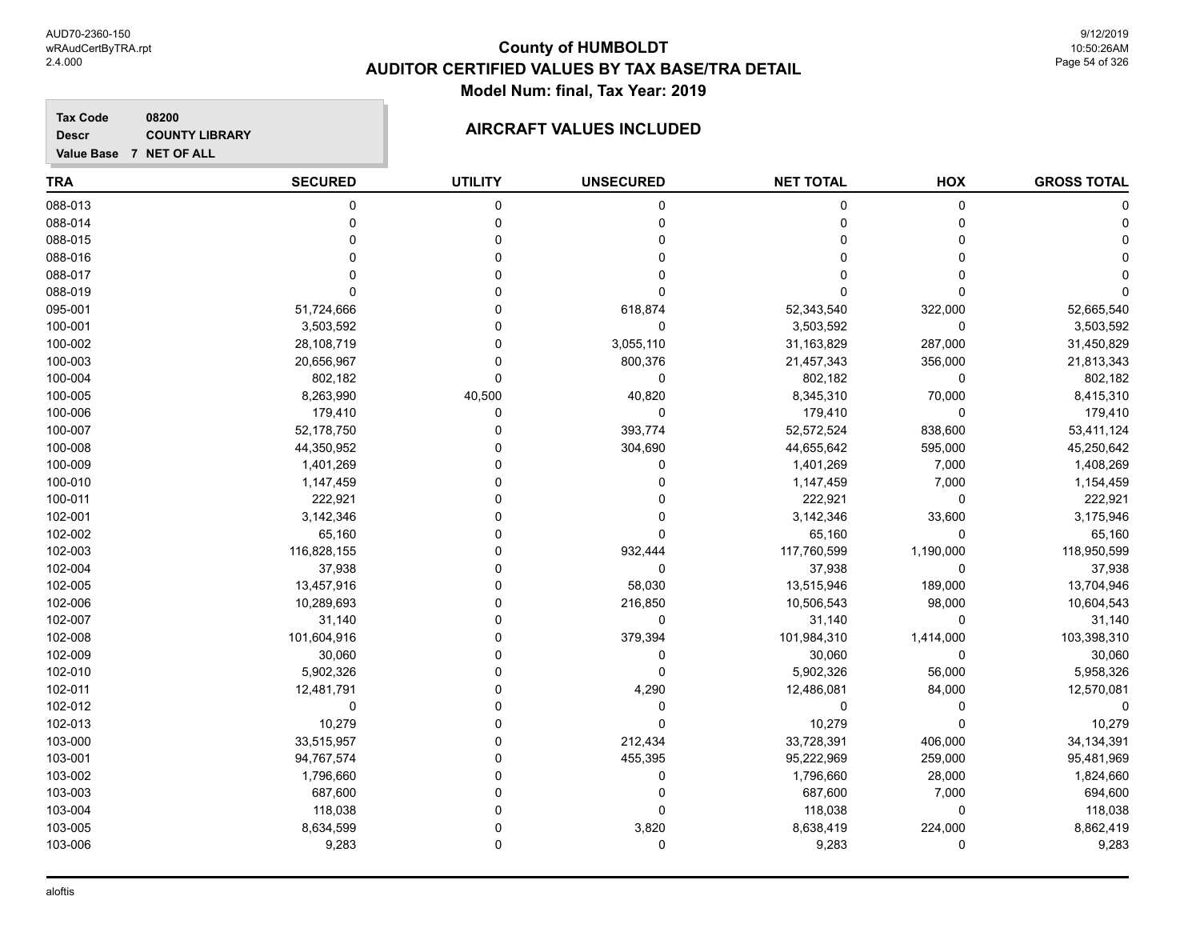# County of HUMBOLDT
## AUDITOR CERTIFIED VALUES BY TAX BASE/TRA DETAIL
### Model Num: final, Tax Year: 2019

**Tax Code** 08200
**Descr** COUNTY LIBRARY
**Value Base** 7 NET OF ALL

### AIRCRAFT VALUES INCLUDED

| TRA | SECURED | UTILITY | UNSECURED | NET TOTAL | HOX | GROSS TOTAL |
|---|---|---|---|---|---|---|
| 088-013 | 0 | 0 | 0 | 0 | 0 | 0 |
| 088-014 | 0 | 0 | 0 | 0 | 0 | 0 |
| 088-015 | 0 | 0 | 0 | 0 | 0 | 0 |
| 088-016 | 0 | 0 | 0 | 0 | 0 | 0 |
| 088-017 | 0 | 0 | 0 | 0 | 0 | 0 |
| 088-019 | 0 | 0 | 0 | 0 | 0 | 0 |
| 095-001 | 51,724,666 | 0 | 618,874 | 52,343,540 | 322,000 | 52,665,540 |
| 100-001 | 3,503,592 | 0 | 0 | 3,503,592 | 0 | 3,503,592 |
| 100-002 | 28,108,719 | 0 | 3,055,110 | 31,163,829 | 287,000 | 31,450,829 |
| 100-003 | 20,656,967 | 0 | 800,376 | 21,457,343 | 356,000 | 21,813,343 |
| 100-004 | 802,182 | 0 | 0 | 802,182 | 0 | 802,182 |
| 100-005 | 8,263,990 | 40,500 | 40,820 | 8,345,310 | 70,000 | 8,415,310 |
| 100-006 | 179,410 | 0 | 0 | 179,410 | 0 | 179,410 |
| 100-007 | 52,178,750 | 0 | 393,774 | 52,572,524 | 838,600 | 53,411,124 |
| 100-008 | 44,350,952 | 0 | 304,690 | 44,655,642 | 595,000 | 45,250,642 |
| 100-009 | 1,401,269 | 0 | 0 | 1,401,269 | 7,000 | 1,408,269 |
| 100-010 | 1,147,459 | 0 | 0 | 1,147,459 | 7,000 | 1,154,459 |
| 100-011 | 222,921 | 0 | 0 | 222,921 | 0 | 222,921 |
| 102-001 | 3,142,346 | 0 | 0 | 3,142,346 | 33,600 | 3,175,946 |
| 102-002 | 65,160 | 0 | 0 | 65,160 | 0 | 65,160 |
| 102-003 | 116,828,155 | 0 | 932,444 | 117,760,599 | 1,190,000 | 118,950,599 |
| 102-004 | 37,938 | 0 | 0 | 37,938 | 0 | 37,938 |
| 102-005 | 13,457,916 | 0 | 58,030 | 13,515,946 | 189,000 | 13,704,946 |
| 102-006 | 10,289,693 | 0 | 216,850 | 10,506,543 | 98,000 | 10,604,543 |
| 102-007 | 31,140 | 0 | 0 | 31,140 | 0 | 31,140 |
| 102-008 | 101,604,916 | 0 | 379,394 | 101,984,310 | 1,414,000 | 103,398,310 |
| 102-009 | 30,060 | 0 | 0 | 30,060 | 0 | 30,060 |
| 102-010 | 5,902,326 | 0 | 0 | 5,902,326 | 56,000 | 5,958,326 |
| 102-011 | 12,481,791 | 0 | 4,290 | 12,486,081 | 84,000 | 12,570,081 |
| 102-012 | 0 | 0 | 0 | 0 | 0 | 0 |
| 102-013 | 10,279 | 0 | 0 | 10,279 | 0 | 10,279 |
| 103-000 | 33,515,957 | 0 | 212,434 | 33,728,391 | 406,000 | 34,134,391 |
| 103-001 | 94,767,574 | 0 | 455,395 | 95,222,969 | 259,000 | 95,481,969 |
| 103-002 | 1,796,660 | 0 | 0 | 1,796,660 | 28,000 | 1,824,660 |
| 103-003 | 687,600 | 0 | 0 | 687,600 | 7,000 | 694,600 |
| 103-004 | 118,038 | 0 | 0 | 118,038 | 0 | 118,038 |
| 103-005 | 8,634,599 | 0 | 3,820 | 8,638,419 | 224,000 | 8,862,419 |
| 103-006 | 9,283 | 0 | 0 | 9,283 | 0 | 9,283 |

aloftis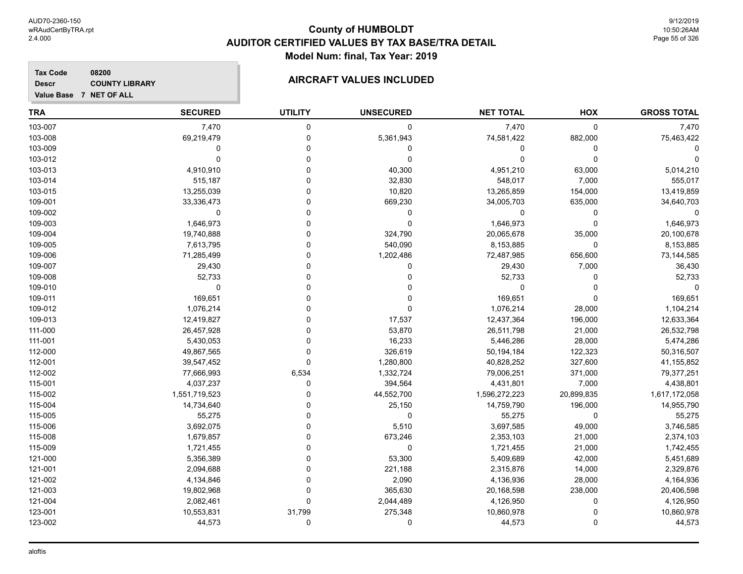# County of HUMBOLDT

## AUDITOR CERTIFIED VALUES BY TAX BASE/TRA DETAIL

### Model Num: final, Tax Year: 2019

**Tax Code** 08200
**Descr** COUNTY LIBRARY
**Value Base** 7 NET OF ALL

### AIRCRAFT VALUES INCLUDED

| TRA | SECURED | UTILITY | UNSECURED | NET TOTAL | HOX | GROSS TOTAL |
|---|---|---|---|---|---|---|
| 103-007 | 7,470 | 0 | 0 | 7,470 | 0 | 7,470 |
| 103-008 | 69,219,479 | 0 | 5,361,943 | 74,581,422 | 882,000 | 75,463,422 |
| 103-009 | 0 | 0 | 0 | 0 | 0 | 0 |
| 103-012 | 0 | 0 | 0 | 0 | 0 | 0 |
| 103-013 | 4,910,910 | 0 | 40,300 | 4,951,210 | 63,000 | 5,014,210 |
| 103-014 | 515,187 | 0 | 32,830 | 548,017 | 7,000 | 555,017 |
| 103-015 | 13,255,039 | 0 | 10,820 | 13,265,859 | 154,000 | 13,419,859 |
| 109-001 | 33,336,473 | 0 | 669,230 | 34,005,703 | 635,000 | 34,640,703 |
| 109-002 | 0 | 0 | 0 | 0 | 0 | 0 |
| 109-003 | 1,646,973 | 0 | 0 | 1,646,973 | 0 | 1,646,973 |
| 109-004 | 19,740,888 | 0 | 324,790 | 20,065,678 | 35,000 | 20,100,678 |
| 109-005 | 7,613,795 | 0 | 540,090 | 8,153,885 | 0 | 8,153,885 |
| 109-006 | 71,285,499 | 0 | 1,202,486 | 72,487,985 | 656,600 | 73,144,585 |
| 109-007 | 29,430 | 0 | 0 | 29,430 | 7,000 | 36,430 |
| 109-008 | 52,733 | 0 | 0 | 52,733 | 0 | 52,733 |
| 109-010 | 0 | 0 | 0 | 0 | 0 | 0 |
| 109-011 | 169,651 | 0 | 0 | 169,651 | 0 | 169,651 |
| 109-012 | 1,076,214 | 0 | 0 | 1,076,214 | 28,000 | 1,104,214 |
| 109-013 | 12,419,827 | 0 | 17,537 | 12,437,364 | 196,000 | 12,633,364 |
| 111-000 | 26,457,928 | 0 | 53,870 | 26,511,798 | 21,000 | 26,532,798 |
| 111-001 | 5,430,053 | 0 | 16,233 | 5,446,286 | 28,000 | 5,474,286 |
| 112-000 | 49,867,565 | 0 | 326,619 | 50,194,184 | 122,323 | 50,316,507 |
| 112-001 | 39,547,452 | 0 | 1,280,800 | 40,828,252 | 327,600 | 41,155,852 |
| 112-002 | 77,666,993 | 6,534 | 1,332,724 | 79,006,251 | 371,000 | 79,377,251 |
| 115-001 | 4,037,237 | 0 | 394,564 | 4,431,801 | 7,000 | 4,438,801 |
| 115-002 | 1,551,719,523 | 0 | 44,552,700 | 1,596,272,223 | 20,899,835 | 1,617,172,058 |
| 115-004 | 14,734,640 | 0 | 25,150 | 14,759,790 | 196,000 | 14,955,790 |
| 115-005 | 55,275 | 0 | 0 | 55,275 | 0 | 55,275 |
| 115-006 | 3,692,075 | 0 | 5,510 | 3,697,585 | 49,000 | 3,746,585 |
| 115-008 | 1,679,857 | 0 | 673,246 | 2,353,103 | 21,000 | 2,374,103 |
| 115-009 | 1,721,455 | 0 | 0 | 1,721,455 | 21,000 | 1,742,455 |
| 121-000 | 5,356,389 | 0 | 53,300 | 5,409,689 | 42,000 | 5,451,689 |
| 121-001 | 2,094,688 | 0 | 221,188 | 2,315,876 | 14,000 | 2,329,876 |
| 121-002 | 4,134,846 | 0 | 2,090 | 4,136,936 | 28,000 | 4,164,936 |
| 121-003 | 19,802,968 | 0 | 365,630 | 20,168,598 | 238,000 | 20,406,598 |
| 121-004 | 2,082,461 | 0 | 2,044,489 | 4,126,950 | 0 | 4,126,950 |
| 123-001 | 10,553,831 | 31,799 | 275,348 | 10,860,978 | 0 | 10,860,978 |
| 123-002 | 44,573 | 0 | 0 | 44,573 | 0 | 44,573 |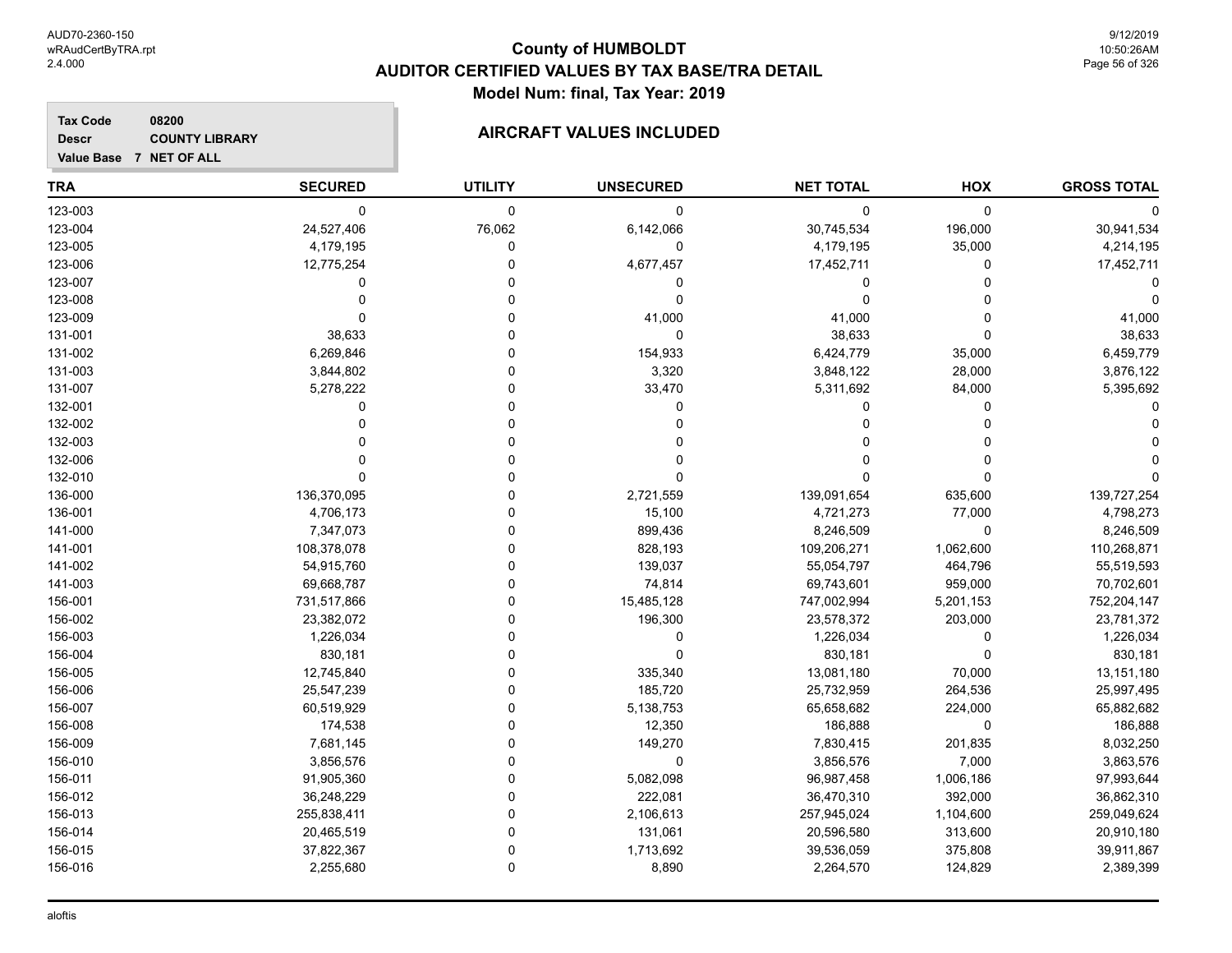# County of HUMBOLDT
## AUDITOR CERTIFIED VALUES BY TAX BASE/TRA DETAIL
### Model Num: final, Tax Year: 2019

**Tax Code** 08200
**Descr** COUNTY LIBRARY
**Value Base** 7 NET OF ALL

### AIRCRAFT VALUES INCLUDED

| TRA | SECURED | UTILITY | UNSECURED | NET TOTAL | HOX | GROSS TOTAL |
|---|---|---|---|---|---|---|
| 123-003 | 0 | 0 | 0 | 0 | 0 | 0 |
| 123-004 | 24,527,406 | 76,062 | 6,142,066 | 30,745,534 | 196,000 | 30,941,534 |
| 123-005 | 4,179,195 | 0 | 0 | 4,179,195 | 35,000 | 4,214,195 |
| 123-006 | 12,775,254 | 0 | 4,677,457 | 17,452,711 | 0 | 17,452,711 |
| 123-007 | 0 | 0 | 0 | 0 | 0 | 0 |
| 123-008 | 0 | 0 | 0 | 0 | 0 | 0 |
| 123-009 | 0 | 0 | 41,000 | 41,000 | 0 | 41,000 |
| 131-001 | 38,633 | 0 | 0 | 38,633 | 0 | 38,633 |
| 131-002 | 6,269,846 | 0 | 154,933 | 6,424,779 | 35,000 | 6,459,779 |
| 131-003 | 3,844,802 | 0 | 3,320 | 3,848,122 | 28,000 | 3,876,122 |
| 131-007 | 5,278,222 | 0 | 33,470 | 5,311,692 | 84,000 | 5,395,692 |
| 132-001 | 0 | 0 | 0 | 0 | 0 | 0 |
| 132-002 | 0 | 0 | 0 | 0 | 0 | 0 |
| 132-003 | 0 | 0 | 0 | 0 | 0 | 0 |
| 132-006 | 0 | 0 | 0 | 0 | 0 | 0 |
| 132-010 | 0 | 0 | 0 | 0 | 0 | 0 |
| 136-000 | 136,370,095 | 0 | 2,721,559 | 139,091,654 | 635,600 | 139,727,254 |
| 136-001 | 4,706,173 | 0 | 15,100 | 4,721,273 | 77,000 | 4,798,273 |
| 141-000 | 7,347,073 | 0 | 899,436 | 8,246,509 | 0 | 8,246,509 |
| 141-001 | 108,378,078 | 0 | 828,193 | 109,206,271 | 1,062,600 | 110,268,871 |
| 141-002 | 54,915,760 | 0 | 139,037 | 55,054,797 | 464,796 | 55,519,593 |
| 141-003 | 69,668,787 | 0 | 74,814 | 69,743,601 | 959,000 | 70,702,601 |
| 156-001 | 731,517,866 | 0 | 15,485,128 | 747,002,994 | 5,201,153 | 752,204,147 |
| 156-002 | 23,382,072 | 0 | 196,300 | 23,578,372 | 203,000 | 23,781,372 |
| 156-003 | 1,226,034 | 0 | 0 | 1,226,034 | 0 | 1,226,034 |
| 156-004 | 830,181 | 0 | 0 | 830,181 | 0 | 830,181 |
| 156-005 | 12,745,840 | 0 | 335,340 | 13,081,180 | 70,000 | 13,151,180 |
| 156-006 | 25,547,239 | 0 | 185,720 | 25,732,959 | 264,536 | 25,997,495 |
| 156-007 | 60,519,929 | 0 | 5,138,753 | 65,658,682 | 224,000 | 65,882,682 |
| 156-008 | 174,538 | 0 | 12,350 | 186,888 | 0 | 186,888 |
| 156-009 | 7,681,145 | 0 | 149,270 | 7,830,415 | 201,835 | 8,032,250 |
| 156-010 | 3,856,576 | 0 | 0 | 3,856,576 | 7,000 | 3,863,576 |
| 156-011 | 91,905,360 | 0 | 5,082,098 | 96,987,458 | 1,006,186 | 97,993,644 |
| 156-012 | 36,248,229 | 0 | 222,081 | 36,470,310 | 392,000 | 36,862,310 |
| 156-013 | 255,838,411 | 0 | 2,106,613 | 257,945,024 | 1,104,600 | 259,049,624 |
| 156-014 | 20,465,519 | 0 | 131,061 | 20,596,580 | 313,600 | 20,910,180 |
| 156-015 | 37,822,367 | 0 | 1,713,692 | 39,536,059 | 375,808 | 39,911,867 |
| 156-016 | 2,255,680 | 0 | 8,890 | 2,264,570 | 124,829 | 2,389,399 |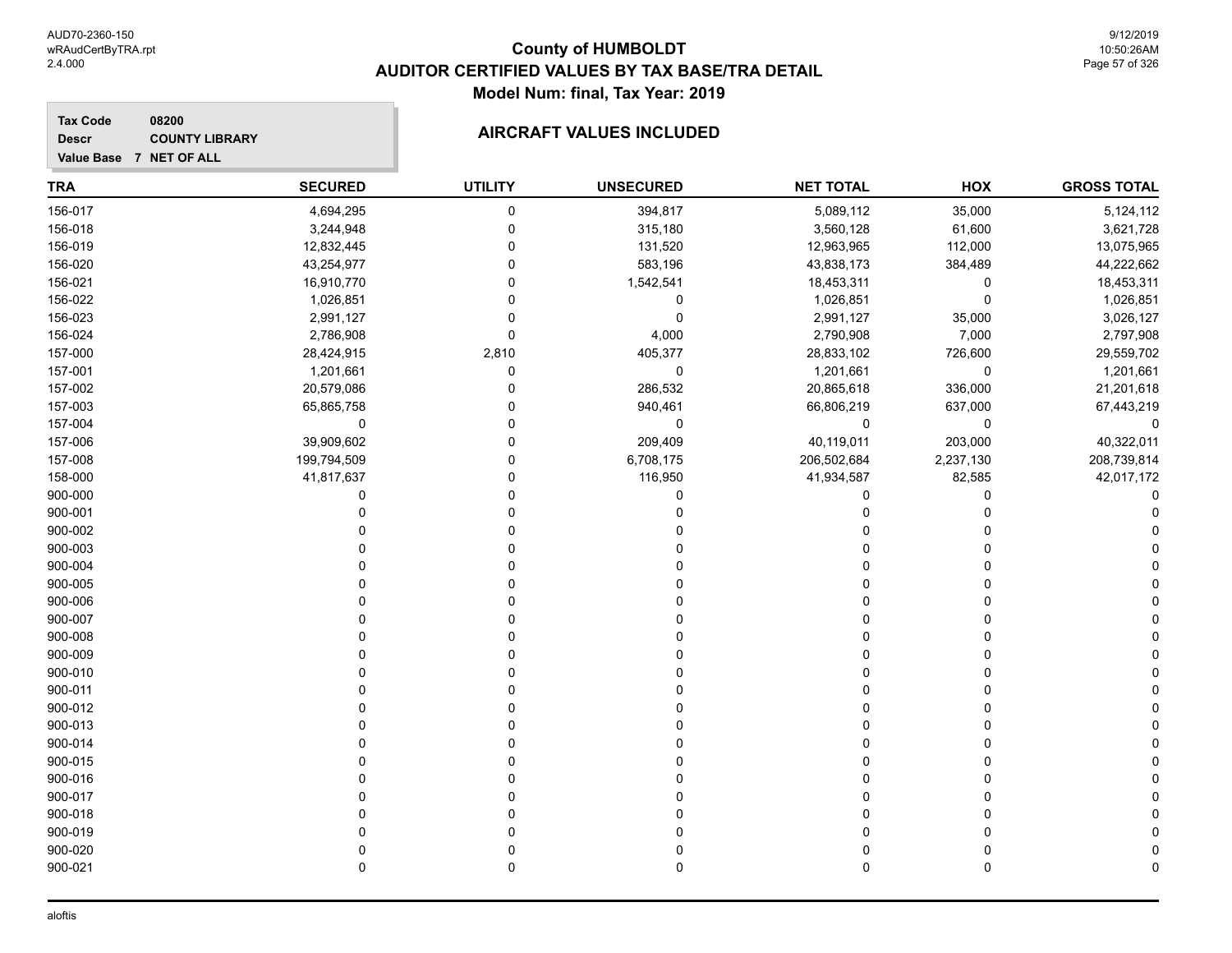# County of HUMBOLDT
## AUDITOR CERTIFIED VALUES BY TAX BASE/TRA DETAIL
### Model Num: final, Tax Year: 2019

**Tax Code** 08200
**Descr** COUNTY LIBRARY
**Value Base** 7 NET OF ALL

### AIRCRAFT VALUES INCLUDED

| TRA | SECURED | UTILITY | UNSECURED | NET TOTAL | HOX | GROSS TOTAL |
|---|---|---|---|---|---|---|
| 156-017 | 4,694,295 | 0 | 394,817 | 5,089,112 | 35,000 | 5,124,112 |
| 156-018 | 3,244,948 | 0 | 315,180 | 3,560,128 | 61,600 | 3,621,728 |
| 156-019 | 12,832,445 | 0 | 131,520 | 12,963,965 | 112,000 | 13,075,965 |
| 156-020 | 43,254,977 | 0 | 583,196 | 43,838,173 | 384,489 | 44,222,662 |
| 156-021 | 16,910,770 | 0 | 1,542,541 | 18,453,311 | 0 | 18,453,311 |
| 156-022 | 1,026,851 | 0 | 0 | 1,026,851 | 0 | 1,026,851 |
| 156-023 | 2,991,127 | 0 | 0 | 2,991,127 | 35,000 | 3,026,127 |
| 156-024 | 2,786,908 | 0 | 4,000 | 2,790,908 | 7,000 | 2,797,908 |
| 157-000 | 28,424,915 | 2,810 | 405,377 | 28,833,102 | 726,600 | 29,559,702 |
| 157-001 | 1,201,661 | 0 | 0 | 1,201,661 | 0 | 1,201,661 |
| 157-002 | 20,579,086 | 0 | 286,532 | 20,865,618 | 336,000 | 21,201,618 |
| 157-003 | 65,865,758 | 0 | 940,461 | 66,806,219 | 637,000 | 67,443,219 |
| 157-004 | 0 | 0 | 0 | 0 | 0 | 0 |
| 157-006 | 39,909,602 | 0 | 209,409 | 40,119,011 | 203,000 | 40,322,011 |
| 157-008 | 199,794,509 | 0 | 6,708,175 | 206,502,684 | 2,237,130 | 208,739,814 |
| 158-000 | 41,817,637 | 0 | 116,950 | 41,934,587 | 82,585 | 42,017,172 |
| 900-000 | 0 | 0 | 0 | 0 | 0 | 0 |
| 900-001 | 0 | 0 | 0 | 0 | 0 | 0 |
| 900-002 | 0 | 0 | 0 | 0 | 0 | 0 |
| 900-003 | 0 | 0 | 0 | 0 | 0 | 0 |
| 900-004 | 0 | 0 | 0 | 0 | 0 | 0 |
| 900-005 | 0 | 0 | 0 | 0 | 0 | 0 |
| 900-006 | 0 | 0 | 0 | 0 | 0 | 0 |
| 900-007 | 0 | 0 | 0 | 0 | 0 | 0 |
| 900-008 | 0 | 0 | 0 | 0 | 0 | 0 |
| 900-009 | 0 | 0 | 0 | 0 | 0 | 0 |
| 900-010 | 0 | 0 | 0 | 0 | 0 | 0 |
| 900-011 | 0 | 0 | 0 | 0 | 0 | 0 |
| 900-012 | 0 | 0 | 0 | 0 | 0 | 0 |
| 900-013 | 0 | 0 | 0 | 0 | 0 | 0 |
| 900-014 | 0 | 0 | 0 | 0 | 0 | 0 |
| 900-015 | 0 | 0 | 0 | 0 | 0 | 0 |
| 900-016 | 0 | 0 | 0 | 0 | 0 | 0 |
| 900-017 | 0 | 0 | 0 | 0 | 0 | 0 |
| 900-018 | 0 | 0 | 0 | 0 | 0 | 0 |
| 900-019 | 0 | 0 | 0 | 0 | 0 | 0 |
| 900-020 | 0 | 0 | 0 | 0 | 0 | 0 |
| 900-021 | 0 | 0 | 0 | 0 | 0 | 0 |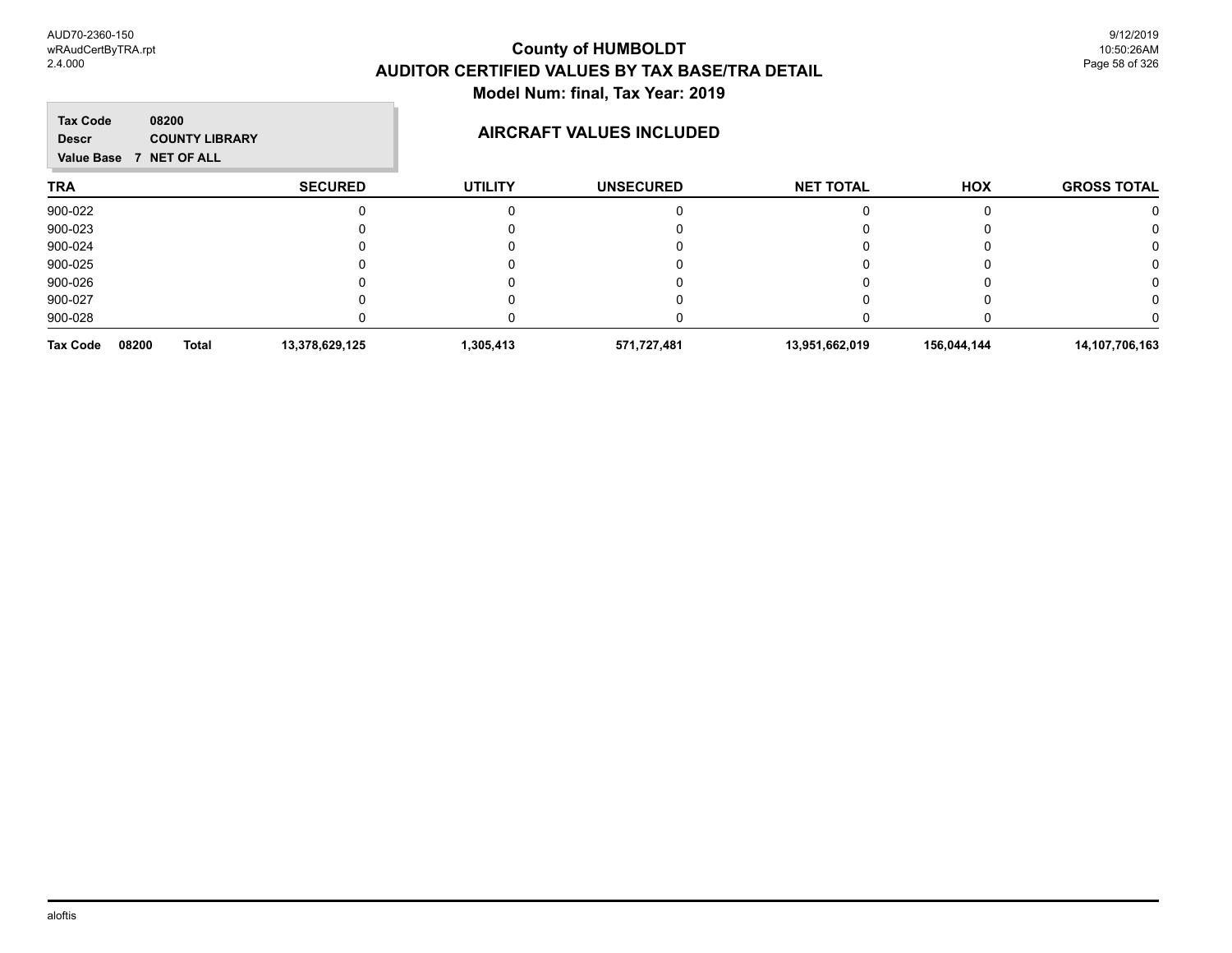# County of HUMBOLDT
## AUDITOR CERTIFIED VALUES BY TAX BASE/TRA DETAIL
### Model Num: final, Tax Year: 2019

**Tax Code** 08200
**Descr** COUNTY LIBRARY
**Value Base** 7 NET OF ALL

**AIRCRAFT VALUES INCLUDED**

| TRA | SECURED | UTILITY | UNSECURED | NET TOTAL | HOX | GROSS TOTAL |
|---|---|---|---|---|---|---|
| 900-022 | 0 | 0 | 0 | 0 | 0 | 0 |
| 900-023 | 0 | 0 | 0 | 0 | 0 | 0 |
| 900-024 | 0 | 0 | 0 | 0 | 0 | 0 |
| 900-025 | 0 | 0 | 0 | 0 | 0 | 0 |
| 900-026 | 0 | 0 | 0 | 0 | 0 | 0 |
| 900-027 | 0 | 0 | 0 | 0 | 0 | 0 |
| 900-028 | 0 | 0 | 0 | 0 | 0 | 0 |
| **Tax Code 08200 Total** | **13,378,629,125** | **1,305,413** | **571,727,481** | **13,951,662,019** | **156,044,144** | **14,107,706,163** |

aloftis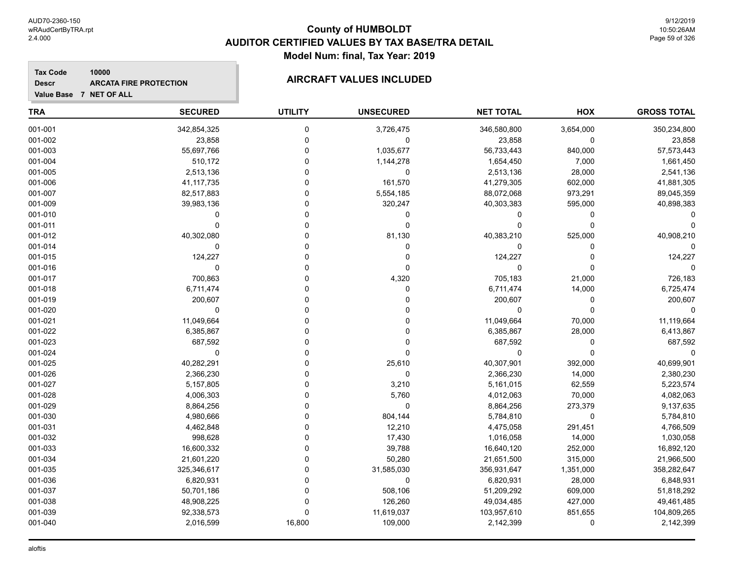# County of HUMBOLDT
## AUDITOR CERTIFIED VALUES BY TAX BASE/TRA DETAIL
### Model Num: final, Tax Year: 2019

**Tax Code** 10000
**Descr** ARCATA FIRE PROTECTION
**Value Base** 7 NET OF ALL

### AIRCRAFT VALUES INCLUDED

| TRA | SECURED | UTILITY | UNSECURED | NET TOTAL | HOX | GROSS TOTAL |
|---|---|---|---|---|---|---|
| 001-001 | 342,854,325 | 0 | 3,726,475 | 346,580,800 | 3,654,000 | 350,234,800 |
| 001-002 | 23,858 | 0 | 0 | 23,858 | 0 | 23,858 |
| 001-003 | 55,697,766 | 0 | 1,035,677 | 56,733,443 | 840,000 | 57,573,443 |
| 001-004 | 510,172 | 0 | 1,144,278 | 1,654,450 | 7,000 | 1,661,450 |
| 001-005 | 2,513,136 | 0 | 0 | 2,513,136 | 28,000 | 2,541,136 |
| 001-006 | 41,117,735 | 0 | 161,570 | 41,279,305 | 602,000 | 41,881,305 |
| 001-007 | 82,517,883 | 0 | 5,554,185 | 88,072,068 | 973,291 | 89,045,359 |
| 001-009 | 39,983,136 | 0 | 320,247 | 40,303,383 | 595,000 | 40,898,383 |
| 001-010 | 0 | 0 | 0 | 0 | 0 | 0 |
| 001-011 | 0 | 0 | 0 | 0 | 0 | 0 |
| 001-012 | 40,302,080 | 0 | 81,130 | 40,383,210 | 525,000 | 40,908,210 |
| 001-014 | 0 | 0 | 0 | 0 | 0 | 0 |
| 001-015 | 124,227 | 0 | 0 | 124,227 | 0 | 124,227 |
| 001-016 | 0 | 0 | 0 | 0 | 0 | 0 |
| 001-017 | 700,863 | 0 | 4,320 | 705,183 | 21,000 | 726,183 |
| 001-018 | 6,711,474 | 0 | 0 | 6,711,474 | 14,000 | 6,725,474 |
| 001-019 | 200,607 | 0 | 0 | 200,607 | 0 | 200,607 |
| 001-020 | 0 | 0 | 0 | 0 | 0 | 0 |
| 001-021 | 11,049,664 | 0 | 0 | 11,049,664 | 70,000 | 11,119,664 |
| 001-022 | 6,385,867 | 0 | 0 | 6,385,867 | 28,000 | 6,413,867 |
| 001-023 | 687,592 | 0 | 0 | 687,592 | 0 | 687,592 |
| 001-024 | 0 | 0 | 0 | 0 | 0 | 0 |
| 001-025 | 40,282,291 | 0 | 25,610 | 40,307,901 | 392,000 | 40,699,901 |
| 001-026 | 2,366,230 | 0 | 0 | 2,366,230 | 14,000 | 2,380,230 |
| 001-027 | 5,157,805 | 0 | 3,210 | 5,161,015 | 62,559 | 5,223,574 |
| 001-028 | 4,006,303 | 0 | 5,760 | 4,012,063 | 70,000 | 4,082,063 |
| 001-029 | 8,864,256 | 0 | 0 | 8,864,256 | 273,379 | 9,137,635 |
| 001-030 | 4,980,666 | 0 | 804,144 | 5,784,810 | 0 | 5,784,810 |
| 001-031 | 4,462,848 | 0 | 12,210 | 4,475,058 | 291,451 | 4,766,509 |
| 001-032 | 998,628 | 0 | 17,430 | 1,016,058 | 14,000 | 1,030,058 |
| 001-033 | 16,600,332 | 0 | 39,788 | 16,640,120 | 252,000 | 16,892,120 |
| 001-034 | 21,601,220 | 0 | 50,280 | 21,651,500 | 315,000 | 21,966,500 |
| 001-035 | 325,346,617 | 0 | 31,585,030 | 356,931,647 | 1,351,000 | 358,282,647 |
| 001-036 | 6,820,931 | 0 | 0 | 6,820,931 | 28,000 | 6,848,931 |
| 001-037 | 50,701,186 | 0 | 508,106 | 51,209,292 | 609,000 | 51,818,292 |
| 001-038 | 48,908,225 | 0 | 126,260 | 49,034,485 | 427,000 | 49,461,485 |
| 001-039 | 92,338,573 | 0 | 11,619,037 | 103,957,610 | 851,655 | 104,809,265 |
| 001-040 | 2,016,599 | 16,800 | 109,000 | 2,142,399 | 0 | 2,142,399 |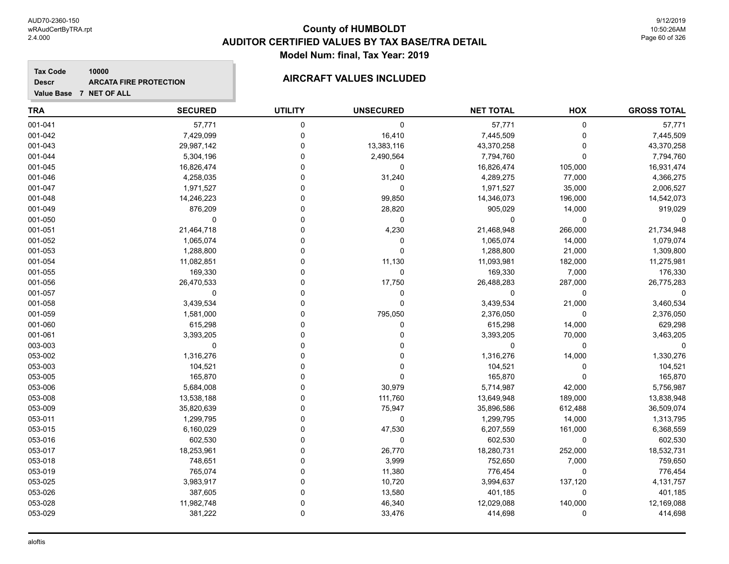# County of HUMBOLDT
# AUDITOR CERTIFIED VALUES BY TAX BASE/TRA DETAIL
## Model Num: final, Tax Year: 2019

**Tax Code** 10000
**Descr** ARCATA FIRE PROTECTION
**Value Base** 7 NET OF ALL

### AIRCRAFT VALUES INCLUDED

| TRA | SECURED | UTILITY | UNSECURED | NET TOTAL | HOX | GROSS TOTAL |
|---|---|---|---|---|---|---|
| 001-041 | 57,771 | 0 | 0 | 57,771 | 0 | 57,771 |
| 001-042 | 7,429,099 | 0 | 16,410 | 7,445,509 | 0 | 7,445,509 |
| 001-043 | 29,987,142 | 0 | 13,383,116 | 43,370,258 | 0 | 43,370,258 |
| 001-044 | 5,304,196 | 0 | 2,490,564 | 7,794,760 | 0 | 7,794,760 |
| 001-045 | 16,826,474 | 0 | 0 | 16,826,474 | 105,000 | 16,931,474 |
| 001-046 | 4,258,035 | 0 | 31,240 | 4,289,275 | 77,000 | 4,366,275 |
| 001-047 | 1,971,527 | 0 | 0 | 1,971,527 | 35,000 | 2,006,527 |
| 001-048 | 14,246,223 | 0 | 99,850 | 14,346,073 | 196,000 | 14,542,073 |
| 001-049 | 876,209 | 0 | 28,820 | 905,029 | 14,000 | 919,029 |
| 001-050 | 0 | 0 | 0 | 0 | 0 | 0 |
| 001-051 | 21,464,718 | 0 | 4,230 | 21,468,948 | 266,000 | 21,734,948 |
| 001-052 | 1,065,074 | 0 | 0 | 1,065,074 | 14,000 | 1,079,074 |
| 001-053 | 1,288,800 | 0 | 0 | 1,288,800 | 21,000 | 1,309,800 |
| 001-054 | 11,082,851 | 0 | 11,130 | 11,093,981 | 182,000 | 11,275,981 |
| 001-055 | 169,330 | 0 | 0 | 169,330 | 7,000 | 176,330 |
| 001-056 | 26,470,533 | 0 | 17,750 | 26,488,283 | 287,000 | 26,775,283 |
| 001-057 | 0 | 0 | 0 | 0 | 0 | 0 |
| 001-058 | 3,439,534 | 0 | 0 | 3,439,534 | 21,000 | 3,460,534 |
| 001-059 | 1,581,000 | 0 | 795,050 | 2,376,050 | 0 | 2,376,050 |
| 001-060 | 615,298 | 0 | 0 | 615,298 | 14,000 | 629,298 |
| 001-061 | 3,393,205 | 0 | 0 | 3,393,205 | 70,000 | 3,463,205 |
| 003-003 | 0 | 0 | 0 | 0 | 0 | 0 |
| 053-002 | 1,316,276 | 0 | 0 | 1,316,276 | 14,000 | 1,330,276 |
| 053-003 | 104,521 | 0 | 0 | 104,521 | 0 | 104,521 |
| 053-005 | 165,870 | 0 | 0 | 165,870 | 0 | 165,870 |
| 053-006 | 5,684,008 | 0 | 30,979 | 5,714,987 | 42,000 | 5,756,987 |
| 053-008 | 13,538,188 | 0 | 111,760 | 13,649,948 | 189,000 | 13,838,948 |
| 053-009 | 35,820,639 | 0 | 75,947 | 35,896,586 | 612,488 | 36,509,074 |
| 053-011 | 1,299,795 | 0 | 0 | 1,299,795 | 14,000 | 1,313,795 |
| 053-015 | 6,160,029 | 0 | 47,530 | 6,207,559 | 161,000 | 6,368,559 |
| 053-016 | 602,530 | 0 | 0 | 602,530 | 0 | 602,530 |
| 053-017 | 18,253,961 | 0 | 26,770 | 18,280,731 | 252,000 | 18,532,731 |
| 053-018 | 748,651 | 0 | 3,999 | 752,650 | 7,000 | 759,650 |
| 053-019 | 765,074 | 0 | 11,380 | 776,454 | 0 | 776,454 |
| 053-025 | 3,983,917 | 0 | 10,720 | 3,994,637 | 137,120 | 4,131,757 |
| 053-026 | 387,605 | 0 | 13,580 | 401,185 | 0 | 401,185 |
| 053-028 | 11,982,748 | 0 | 46,340 | 12,029,088 | 140,000 | 12,169,088 |
| 053-029 | 381,222 | 0 | 33,476 | 414,698 | 0 | 414,698 |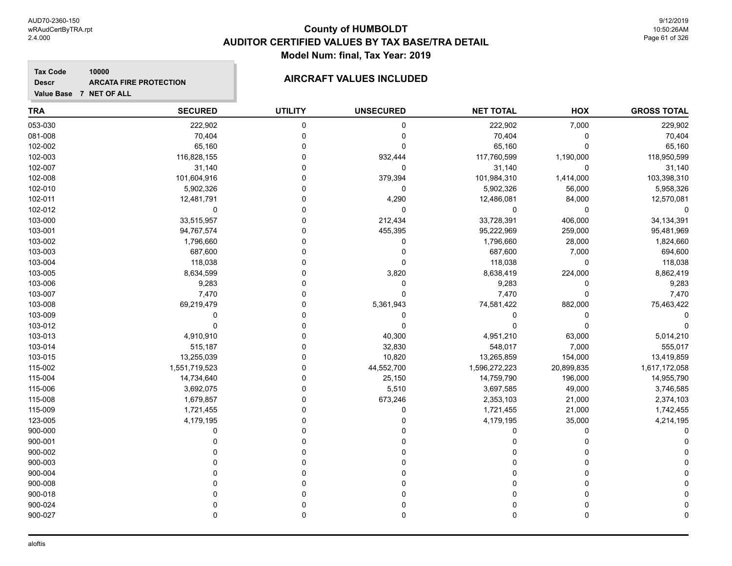# County of HUMBOLDT
## AUDITOR CERTIFIED VALUES BY TAX BASE/TRA DETAIL
### Model Num: final, Tax Year: 2019

**Tax Code** 10000
**Descr** ARCATA FIRE PROTECTION
**Value Base** 7 NET OF ALL

**AIRCRAFT VALUES INCLUDED**

| TRA | SECURED | UTILITY | UNSECURED | NET TOTAL | HOX | GROSS TOTAL |
|---|---|---|---|---|---|---|
| 053-030 | 222,902 | 0 | 0 | 222,902 | 7,000 | 229,902 |
| 081-008 | 70,404 | 0 | 0 | 70,404 | 0 | 70,404 |
| 102-002 | 65,160 | 0 | 0 | 65,160 | 0 | 65,160 |
| 102-003 | 116,828,155 | 0 | 932,444 | 117,760,599 | 1,190,000 | 118,950,599 |
| 102-007 | 31,140 | 0 | 0 | 31,140 | 0 | 31,140 |
| 102-008 | 101,604,916 | 0 | 379,394 | 101,984,310 | 1,414,000 | 103,398,310 |
| 102-010 | 5,902,326 | 0 | 0 | 5,902,326 | 56,000 | 5,958,326 |
| 102-011 | 12,481,791 | 0 | 4,290 | 12,486,081 | 84,000 | 12,570,081 |
| 102-012 | 0 | 0 | 0 | 0 | 0 | 0 |
| 103-000 | 33,515,957 | 0 | 212,434 | 33,728,391 | 406,000 | 34,134,391 |
| 103-001 | 94,767,574 | 0 | 455,395 | 95,222,969 | 259,000 | 95,481,969 |
| 103-002 | 1,796,660 | 0 | 0 | 1,796,660 | 28,000 | 1,824,660 |
| 103-003 | 687,600 | 0 | 0 | 687,600 | 7,000 | 694,600 |
| 103-004 | 118,038 | 0 | 0 | 118,038 | 0 | 118,038 |
| 103-005 | 8,634,599 | 0 | 3,820 | 8,638,419 | 224,000 | 8,862,419 |
| 103-006 | 9,283 | 0 | 0 | 9,283 | 0 | 9,283 |
| 103-007 | 7,470 | 0 | 0 | 7,470 | 0 | 7,470 |
| 103-008 | 69,219,479 | 0 | 5,361,943 | 74,581,422 | 882,000 | 75,463,422 |
| 103-009 | 0 | 0 | 0 | 0 | 0 | 0 |
| 103-012 | 0 | 0 | 0 | 0 | 0 | 0 |
| 103-013 | 4,910,910 | 0 | 40,300 | 4,951,210 | 63,000 | 5,014,210 |
| 103-014 | 515,187 | 0 | 32,830 | 548,017 | 7,000 | 555,017 |
| 103-015 | 13,255,039 | 0 | 10,820 | 13,265,859 | 154,000 | 13,419,859 |
| 115-002 | 1,551,719,523 | 0 | 44,552,700 | 1,596,272,223 | 20,899,835 | 1,617,172,058 |
| 115-004 | 14,734,640 | 0 | 25,150 | 14,759,790 | 196,000 | 14,955,790 |
| 115-006 | 3,692,075 | 0 | 5,510 | 3,697,585 | 49,000 | 3,746,585 |
| 115-008 | 1,679,857 | 0 | 673,246 | 2,353,103 | 21,000 | 2,374,103 |
| 115-009 | 1,721,455 | 0 | 0 | 1,721,455 | 21,000 | 1,742,455 |
| 123-005 | 4,179,195 | 0 | 0 | 4,179,195 | 35,000 | 4,214,195 |
| 900-000 | 0 | 0 | 0 | 0 | 0 | 0 |
| 900-001 | 0 | 0 | 0 | 0 | 0 | 0 |
| 900-002 | 0 | 0 | 0 | 0 | 0 | 0 |
| 900-003 | 0 | 0 | 0 | 0 | 0 | 0 |
| 900-004 | 0 | 0 | 0 | 0 | 0 | 0 |
| 900-008 | 0 | 0 | 0 | 0 | 0 | 0 |
| 900-018 | 0 | 0 | 0 | 0 | 0 | 0 |
| 900-024 | 0 | 0 | 0 | 0 | 0 | 0 |
| 900-027 | 0 | 0 | 0 | 0 | 0 | 0 |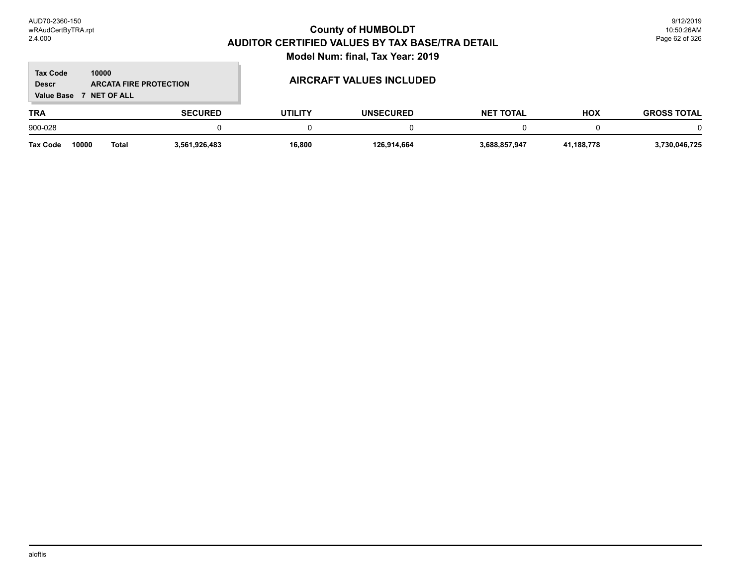# County of HUMBOLDT
## AUDITOR CERTIFIED VALUES BY TAX BASE/TRA DETAIL
### Model Num: final, Tax Year: 2019

**Tax Code** 10000
**Descr** ARCATA FIRE PROTECTION
**Value Base** 7 NET OF ALL

### AIRCRAFT VALUES INCLUDED

| TRA | SECURED | UTILITY | UNSECURED | NET TOTAL | HOX | GROSS TOTAL |
|---|---|---|---|---|---|---|
| 900-028 | 0 | 0 | 0 | 0 | 0 | 0 |
| **Tax Code 10000 Total** | **3,561,926,483** | **16,800** | **126,914,664** | **3,688,857,947** | **41,188,778** | **3,730,046,725** |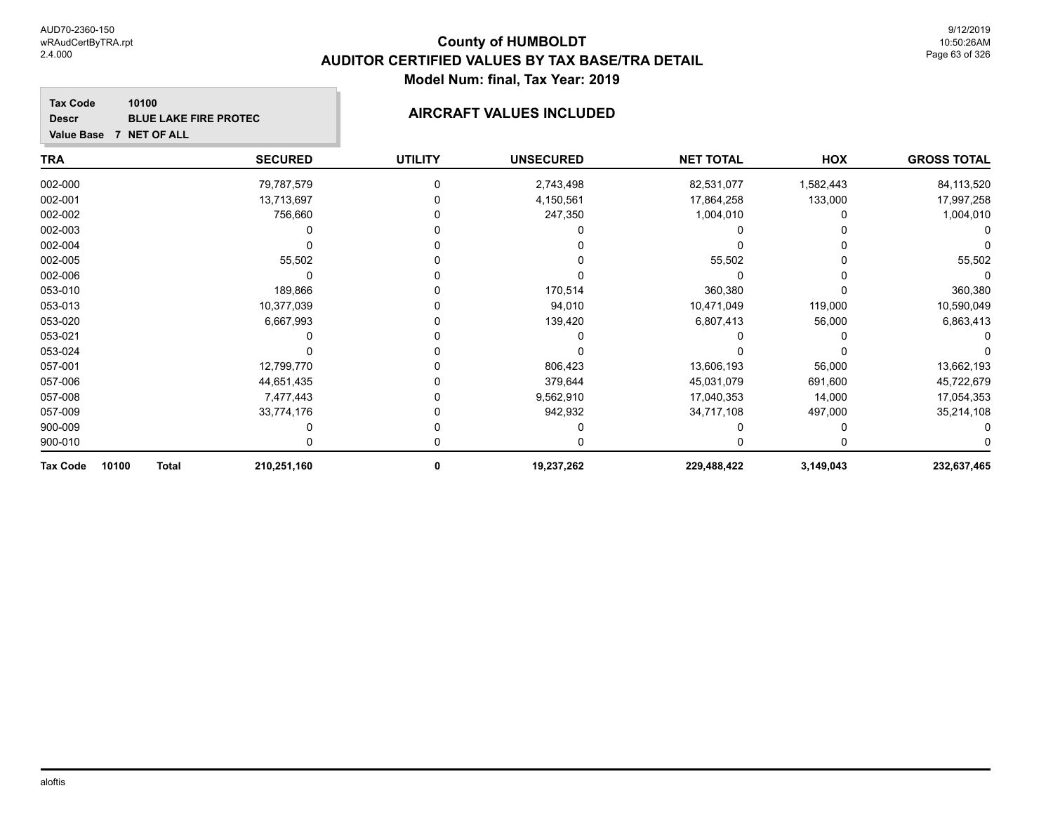AUD70-2360-150
wRAudCertByTRA.rpt
2.4.000

# County of HUMBOLDT
## AUDITOR CERTIFIED VALUES BY TAX BASE/TRA DETAIL
### Model Num: final, Tax Year: 2019

9/12/2019
10:50:26AM

**Tax Code** 10100
**Descr** BLUE LAKE FIRE PROTEC
**Value Base** 7 NET OF ALL

### AIRCRAFT VALUES INCLUDED

| TRA | SECURED | UTILITY | UNSECURED | NET TOTAL | HOX | GROSS TOTAL |
|---|---|---|---|---|---|---|
| 002-000 | 79,787,579 | 0 | 2,743,498 | 82,531,077 | 1,582,443 | 84,113,520 |
| 002-001 | 13,713,697 | 0 | 4,150,561 | 17,864,258 | 133,000 | 17,997,258 |
| 002-002 | 756,660 | 0 | 247,350 | 1,004,010 | 0 | 1,004,010 |
| 002-003 | 0 | 0 | 0 | 0 | 0 | 0 |
| 002-004 | 0 | 0 | 0 | 0 | 0 | 0 |
| 002-005 | 55,502 | 0 | 0 | 55,502 | 0 | 55,502 |
| 002-006 | 0 | 0 | 0 | 0 | 0 | 0 |
| 053-010 | 189,866 | 0 | 170,514 | 360,380 | 0 | 360,380 |
| 053-013 | 10,377,039 | 0 | 94,010 | 10,471,049 | 119,000 | 10,590,049 |
| 053-020 | 6,667,993 | 0 | 139,420 | 6,807,413 | 56,000 | 6,863,413 |
| 053-021 | 0 | 0 | 0 | 0 | 0 | 0 |
| 053-024 | 0 | 0 | 0 | 0 | 0 | 0 |
| 057-001 | 12,799,770 | 0 | 806,423 | 13,606,193 | 56,000 | 13,662,193 |
| 057-006 | 44,651,435 | 0 | 379,644 | 45,031,079 | 691,600 | 45,722,679 |
| 057-008 | 7,477,443 | 0 | 9,562,910 | 17,040,353 | 14,000 | 17,054,353 |
| 057-009 | 33,774,176 | 0 | 942,932 | 34,717,108 | 497,000 | 35,214,108 |
| 900-009 | 0 | 0 | 0 | 0 | 0 | 0 |
| 900-010 | 0 | 0 | 0 | 0 | 0 | 0 |
| **Tax Code 10100 Total** | **210,251,160** | **0** | **19,237,262** | **229,488,422** | **3,149,043** | **232,637,465** |

aloftis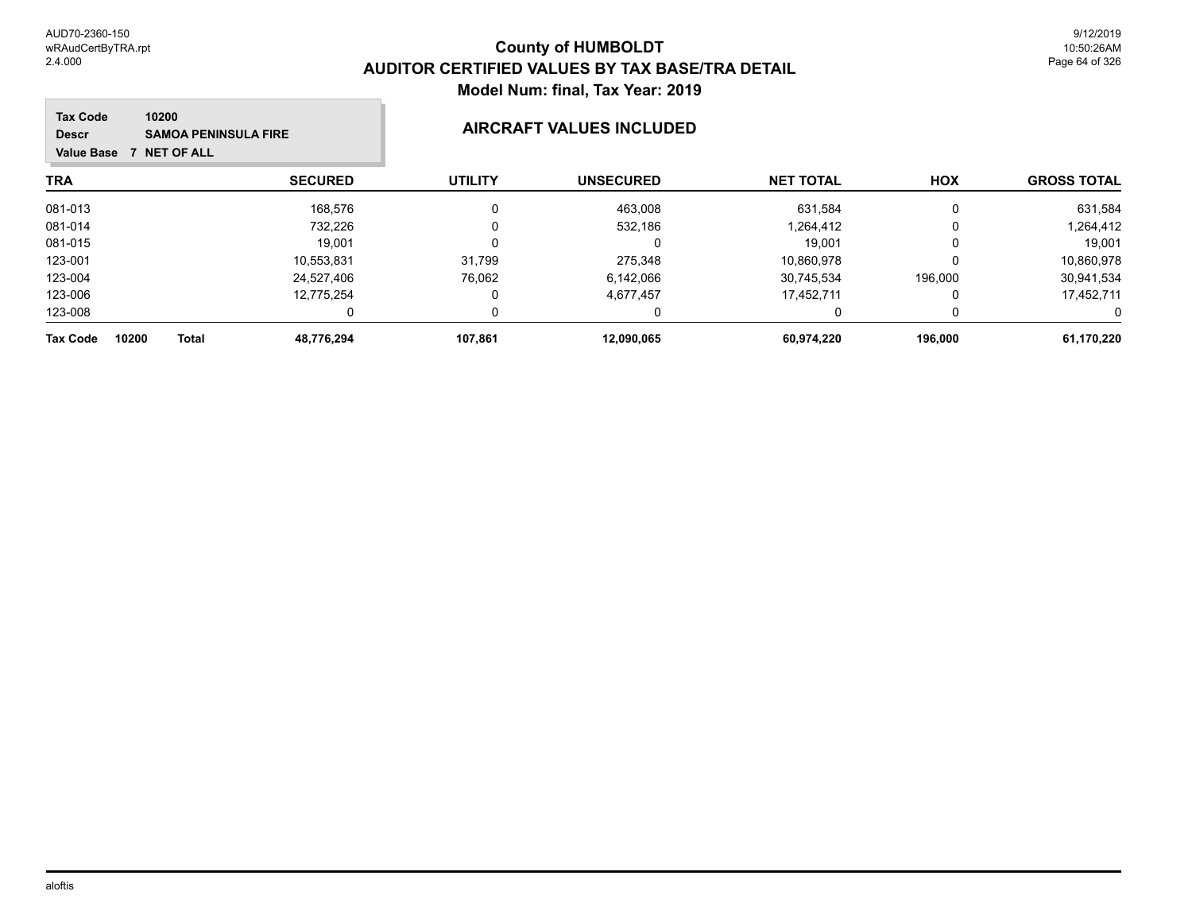# County of HUMBOLDT
## AUDITOR CERTIFIED VALUES BY TAX BASE/TRA DETAIL
### Model Num: final, Tax Year: 2019

**Tax Code** 10200
**Descr** SAMOA PENINSULA FIRE
**Value Base** 7 NET OF ALL

### AIRCRAFT VALUES INCLUDED

| TRA | SECURED | UTILITY | UNSECURED | NET TOTAL | HOX | GROSS TOTAL |
|---|---|---|---|---|---|---|
| 081-013 | 168,576 | 0 | 463,008 | 631,584 | 0 | 631,584 |
| 081-014 | 732,226 | 0 | 532,186 | 1,264,412 | 0 | 1,264,412 |
| 081-015 | 19,001 | 0 | 0 | 19,001 | 0 | 19,001 |
| 123-001 | 10,553,831 | 31,799 | 275,348 | 10,860,978 | 0 | 10,860,978 |
| 123-004 | 24,527,406 | 76,062 | 6,142,066 | 30,745,534 | 196,000 | 30,941,534 |
| 123-006 | 12,775,254 | 0 | 4,677,457 | 17,452,711 | 0 | 17,452,711 |
| 123-008 | 0 | 0 | 0 | 0 | 0 | 0 |
| **Tax Code 10200 Total** | **48,776,294** | **107,861** | **12,090,065** | **60,974,220** | **196,000** | **61,170,220** |

aloftis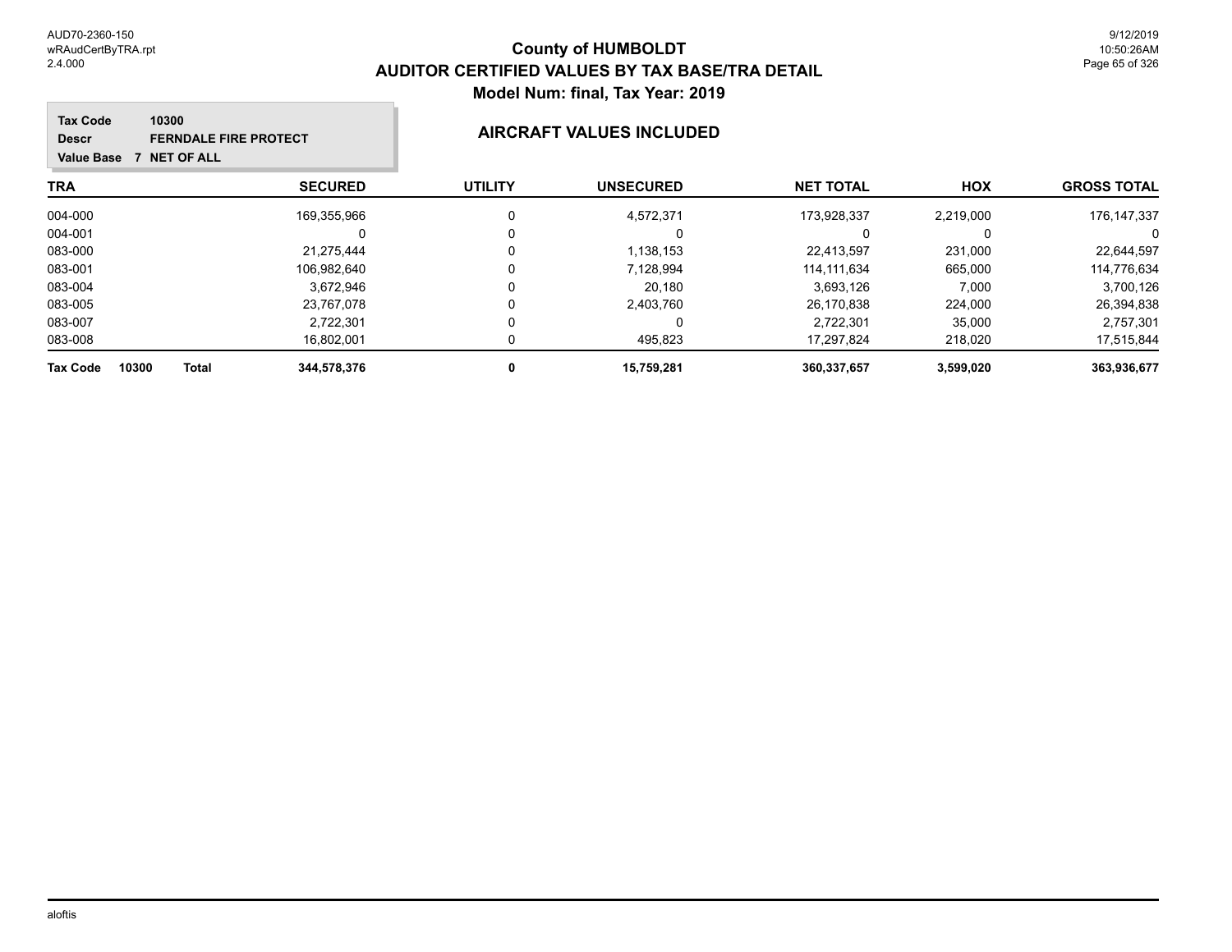# County of HUMBOLDT
## AUDITOR CERTIFIED VALUES BY TAX BASE/TRA DETAIL
### Model Num: final, Tax Year: 2019

**Tax Code** 10300
**Descr** FERNDALE FIRE PROTECT
**Value Base** 7 NET OF ALL

**AIRCRAFT VALUES INCLUDED**

| TRA | SECURED | UTILITY | UNSECURED | NET TOTAL | HOX | GROSS TOTAL |
|---|---|---|---|---|---|---|
| 004-000 | 169,355,966 | 0 | 4,572,371 | 173,928,337 | 2,219,000 | 176,147,337 |
| 004-001 | 0 | 0 | 0 | 0 | 0 | 0 |
| 083-000 | 21,275,444 | 0 | 1,138,153 | 22,413,597 | 231,000 | 22,644,597 |
| 083-001 | 106,982,640 | 0 | 7,128,994 | 114,111,634 | 665,000 | 114,776,634 |
| 083-004 | 3,672,946 | 0 | 20,180 | 3,693,126 | 7,000 | 3,700,126 |
| 083-005 | 23,767,078 | 0 | 2,403,760 | 26,170,838 | 224,000 | 26,394,838 |
| 083-007 | 2,722,301 | 0 | 0 | 2,722,301 | 35,000 | 2,757,301 |
| 083-008 | 16,802,001 | 0 | 495,823 | 17,297,824 | 218,020 | 17,515,844 |
| **Tax Code 10300 Total** | **344,578,376** | **0** | **15,759,281** | **360,337,657** | **3,599,020** | **363,936,677** |

aloftis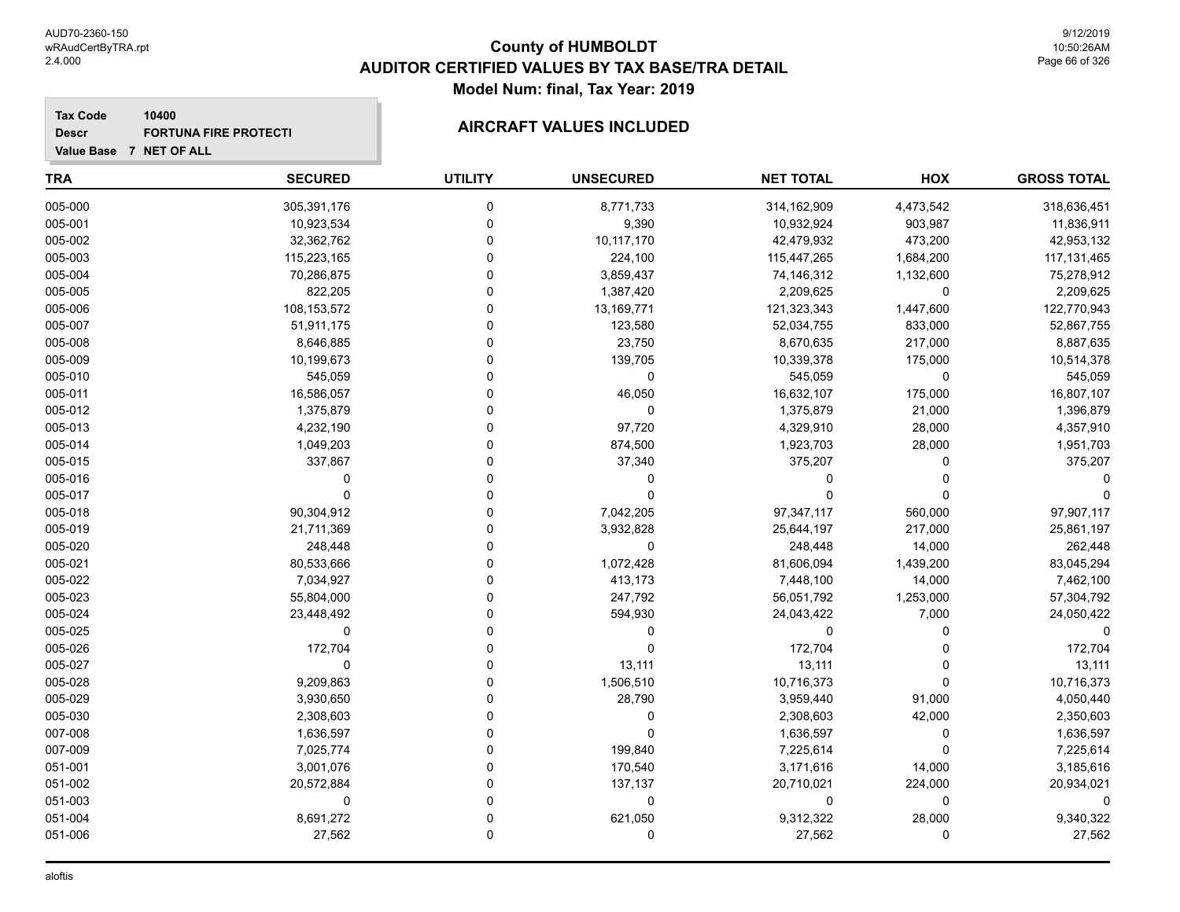# County of HUMBOLDT
## AUDITOR CERTIFIED VALUES BY TAX BASE/TRA DETAIL
### Model Num: final, Tax Year: 2019

**Tax Code** 10400
**Descr** FORTUNA FIRE PROTECTI
**Value Base** 7 NET OF ALL

**AIRCRAFT VALUES INCLUDED**

| TRA | SECURED | UTILITY | UNSECURED | NET TOTAL | HOX | GROSS TOTAL |
|---|---|---|---|---|---|---|
| 005-000 | 305,391,176 | 0 | 8,771,733 | 314,162,909 | 4,473,542 | 318,636,451 |
| 005-001 | 10,923,534 | 0 | 9,390 | 10,932,924 | 903,987 | 11,836,911 |
| 005-002 | 32,362,762 | 0 | 10,117,170 | 42,479,932 | 473,200 | 42,953,132 |
| 005-003 | 115,223,165 | 0 | 224,100 | 115,447,265 | 1,684,200 | 117,131,465 |
| 005-004 | 70,286,875 | 0 | 3,859,437 | 74,146,312 | 1,132,600 | 75,278,912 |
| 005-005 | 822,205 | 0 | 1,387,420 | 2,209,625 | 0 | 2,209,625 |
| 005-006 | 108,153,572 | 0 | 13,169,771 | 121,323,343 | 1,447,600 | 122,770,943 |
| 005-007 | 51,911,175 | 0 | 123,580 | 52,034,755 | 833,000 | 52,867,755 |
| 005-008 | 8,646,885 | 0 | 23,750 | 8,670,635 | 217,000 | 8,887,635 |
| 005-009 | 10,199,673 | 0 | 139,705 | 10,339,378 | 175,000 | 10,514,378 |
| 005-010 | 545,059 | 0 | 0 | 545,059 | 0 | 545,059 |
| 005-011 | 16,586,057 | 0 | 46,050 | 16,632,107 | 175,000 | 16,807,107 |
| 005-012 | 1,375,879 | 0 | 0 | 1,375,879 | 21,000 | 1,396,879 |
| 005-013 | 4,232,190 | 0 | 97,720 | 4,329,910 | 28,000 | 4,357,910 |
| 005-014 | 1,049,203 | 0 | 874,500 | 1,923,703 | 28,000 | 1,951,703 |
| 005-015 | 337,867 | 0 | 37,340 | 375,207 | 0 | 375,207 |
| 005-016 | 0 | 0 | 0 | 0 | 0 | 0 |
| 005-017 | 0 | 0 | 0 | 0 | 0 | 0 |
| 005-018 | 90,304,912 | 0 | 7,042,205 | 97,347,117 | 560,000 | 97,907,117 |
| 005-019 | 21,711,369 | 0 | 3,932,828 | 25,644,197 | 217,000 | 25,861,197 |
| 005-020 | 248,448 | 0 | 0 | 248,448 | 14,000 | 262,448 |
| 005-021 | 80,533,666 | 0 | 1,072,428 | 81,606,094 | 1,439,200 | 83,045,294 |
| 005-022 | 7,034,927 | 0 | 413,173 | 7,448,100 | 14,000 | 7,462,100 |
| 005-023 | 55,804,000 | 0 | 247,792 | 56,051,792 | 1,253,000 | 57,304,792 |
| 005-024 | 23,448,492 | 0 | 594,930 | 24,043,422 | 7,000 | 24,050,422 |
| 005-025 | 0 | 0 | 0 | 0 | 0 | 0 |
| 005-026 | 172,704 | 0 | 0 | 172,704 | 0 | 172,704 |
| 005-027 | 0 | 0 | 13,111 | 13,111 | 0 | 13,111 |
| 005-028 | 9,209,863 | 0 | 1,506,510 | 10,716,373 | 0 | 10,716,373 |
| 005-029 | 3,930,650 | 0 | 28,790 | 3,959,440 | 91,000 | 4,050,440 |
| 005-030 | 2,308,603 | 0 | 0 | 2,308,603 | 42,000 | 2,350,603 |
| 007-008 | 1,636,597 | 0 | 0 | 1,636,597 | 0 | 1,636,597 |
| 007-009 | 7,025,774 | 0 | 199,840 | 7,225,614 | 0 | 7,225,614 |
| 051-001 | 3,001,076 | 0 | 170,540 | 3,171,616 | 14,000 | 3,185,616 |
| 051-002 | 20,572,884 | 0 | 137,137 | 20,710,021 | 224,000 | 20,934,021 |
| 051-003 | 0 | 0 | 0 | 0 | 0 | 0 |
| 051-004 | 8,691,272 | 0 | 621,050 | 9,312,322 | 28,000 | 9,340,322 |
| 051-006 | 27,562 | 0 | 0 | 27,562 | 0 | 27,562 |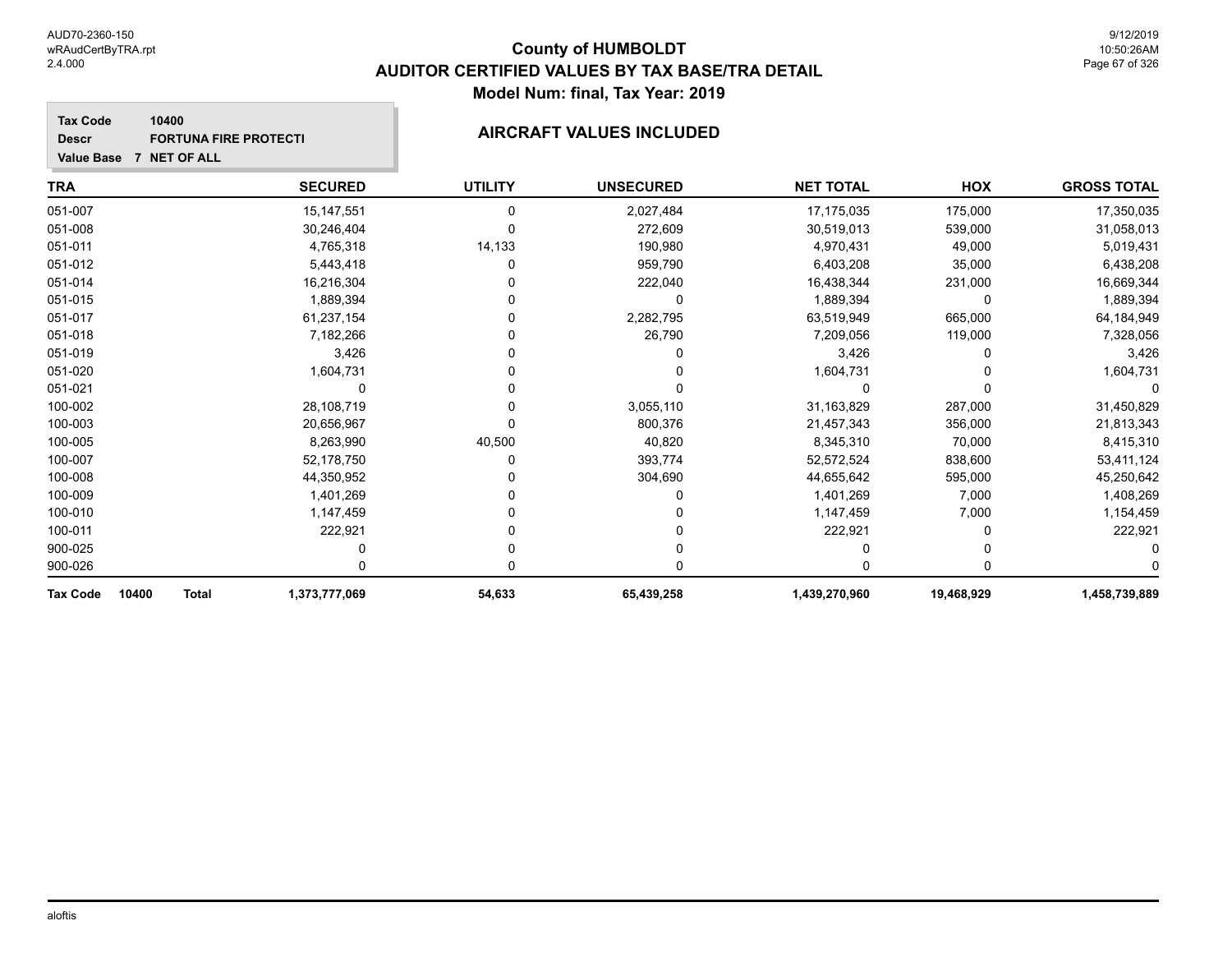# County of HUMBOLDT
## AUDITOR CERTIFIED VALUES BY TAX BASE/TRA DETAIL
### Model Num: final, Tax Year: 2019

**Tax Code** 10400
**Descr** FORTUNA FIRE PROTECTI
**Value Base** 7 NET OF ALL

### AIRCRAFT VALUES INCLUDED

| TRA | SECURED | UTILITY | UNSECURED | NET TOTAL | HOX | GROSS TOTAL |
|---|---|---|---|---|---|---|
| 051-007 | 15,147,551 | 0 | 2,027,484 | 17,175,035 | 175,000 | 17,350,035 |
| 051-008 | 30,246,404 | 0 | 272,609 | 30,519,013 | 539,000 | 31,058,013 |
| 051-011 | 4,765,318 | 14,133 | 190,980 | 4,970,431 | 49,000 | 5,019,431 |
| 051-012 | 5,443,418 | 0 | 959,790 | 6,403,208 | 35,000 | 6,438,208 |
| 051-014 | 16,216,304 | 0 | 222,040 | 16,438,344 | 231,000 | 16,669,344 |
| 051-015 | 1,889,394 | 0 | 0 | 1,889,394 | 0 | 1,889,394 |
| 051-017 | 61,237,154 | 0 | 2,282,795 | 63,519,949 | 665,000 | 64,184,949 |
| 051-018 | 7,182,266 | 0 | 26,790 | 7,209,056 | 119,000 | 7,328,056 |
| 051-019 | 3,426 | 0 | 0 | 3,426 | 0 | 3,426 |
| 051-020 | 1,604,731 | 0 | 0 | 1,604,731 | 0 | 1,604,731 |
| 051-021 | 0 | 0 | 0 | 0 | 0 | 0 |
| 100-002 | 28,108,719 | 0 | 3,055,110 | 31,163,829 | 287,000 | 31,450,829 |
| 100-003 | 20,656,967 | 0 | 800,376 | 21,457,343 | 356,000 | 21,813,343 |
| 100-005 | 8,263,990 | 40,500 | 40,820 | 8,345,310 | 70,000 | 8,415,310 |
| 100-007 | 52,178,750 | 0 | 393,774 | 52,572,524 | 838,600 | 53,411,124 |
| 100-008 | 44,350,952 | 0 | 304,690 | 44,655,642 | 595,000 | 45,250,642 |
| 100-009 | 1,401,269 | 0 | 0 | 1,401,269 | 7,000 | 1,408,269 |
| 100-010 | 1,147,459 | 0 | 0 | 1,147,459 | 7,000 | 1,154,459 |
| 100-011 | 222,921 | 0 | 0 | 222,921 | 0 | 222,921 |
| 900-025 | 0 | 0 | 0 | 0 | 0 | 0 |
| 900-026 | 0 | 0 | 0 | 0 | 0 | 0 |
| **Tax Code 10400 Total** | **1,373,777,069** | **54,633** | **65,439,258** | **1,439,270,960** | **19,468,929** | **1,458,739,889** |

aloftis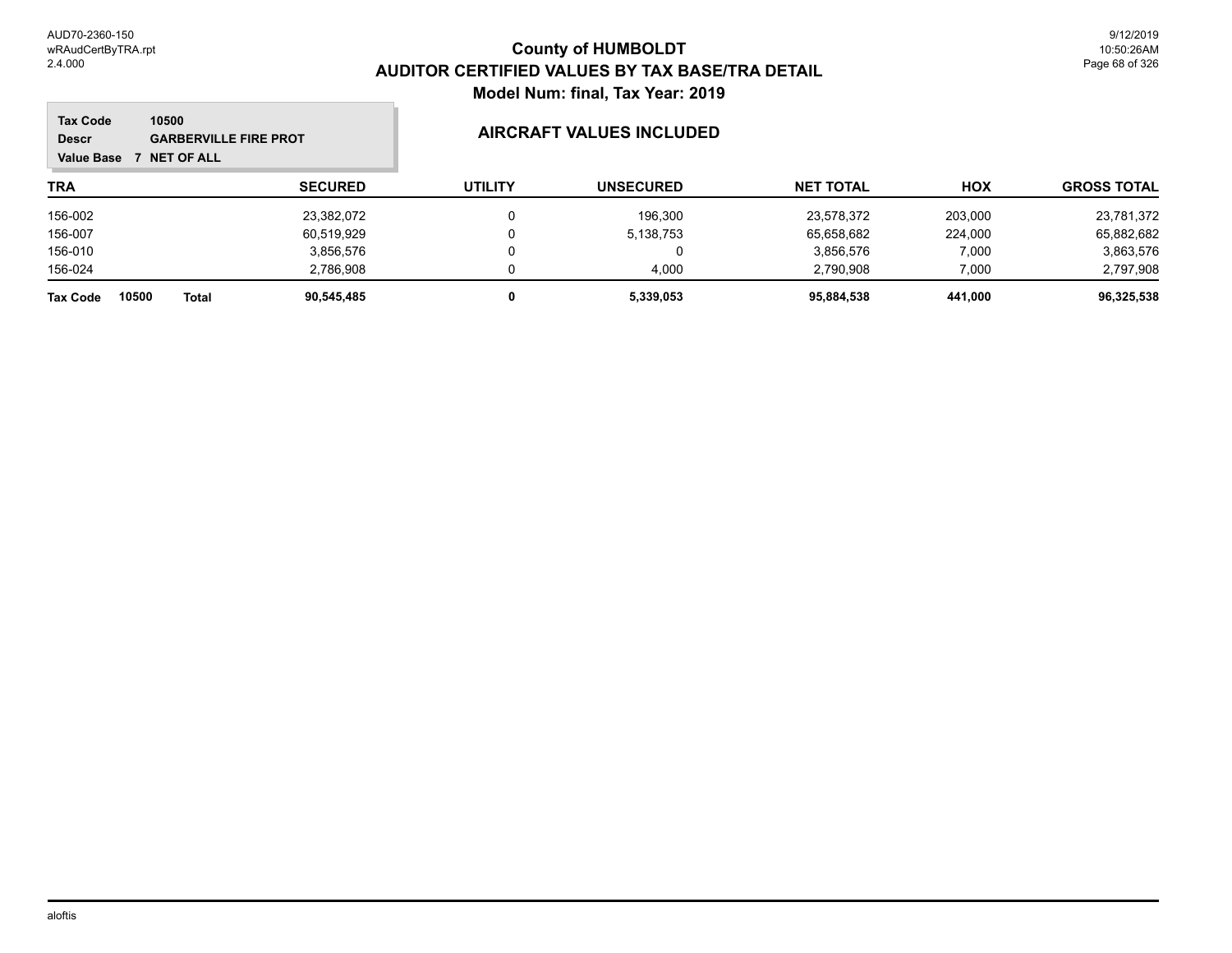# County of HUMBOLDT
## AUDITOR CERTIFIED VALUES BY TAX BASE/TRA DETAIL
### Model Num: final, Tax Year: 2019

**Tax Code** 10500
**Descr** GARBERVILLE FIRE PROT
**Value Base** 7 NET OF ALL

### AIRCRAFT VALUES INCLUDED

| TRA | SECURED | UTILITY | UNSECURED | NET TOTAL | HOX | GROSS TOTAL |
|---|---|---|---|---|---|---|
| 156-002 | 23,382,072 | 0 | 196,300 | 23,578,372 | 203,000 | 23,781,372 |
| 156-007 | 60,519,929 | 0 | 5,138,753 | 65,658,682 | 224,000 | 65,882,682 |
| 156-010 | 3,856,576 | 0 | 0 | 3,856,576 | 7,000 | 3,863,576 |
| 156-024 | 2,786,908 | 0 | 4,000 | 2,790,908 | 7,000 | 2,797,908 |
| **Tax Code 10500 Total** | **90,545,485** | **0** | **5,339,053** | **95,884,538** | **441,000** | **96,325,538** |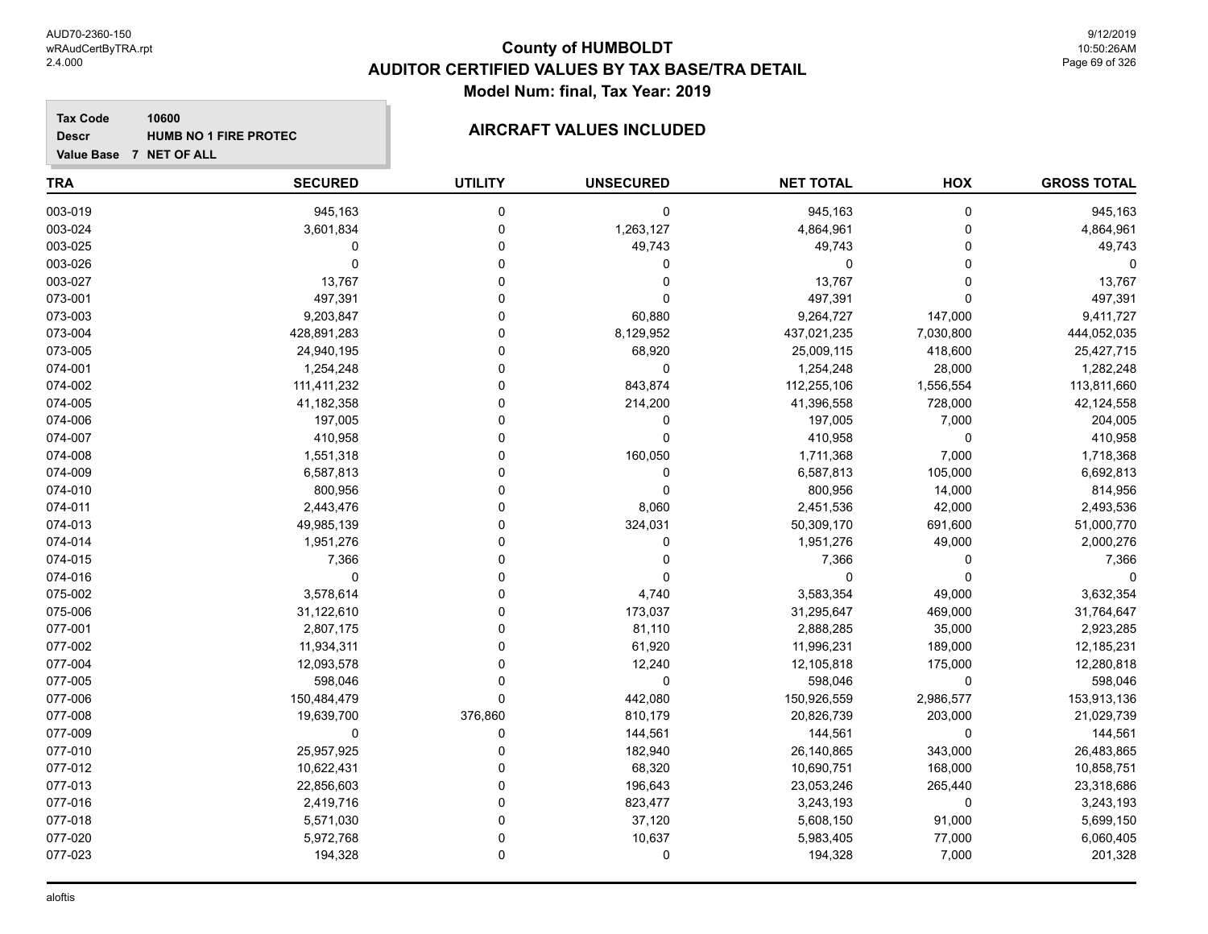# County of HUMBOLDT
## AUDITOR CERTIFIED VALUES BY TAX BASE/TRA DETAIL
### Model Num: final, Tax Year: 2019

**Tax Code** 10600
**Descr** HUMB NO 1 FIRE PROTEC
**Value Base** 7 NET OF ALL

### AIRCRAFT VALUES INCLUDED

| TRA | SECURED | UTILITY | UNSECURED | NET TOTAL | HOX | GROSS TOTAL |
|---|---|---|---|---|---|---|
| 003-019 | 945,163 | 0 | 0 | 945,163 | 0 | 945,163 |
| 003-024 | 3,601,834 | 0 | 1,263,127 | 4,864,961 | 0 | 4,864,961 |
| 003-025 | 0 | 0 | 49,743 | 49,743 | 0 | 49,743 |
| 003-026 | 0 | 0 | 0 | 0 | 0 | 0 |
| 003-027 | 13,767 | 0 | 0 | 13,767 | 0 | 13,767 |
| 073-001 | 497,391 | 0 | 0 | 497,391 | 0 | 497,391 |
| 073-003 | 9,203,847 | 0 | 60,880 | 9,264,727 | 147,000 | 9,411,727 |
| 073-004 | 428,891,283 | 0 | 8,129,952 | 437,021,235 | 7,030,800 | 444,052,035 |
| 073-005 | 24,940,195 | 0 | 68,920 | 25,009,115 | 418,600 | 25,427,715 |
| 074-001 | 1,254,248 | 0 | 0 | 1,254,248 | 28,000 | 1,282,248 |
| 074-002 | 111,411,232 | 0 | 843,874 | 112,255,106 | 1,556,554 | 113,811,660 |
| 074-005 | 41,182,358 | 0 | 214,200 | 41,396,558 | 728,000 | 42,124,558 |
| 074-006 | 197,005 | 0 | 0 | 197,005 | 7,000 | 204,005 |
| 074-007 | 410,958 | 0 | 0 | 410,958 | 0 | 410,958 |
| 074-008 | 1,551,318 | 0 | 160,050 | 1,711,368 | 7,000 | 1,718,368 |
| 074-009 | 6,587,813 | 0 | 0 | 6,587,813 | 105,000 | 6,692,813 |
| 074-010 | 800,956 | 0 | 0 | 800,956 | 14,000 | 814,956 |
| 074-011 | 2,443,476 | 0 | 8,060 | 2,451,536 | 42,000 | 2,493,536 |
| 074-013 | 49,985,139 | 0 | 324,031 | 50,309,170 | 691,600 | 51,000,770 |
| 074-014 | 1,951,276 | 0 | 0 | 1,951,276 | 49,000 | 2,000,276 |
| 074-015 | 7,366 | 0 | 0 | 7,366 | 0 | 7,366 |
| 074-016 | 0 | 0 | 0 | 0 | 0 | 0 |
| 075-002 | 3,578,614 | 0 | 4,740 | 3,583,354 | 49,000 | 3,632,354 |
| 075-006 | 31,122,610 | 0 | 173,037 | 31,295,647 | 469,000 | 31,764,647 |
| 077-001 | 2,807,175 | 0 | 81,110 | 2,888,285 | 35,000 | 2,923,285 |
| 077-002 | 11,934,311 | 0 | 61,920 | 11,996,231 | 189,000 | 12,185,231 |
| 077-004 | 12,093,578 | 0 | 12,240 | 12,105,818 | 175,000 | 12,280,818 |
| 077-005 | 598,046 | 0 | 0 | 598,046 | 0 | 598,046 |
| 077-006 | 150,484,479 | 0 | 442,080 | 150,926,559 | 2,986,577 | 153,913,136 |
| 077-008 | 19,639,700 | 376,860 | 810,179 | 20,826,739 | 203,000 | 21,029,739 |
| 077-009 | 0 | 0 | 144,561 | 144,561 | 0 | 144,561 |
| 077-010 | 25,957,925 | 0 | 182,940 | 26,140,865 | 343,000 | 26,483,865 |
| 077-012 | 10,622,431 | 0 | 68,320 | 10,690,751 | 168,000 | 10,858,751 |
| 077-013 | 22,856,603 | 0 | 196,643 | 23,053,246 | 265,440 | 23,318,686 |
| 077-016 | 2,419,716 | 0 | 823,477 | 3,243,193 | 0 | 3,243,193 |
| 077-018 | 5,571,030 | 0 | 37,120 | 5,608,150 | 91,000 | 5,699,150 |
| 077-020 | 5,972,768 | 0 | 10,637 | 5,983,405 | 77,000 | 6,060,405 |
| 077-023 | 194,328 | 0 | 0 | 194,328 | 7,000 | 201,328 |

aloftis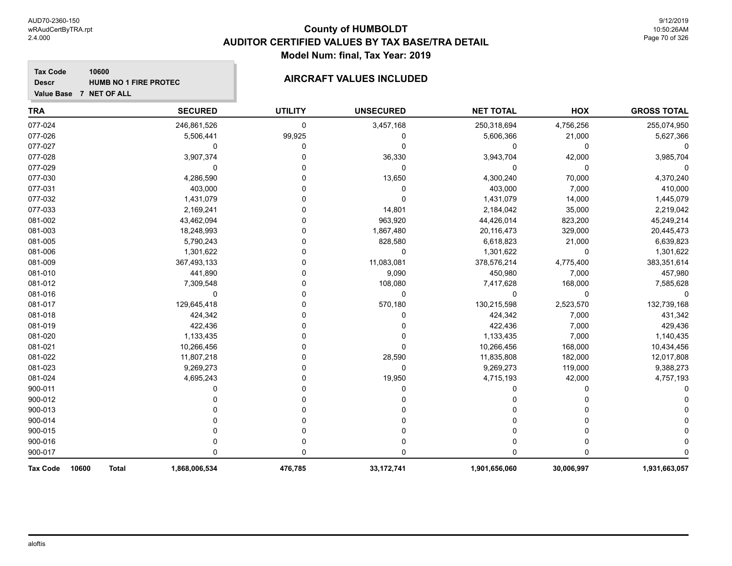# County of HUMBOLDT
## AUDITOR CERTIFIED VALUES BY TAX BASE/TRA DETAIL
### Model Num: final, Tax Year: 2019

**Tax Code** 10600
**Descr** HUMB NO 1 FIRE PROTEC
**Value Base** 7 NET OF ALL

### AIRCRAFT VALUES INCLUDED

| TRA | SECURED | UTILITY | UNSECURED | NET TOTAL | HOX | GROSS TOTAL |
|---|---|---|---|---|---|---|
| 077-024 | 246,861,526 | 0 | 3,457,168 | 250,318,694 | 4,756,256 | 255,074,950 |
| 077-026 | 5,506,441 | 99,925 | 0 | 5,606,366 | 21,000 | 5,627,366 |
| 077-027 | 0 | 0 | 0 | 0 | 0 | 0 |
| 077-028 | 3,907,374 | 0 | 36,330 | 3,943,704 | 42,000 | 3,985,704 |
| 077-029 | 0 | 0 | 0 | 0 | 0 | 0 |
| 077-030 | 4,286,590 | 0 | 13,650 | 4,300,240 | 70,000 | 4,370,240 |
| 077-031 | 403,000 | 0 | 0 | 403,000 | 7,000 | 410,000 |
| 077-032 | 1,431,079 | 0 | 0 | 1,431,079 | 14,000 | 1,445,079 |
| 077-033 | 2,169,241 | 0 | 14,801 | 2,184,042 | 35,000 | 2,219,042 |
| 081-002 | 43,462,094 | 0 | 963,920 | 44,426,014 | 823,200 | 45,249,214 |
| 081-003 | 18,248,993 | 0 | 1,867,480 | 20,116,473 | 329,000 | 20,445,473 |
| 081-005 | 5,790,243 | 0 | 828,580 | 6,618,823 | 21,000 | 6,639,823 |
| 081-006 | 1,301,622 | 0 | 0 | 1,301,622 | 0 | 1,301,622 |
| 081-009 | 367,493,133 | 0 | 11,083,081 | 378,576,214 | 4,775,400 | 383,351,614 |
| 081-010 | 441,890 | 0 | 9,090 | 450,980 | 7,000 | 457,980 |
| 081-012 | 7,309,548 | 0 | 108,080 | 7,417,628 | 168,000 | 7,585,628 |
| 081-016 | 0 | 0 | 0 | 0 | 0 | 0 |
| 081-017 | 129,645,418 | 0 | 570,180 | 130,215,598 | 2,523,570 | 132,739,168 |
| 081-018 | 424,342 | 0 | 0 | 424,342 | 7,000 | 431,342 |
| 081-019 | 422,436 | 0 | 0 | 422,436 | 7,000 | 429,436 |
| 081-020 | 1,133,435 | 0 | 0 | 1,133,435 | 7,000 | 1,140,435 |
| 081-021 | 10,266,456 | 0 | 0 | 10,266,456 | 168,000 | 10,434,456 |
| 081-022 | 11,807,218 | 0 | 28,590 | 11,835,808 | 182,000 | 12,017,808 |
| 081-023 | 9,269,273 | 0 | 0 | 9,269,273 | 119,000 | 9,388,273 |
| 081-024 | 4,695,243 | 0 | 19,950 | 4,715,193 | 42,000 | 4,757,193 |
| 900-011 | 0 | 0 | 0 | 0 | 0 | 0 |
| 900-012 | 0 | 0 | 0 | 0 | 0 | 0 |
| 900-013 | 0 | 0 | 0 | 0 | 0 | 0 |
| 900-014 | 0 | 0 | 0 | 0 | 0 | 0 |
| 900-015 | 0 | 0 | 0 | 0 | 0 | 0 |
| 900-016 | 0 | 0 | 0 | 0 | 0 | 0 |
| 900-017 | 0 | 0 | 0 | 0 | 0 | 0 |
| **Tax Code 10600 Total** | **1,868,006,534** | **476,785** | **33,172,741** | **1,901,656,060** | **30,006,997** | **1,931,663,057** |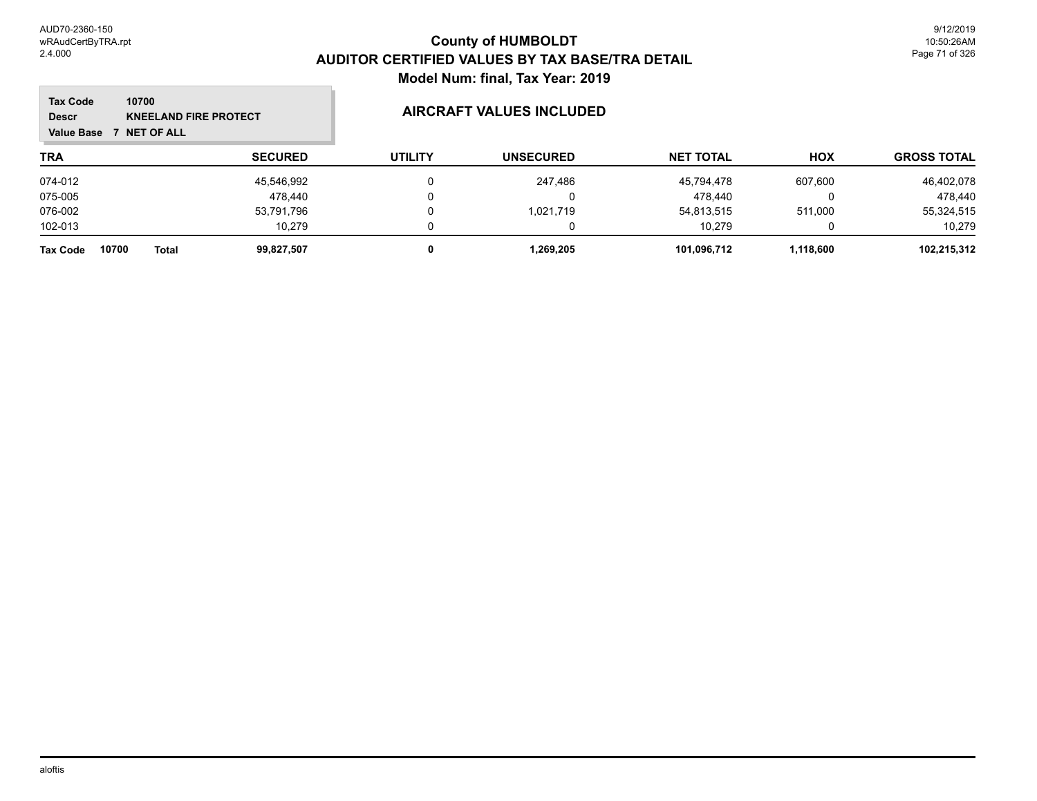# County of HUMBOLDT
## AUDITOR CERTIFIED VALUES BY TAX BASE/TRA DETAIL
### Model Num: final, Tax Year: 2019

**Tax Code** 10700
**Descr** KNEELAND FIRE PROTECT
**Value Base** 7 NET OF ALL

### AIRCRAFT VALUES INCLUDED

| TRA | SECURED | UTILITY | UNSECURED | NET TOTAL | HOX | GROSS TOTAL |
|---|---|---|---|---|---|---|
| 074-012 | 45,546,992 | 0 | 247,486 | 45,794,478 | 607,600 | 46,402,078 |
| 075-005 | 478,440 | 0 | 0 | 478,440 | 0 | 478,440 |
| 076-002 | 53,791,796 | 0 | 1,021,719 | 54,813,515 | 511,000 | 55,324,515 |
| 102-013 | 10,279 | 0 | 0 | 10,279 | 0 | 10,279 |
| **Tax Code 10700 Total** | **99,827,507** | **0** | **1,269,205** | **101,096,712** | **1,118,600** | **102,215,312** |

aloftis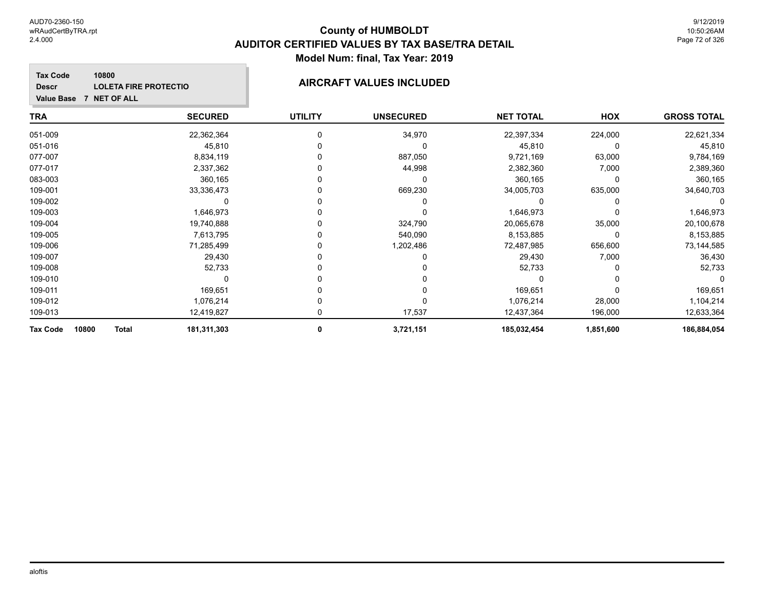# County of HUMBOLDT
## AUDITOR CERTIFIED VALUES BY TAX BASE/TRA DETAIL
### Model Num: final, Tax Year: 2019

**Tax Code** 10800
**Descr** LOLETA FIRE PROTECTIO
**Value Base** 7 NET OF ALL

**AIRCRAFT VALUES INCLUDED**

| TRA | SECURED | UTILITY | UNSECURED | NET TOTAL | HOX | GROSS TOTAL |
|---|---|---|---|---|---|---|
| 051-009 | 22,362,364 | 0 | 34,970 | 22,397,334 | 224,000 | 22,621,334 |
| 051-016 | 45,810 | 0 | 0 | 45,810 | 0 | 45,810 |
| 077-007 | 8,834,119 | 0 | 887,050 | 9,721,169 | 63,000 | 9,784,169 |
| 077-017 | 2,337,362 | 0 | 44,998 | 2,382,360 | 7,000 | 2,389,360 |
| 083-003 | 360,165 | 0 | 0 | 360,165 | 0 | 360,165 |
| 109-001 | 33,336,473 | 0 | 669,230 | 34,005,703 | 635,000 | 34,640,703 |
| 109-002 | 0 | 0 | 0 | 0 | 0 | 0 |
| 109-003 | 1,646,973 | 0 | 0 | 1,646,973 | 0 | 1,646,973 |
| 109-004 | 19,740,888 | 0 | 324,790 | 20,065,678 | 35,000 | 20,100,678 |
| 109-005 | 7,613,795 | 0 | 540,090 | 8,153,885 | 0 | 8,153,885 |
| 109-006 | 71,285,499 | 0 | 1,202,486 | 72,487,985 | 656,600 | 73,144,585 |
| 109-007 | 29,430 | 0 | 0 | 29,430 | 7,000 | 36,430 |
| 109-008 | 52,733 | 0 | 0 | 52,733 | 0 | 52,733 |
| 109-010 | 0 | 0 | 0 | 0 | 0 | 0 |
| 109-011 | 169,651 | 0 | 0 | 169,651 | 0 | 169,651 |
| 109-012 | 1,076,214 | 0 | 0 | 1,076,214 | 28,000 | 1,104,214 |
| 109-013 | 12,419,827 | 0 | 17,537 | 12,437,364 | 196,000 | 12,633,364 |
| **Tax Code 10800 Total** | **181,311,303** | **0** | **3,721,151** | **185,032,454** | **1,851,600** | **186,884,054** |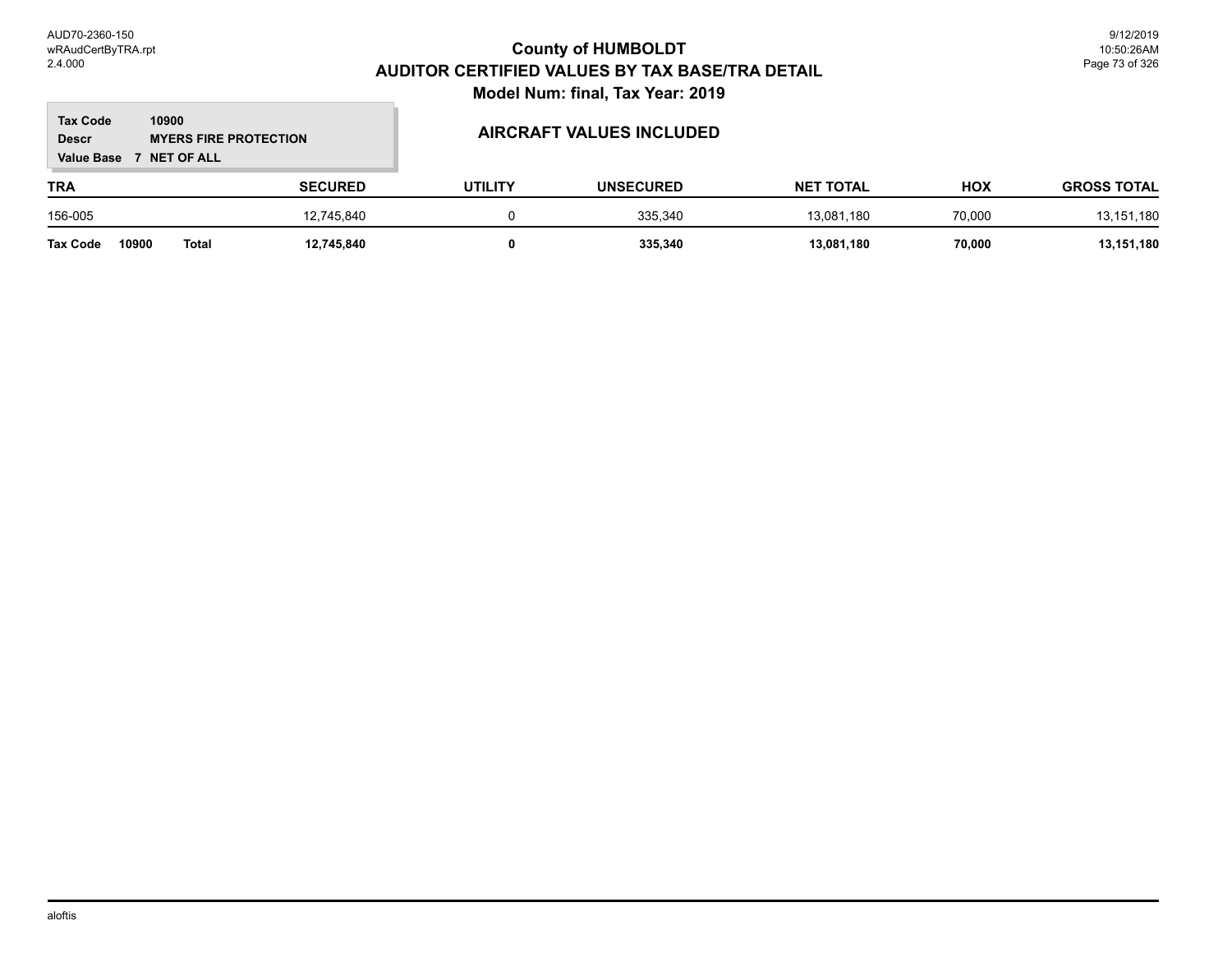# County of HUMBOLDT
## AUDITOR CERTIFIED VALUES BY TAX BASE/TRA DETAIL
### Model Num: final, Tax Year: 2019

**Tax Code** 10900
**Descr** MYERS FIRE PROTECTION
**Value Base** 7 NET OF ALL

**AIRCRAFT VALUES INCLUDED**

| TRA | SECURED | UTILITY | UNSECURED | NET TOTAL | HOX | GROSS TOTAL |
|---|---|---|---|---|---|---|
| 156-005 | 12,745,840 | 0 | 335,340 | 13,081,180 | 70,000 | 13,151,180 |
| **Tax Code 10900 Total** | **12,745,840** | **0** | **335,340** | **13,081,180** | **70,000** | **13,151,180** |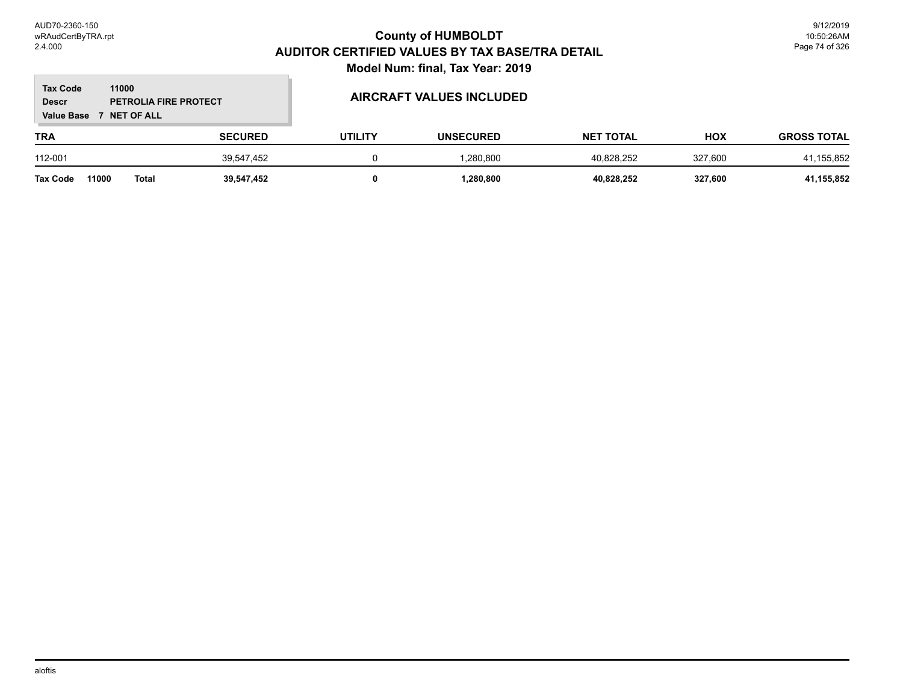# County of HUMBOLDT

## AUDITOR CERTIFIED VALUES BY TAX BASE/TRA DETAIL

### Model Num: final, Tax Year: 2019

**Tax Code** 11000
**Descr** PETROLIA FIRE PROTECT
**Value Base** 7 NET OF ALL

**AIRCRAFT VALUES INCLUDED**

| TRA | SECURED | UTILITY | UNSECURED | NET TOTAL | HOX | GROSS TOTAL |
|---|---|---|---|---|---|---|
| 112-001 | 39,547,452 | 0 | 1,280,800 | 40,828,252 | 327,600 | 41,155,852 |
| **Tax Code 11000 Total** | **39,547,452** | **0** | **1,280,800** | **40,828,252** | **327,600** | **41,155,852** |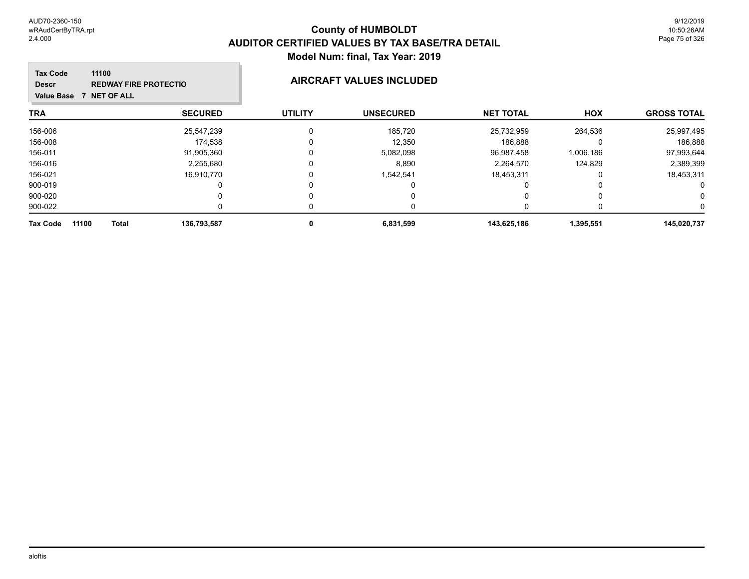# County of HUMBOLDT
## AUDITOR CERTIFIED VALUES BY TAX BASE/TRA DETAIL
### Model Num: final, Tax Year: 2019

**Tax Code** 11100
**Descr** REDWAY FIRE PROTECTIO
**Value Base** 7 NET OF ALL

**AIRCRAFT VALUES INCLUDED**

| TRA | SECURED | UTILITY | UNSECURED | NET TOTAL | HOX | GROSS TOTAL |
|---|---|---|---|---|---|---|
| 156-006 | 25,547,239 | 0 | 185,720 | 25,732,959 | 264,536 | 25,997,495 |
| 156-008 | 174,538 | 0 | 12,350 | 186,888 | 0 | 186,888 |
| 156-011 | 91,905,360 | 0 | 5,082,098 | 96,987,458 | 1,006,186 | 97,993,644 |
| 156-016 | 2,255,680 | 0 | 8,890 | 2,264,570 | 124,829 | 2,389,399 |
| 156-021 | 16,910,770 | 0 | 1,542,541 | 18,453,311 | 0 | 18,453,311 |
| 900-019 | 0 | 0 | 0 | 0 | 0 | 0 |
| 900-020 | 0 | 0 | 0 | 0 | 0 | 0 |
| 900-022 | 0 | 0 | 0 | 0 | 0 | 0 |
| **Tax Code 11100 Total** | **136,793,587** | **0** | **6,831,599** | **143,625,186** | **1,395,551** | **145,020,737** |

aloftis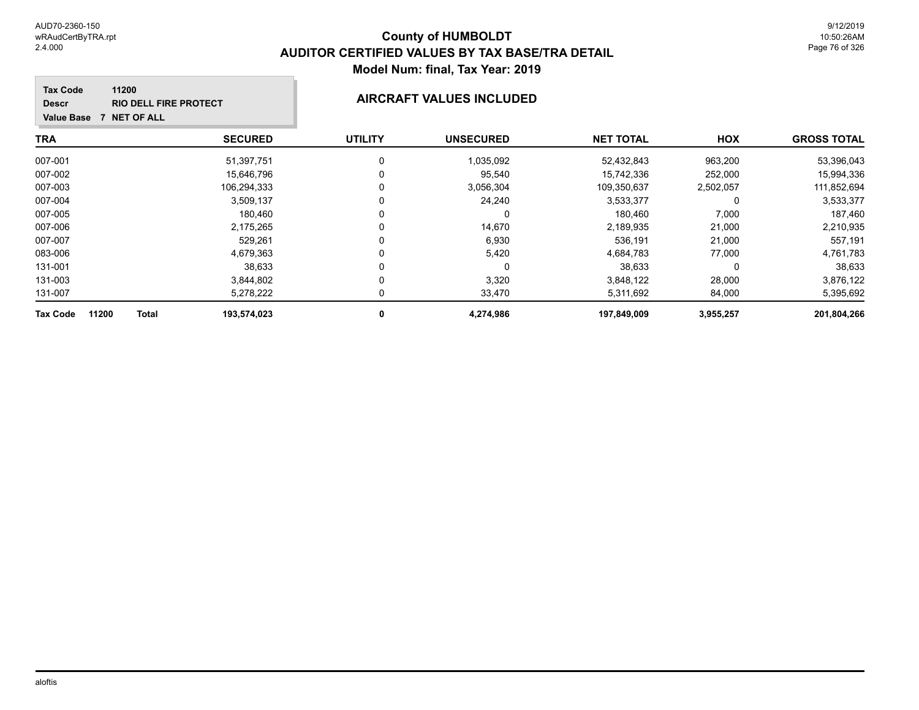# County of HUMBOLDT
## AUDITOR CERTIFIED VALUES BY TAX BASE/TRA DETAIL
### Model Num: final, Tax Year: 2019

**Tax Code** 11200
**Descr** RIO DELL FIRE PROTECT
**Value Base** 7 NET OF ALL

**AIRCRAFT VALUES INCLUDED**

| TRA | SECURED | UTILITY | UNSECURED | NET TOTAL | HOX | GROSS TOTAL |
|---|---|---|---|---|---|---|
| 007-001 | 51,397,751 | 0 | 1,035,092 | 52,432,843 | 963,200 | 53,396,043 |
| 007-002 | 15,646,796 | 0 | 95,540 | 15,742,336 | 252,000 | 15,994,336 |
| 007-003 | 106,294,333 | 0 | 3,056,304 | 109,350,637 | 2,502,057 | 111,852,694 |
| 007-004 | 3,509,137 | 0 | 24,240 | 3,533,377 | 0 | 3,533,377 |
| 007-005 | 180,460 | 0 | 0 | 180,460 | 7,000 | 187,460 |
| 007-006 | 2,175,265 | 0 | 14,670 | 2,189,935 | 21,000 | 2,210,935 |
| 007-007 | 529,261 | 0 | 6,930 | 536,191 | 21,000 | 557,191 |
| 083-006 | 4,679,363 | 0 | 5,420 | 4,684,783 | 77,000 | 4,761,783 |
| 131-001 | 38,633 | 0 | 0 | 38,633 | 0 | 38,633 |
| 131-003 | 3,844,802 | 0 | 3,320 | 3,848,122 | 28,000 | 3,876,122 |
| 131-007 | 5,278,222 | 0 | 33,470 | 5,311,692 | 84,000 | 5,395,692 |
| **Tax Code 11200 Total** | **193,574,023** | **0** | **4,274,986** | **197,849,009** | **3,955,257** | **201,804,266** |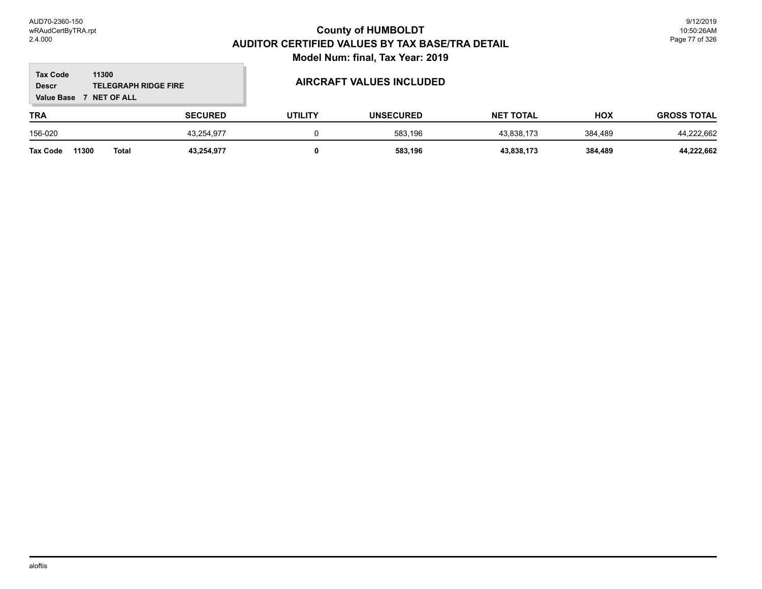# County of HUMBOLDT
## AUDITOR CERTIFIED VALUES BY TAX BASE/TRA DETAIL
### Model Num: final, Tax Year: 2019

**Tax Code** 11300
**Descr** TELEGRAPH RIDGE FIRE
**Value Base** 7 NET OF ALL

### AIRCRAFT VALUES INCLUDED

| TRA | SECURED | UTILITY | UNSECURED | NET TOTAL | HOX | GROSS TOTAL |
|---|---|---|---|---|---|---|
| 156-020 | 43,254,977 | 0 | 583,196 | 43,838,173 | 384,489 | 44,222,662 |
| **Tax Code 11300 Total** | **43,254,977** | **0** | **583,196** | **43,838,173** | **384,489** | **44,222,662** |

aloftis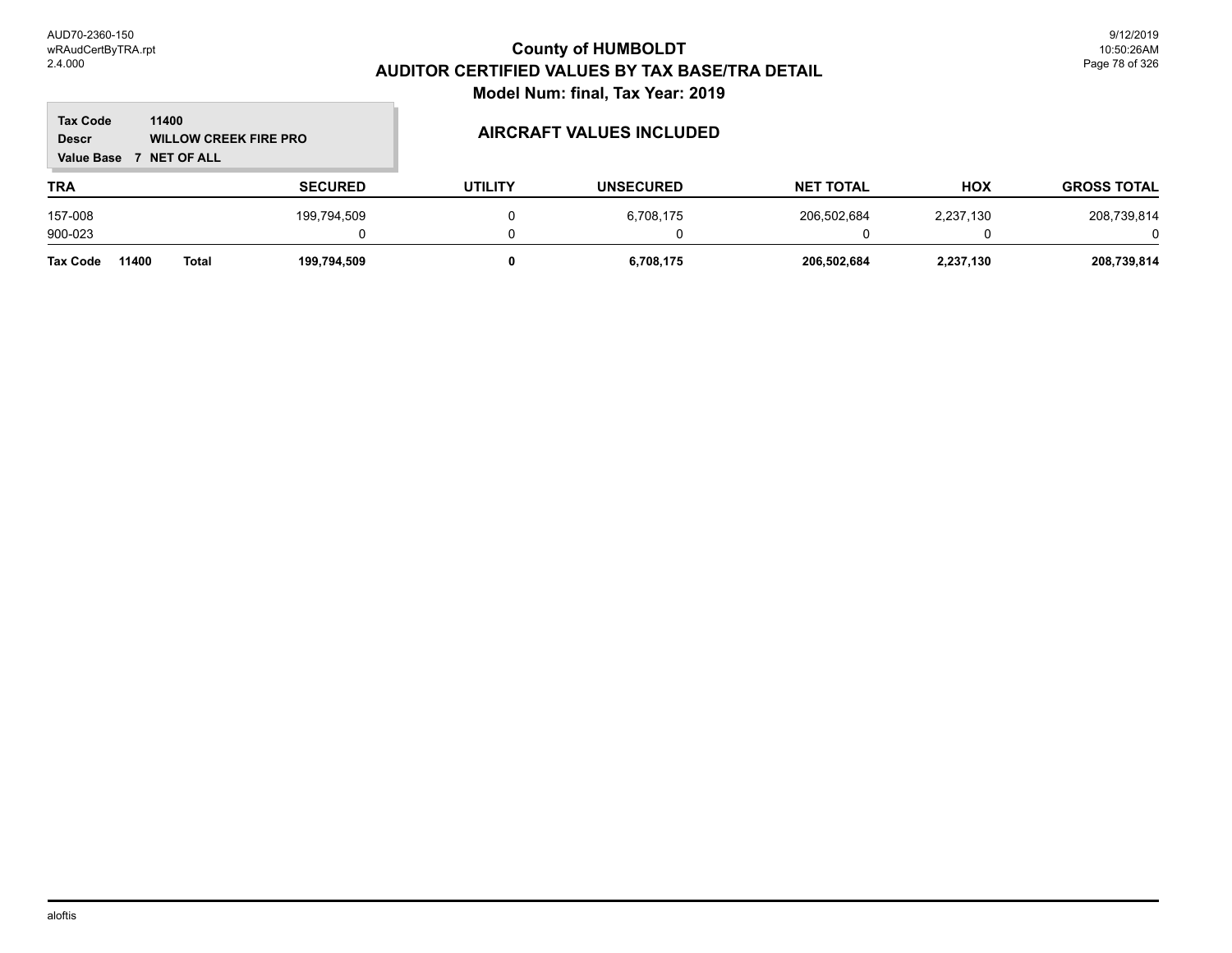# County of HUMBOLDT
## AUDITOR CERTIFIED VALUES BY TAX BASE/TRA DETAIL
### Model Num: final, Tax Year: 2019

**Tax Code** 11400
**Descr** WILLOW CREEK FIRE PRO
**Value Base** 7 NET OF ALL

**AIRCRAFT VALUES INCLUDED**

| TRA | SECURED | UTILITY | UNSECURED | NET TOTAL | HOX | GROSS TOTAL |
|---|---|---|---|---|---|---|
| 157-008 | 199,794,509 | 0 | 6,708,175 | 206,502,684 | 2,237,130 | 208,739,814 |
| 900-023 | 0 | 0 | 0 | 0 | 0 | 0 |
| **Tax Code 11400 Total** | **199,794,509** | **0** | **6,708,175** | **206,502,684** | **2,237,130** | **208,739,814** |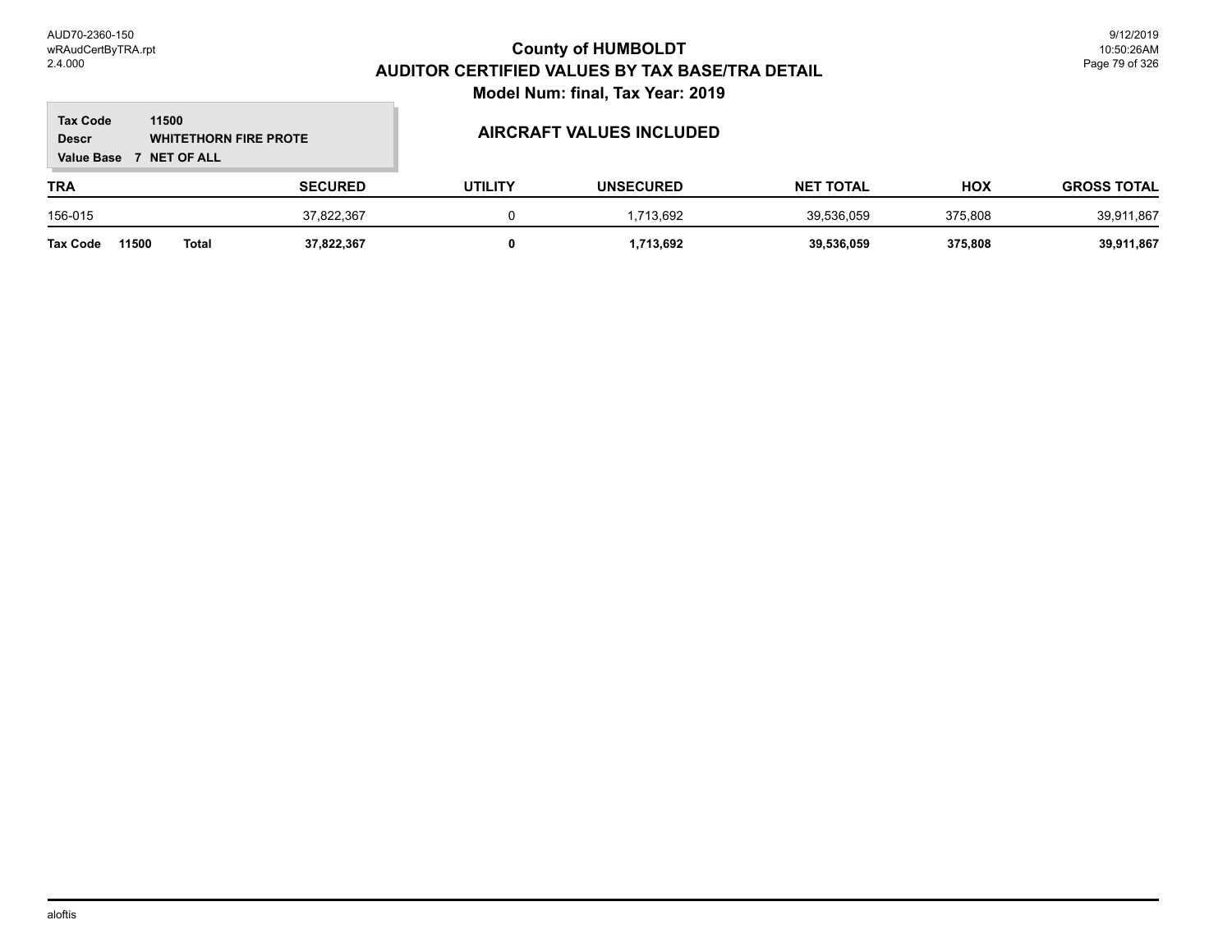# County of HUMBOLDT
## AUDITOR CERTIFIED VALUES BY TAX BASE/TRA DETAIL
### Model Num: final, Tax Year: 2019

**Tax Code** 11500
**Descr** WHITETHORN FIRE PROTE
**Value Base** 7 NET OF ALL

### AIRCRAFT VALUES INCLUDED

| TRA | SECURED | UTILITY | UNSECURED | NET TOTAL | HOX | GROSS TOTAL |
|---|---|---|---|---|---|---|
| 156-015 | 37,822,367 | 0 | 1,713,692 | 39,536,059 | 375,808 | 39,911,867 |
| **Tax Code 11500 Total** | **37,822,367** | **0** | **1,713,692** | **39,536,059** | **375,808** | **39,911,867** |

aloftis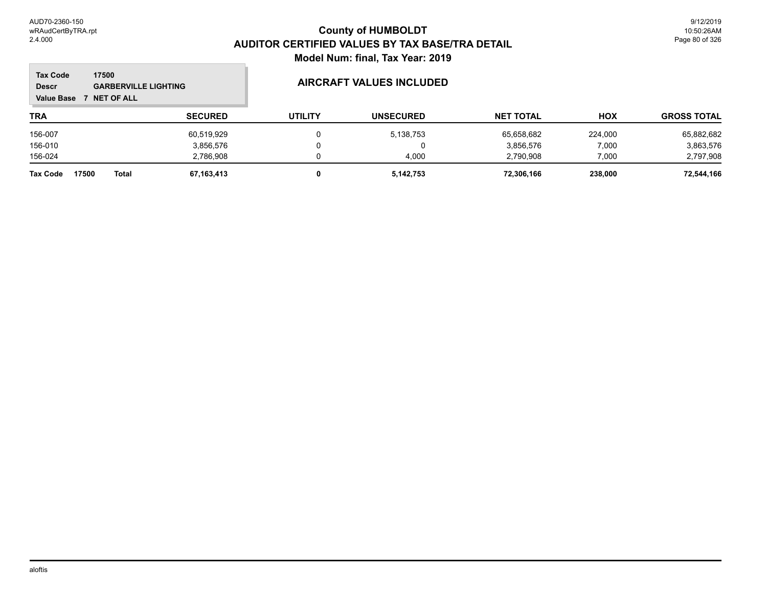# County of HUMBOLDT
## AUDITOR CERTIFIED VALUES BY TAX BASE/TRA DETAIL
### Model Num: final, Tax Year: 2019

**Tax Code** 17500
**Descr** GARBERVILLE LIGHTING
**Value Base** 7 NET OF ALL

**AIRCRAFT VALUES INCLUDED**

| TRA | SECURED | UTILITY | UNSECURED | NET TOTAL | HOX | GROSS TOTAL |
|---|---|---|---|---|---|---|
| 156-007 | 60,519,929 | 0 | 5,138,753 | 65,658,682 | 224,000 | 65,882,682 |
| 156-010 | 3,856,576 | 0 | 0 | 3,856,576 | 7,000 | 3,863,576 |
| 156-024 | 2,786,908 | 0 | 4,000 | 2,790,908 | 7,000 | 2,797,908 |
| **Tax Code 17500 Total** | **67,163,413** | **0** | **5,142,753** | **72,306,166** | **238,000** | **72,544,166** |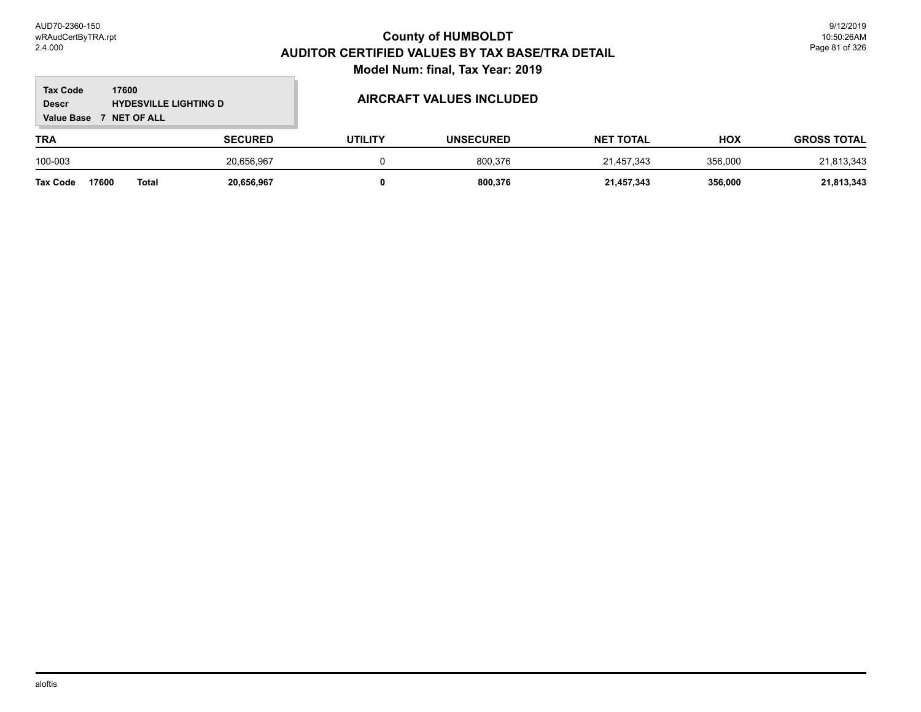# County of HUMBOLDT
## AUDITOR CERTIFIED VALUES BY TAX BASE/TRA DETAIL
### Model Num: final, Tax Year: 2019

**Tax Code** 17600
**Descr** HYDESVILLE LIGHTING D
**Value Base** 7 NET OF ALL

**AIRCRAFT VALUES INCLUDED**

| TRA | SECURED | UTILITY | UNSECURED | NET TOTAL | HOX | GROSS TOTAL |
|---|---|---|---|---|---|---|
| 100-003 | 20,656,967 | 0 | 800,376 | 21,457,343 | 356,000 | 21,813,343 |
| **Tax Code 17600 Total** | **20,656,967** | **0** | **800,376** | **21,457,343** | **356,000** | **21,813,343** |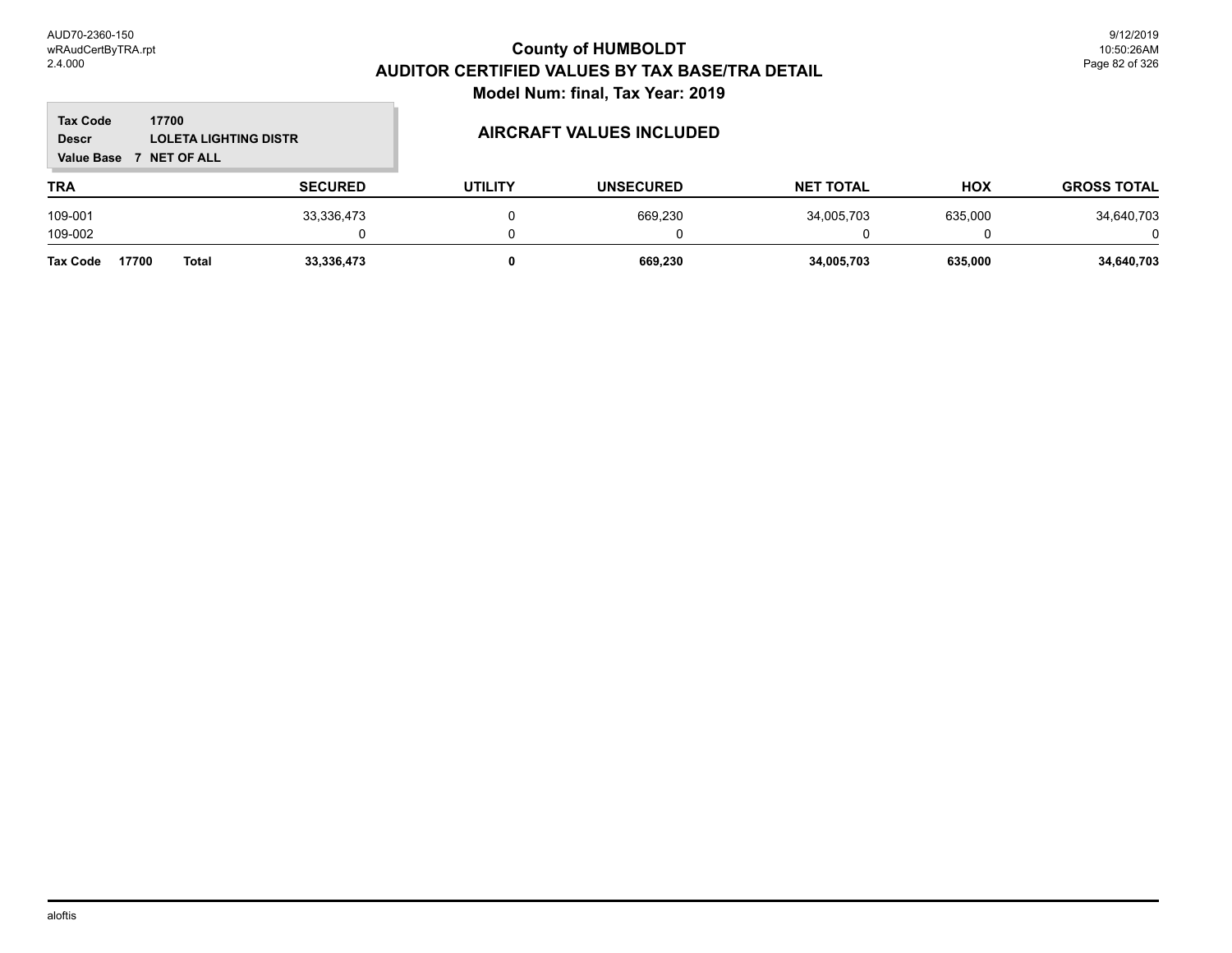# County of HUMBOLDT
## AUDITOR CERTIFIED VALUES BY TAX BASE/TRA DETAIL
### Model Num: final, Tax Year: 2019

**Tax Code** 17700
**Descr** LOLETA LIGHTING DISTR
**Value Base** 7 NET OF ALL

### AIRCRAFT VALUES INCLUDED

| TRA | SECURED | UTILITY | UNSECURED | NET TOTAL | HOX | GROSS TOTAL |
|---|---|---|---|---|---|---|
| 109-001 | 33,336,473 | 0 | 669,230 | 34,005,703 | 635,000 | 34,640,703 |
| 109-002 | 0 | 0 | 0 | 0 | 0 | 0 |
| **Tax Code 17700 Total** | **33,336,473** | **0** | **669,230** | **34,005,703** | **635,000** | **34,640,703** |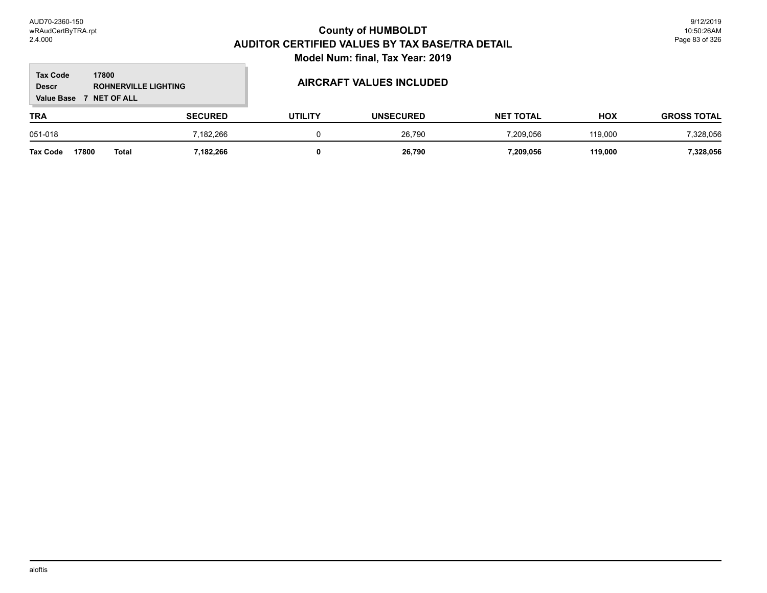# County of HUMBOLDT
## AUDITOR CERTIFIED VALUES BY TAX BASE/TRA DETAIL
### Model Num: final, Tax Year: 2019

**Tax Code** 17800
**Descr** ROHNERVILLE LIGHTING
**Value Base** 7 NET OF ALL

### AIRCRAFT VALUES INCLUDED

| TRA | SECURED | UTILITY | UNSECURED | NET TOTAL | HOX | GROSS TOTAL |
|---|---|---|---|---|---|---|
| 051-018 | 7,182,266 | 0 | 26,790 | 7,209,056 | 119,000 | 7,328,056 |
| **Tax Code 17800 Total** | **7,182,266** | **0** | **26,790** | **7,209,056** | **119,000** | **7,328,056** |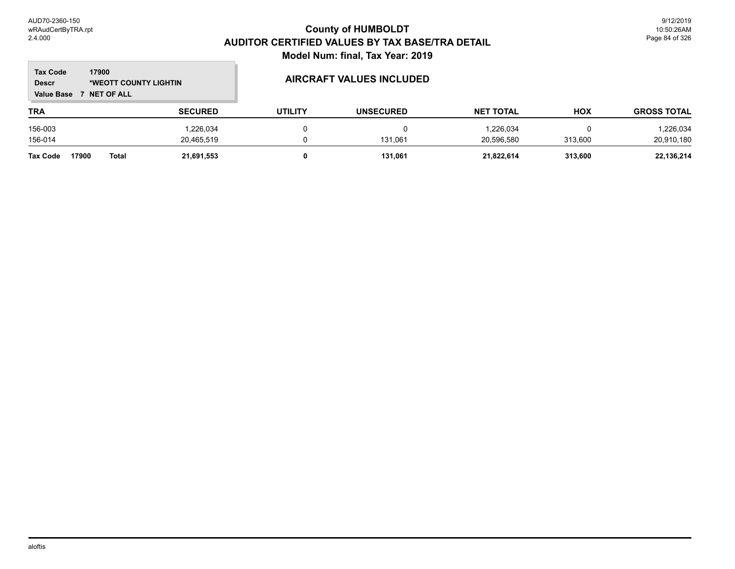# County of HUMBOLDT
## AUDITOR CERTIFIED VALUES BY TAX BASE/TRA DETAIL
### Model Num: final, Tax Year: 2019

**Tax Code** 17900
**Descr** *WEOTT COUNTY LIGHTIN
**Value Base** 7 NET OF ALL

### AIRCRAFT VALUES INCLUDED

| TRA | SECURED | UTILITY | UNSECURED | NET TOTAL | HOX | GROSS TOTAL |
|---|---|---|---|---|---|---|
| 156-003 | 1,226,034 | 0 | 0 | 1,226,034 | 0 | 1,226,034 |
| 156-014 | 20,465,519 | 0 | 131,061 | 20,596,580 | 313,600 | 20,910,180 |
| **Tax Code 17900 Total** | **21,691,553** | **0** | **131,061** | **21,822,614** | **313,600** | **22,136,214** |

aloftis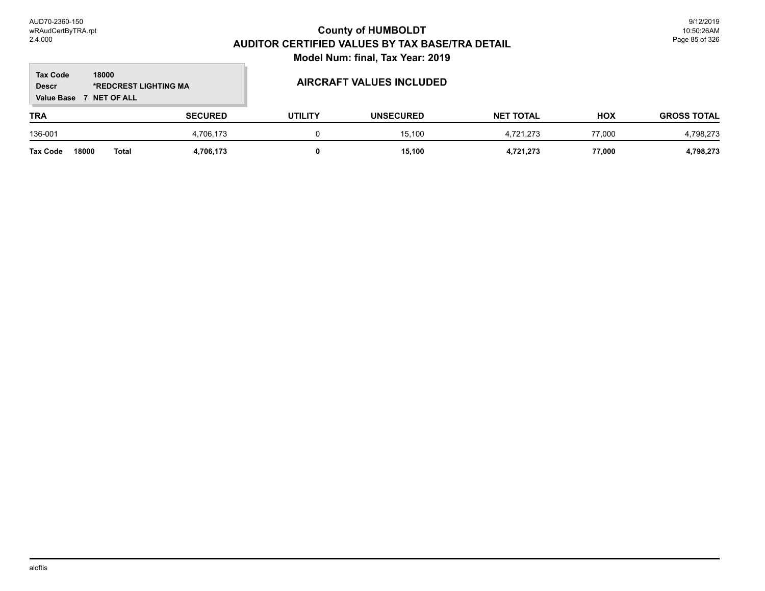# County of HUMBOLDT

## AUDITOR CERTIFIED VALUES BY TAX BASE/TRA DETAIL

### Model Num: final, Tax Year: 2019

**Tax Code** 18000
**Descr** *REDCREST LIGHTING MA
**Value Base** 7 NET OF ALL

**AIRCRAFT VALUES INCLUDED**

| TRA | SECURED | UTILITY | UNSECURED | NET TOTAL | HOX | GROSS TOTAL |
|---|---|---|---|---|---|---|
| 136-001 | 4,706,173 | 0 | 15,100 | 4,721,273 | 77,000 | 4,798,273 |
| **Tax Code 18000 Total** | **4,706,173** | **0** | **15,100** | **4,721,273** | **77,000** | **4,798,273** |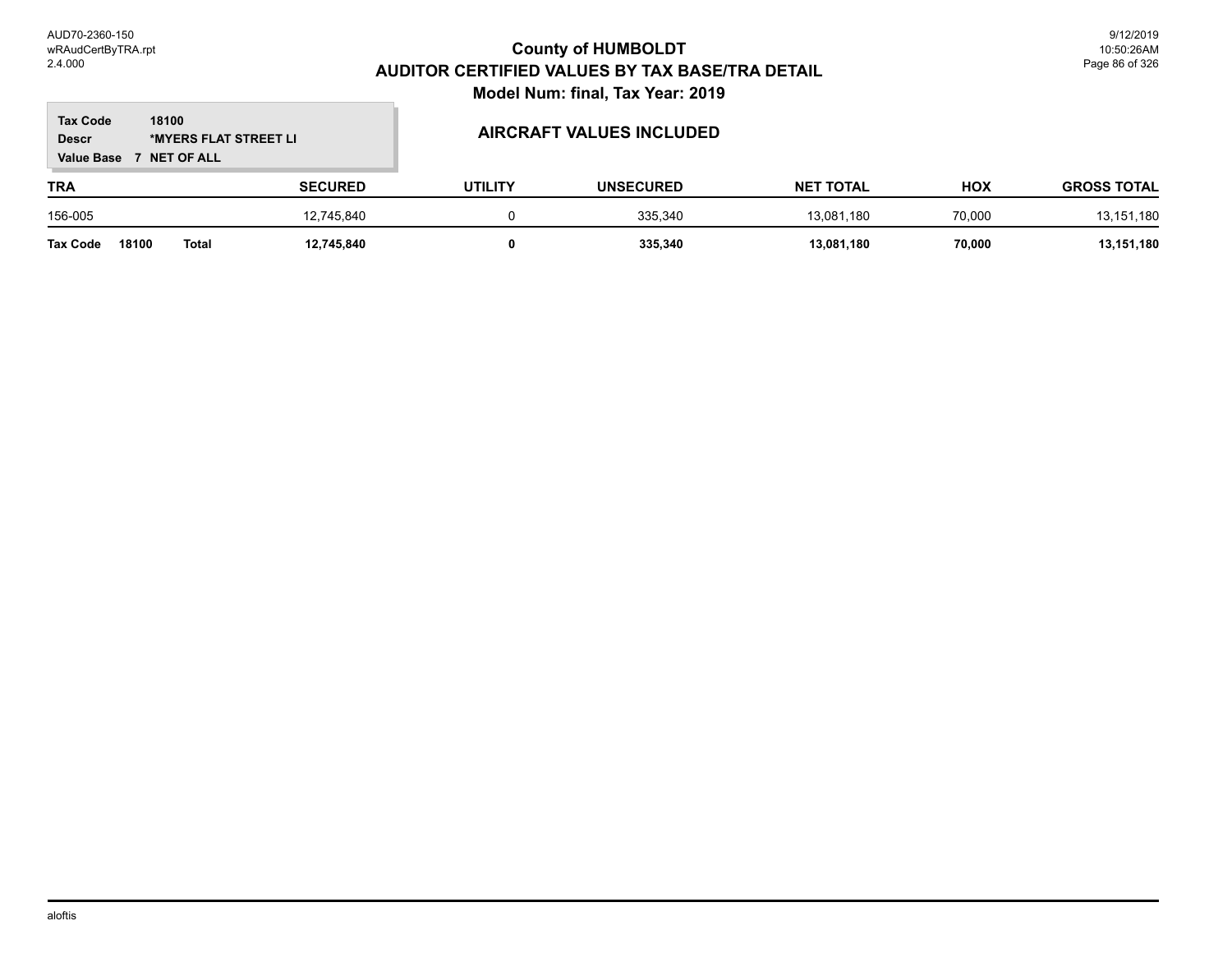# County of HUMBOLDT
## AUDITOR CERTIFIED VALUES BY TAX BASE/TRA DETAIL
### Model Num: final, Tax Year: 2019

**Tax Code** 18100
**Descr** *MYERS FLAT STREET LI
**Value Base** 7 NET OF ALL

**AIRCRAFT VALUES INCLUDED**

| TRA | SECURED | UTILITY | UNSECURED | NET TOTAL | HOX | GROSS TOTAL |
|---|---|---|---|---|---|---|
| 156-005 | 12,745,840 | 0 | 335,340 | 13,081,180 | 70,000 | 13,151,180 |
| **Tax Code 18100 Total** | **12,745,840** | **0** | **335,340** | **13,081,180** | **70,000** | **13,151,180** |

aloftis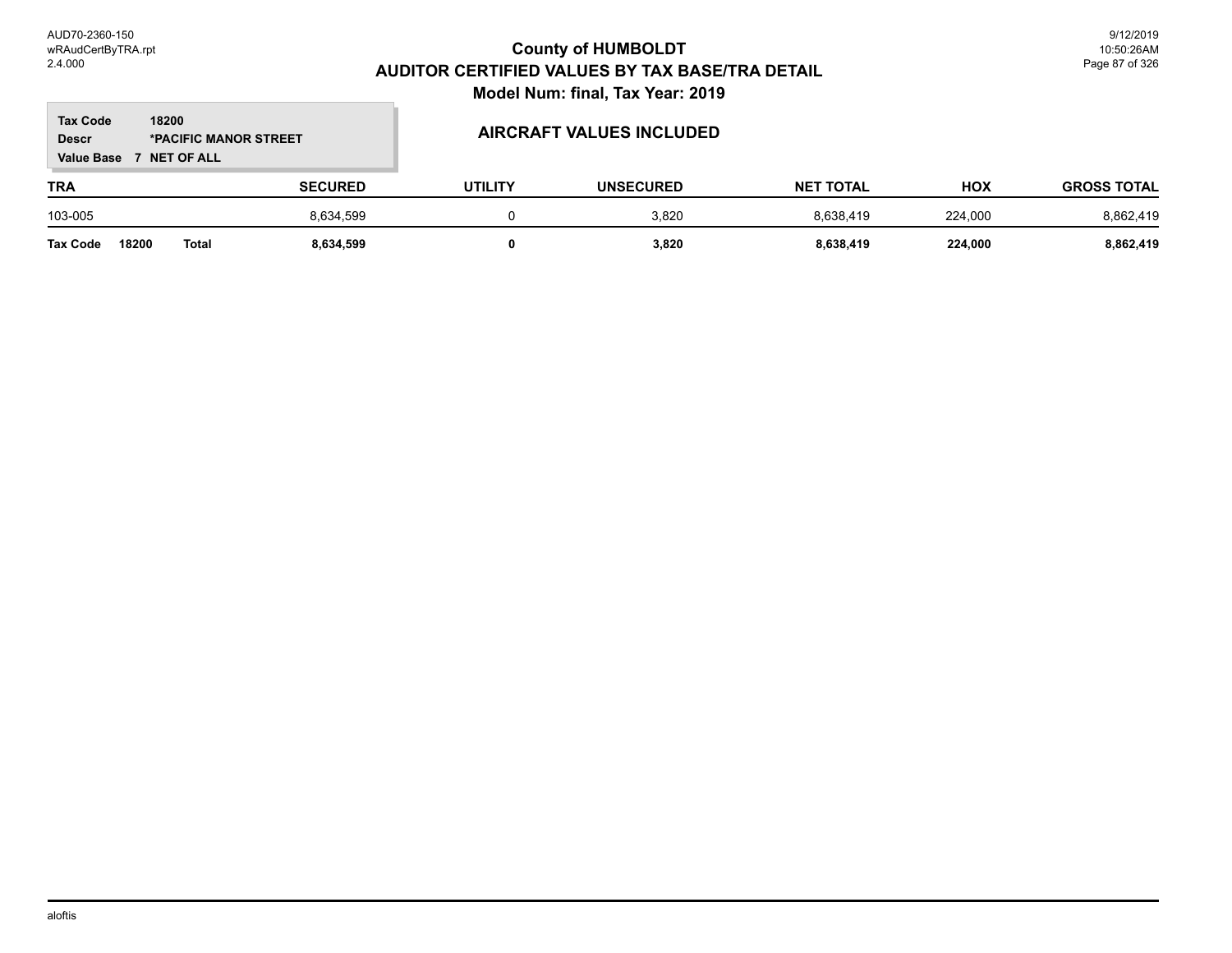# County of HUMBOLDT
## AUDITOR CERTIFIED VALUES BY TAX BASE/TRA DETAIL
### Model Num: final, Tax Year: 2019

**Tax Code** 18200
**Descr** *PACIFIC MANOR STREET
**Value Base** 7 NET OF ALL

**AIRCRAFT VALUES INCLUDED**

| TRA | SECURED | UTILITY | UNSECURED | NET TOTAL | HOX | GROSS TOTAL |
|---|---|---|---|---|---|---|
| 103-005 | 8,634,599 | 0 | 3,820 | 8,638,419 | 224,000 | 8,862,419 |
| **Tax Code 18200 Total** | **8,634,599** | **0** | **3,820** | **8,638,419** | **224,000** | **8,862,419** |

aloftis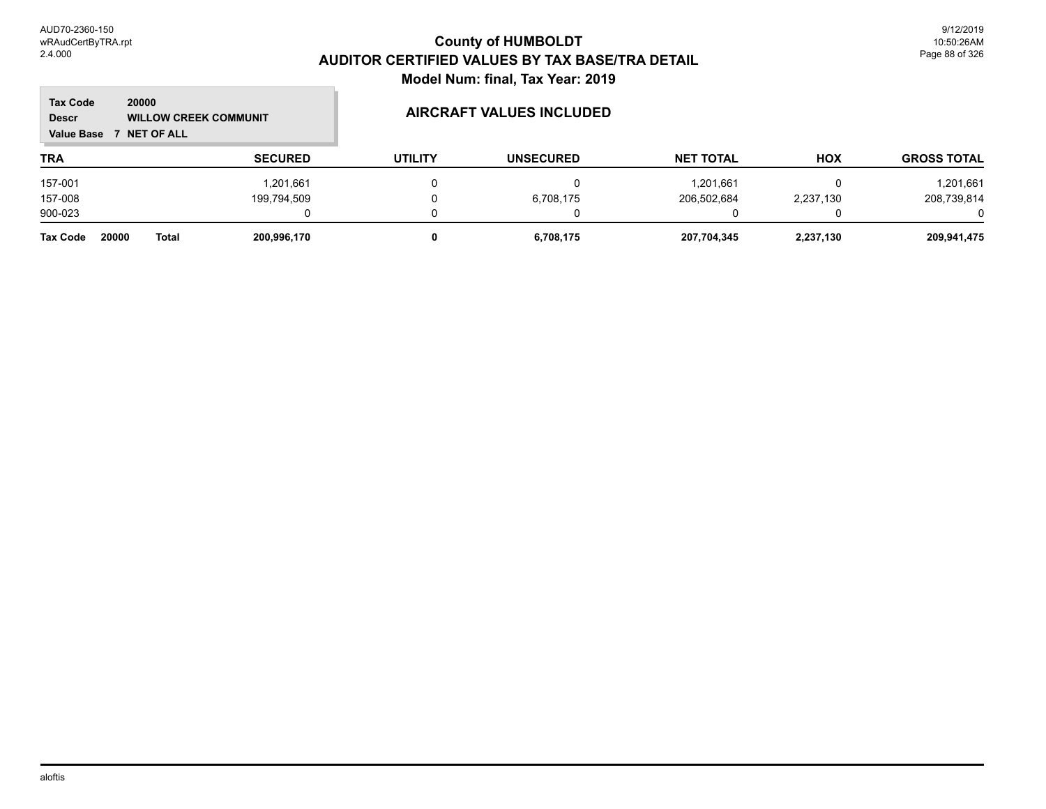# County of HUMBOLDT
## AUDITOR CERTIFIED VALUES BY TAX BASE/TRA DETAIL
### Model Num: final, Tax Year: 2019

**Tax Code** 20000
**Descr** WILLOW CREEK COMMUNIT
**Value Base** 7 NET OF ALL

### AIRCRAFT VALUES INCLUDED

| TRA | SECURED | UTILITY | UNSECURED | NET TOTAL | HOX | GROSS TOTAL |
|---|---|---|---|---|---|---|
| 157-001 | 1,201,661 | 0 | 0 | 1,201,661 | 0 | 1,201,661 |
| 157-008 | 199,794,509 | 0 | 6,708,175 | 206,502,684 | 2,237,130 | 208,739,814 |
| 900-023 | 0 | 0 | 0 | 0 | 0 | 0 |
| **Tax Code 20000 Total** | **200,996,170** | **0** | **6,708,175** | **207,704,345** | **2,237,130** | **209,941,475** |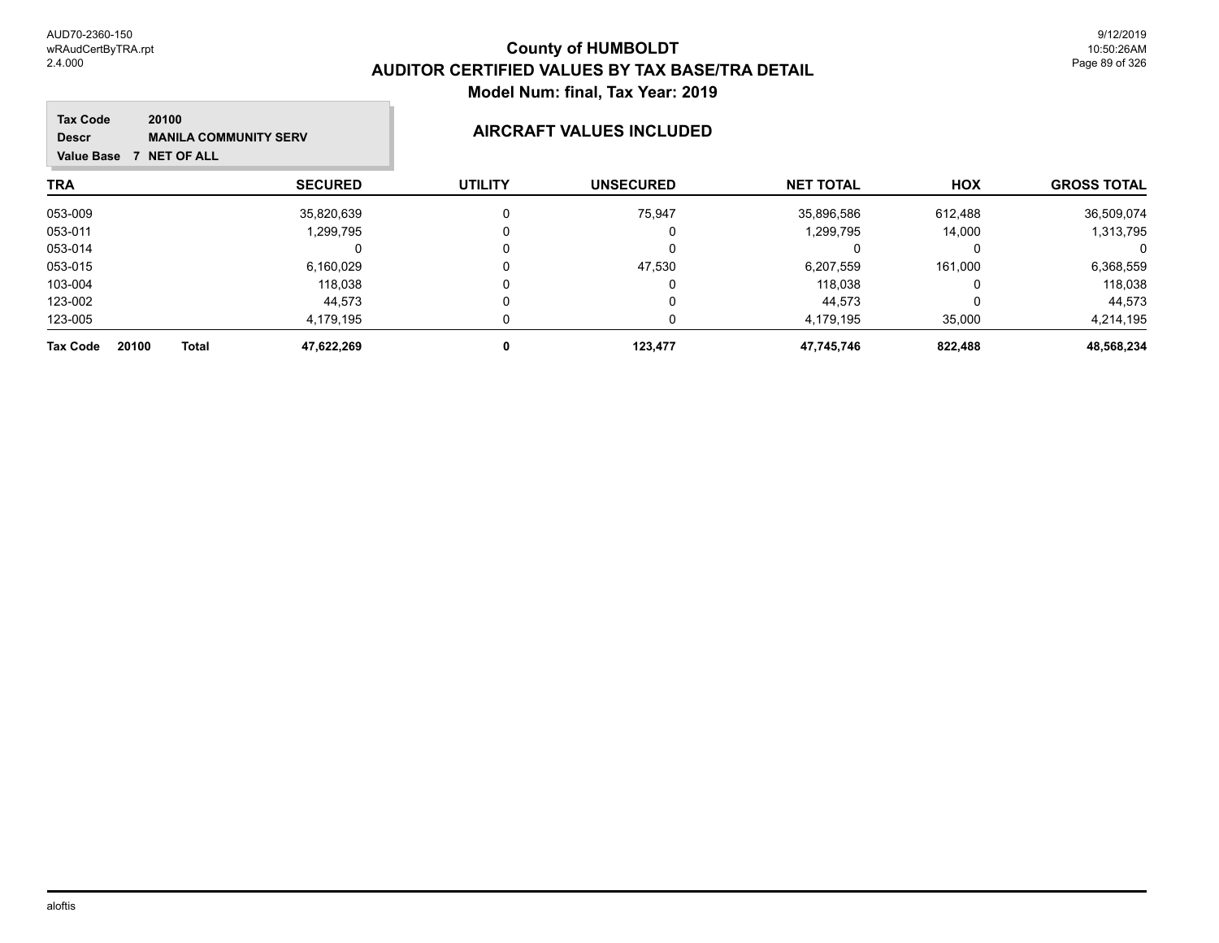# County of HUMBOLDT
## AUDITOR CERTIFIED VALUES BY TAX BASE/TRA DETAIL
### Model Num: final, Tax Year: 2019

**Tax Code** 20100
**Descr** MANILA COMMUNITY SERV
**Value Base** 7 NET OF ALL

### AIRCRAFT VALUES INCLUDED

| TRA | SECURED | UTILITY | UNSECURED | NET TOTAL | HOX | GROSS TOTAL |
|---|---|---|---|---|---|---|
| 053-009 | 35,820,639 | 0 | 75,947 | 35,896,586 | 612,488 | 36,509,074 |
| 053-011 | 1,299,795 | 0 | 0 | 1,299,795 | 14,000 | 1,313,795 |
| 053-014 | 0 | 0 | 0 | 0 | 0 | 0 |
| 053-015 | 6,160,029 | 0 | 47,530 | 6,207,559 | 161,000 | 6,368,559 |
| 103-004 | 118,038 | 0 | 0 | 118,038 | 0 | 118,038 |
| 123-002 | 44,573 | 0 | 0 | 44,573 | 0 | 44,573 |
| 123-005 | 4,179,195 | 0 | 0 | 4,179,195 | 35,000 | 4,214,195 |
| **Tax Code 20100 Total** | **47,622,269** | **0** | **123,477** | **47,745,746** | **822,488** | **48,568,234** |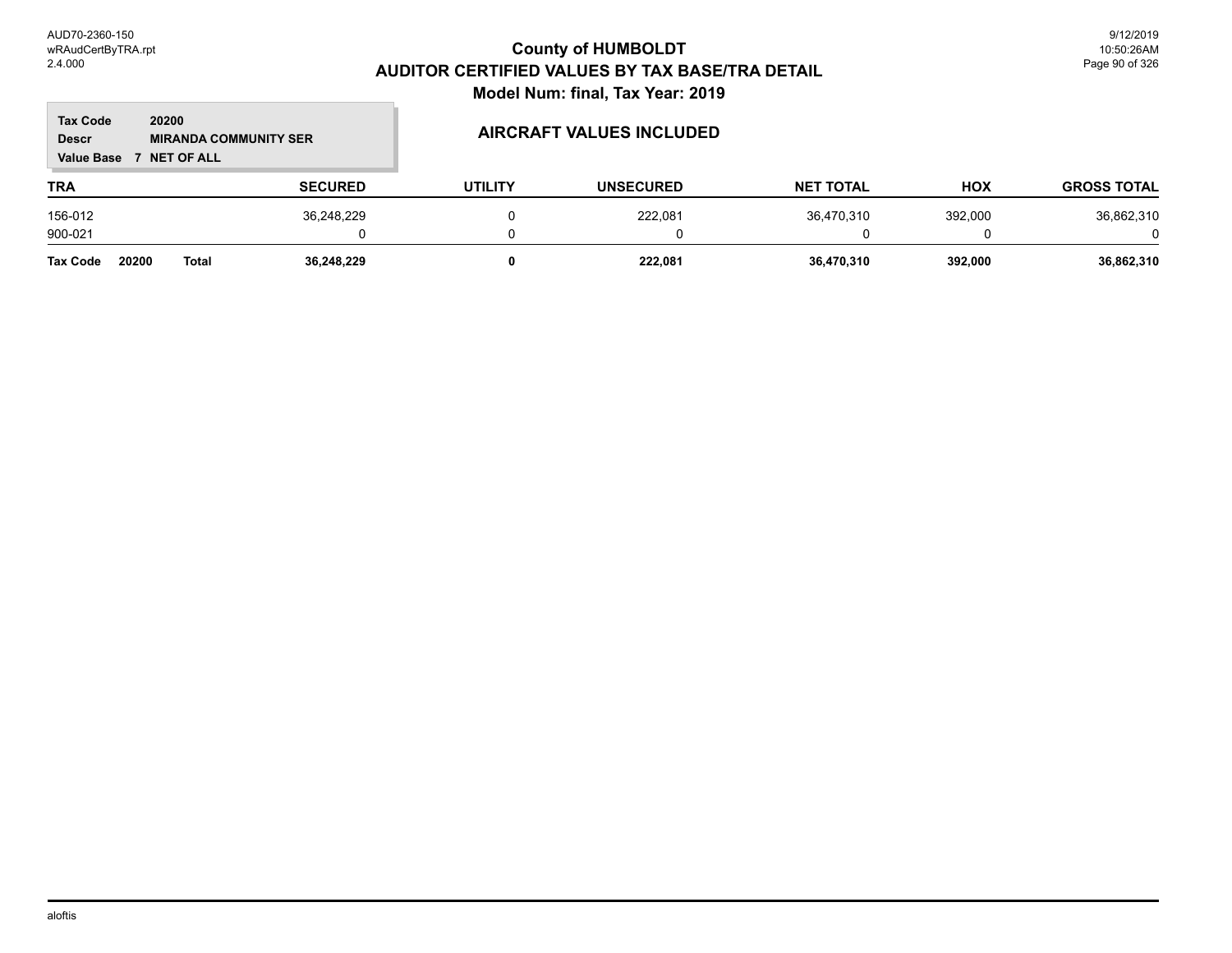# County of HUMBOLDT
## AUDITOR CERTIFIED VALUES BY TAX BASE/TRA DETAIL
### Model Num: final, Tax Year: 2019

**Tax Code** 20200
**Descr** MIRANDA COMMUNITY SER
**Value Base** 7 NET OF ALL

### AIRCRAFT VALUES INCLUDED

| TRA | SECURED | UTILITY | UNSECURED | NET TOTAL | HOX | GROSS TOTAL |
|---|---|---|---|---|---|---|
| 156-012 | 36,248,229 | 0 | 222,081 | 36,470,310 | 392,000 | 36,862,310 |
| 900-021 | 0 | 0 | 0 | 0 | 0 | 0 |
| **Tax Code 20200 Total** | **36,248,229** | **0** | **222,081** | **36,470,310** | **392,000** | **36,862,310** |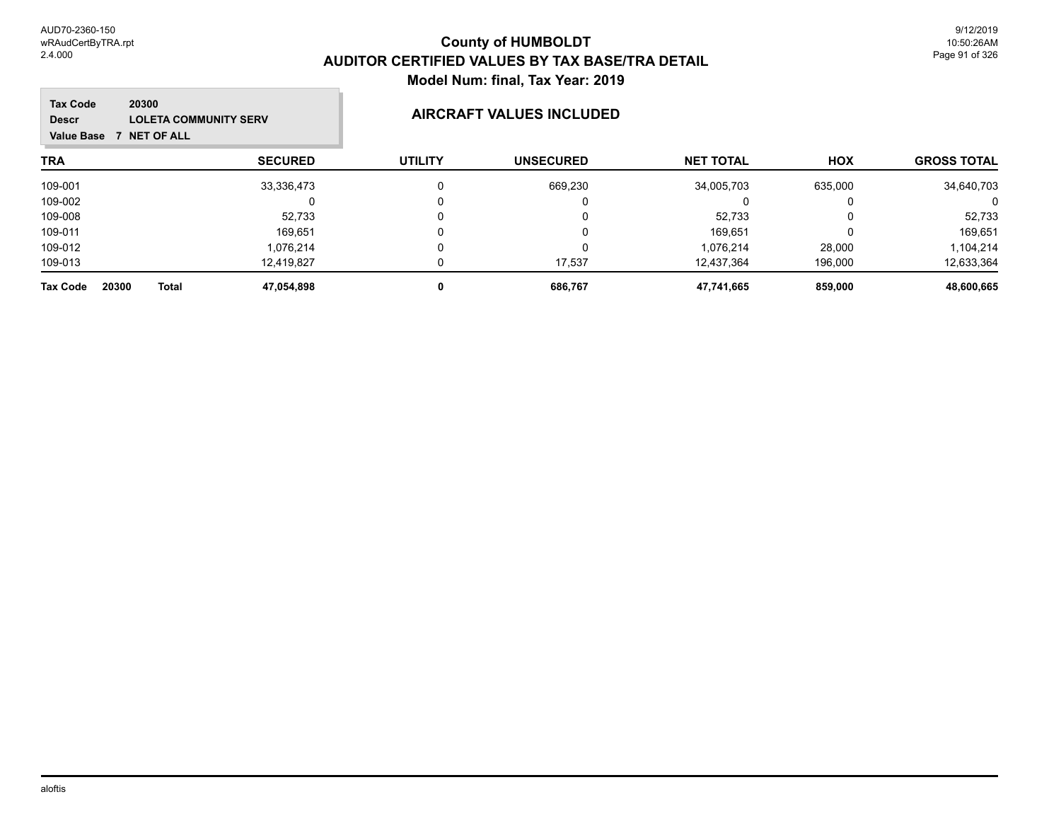# County of HUMBOLDT
## AUDITOR CERTIFIED VALUES BY TAX BASE/TRA DETAIL
### Model Num: final, Tax Year: 2019

**Tax Code** 20300
**Descr** LOLETA COMMUNITY SERV
**Value Base** 7 NET OF ALL

**AIRCRAFT VALUES INCLUDED**

| TRA | SECURED | UTILITY | UNSECURED | NET TOTAL | HOX | GROSS TOTAL |
|---|---|---|---|---|---|---|
| 109-001 | 33,336,473 | 0 | 669,230 | 34,005,703 | 635,000 | 34,640,703 |
| 109-002 | 0 | 0 | 0 | 0 | 0 | 0 |
| 109-008 | 52,733 | 0 | 0 | 52,733 | 0 | 52,733 |
| 109-011 | 169,651 | 0 | 0 | 169,651 | 0 | 169,651 |
| 109-012 | 1,076,214 | 0 | 0 | 1,076,214 | 28,000 | 1,104,214 |
| 109-013 | 12,419,827 | 0 | 17,537 | 12,437,364 | 196,000 | 12,633,364 |
| **Tax Code 20300 Total** | **47,054,898** | **0** | **686,767** | **47,741,665** | **859,000** | **48,600,665** |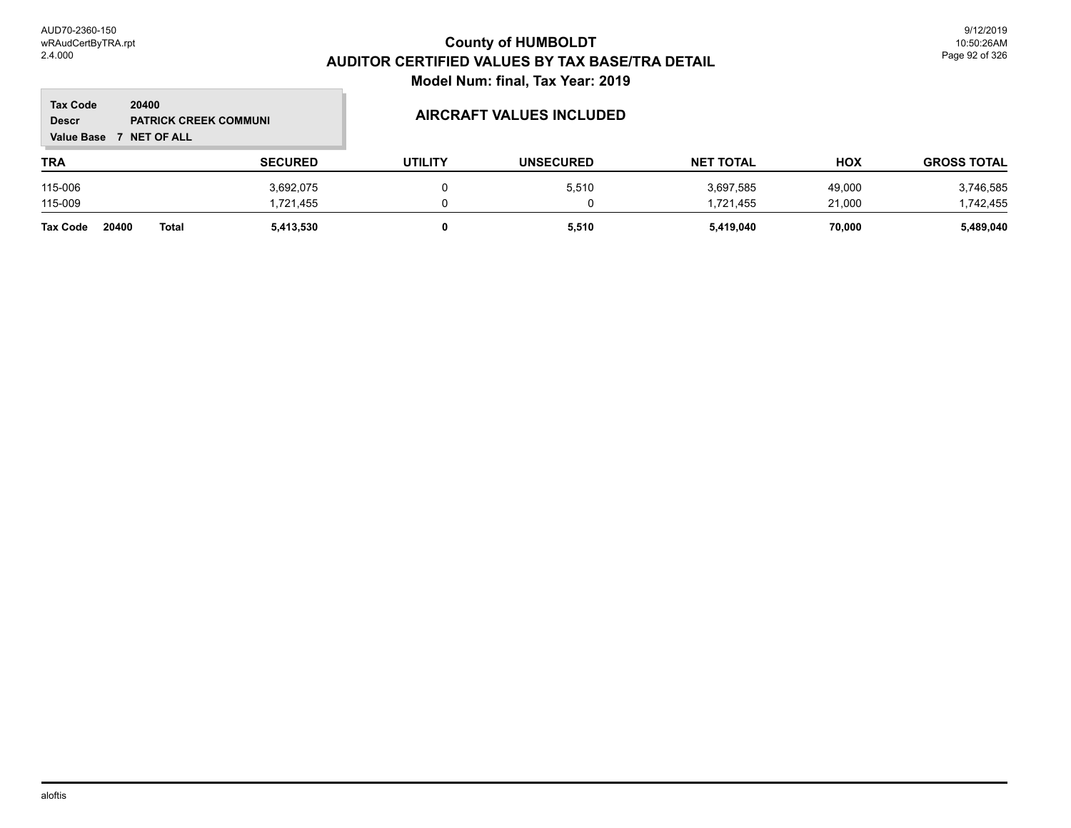# County of HUMBOLDT

## AUDITOR CERTIFIED VALUES BY TAX BASE/TRA DETAIL

### Model Num: final, Tax Year: 2019

**Tax Code** 20400
**Descr** PATRICK CREEK COMMUNI
**Value Base** 7 NET OF ALL

**AIRCRAFT VALUES INCLUDED**

| TRA | SECURED | UTILITY | UNSECURED | NET TOTAL | HOX | GROSS TOTAL |
|---|---|---|---|---|---|---|
| 115-006 | 3,692,075 | 0 | 5,510 | 3,697,585 | 49,000 | 3,746,585 |
| 115-009 | 1,721,455 | 0 | 0 | 1,721,455 | 21,000 | 1,742,455 |
| **Tax Code 20400 Total** | **5,413,530** | **0** | **5,510** | **5,419,040** | **70,000** | **5,489,040** |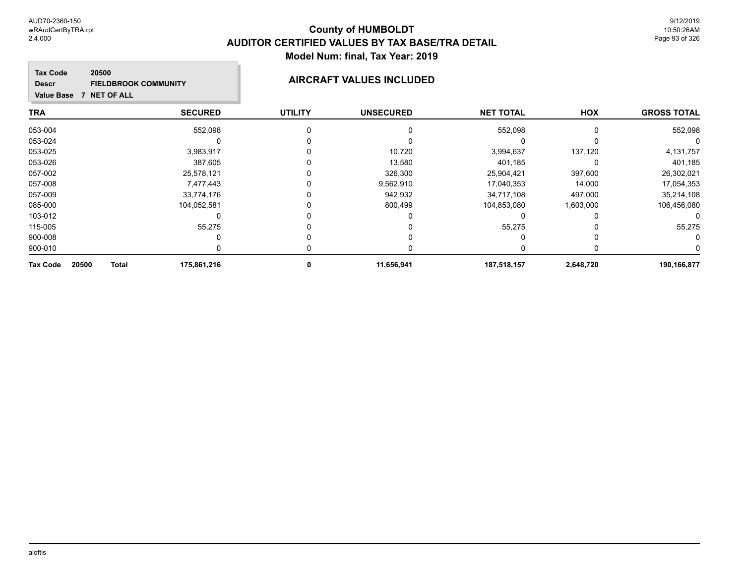# County of HUMBOLDT
## AUDITOR CERTIFIED VALUES BY TAX BASE/TRA DETAIL
### Model Num: final, Tax Year: 2019

**Tax Code** 20500
**Descr** FIELDBROOK COMMUNITY
**Value Base** 7 NET OF ALL

### AIRCRAFT VALUES INCLUDED

| TRA | SECURED | UTILITY | UNSECURED | NET TOTAL | HOX | GROSS TOTAL |
|---|---|---|---|---|---|---|
| 053-004 | 552,098 | 0 | 0 | 552,098 | 0 | 552,098 |
| 053-024 | 0 | 0 | 0 | 0 | 0 | 0 |
| 053-025 | 3,983,917 | 0 | 10,720 | 3,994,637 | 137,120 | 4,131,757 |
| 053-026 | 387,605 | 0 | 13,580 | 401,185 | 0 | 401,185 |
| 057-002 | 25,578,121 | 0 | 326,300 | 25,904,421 | 397,600 | 26,302,021 |
| 057-008 | 7,477,443 | 0 | 9,562,910 | 17,040,353 | 14,000 | 17,054,353 |
| 057-009 | 33,774,176 | 0 | 942,932 | 34,717,108 | 497,000 | 35,214,108 |
| 085-000 | 104,052,581 | 0 | 800,499 | 104,853,080 | 1,603,000 | 106,456,080 |
| 103-012 | 0 | 0 | 0 | 0 | 0 | 0 |
| 115-005 | 55,275 | 0 | 0 | 55,275 | 0 | 55,275 |
| 900-008 | 0 | 0 | 0 | 0 | 0 | 0 |
| 900-010 | 0 | 0 | 0 | 0 | 0 | 0 |
| **Tax Code 20500 Total** | **175,861,216** | **0** | **11,656,941** | **187,518,157** | **2,648,720** | **190,166,877** |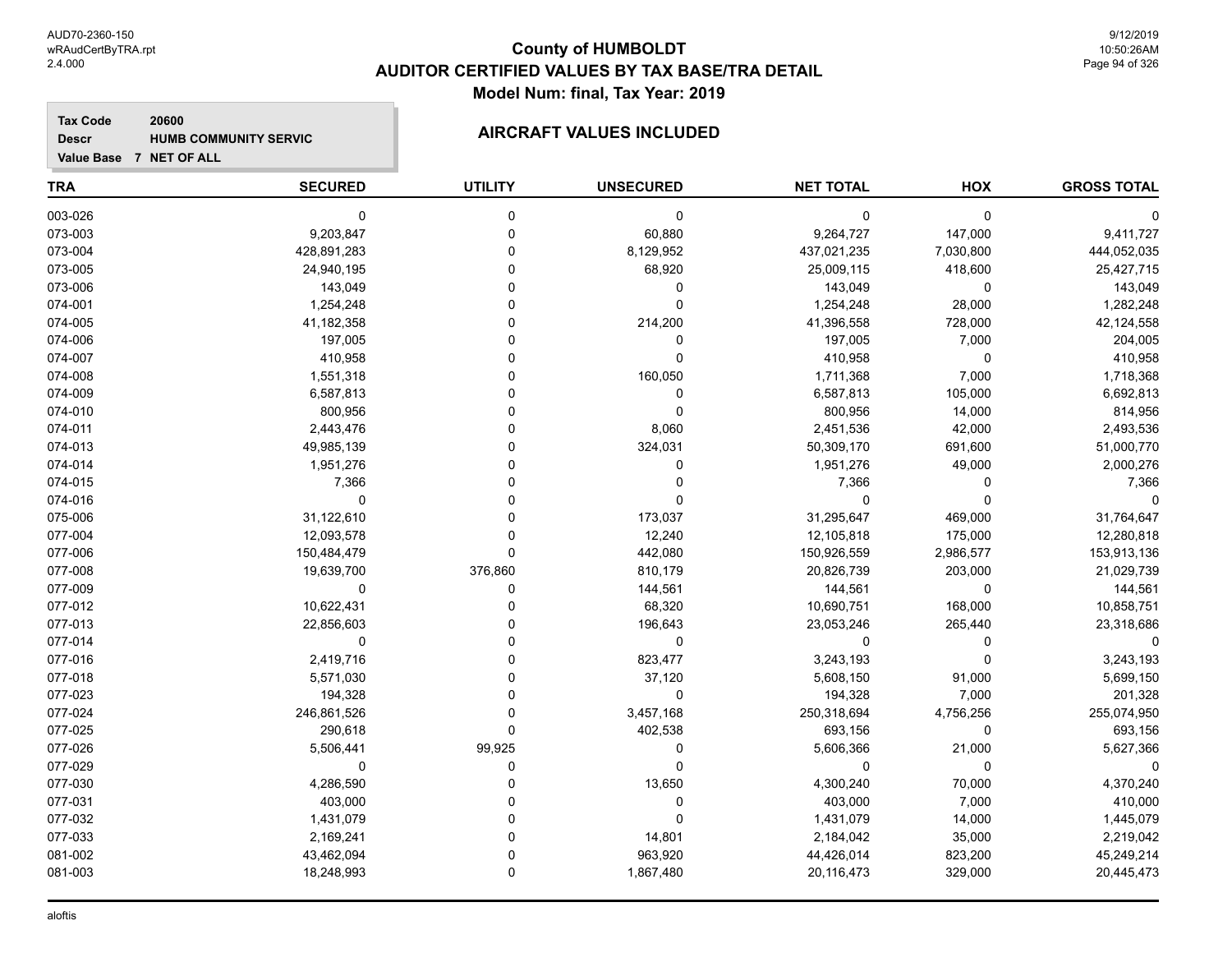# County of HUMBOLDT
## AUDITOR CERTIFIED VALUES BY TAX BASE/TRA DETAIL
### Model Num: final, Tax Year: 2019

**Tax Code** 20600
**Descr** HUMB COMMUNITY SERVIC
**Value Base** 7 NET OF ALL

**AIRCRAFT VALUES INCLUDED**

| TRA | SECURED | UTILITY | UNSECURED | NET TOTAL | HOX | GROSS TOTAL |
|---|---|---|---|---|---|---|
| 003-026 | 0 | 0 | 0 | 0 | 0 | 0 |
| 073-003 | 9,203,847 | 0 | 60,880 | 9,264,727 | 147,000 | 9,411,727 |
| 073-004 | 428,891,283 | 0 | 8,129,952 | 437,021,235 | 7,030,800 | 444,052,035 |
| 073-005 | 24,940,195 | 0 | 68,920 | 25,009,115 | 418,600 | 25,427,715 |
| 073-006 | 143,049 | 0 | 0 | 143,049 | 0 | 143,049 |
| 074-001 | 1,254,248 | 0 | 0 | 1,254,248 | 28,000 | 1,282,248 |
| 074-005 | 41,182,358 | 0 | 214,200 | 41,396,558 | 728,000 | 42,124,558 |
| 074-006 | 197,005 | 0 | 0 | 197,005 | 7,000 | 204,005 |
| 074-007 | 410,958 | 0 | 0 | 410,958 | 0 | 410,958 |
| 074-008 | 1,551,318 | 0 | 160,050 | 1,711,368 | 7,000 | 1,718,368 |
| 074-009 | 6,587,813 | 0 | 0 | 6,587,813 | 105,000 | 6,692,813 |
| 074-010 | 800,956 | 0 | 0 | 800,956 | 14,000 | 814,956 |
| 074-011 | 2,443,476 | 0 | 8,060 | 2,451,536 | 42,000 | 2,493,536 |
| 074-013 | 49,985,139 | 0 | 324,031 | 50,309,170 | 691,600 | 51,000,770 |
| 074-014 | 1,951,276 | 0 | 0 | 1,951,276 | 49,000 | 2,000,276 |
| 074-015 | 7,366 | 0 | 0 | 7,366 | 0 | 7,366 |
| 074-016 | 0 | 0 | 0 | 0 | 0 | 0 |
| 075-006 | 31,122,610 | 0 | 173,037 | 31,295,647 | 469,000 | 31,764,647 |
| 077-004 | 12,093,578 | 0 | 12,240 | 12,105,818 | 175,000 | 12,280,818 |
| 077-006 | 150,484,479 | 0 | 442,080 | 150,926,559 | 2,986,577 | 153,913,136 |
| 077-008 | 19,639,700 | 376,860 | 810,179 | 20,826,739 | 203,000 | 21,029,739 |
| 077-009 | 0 | 0 | 144,561 | 144,561 | 0 | 144,561 |
| 077-012 | 10,622,431 | 0 | 68,320 | 10,690,751 | 168,000 | 10,858,751 |
| 077-013 | 22,856,603 | 0 | 196,643 | 23,053,246 | 265,440 | 23,318,686 |
| 077-014 | 0 | 0 | 0 | 0 | 0 | 0 |
| 077-016 | 2,419,716 | 0 | 823,477 | 3,243,193 | 0 | 3,243,193 |
| 077-018 | 5,571,030 | 0 | 37,120 | 5,608,150 | 91,000 | 5,699,150 |
| 077-023 | 194,328 | 0 | 0 | 194,328 | 7,000 | 201,328 |
| 077-024 | 246,861,526 | 0 | 3,457,168 | 250,318,694 | 4,756,256 | 255,074,950 |
| 077-025 | 290,618 | 0 | 402,538 | 693,156 | 0 | 693,156 |
| 077-026 | 5,506,441 | 99,925 | 0 | 5,606,366 | 21,000 | 5,627,366 |
| 077-029 | 0 | 0 | 0 | 0 | 0 | 0 |
| 077-030 | 4,286,590 | 0 | 13,650 | 4,300,240 | 70,000 | 4,370,240 |
| 077-031 | 403,000 | 0 | 0 | 403,000 | 7,000 | 410,000 |
| 077-032 | 1,431,079 | 0 | 0 | 1,431,079 | 14,000 | 1,445,079 |
| 077-033 | 2,169,241 | 0 | 14,801 | 2,184,042 | 35,000 | 2,219,042 |
| 081-002 | 43,462,094 | 0 | 963,920 | 44,426,014 | 823,200 | 45,249,214 |
| 081-003 | 18,248,993 | 0 | 1,867,480 | 20,116,473 | 329,000 | 20,445,473 |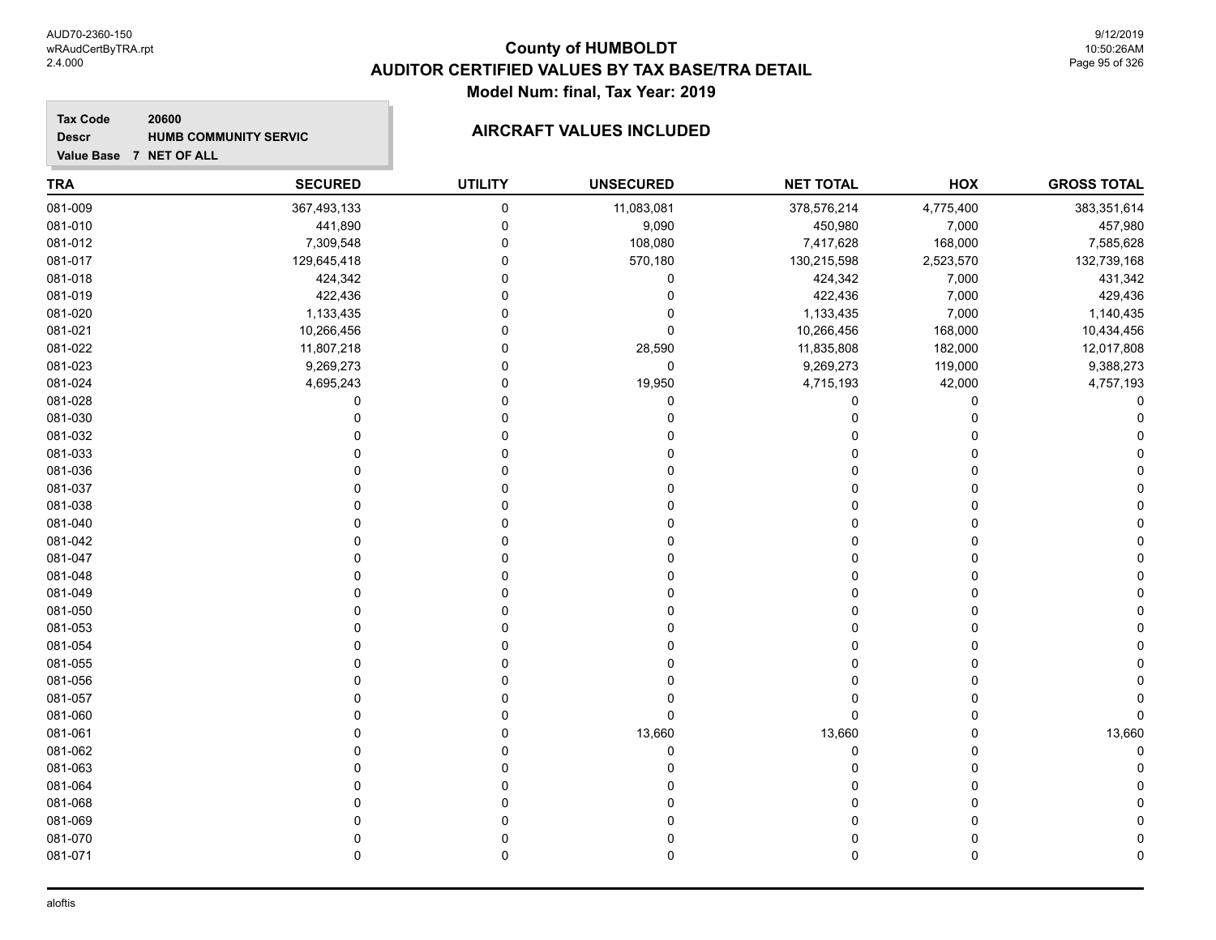# County of HUMBOLDT
## AUDITOR CERTIFIED VALUES BY TAX BASE/TRA DETAIL
### Model Num: final, Tax Year: 2019

**Tax Code** 20600
**Descr** HUMB COMMUNITY SERVIC
**Value Base** 7 NET OF ALL

**AIRCRAFT VALUES INCLUDED**

| TRA | SECURED | UTILITY | UNSECURED | NET TOTAL | HOX | GROSS TOTAL |
|---|---|---|---|---|---|---|
| 081-009 | 367,493,133 | 0 | 11,083,081 | 378,576,214 | 4,775,400 | 383,351,614 |
| 081-010 | 441,890 | 0 | 9,090 | 450,980 | 7,000 | 457,980 |
| 081-012 | 7,309,548 | 0 | 108,080 | 7,417,628 | 168,000 | 7,585,628 |
| 081-017 | 129,645,418 | 0 | 570,180 | 130,215,598 | 2,523,570 | 132,739,168 |
| 081-018 | 424,342 | 0 | 0 | 424,342 | 7,000 | 431,342 |
| 081-019 | 422,436 | 0 | 0 | 422,436 | 7,000 | 429,436 |
| 081-020 | 1,133,435 | 0 | 0 | 1,133,435 | 7,000 | 1,140,435 |
| 081-021 | 10,266,456 | 0 | 0 | 10,266,456 | 168,000 | 10,434,456 |
| 081-022 | 11,807,218 | 0 | 28,590 | 11,835,808 | 182,000 | 12,017,808 |
| 081-023 | 9,269,273 | 0 | 0 | 9,269,273 | 119,000 | 9,388,273 |
| 081-024 | 4,695,243 | 0 | 19,950 | 4,715,193 | 42,000 | 4,757,193 |
| 081-028 | 0 | 0 | 0 | 0 | 0 | 0 |
| 081-030 | 0 | 0 | 0 | 0 | 0 | 0 |
| 081-032 | 0 | 0 | 0 | 0 | 0 | 0 |
| 081-033 | 0 | 0 | 0 | 0 | 0 | 0 |
| 081-036 | 0 | 0 | 0 | 0 | 0 | 0 |
| 081-037 | 0 | 0 | 0 | 0 | 0 | 0 |
| 081-038 | 0 | 0 | 0 | 0 | 0 | 0 |
| 081-040 | 0 | 0 | 0 | 0 | 0 | 0 |
| 081-042 | 0 | 0 | 0 | 0 | 0 | 0 |
| 081-047 | 0 | 0 | 0 | 0 | 0 | 0 |
| 081-048 | 0 | 0 | 0 | 0 | 0 | 0 |
| 081-049 | 0 | 0 | 0 | 0 | 0 | 0 |
| 081-050 | 0 | 0 | 0 | 0 | 0 | 0 |
| 081-053 | 0 | 0 | 0 | 0 | 0 | 0 |
| 081-054 | 0 | 0 | 0 | 0 | 0 | 0 |
| 081-055 | 0 | 0 | 0 | 0 | 0 | 0 |
| 081-056 | 0 | 0 | 0 | 0 | 0 | 0 |
| 081-057 | 0 | 0 | 0 | 0 | 0 | 0 |
| 081-060 | 0 | 0 | 0 | 0 | 0 | 0 |
| 081-061 | 0 | 0 | 13,660 | 13,660 | 0 | 13,660 |
| 081-062 | 0 | 0 | 0 | 0 | 0 | 0 |
| 081-063 | 0 | 0 | 0 | 0 | 0 | 0 |
| 081-064 | 0 | 0 | 0 | 0 | 0 | 0 |
| 081-068 | 0 | 0 | 0 | 0 | 0 | 0 |
| 081-069 | 0 | 0 | 0 | 0 | 0 | 0 |
| 081-070 | 0 | 0 | 0 | 0 | 0 | 0 |
| 081-071 | 0 | 0 | 0 | 0 | 0 | 0 |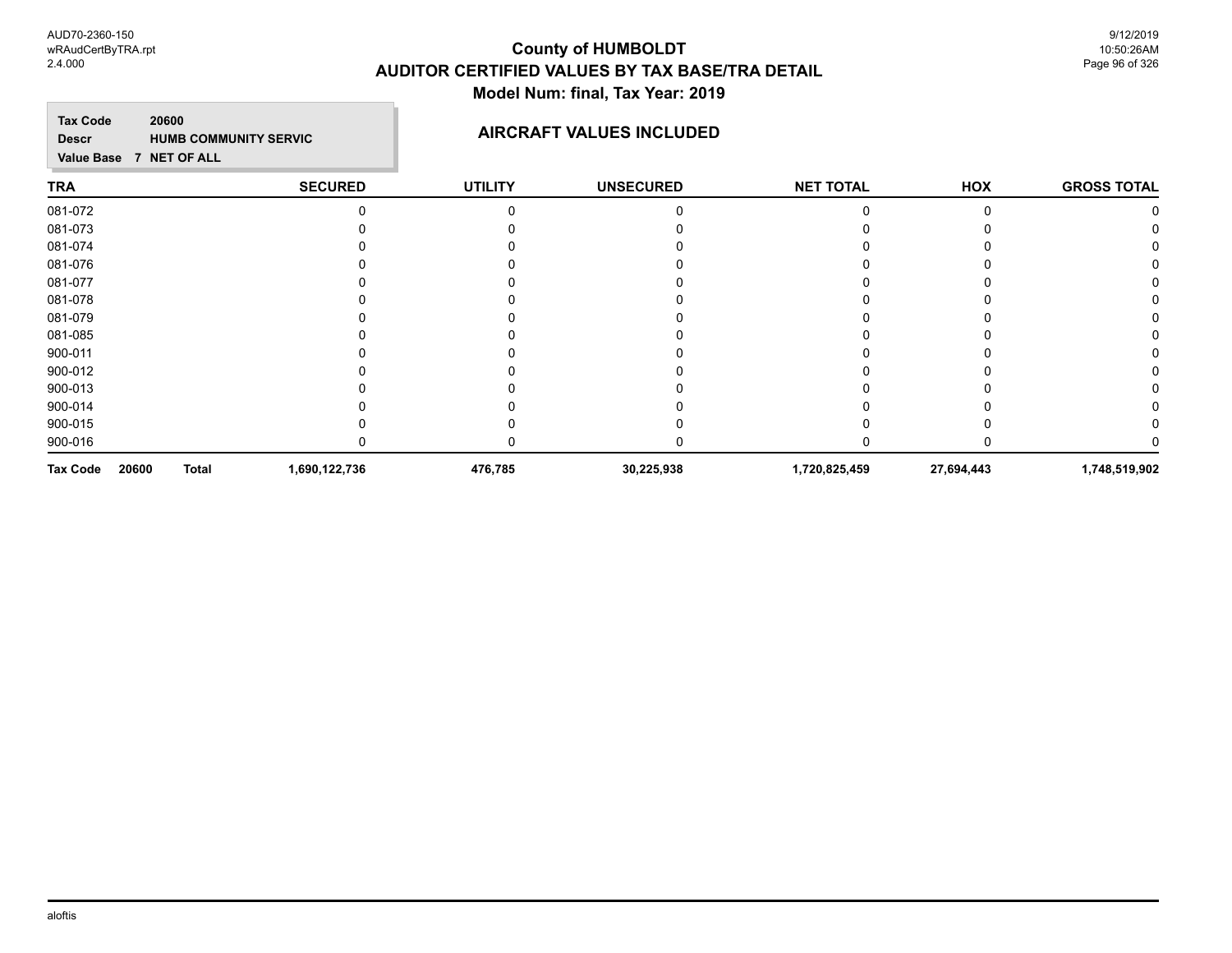# County of HUMBOLDT
## AUDITOR CERTIFIED VALUES BY TAX BASE/TRA DETAIL
### Model Num: final, Tax Year: 2019

**Tax Code** 20600
**Descr** HUMB COMMUNITY SERVIC
**Value Base** 7 NET OF ALL

**AIRCRAFT VALUES INCLUDED**

| TRA | SECURED | UTILITY | UNSECURED | NET TOTAL | HOX | GROSS TOTAL |
|---|---|---|---|---|---|---|
| 081-072 | 0 | 0 | 0 | 0 | 0 | 0 |
| 081-073 | 0 | 0 | 0 | 0 | 0 | 0 |
| 081-074 | 0 | 0 | 0 | 0 | 0 | 0 |
| 081-076 | 0 | 0 | 0 | 0 | 0 | 0 |
| 081-077 | 0 | 0 | 0 | 0 | 0 | 0 |
| 081-078 | 0 | 0 | 0 | 0 | 0 | 0 |
| 081-079 | 0 | 0 | 0 | 0 | 0 | 0 |
| 081-085 | 0 | 0 | 0 | 0 | 0 | 0 |
| 900-011 | 0 | 0 | 0 | 0 | 0 | 0 |
| 900-012 | 0 | 0 | 0 | 0 | 0 | 0 |
| 900-013 | 0 | 0 | 0 | 0 | 0 | 0 |
| 900-014 | 0 | 0 | 0 | 0 | 0 | 0 |
| 900-015 | 0 | 0 | 0 | 0 | 0 | 0 |
| 900-016 | 0 | 0 | 0 | 0 | 0 | 0 |
| **Tax Code 20600 Total** | **1,690,122,736** | **476,785** | **30,225,938** | **1,720,825,459** | **27,694,443** | **1,748,519,902** |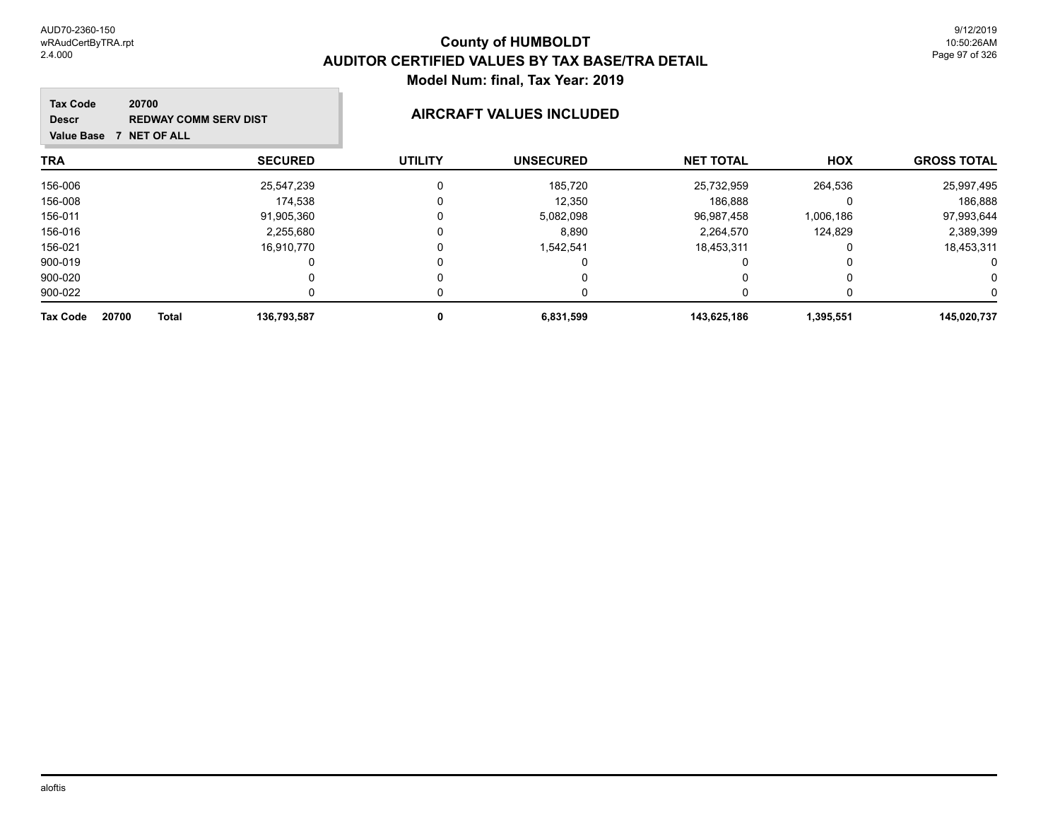# County of HUMBOLDT
## AUDITOR CERTIFIED VALUES BY TAX BASE/TRA DETAIL
### Model Num: final, Tax Year: 2019

**Tax Code** 20700
**Descr** REDWAY COMM SERV DIST
**Value Base** 7 NET OF ALL

**AIRCRAFT VALUES INCLUDED**

| TRA | SECURED | UTILITY | UNSECURED | NET TOTAL | HOX | GROSS TOTAL |
|---|---|---|---|---|---|---|
| 156-006 | 25,547,239 | 0 | 185,720 | 25,732,959 | 264,536 | 25,997,495 |
| 156-008 | 174,538 | 0 | 12,350 | 186,888 | 0 | 186,888 |
| 156-011 | 91,905,360 | 0 | 5,082,098 | 96,987,458 | 1,006,186 | 97,993,644 |
| 156-016 | 2,255,680 | 0 | 8,890 | 2,264,570 | 124,829 | 2,389,399 |
| 156-021 | 16,910,770 | 0 | 1,542,541 | 18,453,311 | 0 | 18,453,311 |
| 900-019 | 0 | 0 | 0 | 0 | 0 | 0 |
| 900-020 | 0 | 0 | 0 | 0 | 0 | 0 |
| 900-022 | 0 | 0 | 0 | 0 | 0 | 0 |
| **Tax Code 20700 Total** | **136,793,587** | **0** | **6,831,599** | **143,625,186** | **1,395,551** | **145,020,737** |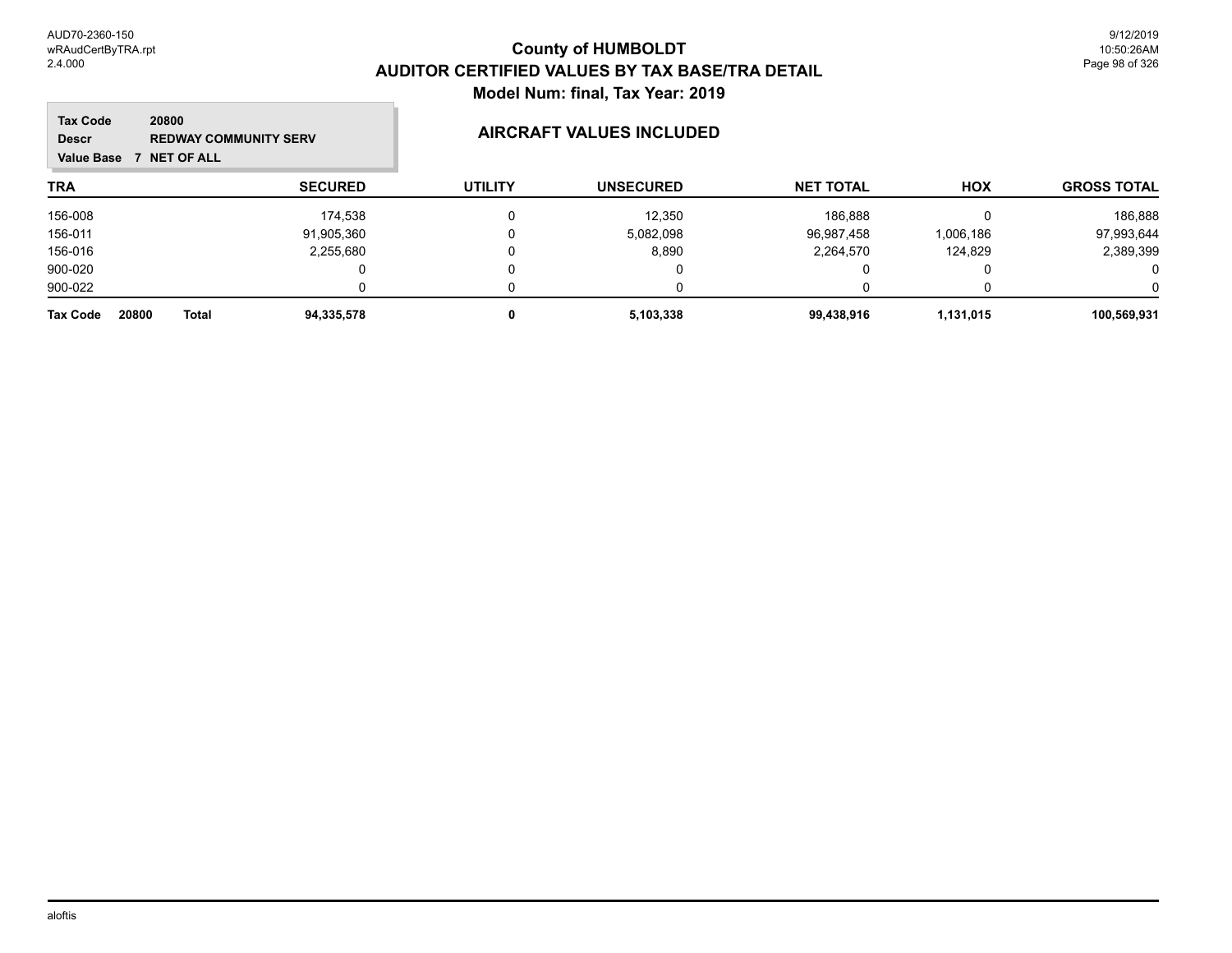# County of HUMBOLDT

## AUDITOR CERTIFIED VALUES BY TAX BASE/TRA DETAIL

### Model Num: final, Tax Year: 2019

**Tax Code** 20800
**Descr** REDWAY COMMUNITY SERV
**Value Base** 7 NET OF ALL

### AIRCRAFT VALUES INCLUDED

| TRA | SECURED | UTILITY | UNSECURED | NET TOTAL | HOX | GROSS TOTAL |
|---|---|---|---|---|---|---|
| 156-008 | 174,538 | 0 | 12,350 | 186,888 | 0 | 186,888 |
| 156-011 | 91,905,360 | 0 | 5,082,098 | 96,987,458 | 1,006,186 | 97,993,644 |
| 156-016 | 2,255,680 | 0 | 8,890 | 2,264,570 | 124,829 | 2,389,399 |
| 900-020 | 0 | 0 | 0 | 0 | 0 | 0 |
| 900-022 | 0 | 0 | 0 | 0 | 0 | 0 |
| **Tax Code 20800 Total** | **94,335,578** | **0** | **5,103,338** | **99,438,916** | **1,131,015** | **100,569,931** |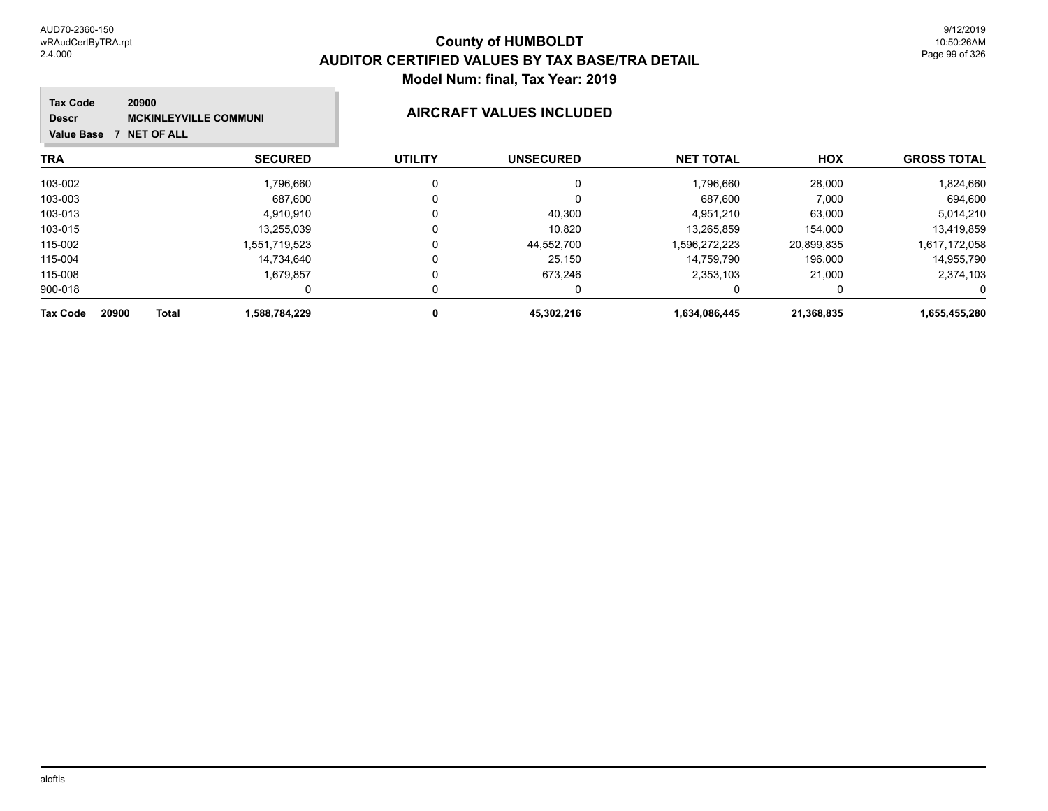# County of HUMBOLDT

## AUDITOR CERTIFIED VALUES BY TAX BASE/TRA DETAIL

### Model Num: final, Tax Year: 2019

**Tax Code** 20900
**Descr** MCKINLEYVILLE COMMUNI
**Value Base** 7 NET OF ALL

### AIRCRAFT VALUES INCLUDED

| TRA | SECURED | UTILITY | UNSECURED | NET TOTAL | HOX | GROSS TOTAL |
|---|---|---|---|---|---|---|
| 103-002 | 1,796,660 | 0 | 0 | 1,796,660 | 28,000 | 1,824,660 |
| 103-003 | 687,600 | 0 | 0 | 687,600 | 7,000 | 694,600 |
| 103-013 | 4,910,910 | 0 | 40,300 | 4,951,210 | 63,000 | 5,014,210 |
| 103-015 | 13,255,039 | 0 | 10,820 | 13,265,859 | 154,000 | 13,419,859 |
| 115-002 | 1,551,719,523 | 0 | 44,552,700 | 1,596,272,223 | 20,899,835 | 1,617,172,058 |
| 115-004 | 14,734,640 | 0 | 25,150 | 14,759,790 | 196,000 | 14,955,790 |
| 115-008 | 1,679,857 | 0 | 673,246 | 2,353,103 | 21,000 | 2,374,103 |
| 900-018 | 0 | 0 | 0 | 0 | 0 | 0 |
| **Tax Code 20900 Total** | **1,588,784,229** | **0** | **45,302,216** | **1,634,086,445** | **21,368,835** | **1,655,455,280** |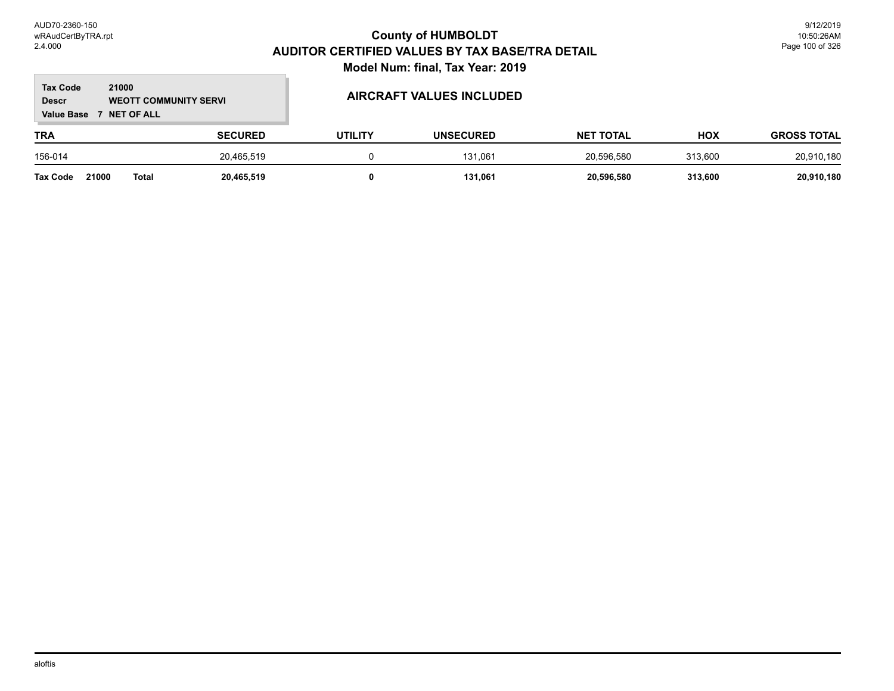# County of HUMBOLDT

## AUDITOR CERTIFIED VALUES BY TAX BASE/TRA DETAIL

### Model Num: final, Tax Year: 2019

**Tax Code** 21000
**Descr** WEOTT COMMUNITY SERVI
**Value Base** 7 NET OF ALL

### AIRCRAFT VALUES INCLUDED

| TRA | SECURED | UTILITY | UNSECURED | NET TOTAL | HOX | GROSS TOTAL |
|---|---|---|---|---|---|---|
| 156-014 | 20,465,519 | 0 | 131,061 | 20,596,580 | 313,600 | 20,910,180 |
| **Tax Code 21000 Total** | **20,465,519** | **0** | **131,061** | **20,596,580** | **313,600** | **20,910,180** |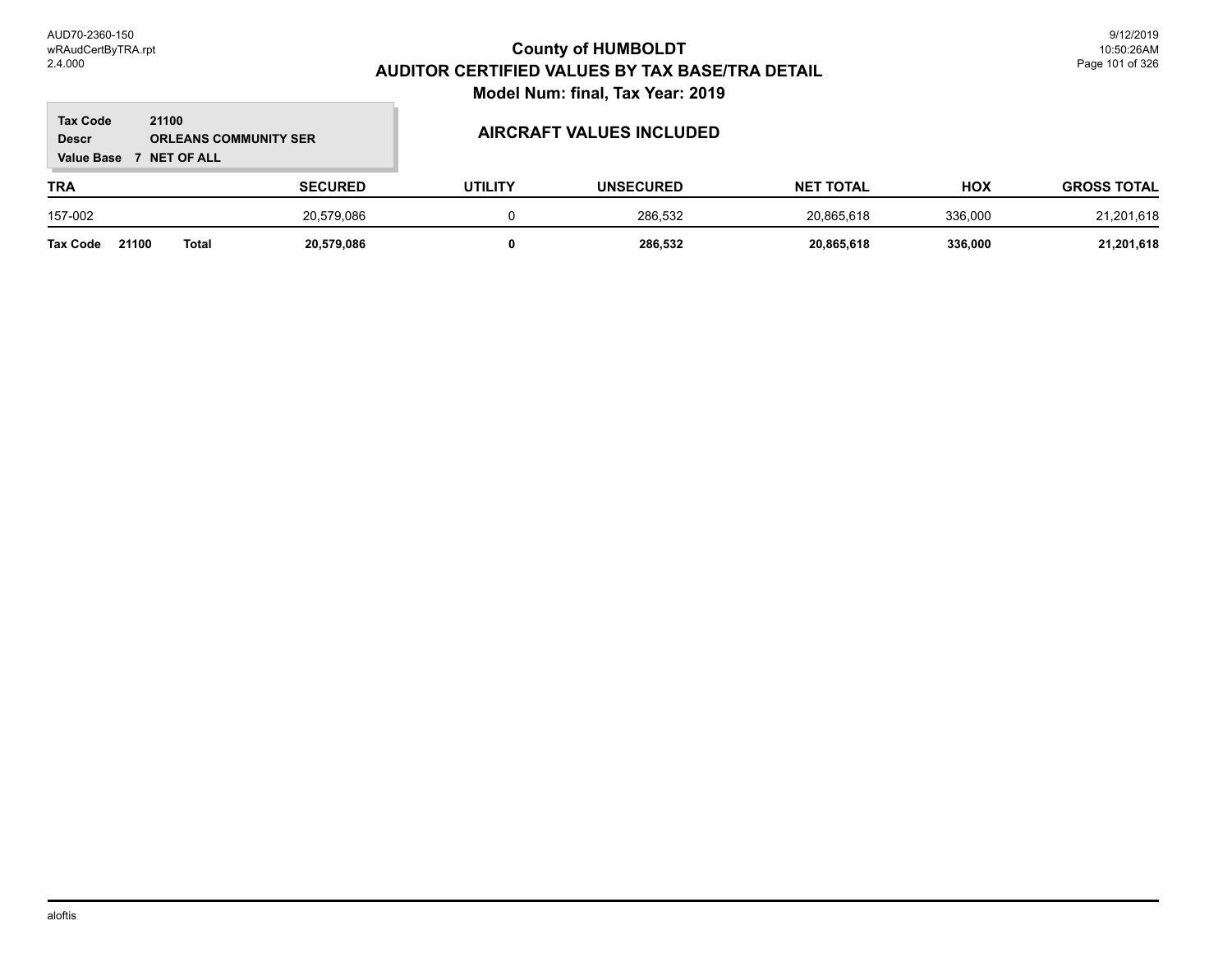# County of HUMBOLDT
## AUDITOR CERTIFIED VALUES BY TAX BASE/TRA DETAIL
### Model Num: final, Tax Year: 2019

**Tax Code** 21100
**Descr** ORLEANS COMMUNITY SER
**Value Base** 7 NET OF ALL

### AIRCRAFT VALUES INCLUDED

| TRA | SECURED | UTILITY | UNSECURED | NET TOTAL | HOX | GROSS TOTAL |
|---|---|---|---|---|---|---|
| 157-002 | 20,579,086 | 0 | 286,532 | 20,865,618 | 336,000 | 21,201,618 |
| **Tax Code 21100 Total** | **20,579,086** | **0** | **286,532** | **20,865,618** | **336,000** | **21,201,618** |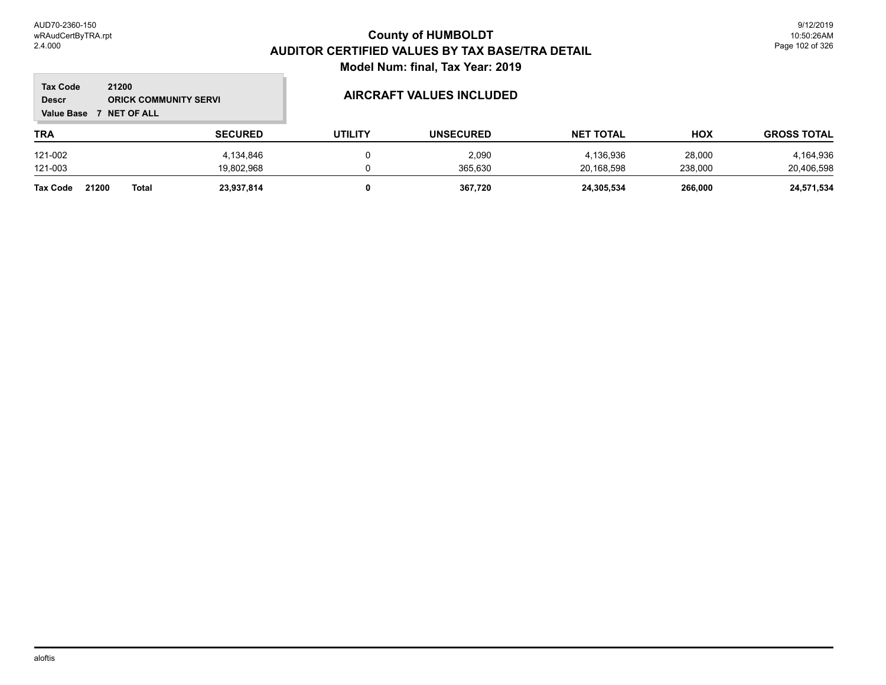# County of HUMBOLDT
## AUDITOR CERTIFIED VALUES BY TAX BASE/TRA DETAIL
### Model Num: final, Tax Year: 2019

**Tax Code** 21200
**Descr** ORICK COMMUNITY SERVI
**Value Base** 7 NET OF ALL

### AIRCRAFT VALUES INCLUDED

| TRA | SECURED | UTILITY | UNSECURED | NET TOTAL | HOX | GROSS TOTAL |
|---|---|---|---|---|---|---|
| 121-002 | 4,134,846 | 0 | 2,090 | 4,136,936 | 28,000 | 4,164,936 |
| 121-003 | 19,802,968 | 0 | 365,630 | 20,168,598 | 238,000 | 20,406,598 |
| **Tax Code 21200 Total** | **23,937,814** | **0** | **367,720** | **24,305,534** | **266,000** | **24,571,534** |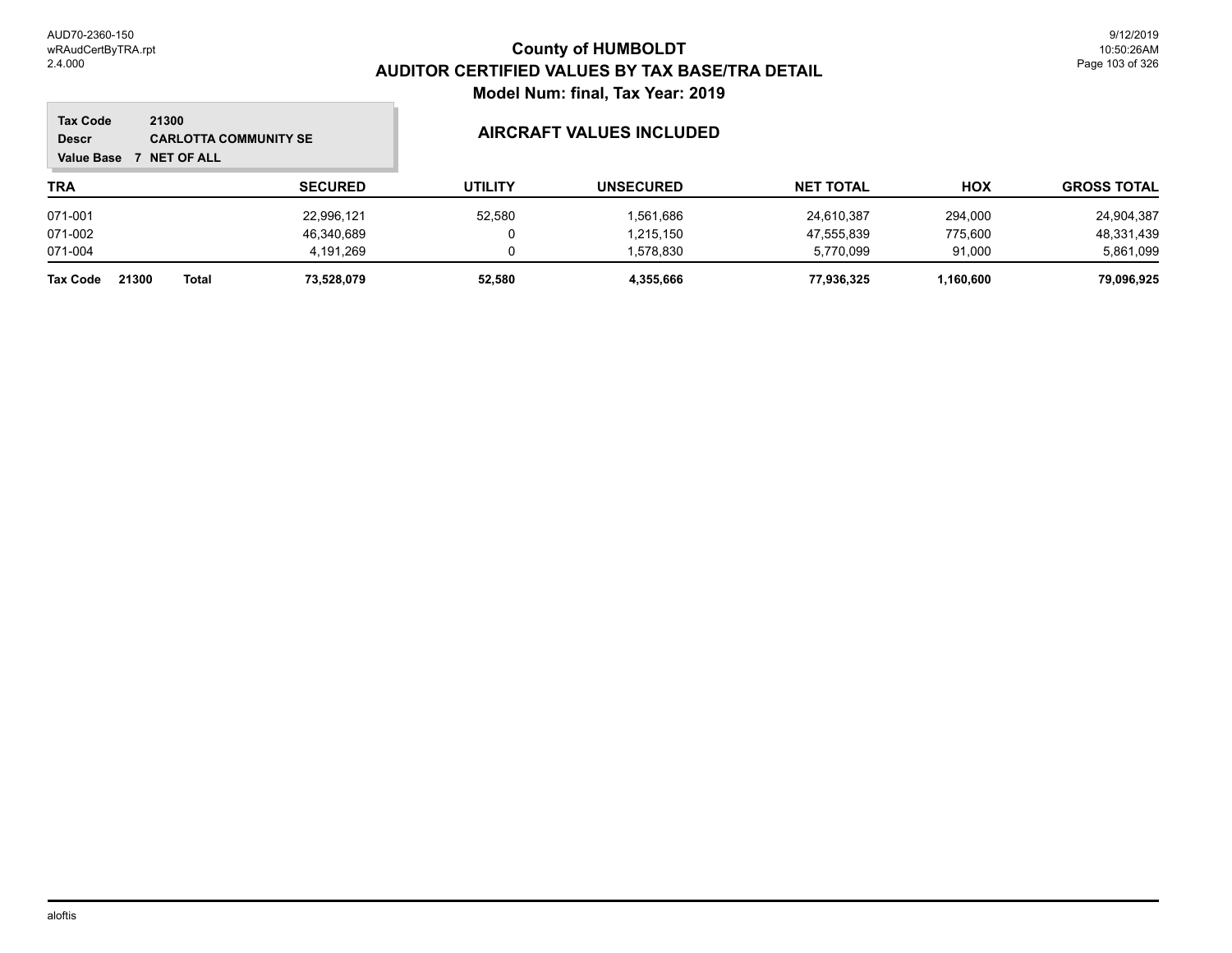# County of HUMBOLDT

## AUDITOR CERTIFIED VALUES BY TAX BASE/TRA DETAIL

### Model Num: final, Tax Year: 2019

**Tax Code** 21300
**Descr** CARLOTTA COMMUNITY SE
**Value Base** 7 NET OF ALL

### AIRCRAFT VALUES INCLUDED

| TRA | SECURED | UTILITY | UNSECURED | NET TOTAL | HOX | GROSS TOTAL |
|---|---|---|---|---|---|---|
| 071-001 | 22,996,121 | 52,580 | 1,561,686 | 24,610,387 | 294,000 | 24,904,387 |
| 071-002 | 46,340,689 | 0 | 1,215,150 | 47,555,839 | 775,600 | 48,331,439 |
| 071-004 | 4,191,269 | 0 | 1,578,830 | 5,770,099 | 91,000 | 5,861,099 |
| **Tax Code 21300 Total** | **73,528,079** | **52,580** | **4,355,666** | **77,936,325** | **1,160,600** | **79,096,925** |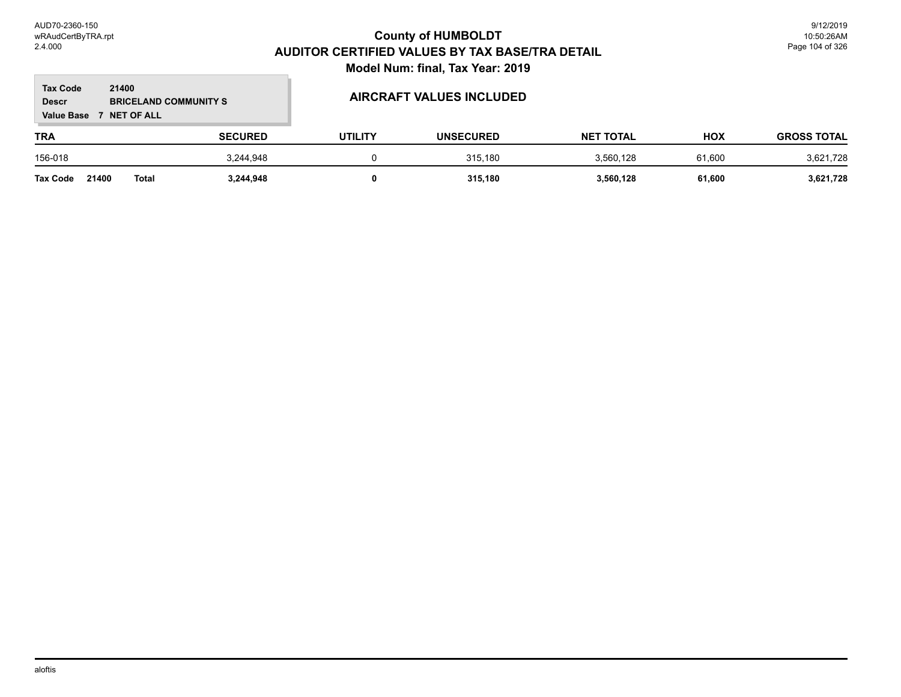# County of HUMBOLDT
## AUDITOR CERTIFIED VALUES BY TAX BASE/TRA DETAIL
### Model Num: final, Tax Year: 2019

**Tax Code** 21400
**Descr** BRICELAND COMMUNITY S
**Value Base** 7 NET OF ALL

**AIRCRAFT VALUES INCLUDED**

| TRA | SECURED | UTILITY | UNSECURED | NET TOTAL | HOX | GROSS TOTAL |
|---|---|---|---|---|---|---|
| 156-018 | 3,244,948 | 0 | 315,180 | 3,560,128 | 61,600 | 3,621,728 |
| **Tax Code 21400 Total** | **3,244,948** | **0** | **315,180** | **3,560,128** | **61,600** | **3,621,728** |

aloftis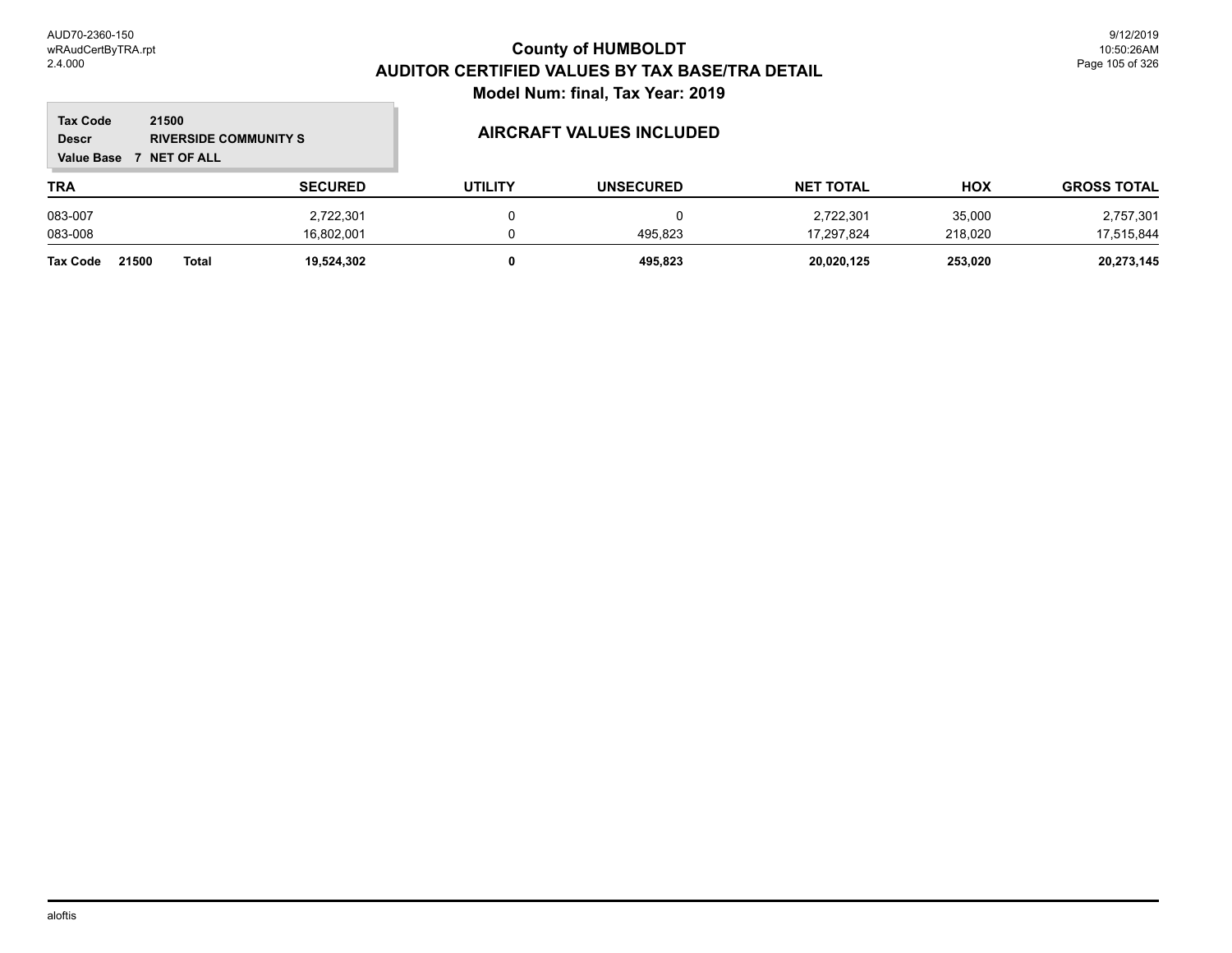# County of HUMBOLDT
## AUDITOR CERTIFIED VALUES BY TAX BASE/TRA DETAIL
### Model Num: final, Tax Year: 2019

**Tax Code** 21500
**Descr** RIVERSIDE COMMUNITY S
**Value Base** 7 NET OF ALL

### AIRCRAFT VALUES INCLUDED

| TRA | SECURED | UTILITY | UNSECURED | NET TOTAL | HOX | GROSS TOTAL |
|---|---|---|---|---|---|---|
| 083-007 | 2,722,301 | 0 | 0 | 2,722,301 | 35,000 | 2,757,301 |
| 083-008 | 16,802,001 | 0 | 495,823 | 17,297,824 | 218,020 | 17,515,844 |
| **Tax Code 21500 Total** | **19,524,302** | **0** | **495,823** | **20,020,125** | **253,020** | **20,273,145** |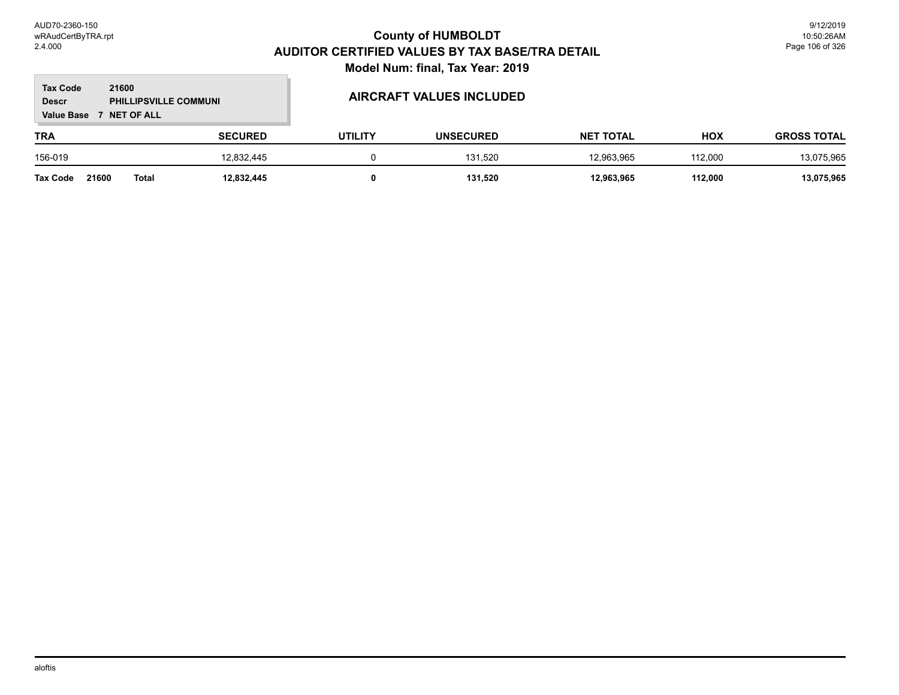# County of HUMBOLDT
## AUDITOR CERTIFIED VALUES BY TAX BASE/TRA DETAIL
### Model Num: final, Tax Year: 2019

**Tax Code** 21600
**Descr** PHILLIPSVILLE COMMUNI
**Value Base** 7 NET OF ALL

**AIRCRAFT VALUES INCLUDED**

| TRA | SECURED | UTILITY | UNSECURED | NET TOTAL | HOX | GROSS TOTAL |
|---|---|---|---|---|---|---|
| 156-019 | 12,832,445 | 0 | 131,520 | 12,963,965 | 112,000 | 13,075,965 |
| **Tax Code 21600 Total** | **12,832,445** | **0** | **131,520** | **12,963,965** | **112,000** | **13,075,965** |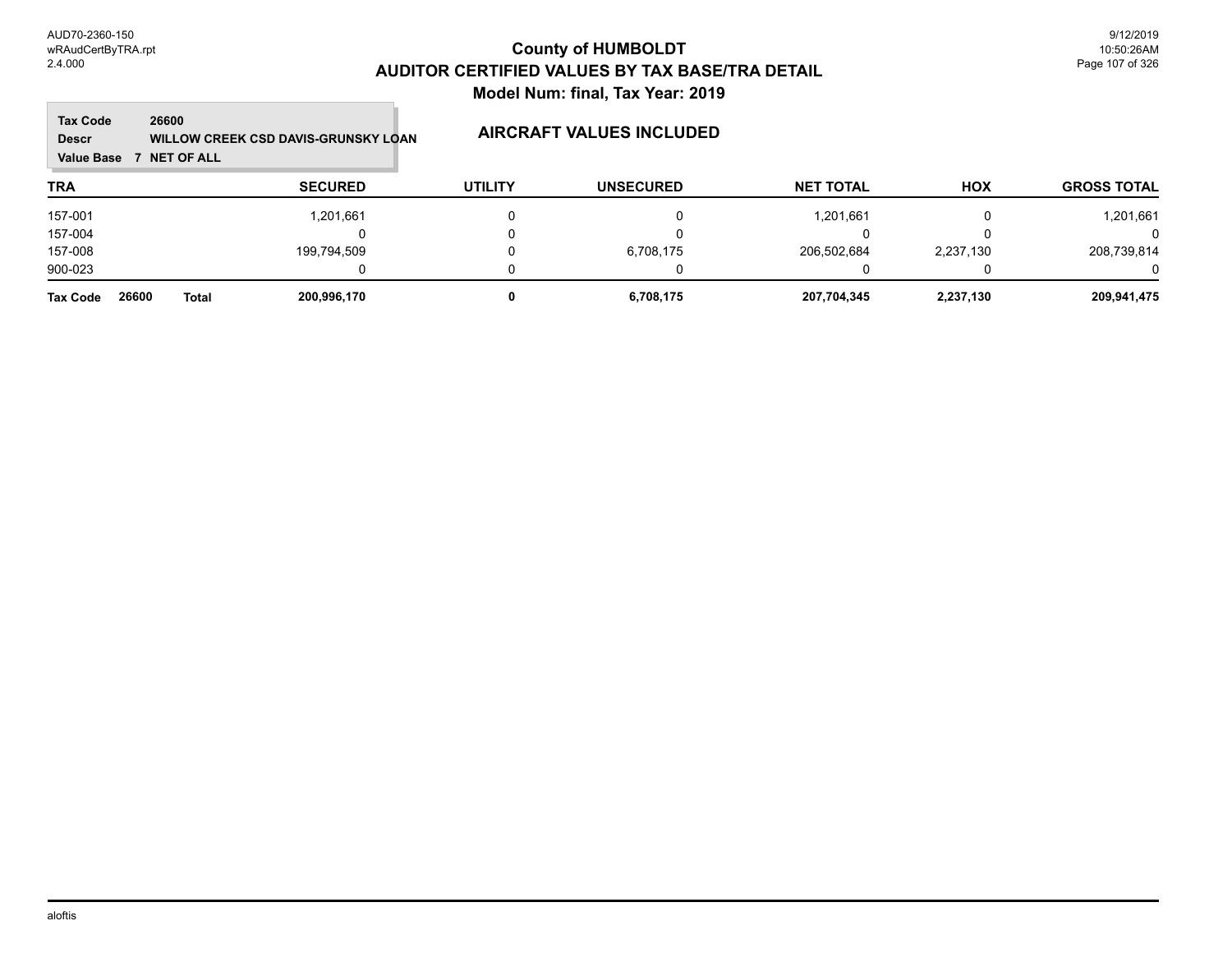# County of HUMBOLDT
## AUDITOR CERTIFIED VALUES BY TAX BASE/TRA DETAIL
### Model Num: final, Tax Year: 2019

**Tax Code** 26600
**Descr** WILLOW CREEK CSD DAVIS-GRUNSKY LOAN
**Value Base** 7 NET OF ALL

**AIRCRAFT VALUES INCLUDED**

| TRA | SECURED | UTILITY | UNSECURED | NET TOTAL | HOX | GROSS TOTAL |
|---|---|---|---|---|---|---|
| 157-001 | 1,201,661 | 0 | 0 | 1,201,661 | 0 | 1,201,661 |
| 157-004 | 0 | 0 | 0 | 0 | 0 | 0 |
| 157-008 | 199,794,509 | 0 | 6,708,175 | 206,502,684 | 2,237,130 | 208,739,814 |
| 900-023 | 0 | 0 | 0 | 0 | 0 | 0 |
| **Tax Code 26600 Total** | **200,996,170** | **0** | **6,708,175** | **207,704,345** | **2,237,130** | **209,941,475** |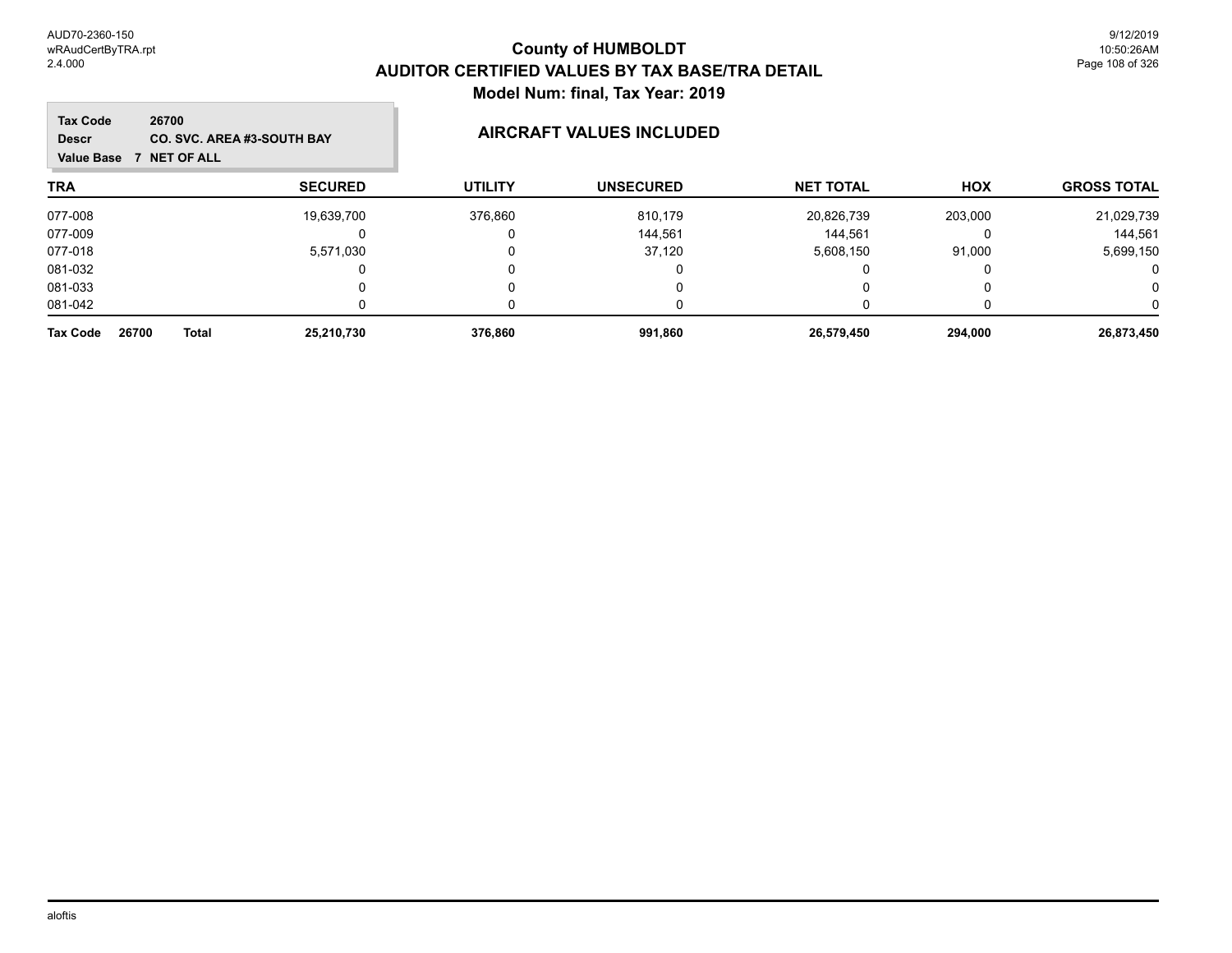# County of HUMBOLDT
## AUDITOR CERTIFIED VALUES BY TAX BASE/TRA DETAIL
### Model Num: final, Tax Year: 2019

**Tax Code** 26700
**Descr** CO. SVC. AREA #3-SOUTH BAY
**Value Base** 7 NET OF ALL

**AIRCRAFT VALUES INCLUDED**

| TRA | SECURED | UTILITY | UNSECURED | NET TOTAL | HOX | GROSS TOTAL |
|---|---|---|---|---|---|---|
| 077-008 | 19,639,700 | 376,860 | 810,179 | 20,826,739 | 203,000 | 21,029,739 |
| 077-009 | 0 | 0 | 144,561 | 144,561 | 0 | 144,561 |
| 077-018 | 5,571,030 | 0 | 37,120 | 5,608,150 | 91,000 | 5,699,150 |
| 081-032 | 0 | 0 | 0 | 0 | 0 | 0 |
| 081-033 | 0 | 0 | 0 | 0 | 0 | 0 |
| 081-042 | 0 | 0 | 0 | 0 | 0 | 0 |
| **Tax Code 26700 Total** | **25,210,730** | **376,860** | **991,860** | **26,579,450** | **294,000** | **26,873,450** |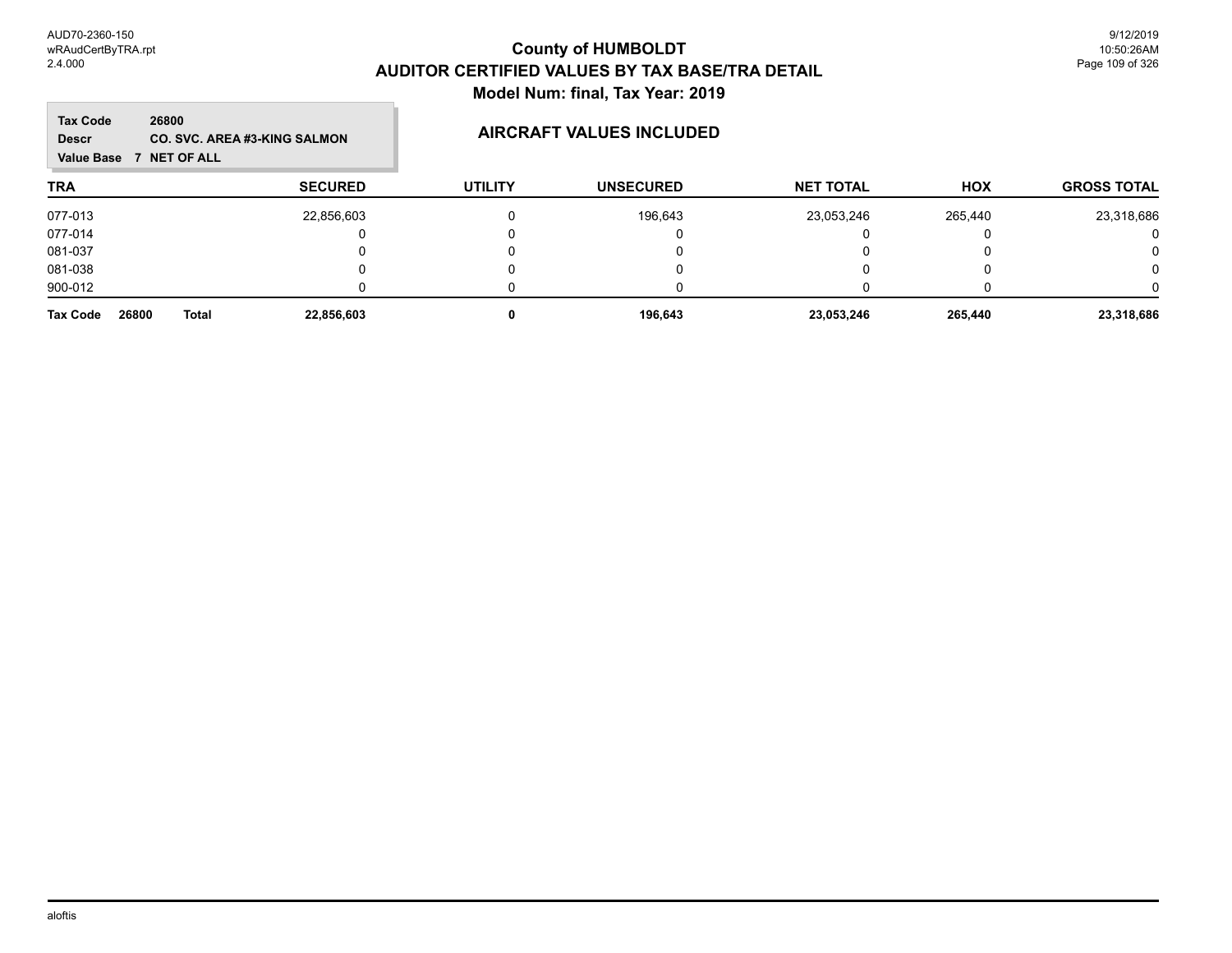# County of HUMBOLDT
## AUDITOR CERTIFIED VALUES BY TAX BASE/TRA DETAIL
### Model Num: final, Tax Year: 2019

**Tax Code** 26800
**Descr** CO. SVC. AREA #3-KING SALMON
**Value Base** 7 NET OF ALL

### AIRCRAFT VALUES INCLUDED

| TRA | SECURED | UTILITY | UNSECURED | NET TOTAL | HOX | GROSS TOTAL |
|---|---|---|---|---|---|---|
| 077-013 | 22,856,603 | 0 | 196,643 | 23,053,246 | 265,440 | 23,318,686 |
| 077-014 | 0 | 0 | 0 | 0 | 0 | 0 |
| 081-037 | 0 | 0 | 0 | 0 | 0 | 0 |
| 081-038 | 0 | 0 | 0 | 0 | 0 | 0 |
| 900-012 | 0 | 0 | 0 | 0 | 0 | 0 |
| **Tax Code 26800 Total** | **22,856,603** | **0** | **196,643** | **23,053,246** | **265,440** | **23,318,686** |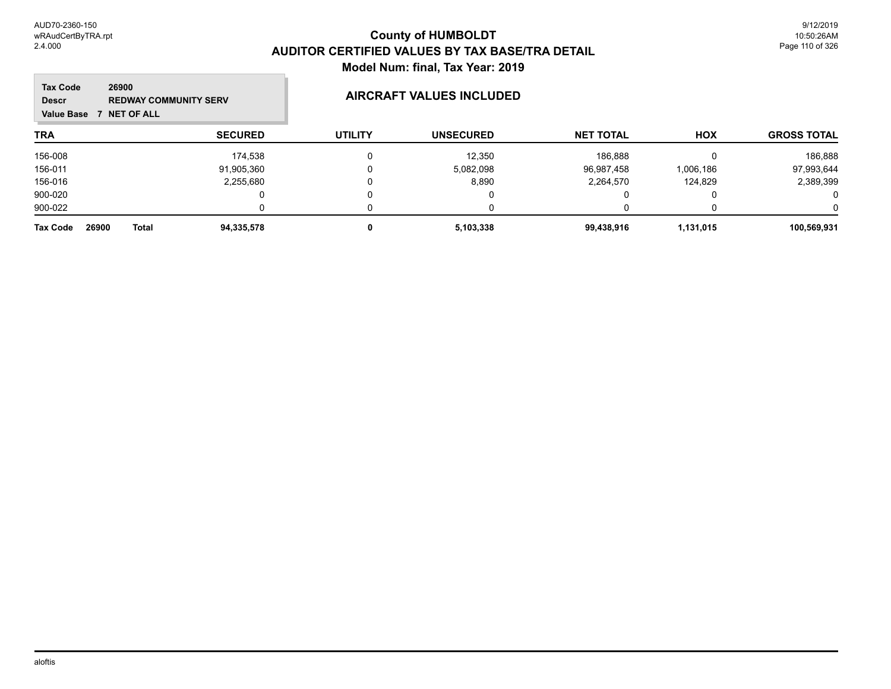# County of HUMBOLDT
## AUDITOR CERTIFIED VALUES BY TAX BASE/TRA DETAIL
### Model Num: final, Tax Year: 2019

**Tax Code** 26900
**Descr** REDWAY COMMUNITY SERV
**Value Base** 7 NET OF ALL

### AIRCRAFT VALUES INCLUDED

| TRA | SECURED | UTILITY | UNSECURED | NET TOTAL | HOX | GROSS TOTAL |
|---|---|---|---|---|---|---|
| 156-008 | 174,538 | 0 | 12,350 | 186,888 | 0 | 186,888 |
| 156-011 | 91,905,360 | 0 | 5,082,098 | 96,987,458 | 1,006,186 | 97,993,644 |
| 156-016 | 2,255,680 | 0 | 8,890 | 2,264,570 | 124,829 | 2,389,399 |
| 900-020 | 0 | 0 | 0 | 0 | 0 | 0 |
| 900-022 | 0 | 0 | 0 | 0 | 0 | 0 |
| **Tax Code 26900 Total** | **94,335,578** | **0** | **5,103,338** | **99,438,916** | **1,131,015** | **100,569,931** |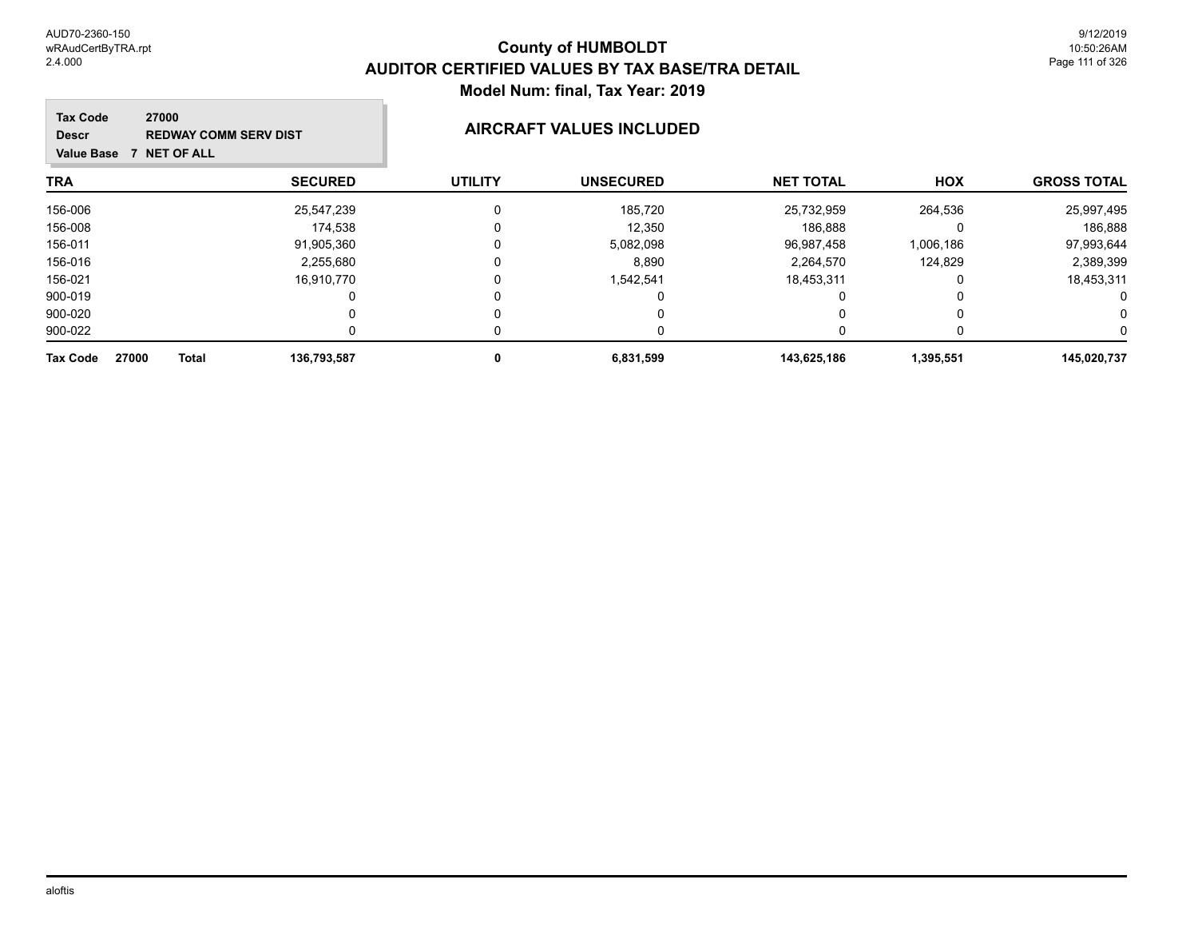# County of HUMBOLDT

## AUDITOR CERTIFIED VALUES BY TAX BASE/TRA DETAIL

### Model Num: final, Tax Year: 2019

**Tax Code** 27000
**Descr** REDWAY COMM SERV DIST
**Value Base** 7 NET OF ALL

**AIRCRAFT VALUES INCLUDED**

| TRA | SECURED | UTILITY | UNSECURED | NET TOTAL | HOX | GROSS TOTAL |
|---|---|---|---|---|---|---|
| 156-006 | 25,547,239 | 0 | 185,720 | 25,732,959 | 264,536 | 25,997,495 |
| 156-008 | 174,538 | 0 | 12,350 | 186,888 | 0 | 186,888 |
| 156-011 | 91,905,360 | 0 | 5,082,098 | 96,987,458 | 1,006,186 | 97,993,644 |
| 156-016 | 2,255,680 | 0 | 8,890 | 2,264,570 | 124,829 | 2,389,399 |
| 156-021 | 16,910,770 | 0 | 1,542,541 | 18,453,311 | 0 | 18,453,311 |
| 900-019 | 0 | 0 | 0 | 0 | 0 | 0 |
| 900-020 | 0 | 0 | 0 | 0 | 0 | 0 |
| 900-022 | 0 | 0 | 0 | 0 | 0 | 0 |
| **Tax Code 27000 Total** | **136,793,587** | **0** | **6,831,599** | **143,625,186** | **1,395,551** | **145,020,737** |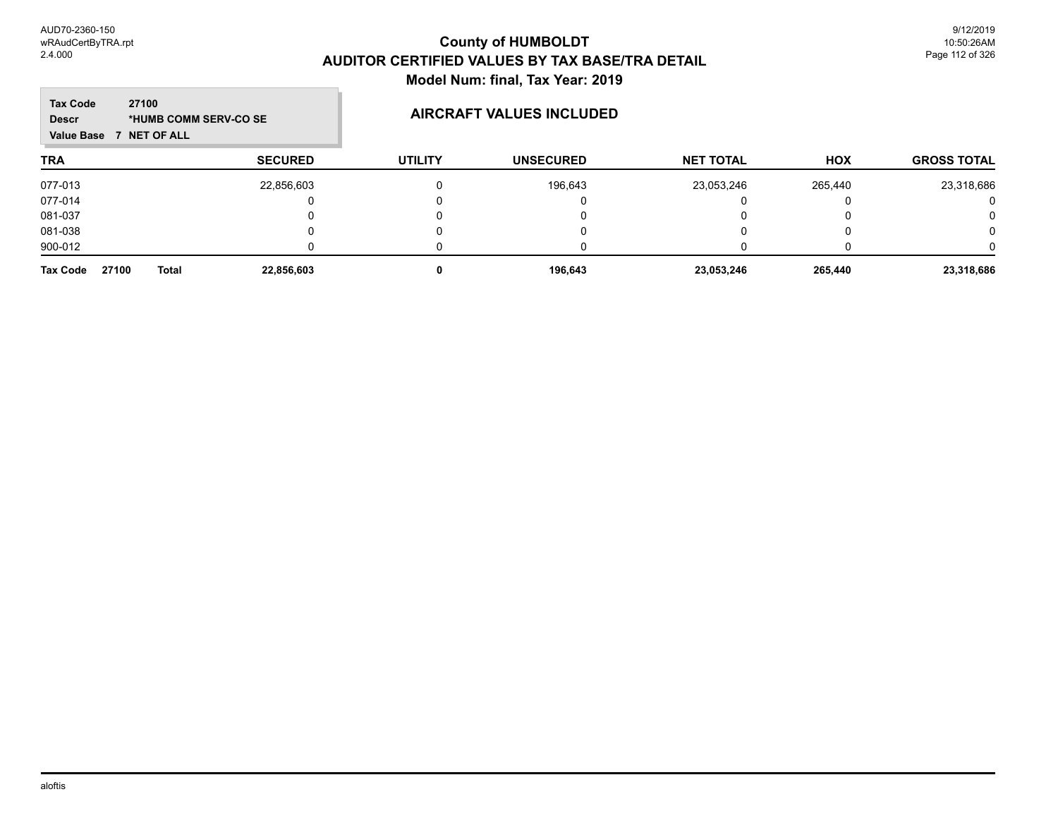# County of HUMBOLDT
## AUDITOR CERTIFIED VALUES BY TAX BASE/TRA DETAIL
### Model Num: final, Tax Year: 2019

**Tax Code** 27100
**Descr** *HUMB COMM SERV-CO SE
**Value Base** 7 NET OF ALL

### AIRCRAFT VALUES INCLUDED

| TRA | SECURED | UTILITY | UNSECURED | NET TOTAL | HOX | GROSS TOTAL |
|---|---|---|---|---|---|---|
| 077-013 | 22,856,603 | 0 | 196,643 | 23,053,246 | 265,440 | 23,318,686 |
| 077-014 | 0 | 0 | 0 | 0 | 0 | 0 |
| 081-037 | 0 | 0 | 0 | 0 | 0 | 0 |
| 081-038 | 0 | 0 | 0 | 0 | 0 | 0 |
| 900-012 | 0 | 0 | 0 | 0 | 0 | 0 |
| **Tax Code 27100 Total** | **22,856,603** | **0** | **196,643** | **23,053,246** | **265,440** | **23,318,686** |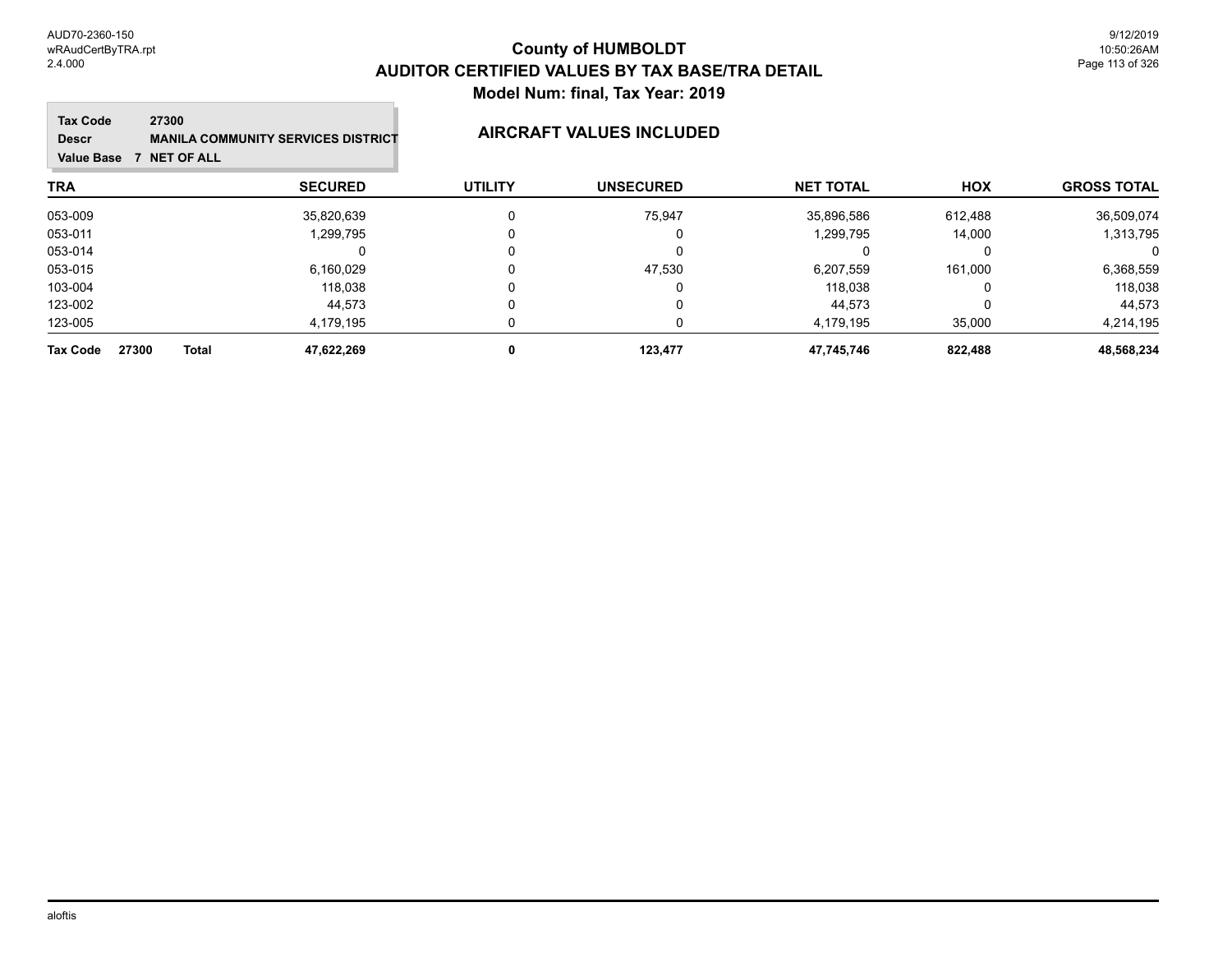# County of HUMBOLDT

## AUDITOR CERTIFIED VALUES BY TAX BASE/TRA DETAIL

### Model Num: final, Tax Year: 2019

**Tax Code** 27300
**Descr** MANILA COMMUNITY SERVICES DISTRICT
**Value Base** 7 NET OF ALL

### AIRCRAFT VALUES INCLUDED

| TRA | SECURED | UTILITY | UNSECURED | NET TOTAL | HOX | GROSS TOTAL |
|---|---|---|---|---|---|---|
| 053-009 | 35,820,639 | 0 | 75,947 | 35,896,586 | 612,488 | 36,509,074 |
| 053-011 | 1,299,795 | 0 | 0 | 1,299,795 | 14,000 | 1,313,795 |
| 053-014 | 0 | 0 | 0 | 0 | 0 | 0 |
| 053-015 | 6,160,029 | 0 | 47,530 | 6,207,559 | 161,000 | 6,368,559 |
| 103-004 | 118,038 | 0 | 0 | 118,038 | 0 | 118,038 |
| 123-002 | 44,573 | 0 | 0 | 44,573 | 0 | 44,573 |
| 123-005 | 4,179,195 | 0 | 0 | 4,179,195 | 35,000 | 4,214,195 |
| **Tax Code 27300 Total** | **47,622,269** | **0** | **123,477** | **47,745,746** | **822,488** | **48,568,234** |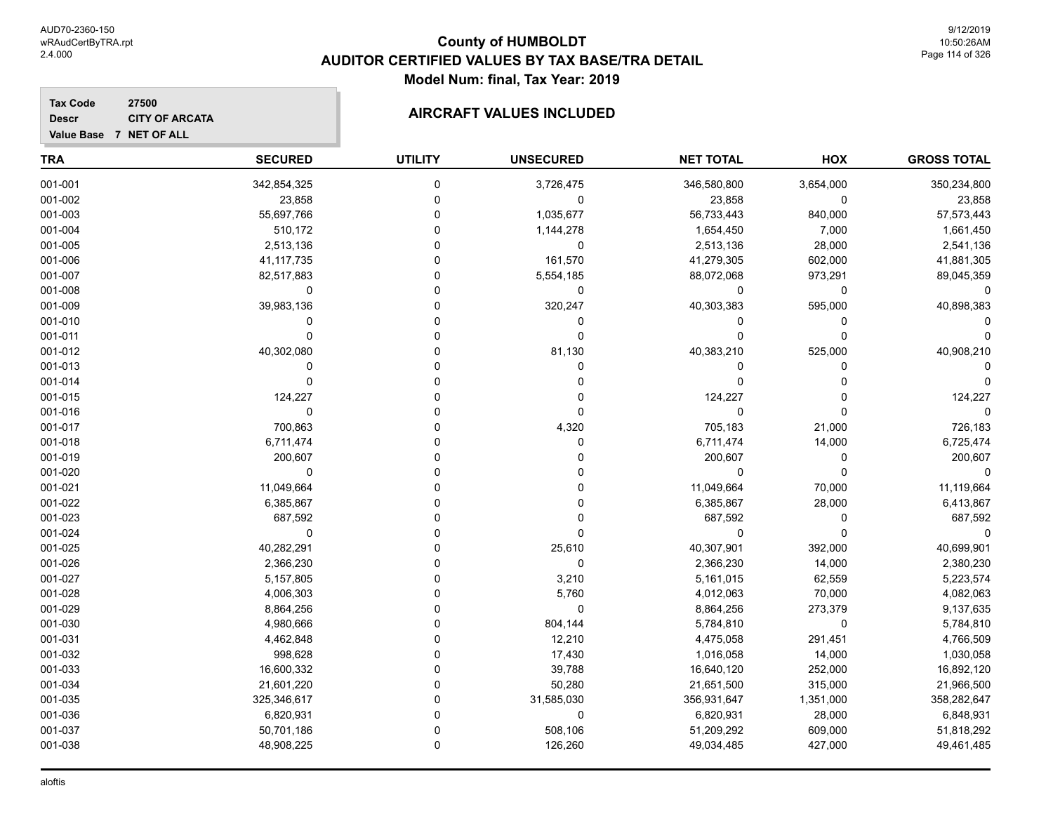# County of HUMBOLDT

## AUDITOR CERTIFIED VALUES BY TAX BASE/TRA DETAIL

### Model Num: final, Tax Year: 2019

**Tax Code** 27500
**Descr** CITY OF ARCATA
**Value Base** 7 NET OF ALL

### AIRCRAFT VALUES INCLUDED

| TRA | SECURED | UTILITY | UNSECURED | NET TOTAL | HOX | GROSS TOTAL |
|---|---|---|---|---|---|---|
| 001-001 | 342,854,325 | 0 | 3,726,475 | 346,580,800 | 3,654,000 | 350,234,800 |
| 001-002 | 23,858 | 0 | 0 | 23,858 | 0 | 23,858 |
| 001-003 | 55,697,766 | 0 | 1,035,677 | 56,733,443 | 840,000 | 57,573,443 |
| 001-004 | 510,172 | 0 | 1,144,278 | 1,654,450 | 7,000 | 1,661,450 |
| 001-005 | 2,513,136 | 0 | 0 | 2,513,136 | 28,000 | 2,541,136 |
| 001-006 | 41,117,735 | 0 | 161,570 | 41,279,305 | 602,000 | 41,881,305 |
| 001-007 | 82,517,883 | 0 | 5,554,185 | 88,072,068 | 973,291 | 89,045,359 |
| 001-008 | 0 | 0 | 0 | 0 | 0 | 0 |
| 001-009 | 39,983,136 | 0 | 320,247 | 40,303,383 | 595,000 | 40,898,383 |
| 001-010 | 0 | 0 | 0 | 0 | 0 | 0 |
| 001-011 | 0 | 0 | 0 | 0 | 0 | 0 |
| 001-012 | 40,302,080 | 0 | 81,130 | 40,383,210 | 525,000 | 40,908,210 |
| 001-013 | 0 | 0 | 0 | 0 | 0 | 0 |
| 001-014 | 0 | 0 | 0 | 0 | 0 | 0 |
| 001-015 | 124,227 | 0 | 0 | 124,227 | 0 | 124,227 |
| 001-016 | 0 | 0 | 0 | 0 | 0 | 0 |
| 001-017 | 700,863 | 0 | 4,320 | 705,183 | 21,000 | 726,183 |
| 001-018 | 6,711,474 | 0 | 0 | 6,711,474 | 14,000 | 6,725,474 |
| 001-019 | 200,607 | 0 | 0 | 200,607 | 0 | 200,607 |
| 001-020 | 0 | 0 | 0 | 0 | 0 | 0 |
| 001-021 | 11,049,664 | 0 | 0 | 11,049,664 | 70,000 | 11,119,664 |
| 001-022 | 6,385,867 | 0 | 0 | 6,385,867 | 28,000 | 6,413,867 |
| 001-023 | 687,592 | 0 | 0 | 687,592 | 0 | 687,592 |
| 001-024 | 0 | 0 | 0 | 0 | 0 | 0 |
| 001-025 | 40,282,291 | 0 | 25,610 | 40,307,901 | 392,000 | 40,699,901 |
| 001-026 | 2,366,230 | 0 | 0 | 2,366,230 | 14,000 | 2,380,230 |
| 001-027 | 5,157,805 | 0 | 3,210 | 5,161,015 | 62,559 | 5,223,574 |
| 001-028 | 4,006,303 | 0 | 5,760 | 4,012,063 | 70,000 | 4,082,063 |
| 001-029 | 8,864,256 | 0 | 0 | 8,864,256 | 273,379 | 9,137,635 |
| 001-030 | 4,980,666 | 0 | 804,144 | 5,784,810 | 0 | 5,784,810 |
| 001-031 | 4,462,848 | 0 | 12,210 | 4,475,058 | 291,451 | 4,766,509 |
| 001-032 | 998,628 | 0 | 17,430 | 1,016,058 | 14,000 | 1,030,058 |
| 001-033 | 16,600,332 | 0 | 39,788 | 16,640,120 | 252,000 | 16,892,120 |
| 001-034 | 21,601,220 | 0 | 50,280 | 21,651,500 | 315,000 | 21,966,500 |
| 001-035 | 325,346,617 | 0 | 31,585,030 | 356,931,647 | 1,351,000 | 358,282,647 |
| 001-036 | 6,820,931 | 0 | 0 | 6,820,931 | 28,000 | 6,848,931 |
| 001-037 | 50,701,186 | 0 | 508,106 | 51,209,292 | 609,000 | 51,818,292 |
| 001-038 | 48,908,225 | 0 | 126,260 | 49,034,485 | 427,000 | 49,461,485 |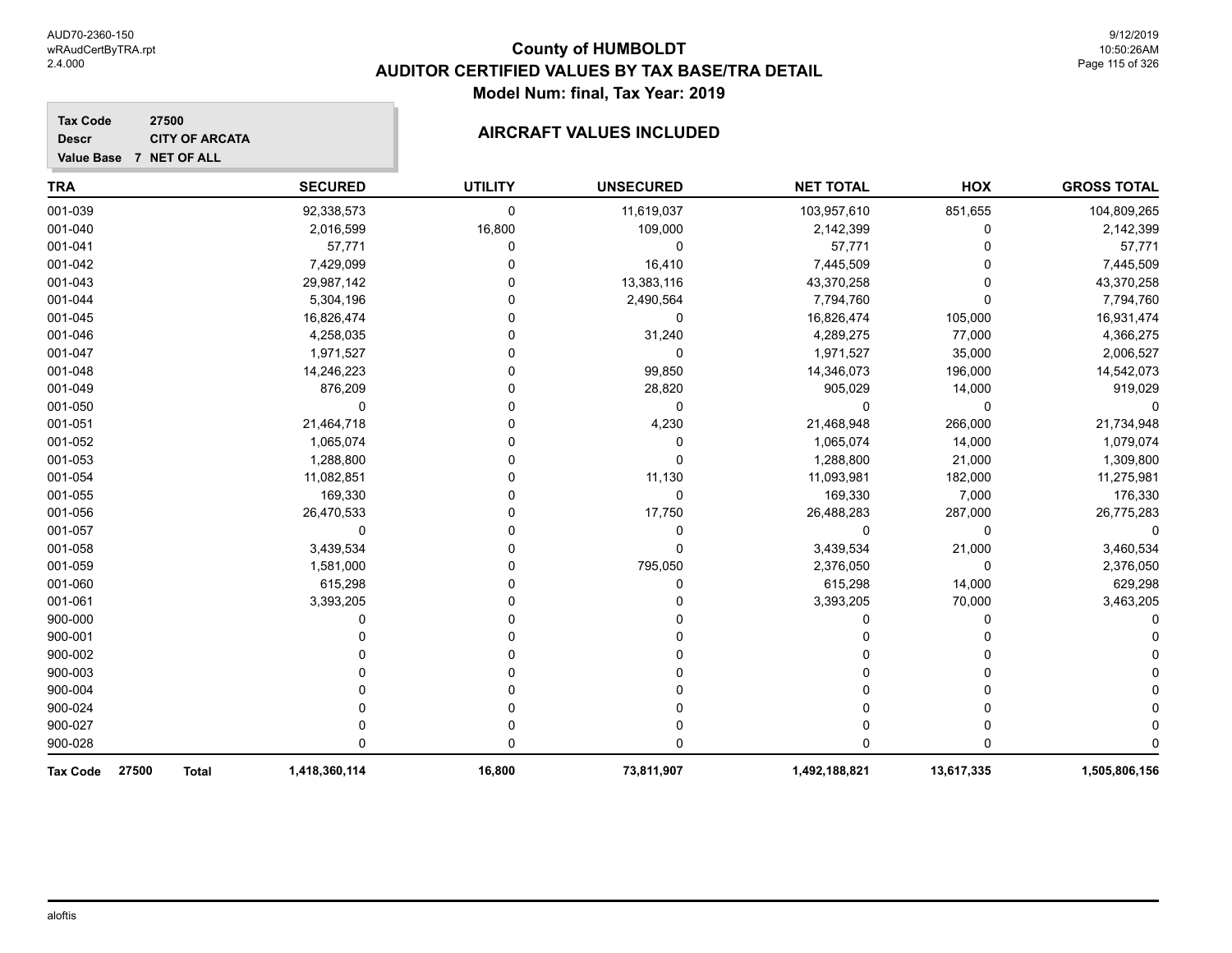# County of HUMBOLDT
## AUDITOR CERTIFIED VALUES BY TAX BASE/TRA DETAIL
### Model Num: final, Tax Year: 2019

**Tax Code** 27500
**Descr** CITY OF ARCATA
**Value Base** 7 NET OF ALL

### AIRCRAFT VALUES INCLUDED

| TRA | SECURED | UTILITY | UNSECURED | NET TOTAL | HOX | GROSS TOTAL |
|---|---|---|---|---|---|---|
| 001-039 | 92,338,573 | 0 | 11,619,037 | 103,957,610 | 851,655 | 104,809,265 |
| 001-040 | 2,016,599 | 16,800 | 109,000 | 2,142,399 | 0 | 2,142,399 |
| 001-041 | 57,771 | 0 | 0 | 57,771 | 0 | 57,771 |
| 001-042 | 7,429,099 | 0 | 16,410 | 7,445,509 | 0 | 7,445,509 |
| 001-043 | 29,987,142 | 0 | 13,383,116 | 43,370,258 | 0 | 43,370,258 |
| 001-044 | 5,304,196 | 0 | 2,490,564 | 7,794,760 | 0 | 7,794,760 |
| 001-045 | 16,826,474 | 0 | 0 | 16,826,474 | 105,000 | 16,931,474 |
| 001-046 | 4,258,035 | 0 | 31,240 | 4,289,275 | 77,000 | 4,366,275 |
| 001-047 | 1,971,527 | 0 | 0 | 1,971,527 | 35,000 | 2,006,527 |
| 001-048 | 14,246,223 | 0 | 99,850 | 14,346,073 | 196,000 | 14,542,073 |
| 001-049 | 876,209 | 0 | 28,820 | 905,029 | 14,000 | 919,029 |
| 001-050 | 0 | 0 | 0 | 0 | 0 | 0 |
| 001-051 | 21,464,718 | 0 | 4,230 | 21,468,948 | 266,000 | 21,734,948 |
| 001-052 | 1,065,074 | 0 | 0 | 1,065,074 | 14,000 | 1,079,074 |
| 001-053 | 1,288,800 | 0 | 0 | 1,288,800 | 21,000 | 1,309,800 |
| 001-054 | 11,082,851 | 0 | 11,130 | 11,093,981 | 182,000 | 11,275,981 |
| 001-055 | 169,330 | 0 | 0 | 169,330 | 7,000 | 176,330 |
| 001-056 | 26,470,533 | 0 | 17,750 | 26,488,283 | 287,000 | 26,775,283 |
| 001-057 | 0 | 0 | 0 | 0 | 0 | 0 |
| 001-058 | 3,439,534 | 0 | 0 | 3,439,534 | 21,000 | 3,460,534 |
| 001-059 | 1,581,000 | 0 | 795,050 | 2,376,050 | 0 | 2,376,050 |
| 001-060 | 615,298 | 0 | 0 | 615,298 | 14,000 | 629,298 |
| 001-061 | 3,393,205 | 0 | 0 | 3,393,205 | 70,000 | 3,463,205 |
| 900-000 | 0 | 0 | 0 | 0 | 0 | 0 |
| 900-001 | 0 | 0 | 0 | 0 | 0 | 0 |
| 900-002 | 0 | 0 | 0 | 0 | 0 | 0 |
| 900-003 | 0 | 0 | 0 | 0 | 0 | 0 |
| 900-004 | 0 | 0 | 0 | 0 | 0 | 0 |
| 900-024 | 0 | 0 | 0 | 0 | 0 | 0 |
| 900-027 | 0 | 0 | 0 | 0 | 0 | 0 |
| 900-028 | 0 | 0 | 0 | 0 | 0 | 0 |
| **Tax Code 27500 Total** | **1,418,360,114** | **16,800** | **73,811,907** | **1,492,188,821** | **13,617,335** | **1,505,806,156** |

aloftis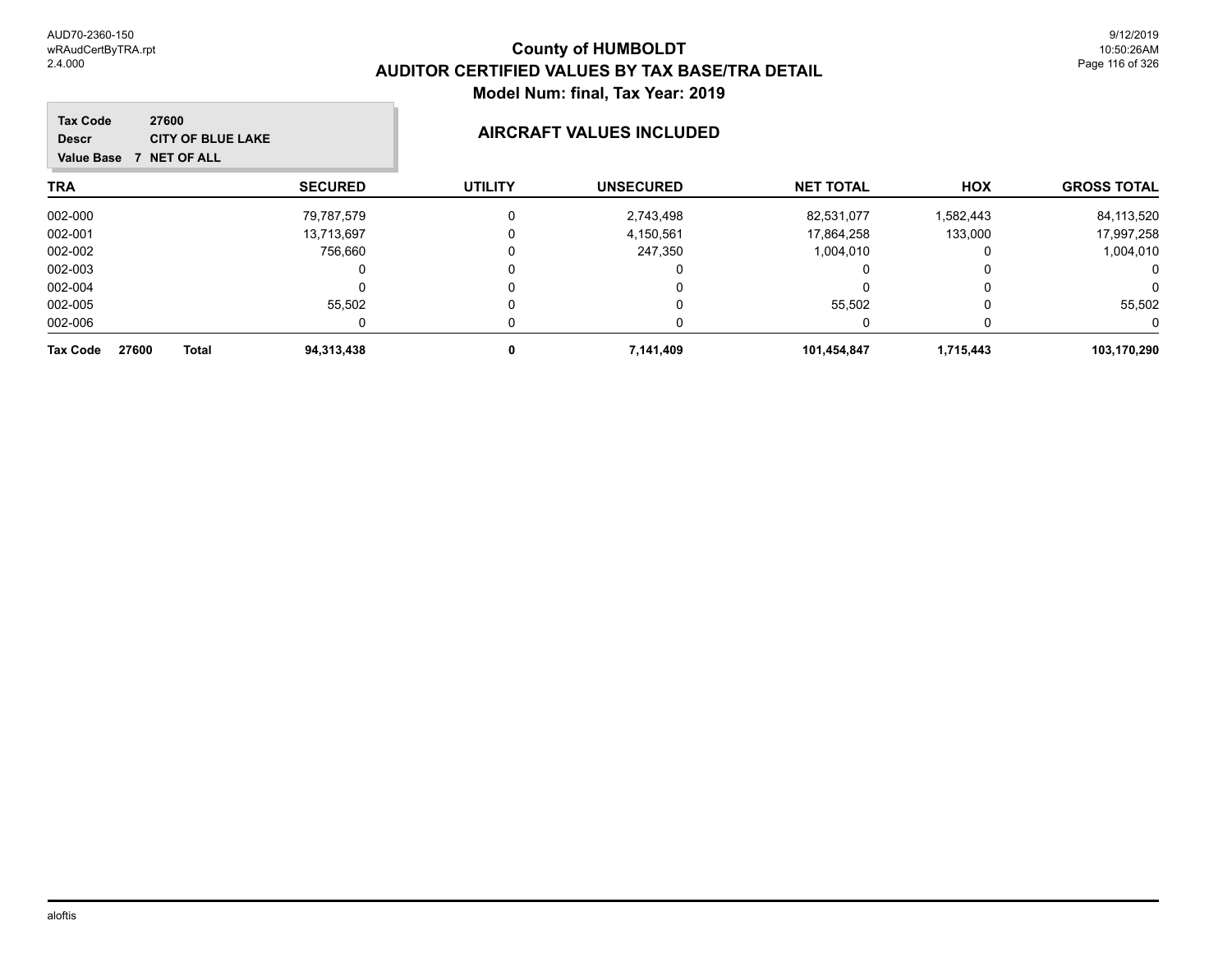# County of HUMBOLDT
## AUDITOR CERTIFIED VALUES BY TAX BASE/TRA DETAIL
### Model Num: final, Tax Year: 2019

**Tax Code** 27600
**Descr** CITY OF BLUE LAKE
**Value Base** 7 NET OF ALL

### AIRCRAFT VALUES INCLUDED

| TRA | SECURED | UTILITY | UNSECURED | NET TOTAL | HOX | GROSS TOTAL |
|---|---|---|---|---|---|---|
| 002-000 | 79,787,579 | 0 | 2,743,498 | 82,531,077 | 1,582,443 | 84,113,520 |
| 002-001 | 13,713,697 | 0 | 4,150,561 | 17,864,258 | 133,000 | 17,997,258 |
| 002-002 | 756,660 | 0 | 247,350 | 1,004,010 | 0 | 1,004,010 |
| 002-003 | 0 | 0 | 0 | 0 | 0 | 0 |
| 002-004 | 0 | 0 | 0 | 0 | 0 | 0 |
| 002-005 | 55,502 | 0 | 0 | 55,502 | 0 | 55,502 |
| 002-006 | 0 | 0 | 0 | 0 | 0 | 0 |
| **Tax Code 27600 Total** | **94,313,438** | **0** | **7,141,409** | **101,454,847** | **1,715,443** | **103,170,290** |

aloftis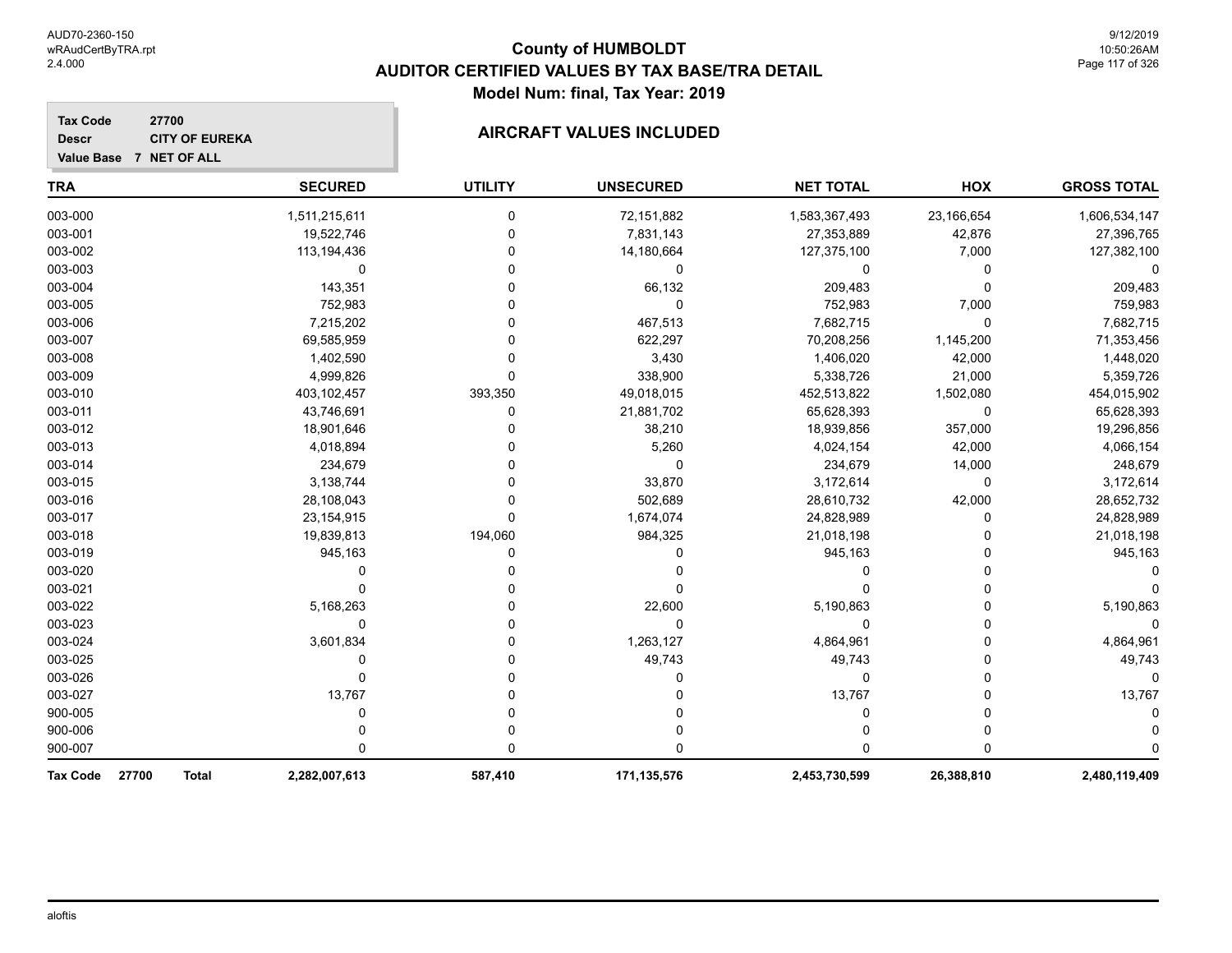# County of HUMBOLDT
## AUDITOR CERTIFIED VALUES BY TAX BASE/TRA DETAIL
### Model Num: final, Tax Year: 2019

**Tax Code** 27700
**Descr** CITY OF EUREKA
**Value Base** 7 NET OF ALL

### AIRCRAFT VALUES INCLUDED

| TRA | SECURED | UTILITY | UNSECURED | NET TOTAL | HOX | GROSS TOTAL |
|---|---|---|---|---|---|---|
| 003-000 | 1,511,215,611 | 0 | 72,151,882 | 1,583,367,493 | 23,166,654 | 1,606,534,147 |
| 003-001 | 19,522,746 | 0 | 7,831,143 | 27,353,889 | 42,876 | 27,396,765 |
| 003-002 | 113,194,436 | 0 | 14,180,664 | 127,375,100 | 7,000 | 127,382,100 |
| 003-003 | 0 | 0 | 0 | 0 | 0 | 0 |
| 003-004 | 143,351 | 0 | 66,132 | 209,483 | 0 | 209,483 |
| 003-005 | 752,983 | 0 | 0 | 752,983 | 7,000 | 759,983 |
| 003-006 | 7,215,202 | 0 | 467,513 | 7,682,715 | 0 | 7,682,715 |
| 003-007 | 69,585,959 | 0 | 622,297 | 70,208,256 | 1,145,200 | 71,353,456 |
| 003-008 | 1,402,590 | 0 | 3,430 | 1,406,020 | 42,000 | 1,448,020 |
| 003-009 | 4,999,826 | 0 | 338,900 | 5,338,726 | 21,000 | 5,359,726 |
| 003-010 | 403,102,457 | 393,350 | 49,018,015 | 452,513,822 | 1,502,080 | 454,015,902 |
| 003-011 | 43,746,691 | 0 | 21,881,702 | 65,628,393 | 0 | 65,628,393 |
| 003-012 | 18,901,646 | 0 | 38,210 | 18,939,856 | 357,000 | 19,296,856 |
| 003-013 | 4,018,894 | 0 | 5,260 | 4,024,154 | 42,000 | 4,066,154 |
| 003-014 | 234,679 | 0 | 0 | 234,679 | 14,000 | 248,679 |
| 003-015 | 3,138,744 | 0 | 33,870 | 3,172,614 | 0 | 3,172,614 |
| 003-016 | 28,108,043 | 0 | 502,689 | 28,610,732 | 42,000 | 28,652,732 |
| 003-017 | 23,154,915 | 0 | 1,674,074 | 24,828,989 | 0 | 24,828,989 |
| 003-018 | 19,839,813 | 194,060 | 984,325 | 21,018,198 | 0 | 21,018,198 |
| 003-019 | 945,163 | 0 | 0 | 945,163 | 0 | 945,163 |
| 003-020 | 0 | 0 | 0 | 0 | 0 | 0 |
| 003-021 | 0 | 0 | 0 | 0 | 0 | 0 |
| 003-022 | 5,168,263 | 0 | 22,600 | 5,190,863 | 0 | 5,190,863 |
| 003-023 | 0 | 0 | 0 | 0 | 0 | 0 |
| 003-024 | 3,601,834 | 0 | 1,263,127 | 4,864,961 | 0 | 4,864,961 |
| 003-025 | 0 | 0 | 49,743 | 49,743 | 0 | 49,743 |
| 003-026 | 0 | 0 | 0 | 0 | 0 | 0 |
| 003-027 | 13,767 | 0 | 0 | 13,767 | 0 | 13,767 |
| 900-005 | 0 | 0 | 0 | 0 | 0 | 0 |
| 900-006 | 0 | 0 | 0 | 0 | 0 | 0 |
| 900-007 | 0 | 0 | 0 | 0 | 0 | 0 |
| **Tax Code 27700 Total** | **2,282,007,613** | **587,410** | **171,135,576** | **2,453,730,599** | **26,388,810** | **2,480,119,409** |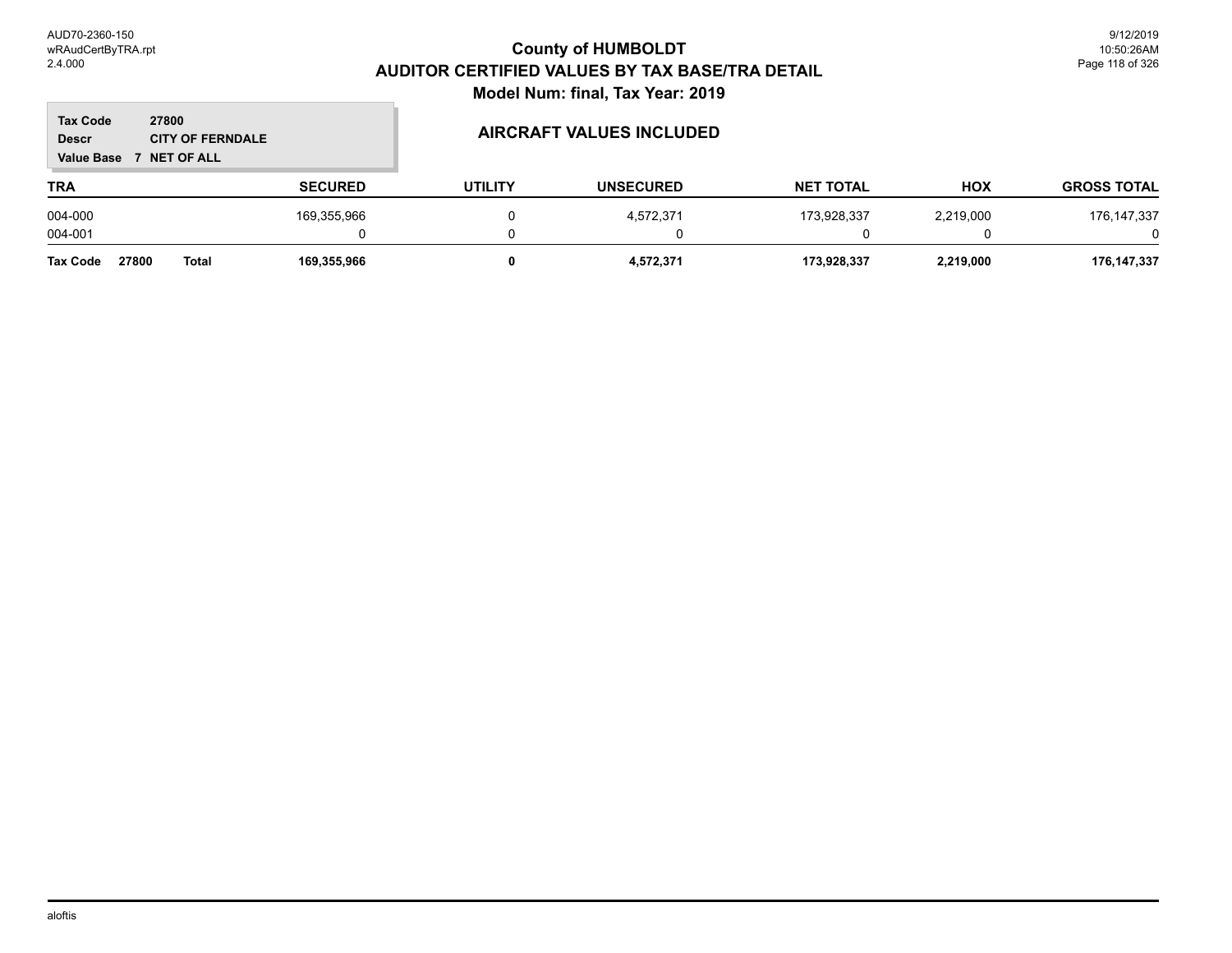# County of HUMBOLDT
## AUDITOR CERTIFIED VALUES BY TAX BASE/TRA DETAIL
### Model Num: final, Tax Year: 2019

**Tax Code** 27800
**Descr** CITY OF FERNDALE
**Value Base** 7 NET OF ALL

### AIRCRAFT VALUES INCLUDED

| TRA | SECURED | UTILITY | UNSECURED | NET TOTAL | HOX | GROSS TOTAL |
|---|---|---|---|---|---|---|
| 004-000 | 169,355,966 | 0 | 4,572,371 | 173,928,337 | 2,219,000 | 176,147,337 |
| 004-001 | 0 | 0 | 0 | 0 | 0 | 0 |
| **Tax Code 27800 Total** | **169,355,966** | **0** | **4,572,371** | **173,928,337** | **2,219,000** | **176,147,337** |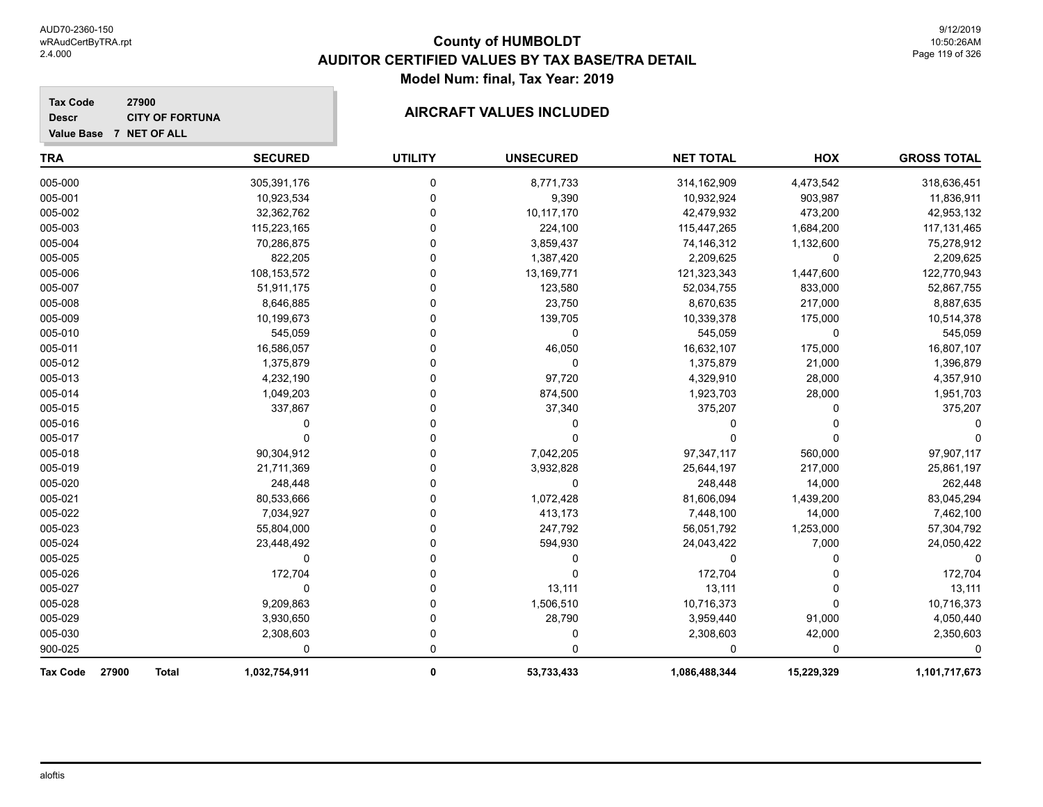# County of HUMBOLDT

## AUDITOR CERTIFIED VALUES BY TAX BASE/TRA DETAIL

### Model Num: final, Tax Year: 2019

**Tax Code** 27900
**Descr** CITY OF FORTUNA
**Value Base** 7 NET OF ALL

### AIRCRAFT VALUES INCLUDED

| TRA | SECURED | UTILITY | UNSECURED | NET TOTAL | HOX | GROSS TOTAL |
|---|---|---|---|---|---|---|
| 005-000 | 305,391,176 | 0 | 8,771,733 | 314,162,909 | 4,473,542 | 318,636,451 |
| 005-001 | 10,923,534 | 0 | 9,390 | 10,932,924 | 903,987 | 11,836,911 |
| 005-002 | 32,362,762 | 0 | 10,117,170 | 42,479,932 | 473,200 | 42,953,132 |
| 005-003 | 115,223,165 | 0 | 224,100 | 115,447,265 | 1,684,200 | 117,131,465 |
| 005-004 | 70,286,875 | 0 | 3,859,437 | 74,146,312 | 1,132,600 | 75,278,912 |
| 005-005 | 822,205 | 0 | 1,387,420 | 2,209,625 | 0 | 2,209,625 |
| 005-006 | 108,153,572 | 0 | 13,169,771 | 121,323,343 | 1,447,600 | 122,770,943 |
| 005-007 | 51,911,175 | 0 | 123,580 | 52,034,755 | 833,000 | 52,867,755 |
| 005-008 | 8,646,885 | 0 | 23,750 | 8,670,635 | 217,000 | 8,887,635 |
| 005-009 | 10,199,673 | 0 | 139,705 | 10,339,378 | 175,000 | 10,514,378 |
| 005-010 | 545,059 | 0 | 0 | 545,059 | 0 | 545,059 |
| 005-011 | 16,586,057 | 0 | 46,050 | 16,632,107 | 175,000 | 16,807,107 |
| 005-012 | 1,375,879 | 0 | 0 | 1,375,879 | 21,000 | 1,396,879 |
| 005-013 | 4,232,190 | 0 | 97,720 | 4,329,910 | 28,000 | 4,357,910 |
| 005-014 | 1,049,203 | 0 | 874,500 | 1,923,703 | 28,000 | 1,951,703 |
| 005-015 | 337,867 | 0 | 37,340 | 375,207 | 0 | 375,207 |
| 005-016 | 0 | 0 | 0 | 0 | 0 | 0 |
| 005-017 | 0 | 0 | 0 | 0 | 0 | 0 |
| 005-018 | 90,304,912 | 0 | 7,042,205 | 97,347,117 | 560,000 | 97,907,117 |
| 005-019 | 21,711,369 | 0 | 3,932,828 | 25,644,197 | 217,000 | 25,861,197 |
| 005-020 | 248,448 | 0 | 0 | 248,448 | 14,000 | 262,448 |
| 005-021 | 80,533,666 | 0 | 1,072,428 | 81,606,094 | 1,439,200 | 83,045,294 |
| 005-022 | 7,034,927 | 0 | 413,173 | 7,448,100 | 14,000 | 7,462,100 |
| 005-023 | 55,804,000 | 0 | 247,792 | 56,051,792 | 1,253,000 | 57,304,792 |
| 005-024 | 23,448,492 | 0 | 594,930 | 24,043,422 | 7,000 | 24,050,422 |
| 005-025 | 0 | 0 | 0 | 0 | 0 | 0 |
| 005-026 | 172,704 | 0 | 0 | 172,704 | 0 | 172,704 |
| 005-027 | 0 | 0 | 13,111 | 13,111 | 0 | 13,111 |
| 005-028 | 9,209,863 | 0 | 1,506,510 | 10,716,373 | 0 | 10,716,373 |
| 005-029 | 3,930,650 | 0 | 28,790 | 3,959,440 | 91,000 | 4,050,440 |
| 005-030 | 2,308,603 | 0 | 0 | 2,308,603 | 42,000 | 2,350,603 |
| 900-025 | 0 | 0 | 0 | 0 | 0 | 0 |
| **Tax Code 27900 Total** | **1,032,754,911** | **0** | **53,733,433** | **1,086,488,344** | **15,229,329** | **1,101,717,673** |

aloftis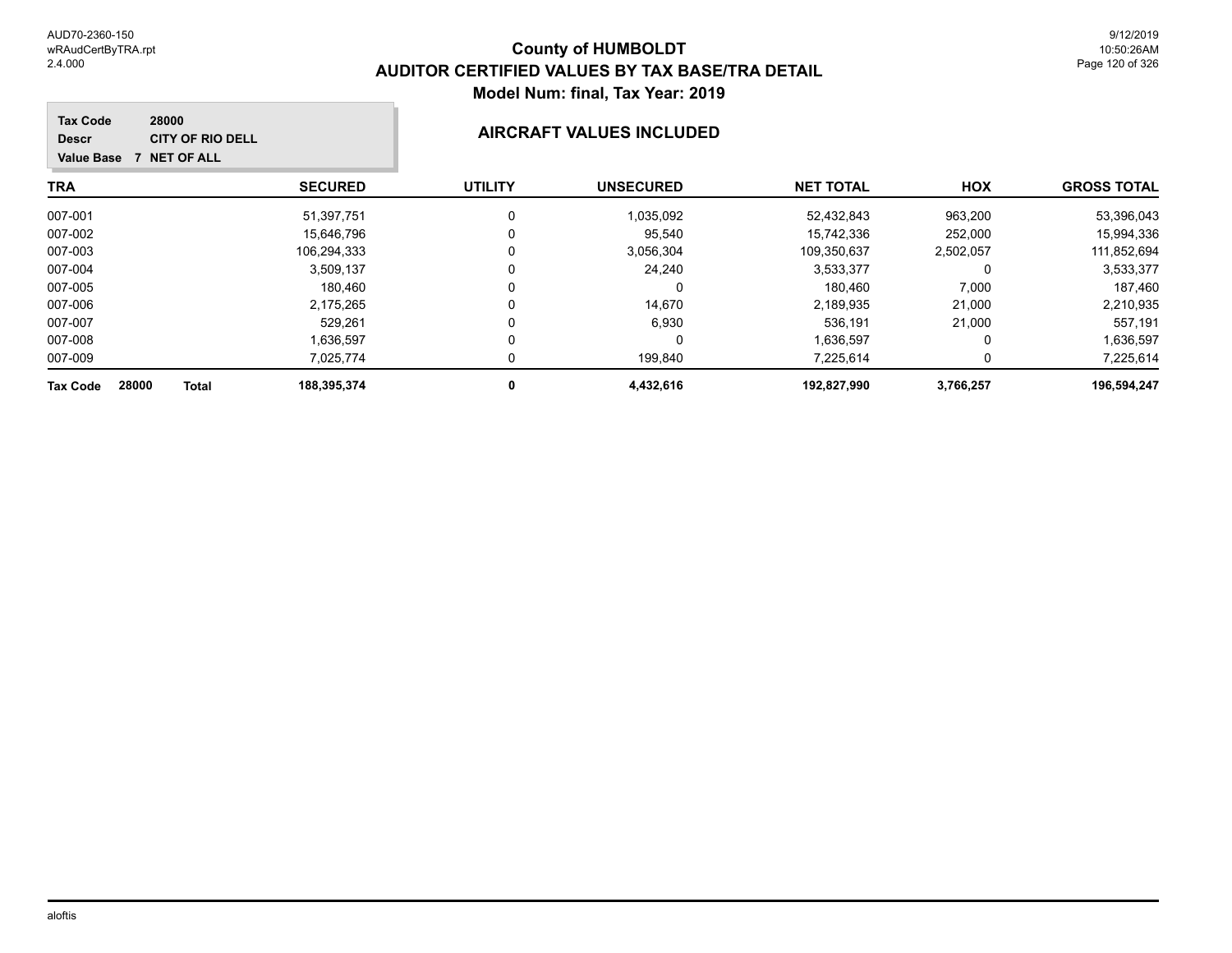# County of HUMBOLDT
## AUDITOR CERTIFIED VALUES BY TAX BASE/TRA DETAIL
### Model Num: final, Tax Year: 2019

**Tax Code** 28000
**Descr** CITY OF RIO DELL
**Value Base** 7 NET OF ALL

### AIRCRAFT VALUES INCLUDED

| TRA | SECURED | UTILITY | UNSECURED | NET TOTAL | HOX | GROSS TOTAL |
|---|---|---|---|---|---|---|
| 007-001 | 51,397,751 | 0 | 1,035,092 | 52,432,843 | 963,200 | 53,396,043 |
| 007-002 | 15,646,796 | 0 | 95,540 | 15,742,336 | 252,000 | 15,994,336 |
| 007-003 | 106,294,333 | 0 | 3,056,304 | 109,350,637 | 2,502,057 | 111,852,694 |
| 007-004 | 3,509,137 | 0 | 24,240 | 3,533,377 | 0 | 3,533,377 |
| 007-005 | 180,460 | 0 | 0 | 180,460 | 7,000 | 187,460 |
| 007-006 | 2,175,265 | 0 | 14,670 | 2,189,935 | 21,000 | 2,210,935 |
| 007-007 | 529,261 | 0 | 6,930 | 536,191 | 21,000 | 557,191 |
| 007-008 | 1,636,597 | 0 | 0 | 1,636,597 | 0 | 1,636,597 |
| 007-009 | 7,025,774 | 0 | 199,840 | 7,225,614 | 0 | 7,225,614 |
| **Tax Code 28000 Total** | **188,395,374** | **0** | **4,432,616** | **192,827,990** | **3,766,257** | **196,594,247** |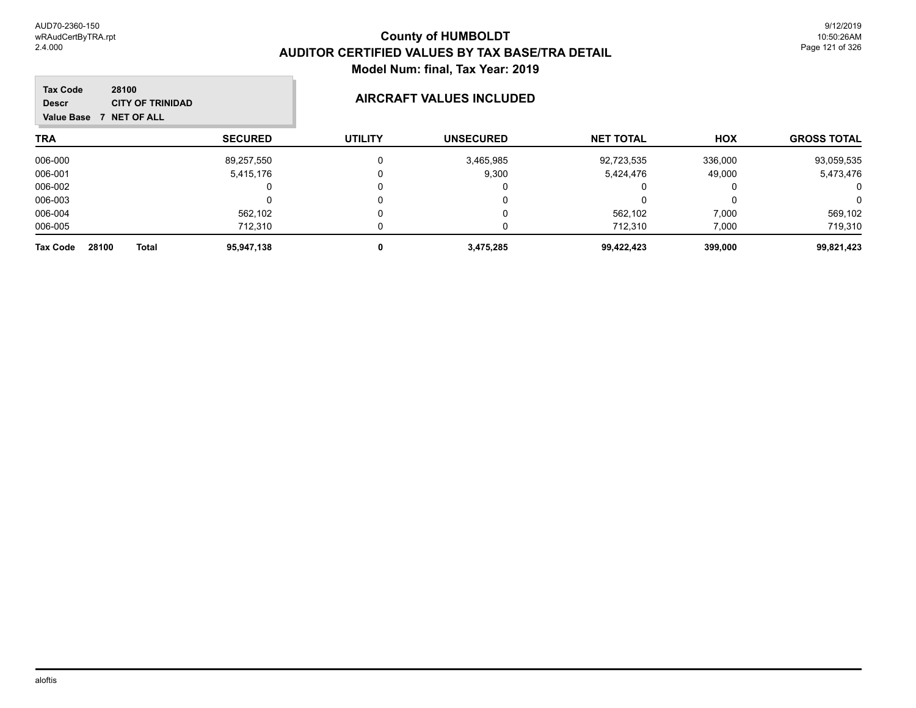# County of HUMBOLDT
## AUDITOR CERTIFIED VALUES BY TAX BASE/TRA DETAIL
### Model Num: final, Tax Year: 2019

**Tax Code** 28100
**Descr** CITY OF TRINIDAD
**Value Base** 7 NET OF ALL

**AIRCRAFT VALUES INCLUDED**

| TRA | SECURED | UTILITY | UNSECURED | NET TOTAL | HOX | GROSS TOTAL |
|---|---|---|---|---|---|---|
| 006-000 | 89,257,550 | 0 | 3,465,985 | 92,723,535 | 336,000 | 93,059,535 |
| 006-001 | 5,415,176 | 0 | 9,300 | 5,424,476 | 49,000 | 5,473,476 |
| 006-002 | 0 | 0 | 0 | 0 | 0 | 0 |
| 006-003 | 0 | 0 | 0 | 0 | 0 | 0 |
| 006-004 | 562,102 | 0 | 0 | 562,102 | 7,000 | 569,102 |
| 006-005 | 712,310 | 0 | 0 | 712,310 | 7,000 | 719,310 |
| **Tax Code 28100 Total** | **95,947,138** | **0** | **3,475,285** | **99,422,423** | **399,000** | **99,821,423** |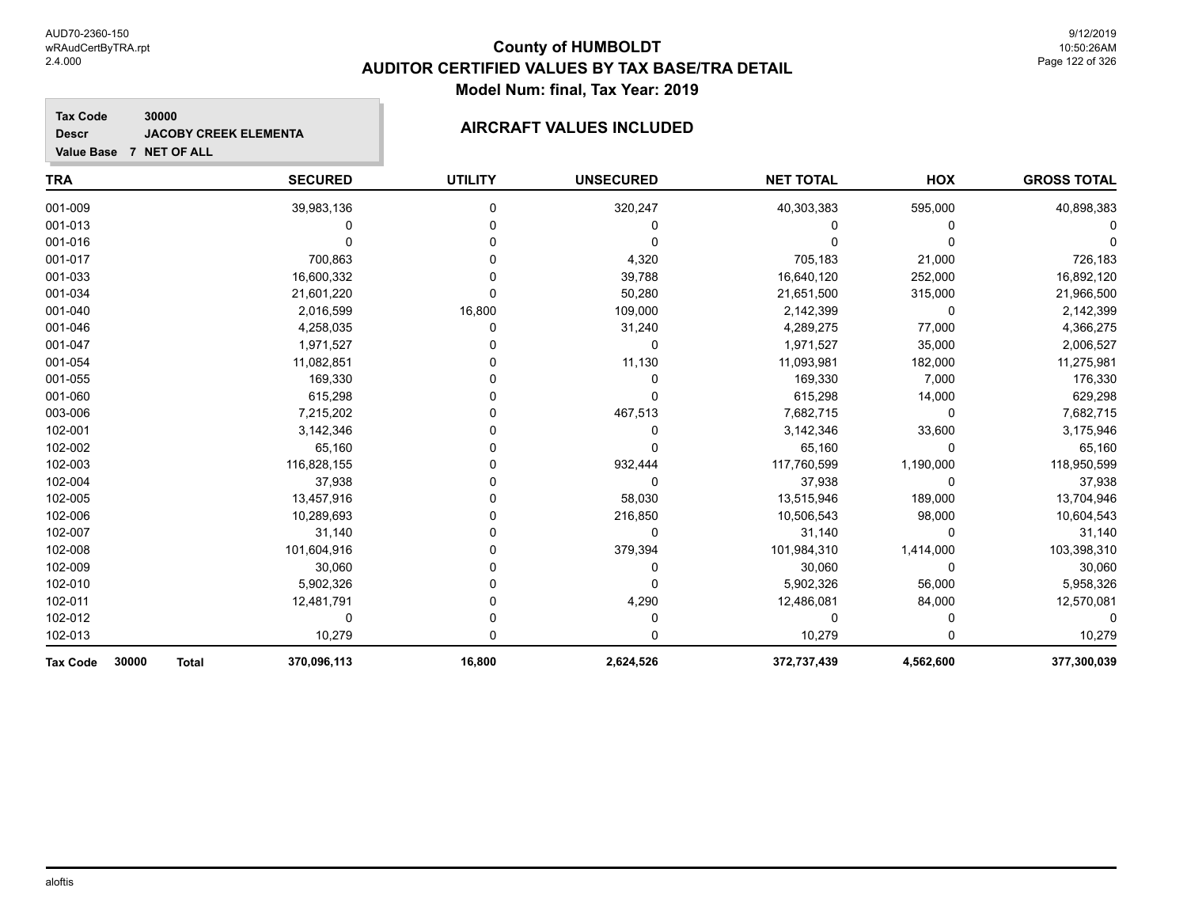# County of HUMBOLDT
## AUDITOR CERTIFIED VALUES BY TAX BASE/TRA DETAIL
### Model Num: final, Tax Year: 2019

**Tax Code** 30000
**Descr** JACOBY CREEK ELEMENTA
**Value Base** 7 NET OF ALL

**AIRCRAFT VALUES INCLUDED**

| TRA | SECURED | UTILITY | UNSECURED | NET TOTAL | HOX | GROSS TOTAL |
|---|---|---|---|---|---|---|
| 001-009 | 39,983,136 | 0 | 320,247 | 40,303,383 | 595,000 | 40,898,383 |
| 001-013 | 0 | 0 | 0 | 0 | 0 | 0 |
| 001-016 | 0 | 0 | 0 | 0 | 0 | 0 |
| 001-017 | 700,863 | 0 | 4,320 | 705,183 | 21,000 | 726,183 |
| 001-033 | 16,600,332 | 0 | 39,788 | 16,640,120 | 252,000 | 16,892,120 |
| 001-034 | 21,601,220 | 0 | 50,280 | 21,651,500 | 315,000 | 21,966,500 |
| 001-040 | 2,016,599 | 16,800 | 109,000 | 2,142,399 | 0 | 2,142,399 |
| 001-046 | 4,258,035 | 0 | 31,240 | 4,289,275 | 77,000 | 4,366,275 |
| 001-047 | 1,971,527 | 0 | 0 | 1,971,527 | 35,000 | 2,006,527 |
| 001-054 | 11,082,851 | 0 | 11,130 | 11,093,981 | 182,000 | 11,275,981 |
| 001-055 | 169,330 | 0 | 0 | 169,330 | 7,000 | 176,330 |
| 001-060 | 615,298 | 0 | 0 | 615,298 | 14,000 | 629,298 |
| 003-006 | 7,215,202 | 0 | 467,513 | 7,682,715 | 0 | 7,682,715 |
| 102-001 | 3,142,346 | 0 | 0 | 3,142,346 | 33,600 | 3,175,946 |
| 102-002 | 65,160 | 0 | 0 | 65,160 | 0 | 65,160 |
| 102-003 | 116,828,155 | 0 | 932,444 | 117,760,599 | 1,190,000 | 118,950,599 |
| 102-004 | 37,938 | 0 | 0 | 37,938 | 0 | 37,938 |
| 102-005 | 13,457,916 | 0 | 58,030 | 13,515,946 | 189,000 | 13,704,946 |
| 102-006 | 10,289,693 | 0 | 216,850 | 10,506,543 | 98,000 | 10,604,543 |
| 102-007 | 31,140 | 0 | 0 | 31,140 | 0 | 31,140 |
| 102-008 | 101,604,916 | 0 | 379,394 | 101,984,310 | 1,414,000 | 103,398,310 |
| 102-009 | 30,060 | 0 | 0 | 30,060 | 0 | 30,060 |
| 102-010 | 5,902,326 | 0 | 0 | 5,902,326 | 56,000 | 5,958,326 |
| 102-011 | 12,481,791 | 0 | 4,290 | 12,486,081 | 84,000 | 12,570,081 |
| 102-012 | 0 | 0 | 0 | 0 | 0 | 0 |
| 102-013 | 10,279 | 0 | 0 | 10,279 | 0 | 10,279 |
| **Tax Code 30000 Total** | **370,096,113** | **16,800** | **2,624,526** | **372,737,439** | **4,562,600** | **377,300,039** |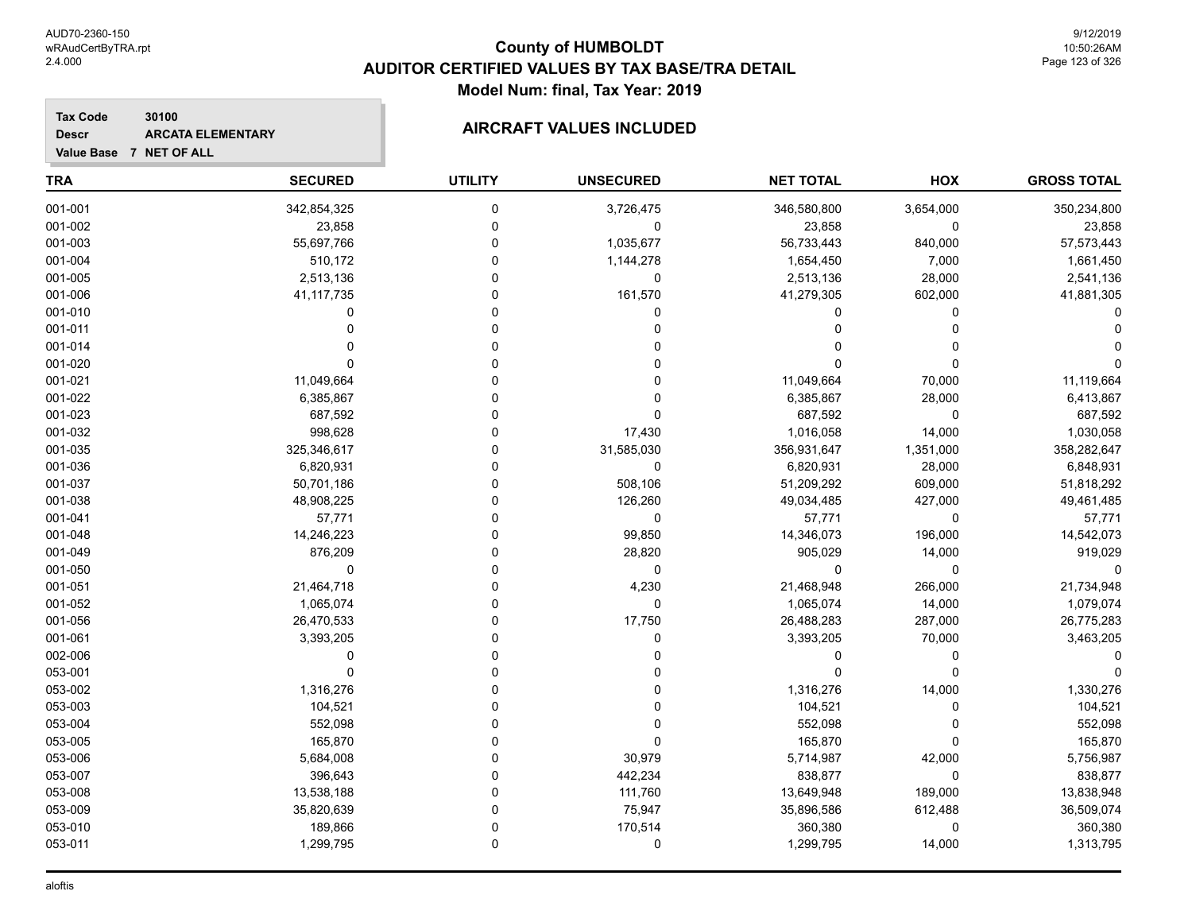# County of HUMBOLDT
## AUDITOR CERTIFIED VALUES BY TAX BASE/TRA DETAIL
### Model Num: final, Tax Year: 2019

**Tax Code** 30100
**Descr** ARCATA ELEMENTARY
**Value Base** 7 NET OF ALL

**AIRCRAFT VALUES INCLUDED**

| TRA | SECURED | UTILITY | UNSECURED | NET TOTAL | HOX | GROSS TOTAL |
|---|---|---|---|---|---|---|
| 001-001 | 342,854,325 | 0 | 3,726,475 | 346,580,800 | 3,654,000 | 350,234,800 |
| 001-002 | 23,858 | 0 | 0 | 23,858 | 0 | 23,858 |
| 001-003 | 55,697,766 | 0 | 1,035,677 | 56,733,443 | 840,000 | 57,573,443 |
| 001-004 | 510,172 | 0 | 1,144,278 | 1,654,450 | 7,000 | 1,661,450 |
| 001-005 | 2,513,136 | 0 | 0 | 2,513,136 | 28,000 | 2,541,136 |
| 001-006 | 41,117,735 | 0 | 161,570 | 41,279,305 | 602,000 | 41,881,305 |
| 001-010 | 0 | 0 | 0 | 0 | 0 | 0 |
| 001-011 | 0 | 0 | 0 | 0 | 0 | 0 |
| 001-014 | 0 | 0 | 0 | 0 | 0 | 0 |
| 001-020 | 0 | 0 | 0 | 0 | 0 | 0 |
| 001-021 | 11,049,664 | 0 | 0 | 11,049,664 | 70,000 | 11,119,664 |
| 001-022 | 6,385,867 | 0 | 0 | 6,385,867 | 28,000 | 6,413,867 |
| 001-023 | 687,592 | 0 | 0 | 687,592 | 0 | 687,592 |
| 001-032 | 998,628 | 0 | 17,430 | 1,016,058 | 14,000 | 1,030,058 |
| 001-035 | 325,346,617 | 0 | 31,585,030 | 356,931,647 | 1,351,000 | 358,282,647 |
| 001-036 | 6,820,931 | 0 | 0 | 6,820,931 | 28,000 | 6,848,931 |
| 001-037 | 50,701,186 | 0 | 508,106 | 51,209,292 | 609,000 | 51,818,292 |
| 001-038 | 48,908,225 | 0 | 126,260 | 49,034,485 | 427,000 | 49,461,485 |
| 001-041 | 57,771 | 0 | 0 | 57,771 | 0 | 57,771 |
| 001-048 | 14,246,223 | 0 | 99,850 | 14,346,073 | 196,000 | 14,542,073 |
| 001-049 | 876,209 | 0 | 28,820 | 905,029 | 14,000 | 919,029 |
| 001-050 | 0 | 0 | 0 | 0 | 0 | 0 |
| 001-051 | 21,464,718 | 0 | 4,230 | 21,468,948 | 266,000 | 21,734,948 |
| 001-052 | 1,065,074 | 0 | 0 | 1,065,074 | 14,000 | 1,079,074 |
| 001-056 | 26,470,533 | 0 | 17,750 | 26,488,283 | 287,000 | 26,775,283 |
| 001-061 | 3,393,205 | 0 | 0 | 3,393,205 | 70,000 | 3,463,205 |
| 002-006 | 0 | 0 | 0 | 0 | 0 | 0 |
| 053-001 | 0 | 0 | 0 | 0 | 0 | 0 |
| 053-002 | 1,316,276 | 0 | 0 | 1,316,276 | 14,000 | 1,330,276 |
| 053-003 | 104,521 | 0 | 0 | 104,521 | 0 | 104,521 |
| 053-004 | 552,098 | 0 | 0 | 552,098 | 0 | 552,098 |
| 053-005 | 165,870 | 0 | 0 | 165,870 | 0 | 165,870 |
| 053-006 | 5,684,008 | 0 | 30,979 | 5,714,987 | 42,000 | 5,756,987 |
| 053-007 | 396,643 | 0 | 442,234 | 838,877 | 0 | 838,877 |
| 053-008 | 13,538,188 | 0 | 111,760 | 13,649,948 | 189,000 | 13,838,948 |
| 053-009 | 35,820,639 | 0 | 75,947 | 35,896,586 | 612,488 | 36,509,074 |
| 053-010 | 189,866 | 0 | 170,514 | 360,380 | 0 | 360,380 |
| 053-011 | 1,299,795 | 0 | 0 | 1,299,795 | 14,000 | 1,313,795 |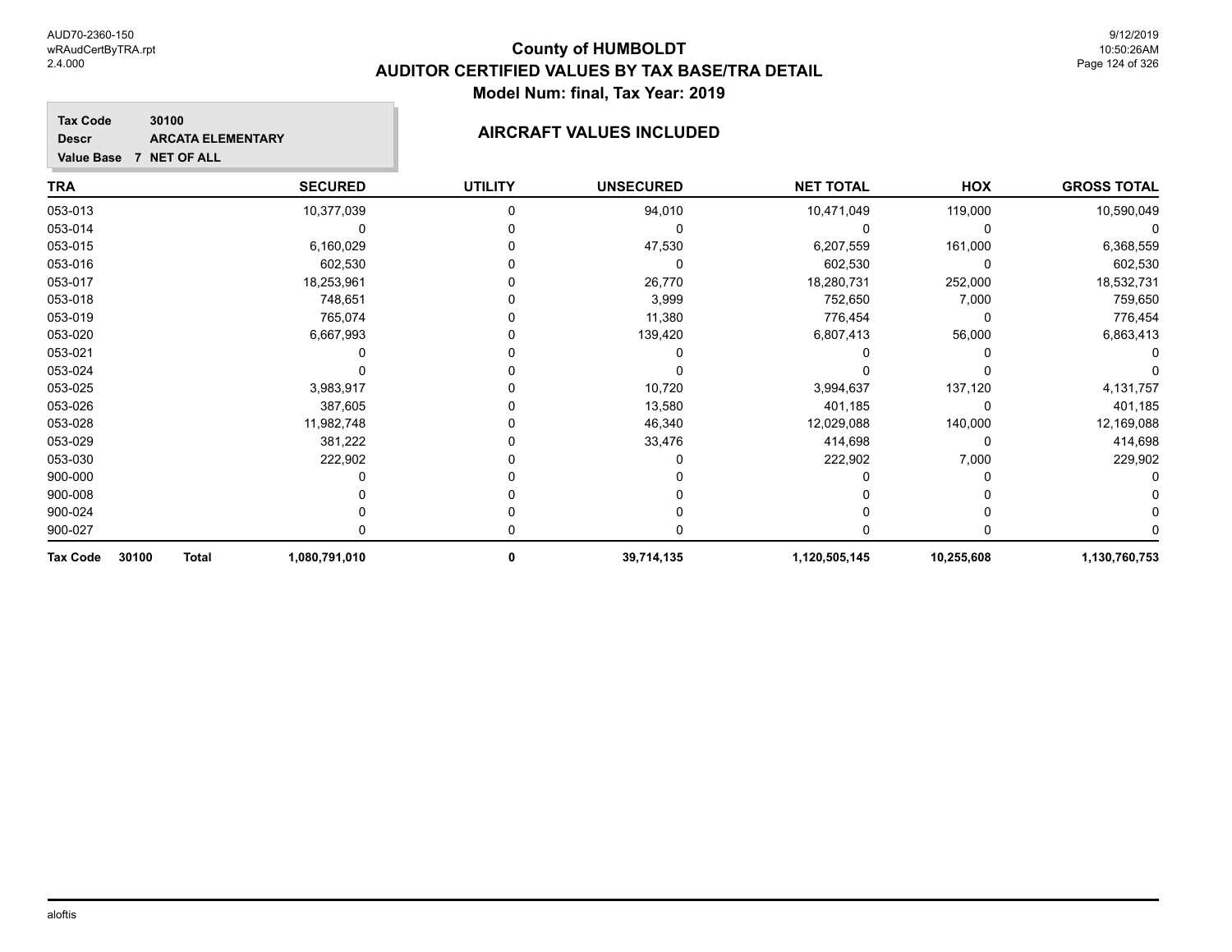# County of HUMBOLDT
## AUDITOR CERTIFIED VALUES BY TAX BASE/TRA DETAIL
### Model Num: final, Tax Year: 2019

**Tax Code** 30100
**Descr** ARCATA ELEMENTARY
**Value Base** 7 NET OF ALL

### AIRCRAFT VALUES INCLUDED

| TRA | SECURED | UTILITY | UNSECURED | NET TOTAL | HOX | GROSS TOTAL |
|---|---|---|---|---|---|---|
| 053-013 | 10,377,039 | 0 | 94,010 | 10,471,049 | 119,000 | 10,590,049 |
| 053-014 | 0 | 0 | 0 | 0 | 0 | 0 |
| 053-015 | 6,160,029 | 0 | 47,530 | 6,207,559 | 161,000 | 6,368,559 |
| 053-016 | 602,530 | 0 | 0 | 602,530 | 0 | 602,530 |
| 053-017 | 18,253,961 | 0 | 26,770 | 18,280,731 | 252,000 | 18,532,731 |
| 053-018 | 748,651 | 0 | 3,999 | 752,650 | 7,000 | 759,650 |
| 053-019 | 765,074 | 0 | 11,380 | 776,454 | 0 | 776,454 |
| 053-020 | 6,667,993 | 0 | 139,420 | 6,807,413 | 56,000 | 6,863,413 |
| 053-021 | 0 | 0 | 0 | 0 | 0 | 0 |
| 053-024 | 0 | 0 | 0 | 0 | 0 | 0 |
| 053-025 | 3,983,917 | 0 | 10,720 | 3,994,637 | 137,120 | 4,131,757 |
| 053-026 | 387,605 | 0 | 13,580 | 401,185 | 0 | 401,185 |
| 053-028 | 11,982,748 | 0 | 46,340 | 12,029,088 | 140,000 | 12,169,088 |
| 053-029 | 381,222 | 0 | 33,476 | 414,698 | 0 | 414,698 |
| 053-030 | 222,902 | 0 | 0 | 222,902 | 7,000 | 229,902 |
| 900-000 | 0 | 0 | 0 | 0 | 0 | 0 |
| 900-008 | 0 | 0 | 0 | 0 | 0 | 0 |
| 900-024 | 0 | 0 | 0 | 0 | 0 | 0 |
| 900-027 | 0 | 0 | 0 | 0 | 0 | 0 |
| **Tax Code 30100 Total** | **1,080,791,010** | **0** | **39,714,135** | **1,120,505,145** | **10,255,608** | **1,130,760,753** |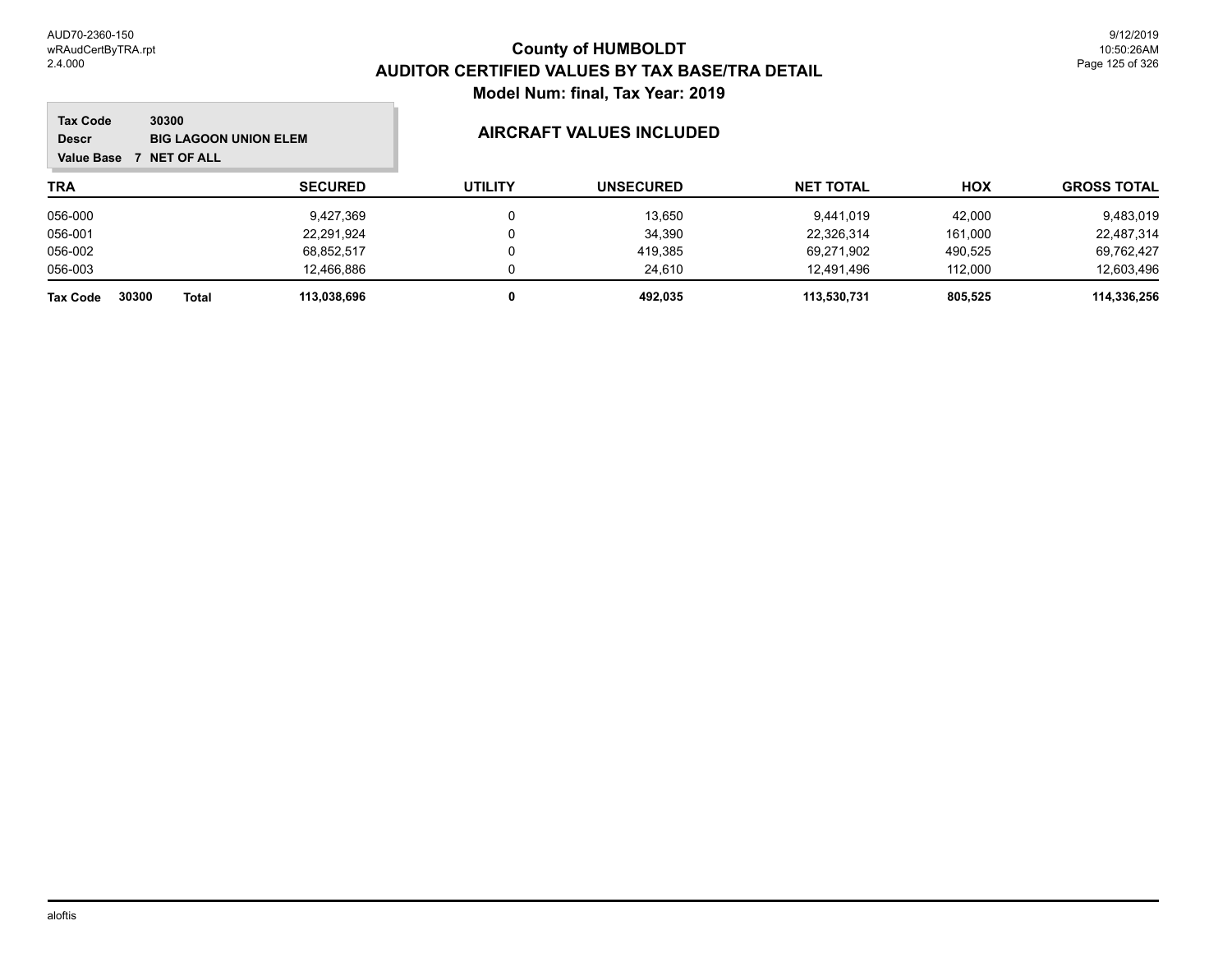# County of HUMBOLDT

## AUDITOR CERTIFIED VALUES BY TAX BASE/TRA DETAIL

### Model Num: final, Tax Year: 2019

**Tax Code** 30300
**Descr** BIG LAGOON UNION ELEM
**Value Base** 7 NET OF ALL

### AIRCRAFT VALUES INCLUDED

| TRA | SECURED | UTILITY | UNSECURED | NET TOTAL | HOX | GROSS TOTAL |
|---|---|---|---|---|---|---|
| 056-000 | 9,427,369 | 0 | 13,650 | 9,441,019 | 42,000 | 9,483,019 |
| 056-001 | 22,291,924 | 0 | 34,390 | 22,326,314 | 161,000 | 22,487,314 |
| 056-002 | 68,852,517 | 0 | 419,385 | 69,271,902 | 490,525 | 69,762,427 |
| 056-003 | 12,466,886 | 0 | 24,610 | 12,491,496 | 112,000 | 12,603,496 |
| **Tax Code 30300 Total** | **113,038,696** | **0** | **492,035** | **113,530,731** | **805,525** | **114,336,256** |

aloftis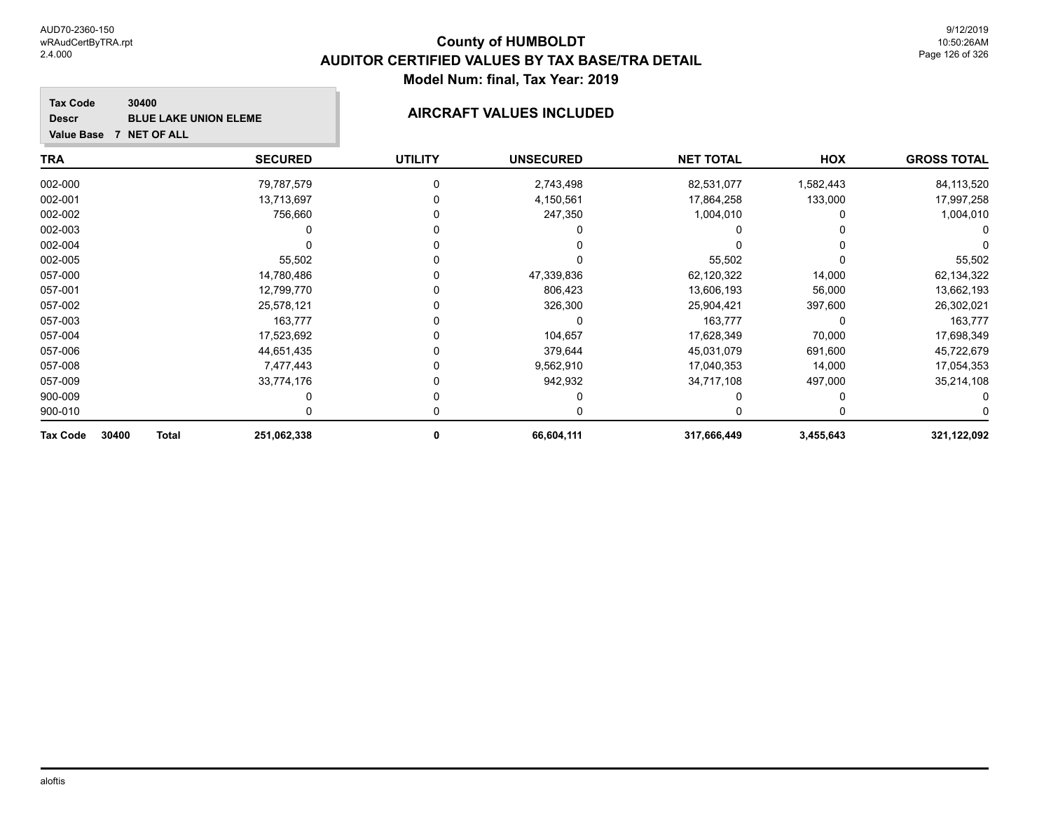# County of HUMBOLDT
## AUDITOR CERTIFIED VALUES BY TAX BASE/TRA DETAIL
### Model Num: final, Tax Year: 2019

**Tax Code** 30400
**Descr** BLUE LAKE UNION ELEME
**Value Base** 7 NET OF ALL

**AIRCRAFT VALUES INCLUDED**

| TRA | SECURED | UTILITY | UNSECURED | NET TOTAL | HOX | GROSS TOTAL |
|---|---|---|---|---|---|---|
| 002-000 | 79,787,579 | 0 | 2,743,498 | 82,531,077 | 1,582,443 | 84,113,520 |
| 002-001 | 13,713,697 | 0 | 4,150,561 | 17,864,258 | 133,000 | 17,997,258 |
| 002-002 | 756,660 | 0 | 247,350 | 1,004,010 | 0 | 1,004,010 |
| 002-003 | 0 | 0 | 0 | 0 | 0 | 0 |
| 002-004 | 0 | 0 | 0 | 0 | 0 | 0 |
| 002-005 | 55,502 | 0 | 0 | 55,502 | 0 | 55,502 |
| 057-000 | 14,780,486 | 0 | 47,339,836 | 62,120,322 | 14,000 | 62,134,322 |
| 057-001 | 12,799,770 | 0 | 806,423 | 13,606,193 | 56,000 | 13,662,193 |
| 057-002 | 25,578,121 | 0 | 326,300 | 25,904,421 | 397,600 | 26,302,021 |
| 057-003 | 163,777 | 0 | 0 | 163,777 | 0 | 163,777 |
| 057-004 | 17,523,692 | 0 | 104,657 | 17,628,349 | 70,000 | 17,698,349 |
| 057-006 | 44,651,435 | 0 | 379,644 | 45,031,079 | 691,600 | 45,722,679 |
| 057-008 | 7,477,443 | 0 | 9,562,910 | 17,040,353 | 14,000 | 17,054,353 |
| 057-009 | 33,774,176 | 0 | 942,932 | 34,717,108 | 497,000 | 35,214,108 |
| 900-009 | 0 | 0 | 0 | 0 | 0 | 0 |
| 900-010 | 0 | 0 | 0 | 0 | 0 | 0 |
| **Tax Code 30400 Total** | **251,062,338** | **0** | **66,604,111** | **317,666,449** | **3,455,643** | **321,122,092** |

aloftis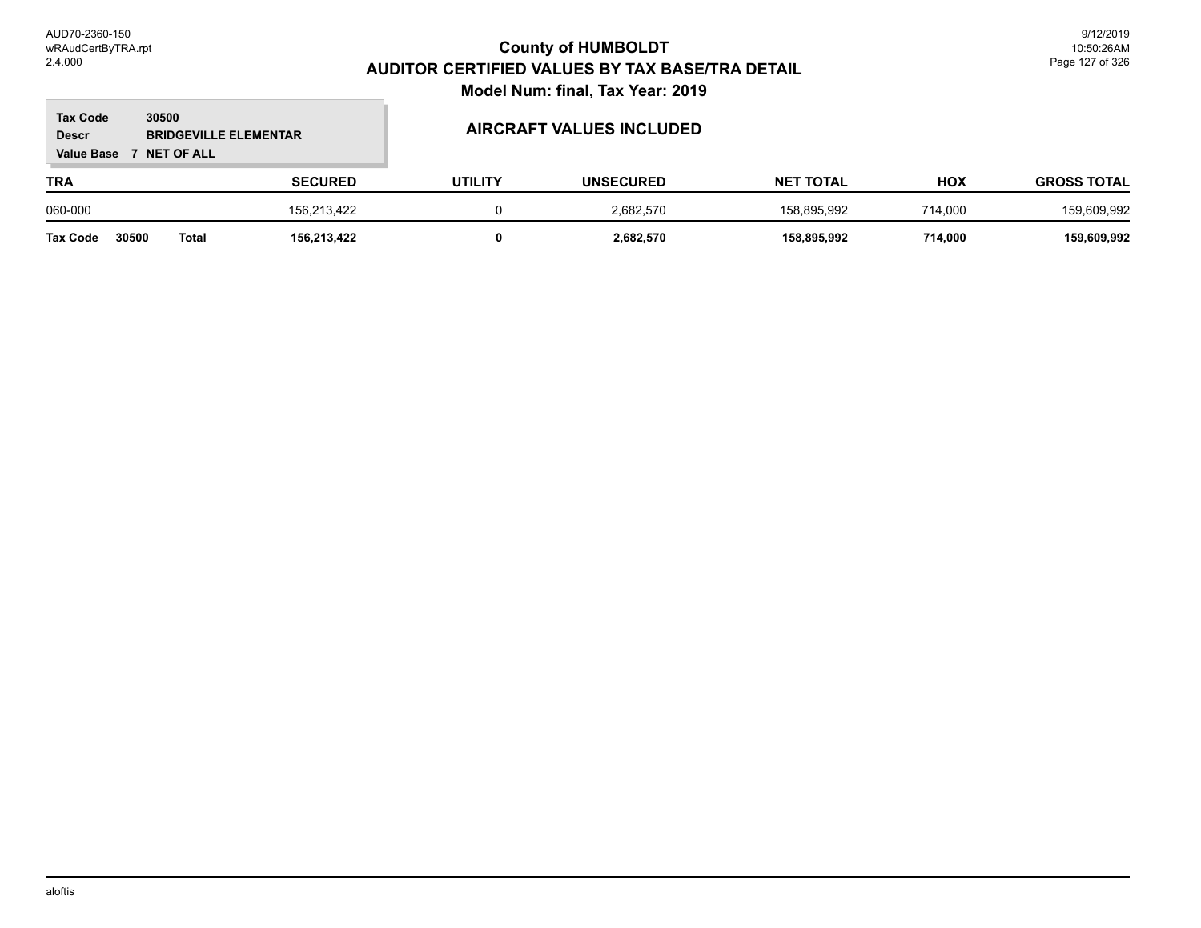# County of HUMBOLDT

## AUDITOR CERTIFIED VALUES BY TAX BASE/TRA DETAIL

### Model Num: final, Tax Year: 2019

**Tax Code** 30500
**Descr** BRIDGEVILLE ELEMENTAR
**Value Base** 7 NET OF ALL

### AIRCRAFT VALUES INCLUDED

| TRA | SECURED | UTILITY | UNSECURED | NET TOTAL | HOX | GROSS TOTAL |
|---|---|---|---|---|---|---|
| 060-000 | 156,213,422 | 0 | 2,682,570 | 158,895,992 | 714,000 | 159,609,992 |
| **Tax Code 30500 Total** | **156,213,422** | **0** | **2,682,570** | **158,895,992** | **714,000** | **159,609,992** |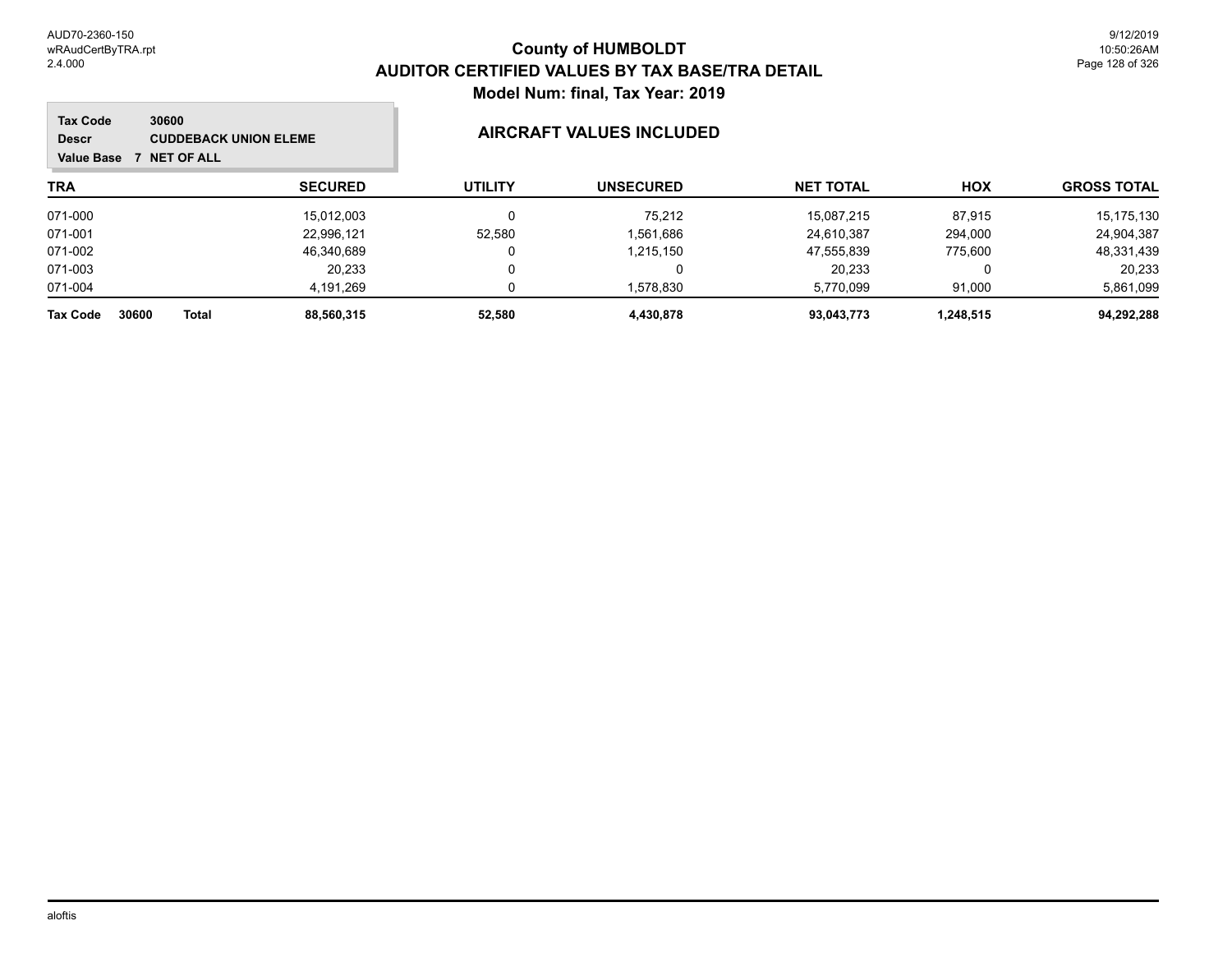# County of HUMBOLDT
## AUDITOR CERTIFIED VALUES BY TAX BASE/TRA DETAIL
### Model Num: final, Tax Year: 2019

**Tax Code** 30600
**Descr** CUDDEBACK UNION ELEME
**Value Base** 7 NET OF ALL

### AIRCRAFT VALUES INCLUDED

| TRA | SECURED | UTILITY | UNSECURED | NET TOTAL | HOX | GROSS TOTAL |
|---|---|---|---|---|---|---|
| 071-000 | 15,012,003 | 0 | 75,212 | 15,087,215 | 87,915 | 15,175,130 |
| 071-001 | 22,996,121 | 52,580 | 1,561,686 | 24,610,387 | 294,000 | 24,904,387 |
| 071-002 | 46,340,689 | 0 | 1,215,150 | 47,555,839 | 775,600 | 48,331,439 |
| 071-003 | 20,233 | 0 | 0 | 20,233 | 0 | 20,233 |
| 071-004 | 4,191,269 | 0 | 1,578,830 | 5,770,099 | 91,000 | 5,861,099 |
| **Tax Code 30600 Total** | **88,560,315** | **52,580** | **4,430,878** | **93,043,773** | **1,248,515** | **94,292,288** |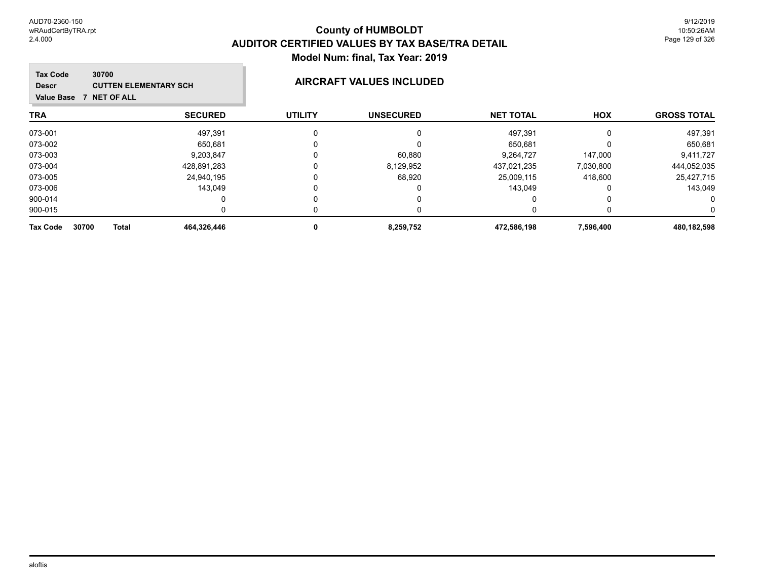# County of HUMBOLDT
## AUDITOR CERTIFIED VALUES BY TAX BASE/TRA DETAIL
### Model Num: final, Tax Year: 2019

**Tax Code** 30700
**Descr** CUTTEN ELEMENTARY SCH
**Value Base** 7 NET OF ALL

**AIRCRAFT VALUES INCLUDED**

| TRA | SECURED | UTILITY | UNSECURED | NET TOTAL | HOX | GROSS TOTAL |
|---|---|---|---|---|---|---|
| 073-001 | 497,391 | 0 | 0 | 497,391 | 0 | 497,391 |
| 073-002 | 650,681 | 0 | 0 | 650,681 | 0 | 650,681 |
| 073-003 | 9,203,847 | 0 | 60,880 | 9,264,727 | 147,000 | 9,411,727 |
| 073-004 | 428,891,283 | 0 | 8,129,952 | 437,021,235 | 7,030,800 | 444,052,035 |
| 073-005 | 24,940,195 | 0 | 68,920 | 25,009,115 | 418,600 | 25,427,715 |
| 073-006 | 143,049 | 0 | 0 | 143,049 | 0 | 143,049 |
| 900-014 | 0 | 0 | 0 | 0 | 0 | 0 |
| 900-015 | 0 | 0 | 0 | 0 | 0 | 0 |
| **Tax Code 30700 Total** | **464,326,446** | **0** | **8,259,752** | **472,586,198** | **7,596,400** | **480,182,598** |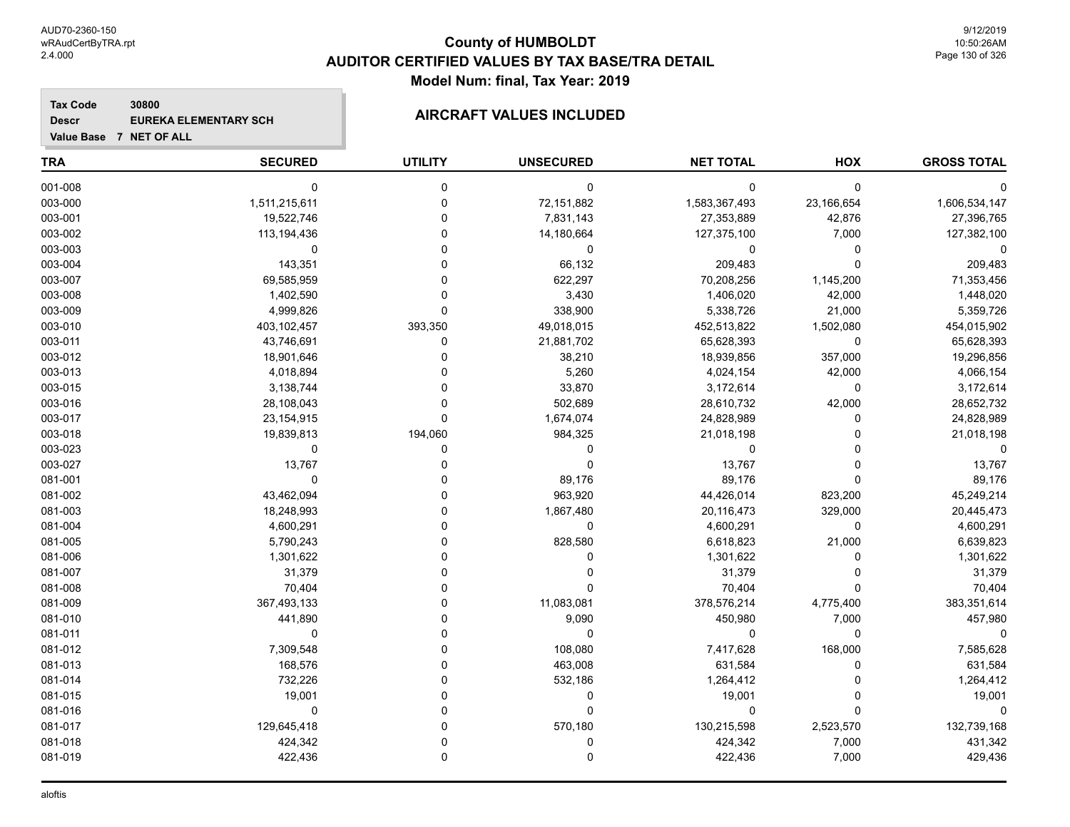## County of HUMBOLDT
## AUDITOR CERTIFIED VALUES BY TAX BASE/TRA DETAIL
## Model Num: final, Tax Year: 2019

**Tax Code** 30800
**Descr** EUREKA ELEMENTARY SCH
**Value Base** 7 NET OF ALL

### AIRCRAFT VALUES INCLUDED

| TRA | SECURED | UTILITY | UNSECURED | NET TOTAL | HOX | GROSS TOTAL |
|---|---|---|---|---|---|---|
| 001-008 | 0 | 0 | 0 | 0 | 0 | 0 |
| 003-000 | 1,511,215,611 | 0 | 72,151,882 | 1,583,367,493 | 23,166,654 | 1,606,534,147 |
| 003-001 | 19,522,746 | 0 | 7,831,143 | 27,353,889 | 42,876 | 27,396,765 |
| 003-002 | 113,194,436 | 0 | 14,180,664 | 127,375,100 | 7,000 | 127,382,100 |
| 003-003 | 0 | 0 | 0 | 0 | 0 | 0 |
| 003-004 | 143,351 | 0 | 66,132 | 209,483 | 0 | 209,483 |
| 003-007 | 69,585,959 | 0 | 622,297 | 70,208,256 | 1,145,200 | 71,353,456 |
| 003-008 | 1,402,590 | 0 | 3,430 | 1,406,020 | 42,000 | 1,448,020 |
| 003-009 | 4,999,826 | 0 | 338,900 | 5,338,726 | 21,000 | 5,359,726 |
| 003-010 | 403,102,457 | 393,350 | 49,018,015 | 452,513,822 | 1,502,080 | 454,015,902 |
| 003-011 | 43,746,691 | 0 | 21,881,702 | 65,628,393 | 0 | 65,628,393 |
| 003-012 | 18,901,646 | 0 | 38,210 | 18,939,856 | 357,000 | 19,296,856 |
| 003-013 | 4,018,894 | 0 | 5,260 | 4,024,154 | 42,000 | 4,066,154 |
| 003-015 | 3,138,744 | 0 | 33,870 | 3,172,614 | 0 | 3,172,614 |
| 003-016 | 28,108,043 | 0 | 502,689 | 28,610,732 | 42,000 | 28,652,732 |
| 003-017 | 23,154,915 | 0 | 1,674,074 | 24,828,989 | 0 | 24,828,989 |
| 003-018 | 19,839,813 | 194,060 | 984,325 | 21,018,198 | 0 | 21,018,198 |
| 003-023 | 0 | 0 | 0 | 0 | 0 | 0 |
| 003-027 | 13,767 | 0 | 0 | 13,767 | 0 | 13,767 |
| 081-001 | 0 | 0 | 89,176 | 89,176 | 0 | 89,176 |
| 081-002 | 43,462,094 | 0 | 963,920 | 44,426,014 | 823,200 | 45,249,214 |
| 081-003 | 18,248,993 | 0 | 1,867,480 | 20,116,473 | 329,000 | 20,445,473 |
| 081-004 | 4,600,291 | 0 | 0 | 4,600,291 | 0 | 4,600,291 |
| 081-005 | 5,790,243 | 0 | 828,580 | 6,618,823 | 21,000 | 6,639,823 |
| 081-006 | 1,301,622 | 0 | 0 | 1,301,622 | 0 | 1,301,622 |
| 081-007 | 31,379 | 0 | 0 | 31,379 | 0 | 31,379 |
| 081-008 | 70,404 | 0 | 0 | 70,404 | 0 | 70,404 |
| 081-009 | 367,493,133 | 0 | 11,083,081 | 378,576,214 | 4,775,400 | 383,351,614 |
| 081-010 | 441,890 | 0 | 9,090 | 450,980 | 7,000 | 457,980 |
| 081-011 | 0 | 0 | 0 | 0 | 0 | 0 |
| 081-012 | 7,309,548 | 0 | 108,080 | 7,417,628 | 168,000 | 7,585,628 |
| 081-013 | 168,576 | 0 | 463,008 | 631,584 | 0 | 631,584 |
| 081-014 | 732,226 | 0 | 532,186 | 1,264,412 | 0 | 1,264,412 |
| 081-015 | 19,001 | 0 | 0 | 19,001 | 0 | 19,001 |
| 081-016 | 0 | 0 | 0 | 0 | 0 | 0 |
| 081-017 | 129,645,418 | 0 | 570,180 | 130,215,598 | 2,523,570 | 132,739,168 |
| 081-018 | 424,342 | 0 | 0 | 424,342 | 7,000 | 431,342 |
| 081-019 | 422,436 | 0 | 0 | 422,436 | 7,000 | 429,436 |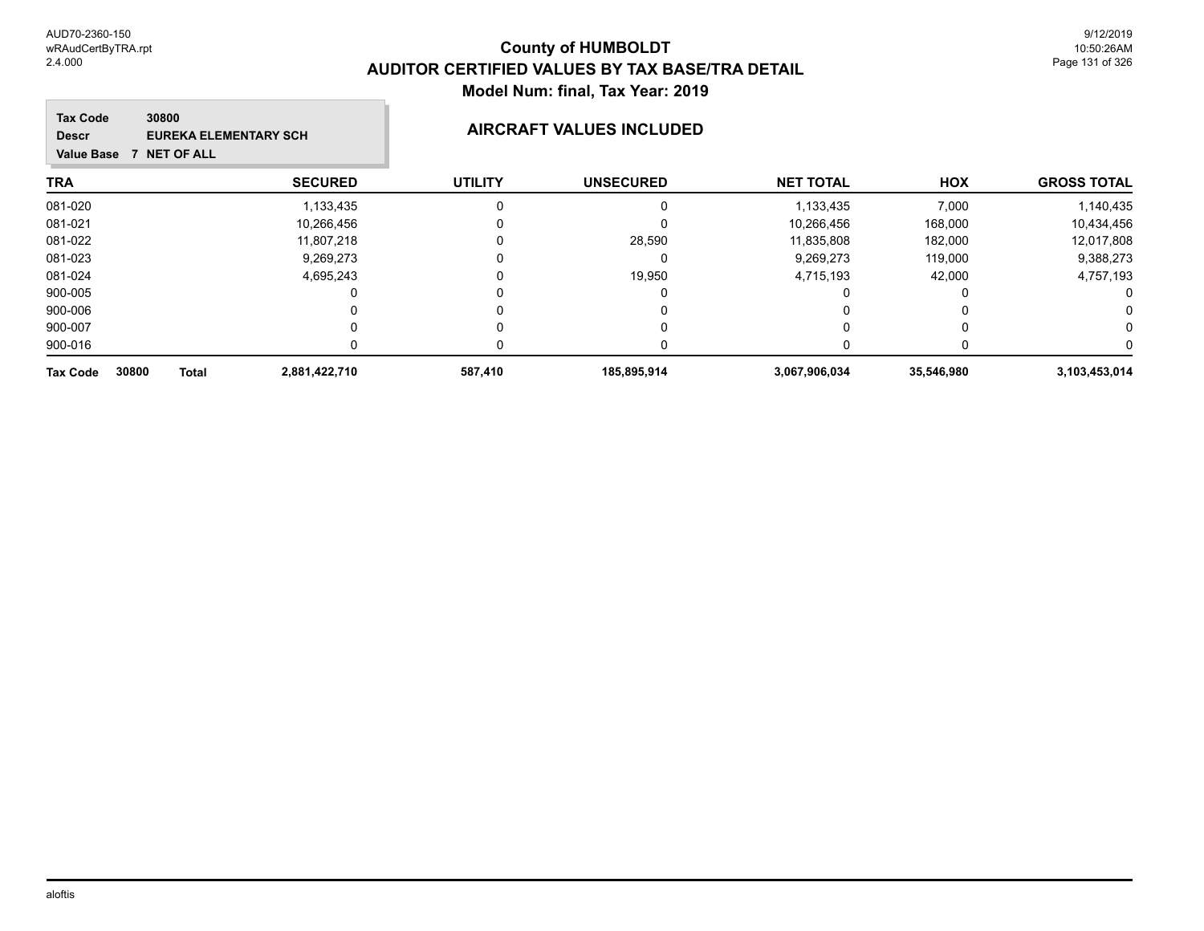# County of HUMBOLDT
## AUDITOR CERTIFIED VALUES BY TAX BASE/TRA DETAIL
### Model Num: final, Tax Year: 2019

**Tax Code** 30800
**Descr** EUREKA ELEMENTARY SCH
**Value Base** 7 NET OF ALL

### AIRCRAFT VALUES INCLUDED

| TRA | SECURED | UTILITY | UNSECURED | NET TOTAL | HOX | GROSS TOTAL |
|---|---|---|---|---|---|---|
| 081-020 | 1,133,435 | 0 | 0 | 1,133,435 | 7,000 | 1,140,435 |
| 081-021 | 10,266,456 | 0 | 0 | 10,266,456 | 168,000 | 10,434,456 |
| 081-022 | 11,807,218 | 0 | 28,590 | 11,835,808 | 182,000 | 12,017,808 |
| 081-023 | 9,269,273 | 0 | 0 | 9,269,273 | 119,000 | 9,388,273 |
| 081-024 | 4,695,243 | 0 | 19,950 | 4,715,193 | 42,000 | 4,757,193 |
| 900-005 | 0 | 0 | 0 | 0 | 0 | 0 |
| 900-006 | 0 | 0 | 0 | 0 | 0 | 0 |
| 900-007 | 0 | 0 | 0 | 0 | 0 | 0 |
| 900-016 | 0 | 0 | 0 | 0 | 0 | 0 |
| **Tax Code 30800 Total** | **2,881,422,710** | **587,410** | **185,895,914** | **3,067,906,034** | **35,546,980** | **3,103,453,014** |

aloftis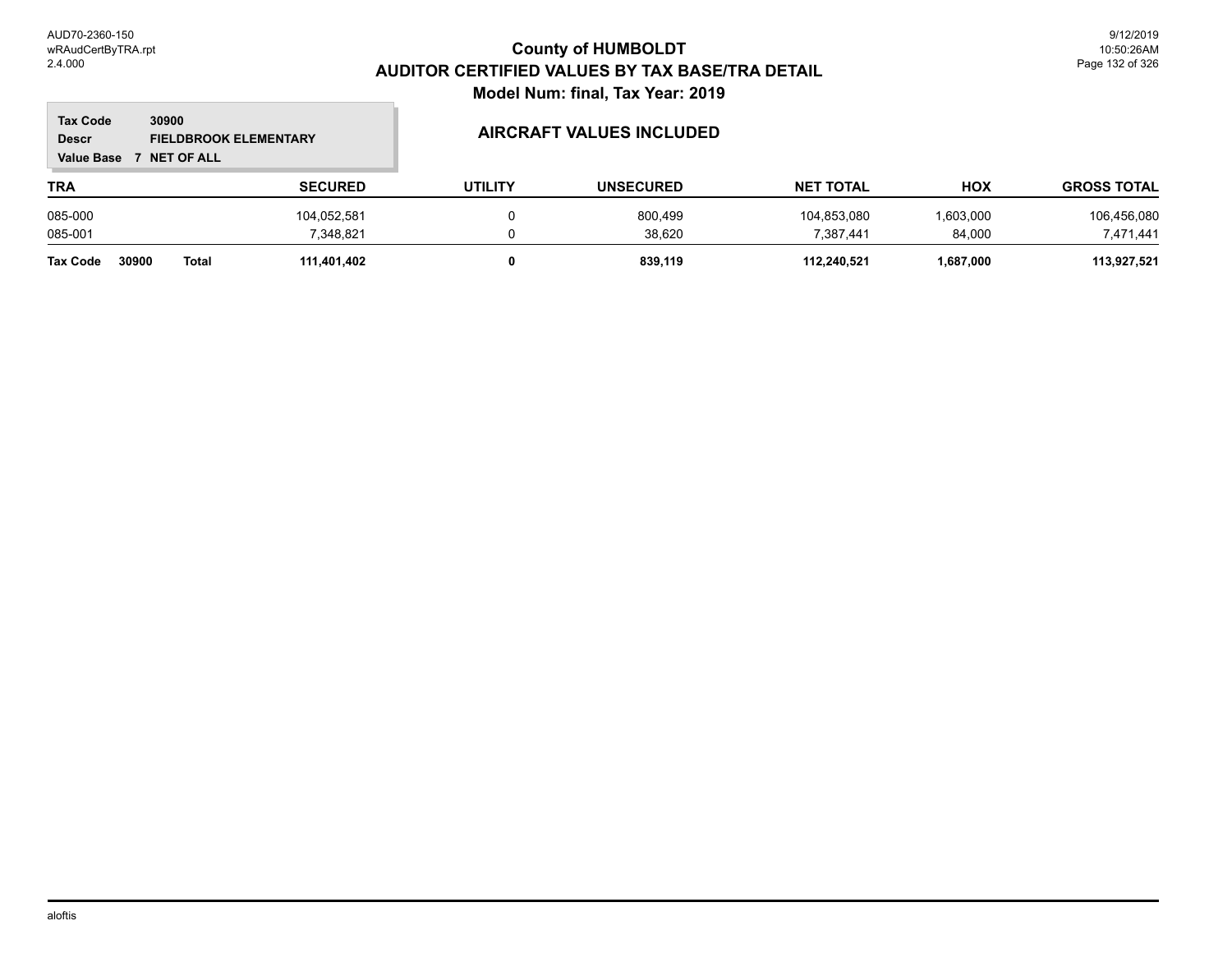# County of HUMBOLDT
## AUDITOR CERTIFIED VALUES BY TAX BASE/TRA DETAIL
### Model Num: final, Tax Year: 2019

**Tax Code** 30900
**Descr** FIELDBROOK ELEMENTARY
**Value Base** 7 NET OF ALL

**AIRCRAFT VALUES INCLUDED**

| TRA | SECURED | UTILITY | UNSECURED | NET TOTAL | HOX | GROSS TOTAL |
|---|---|---|---|---|---|---|
| 085-000 | 104,052,581 | 0 | 800,499 | 104,853,080 | 1,603,000 | 106,456,080 |
| 085-001 | 7,348,821 | 0 | 38,620 | 7,387,441 | 84,000 | 7,471,441 |
| **Tax Code 30900 Total** | **111,401,402** | **0** | **839,119** | **112,240,521** | **1,687,000** | **113,927,521** |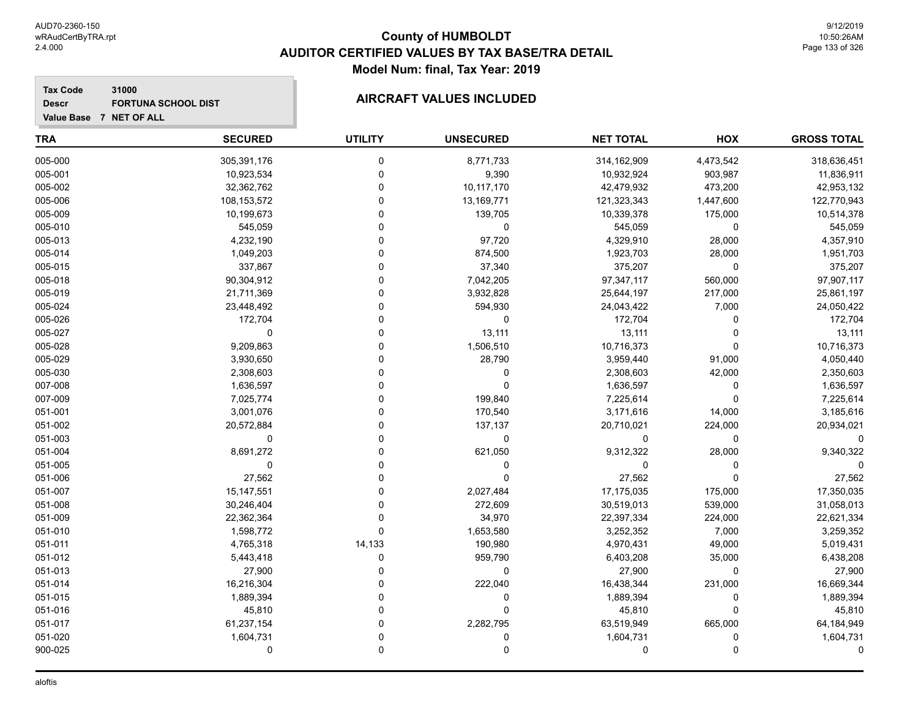# County of HUMBOLDT
## AUDITOR CERTIFIED VALUES BY TAX BASE/TRA DETAIL
### Model Num: final, Tax Year: 2019

**Tax Code** 31000
**Descr** FORTUNA SCHOOL DIST
**Value Base** 7 NET OF ALL

### AIRCRAFT VALUES INCLUDED

| TRA | SECURED | UTILITY | UNSECURED | NET TOTAL | HOX | GROSS TOTAL |
|---|---|---|---|---|---|---|
| 005-000 | 305,391,176 | 0 | 8,771,733 | 314,162,909 | 4,473,542 | 318,636,451 |
| 005-001 | 10,923,534 | 0 | 9,390 | 10,932,924 | 903,987 | 11,836,911 |
| 005-002 | 32,362,762 | 0 | 10,117,170 | 42,479,932 | 473,200 | 42,953,132 |
| 005-006 | 108,153,572 | 0 | 13,169,771 | 121,323,343 | 1,447,600 | 122,770,943 |
| 005-009 | 10,199,673 | 0 | 139,705 | 10,339,378 | 175,000 | 10,514,378 |
| 005-010 | 545,059 | 0 | 0 | 545,059 | 0 | 545,059 |
| 005-013 | 4,232,190 | 0 | 97,720 | 4,329,910 | 28,000 | 4,357,910 |
| 005-014 | 1,049,203 | 0 | 874,500 | 1,923,703 | 28,000 | 1,951,703 |
| 005-015 | 337,867 | 0 | 37,340 | 375,207 | 0 | 375,207 |
| 005-018 | 90,304,912 | 0 | 7,042,205 | 97,347,117 | 560,000 | 97,907,117 |
| 005-019 | 21,711,369 | 0 | 3,932,828 | 25,644,197 | 217,000 | 25,861,197 |
| 005-024 | 23,448,492 | 0 | 594,930 | 24,043,422 | 7,000 | 24,050,422 |
| 005-026 | 172,704 | 0 | 0 | 172,704 | 0 | 172,704 |
| 005-027 | 0 | 0 | 13,111 | 13,111 | 0 | 13,111 |
| 005-028 | 9,209,863 | 0 | 1,506,510 | 10,716,373 | 0 | 10,716,373 |
| 005-029 | 3,930,650 | 0 | 28,790 | 3,959,440 | 91,000 | 4,050,440 |
| 005-030 | 2,308,603 | 0 | 0 | 2,308,603 | 42,000 | 2,350,603 |
| 007-008 | 1,636,597 | 0 | 0 | 1,636,597 | 0 | 1,636,597 |
| 007-009 | 7,025,774 | 0 | 199,840 | 7,225,614 | 0 | 7,225,614 |
| 051-001 | 3,001,076 | 0 | 170,540 | 3,171,616 | 14,000 | 3,185,616 |
| 051-002 | 20,572,884 | 0 | 137,137 | 20,710,021 | 224,000 | 20,934,021 |
| 051-003 | 0 | 0 | 0 | 0 | 0 | 0 |
| 051-004 | 8,691,272 | 0 | 621,050 | 9,312,322 | 28,000 | 9,340,322 |
| 051-005 | 0 | 0 | 0 | 0 | 0 | 0 |
| 051-006 | 27,562 | 0 | 0 | 27,562 | 0 | 27,562 |
| 051-007 | 15,147,551 | 0 | 2,027,484 | 17,175,035 | 175,000 | 17,350,035 |
| 051-008 | 30,246,404 | 0 | 272,609 | 30,519,013 | 539,000 | 31,058,013 |
| 051-009 | 22,362,364 | 0 | 34,970 | 22,397,334 | 224,000 | 22,621,334 |
| 051-010 | 1,598,772 | 0 | 1,653,580 | 3,252,352 | 7,000 | 3,259,352 |
| 051-011 | 4,765,318 | 14,133 | 190,980 | 4,970,431 | 49,000 | 5,019,431 |
| 051-012 | 5,443,418 | 0 | 959,790 | 6,403,208 | 35,000 | 6,438,208 |
| 051-013 | 27,900 | 0 | 0 | 27,900 | 0 | 27,900 |
| 051-014 | 16,216,304 | 0 | 222,040 | 16,438,344 | 231,000 | 16,669,344 |
| 051-015 | 1,889,394 | 0 | 0 | 1,889,394 | 0 | 1,889,394 |
| 051-016 | 45,810 | 0 | 0 | 45,810 | 0 | 45,810 |
| 051-017 | 61,237,154 | 0 | 2,282,795 | 63,519,949 | 665,000 | 64,184,949 |
| 051-020 | 1,604,731 | 0 | 0 | 1,604,731 | 0 | 1,604,731 |
| 900-025 | 0 | 0 | 0 | 0 | 0 | 0 |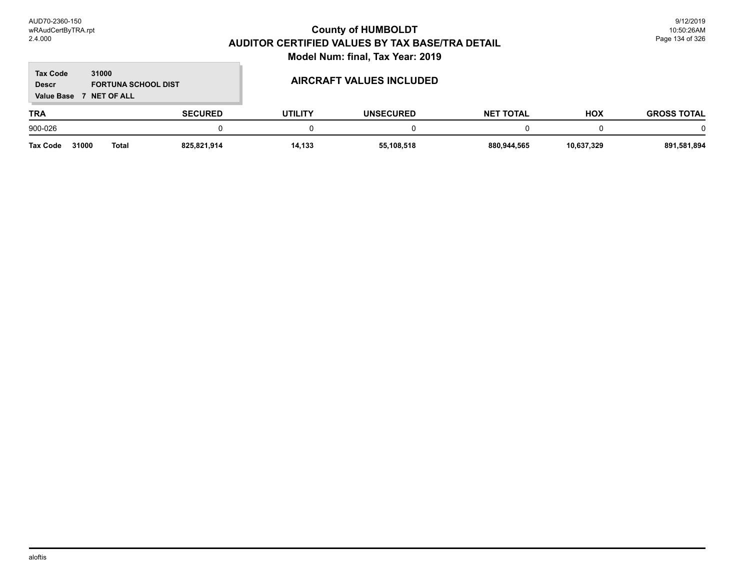# County of HUMBOLDT
## AUDITOR CERTIFIED VALUES BY TAX BASE/TRA DETAIL
### Model Num: final, Tax Year: 2019

**Tax Code** 31000
**Descr** FORTUNA SCHOOL DIST
**Value Base** 7 NET OF ALL

**AIRCRAFT VALUES INCLUDED**

| TRA | SECURED | UTILITY | UNSECURED | NET TOTAL | HOX | GROSS TOTAL |
|---|---|---|---|---|---|---|
| 900-026 | 0 | 0 | 0 | 0 | 0 | 0 |
| **Tax Code 31000 Total** | **825,821,914** | **14,133** | **55,108,518** | **880,944,565** | **10,637,329** | **891,581,894** |

aloftis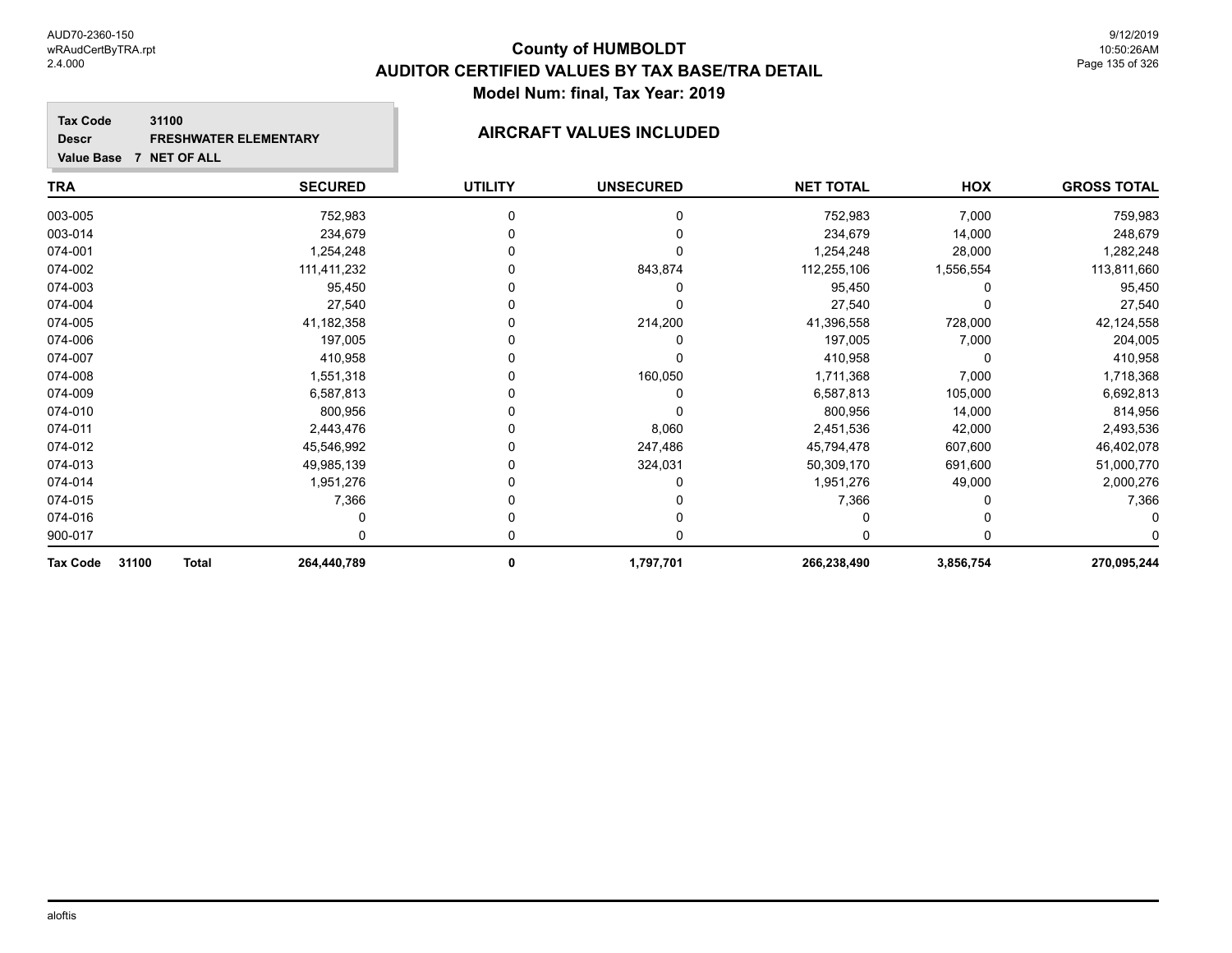# County of HUMBOLDT
## AUDITOR CERTIFIED VALUES BY TAX BASE/TRA DETAIL
### Model Num: final, Tax Year: 2019

**Tax Code** 31100
**Descr** FRESHWATER ELEMENTARY
**Value Base** 7 NET OF ALL

### AIRCRAFT VALUES INCLUDED

| TRA | SECURED | UTILITY | UNSECURED | NET TOTAL | HOX | GROSS TOTAL |
|---|---|---|---|---|---|---|
| 003-005 | 752,983 | 0 | 0 | 752,983 | 7,000 | 759,983 |
| 003-014 | 234,679 | 0 | 0 | 234,679 | 14,000 | 248,679 |
| 074-001 | 1,254,248 | 0 | 0 | 1,254,248 | 28,000 | 1,282,248 |
| 074-002 | 111,411,232 | 0 | 843,874 | 112,255,106 | 1,556,554 | 113,811,660 |
| 074-003 | 95,450 | 0 | 0 | 95,450 | 0 | 95,450 |
| 074-004 | 27,540 | 0 | 0 | 27,540 | 0 | 27,540 |
| 074-005 | 41,182,358 | 0 | 214,200 | 41,396,558 | 728,000 | 42,124,558 |
| 074-006 | 197,005 | 0 | 0 | 197,005 | 7,000 | 204,005 |
| 074-007 | 410,958 | 0 | 0 | 410,958 | 0 | 410,958 |
| 074-008 | 1,551,318 | 0 | 160,050 | 1,711,368 | 7,000 | 1,718,368 |
| 074-009 | 6,587,813 | 0 | 0 | 6,587,813 | 105,000 | 6,692,813 |
| 074-010 | 800,956 | 0 | 0 | 800,956 | 14,000 | 814,956 |
| 074-011 | 2,443,476 | 0 | 8,060 | 2,451,536 | 42,000 | 2,493,536 |
| 074-012 | 45,546,992 | 0 | 247,486 | 45,794,478 | 607,600 | 46,402,078 |
| 074-013 | 49,985,139 | 0 | 324,031 | 50,309,170 | 691,600 | 51,000,770 |
| 074-014 | 1,951,276 | 0 | 0 | 1,951,276 | 49,000 | 2,000,276 |
| 074-015 | 7,366 | 0 | 0 | 7,366 | 0 | 7,366 |
| 074-016 | 0 | 0 | 0 | 0 | 0 | 0 |
| 900-017 | 0 | 0 | 0 | 0 | 0 | 0 |
| **Tax Code 31100 Total** | **264,440,789** | **0** | **1,797,701** | **266,238,490** | **3,856,754** | **270,095,244** |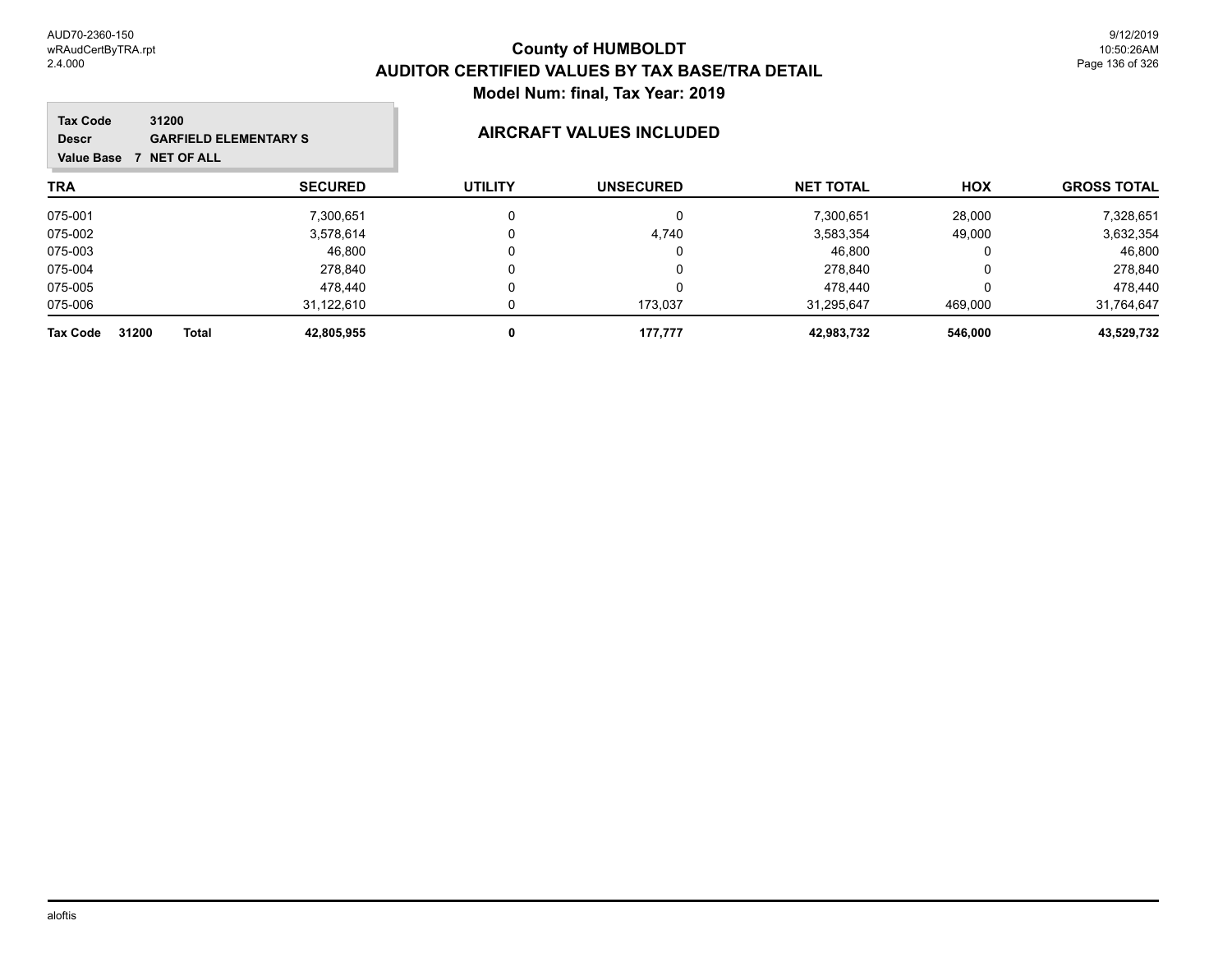# County of HUMBOLDT
## AUDITOR CERTIFIED VALUES BY TAX BASE/TRA DETAIL
### Model Num: final, Tax Year: 2019

**Tax Code** 31200
**Descr** GARFIELD ELEMENTARY S
**Value Base** 7 NET OF ALL

**AIRCRAFT VALUES INCLUDED**

| TRA | SECURED | UTILITY | UNSECURED | NET TOTAL | HOX | GROSS TOTAL |
|---|---|---|---|---|---|---|
| 075-001 | 7,300,651 | 0 | 0 | 7,300,651 | 28,000 | 7,328,651 |
| 075-002 | 3,578,614 | 0 | 4,740 | 3,583,354 | 49,000 | 3,632,354 |
| 075-003 | 46,800 | 0 | 0 | 46,800 | 0 | 46,800 |
| 075-004 | 278,840 | 0 | 0 | 278,840 | 0 | 278,840 |
| 075-005 | 478,440 | 0 | 0 | 478,440 | 0 | 478,440 |
| 075-006 | 31,122,610 | 0 | 173,037 | 31,295,647 | 469,000 | 31,764,647 |
| **Tax Code 31200 Total** | **42,805,955** | **0** | **177,777** | **42,983,732** | **546,000** | **43,529,732** |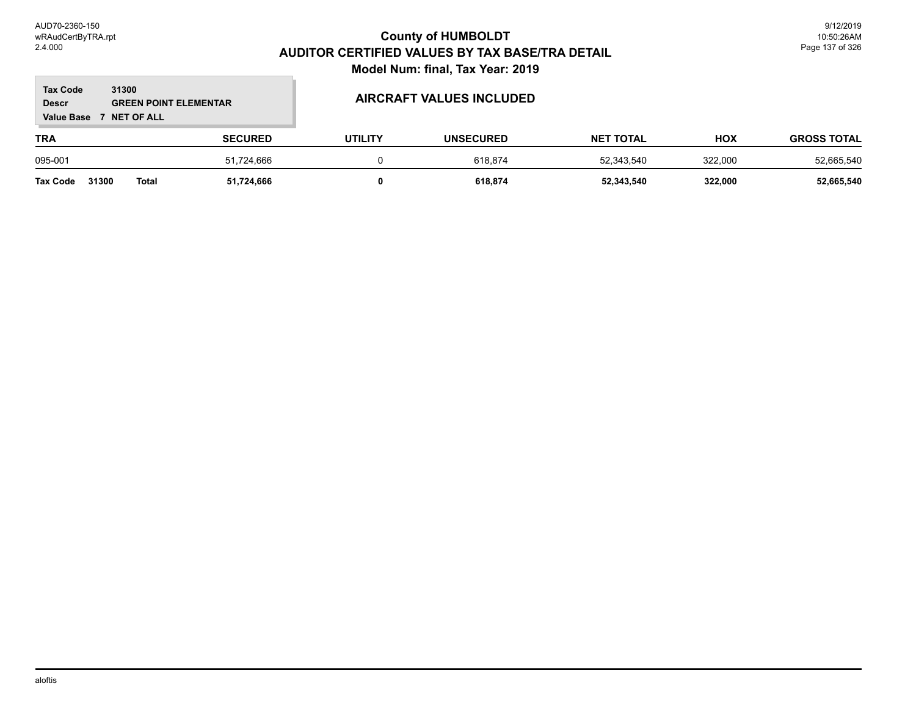# County of HUMBOLDT
## AUDITOR CERTIFIED VALUES BY TAX BASE/TRA DETAIL
### Model Num: final, Tax Year: 2019

**Tax Code** 31300
**Descr** GREEN POINT ELEMENTAR
**Value Base** 7 NET OF ALL

### AIRCRAFT VALUES INCLUDED

| TRA | SECURED | UTILITY | UNSECURED | NET TOTAL | HOX | GROSS TOTAL |
|---|---|---|---|---|---|---|
| 095-001 | 51,724,666 | 0 | 618,874 | 52,343,540 | 322,000 | 52,665,540 |
| **Tax Code 31300 Total** | **51,724,666** | **0** | **618,874** | **52,343,540** | **322,000** | **52,665,540** |

aloftis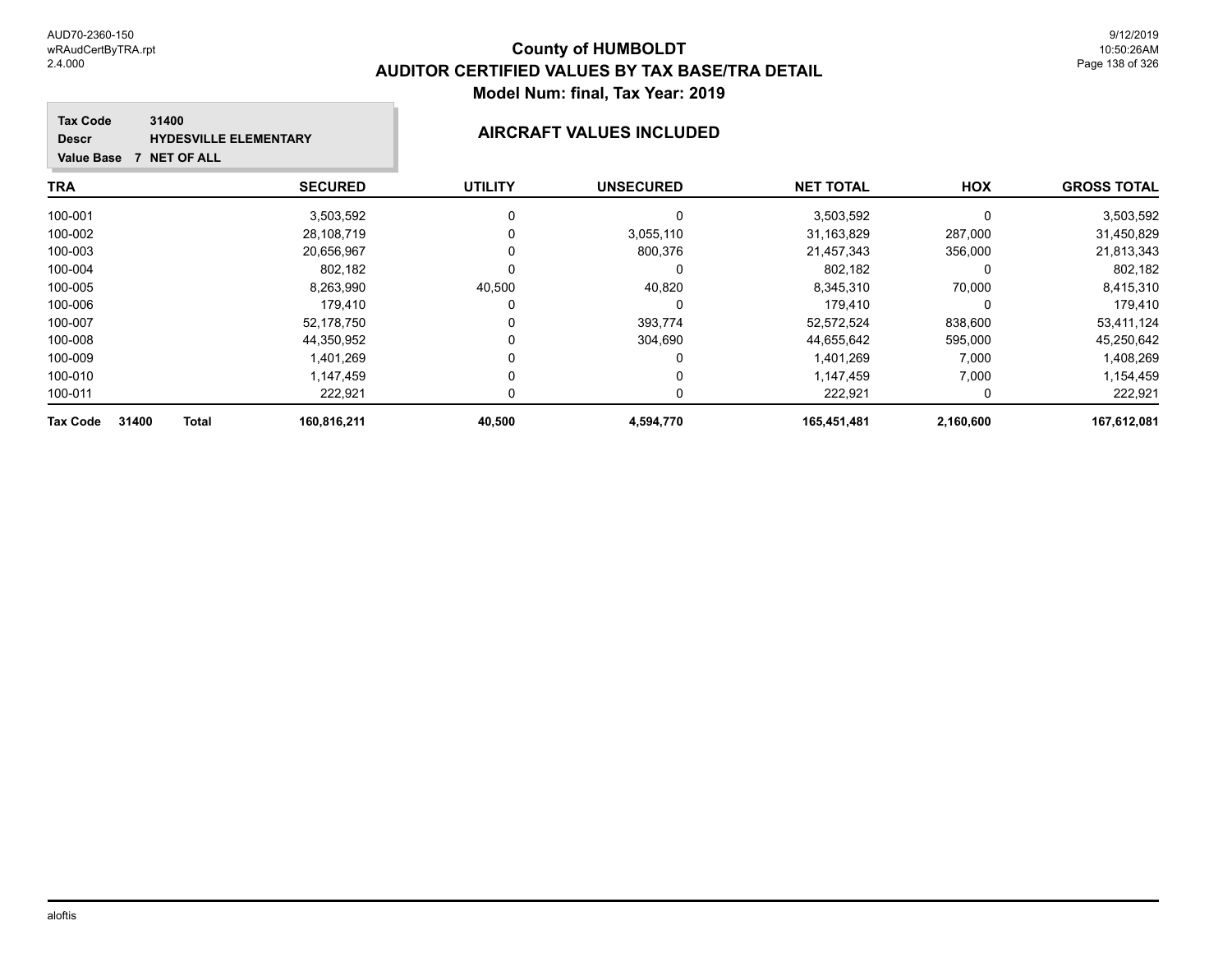# County of HUMBOLDT
## AUDITOR CERTIFIED VALUES BY TAX BASE/TRA DETAIL
### Model Num: final, Tax Year: 2019

**Tax Code** 31400
**Descr** HYDESVILLE ELEMENTARY
**Value Base** 7 NET OF ALL

**AIRCRAFT VALUES INCLUDED**

| TRA | SECURED | UTILITY | UNSECURED | NET TOTAL | HOX | GROSS TOTAL |
|---|---|---|---|---|---|---|
| 100-001 | 3,503,592 | 0 | 0 | 3,503,592 | 0 | 3,503,592 |
| 100-002 | 28,108,719 | 0 | 3,055,110 | 31,163,829 | 287,000 | 31,450,829 |
| 100-003 | 20,656,967 | 0 | 800,376 | 21,457,343 | 356,000 | 21,813,343 |
| 100-004 | 802,182 | 0 | 0 | 802,182 | 0 | 802,182 |
| 100-005 | 8,263,990 | 40,500 | 40,820 | 8,345,310 | 70,000 | 8,415,310 |
| 100-006 | 179,410 | 0 | 0 | 179,410 | 0 | 179,410 |
| 100-007 | 52,178,750 | 0 | 393,774 | 52,572,524 | 838,600 | 53,411,124 |
| 100-008 | 44,350,952 | 0 | 304,690 | 44,655,642 | 595,000 | 45,250,642 |
| 100-009 | 1,401,269 | 0 | 0 | 1,401,269 | 7,000 | 1,408,269 |
| 100-010 | 1,147,459 | 0 | 0 | 1,147,459 | 7,000 | 1,154,459 |
| 100-011 | 222,921 | 0 | 0 | 222,921 | 0 | 222,921 |
| **Tax Code 31400 Total** | **160,816,211** | **40,500** | **4,594,770** | **165,451,481** | **2,160,600** | **167,612,081** |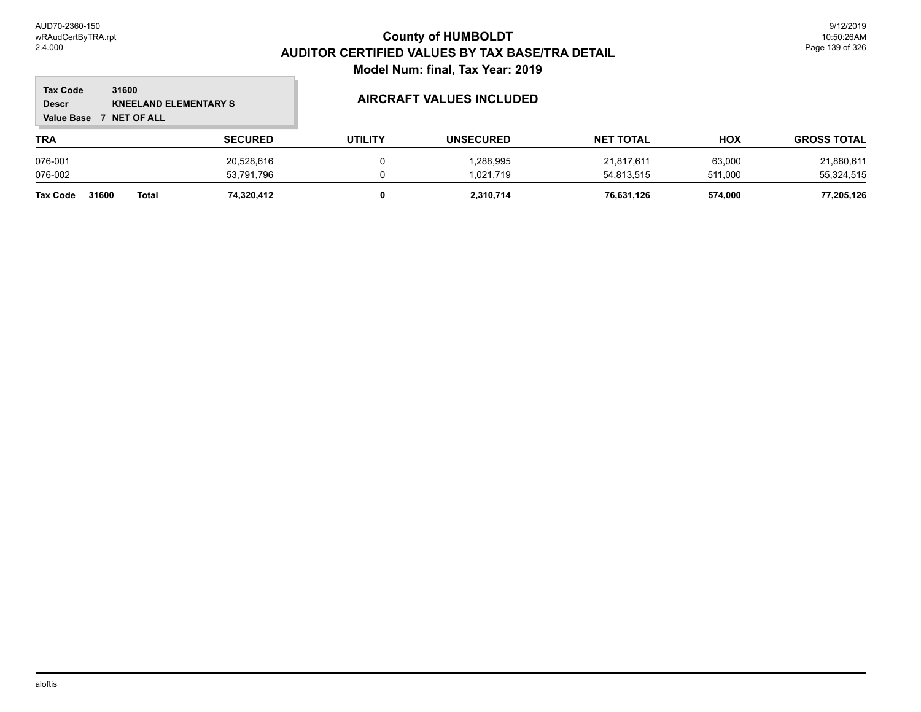# County of HUMBOLDT
## AUDITOR CERTIFIED VALUES BY TAX BASE/TRA DETAIL
### Model Num: final, Tax Year: 2019

**Tax Code** 31600
**Descr** KNEELAND ELEMENTARY S
**Value Base** 7 NET OF ALL

### AIRCRAFT VALUES INCLUDED

| TRA | SECURED | UTILITY | UNSECURED | NET TOTAL | HOX | GROSS TOTAL |
|---|---|---|---|---|---|---|
| 076-001 | 20,528,616 | 0 | 1,288,995 | 21,817,611 | 63,000 | 21,880,611 |
| 076-002 | 53,791,796 | 0 | 1,021,719 | 54,813,515 | 511,000 | 55,324,515 |
| **Tax Code 31600 Total** | **74,320,412** | **0** | **2,310,714** | **76,631,126** | **574,000** | **77,205,126** |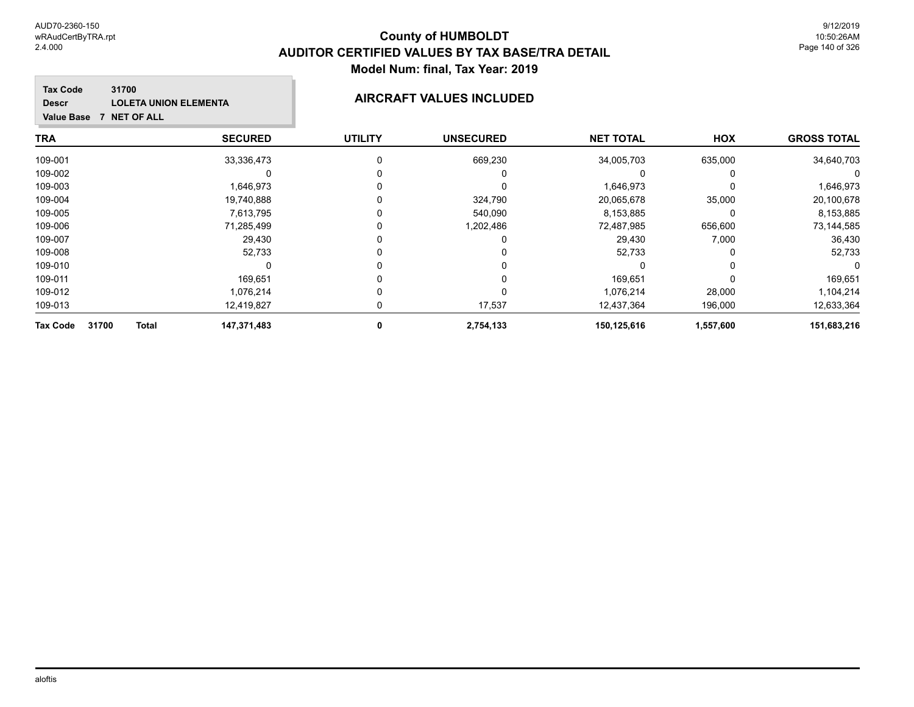# County of HUMBOLDT
## AUDITOR CERTIFIED VALUES BY TAX BASE/TRA DETAIL
### Model Num: final, Tax Year: 2019

**Tax Code** 31700
**Descr** LOLETA UNION ELEMENTA
**Value Base** 7 NET OF ALL

**AIRCRAFT VALUES INCLUDED**

| TRA | SECURED | UTILITY | UNSECURED | NET TOTAL | HOX | GROSS TOTAL |
|---|---|---|---|---|---|---|
| 109-001 | 33,336,473 | 0 | 669,230 | 34,005,703 | 635,000 | 34,640,703 |
| 109-002 | 0 | 0 | 0 | 0 | 0 | 0 |
| 109-003 | 1,646,973 | 0 | 0 | 1,646,973 | 0 | 1,646,973 |
| 109-004 | 19,740,888 | 0 | 324,790 | 20,065,678 | 35,000 | 20,100,678 |
| 109-005 | 7,613,795 | 0 | 540,090 | 8,153,885 | 0 | 8,153,885 |
| 109-006 | 71,285,499 | 0 | 1,202,486 | 72,487,985 | 656,600 | 73,144,585 |
| 109-007 | 29,430 | 0 | 0 | 29,430 | 7,000 | 36,430 |
| 109-008 | 52,733 | 0 | 0 | 52,733 | 0 | 52,733 |
| 109-010 | 0 | 0 | 0 | 0 | 0 | 0 |
| 109-011 | 169,651 | 0 | 0 | 169,651 | 0 | 169,651 |
| 109-012 | 1,076,214 | 0 | 0 | 1,076,214 | 28,000 | 1,104,214 |
| 109-013 | 12,419,827 | 0 | 17,537 | 12,437,364 | 196,000 | 12,633,364 |
| **Tax Code 31700 Total** | **147,371,483** | **0** | **2,754,133** | **150,125,616** | **1,557,600** | **151,683,216** |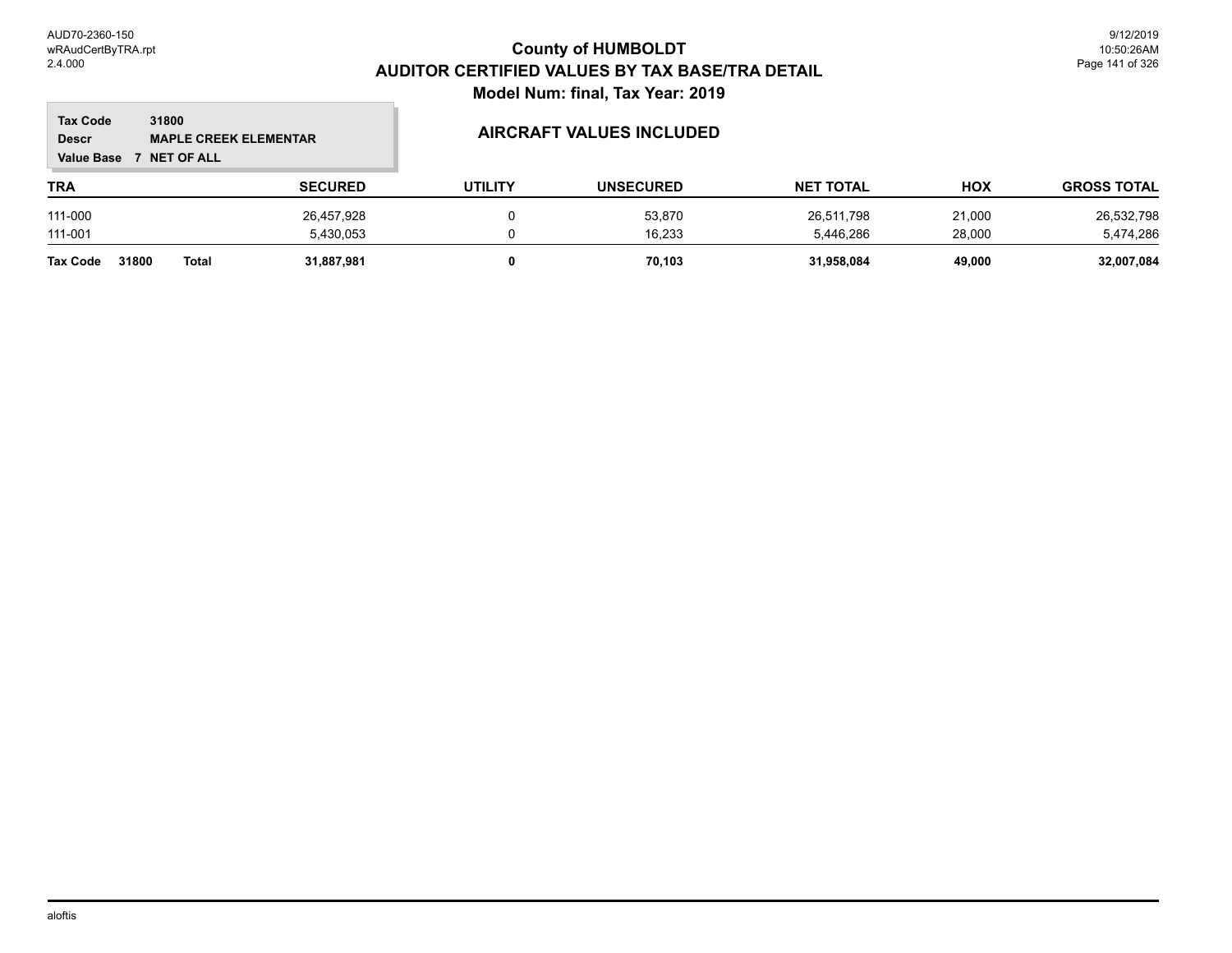# County of HUMBOLDT
## AUDITOR CERTIFIED VALUES BY TAX BASE/TRA DETAIL
### Model Num: final, Tax Year: 2019

**Tax Code** 31800
**Descr** MAPLE CREEK ELEMENTAR
**Value Base** 7 NET OF ALL

### AIRCRAFT VALUES INCLUDED

| TRA | SECURED | UTILITY | UNSECURED | NET TOTAL | HOX | GROSS TOTAL |
|---|---|---|---|---|---|---|
| 111-000 | 26,457,928 | 0 | 53,870 | 26,511,798 | 21,000 | 26,532,798 |
| 111-001 | 5,430,053 | 0 | 16,233 | 5,446,286 | 28,000 | 5,474,286 |
| **Tax Code 31800 Total** | **31,887,981** | **0** | **70,103** | **31,958,084** | **49,000** | **32,007,084** |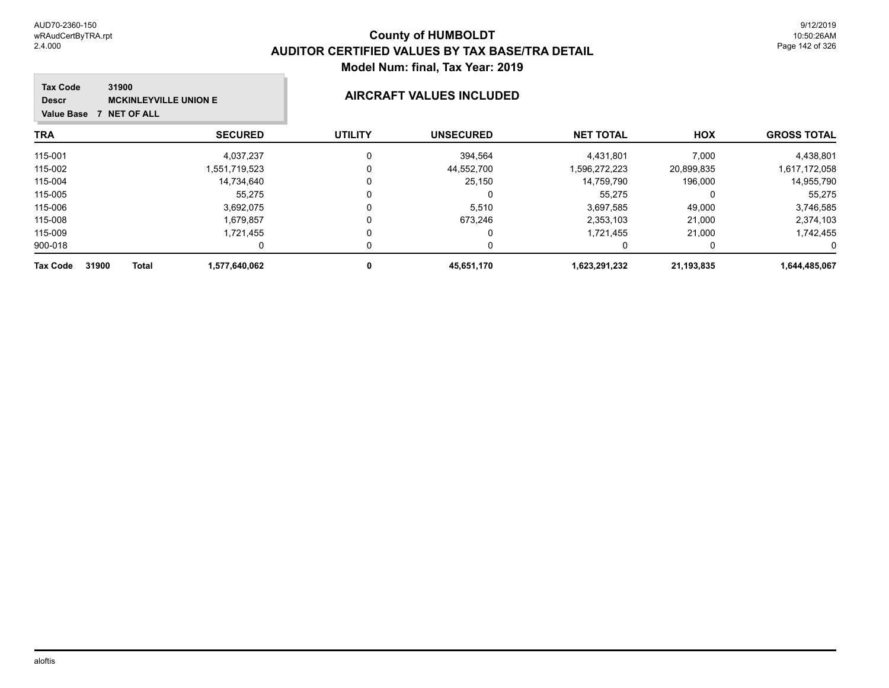# County of HUMBOLDT
## AUDITOR CERTIFIED VALUES BY TAX BASE/TRA DETAIL
### Model Num: final, Tax Year: 2019

**Tax Code** 31900
**Descr** MCKINLEYVILLE UNION E
**Value Base** 7 NET OF ALL

### AIRCRAFT VALUES INCLUDED

| TRA | SECURED | UTILITY | UNSECURED | NET TOTAL | HOX | GROSS TOTAL |
|---|---|---|---|---|---|---|
| 115-001 | 4,037,237 | 0 | 394,564 | 4,431,801 | 7,000 | 4,438,801 |
| 115-002 | 1,551,719,523 | 0 | 44,552,700 | 1,596,272,223 | 20,899,835 | 1,617,172,058 |
| 115-004 | 14,734,640 | 0 | 25,150 | 14,759,790 | 196,000 | 14,955,790 |
| 115-005 | 55,275 | 0 | 0 | 55,275 | 0 | 55,275 |
| 115-006 | 3,692,075 | 0 | 5,510 | 3,697,585 | 49,000 | 3,746,585 |
| 115-008 | 1,679,857 | 0 | 673,246 | 2,353,103 | 21,000 | 2,374,103 |
| 115-009 | 1,721,455 | 0 | 0 | 1,721,455 | 21,000 | 1,742,455 |
| 900-018 | 0 | 0 | 0 | 0 | 0 | 0 |
| **Tax Code 31900 Total** | **1,577,640,062** | **0** | **45,651,170** | **1,623,291,232** | **21,193,835** | **1,644,485,067** |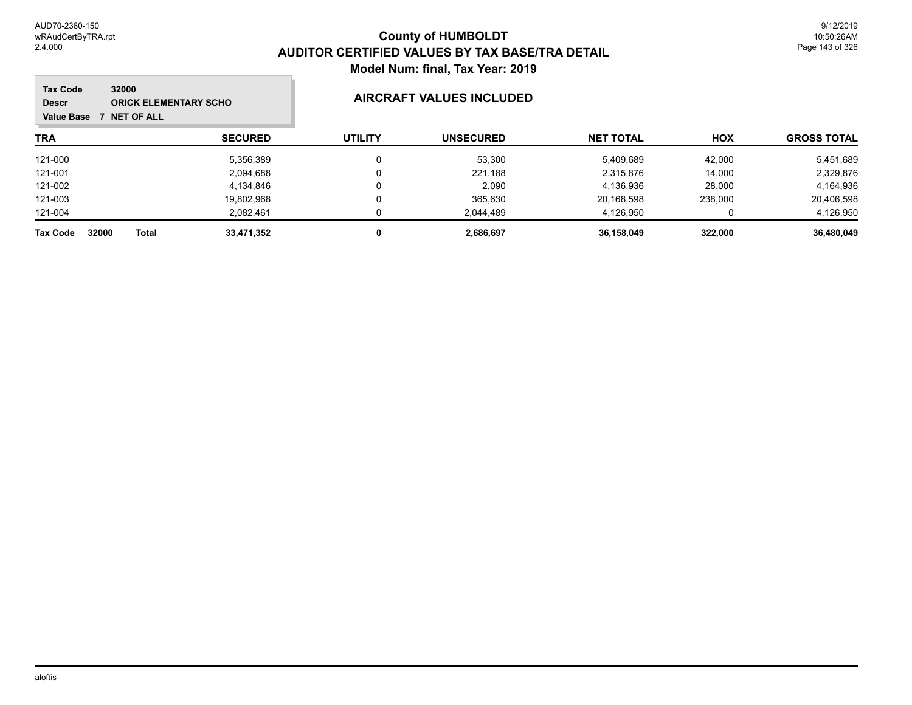# County of HUMBOLDT
## AUDITOR CERTIFIED VALUES BY TAX BASE/TRA DETAIL
### Model Num: final, Tax Year: 2019

**Tax Code** 32000
**Descr** ORICK ELEMENTARY SCHO
**Value Base** 7 NET OF ALL

**AIRCRAFT VALUES INCLUDED**

| TRA | SECURED | UTILITY | UNSECURED | NET TOTAL | HOX | GROSS TOTAL |
|---|---|---|---|---|---|---|
| 121-000 | 5,356,389 | 0 | 53,300 | 5,409,689 | 42,000 | 5,451,689 |
| 121-001 | 2,094,688 | 0 | 221,188 | 2,315,876 | 14,000 | 2,329,876 |
| 121-002 | 4,134,846 | 0 | 2,090 | 4,136,936 | 28,000 | 4,164,936 |
| 121-003 | 19,802,968 | 0 | 365,630 | 20,168,598 | 238,000 | 20,406,598 |
| 121-004 | 2,082,461 | 0 | 2,044,489 | 4,126,950 | 0 | 4,126,950 |
| **Tax Code 32000 Total** | **33,471,352** | **0** | **2,686,697** | **36,158,049** | **322,000** | **36,480,049** |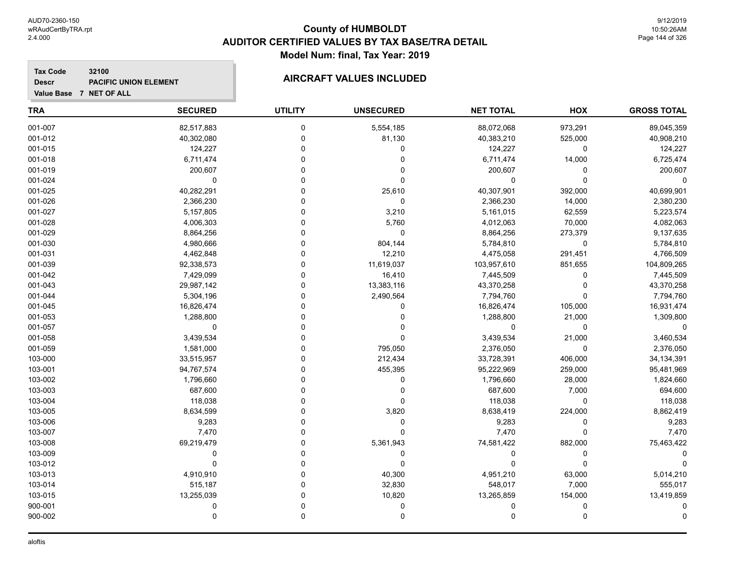# County of HUMBOLDT
## AUDITOR CERTIFIED VALUES BY TAX BASE/TRA DETAIL
### Model Num: final, Tax Year: 2019

**Tax Code** 32100
**Descr** PACIFIC UNION ELEMENT
**Value Base** 7 NET OF ALL

### AIRCRAFT VALUES INCLUDED

| TRA | SECURED | UTILITY | UNSECURED | NET TOTAL | HOX | GROSS TOTAL |
|---|---|---|---|---|---|---|
| 001-007 | 82,517,883 | 0 | 5,554,185 | 88,072,068 | 973,291 | 89,045,359 |
| 001-012 | 40,302,080 | 0 | 81,130 | 40,383,210 | 525,000 | 40,908,210 |
| 001-015 | 124,227 | 0 | 0 | 124,227 | 0 | 124,227 |
| 001-018 | 6,711,474 | 0 | 0 | 6,711,474 | 14,000 | 6,725,474 |
| 001-019 | 200,607 | 0 | 0 | 200,607 | 0 | 200,607 |
| 001-024 | 0 | 0 | 0 | 0 | 0 | 0 |
| 001-025 | 40,282,291 | 0 | 25,610 | 40,307,901 | 392,000 | 40,699,901 |
| 001-026 | 2,366,230 | 0 | 0 | 2,366,230 | 14,000 | 2,380,230 |
| 001-027 | 5,157,805 | 0 | 3,210 | 5,161,015 | 62,559 | 5,223,574 |
| 001-028 | 4,006,303 | 0 | 5,760 | 4,012,063 | 70,000 | 4,082,063 |
| 001-029 | 8,864,256 | 0 | 0 | 8,864,256 | 273,379 | 9,137,635 |
| 001-030 | 4,980,666 | 0 | 804,144 | 5,784,810 | 0 | 5,784,810 |
| 001-031 | 4,462,848 | 0 | 12,210 | 4,475,058 | 291,451 | 4,766,509 |
| 001-039 | 92,338,573 | 0 | 11,619,037 | 103,957,610 | 851,655 | 104,809,265 |
| 001-042 | 7,429,099 | 0 | 16,410 | 7,445,509 | 0 | 7,445,509 |
| 001-043 | 29,987,142 | 0 | 13,383,116 | 43,370,258 | 0 | 43,370,258 |
| 001-044 | 5,304,196 | 0 | 2,490,564 | 7,794,760 | 0 | 7,794,760 |
| 001-045 | 16,826,474 | 0 | 0 | 16,826,474 | 105,000 | 16,931,474 |
| 001-053 | 1,288,800 | 0 | 0 | 1,288,800 | 21,000 | 1,309,800 |
| 001-057 | 0 | 0 | 0 | 0 | 0 | 0 |
| 001-058 | 3,439,534 | 0 | 0 | 3,439,534 | 21,000 | 3,460,534 |
| 001-059 | 1,581,000 | 0 | 795,050 | 2,376,050 | 0 | 2,376,050 |
| 103-000 | 33,515,957 | 0 | 212,434 | 33,728,391 | 406,000 | 34,134,391 |
| 103-001 | 94,767,574 | 0 | 455,395 | 95,222,969 | 259,000 | 95,481,969 |
| 103-002 | 1,796,660 | 0 | 0 | 1,796,660 | 28,000 | 1,824,660 |
| 103-003 | 687,600 | 0 | 0 | 687,600 | 7,000 | 694,600 |
| 103-004 | 118,038 | 0 | 0 | 118,038 | 0 | 118,038 |
| 103-005 | 8,634,599 | 0 | 3,820 | 8,638,419 | 224,000 | 8,862,419 |
| 103-006 | 9,283 | 0 | 0 | 9,283 | 0 | 9,283 |
| 103-007 | 7,470 | 0 | 0 | 7,470 | 0 | 7,470 |
| 103-008 | 69,219,479 | 0 | 5,361,943 | 74,581,422 | 882,000 | 75,463,422 |
| 103-009 | 0 | 0 | 0 | 0 | 0 | 0 |
| 103-012 | 0 | 0 | 0 | 0 | 0 | 0 |
| 103-013 | 4,910,910 | 0 | 40,300 | 4,951,210 | 63,000 | 5,014,210 |
| 103-014 | 515,187 | 0 | 32,830 | 548,017 | 7,000 | 555,017 |
| 103-015 | 13,255,039 | 0 | 10,820 | 13,265,859 | 154,000 | 13,419,859 |
| 900-001 | 0 | 0 | 0 | 0 | 0 | 0 |
| 900-002 | 0 | 0 | 0 | 0 | 0 | 0 |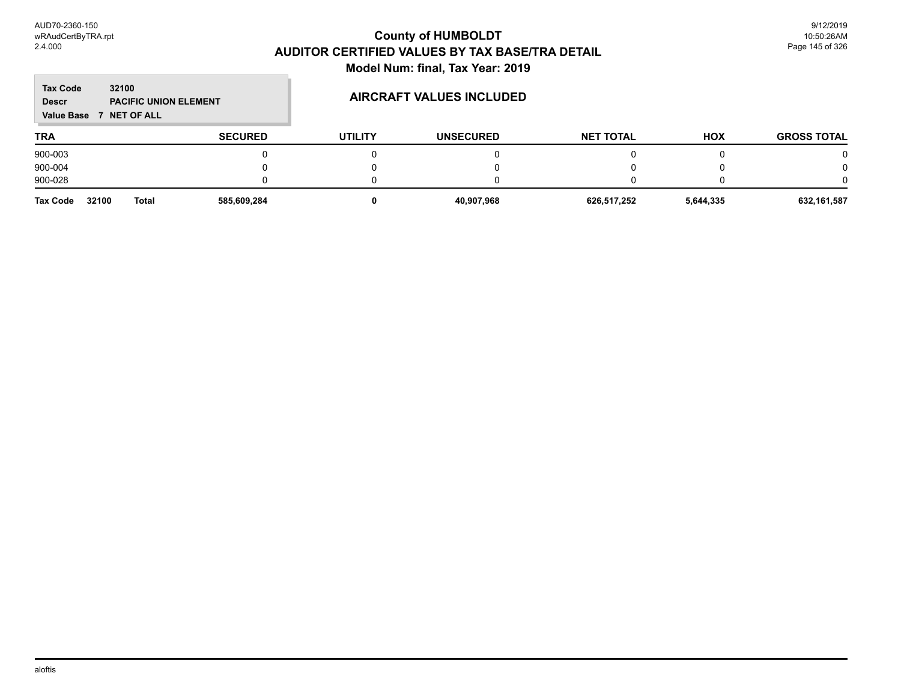# County of HUMBOLDT
## AUDITOR CERTIFIED VALUES BY TAX BASE/TRA DETAIL
### Model Num: final, Tax Year: 2019

**Tax Code** 32100
**Descr** PACIFIC UNION ELEMENT
**Value Base** 7 NET OF ALL

### AIRCRAFT VALUES INCLUDED

| TRA | SECURED | UTILITY | UNSECURED | NET TOTAL | HOX | GROSS TOTAL |
|---|---|---|---|---|---|---|
| 900-003 | 0 | 0 | 0 | 0 | 0 | 0 |
| 900-004 | 0 | 0 | 0 | 0 | 0 | 0 |
| 900-028 | 0 | 0 | 0 | 0 | 0 | 0 |
| **Tax Code 32100 Total** | **585,609,284** | **0** | **40,907,968** | **626,517,252** | **5,644,335** | **632,161,587** |

aloftis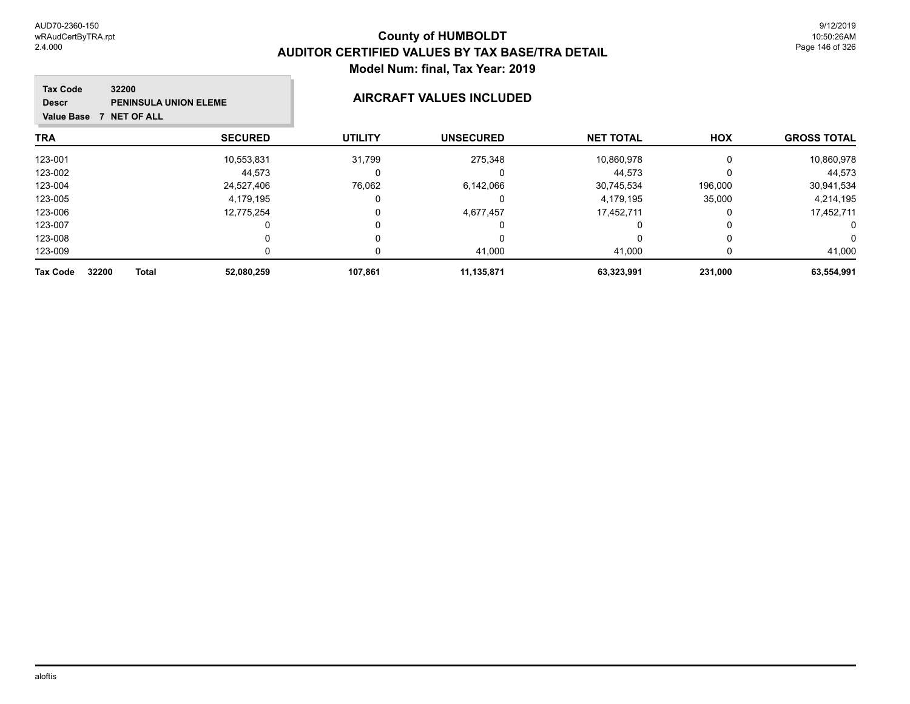# County of HUMBOLDT
## AUDITOR CERTIFIED VALUES BY TAX BASE/TRA DETAIL
### Model Num: final, Tax Year: 2019

**Tax Code** 32200
**Descr** PENINSULA UNION ELEME
**Value Base** 7 NET OF ALL

### AIRCRAFT VALUES INCLUDED

| TRA | SECURED | UTILITY | UNSECURED | NET TOTAL | HOX | GROSS TOTAL |
|---|---|---|---|---|---|---|
| 123-001 | 10,553,831 | 31,799 | 275,348 | 10,860,978 | 0 | 10,860,978 |
| 123-002 | 44,573 | 0 | 0 | 44,573 | 0 | 44,573 |
| 123-004 | 24,527,406 | 76,062 | 6,142,066 | 30,745,534 | 196,000 | 30,941,534 |
| 123-005 | 4,179,195 | 0 | 0 | 4,179,195 | 35,000 | 4,214,195 |
| 123-006 | 12,775,254 | 0 | 4,677,457 | 17,452,711 | 0 | 17,452,711 |
| 123-007 | 0 | 0 | 0 | 0 | 0 | 0 |
| 123-008 | 0 | 0 | 0 | 0 | 0 | 0 |
| 123-009 | 0 | 0 | 41,000 | 41,000 | 0 | 41,000 |
| **Tax Code 32200 Total** | **52,080,259** | **107,861** | **11,135,871** | **63,323,991** | **231,000** | **63,554,991** |

aloftis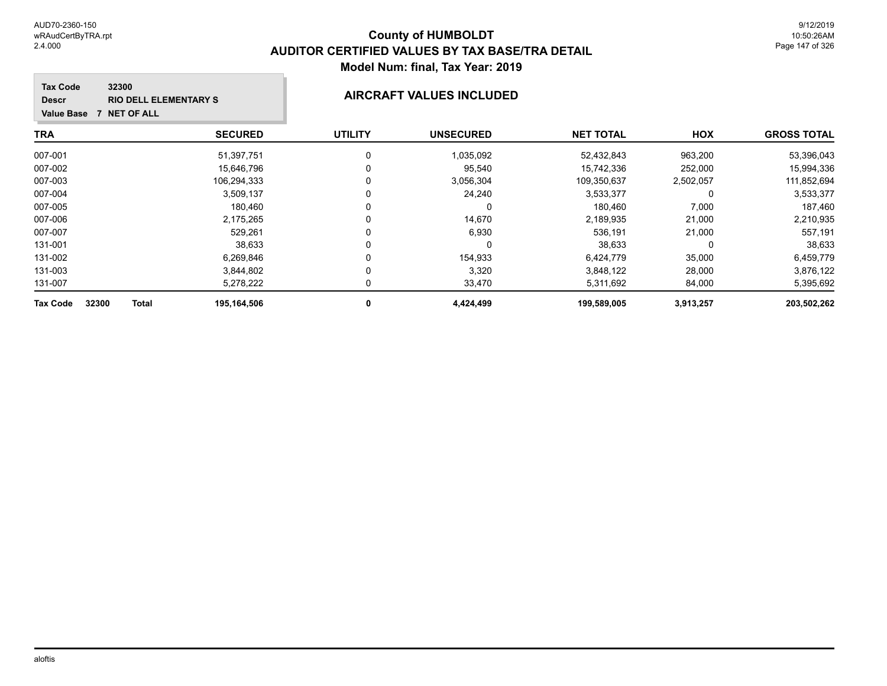# County of HUMBOLDT
## AUDITOR CERTIFIED VALUES BY TAX BASE/TRA DETAIL
### Model Num: final, Tax Year: 2019

**Tax Code** 32300
**Descr** RIO DELL ELEMENTARY S
**Value Base** 7 NET OF ALL

### AIRCRAFT VALUES INCLUDED

| TRA | SECURED | UTILITY | UNSECURED | NET TOTAL | HOX | GROSS TOTAL |
|---|---|---|---|---|---|---|
| 007-001 | 51,397,751 | 0 | 1,035,092 | 52,432,843 | 963,200 | 53,396,043 |
| 007-002 | 15,646,796 | 0 | 95,540 | 15,742,336 | 252,000 | 15,994,336 |
| 007-003 | 106,294,333 | 0 | 3,056,304 | 109,350,637 | 2,502,057 | 111,852,694 |
| 007-004 | 3,509,137 | 0 | 24,240 | 3,533,377 | 0 | 3,533,377 |
| 007-005 | 180,460 | 0 | 0 | 180,460 | 7,000 | 187,460 |
| 007-006 | 2,175,265 | 0 | 14,670 | 2,189,935 | 21,000 | 2,210,935 |
| 007-007 | 529,261 | 0 | 6,930 | 536,191 | 21,000 | 557,191 |
| 131-001 | 38,633 | 0 | 0 | 38,633 | 0 | 38,633 |
| 131-002 | 6,269,846 | 0 | 154,933 | 6,424,779 | 35,000 | 6,459,779 |
| 131-003 | 3,844,802 | 0 | 3,320 | 3,848,122 | 28,000 | 3,876,122 |
| 131-007 | 5,278,222 | 0 | 33,470 | 5,311,692 | 84,000 | 5,395,692 |
| **Tax Code 32300 Total** | **195,164,506** | **0** | **4,424,499** | **199,589,005** | **3,913,257** | **203,502,262** |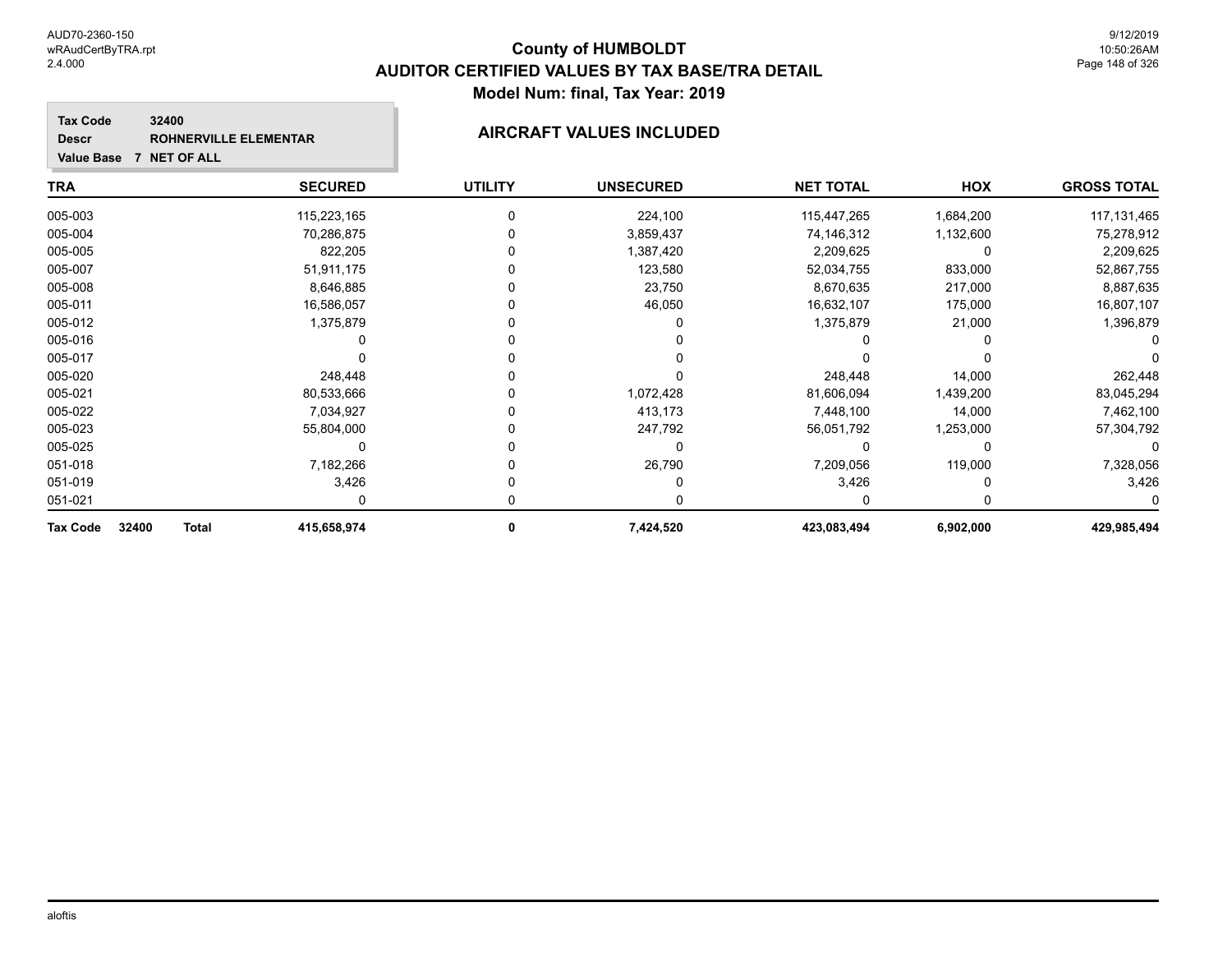# County of HUMBOLDT
## AUDITOR CERTIFIED VALUES BY TAX BASE/TRA DETAIL
### Model Num: final, Tax Year: 2019

**Tax Code** 32400
**Descr** ROHNERVILLE ELEMENTAR
**Value Base** 7 NET OF ALL

**AIRCRAFT VALUES INCLUDED**

| TRA | SECURED | UTILITY | UNSECURED | NET TOTAL | HOX | GROSS TOTAL |
|---|---|---|---|---|---|---|
| 005-003 | 115,223,165 | 0 | 224,100 | 115,447,265 | 1,684,200 | 117,131,465 |
| 005-004 | 70,286,875 | 0 | 3,859,437 | 74,146,312 | 1,132,600 | 75,278,912 |
| 005-005 | 822,205 | 0 | 1,387,420 | 2,209,625 | 0 | 2,209,625 |
| 005-007 | 51,911,175 | 0 | 123,580 | 52,034,755 | 833,000 | 52,867,755 |
| 005-008 | 8,646,885 | 0 | 23,750 | 8,670,635 | 217,000 | 8,887,635 |
| 005-011 | 16,586,057 | 0 | 46,050 | 16,632,107 | 175,000 | 16,807,107 |
| 005-012 | 1,375,879 | 0 | 0 | 1,375,879 | 21,000 | 1,396,879 |
| 005-016 | 0 | 0 | 0 | 0 | 0 | 0 |
| 005-017 | 0 | 0 | 0 | 0 | 0 | 0 |
| 005-020 | 248,448 | 0 | 0 | 248,448 | 14,000 | 262,448 |
| 005-021 | 80,533,666 | 0 | 1,072,428 | 81,606,094 | 1,439,200 | 83,045,294 |
| 005-022 | 7,034,927 | 0 | 413,173 | 7,448,100 | 14,000 | 7,462,100 |
| 005-023 | 55,804,000 | 0 | 247,792 | 56,051,792 | 1,253,000 | 57,304,792 |
| 005-025 | 0 | 0 | 0 | 0 | 0 | 0 |
| 051-018 | 7,182,266 | 0 | 26,790 | 7,209,056 | 119,000 | 7,328,056 |
| 051-019 | 3,426 | 0 | 0 | 3,426 | 0 | 3,426 |
| 051-021 | 0 | 0 | 0 | 0 | 0 | 0 |
| **Tax Code 32400 Total** | **415,658,974** | **0** | **7,424,520** | **423,083,494** | **6,902,000** | **429,985,494** |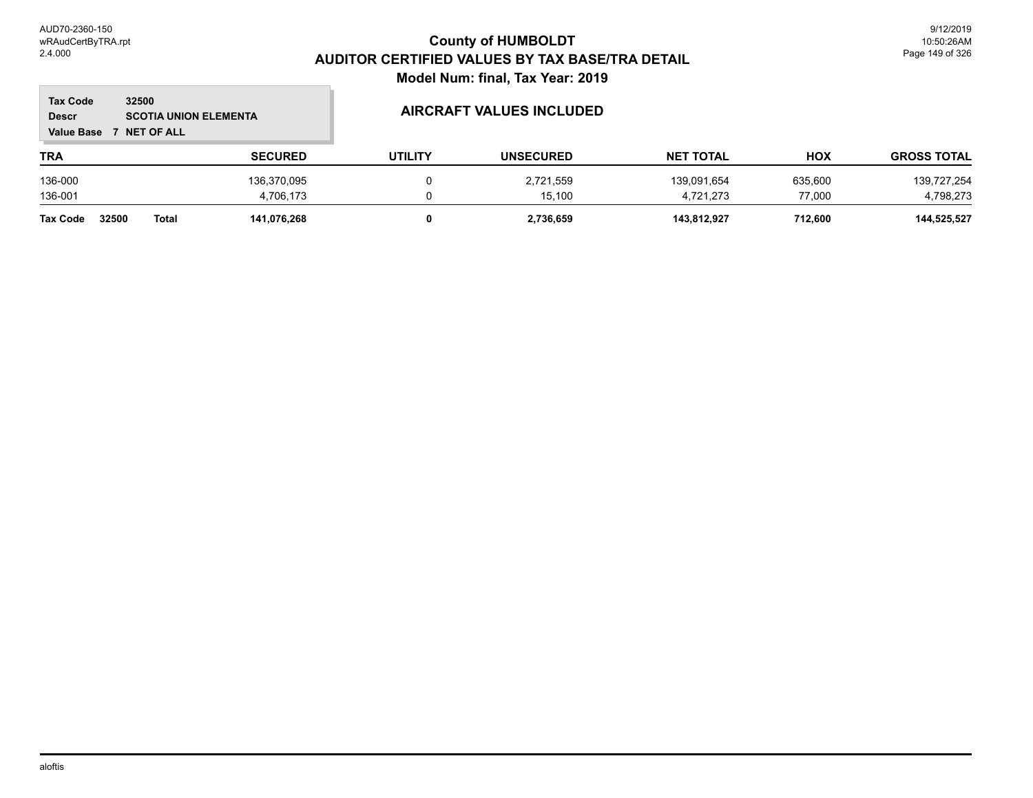# County of HUMBOLDT

## AUDITOR CERTIFIED VALUES BY TAX BASE/TRA DETAIL

### Model Num: final, Tax Year: 2019

**Tax Code** 32500
**Descr** SCOTIA UNION ELEMENTA
**Value Base** 7 NET OF ALL

### AIRCRAFT VALUES INCLUDED

| TRA | SECURED | UTILITY | UNSECURED | NET TOTAL | HOX | GROSS TOTAL |
|---|---|---|---|---|---|---|
| 136-000 | 136,370,095 | 0 | 2,721,559 | 139,091,654 | 635,600 | 139,727,254 |
| 136-001 | 4,706,173 | 0 | 15,100 | 4,721,273 | 77,000 | 4,798,273 |
| **Tax Code 32500 Total** | **141,076,268** | **0** | **2,736,659** | **143,812,927** | **712,600** | **144,525,527** |

aloftis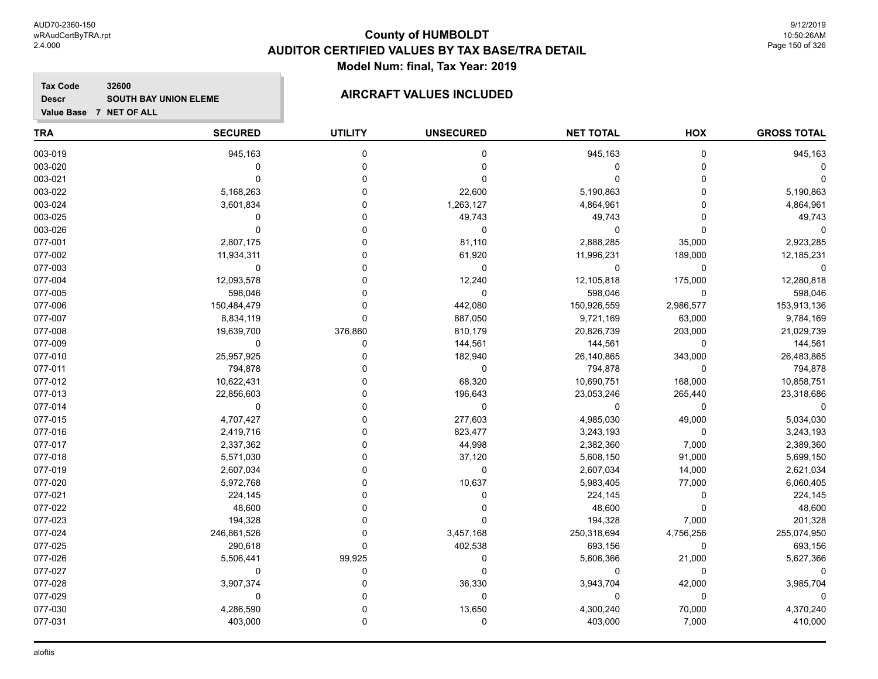# County of HUMBOLDT
## AUDITOR CERTIFIED VALUES BY TAX BASE/TRA DETAIL
### Model Num: final, Tax Year: 2019

**Tax Code** 32600
**Descr** SOUTH BAY UNION ELEME
**Value Base** 7 NET OF ALL

**AIRCRAFT VALUES INCLUDED**

| TRA | SECURED | UTILITY | UNSECURED | NET TOTAL | HOX | GROSS TOTAL |
|---|---|---|---|---|---|---|
| 003-019 | 945,163 | 0 | 0 | 945,163 | 0 | 945,163 |
| 003-020 | 0 | 0 | 0 | 0 | 0 | 0 |
| 003-021 | 0 | 0 | 0 | 0 | 0 | 0 |
| 003-022 | 5,168,263 | 0 | 22,600 | 5,190,863 | 0 | 5,190,863 |
| 003-024 | 3,601,834 | 0 | 1,263,127 | 4,864,961 | 0 | 4,864,961 |
| 003-025 | 0 | 0 | 49,743 | 49,743 | 0 | 49,743 |
| 003-026 | 0 | 0 | 0 | 0 | 0 | 0 |
| 077-001 | 2,807,175 | 0 | 81,110 | 2,888,285 | 35,000 | 2,923,285 |
| 077-002 | 11,934,311 | 0 | 61,920 | 11,996,231 | 189,000 | 12,185,231 |
| 077-003 | 0 | 0 | 0 | 0 | 0 | 0 |
| 077-004 | 12,093,578 | 0 | 12,240 | 12,105,818 | 175,000 | 12,280,818 |
| 077-005 | 598,046 | 0 | 0 | 598,046 | 0 | 598,046 |
| 077-006 | 150,484,479 | 0 | 442,080 | 150,926,559 | 2,986,577 | 153,913,136 |
| 077-007 | 8,834,119 | 0 | 887,050 | 9,721,169 | 63,000 | 9,784,169 |
| 077-008 | 19,639,700 | 376,860 | 810,179 | 20,826,739 | 203,000 | 21,029,739 |
| 077-009 | 0 | 0 | 144,561 | 144,561 | 0 | 144,561 |
| 077-010 | 25,957,925 | 0 | 182,940 | 26,140,865 | 343,000 | 26,483,865 |
| 077-011 | 794,878 | 0 | 0 | 794,878 | 0 | 794,878 |
| 077-012 | 10,622,431 | 0 | 68,320 | 10,690,751 | 168,000 | 10,858,751 |
| 077-013 | 22,856,603 | 0 | 196,643 | 23,053,246 | 265,440 | 23,318,686 |
| 077-014 | 0 | 0 | 0 | 0 | 0 | 0 |
| 077-015 | 4,707,427 | 0 | 277,603 | 4,985,030 | 49,000 | 5,034,030 |
| 077-016 | 2,419,716 | 0 | 823,477 | 3,243,193 | 0 | 3,243,193 |
| 077-017 | 2,337,362 | 0 | 44,998 | 2,382,360 | 7,000 | 2,389,360 |
| 077-018 | 5,571,030 | 0 | 37,120 | 5,608,150 | 91,000 | 5,699,150 |
| 077-019 | 2,607,034 | 0 | 0 | 2,607,034 | 14,000 | 2,621,034 |
| 077-020 | 5,972,768 | 0 | 10,637 | 5,983,405 | 77,000 | 6,060,405 |
| 077-021 | 224,145 | 0 | 0 | 224,145 | 0 | 224,145 |
| 077-022 | 48,600 | 0 | 0 | 48,600 | 0 | 48,600 |
| 077-023 | 194,328 | 0 | 0 | 194,328 | 7,000 | 201,328 |
| 077-024 | 246,861,526 | 0 | 3,457,168 | 250,318,694 | 4,756,256 | 255,074,950 |
| 077-025 | 290,618 | 0 | 402,538 | 693,156 | 0 | 693,156 |
| 077-026 | 5,506,441 | 99,925 | 0 | 5,606,366 | 21,000 | 5,627,366 |
| 077-027 | 0 | 0 | 0 | 0 | 0 | 0 |
| 077-028 | 3,907,374 | 0 | 36,330 | 3,943,704 | 42,000 | 3,985,704 |
| 077-029 | 0 | 0 | 0 | 0 | 0 | 0 |
| 077-030 | 4,286,590 | 0 | 13,650 | 4,300,240 | 70,000 | 4,370,240 |
| 077-031 | 403,000 | 0 | 0 | 403,000 | 7,000 | 410,000 |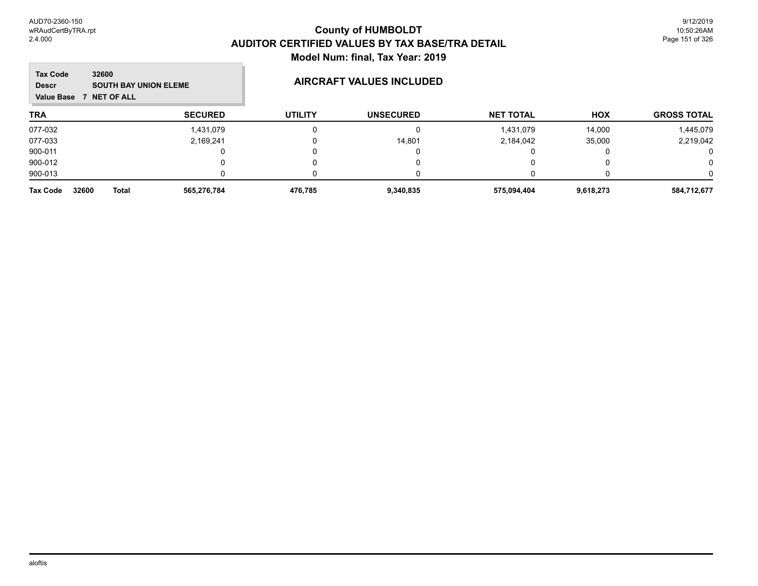# County of HUMBOLDT
## AUDITOR CERTIFIED VALUES BY TAX BASE/TRA DETAIL
### Model Num: final, Tax Year: 2019

**Tax Code** 32600
**Descr** SOUTH BAY UNION ELEME
**Value Base** 7 NET OF ALL

**AIRCRAFT VALUES INCLUDED**

| TRA | SECURED | UTILITY | UNSECURED | NET TOTAL | HOX | GROSS TOTAL |
|---|---|---|---|---|---|---|
| 077-032 | 1,431,079 | 0 | 0 | 1,431,079 | 14,000 | 1,445,079 |
| 077-033 | 2,169,241 | 0 | 14,801 | 2,184,042 | 35,000 | 2,219,042 |
| 900-011 | 0 | 0 | 0 | 0 | 0 | 0 |
| 900-012 | 0 | 0 | 0 | 0 | 0 | 0 |
| 900-013 | 0 | 0 | 0 | 0 | 0 | 0 |
| **Tax Code 32600 Total** | **565,276,784** | **476,785** | **9,340,835** | **575,094,404** | **9,618,273** | **584,712,677** |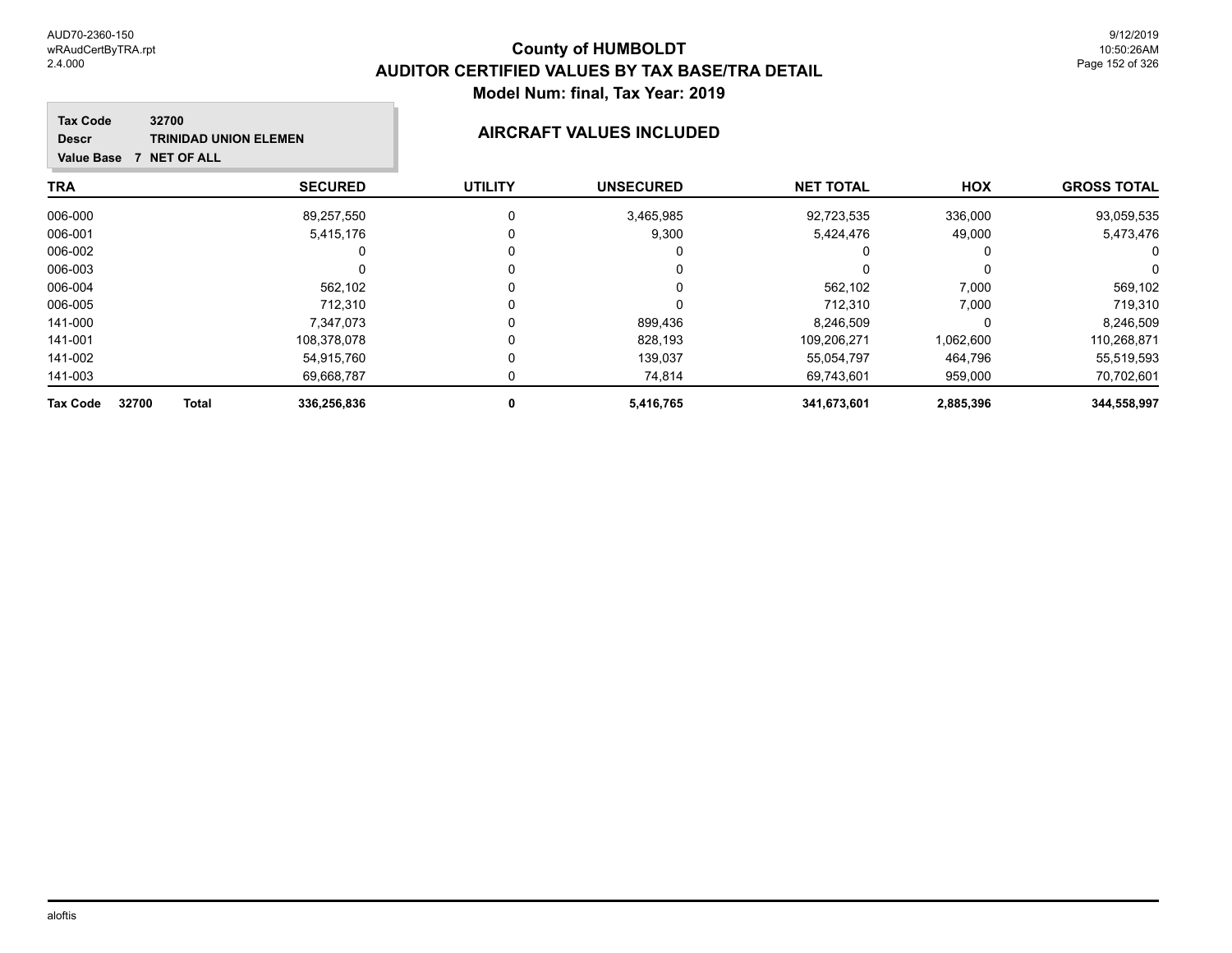AUD70-2360-150
wRAudCertByTRA.rpt
2.4.000

# County of HUMBOLDT
## AUDITOR CERTIFIED VALUES BY TAX BASE/TRA DETAIL
### Model Num: final, Tax Year: 2019

9/12/2019
10:50:26AM

**Tax Code** 32700
**Descr** TRINIDAD UNION ELEMEN
**Value Base** 7 NET OF ALL

### AIRCRAFT VALUES INCLUDED

| TRA | SECURED | UTILITY | UNSECURED | NET TOTAL | HOX | GROSS TOTAL |
|---|---|---|---|---|---|---|
| 006-000 | 89,257,550 | 0 | 3,465,985 | 92,723,535 | 336,000 | 93,059,535 |
| 006-001 | 5,415,176 | 0 | 9,300 | 5,424,476 | 49,000 | 5,473,476 |
| 006-002 | 0 | 0 | 0 | 0 | 0 | 0 |
| 006-003 | 0 | 0 | 0 | 0 | 0 | 0 |
| 006-004 | 562,102 | 0 | 0 | 562,102 | 7,000 | 569,102 |
| 006-005 | 712,310 | 0 | 0 | 712,310 | 7,000 | 719,310 |
| 141-000 | 7,347,073 | 0 | 899,436 | 8,246,509 | 0 | 8,246,509 |
| 141-001 | 108,378,078 | 0 | 828,193 | 109,206,271 | 1,062,600 | 110,268,871 |
| 141-002 | 54,915,760 | 0 | 139,037 | 55,054,797 | 464,796 | 55,519,593 |
| 141-003 | 69,668,787 | 0 | 74,814 | 69,743,601 | 959,000 | 70,702,601 |
| **Tax Code 32700 Total** | **336,256,836** | **0** | **5,416,765** | **341,673,601** | **2,885,396** | **344,558,997** |

aloftis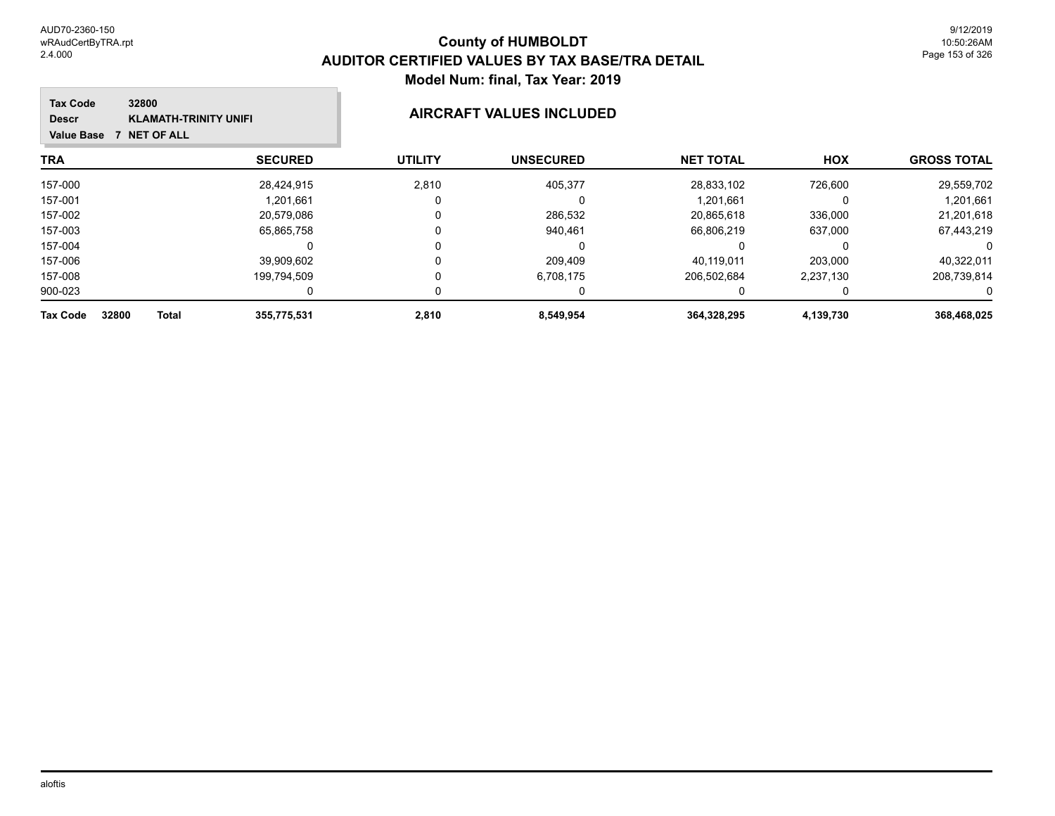# County of HUMBOLDT
## AUDITOR CERTIFIED VALUES BY TAX BASE/TRA DETAIL
### Model Num: final, Tax Year: 2019

**Tax Code** 32800
**Descr** KLAMATH-TRINITY UNIFI
**Value Base** 7 NET OF ALL

**AIRCRAFT VALUES INCLUDED**

| TRA | SECURED | UTILITY | UNSECURED | NET TOTAL | HOX | GROSS TOTAL |
|---|---|---|---|---|---|---|
| 157-000 | 28,424,915 | 2,810 | 405,377 | 28,833,102 | 726,600 | 29,559,702 |
| 157-001 | 1,201,661 | 0 | 0 | 1,201,661 | 0 | 1,201,661 |
| 157-002 | 20,579,086 | 0 | 286,532 | 20,865,618 | 336,000 | 21,201,618 |
| 157-003 | 65,865,758 | 0 | 940,461 | 66,806,219 | 637,000 | 67,443,219 |
| 157-004 | 0 | 0 | 0 | 0 | 0 | 0 |
| 157-006 | 39,909,602 | 0 | 209,409 | 40,119,011 | 203,000 | 40,322,011 |
| 157-008 | 199,794,509 | 0 | 6,708,175 | 206,502,684 | 2,237,130 | 208,739,814 |
| 900-023 | 0 | 0 | 0 | 0 | 0 | 0 |
| **Tax Code 32800 Total** | **355,775,531** | **2,810** | **8,549,954** | **364,328,295** | **4,139,730** | **368,468,025** |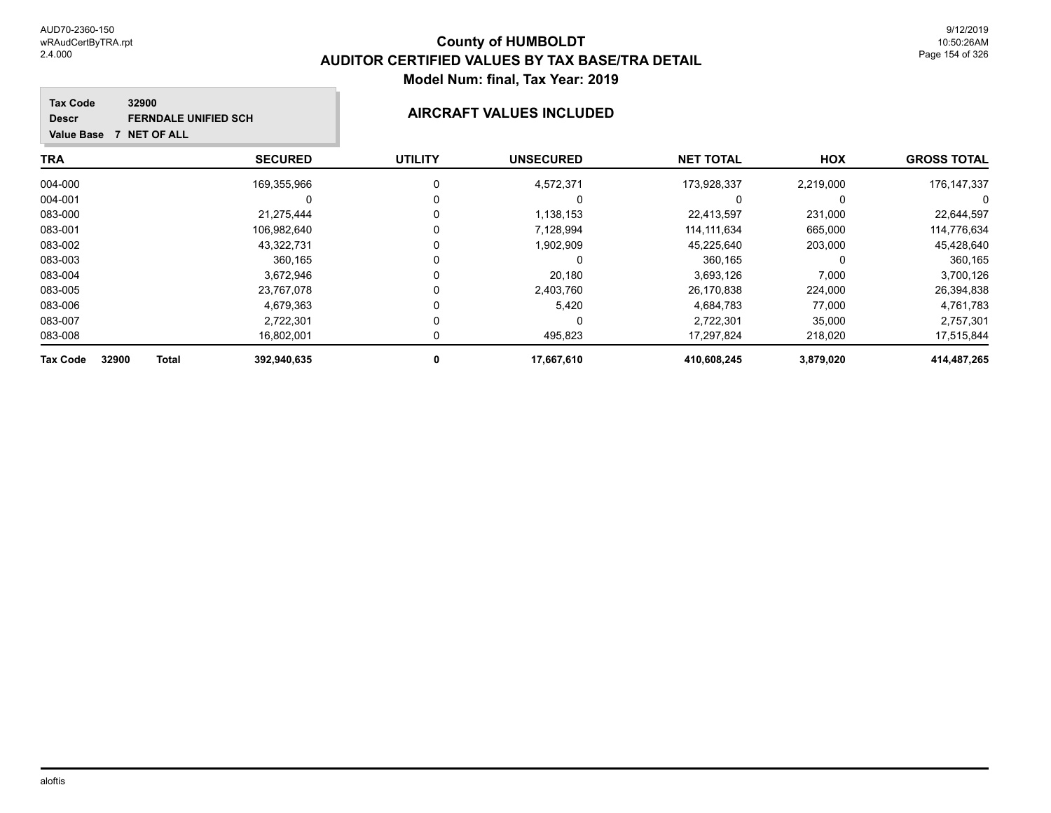# County of HUMBOLDT
## AUDITOR CERTIFIED VALUES BY TAX BASE/TRA DETAIL
### Model Num: final, Tax Year: 2019

**Tax Code** 32900
**Descr** FERNDALE UNIFIED SCH
**Value Base** 7 NET OF ALL

**AIRCRAFT VALUES INCLUDED**

| TRA | SECURED | UTILITY | UNSECURED | NET TOTAL | HOX | GROSS TOTAL |
|---|---|---|---|---|---|---|
| 004-000 | 169,355,966 | 0 | 4,572,371 | 173,928,337 | 2,219,000 | 176,147,337 |
| 004-001 | 0 | 0 | 0 | 0 | 0 | 0 |
| 083-000 | 21,275,444 | 0 | 1,138,153 | 22,413,597 | 231,000 | 22,644,597 |
| 083-001 | 106,982,640 | 0 | 7,128,994 | 114,111,634 | 665,000 | 114,776,634 |
| 083-002 | 43,322,731 | 0 | 1,902,909 | 45,225,640 | 203,000 | 45,428,640 |
| 083-003 | 360,165 | 0 | 0 | 360,165 | 0 | 360,165 |
| 083-004 | 3,672,946 | 0 | 20,180 | 3,693,126 | 7,000 | 3,700,126 |
| 083-005 | 23,767,078 | 0 | 2,403,760 | 26,170,838 | 224,000 | 26,394,838 |
| 083-006 | 4,679,363 | 0 | 5,420 | 4,684,783 | 77,000 | 4,761,783 |
| 083-007 | 2,722,301 | 0 | 0 | 2,722,301 | 35,000 | 2,757,301 |
| 083-008 | 16,802,001 | 0 | 495,823 | 17,297,824 | 218,020 | 17,515,844 |
| **Tax Code 32900 Total** | **392,940,635** | **0** | **17,667,610** | **410,608,245** | **3,879,020** | **414,487,265** |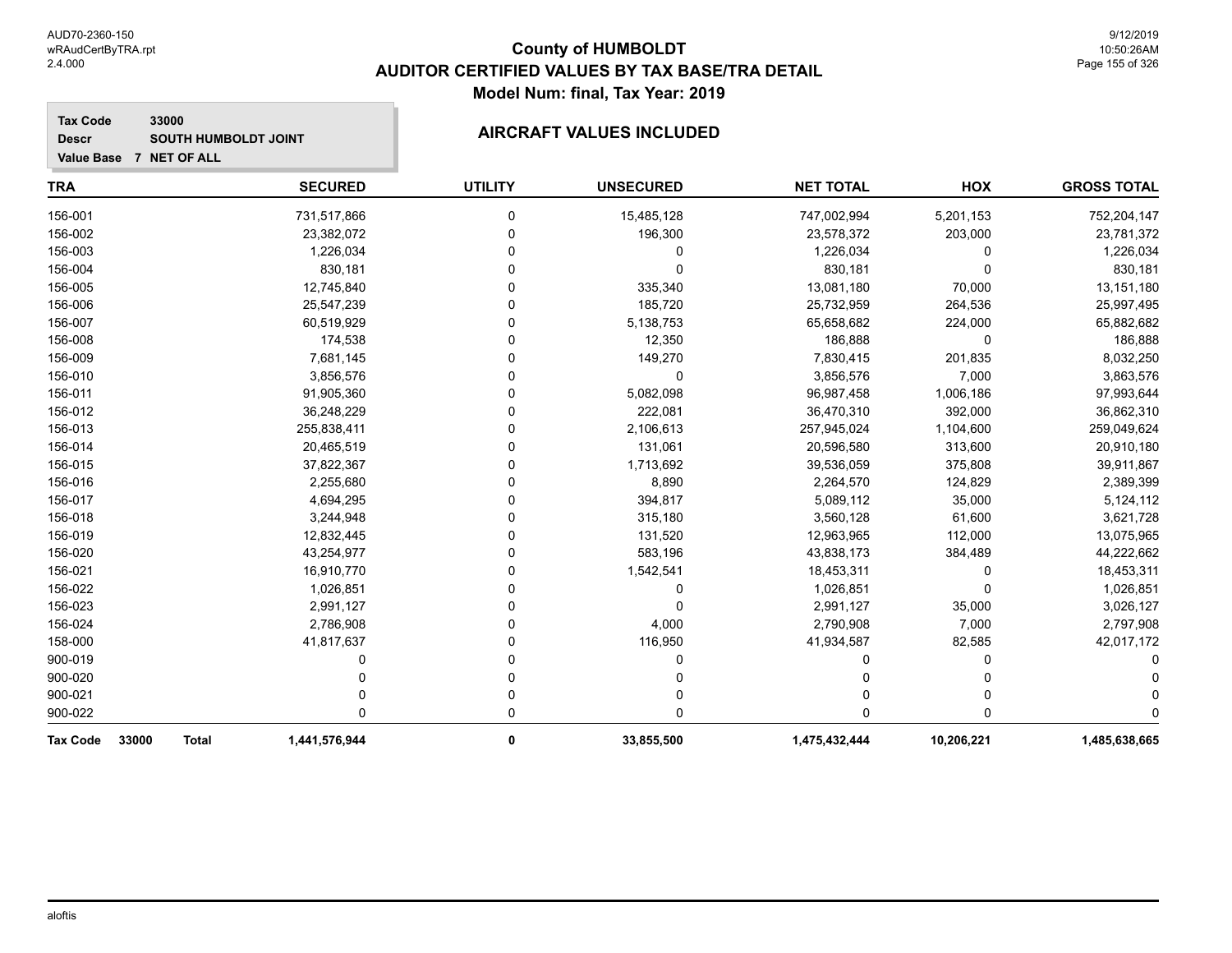# County of HUMBOLDT
## AUDITOR CERTIFIED VALUES BY TAX BASE/TRA DETAIL
### Model Num: final, Tax Year: 2019

**Tax Code** 33000
**Descr** SOUTH HUMBOLDT JOINT
**Value Base** 7 NET OF ALL

### AIRCRAFT VALUES INCLUDED

| TRA | SECURED | UTILITY | UNSECURED | NET TOTAL | HOX | GROSS TOTAL |
|---|---|---|---|---|---|---|
| 156-001 | 731,517,866 | 0 | 15,485,128 | 747,002,994 | 5,201,153 | 752,204,147 |
| 156-002 | 23,382,072 | 0 | 196,300 | 23,578,372 | 203,000 | 23,781,372 |
| 156-003 | 1,226,034 | 0 | 0 | 1,226,034 | 0 | 1,226,034 |
| 156-004 | 830,181 | 0 | 0 | 830,181 | 0 | 830,181 |
| 156-005 | 12,745,840 | 0 | 335,340 | 13,081,180 | 70,000 | 13,151,180 |
| 156-006 | 25,547,239 | 0 | 185,720 | 25,732,959 | 264,536 | 25,997,495 |
| 156-007 | 60,519,929 | 0 | 5,138,753 | 65,658,682 | 224,000 | 65,882,682 |
| 156-008 | 174,538 | 0 | 12,350 | 186,888 | 0 | 186,888 |
| 156-009 | 7,681,145 | 0 | 149,270 | 7,830,415 | 201,835 | 8,032,250 |
| 156-010 | 3,856,576 | 0 | 0 | 3,856,576 | 7,000 | 3,863,576 |
| 156-011 | 91,905,360 | 0 | 5,082,098 | 96,987,458 | 1,006,186 | 97,993,644 |
| 156-012 | 36,248,229 | 0 | 222,081 | 36,470,310 | 392,000 | 36,862,310 |
| 156-013 | 255,838,411 | 0 | 2,106,613 | 257,945,024 | 1,104,600 | 259,049,624 |
| 156-014 | 20,465,519 | 0 | 131,061 | 20,596,580 | 313,600 | 20,910,180 |
| 156-015 | 37,822,367 | 0 | 1,713,692 | 39,536,059 | 375,808 | 39,911,867 |
| 156-016 | 2,255,680 | 0 | 8,890 | 2,264,570 | 124,829 | 2,389,399 |
| 156-017 | 4,694,295 | 0 | 394,817 | 5,089,112 | 35,000 | 5,124,112 |
| 156-018 | 3,244,948 | 0 | 315,180 | 3,560,128 | 61,600 | 3,621,728 |
| 156-019 | 12,832,445 | 0 | 131,520 | 12,963,965 | 112,000 | 13,075,965 |
| 156-020 | 43,254,977 | 0 | 583,196 | 43,838,173 | 384,489 | 44,222,662 |
| 156-021 | 16,910,770 | 0 | 1,542,541 | 18,453,311 | 0 | 18,453,311 |
| 156-022 | 1,026,851 | 0 | 0 | 1,026,851 | 0 | 1,026,851 |
| 156-023 | 2,991,127 | 0 | 0 | 2,991,127 | 35,000 | 3,026,127 |
| 156-024 | 2,786,908 | 0 | 4,000 | 2,790,908 | 7,000 | 2,797,908 |
| 158-000 | 41,817,637 | 0 | 116,950 | 41,934,587 | 82,585 | 42,017,172 |
| 900-019 | 0 | 0 | 0 | 0 | 0 | 0 |
| 900-020 | 0 | 0 | 0 | 0 | 0 | 0 |
| 900-021 | 0 | 0 | 0 | 0 | 0 | 0 |
| 900-022 | 0 | 0 | 0 | 0 | 0 | 0 |
| **Tax Code 33000 Total** | **1,441,576,944** | **0** | **33,855,500** | **1,475,432,444** | **10,206,221** | **1,485,638,665** |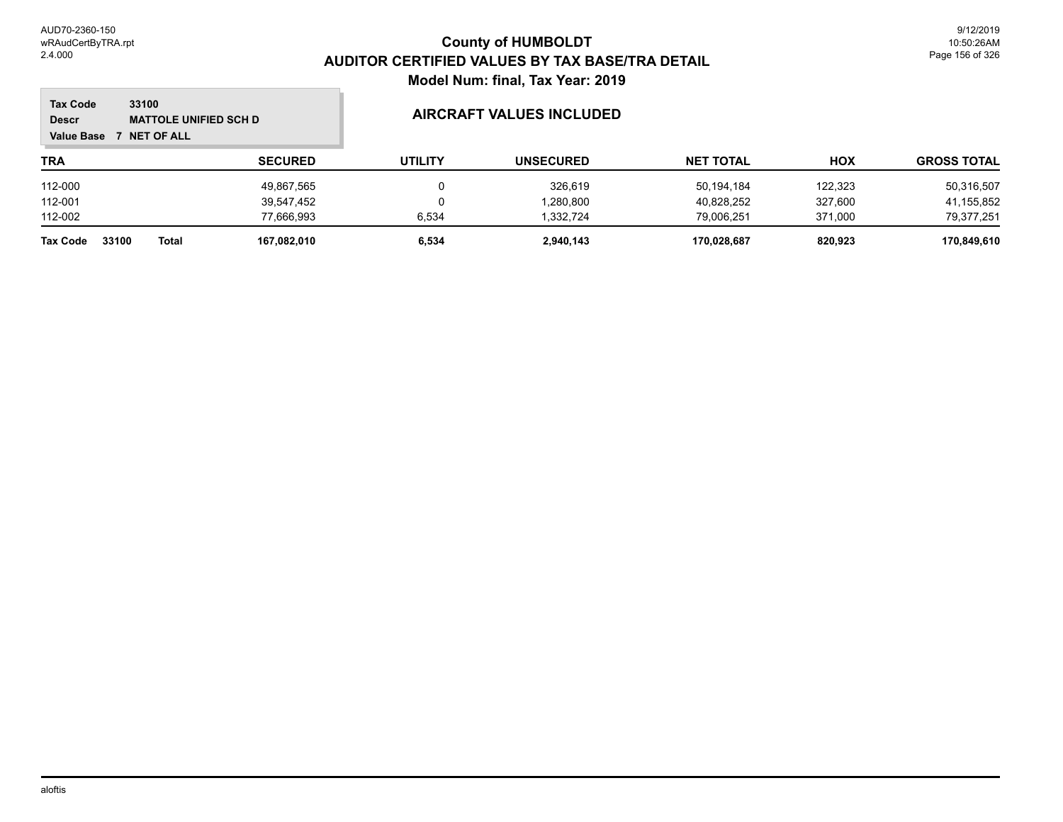# County of HUMBOLDT
## AUDITOR CERTIFIED VALUES BY TAX BASE/TRA DETAIL
### Model Num: final, Tax Year: 2019

**Tax Code** 33100
**Descr** MATTOLE UNIFIED SCH D
**Value Base** 7 NET OF ALL

### AIRCRAFT VALUES INCLUDED

| TRA | SECURED | UTILITY | UNSECURED | NET TOTAL | HOX | GROSS TOTAL |
|---|---|---|---|---|---|---|
| 112-000 | 49,867,565 | 0 | 326,619 | 50,194,184 | 122,323 | 50,316,507 |
| 112-001 | 39,547,452 | 0 | 1,280,800 | 40,828,252 | 327,600 | 41,155,852 |
| 112-002 | 77,666,993 | 6,534 | 1,332,724 | 79,006,251 | 371,000 | 79,377,251 |
| **Tax Code 33100 Total** | **167,082,010** | **6,534** | **2,940,143** | **170,028,687** | **820,923** | **170,849,610** |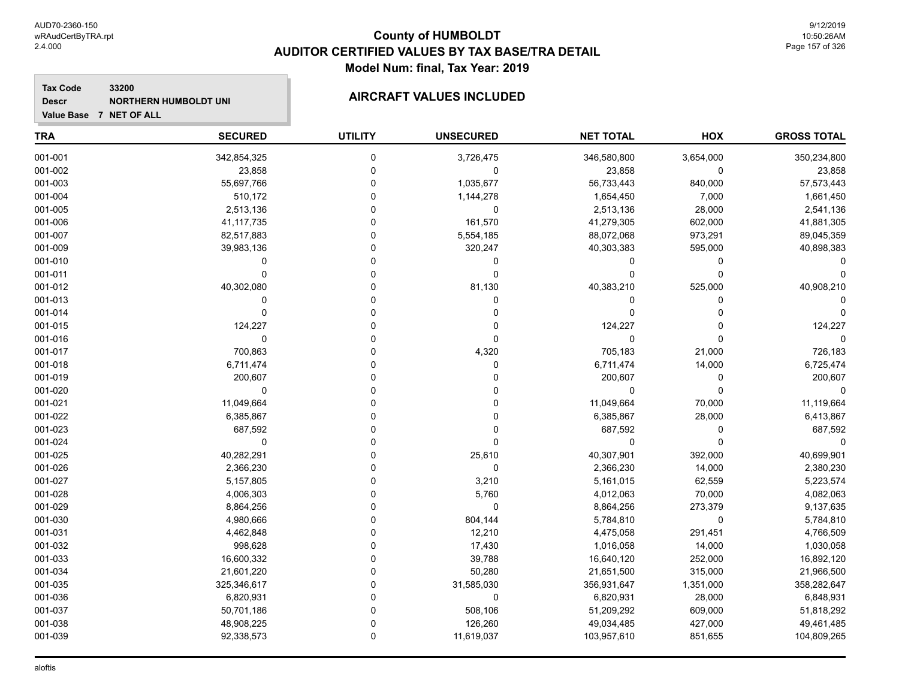# County of HUMBOLDT
## AUDITOR CERTIFIED VALUES BY TAX BASE/TRA DETAIL
### Model Num: final, Tax Year: 2019

**Tax Code** 33200
**Descr** NORTHERN HUMBOLDT UNI
**Value Base** 7 NET OF ALL

### AIRCRAFT VALUES INCLUDED

| TRA | SECURED | UTILITY | UNSECURED | NET TOTAL | HOX | GROSS TOTAL |
|---|---|---|---|---|---|---|
| 001-001 | 342,854,325 | 0 | 3,726,475 | 346,580,800 | 3,654,000 | 350,234,800 |
| 001-002 | 23,858 | 0 | 0 | 23,858 | 0 | 23,858 |
| 001-003 | 55,697,766 | 0 | 1,035,677 | 56,733,443 | 840,000 | 57,573,443 |
| 001-004 | 510,172 | 0 | 1,144,278 | 1,654,450 | 7,000 | 1,661,450 |
| 001-005 | 2,513,136 | 0 | 0 | 2,513,136 | 28,000 | 2,541,136 |
| 001-006 | 41,117,735 | 0 | 161,570 | 41,279,305 | 602,000 | 41,881,305 |
| 001-007 | 82,517,883 | 0 | 5,554,185 | 88,072,068 | 973,291 | 89,045,359 |
| 001-009 | 39,983,136 | 0 | 320,247 | 40,303,383 | 595,000 | 40,898,383 |
| 001-010 | 0 | 0 | 0 | 0 | 0 | 0 |
| 001-011 | 0 | 0 | 0 | 0 | 0 | 0 |
| 001-012 | 40,302,080 | 0 | 81,130 | 40,383,210 | 525,000 | 40,908,210 |
| 001-013 | 0 | 0 | 0 | 0 | 0 | 0 |
| 001-014 | 0 | 0 | 0 | 0 | 0 | 0 |
| 001-015 | 124,227 | 0 | 0 | 124,227 | 0 | 124,227 |
| 001-016 | 0 | 0 | 0 | 0 | 0 | 0 |
| 001-017 | 700,863 | 0 | 4,320 | 705,183 | 21,000 | 726,183 |
| 001-018 | 6,711,474 | 0 | 0 | 6,711,474 | 14,000 | 6,725,474 |
| 001-019 | 200,607 | 0 | 0 | 200,607 | 0 | 200,607 |
| 001-020 | 0 | 0 | 0 | 0 | 0 | 0 |
| 001-021 | 11,049,664 | 0 | 0 | 11,049,664 | 70,000 | 11,119,664 |
| 001-022 | 6,385,867 | 0 | 0 | 6,385,867 | 28,000 | 6,413,867 |
| 001-023 | 687,592 | 0 | 0 | 687,592 | 0 | 687,592 |
| 001-024 | 0 | 0 | 0 | 0 | 0 | 0 |
| 001-025 | 40,282,291 | 0 | 25,610 | 40,307,901 | 392,000 | 40,699,901 |
| 001-026 | 2,366,230 | 0 | 0 | 2,366,230 | 14,000 | 2,380,230 |
| 001-027 | 5,157,805 | 0 | 3,210 | 5,161,015 | 62,559 | 5,223,574 |
| 001-028 | 4,006,303 | 0 | 5,760 | 4,012,063 | 70,000 | 4,082,063 |
| 001-029 | 8,864,256 | 0 | 0 | 8,864,256 | 273,379 | 9,137,635 |
| 001-030 | 4,980,666 | 0 | 804,144 | 5,784,810 | 0 | 5,784,810 |
| 001-031 | 4,462,848 | 0 | 12,210 | 4,475,058 | 291,451 | 4,766,509 |
| 001-032 | 998,628 | 0 | 17,430 | 1,016,058 | 14,000 | 1,030,058 |
| 001-033 | 16,600,332 | 0 | 39,788 | 16,640,120 | 252,000 | 16,892,120 |
| 001-034 | 21,601,220 | 0 | 50,280 | 21,651,500 | 315,000 | 21,966,500 |
| 001-035 | 325,346,617 | 0 | 31,585,030 | 356,931,647 | 1,351,000 | 358,282,647 |
| 001-036 | 6,820,931 | 0 | 0 | 6,820,931 | 28,000 | 6,848,931 |
| 001-037 | 50,701,186 | 0 | 508,106 | 51,209,292 | 609,000 | 51,818,292 |
| 001-038 | 48,908,225 | 0 | 126,260 | 49,034,485 | 427,000 | 49,461,485 |
| 001-039 | 92,338,573 | 0 | 11,619,037 | 103,957,610 | 851,655 | 104,809,265 |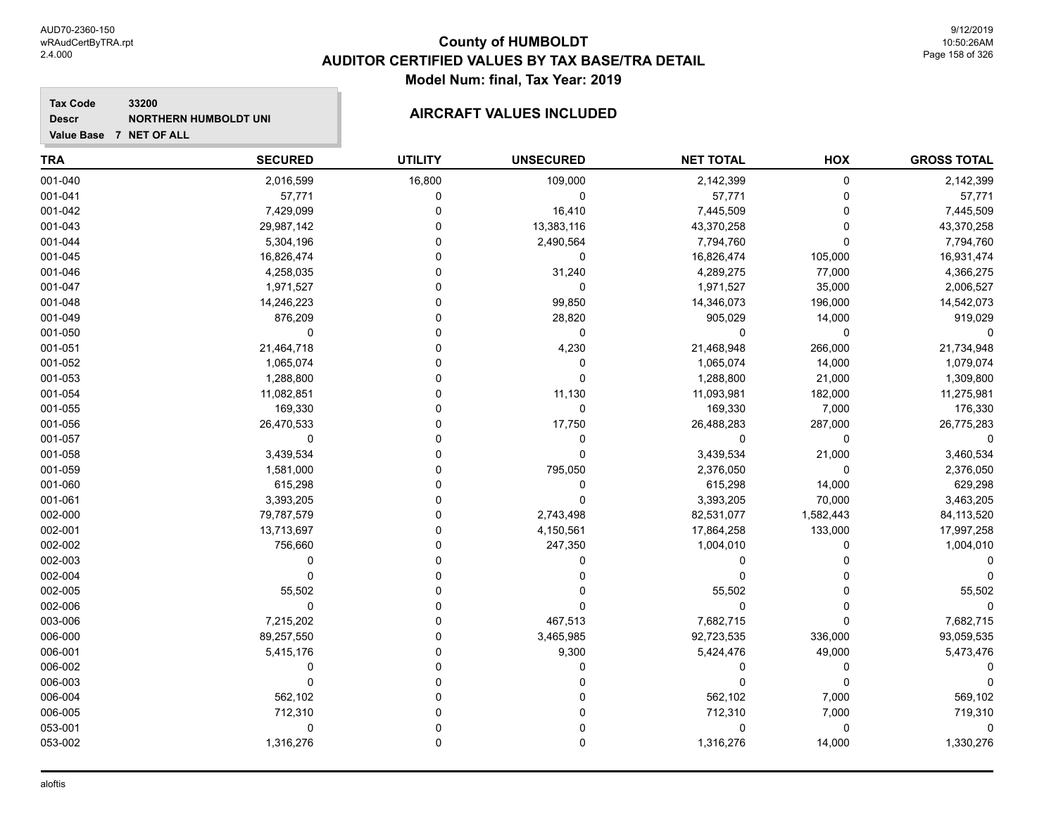# County of HUMBOLDT
## AUDITOR CERTIFIED VALUES BY TAX BASE/TRA DETAIL
### Model Num: final, Tax Year: 2019

**Tax Code** 33200
**Descr** NORTHERN HUMBOLDT UNI
**Value Base** 7 NET OF ALL

**AIRCRAFT VALUES INCLUDED**

| TRA | SECURED | UTILITY | UNSECURED | NET TOTAL | HOX | GROSS TOTAL |
|---|---|---|---|---|---|---|
| 001-040 | 2,016,599 | 16,800 | 109,000 | 2,142,399 | 0 | 2,142,399 |
| 001-041 | 57,771 | 0 | 0 | 57,771 | 0 | 57,771 |
| 001-042 | 7,429,099 | 0 | 16,410 | 7,445,509 | 0 | 7,445,509 |
| 001-043 | 29,987,142 | 0 | 13,383,116 | 43,370,258 | 0 | 43,370,258 |
| 001-044 | 5,304,196 | 0 | 2,490,564 | 7,794,760 | 0 | 7,794,760 |
| 001-045 | 16,826,474 | 0 | 0 | 16,826,474 | 105,000 | 16,931,474 |
| 001-046 | 4,258,035 | 0 | 31,240 | 4,289,275 | 77,000 | 4,366,275 |
| 001-047 | 1,971,527 | 0 | 0 | 1,971,527 | 35,000 | 2,006,527 |
| 001-048 | 14,246,223 | 0 | 99,850 | 14,346,073 | 196,000 | 14,542,073 |
| 001-049 | 876,209 | 0 | 28,820 | 905,029 | 14,000 | 919,029 |
| 001-050 | 0 | 0 | 0 | 0 | 0 | 0 |
| 001-051 | 21,464,718 | 0 | 4,230 | 21,468,948 | 266,000 | 21,734,948 |
| 001-052 | 1,065,074 | 0 | 0 | 1,065,074 | 14,000 | 1,079,074 |
| 001-053 | 1,288,800 | 0 | 0 | 1,288,800 | 21,000 | 1,309,800 |
| 001-054 | 11,082,851 | 0 | 11,130 | 11,093,981 | 182,000 | 11,275,981 |
| 001-055 | 169,330 | 0 | 0 | 169,330 | 7,000 | 176,330 |
| 001-056 | 26,470,533 | 0 | 17,750 | 26,488,283 | 287,000 | 26,775,283 |
| 001-057 | 0 | 0 | 0 | 0 | 0 | 0 |
| 001-058 | 3,439,534 | 0 | 0 | 3,439,534 | 21,000 | 3,460,534 |
| 001-059 | 1,581,000 | 0 | 795,050 | 2,376,050 | 0 | 2,376,050 |
| 001-060 | 615,298 | 0 | 0 | 615,298 | 14,000 | 629,298 |
| 001-061 | 3,393,205 | 0 | 0 | 3,393,205 | 70,000 | 3,463,205 |
| 002-000 | 79,787,579 | 0 | 2,743,498 | 82,531,077 | 1,582,443 | 84,113,520 |
| 002-001 | 13,713,697 | 0 | 4,150,561 | 17,864,258 | 133,000 | 17,997,258 |
| 002-002 | 756,660 | 0 | 247,350 | 1,004,010 | 0 | 1,004,010 |
| 002-003 | 0 | 0 | 0 | 0 | 0 | 0 |
| 002-004 | 0 | 0 | 0 | 0 | 0 | 0 |
| 002-005 | 55,502 | 0 | 0 | 55,502 | 0 | 55,502 |
| 002-006 | 0 | 0 | 0 | 0 | 0 | 0 |
| 003-006 | 7,215,202 | 0 | 467,513 | 7,682,715 | 0 | 7,682,715 |
| 006-000 | 89,257,550 | 0 | 3,465,985 | 92,723,535 | 336,000 | 93,059,535 |
| 006-001 | 5,415,176 | 0 | 9,300 | 5,424,476 | 49,000 | 5,473,476 |
| 006-002 | 0 | 0 | 0 | 0 | 0 | 0 |
| 006-003 | 0 | 0 | 0 | 0 | 0 | 0 |
| 006-004 | 562,102 | 0 | 0 | 562,102 | 7,000 | 569,102 |
| 006-005 | 712,310 | 0 | 0 | 712,310 | 7,000 | 719,310 |
| 053-001 | 0 | 0 | 0 | 0 | 0 | 0 |
| 053-002 | 1,316,276 | 0 | 0 | 1,316,276 | 14,000 | 1,330,276 |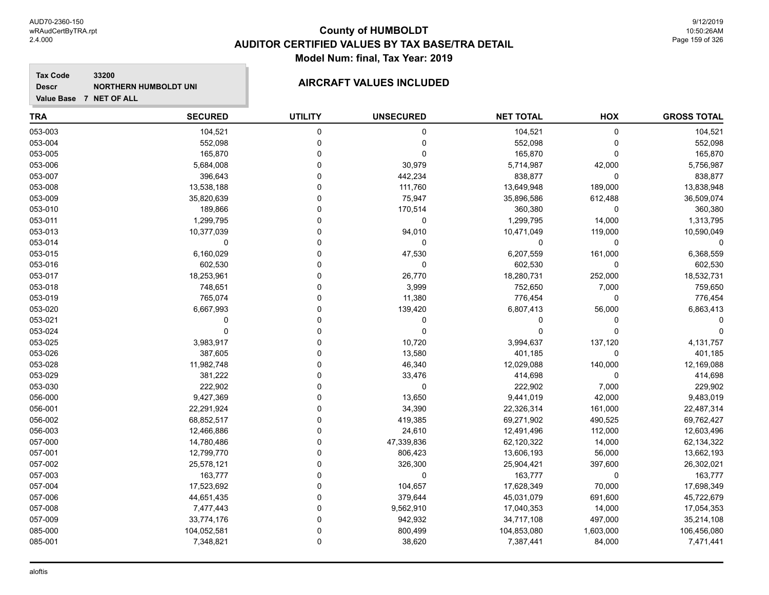# County of HUMBOLDT
## AUDITOR CERTIFIED VALUES BY TAX BASE/TRA DETAIL
### Model Num: final, Tax Year: 2019

**Tax Code** 33200
**Descr** NORTHERN HUMBOLDT UNI
**Value Base** 7 NET OF ALL

**AIRCRAFT VALUES INCLUDED**

| TRA | SECURED | UTILITY | UNSECURED | NET TOTAL | HOX | GROSS TOTAL |
|---|---|---|---|---|---|---|
| 053-003 | 104,521 | 0 | 0 | 104,521 | 0 | 104,521 |
| 053-004 | 552,098 | 0 | 0 | 552,098 | 0 | 552,098 |
| 053-005 | 165,870 | 0 | 0 | 165,870 | 0 | 165,870 |
| 053-006 | 5,684,008 | 0 | 30,979 | 5,714,987 | 42,000 | 5,756,987 |
| 053-007 | 396,643 | 0 | 442,234 | 838,877 | 0 | 838,877 |
| 053-008 | 13,538,188 | 0 | 111,760 | 13,649,948 | 189,000 | 13,838,948 |
| 053-009 | 35,820,639 | 0 | 75,947 | 35,896,586 | 612,488 | 36,509,074 |
| 053-010 | 189,866 | 0 | 170,514 | 360,380 | 0 | 360,380 |
| 053-011 | 1,299,795 | 0 | 0 | 1,299,795 | 14,000 | 1,313,795 |
| 053-013 | 10,377,039 | 0 | 94,010 | 10,471,049 | 119,000 | 10,590,049 |
| 053-014 | 0 | 0 | 0 | 0 | 0 | 0 |
| 053-015 | 6,160,029 | 0 | 47,530 | 6,207,559 | 161,000 | 6,368,559 |
| 053-016 | 602,530 | 0 | 0 | 602,530 | 0 | 602,530 |
| 053-017 | 18,253,961 | 0 | 26,770 | 18,280,731 | 252,000 | 18,532,731 |
| 053-018 | 748,651 | 0 | 3,999 | 752,650 | 7,000 | 759,650 |
| 053-019 | 765,074 | 0 | 11,380 | 776,454 | 0 | 776,454 |
| 053-020 | 6,667,993 | 0 | 139,420 | 6,807,413 | 56,000 | 6,863,413 |
| 053-021 | 0 | 0 | 0 | 0 | 0 | 0 |
| 053-024 | 0 | 0 | 0 | 0 | 0 | 0 |
| 053-025 | 3,983,917 | 0 | 10,720 | 3,994,637 | 137,120 | 4,131,757 |
| 053-026 | 387,605 | 0 | 13,580 | 401,185 | 0 | 401,185 |
| 053-028 | 11,982,748 | 0 | 46,340 | 12,029,088 | 140,000 | 12,169,088 |
| 053-029 | 381,222 | 0 | 33,476 | 414,698 | 0 | 414,698 |
| 053-030 | 222,902 | 0 | 0 | 222,902 | 7,000 | 229,902 |
| 056-000 | 9,427,369 | 0 | 13,650 | 9,441,019 | 42,000 | 9,483,019 |
| 056-001 | 22,291,924 | 0 | 34,390 | 22,326,314 | 161,000 | 22,487,314 |
| 056-002 | 68,852,517 | 0 | 419,385 | 69,271,902 | 490,525 | 69,762,427 |
| 056-003 | 12,466,886 | 0 | 24,610 | 12,491,496 | 112,000 | 12,603,496 |
| 057-000 | 14,780,486 | 0 | 47,339,836 | 62,120,322 | 14,000 | 62,134,322 |
| 057-001 | 12,799,770 | 0 | 806,423 | 13,606,193 | 56,000 | 13,662,193 |
| 057-002 | 25,578,121 | 0 | 326,300 | 25,904,421 | 397,600 | 26,302,021 |
| 057-003 | 163,777 | 0 | 0 | 163,777 | 0 | 163,777 |
| 057-004 | 17,523,692 | 0 | 104,657 | 17,628,349 | 70,000 | 17,698,349 |
| 057-006 | 44,651,435 | 0 | 379,644 | 45,031,079 | 691,600 | 45,722,679 |
| 057-008 | 7,477,443 | 0 | 9,562,910 | 17,040,353 | 14,000 | 17,054,353 |
| 057-009 | 33,774,176 | 0 | 942,932 | 34,717,108 | 497,000 | 35,214,108 |
| 085-000 | 104,052,581 | 0 | 800,499 | 104,853,080 | 1,603,000 | 106,456,080 |
| 085-001 | 7,348,821 | 0 | 38,620 | 7,387,441 | 84,000 | 7,471,441 |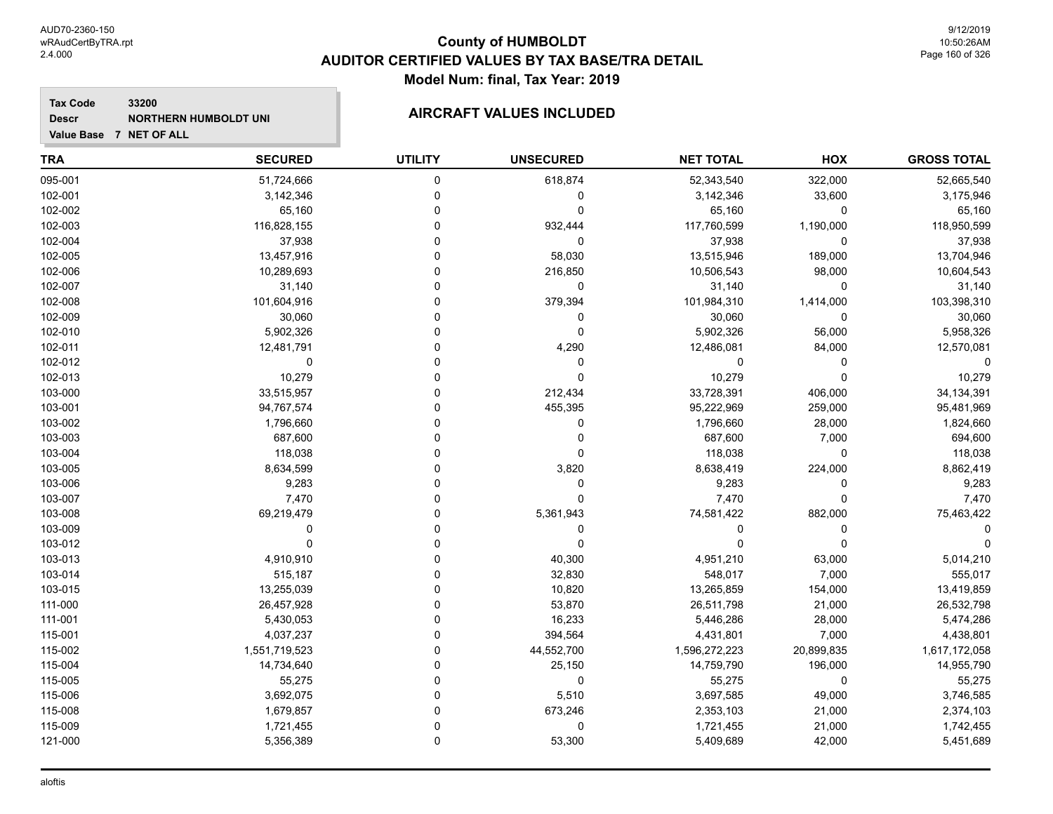# County of HUMBOLDT
## AUDITOR CERTIFIED VALUES BY TAX BASE/TRA DETAIL
### Model Num: final, Tax Year: 2019

**Tax Code** 33200
**Descr** NORTHERN HUMBOLDT UNI
**Value Base** 7 NET OF ALL

**AIRCRAFT VALUES INCLUDED**

| TRA | SECURED | UTILITY | UNSECURED | NET TOTAL | HOX | GROSS TOTAL |
|---|---|---|---|---|---|---|
| 095-001 | 51,724,666 | 0 | 618,874 | 52,343,540 | 322,000 | 52,665,540 |
| 102-001 | 3,142,346 | 0 | 0 | 3,142,346 | 33,600 | 3,175,946 |
| 102-002 | 65,160 | 0 | 0 | 65,160 | 0 | 65,160 |
| 102-003 | 116,828,155 | 0 | 932,444 | 117,760,599 | 1,190,000 | 118,950,599 |
| 102-004 | 37,938 | 0 | 0 | 37,938 | 0 | 37,938 |
| 102-005 | 13,457,916 | 0 | 58,030 | 13,515,946 | 189,000 | 13,704,946 |
| 102-006 | 10,289,693 | 0 | 216,850 | 10,506,543 | 98,000 | 10,604,543 |
| 102-007 | 31,140 | 0 | 0 | 31,140 | 0 | 31,140 |
| 102-008 | 101,604,916 | 0 | 379,394 | 101,984,310 | 1,414,000 | 103,398,310 |
| 102-009 | 30,060 | 0 | 0 | 30,060 | 0 | 30,060 |
| 102-010 | 5,902,326 | 0 | 0 | 5,902,326 | 56,000 | 5,958,326 |
| 102-011 | 12,481,791 | 0 | 4,290 | 12,486,081 | 84,000 | 12,570,081 |
| 102-012 | 0 | 0 | 0 | 0 | 0 | 0 |
| 102-013 | 10,279 | 0 | 0 | 10,279 | 0 | 10,279 |
| 103-000 | 33,515,957 | 0 | 212,434 | 33,728,391 | 406,000 | 34,134,391 |
| 103-001 | 94,767,574 | 0 | 455,395 | 95,222,969 | 259,000 | 95,481,969 |
| 103-002 | 1,796,660 | 0 | 0 | 1,796,660 | 28,000 | 1,824,660 |
| 103-003 | 687,600 | 0 | 0 | 687,600 | 7,000 | 694,600 |
| 103-004 | 118,038 | 0 | 0 | 118,038 | 0 | 118,038 |
| 103-005 | 8,634,599 | 0 | 3,820 | 8,638,419 | 224,000 | 8,862,419 |
| 103-006 | 9,283 | 0 | 0 | 9,283 | 0 | 9,283 |
| 103-007 | 7,470 | 0 | 0 | 7,470 | 0 | 7,470 |
| 103-008 | 69,219,479 | 0 | 5,361,943 | 74,581,422 | 882,000 | 75,463,422 |
| 103-009 | 0 | 0 | 0 | 0 | 0 | 0 |
| 103-012 | 0 | 0 | 0 | 0 | 0 | 0 |
| 103-013 | 4,910,910 | 0 | 40,300 | 4,951,210 | 63,000 | 5,014,210 |
| 103-014 | 515,187 | 0 | 32,830 | 548,017 | 7,000 | 555,017 |
| 103-015 | 13,255,039 | 0 | 10,820 | 13,265,859 | 154,000 | 13,419,859 |
| 111-000 | 26,457,928 | 0 | 53,870 | 26,511,798 | 21,000 | 26,532,798 |
| 111-001 | 5,430,053 | 0 | 16,233 | 5,446,286 | 28,000 | 5,474,286 |
| 115-001 | 4,037,237 | 0 | 394,564 | 4,431,801 | 7,000 | 4,438,801 |
| 115-002 | 1,551,719,523 | 0 | 44,552,700 | 1,596,272,223 | 20,899,835 | 1,617,172,058 |
| 115-004 | 14,734,640 | 0 | 25,150 | 14,759,790 | 196,000 | 14,955,790 |
| 115-005 | 55,275 | 0 | 0 | 55,275 | 0 | 55,275 |
| 115-006 | 3,692,075 | 0 | 5,510 | 3,697,585 | 49,000 | 3,746,585 |
| 115-008 | 1,679,857 | 0 | 673,246 | 2,353,103 | 21,000 | 2,374,103 |
| 115-009 | 1,721,455 | 0 | 0 | 1,721,455 | 21,000 | 1,742,455 |
| 121-000 | 5,356,389 | 0 | 53,300 | 5,409,689 | 42,000 | 5,451,689 |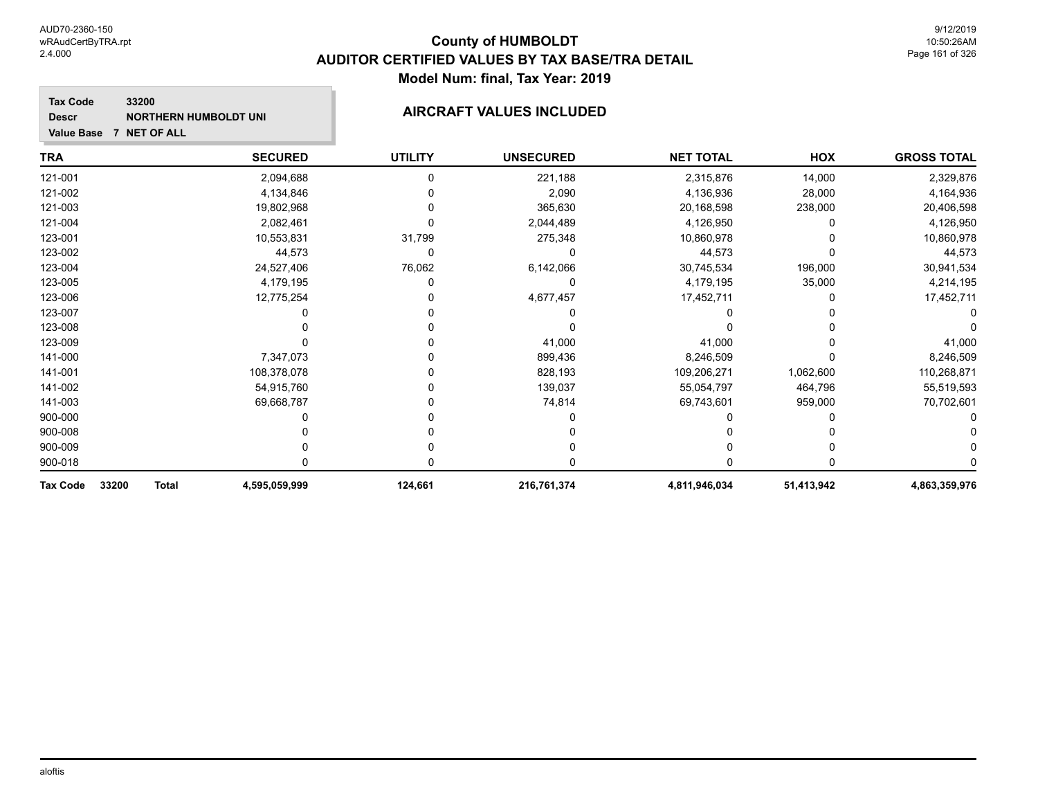# County of HUMBOLDT
## AUDITOR CERTIFIED VALUES BY TAX BASE/TRA DETAIL
### Model Num: final, Tax Year: 2019

**Tax Code** 33200
**Descr** NORTHERN HUMBOLDT UNI
**Value Base** 7 NET OF ALL

### AIRCRAFT VALUES INCLUDED

| TRA | SECURED | UTILITY | UNSECURED | NET TOTAL | HOX | GROSS TOTAL |
|---|---|---|---|---|---|---|
| 121-001 | 2,094,688 | 0 | 221,188 | 2,315,876 | 14,000 | 2,329,876 |
| 121-002 | 4,134,846 | 0 | 2,090 | 4,136,936 | 28,000 | 4,164,936 |
| 121-003 | 19,802,968 | 0 | 365,630 | 20,168,598 | 238,000 | 20,406,598 |
| 121-004 | 2,082,461 | 0 | 2,044,489 | 4,126,950 | 0 | 4,126,950 |
| 123-001 | 10,553,831 | 31,799 | 275,348 | 10,860,978 | 0 | 10,860,978 |
| 123-002 | 44,573 | 0 | 0 | 44,573 | 0 | 44,573 |
| 123-004 | 24,527,406 | 76,062 | 6,142,066 | 30,745,534 | 196,000 | 30,941,534 |
| 123-005 | 4,179,195 | 0 | 0 | 4,179,195 | 35,000 | 4,214,195 |
| 123-006 | 12,775,254 | 0 | 4,677,457 | 17,452,711 | 0 | 17,452,711 |
| 123-007 | 0 | 0 | 0 | 0 | 0 | 0 |
| 123-008 | 0 | 0 | 0 | 0 | 0 | 0 |
| 123-009 | 0 | 0 | 41,000 | 41,000 | 0 | 41,000 |
| 141-000 | 7,347,073 | 0 | 899,436 | 8,246,509 | 0 | 8,246,509 |
| 141-001 | 108,378,078 | 0 | 828,193 | 109,206,271 | 1,062,600 | 110,268,871 |
| 141-002 | 54,915,760 | 0 | 139,037 | 55,054,797 | 464,796 | 55,519,593 |
| 141-003 | 69,668,787 | 0 | 74,814 | 69,743,601 | 959,000 | 70,702,601 |
| 900-000 | 0 | 0 | 0 | 0 | 0 | 0 |
| 900-008 | 0 | 0 | 0 | 0 | 0 | 0 |
| 900-009 | 0 | 0 | 0 | 0 | 0 | 0 |
| 900-018 | 0 | 0 | 0 | 0 | 0 | 0 |
| **Tax Code 33200 Total** | **4,595,059,999** | **124,661** | **216,761,374** | **4,811,946,034** | **51,413,942** | **4,863,359,976** |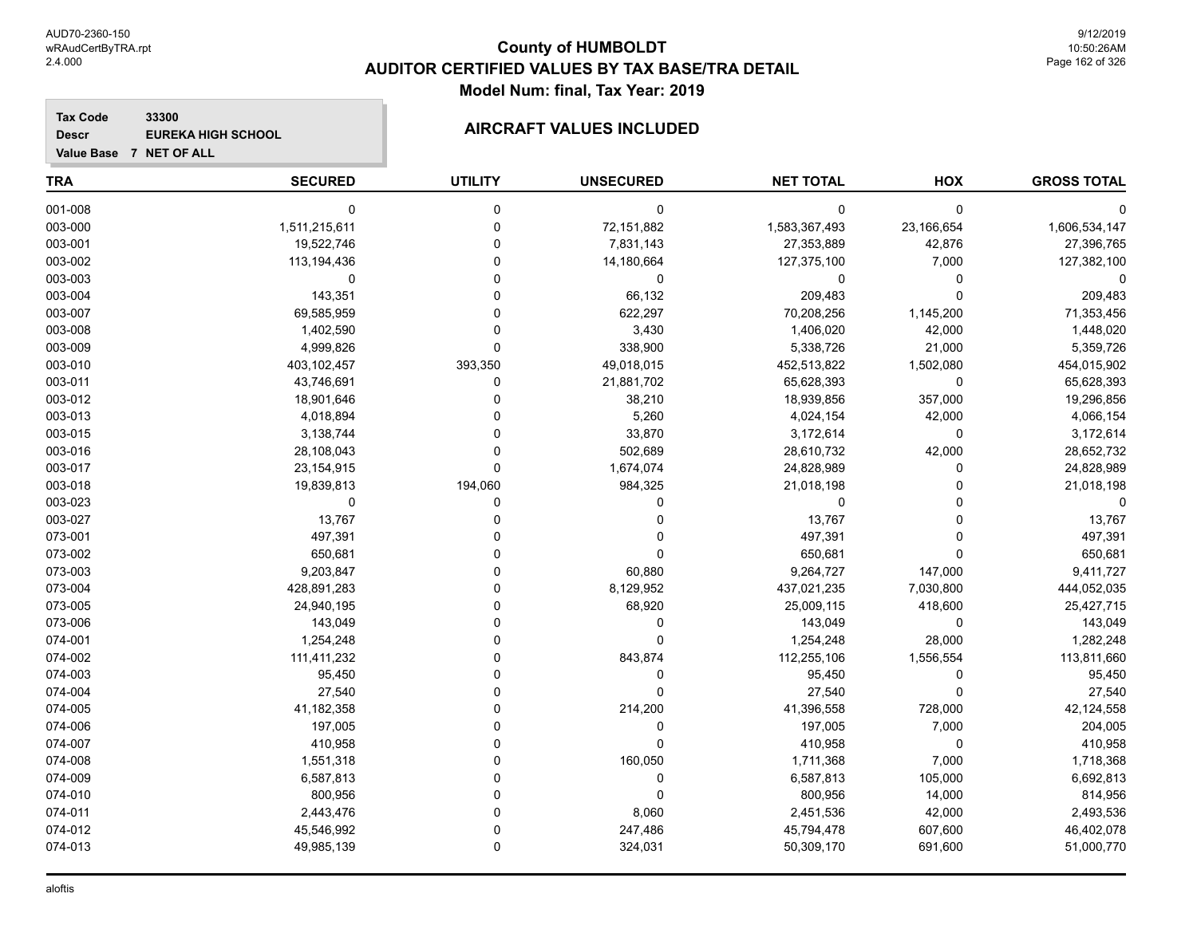# County of HUMBOLDT
## AUDITOR CERTIFIED VALUES BY TAX BASE/TRA DETAIL
### Model Num: final, Tax Year: 2019

**Tax Code** 33300
**Descr** EUREKA HIGH SCHOOL
**Value Base** 7 NET OF ALL

**AIRCRAFT VALUES INCLUDED**

| TRA | SECURED | UTILITY | UNSECURED | NET TOTAL | HOX | GROSS TOTAL |
|---|---|---|---|---|---|---|
| 001-008 | 0 | 0 | 0 | 0 | 0 | 0 |
| 003-000 | 1,511,215,611 | 0 | 72,151,882 | 1,583,367,493 | 23,166,654 | 1,606,534,147 |
| 003-001 | 19,522,746 | 0 | 7,831,143 | 27,353,889 | 42,876 | 27,396,765 |
| 003-002 | 113,194,436 | 0 | 14,180,664 | 127,375,100 | 7,000 | 127,382,100 |
| 003-003 | 0 | 0 | 0 | 0 | 0 | 0 |
| 003-004 | 143,351 | 0 | 66,132 | 209,483 | 0 | 209,483 |
| 003-007 | 69,585,959 | 0 | 622,297 | 70,208,256 | 1,145,200 | 71,353,456 |
| 003-008 | 1,402,590 | 0 | 3,430 | 1,406,020 | 42,000 | 1,448,020 |
| 003-009 | 4,999,826 | 0 | 338,900 | 5,338,726 | 21,000 | 5,359,726 |
| 003-010 | 403,102,457 | 393,350 | 49,018,015 | 452,513,822 | 1,502,080 | 454,015,902 |
| 003-011 | 43,746,691 | 0 | 21,881,702 | 65,628,393 | 0 | 65,628,393 |
| 003-012 | 18,901,646 | 0 | 38,210 | 18,939,856 | 357,000 | 19,296,856 |
| 003-013 | 4,018,894 | 0 | 5,260 | 4,024,154 | 42,000 | 4,066,154 |
| 003-015 | 3,138,744 | 0 | 33,870 | 3,172,614 | 0 | 3,172,614 |
| 003-016 | 28,108,043 | 0 | 502,689 | 28,610,732 | 42,000 | 28,652,732 |
| 003-017 | 23,154,915 | 0 | 1,674,074 | 24,828,989 | 0 | 24,828,989 |
| 003-018 | 19,839,813 | 194,060 | 984,325 | 21,018,198 | 0 | 21,018,198 |
| 003-023 | 0 | 0 | 0 | 0 | 0 | 0 |
| 003-027 | 13,767 | 0 | 0 | 13,767 | 0 | 13,767 |
| 073-001 | 497,391 | 0 | 0 | 497,391 | 0 | 497,391 |
| 073-002 | 650,681 | 0 | 0 | 650,681 | 0 | 650,681 |
| 073-003 | 9,203,847 | 0 | 60,880 | 9,264,727 | 147,000 | 9,411,727 |
| 073-004 | 428,891,283 | 0 | 8,129,952 | 437,021,235 | 7,030,800 | 444,052,035 |
| 073-005 | 24,940,195 | 0 | 68,920 | 25,009,115 | 418,600 | 25,427,715 |
| 073-006 | 143,049 | 0 | 0 | 143,049 | 0 | 143,049 |
| 074-001 | 1,254,248 | 0 | 0 | 1,254,248 | 28,000 | 1,282,248 |
| 074-002 | 111,411,232 | 0 | 843,874 | 112,255,106 | 1,556,554 | 113,811,660 |
| 074-003 | 95,450 | 0 | 0 | 95,450 | 0 | 95,450 |
| 074-004 | 27,540 | 0 | 0 | 27,540 | 0 | 27,540 |
| 074-005 | 41,182,358 | 0 | 214,200 | 41,396,558 | 728,000 | 42,124,558 |
| 074-006 | 197,005 | 0 | 0 | 197,005 | 7,000 | 204,005 |
| 074-007 | 410,958 | 0 | 0 | 410,958 | 0 | 410,958 |
| 074-008 | 1,551,318 | 0 | 160,050 | 1,711,368 | 7,000 | 1,718,368 |
| 074-009 | 6,587,813 | 0 | 0 | 6,587,813 | 105,000 | 6,692,813 |
| 074-010 | 800,956 | 0 | 0 | 800,956 | 14,000 | 814,956 |
| 074-011 | 2,443,476 | 0 | 8,060 | 2,451,536 | 42,000 | 2,493,536 |
| 074-012 | 45,546,992 | 0 | 247,486 | 45,794,478 | 607,600 | 46,402,078 |
| 074-013 | 49,985,139 | 0 | 324,031 | 50,309,170 | 691,600 | 51,000,770 |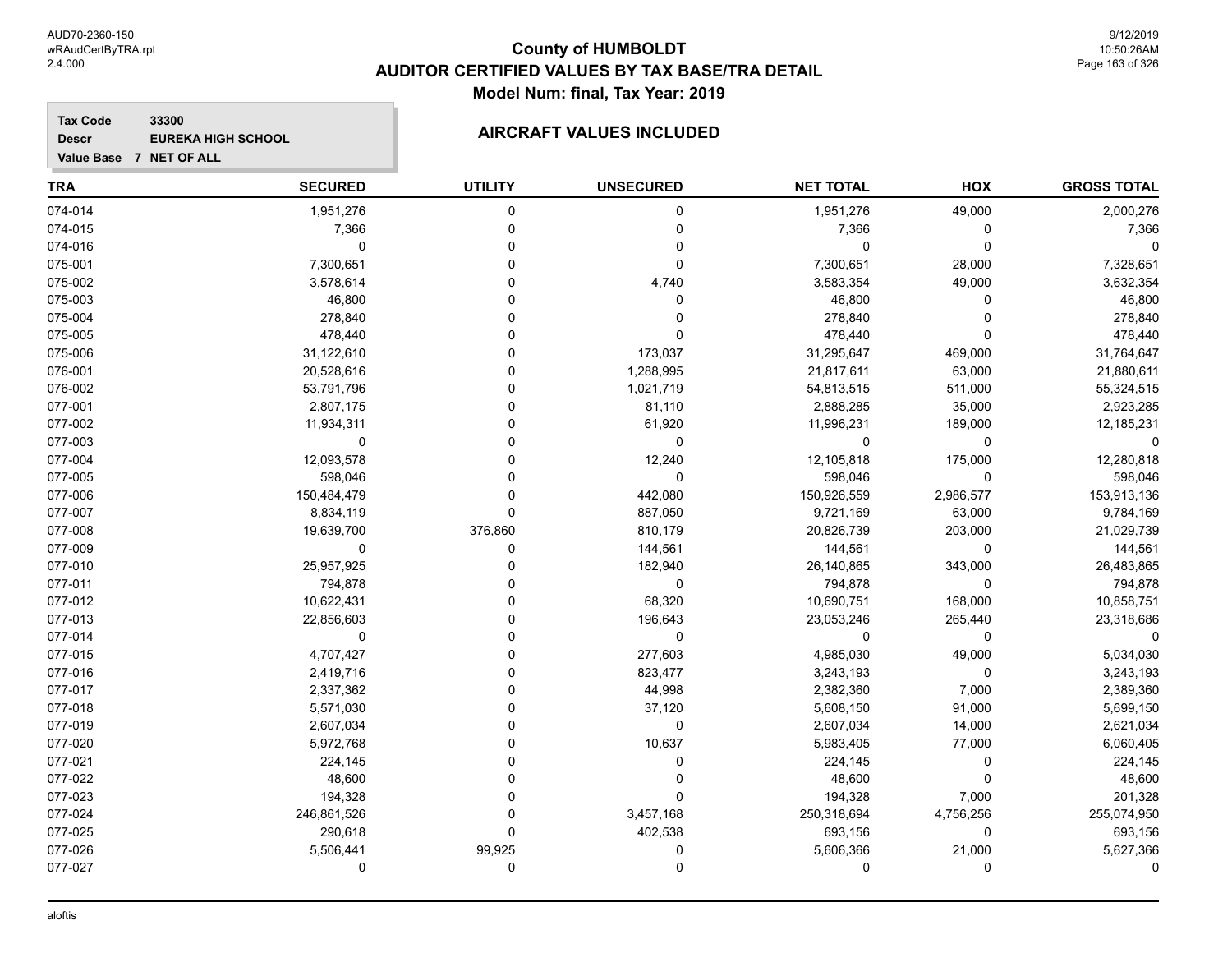# County of HUMBOLDT
## AUDITOR CERTIFIED VALUES BY TAX BASE/TRA DETAIL
### Model Num: final, Tax Year: 2019

**Tax Code** 33300
**Descr** EUREKA HIGH SCHOOL
**Value Base** 7 NET OF ALL

**AIRCRAFT VALUES INCLUDED**

| TRA | SECURED | UTILITY | UNSECURED | NET TOTAL | HOX | GROSS TOTAL |
|---|---|---|---|---|---|---|
| 074-014 | 1,951,276 | 0 | 0 | 1,951,276 | 49,000 | 2,000,276 |
| 074-015 | 7,366 | 0 | 0 | 7,366 | 0 | 7,366 |
| 074-016 | 0 | 0 | 0 | 0 | 0 | 0 |
| 075-001 | 7,300,651 | 0 | 0 | 7,300,651 | 28,000 | 7,328,651 |
| 075-002 | 3,578,614 | 0 | 4,740 | 3,583,354 | 49,000 | 3,632,354 |
| 075-003 | 46,800 | 0 | 0 | 46,800 | 0 | 46,800 |
| 075-004 | 278,840 | 0 | 0 | 278,840 | 0 | 278,840 |
| 075-005 | 478,440 | 0 | 0 | 478,440 | 0 | 478,440 |
| 075-006 | 31,122,610 | 0 | 173,037 | 31,295,647 | 469,000 | 31,764,647 |
| 076-001 | 20,528,616 | 0 | 1,288,995 | 21,817,611 | 63,000 | 21,880,611 |
| 076-002 | 53,791,796 | 0 | 1,021,719 | 54,813,515 | 511,000 | 55,324,515 |
| 077-001 | 2,807,175 | 0 | 81,110 | 2,888,285 | 35,000 | 2,923,285 |
| 077-002 | 11,934,311 | 0 | 61,920 | 11,996,231 | 189,000 | 12,185,231 |
| 077-003 | 0 | 0 | 0 | 0 | 0 | 0 |
| 077-004 | 12,093,578 | 0 | 12,240 | 12,105,818 | 175,000 | 12,280,818 |
| 077-005 | 598,046 | 0 | 0 | 598,046 | 0 | 598,046 |
| 077-006 | 150,484,479 | 0 | 442,080 | 150,926,559 | 2,986,577 | 153,913,136 |
| 077-007 | 8,834,119 | 0 | 887,050 | 9,721,169 | 63,000 | 9,784,169 |
| 077-008 | 19,639,700 | 376,860 | 810,179 | 20,826,739 | 203,000 | 21,029,739 |
| 077-009 | 0 | 0 | 144,561 | 144,561 | 0 | 144,561 |
| 077-010 | 25,957,925 | 0 | 182,940 | 26,140,865 | 343,000 | 26,483,865 |
| 077-011 | 794,878 | 0 | 0 | 794,878 | 0 | 794,878 |
| 077-012 | 10,622,431 | 0 | 68,320 | 10,690,751 | 168,000 | 10,858,751 |
| 077-013 | 22,856,603 | 0 | 196,643 | 23,053,246 | 265,440 | 23,318,686 |
| 077-014 | 0 | 0 | 0 | 0 | 0 | 0 |
| 077-015 | 4,707,427 | 0 | 277,603 | 4,985,030 | 49,000 | 5,034,030 |
| 077-016 | 2,419,716 | 0 | 823,477 | 3,243,193 | 0 | 3,243,193 |
| 077-017 | 2,337,362 | 0 | 44,998 | 2,382,360 | 7,000 | 2,389,360 |
| 077-018 | 5,571,030 | 0 | 37,120 | 5,608,150 | 91,000 | 5,699,150 |
| 077-019 | 2,607,034 | 0 | 0 | 2,607,034 | 14,000 | 2,621,034 |
| 077-020 | 5,972,768 | 0 | 10,637 | 5,983,405 | 77,000 | 6,060,405 |
| 077-021 | 224,145 | 0 | 0 | 224,145 | 0 | 224,145 |
| 077-022 | 48,600 | 0 | 0 | 48,600 | 0 | 48,600 |
| 077-023 | 194,328 | 0 | 0 | 194,328 | 7,000 | 201,328 |
| 077-024 | 246,861,526 | 0 | 3,457,168 | 250,318,694 | 4,756,256 | 255,074,950 |
| 077-025 | 290,618 | 0 | 402,538 | 693,156 | 0 | 693,156 |
| 077-026 | 5,506,441 | 99,925 | 0 | 5,606,366 | 21,000 | 5,627,366 |
| 077-027 | 0 | 0 | 0 | 0 | 0 | 0 |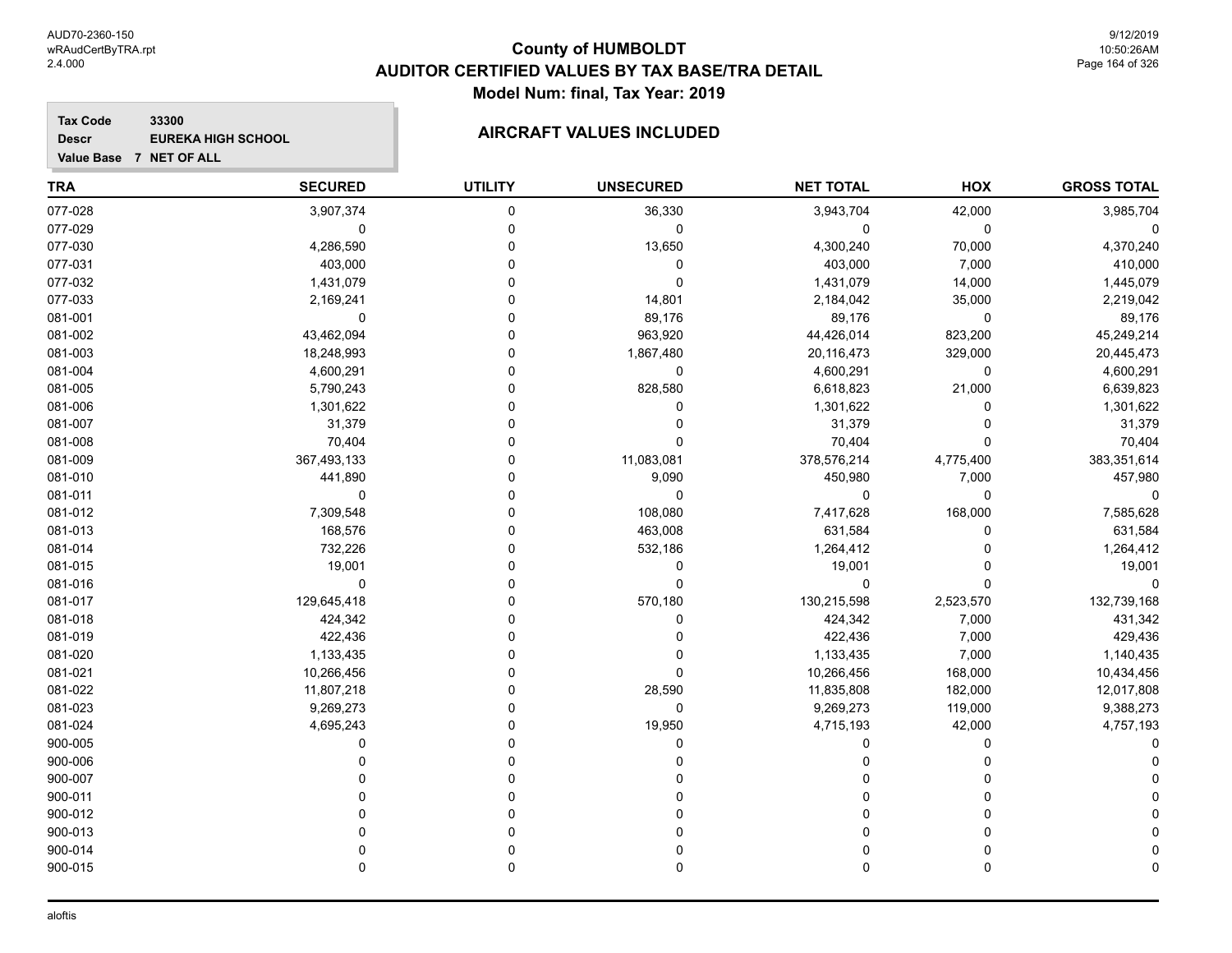# County of HUMBOLDT
## AUDITOR CERTIFIED VALUES BY TAX BASE/TRA DETAIL
### Model Num: final, Tax Year: 2019

**Tax Code** 33300
**Descr** EUREKA HIGH SCHOOL
**Value Base** 7 NET OF ALL

### AIRCRAFT VALUES INCLUDED

| TRA | SECURED | UTILITY | UNSECURED | NET TOTAL | HOX | GROSS TOTAL |
|---|---|---|---|---|---|---|
| 077-028 | 3,907,374 | 0 | 36,330 | 3,943,704 | 42,000 | 3,985,704 |
| 077-029 | 0 | 0 | 0 | 0 | 0 | 0 |
| 077-030 | 4,286,590 | 0 | 13,650 | 4,300,240 | 70,000 | 4,370,240 |
| 077-031 | 403,000 | 0 | 0 | 403,000 | 7,000 | 410,000 |
| 077-032 | 1,431,079 | 0 | 0 | 1,431,079 | 14,000 | 1,445,079 |
| 077-033 | 2,169,241 | 0 | 14,801 | 2,184,042 | 35,000 | 2,219,042 |
| 081-001 | 0 | 0 | 89,176 | 89,176 | 0 | 89,176 |
| 081-002 | 43,462,094 | 0 | 963,920 | 44,426,014 | 823,200 | 45,249,214 |
| 081-003 | 18,248,993 | 0 | 1,867,480 | 20,116,473 | 329,000 | 20,445,473 |
| 081-004 | 4,600,291 | 0 | 0 | 4,600,291 | 0 | 4,600,291 |
| 081-005 | 5,790,243 | 0 | 828,580 | 6,618,823 | 21,000 | 6,639,823 |
| 081-006 | 1,301,622 | 0 | 0 | 1,301,622 | 0 | 1,301,622 |
| 081-007 | 31,379 | 0 | 0 | 31,379 | 0 | 31,379 |
| 081-008 | 70,404 | 0 | 0 | 70,404 | 0 | 70,404 |
| 081-009 | 367,493,133 | 0 | 11,083,081 | 378,576,214 | 4,775,400 | 383,351,614 |
| 081-010 | 441,890 | 0 | 9,090 | 450,980 | 7,000 | 457,980 |
| 081-011 | 0 | 0 | 0 | 0 | 0 | 0 |
| 081-012 | 7,309,548 | 0 | 108,080 | 7,417,628 | 168,000 | 7,585,628 |
| 081-013 | 168,576 | 0 | 463,008 | 631,584 | 0 | 631,584 |
| 081-014 | 732,226 | 0 | 532,186 | 1,264,412 | 0 | 1,264,412 |
| 081-015 | 19,001 | 0 | 0 | 19,001 | 0 | 19,001 |
| 081-016 | 0 | 0 | 0 | 0 | 0 | 0 |
| 081-017 | 129,645,418 | 0 | 570,180 | 130,215,598 | 2,523,570 | 132,739,168 |
| 081-018 | 424,342 | 0 | 0 | 424,342 | 7,000 | 431,342 |
| 081-019 | 422,436 | 0 | 0 | 422,436 | 7,000 | 429,436 |
| 081-020 | 1,133,435 | 0 | 0 | 1,133,435 | 7,000 | 1,140,435 |
| 081-021 | 10,266,456 | 0 | 0 | 10,266,456 | 168,000 | 10,434,456 |
| 081-022 | 11,807,218 | 0 | 28,590 | 11,835,808 | 182,000 | 12,017,808 |
| 081-023 | 9,269,273 | 0 | 0 | 9,269,273 | 119,000 | 9,388,273 |
| 081-024 | 4,695,243 | 0 | 19,950 | 4,715,193 | 42,000 | 4,757,193 |
| 900-005 | 0 | 0 | 0 | 0 | 0 | 0 |
| 900-006 | 0 | 0 | 0 | 0 | 0 | 0 |
| 900-007 | 0 | 0 | 0 | 0 | 0 | 0 |
| 900-011 | 0 | 0 | 0 | 0 | 0 | 0 |
| 900-012 | 0 | 0 | 0 | 0 | 0 | 0 |
| 900-013 | 0 | 0 | 0 | 0 | 0 | 0 |
| 900-014 | 0 | 0 | 0 | 0 | 0 | 0 |
| 900-015 | 0 | 0 | 0 | 0 | 0 | 0 |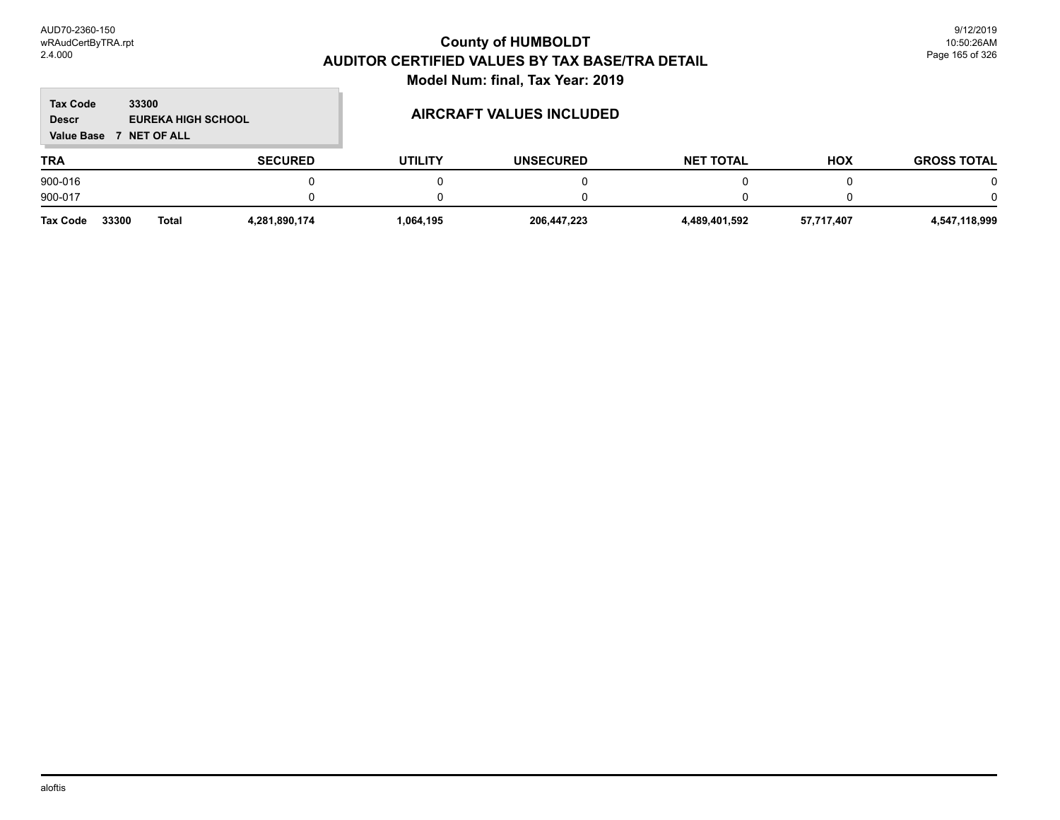# County of HUMBOLDT

## AUDITOR CERTIFIED VALUES BY TAX BASE/TRA DETAIL

### Model Num: final, Tax Year: 2019

**Tax Code** 33300
**Descr** EUREKA HIGH SCHOOL
**Value Base** 7 NET OF ALL

### AIRCRAFT VALUES INCLUDED

| TRA | SECURED | UTILITY | UNSECURED | NET TOTAL | HOX | GROSS TOTAL |
|---|---|---|---|---|---|---|
| 900-016 | 0 | 0 | 0 | 0 | 0 | 0 |
| 900-017 | 0 | 0 | 0 | 0 | 0 | 0 |
| **Tax Code 33300 Total** | **4,281,890,174** | **1,064,195** | **206,447,223** | **4,489,401,592** | **57,717,407** | **4,547,118,999** |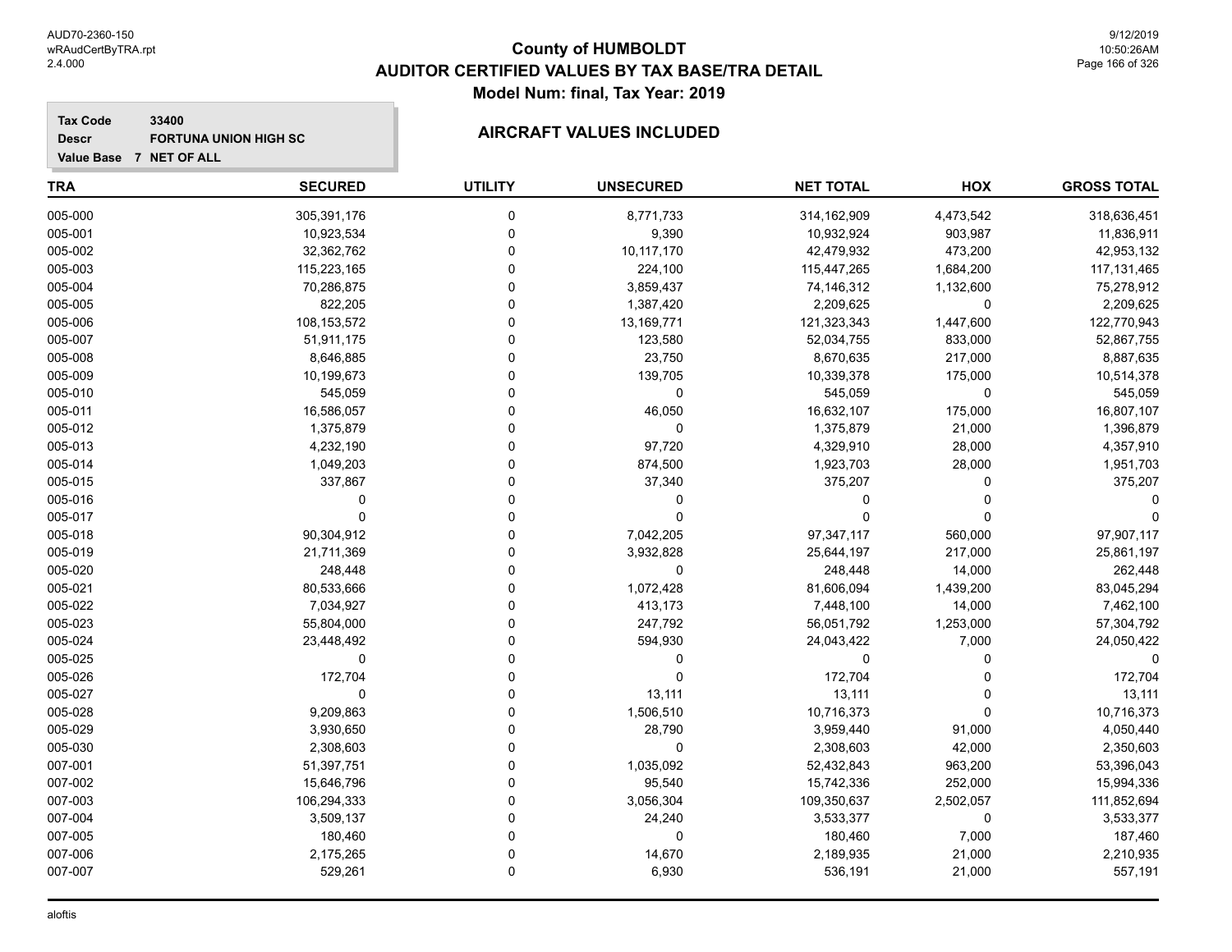# County of HUMBOLDT

## AUDITOR CERTIFIED VALUES BY TAX BASE/TRA DETAIL

### Model Num: final, Tax Year: 2019

**Tax Code** 33400
**Descr** FORTUNA UNION HIGH SC
**Value Base** 7 NET OF ALL

### AIRCRAFT VALUES INCLUDED

| TRA | SECURED | UTILITY | UNSECURED | NET TOTAL | HOX | GROSS TOTAL |
|---|---|---|---|---|---|---|
| 005-000 | 305,391,176 | 0 | 8,771,733 | 314,162,909 | 4,473,542 | 318,636,451 |
| 005-001 | 10,923,534 | 0 | 9,390 | 10,932,924 | 903,987 | 11,836,911 |
| 005-002 | 32,362,762 | 0 | 10,117,170 | 42,479,932 | 473,200 | 42,953,132 |
| 005-003 | 115,223,165 | 0 | 224,100 | 115,447,265 | 1,684,200 | 117,131,465 |
| 005-004 | 70,286,875 | 0 | 3,859,437 | 74,146,312 | 1,132,600 | 75,278,912 |
| 005-005 | 822,205 | 0 | 1,387,420 | 2,209,625 | 0 | 2,209,625 |
| 005-006 | 108,153,572 | 0 | 13,169,771 | 121,323,343 | 1,447,600 | 122,770,943 |
| 005-007 | 51,911,175 | 0 | 123,580 | 52,034,755 | 833,000 | 52,867,755 |
| 005-008 | 8,646,885 | 0 | 23,750 | 8,670,635 | 217,000 | 8,887,635 |
| 005-009 | 10,199,673 | 0 | 139,705 | 10,339,378 | 175,000 | 10,514,378 |
| 005-010 | 545,059 | 0 | 0 | 545,059 | 0 | 545,059 |
| 005-011 | 16,586,057 | 0 | 46,050 | 16,632,107 | 175,000 | 16,807,107 |
| 005-012 | 1,375,879 | 0 | 0 | 1,375,879 | 21,000 | 1,396,879 |
| 005-013 | 4,232,190 | 0 | 97,720 | 4,329,910 | 28,000 | 4,357,910 |
| 005-014 | 1,049,203 | 0 | 874,500 | 1,923,703 | 28,000 | 1,951,703 |
| 005-015 | 337,867 | 0 | 37,340 | 375,207 | 0 | 375,207 |
| 005-016 | 0 | 0 | 0 | 0 | 0 | 0 |
| 005-017 | 0 | 0 | 0 | 0 | 0 | 0 |
| 005-018 | 90,304,912 | 0 | 7,042,205 | 97,347,117 | 560,000 | 97,907,117 |
| 005-019 | 21,711,369 | 0 | 3,932,828 | 25,644,197 | 217,000 | 25,861,197 |
| 005-020 | 248,448 | 0 | 0 | 248,448 | 14,000 | 262,448 |
| 005-021 | 80,533,666 | 0 | 1,072,428 | 81,606,094 | 1,439,200 | 83,045,294 |
| 005-022 | 7,034,927 | 0 | 413,173 | 7,448,100 | 14,000 | 7,462,100 |
| 005-023 | 55,804,000 | 0 | 247,792 | 56,051,792 | 1,253,000 | 57,304,792 |
| 005-024 | 23,448,492 | 0 | 594,930 | 24,043,422 | 7,000 | 24,050,422 |
| 005-025 | 0 | 0 | 0 | 0 | 0 | 0 |
| 005-026 | 172,704 | 0 | 0 | 172,704 | 0 | 172,704 |
| 005-027 | 0 | 0 | 13,111 | 13,111 | 0 | 13,111 |
| 005-028 | 9,209,863 | 0 | 1,506,510 | 10,716,373 | 0 | 10,716,373 |
| 005-029 | 3,930,650 | 0 | 28,790 | 3,959,440 | 91,000 | 4,050,440 |
| 005-030 | 2,308,603 | 0 | 0 | 2,308,603 | 42,000 | 2,350,603 |
| 007-001 | 51,397,751 | 0 | 1,035,092 | 52,432,843 | 963,200 | 53,396,043 |
| 007-002 | 15,646,796 | 0 | 95,540 | 15,742,336 | 252,000 | 15,994,336 |
| 007-003 | 106,294,333 | 0 | 3,056,304 | 109,350,637 | 2,502,057 | 111,852,694 |
| 007-004 | 3,509,137 | 0 | 24,240 | 3,533,377 | 0 | 3,533,377 |
| 007-005 | 180,460 | 0 | 0 | 180,460 | 7,000 | 187,460 |
| 007-006 | 2,175,265 | 0 | 14,670 | 2,189,935 | 21,000 | 2,210,935 |
| 007-007 | 529,261 | 0 | 6,930 | 536,191 | 21,000 | 557,191 |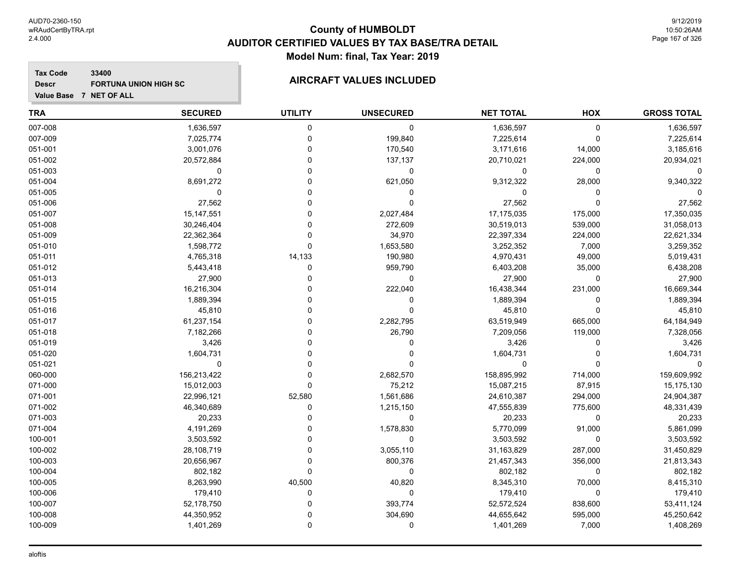# County of HUMBOLDT
## AUDITOR CERTIFIED VALUES BY TAX BASE/TRA DETAIL
### Model Num: final, Tax Year: 2019

**Tax Code** 33400
**Descr** FORTUNA UNION HIGH SC
**Value Base** 7 NET OF ALL

**AIRCRAFT VALUES INCLUDED**

| TRA | SECURED | UTILITY | UNSECURED | NET TOTAL | HOX | GROSS TOTAL |
|---|---|---|---|---|---|---|
| 007-008 | 1,636,597 | 0 | 0 | 1,636,597 | 0 | 1,636,597 |
| 007-009 | 7,025,774 | 0 | 199,840 | 7,225,614 | 0 | 7,225,614 |
| 051-001 | 3,001,076 | 0 | 170,540 | 3,171,616 | 14,000 | 3,185,616 |
| 051-002 | 20,572,884 | 0 | 137,137 | 20,710,021 | 224,000 | 20,934,021 |
| 051-003 | 0 | 0 | 0 | 0 | 0 | 0 |
| 051-004 | 8,691,272 | 0 | 621,050 | 9,312,322 | 28,000 | 9,340,322 |
| 051-005 | 0 | 0 | 0 | 0 | 0 | 0 |
| 051-006 | 27,562 | 0 | 0 | 27,562 | 0 | 27,562 |
| 051-007 | 15,147,551 | 0 | 2,027,484 | 17,175,035 | 175,000 | 17,350,035 |
| 051-008 | 30,246,404 | 0 | 272,609 | 30,519,013 | 539,000 | 31,058,013 |
| 051-009 | 22,362,364 | 0 | 34,970 | 22,397,334 | 224,000 | 22,621,334 |
| 051-010 | 1,598,772 | 0 | 1,653,580 | 3,252,352 | 7,000 | 3,259,352 |
| 051-011 | 4,765,318 | 14,133 | 190,980 | 4,970,431 | 49,000 | 5,019,431 |
| 051-012 | 5,443,418 | 0 | 959,790 | 6,403,208 | 35,000 | 6,438,208 |
| 051-013 | 27,900 | 0 | 0 | 27,900 | 0 | 27,900 |
| 051-014 | 16,216,304 | 0 | 222,040 | 16,438,344 | 231,000 | 16,669,344 |
| 051-015 | 1,889,394 | 0 | 0 | 1,889,394 | 0 | 1,889,394 |
| 051-016 | 45,810 | 0 | 0 | 45,810 | 0 | 45,810 |
| 051-017 | 61,237,154 | 0 | 2,282,795 | 63,519,949 | 665,000 | 64,184,949 |
| 051-018 | 7,182,266 | 0 | 26,790 | 7,209,056 | 119,000 | 7,328,056 |
| 051-019 | 3,426 | 0 | 0 | 3,426 | 0 | 3,426 |
| 051-020 | 1,604,731 | 0 | 0 | 1,604,731 | 0 | 1,604,731 |
| 051-021 | 0 | 0 | 0 | 0 | 0 | 0 |
| 060-000 | 156,213,422 | 0 | 2,682,570 | 158,895,992 | 714,000 | 159,609,992 |
| 071-000 | 15,012,003 | 0 | 75,212 | 15,087,215 | 87,915 | 15,175,130 |
| 071-001 | 22,996,121 | 52,580 | 1,561,686 | 24,610,387 | 294,000 | 24,904,387 |
| 071-002 | 46,340,689 | 0 | 1,215,150 | 47,555,839 | 775,600 | 48,331,439 |
| 071-003 | 20,233 | 0 | 0 | 20,233 | 0 | 20,233 |
| 071-004 | 4,191,269 | 0 | 1,578,830 | 5,770,099 | 91,000 | 5,861,099 |
| 100-001 | 3,503,592 | 0 | 0 | 3,503,592 | 0 | 3,503,592 |
| 100-002 | 28,108,719 | 0 | 3,055,110 | 31,163,829 | 287,000 | 31,450,829 |
| 100-003 | 20,656,967 | 0 | 800,376 | 21,457,343 | 356,000 | 21,813,343 |
| 100-004 | 802,182 | 0 | 0 | 802,182 | 0 | 802,182 |
| 100-005 | 8,263,990 | 40,500 | 40,820 | 8,345,310 | 70,000 | 8,415,310 |
| 100-006 | 179,410 | 0 | 0 | 179,410 | 0 | 179,410 |
| 100-007 | 52,178,750 | 0 | 393,774 | 52,572,524 | 838,600 | 53,411,124 |
| 100-008 | 44,350,952 | 0 | 304,690 | 44,655,642 | 595,000 | 45,250,642 |
| 100-009 | 1,401,269 | 0 | 0 | 1,401,269 | 7,000 | 1,408,269 |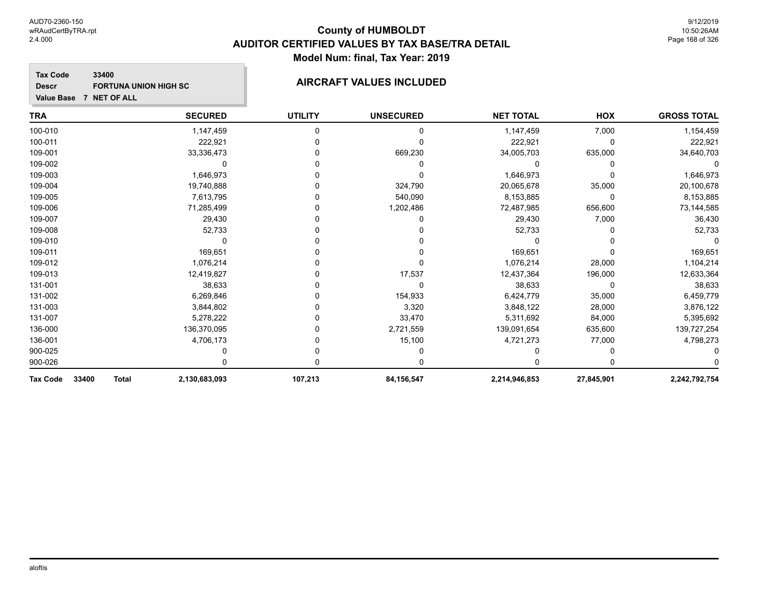# County of HUMBOLDT

## AUDITOR CERTIFIED VALUES BY TAX BASE/TRA DETAIL

### Model Num: final, Tax Year: 2019

**Tax Code** 33400
**Descr** FORTUNA UNION HIGH SC
**Value Base** 7 NET OF ALL

### AIRCRAFT VALUES INCLUDED

| TRA | SECURED | UTILITY | UNSECURED | NET TOTAL | HOX | GROSS TOTAL |
|---|---|---|---|---|---|---|
| 100-010 | 1,147,459 | 0 | 0 | 1,147,459 | 7,000 | 1,154,459 |
| 100-011 | 222,921 | 0 | 0 | 222,921 | 0 | 222,921 |
| 109-001 | 33,336,473 | 0 | 669,230 | 34,005,703 | 635,000 | 34,640,703 |
| 109-002 | 0 | 0 | 0 | 0 | 0 | 0 |
| 109-003 | 1,646,973 | 0 | 0 | 1,646,973 | 0 | 1,646,973 |
| 109-004 | 19,740,888 | 0 | 324,790 | 20,065,678 | 35,000 | 20,100,678 |
| 109-005 | 7,613,795 | 0 | 540,090 | 8,153,885 | 0 | 8,153,885 |
| 109-006 | 71,285,499 | 0 | 1,202,486 | 72,487,985 | 656,600 | 73,144,585 |
| 109-007 | 29,430 | 0 | 0 | 29,430 | 7,000 | 36,430 |
| 109-008 | 52,733 | 0 | 0 | 52,733 | 0 | 52,733 |
| 109-010 | 0 | 0 | 0 | 0 | 0 | 0 |
| 109-011 | 169,651 | 0 | 0 | 169,651 | 0 | 169,651 |
| 109-012 | 1,076,214 | 0 | 0 | 1,076,214 | 28,000 | 1,104,214 |
| 109-013 | 12,419,827 | 0 | 17,537 | 12,437,364 | 196,000 | 12,633,364 |
| 131-001 | 38,633 | 0 | 0 | 38,633 | 0 | 38,633 |
| 131-002 | 6,269,846 | 0 | 154,933 | 6,424,779 | 35,000 | 6,459,779 |
| 131-003 | 3,844,802 | 0 | 3,320 | 3,848,122 | 28,000 | 3,876,122 |
| 131-007 | 5,278,222 | 0 | 33,470 | 5,311,692 | 84,000 | 5,395,692 |
| 136-000 | 136,370,095 | 0 | 2,721,559 | 139,091,654 | 635,600 | 139,727,254 |
| 136-001 | 4,706,173 | 0 | 15,100 | 4,721,273 | 77,000 | 4,798,273 |
| 900-025 | 0 | 0 | 0 | 0 | 0 | 0 |
| 900-026 | 0 | 0 | 0 | 0 | 0 | 0 |
| **Tax Code 33400 Total** | **2,130,683,093** | **107,213** | **84,156,547** | **2,214,946,853** | **27,845,901** | **2,242,792,754** |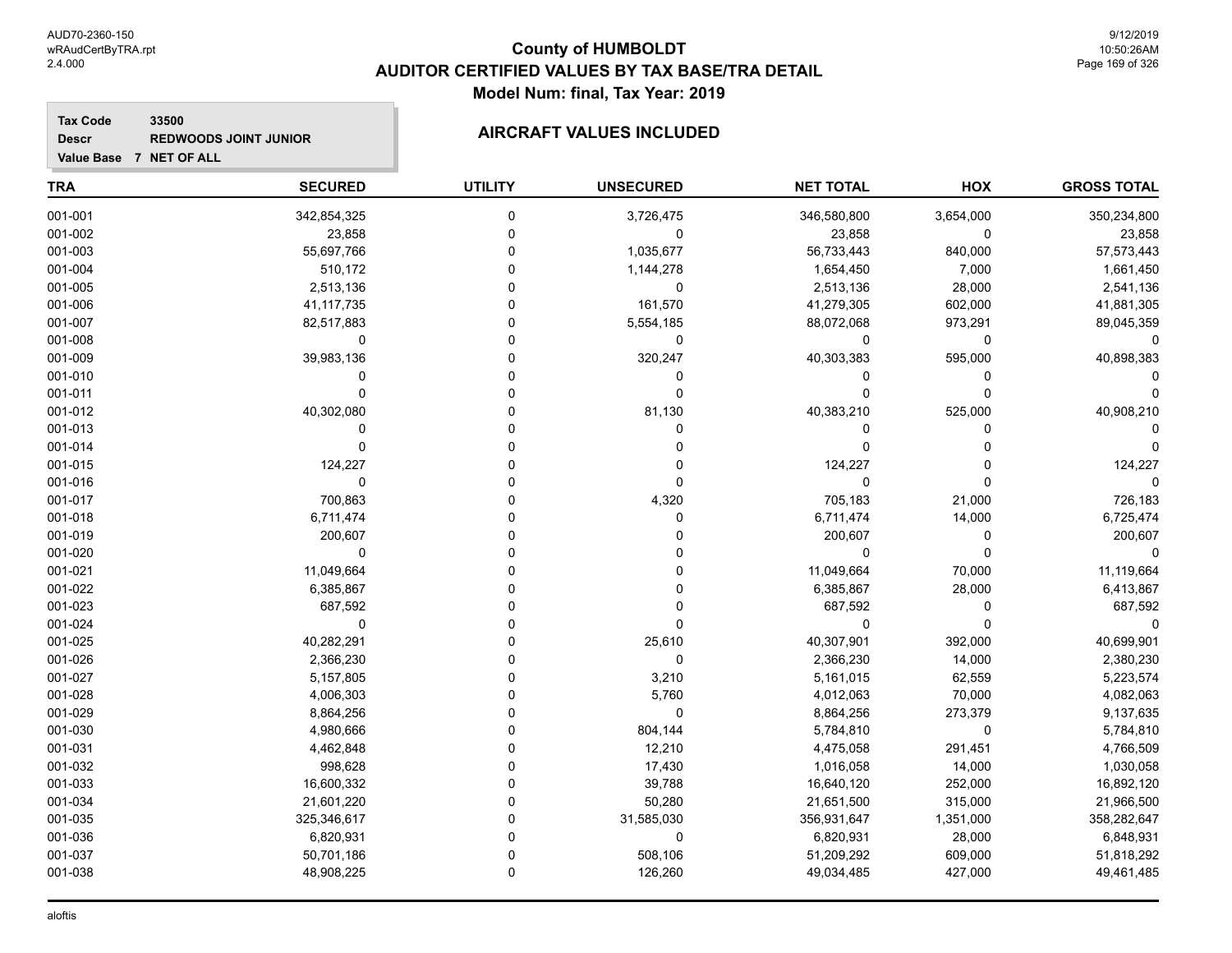# County of HUMBOLDT
## AUDITOR CERTIFIED VALUES BY TAX BASE/TRA DETAIL
### Model Num: final, Tax Year: 2019

**Tax Code** 33500
**Descr** REDWOODS JOINT JUNIOR
**Value Base** 7 NET OF ALL

**AIRCRAFT VALUES INCLUDED**

| TRA | SECURED | UTILITY | UNSECURED | NET TOTAL | HOX | GROSS TOTAL |
|---|---|---|---|---|---|---|
| 001-001 | 342,854,325 | 0 | 3,726,475 | 346,580,800 | 3,654,000 | 350,234,800 |
| 001-002 | 23,858 | 0 | 0 | 23,858 | 0 | 23,858 |
| 001-003 | 55,697,766 | 0 | 1,035,677 | 56,733,443 | 840,000 | 57,573,443 |
| 001-004 | 510,172 | 0 | 1,144,278 | 1,654,450 | 7,000 | 1,661,450 |
| 001-005 | 2,513,136 | 0 | 0 | 2,513,136 | 28,000 | 2,541,136 |
| 001-006 | 41,117,735 | 0 | 161,570 | 41,279,305 | 602,000 | 41,881,305 |
| 001-007 | 82,517,883 | 0 | 5,554,185 | 88,072,068 | 973,291 | 89,045,359 |
| 001-008 | 0 | 0 | 0 | 0 | 0 | 0 |
| 001-009 | 39,983,136 | 0 | 320,247 | 40,303,383 | 595,000 | 40,898,383 |
| 001-010 | 0 | 0 | 0 | 0 | 0 | 0 |
| 001-011 | 0 | 0 | 0 | 0 | 0 | 0 |
| 001-012 | 40,302,080 | 0 | 81,130 | 40,383,210 | 525,000 | 40,908,210 |
| 001-013 | 0 | 0 | 0 | 0 | 0 | 0 |
| 001-014 | 0 | 0 | 0 | 0 | 0 | 0 |
| 001-015 | 124,227 | 0 | 0 | 124,227 | 0 | 124,227 |
| 001-016 | 0 | 0 | 0 | 0 | 0 | 0 |
| 001-017 | 700,863 | 0 | 4,320 | 705,183 | 21,000 | 726,183 |
| 001-018 | 6,711,474 | 0 | 0 | 6,711,474 | 14,000 | 6,725,474 |
| 001-019 | 200,607 | 0 | 0 | 200,607 | 0 | 200,607 |
| 001-020 | 0 | 0 | 0 | 0 | 0 | 0 |
| 001-021 | 11,049,664 | 0 | 0 | 11,049,664 | 70,000 | 11,119,664 |
| 001-022 | 6,385,867 | 0 | 0 | 6,385,867 | 28,000 | 6,413,867 |
| 001-023 | 687,592 | 0 | 0 | 687,592 | 0 | 687,592 |
| 001-024 | 0 | 0 | 0 | 0 | 0 | 0 |
| 001-025 | 40,282,291 | 0 | 25,610 | 40,307,901 | 392,000 | 40,699,901 |
| 001-026 | 2,366,230 | 0 | 0 | 2,366,230 | 14,000 | 2,380,230 |
| 001-027 | 5,157,805 | 0 | 3,210 | 5,161,015 | 62,559 | 5,223,574 |
| 001-028 | 4,006,303 | 0 | 5,760 | 4,012,063 | 70,000 | 4,082,063 |
| 001-029 | 8,864,256 | 0 | 0 | 8,864,256 | 273,379 | 9,137,635 |
| 001-030 | 4,980,666 | 0 | 804,144 | 5,784,810 | 0 | 5,784,810 |
| 001-031 | 4,462,848 | 0 | 12,210 | 4,475,058 | 291,451 | 4,766,509 |
| 001-032 | 998,628 | 0 | 17,430 | 1,016,058 | 14,000 | 1,030,058 |
| 001-033 | 16,600,332 | 0 | 39,788 | 16,640,120 | 252,000 | 16,892,120 |
| 001-034 | 21,601,220 | 0 | 50,280 | 21,651,500 | 315,000 | 21,966,500 |
| 001-035 | 325,346,617 | 0 | 31,585,030 | 356,931,647 | 1,351,000 | 358,282,647 |
| 001-036 | 6,820,931 | 0 | 0 | 6,820,931 | 28,000 | 6,848,931 |
| 001-037 | 50,701,186 | 0 | 508,106 | 51,209,292 | 609,000 | 51,818,292 |
| 001-038 | 48,908,225 | 0 | 126,260 | 49,034,485 | 427,000 | 49,461,485 |

aloftis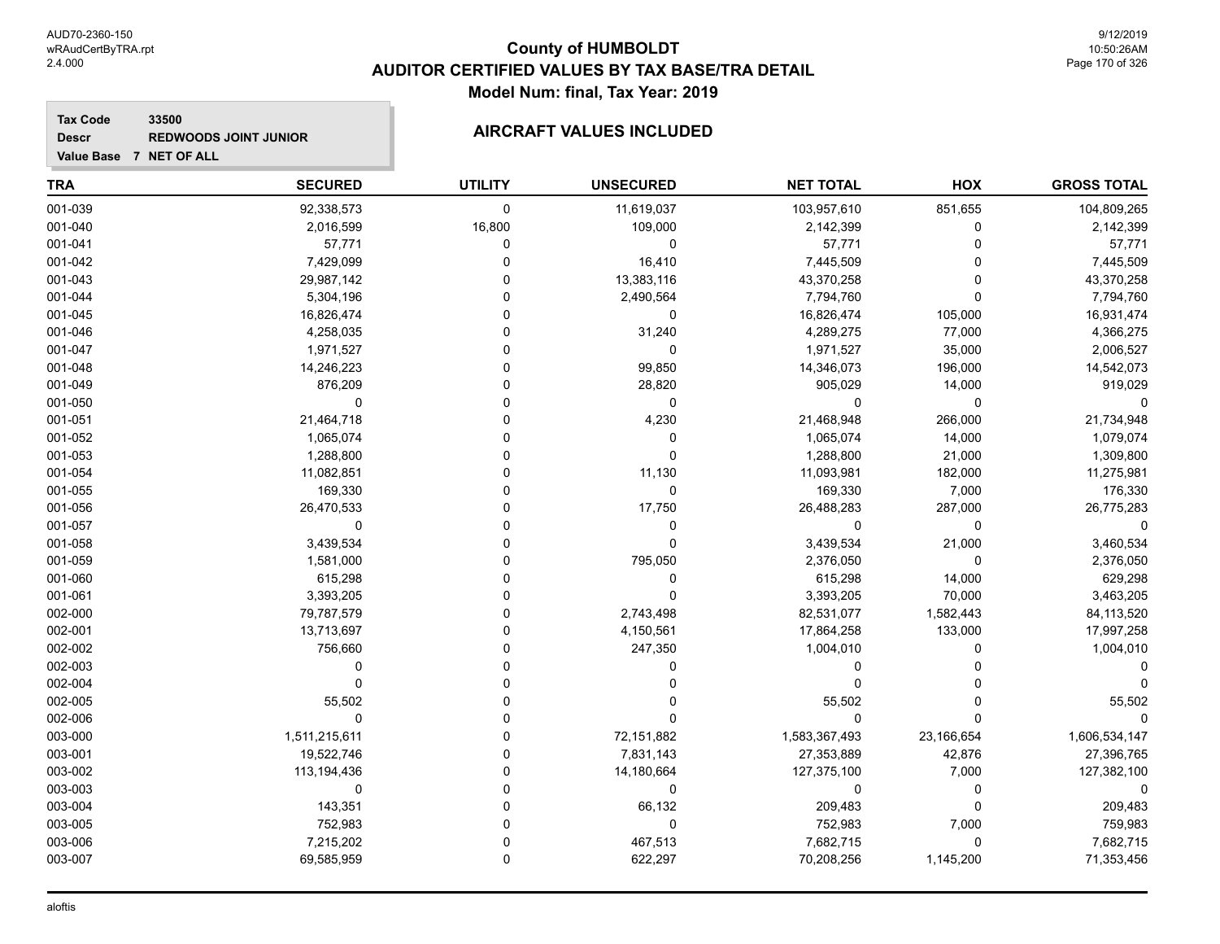AUD70-2360-150
wRAudCertByTRA.rpt
2.4.000

# County of HUMBOLDT
## AUDITOR CERTIFIED VALUES BY TAX BASE/TRA DETAIL
### Model Num: final, Tax Year: 2019

9/12/2019
10:50:26AM

**Tax Code** 33500
**Descr** REDWOODS JOINT JUNIOR
**Value Base** 7 NET OF ALL

**AIRCRAFT VALUES INCLUDED**

| TRA | SECURED | UTILITY | UNSECURED | NET TOTAL | HOX | GROSS TOTAL |
|---|---|---|---|---|---|---|
| 001-039 | 92,338,573 | 0 | 11,619,037 | 103,957,610 | 851,655 | 104,809,265 |
| 001-040 | 2,016,599 | 16,800 | 109,000 | 2,142,399 | 0 | 2,142,399 |
| 001-041 | 57,771 | 0 | 0 | 57,771 | 0 | 57,771 |
| 001-042 | 7,429,099 | 0 | 16,410 | 7,445,509 | 0 | 7,445,509 |
| 001-043 | 29,987,142 | 0 | 13,383,116 | 43,370,258 | 0 | 43,370,258 |
| 001-044 | 5,304,196 | 0 | 2,490,564 | 7,794,760 | 0 | 7,794,760 |
| 001-045 | 16,826,474 | 0 | 0 | 16,826,474 | 105,000 | 16,931,474 |
| 001-046 | 4,258,035 | 0 | 31,240 | 4,289,275 | 77,000 | 4,366,275 |
| 001-047 | 1,971,527 | 0 | 0 | 1,971,527 | 35,000 | 2,006,527 |
| 001-048 | 14,246,223 | 0 | 99,850 | 14,346,073 | 196,000 | 14,542,073 |
| 001-049 | 876,209 | 0 | 28,820 | 905,029 | 14,000 | 919,029 |
| 001-050 | 0 | 0 | 0 | 0 | 0 | 0 |
| 001-051 | 21,464,718 | 0 | 4,230 | 21,468,948 | 266,000 | 21,734,948 |
| 001-052 | 1,065,074 | 0 | 0 | 1,065,074 | 14,000 | 1,079,074 |
| 001-053 | 1,288,800 | 0 | 0 | 1,288,800 | 21,000 | 1,309,800 |
| 001-054 | 11,082,851 | 0 | 11,130 | 11,093,981 | 182,000 | 11,275,981 |
| 001-055 | 169,330 | 0 | 0 | 169,330 | 7,000 | 176,330 |
| 001-056 | 26,470,533 | 0 | 17,750 | 26,488,283 | 287,000 | 26,775,283 |
| 001-057 | 0 | 0 | 0 | 0 | 0 | 0 |
| 001-058 | 3,439,534 | 0 | 0 | 3,439,534 | 21,000 | 3,460,534 |
| 001-059 | 1,581,000 | 0 | 795,050 | 2,376,050 | 0 | 2,376,050 |
| 001-060 | 615,298 | 0 | 0 | 615,298 | 14,000 | 629,298 |
| 001-061 | 3,393,205 | 0 | 0 | 3,393,205 | 70,000 | 3,463,205 |
| 002-000 | 79,787,579 | 0 | 2,743,498 | 82,531,077 | 1,582,443 | 84,113,520 |
| 002-001 | 13,713,697 | 0 | 4,150,561 | 17,864,258 | 133,000 | 17,997,258 |
| 002-002 | 756,660 | 0 | 247,350 | 1,004,010 | 0 | 1,004,010 |
| 002-003 | 0 | 0 | 0 | 0 | 0 | 0 |
| 002-004 | 0 | 0 | 0 | 0 | 0 | 0 |
| 002-005 | 55,502 | 0 | 0 | 55,502 | 0 | 55,502 |
| 002-006 | 0 | 0 | 0 | 0 | 0 | 0 |
| 003-000 | 1,511,215,611 | 0 | 72,151,882 | 1,583,367,493 | 23,166,654 | 1,606,534,147 |
| 003-001 | 19,522,746 | 0 | 7,831,143 | 27,353,889 | 42,876 | 27,396,765 |
| 003-002 | 113,194,436 | 0 | 14,180,664 | 127,375,100 | 7,000 | 127,382,100 |
| 003-003 | 0 | 0 | 0 | 0 | 0 | 0 |
| 003-004 | 143,351 | 0 | 66,132 | 209,483 | 0 | 209,483 |
| 003-005 | 752,983 | 0 | 0 | 752,983 | 7,000 | 759,983 |
| 003-006 | 7,215,202 | 0 | 467,513 | 7,682,715 | 0 | 7,682,715 |
| 003-007 | 69,585,959 | 0 | 622,297 | 70,208,256 | 1,145,200 | 71,353,456 |

aloftis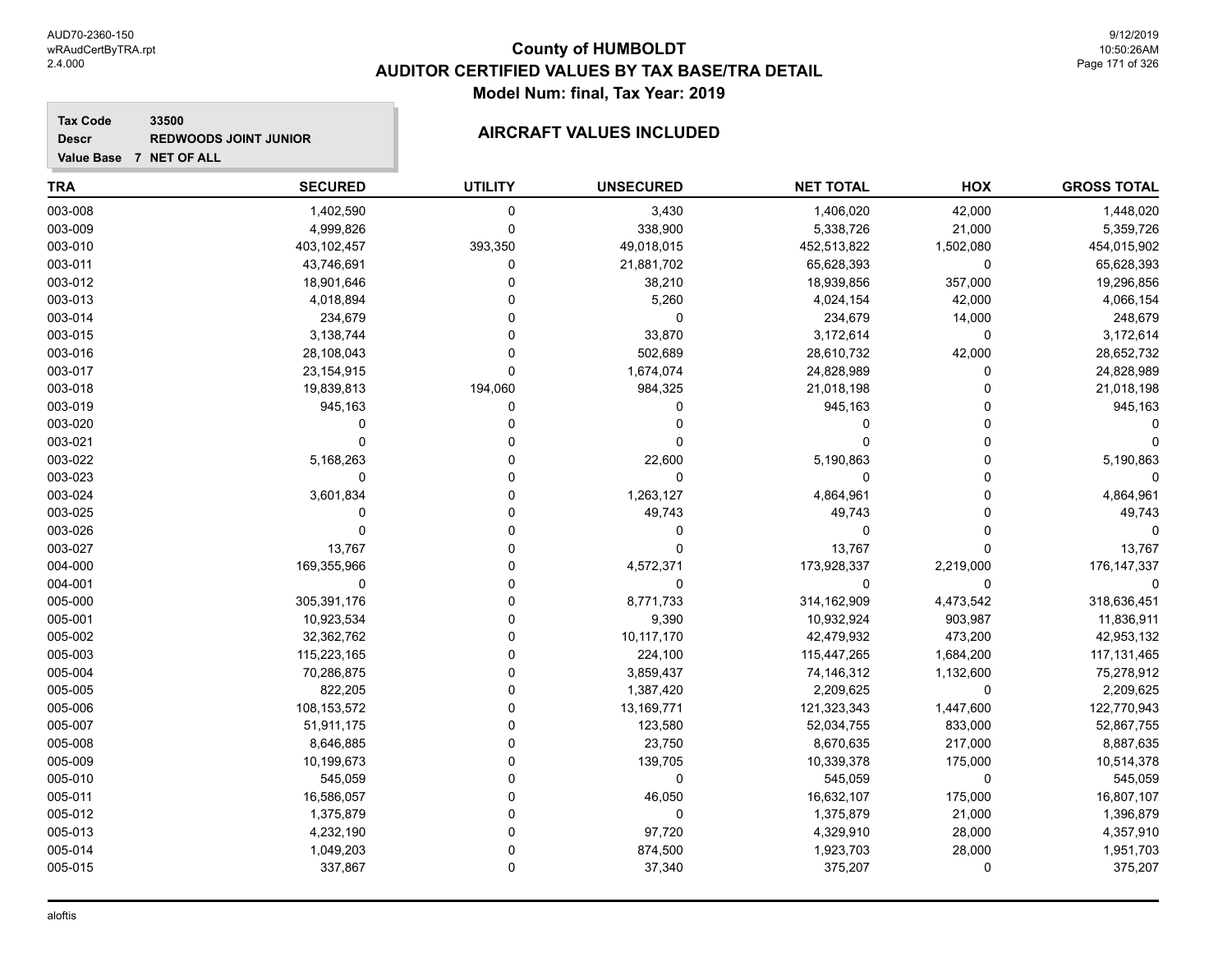# County of HUMBOLDT
## AUDITOR CERTIFIED VALUES BY TAX BASE/TRA DETAIL
### Model Num: final, Tax Year: 2019

**Tax Code** 33500
**Descr** REDWOODS JOINT JUNIOR
**Value Base** 7 NET OF ALL

**AIRCRAFT VALUES INCLUDED**

| TRA | SECURED | UTILITY | UNSECURED | NET TOTAL | HOX | GROSS TOTAL |
|---|---|---|---|---|---|---|
| 003-008 | 1,402,590 | 0 | 3,430 | 1,406,020 | 42,000 | 1,448,020 |
| 003-009 | 4,999,826 | 0 | 338,900 | 5,338,726 | 21,000 | 5,359,726 |
| 003-010 | 403,102,457 | 393,350 | 49,018,015 | 452,513,822 | 1,502,080 | 454,015,902 |
| 003-011 | 43,746,691 | 0 | 21,881,702 | 65,628,393 | 0 | 65,628,393 |
| 003-012 | 18,901,646 | 0 | 38,210 | 18,939,856 | 357,000 | 19,296,856 |
| 003-013 | 4,018,894 | 0 | 5,260 | 4,024,154 | 42,000 | 4,066,154 |
| 003-014 | 234,679 | 0 | 0 | 234,679 | 14,000 | 248,679 |
| 003-015 | 3,138,744 | 0 | 33,870 | 3,172,614 | 0 | 3,172,614 |
| 003-016 | 28,108,043 | 0 | 502,689 | 28,610,732 | 42,000 | 28,652,732 |
| 003-017 | 23,154,915 | 0 | 1,674,074 | 24,828,989 | 0 | 24,828,989 |
| 003-018 | 19,839,813 | 194,060 | 984,325 | 21,018,198 | 0 | 21,018,198 |
| 003-019 | 945,163 | 0 | 0 | 945,163 | 0 | 945,163 |
| 003-020 | 0 | 0 | 0 | 0 | 0 | 0 |
| 003-021 | 0 | 0 | 0 | 0 | 0 | 0 |
| 003-022 | 5,168,263 | 0 | 22,600 | 5,190,863 | 0 | 5,190,863 |
| 003-023 | 0 | 0 | 0 | 0 | 0 | 0 |
| 003-024 | 3,601,834 | 0 | 1,263,127 | 4,864,961 | 0 | 4,864,961 |
| 003-025 | 0 | 0 | 49,743 | 49,743 | 0 | 49,743 |
| 003-026 | 0 | 0 | 0 | 0 | 0 | 0 |
| 003-027 | 13,767 | 0 | 0 | 13,767 | 0 | 13,767 |
| 004-000 | 169,355,966 | 0 | 4,572,371 | 173,928,337 | 2,219,000 | 176,147,337 |
| 004-001 | 0 | 0 | 0 | 0 | 0 | 0 |
| 005-000 | 305,391,176 | 0 | 8,771,733 | 314,162,909 | 4,473,542 | 318,636,451 |
| 005-001 | 10,923,534 | 0 | 9,390 | 10,932,924 | 903,987 | 11,836,911 |
| 005-002 | 32,362,762 | 0 | 10,117,170 | 42,479,932 | 473,200 | 42,953,132 |
| 005-003 | 115,223,165 | 0 | 224,100 | 115,447,265 | 1,684,200 | 117,131,465 |
| 005-004 | 70,286,875 | 0 | 3,859,437 | 74,146,312 | 1,132,600 | 75,278,912 |
| 005-005 | 822,205 | 0 | 1,387,420 | 2,209,625 | 0 | 2,209,625 |
| 005-006 | 108,153,572 | 0 | 13,169,771 | 121,323,343 | 1,447,600 | 122,770,943 |
| 005-007 | 51,911,175 | 0 | 123,580 | 52,034,755 | 833,000 | 52,867,755 |
| 005-008 | 8,646,885 | 0 | 23,750 | 8,670,635 | 217,000 | 8,887,635 |
| 005-009 | 10,199,673 | 0 | 139,705 | 10,339,378 | 175,000 | 10,514,378 |
| 005-010 | 545,059 | 0 | 0 | 545,059 | 0 | 545,059 |
| 005-011 | 16,586,057 | 0 | 46,050 | 16,632,107 | 175,000 | 16,807,107 |
| 005-012 | 1,375,879 | 0 | 0 | 1,375,879 | 21,000 | 1,396,879 |
| 005-013 | 4,232,190 | 0 | 97,720 | 4,329,910 | 28,000 | 4,357,910 |
| 005-014 | 1,049,203 | 0 | 874,500 | 1,923,703 | 28,000 | 1,951,703 |
| 005-015 | 337,867 | 0 | 37,340 | 375,207 | 0 | 375,207 |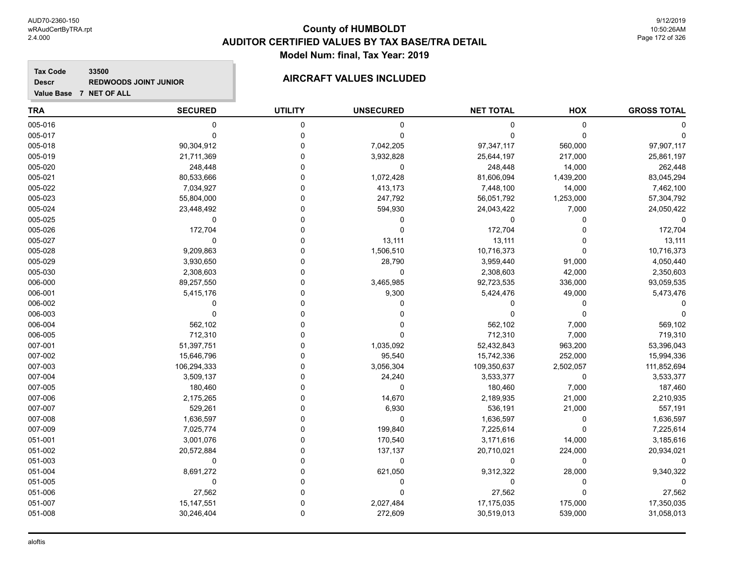# County of HUMBOLDT
## AUDITOR CERTIFIED VALUES BY TAX BASE/TRA DETAIL
### Model Num: final, Tax Year: 2019

**Tax Code** 33500
**Descr** REDWOODS JOINT JUNIOR
**Value Base** 7 NET OF ALL

**AIRCRAFT VALUES INCLUDED**

| TRA | SECURED | UTILITY | UNSECURED | NET TOTAL | HOX | GROSS TOTAL |
|---|---|---|---|---|---|---|
| 005-016 | 0 | 0 | 0 | 0 | 0 | 0 |
| 005-017 | 0 | 0 | 0 | 0 | 0 | 0 |
| 005-018 | 90,304,912 | 0 | 7,042,205 | 97,347,117 | 560,000 | 97,907,117 |
| 005-019 | 21,711,369 | 0 | 3,932,828 | 25,644,197 | 217,000 | 25,861,197 |
| 005-020 | 248,448 | 0 | 0 | 248,448 | 14,000 | 262,448 |
| 005-021 | 80,533,666 | 0 | 1,072,428 | 81,606,094 | 1,439,200 | 83,045,294 |
| 005-022 | 7,034,927 | 0 | 413,173 | 7,448,100 | 14,000 | 7,462,100 |
| 005-023 | 55,804,000 | 0 | 247,792 | 56,051,792 | 1,253,000 | 57,304,792 |
| 005-024 | 23,448,492 | 0 | 594,930 | 24,043,422 | 7,000 | 24,050,422 |
| 005-025 | 0 | 0 | 0 | 0 | 0 | 0 |
| 005-026 | 172,704 | 0 | 0 | 172,704 | 0 | 172,704 |
| 005-027 | 0 | 0 | 13,111 | 13,111 | 0 | 13,111 |
| 005-028 | 9,209,863 | 0 | 1,506,510 | 10,716,373 | 0 | 10,716,373 |
| 005-029 | 3,930,650 | 0 | 28,790 | 3,959,440 | 91,000 | 4,050,440 |
| 005-030 | 2,308,603 | 0 | 0 | 2,308,603 | 42,000 | 2,350,603 |
| 006-000 | 89,257,550 | 0 | 3,465,985 | 92,723,535 | 336,000 | 93,059,535 |
| 006-001 | 5,415,176 | 0 | 9,300 | 5,424,476 | 49,000 | 5,473,476 |
| 006-002 | 0 | 0 | 0 | 0 | 0 | 0 |
| 006-003 | 0 | 0 | 0 | 0 | 0 | 0 |
| 006-004 | 562,102 | 0 | 0 | 562,102 | 7,000 | 569,102 |
| 006-005 | 712,310 | 0 | 0 | 712,310 | 7,000 | 719,310 |
| 007-001 | 51,397,751 | 0 | 1,035,092 | 52,432,843 | 963,200 | 53,396,043 |
| 007-002 | 15,646,796 | 0 | 95,540 | 15,742,336 | 252,000 | 15,994,336 |
| 007-003 | 106,294,333 | 0 | 3,056,304 | 109,350,637 | 2,502,057 | 111,852,694 |
| 007-004 | 3,509,137 | 0 | 24,240 | 3,533,377 | 0 | 3,533,377 |
| 007-005 | 180,460 | 0 | 0 | 180,460 | 7,000 | 187,460 |
| 007-006 | 2,175,265 | 0 | 14,670 | 2,189,935 | 21,000 | 2,210,935 |
| 007-007 | 529,261 | 0 | 6,930 | 536,191 | 21,000 | 557,191 |
| 007-008 | 1,636,597 | 0 | 0 | 1,636,597 | 0 | 1,636,597 |
| 007-009 | 7,025,774 | 0 | 199,840 | 7,225,614 | 0 | 7,225,614 |
| 051-001 | 3,001,076 | 0 | 170,540 | 3,171,616 | 14,000 | 3,185,616 |
| 051-002 | 20,572,884 | 0 | 137,137 | 20,710,021 | 224,000 | 20,934,021 |
| 051-003 | 0 | 0 | 0 | 0 | 0 | 0 |
| 051-004 | 8,691,272 | 0 | 621,050 | 9,312,322 | 28,000 | 9,340,322 |
| 051-005 | 0 | 0 | 0 | 0 | 0 | 0 |
| 051-006 | 27,562 | 0 | 0 | 27,562 | 0 | 27,562 |
| 051-007 | 15,147,551 | 0 | 2,027,484 | 17,175,035 | 175,000 | 17,350,035 |
| 051-008 | 30,246,404 | 0 | 272,609 | 30,519,013 | 539,000 | 31,058,013 |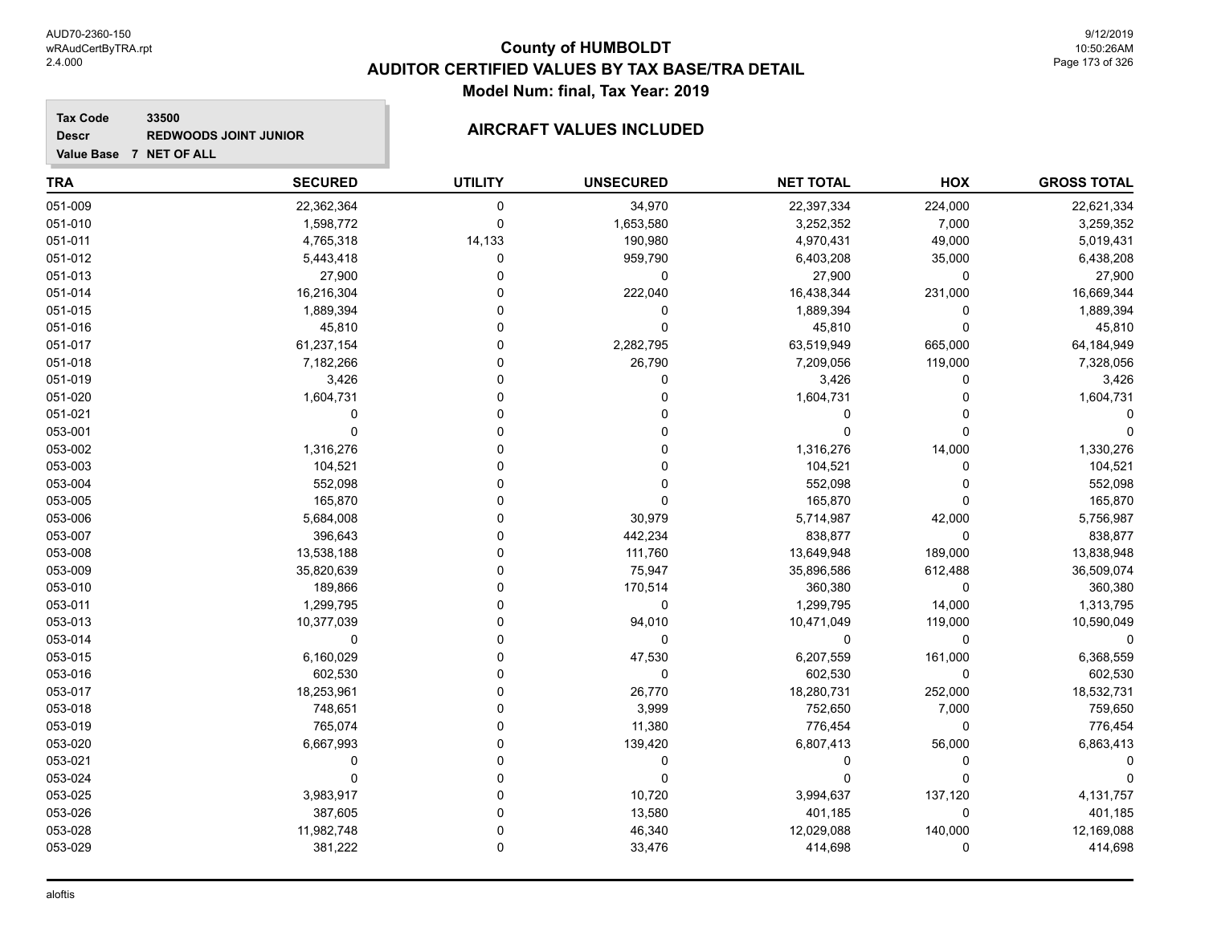# County of HUMBOLDT
## AUDITOR CERTIFIED VALUES BY TAX BASE/TRA DETAIL
### Model Num: final, Tax Year: 2019

**Tax Code** 33500
**Descr** REDWOODS JOINT JUNIOR
**Value Base** 7 NET OF ALL

### AIRCRAFT VALUES INCLUDED

| TRA | SECURED | UTILITY | UNSECURED | NET TOTAL | HOX | GROSS TOTAL |
|---|---|---|---|---|---|---|
| 051-009 | 22,362,364 | 0 | 34,970 | 22,397,334 | 224,000 | 22,621,334 |
| 051-010 | 1,598,772 | 0 | 1,653,580 | 3,252,352 | 7,000 | 3,259,352 |
| 051-011 | 4,765,318 | 14,133 | 190,980 | 4,970,431 | 49,000 | 5,019,431 |
| 051-012 | 5,443,418 | 0 | 959,790 | 6,403,208 | 35,000 | 6,438,208 |
| 051-013 | 27,900 | 0 | 0 | 27,900 | 0 | 27,900 |
| 051-014 | 16,216,304 | 0 | 222,040 | 16,438,344 | 231,000 | 16,669,344 |
| 051-015 | 1,889,394 | 0 | 0 | 1,889,394 | 0 | 1,889,394 |
| 051-016 | 45,810 | 0 | 0 | 45,810 | 0 | 45,810 |
| 051-017 | 61,237,154 | 0 | 2,282,795 | 63,519,949 | 665,000 | 64,184,949 |
| 051-018 | 7,182,266 | 0 | 26,790 | 7,209,056 | 119,000 | 7,328,056 |
| 051-019 | 3,426 | 0 | 0 | 3,426 | 0 | 3,426 |
| 051-020 | 1,604,731 | 0 | 0 | 1,604,731 | 0 | 1,604,731 |
| 051-021 | 0 | 0 | 0 | 0 | 0 | 0 |
| 053-001 | 0 | 0 | 0 | 0 | 0 | 0 |
| 053-002 | 1,316,276 | 0 | 0 | 1,316,276 | 14,000 | 1,330,276 |
| 053-003 | 104,521 | 0 | 0 | 104,521 | 0 | 104,521 |
| 053-004 | 552,098 | 0 | 0 | 552,098 | 0 | 552,098 |
| 053-005 | 165,870 | 0 | 0 | 165,870 | 0 | 165,870 |
| 053-006 | 5,684,008 | 0 | 30,979 | 5,714,987 | 42,000 | 5,756,987 |
| 053-007 | 396,643 | 0 | 442,234 | 838,877 | 0 | 838,877 |
| 053-008 | 13,538,188 | 0 | 111,760 | 13,649,948 | 189,000 | 13,838,948 |
| 053-009 | 35,820,639 | 0 | 75,947 | 35,896,586 | 612,488 | 36,509,074 |
| 053-010 | 189,866 | 0 | 170,514 | 360,380 | 0 | 360,380 |
| 053-011 | 1,299,795 | 0 | 0 | 1,299,795 | 14,000 | 1,313,795 |
| 053-013 | 10,377,039 | 0 | 94,010 | 10,471,049 | 119,000 | 10,590,049 |
| 053-014 | 0 | 0 | 0 | 0 | 0 | 0 |
| 053-015 | 6,160,029 | 0 | 47,530 | 6,207,559 | 161,000 | 6,368,559 |
| 053-016 | 602,530 | 0 | 0 | 602,530 | 0 | 602,530 |
| 053-017 | 18,253,961 | 0 | 26,770 | 18,280,731 | 252,000 | 18,532,731 |
| 053-018 | 748,651 | 0 | 3,999 | 752,650 | 7,000 | 759,650 |
| 053-019 | 765,074 | 0 | 11,380 | 776,454 | 0 | 776,454 |
| 053-020 | 6,667,993 | 0 | 139,420 | 6,807,413 | 56,000 | 6,863,413 |
| 053-021 | 0 | 0 | 0 | 0 | 0 | 0 |
| 053-024 | 0 | 0 | 0 | 0 | 0 | 0 |
| 053-025 | 3,983,917 | 0 | 10,720 | 3,994,637 | 137,120 | 4,131,757 |
| 053-026 | 387,605 | 0 | 13,580 | 401,185 | 0 | 401,185 |
| 053-028 | 11,982,748 | 0 | 46,340 | 12,029,088 | 140,000 | 12,169,088 |
| 053-029 | 381,222 | 0 | 33,476 | 414,698 | 0 | 414,698 |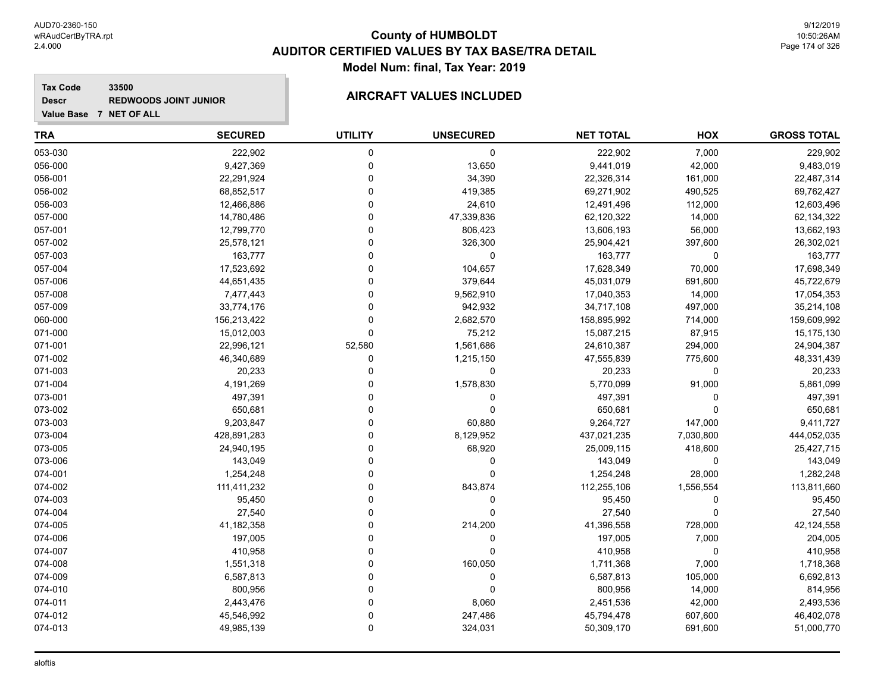# County of HUMBOLDT
## AUDITOR CERTIFIED VALUES BY TAX BASE/TRA DETAIL
### Model Num: final, Tax Year: 2019

**Tax Code** 33500
**Descr** REDWOODS JOINT JUNIOR
**Value Base** 7 NET OF ALL

### AIRCRAFT VALUES INCLUDED

| TRA | SECURED | UTILITY | UNSECURED | NET TOTAL | HOX | GROSS TOTAL |
|---|---|---|---|---|---|---|
| 053-030 | 222,902 | 0 | 0 | 222,902 | 7,000 | 229,902 |
| 056-000 | 9,427,369 | 0 | 13,650 | 9,441,019 | 42,000 | 9,483,019 |
| 056-001 | 22,291,924 | 0 | 34,390 | 22,326,314 | 161,000 | 22,487,314 |
| 056-002 | 68,852,517 | 0 | 419,385 | 69,271,902 | 490,525 | 69,762,427 |
| 056-003 | 12,466,886 | 0 | 24,610 | 12,491,496 | 112,000 | 12,603,496 |
| 057-000 | 14,780,486 | 0 | 47,339,836 | 62,120,322 | 14,000 | 62,134,322 |
| 057-001 | 12,799,770 | 0 | 806,423 | 13,606,193 | 56,000 | 13,662,193 |
| 057-002 | 25,578,121 | 0 | 326,300 | 25,904,421 | 397,600 | 26,302,021 |
| 057-003 | 163,777 | 0 | 0 | 163,777 | 0 | 163,777 |
| 057-004 | 17,523,692 | 0 | 104,657 | 17,628,349 | 70,000 | 17,698,349 |
| 057-006 | 44,651,435 | 0 | 379,644 | 45,031,079 | 691,600 | 45,722,679 |
| 057-008 | 7,477,443 | 0 | 9,562,910 | 17,040,353 | 14,000 | 17,054,353 |
| 057-009 | 33,774,176 | 0 | 942,932 | 34,717,108 | 497,000 | 35,214,108 |
| 060-000 | 156,213,422 | 0 | 2,682,570 | 158,895,992 | 714,000 | 159,609,992 |
| 071-000 | 15,012,003 | 0 | 75,212 | 15,087,215 | 87,915 | 15,175,130 |
| 071-001 | 22,996,121 | 52,580 | 1,561,686 | 24,610,387 | 294,000 | 24,904,387 |
| 071-002 | 46,340,689 | 0 | 1,215,150 | 47,555,839 | 775,600 | 48,331,439 |
| 071-003 | 20,233 | 0 | 0 | 20,233 | 0 | 20,233 |
| 071-004 | 4,191,269 | 0 | 1,578,830 | 5,770,099 | 91,000 | 5,861,099 |
| 073-001 | 497,391 | 0 | 0 | 497,391 | 0 | 497,391 |
| 073-002 | 650,681 | 0 | 0 | 650,681 | 0 | 650,681 |
| 073-003 | 9,203,847 | 0 | 60,880 | 9,264,727 | 147,000 | 9,411,727 |
| 073-004 | 428,891,283 | 0 | 8,129,952 | 437,021,235 | 7,030,800 | 444,052,035 |
| 073-005 | 24,940,195 | 0 | 68,920 | 25,009,115 | 418,600 | 25,427,715 |
| 073-006 | 143,049 | 0 | 0 | 143,049 | 0 | 143,049 |
| 074-001 | 1,254,248 | 0 | 0 | 1,254,248 | 28,000 | 1,282,248 |
| 074-002 | 111,411,232 | 0 | 843,874 | 112,255,106 | 1,556,554 | 113,811,660 |
| 074-003 | 95,450 | 0 | 0 | 95,450 | 0 | 95,450 |
| 074-004 | 27,540 | 0 | 0 | 27,540 | 0 | 27,540 |
| 074-005 | 41,182,358 | 0 | 214,200 | 41,396,558 | 728,000 | 42,124,558 |
| 074-006 | 197,005 | 0 | 0 | 197,005 | 7,000 | 204,005 |
| 074-007 | 410,958 | 0 | 0 | 410,958 | 0 | 410,958 |
| 074-008 | 1,551,318 | 0 | 160,050 | 1,711,368 | 7,000 | 1,718,368 |
| 074-009 | 6,587,813 | 0 | 0 | 6,587,813 | 105,000 | 6,692,813 |
| 074-010 | 800,956 | 0 | 0 | 800,956 | 14,000 | 814,956 |
| 074-011 | 2,443,476 | 0 | 8,060 | 2,451,536 | 42,000 | 2,493,536 |
| 074-012 | 45,546,992 | 0 | 247,486 | 45,794,478 | 607,600 | 46,402,078 |
| 074-013 | 49,985,139 | 0 | 324,031 | 50,309,170 | 691,600 | 51,000,770 |

aloftis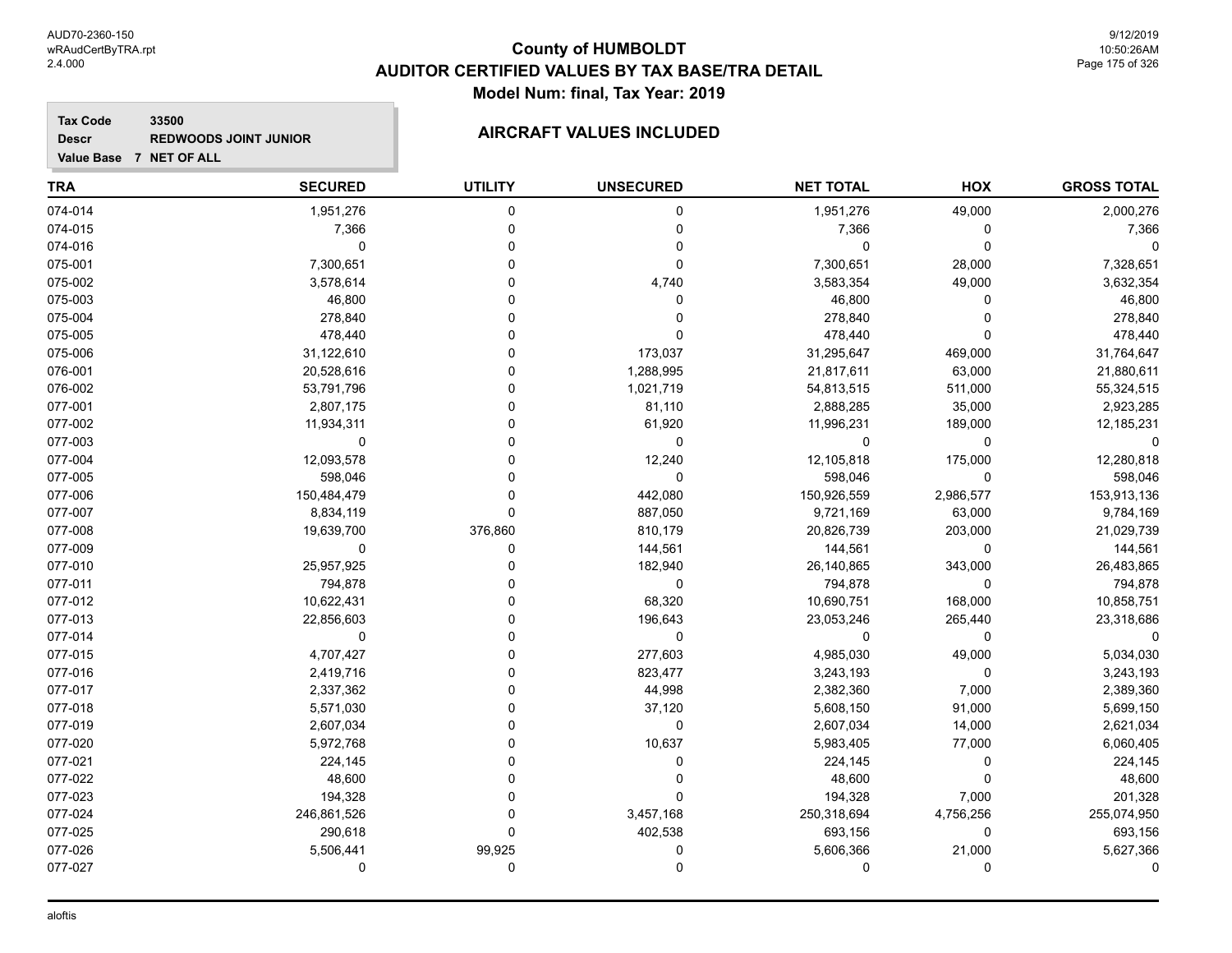# County of HUMBOLDT
## AUDITOR CERTIFIED VALUES BY TAX BASE/TRA DETAIL
### Model Num: final, Tax Year: 2019

**Tax Code** 33500
**Descr** REDWOODS JOINT JUNIOR
**Value Base** 7 NET OF ALL

**AIRCRAFT VALUES INCLUDED**

| TRA | SECURED | UTILITY | UNSECURED | NET TOTAL | HOX | GROSS TOTAL |
|---|---|---|---|---|---|---|
| 074-014 | 1,951,276 | 0 | 0 | 1,951,276 | 49,000 | 2,000,276 |
| 074-015 | 7,366 | 0 | 0 | 7,366 | 0 | 7,366 |
| 074-016 | 0 | 0 | 0 | 0 | 0 | 0 |
| 075-001 | 7,300,651 | 0 | 0 | 7,300,651 | 28,000 | 7,328,651 |
| 075-002 | 3,578,614 | 0 | 4,740 | 3,583,354 | 49,000 | 3,632,354 |
| 075-003 | 46,800 | 0 | 0 | 46,800 | 0 | 46,800 |
| 075-004 | 278,840 | 0 | 0 | 278,840 | 0 | 278,840 |
| 075-005 | 478,440 | 0 | 0 | 478,440 | 0 | 478,440 |
| 075-006 | 31,122,610 | 0 | 173,037 | 31,295,647 | 469,000 | 31,764,647 |
| 076-001 | 20,528,616 | 0 | 1,288,995 | 21,817,611 | 63,000 | 21,880,611 |
| 076-002 | 53,791,796 | 0 | 1,021,719 | 54,813,515 | 511,000 | 55,324,515 |
| 077-001 | 2,807,175 | 0 | 81,110 | 2,888,285 | 35,000 | 2,923,285 |
| 077-002 | 11,934,311 | 0 | 61,920 | 11,996,231 | 189,000 | 12,185,231 |
| 077-003 | 0 | 0 | 0 | 0 | 0 | 0 |
| 077-004 | 12,093,578 | 0 | 12,240 | 12,105,818 | 175,000 | 12,280,818 |
| 077-005 | 598,046 | 0 | 0 | 598,046 | 0 | 598,046 |
| 077-006 | 150,484,479 | 0 | 442,080 | 150,926,559 | 2,986,577 | 153,913,136 |
| 077-007 | 8,834,119 | 0 | 887,050 | 9,721,169 | 63,000 | 9,784,169 |
| 077-008 | 19,639,700 | 376,860 | 810,179 | 20,826,739 | 203,000 | 21,029,739 |
| 077-009 | 0 | 0 | 144,561 | 144,561 | 0 | 144,561 |
| 077-010 | 25,957,925 | 0 | 182,940 | 26,140,865 | 343,000 | 26,483,865 |
| 077-011 | 794,878 | 0 | 0 | 794,878 | 0 | 794,878 |
| 077-012 | 10,622,431 | 0 | 68,320 | 10,690,751 | 168,000 | 10,858,751 |
| 077-013 | 22,856,603 | 0 | 196,643 | 23,053,246 | 265,440 | 23,318,686 |
| 077-014 | 0 | 0 | 0 | 0 | 0 | 0 |
| 077-015 | 4,707,427 | 0 | 277,603 | 4,985,030 | 49,000 | 5,034,030 |
| 077-016 | 2,419,716 | 0 | 823,477 | 3,243,193 | 0 | 3,243,193 |
| 077-017 | 2,337,362 | 0 | 44,998 | 2,382,360 | 7,000 | 2,389,360 |
| 077-018 | 5,571,030 | 0 | 37,120 | 5,608,150 | 91,000 | 5,699,150 |
| 077-019 | 2,607,034 | 0 | 0 | 2,607,034 | 14,000 | 2,621,034 |
| 077-020 | 5,972,768 | 0 | 10,637 | 5,983,405 | 77,000 | 6,060,405 |
| 077-021 | 224,145 | 0 | 0 | 224,145 | 0 | 224,145 |
| 077-022 | 48,600 | 0 | 0 | 48,600 | 0 | 48,600 |
| 077-023 | 194,328 | 0 | 0 | 194,328 | 7,000 | 201,328 |
| 077-024 | 246,861,526 | 0 | 3,457,168 | 250,318,694 | 4,756,256 | 255,074,950 |
| 077-025 | 290,618 | 0 | 402,538 | 693,156 | 0 | 693,156 |
| 077-026 | 5,506,441 | 99,925 | 0 | 5,606,366 | 21,000 | 5,627,366 |
| 077-027 | 0 | 0 | 0 | 0 | 0 | 0 |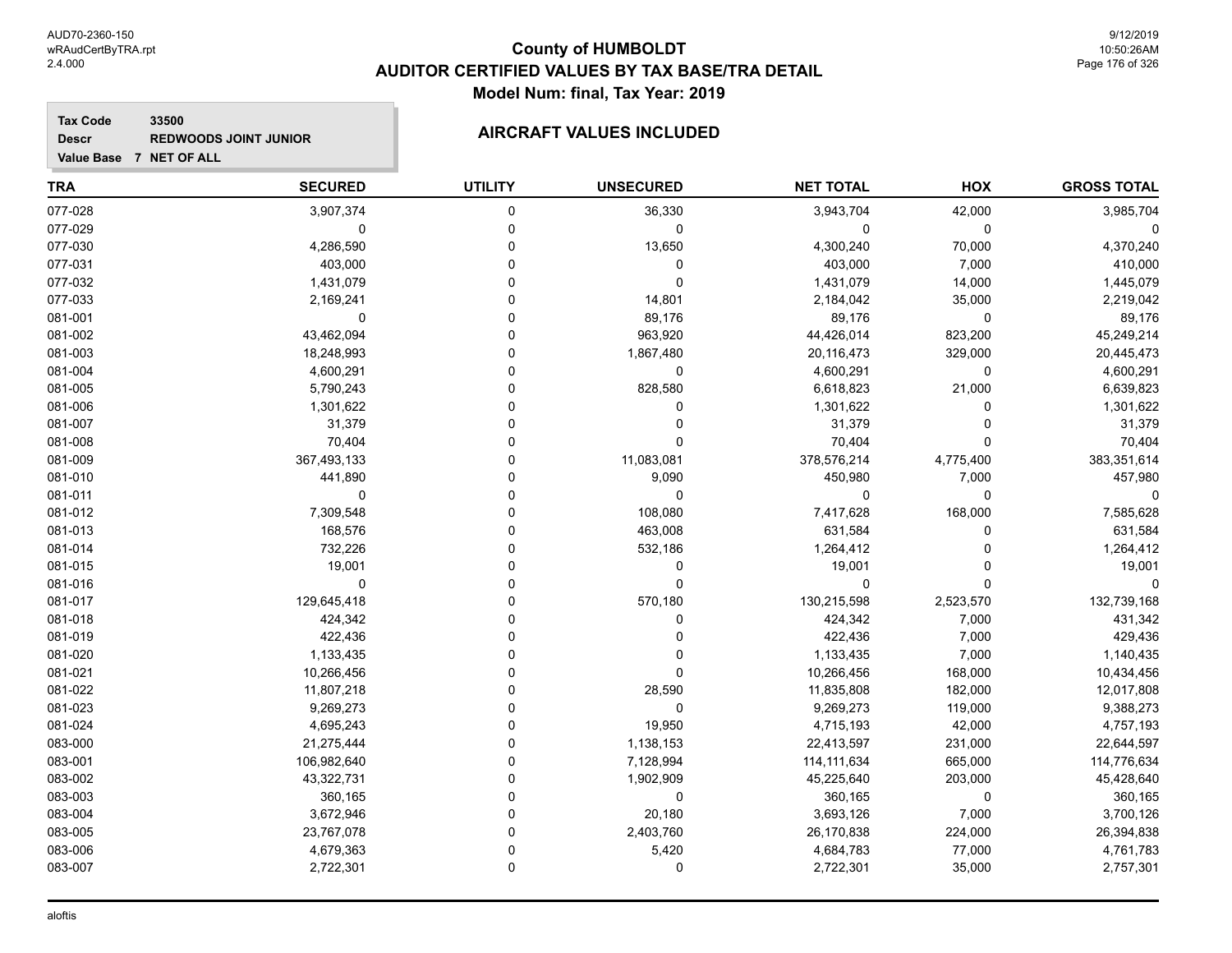# County of HUMBOLDT
## AUDITOR CERTIFIED VALUES BY TAX BASE/TRA DETAIL
### Model Num: final, Tax Year: 2019

**Tax Code** 33500
**Descr** REDWOODS JOINT JUNIOR
**Value Base** 7 NET OF ALL

**AIRCRAFT VALUES INCLUDED**

| TRA | SECURED | UTILITY | UNSECURED | NET TOTAL | HOX | GROSS TOTAL |
|---|---|---|---|---|---|---|
| 077-028 | 3,907,374 | 0 | 36,330 | 3,943,704 | 42,000 | 3,985,704 |
| 077-029 | 0 | 0 | 0 | 0 | 0 | 0 |
| 077-030 | 4,286,590 | 0 | 13,650 | 4,300,240 | 70,000 | 4,370,240 |
| 077-031 | 403,000 | 0 | 0 | 403,000 | 7,000 | 410,000 |
| 077-032 | 1,431,079 | 0 | 0 | 1,431,079 | 14,000 | 1,445,079 |
| 077-033 | 2,169,241 | 0 | 14,801 | 2,184,042 | 35,000 | 2,219,042 |
| 081-001 | 0 | 0 | 89,176 | 89,176 | 0 | 89,176 |
| 081-002 | 43,462,094 | 0 | 963,920 | 44,426,014 | 823,200 | 45,249,214 |
| 081-003 | 18,248,993 | 0 | 1,867,480 | 20,116,473 | 329,000 | 20,445,473 |
| 081-004 | 4,600,291 | 0 | 0 | 4,600,291 | 0 | 4,600,291 |
| 081-005 | 5,790,243 | 0 | 828,580 | 6,618,823 | 21,000 | 6,639,823 |
| 081-006 | 1,301,622 | 0 | 0 | 1,301,622 | 0 | 1,301,622 |
| 081-007 | 31,379 | 0 | 0 | 31,379 | 0 | 31,379 |
| 081-008 | 70,404 | 0 | 0 | 70,404 | 0 | 70,404 |
| 081-009 | 367,493,133 | 0 | 11,083,081 | 378,576,214 | 4,775,400 | 383,351,614 |
| 081-010 | 441,890 | 0 | 9,090 | 450,980 | 7,000 | 457,980 |
| 081-011 | 0 | 0 | 0 | 0 | 0 | 0 |
| 081-012 | 7,309,548 | 0 | 108,080 | 7,417,628 | 168,000 | 7,585,628 |
| 081-013 | 168,576 | 0 | 463,008 | 631,584 | 0 | 631,584 |
| 081-014 | 732,226 | 0 | 532,186 | 1,264,412 | 0 | 1,264,412 |
| 081-015 | 19,001 | 0 | 0 | 19,001 | 0 | 19,001 |
| 081-016 | 0 | 0 | 0 | 0 | 0 | 0 |
| 081-017 | 129,645,418 | 0 | 570,180 | 130,215,598 | 2,523,570 | 132,739,168 |
| 081-018 | 424,342 | 0 | 0 | 424,342 | 7,000 | 431,342 |
| 081-019 | 422,436 | 0 | 0 | 422,436 | 7,000 | 429,436 |
| 081-020 | 1,133,435 | 0 | 0 | 1,133,435 | 7,000 | 1,140,435 |
| 081-021 | 10,266,456 | 0 | 0 | 10,266,456 | 168,000 | 10,434,456 |
| 081-022 | 11,807,218 | 0 | 28,590 | 11,835,808 | 182,000 | 12,017,808 |
| 081-023 | 9,269,273 | 0 | 0 | 9,269,273 | 119,000 | 9,388,273 |
| 081-024 | 4,695,243 | 0 | 19,950 | 4,715,193 | 42,000 | 4,757,193 |
| 083-000 | 21,275,444 | 0 | 1,138,153 | 22,413,597 | 231,000 | 22,644,597 |
| 083-001 | 106,982,640 | 0 | 7,128,994 | 114,111,634 | 665,000 | 114,776,634 |
| 083-002 | 43,322,731 | 0 | 1,902,909 | 45,225,640 | 203,000 | 45,428,640 |
| 083-003 | 360,165 | 0 | 0 | 360,165 | 0 | 360,165 |
| 083-004 | 3,672,946 | 0 | 20,180 | 3,693,126 | 7,000 | 3,700,126 |
| 083-005 | 23,767,078 | 0 | 2,403,760 | 26,170,838 | 224,000 | 26,394,838 |
| 083-006 | 4,679,363 | 0 | 5,420 | 4,684,783 | 77,000 | 4,761,783 |
| 083-007 | 2,722,301 | 0 | 0 | 2,722,301 | 35,000 | 2,757,301 |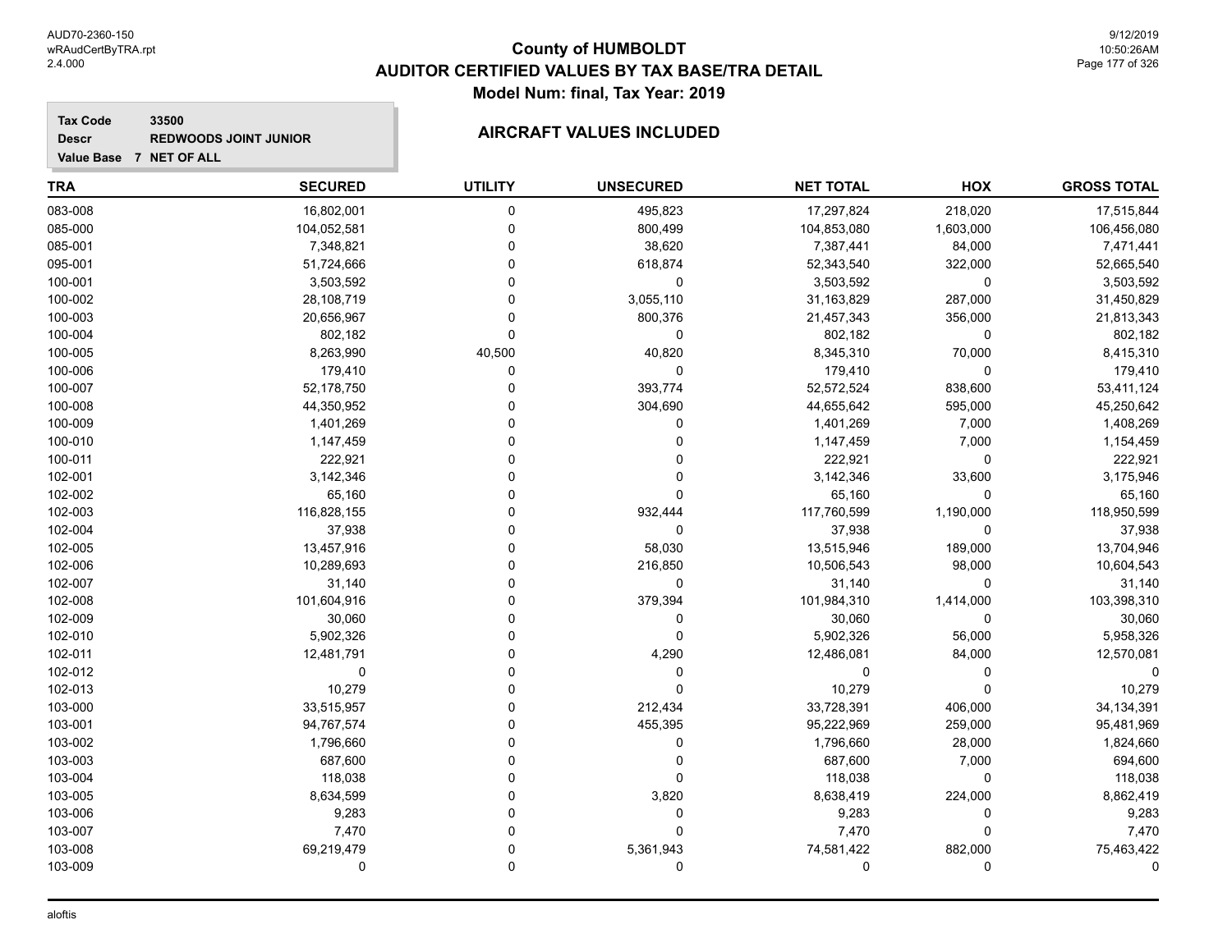# County of HUMBOLDT
## AUDITOR CERTIFIED VALUES BY TAX BASE/TRA DETAIL
### Model Num: final, Tax Year: 2019

**Tax Code** 33500
**Descr** REDWOODS JOINT JUNIOR
**Value Base** 7 NET OF ALL

**AIRCRAFT VALUES INCLUDED**

| TRA | SECURED | UTILITY | UNSECURED | NET TOTAL | HOX | GROSS TOTAL |
|---|---|---|---|---|---|---|
| 083-008 | 16,802,001 | 0 | 495,823 | 17,297,824 | 218,020 | 17,515,844 |
| 085-000 | 104,052,581 | 0 | 800,499 | 104,853,080 | 1,603,000 | 106,456,080 |
| 085-001 | 7,348,821 | 0 | 38,620 | 7,387,441 | 84,000 | 7,471,441 |
| 095-001 | 51,724,666 | 0 | 618,874 | 52,343,540 | 322,000 | 52,665,540 |
| 100-001 | 3,503,592 | 0 | 0 | 3,503,592 | 0 | 3,503,592 |
| 100-002 | 28,108,719 | 0 | 3,055,110 | 31,163,829 | 287,000 | 31,450,829 |
| 100-003 | 20,656,967 | 0 | 800,376 | 21,457,343 | 356,000 | 21,813,343 |
| 100-004 | 802,182 | 0 | 0 | 802,182 | 0 | 802,182 |
| 100-005 | 8,263,990 | 40,500 | 40,820 | 8,345,310 | 70,000 | 8,415,310 |
| 100-006 | 179,410 | 0 | 0 | 179,410 | 0 | 179,410 |
| 100-007 | 52,178,750 | 0 | 393,774 | 52,572,524 | 838,600 | 53,411,124 |
| 100-008 | 44,350,952 | 0 | 304,690 | 44,655,642 | 595,000 | 45,250,642 |
| 100-009 | 1,401,269 | 0 | 0 | 1,401,269 | 7,000 | 1,408,269 |
| 100-010 | 1,147,459 | 0 | 0 | 1,147,459 | 7,000 | 1,154,459 |
| 100-011 | 222,921 | 0 | 0 | 222,921 | 0 | 222,921 |
| 102-001 | 3,142,346 | 0 | 0 | 3,142,346 | 33,600 | 3,175,946 |
| 102-002 | 65,160 | 0 | 0 | 65,160 | 0 | 65,160 |
| 102-003 | 116,828,155 | 0 | 932,444 | 117,760,599 | 1,190,000 | 118,950,599 |
| 102-004 | 37,938 | 0 | 0 | 37,938 | 0 | 37,938 |
| 102-005 | 13,457,916 | 0 | 58,030 | 13,515,946 | 189,000 | 13,704,946 |
| 102-006 | 10,289,693 | 0 | 216,850 | 10,506,543 | 98,000 | 10,604,543 |
| 102-007 | 31,140 | 0 | 0 | 31,140 | 0 | 31,140 |
| 102-008 | 101,604,916 | 0 | 379,394 | 101,984,310 | 1,414,000 | 103,398,310 |
| 102-009 | 30,060 | 0 | 0 | 30,060 | 0 | 30,060 |
| 102-010 | 5,902,326 | 0 | 0 | 5,902,326 | 56,000 | 5,958,326 |
| 102-011 | 12,481,791 | 0 | 4,290 | 12,486,081 | 84,000 | 12,570,081 |
| 102-012 | 0 | 0 | 0 | 0 | 0 | 0 |
| 102-013 | 10,279 | 0 | 0 | 10,279 | 0 | 10,279 |
| 103-000 | 33,515,957 | 0 | 212,434 | 33,728,391 | 406,000 | 34,134,391 |
| 103-001 | 94,767,574 | 0 | 455,395 | 95,222,969 | 259,000 | 95,481,969 |
| 103-002 | 1,796,660 | 0 | 0 | 1,796,660 | 28,000 | 1,824,660 |
| 103-003 | 687,600 | 0 | 0 | 687,600 | 7,000 | 694,600 |
| 103-004 | 118,038 | 0 | 0 | 118,038 | 0 | 118,038 |
| 103-005 | 8,634,599 | 0 | 3,820 | 8,638,419 | 224,000 | 8,862,419 |
| 103-006 | 9,283 | 0 | 0 | 9,283 | 0 | 9,283 |
| 103-007 | 7,470 | 0 | 0 | 7,470 | 0 | 7,470 |
| 103-008 | 69,219,479 | 0 | 5,361,943 | 74,581,422 | 882,000 | 75,463,422 |
| 103-009 | 0 | 0 | 0 | 0 | 0 | 0 |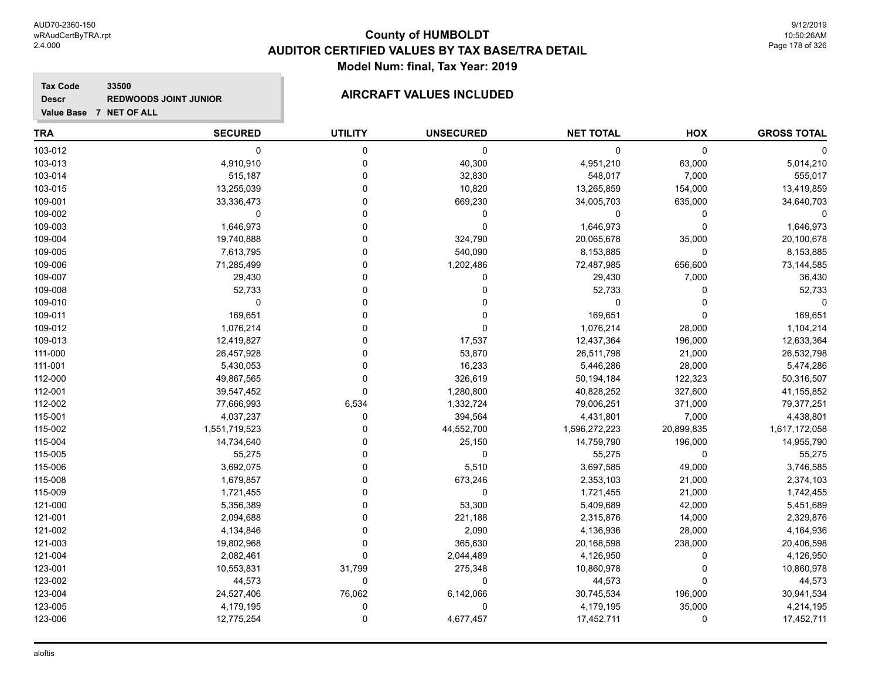# County of HUMBOLDT
## AUDITOR CERTIFIED VALUES BY TAX BASE/TRA DETAIL
### Model Num: final, Tax Year: 2019

**Tax Code** 33500
**Descr** REDWOODS JOINT JUNIOR
**Value Base** 7 NET OF ALL

**AIRCRAFT VALUES INCLUDED**

| TRA | SECURED | UTILITY | UNSECURED | NET TOTAL | HOX | GROSS TOTAL |
|---|---|---|---|---|---|---|
| 103-012 | 0 | 0 | 0 | 0 | 0 | 0 |
| 103-013 | 4,910,910 | 0 | 40,300 | 4,951,210 | 63,000 | 5,014,210 |
| 103-014 | 515,187 | 0 | 32,830 | 548,017 | 7,000 | 555,017 |
| 103-015 | 13,255,039 | 0 | 10,820 | 13,265,859 | 154,000 | 13,419,859 |
| 109-001 | 33,336,473 | 0 | 669,230 | 34,005,703 | 635,000 | 34,640,703 |
| 109-002 | 0 | 0 | 0 | 0 | 0 | 0 |
| 109-003 | 1,646,973 | 0 | 0 | 1,646,973 | 0 | 1,646,973 |
| 109-004 | 19,740,888 | 0 | 324,790 | 20,065,678 | 35,000 | 20,100,678 |
| 109-005 | 7,613,795 | 0 | 540,090 | 8,153,885 | 0 | 8,153,885 |
| 109-006 | 71,285,499 | 0 | 1,202,486 | 72,487,985 | 656,600 | 73,144,585 |
| 109-007 | 29,430 | 0 | 0 | 29,430 | 7,000 | 36,430 |
| 109-008 | 52,733 | 0 | 0 | 52,733 | 0 | 52,733 |
| 109-010 | 0 | 0 | 0 | 0 | 0 | 0 |
| 109-011 | 169,651 | 0 | 0 | 169,651 | 0 | 169,651 |
| 109-012 | 1,076,214 | 0 | 0 | 1,076,214 | 28,000 | 1,104,214 |
| 109-013 | 12,419,827 | 0 | 17,537 | 12,437,364 | 196,000 | 12,633,364 |
| 111-000 | 26,457,928 | 0 | 53,870 | 26,511,798 | 21,000 | 26,532,798 |
| 111-001 | 5,430,053 | 0 | 16,233 | 5,446,286 | 28,000 | 5,474,286 |
| 112-000 | 49,867,565 | 0 | 326,619 | 50,194,184 | 122,323 | 50,316,507 |
| 112-001 | 39,547,452 | 0 | 1,280,800 | 40,828,252 | 327,600 | 41,155,852 |
| 112-002 | 77,666,993 | 6,534 | 1,332,724 | 79,006,251 | 371,000 | 79,377,251 |
| 115-001 | 4,037,237 | 0 | 394,564 | 4,431,801 | 7,000 | 4,438,801 |
| 115-002 | 1,551,719,523 | 0 | 44,552,700 | 1,596,272,223 | 20,899,835 | 1,617,172,058 |
| 115-004 | 14,734,640 | 0 | 25,150 | 14,759,790 | 196,000 | 14,955,790 |
| 115-005 | 55,275 | 0 | 0 | 55,275 | 0 | 55,275 |
| 115-006 | 3,692,075 | 0 | 5,510 | 3,697,585 | 49,000 | 3,746,585 |
| 115-008 | 1,679,857 | 0 | 673,246 | 2,353,103 | 21,000 | 2,374,103 |
| 115-009 | 1,721,455 | 0 | 0 | 1,721,455 | 21,000 | 1,742,455 |
| 121-000 | 5,356,389 | 0 | 53,300 | 5,409,689 | 42,000 | 5,451,689 |
| 121-001 | 2,094,688 | 0 | 221,188 | 2,315,876 | 14,000 | 2,329,876 |
| 121-002 | 4,134,846 | 0 | 2,090 | 4,136,936 | 28,000 | 4,164,936 |
| 121-003 | 19,802,968 | 0 | 365,630 | 20,168,598 | 238,000 | 20,406,598 |
| 121-004 | 2,082,461 | 0 | 2,044,489 | 4,126,950 | 0 | 4,126,950 |
| 123-001 | 10,553,831 | 31,799 | 275,348 | 10,860,978 | 0 | 10,860,978 |
| 123-002 | 44,573 | 0 | 0 | 44,573 | 0 | 44,573 |
| 123-004 | 24,527,406 | 76,062 | 6,142,066 | 30,745,534 | 196,000 | 30,941,534 |
| 123-005 | 4,179,195 | 0 | 0 | 4,179,195 | 35,000 | 4,214,195 |
| 123-006 | 12,775,254 | 0 | 4,677,457 | 17,452,711 | 0 | 17,452,711 |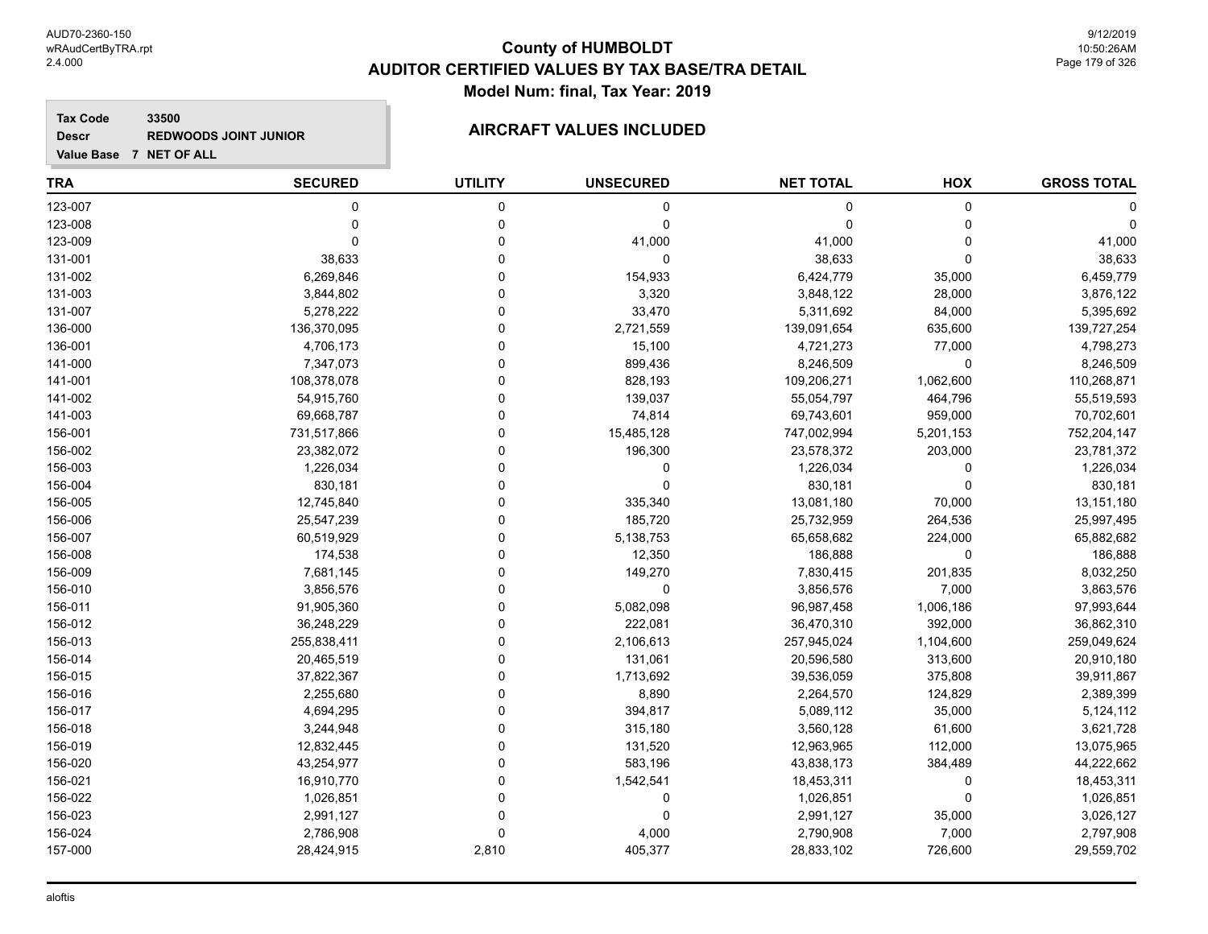# County of HUMBOLDT
## AUDITOR CERTIFIED VALUES BY TAX BASE/TRA DETAIL
### Model Num: final, Tax Year: 2019

**Tax Code** 33500
**Descr** REDWOODS JOINT JUNIOR
**Value Base** 7 NET OF ALL

**AIRCRAFT VALUES INCLUDED**

| TRA | SECURED | UTILITY | UNSECURED | NET TOTAL | HOX | GROSS TOTAL |
|---|---|---|---|---|---|---|
| 123-007 | 0 | 0 | 0 | 0 | 0 | 0 |
| 123-008 | 0 | 0 | 0 | 0 | 0 | 0 |
| 123-009 | 0 | 0 | 41,000 | 41,000 | 0 | 41,000 |
| 131-001 | 38,633 | 0 | 0 | 38,633 | 0 | 38,633 |
| 131-002 | 6,269,846 | 0 | 154,933 | 6,424,779 | 35,000 | 6,459,779 |
| 131-003 | 3,844,802 | 0 | 3,320 | 3,848,122 | 28,000 | 3,876,122 |
| 131-007 | 5,278,222 | 0 | 33,470 | 5,311,692 | 84,000 | 5,395,692 |
| 136-000 | 136,370,095 | 0 | 2,721,559 | 139,091,654 | 635,600 | 139,727,254 |
| 136-001 | 4,706,173 | 0 | 15,100 | 4,721,273 | 77,000 | 4,798,273 |
| 141-000 | 7,347,073 | 0 | 899,436 | 8,246,509 | 0 | 8,246,509 |
| 141-001 | 108,378,078 | 0 | 828,193 | 109,206,271 | 1,062,600 | 110,268,871 |
| 141-002 | 54,915,760 | 0 | 139,037 | 55,054,797 | 464,796 | 55,519,593 |
| 141-003 | 69,668,787 | 0 | 74,814 | 69,743,601 | 959,000 | 70,702,601 |
| 156-001 | 731,517,866 | 0 | 15,485,128 | 747,002,994 | 5,201,153 | 752,204,147 |
| 156-002 | 23,382,072 | 0 | 196,300 | 23,578,372 | 203,000 | 23,781,372 |
| 156-003 | 1,226,034 | 0 | 0 | 1,226,034 | 0 | 1,226,034 |
| 156-004 | 830,181 | 0 | 0 | 830,181 | 0 | 830,181 |
| 156-005 | 12,745,840 | 0 | 335,340 | 13,081,180 | 70,000 | 13,151,180 |
| 156-006 | 25,547,239 | 0 | 185,720 | 25,732,959 | 264,536 | 25,997,495 |
| 156-007 | 60,519,929 | 0 | 5,138,753 | 65,658,682 | 224,000 | 65,882,682 |
| 156-008 | 174,538 | 0 | 12,350 | 186,888 | 0 | 186,888 |
| 156-009 | 7,681,145 | 0 | 149,270 | 7,830,415 | 201,835 | 8,032,250 |
| 156-010 | 3,856,576 | 0 | 0 | 3,856,576 | 7,000 | 3,863,576 |
| 156-011 | 91,905,360 | 0 | 5,082,098 | 96,987,458 | 1,006,186 | 97,993,644 |
| 156-012 | 36,248,229 | 0 | 222,081 | 36,470,310 | 392,000 | 36,862,310 |
| 156-013 | 255,838,411 | 0 | 2,106,613 | 257,945,024 | 1,104,600 | 259,049,624 |
| 156-014 | 20,465,519 | 0 | 131,061 | 20,596,580 | 313,600 | 20,910,180 |
| 156-015 | 37,822,367 | 0 | 1,713,692 | 39,536,059 | 375,808 | 39,911,867 |
| 156-016 | 2,255,680 | 0 | 8,890 | 2,264,570 | 124,829 | 2,389,399 |
| 156-017 | 4,694,295 | 0 | 394,817 | 5,089,112 | 35,000 | 5,124,112 |
| 156-018 | 3,244,948 | 0 | 315,180 | 3,560,128 | 61,600 | 3,621,728 |
| 156-019 | 12,832,445 | 0 | 131,520 | 12,963,965 | 112,000 | 13,075,965 |
| 156-020 | 43,254,977 | 0 | 583,196 | 43,838,173 | 384,489 | 44,222,662 |
| 156-021 | 16,910,770 | 0 | 1,542,541 | 18,453,311 | 0 | 18,453,311 |
| 156-022 | 1,026,851 | 0 | 0 | 1,026,851 | 0 | 1,026,851 |
| 156-023 | 2,991,127 | 0 | 0 | 2,991,127 | 35,000 | 3,026,127 |
| 156-024 | 2,786,908 | 0 | 4,000 | 2,790,908 | 7,000 | 2,797,908 |
| 157-000 | 28,424,915 | 2,810 | 405,377 | 28,833,102 | 726,600 | 29,559,702 |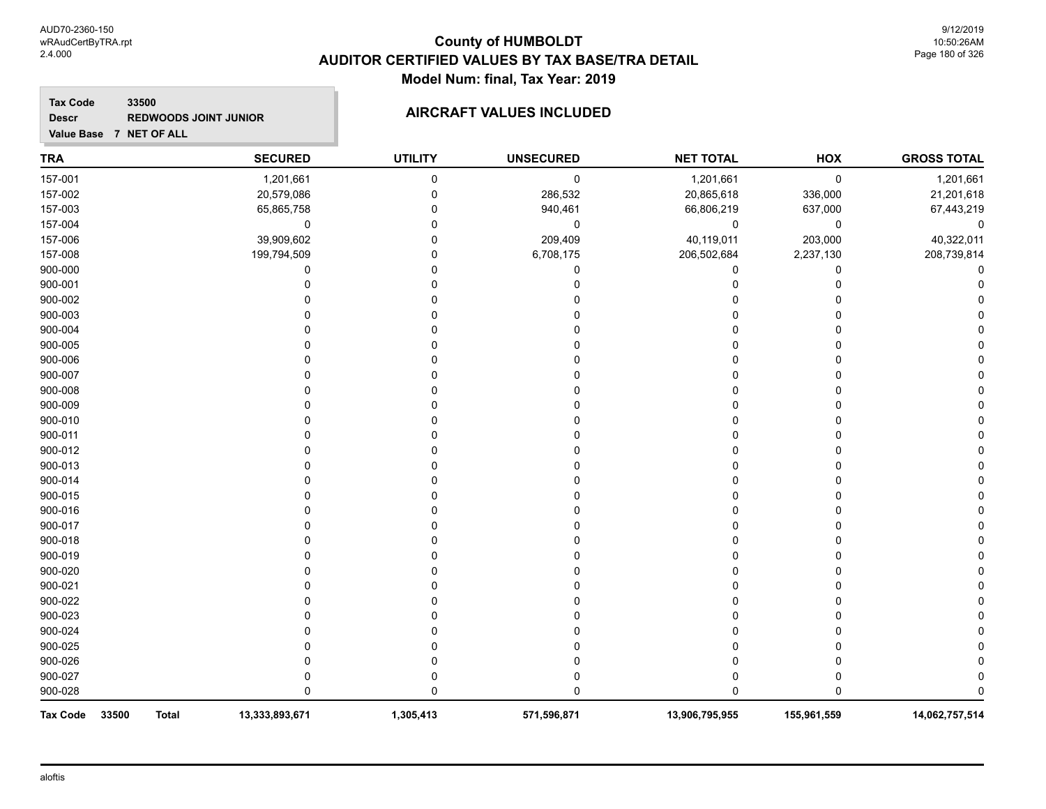# County of HUMBOLDT
## AUDITOR CERTIFIED VALUES BY TAX BASE/TRA DETAIL
### Model Num: final, Tax Year: 2019

**Tax Code** 33500
**Descr** REDWOODS JOINT JUNIOR
**Value Base** 7 NET OF ALL

**AIRCRAFT VALUES INCLUDED**

| TRA | SECURED | UTILITY | UNSECURED | NET TOTAL | HOX | GROSS TOTAL |
|---|---|---|---|---|---|---|
| 157-001 | 1,201,661 | 0 | 0 | 1,201,661 | 0 | 1,201,661 |
| 157-002 | 20,579,086 | 0 | 286,532 | 20,865,618 | 336,000 | 21,201,618 |
| 157-003 | 65,865,758 | 0 | 940,461 | 66,806,219 | 637,000 | 67,443,219 |
| 157-004 | 0 | 0 | 0 | 0 | 0 | 0 |
| 157-006 | 39,909,602 | 0 | 209,409 | 40,119,011 | 203,000 | 40,322,011 |
| 157-008 | 199,794,509 | 0 | 6,708,175 | 206,502,684 | 2,237,130 | 208,739,814 |
| 900-000 | 0 | 0 | 0 | 0 | 0 | 0 |
| 900-001 | 0 | 0 | 0 | 0 | 0 | 0 |
| 900-002 | 0 | 0 | 0 | 0 | 0 | 0 |
| 900-003 | 0 | 0 | 0 | 0 | 0 | 0 |
| 900-004 | 0 | 0 | 0 | 0 | 0 | 0 |
| 900-005 | 0 | 0 | 0 | 0 | 0 | 0 |
| 900-006 | 0 | 0 | 0 | 0 | 0 | 0 |
| 900-007 | 0 | 0 | 0 | 0 | 0 | 0 |
| 900-008 | 0 | 0 | 0 | 0 | 0 | 0 |
| 900-009 | 0 | 0 | 0 | 0 | 0 | 0 |
| 900-010 | 0 | 0 | 0 | 0 | 0 | 0 |
| 900-011 | 0 | 0 | 0 | 0 | 0 | 0 |
| 900-012 | 0 | 0 | 0 | 0 | 0 | 0 |
| 900-013 | 0 | 0 | 0 | 0 | 0 | 0 |
| 900-014 | 0 | 0 | 0 | 0 | 0 | 0 |
| 900-015 | 0 | 0 | 0 | 0 | 0 | 0 |
| 900-016 | 0 | 0 | 0 | 0 | 0 | 0 |
| 900-017 | 0 | 0 | 0 | 0 | 0 | 0 |
| 900-018 | 0 | 0 | 0 | 0 | 0 | 0 |
| 900-019 | 0 | 0 | 0 | 0 | 0 | 0 |
| 900-020 | 0 | 0 | 0 | 0 | 0 | 0 |
| 900-021 | 0 | 0 | 0 | 0 | 0 | 0 |
| 900-022 | 0 | 0 | 0 | 0 | 0 | 0 |
| 900-023 | 0 | 0 | 0 | 0 | 0 | 0 |
| 900-024 | 0 | 0 | 0 | 0 | 0 | 0 |
| 900-025 | 0 | 0 | 0 | 0 | 0 | 0 |
| 900-026 | 0 | 0 | 0 | 0 | 0 | 0 |
| 900-027 | 0 | 0 | 0 | 0 | 0 | 0 |
| 900-028 | 0 | 0 | 0 | 0 | 0 | 0 |
| **Tax Code 33500 Total** | **13,333,893,671** | **1,305,413** | **571,596,871** | **13,906,795,955** | **155,961,559** | **14,062,757,514** |

aloftis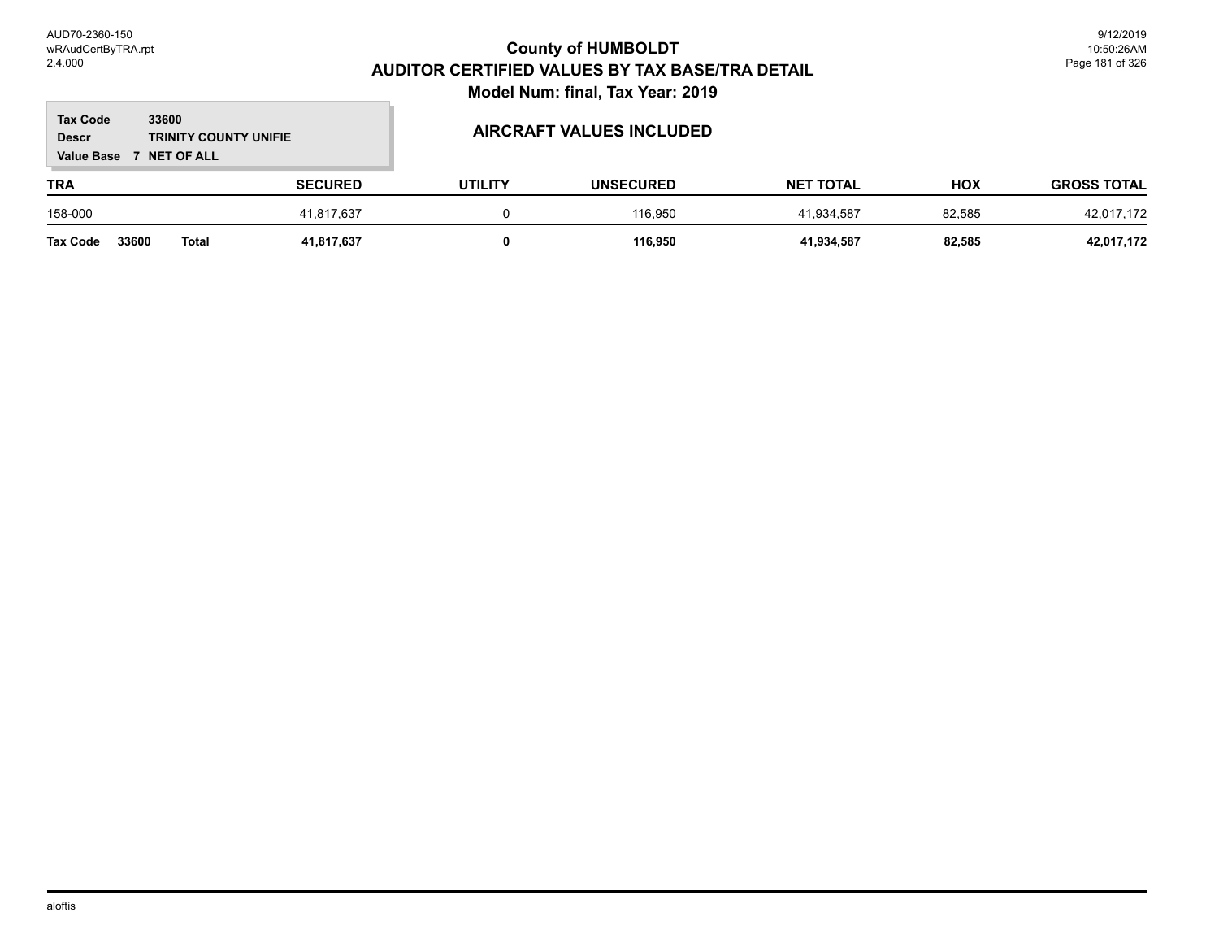# County of HUMBOLDT
## AUDITOR CERTIFIED VALUES BY TAX BASE/TRA DETAIL
### Model Num: final, Tax Year: 2019

**Tax Code** 33600
**Descr** TRINITY COUNTY UNIFIE
**Value Base** 7 NET OF ALL

### AIRCRAFT VALUES INCLUDED

| TRA | SECURED | UTILITY | UNSECURED | NET TOTAL | HOX | GROSS TOTAL |
|---|---|---|---|---|---|---|
| 158-000 | 41,817,637 | 0 | 116,950 | 41,934,587 | 82,585 | 42,017,172 |
| **Tax Code 33600 Total** | **41,817,637** | **0** | **116,950** | **41,934,587** | **82,585** | **42,017,172** |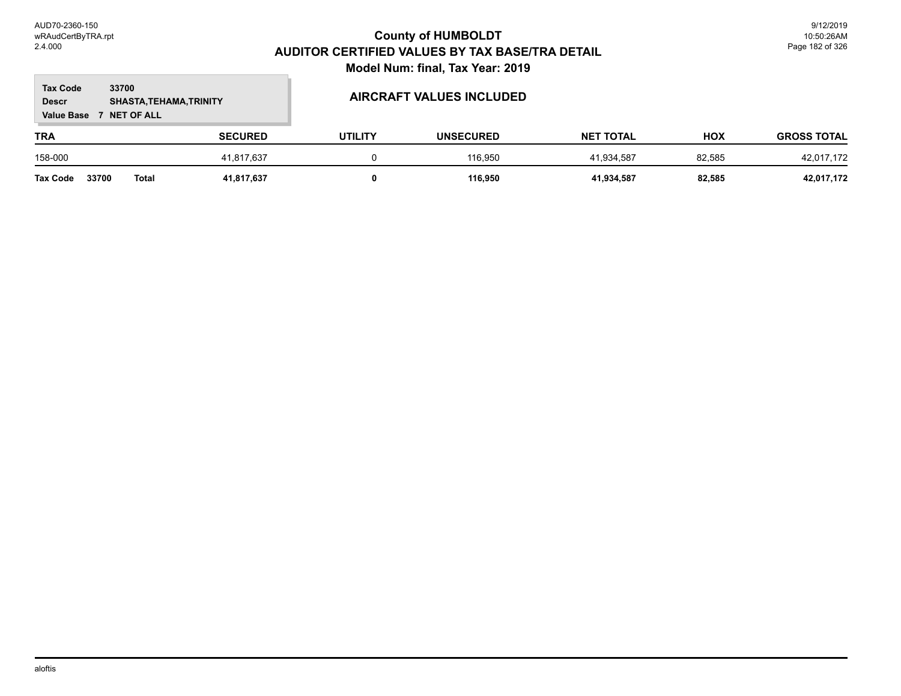# County of HUMBOLDT
## AUDITOR CERTIFIED VALUES BY TAX BASE/TRA DETAIL
### Model Num: final, Tax Year: 2019

**Tax Code** 33700
**Descr** SHASTA,TEHAMA,TRINITY
**Value Base** 7 NET OF ALL

**AIRCRAFT VALUES INCLUDED**

| TRA | SECURED | UTILITY | UNSECURED | NET TOTAL | HOX | GROSS TOTAL |
|---|---|---|---|---|---|---|
| 158-000 | 41,817,637 | 0 | 116,950 | 41,934,587 | 82,585 | 42,017,172 |
| **Tax Code 33700 Total** | **41,817,637** | **0** | **116,950** | **41,934,587** | **82,585** | **42,017,172** |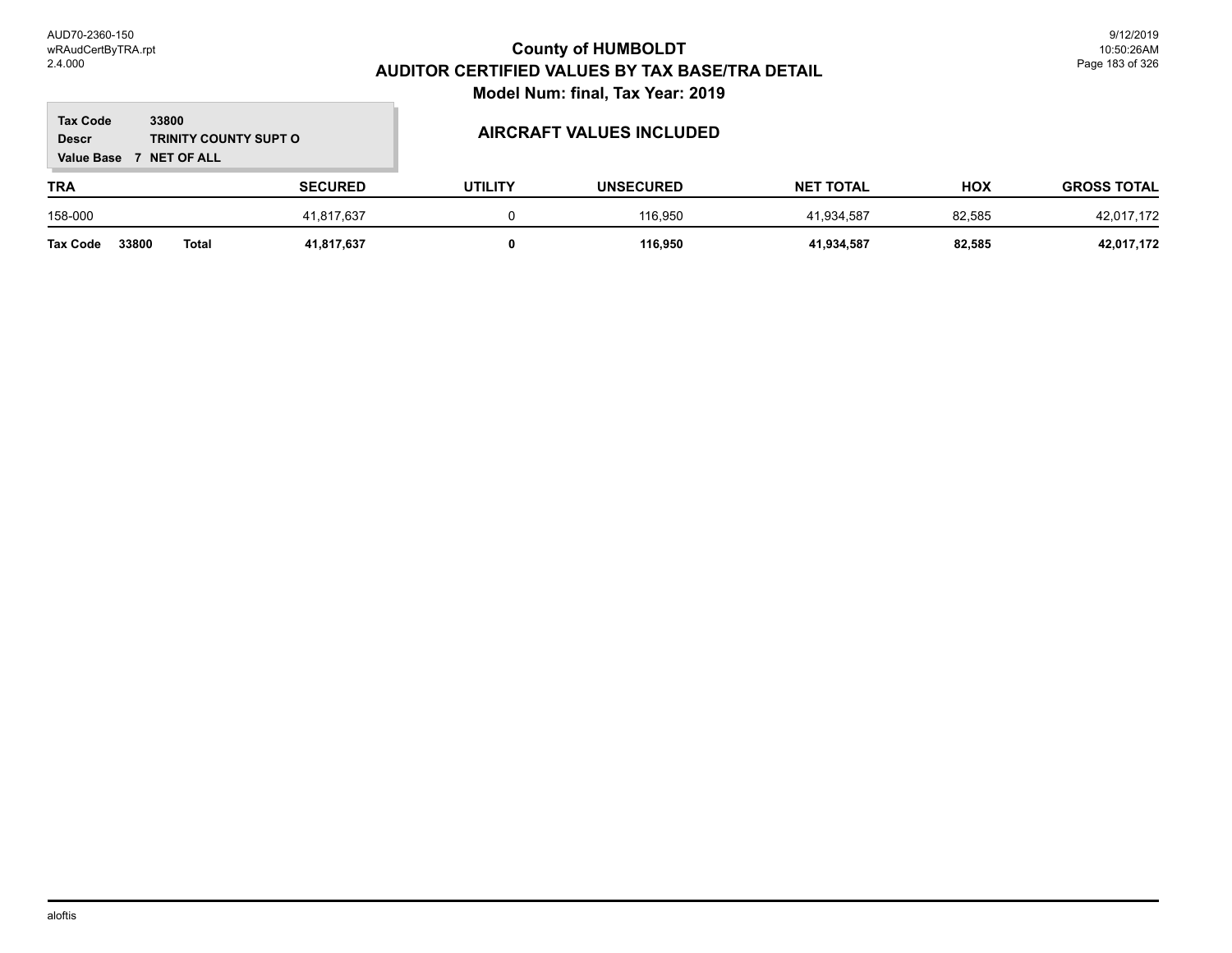# County of HUMBOLDT
## AUDITOR CERTIFIED VALUES BY TAX BASE/TRA DETAIL
### Model Num: final, Tax Year: 2019

**Tax Code** 33800
**Descr** TRINITY COUNTY SUPT O
**Value Base** 7 NET OF ALL

### AIRCRAFT VALUES INCLUDED

| TRA | SECURED | UTILITY | UNSECURED | NET TOTAL | HOX | GROSS TOTAL |
|---|---|---|---|---|---|---|
| 158-000 | 41,817,637 | 0 | 116,950 | 41,934,587 | 82,585 | 42,017,172 |
| **Tax Code 33800 Total** | **41,817,637** | **0** | **116,950** | **41,934,587** | **82,585** | **42,017,172** |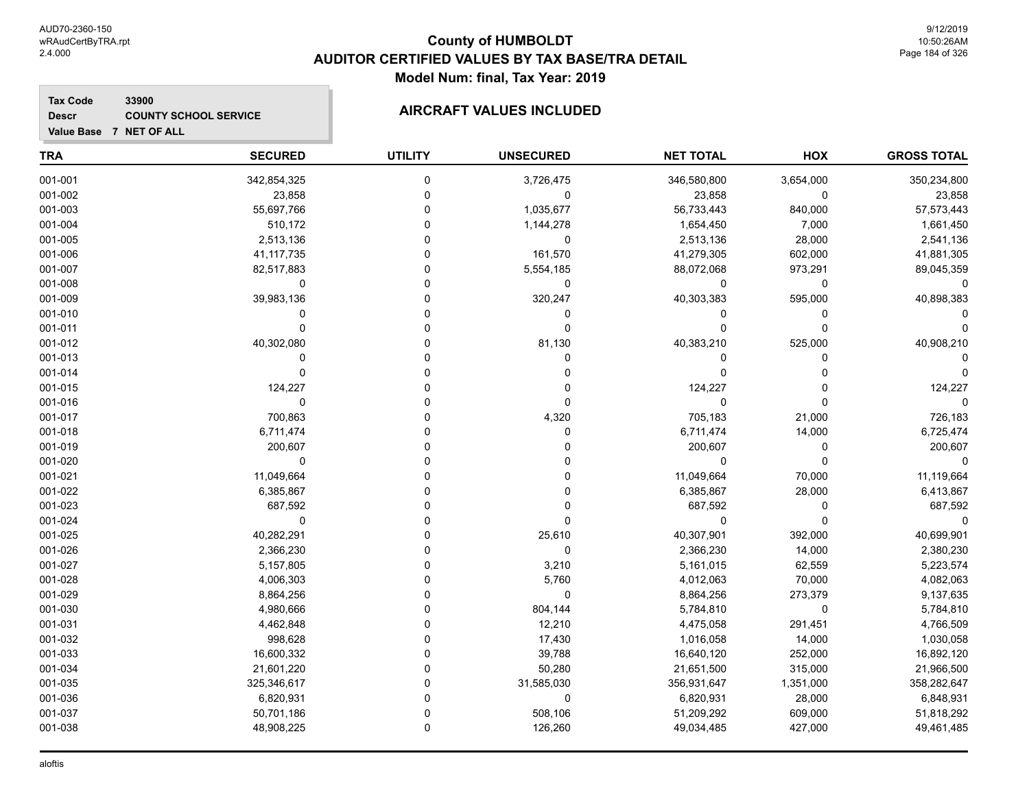# County of HUMBOLDT
## AUDITOR CERTIFIED VALUES BY TAX BASE/TRA DETAIL
### Model Num: final, Tax Year: 2019

**Tax Code** 33900
**Descr** COUNTY SCHOOL SERVICE
**Value Base** 7 NET OF ALL

### AIRCRAFT VALUES INCLUDED

| TRA | SECURED | UTILITY | UNSECURED | NET TOTAL | HOX | GROSS TOTAL |
|---|---|---|---|---|---|---|
| 001-001 | 342,854,325 | 0 | 3,726,475 | 346,580,800 | 3,654,000 | 350,234,800 |
| 001-002 | 23,858 | 0 | 0 | 23,858 | 0 | 23,858 |
| 001-003 | 55,697,766 | 0 | 1,035,677 | 56,733,443 | 840,000 | 57,573,443 |
| 001-004 | 510,172 | 0 | 1,144,278 | 1,654,450 | 7,000 | 1,661,450 |
| 001-005 | 2,513,136 | 0 | 0 | 2,513,136 | 28,000 | 2,541,136 |
| 001-006 | 41,117,735 | 0 | 161,570 | 41,279,305 | 602,000 | 41,881,305 |
| 001-007 | 82,517,883 | 0 | 5,554,185 | 88,072,068 | 973,291 | 89,045,359 |
| 001-008 | 0 | 0 | 0 | 0 | 0 | 0 |
| 001-009 | 39,983,136 | 0 | 320,247 | 40,303,383 | 595,000 | 40,898,383 |
| 001-010 | 0 | 0 | 0 | 0 | 0 | 0 |
| 001-011 | 0 | 0 | 0 | 0 | 0 | 0 |
| 001-012 | 40,302,080 | 0 | 81,130 | 40,383,210 | 525,000 | 40,908,210 |
| 001-013 | 0 | 0 | 0 | 0 | 0 | 0 |
| 001-014 | 0 | 0 | 0 | 0 | 0 | 0 |
| 001-015 | 124,227 | 0 | 0 | 124,227 | 0 | 124,227 |
| 001-016 | 0 | 0 | 0 | 0 | 0 | 0 |
| 001-017 | 700,863 | 0 | 4,320 | 705,183 | 21,000 | 726,183 |
| 001-018 | 6,711,474 | 0 | 0 | 6,711,474 | 14,000 | 6,725,474 |
| 001-019 | 200,607 | 0 | 0 | 200,607 | 0 | 200,607 |
| 001-020 | 0 | 0 | 0 | 0 | 0 | 0 |
| 001-021 | 11,049,664 | 0 | 0 | 11,049,664 | 70,000 | 11,119,664 |
| 001-022 | 6,385,867 | 0 | 0 | 6,385,867 | 28,000 | 6,413,867 |
| 001-023 | 687,592 | 0 | 0 | 687,592 | 0 | 687,592 |
| 001-024 | 0 | 0 | 0 | 0 | 0 | 0 |
| 001-025 | 40,282,291 | 0 | 25,610 | 40,307,901 | 392,000 | 40,699,901 |
| 001-026 | 2,366,230 | 0 | 0 | 2,366,230 | 14,000 | 2,380,230 |
| 001-027 | 5,157,805 | 0 | 3,210 | 5,161,015 | 62,559 | 5,223,574 |
| 001-028 | 4,006,303 | 0 | 5,760 | 4,012,063 | 70,000 | 4,082,063 |
| 001-029 | 8,864,256 | 0 | 0 | 8,864,256 | 273,379 | 9,137,635 |
| 001-030 | 4,980,666 | 0 | 804,144 | 5,784,810 | 0 | 5,784,810 |
| 001-031 | 4,462,848 | 0 | 12,210 | 4,475,058 | 291,451 | 4,766,509 |
| 001-032 | 998,628 | 0 | 17,430 | 1,016,058 | 14,000 | 1,030,058 |
| 001-033 | 16,600,332 | 0 | 39,788 | 16,640,120 | 252,000 | 16,892,120 |
| 001-034 | 21,601,220 | 0 | 50,280 | 21,651,500 | 315,000 | 21,966,500 |
| 001-035 | 325,346,617 | 0 | 31,585,030 | 356,931,647 | 1,351,000 | 358,282,647 |
| 001-036 | 6,820,931 | 0 | 0 | 6,820,931 | 28,000 | 6,848,931 |
| 001-037 | 50,701,186 | 0 | 508,106 | 51,209,292 | 609,000 | 51,818,292 |
| 001-038 | 48,908,225 | 0 | 126,260 | 49,034,485 | 427,000 | 49,461,485 |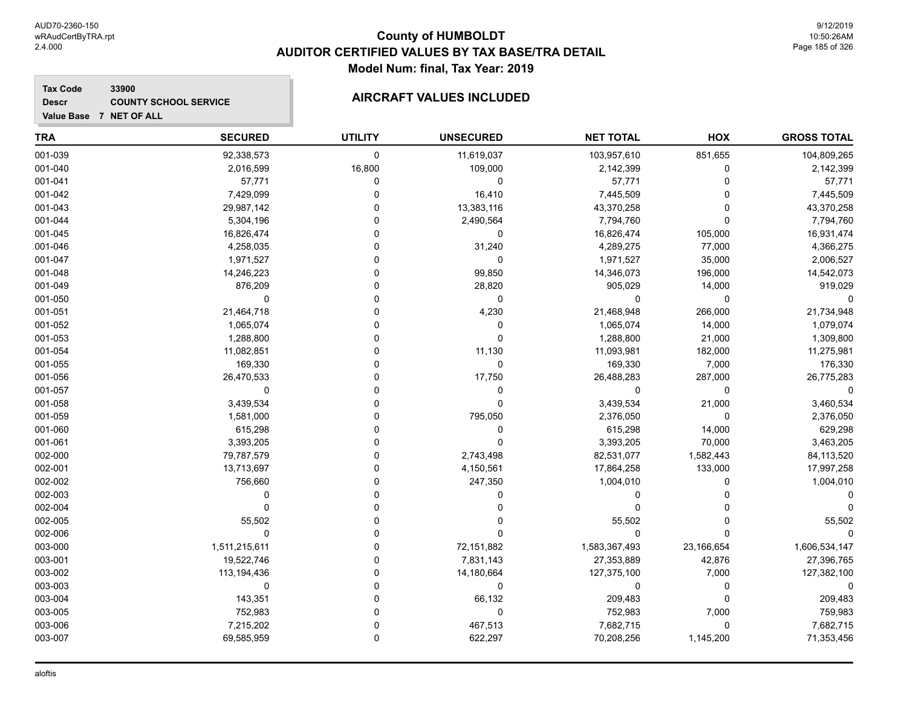# County of HUMBOLDT

## AUDITOR CERTIFIED VALUES BY TAX BASE/TRA DETAIL

### Model Num: final, Tax Year: 2019

**Tax Code** 33900
**Descr** COUNTY SCHOOL SERVICE
**Value Base** 7 NET OF ALL

### AIRCRAFT VALUES INCLUDED

| TRA | SECURED | UTILITY | UNSECURED | NET TOTAL | HOX | GROSS TOTAL |
|---|---|---|---|---|---|---|
| 001-039 | 92,338,573 | 0 | 11,619,037 | 103,957,610 | 851,655 | 104,809,265 |
| 001-040 | 2,016,599 | 16,800 | 109,000 | 2,142,399 | 0 | 2,142,399 |
| 001-041 | 57,771 | 0 | 0 | 57,771 | 0 | 57,771 |
| 001-042 | 7,429,099 | 0 | 16,410 | 7,445,509 | 0 | 7,445,509 |
| 001-043 | 29,987,142 | 0 | 13,383,116 | 43,370,258 | 0 | 43,370,258 |
| 001-044 | 5,304,196 | 0 | 2,490,564 | 7,794,760 | 0 | 7,794,760 |
| 001-045 | 16,826,474 | 0 | 0 | 16,826,474 | 105,000 | 16,931,474 |
| 001-046 | 4,258,035 | 0 | 31,240 | 4,289,275 | 77,000 | 4,366,275 |
| 001-047 | 1,971,527 | 0 | 0 | 1,971,527 | 35,000 | 2,006,527 |
| 001-048 | 14,246,223 | 0 | 99,850 | 14,346,073 | 196,000 | 14,542,073 |
| 001-049 | 876,209 | 0 | 28,820 | 905,029 | 14,000 | 919,029 |
| 001-050 | 0 | 0 | 0 | 0 | 0 | 0 |
| 001-051 | 21,464,718 | 0 | 4,230 | 21,468,948 | 266,000 | 21,734,948 |
| 001-052 | 1,065,074 | 0 | 0 | 1,065,074 | 14,000 | 1,079,074 |
| 001-053 | 1,288,800 | 0 | 0 | 1,288,800 | 21,000 | 1,309,800 |
| 001-054 | 11,082,851 | 0 | 11,130 | 11,093,981 | 182,000 | 11,275,981 |
| 001-055 | 169,330 | 0 | 0 | 169,330 | 7,000 | 176,330 |
| 001-056 | 26,470,533 | 0 | 17,750 | 26,488,283 | 287,000 | 26,775,283 |
| 001-057 | 0 | 0 | 0 | 0 | 0 | 0 |
| 001-058 | 3,439,534 | 0 | 0 | 3,439,534 | 21,000 | 3,460,534 |
| 001-059 | 1,581,000 | 0 | 795,050 | 2,376,050 | 0 | 2,376,050 |
| 001-060 | 615,298 | 0 | 0 | 615,298 | 14,000 | 629,298 |
| 001-061 | 3,393,205 | 0 | 0 | 3,393,205 | 70,000 | 3,463,205 |
| 002-000 | 79,787,579 | 0 | 2,743,498 | 82,531,077 | 1,582,443 | 84,113,520 |
| 002-001 | 13,713,697 | 0 | 4,150,561 | 17,864,258 | 133,000 | 17,997,258 |
| 002-002 | 756,660 | 0 | 247,350 | 1,004,010 | 0 | 1,004,010 |
| 002-003 | 0 | 0 | 0 | 0 | 0 | 0 |
| 002-004 | 0 | 0 | 0 | 0 | 0 | 0 |
| 002-005 | 55,502 | 0 | 0 | 55,502 | 0 | 55,502 |
| 002-006 | 0 | 0 | 0 | 0 | 0 | 0 |
| 003-000 | 1,511,215,611 | 0 | 72,151,882 | 1,583,367,493 | 23,166,654 | 1,606,534,147 |
| 003-001 | 19,522,746 | 0 | 7,831,143 | 27,353,889 | 42,876 | 27,396,765 |
| 003-002 | 113,194,436 | 0 | 14,180,664 | 127,375,100 | 7,000 | 127,382,100 |
| 003-003 | 0 | 0 | 0 | 0 | 0 | 0 |
| 003-004 | 143,351 | 0 | 66,132 | 209,483 | 0 | 209,483 |
| 003-005 | 752,983 | 0 | 0 | 752,983 | 7,000 | 759,983 |
| 003-006 | 7,215,202 | 0 | 467,513 | 7,682,715 | 0 | 7,682,715 |
| 003-007 | 69,585,959 | 0 | 622,297 | 70,208,256 | 1,145,200 | 71,353,456 |

aloftis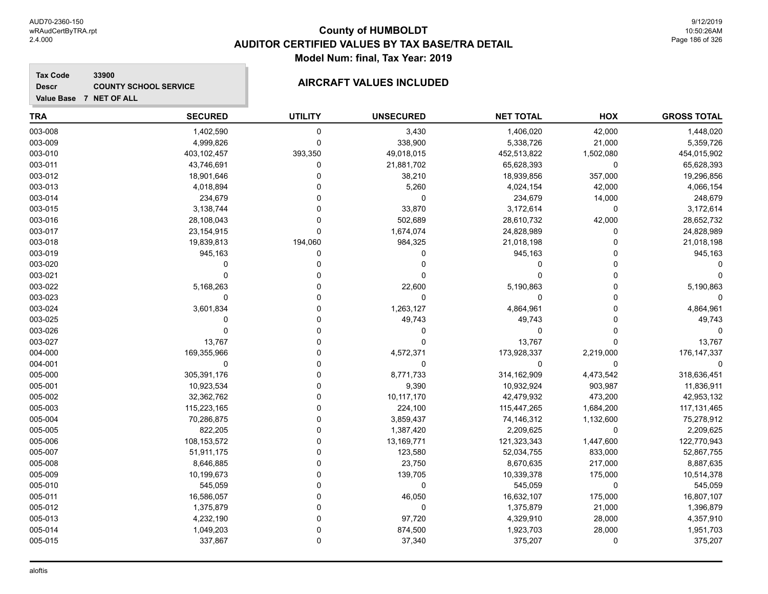# County of HUMBOLDT
## AUDITOR CERTIFIED VALUES BY TAX BASE/TRA DETAIL
### Model Num: final, Tax Year: 2019

**Tax Code** 33900
**Descr** COUNTY SCHOOL SERVICE
**Value Base** 7 NET OF ALL

**AIRCRAFT VALUES INCLUDED**

| TRA | SECURED | UTILITY | UNSECURED | NET TOTAL | HOX | GROSS TOTAL |
|---|---|---|---|---|---|---|
| 003-008 | 1,402,590 | 0 | 3,430 | 1,406,020 | 42,000 | 1,448,020 |
| 003-009 | 4,999,826 | 0 | 338,900 | 5,338,726 | 21,000 | 5,359,726 |
| 003-010 | 403,102,457 | 393,350 | 49,018,015 | 452,513,822 | 1,502,080 | 454,015,902 |
| 003-011 | 43,746,691 | 0 | 21,881,702 | 65,628,393 | 0 | 65,628,393 |
| 003-012 | 18,901,646 | 0 | 38,210 | 18,939,856 | 357,000 | 19,296,856 |
| 003-013 | 4,018,894 | 0 | 5,260 | 4,024,154 | 42,000 | 4,066,154 |
| 003-014 | 234,679 | 0 | 0 | 234,679 | 14,000 | 248,679 |
| 003-015 | 3,138,744 | 0 | 33,870 | 3,172,614 | 0 | 3,172,614 |
| 003-016 | 28,108,043 | 0 | 502,689 | 28,610,732 | 42,000 | 28,652,732 |
| 003-017 | 23,154,915 | 0 | 1,674,074 | 24,828,989 | 0 | 24,828,989 |
| 003-018 | 19,839,813 | 194,060 | 984,325 | 21,018,198 | 0 | 21,018,198 |
| 003-019 | 945,163 | 0 | 0 | 945,163 | 0 | 945,163 |
| 003-020 | 0 | 0 | 0 | 0 | 0 | 0 |
| 003-021 | 0 | 0 | 0 | 0 | 0 | 0 |
| 003-022 | 5,168,263 | 0 | 22,600 | 5,190,863 | 0 | 5,190,863 |
| 003-023 | 0 | 0 | 0 | 0 | 0 | 0 |
| 003-024 | 3,601,834 | 0 | 1,263,127 | 4,864,961 | 0 | 4,864,961 |
| 003-025 | 0 | 0 | 49,743 | 49,743 | 0 | 49,743 |
| 003-026 | 0 | 0 | 0 | 0 | 0 | 0 |
| 003-027 | 13,767 | 0 | 0 | 13,767 | 0 | 13,767 |
| 004-000 | 169,355,966 | 0 | 4,572,371 | 173,928,337 | 2,219,000 | 176,147,337 |
| 004-001 | 0 | 0 | 0 | 0 | 0 | 0 |
| 005-000 | 305,391,176 | 0 | 8,771,733 | 314,162,909 | 4,473,542 | 318,636,451 |
| 005-001 | 10,923,534 | 0 | 9,390 | 10,932,924 | 903,987 | 11,836,911 |
| 005-002 | 32,362,762 | 0 | 10,117,170 | 42,479,932 | 473,200 | 42,953,132 |
| 005-003 | 115,223,165 | 0 | 224,100 | 115,447,265 | 1,684,200 | 117,131,465 |
| 005-004 | 70,286,875 | 0 | 3,859,437 | 74,146,312 | 1,132,600 | 75,278,912 |
| 005-005 | 822,205 | 0 | 1,387,420 | 2,209,625 | 0 | 2,209,625 |
| 005-006 | 108,153,572 | 0 | 13,169,771 | 121,323,343 | 1,447,600 | 122,770,943 |
| 005-007 | 51,911,175 | 0 | 123,580 | 52,034,755 | 833,000 | 52,867,755 |
| 005-008 | 8,646,885 | 0 | 23,750 | 8,670,635 | 217,000 | 8,887,635 |
| 005-009 | 10,199,673 | 0 | 139,705 | 10,339,378 | 175,000 | 10,514,378 |
| 005-010 | 545,059 | 0 | 0 | 545,059 | 0 | 545,059 |
| 005-011 | 16,586,057 | 0 | 46,050 | 16,632,107 | 175,000 | 16,807,107 |
| 005-012 | 1,375,879 | 0 | 0 | 1,375,879 | 21,000 | 1,396,879 |
| 005-013 | 4,232,190 | 0 | 97,720 | 4,329,910 | 28,000 | 4,357,910 |
| 005-014 | 1,049,203 | 0 | 874,500 | 1,923,703 | 28,000 | 1,951,703 |
| 005-015 | 337,867 | 0 | 37,340 | 375,207 | 0 | 375,207 |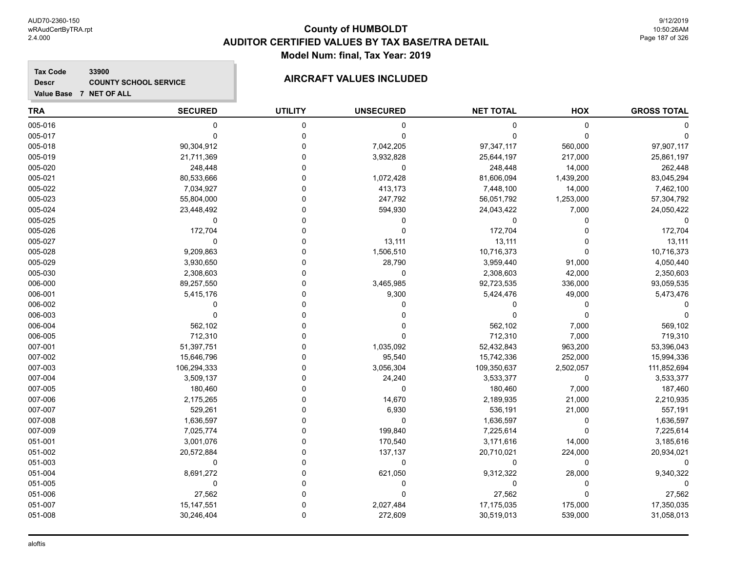# County of HUMBOLDT
## AUDITOR CERTIFIED VALUES BY TAX BASE/TRA DETAIL
### Model Num: final, Tax Year: 2019

**Tax Code** 33900
**Descr** COUNTY SCHOOL SERVICE
**Value Base** 7 NET OF ALL

**AIRCRAFT VALUES INCLUDED**

| TRA | SECURED | UTILITY | UNSECURED | NET TOTAL | HOX | GROSS TOTAL |
|---|---|---|---|---|---|---|
| 005-016 | 0 | 0 | 0 | 0 | 0 | 0 |
| 005-017 | 0 | 0 | 0 | 0 | 0 | 0 |
| 005-018 | 90,304,912 | 0 | 7,042,205 | 97,347,117 | 560,000 | 97,907,117 |
| 005-019 | 21,711,369 | 0 | 3,932,828 | 25,644,197 | 217,000 | 25,861,197 |
| 005-020 | 248,448 | 0 | 0 | 248,448 | 14,000 | 262,448 |
| 005-021 | 80,533,666 | 0 | 1,072,428 | 81,606,094 | 1,439,200 | 83,045,294 |
| 005-022 | 7,034,927 | 0 | 413,173 | 7,448,100 | 14,000 | 7,462,100 |
| 005-023 | 55,804,000 | 0 | 247,792 | 56,051,792 | 1,253,000 | 57,304,792 |
| 005-024 | 23,448,492 | 0 | 594,930 | 24,043,422 | 7,000 | 24,050,422 |
| 005-025 | 0 | 0 | 0 | 0 | 0 | 0 |
| 005-026 | 172,704 | 0 | 0 | 172,704 | 0 | 172,704 |
| 005-027 | 0 | 0 | 13,111 | 13,111 | 0 | 13,111 |
| 005-028 | 9,209,863 | 0 | 1,506,510 | 10,716,373 | 0 | 10,716,373 |
| 005-029 | 3,930,650 | 0 | 28,790 | 3,959,440 | 91,000 | 4,050,440 |
| 005-030 | 2,308,603 | 0 | 0 | 2,308,603 | 42,000 | 2,350,603 |
| 006-000 | 89,257,550 | 0 | 3,465,985 | 92,723,535 | 336,000 | 93,059,535 |
| 006-001 | 5,415,176 | 0 | 9,300 | 5,424,476 | 49,000 | 5,473,476 |
| 006-002 | 0 | 0 | 0 | 0 | 0 | 0 |
| 006-003 | 0 | 0 | 0 | 0 | 0 | 0 |
| 006-004 | 562,102 | 0 | 0 | 562,102 | 7,000 | 569,102 |
| 006-005 | 712,310 | 0 | 0 | 712,310 | 7,000 | 719,310 |
| 007-001 | 51,397,751 | 0 | 1,035,092 | 52,432,843 | 963,200 | 53,396,043 |
| 007-002 | 15,646,796 | 0 | 95,540 | 15,742,336 | 252,000 | 15,994,336 |
| 007-003 | 106,294,333 | 0 | 3,056,304 | 109,350,637 | 2,502,057 | 111,852,694 |
| 007-004 | 3,509,137 | 0 | 24,240 | 3,533,377 | 0 | 3,533,377 |
| 007-005 | 180,460 | 0 | 0 | 180,460 | 7,000 | 187,460 |
| 007-006 | 2,175,265 | 0 | 14,670 | 2,189,935 | 21,000 | 2,210,935 |
| 007-007 | 529,261 | 0 | 6,930 | 536,191 | 21,000 | 557,191 |
| 007-008 | 1,636,597 | 0 | 0 | 1,636,597 | 0 | 1,636,597 |
| 007-009 | 7,025,774 | 0 | 199,840 | 7,225,614 | 0 | 7,225,614 |
| 051-001 | 3,001,076 | 0 | 170,540 | 3,171,616 | 14,000 | 3,185,616 |
| 051-002 | 20,572,884 | 0 | 137,137 | 20,710,021 | 224,000 | 20,934,021 |
| 051-003 | 0 | 0 | 0 | 0 | 0 | 0 |
| 051-004 | 8,691,272 | 0 | 621,050 | 9,312,322 | 28,000 | 9,340,322 |
| 051-005 | 0 | 0 | 0 | 0 | 0 | 0 |
| 051-006 | 27,562 | 0 | 0 | 27,562 | 0 | 27,562 |
| 051-007 | 15,147,551 | 0 | 2,027,484 | 17,175,035 | 175,000 | 17,350,035 |
| 051-008 | 30,246,404 | 0 | 272,609 | 30,519,013 | 539,000 | 31,058,013 |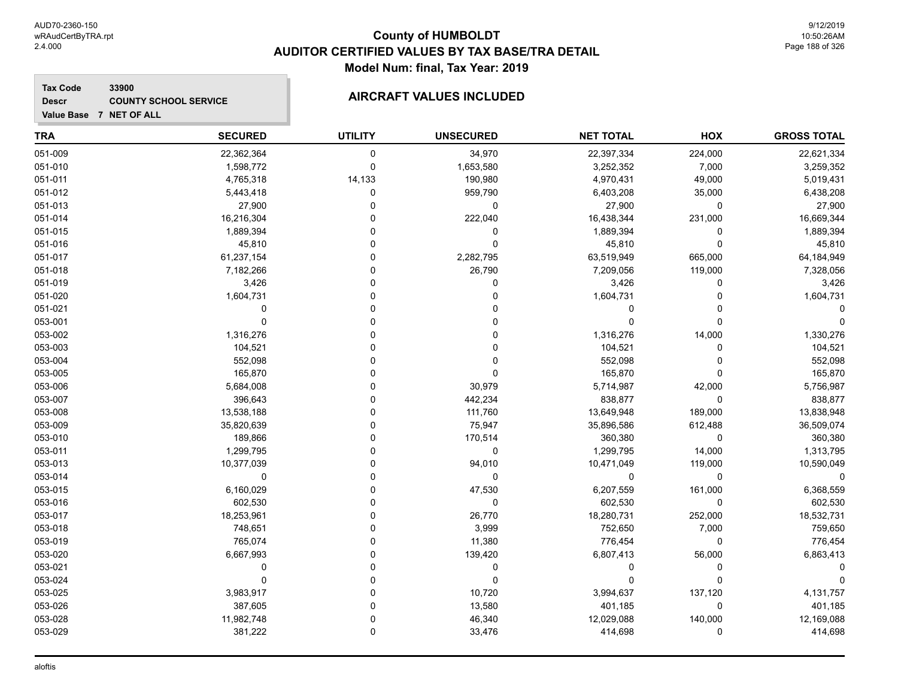# County of HUMBOLDT
## AUDITOR CERTIFIED VALUES BY TAX BASE/TRA DETAIL
### Model Num: final, Tax Year: 2019

**Tax Code** 33900
**Descr** COUNTY SCHOOL SERVICE
**Value Base** 7 NET OF ALL

**AIRCRAFT VALUES INCLUDED**

| TRA | SECURED | UTILITY | UNSECURED | NET TOTAL | HOX | GROSS TOTAL |
|---|---|---|---|---|---|---|
| 051-009 | 22,362,364 | 0 | 34,970 | 22,397,334 | 224,000 | 22,621,334 |
| 051-010 | 1,598,772 | 0 | 1,653,580 | 3,252,352 | 7,000 | 3,259,352 |
| 051-011 | 4,765,318 | 14,133 | 190,980 | 4,970,431 | 49,000 | 5,019,431 |
| 051-012 | 5,443,418 | 0 | 959,790 | 6,403,208 | 35,000 | 6,438,208 |
| 051-013 | 27,900 | 0 | 0 | 27,900 | 0 | 27,900 |
| 051-014 | 16,216,304 | 0 | 222,040 | 16,438,344 | 231,000 | 16,669,344 |
| 051-015 | 1,889,394 | 0 | 0 | 1,889,394 | 0 | 1,889,394 |
| 051-016 | 45,810 | 0 | 0 | 45,810 | 0 | 45,810 |
| 051-017 | 61,237,154 | 0 | 2,282,795 | 63,519,949 | 665,000 | 64,184,949 |
| 051-018 | 7,182,266 | 0 | 26,790 | 7,209,056 | 119,000 | 7,328,056 |
| 051-019 | 3,426 | 0 | 0 | 3,426 | 0 | 3,426 |
| 051-020 | 1,604,731 | 0 | 0 | 1,604,731 | 0 | 1,604,731 |
| 051-021 | 0 | 0 | 0 | 0 | 0 | 0 |
| 053-001 | 0 | 0 | 0 | 0 | 0 | 0 |
| 053-002 | 1,316,276 | 0 | 0 | 1,316,276 | 14,000 | 1,330,276 |
| 053-003 | 104,521 | 0 | 0 | 104,521 | 0 | 104,521 |
| 053-004 | 552,098 | 0 | 0 | 552,098 | 0 | 552,098 |
| 053-005 | 165,870 | 0 | 0 | 165,870 | 0 | 165,870 |
| 053-006 | 5,684,008 | 0 | 30,979 | 5,714,987 | 42,000 | 5,756,987 |
| 053-007 | 396,643 | 0 | 442,234 | 838,877 | 0 | 838,877 |
| 053-008 | 13,538,188 | 0 | 111,760 | 13,649,948 | 189,000 | 13,838,948 |
| 053-009 | 35,820,639 | 0 | 75,947 | 35,896,586 | 612,488 | 36,509,074 |
| 053-010 | 189,866 | 0 | 170,514 | 360,380 | 0 | 360,380 |
| 053-011 | 1,299,795 | 0 | 0 | 1,299,795 | 14,000 | 1,313,795 |
| 053-013 | 10,377,039 | 0 | 94,010 | 10,471,049 | 119,000 | 10,590,049 |
| 053-014 | 0 | 0 | 0 | 0 | 0 | 0 |
| 053-015 | 6,160,029 | 0 | 47,530 | 6,207,559 | 161,000 | 6,368,559 |
| 053-016 | 602,530 | 0 | 0 | 602,530 | 0 | 602,530 |
| 053-017 | 18,253,961 | 0 | 26,770 | 18,280,731 | 252,000 | 18,532,731 |
| 053-018 | 748,651 | 0 | 3,999 | 752,650 | 7,000 | 759,650 |
| 053-019 | 765,074 | 0 | 11,380 | 776,454 | 0 | 776,454 |
| 053-020 | 6,667,993 | 0 | 139,420 | 6,807,413 | 56,000 | 6,863,413 |
| 053-021 | 0 | 0 | 0 | 0 | 0 | 0 |
| 053-024 | 0 | 0 | 0 | 0 | 0 | 0 |
| 053-025 | 3,983,917 | 0 | 10,720 | 3,994,637 | 137,120 | 4,131,757 |
| 053-026 | 387,605 | 0 | 13,580 | 401,185 | 0 | 401,185 |
| 053-028 | 11,982,748 | 0 | 46,340 | 12,029,088 | 140,000 | 12,169,088 |
| 053-029 | 381,222 | 0 | 33,476 | 414,698 | 0 | 414,698 |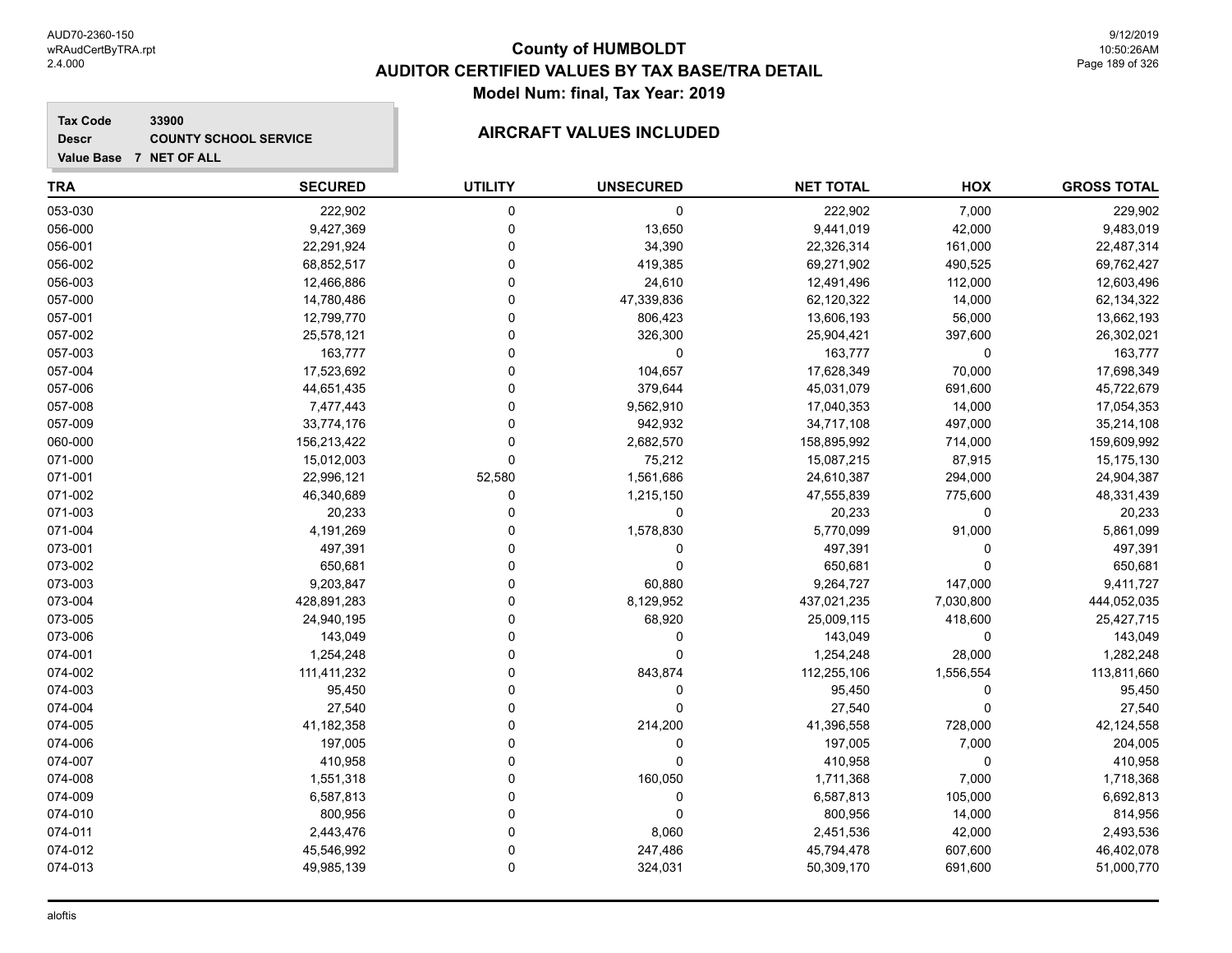# County of HUMBOLDT
# AUDITOR CERTIFIED VALUES BY TAX BASE/TRA DETAIL
## Model Num: final, Tax Year: 2019

**Tax Code** 33900
**Descr** COUNTY SCHOOL SERVICE
**Value Base** 7 NET OF ALL

### AIRCRAFT VALUES INCLUDED

| TRA | SECURED | UTILITY | UNSECURED | NET TOTAL | HOX | GROSS TOTAL |
|---|---|---|---|---|---|---|
| 053-030 | 222,902 | 0 | 0 | 222,902 | 7,000 | 229,902 |
| 056-000 | 9,427,369 | 0 | 13,650 | 9,441,019 | 42,000 | 9,483,019 |
| 056-001 | 22,291,924 | 0 | 34,390 | 22,326,314 | 161,000 | 22,487,314 |
| 056-002 | 68,852,517 | 0 | 419,385 | 69,271,902 | 490,525 | 69,762,427 |
| 056-003 | 12,466,886 | 0 | 24,610 | 12,491,496 | 112,000 | 12,603,496 |
| 057-000 | 14,780,486 | 0 | 47,339,836 | 62,120,322 | 14,000 | 62,134,322 |
| 057-001 | 12,799,770 | 0 | 806,423 | 13,606,193 | 56,000 | 13,662,193 |
| 057-002 | 25,578,121 | 0 | 326,300 | 25,904,421 | 397,600 | 26,302,021 |
| 057-003 | 163,777 | 0 | 0 | 163,777 | 0 | 163,777 |
| 057-004 | 17,523,692 | 0 | 104,657 | 17,628,349 | 70,000 | 17,698,349 |
| 057-006 | 44,651,435 | 0 | 379,644 | 45,031,079 | 691,600 | 45,722,679 |
| 057-008 | 7,477,443 | 0 | 9,562,910 | 17,040,353 | 14,000 | 17,054,353 |
| 057-009 | 33,774,176 | 0 | 942,932 | 34,717,108 | 497,000 | 35,214,108 |
| 060-000 | 156,213,422 | 0 | 2,682,570 | 158,895,992 | 714,000 | 159,609,992 |
| 071-000 | 15,012,003 | 0 | 75,212 | 15,087,215 | 87,915 | 15,175,130 |
| 071-001 | 22,996,121 | 52,580 | 1,561,686 | 24,610,387 | 294,000 | 24,904,387 |
| 071-002 | 46,340,689 | 0 | 1,215,150 | 47,555,839 | 775,600 | 48,331,439 |
| 071-003 | 20,233 | 0 | 0 | 20,233 | 0 | 20,233 |
| 071-004 | 4,191,269 | 0 | 1,578,830 | 5,770,099 | 91,000 | 5,861,099 |
| 073-001 | 497,391 | 0 | 0 | 497,391 | 0 | 497,391 |
| 073-002 | 650,681 | 0 | 0 | 650,681 | 0 | 650,681 |
| 073-003 | 9,203,847 | 0 | 60,880 | 9,264,727 | 147,000 | 9,411,727 |
| 073-004 | 428,891,283 | 0 | 8,129,952 | 437,021,235 | 7,030,800 | 444,052,035 |
| 073-005 | 24,940,195 | 0 | 68,920 | 25,009,115 | 418,600 | 25,427,715 |
| 073-006 | 143,049 | 0 | 0 | 143,049 | 0 | 143,049 |
| 074-001 | 1,254,248 | 0 | 0 | 1,254,248 | 28,000 | 1,282,248 |
| 074-002 | 111,411,232 | 0 | 843,874 | 112,255,106 | 1,556,554 | 113,811,660 |
| 074-003 | 95,450 | 0 | 0 | 95,450 | 0 | 95,450 |
| 074-004 | 27,540 | 0 | 0 | 27,540 | 0 | 27,540 |
| 074-005 | 41,182,358 | 0 | 214,200 | 41,396,558 | 728,000 | 42,124,558 |
| 074-006 | 197,005 | 0 | 0 | 197,005 | 7,000 | 204,005 |
| 074-007 | 410,958 | 0 | 0 | 410,958 | 0 | 410,958 |
| 074-008 | 1,551,318 | 0 | 160,050 | 1,711,368 | 7,000 | 1,718,368 |
| 074-009 | 6,587,813 | 0 | 0 | 6,587,813 | 105,000 | 6,692,813 |
| 074-010 | 800,956 | 0 | 0 | 800,956 | 14,000 | 814,956 |
| 074-011 | 2,443,476 | 0 | 8,060 | 2,451,536 | 42,000 | 2,493,536 |
| 074-012 | 45,546,992 | 0 | 247,486 | 45,794,478 | 607,600 | 46,402,078 |
| 074-013 | 49,985,139 | 0 | 324,031 | 50,309,170 | 691,600 | 51,000,770 |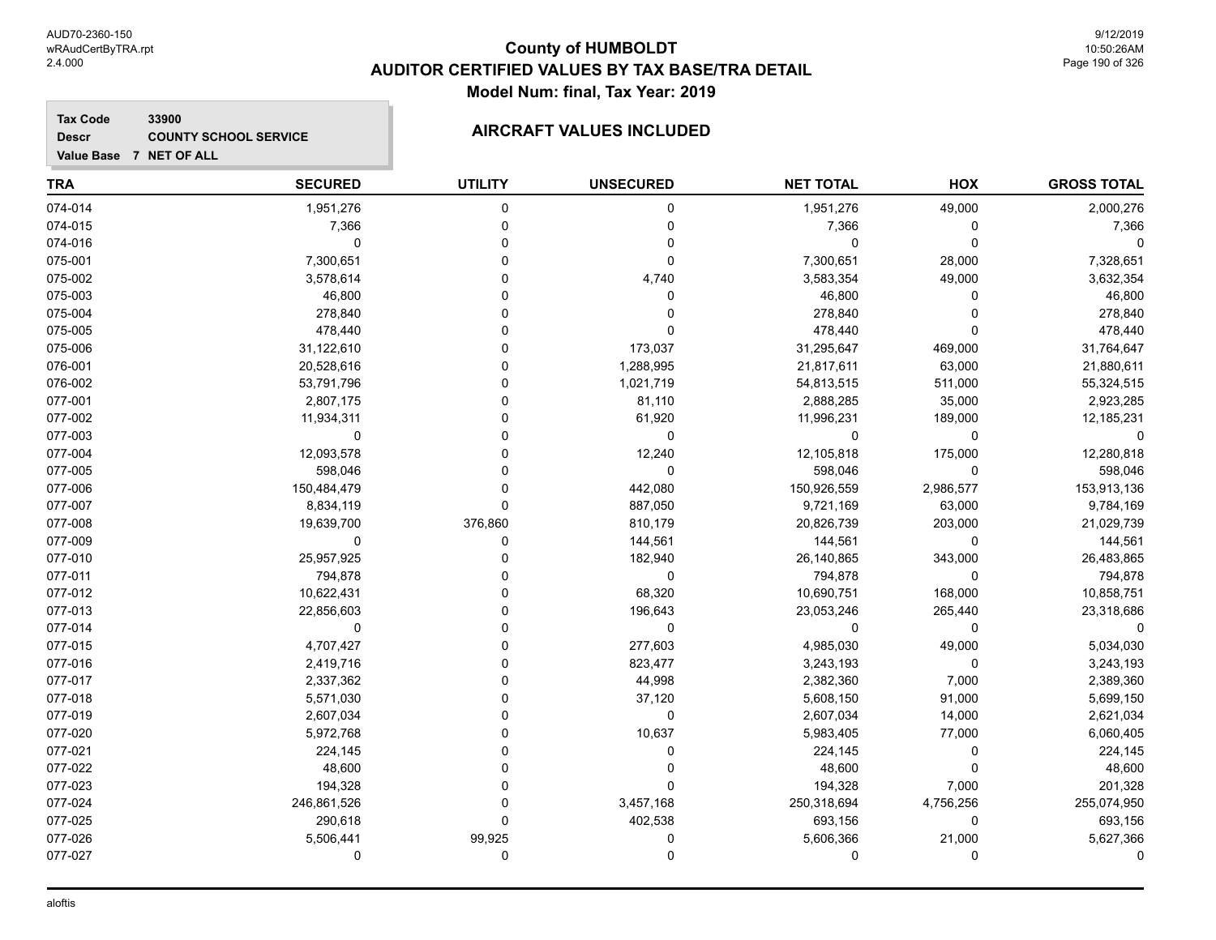# County of HUMBOLDT
## AUDITOR CERTIFIED VALUES BY TAX BASE/TRA DETAIL
### Model Num: final, Tax Year: 2019

**Tax Code** 33900
**Descr** COUNTY SCHOOL SERVICE
**Value Base** 7 NET OF ALL

### AIRCRAFT VALUES INCLUDED

| TRA | SECURED | UTILITY | UNSECURED | NET TOTAL | HOX | GROSS TOTAL |
|---|---|---|---|---|---|---|
| 074-014 | 1,951,276 | 0 | 0 | 1,951,276 | 49,000 | 2,000,276 |
| 074-015 | 7,366 | 0 | 0 | 7,366 | 0 | 7,366 |
| 074-016 | 0 | 0 | 0 | 0 | 0 | 0 |
| 075-001 | 7,300,651 | 0 | 0 | 7,300,651 | 28,000 | 7,328,651 |
| 075-002 | 3,578,614 | 0 | 4,740 | 3,583,354 | 49,000 | 3,632,354 |
| 075-003 | 46,800 | 0 | 0 | 46,800 | 0 | 46,800 |
| 075-004 | 278,840 | 0 | 0 | 278,840 | 0 | 278,840 |
| 075-005 | 478,440 | 0 | 0 | 478,440 | 0 | 478,440 |
| 075-006 | 31,122,610 | 0 | 173,037 | 31,295,647 | 469,000 | 31,764,647 |
| 076-001 | 20,528,616 | 0 | 1,288,995 | 21,817,611 | 63,000 | 21,880,611 |
| 076-002 | 53,791,796 | 0 | 1,021,719 | 54,813,515 | 511,000 | 55,324,515 |
| 077-001 | 2,807,175 | 0 | 81,110 | 2,888,285 | 35,000 | 2,923,285 |
| 077-002 | 11,934,311 | 0 | 61,920 | 11,996,231 | 189,000 | 12,185,231 |
| 077-003 | 0 | 0 | 0 | 0 | 0 | 0 |
| 077-004 | 12,093,578 | 0 | 12,240 | 12,105,818 | 175,000 | 12,280,818 |
| 077-005 | 598,046 | 0 | 0 | 598,046 | 0 | 598,046 |
| 077-006 | 150,484,479 | 0 | 442,080 | 150,926,559 | 2,986,577 | 153,913,136 |
| 077-007 | 8,834,119 | 0 | 887,050 | 9,721,169 | 63,000 | 9,784,169 |
| 077-008 | 19,639,700 | 376,860 | 810,179 | 20,826,739 | 203,000 | 21,029,739 |
| 077-009 | 0 | 0 | 144,561 | 144,561 | 0 | 144,561 |
| 077-010 | 25,957,925 | 0 | 182,940 | 26,140,865 | 343,000 | 26,483,865 |
| 077-011 | 794,878 | 0 | 0 | 794,878 | 0 | 794,878 |
| 077-012 | 10,622,431 | 0 | 68,320 | 10,690,751 | 168,000 | 10,858,751 |
| 077-013 | 22,856,603 | 0 | 196,643 | 23,053,246 | 265,440 | 23,318,686 |
| 077-014 | 0 | 0 | 0 | 0 | 0 | 0 |
| 077-015 | 4,707,427 | 0 | 277,603 | 4,985,030 | 49,000 | 5,034,030 |
| 077-016 | 2,419,716 | 0 | 823,477 | 3,243,193 | 0 | 3,243,193 |
| 077-017 | 2,337,362 | 0 | 44,998 | 2,382,360 | 7,000 | 2,389,360 |
| 077-018 | 5,571,030 | 0 | 37,120 | 5,608,150 | 91,000 | 5,699,150 |
| 077-019 | 2,607,034 | 0 | 0 | 2,607,034 | 14,000 | 2,621,034 |
| 077-020 | 5,972,768 | 0 | 10,637 | 5,983,405 | 77,000 | 6,060,405 |
| 077-021 | 224,145 | 0 | 0 | 224,145 | 0 | 224,145 |
| 077-022 | 48,600 | 0 | 0 | 48,600 | 0 | 48,600 |
| 077-023 | 194,328 | 0 | 0 | 194,328 | 7,000 | 201,328 |
| 077-024 | 246,861,526 | 0 | 3,457,168 | 250,318,694 | 4,756,256 | 255,074,950 |
| 077-025 | 290,618 | 0 | 402,538 | 693,156 | 0 | 693,156 |
| 077-026 | 5,506,441 | 99,925 | 0 | 5,606,366 | 21,000 | 5,627,366 |
| 077-027 | 0 | 0 | 0 | 0 | 0 | 0 |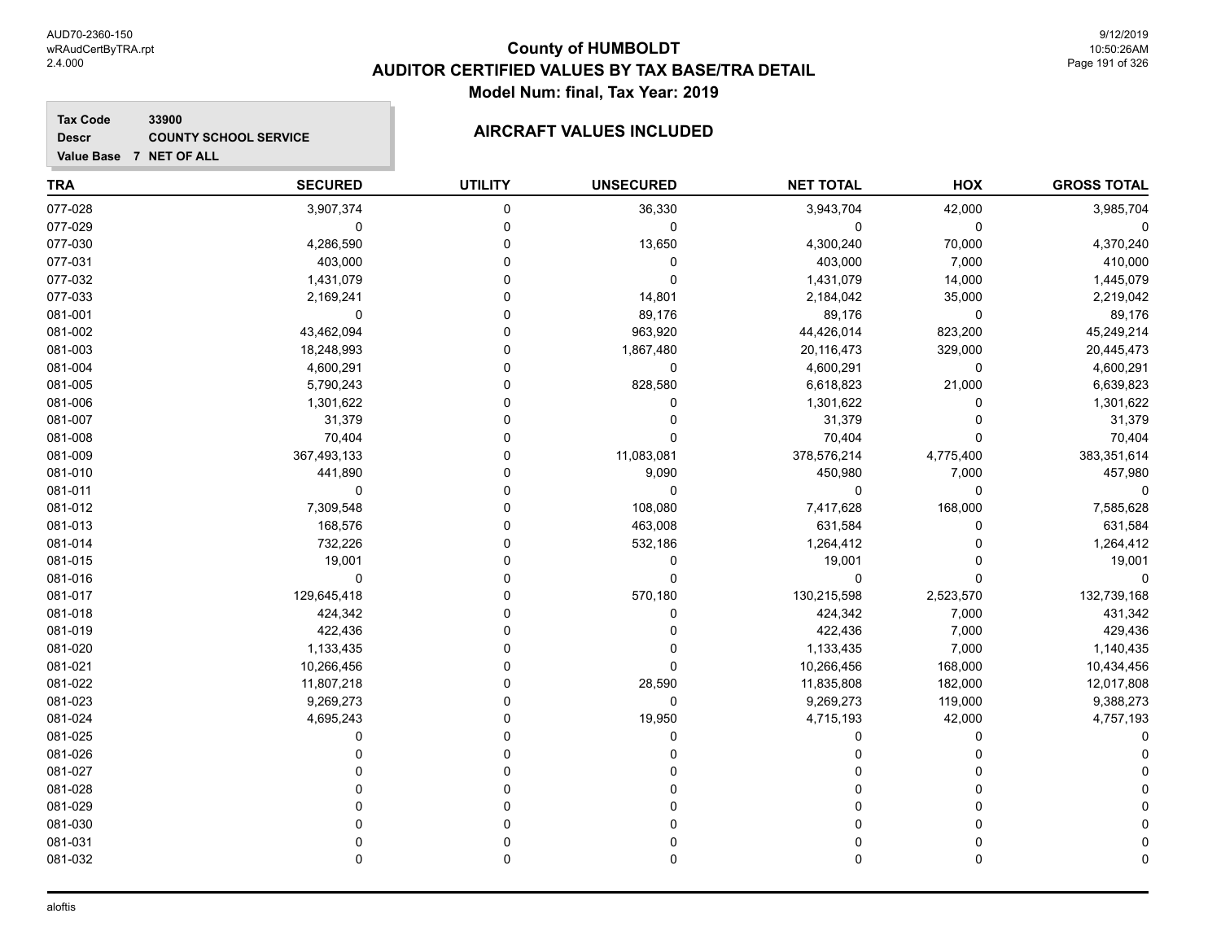# County of HUMBOLDT
## AUDITOR CERTIFIED VALUES BY TAX BASE/TRA DETAIL
### Model Num: final, Tax Year: 2019

**Tax Code** 33900
**Descr** COUNTY SCHOOL SERVICE
**Value Base** 7 NET OF ALL

### AIRCRAFT VALUES INCLUDED

| TRA | SECURED | UTILITY | UNSECURED | NET TOTAL | HOX | GROSS TOTAL |
|---|---|---|---|---|---|---|
| 077-028 | 3,907,374 | 0 | 36,330 | 3,943,704 | 42,000 | 3,985,704 |
| 077-029 | 0 | 0 | 0 | 0 | 0 | 0 |
| 077-030 | 4,286,590 | 0 | 13,650 | 4,300,240 | 70,000 | 4,370,240 |
| 077-031 | 403,000 | 0 | 0 | 403,000 | 7,000 | 410,000 |
| 077-032 | 1,431,079 | 0 | 0 | 1,431,079 | 14,000 | 1,445,079 |
| 077-033 | 2,169,241 | 0 | 14,801 | 2,184,042 | 35,000 | 2,219,042 |
| 081-001 | 0 | 0 | 89,176 | 89,176 | 0 | 89,176 |
| 081-002 | 43,462,094 | 0 | 963,920 | 44,426,014 | 823,200 | 45,249,214 |
| 081-003 | 18,248,993 | 0 | 1,867,480 | 20,116,473 | 329,000 | 20,445,473 |
| 081-004 | 4,600,291 | 0 | 0 | 4,600,291 | 0 | 4,600,291 |
| 081-005 | 5,790,243 | 0 | 828,580 | 6,618,823 | 21,000 | 6,639,823 |
| 081-006 | 1,301,622 | 0 | 0 | 1,301,622 | 0 | 1,301,622 |
| 081-007 | 31,379 | 0 | 0 | 31,379 | 0 | 31,379 |
| 081-008 | 70,404 | 0 | 0 | 70,404 | 0 | 70,404 |
| 081-009 | 367,493,133 | 0 | 11,083,081 | 378,576,214 | 4,775,400 | 383,351,614 |
| 081-010 | 441,890 | 0 | 9,090 | 450,980 | 7,000 | 457,980 |
| 081-011 | 0 | 0 | 0 | 0 | 0 | 0 |
| 081-012 | 7,309,548 | 0 | 108,080 | 7,417,628 | 168,000 | 7,585,628 |
| 081-013 | 168,576 | 0 | 463,008 | 631,584 | 0 | 631,584 |
| 081-014 | 732,226 | 0 | 532,186 | 1,264,412 | 0 | 1,264,412 |
| 081-015 | 19,001 | 0 | 0 | 19,001 | 0 | 19,001 |
| 081-016 | 0 | 0 | 0 | 0 | 0 | 0 |
| 081-017 | 129,645,418 | 0 | 570,180 | 130,215,598 | 2,523,570 | 132,739,168 |
| 081-018 | 424,342 | 0 | 0 | 424,342 | 7,000 | 431,342 |
| 081-019 | 422,436 | 0 | 0 | 422,436 | 7,000 | 429,436 |
| 081-020 | 1,133,435 | 0 | 0 | 1,133,435 | 7,000 | 1,140,435 |
| 081-021 | 10,266,456 | 0 | 0 | 10,266,456 | 168,000 | 10,434,456 |
| 081-022 | 11,807,218 | 0 | 28,590 | 11,835,808 | 182,000 | 12,017,808 |
| 081-023 | 9,269,273 | 0 | 0 | 9,269,273 | 119,000 | 9,388,273 |
| 081-024 | 4,695,243 | 0 | 19,950 | 4,715,193 | 42,000 | 4,757,193 |
| 081-025 | 0 | 0 | 0 | 0 | 0 | 0 |
| 081-026 | 0 | 0 | 0 | 0 | 0 | 0 |
| 081-027 | 0 | 0 | 0 | 0 | 0 | 0 |
| 081-028 | 0 | 0 | 0 | 0 | 0 | 0 |
| 081-029 | 0 | 0 | 0 | 0 | 0 | 0 |
| 081-030 | 0 | 0 | 0 | 0 | 0 | 0 |
| 081-031 | 0 | 0 | 0 | 0 | 0 | 0 |
| 081-032 | 0 | 0 | 0 | 0 | 0 | 0 |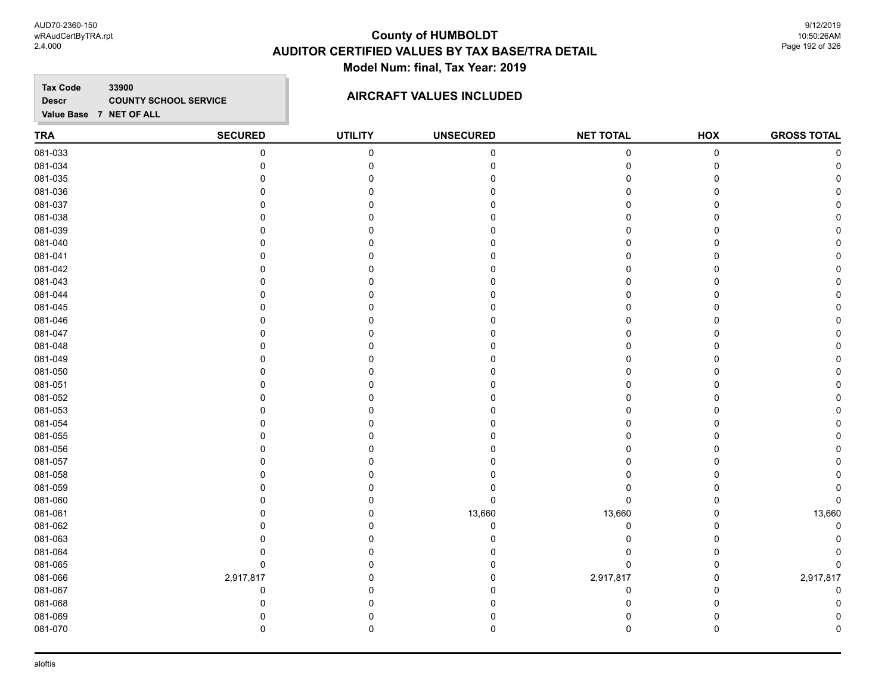# County of HUMBOLDT
## AUDITOR CERTIFIED VALUES BY TAX BASE/TRA DETAIL
### Model Num: final, Tax Year: 2019

**Tax Code** 33900
**Descr** COUNTY SCHOOL SERVICE
**Value Base** 7 NET OF ALL

**AIRCRAFT VALUES INCLUDED**

| TRA | SECURED | UTILITY | UNSECURED | NET TOTAL | HOX | GROSS TOTAL |
|---|---|---|---|---|---|---|
| 081-033 | 0 | 0 | 0 | 0 | 0 | 0 |
| 081-034 | 0 | 0 | 0 | 0 | 0 | 0 |
| 081-035 | 0 | 0 | 0 | 0 | 0 | 0 |
| 081-036 | 0 | 0 | 0 | 0 | 0 | 0 |
| 081-037 | 0 | 0 | 0 | 0 | 0 | 0 |
| 081-038 | 0 | 0 | 0 | 0 | 0 | 0 |
| 081-039 | 0 | 0 | 0 | 0 | 0 | 0 |
| 081-040 | 0 | 0 | 0 | 0 | 0 | 0 |
| 081-041 | 0 | 0 | 0 | 0 | 0 | 0 |
| 081-042 | 0 | 0 | 0 | 0 | 0 | 0 |
| 081-043 | 0 | 0 | 0 | 0 | 0 | 0 |
| 081-044 | 0 | 0 | 0 | 0 | 0 | 0 |
| 081-045 | 0 | 0 | 0 | 0 | 0 | 0 |
| 081-046 | 0 | 0 | 0 | 0 | 0 | 0 |
| 081-047 | 0 | 0 | 0 | 0 | 0 | 0 |
| 081-048 | 0 | 0 | 0 | 0 | 0 | 0 |
| 081-049 | 0 | 0 | 0 | 0 | 0 | 0 |
| 081-050 | 0 | 0 | 0 | 0 | 0 | 0 |
| 081-051 | 0 | 0 | 0 | 0 | 0 | 0 |
| 081-052 | 0 | 0 | 0 | 0 | 0 | 0 |
| 081-053 | 0 | 0 | 0 | 0 | 0 | 0 |
| 081-054 | 0 | 0 | 0 | 0 | 0 | 0 |
| 081-055 | 0 | 0 | 0 | 0 | 0 | 0 |
| 081-056 | 0 | 0 | 0 | 0 | 0 | 0 |
| 081-057 | 0 | 0 | 0 | 0 | 0 | 0 |
| 081-058 | 0 | 0 | 0 | 0 | 0 | 0 |
| 081-059 | 0 | 0 | 0 | 0 | 0 | 0 |
| 081-060 | 0 | 0 | 0 | 0 | 0 | 0 |
| 081-061 | 0 | 0 | 13,660 | 13,660 | 0 | 13,660 |
| 081-062 | 0 | 0 | 0 | 0 | 0 | 0 |
| 081-063 | 0 | 0 | 0 | 0 | 0 | 0 |
| 081-064 | 0 | 0 | 0 | 0 | 0 | 0 |
| 081-065 | 0 | 0 | 0 | 0 | 0 | 0 |
| 081-066 | 2,917,817 | 0 | 0 | 2,917,817 | 0 | 2,917,817 |
| 081-067 | 0 | 0 | 0 | 0 | 0 | 0 |
| 081-068 | 0 | 0 | 0 | 0 | 0 | 0 |
| 081-069 | 0 | 0 | 0 | 0 | 0 | 0 |
| 081-070 | 0 | 0 | 0 | 0 | 0 | 0 |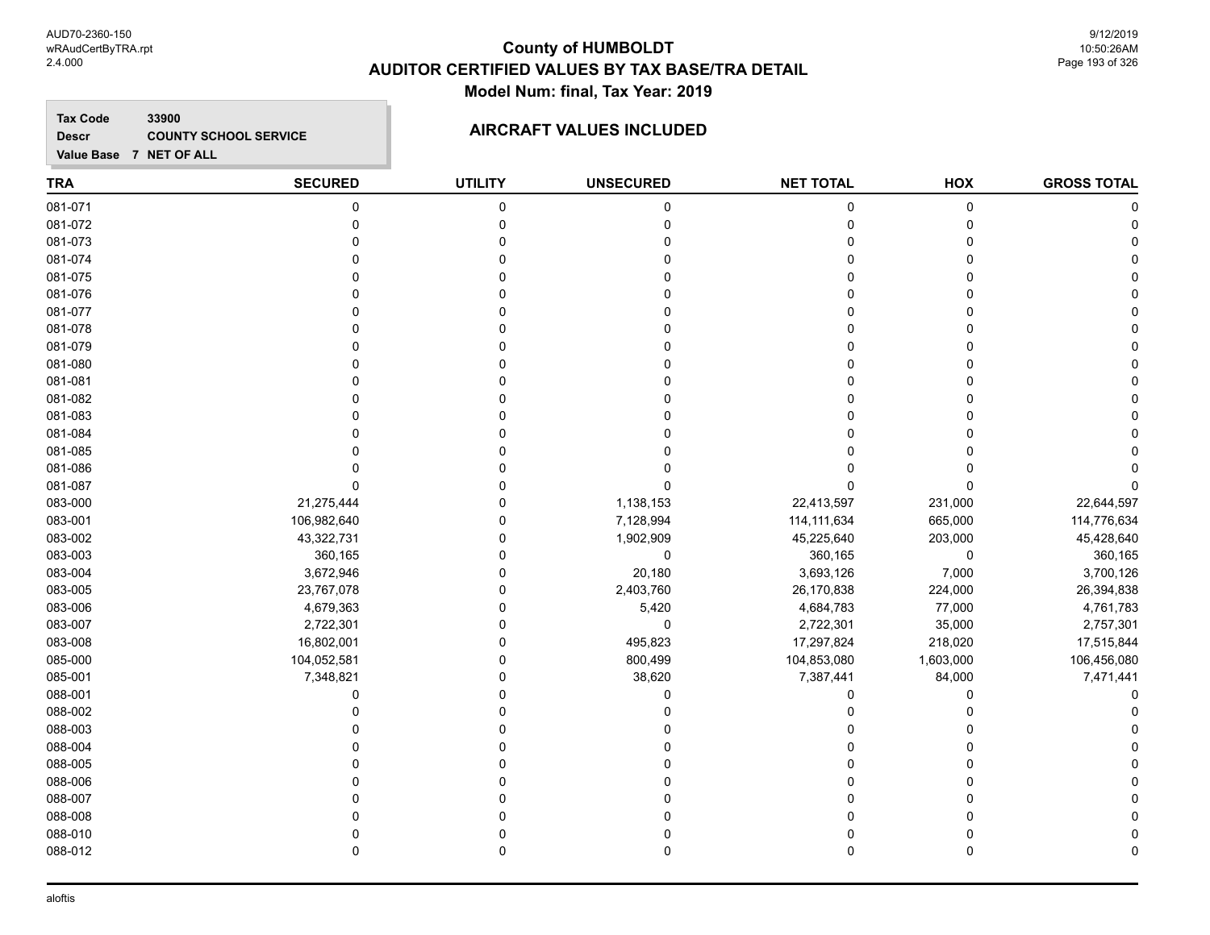# County of HUMBOLDT
## AUDITOR CERTIFIED VALUES BY TAX BASE/TRA DETAIL
### Model Num: final, Tax Year: 2019

**Tax Code** 33900
**Descr** COUNTY SCHOOL SERVICE
**Value Base** 7 NET OF ALL

### AIRCRAFT VALUES INCLUDED

| TRA | SECURED | UTILITY | UNSECURED | NET TOTAL | HOX | GROSS TOTAL |
|---|---|---|---|---|---|---|
| 081-071 | 0 | 0 | 0 | 0 | 0 | 0 |
| 081-072 | 0 | 0 | 0 | 0 | 0 | 0 |
| 081-073 | 0 | 0 | 0 | 0 | 0 | 0 |
| 081-074 | 0 | 0 | 0 | 0 | 0 | 0 |
| 081-075 | 0 | 0 | 0 | 0 | 0 | 0 |
| 081-076 | 0 | 0 | 0 | 0 | 0 | 0 |
| 081-077 | 0 | 0 | 0 | 0 | 0 | 0 |
| 081-078 | 0 | 0 | 0 | 0 | 0 | 0 |
| 081-079 | 0 | 0 | 0 | 0 | 0 | 0 |
| 081-080 | 0 | 0 | 0 | 0 | 0 | 0 |
| 081-081 | 0 | 0 | 0 | 0 | 0 | 0 |
| 081-082 | 0 | 0 | 0 | 0 | 0 | 0 |
| 081-083 | 0 | 0 | 0 | 0 | 0 | 0 |
| 081-084 | 0 | 0 | 0 | 0 | 0 | 0 |
| 081-085 | 0 | 0 | 0 | 0 | 0 | 0 |
| 081-086 | 0 | 0 | 0 | 0 | 0 | 0 |
| 081-087 | 0 | 0 | 0 | 0 | 0 | 0 |
| 083-000 | 21,275,444 | 0 | 1,138,153 | 22,413,597 | 231,000 | 22,644,597 |
| 083-001 | 106,982,640 | 0 | 7,128,994 | 114,111,634 | 665,000 | 114,776,634 |
| 083-002 | 43,322,731 | 0 | 1,902,909 | 45,225,640 | 203,000 | 45,428,640 |
| 083-003 | 360,165 | 0 | 0 | 360,165 | 0 | 360,165 |
| 083-004 | 3,672,946 | 0 | 20,180 | 3,693,126 | 7,000 | 3,700,126 |
| 083-005 | 23,767,078 | 0 | 2,403,760 | 26,170,838 | 224,000 | 26,394,838 |
| 083-006 | 4,679,363 | 0 | 5,420 | 4,684,783 | 77,000 | 4,761,783 |
| 083-007 | 2,722,301 | 0 | 0 | 2,722,301 | 35,000 | 2,757,301 |
| 083-008 | 16,802,001 | 0 | 495,823 | 17,297,824 | 218,020 | 17,515,844 |
| 085-000 | 104,052,581 | 0 | 800,499 | 104,853,080 | 1,603,000 | 106,456,080 |
| 085-001 | 7,348,821 | 0 | 38,620 | 7,387,441 | 84,000 | 7,471,441 |
| 088-001 | 0 | 0 | 0 | 0 | 0 | 0 |
| 088-002 | 0 | 0 | 0 | 0 | 0 | 0 |
| 088-003 | 0 | 0 | 0 | 0 | 0 | 0 |
| 088-004 | 0 | 0 | 0 | 0 | 0 | 0 |
| 088-005 | 0 | 0 | 0 | 0 | 0 | 0 |
| 088-006 | 0 | 0 | 0 | 0 | 0 | 0 |
| 088-007 | 0 | 0 | 0 | 0 | 0 | 0 |
| 088-008 | 0 | 0 | 0 | 0 | 0 | 0 |
| 088-010 | 0 | 0 | 0 | 0 | 0 | 0 |
| 088-012 | 0 | 0 | 0 | 0 | 0 | 0 |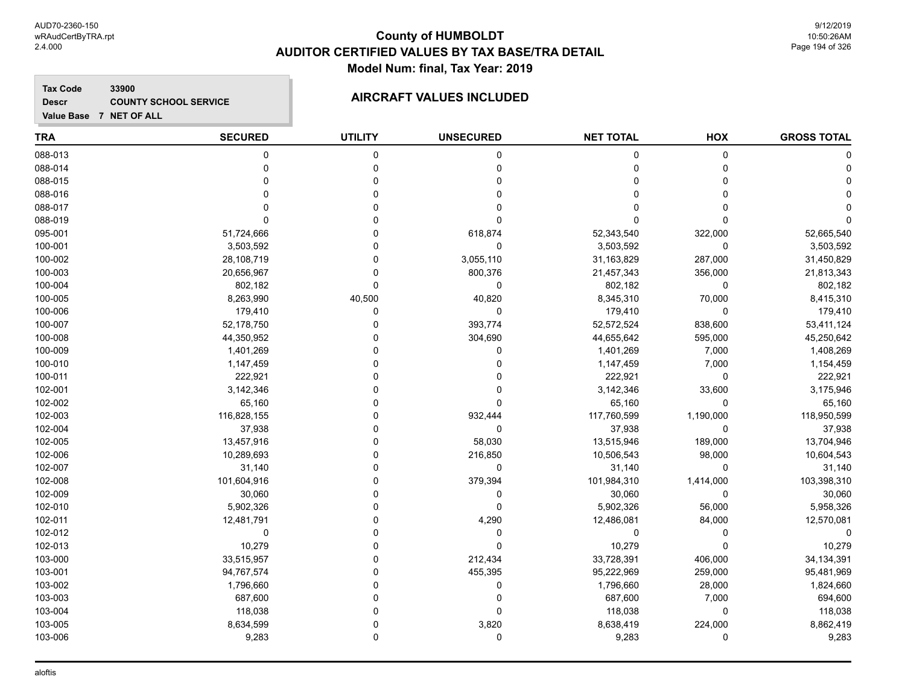# County of HUMBOLDT
## AUDITOR CERTIFIED VALUES BY TAX BASE/TRA DETAIL
### Model Num: final, Tax Year: 2019

**Tax Code** 33900
**Descr** COUNTY SCHOOL SERVICE
**Value Base** 7 NET OF ALL

### AIRCRAFT VALUES INCLUDED

| TRA | SECURED | UTILITY | UNSECURED | NET TOTAL | HOX | GROSS TOTAL |
|---|---|---|---|---|---|---|
| 088-013 | 0 | 0 | 0 | 0 | 0 | 0 |
| 088-014 | 0 | 0 | 0 | 0 | 0 | 0 |
| 088-015 | 0 | 0 | 0 | 0 | 0 | 0 |
| 088-016 | 0 | 0 | 0 | 0 | 0 | 0 |
| 088-017 | 0 | 0 | 0 | 0 | 0 | 0 |
| 088-019 | 0 | 0 | 0 | 0 | 0 | 0 |
| 095-001 | 51,724,666 | 0 | 618,874 | 52,343,540 | 322,000 | 52,665,540 |
| 100-001 | 3,503,592 | 0 | 0 | 3,503,592 | 0 | 3,503,592 |
| 100-002 | 28,108,719 | 0 | 3,055,110 | 31,163,829 | 287,000 | 31,450,829 |
| 100-003 | 20,656,967 | 0 | 800,376 | 21,457,343 | 356,000 | 21,813,343 |
| 100-004 | 802,182 | 0 | 0 | 802,182 | 0 | 802,182 |
| 100-005 | 8,263,990 | 40,500 | 40,820 | 8,345,310 | 70,000 | 8,415,310 |
| 100-006 | 179,410 | 0 | 0 | 179,410 | 0 | 179,410 |
| 100-007 | 52,178,750 | 0 | 393,774 | 52,572,524 | 838,600 | 53,411,124 |
| 100-008 | 44,350,952 | 0 | 304,690 | 44,655,642 | 595,000 | 45,250,642 |
| 100-009 | 1,401,269 | 0 | 0 | 1,401,269 | 7,000 | 1,408,269 |
| 100-010 | 1,147,459 | 0 | 0 | 1,147,459 | 7,000 | 1,154,459 |
| 100-011 | 222,921 | 0 | 0 | 222,921 | 0 | 222,921 |
| 102-001 | 3,142,346 | 0 | 0 | 3,142,346 | 33,600 | 3,175,946 |
| 102-002 | 65,160 | 0 | 0 | 65,160 | 0 | 65,160 |
| 102-003 | 116,828,155 | 0 | 932,444 | 117,760,599 | 1,190,000 | 118,950,599 |
| 102-004 | 37,938 | 0 | 0 | 37,938 | 0 | 37,938 |
| 102-005 | 13,457,916 | 0 | 58,030 | 13,515,946 | 189,000 | 13,704,946 |
| 102-006 | 10,289,693 | 0 | 216,850 | 10,506,543 | 98,000 | 10,604,543 |
| 102-007 | 31,140 | 0 | 0 | 31,140 | 0 | 31,140 |
| 102-008 | 101,604,916 | 0 | 379,394 | 101,984,310 | 1,414,000 | 103,398,310 |
| 102-009 | 30,060 | 0 | 0 | 30,060 | 0 | 30,060 |
| 102-010 | 5,902,326 | 0 | 0 | 5,902,326 | 56,000 | 5,958,326 |
| 102-011 | 12,481,791 | 0 | 4,290 | 12,486,081 | 84,000 | 12,570,081 |
| 102-012 | 0 | 0 | 0 | 0 | 0 | 0 |
| 102-013 | 10,279 | 0 | 0 | 10,279 | 0 | 10,279 |
| 103-000 | 33,515,957 | 0 | 212,434 | 33,728,391 | 406,000 | 34,134,391 |
| 103-001 | 94,767,574 | 0 | 455,395 | 95,222,969 | 259,000 | 95,481,969 |
| 103-002 | 1,796,660 | 0 | 0 | 1,796,660 | 28,000 | 1,824,660 |
| 103-003 | 687,600 | 0 | 0 | 687,600 | 7,000 | 694,600 |
| 103-004 | 118,038 | 0 | 0 | 118,038 | 0 | 118,038 |
| 103-005 | 8,634,599 | 0 | 3,820 | 8,638,419 | 224,000 | 8,862,419 |
| 103-006 | 9,283 | 0 | 0 | 9,283 | 0 | 9,283 |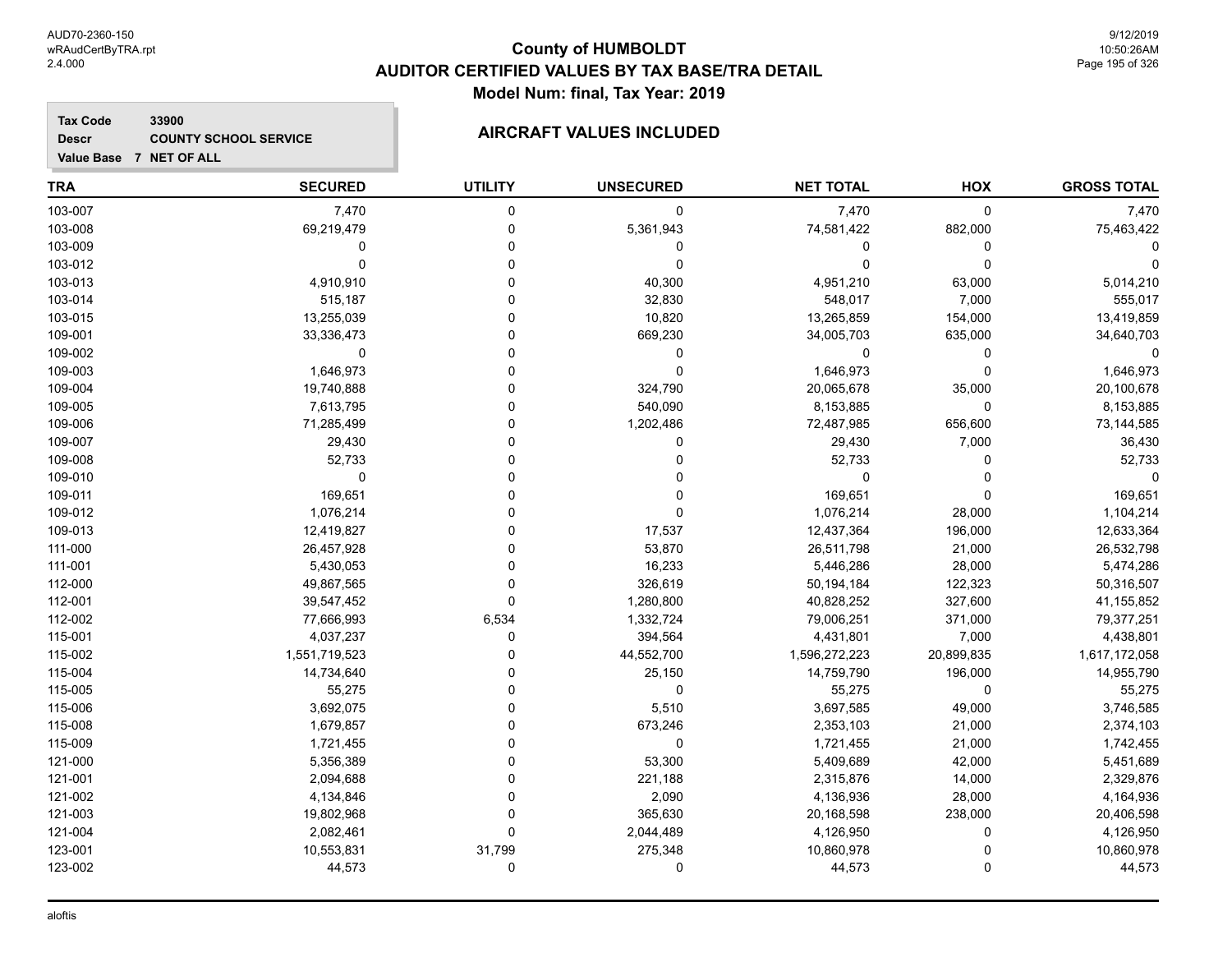# County of HUMBOLDT

## AUDITOR CERTIFIED VALUES BY TAX BASE/TRA DETAIL

### Model Num: final, Tax Year: 2019

**Tax Code** 33900
**Descr** COUNTY SCHOOL SERVICE
**Value Base** 7 NET OF ALL

### AIRCRAFT VALUES INCLUDED

| TRA | SECURED | UTILITY | UNSECURED | NET TOTAL | HOX | GROSS TOTAL |
|---|---|---|---|---|---|---|
| 103-007 | 7,470 | 0 | 0 | 7,470 | 0 | 7,470 |
| 103-008 | 69,219,479 | 0 | 5,361,943 | 74,581,422 | 882,000 | 75,463,422 |
| 103-009 | 0 | 0 | 0 | 0 | 0 | 0 |
| 103-012 | 0 | 0 | 0 | 0 | 0 | 0 |
| 103-013 | 4,910,910 | 0 | 40,300 | 4,951,210 | 63,000 | 5,014,210 |
| 103-014 | 515,187 | 0 | 32,830 | 548,017 | 7,000 | 555,017 |
| 103-015 | 13,255,039 | 0 | 10,820 | 13,265,859 | 154,000 | 13,419,859 |
| 109-001 | 33,336,473 | 0 | 669,230 | 34,005,703 | 635,000 | 34,640,703 |
| 109-002 | 0 | 0 | 0 | 0 | 0 | 0 |
| 109-003 | 1,646,973 | 0 | 0 | 1,646,973 | 0 | 1,646,973 |
| 109-004 | 19,740,888 | 0 | 324,790 | 20,065,678 | 35,000 | 20,100,678 |
| 109-005 | 7,613,795 | 0 | 540,090 | 8,153,885 | 0 | 8,153,885 |
| 109-006 | 71,285,499 | 0 | 1,202,486 | 72,487,985 | 656,600 | 73,144,585 |
| 109-007 | 29,430 | 0 | 0 | 29,430 | 7,000 | 36,430 |
| 109-008 | 52,733 | 0 | 0 | 52,733 | 0 | 52,733 |
| 109-010 | 0 | 0 | 0 | 0 | 0 | 0 |
| 109-011 | 169,651 | 0 | 0 | 169,651 | 0 | 169,651 |
| 109-012 | 1,076,214 | 0 | 0 | 1,076,214 | 28,000 | 1,104,214 |
| 109-013 | 12,419,827 | 0 | 17,537 | 12,437,364 | 196,000 | 12,633,364 |
| 111-000 | 26,457,928 | 0 | 53,870 | 26,511,798 | 21,000 | 26,532,798 |
| 111-001 | 5,430,053 | 0 | 16,233 | 5,446,286 | 28,000 | 5,474,286 |
| 112-000 | 49,867,565 | 0 | 326,619 | 50,194,184 | 122,323 | 50,316,507 |
| 112-001 | 39,547,452 | 0 | 1,280,800 | 40,828,252 | 327,600 | 41,155,852 |
| 112-002 | 77,666,993 | 6,534 | 1,332,724 | 79,006,251 | 371,000 | 79,377,251 |
| 115-001 | 4,037,237 | 0 | 394,564 | 4,431,801 | 7,000 | 4,438,801 |
| 115-002 | 1,551,719,523 | 0 | 44,552,700 | 1,596,272,223 | 20,899,835 | 1,617,172,058 |
| 115-004 | 14,734,640 | 0 | 25,150 | 14,759,790 | 196,000 | 14,955,790 |
| 115-005 | 55,275 | 0 | 0 | 55,275 | 0 | 55,275 |
| 115-006 | 3,692,075 | 0 | 5,510 | 3,697,585 | 49,000 | 3,746,585 |
| 115-008 | 1,679,857 | 0 | 673,246 | 2,353,103 | 21,000 | 2,374,103 |
| 115-009 | 1,721,455 | 0 | 0 | 1,721,455 | 21,000 | 1,742,455 |
| 121-000 | 5,356,389 | 0 | 53,300 | 5,409,689 | 42,000 | 5,451,689 |
| 121-001 | 2,094,688 | 0 | 221,188 | 2,315,876 | 14,000 | 2,329,876 |
| 121-002 | 4,134,846 | 0 | 2,090 | 4,136,936 | 28,000 | 4,164,936 |
| 121-003 | 19,802,968 | 0 | 365,630 | 20,168,598 | 238,000 | 20,406,598 |
| 121-004 | 2,082,461 | 0 | 2,044,489 | 4,126,950 | 0 | 4,126,950 |
| 123-001 | 10,553,831 | 31,799 | 275,348 | 10,860,978 | 0 | 10,860,978 |
| 123-002 | 44,573 | 0 | 0 | 44,573 | 0 | 44,573 |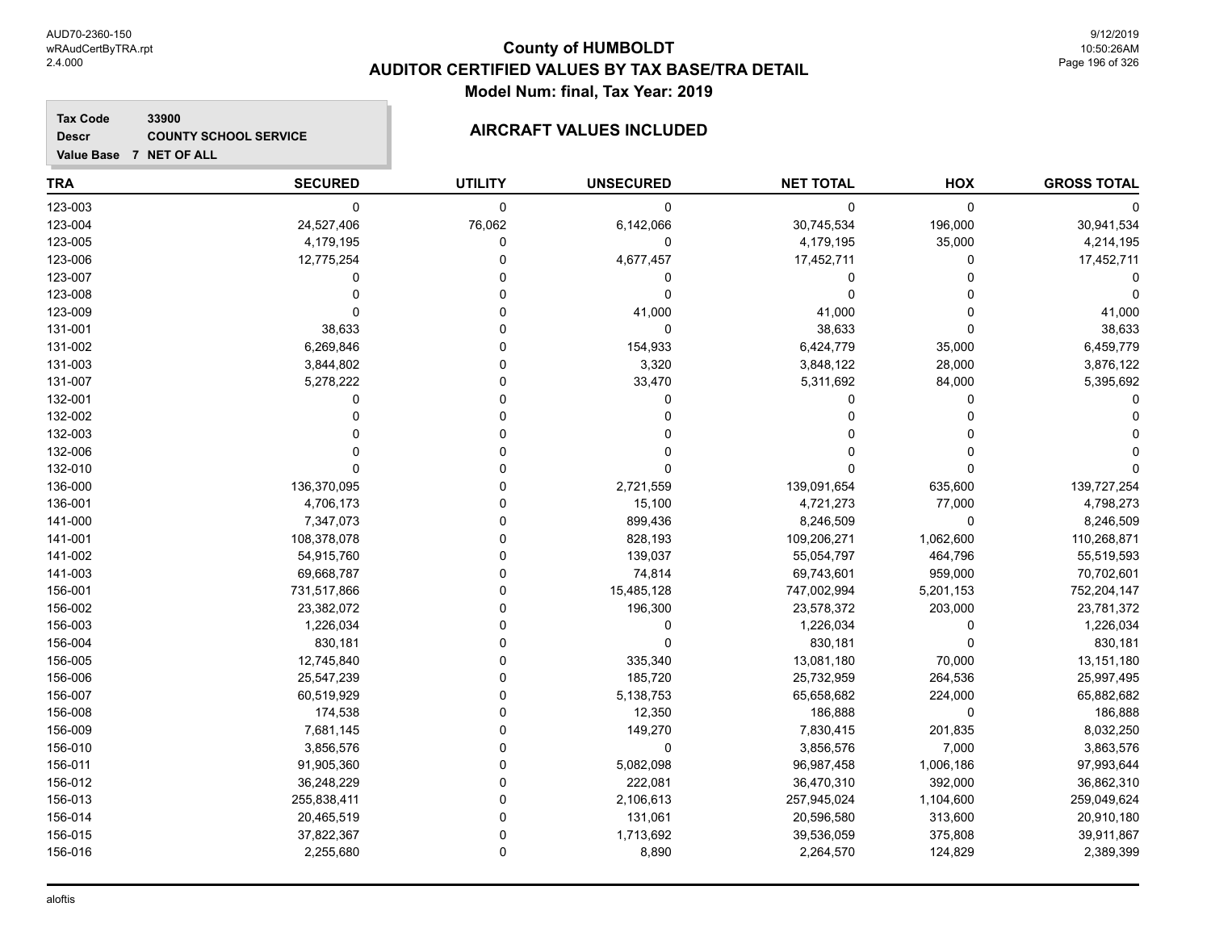# County of HUMBOLDT
## AUDITOR CERTIFIED VALUES BY TAX BASE/TRA DETAIL
### Model Num: final, Tax Year: 2019

**Tax Code** 33900
**Descr** COUNTY SCHOOL SERVICE
**Value Base** 7 NET OF ALL

### AIRCRAFT VALUES INCLUDED

| TRA | SECURED | UTILITY | UNSECURED | NET TOTAL | HOX | GROSS TOTAL |
|---|---|---|---|---|---|---|
| 123-003 | 0 | 0 | 0 | 0 | 0 | 0 |
| 123-004 | 24,527,406 | 76,062 | 6,142,066 | 30,745,534 | 196,000 | 30,941,534 |
| 123-005 | 4,179,195 | 0 | 0 | 4,179,195 | 35,000 | 4,214,195 |
| 123-006 | 12,775,254 | 0 | 4,677,457 | 17,452,711 | 0 | 17,452,711 |
| 123-007 | 0 | 0 | 0 | 0 | 0 | 0 |
| 123-008 | 0 | 0 | 0 | 0 | 0 | 0 |
| 123-009 | 0 | 0 | 41,000 | 41,000 | 0 | 41,000 |
| 131-001 | 38,633 | 0 | 0 | 38,633 | 0 | 38,633 |
| 131-002 | 6,269,846 | 0 | 154,933 | 6,424,779 | 35,000 | 6,459,779 |
| 131-003 | 3,844,802 | 0 | 3,320 | 3,848,122 | 28,000 | 3,876,122 |
| 131-007 | 5,278,222 | 0 | 33,470 | 5,311,692 | 84,000 | 5,395,692 |
| 132-001 | 0 | 0 | 0 | 0 | 0 | 0 |
| 132-002 | 0 | 0 | 0 | 0 | 0 | 0 |
| 132-003 | 0 | 0 | 0 | 0 | 0 | 0 |
| 132-006 | 0 | 0 | 0 | 0 | 0 | 0 |
| 132-010 | 0 | 0 | 0 | 0 | 0 | 0 |
| 136-000 | 136,370,095 | 0 | 2,721,559 | 139,091,654 | 635,600 | 139,727,254 |
| 136-001 | 4,706,173 | 0 | 15,100 | 4,721,273 | 77,000 | 4,798,273 |
| 141-000 | 7,347,073 | 0 | 899,436 | 8,246,509 | 0 | 8,246,509 |
| 141-001 | 108,378,078 | 0 | 828,193 | 109,206,271 | 1,062,600 | 110,268,871 |
| 141-002 | 54,915,760 | 0 | 139,037 | 55,054,797 | 464,796 | 55,519,593 |
| 141-003 | 69,668,787 | 0 | 74,814 | 69,743,601 | 959,000 | 70,702,601 |
| 156-001 | 731,517,866 | 0 | 15,485,128 | 747,002,994 | 5,201,153 | 752,204,147 |
| 156-002 | 23,382,072 | 0 | 196,300 | 23,578,372 | 203,000 | 23,781,372 |
| 156-003 | 1,226,034 | 0 | 0 | 1,226,034 | 0 | 1,226,034 |
| 156-004 | 830,181 | 0 | 0 | 830,181 | 0 | 830,181 |
| 156-005 | 12,745,840 | 0 | 335,340 | 13,081,180 | 70,000 | 13,151,180 |
| 156-006 | 25,547,239 | 0 | 185,720 | 25,732,959 | 264,536 | 25,997,495 |
| 156-007 | 60,519,929 | 0 | 5,138,753 | 65,658,682 | 224,000 | 65,882,682 |
| 156-008 | 174,538 | 0 | 12,350 | 186,888 | 0 | 186,888 |
| 156-009 | 7,681,145 | 0 | 149,270 | 7,830,415 | 201,835 | 8,032,250 |
| 156-010 | 3,856,576 | 0 | 0 | 3,856,576 | 7,000 | 3,863,576 |
| 156-011 | 91,905,360 | 0 | 5,082,098 | 96,987,458 | 1,006,186 | 97,993,644 |
| 156-012 | 36,248,229 | 0 | 222,081 | 36,470,310 | 392,000 | 36,862,310 |
| 156-013 | 255,838,411 | 0 | 2,106,613 | 257,945,024 | 1,104,600 | 259,049,624 |
| 156-014 | 20,465,519 | 0 | 131,061 | 20,596,580 | 313,600 | 20,910,180 |
| 156-015 | 37,822,367 | 0 | 1,713,692 | 39,536,059 | 375,808 | 39,911,867 |
| 156-016 | 2,255,680 | 0 | 8,890 | 2,264,570 | 124,829 | 2,389,399 |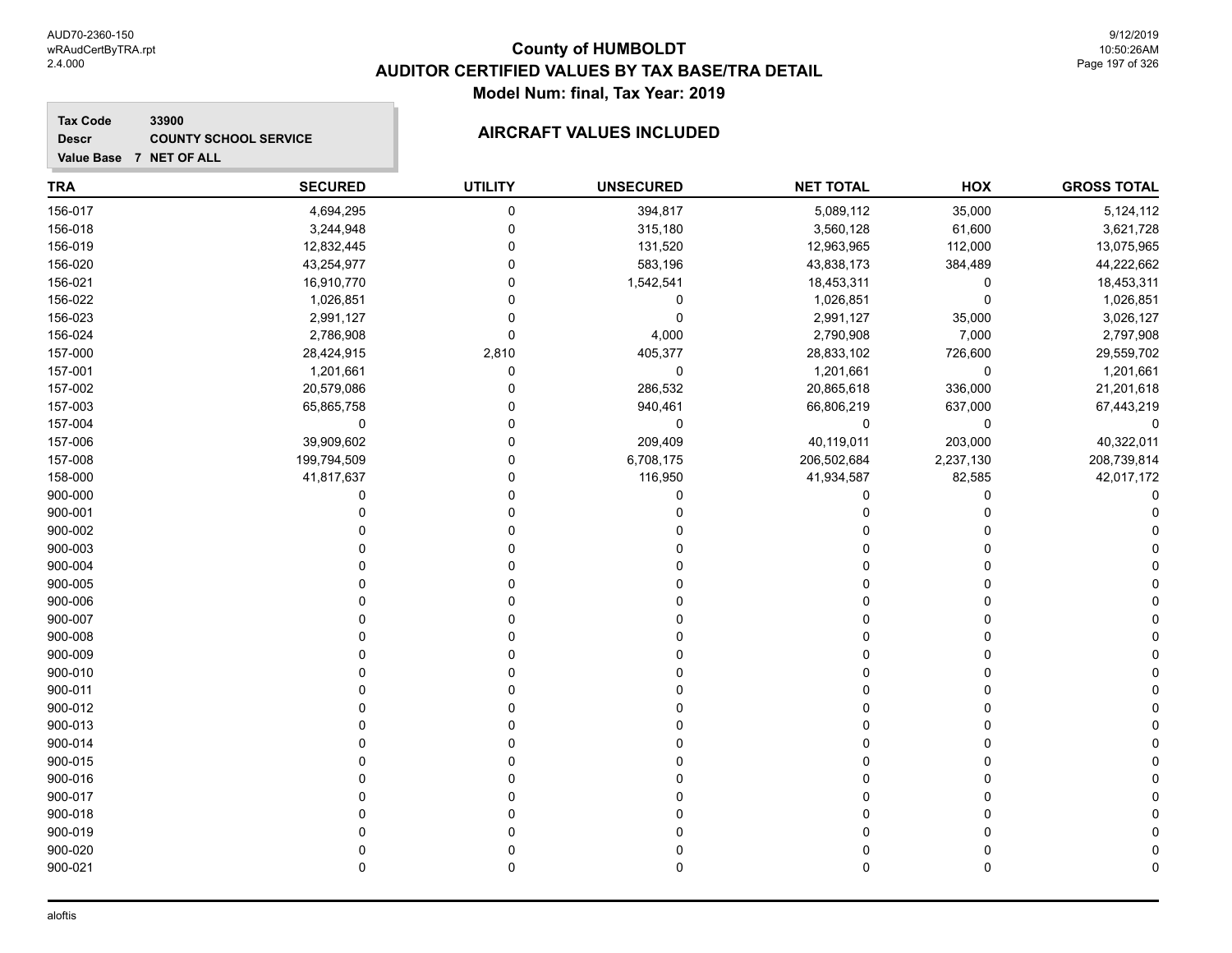# County of HUMBOLDT
## AUDITOR CERTIFIED VALUES BY TAX BASE/TRA DETAIL
### Model Num: final, Tax Year: 2019

**Tax Code** 33900
**Descr** COUNTY SCHOOL SERVICE
**Value Base** 7 NET OF ALL

### AIRCRAFT VALUES INCLUDED

| TRA | SECURED | UTILITY | UNSECURED | NET TOTAL | HOX | GROSS TOTAL |
|---|---|---|---|---|---|---|
| 156-017 | 4,694,295 | 0 | 394,817 | 5,089,112 | 35,000 | 5,124,112 |
| 156-018 | 3,244,948 | 0 | 315,180 | 3,560,128 | 61,600 | 3,621,728 |
| 156-019 | 12,832,445 | 0 | 131,520 | 12,963,965 | 112,000 | 13,075,965 |
| 156-020 | 43,254,977 | 0 | 583,196 | 43,838,173 | 384,489 | 44,222,662 |
| 156-021 | 16,910,770 | 0 | 1,542,541 | 18,453,311 | 0 | 18,453,311 |
| 156-022 | 1,026,851 | 0 | 0 | 1,026,851 | 0 | 1,026,851 |
| 156-023 | 2,991,127 | 0 | 0 | 2,991,127 | 35,000 | 3,026,127 |
| 156-024 | 2,786,908 | 0 | 4,000 | 2,790,908 | 7,000 | 2,797,908 |
| 157-000 | 28,424,915 | 2,810 | 405,377 | 28,833,102 | 726,600 | 29,559,702 |
| 157-001 | 1,201,661 | 0 | 0 | 1,201,661 | 0 | 1,201,661 |
| 157-002 | 20,579,086 | 0 | 286,532 | 20,865,618 | 336,000 | 21,201,618 |
| 157-003 | 65,865,758 | 0 | 940,461 | 66,806,219 | 637,000 | 67,443,219 |
| 157-004 | 0 | 0 | 0 | 0 | 0 | 0 |
| 157-006 | 39,909,602 | 0 | 209,409 | 40,119,011 | 203,000 | 40,322,011 |
| 157-008 | 199,794,509 | 0 | 6,708,175 | 206,502,684 | 2,237,130 | 208,739,814 |
| 158-000 | 41,817,637 | 0 | 116,950 | 41,934,587 | 82,585 | 42,017,172 |
| 900-000 | 0 | 0 | 0 | 0 | 0 | 0 |
| 900-001 | 0 | 0 | 0 | 0 | 0 | 0 |
| 900-002 | 0 | 0 | 0 | 0 | 0 | 0 |
| 900-003 | 0 | 0 | 0 | 0 | 0 | 0 |
| 900-004 | 0 | 0 | 0 | 0 | 0 | 0 |
| 900-005 | 0 | 0 | 0 | 0 | 0 | 0 |
| 900-006 | 0 | 0 | 0 | 0 | 0 | 0 |
| 900-007 | 0 | 0 | 0 | 0 | 0 | 0 |
| 900-008 | 0 | 0 | 0 | 0 | 0 | 0 |
| 900-009 | 0 | 0 | 0 | 0 | 0 | 0 |
| 900-010 | 0 | 0 | 0 | 0 | 0 | 0 |
| 900-011 | 0 | 0 | 0 | 0 | 0 | 0 |
| 900-012 | 0 | 0 | 0 | 0 | 0 | 0 |
| 900-013 | 0 | 0 | 0 | 0 | 0 | 0 |
| 900-014 | 0 | 0 | 0 | 0 | 0 | 0 |
| 900-015 | 0 | 0 | 0 | 0 | 0 | 0 |
| 900-016 | 0 | 0 | 0 | 0 | 0 | 0 |
| 900-017 | 0 | 0 | 0 | 0 | 0 | 0 |
| 900-018 | 0 | 0 | 0 | 0 | 0 | 0 |
| 900-019 | 0 | 0 | 0 | 0 | 0 | 0 |
| 900-020 | 0 | 0 | 0 | 0 | 0 | 0 |
| 900-021 | 0 | 0 | 0 | 0 | 0 | 0 |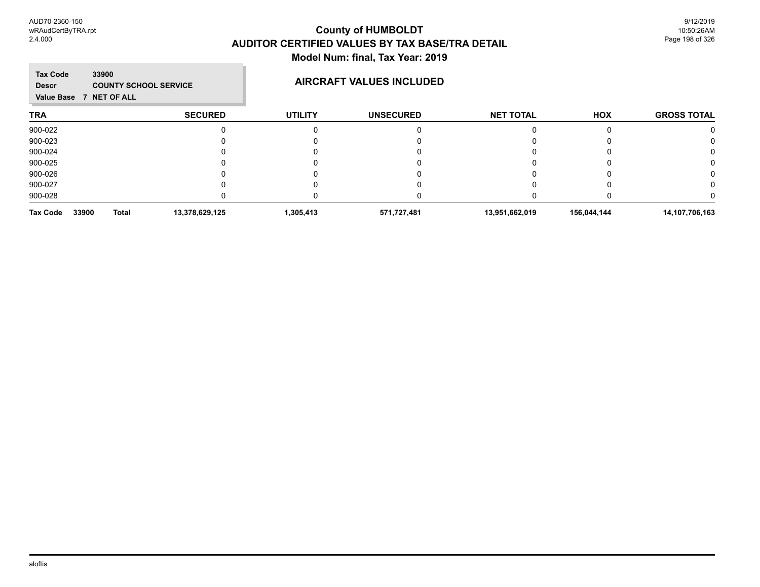# County of HUMBOLDT
## AUDITOR CERTIFIED VALUES BY TAX BASE/TRA DETAIL
### Model Num: final, Tax Year: 2019

**Tax Code** 33900
**Descr** COUNTY SCHOOL SERVICE
**Value Base** 7 NET OF ALL

### AIRCRAFT VALUES INCLUDED

| TRA | SECURED | UTILITY | UNSECURED | NET TOTAL | HOX | GROSS TOTAL |
|---|---|---|---|---|---|---|
| 900-022 | 0 | 0 | 0 | 0 | 0 | 0 |
| 900-023 | 0 | 0 | 0 | 0 | 0 | 0 |
| 900-024 | 0 | 0 | 0 | 0 | 0 | 0 |
| 900-025 | 0 | 0 | 0 | 0 | 0 | 0 |
| 900-026 | 0 | 0 | 0 | 0 | 0 | 0 |
| 900-027 | 0 | 0 | 0 | 0 | 0 | 0 |
| 900-028 | 0 | 0 | 0 | 0 | 0 | 0 |
| **Tax Code 33900 Total** | **13,378,629,125** | **1,305,413** | **571,727,481** | **13,951,662,019** | **156,044,144** | **14,107,706,163** |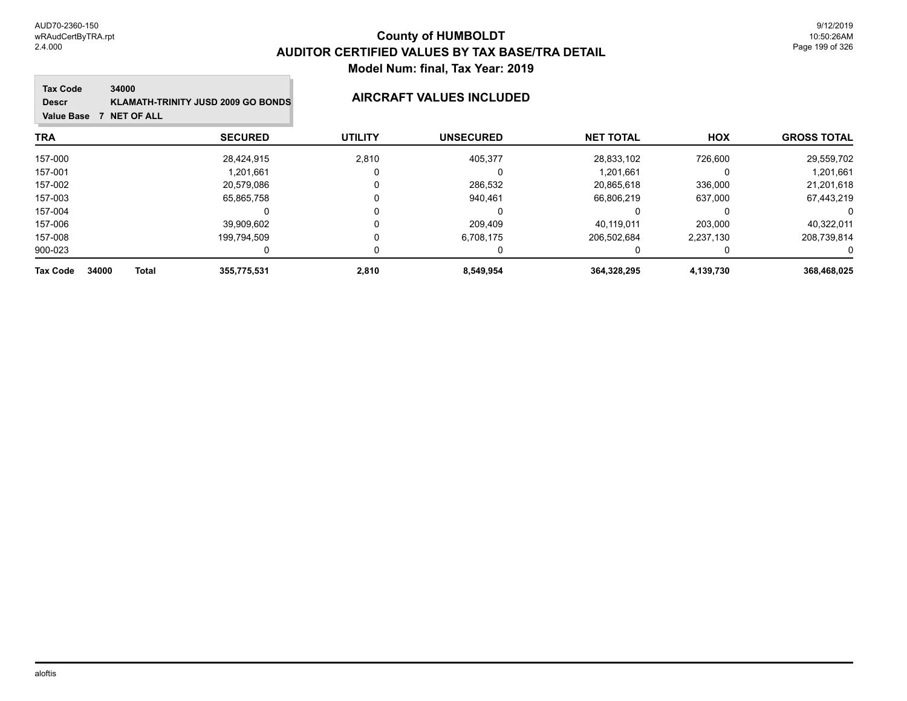# County of HUMBOLDT
## AUDITOR CERTIFIED VALUES BY TAX BASE/TRA DETAIL
### Model Num: final, Tax Year: 2019

**Tax Code** 34000
**Descr** KLAMATH-TRINITY JUSD 2009 GO BONDS
**Value Base** 7 NET OF ALL

**AIRCRAFT VALUES INCLUDED**

| TRA | SECURED | UTILITY | UNSECURED | NET TOTAL | HOX | GROSS TOTAL |
|---|---|---|---|---|---|---|
| 157-000 | 28,424,915 | 2,810 | 405,377 | 28,833,102 | 726,600 | 29,559,702 |
| 157-001 | 1,201,661 | 0 | 0 | 1,201,661 | 0 | 1,201,661 |
| 157-002 | 20,579,086 | 0 | 286,532 | 20,865,618 | 336,000 | 21,201,618 |
| 157-003 | 65,865,758 | 0 | 940,461 | 66,806,219 | 637,000 | 67,443,219 |
| 157-004 | 0 | 0 | 0 | 0 | 0 | 0 |
| 157-006 | 39,909,602 | 0 | 209,409 | 40,119,011 | 203,000 | 40,322,011 |
| 157-008 | 199,794,509 | 0 | 6,708,175 | 206,502,684 | 2,237,130 | 208,739,814 |
| 900-023 | 0 | 0 | 0 | 0 | 0 | 0 |
| **Tax Code 34000 Total** | **355,775,531** | **2,810** | **8,549,954** | **364,328,295** | **4,139,730** | **368,468,025** |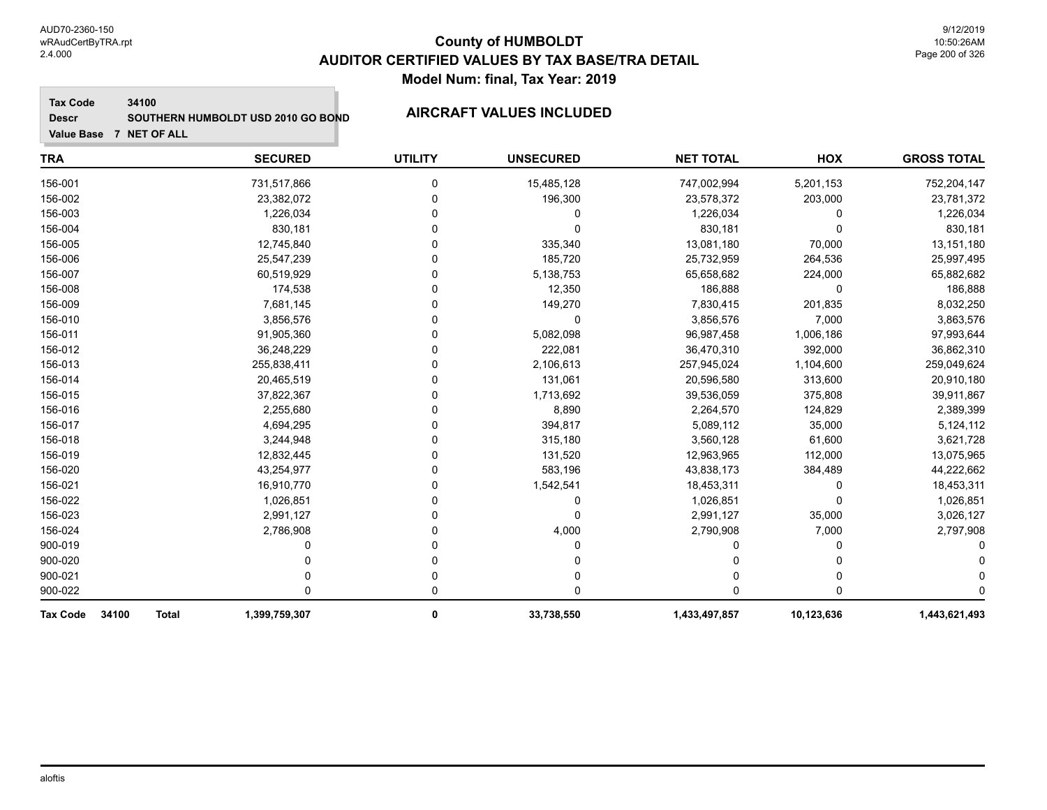# County of HUMBOLDT
## AUDITOR CERTIFIED VALUES BY TAX BASE/TRA DETAIL
### Model Num: final, Tax Year: 2019

**Tax Code** 34100
**Descr** SOUTHERN HUMBOLDT USD 2010 GO BOND
**Value Base** 7 NET OF ALL

**AIRCRAFT VALUES INCLUDED**

| TRA | SECURED | UTILITY | UNSECURED | NET TOTAL | HOX | GROSS TOTAL |
|---|---|---|---|---|---|---|
| 156-001 | 731,517,866 | 0 | 15,485,128 | 747,002,994 | 5,201,153 | 752,204,147 |
| 156-002 | 23,382,072 | 0 | 196,300 | 23,578,372 | 203,000 | 23,781,372 |
| 156-003 | 1,226,034 | 0 | 0 | 1,226,034 | 0 | 1,226,034 |
| 156-004 | 830,181 | 0 | 0 | 830,181 | 0 | 830,181 |
| 156-005 | 12,745,840 | 0 | 335,340 | 13,081,180 | 70,000 | 13,151,180 |
| 156-006 | 25,547,239 | 0 | 185,720 | 25,732,959 | 264,536 | 25,997,495 |
| 156-007 | 60,519,929 | 0 | 5,138,753 | 65,658,682 | 224,000 | 65,882,682 |
| 156-008 | 174,538 | 0 | 12,350 | 186,888 | 0 | 186,888 |
| 156-009 | 7,681,145 | 0 | 149,270 | 7,830,415 | 201,835 | 8,032,250 |
| 156-010 | 3,856,576 | 0 | 0 | 3,856,576 | 7,000 | 3,863,576 |
| 156-011 | 91,905,360 | 0 | 5,082,098 | 96,987,458 | 1,006,186 | 97,993,644 |
| 156-012 | 36,248,229 | 0 | 222,081 | 36,470,310 | 392,000 | 36,862,310 |
| 156-013 | 255,838,411 | 0 | 2,106,613 | 257,945,024 | 1,104,600 | 259,049,624 |
| 156-014 | 20,465,519 | 0 | 131,061 | 20,596,580 | 313,600 | 20,910,180 |
| 156-015 | 37,822,367 | 0 | 1,713,692 | 39,536,059 | 375,808 | 39,911,867 |
| 156-016 | 2,255,680 | 0 | 8,890 | 2,264,570 | 124,829 | 2,389,399 |
| 156-017 | 4,694,295 | 0 | 394,817 | 5,089,112 | 35,000 | 5,124,112 |
| 156-018 | 3,244,948 | 0 | 315,180 | 3,560,128 | 61,600 | 3,621,728 |
| 156-019 | 12,832,445 | 0 | 131,520 | 12,963,965 | 112,000 | 13,075,965 |
| 156-020 | 43,254,977 | 0 | 583,196 | 43,838,173 | 384,489 | 44,222,662 |
| 156-021 | 16,910,770 | 0 | 1,542,541 | 18,453,311 | 0 | 18,453,311 |
| 156-022 | 1,026,851 | 0 | 0 | 1,026,851 | 0 | 1,026,851 |
| 156-023 | 2,991,127 | 0 | 0 | 2,991,127 | 35,000 | 3,026,127 |
| 156-024 | 2,786,908 | 0 | 4,000 | 2,790,908 | 7,000 | 2,797,908 |
| 900-019 | 0 | 0 | 0 | 0 | 0 | 0 |
| 900-020 | 0 | 0 | 0 | 0 | 0 | 0 |
| 900-021 | 0 | 0 | 0 | 0 | 0 | 0 |
| 900-022 | 0 | 0 | 0 | 0 | 0 | 0 |
| **Tax Code 34100 Total** | **1,399,759,307** | **0** | **33,738,550** | **1,433,497,857** | **10,123,636** | **1,443,621,493** |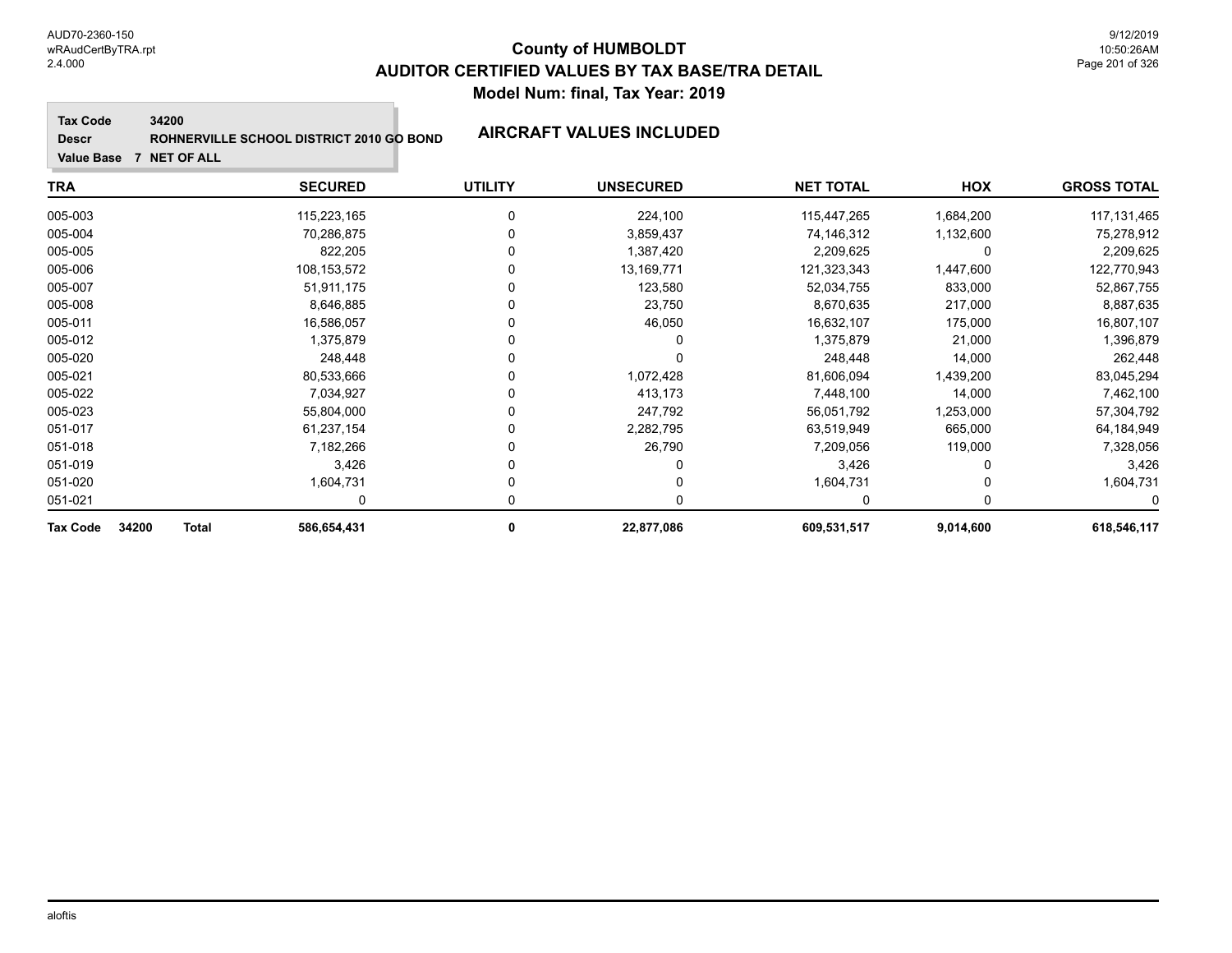# County of HUMBOLDT

## AUDITOR CERTIFIED VALUES BY TAX BASE/TRA DETAIL

### Model Num: final, Tax Year: 2019

**Tax Code** 34200
**Descr** ROHNERVILLE SCHOOL DISTRICT 2010 GO BOND
**Value Base** 7 NET OF ALL

**AIRCRAFT VALUES INCLUDED**

| TRA | SECURED | UTILITY | UNSECURED | NET TOTAL | HOX | GROSS TOTAL |
|---|---|---|---|---|---|---|
| 005-003 | 115,223,165 | 0 | 224,100 | 115,447,265 | 1,684,200 | 117,131,465 |
| 005-004 | 70,286,875 | 0 | 3,859,437 | 74,146,312 | 1,132,600 | 75,278,912 |
| 005-005 | 822,205 | 0 | 1,387,420 | 2,209,625 | 0 | 2,209,625 |
| 005-006 | 108,153,572 | 0 | 13,169,771 | 121,323,343 | 1,447,600 | 122,770,943 |
| 005-007 | 51,911,175 | 0 | 123,580 | 52,034,755 | 833,000 | 52,867,755 |
| 005-008 | 8,646,885 | 0 | 23,750 | 8,670,635 | 217,000 | 8,887,635 |
| 005-011 | 16,586,057 | 0 | 46,050 | 16,632,107 | 175,000 | 16,807,107 |
| 005-012 | 1,375,879 | 0 | 0 | 1,375,879 | 21,000 | 1,396,879 |
| 005-020 | 248,448 | 0 | 0 | 248,448 | 14,000 | 262,448 |
| 005-021 | 80,533,666 | 0 | 1,072,428 | 81,606,094 | 1,439,200 | 83,045,294 |
| 005-022 | 7,034,927 | 0 | 413,173 | 7,448,100 | 14,000 | 7,462,100 |
| 005-023 | 55,804,000 | 0 | 247,792 | 56,051,792 | 1,253,000 | 57,304,792 |
| 051-017 | 61,237,154 | 0 | 2,282,795 | 63,519,949 | 665,000 | 64,184,949 |
| 051-018 | 7,182,266 | 0 | 26,790 | 7,209,056 | 119,000 | 7,328,056 |
| 051-019 | 3,426 | 0 | 0 | 3,426 | 0 | 3,426 |
| 051-020 | 1,604,731 | 0 | 0 | 1,604,731 | 0 | 1,604,731 |
| 051-021 | 0 | 0 | 0 | 0 | 0 | 0 |
| **Tax Code 34200 Total** | **586,654,431** | **0** | **22,877,086** | **609,531,517** | **9,014,600** | **618,546,117** |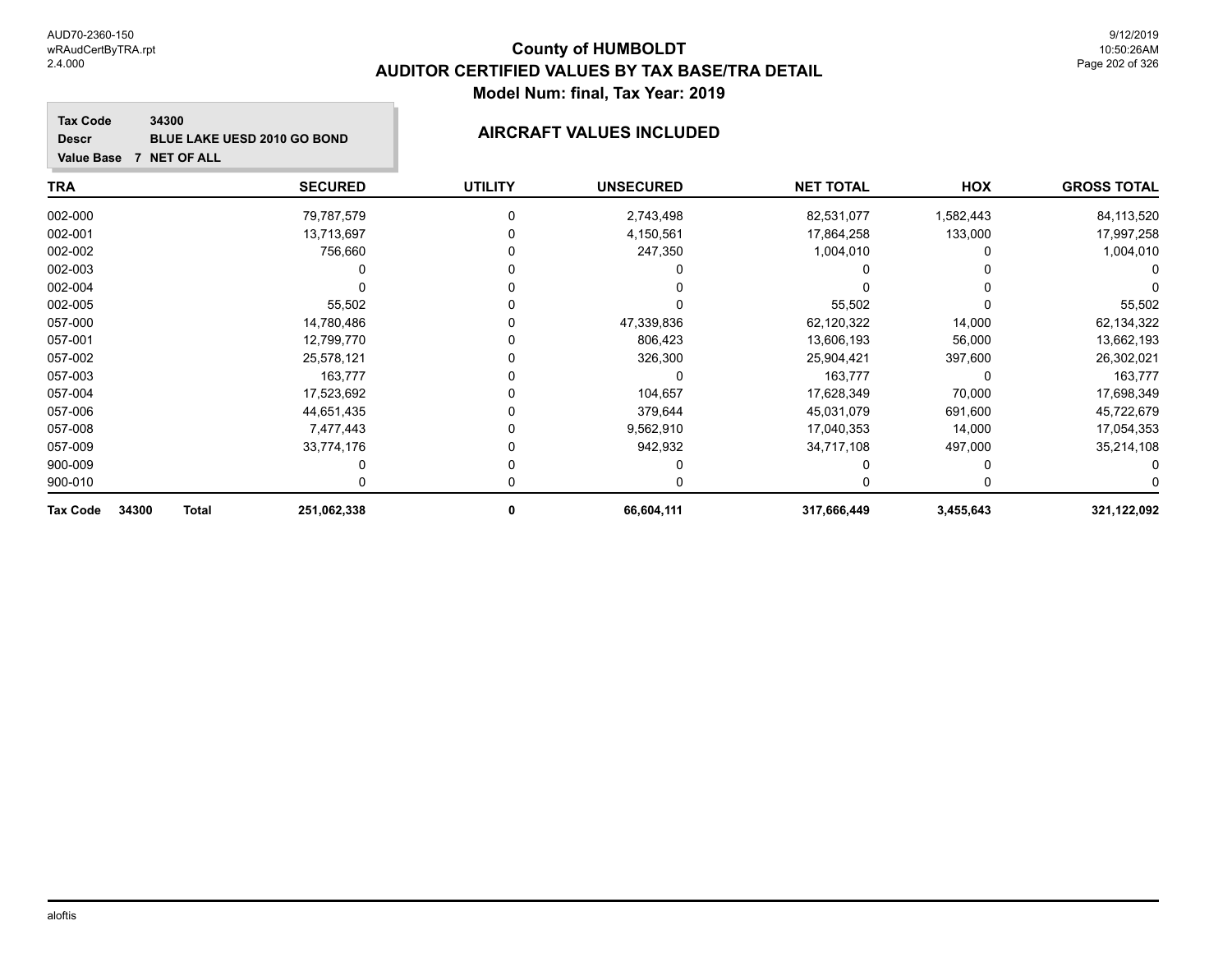# County of HUMBOLDT
## AUDITOR CERTIFIED VALUES BY TAX BASE/TRA DETAIL
### Model Num: final, Tax Year: 2019

**Tax Code** 34300
**Descr** BLUE LAKE UESD 2010 GO BOND
**Value Base** 7 NET OF ALL

**AIRCRAFT VALUES INCLUDED**

| TRA | SECURED | UTILITY | UNSECURED | NET TOTAL | HOX | GROSS TOTAL |
|---|---|---|---|---|---|---|
| 002-000 | 79,787,579 | 0 | 2,743,498 | 82,531,077 | 1,582,443 | 84,113,520 |
| 002-001 | 13,713,697 | 0 | 4,150,561 | 17,864,258 | 133,000 | 17,997,258 |
| 002-002 | 756,660 | 0 | 247,350 | 1,004,010 | 0 | 1,004,010 |
| 002-003 | 0 | 0 | 0 | 0 | 0 | 0 |
| 002-004 | 0 | 0 | 0 | 0 | 0 | 0 |
| 002-005 | 55,502 | 0 | 0 | 55,502 | 0 | 55,502 |
| 057-000 | 14,780,486 | 0 | 47,339,836 | 62,120,322 | 14,000 | 62,134,322 |
| 057-001 | 12,799,770 | 0 | 806,423 | 13,606,193 | 56,000 | 13,662,193 |
| 057-002 | 25,578,121 | 0 | 326,300 | 25,904,421 | 397,600 | 26,302,021 |
| 057-003 | 163,777 | 0 | 0 | 163,777 | 0 | 163,777 |
| 057-004 | 17,523,692 | 0 | 104,657 | 17,628,349 | 70,000 | 17,698,349 |
| 057-006 | 44,651,435 | 0 | 379,644 | 45,031,079 | 691,600 | 45,722,679 |
| 057-008 | 7,477,443 | 0 | 9,562,910 | 17,040,353 | 14,000 | 17,054,353 |
| 057-009 | 33,774,176 | 0 | 942,932 | 34,717,108 | 497,000 | 35,214,108 |
| 900-009 | 0 | 0 | 0 | 0 | 0 | 0 |
| 900-010 | 0 | 0 | 0 | 0 | 0 | 0 |
| **Tax Code 34300 Total** | **251,062,338** | **0** | **66,604,111** | **317,666,449** | **3,455,643** | **321,122,092** |

aloftis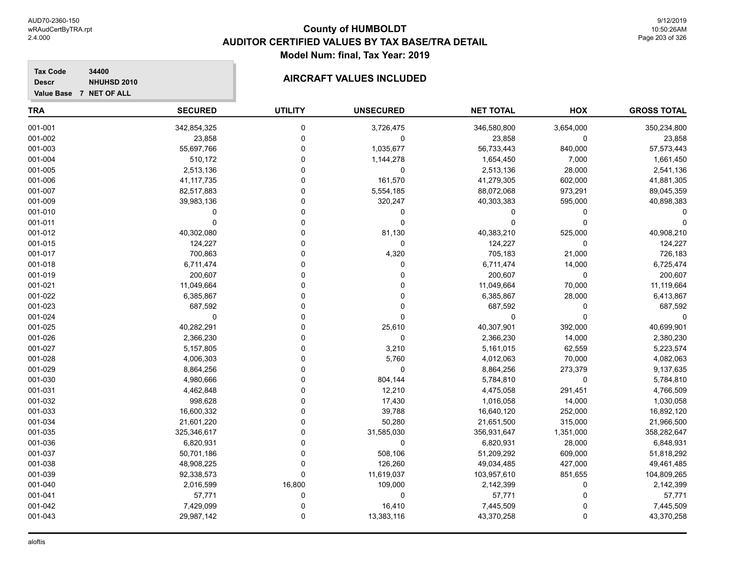# County of HUMBOLDT
## AUDITOR CERTIFIED VALUES BY TAX BASE/TRA DETAIL
### Model Num: final, Tax Year: 2019

**Tax Code** 34400
**Descr** NHUHSD 2010
**Value Base** 7 NET OF ALL

### AIRCRAFT VALUES INCLUDED

| TRA | SECURED | UTILITY | UNSECURED | NET TOTAL | HOX | GROSS TOTAL |
|---|---|---|---|---|---|---|
| 001-001 | 342,854,325 | 0 | 3,726,475 | 346,580,800 | 3,654,000 | 350,234,800 |
| 001-002 | 23,858 | 0 | 0 | 23,858 | 0 | 23,858 |
| 001-003 | 55,697,766 | 0 | 1,035,677 | 56,733,443 | 840,000 | 57,573,443 |
| 001-004 | 510,172 | 0 | 1,144,278 | 1,654,450 | 7,000 | 1,661,450 |
| 001-005 | 2,513,136 | 0 | 0 | 2,513,136 | 28,000 | 2,541,136 |
| 001-006 | 41,117,735 | 0 | 161,570 | 41,279,305 | 602,000 | 41,881,305 |
| 001-007 | 82,517,883 | 0 | 5,554,185 | 88,072,068 | 973,291 | 89,045,359 |
| 001-009 | 39,983,136 | 0 | 320,247 | 40,303,383 | 595,000 | 40,898,383 |
| 001-010 | 0 | 0 | 0 | 0 | 0 | 0 |
| 001-011 | 0 | 0 | 0 | 0 | 0 | 0 |
| 001-012 | 40,302,080 | 0 | 81,130 | 40,383,210 | 525,000 | 40,908,210 |
| 001-015 | 124,227 | 0 | 0 | 124,227 | 0 | 124,227 |
| 001-017 | 700,863 | 0 | 4,320 | 705,183 | 21,000 | 726,183 |
| 001-018 | 6,711,474 | 0 | 0 | 6,711,474 | 14,000 | 6,725,474 |
| 001-019 | 200,607 | 0 | 0 | 200,607 | 0 | 200,607 |
| 001-021 | 11,049,664 | 0 | 0 | 11,049,664 | 70,000 | 11,119,664 |
| 001-022 | 6,385,867 | 0 | 0 | 6,385,867 | 28,000 | 6,413,867 |
| 001-023 | 687,592 | 0 | 0 | 687,592 | 0 | 687,592 |
| 001-024 | 0 | 0 | 0 | 0 | 0 | 0 |
| 001-025 | 40,282,291 | 0 | 25,610 | 40,307,901 | 392,000 | 40,699,901 |
| 001-026 | 2,366,230 | 0 | 0 | 2,366,230 | 14,000 | 2,380,230 |
| 001-027 | 5,157,805 | 0 | 3,210 | 5,161,015 | 62,559 | 5,223,574 |
| 001-028 | 4,006,303 | 0 | 5,760 | 4,012,063 | 70,000 | 4,082,063 |
| 001-029 | 8,864,256 | 0 | 0 | 8,864,256 | 273,379 | 9,137,635 |
| 001-030 | 4,980,666 | 0 | 804,144 | 5,784,810 | 0 | 5,784,810 |
| 001-031 | 4,462,848 | 0 | 12,210 | 4,475,058 | 291,451 | 4,766,509 |
| 001-032 | 998,628 | 0 | 17,430 | 1,016,058 | 14,000 | 1,030,058 |
| 001-033 | 16,600,332 | 0 | 39,788 | 16,640,120 | 252,000 | 16,892,120 |
| 001-034 | 21,601,220 | 0 | 50,280 | 21,651,500 | 315,000 | 21,966,500 |
| 001-035 | 325,346,617 | 0 | 31,585,030 | 356,931,647 | 1,351,000 | 358,282,647 |
| 001-036 | 6,820,931 | 0 | 0 | 6,820,931 | 28,000 | 6,848,931 |
| 001-037 | 50,701,186 | 0 | 508,106 | 51,209,292 | 609,000 | 51,818,292 |
| 001-038 | 48,908,225 | 0 | 126,260 | 49,034,485 | 427,000 | 49,461,485 |
| 001-039 | 92,338,573 | 0 | 11,619,037 | 103,957,610 | 851,655 | 104,809,265 |
| 001-040 | 2,016,599 | 16,800 | 109,000 | 2,142,399 | 0 | 2,142,399 |
| 001-041 | 57,771 | 0 | 0 | 57,771 | 0 | 57,771 |
| 001-042 | 7,429,099 | 0 | 16,410 | 7,445,509 | 0 | 7,445,509 |
| 001-043 | 29,987,142 | 0 | 13,383,116 | 43,370,258 | 0 | 43,370,258 |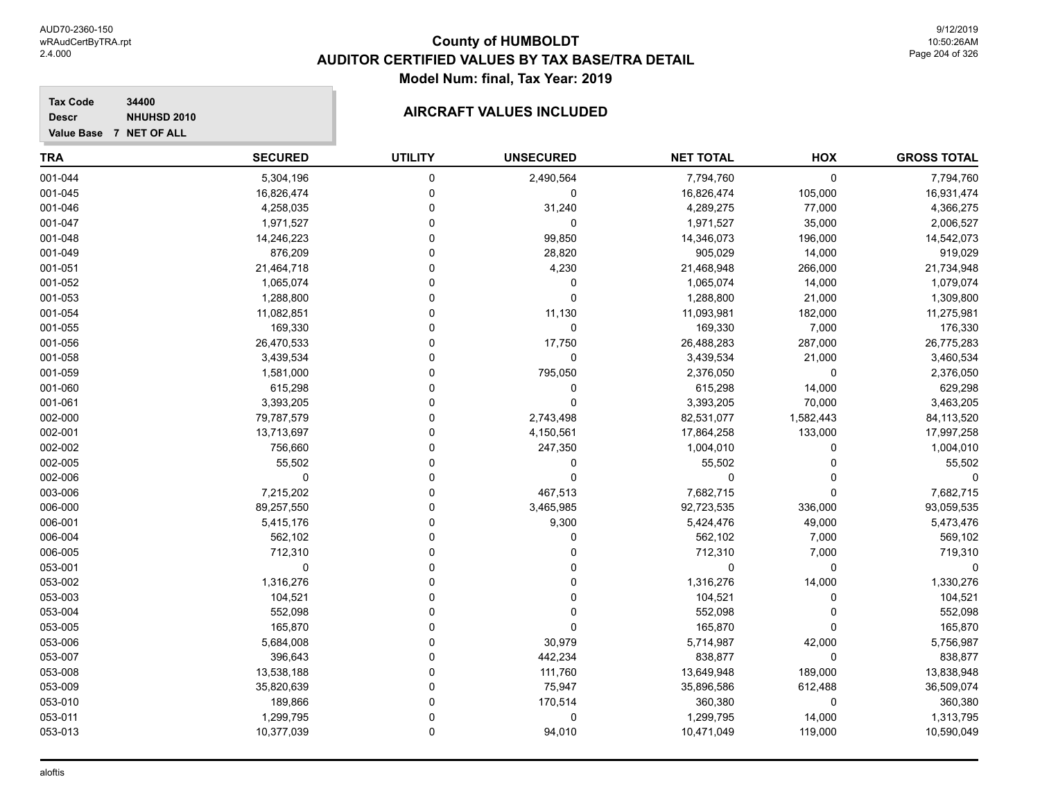# County of HUMBOLDT
## AUDITOR CERTIFIED VALUES BY TAX BASE/TRA DETAIL
### Model Num: final, Tax Year: 2019

**Tax Code** 34400
**Descr** NHUHSD 2010
**Value Base** 7 NET OF ALL

**AIRCRAFT VALUES INCLUDED**

| TRA | SECURED | UTILITY | UNSECURED | NET TOTAL | HOX | GROSS TOTAL |
|---|---|---|---|---|---|---|
| 001-044 | 5,304,196 | 0 | 2,490,564 | 7,794,760 | 0 | 7,794,760 |
| 001-045 | 16,826,474 | 0 | 0 | 16,826,474 | 105,000 | 16,931,474 |
| 001-046 | 4,258,035 | 0 | 31,240 | 4,289,275 | 77,000 | 4,366,275 |
| 001-047 | 1,971,527 | 0 | 0 | 1,971,527 | 35,000 | 2,006,527 |
| 001-048 | 14,246,223 | 0 | 99,850 | 14,346,073 | 196,000 | 14,542,073 |
| 001-049 | 876,209 | 0 | 28,820 | 905,029 | 14,000 | 919,029 |
| 001-051 | 21,464,718 | 0 | 4,230 | 21,468,948 | 266,000 | 21,734,948 |
| 001-052 | 1,065,074 | 0 | 0 | 1,065,074 | 14,000 | 1,079,074 |
| 001-053 | 1,288,800 | 0 | 0 | 1,288,800 | 21,000 | 1,309,800 |
| 001-054 | 11,082,851 | 0 | 11,130 | 11,093,981 | 182,000 | 11,275,981 |
| 001-055 | 169,330 | 0 | 0 | 169,330 | 7,000 | 176,330 |
| 001-056 | 26,470,533 | 0 | 17,750 | 26,488,283 | 287,000 | 26,775,283 |
| 001-058 | 3,439,534 | 0 | 0 | 3,439,534 | 21,000 | 3,460,534 |
| 001-059 | 1,581,000 | 0 | 795,050 | 2,376,050 | 0 | 2,376,050 |
| 001-060 | 615,298 | 0 | 0 | 615,298 | 14,000 | 629,298 |
| 001-061 | 3,393,205 | 0 | 0 | 3,393,205 | 70,000 | 3,463,205 |
| 002-000 | 79,787,579 | 0 | 2,743,498 | 82,531,077 | 1,582,443 | 84,113,520 |
| 002-001 | 13,713,697 | 0 | 4,150,561 | 17,864,258 | 133,000 | 17,997,258 |
| 002-002 | 756,660 | 0 | 247,350 | 1,004,010 | 0 | 1,004,010 |
| 002-005 | 55,502 | 0 | 0 | 55,502 | 0 | 55,502 |
| 002-006 | 0 | 0 | 0 | 0 | 0 | 0 |
| 003-006 | 7,215,202 | 0 | 467,513 | 7,682,715 | 0 | 7,682,715 |
| 006-000 | 89,257,550 | 0 | 3,465,985 | 92,723,535 | 336,000 | 93,059,535 |
| 006-001 | 5,415,176 | 0 | 9,300 | 5,424,476 | 49,000 | 5,473,476 |
| 006-004 | 562,102 | 0 | 0 | 562,102 | 7,000 | 569,102 |
| 006-005 | 712,310 | 0 | 0 | 712,310 | 7,000 | 719,310 |
| 053-001 | 0 | 0 | 0 | 0 | 0 | 0 |
| 053-002 | 1,316,276 | 0 | 0 | 1,316,276 | 14,000 | 1,330,276 |
| 053-003 | 104,521 | 0 | 0 | 104,521 | 0 | 104,521 |
| 053-004 | 552,098 | 0 | 0 | 552,098 | 0 | 552,098 |
| 053-005 | 165,870 | 0 | 0 | 165,870 | 0 | 165,870 |
| 053-006 | 5,684,008 | 0 | 30,979 | 5,714,987 | 42,000 | 5,756,987 |
| 053-007 | 396,643 | 0 | 442,234 | 838,877 | 0 | 838,877 |
| 053-008 | 13,538,188 | 0 | 111,760 | 13,649,948 | 189,000 | 13,838,948 |
| 053-009 | 35,820,639 | 0 | 75,947 | 35,896,586 | 612,488 | 36,509,074 |
| 053-010 | 189,866 | 0 | 170,514 | 360,380 | 0 | 360,380 |
| 053-011 | 1,299,795 | 0 | 0 | 1,299,795 | 14,000 | 1,313,795 |
| 053-013 | 10,377,039 | 0 | 94,010 | 10,471,049 | 119,000 | 10,590,049 |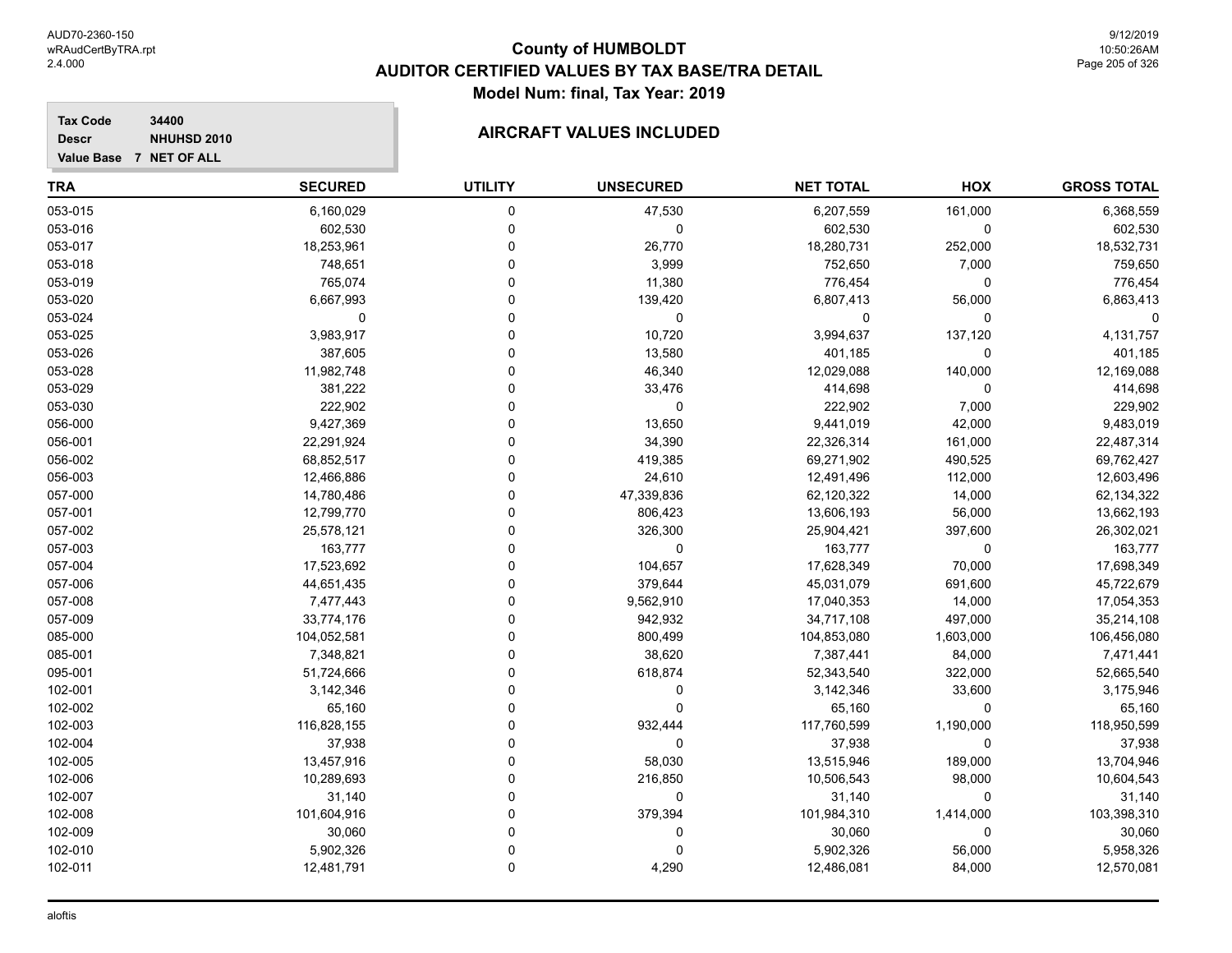# County of HUMBOLDT
## AUDITOR CERTIFIED VALUES BY TAX BASE/TRA DETAIL
### Model Num: final, Tax Year: 2019

**Tax Code** 34400
**Descr** NHUHSD 2010
**Value Base** 7 NET OF ALL

### AIRCRAFT VALUES INCLUDED

| TRA | SECURED | UTILITY | UNSECURED | NET TOTAL | HOX | GROSS TOTAL |
|---|---|---|---|---|---|---|
| 053-015 | 6,160,029 | 0 | 47,530 | 6,207,559 | 161,000 | 6,368,559 |
| 053-016 | 602,530 | 0 | 0 | 602,530 | 0 | 602,530 |
| 053-017 | 18,253,961 | 0 | 26,770 | 18,280,731 | 252,000 | 18,532,731 |
| 053-018 | 748,651 | 0 | 3,999 | 752,650 | 7,000 | 759,650 |
| 053-019 | 765,074 | 0 | 11,380 | 776,454 | 0 | 776,454 |
| 053-020 | 6,667,993 | 0 | 139,420 | 6,807,413 | 56,000 | 6,863,413 |
| 053-024 | 0 | 0 | 0 | 0 | 0 | 0 |
| 053-025 | 3,983,917 | 0 | 10,720 | 3,994,637 | 137,120 | 4,131,757 |
| 053-026 | 387,605 | 0 | 13,580 | 401,185 | 0 | 401,185 |
| 053-028 | 11,982,748 | 0 | 46,340 | 12,029,088 | 140,000 | 12,169,088 |
| 053-029 | 381,222 | 0 | 33,476 | 414,698 | 0 | 414,698 |
| 053-030 | 222,902 | 0 | 0 | 222,902 | 7,000 | 229,902 |
| 056-000 | 9,427,369 | 0 | 13,650 | 9,441,019 | 42,000 | 9,483,019 |
| 056-001 | 22,291,924 | 0 | 34,390 | 22,326,314 | 161,000 | 22,487,314 |
| 056-002 | 68,852,517 | 0 | 419,385 | 69,271,902 | 490,525 | 69,762,427 |
| 056-003 | 12,466,886 | 0 | 24,610 | 12,491,496 | 112,000 | 12,603,496 |
| 057-000 | 14,780,486 | 0 | 47,339,836 | 62,120,322 | 14,000 | 62,134,322 |
| 057-001 | 12,799,770 | 0 | 806,423 | 13,606,193 | 56,000 | 13,662,193 |
| 057-002 | 25,578,121 | 0 | 326,300 | 25,904,421 | 397,600 | 26,302,021 |
| 057-003 | 163,777 | 0 | 0 | 163,777 | 0 | 163,777 |
| 057-004 | 17,523,692 | 0 | 104,657 | 17,628,349 | 70,000 | 17,698,349 |
| 057-006 | 44,651,435 | 0 | 379,644 | 45,031,079 | 691,600 | 45,722,679 |
| 057-008 | 7,477,443 | 0 | 9,562,910 | 17,040,353 | 14,000 | 17,054,353 |
| 057-009 | 33,774,176 | 0 | 942,932 | 34,717,108 | 497,000 | 35,214,108 |
| 085-000 | 104,052,581 | 0 | 800,499 | 104,853,080 | 1,603,000 | 106,456,080 |
| 085-001 | 7,348,821 | 0 | 38,620 | 7,387,441 | 84,000 | 7,471,441 |
| 095-001 | 51,724,666 | 0 | 618,874 | 52,343,540 | 322,000 | 52,665,540 |
| 102-001 | 3,142,346 | 0 | 0 | 3,142,346 | 33,600 | 3,175,946 |
| 102-002 | 65,160 | 0 | 0 | 65,160 | 0 | 65,160 |
| 102-003 | 116,828,155 | 0 | 932,444 | 117,760,599 | 1,190,000 | 118,950,599 |
| 102-004 | 37,938 | 0 | 0 | 37,938 | 0 | 37,938 |
| 102-005 | 13,457,916 | 0 | 58,030 | 13,515,946 | 189,000 | 13,704,946 |
| 102-006 | 10,289,693 | 0 | 216,850 | 10,506,543 | 98,000 | 10,604,543 |
| 102-007 | 31,140 | 0 | 0 | 31,140 | 0 | 31,140 |
| 102-008 | 101,604,916 | 0 | 379,394 | 101,984,310 | 1,414,000 | 103,398,310 |
| 102-009 | 30,060 | 0 | 0 | 30,060 | 0 | 30,060 |
| 102-010 | 5,902,326 | 0 | 0 | 5,902,326 | 56,000 | 5,958,326 |
| 102-011 | 12,481,791 | 0 | 4,290 | 12,486,081 | 84,000 | 12,570,081 |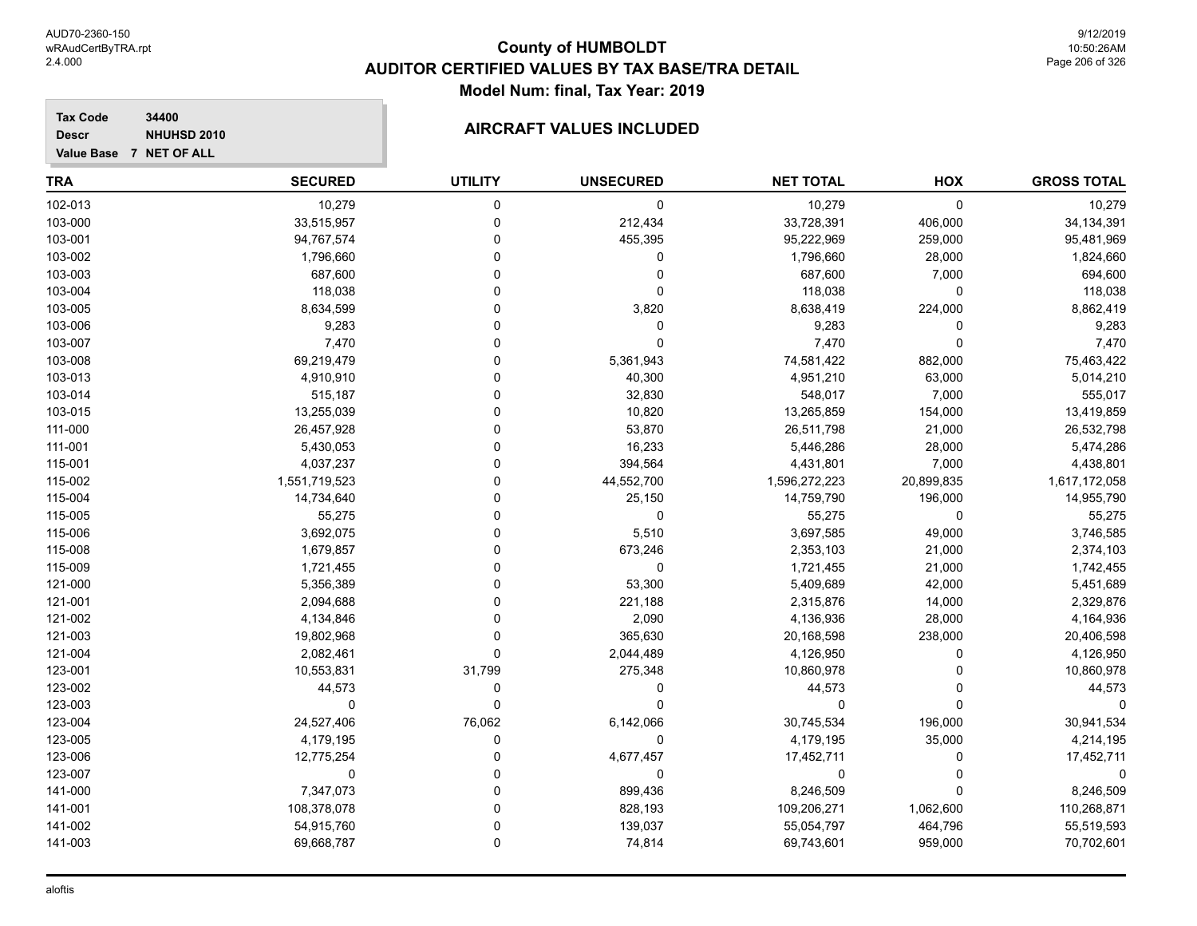# County of HUMBOLDT
## AUDITOR CERTIFIED VALUES BY TAX BASE/TRA DETAIL
### Model Num: final, Tax Year: 2019

**Tax Code** 34400
**Descr** NHUHSD 2010
**Value Base** 7 NET OF ALL

### AIRCRAFT VALUES INCLUDED

| TRA | SECURED | UTILITY | UNSECURED | NET TOTAL | HOX | GROSS TOTAL |
|---|---|---|---|---|---|---|
| 102-013 | 10,279 | 0 | 0 | 10,279 | 0 | 10,279 |
| 103-000 | 33,515,957 | 0 | 212,434 | 33,728,391 | 406,000 | 34,134,391 |
| 103-001 | 94,767,574 | 0 | 455,395 | 95,222,969 | 259,000 | 95,481,969 |
| 103-002 | 1,796,660 | 0 | 0 | 1,796,660 | 28,000 | 1,824,660 |
| 103-003 | 687,600 | 0 | 0 | 687,600 | 7,000 | 694,600 |
| 103-004 | 118,038 | 0 | 0 | 118,038 | 0 | 118,038 |
| 103-005 | 8,634,599 | 0 | 3,820 | 8,638,419 | 224,000 | 8,862,419 |
| 103-006 | 9,283 | 0 | 0 | 9,283 | 0 | 9,283 |
| 103-007 | 7,470 | 0 | 0 | 7,470 | 0 | 7,470 |
| 103-008 | 69,219,479 | 0 | 5,361,943 | 74,581,422 | 882,000 | 75,463,422 |
| 103-013 | 4,910,910 | 0 | 40,300 | 4,951,210 | 63,000 | 5,014,210 |
| 103-014 | 515,187 | 0 | 32,830 | 548,017 | 7,000 | 555,017 |
| 103-015 | 13,255,039 | 0 | 10,820 | 13,265,859 | 154,000 | 13,419,859 |
| 111-000 | 26,457,928 | 0 | 53,870 | 26,511,798 | 21,000 | 26,532,798 |
| 111-001 | 5,430,053 | 0 | 16,233 | 5,446,286 | 28,000 | 5,474,286 |
| 115-001 | 4,037,237 | 0 | 394,564 | 4,431,801 | 7,000 | 4,438,801 |
| 115-002 | 1,551,719,523 | 0 | 44,552,700 | 1,596,272,223 | 20,899,835 | 1,617,172,058 |
| 115-004 | 14,734,640 | 0 | 25,150 | 14,759,790 | 196,000 | 14,955,790 |
| 115-005 | 55,275 | 0 | 0 | 55,275 | 0 | 55,275 |
| 115-006 | 3,692,075 | 0 | 5,510 | 3,697,585 | 49,000 | 3,746,585 |
| 115-008 | 1,679,857 | 0 | 673,246 | 2,353,103 | 21,000 | 2,374,103 |
| 115-009 | 1,721,455 | 0 | 0 | 1,721,455 | 21,000 | 1,742,455 |
| 121-000 | 5,356,389 | 0 | 53,300 | 5,409,689 | 42,000 | 5,451,689 |
| 121-001 | 2,094,688 | 0 | 221,188 | 2,315,876 | 14,000 | 2,329,876 |
| 121-002 | 4,134,846 | 0 | 2,090 | 4,136,936 | 28,000 | 4,164,936 |
| 121-003 | 19,802,968 | 0 | 365,630 | 20,168,598 | 238,000 | 20,406,598 |
| 121-004 | 2,082,461 | 0 | 2,044,489 | 4,126,950 | 0 | 4,126,950 |
| 123-001 | 10,553,831 | 31,799 | 275,348 | 10,860,978 | 0 | 10,860,978 |
| 123-002 | 44,573 | 0 | 0 | 44,573 | 0 | 44,573 |
| 123-003 | 0 | 0 | 0 | 0 | 0 | 0 |
| 123-004 | 24,527,406 | 76,062 | 6,142,066 | 30,745,534 | 196,000 | 30,941,534 |
| 123-005 | 4,179,195 | 0 | 0 | 4,179,195 | 35,000 | 4,214,195 |
| 123-006 | 12,775,254 | 0 | 4,677,457 | 17,452,711 | 0 | 17,452,711 |
| 123-007 | 0 | 0 | 0 | 0 | 0 | 0 |
| 141-000 | 7,347,073 | 0 | 899,436 | 8,246,509 | 0 | 8,246,509 |
| 141-001 | 108,378,078 | 0 | 828,193 | 109,206,271 | 1,062,600 | 110,268,871 |
| 141-002 | 54,915,760 | 0 | 139,037 | 55,054,797 | 464,796 | 55,519,593 |
| 141-003 | 69,668,787 | 0 | 74,814 | 69,743,601 | 959,000 | 70,702,601 |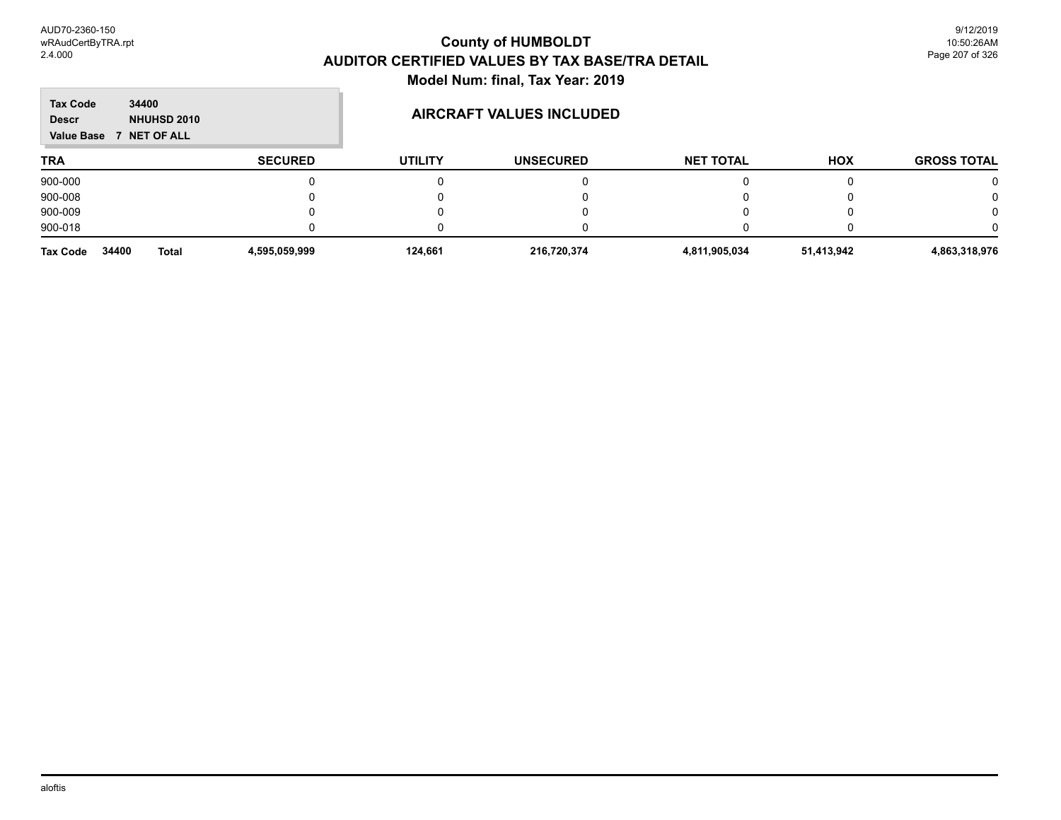# County of HUMBOLDT
## AUDITOR CERTIFIED VALUES BY TAX BASE/TRA DETAIL
### Model Num: final, Tax Year: 2019

**Tax Code** 34400
**Descr** NHUHSD 2010
**Value Base** 7 NET OF ALL

**AIRCRAFT VALUES INCLUDED**

| TRA | SECURED | UTILITY | UNSECURED | NET TOTAL | HOX | GROSS TOTAL |
|---|---|---|---|---|---|---|
| 900-000 | 0 | 0 | 0 | 0 | 0 | 0 |
| 900-008 | 0 | 0 | 0 | 0 | 0 | 0 |
| 900-009 | 0 | 0 | 0 | 0 | 0 | 0 |
| 900-018 | 0 | 0 | 0 | 0 | 0 | 0 |
| **Tax Code 34400 Total** | **4,595,059,999** | **124,661** | **216,720,374** | **4,811,905,034** | **51,413,942** | **4,863,318,976** |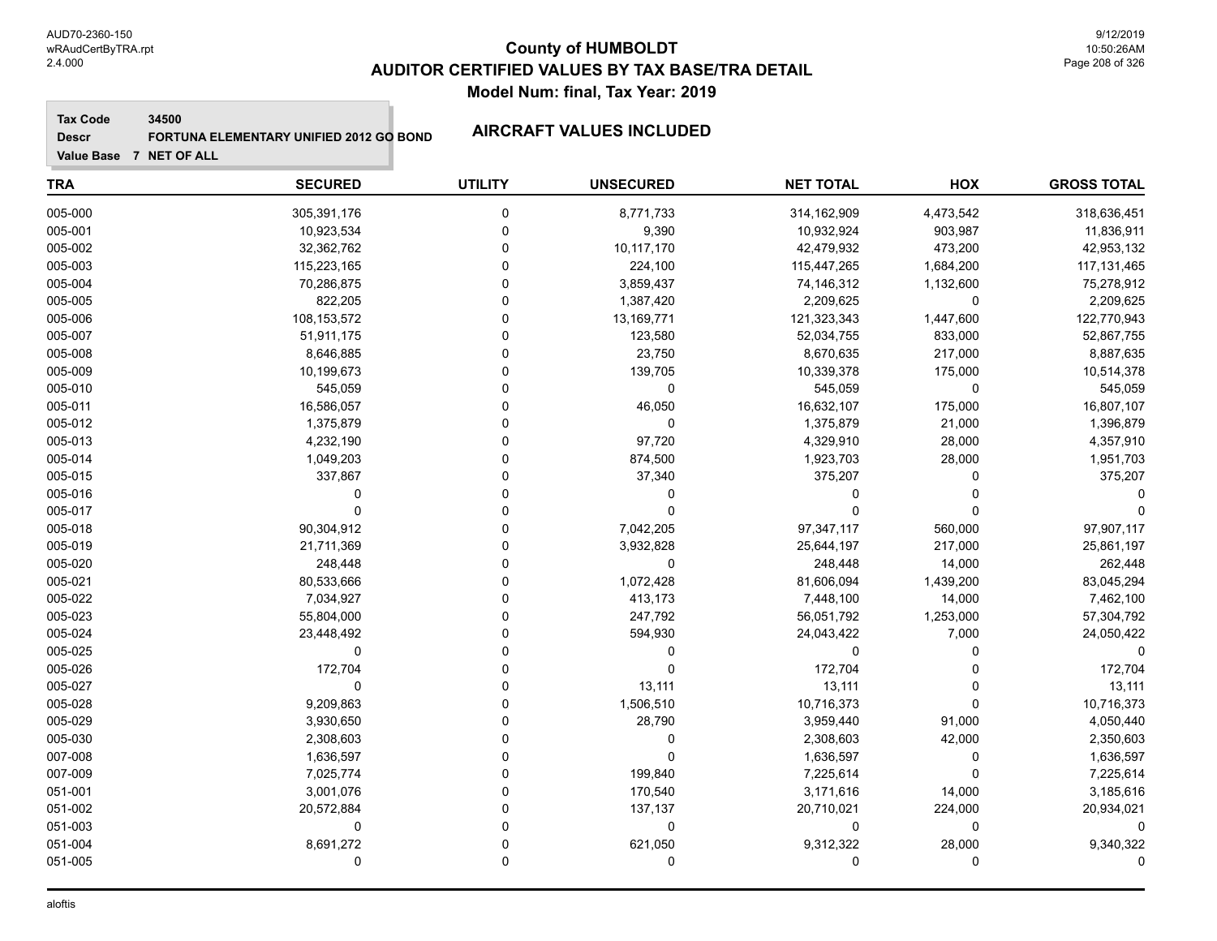AUD70-2360-150
wRAudCertByTRA.rpt
2.4.000

# County of HUMBOLDT
## AUDITOR CERTIFIED VALUES BY TAX BASE/TRA DETAIL
### Model Num: final, Tax Year: 2019

9/12/2019
10:50:26AM

**Tax Code** 34500
**Descr** FORTUNA ELEMENTARY UNIFIED 2012 GO BOND
**Value Base** 7 NET OF ALL

**AIRCRAFT VALUES INCLUDED**

| TRA | SECURED | UTILITY | UNSECURED | NET TOTAL | HOX | GROSS TOTAL |
|---|---|---|---|---|---|---|
| 005-000 | 305,391,176 | 0 | 8,771,733 | 314,162,909 | 4,473,542 | 318,636,451 |
| 005-001 | 10,923,534 | 0 | 9,390 | 10,932,924 | 903,987 | 11,836,911 |
| 005-002 | 32,362,762 | 0 | 10,117,170 | 42,479,932 | 473,200 | 42,953,132 |
| 005-003 | 115,223,165 | 0 | 224,100 | 115,447,265 | 1,684,200 | 117,131,465 |
| 005-004 | 70,286,875 | 0 | 3,859,437 | 74,146,312 | 1,132,600 | 75,278,912 |
| 005-005 | 822,205 | 0 | 1,387,420 | 2,209,625 | 0 | 2,209,625 |
| 005-006 | 108,153,572 | 0 | 13,169,771 | 121,323,343 | 1,447,600 | 122,770,943 |
| 005-007 | 51,911,175 | 0 | 123,580 | 52,034,755 | 833,000 | 52,867,755 |
| 005-008 | 8,646,885 | 0 | 23,750 | 8,670,635 | 217,000 | 8,887,635 |
| 005-009 | 10,199,673 | 0 | 139,705 | 10,339,378 | 175,000 | 10,514,378 |
| 005-010 | 545,059 | 0 | 0 | 545,059 | 0 | 545,059 |
| 005-011 | 16,586,057 | 0 | 46,050 | 16,632,107 | 175,000 | 16,807,107 |
| 005-012 | 1,375,879 | 0 | 0 | 1,375,879 | 21,000 | 1,396,879 |
| 005-013 | 4,232,190 | 0 | 97,720 | 4,329,910 | 28,000 | 4,357,910 |
| 005-014 | 1,049,203 | 0 | 874,500 | 1,923,703 | 28,000 | 1,951,703 |
| 005-015 | 337,867 | 0 | 37,340 | 375,207 | 0 | 375,207 |
| 005-016 | 0 | 0 | 0 | 0 | 0 | 0 |
| 005-017 | 0 | 0 | 0 | 0 | 0 | 0 |
| 005-018 | 90,304,912 | 0 | 7,042,205 | 97,347,117 | 560,000 | 97,907,117 |
| 005-019 | 21,711,369 | 0 | 3,932,828 | 25,644,197 | 217,000 | 25,861,197 |
| 005-020 | 248,448 | 0 | 0 | 248,448 | 14,000 | 262,448 |
| 005-021 | 80,533,666 | 0 | 1,072,428 | 81,606,094 | 1,439,200 | 83,045,294 |
| 005-022 | 7,034,927 | 0 | 413,173 | 7,448,100 | 14,000 | 7,462,100 |
| 005-023 | 55,804,000 | 0 | 247,792 | 56,051,792 | 1,253,000 | 57,304,792 |
| 005-024 | 23,448,492 | 0 | 594,930 | 24,043,422 | 7,000 | 24,050,422 |
| 005-025 | 0 | 0 | 0 | 0 | 0 | 0 |
| 005-026 | 172,704 | 0 | 0 | 172,704 | 0 | 172,704 |
| 005-027 | 0 | 0 | 13,111 | 13,111 | 0 | 13,111 |
| 005-028 | 9,209,863 | 0 | 1,506,510 | 10,716,373 | 0 | 10,716,373 |
| 005-029 | 3,930,650 | 0 | 28,790 | 3,959,440 | 91,000 | 4,050,440 |
| 005-030 | 2,308,603 | 0 | 0 | 2,308,603 | 42,000 | 2,350,603 |
| 007-008 | 1,636,597 | 0 | 0 | 1,636,597 | 0 | 1,636,597 |
| 007-009 | 7,025,774 | 0 | 199,840 | 7,225,614 | 0 | 7,225,614 |
| 051-001 | 3,001,076 | 0 | 170,540 | 3,171,616 | 14,000 | 3,185,616 |
| 051-002 | 20,572,884 | 0 | 137,137 | 20,710,021 | 224,000 | 20,934,021 |
| 051-003 | 0 | 0 | 0 | 0 | 0 | 0 |
| 051-004 | 8,691,272 | 0 | 621,050 | 9,312,322 | 28,000 | 9,340,322 |
| 051-005 | 0 | 0 | 0 | 0 | 0 | 0 |

aloftis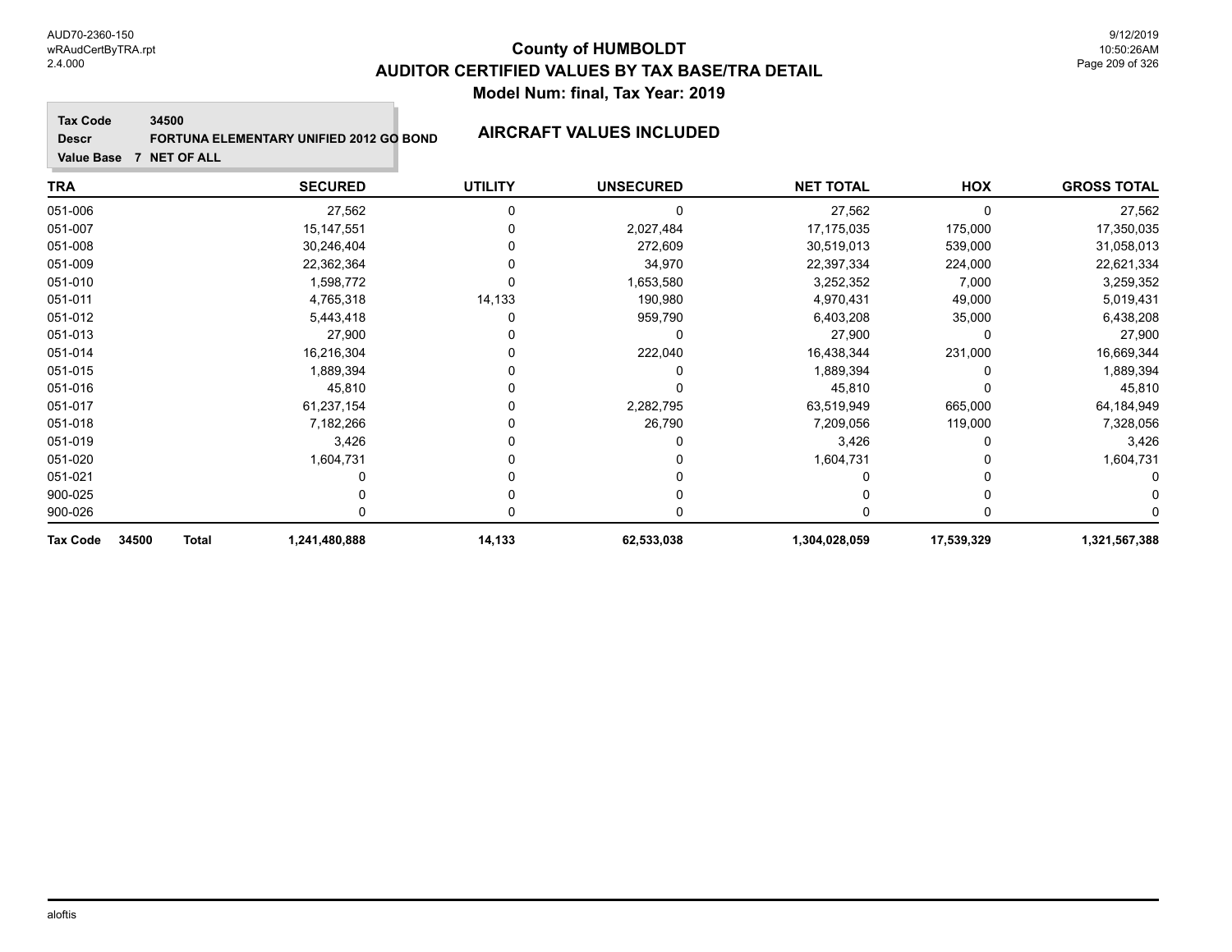# County of HUMBOLDT
## AUDITOR CERTIFIED VALUES BY TAX BASE/TRA DETAIL
### Model Num: final, Tax Year: 2019

**Tax Code** 34500
**Descr** FORTUNA ELEMENTARY UNIFIED 2012 GO BOND
**Value Base** 7 NET OF ALL

**AIRCRAFT VALUES INCLUDED**

| TRA | SECURED | UTILITY | UNSECURED | NET TOTAL | HOX | GROSS TOTAL |
|---|---|---|---|---|---|---|
| 051-006 | 27,562 | 0 | 0 | 27,562 | 0 | 27,562 |
| 051-007 | 15,147,551 | 0 | 2,027,484 | 17,175,035 | 175,000 | 17,350,035 |
| 051-008 | 30,246,404 | 0 | 272,609 | 30,519,013 | 539,000 | 31,058,013 |
| 051-009 | 22,362,364 | 0 | 34,970 | 22,397,334 | 224,000 | 22,621,334 |
| 051-010 | 1,598,772 | 0 | 1,653,580 | 3,252,352 | 7,000 | 3,259,352 |
| 051-011 | 4,765,318 | 14,133 | 190,980 | 4,970,431 | 49,000 | 5,019,431 |
| 051-012 | 5,443,418 | 0 | 959,790 | 6,403,208 | 35,000 | 6,438,208 |
| 051-013 | 27,900 | 0 | 0 | 27,900 | 0 | 27,900 |
| 051-014 | 16,216,304 | 0 | 222,040 | 16,438,344 | 231,000 | 16,669,344 |
| 051-015 | 1,889,394 | 0 | 0 | 1,889,394 | 0 | 1,889,394 |
| 051-016 | 45,810 | 0 | 0 | 45,810 | 0 | 45,810 |
| 051-017 | 61,237,154 | 0 | 2,282,795 | 63,519,949 | 665,000 | 64,184,949 |
| 051-018 | 7,182,266 | 0 | 26,790 | 7,209,056 | 119,000 | 7,328,056 |
| 051-019 | 3,426 | 0 | 0 | 3,426 | 0 | 3,426 |
| 051-020 | 1,604,731 | 0 | 0 | 1,604,731 | 0 | 1,604,731 |
| 051-021 | 0 | 0 | 0 | 0 | 0 | 0 |
| 900-025 | 0 | 0 | 0 | 0 | 0 | 0 |
| 900-026 | 0 | 0 | 0 | 0 | 0 | 0 |
| **Tax Code 34500 Total** | **1,241,480,888** | **14,133** | **62,533,038** | **1,304,028,059** | **17,539,329** | **1,321,567,388** |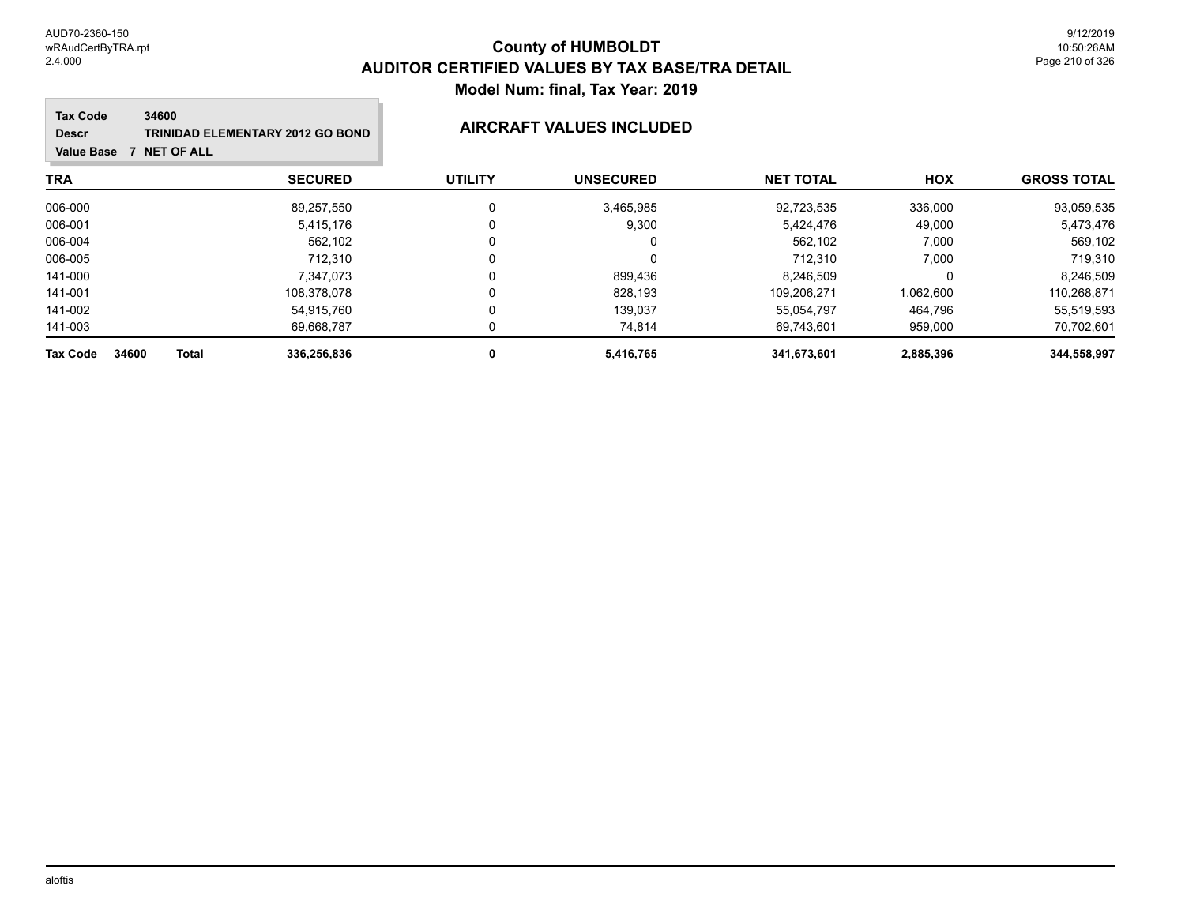# County of HUMBOLDT
## AUDITOR CERTIFIED VALUES BY TAX BASE/TRA DETAIL
### Model Num: final, Tax Year: 2019

**Tax Code** 34600
**Descr** TRINIDAD ELEMENTARY 2012 GO BOND
**Value Base** 7 NET OF ALL

**AIRCRAFT VALUES INCLUDED**

| TRA | SECURED | UTILITY | UNSECURED | NET TOTAL | HOX | GROSS TOTAL |
|---|---|---|---|---|---|---|
| 006-000 | 89,257,550 | 0 | 3,465,985 | 92,723,535 | 336,000 | 93,059,535 |
| 006-001 | 5,415,176 | 0 | 9,300 | 5,424,476 | 49,000 | 5,473,476 |
| 006-004 | 562,102 | 0 | 0 | 562,102 | 7,000 | 569,102 |
| 006-005 | 712,310 | 0 | 0 | 712,310 | 7,000 | 719,310 |
| 141-000 | 7,347,073 | 0 | 899,436 | 8,246,509 | 0 | 8,246,509 |
| 141-001 | 108,378,078 | 0 | 828,193 | 109,206,271 | 1,062,600 | 110,268,871 |
| 141-002 | 54,915,760 | 0 | 139,037 | 55,054,797 | 464,796 | 55,519,593 |
| 141-003 | 69,668,787 | 0 | 74,814 | 69,743,601 | 959,000 | 70,702,601 |
| **Tax Code 34600 Total** | **336,256,836** | **0** | **5,416,765** | **341,673,601** | **2,885,396** | **344,558,997** |

aloftis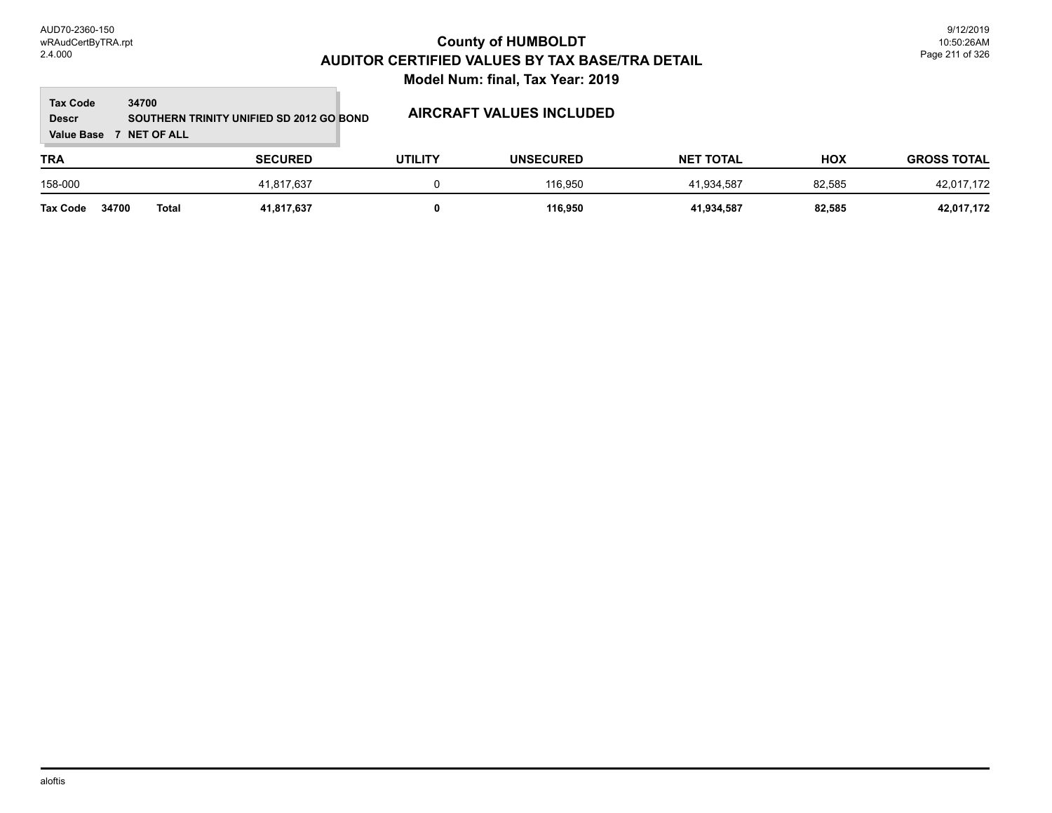# County of HUMBOLDT
## AUDITOR CERTIFIED VALUES BY TAX BASE/TRA DETAIL
### Model Num: final, Tax Year: 2019

**Tax Code** 34700
**Descr** SOUTHERN TRINITY UNIFIED SD 2012 GO BOND
**Value Base** 7 NET OF ALL

**AIRCRAFT VALUES INCLUDED**

| TRA | SECURED | UTILITY | UNSECURED | NET TOTAL | HOX | GROSS TOTAL |
|---|---|---|---|---|---|---|
| 158-000 | 41,817,637 | 0 | 116,950 | 41,934,587 | 82,585 | 42,017,172 |
| **Tax Code 34700 Total** | **41,817,637** | **0** | **116,950** | **41,934,587** | **82,585** | **42,017,172** |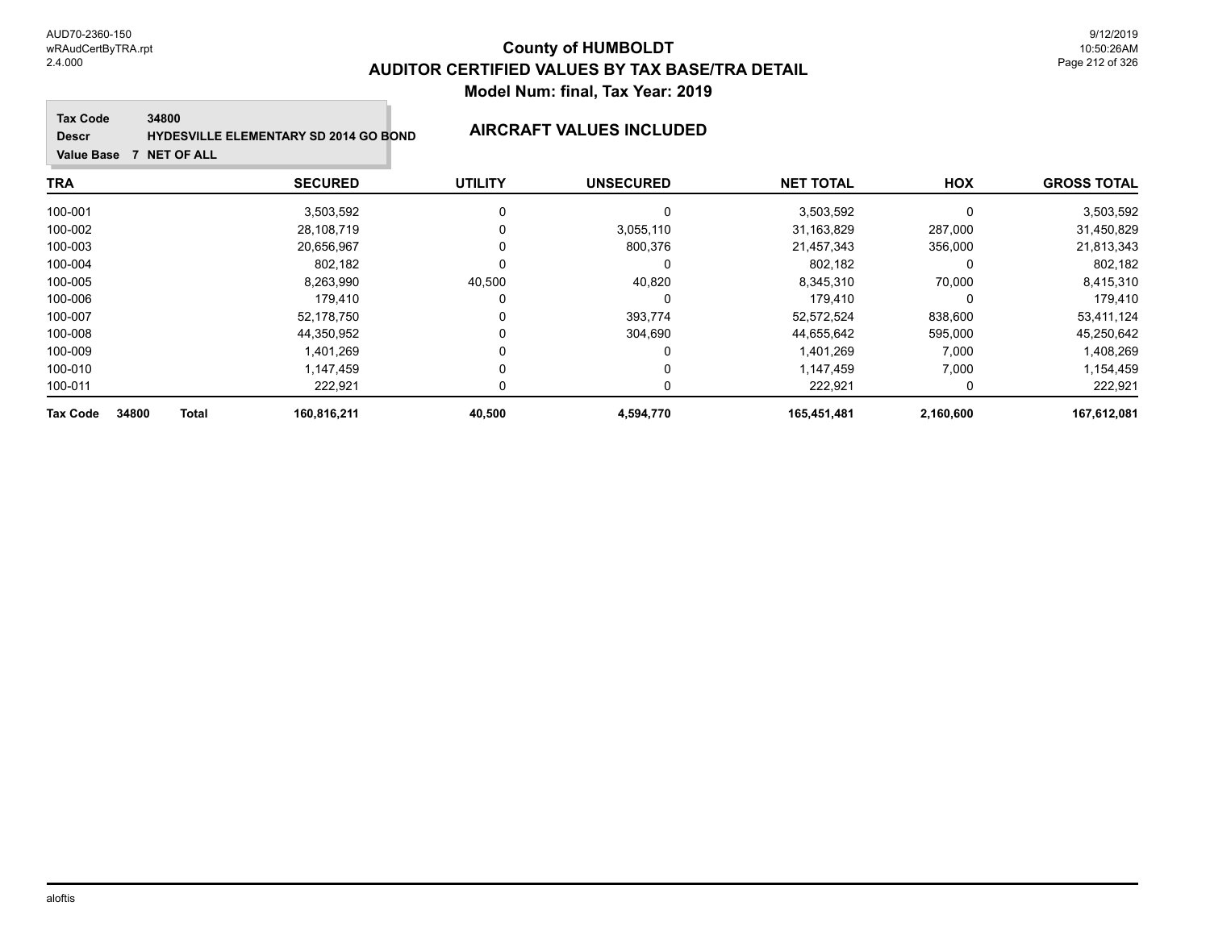# County of HUMBOLDT
## AUDITOR CERTIFIED VALUES BY TAX BASE/TRA DETAIL
### Model Num: final, Tax Year: 2019

**Tax Code** 34800
**Descr** HYDESVILLE ELEMENTARY SD 2014 GO BOND
**Value Base** 7 NET OF ALL

**AIRCRAFT VALUES INCLUDED**

| TRA | SECURED | UTILITY | UNSECURED | NET TOTAL | HOX | GROSS TOTAL |
|---|---|---|---|---|---|---|
| 100-001 | 3,503,592 | 0 | 0 | 3,503,592 | 0 | 3,503,592 |
| 100-002 | 28,108,719 | 0 | 3,055,110 | 31,163,829 | 287,000 | 31,450,829 |
| 100-003 | 20,656,967 | 0 | 800,376 | 21,457,343 | 356,000 | 21,813,343 |
| 100-004 | 802,182 | 0 | 0 | 802,182 | 0 | 802,182 |
| 100-005 | 8,263,990 | 40,500 | 40,820 | 8,345,310 | 70,000 | 8,415,310 |
| 100-006 | 179,410 | 0 | 0 | 179,410 | 0 | 179,410 |
| 100-007 | 52,178,750 | 0 | 393,774 | 52,572,524 | 838,600 | 53,411,124 |
| 100-008 | 44,350,952 | 0 | 304,690 | 44,655,642 | 595,000 | 45,250,642 |
| 100-009 | 1,401,269 | 0 | 0 | 1,401,269 | 7,000 | 1,408,269 |
| 100-010 | 1,147,459 | 0 | 0 | 1,147,459 | 7,000 | 1,154,459 |
| 100-011 | 222,921 | 0 | 0 | 222,921 | 0 | 222,921 |
| **Tax Code 34800 Total** | **160,816,211** | **40,500** | **4,594,770** | **165,451,481** | **2,160,600** | **167,612,081** |

aloftis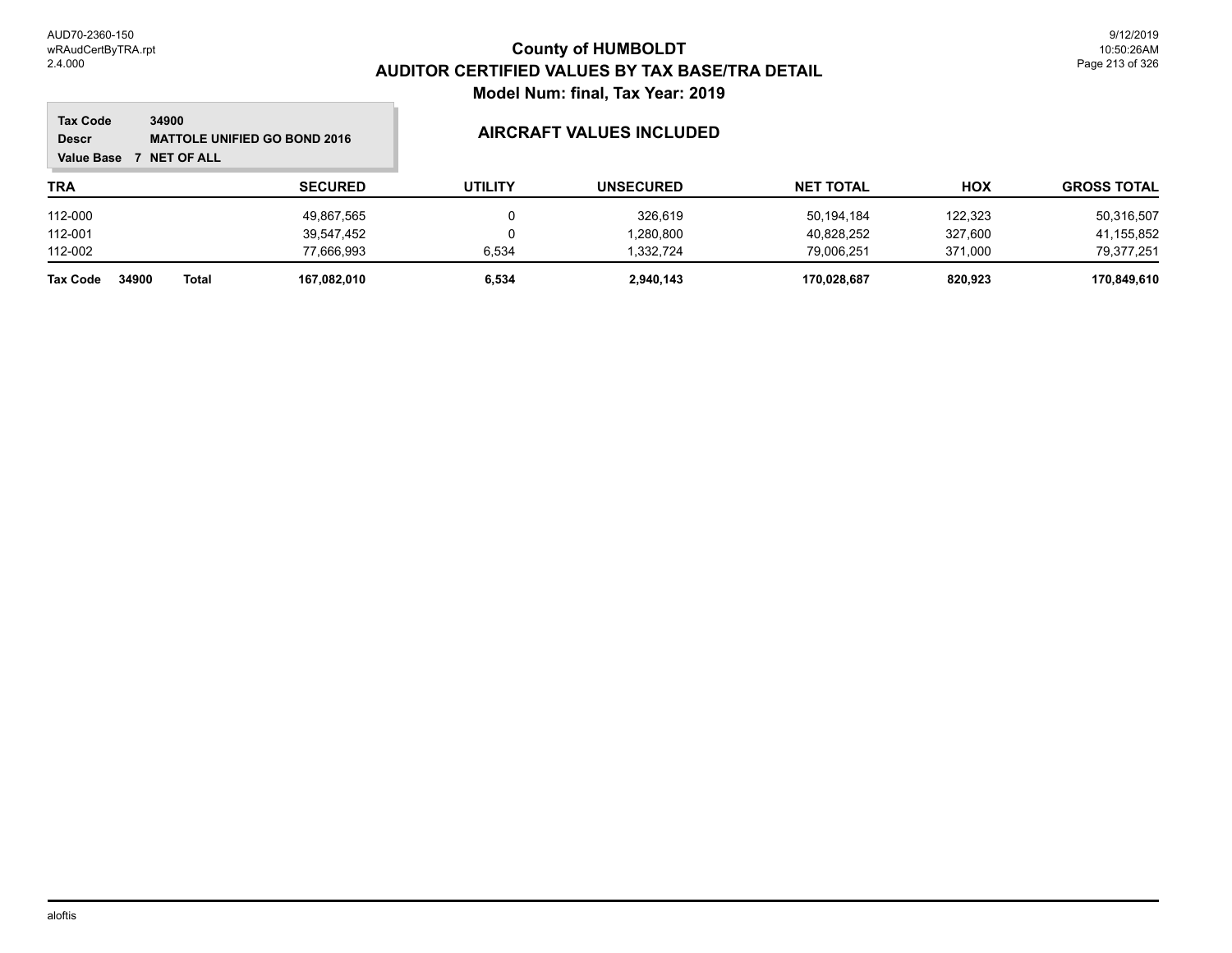# County of HUMBOLDT
## AUDITOR CERTIFIED VALUES BY TAX BASE/TRA DETAIL
### Model Num: final, Tax Year: 2019

**Tax Code** 34900
**Descr** MATTOLE UNIFIED GO BOND 2016
**Value Base** 7 NET OF ALL

**AIRCRAFT VALUES INCLUDED**

| TRA | SECURED | UTILITY | UNSECURED | NET TOTAL | HOX | GROSS TOTAL |
|---|---|---|---|---|---|---|
| 112-000 | 49,867,565 | 0 | 326,619 | 50,194,184 | 122,323 | 50,316,507 |
| 112-001 | 39,547,452 | 0 | 1,280,800 | 40,828,252 | 327,600 | 41,155,852 |
| 112-002 | 77,666,993 | 6,534 | 1,332,724 | 79,006,251 | 371,000 | 79,377,251 |
| **Tax Code 34900 Total** | **167,082,010** | **6,534** | **2,940,143** | **170,028,687** | **820,923** | **170,849,610** |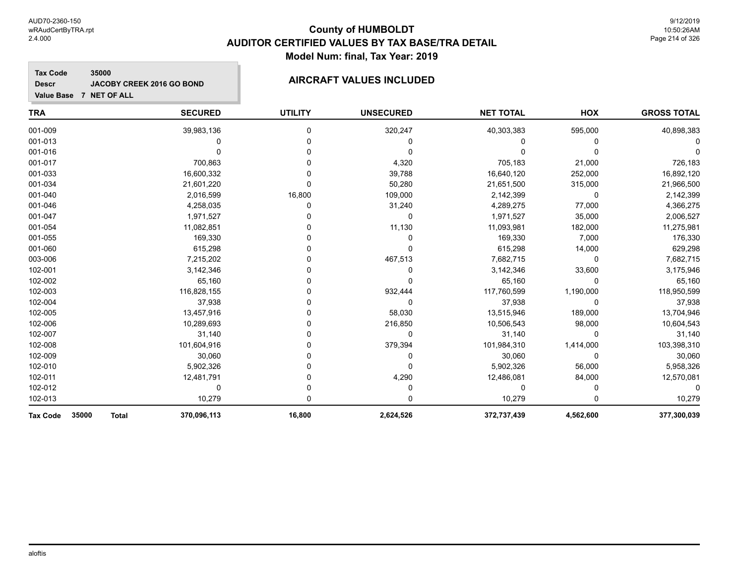# County of HUMBOLDT

## AUDITOR CERTIFIED VALUES BY TAX BASE/TRA DETAIL

### Model Num: final, Tax Year: 2019

**Tax Code** 35000
**Descr** JACOBY CREEK 2016 GO BOND
**Value Base** 7 NET OF ALL

### AIRCRAFT VALUES INCLUDED

| TRA | SECURED | UTILITY | UNSECURED | NET TOTAL | HOX | GROSS TOTAL |
|---|---|---|---|---|---|---|
| 001-009 | 39,983,136 | 0 | 320,247 | 40,303,383 | 595,000 | 40,898,383 |
| 001-013 | 0 | 0 | 0 | 0 | 0 | 0 |
| 001-016 | 0 | 0 | 0 | 0 | 0 | 0 |
| 001-017 | 700,863 | 0 | 4,320 | 705,183 | 21,000 | 726,183 |
| 001-033 | 16,600,332 | 0 | 39,788 | 16,640,120 | 252,000 | 16,892,120 |
| 001-034 | 21,601,220 | 0 | 50,280 | 21,651,500 | 315,000 | 21,966,500 |
| 001-040 | 2,016,599 | 16,800 | 109,000 | 2,142,399 | 0 | 2,142,399 |
| 001-046 | 4,258,035 | 0 | 31,240 | 4,289,275 | 77,000 | 4,366,275 |
| 001-047 | 1,971,527 | 0 | 0 | 1,971,527 | 35,000 | 2,006,527 |
| 001-054 | 11,082,851 | 0 | 11,130 | 11,093,981 | 182,000 | 11,275,981 |
| 001-055 | 169,330 | 0 | 0 | 169,330 | 7,000 | 176,330 |
| 001-060 | 615,298 | 0 | 0 | 615,298 | 14,000 | 629,298 |
| 003-006 | 7,215,202 | 0 | 467,513 | 7,682,715 | 0 | 7,682,715 |
| 102-001 | 3,142,346 | 0 | 0 | 3,142,346 | 33,600 | 3,175,946 |
| 102-002 | 65,160 | 0 | 0 | 65,160 | 0 | 65,160 |
| 102-003 | 116,828,155 | 0 | 932,444 | 117,760,599 | 1,190,000 | 118,950,599 |
| 102-004 | 37,938 | 0 | 0 | 37,938 | 0 | 37,938 |
| 102-005 | 13,457,916 | 0 | 58,030 | 13,515,946 | 189,000 | 13,704,946 |
| 102-006 | 10,289,693 | 0 | 216,850 | 10,506,543 | 98,000 | 10,604,543 |
| 102-007 | 31,140 | 0 | 0 | 31,140 | 0 | 31,140 |
| 102-008 | 101,604,916 | 0 | 379,394 | 101,984,310 | 1,414,000 | 103,398,310 |
| 102-009 | 30,060 | 0 | 0 | 30,060 | 0 | 30,060 |
| 102-010 | 5,902,326 | 0 | 0 | 5,902,326 | 56,000 | 5,958,326 |
| 102-011 | 12,481,791 | 0 | 4,290 | 12,486,081 | 84,000 | 12,570,081 |
| 102-012 | 0 | 0 | 0 | 0 | 0 | 0 |
| 102-013 | 10,279 | 0 | 0 | 10,279 | 0 | 10,279 |
| **Tax Code 35000 Total** | **370,096,113** | **16,800** | **2,624,526** | **372,737,439** | **4,562,600** | **377,300,039** |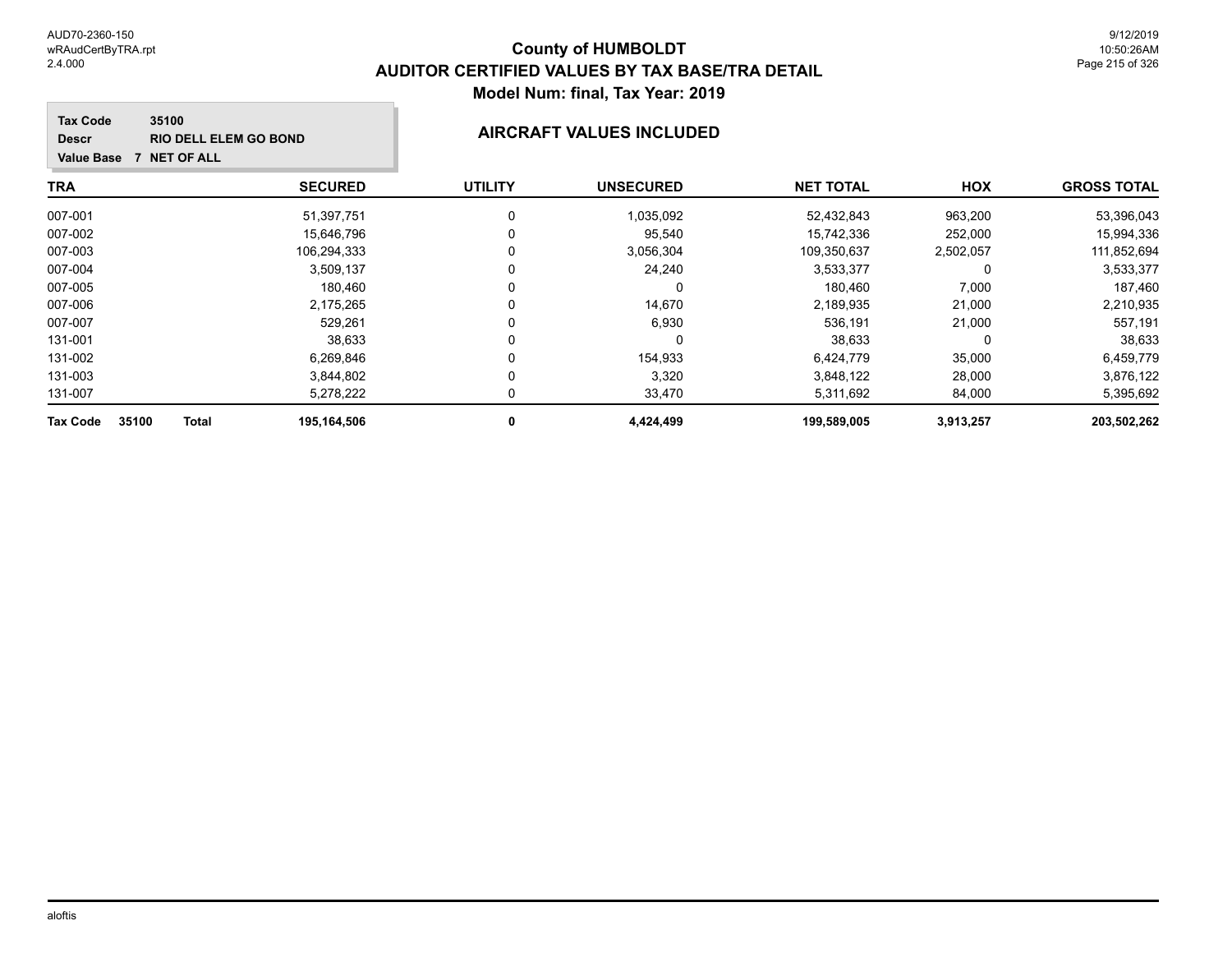# County of HUMBOLDT
## AUDITOR CERTIFIED VALUES BY TAX BASE/TRA DETAIL
### Model Num: final, Tax Year: 2019

**Tax Code** 35100
**Descr** RIO DELL ELEM GO BOND
**Value Base** 7 NET OF ALL

**AIRCRAFT VALUES INCLUDED**

| TRA | SECURED | UTILITY | UNSECURED | NET TOTAL | HOX | GROSS TOTAL |
|---|---|---|---|---|---|---|
| 007-001 | 51,397,751 | 0 | 1,035,092 | 52,432,843 | 963,200 | 53,396,043 |
| 007-002 | 15,646,796 | 0 | 95,540 | 15,742,336 | 252,000 | 15,994,336 |
| 007-003 | 106,294,333 | 0 | 3,056,304 | 109,350,637 | 2,502,057 | 111,852,694 |
| 007-004 | 3,509,137 | 0 | 24,240 | 3,533,377 | 0 | 3,533,377 |
| 007-005 | 180,460 | 0 | 0 | 180,460 | 7,000 | 187,460 |
| 007-006 | 2,175,265 | 0 | 14,670 | 2,189,935 | 21,000 | 2,210,935 |
| 007-007 | 529,261 | 0 | 6,930 | 536,191 | 21,000 | 557,191 |
| 131-001 | 38,633 | 0 | 0 | 38,633 | 0 | 38,633 |
| 131-002 | 6,269,846 | 0 | 154,933 | 6,424,779 | 35,000 | 6,459,779 |
| 131-003 | 3,844,802 | 0 | 3,320 | 3,848,122 | 28,000 | 3,876,122 |
| 131-007 | 5,278,222 | 0 | 33,470 | 5,311,692 | 84,000 | 5,395,692 |
| **Tax Code 35100 Total** | **195,164,506** | **0** | **4,424,499** | **199,589,005** | **3,913,257** | **203,502,262** |

aloftis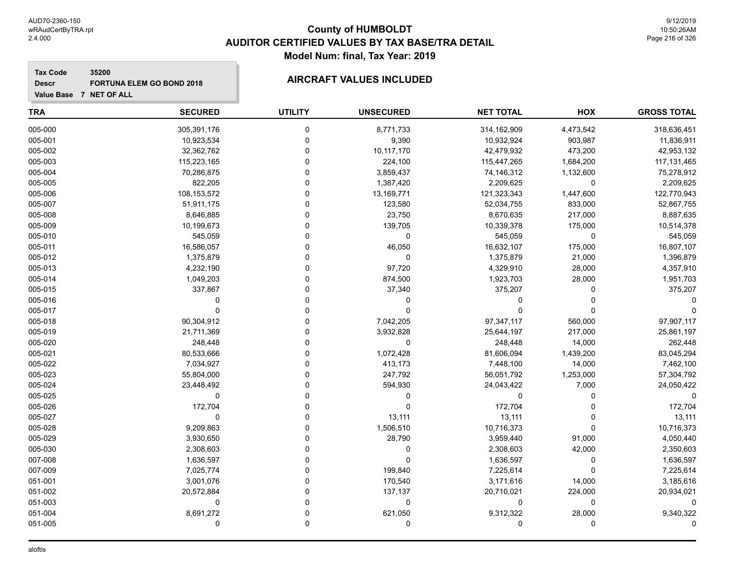# County of HUMBOLDT
## AUDITOR CERTIFIED VALUES BY TAX BASE/TRA DETAIL
### Model Num: final, Tax Year: 2019

**Tax Code** 35200
**Descr** FORTUNA ELEM GO BOND 2018
**Value Base** 7 NET OF ALL

**AIRCRAFT VALUES INCLUDED**

| TRA | SECURED | UTILITY | UNSECURED | NET TOTAL | HOX | GROSS TOTAL |
|---|---|---|---|---|---|---|
| 005-000 | 305,391,176 | 0 | 8,771,733 | 314,162,909 | 4,473,542 | 318,636,451 |
| 005-001 | 10,923,534 | 0 | 9,390 | 10,932,924 | 903,987 | 11,836,911 |
| 005-002 | 32,362,762 | 0 | 10,117,170 | 42,479,932 | 473,200 | 42,953,132 |
| 005-003 | 115,223,165 | 0 | 224,100 | 115,447,265 | 1,684,200 | 117,131,465 |
| 005-004 | 70,286,875 | 0 | 3,859,437 | 74,146,312 | 1,132,600 | 75,278,912 |
| 005-005 | 822,205 | 0 | 1,387,420 | 2,209,625 | 0 | 2,209,625 |
| 005-006 | 108,153,572 | 0 | 13,169,771 | 121,323,343 | 1,447,600 | 122,770,943 |
| 005-007 | 51,911,175 | 0 | 123,580 | 52,034,755 | 833,000 | 52,867,755 |
| 005-008 | 8,646,885 | 0 | 23,750 | 8,670,635 | 217,000 | 8,887,635 |
| 005-009 | 10,199,673 | 0 | 139,705 | 10,339,378 | 175,000 | 10,514,378 |
| 005-010 | 545,059 | 0 | 0 | 545,059 | 0 | 545,059 |
| 005-011 | 16,586,057 | 0 | 46,050 | 16,632,107 | 175,000 | 16,807,107 |
| 005-012 | 1,375,879 | 0 | 0 | 1,375,879 | 21,000 | 1,396,879 |
| 005-013 | 4,232,190 | 0 | 97,720 | 4,329,910 | 28,000 | 4,357,910 |
| 005-014 | 1,049,203 | 0 | 874,500 | 1,923,703 | 28,000 | 1,951,703 |
| 005-015 | 337,867 | 0 | 37,340 | 375,207 | 0 | 375,207 |
| 005-016 | 0 | 0 | 0 | 0 | 0 | 0 |
| 005-017 | 0 | 0 | 0 | 0 | 0 | 0 |
| 005-018 | 90,304,912 | 0 | 7,042,205 | 97,347,117 | 560,000 | 97,907,117 |
| 005-019 | 21,711,369 | 0 | 3,932,828 | 25,644,197 | 217,000 | 25,861,197 |
| 005-020 | 248,448 | 0 | 0 | 248,448 | 14,000 | 262,448 |
| 005-021 | 80,533,666 | 0 | 1,072,428 | 81,606,094 | 1,439,200 | 83,045,294 |
| 005-022 | 7,034,927 | 0 | 413,173 | 7,448,100 | 14,000 | 7,462,100 |
| 005-023 | 55,804,000 | 0 | 247,792 | 56,051,792 | 1,253,000 | 57,304,792 |
| 005-024 | 23,448,492 | 0 | 594,930 | 24,043,422 | 7,000 | 24,050,422 |
| 005-025 | 0 | 0 | 0 | 0 | 0 | 0 |
| 005-026 | 172,704 | 0 | 0 | 172,704 | 0 | 172,704 |
| 005-027 | 0 | 0 | 13,111 | 13,111 | 0 | 13,111 |
| 005-028 | 9,209,863 | 0 | 1,506,510 | 10,716,373 | 0 | 10,716,373 |
| 005-029 | 3,930,650 | 0 | 28,790 | 3,959,440 | 91,000 | 4,050,440 |
| 005-030 | 2,308,603 | 0 | 0 | 2,308,603 | 42,000 | 2,350,603 |
| 007-008 | 1,636,597 | 0 | 0 | 1,636,597 | 0 | 1,636,597 |
| 007-009 | 7,025,774 | 0 | 199,840 | 7,225,614 | 0 | 7,225,614 |
| 051-001 | 3,001,076 | 0 | 170,540 | 3,171,616 | 14,000 | 3,185,616 |
| 051-002 | 20,572,884 | 0 | 137,137 | 20,710,021 | 224,000 | 20,934,021 |
| 051-003 | 0 | 0 | 0 | 0 | 0 | 0 |
| 051-004 | 8,691,272 | 0 | 621,050 | 9,312,322 | 28,000 | 9,340,322 |
| 051-005 | 0 | 0 | 0 | 0 | 0 | 0 |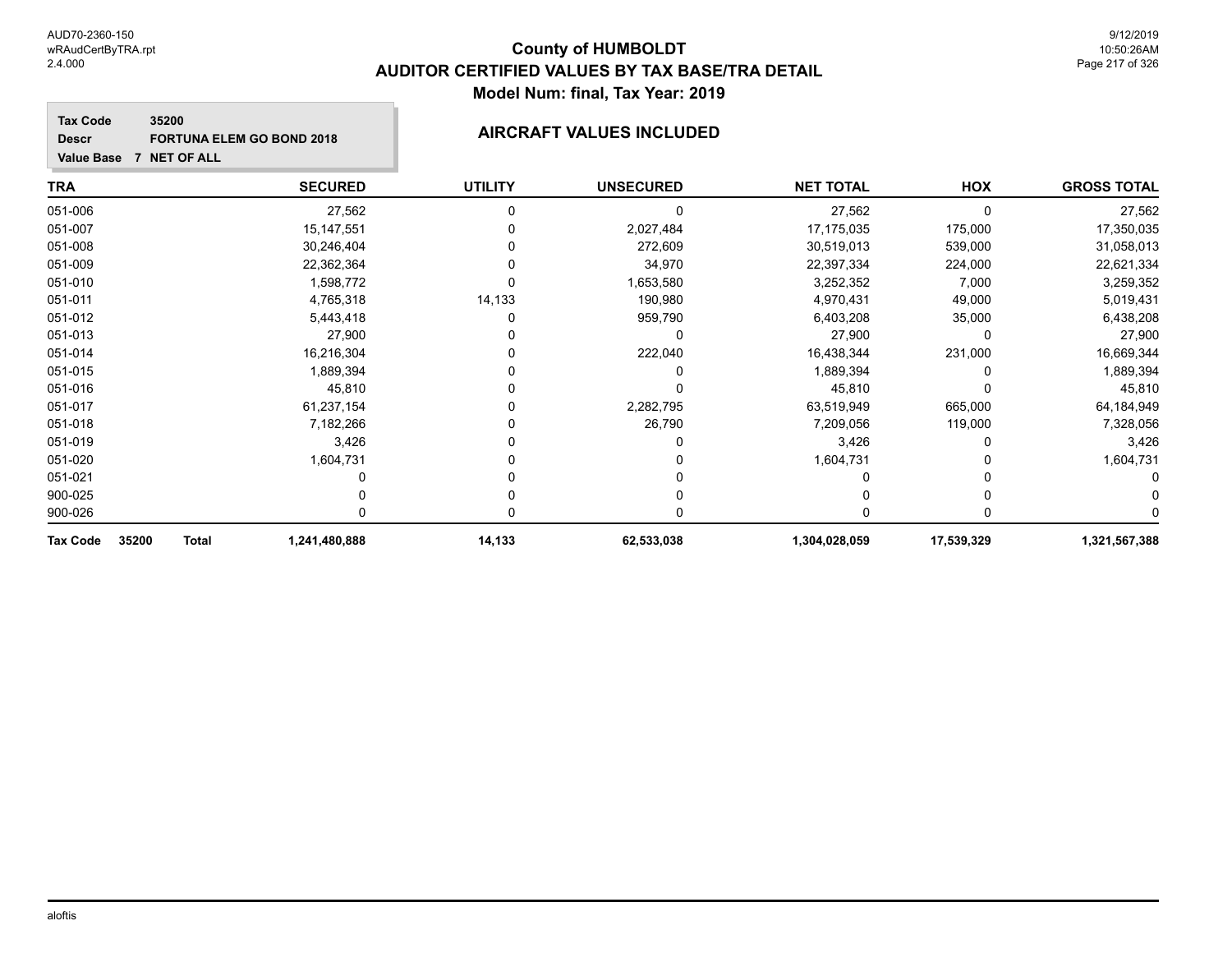# County of HUMBOLDT
## AUDITOR CERTIFIED VALUES BY TAX BASE/TRA DETAIL
### Model Num: final, Tax Year: 2019

**Tax Code** 35200
**Descr** FORTUNA ELEM GO BOND 2018
**Value Base** 7 NET OF ALL

**AIRCRAFT VALUES INCLUDED**

| TRA | SECURED | UTILITY | UNSECURED | NET TOTAL | HOX | GROSS TOTAL |
|---|---|---|---|---|---|---|
| 051-006 | 27,562 | 0 | 0 | 27,562 | 0 | 27,562 |
| 051-007 | 15,147,551 | 0 | 2,027,484 | 17,175,035 | 175,000 | 17,350,035 |
| 051-008 | 30,246,404 | 0 | 272,609 | 30,519,013 | 539,000 | 31,058,013 |
| 051-009 | 22,362,364 | 0 | 34,970 | 22,397,334 | 224,000 | 22,621,334 |
| 051-010 | 1,598,772 | 0 | 1,653,580 | 3,252,352 | 7,000 | 3,259,352 |
| 051-011 | 4,765,318 | 14,133 | 190,980 | 4,970,431 | 49,000 | 5,019,431 |
| 051-012 | 5,443,418 | 0 | 959,790 | 6,403,208 | 35,000 | 6,438,208 |
| 051-013 | 27,900 | 0 | 0 | 27,900 | 0 | 27,900 |
| 051-014 | 16,216,304 | 0 | 222,040 | 16,438,344 | 231,000 | 16,669,344 |
| 051-015 | 1,889,394 | 0 | 0 | 1,889,394 | 0 | 1,889,394 |
| 051-016 | 45,810 | 0 | 0 | 45,810 | 0 | 45,810 |
| 051-017 | 61,237,154 | 0 | 2,282,795 | 63,519,949 | 665,000 | 64,184,949 |
| 051-018 | 7,182,266 | 0 | 26,790 | 7,209,056 | 119,000 | 7,328,056 |
| 051-019 | 3,426 | 0 | 0 | 3,426 | 0 | 3,426 |
| 051-020 | 1,604,731 | 0 | 0 | 1,604,731 | 0 | 1,604,731 |
| 051-021 | 0 | 0 | 0 | 0 | 0 | 0 |
| 900-025 | 0 | 0 | 0 | 0 | 0 | 0 |
| 900-026 | 0 | 0 | 0 | 0 | 0 | 0 |
| **Tax Code 35200 Total** | **1,241,480,888** | **14,133** | **62,533,038** | **1,304,028,059** | **17,539,329** | **1,321,567,388** |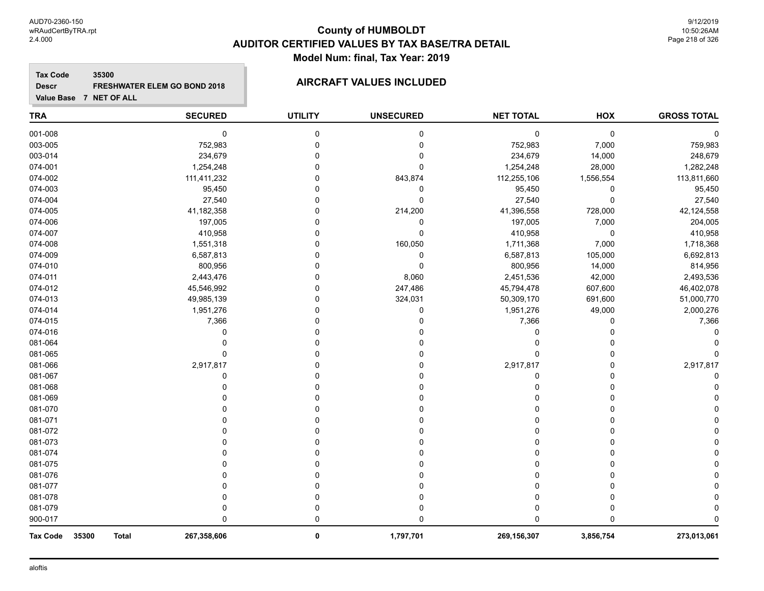# County of HUMBOLDT
## AUDITOR CERTIFIED VALUES BY TAX BASE/TRA DETAIL
### Model Num: final, Tax Year: 2019

**Tax Code** 35300
**Descr** FRESHWATER ELEM GO BOND 2018
**Value Base** 7 NET OF ALL

### AIRCRAFT VALUES INCLUDED

| TRA | SECURED | UTILITY | UNSECURED | NET TOTAL | HOX | GROSS TOTAL |
|---|---|---|---|---|---|---|
| 001-008 | 0 | 0 | 0 | 0 | 0 | 0 |
| 003-005 | 752,983 | 0 | 0 | 752,983 | 7,000 | 759,983 |
| 003-014 | 234,679 | 0 | 0 | 234,679 | 14,000 | 248,679 |
| 074-001 | 1,254,248 | 0 | 0 | 1,254,248 | 28,000 | 1,282,248 |
| 074-002 | 111,411,232 | 0 | 843,874 | 112,255,106 | 1,556,554 | 113,811,660 |
| 074-003 | 95,450 | 0 | 0 | 95,450 | 0 | 95,450 |
| 074-004 | 27,540 | 0 | 0 | 27,540 | 0 | 27,540 |
| 074-005 | 41,182,358 | 0 | 214,200 | 41,396,558 | 728,000 | 42,124,558 |
| 074-006 | 197,005 | 0 | 0 | 197,005 | 7,000 | 204,005 |
| 074-007 | 410,958 | 0 | 0 | 410,958 | 0 | 410,958 |
| 074-008 | 1,551,318 | 0 | 160,050 | 1,711,368 | 7,000 | 1,718,368 |
| 074-009 | 6,587,813 | 0 | 0 | 6,587,813 | 105,000 | 6,692,813 |
| 074-010 | 800,956 | 0 | 0 | 800,956 | 14,000 | 814,956 |
| 074-011 | 2,443,476 | 0 | 8,060 | 2,451,536 | 42,000 | 2,493,536 |
| 074-012 | 45,546,992 | 0 | 247,486 | 45,794,478 | 607,600 | 46,402,078 |
| 074-013 | 49,985,139 | 0 | 324,031 | 50,309,170 | 691,600 | 51,000,770 |
| 074-014 | 1,951,276 | 0 | 0 | 1,951,276 | 49,000 | 2,000,276 |
| 074-015 | 7,366 | 0 | 0 | 7,366 | 0 | 7,366 |
| 074-016 | 0 | 0 | 0 | 0 | 0 | 0 |
| 081-064 | 0 | 0 | 0 | 0 | 0 | 0 |
| 081-065 | 0 | 0 | 0 | 0 | 0 | 0 |
| 081-066 | 2,917,817 | 0 | 0 | 2,917,817 | 0 | 2,917,817 |
| 081-067 | 0 | 0 | 0 | 0 | 0 | 0 |
| 081-068 | 0 | 0 | 0 | 0 | 0 | 0 |
| 081-069 | 0 | 0 | 0 | 0 | 0 | 0 |
| 081-070 | 0 | 0 | 0 | 0 | 0 | 0 |
| 081-071 | 0 | 0 | 0 | 0 | 0 | 0 |
| 081-072 | 0 | 0 | 0 | 0 | 0 | 0 |
| 081-073 | 0 | 0 | 0 | 0 | 0 | 0 |
| 081-074 | 0 | 0 | 0 | 0 | 0 | 0 |
| 081-075 | 0 | 0 | 0 | 0 | 0 | 0 |
| 081-076 | 0 | 0 | 0 | 0 | 0 | 0 |
| 081-077 | 0 | 0 | 0 | 0 | 0 | 0 |
| 081-078 | 0 | 0 | 0 | 0 | 0 | 0 |
| 081-079 | 0 | 0 | 0 | 0 | 0 | 0 |
| 900-017 | 0 | 0 | 0 | 0 | 0 | 0 |
| **Tax Code 35300 Total** | **267,358,606** | **0** | **1,797,701** | **269,156,307** | **3,856,754** | **273,013,061** |

aloftis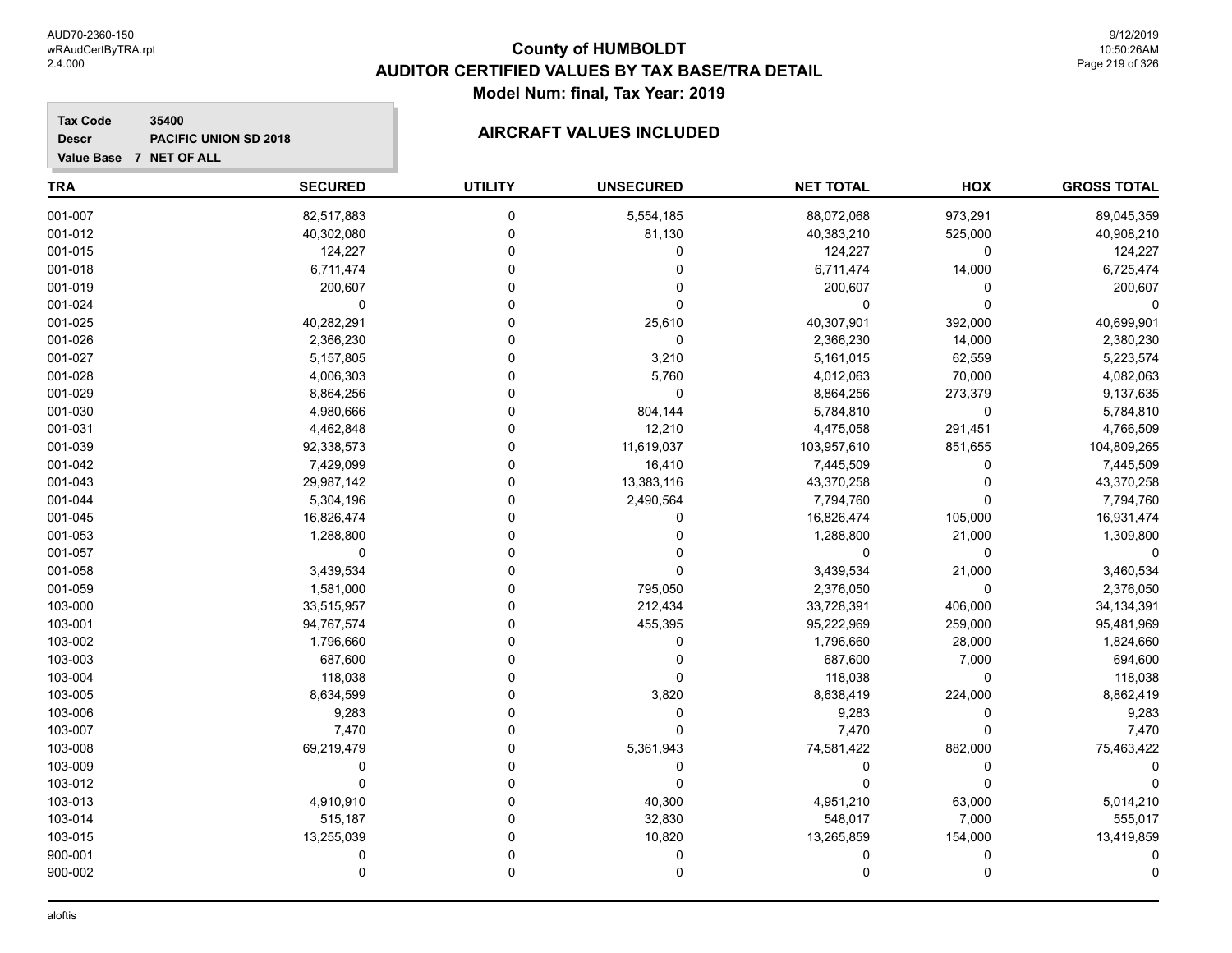# County of HUMBOLDT
## AUDITOR CERTIFIED VALUES BY TAX BASE/TRA DETAIL
### Model Num: final, Tax Year: 2019

**Tax Code** 35400
**Descr** PACIFIC UNION SD 2018
**Value Base** 7 NET OF ALL

### AIRCRAFT VALUES INCLUDED

| TRA | SECURED | UTILITY | UNSECURED | NET TOTAL | HOX | GROSS TOTAL |
|---|---|---|---|---|---|---|
| 001-007 | 82,517,883 | 0 | 5,554,185 | 88,072,068 | 973,291 | 89,045,359 |
| 001-012 | 40,302,080 | 0 | 81,130 | 40,383,210 | 525,000 | 40,908,210 |
| 001-015 | 124,227 | 0 | 0 | 124,227 | 0 | 124,227 |
| 001-018 | 6,711,474 | 0 | 0 | 6,711,474 | 14,000 | 6,725,474 |
| 001-019 | 200,607 | 0 | 0 | 200,607 | 0 | 200,607 |
| 001-024 | 0 | 0 | 0 | 0 | 0 | 0 |
| 001-025 | 40,282,291 | 0 | 25,610 | 40,307,901 | 392,000 | 40,699,901 |
| 001-026 | 2,366,230 | 0 | 0 | 2,366,230 | 14,000 | 2,380,230 |
| 001-027 | 5,157,805 | 0 | 3,210 | 5,161,015 | 62,559 | 5,223,574 |
| 001-028 | 4,006,303 | 0 | 5,760 | 4,012,063 | 70,000 | 4,082,063 |
| 001-029 | 8,864,256 | 0 | 0 | 8,864,256 | 273,379 | 9,137,635 |
| 001-030 | 4,980,666 | 0 | 804,144 | 5,784,810 | 0 | 5,784,810 |
| 001-031 | 4,462,848 | 0 | 12,210 | 4,475,058 | 291,451 | 4,766,509 |
| 001-039 | 92,338,573 | 0 | 11,619,037 | 103,957,610 | 851,655 | 104,809,265 |
| 001-042 | 7,429,099 | 0 | 16,410 | 7,445,509 | 0 | 7,445,509 |
| 001-043 | 29,987,142 | 0 | 13,383,116 | 43,370,258 | 0 | 43,370,258 |
| 001-044 | 5,304,196 | 0 | 2,490,564 | 7,794,760 | 0 | 7,794,760 |
| 001-045 | 16,826,474 | 0 | 0 | 16,826,474 | 105,000 | 16,931,474 |
| 001-053 | 1,288,800 | 0 | 0 | 1,288,800 | 21,000 | 1,309,800 |
| 001-057 | 0 | 0 | 0 | 0 | 0 | 0 |
| 001-058 | 3,439,534 | 0 | 0 | 3,439,534 | 21,000 | 3,460,534 |
| 001-059 | 1,581,000 | 0 | 795,050 | 2,376,050 | 0 | 2,376,050 |
| 103-000 | 33,515,957 | 0 | 212,434 | 33,728,391 | 406,000 | 34,134,391 |
| 103-001 | 94,767,574 | 0 | 455,395 | 95,222,969 | 259,000 | 95,481,969 |
| 103-002 | 1,796,660 | 0 | 0 | 1,796,660 | 28,000 | 1,824,660 |
| 103-003 | 687,600 | 0 | 0 | 687,600 | 7,000 | 694,600 |
| 103-004 | 118,038 | 0 | 0 | 118,038 | 0 | 118,038 |
| 103-005 | 8,634,599 | 0 | 3,820 | 8,638,419 | 224,000 | 8,862,419 |
| 103-006 | 9,283 | 0 | 0 | 9,283 | 0 | 9,283 |
| 103-007 | 7,470 | 0 | 0 | 7,470 | 0 | 7,470 |
| 103-008 | 69,219,479 | 0 | 5,361,943 | 74,581,422 | 882,000 | 75,463,422 |
| 103-009 | 0 | 0 | 0 | 0 | 0 | 0 |
| 103-012 | 0 | 0 | 0 | 0 | 0 | 0 |
| 103-013 | 4,910,910 | 0 | 40,300 | 4,951,210 | 63,000 | 5,014,210 |
| 103-014 | 515,187 | 0 | 32,830 | 548,017 | 7,000 | 555,017 |
| 103-015 | 13,255,039 | 0 | 10,820 | 13,265,859 | 154,000 | 13,419,859 |
| 900-001 | 0 | 0 | 0 | 0 | 0 | 0 |
| 900-002 | 0 | 0 | 0 | 0 | 0 | 0 |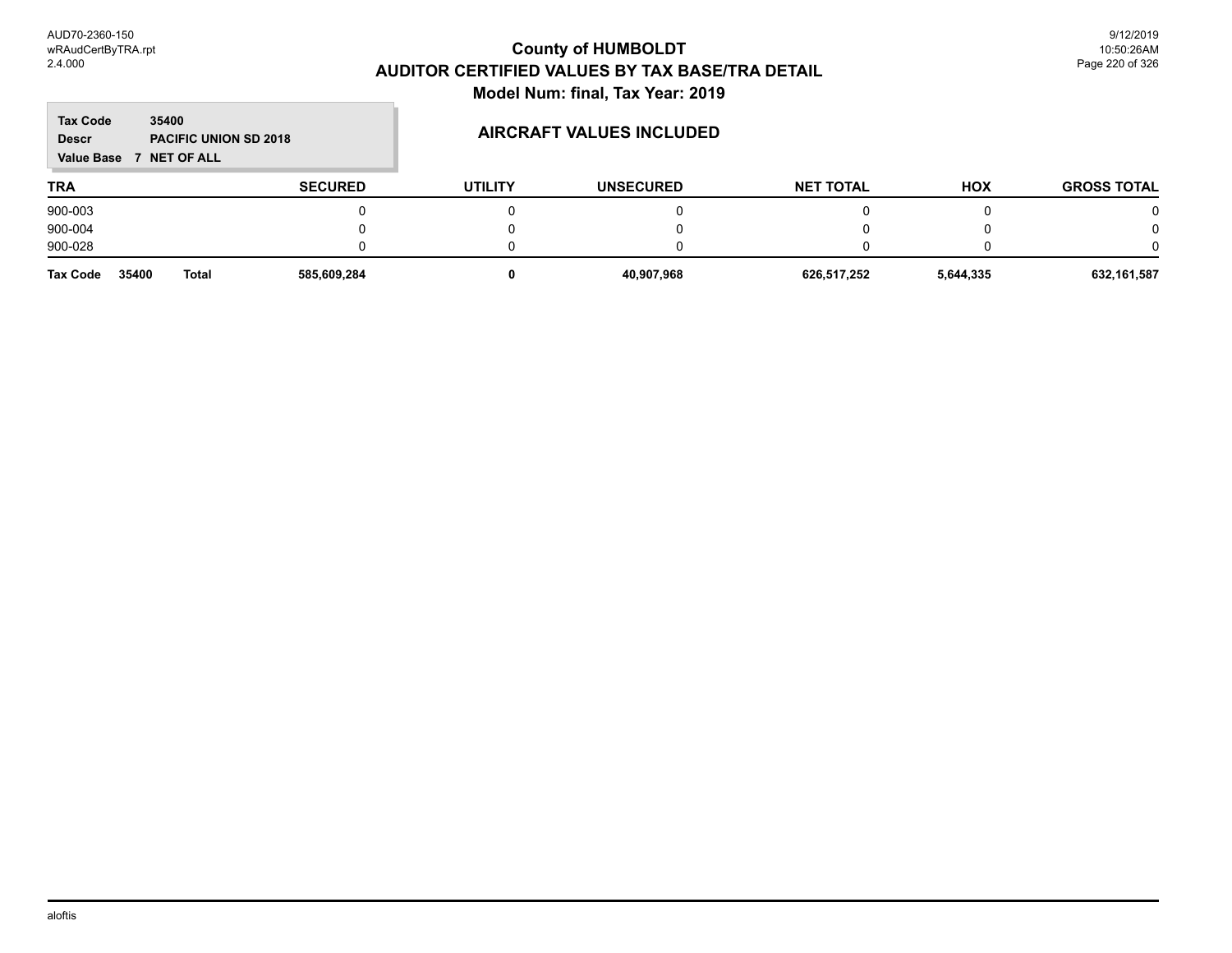# County of HUMBOLDT
## AUDITOR CERTIFIED VALUES BY TAX BASE/TRA DETAIL
### Model Num: final, Tax Year: 2019

**Tax Code** 35400
**Descr** PACIFIC UNION SD 2018
**Value Base** 7 NET OF ALL

**AIRCRAFT VALUES INCLUDED**

| TRA | SECURED | UTILITY | UNSECURED | NET TOTAL | HOX | GROSS TOTAL |
|---|---|---|---|---|---|---|
| 900-003 | 0 | 0 | 0 | 0 | 0 | 0 |
| 900-004 | 0 | 0 | 0 | 0 | 0 | 0 |
| 900-028 | 0 | 0 | 0 | 0 | 0 | 0 |
| **Tax Code 35400 Total** | **585,609,284** | **0** | **40,907,968** | **626,517,252** | **5,644,335** | **632,161,587** |

aloftis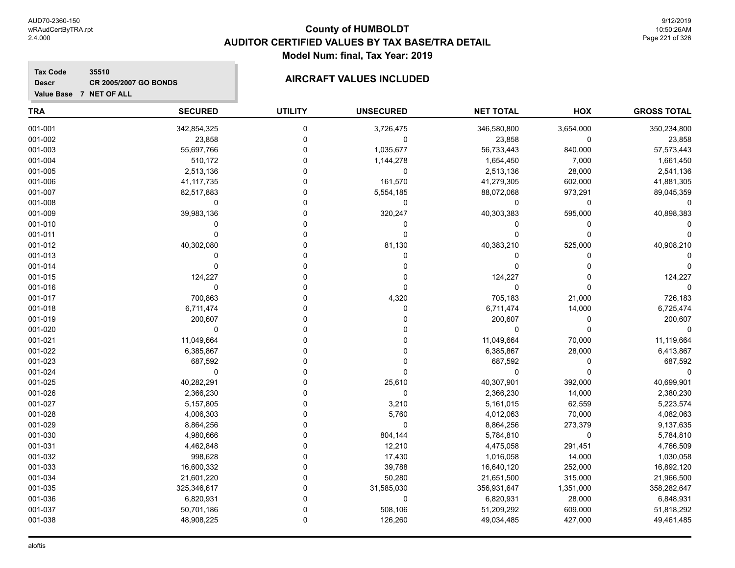# County of HUMBOLDT
## AUDITOR CERTIFIED VALUES BY TAX BASE/TRA DETAIL
### Model Num: final, Tax Year: 2019

**Tax Code** 35510
**Descr** CR 2005/2007 GO BONDS
**Value Base** 7 NET OF ALL

### AIRCRAFT VALUES INCLUDED

| TRA | SECURED | UTILITY | UNSECURED | NET TOTAL | HOX | GROSS TOTAL |
|---|---|---|---|---|---|---|
| 001-001 | 342,854,325 | 0 | 3,726,475 | 346,580,800 | 3,654,000 | 350,234,800 |
| 001-002 | 23,858 | 0 | 0 | 23,858 | 0 | 23,858 |
| 001-003 | 55,697,766 | 0 | 1,035,677 | 56,733,443 | 840,000 | 57,573,443 |
| 001-004 | 510,172 | 0 | 1,144,278 | 1,654,450 | 7,000 | 1,661,450 |
| 001-005 | 2,513,136 | 0 | 0 | 2,513,136 | 28,000 | 2,541,136 |
| 001-006 | 41,117,735 | 0 | 161,570 | 41,279,305 | 602,000 | 41,881,305 |
| 001-007 | 82,517,883 | 0 | 5,554,185 | 88,072,068 | 973,291 | 89,045,359 |
| 001-008 | 0 | 0 | 0 | 0 | 0 | 0 |
| 001-009 | 39,983,136 | 0 | 320,247 | 40,303,383 | 595,000 | 40,898,383 |
| 001-010 | 0 | 0 | 0 | 0 | 0 | 0 |
| 001-011 | 0 | 0 | 0 | 0 | 0 | 0 |
| 001-012 | 40,302,080 | 0 | 81,130 | 40,383,210 | 525,000 | 40,908,210 |
| 001-013 | 0 | 0 | 0 | 0 | 0 | 0 |
| 001-014 | 0 | 0 | 0 | 0 | 0 | 0 |
| 001-015 | 124,227 | 0 | 0 | 124,227 | 0 | 124,227 |
| 001-016 | 0 | 0 | 0 | 0 | 0 | 0 |
| 001-017 | 700,863 | 0 | 4,320 | 705,183 | 21,000 | 726,183 |
| 001-018 | 6,711,474 | 0 | 0 | 6,711,474 | 14,000 | 6,725,474 |
| 001-019 | 200,607 | 0 | 0 | 200,607 | 0 | 200,607 |
| 001-020 | 0 | 0 | 0 | 0 | 0 | 0 |
| 001-021 | 11,049,664 | 0 | 0 | 11,049,664 | 70,000 | 11,119,664 |
| 001-022 | 6,385,867 | 0 | 0 | 6,385,867 | 28,000 | 6,413,867 |
| 001-023 | 687,592 | 0 | 0 | 687,592 | 0 | 687,592 |
| 001-024 | 0 | 0 | 0 | 0 | 0 | 0 |
| 001-025 | 40,282,291 | 0 | 25,610 | 40,307,901 | 392,000 | 40,699,901 |
| 001-026 | 2,366,230 | 0 | 0 | 2,366,230 | 14,000 | 2,380,230 |
| 001-027 | 5,157,805 | 0 | 3,210 | 5,161,015 | 62,559 | 5,223,574 |
| 001-028 | 4,006,303 | 0 | 5,760 | 4,012,063 | 70,000 | 4,082,063 |
| 001-029 | 8,864,256 | 0 | 0 | 8,864,256 | 273,379 | 9,137,635 |
| 001-030 | 4,980,666 | 0 | 804,144 | 5,784,810 | 0 | 5,784,810 |
| 001-031 | 4,462,848 | 0 | 12,210 | 4,475,058 | 291,451 | 4,766,509 |
| 001-032 | 998,628 | 0 | 17,430 | 1,016,058 | 14,000 | 1,030,058 |
| 001-033 | 16,600,332 | 0 | 39,788 | 16,640,120 | 252,000 | 16,892,120 |
| 001-034 | 21,601,220 | 0 | 50,280 | 21,651,500 | 315,000 | 21,966,500 |
| 001-035 | 325,346,617 | 0 | 31,585,030 | 356,931,647 | 1,351,000 | 358,282,647 |
| 001-036 | 6,820,931 | 0 | 0 | 6,820,931 | 28,000 | 6,848,931 |
| 001-037 | 50,701,186 | 0 | 508,106 | 51,209,292 | 609,000 | 51,818,292 |
| 001-038 | 48,908,225 | 0 | 126,260 | 49,034,485 | 427,000 | 49,461,485 |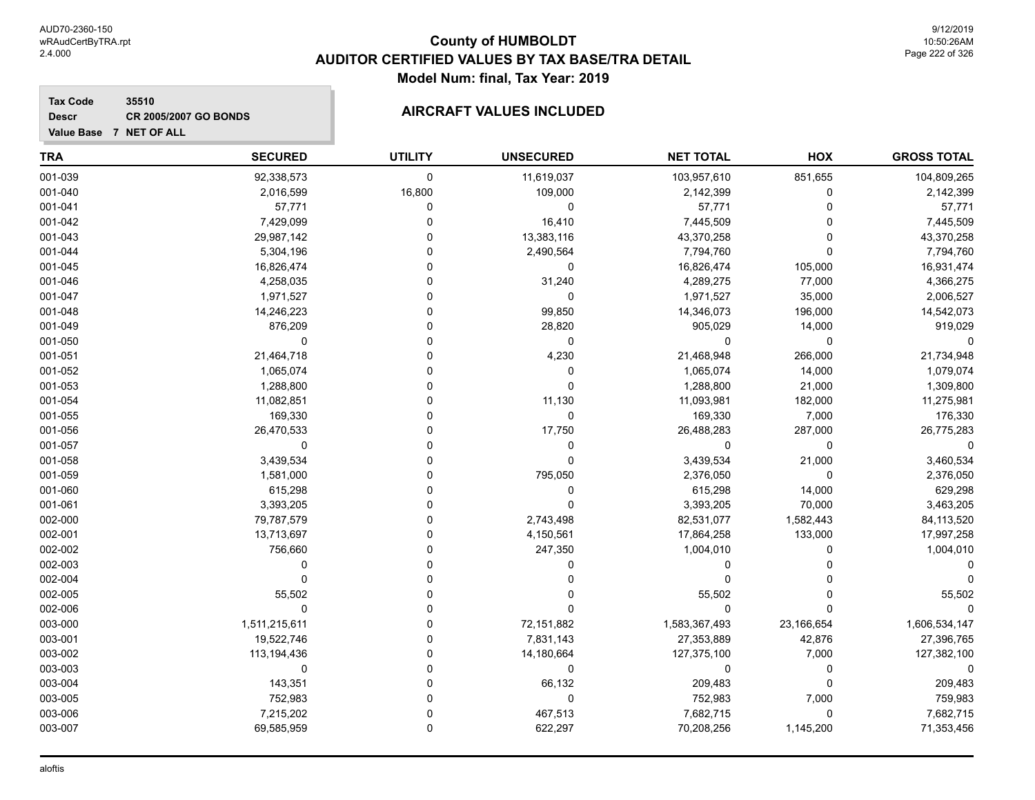# County of HUMBOLDT
## AUDITOR CERTIFIED VALUES BY TAX BASE/TRA DETAIL
### Model Num: final, Tax Year: 2019

**Tax Code** 35510
**Descr** CR 2005/2007 GO BONDS
**Value Base** 7 NET OF ALL

**AIRCRAFT VALUES INCLUDED**

| TRA | SECURED | UTILITY | UNSECURED | NET TOTAL | HOX | GROSS TOTAL |
|---|---|---|---|---|---|---|
| 001-039 | 92,338,573 | 0 | 11,619,037 | 103,957,610 | 851,655 | 104,809,265 |
| 001-040 | 2,016,599 | 16,800 | 109,000 | 2,142,399 | 0 | 2,142,399 |
| 001-041 | 57,771 | 0 | 0 | 57,771 | 0 | 57,771 |
| 001-042 | 7,429,099 | 0 | 16,410 | 7,445,509 | 0 | 7,445,509 |
| 001-043 | 29,987,142 | 0 | 13,383,116 | 43,370,258 | 0 | 43,370,258 |
| 001-044 | 5,304,196 | 0 | 2,490,564 | 7,794,760 | 0 | 7,794,760 |
| 001-045 | 16,826,474 | 0 | 0 | 16,826,474 | 105,000 | 16,931,474 |
| 001-046 | 4,258,035 | 0 | 31,240 | 4,289,275 | 77,000 | 4,366,275 |
| 001-047 | 1,971,527 | 0 | 0 | 1,971,527 | 35,000 | 2,006,527 |
| 001-048 | 14,246,223 | 0 | 99,850 | 14,346,073 | 196,000 | 14,542,073 |
| 001-049 | 876,209 | 0 | 28,820 | 905,029 | 14,000 | 919,029 |
| 001-050 | 0 | 0 | 0 | 0 | 0 | 0 |
| 001-051 | 21,464,718 | 0 | 4,230 | 21,468,948 | 266,000 | 21,734,948 |
| 001-052 | 1,065,074 | 0 | 0 | 1,065,074 | 14,000 | 1,079,074 |
| 001-053 | 1,288,800 | 0 | 0 | 1,288,800 | 21,000 | 1,309,800 |
| 001-054 | 11,082,851 | 0 | 11,130 | 11,093,981 | 182,000 | 11,275,981 |
| 001-055 | 169,330 | 0 | 0 | 169,330 | 7,000 | 176,330 |
| 001-056 | 26,470,533 | 0 | 17,750 | 26,488,283 | 287,000 | 26,775,283 |
| 001-057 | 0 | 0 | 0 | 0 | 0 | 0 |
| 001-058 | 3,439,534 | 0 | 0 | 3,439,534 | 21,000 | 3,460,534 |
| 001-059 | 1,581,000 | 0 | 795,050 | 2,376,050 | 0 | 2,376,050 |
| 001-060 | 615,298 | 0 | 0 | 615,298 | 14,000 | 629,298 |
| 001-061 | 3,393,205 | 0 | 0 | 3,393,205 | 70,000 | 3,463,205 |
| 002-000 | 79,787,579 | 0 | 2,743,498 | 82,531,077 | 1,582,443 | 84,113,520 |
| 002-001 | 13,713,697 | 0 | 4,150,561 | 17,864,258 | 133,000 | 17,997,258 |
| 002-002 | 756,660 | 0 | 247,350 | 1,004,010 | 0 | 1,004,010 |
| 002-003 | 0 | 0 | 0 | 0 | 0 | 0 |
| 002-004 | 0 | 0 | 0 | 0 | 0 | 0 |
| 002-005 | 55,502 | 0 | 0 | 55,502 | 0 | 55,502 |
| 002-006 | 0 | 0 | 0 | 0 | 0 | 0 |
| 003-000 | 1,511,215,611 | 0 | 72,151,882 | 1,583,367,493 | 23,166,654 | 1,606,534,147 |
| 003-001 | 19,522,746 | 0 | 7,831,143 | 27,353,889 | 42,876 | 27,396,765 |
| 003-002 | 113,194,436 | 0 | 14,180,664 | 127,375,100 | 7,000 | 127,382,100 |
| 003-003 | 0 | 0 | 0 | 0 | 0 | 0 |
| 003-004 | 143,351 | 0 | 66,132 | 209,483 | 0 | 209,483 |
| 003-005 | 752,983 | 0 | 0 | 752,983 | 7,000 | 759,983 |
| 003-006 | 7,215,202 | 0 | 467,513 | 7,682,715 | 0 | 7,682,715 |
| 003-007 | 69,585,959 | 0 | 622,297 | 70,208,256 | 1,145,200 | 71,353,456 |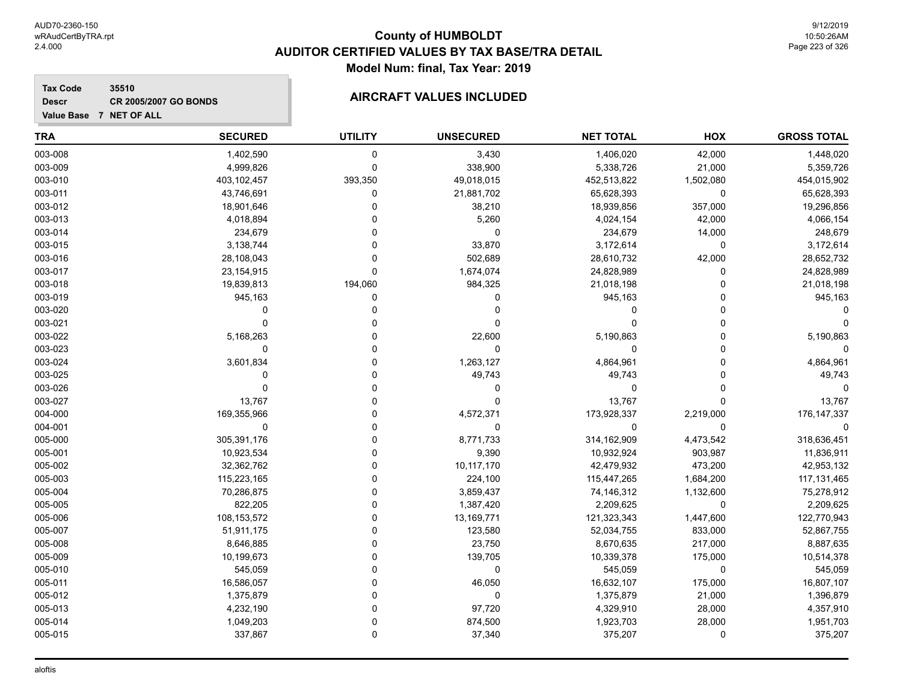# County of HUMBOLDT
## AUDITOR CERTIFIED VALUES BY TAX BASE/TRA DETAIL
### Model Num: final, Tax Year: 2019

**Tax Code** 35510
**Descr** CR 2005/2007 GO BONDS
**Value Base** 7 NET OF ALL

**AIRCRAFT VALUES INCLUDED**

| TRA | SECURED | UTILITY | UNSECURED | NET TOTAL | HOX | GROSS TOTAL |
|---|---|---|---|---|---|---|
| 003-008 | 1,402,590 | 0 | 3,430 | 1,406,020 | 42,000 | 1,448,020 |
| 003-009 | 4,999,826 | 0 | 338,900 | 5,338,726 | 21,000 | 5,359,726 |
| 003-010 | 403,102,457 | 393,350 | 49,018,015 | 452,513,822 | 1,502,080 | 454,015,902 |
| 003-011 | 43,746,691 | 0 | 21,881,702 | 65,628,393 | 0 | 65,628,393 |
| 003-012 | 18,901,646 | 0 | 38,210 | 18,939,856 | 357,000 | 19,296,856 |
| 003-013 | 4,018,894 | 0 | 5,260 | 4,024,154 | 42,000 | 4,066,154 |
| 003-014 | 234,679 | 0 | 0 | 234,679 | 14,000 | 248,679 |
| 003-015 | 3,138,744 | 0 | 33,870 | 3,172,614 | 0 | 3,172,614 |
| 003-016 | 28,108,043 | 0 | 502,689 | 28,610,732 | 42,000 | 28,652,732 |
| 003-017 | 23,154,915 | 0 | 1,674,074 | 24,828,989 | 0 | 24,828,989 |
| 003-018 | 19,839,813 | 194,060 | 984,325 | 21,018,198 | 0 | 21,018,198 |
| 003-019 | 945,163 | 0 | 0 | 945,163 | 0 | 945,163 |
| 003-020 | 0 | 0 | 0 | 0 | 0 | 0 |
| 003-021 | 0 | 0 | 0 | 0 | 0 | 0 |
| 003-022 | 5,168,263 | 0 | 22,600 | 5,190,863 | 0 | 5,190,863 |
| 003-023 | 0 | 0 | 0 | 0 | 0 | 0 |
| 003-024 | 3,601,834 | 0 | 1,263,127 | 4,864,961 | 0 | 4,864,961 |
| 003-025 | 0 | 0 | 49,743 | 49,743 | 0 | 49,743 |
| 003-026 | 0 | 0 | 0 | 0 | 0 | 0 |
| 003-027 | 13,767 | 0 | 0 | 13,767 | 0 | 13,767 |
| 004-000 | 169,355,966 | 0 | 4,572,371 | 173,928,337 | 2,219,000 | 176,147,337 |
| 004-001 | 0 | 0 | 0 | 0 | 0 | 0 |
| 005-000 | 305,391,176 | 0 | 8,771,733 | 314,162,909 | 4,473,542 | 318,636,451 |
| 005-001 | 10,923,534 | 0 | 9,390 | 10,932,924 | 903,987 | 11,836,911 |
| 005-002 | 32,362,762 | 0 | 10,117,170 | 42,479,932 | 473,200 | 42,953,132 |
| 005-003 | 115,223,165 | 0 | 224,100 | 115,447,265 | 1,684,200 | 117,131,465 |
| 005-004 | 70,286,875 | 0 | 3,859,437 | 74,146,312 | 1,132,600 | 75,278,912 |
| 005-005 | 822,205 | 0 | 1,387,420 | 2,209,625 | 0 | 2,209,625 |
| 005-006 | 108,153,572 | 0 | 13,169,771 | 121,323,343 | 1,447,600 | 122,770,943 |
| 005-007 | 51,911,175 | 0 | 123,580 | 52,034,755 | 833,000 | 52,867,755 |
| 005-008 | 8,646,885 | 0 | 23,750 | 8,670,635 | 217,000 | 8,887,635 |
| 005-009 | 10,199,673 | 0 | 139,705 | 10,339,378 | 175,000 | 10,514,378 |
| 005-010 | 545,059 | 0 | 0 | 545,059 | 0 | 545,059 |
| 005-011 | 16,586,057 | 0 | 46,050 | 16,632,107 | 175,000 | 16,807,107 |
| 005-012 | 1,375,879 | 0 | 0 | 1,375,879 | 21,000 | 1,396,879 |
| 005-013 | 4,232,190 | 0 | 97,720 | 4,329,910 | 28,000 | 4,357,910 |
| 005-014 | 1,049,203 | 0 | 874,500 | 1,923,703 | 28,000 | 1,951,703 |
| 005-015 | 337,867 | 0 | 37,340 | 375,207 | 0 | 375,207 |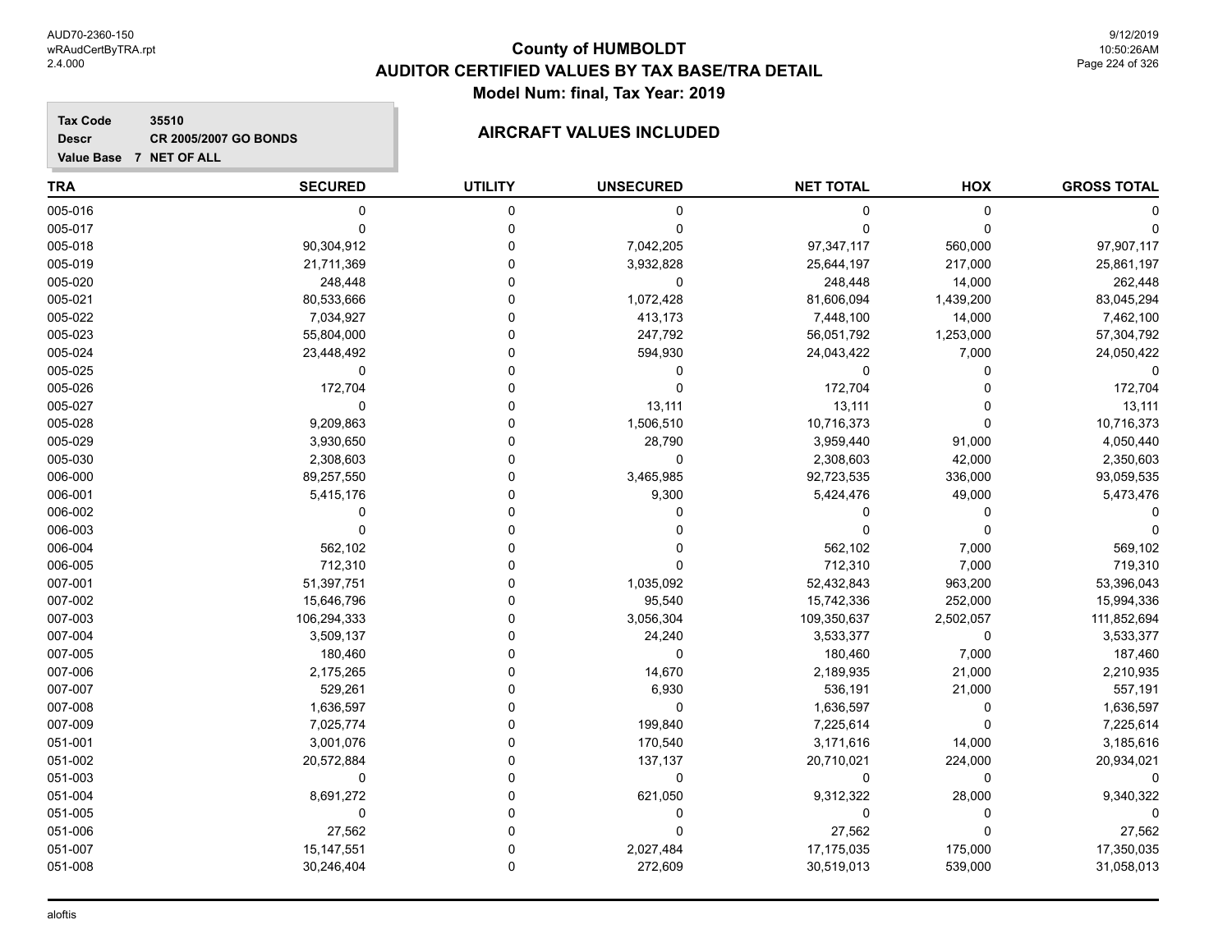# County of HUMBOLDT
## AUDITOR CERTIFIED VALUES BY TAX BASE/TRA DETAIL
### Model Num: final, Tax Year: 2019

**Tax Code** 35510
**Descr** CR 2005/2007 GO BONDS
**Value Base** 7 NET OF ALL

**AIRCRAFT VALUES INCLUDED**

| TRA | SECURED | UTILITY | UNSECURED | NET TOTAL | HOX | GROSS TOTAL |
|---|---|---|---|---|---|---|
| 005-016 | 0 | 0 | 0 | 0 | 0 | 0 |
| 005-017 | 0 | 0 | 0 | 0 | 0 | 0 |
| 005-018 | 90,304,912 | 0 | 7,042,205 | 97,347,117 | 560,000 | 97,907,117 |
| 005-019 | 21,711,369 | 0 | 3,932,828 | 25,644,197 | 217,000 | 25,861,197 |
| 005-020 | 248,448 | 0 | 0 | 248,448 | 14,000 | 262,448 |
| 005-021 | 80,533,666 | 0 | 1,072,428 | 81,606,094 | 1,439,200 | 83,045,294 |
| 005-022 | 7,034,927 | 0 | 413,173 | 7,448,100 | 14,000 | 7,462,100 |
| 005-023 | 55,804,000 | 0 | 247,792 | 56,051,792 | 1,253,000 | 57,304,792 |
| 005-024 | 23,448,492 | 0 | 594,930 | 24,043,422 | 7,000 | 24,050,422 |
| 005-025 | 0 | 0 | 0 | 0 | 0 | 0 |
| 005-026 | 172,704 | 0 | 0 | 172,704 | 0 | 172,704 |
| 005-027 | 0 | 0 | 13,111 | 13,111 | 0 | 13,111 |
| 005-028 | 9,209,863 | 0 | 1,506,510 | 10,716,373 | 0 | 10,716,373 |
| 005-029 | 3,930,650 | 0 | 28,790 | 3,959,440 | 91,000 | 4,050,440 |
| 005-030 | 2,308,603 | 0 | 0 | 2,308,603 | 42,000 | 2,350,603 |
| 006-000 | 89,257,550 | 0 | 3,465,985 | 92,723,535 | 336,000 | 93,059,535 |
| 006-001 | 5,415,176 | 0 | 9,300 | 5,424,476 | 49,000 | 5,473,476 |
| 006-002 | 0 | 0 | 0 | 0 | 0 | 0 |
| 006-003 | 0 | 0 | 0 | 0 | 0 | 0 |
| 006-004 | 562,102 | 0 | 0 | 562,102 | 7,000 | 569,102 |
| 006-005 | 712,310 | 0 | 0 | 712,310 | 7,000 | 719,310 |
| 007-001 | 51,397,751 | 0 | 1,035,092 | 52,432,843 | 963,200 | 53,396,043 |
| 007-002 | 15,646,796 | 0 | 95,540 | 15,742,336 | 252,000 | 15,994,336 |
| 007-003 | 106,294,333 | 0 | 3,056,304 | 109,350,637 | 2,502,057 | 111,852,694 |
| 007-004 | 3,509,137 | 0 | 24,240 | 3,533,377 | 0 | 3,533,377 |
| 007-005 | 180,460 | 0 | 0 | 180,460 | 7,000 | 187,460 |
| 007-006 | 2,175,265 | 0 | 14,670 | 2,189,935 | 21,000 | 2,210,935 |
| 007-007 | 529,261 | 0 | 6,930 | 536,191 | 21,000 | 557,191 |
| 007-008 | 1,636,597 | 0 | 0 | 1,636,597 | 0 | 1,636,597 |
| 007-009 | 7,025,774 | 0 | 199,840 | 7,225,614 | 0 | 7,225,614 |
| 051-001 | 3,001,076 | 0 | 170,540 | 3,171,616 | 14,000 | 3,185,616 |
| 051-002 | 20,572,884 | 0 | 137,137 | 20,710,021 | 224,000 | 20,934,021 |
| 051-003 | 0 | 0 | 0 | 0 | 0 | 0 |
| 051-004 | 8,691,272 | 0 | 621,050 | 9,312,322 | 28,000 | 9,340,322 |
| 051-005 | 0 | 0 | 0 | 0 | 0 | 0 |
| 051-006 | 27,562 | 0 | 0 | 27,562 | 0 | 27,562 |
| 051-007 | 15,147,551 | 0 | 2,027,484 | 17,175,035 | 175,000 | 17,350,035 |
| 051-008 | 30,246,404 | 0 | 272,609 | 30,519,013 | 539,000 | 31,058,013 |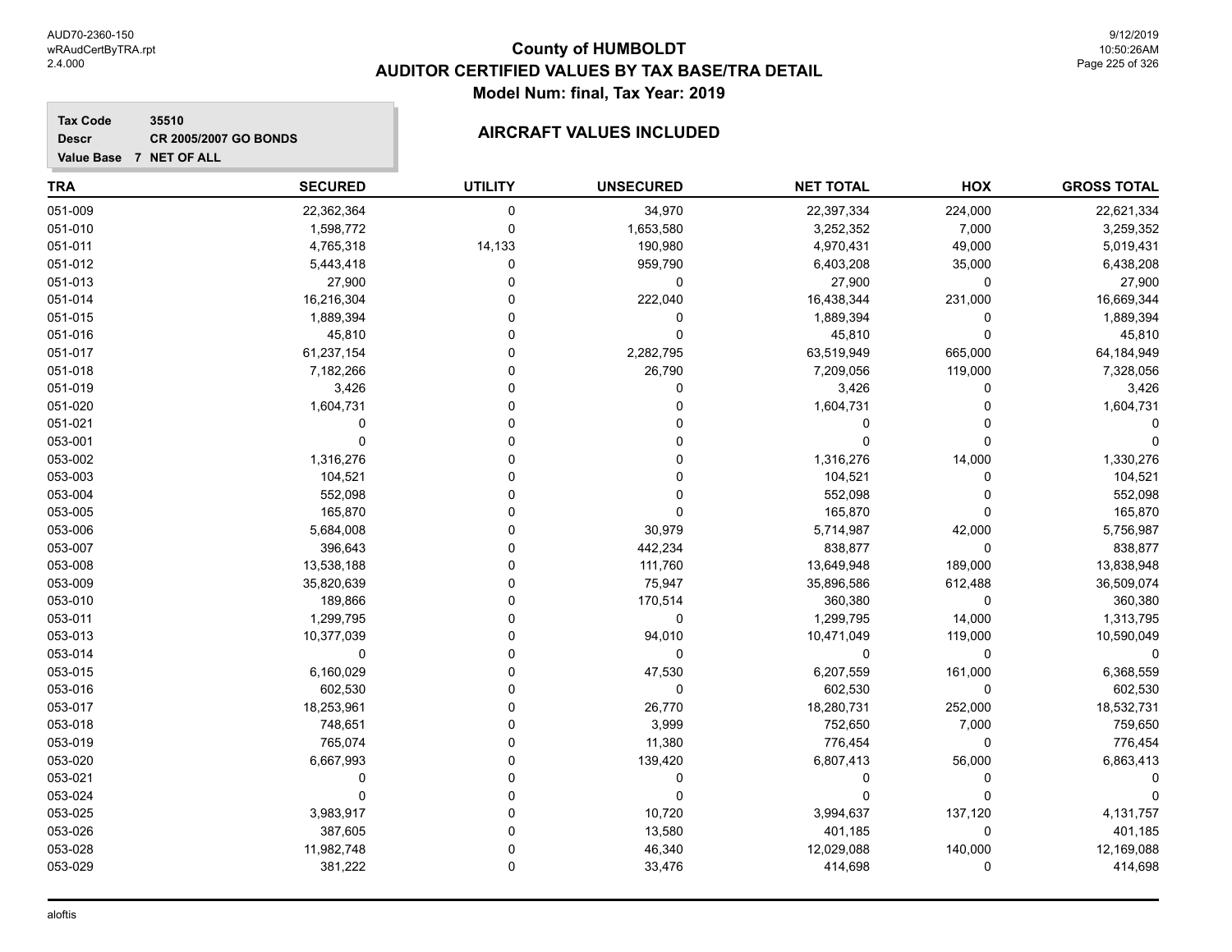# County of HUMBOLDT
## AUDITOR CERTIFIED VALUES BY TAX BASE/TRA DETAIL
### Model Num: final, Tax Year: 2019

**Tax Code** 35510
**Descr** CR 2005/2007 GO BONDS
**Value Base** 7 NET OF ALL

### AIRCRAFT VALUES INCLUDED

| TRA | SECURED | UTILITY | UNSECURED | NET TOTAL | HOX | GROSS TOTAL |
|---|---|---|---|---|---|---|
| 051-009 | 22,362,364 | 0 | 34,970 | 22,397,334 | 224,000 | 22,621,334 |
| 051-010 | 1,598,772 | 0 | 1,653,580 | 3,252,352 | 7,000 | 3,259,352 |
| 051-011 | 4,765,318 | 14,133 | 190,980 | 4,970,431 | 49,000 | 5,019,431 |
| 051-012 | 5,443,418 | 0 | 959,790 | 6,403,208 | 35,000 | 6,438,208 |
| 051-013 | 27,900 | 0 | 0 | 27,900 | 0 | 27,900 |
| 051-014 | 16,216,304 | 0 | 222,040 | 16,438,344 | 231,000 | 16,669,344 |
| 051-015 | 1,889,394 | 0 | 0 | 1,889,394 | 0 | 1,889,394 |
| 051-016 | 45,810 | 0 | 0 | 45,810 | 0 | 45,810 |
| 051-017 | 61,237,154 | 0 | 2,282,795 | 63,519,949 | 665,000 | 64,184,949 |
| 051-018 | 7,182,266 | 0 | 26,790 | 7,209,056 | 119,000 | 7,328,056 |
| 051-019 | 3,426 | 0 | 0 | 3,426 | 0 | 3,426 |
| 051-020 | 1,604,731 | 0 | 0 | 1,604,731 | 0 | 1,604,731 |
| 051-021 | 0 | 0 | 0 | 0 | 0 | 0 |
| 053-001 | 0 | 0 | 0 | 0 | 0 | 0 |
| 053-002 | 1,316,276 | 0 | 0 | 1,316,276 | 14,000 | 1,330,276 |
| 053-003 | 104,521 | 0 | 0 | 104,521 | 0 | 104,521 |
| 053-004 | 552,098 | 0 | 0 | 552,098 | 0 | 552,098 |
| 053-005 | 165,870 | 0 | 0 | 165,870 | 0 | 165,870 |
| 053-006 | 5,684,008 | 0 | 30,979 | 5,714,987 | 42,000 | 5,756,987 |
| 053-007 | 396,643 | 0 | 442,234 | 838,877 | 0 | 838,877 |
| 053-008 | 13,538,188 | 0 | 111,760 | 13,649,948 | 189,000 | 13,838,948 |
| 053-009 | 35,820,639 | 0 | 75,947 | 35,896,586 | 612,488 | 36,509,074 |
| 053-010 | 189,866 | 0 | 170,514 | 360,380 | 0 | 360,380 |
| 053-011 | 1,299,795 | 0 | 0 | 1,299,795 | 14,000 | 1,313,795 |
| 053-013 | 10,377,039 | 0 | 94,010 | 10,471,049 | 119,000 | 10,590,049 |
| 053-014 | 0 | 0 | 0 | 0 | 0 | 0 |
| 053-015 | 6,160,029 | 0 | 47,530 | 6,207,559 | 161,000 | 6,368,559 |
| 053-016 | 602,530 | 0 | 0 | 602,530 | 0 | 602,530 |
| 053-017 | 18,253,961 | 0 | 26,770 | 18,280,731 | 252,000 | 18,532,731 |
| 053-018 | 748,651 | 0 | 3,999 | 752,650 | 7,000 | 759,650 |
| 053-019 | 765,074 | 0 | 11,380 | 776,454 | 0 | 776,454 |
| 053-020 | 6,667,993 | 0 | 139,420 | 6,807,413 | 56,000 | 6,863,413 |
| 053-021 | 0 | 0 | 0 | 0 | 0 | 0 |
| 053-024 | 0 | 0 | 0 | 0 | 0 | 0 |
| 053-025 | 3,983,917 | 0 | 10,720 | 3,994,637 | 137,120 | 4,131,757 |
| 053-026 | 387,605 | 0 | 13,580 | 401,185 | 0 | 401,185 |
| 053-028 | 11,982,748 | 0 | 46,340 | 12,029,088 | 140,000 | 12,169,088 |
| 053-029 | 381,222 | 0 | 33,476 | 414,698 | 0 | 414,698 |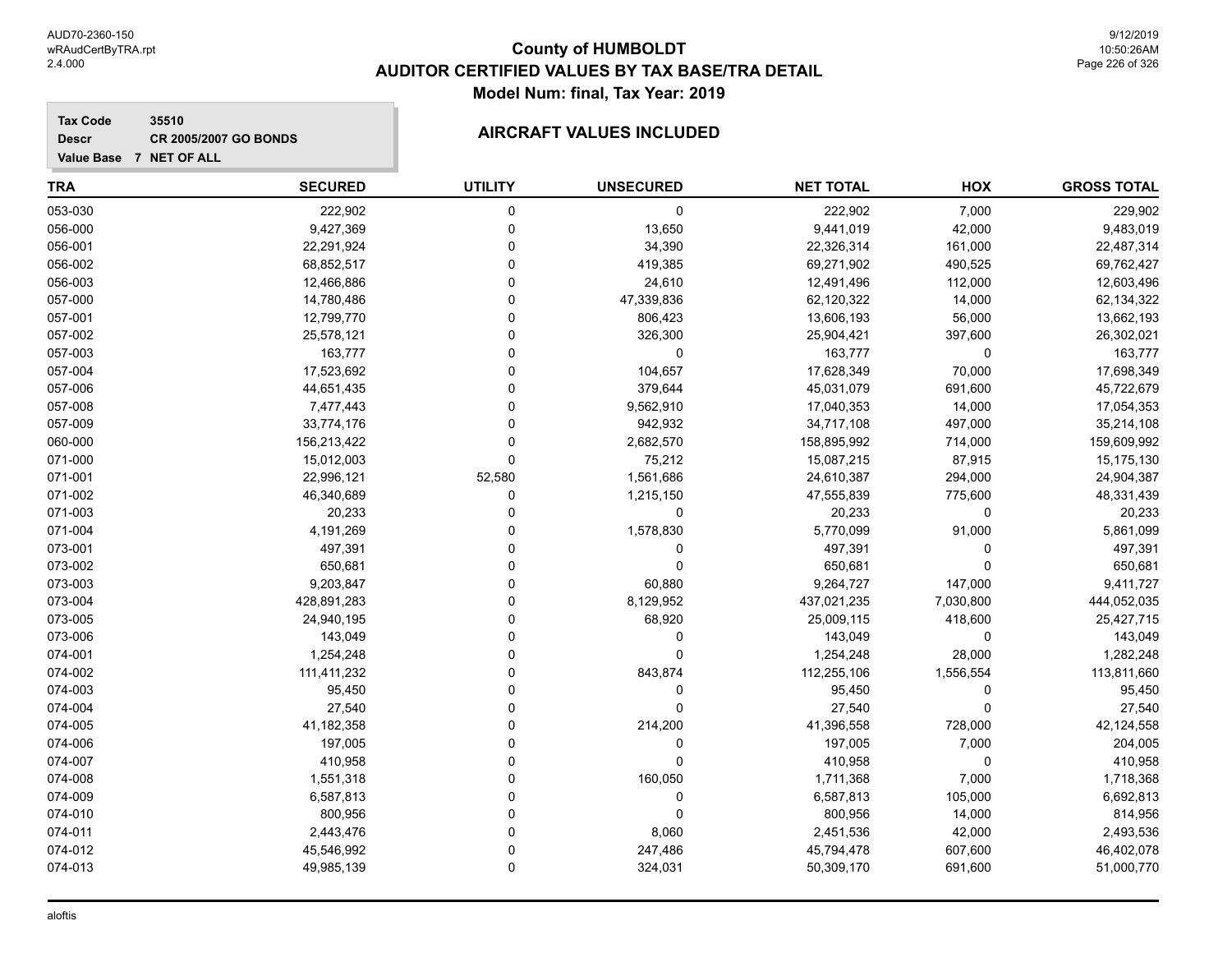# County of HUMBOLDT
## AUDITOR CERTIFIED VALUES BY TAX BASE/TRA DETAIL
### Model Num: final, Tax Year: 2019

**Tax Code** 35510
**Descr** CR 2005/2007 GO BONDS
**Value Base** 7 NET OF ALL

**AIRCRAFT VALUES INCLUDED**

| TRA | SECURED | UTILITY | UNSECURED | NET TOTAL | HOX | GROSS TOTAL |
|---|---|---|---|---|---|---|
| 053-030 | 222,902 | 0 | 0 | 222,902 | 7,000 | 229,902 |
| 056-000 | 9,427,369 | 0 | 13,650 | 9,441,019 | 42,000 | 9,483,019 |
| 056-001 | 22,291,924 | 0 | 34,390 | 22,326,314 | 161,000 | 22,487,314 |
| 056-002 | 68,852,517 | 0 | 419,385 | 69,271,902 | 490,525 | 69,762,427 |
| 056-003 | 12,466,886 | 0 | 24,610 | 12,491,496 | 112,000 | 12,603,496 |
| 057-000 | 14,780,486 | 0 | 47,339,836 | 62,120,322 | 14,000 | 62,134,322 |
| 057-001 | 12,799,770 | 0 | 806,423 | 13,606,193 | 56,000 | 13,662,193 |
| 057-002 | 25,578,121 | 0 | 326,300 | 25,904,421 | 397,600 | 26,302,021 |
| 057-003 | 163,777 | 0 | 0 | 163,777 | 0 | 163,777 |
| 057-004 | 17,523,692 | 0 | 104,657 | 17,628,349 | 70,000 | 17,698,349 |
| 057-006 | 44,651,435 | 0 | 379,644 | 45,031,079 | 691,600 | 45,722,679 |
| 057-008 | 7,477,443 | 0 | 9,562,910 | 17,040,353 | 14,000 | 17,054,353 |
| 057-009 | 33,774,176 | 0 | 942,932 | 34,717,108 | 497,000 | 35,214,108 |
| 060-000 | 156,213,422 | 0 | 2,682,570 | 158,895,992 | 714,000 | 159,609,992 |
| 071-000 | 15,012,003 | 0 | 75,212 | 15,087,215 | 87,915 | 15,175,130 |
| 071-001 | 22,996,121 | 52,580 | 1,561,686 | 24,610,387 | 294,000 | 24,904,387 |
| 071-002 | 46,340,689 | 0 | 1,215,150 | 47,555,839 | 775,600 | 48,331,439 |
| 071-003 | 20,233 | 0 | 0 | 20,233 | 0 | 20,233 |
| 071-004 | 4,191,269 | 0 | 1,578,830 | 5,770,099 | 91,000 | 5,861,099 |
| 073-001 | 497,391 | 0 | 0 | 497,391 | 0 | 497,391 |
| 073-002 | 650,681 | 0 | 0 | 650,681 | 0 | 650,681 |
| 073-003 | 9,203,847 | 0 | 60,880 | 9,264,727 | 147,000 | 9,411,727 |
| 073-004 | 428,891,283 | 0 | 8,129,952 | 437,021,235 | 7,030,800 | 444,052,035 |
| 073-005 | 24,940,195 | 0 | 68,920 | 25,009,115 | 418,600 | 25,427,715 |
| 073-006 | 143,049 | 0 | 0 | 143,049 | 0 | 143,049 |
| 074-001 | 1,254,248 | 0 | 0 | 1,254,248 | 28,000 | 1,282,248 |
| 074-002 | 111,411,232 | 0 | 843,874 | 112,255,106 | 1,556,554 | 113,811,660 |
| 074-003 | 95,450 | 0 | 0 | 95,450 | 0 | 95,450 |
| 074-004 | 27,540 | 0 | 0 | 27,540 | 0 | 27,540 |
| 074-005 | 41,182,358 | 0 | 214,200 | 41,396,558 | 728,000 | 42,124,558 |
| 074-006 | 197,005 | 0 | 0 | 197,005 | 7,000 | 204,005 |
| 074-007 | 410,958 | 0 | 0 | 410,958 | 0 | 410,958 |
| 074-008 | 1,551,318 | 0 | 160,050 | 1,711,368 | 7,000 | 1,718,368 |
| 074-009 | 6,587,813 | 0 | 0 | 6,587,813 | 105,000 | 6,692,813 |
| 074-010 | 800,956 | 0 | 0 | 800,956 | 14,000 | 814,956 |
| 074-011 | 2,443,476 | 0 | 8,060 | 2,451,536 | 42,000 | 2,493,536 |
| 074-012 | 45,546,992 | 0 | 247,486 | 45,794,478 | 607,600 | 46,402,078 |
| 074-013 | 49,985,139 | 0 | 324,031 | 50,309,170 | 691,600 | 51,000,770 |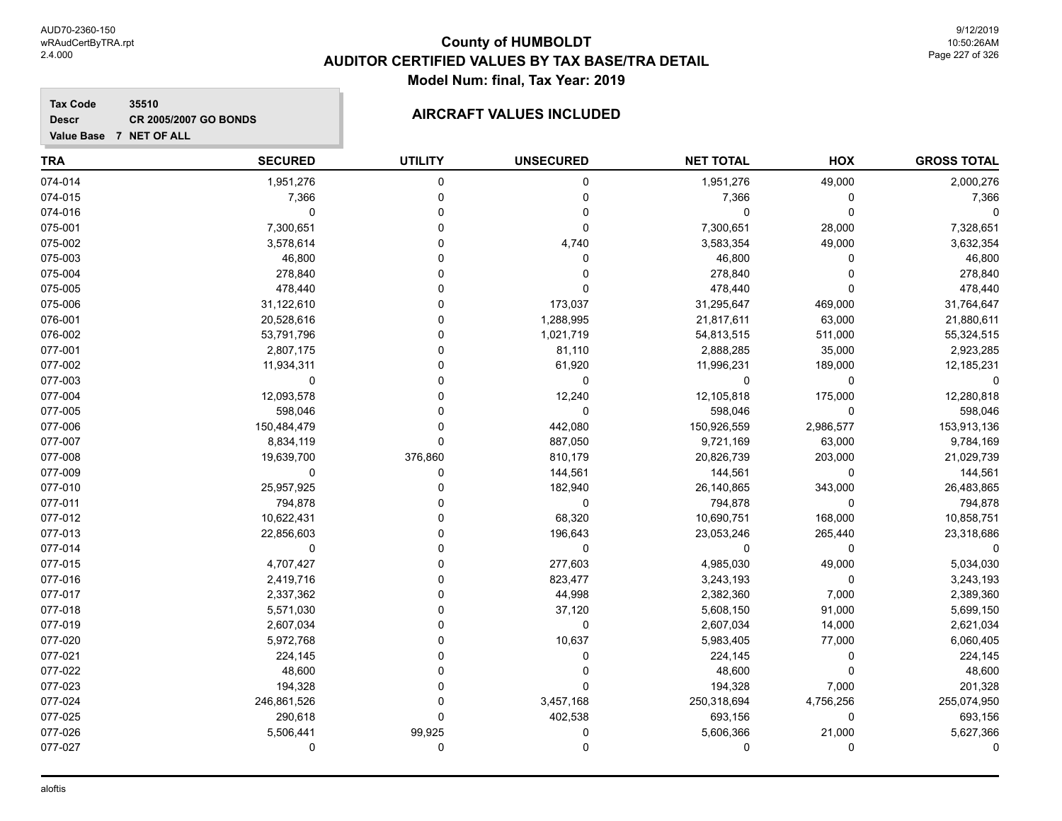# County of HUMBOLDT
## AUDITOR CERTIFIED VALUES BY TAX BASE/TRA DETAIL
### Model Num: final, Tax Year: 2019

**Tax Code** 35510
**Descr** CR 2005/2007 GO BONDS
**Value Base** 7 NET OF ALL

**AIRCRAFT VALUES INCLUDED**

| TRA | SECURED | UTILITY | UNSECURED | NET TOTAL | HOX | GROSS TOTAL |
|---|---|---|---|---|---|---|
| 074-014 | 1,951,276 | 0 | 0 | 1,951,276 | 49,000 | 2,000,276 |
| 074-015 | 7,366 | 0 | 0 | 7,366 | 0 | 7,366 |
| 074-016 | 0 | 0 | 0 | 0 | 0 | 0 |
| 075-001 | 7,300,651 | 0 | 0 | 7,300,651 | 28,000 | 7,328,651 |
| 075-002 | 3,578,614 | 0 | 4,740 | 3,583,354 | 49,000 | 3,632,354 |
| 075-003 | 46,800 | 0 | 0 | 46,800 | 0 | 46,800 |
| 075-004 | 278,840 | 0 | 0 | 278,840 | 0 | 278,840 |
| 075-005 | 478,440 | 0 | 0 | 478,440 | 0 | 478,440 |
| 075-006 | 31,122,610 | 0 | 173,037 | 31,295,647 | 469,000 | 31,764,647 |
| 076-001 | 20,528,616 | 0 | 1,288,995 | 21,817,611 | 63,000 | 21,880,611 |
| 076-002 | 53,791,796 | 0 | 1,021,719 | 54,813,515 | 511,000 | 55,324,515 |
| 077-001 | 2,807,175 | 0 | 81,110 | 2,888,285 | 35,000 | 2,923,285 |
| 077-002 | 11,934,311 | 0 | 61,920 | 11,996,231 | 189,000 | 12,185,231 |
| 077-003 | 0 | 0 | 0 | 0 | 0 | 0 |
| 077-004 | 12,093,578 | 0 | 12,240 | 12,105,818 | 175,000 | 12,280,818 |
| 077-005 | 598,046 | 0 | 0 | 598,046 | 0 | 598,046 |
| 077-006 | 150,484,479 | 0 | 442,080 | 150,926,559 | 2,986,577 | 153,913,136 |
| 077-007 | 8,834,119 | 0 | 887,050 | 9,721,169 | 63,000 | 9,784,169 |
| 077-008 | 19,639,700 | 376,860 | 810,179 | 20,826,739 | 203,000 | 21,029,739 |
| 077-009 | 0 | 0 | 144,561 | 144,561 | 0 | 144,561 |
| 077-010 | 25,957,925 | 0 | 182,940 | 26,140,865 | 343,000 | 26,483,865 |
| 077-011 | 794,878 | 0 | 0 | 794,878 | 0 | 794,878 |
| 077-012 | 10,622,431 | 0 | 68,320 | 10,690,751 | 168,000 | 10,858,751 |
| 077-013 | 22,856,603 | 0 | 196,643 | 23,053,246 | 265,440 | 23,318,686 |
| 077-014 | 0 | 0 | 0 | 0 | 0 | 0 |
| 077-015 | 4,707,427 | 0 | 277,603 | 4,985,030 | 49,000 | 5,034,030 |
| 077-016 | 2,419,716 | 0 | 823,477 | 3,243,193 | 0 | 3,243,193 |
| 077-017 | 2,337,362 | 0 | 44,998 | 2,382,360 | 7,000 | 2,389,360 |
| 077-018 | 5,571,030 | 0 | 37,120 | 5,608,150 | 91,000 | 5,699,150 |
| 077-019 | 2,607,034 | 0 | 0 | 2,607,034 | 14,000 | 2,621,034 |
| 077-020 | 5,972,768 | 0 | 10,637 | 5,983,405 | 77,000 | 6,060,405 |
| 077-021 | 224,145 | 0 | 0 | 224,145 | 0 | 224,145 |
| 077-022 | 48,600 | 0 | 0 | 48,600 | 0 | 48,600 |
| 077-023 | 194,328 | 0 | 0 | 194,328 | 7,000 | 201,328 |
| 077-024 | 246,861,526 | 0 | 3,457,168 | 250,318,694 | 4,756,256 | 255,074,950 |
| 077-025 | 290,618 | 0 | 402,538 | 693,156 | 0 | 693,156 |
| 077-026 | 5,506,441 | 99,925 | 0 | 5,606,366 | 21,000 | 5,627,366 |
| 077-027 | 0 | 0 | 0 | 0 | 0 | 0 |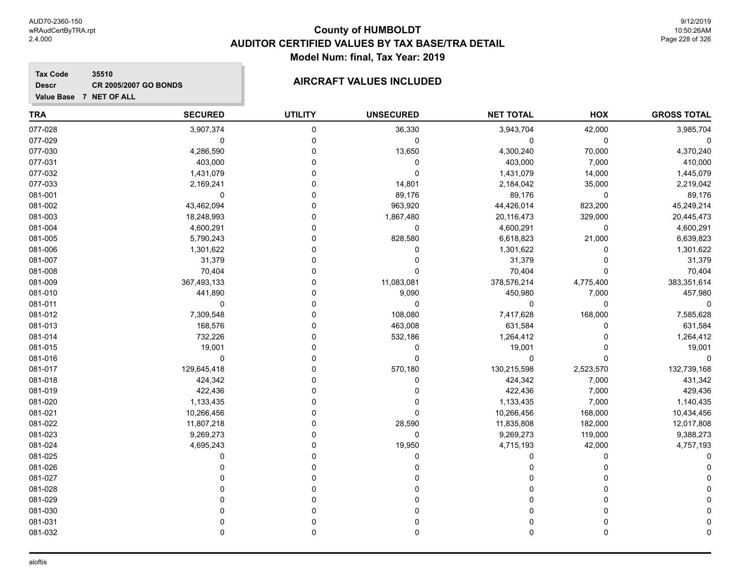# County of HUMBOLDT
## AUDITOR CERTIFIED VALUES BY TAX BASE/TRA DETAIL
### Model Num: final, Tax Year: 2019

**Tax Code** 35510
**Descr** CR 2005/2007 GO BONDS
**Value Base** 7 NET OF ALL

### AIRCRAFT VALUES INCLUDED

| TRA | SECURED | UTILITY | UNSECURED | NET TOTAL | HOX | GROSS TOTAL |
|---|---|---|---|---|---|---|
| 077-028 | 3,907,374 | 0 | 36,330 | 3,943,704 | 42,000 | 3,985,704 |
| 077-029 | 0 | 0 | 0 | 0 | 0 | 0 |
| 077-030 | 4,286,590 | 0 | 13,650 | 4,300,240 | 70,000 | 4,370,240 |
| 077-031 | 403,000 | 0 | 0 | 403,000 | 7,000 | 410,000 |
| 077-032 | 1,431,079 | 0 | 0 | 1,431,079 | 14,000 | 1,445,079 |
| 077-033 | 2,169,241 | 0 | 14,801 | 2,184,042 | 35,000 | 2,219,042 |
| 081-001 | 0 | 0 | 89,176 | 89,176 | 0 | 89,176 |
| 081-002 | 43,462,094 | 0 | 963,920 | 44,426,014 | 823,200 | 45,249,214 |
| 081-003 | 18,248,993 | 0 | 1,867,480 | 20,116,473 | 329,000 | 20,445,473 |
| 081-004 | 4,600,291 | 0 | 0 | 4,600,291 | 0 | 4,600,291 |
| 081-005 | 5,790,243 | 0 | 828,580 | 6,618,823 | 21,000 | 6,639,823 |
| 081-006 | 1,301,622 | 0 | 0 | 1,301,622 | 0 | 1,301,622 |
| 081-007 | 31,379 | 0 | 0 | 31,379 | 0 | 31,379 |
| 081-008 | 70,404 | 0 | 0 | 70,404 | 0 | 70,404 |
| 081-009 | 367,493,133 | 0 | 11,083,081 | 378,576,214 | 4,775,400 | 383,351,614 |
| 081-010 | 441,890 | 0 | 9,090 | 450,980 | 7,000 | 457,980 |
| 081-011 | 0 | 0 | 0 | 0 | 0 | 0 |
| 081-012 | 7,309,548 | 0 | 108,080 | 7,417,628 | 168,000 | 7,585,628 |
| 081-013 | 168,576 | 0 | 463,008 | 631,584 | 0 | 631,584 |
| 081-014 | 732,226 | 0 | 532,186 | 1,264,412 | 0 | 1,264,412 |
| 081-015 | 19,001 | 0 | 0 | 19,001 | 0 | 19,001 |
| 081-016 | 0 | 0 | 0 | 0 | 0 | 0 |
| 081-017 | 129,645,418 | 0 | 570,180 | 130,215,598 | 2,523,570 | 132,739,168 |
| 081-018 | 424,342 | 0 | 0 | 424,342 | 7,000 | 431,342 |
| 081-019 | 422,436 | 0 | 0 | 422,436 | 7,000 | 429,436 |
| 081-020 | 1,133,435 | 0 | 0 | 1,133,435 | 7,000 | 1,140,435 |
| 081-021 | 10,266,456 | 0 | 0 | 10,266,456 | 168,000 | 10,434,456 |
| 081-022 | 11,807,218 | 0 | 28,590 | 11,835,808 | 182,000 | 12,017,808 |
| 081-023 | 9,269,273 | 0 | 0 | 9,269,273 | 119,000 | 9,388,273 |
| 081-024 | 4,695,243 | 0 | 19,950 | 4,715,193 | 42,000 | 4,757,193 |
| 081-025 | 0 | 0 | 0 | 0 | 0 | 0 |
| 081-026 | 0 | 0 | 0 | 0 | 0 | 0 |
| 081-027 | 0 | 0 | 0 | 0 | 0 | 0 |
| 081-028 | 0 | 0 | 0 | 0 | 0 | 0 |
| 081-029 | 0 | 0 | 0 | 0 | 0 | 0 |
| 081-030 | 0 | 0 | 0 | 0 | 0 | 0 |
| 081-031 | 0 | 0 | 0 | 0 | 0 | 0 |
| 081-032 | 0 | 0 | 0 | 0 | 0 | 0 |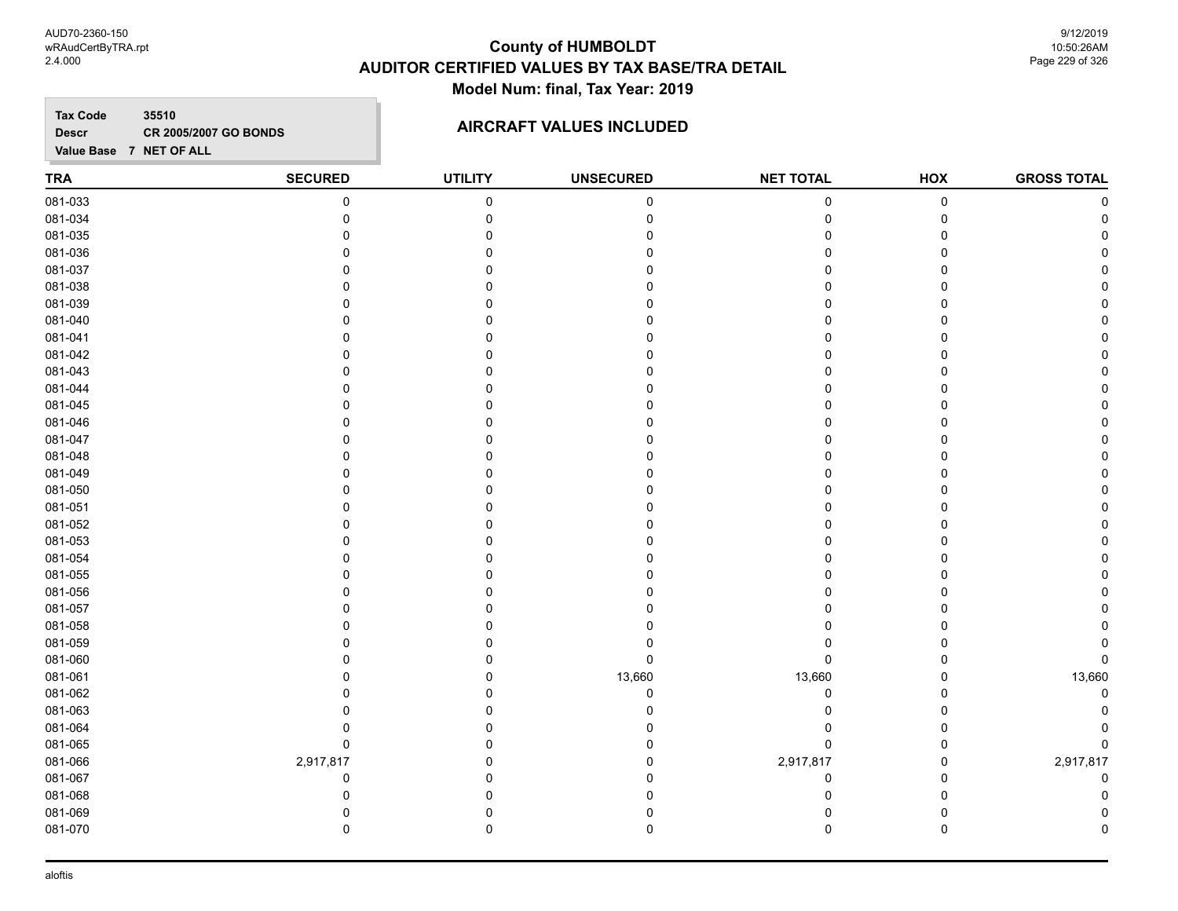# County of HUMBOLDT
## AUDITOR CERTIFIED VALUES BY TAX BASE/TRA DETAIL
### Model Num: final, Tax Year: 2019

**Tax Code** 35510
**Descr** CR 2005/2007 GO BONDS
**Value Base** 7 NET OF ALL

### AIRCRAFT VALUES INCLUDED

| TRA | SECURED | UTILITY | UNSECURED | NET TOTAL | HOX | GROSS TOTAL |
|---|---|---|---|---|---|---|
| 081-033 | 0 | 0 | 0 | 0 | 0 | 0 |
| 081-034 | 0 | 0 | 0 | 0 | 0 | 0 |
| 081-035 | 0 | 0 | 0 | 0 | 0 | 0 |
| 081-036 | 0 | 0 | 0 | 0 | 0 | 0 |
| 081-037 | 0 | 0 | 0 | 0 | 0 | 0 |
| 081-038 | 0 | 0 | 0 | 0 | 0 | 0 |
| 081-039 | 0 | 0 | 0 | 0 | 0 | 0 |
| 081-040 | 0 | 0 | 0 | 0 | 0 | 0 |
| 081-041 | 0 | 0 | 0 | 0 | 0 | 0 |
| 081-042 | 0 | 0 | 0 | 0 | 0 | 0 |
| 081-043 | 0 | 0 | 0 | 0 | 0 | 0 |
| 081-044 | 0 | 0 | 0 | 0 | 0 | 0 |
| 081-045 | 0 | 0 | 0 | 0 | 0 | 0 |
| 081-046 | 0 | 0 | 0 | 0 | 0 | 0 |
| 081-047 | 0 | 0 | 0 | 0 | 0 | 0 |
| 081-048 | 0 | 0 | 0 | 0 | 0 | 0 |
| 081-049 | 0 | 0 | 0 | 0 | 0 | 0 |
| 081-050 | 0 | 0 | 0 | 0 | 0 | 0 |
| 081-051 | 0 | 0 | 0 | 0 | 0 | 0 |
| 081-052 | 0 | 0 | 0 | 0 | 0 | 0 |
| 081-053 | 0 | 0 | 0 | 0 | 0 | 0 |
| 081-054 | 0 | 0 | 0 | 0 | 0 | 0 |
| 081-055 | 0 | 0 | 0 | 0 | 0 | 0 |
| 081-056 | 0 | 0 | 0 | 0 | 0 | 0 |
| 081-057 | 0 | 0 | 0 | 0 | 0 | 0 |
| 081-058 | 0 | 0 | 0 | 0 | 0 | 0 |
| 081-059 | 0 | 0 | 0 | 0 | 0 | 0 |
| 081-060 | 0 | 0 | 0 | 0 | 0 | 0 |
| 081-061 | 0 | 0 | 13,660 | 13,660 | 0 | 13,660 |
| 081-062 | 0 | 0 | 0 | 0 | 0 | 0 |
| 081-063 | 0 | 0 | 0 | 0 | 0 | 0 |
| 081-064 | 0 | 0 | 0 | 0 | 0 | 0 |
| 081-065 | 0 | 0 | 0 | 0 | 0 | 0 |
| 081-066 | 2,917,817 | 0 | 0 | 2,917,817 | 0 | 2,917,817 |
| 081-067 | 0 | 0 | 0 | 0 | 0 | 0 |
| 081-068 | 0 | 0 | 0 | 0 | 0 | 0 |
| 081-069 | 0 | 0 | 0 | 0 | 0 | 0 |
| 081-070 | 0 | 0 | 0 | 0 | 0 | 0 |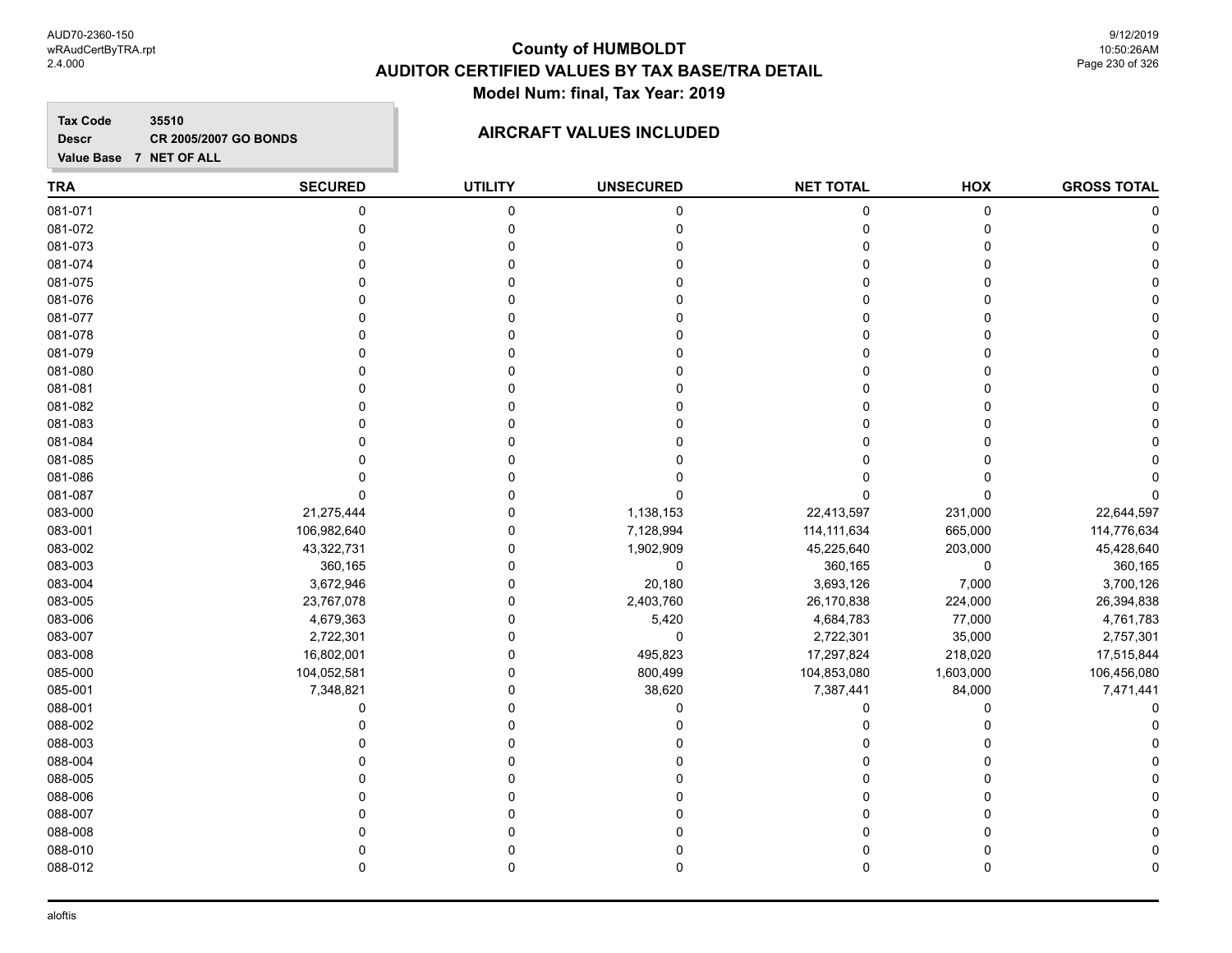# County of HUMBOLDT
## AUDITOR CERTIFIED VALUES BY TAX BASE/TRA DETAIL
### Model Num: final, Tax Year: 2019

**Tax Code** 35510
**Descr** CR 2005/2007 GO BONDS
**Value Base** 7 NET OF ALL

### AIRCRAFT VALUES INCLUDED

| TRA | SECURED | UTILITY | UNSECURED | NET TOTAL | HOX | GROSS TOTAL |
|---|---|---|---|---|---|---|
| 081-071 | 0 | 0 | 0 | 0 | 0 | 0 |
| 081-072 | 0 | 0 | 0 | 0 | 0 | 0 |
| 081-073 | 0 | 0 | 0 | 0 | 0 | 0 |
| 081-074 | 0 | 0 | 0 | 0 | 0 | 0 |
| 081-075 | 0 | 0 | 0 | 0 | 0 | 0 |
| 081-076 | 0 | 0 | 0 | 0 | 0 | 0 |
| 081-077 | 0 | 0 | 0 | 0 | 0 | 0 |
| 081-078 | 0 | 0 | 0 | 0 | 0 | 0 |
| 081-079 | 0 | 0 | 0 | 0 | 0 | 0 |
| 081-080 | 0 | 0 | 0 | 0 | 0 | 0 |
| 081-081 | 0 | 0 | 0 | 0 | 0 | 0 |
| 081-082 | 0 | 0 | 0 | 0 | 0 | 0 |
| 081-083 | 0 | 0 | 0 | 0 | 0 | 0 |
| 081-084 | 0 | 0 | 0 | 0 | 0 | 0 |
| 081-085 | 0 | 0 | 0 | 0 | 0 | 0 |
| 081-086 | 0 | 0 | 0 | 0 | 0 | 0 |
| 081-087 | 0 | 0 | 0 | 0 | 0 | 0 |
| 083-000 | 21,275,444 | 0 | 1,138,153 | 22,413,597 | 231,000 | 22,644,597 |
| 083-001 | 106,982,640 | 0 | 7,128,994 | 114,111,634 | 665,000 | 114,776,634 |
| 083-002 | 43,322,731 | 0 | 1,902,909 | 45,225,640 | 203,000 | 45,428,640 |
| 083-003 | 360,165 | 0 | 0 | 360,165 | 0 | 360,165 |
| 083-004 | 3,672,946 | 0 | 20,180 | 3,693,126 | 7,000 | 3,700,126 |
| 083-005 | 23,767,078 | 0 | 2,403,760 | 26,170,838 | 224,000 | 26,394,838 |
| 083-006 | 4,679,363 | 0 | 5,420 | 4,684,783 | 77,000 | 4,761,783 |
| 083-007 | 2,722,301 | 0 | 0 | 2,722,301 | 35,000 | 2,757,301 |
| 083-008 | 16,802,001 | 0 | 495,823 | 17,297,824 | 218,020 | 17,515,844 |
| 085-000 | 104,052,581 | 0 | 800,499 | 104,853,080 | 1,603,000 | 106,456,080 |
| 085-001 | 7,348,821 | 0 | 38,620 | 7,387,441 | 84,000 | 7,471,441 |
| 088-001 | 0 | 0 | 0 | 0 | 0 | 0 |
| 088-002 | 0 | 0 | 0 | 0 | 0 | 0 |
| 088-003 | 0 | 0 | 0 | 0 | 0 | 0 |
| 088-004 | 0 | 0 | 0 | 0 | 0 | 0 |
| 088-005 | 0 | 0 | 0 | 0 | 0 | 0 |
| 088-006 | 0 | 0 | 0 | 0 | 0 | 0 |
| 088-007 | 0 | 0 | 0 | 0 | 0 | 0 |
| 088-008 | 0 | 0 | 0 | 0 | 0 | 0 |
| 088-010 | 0 | 0 | 0 | 0 | 0 | 0 |
| 088-012 | 0 | 0 | 0 | 0 | 0 | 0 |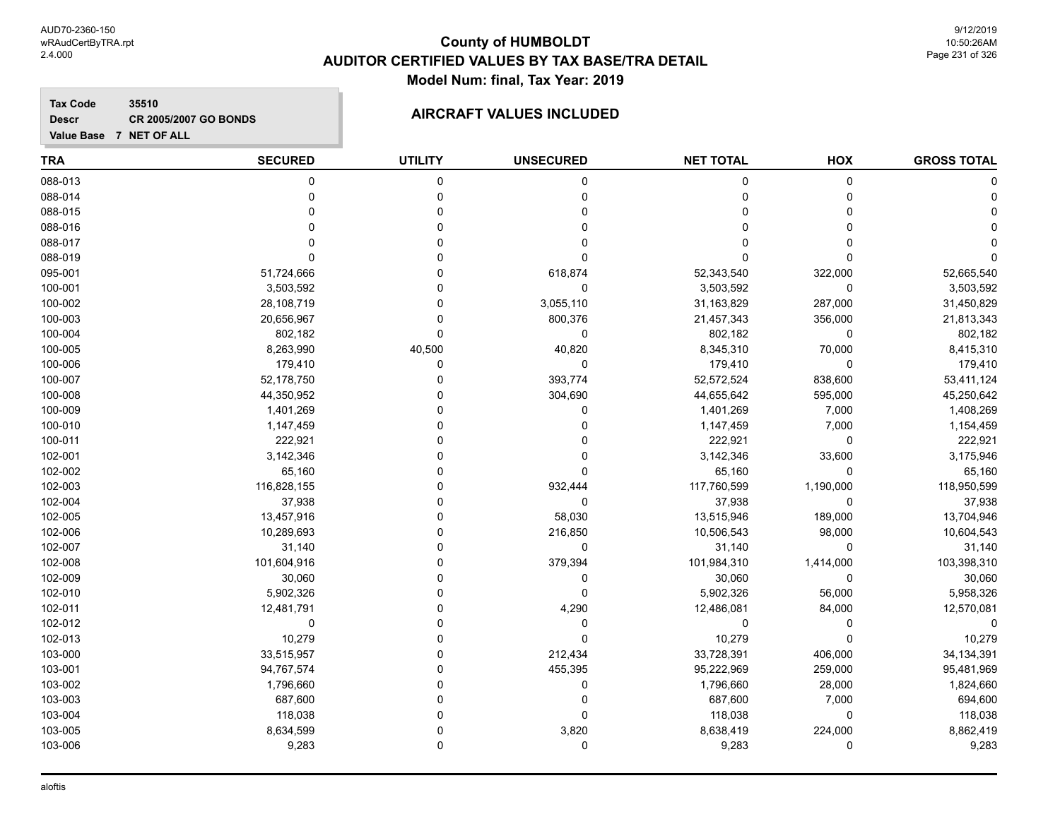AUD70-2360-150
wRAudCertByTRA.rpt
2.4.000

9/12/2019
10:50:26AM

# County of HUMBOLDT
## AUDITOR CERTIFIED VALUES BY TAX BASE/TRA DETAIL
### Model Num: final, Tax Year: 2019

**Tax Code** 35510
**Descr** CR 2005/2007 GO BONDS
**Value Base** 7 NET OF ALL

### AIRCRAFT VALUES INCLUDED

| TRA | SECURED | UTILITY | UNSECURED | NET TOTAL | HOX | GROSS TOTAL |
|---|---|---|---|---|---|---|
| 088-013 | 0 | 0 | 0 | 0 | 0 | 0 |
| 088-014 | 0 | 0 | 0 | 0 | 0 | 0 |
| 088-015 | 0 | 0 | 0 | 0 | 0 | 0 |
| 088-016 | 0 | 0 | 0 | 0 | 0 | 0 |
| 088-017 | 0 | 0 | 0 | 0 | 0 | 0 |
| 088-019 | 0 | 0 | 0 | 0 | 0 | 0 |
| 095-001 | 51,724,666 | 0 | 618,874 | 52,343,540 | 322,000 | 52,665,540 |
| 100-001 | 3,503,592 | 0 | 0 | 3,503,592 | 0 | 3,503,592 |
| 100-002 | 28,108,719 | 0 | 3,055,110 | 31,163,829 | 287,000 | 31,450,829 |
| 100-003 | 20,656,967 | 0 | 800,376 | 21,457,343 | 356,000 | 21,813,343 |
| 100-004 | 802,182 | 0 | 0 | 802,182 | 0 | 802,182 |
| 100-005 | 8,263,990 | 40,500 | 40,820 | 8,345,310 | 70,000 | 8,415,310 |
| 100-006 | 179,410 | 0 | 0 | 179,410 | 0 | 179,410 |
| 100-007 | 52,178,750 | 0 | 393,774 | 52,572,524 | 838,600 | 53,411,124 |
| 100-008 | 44,350,952 | 0 | 304,690 | 44,655,642 | 595,000 | 45,250,642 |
| 100-009 | 1,401,269 | 0 | 0 | 1,401,269 | 7,000 | 1,408,269 |
| 100-010 | 1,147,459 | 0 | 0 | 1,147,459 | 7,000 | 1,154,459 |
| 100-011 | 222,921 | 0 | 0 | 222,921 | 0 | 222,921 |
| 102-001 | 3,142,346 | 0 | 0 | 3,142,346 | 33,600 | 3,175,946 |
| 102-002 | 65,160 | 0 | 0 | 65,160 | 0 | 65,160 |
| 102-003 | 116,828,155 | 0 | 932,444 | 117,760,599 | 1,190,000 | 118,950,599 |
| 102-004 | 37,938 | 0 | 0 | 37,938 | 0 | 37,938 |
| 102-005 | 13,457,916 | 0 | 58,030 | 13,515,946 | 189,000 | 13,704,946 |
| 102-006 | 10,289,693 | 0 | 216,850 | 10,506,543 | 98,000 | 10,604,543 |
| 102-007 | 31,140 | 0 | 0 | 31,140 | 0 | 31,140 |
| 102-008 | 101,604,916 | 0 | 379,394 | 101,984,310 | 1,414,000 | 103,398,310 |
| 102-009 | 30,060 | 0 | 0 | 30,060 | 0 | 30,060 |
| 102-010 | 5,902,326 | 0 | 0 | 5,902,326 | 56,000 | 5,958,326 |
| 102-011 | 12,481,791 | 0 | 4,290 | 12,486,081 | 84,000 | 12,570,081 |
| 102-012 | 0 | 0 | 0 | 0 | 0 | 0 |
| 102-013 | 10,279 | 0 | 0 | 10,279 | 0 | 10,279 |
| 103-000 | 33,515,957 | 0 | 212,434 | 33,728,391 | 406,000 | 34,134,391 |
| 103-001 | 94,767,574 | 0 | 455,395 | 95,222,969 | 259,000 | 95,481,969 |
| 103-002 | 1,796,660 | 0 | 0 | 1,796,660 | 28,000 | 1,824,660 |
| 103-003 | 687,600 | 0 | 0 | 687,600 | 7,000 | 694,600 |
| 103-004 | 118,038 | 0 | 0 | 118,038 | 0 | 118,038 |
| 103-005 | 8,634,599 | 0 | 3,820 | 8,638,419 | 224,000 | 8,862,419 |
| 103-006 | 9,283 | 0 | 0 | 9,283 | 0 | 9,283 |

aloftis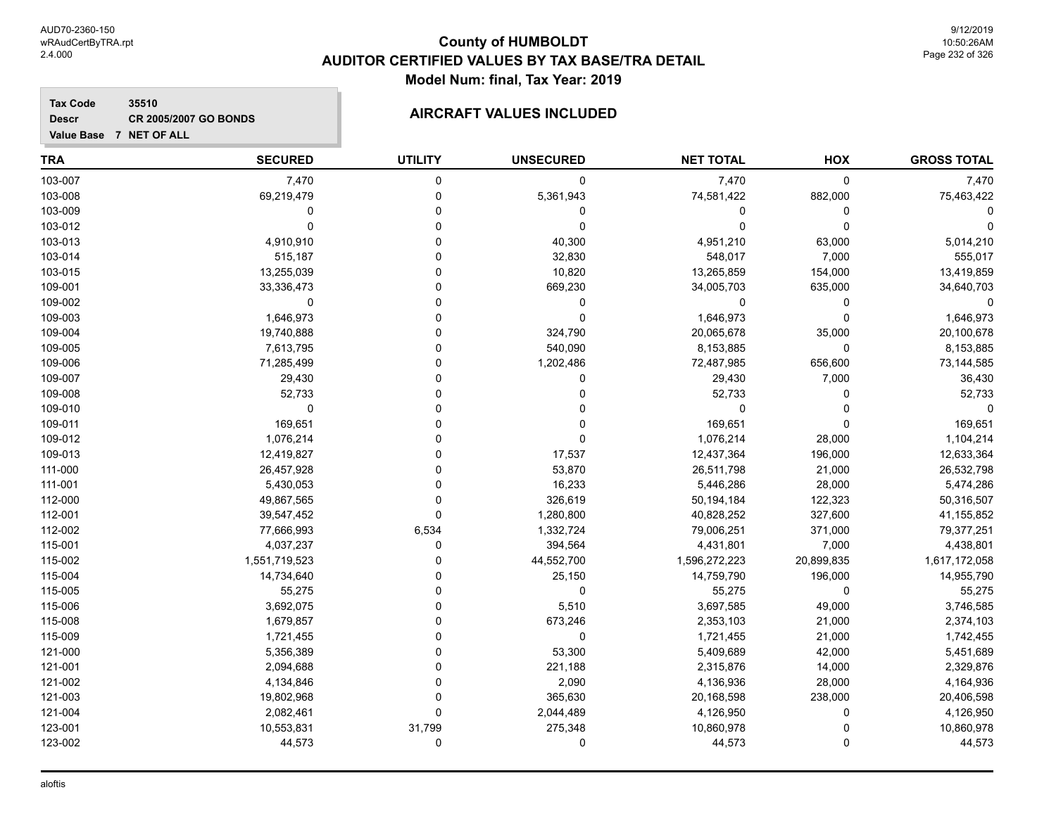# County of HUMBOLDT
## AUDITOR CERTIFIED VALUES BY TAX BASE/TRA DETAIL
### Model Num: final, Tax Year: 2019

**Tax Code** 35510
**Descr** CR 2005/2007 GO BONDS
**Value Base** 7 NET OF ALL

### AIRCRAFT VALUES INCLUDED

| TRA | SECURED | UTILITY | UNSECURED | NET TOTAL | HOX | GROSS TOTAL |
|---|---|---|---|---|---|---|
| 103-007 | 7,470 | 0 | 0 | 7,470 | 0 | 7,470 |
| 103-008 | 69,219,479 | 0 | 5,361,943 | 74,581,422 | 882,000 | 75,463,422 |
| 103-009 | 0 | 0 | 0 | 0 | 0 | 0 |
| 103-012 | 0 | 0 | 0 | 0 | 0 | 0 |
| 103-013 | 4,910,910 | 0 | 40,300 | 4,951,210 | 63,000 | 5,014,210 |
| 103-014 | 515,187 | 0 | 32,830 | 548,017 | 7,000 | 555,017 |
| 103-015 | 13,255,039 | 0 | 10,820 | 13,265,859 | 154,000 | 13,419,859 |
| 109-001 | 33,336,473 | 0 | 669,230 | 34,005,703 | 635,000 | 34,640,703 |
| 109-002 | 0 | 0 | 0 | 0 | 0 | 0 |
| 109-003 | 1,646,973 | 0 | 0 | 1,646,973 | 0 | 1,646,973 |
| 109-004 | 19,740,888 | 0 | 324,790 | 20,065,678 | 35,000 | 20,100,678 |
| 109-005 | 7,613,795 | 0 | 540,090 | 8,153,885 | 0 | 8,153,885 |
| 109-006 | 71,285,499 | 0 | 1,202,486 | 72,487,985 | 656,600 | 73,144,585 |
| 109-007 | 29,430 | 0 | 0 | 29,430 | 7,000 | 36,430 |
| 109-008 | 52,733 | 0 | 0 | 52,733 | 0 | 52,733 |
| 109-010 | 0 | 0 | 0 | 0 | 0 | 0 |
| 109-011 | 169,651 | 0 | 0 | 169,651 | 0 | 169,651 |
| 109-012 | 1,076,214 | 0 | 0 | 1,076,214 | 28,000 | 1,104,214 |
| 109-013 | 12,419,827 | 0 | 17,537 | 12,437,364 | 196,000 | 12,633,364 |
| 111-000 | 26,457,928 | 0 | 53,870 | 26,511,798 | 21,000 | 26,532,798 |
| 111-001 | 5,430,053 | 0 | 16,233 | 5,446,286 | 28,000 | 5,474,286 |
| 112-000 | 49,867,565 | 0 | 326,619 | 50,194,184 | 122,323 | 50,316,507 |
| 112-001 | 39,547,452 | 0 | 1,280,800 | 40,828,252 | 327,600 | 41,155,852 |
| 112-002 | 77,666,993 | 6,534 | 1,332,724 | 79,006,251 | 371,000 | 79,377,251 |
| 115-001 | 4,037,237 | 0 | 394,564 | 4,431,801 | 7,000 | 4,438,801 |
| 115-002 | 1,551,719,523 | 0 | 44,552,700 | 1,596,272,223 | 20,899,835 | 1,617,172,058 |
| 115-004 | 14,734,640 | 0 | 25,150 | 14,759,790 | 196,000 | 14,955,790 |
| 115-005 | 55,275 | 0 | 0 | 55,275 | 0 | 55,275 |
| 115-006 | 3,692,075 | 0 | 5,510 | 3,697,585 | 49,000 | 3,746,585 |
| 115-008 | 1,679,857 | 0 | 673,246 | 2,353,103 | 21,000 | 2,374,103 |
| 115-009 | 1,721,455 | 0 | 0 | 1,721,455 | 21,000 | 1,742,455 |
| 121-000 | 5,356,389 | 0 | 53,300 | 5,409,689 | 42,000 | 5,451,689 |
| 121-001 | 2,094,688 | 0 | 221,188 | 2,315,876 | 14,000 | 2,329,876 |
| 121-002 | 4,134,846 | 0 | 2,090 | 4,136,936 | 28,000 | 4,164,936 |
| 121-003 | 19,802,968 | 0 | 365,630 | 20,168,598 | 238,000 | 20,406,598 |
| 121-004 | 2,082,461 | 0 | 2,044,489 | 4,126,950 | 0 | 4,126,950 |
| 123-001 | 10,553,831 | 31,799 | 275,348 | 10,860,978 | 0 | 10,860,978 |
| 123-002 | 44,573 | 0 | 0 | 44,573 | 0 | 44,573 |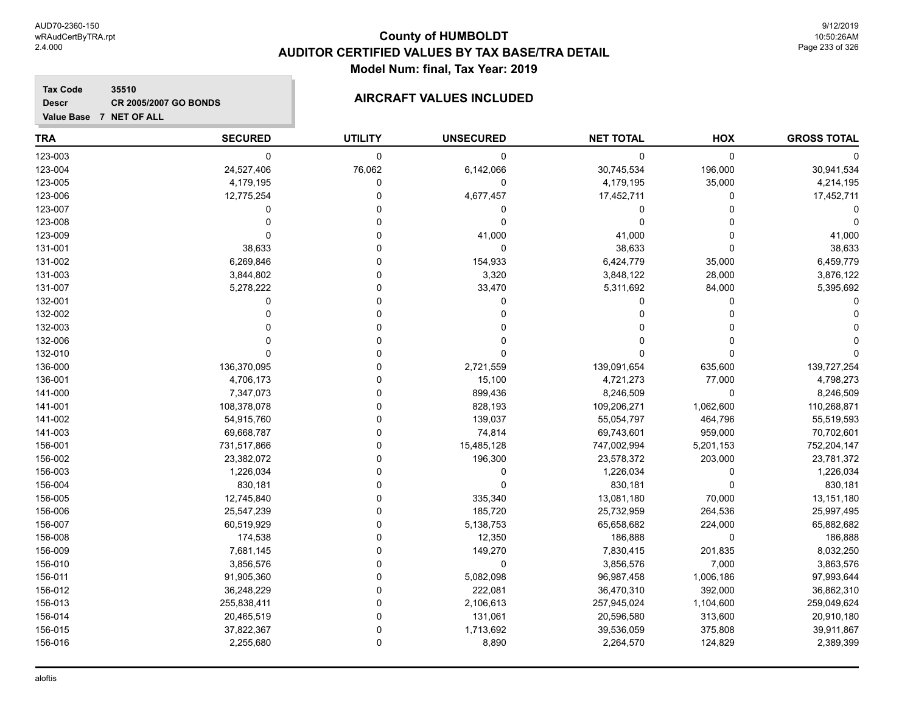# County of HUMBOLDT
## AUDITOR CERTIFIED VALUES BY TAX BASE/TRA DETAIL
### Model Num: final, Tax Year: 2019

**Tax Code** 35510
**Descr** CR 2005/2007 GO BONDS
**Value Base** 7 NET OF ALL

### AIRCRAFT VALUES INCLUDED

| TRA | SECURED | UTILITY | UNSECURED | NET TOTAL | HOX | GROSS TOTAL |
|---|---|---|---|---|---|---|
| 123-003 | 0 | 0 | 0 | 0 | 0 | 0 |
| 123-004 | 24,527,406 | 76,062 | 6,142,066 | 30,745,534 | 196,000 | 30,941,534 |
| 123-005 | 4,179,195 | 0 | 0 | 4,179,195 | 35,000 | 4,214,195 |
| 123-006 | 12,775,254 | 0 | 4,677,457 | 17,452,711 | 0 | 17,452,711 |
| 123-007 | 0 | 0 | 0 | 0 | 0 | 0 |
| 123-008 | 0 | 0 | 0 | 0 | 0 | 0 |
| 123-009 | 0 | 0 | 41,000 | 41,000 | 0 | 41,000 |
| 131-001 | 38,633 | 0 | 0 | 38,633 | 0 | 38,633 |
| 131-002 | 6,269,846 | 0 | 154,933 | 6,424,779 | 35,000 | 6,459,779 |
| 131-003 | 3,844,802 | 0 | 3,320 | 3,848,122 | 28,000 | 3,876,122 |
| 131-007 | 5,278,222 | 0 | 33,470 | 5,311,692 | 84,000 | 5,395,692 |
| 132-001 | 0 | 0 | 0 | 0 | 0 | 0 |
| 132-002 | 0 | 0 | 0 | 0 | 0 | 0 |
| 132-003 | 0 | 0 | 0 | 0 | 0 | 0 |
| 132-006 | 0 | 0 | 0 | 0 | 0 | 0 |
| 132-010 | 0 | 0 | 0 | 0 | 0 | 0 |
| 136-000 | 136,370,095 | 0 | 2,721,559 | 139,091,654 | 635,600 | 139,727,254 |
| 136-001 | 4,706,173 | 0 | 15,100 | 4,721,273 | 77,000 | 4,798,273 |
| 141-000 | 7,347,073 | 0 | 899,436 | 8,246,509 | 0 | 8,246,509 |
| 141-001 | 108,378,078 | 0 | 828,193 | 109,206,271 | 1,062,600 | 110,268,871 |
| 141-002 | 54,915,760 | 0 | 139,037 | 55,054,797 | 464,796 | 55,519,593 |
| 141-003 | 69,668,787 | 0 | 74,814 | 69,743,601 | 959,000 | 70,702,601 |
| 156-001 | 731,517,866 | 0 | 15,485,128 | 747,002,994 | 5,201,153 | 752,204,147 |
| 156-002 | 23,382,072 | 0 | 196,300 | 23,578,372 | 203,000 | 23,781,372 |
| 156-003 | 1,226,034 | 0 | 0 | 1,226,034 | 0 | 1,226,034 |
| 156-004 | 830,181 | 0 | 0 | 830,181 | 0 | 830,181 |
| 156-005 | 12,745,840 | 0 | 335,340 | 13,081,180 | 70,000 | 13,151,180 |
| 156-006 | 25,547,239 | 0 | 185,720 | 25,732,959 | 264,536 | 25,997,495 |
| 156-007 | 60,519,929 | 0 | 5,138,753 | 65,658,682 | 224,000 | 65,882,682 |
| 156-008 | 174,538 | 0 | 12,350 | 186,888 | 0 | 186,888 |
| 156-009 | 7,681,145 | 0 | 149,270 | 7,830,415 | 201,835 | 8,032,250 |
| 156-010 | 3,856,576 | 0 | 0 | 3,856,576 | 7,000 | 3,863,576 |
| 156-011 | 91,905,360 | 0 | 5,082,098 | 96,987,458 | 1,006,186 | 97,993,644 |
| 156-012 | 36,248,229 | 0 | 222,081 | 36,470,310 | 392,000 | 36,862,310 |
| 156-013 | 255,838,411 | 0 | 2,106,613 | 257,945,024 | 1,104,600 | 259,049,624 |
| 156-014 | 20,465,519 | 0 | 131,061 | 20,596,580 | 313,600 | 20,910,180 |
| 156-015 | 37,822,367 | 0 | 1,713,692 | 39,536,059 | 375,808 | 39,911,867 |
| 156-016 | 2,255,680 | 0 | 8,890 | 2,264,570 | 124,829 | 2,389,399 |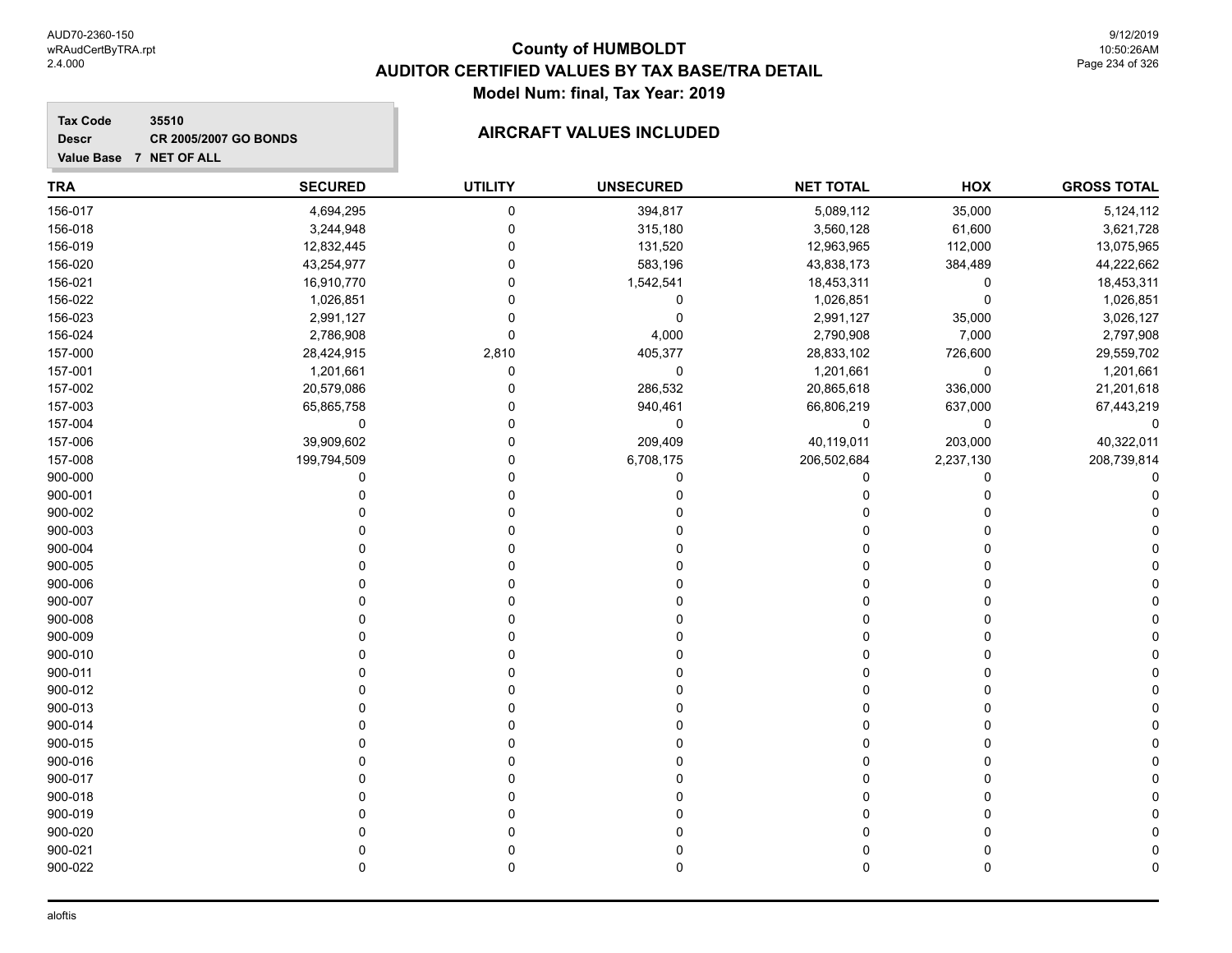# County of HUMBOLDT

## AUDITOR CERTIFIED VALUES BY TAX BASE/TRA DETAIL

### Model Num: final, Tax Year: 2019

**Tax Code** 35510
**Descr** CR 2005/2007 GO BONDS
**Value Base** 7 NET OF ALL

### AIRCRAFT VALUES INCLUDED

| TRA | SECURED | UTILITY | UNSECURED | NET TOTAL | HOX | GROSS TOTAL |
|---|---|---|---|---|---|---|
| 156-017 | 4,694,295 | 0 | 394,817 | 5,089,112 | 35,000 | 5,124,112 |
| 156-018 | 3,244,948 | 0 | 315,180 | 3,560,128 | 61,600 | 3,621,728 |
| 156-019 | 12,832,445 | 0 | 131,520 | 12,963,965 | 112,000 | 13,075,965 |
| 156-020 | 43,254,977 | 0 | 583,196 | 43,838,173 | 384,489 | 44,222,662 |
| 156-021 | 16,910,770 | 0 | 1,542,541 | 18,453,311 | 0 | 18,453,311 |
| 156-022 | 1,026,851 | 0 | 0 | 1,026,851 | 0 | 1,026,851 |
| 156-023 | 2,991,127 | 0 | 0 | 2,991,127 | 35,000 | 3,026,127 |
| 156-024 | 2,786,908 | 0 | 4,000 | 2,790,908 | 7,000 | 2,797,908 |
| 157-000 | 28,424,915 | 2,810 | 405,377 | 28,833,102 | 726,600 | 29,559,702 |
| 157-001 | 1,201,661 | 0 | 0 | 1,201,661 | 0 | 1,201,661 |
| 157-002 | 20,579,086 | 0 | 286,532 | 20,865,618 | 336,000 | 21,201,618 |
| 157-003 | 65,865,758 | 0 | 940,461 | 66,806,219 | 637,000 | 67,443,219 |
| 157-004 | 0 | 0 | 0 | 0 | 0 | 0 |
| 157-006 | 39,909,602 | 0 | 209,409 | 40,119,011 | 203,000 | 40,322,011 |
| 157-008 | 199,794,509 | 0 | 6,708,175 | 206,502,684 | 2,237,130 | 208,739,814 |
| 900-000 | 0 | 0 | 0 | 0 | 0 | 0 |
| 900-001 | 0 | 0 | 0 | 0 | 0 | 0 |
| 900-002 | 0 | 0 | 0 | 0 | 0 | 0 |
| 900-003 | 0 | 0 | 0 | 0 | 0 | 0 |
| 900-004 | 0 | 0 | 0 | 0 | 0 | 0 |
| 900-005 | 0 | 0 | 0 | 0 | 0 | 0 |
| 900-006 | 0 | 0 | 0 | 0 | 0 | 0 |
| 900-007 | 0 | 0 | 0 | 0 | 0 | 0 |
| 900-008 | 0 | 0 | 0 | 0 | 0 | 0 |
| 900-009 | 0 | 0 | 0 | 0 | 0 | 0 |
| 900-010 | 0 | 0 | 0 | 0 | 0 | 0 |
| 900-011 | 0 | 0 | 0 | 0 | 0 | 0 |
| 900-012 | 0 | 0 | 0 | 0 | 0 | 0 |
| 900-013 | 0 | 0 | 0 | 0 | 0 | 0 |
| 900-014 | 0 | 0 | 0 | 0 | 0 | 0 |
| 900-015 | 0 | 0 | 0 | 0 | 0 | 0 |
| 900-016 | 0 | 0 | 0 | 0 | 0 | 0 |
| 900-017 | 0 | 0 | 0 | 0 | 0 | 0 |
| 900-018 | 0 | 0 | 0 | 0 | 0 | 0 |
| 900-019 | 0 | 0 | 0 | 0 | 0 | 0 |
| 900-020 | 0 | 0 | 0 | 0 | 0 | 0 |
| 900-021 | 0 | 0 | 0 | 0 | 0 | 0 |
| 900-022 | 0 | 0 | 0 | 0 | 0 | 0 |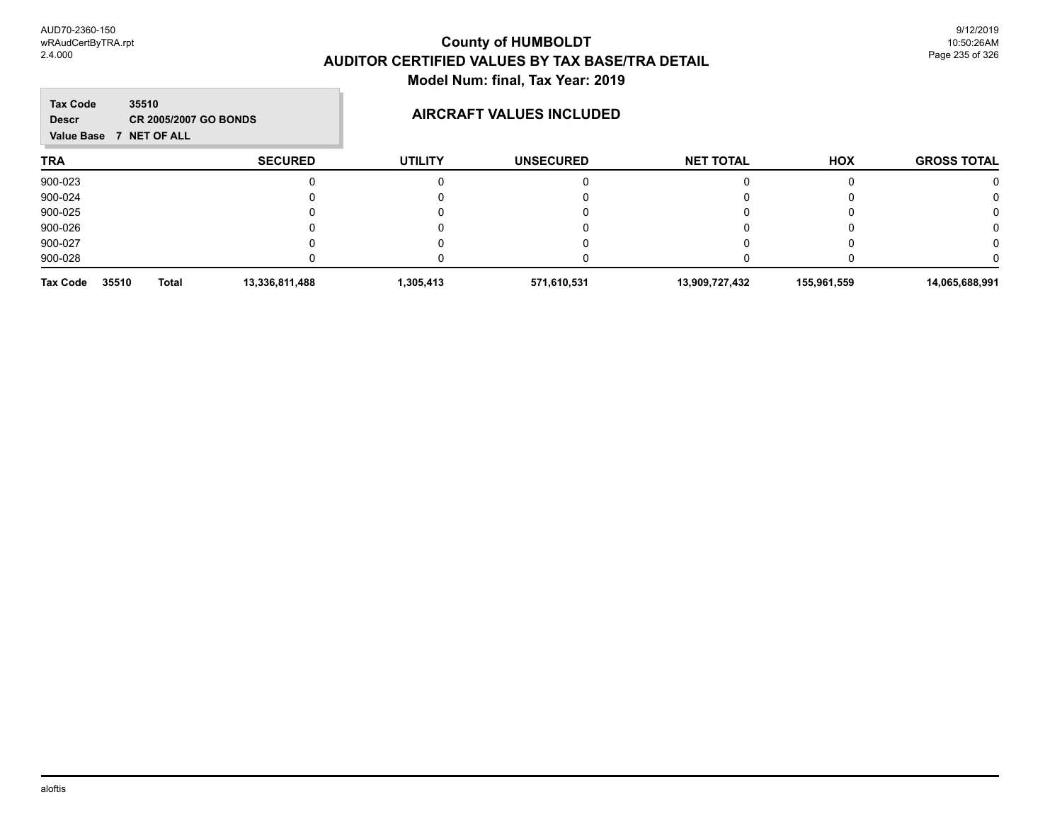# County of HUMBOLDT
## AUDITOR CERTIFIED VALUES BY TAX BASE/TRA DETAIL
### Model Num: final, Tax Year: 2019

**Tax Code** 35510
**Descr** CR 2005/2007 GO BONDS
**Value Base** 7 NET OF ALL

**AIRCRAFT VALUES INCLUDED**

| TRA | SECURED | UTILITY | UNSECURED | NET TOTAL | HOX | GROSS TOTAL |
|---|---|---|---|---|---|---|
| 900-023 | 0 | 0 | 0 | 0 | 0 | 0 |
| 900-024 | 0 | 0 | 0 | 0 | 0 | 0 |
| 900-025 | 0 | 0 | 0 | 0 | 0 | 0 |
| 900-026 | 0 | 0 | 0 | 0 | 0 | 0 |
| 900-027 | 0 | 0 | 0 | 0 | 0 | 0 |
| 900-028 | 0 | 0 | 0 | 0 | 0 | 0 |
| **Tax Code 35510 Total** | **13,336,811,488** | **1,305,413** | **571,610,531** | **13,909,727,432** | **155,961,559** | **14,065,688,991** |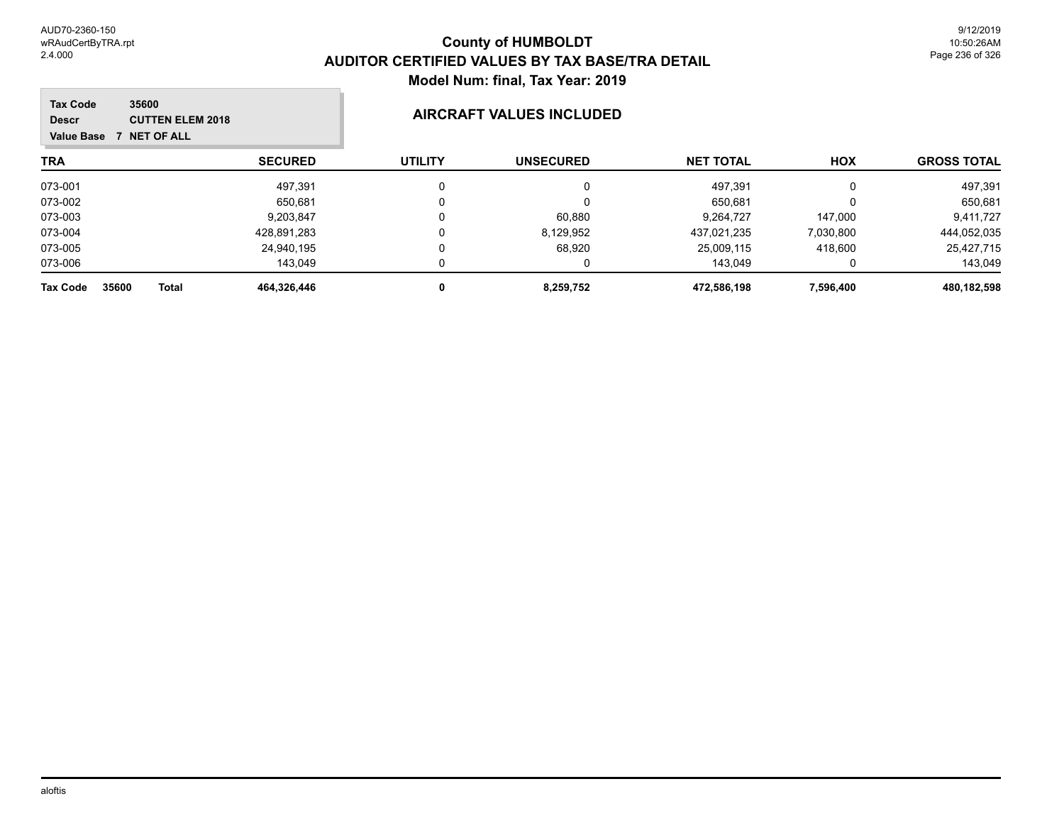# County of HUMBOLDT
## AUDITOR CERTIFIED VALUES BY TAX BASE/TRA DETAIL
### Model Num: final, Tax Year: 2019

**Tax Code** 35600
**Descr** CUTTEN ELEM 2018
**Value Base** 7 NET OF ALL

### AIRCRAFT VALUES INCLUDED

| TRA | SECURED | UTILITY | UNSECURED | NET TOTAL | HOX | GROSS TOTAL |
|---|---|---|---|---|---|---|
| 073-001 | 497,391 | 0 | 0 | 497,391 | 0 | 497,391 |
| 073-002 | 650,681 | 0 | 0 | 650,681 | 0 | 650,681 |
| 073-003 | 9,203,847 | 0 | 60,880 | 9,264,727 | 147,000 | 9,411,727 |
| 073-004 | 428,891,283 | 0 | 8,129,952 | 437,021,235 | 7,030,800 | 444,052,035 |
| 073-005 | 24,940,195 | 0 | 68,920 | 25,009,115 | 418,600 | 25,427,715 |
| 073-006 | 143,049 | 0 | 0 | 143,049 | 0 | 143,049 |
| **Tax Code 35600 Total** | **464,326,446** | **0** | **8,259,752** | **472,586,198** | **7,596,400** | **480,182,598** |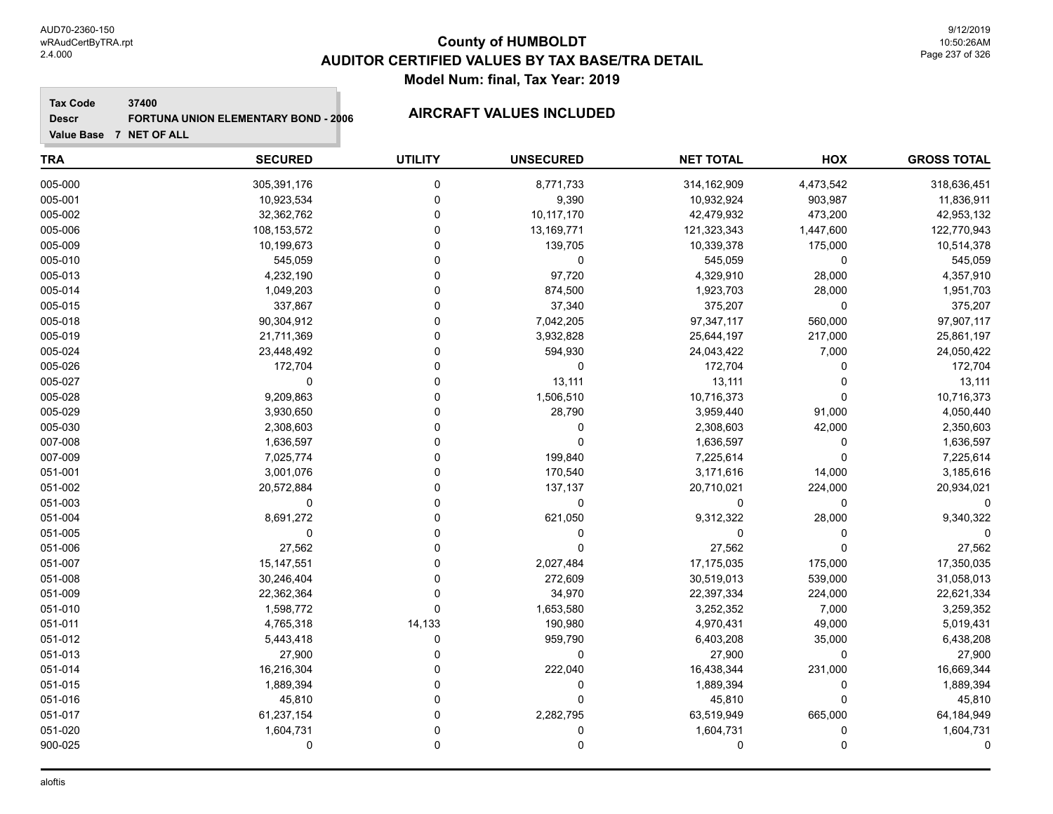# County of HUMBOLDT
## AUDITOR CERTIFIED VALUES BY TAX BASE/TRA DETAIL
### Model Num: final, Tax Year: 2019

**Tax Code** 37400
**Descr** FORTUNA UNION ELEMENTARY BOND - 2006
**Value Base** 7 NET OF ALL

**AIRCRAFT VALUES INCLUDED**

| TRA | SECURED | UTILITY | UNSECURED | NET TOTAL | HOX | GROSS TOTAL |
|---|---|---|---|---|---|---|
| 005-000 | 305,391,176 | 0 | 8,771,733 | 314,162,909 | 4,473,542 | 318,636,451 |
| 005-001 | 10,923,534 | 0 | 9,390 | 10,932,924 | 903,987 | 11,836,911 |
| 005-002 | 32,362,762 | 0 | 10,117,170 | 42,479,932 | 473,200 | 42,953,132 |
| 005-006 | 108,153,572 | 0 | 13,169,771 | 121,323,343 | 1,447,600 | 122,770,943 |
| 005-009 | 10,199,673 | 0 | 139,705 | 10,339,378 | 175,000 | 10,514,378 |
| 005-010 | 545,059 | 0 | 0 | 545,059 | 0 | 545,059 |
| 005-013 | 4,232,190 | 0 | 97,720 | 4,329,910 | 28,000 | 4,357,910 |
| 005-014 | 1,049,203 | 0 | 874,500 | 1,923,703 | 28,000 | 1,951,703 |
| 005-015 | 337,867 | 0 | 37,340 | 375,207 | 0 | 375,207 |
| 005-018 | 90,304,912 | 0 | 7,042,205 | 97,347,117 | 560,000 | 97,907,117 |
| 005-019 | 21,711,369 | 0 | 3,932,828 | 25,644,197 | 217,000 | 25,861,197 |
| 005-024 | 23,448,492 | 0 | 594,930 | 24,043,422 | 7,000 | 24,050,422 |
| 005-026 | 172,704 | 0 | 0 | 172,704 | 0 | 172,704 |
| 005-027 | 0 | 0 | 13,111 | 13,111 | 0 | 13,111 |
| 005-028 | 9,209,863 | 0 | 1,506,510 | 10,716,373 | 0 | 10,716,373 |
| 005-029 | 3,930,650 | 0 | 28,790 | 3,959,440 | 91,000 | 4,050,440 |
| 005-030 | 2,308,603 | 0 | 0 | 2,308,603 | 42,000 | 2,350,603 |
| 007-008 | 1,636,597 | 0 | 0 | 1,636,597 | 0 | 1,636,597 |
| 007-009 | 7,025,774 | 0 | 199,840 | 7,225,614 | 0 | 7,225,614 |
| 051-001 | 3,001,076 | 0 | 170,540 | 3,171,616 | 14,000 | 3,185,616 |
| 051-002 | 20,572,884 | 0 | 137,137 | 20,710,021 | 224,000 | 20,934,021 |
| 051-003 | 0 | 0 | 0 | 0 | 0 | 0 |
| 051-004 | 8,691,272 | 0 | 621,050 | 9,312,322 | 28,000 | 9,340,322 |
| 051-005 | 0 | 0 | 0 | 0 | 0 | 0 |
| 051-006 | 27,562 | 0 | 0 | 27,562 | 0 | 27,562 |
| 051-007 | 15,147,551 | 0 | 2,027,484 | 17,175,035 | 175,000 | 17,350,035 |
| 051-008 | 30,246,404 | 0 | 272,609 | 30,519,013 | 539,000 | 31,058,013 |
| 051-009 | 22,362,364 | 0 | 34,970 | 22,397,334 | 224,000 | 22,621,334 |
| 051-010 | 1,598,772 | 0 | 1,653,580 | 3,252,352 | 7,000 | 3,259,352 |
| 051-011 | 4,765,318 | 14,133 | 190,980 | 4,970,431 | 49,000 | 5,019,431 |
| 051-012 | 5,443,418 | 0 | 959,790 | 6,403,208 | 35,000 | 6,438,208 |
| 051-013 | 27,900 | 0 | 0 | 27,900 | 0 | 27,900 |
| 051-014 | 16,216,304 | 0 | 222,040 | 16,438,344 | 231,000 | 16,669,344 |
| 051-015 | 1,889,394 | 0 | 0 | 1,889,394 | 0 | 1,889,394 |
| 051-016 | 45,810 | 0 | 0 | 45,810 | 0 | 45,810 |
| 051-017 | 61,237,154 | 0 | 2,282,795 | 63,519,949 | 665,000 | 64,184,949 |
| 051-020 | 1,604,731 | 0 | 0 | 1,604,731 | 0 | 1,604,731 |
| 900-025 | 0 | 0 | 0 | 0 | 0 | 0 |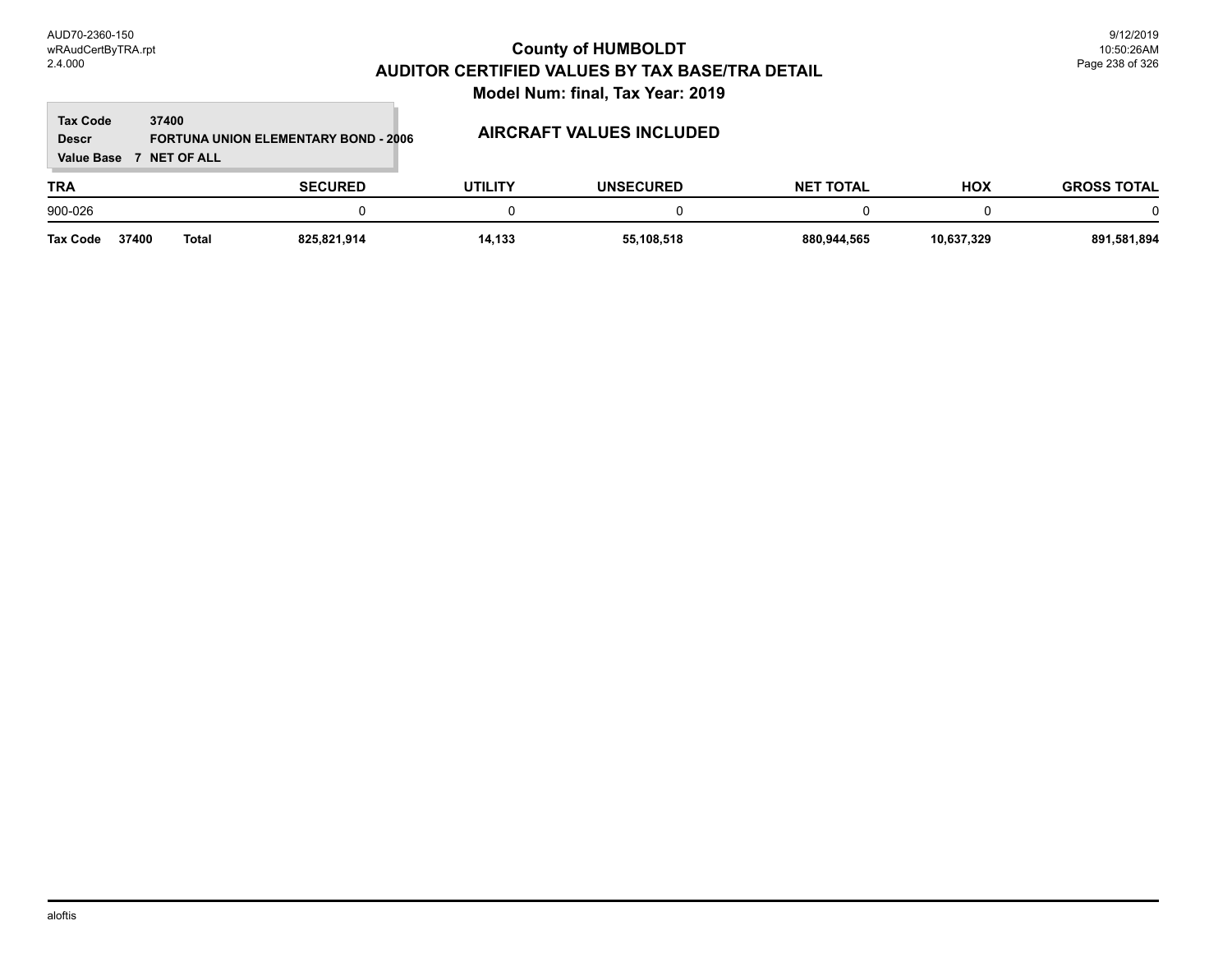# County of HUMBOLDT
## AUDITOR CERTIFIED VALUES BY TAX BASE/TRA DETAIL
### Model Num: final, Tax Year: 2019

**Tax Code** 37400
**Descr** FORTUNA UNION ELEMENTARY BOND - 2006
**Value Base** 7 NET OF ALL

**AIRCRAFT VALUES INCLUDED**

| TRA | SECURED | UTILITY | UNSECURED | NET TOTAL | HOX | GROSS TOTAL |
|---|---|---|---|---|---|---|
| 900-026 | 0 | 0 | 0 | 0 | 0 | 0 |
| **Tax Code 37400 Total** | **825,821,914** | **14,133** | **55,108,518** | **880,944,565** | **10,637,329** | **891,581,894** |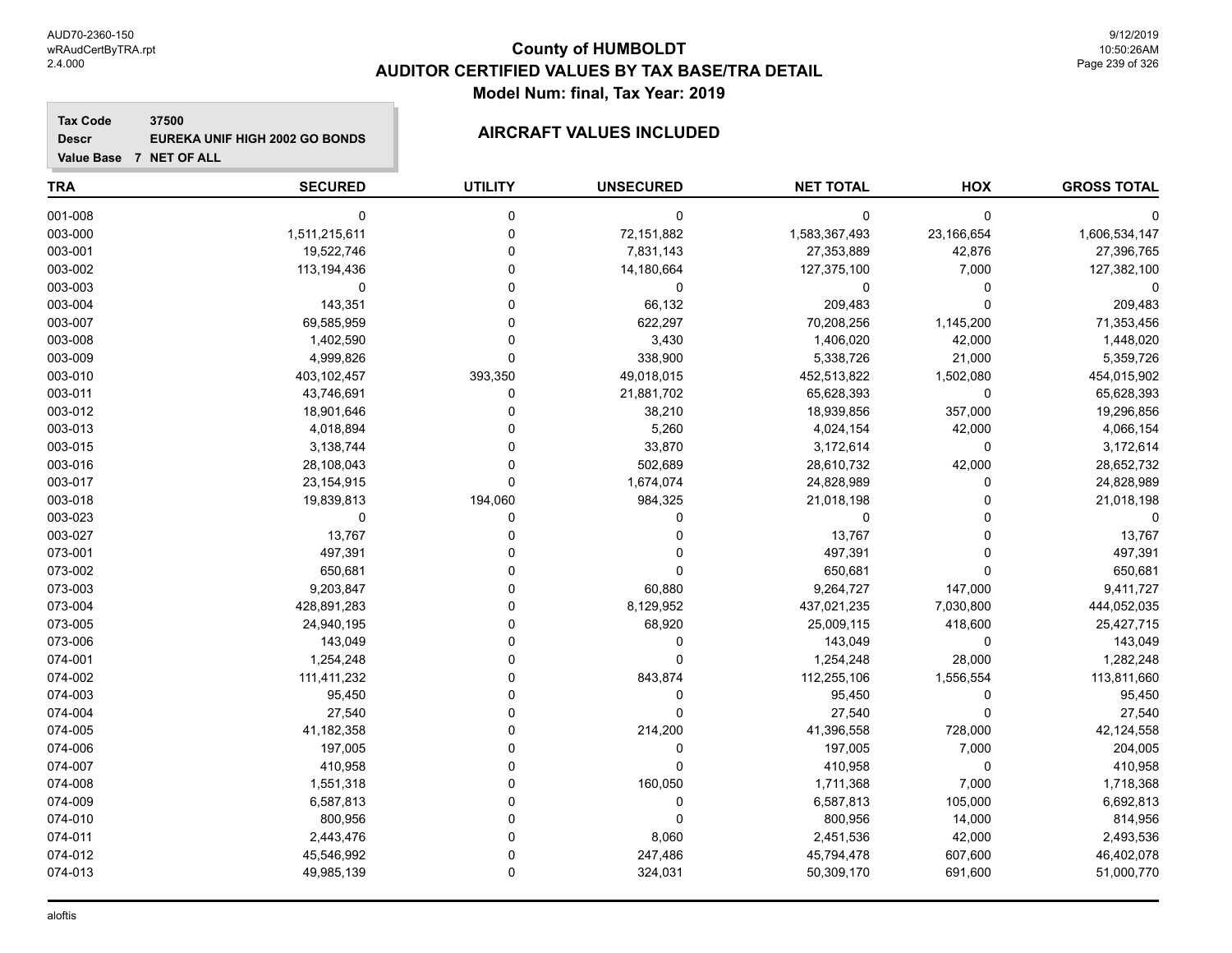# County of HUMBOLDT
## AUDITOR CERTIFIED VALUES BY TAX BASE/TRA DETAIL
### Model Num: final, Tax Year: 2019

**Tax Code** 37500
**Descr** EUREKA UNIF HIGH 2002 GO BONDS
**Value Base** 7 NET OF ALL

**AIRCRAFT VALUES INCLUDED**

| TRA | SECURED | UTILITY | UNSECURED | NET TOTAL | HOX | GROSS TOTAL |
|---|---|---|---|---|---|---|
| 001-008 | 0 | 0 | 0 | 0 | 0 | 0 |
| 003-000 | 1,511,215,611 | 0 | 72,151,882 | 1,583,367,493 | 23,166,654 | 1,606,534,147 |
| 003-001 | 19,522,746 | 0 | 7,831,143 | 27,353,889 | 42,876 | 27,396,765 |
| 003-002 | 113,194,436 | 0 | 14,180,664 | 127,375,100 | 7,000 | 127,382,100 |
| 003-003 | 0 | 0 | 0 | 0 | 0 | 0 |
| 003-004 | 143,351 | 0 | 66,132 | 209,483 | 0 | 209,483 |
| 003-007 | 69,585,959 | 0 | 622,297 | 70,208,256 | 1,145,200 | 71,353,456 |
| 003-008 | 1,402,590 | 0 | 3,430 | 1,406,020 | 42,000 | 1,448,020 |
| 003-009 | 4,999,826 | 0 | 338,900 | 5,338,726 | 21,000 | 5,359,726 |
| 003-010 | 403,102,457 | 393,350 | 49,018,015 | 452,513,822 | 1,502,080 | 454,015,902 |
| 003-011 | 43,746,691 | 0 | 21,881,702 | 65,628,393 | 0 | 65,628,393 |
| 003-012 | 18,901,646 | 0 | 38,210 | 18,939,856 | 357,000 | 19,296,856 |
| 003-013 | 4,018,894 | 0 | 5,260 | 4,024,154 | 42,000 | 4,066,154 |
| 003-015 | 3,138,744 | 0 | 33,870 | 3,172,614 | 0 | 3,172,614 |
| 003-016 | 28,108,043 | 0 | 502,689 | 28,610,732 | 42,000 | 28,652,732 |
| 003-017 | 23,154,915 | 0 | 1,674,074 | 24,828,989 | 0 | 24,828,989 |
| 003-018 | 19,839,813 | 194,060 | 984,325 | 21,018,198 | 0 | 21,018,198 |
| 003-023 | 0 | 0 | 0 | 0 | 0 | 0 |
| 003-027 | 13,767 | 0 | 0 | 13,767 | 0 | 13,767 |
| 073-001 | 497,391 | 0 | 0 | 497,391 | 0 | 497,391 |
| 073-002 | 650,681 | 0 | 0 | 650,681 | 0 | 650,681 |
| 073-003 | 9,203,847 | 0 | 60,880 | 9,264,727 | 147,000 | 9,411,727 |
| 073-004 | 428,891,283 | 0 | 8,129,952 | 437,021,235 | 7,030,800 | 444,052,035 |
| 073-005 | 24,940,195 | 0 | 68,920 | 25,009,115 | 418,600 | 25,427,715 |
| 073-006 | 143,049 | 0 | 0 | 143,049 | 0 | 143,049 |
| 074-001 | 1,254,248 | 0 | 0 | 1,254,248 | 28,000 | 1,282,248 |
| 074-002 | 111,411,232 | 0 | 843,874 | 112,255,106 | 1,556,554 | 113,811,660 |
| 074-003 | 95,450 | 0 | 0 | 95,450 | 0 | 95,450 |
| 074-004 | 27,540 | 0 | 0 | 27,540 | 0 | 27,540 |
| 074-005 | 41,182,358 | 0 | 214,200 | 41,396,558 | 728,000 | 42,124,558 |
| 074-006 | 197,005 | 0 | 0 | 197,005 | 7,000 | 204,005 |
| 074-007 | 410,958 | 0 | 0 | 410,958 | 0 | 410,958 |
| 074-008 | 1,551,318 | 0 | 160,050 | 1,711,368 | 7,000 | 1,718,368 |
| 074-009 | 6,587,813 | 0 | 0 | 6,587,813 | 105,000 | 6,692,813 |
| 074-010 | 800,956 | 0 | 0 | 800,956 | 14,000 | 814,956 |
| 074-011 | 2,443,476 | 0 | 8,060 | 2,451,536 | 42,000 | 2,493,536 |
| 074-012 | 45,546,992 | 0 | 247,486 | 45,794,478 | 607,600 | 46,402,078 |
| 074-013 | 49,985,139 | 0 | 324,031 | 50,309,170 | 691,600 | 51,000,770 |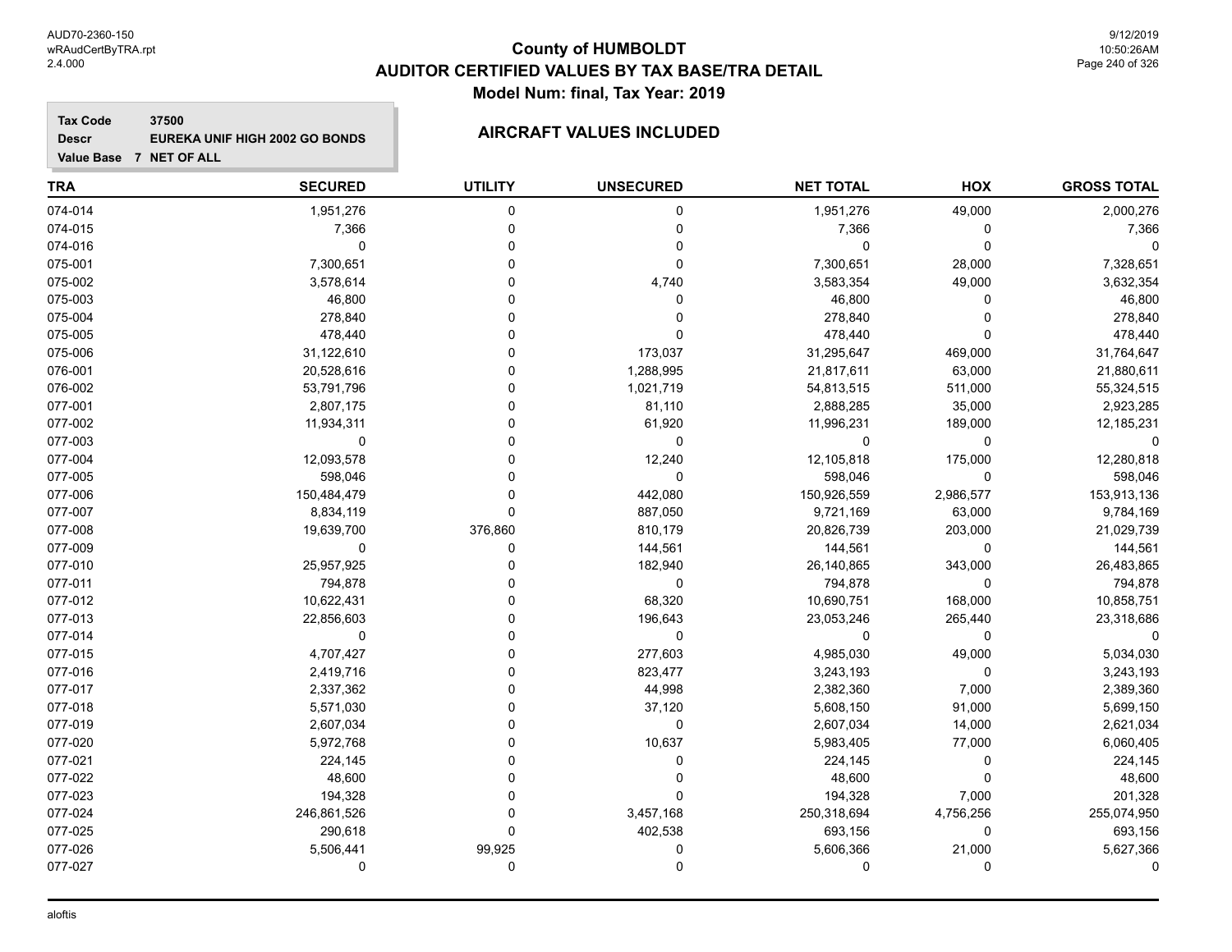# County of HUMBOLDT
# AUDITOR CERTIFIED VALUES BY TAX BASE/TRA DETAIL
## Model Num: final, Tax Year: 2019

**Tax Code** 37500
**Descr** EUREKA UNIF HIGH 2002 GO BONDS
**Value Base** 7 NET OF ALL

### AIRCRAFT VALUES INCLUDED

| TRA | SECURED | UTILITY | UNSECURED | NET TOTAL | HOX | GROSS TOTAL |
|---|---|---|---|---|---|---|
| 074-014 | 1,951,276 | 0 | 0 | 1,951,276 | 49,000 | 2,000,276 |
| 074-015 | 7,366 | 0 | 0 | 7,366 | 0 | 7,366 |
| 074-016 | 0 | 0 | 0 | 0 | 0 | 0 |
| 075-001 | 7,300,651 | 0 | 0 | 7,300,651 | 28,000 | 7,328,651 |
| 075-002 | 3,578,614 | 0 | 4,740 | 3,583,354 | 49,000 | 3,632,354 |
| 075-003 | 46,800 | 0 | 0 | 46,800 | 0 | 46,800 |
| 075-004 | 278,840 | 0 | 0 | 278,840 | 0 | 278,840 |
| 075-005 | 478,440 | 0 | 0 | 478,440 | 0 | 478,440 |
| 075-006 | 31,122,610 | 0 | 173,037 | 31,295,647 | 469,000 | 31,764,647 |
| 076-001 | 20,528,616 | 0 | 1,288,995 | 21,817,611 | 63,000 | 21,880,611 |
| 076-002 | 53,791,796 | 0 | 1,021,719 | 54,813,515 | 511,000 | 55,324,515 |
| 077-001 | 2,807,175 | 0 | 81,110 | 2,888,285 | 35,000 | 2,923,285 |
| 077-002 | 11,934,311 | 0 | 61,920 | 11,996,231 | 189,000 | 12,185,231 |
| 077-003 | 0 | 0 | 0 | 0 | 0 | 0 |
| 077-004 | 12,093,578 | 0 | 12,240 | 12,105,818 | 175,000 | 12,280,818 |
| 077-005 | 598,046 | 0 | 0 | 598,046 | 0 | 598,046 |
| 077-006 | 150,484,479 | 0 | 442,080 | 150,926,559 | 2,986,577 | 153,913,136 |
| 077-007 | 8,834,119 | 0 | 887,050 | 9,721,169 | 63,000 | 9,784,169 |
| 077-008 | 19,639,700 | 376,860 | 810,179 | 20,826,739 | 203,000 | 21,029,739 |
| 077-009 | 0 | 0 | 144,561 | 144,561 | 0 | 144,561 |
| 077-010 | 25,957,925 | 0 | 182,940 | 26,140,865 | 343,000 | 26,483,865 |
| 077-011 | 794,878 | 0 | 0 | 794,878 | 0 | 794,878 |
| 077-012 | 10,622,431 | 0 | 68,320 | 10,690,751 | 168,000 | 10,858,751 |
| 077-013 | 22,856,603 | 0 | 196,643 | 23,053,246 | 265,440 | 23,318,686 |
| 077-014 | 0 | 0 | 0 | 0 | 0 | 0 |
| 077-015 | 4,707,427 | 0 | 277,603 | 4,985,030 | 49,000 | 5,034,030 |
| 077-016 | 2,419,716 | 0 | 823,477 | 3,243,193 | 0 | 3,243,193 |
| 077-017 | 2,337,362 | 0 | 44,998 | 2,382,360 | 7,000 | 2,389,360 |
| 077-018 | 5,571,030 | 0 | 37,120 | 5,608,150 | 91,000 | 5,699,150 |
| 077-019 | 2,607,034 | 0 | 0 | 2,607,034 | 14,000 | 2,621,034 |
| 077-020 | 5,972,768 | 0 | 10,637 | 5,983,405 | 77,000 | 6,060,405 |
| 077-021 | 224,145 | 0 | 0 | 224,145 | 0 | 224,145 |
| 077-022 | 48,600 | 0 | 0 | 48,600 | 0 | 48,600 |
| 077-023 | 194,328 | 0 | 0 | 194,328 | 7,000 | 201,328 |
| 077-024 | 246,861,526 | 0 | 3,457,168 | 250,318,694 | 4,756,256 | 255,074,950 |
| 077-025 | 290,618 | 0 | 402,538 | 693,156 | 0 | 693,156 |
| 077-026 | 5,506,441 | 99,925 | 0 | 5,606,366 | 21,000 | 5,627,366 |
| 077-027 | 0 | 0 | 0 | 0 | 0 | 0 |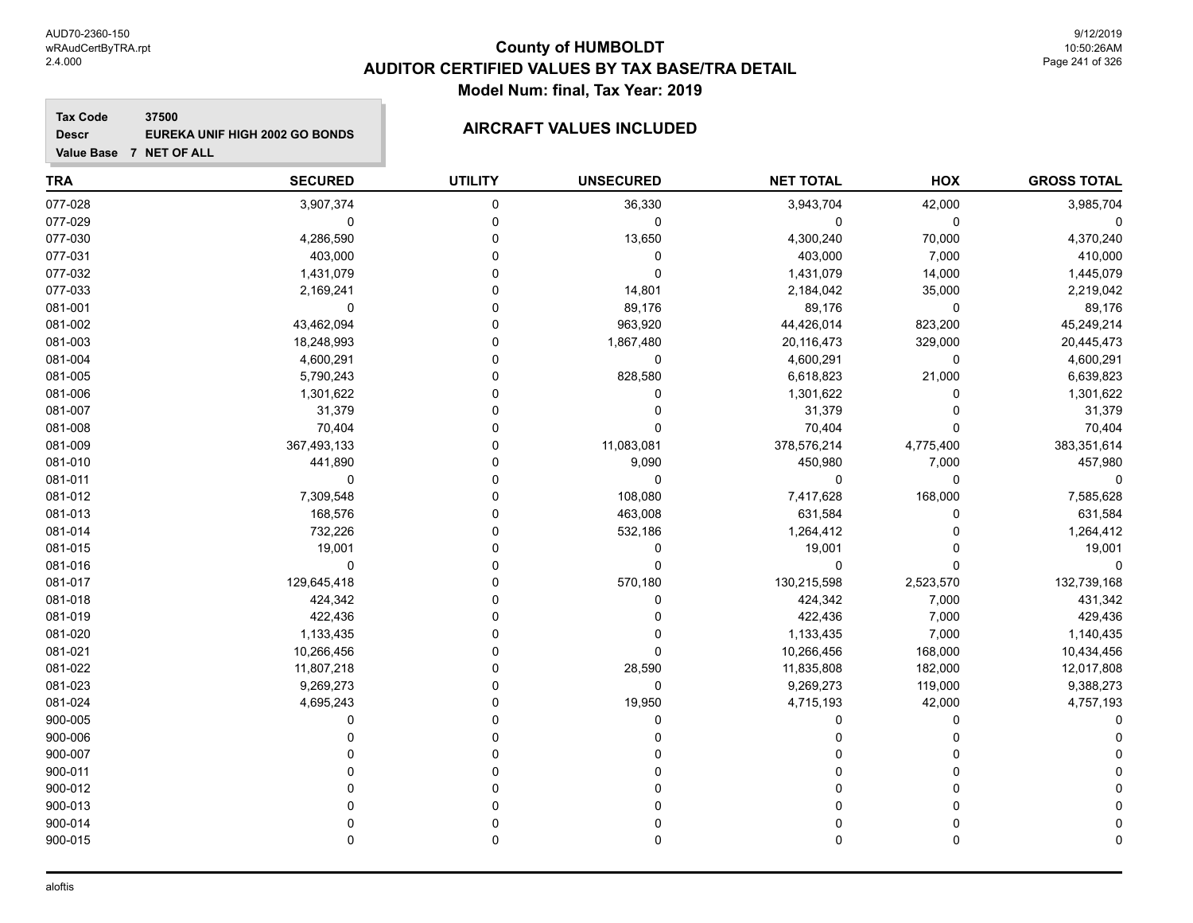# County of HUMBOLDT
## AUDITOR CERTIFIED VALUES BY TAX BASE/TRA DETAIL
### Model Num: final, Tax Year: 2019

**Tax Code** 37500
**Descr** EUREKA UNIF HIGH 2002 GO BONDS
**Value Base** 7 NET OF ALL

### AIRCRAFT VALUES INCLUDED

| TRA | SECURED | UTILITY | UNSECURED | NET TOTAL | HOX | GROSS TOTAL |
|---|---|---|---|---|---|---|
| 077-028 | 3,907,374 | 0 | 36,330 | 3,943,704 | 42,000 | 3,985,704 |
| 077-029 | 0 | 0 | 0 | 0 | 0 | 0 |
| 077-030 | 4,286,590 | 0 | 13,650 | 4,300,240 | 70,000 | 4,370,240 |
| 077-031 | 403,000 | 0 | 0 | 403,000 | 7,000 | 410,000 |
| 077-032 | 1,431,079 | 0 | 0 | 1,431,079 | 14,000 | 1,445,079 |
| 077-033 | 2,169,241 | 0 | 14,801 | 2,184,042 | 35,000 | 2,219,042 |
| 081-001 | 0 | 0 | 89,176 | 89,176 | 0 | 89,176 |
| 081-002 | 43,462,094 | 0 | 963,920 | 44,426,014 | 823,200 | 45,249,214 |
| 081-003 | 18,248,993 | 0 | 1,867,480 | 20,116,473 | 329,000 | 20,445,473 |
| 081-004 | 4,600,291 | 0 | 0 | 4,600,291 | 0 | 4,600,291 |
| 081-005 | 5,790,243 | 0 | 828,580 | 6,618,823 | 21,000 | 6,639,823 |
| 081-006 | 1,301,622 | 0 | 0 | 1,301,622 | 0 | 1,301,622 |
| 081-007 | 31,379 | 0 | 0 | 31,379 | 0 | 31,379 |
| 081-008 | 70,404 | 0 | 0 | 70,404 | 0 | 70,404 |
| 081-009 | 367,493,133 | 0 | 11,083,081 | 378,576,214 | 4,775,400 | 383,351,614 |
| 081-010 | 441,890 | 0 | 9,090 | 450,980 | 7,000 | 457,980 |
| 081-011 | 0 | 0 | 0 | 0 | 0 | 0 |
| 081-012 | 7,309,548 | 0 | 108,080 | 7,417,628 | 168,000 | 7,585,628 |
| 081-013 | 168,576 | 0 | 463,008 | 631,584 | 0 | 631,584 |
| 081-014 | 732,226 | 0 | 532,186 | 1,264,412 | 0 | 1,264,412 |
| 081-015 | 19,001 | 0 | 0 | 19,001 | 0 | 19,001 |
| 081-016 | 0 | 0 | 0 | 0 | 0 | 0 |
| 081-017 | 129,645,418 | 0 | 570,180 | 130,215,598 | 2,523,570 | 132,739,168 |
| 081-018 | 424,342 | 0 | 0 | 424,342 | 7,000 | 431,342 |
| 081-019 | 422,436 | 0 | 0 | 422,436 | 7,000 | 429,436 |
| 081-020 | 1,133,435 | 0 | 0 | 1,133,435 | 7,000 | 1,140,435 |
| 081-021 | 10,266,456 | 0 | 0 | 10,266,456 | 168,000 | 10,434,456 |
| 081-022 | 11,807,218 | 0 | 28,590 | 11,835,808 | 182,000 | 12,017,808 |
| 081-023 | 9,269,273 | 0 | 0 | 9,269,273 | 119,000 | 9,388,273 |
| 081-024 | 4,695,243 | 0 | 19,950 | 4,715,193 | 42,000 | 4,757,193 |
| 900-005 | 0 | 0 | 0 | 0 | 0 | 0 |
| 900-006 | 0 | 0 | 0 | 0 | 0 | 0 |
| 900-007 | 0 | 0 | 0 | 0 | 0 | 0 |
| 900-011 | 0 | 0 | 0 | 0 | 0 | 0 |
| 900-012 | 0 | 0 | 0 | 0 | 0 | 0 |
| 900-013 | 0 | 0 | 0 | 0 | 0 | 0 |
| 900-014 | 0 | 0 | 0 | 0 | 0 | 0 |
| 900-015 | 0 | 0 | 0 | 0 | 0 | 0 |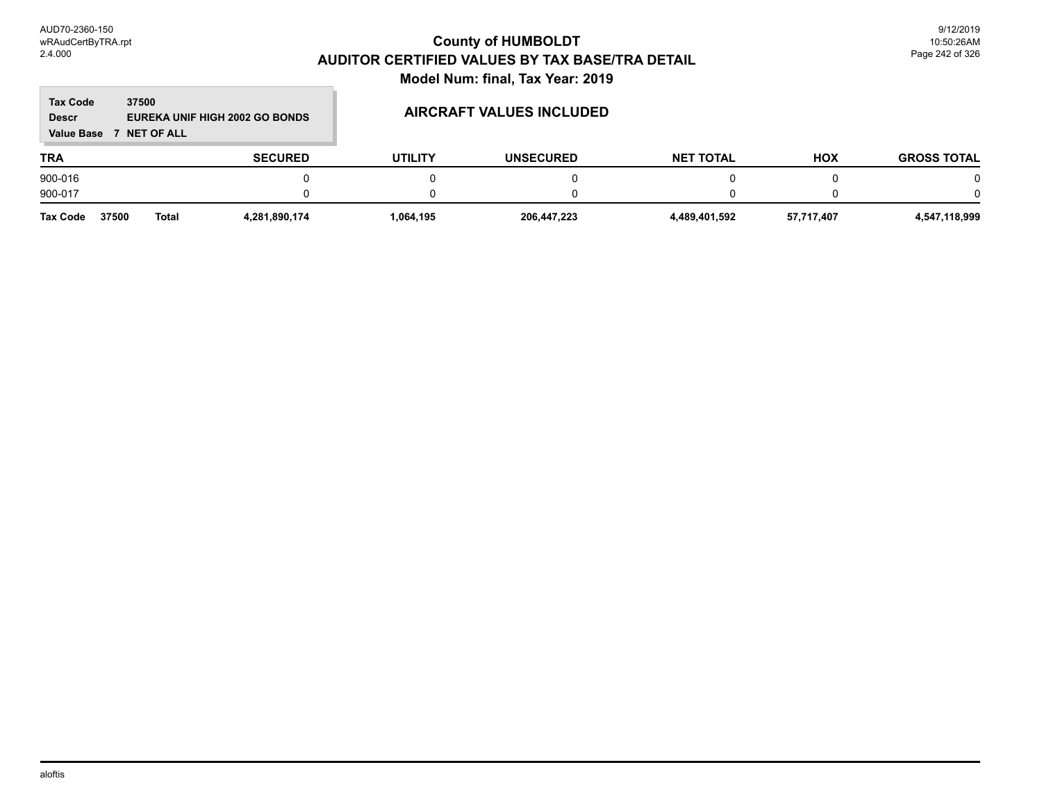**County of HUMBOLDT**
**AUDITOR CERTIFIED VALUES BY TAX BASE/TRA DETAIL**
**Model Num: final, Tax Year: 2019**

**Tax Code** 37500
**Descr** EUREKA UNIF HIGH 2002 GO BONDS
**Value Base** 7 NET OF ALL

## AIRCRAFT VALUES INCLUDED

| TRA | SECURED | UTILITY | UNSECURED | NET TOTAL | HOX | GROSS TOTAL |
|---|---|---|---|---|---|---|
| 900-016 | 0 | 0 | 0 | 0 | 0 | 0 |
| 900-017 | 0 | 0 | 0 | 0 | 0 | 0 |
| **Tax Code 37500 Total** | **4,281,890,174** | **1,064,195** | **206,447,223** | **4,489,401,592** | **57,717,407** | **4,547,118,999** |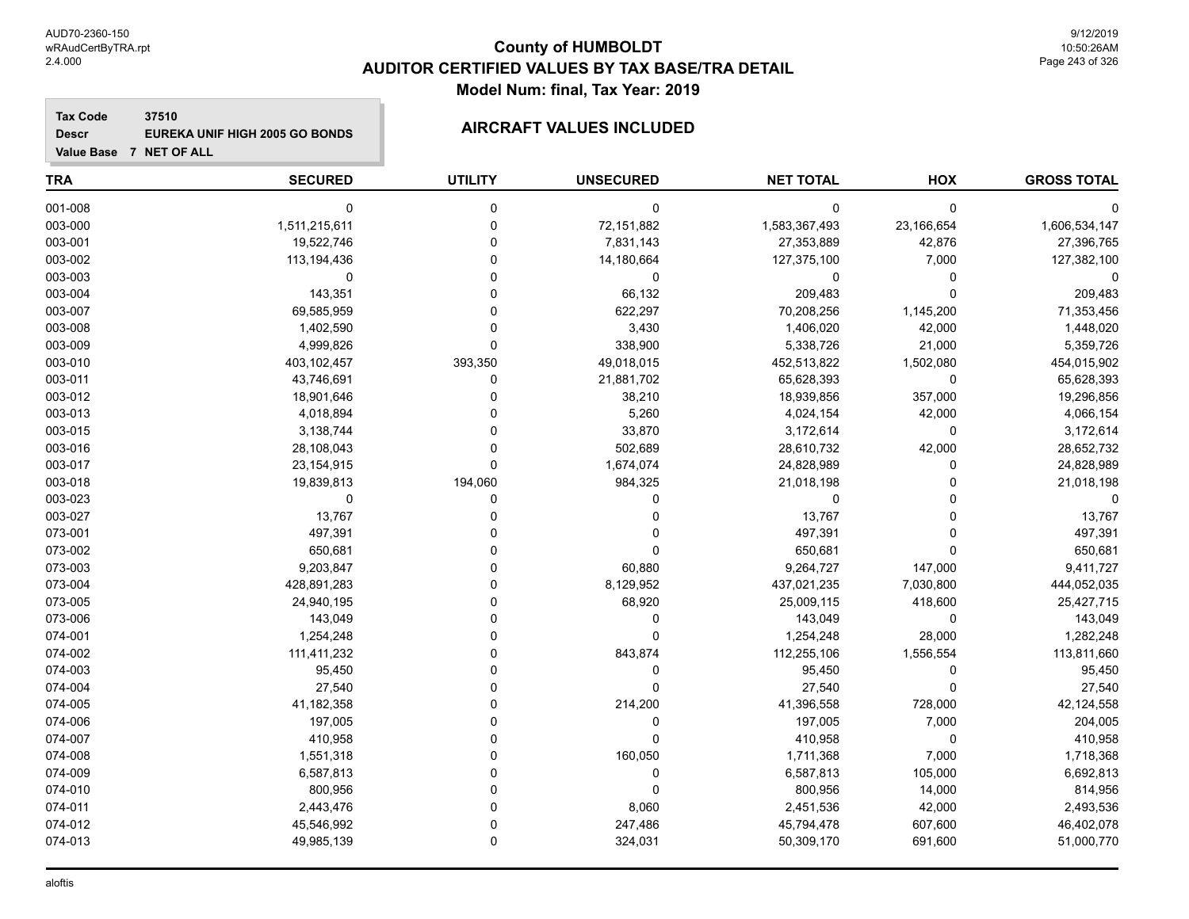# County of HUMBOLDT
## AUDITOR CERTIFIED VALUES BY TAX BASE/TRA DETAIL
### Model Num: final, Tax Year: 2019

**Tax Code** 37510
**Descr** EUREKA UNIF HIGH 2005 GO BONDS
**Value Base** 7 NET OF ALL

**AIRCRAFT VALUES INCLUDED**

| TRA | SECURED | UTILITY | UNSECURED | NET TOTAL | HOX | GROSS TOTAL |
|---|---|---|---|---|---|---|
| 001-008 | 0 | 0 | 0 | 0 | 0 | 0 |
| 003-000 | 1,511,215,611 | 0 | 72,151,882 | 1,583,367,493 | 23,166,654 | 1,606,534,147 |
| 003-001 | 19,522,746 | 0 | 7,831,143 | 27,353,889 | 42,876 | 27,396,765 |
| 003-002 | 113,194,436 | 0 | 14,180,664 | 127,375,100 | 7,000 | 127,382,100 |
| 003-003 | 0 | 0 | 0 | 0 | 0 | 0 |
| 003-004 | 143,351 | 0 | 66,132 | 209,483 | 0 | 209,483 |
| 003-007 | 69,585,959 | 0 | 622,297 | 70,208,256 | 1,145,200 | 71,353,456 |
| 003-008 | 1,402,590 | 0 | 3,430 | 1,406,020 | 42,000 | 1,448,020 |
| 003-009 | 4,999,826 | 0 | 338,900 | 5,338,726 | 21,000 | 5,359,726 |
| 003-010 | 403,102,457 | 393,350 | 49,018,015 | 452,513,822 | 1,502,080 | 454,015,902 |
| 003-011 | 43,746,691 | 0 | 21,881,702 | 65,628,393 | 0 | 65,628,393 |
| 003-012 | 18,901,646 | 0 | 38,210 | 18,939,856 | 357,000 | 19,296,856 |
| 003-013 | 4,018,894 | 0 | 5,260 | 4,024,154 | 42,000 | 4,066,154 |
| 003-015 | 3,138,744 | 0 | 33,870 | 3,172,614 | 0 | 3,172,614 |
| 003-016 | 28,108,043 | 0 | 502,689 | 28,610,732 | 42,000 | 28,652,732 |
| 003-017 | 23,154,915 | 0 | 1,674,074 | 24,828,989 | 0 | 24,828,989 |
| 003-018 | 19,839,813 | 194,060 | 984,325 | 21,018,198 | 0 | 21,018,198 |
| 003-023 | 0 | 0 | 0 | 0 | 0 | 0 |
| 003-027 | 13,767 | 0 | 0 | 13,767 | 0 | 13,767 |
| 073-001 | 497,391 | 0 | 0 | 497,391 | 0 | 497,391 |
| 073-002 | 650,681 | 0 | 0 | 650,681 | 0 | 650,681 |
| 073-003 | 9,203,847 | 0 | 60,880 | 9,264,727 | 147,000 | 9,411,727 |
| 073-004 | 428,891,283 | 0 | 8,129,952 | 437,021,235 | 7,030,800 | 444,052,035 |
| 073-005 | 24,940,195 | 0 | 68,920 | 25,009,115 | 418,600 | 25,427,715 |
| 073-006 | 143,049 | 0 | 0 | 143,049 | 0 | 143,049 |
| 074-001 | 1,254,248 | 0 | 0 | 1,254,248 | 28,000 | 1,282,248 |
| 074-002 | 111,411,232 | 0 | 843,874 | 112,255,106 | 1,556,554 | 113,811,660 |
| 074-003 | 95,450 | 0 | 0 | 95,450 | 0 | 95,450 |
| 074-004 | 27,540 | 0 | 0 | 27,540 | 0 | 27,540 |
| 074-005 | 41,182,358 | 0 | 214,200 | 41,396,558 | 728,000 | 42,124,558 |
| 074-006 | 197,005 | 0 | 0 | 197,005 | 7,000 | 204,005 |
| 074-007 | 410,958 | 0 | 0 | 410,958 | 0 | 410,958 |
| 074-008 | 1,551,318 | 0 | 160,050 | 1,711,368 | 7,000 | 1,718,368 |
| 074-009 | 6,587,813 | 0 | 0 | 6,587,813 | 105,000 | 6,692,813 |
| 074-010 | 800,956 | 0 | 0 | 800,956 | 14,000 | 814,956 |
| 074-011 | 2,443,476 | 0 | 8,060 | 2,451,536 | 42,000 | 2,493,536 |
| 074-012 | 45,546,992 | 0 | 247,486 | 45,794,478 | 607,600 | 46,402,078 |
| 074-013 | 49,985,139 | 0 | 324,031 | 50,309,170 | 691,600 | 51,000,770 |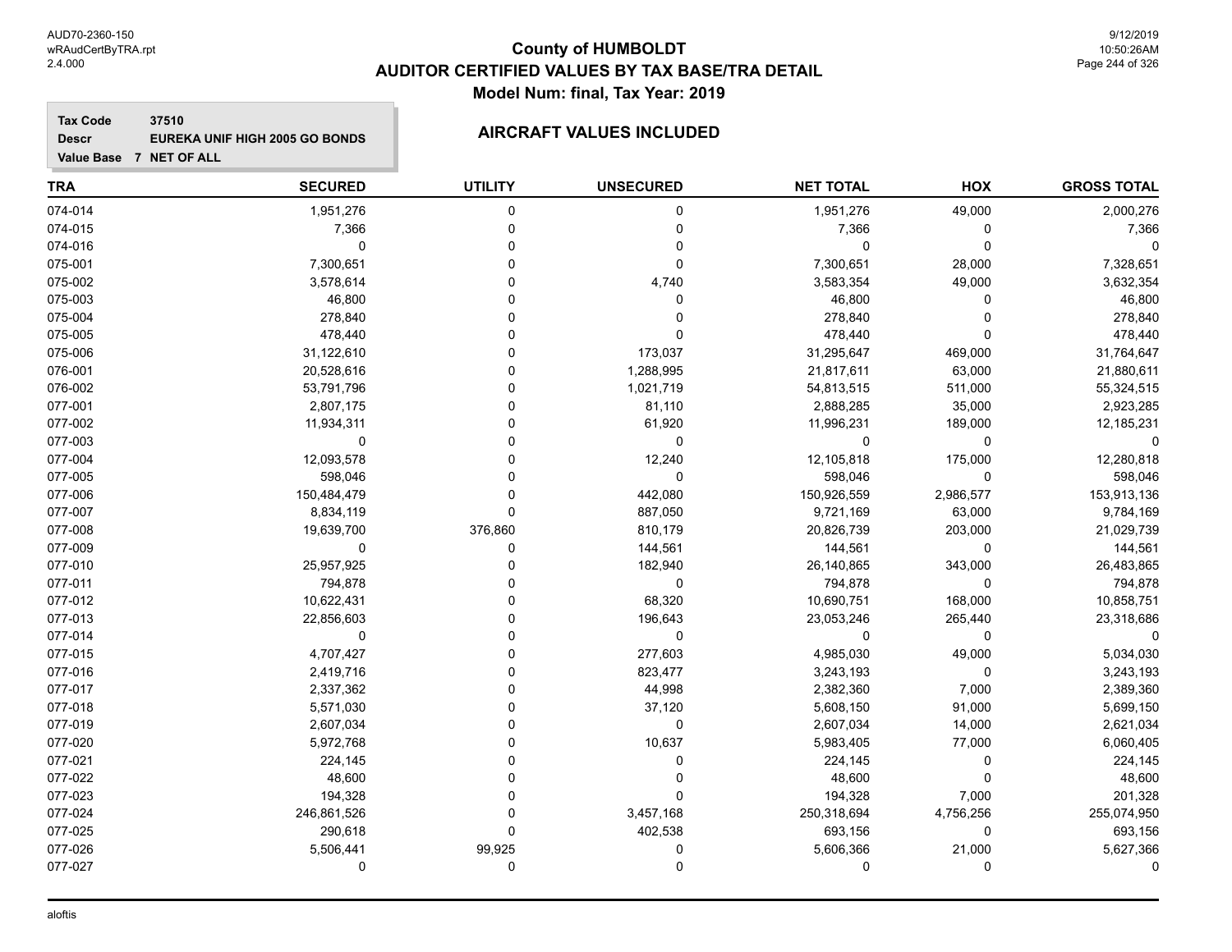# County of HUMBOLDT
# AUDITOR CERTIFIED VALUES BY TAX BASE/TRA DETAIL
## Model Num: final, Tax Year: 2019

**Tax Code** 37510
**Descr** EUREKA UNIF HIGH 2005 GO BONDS
**Value Base** 7 NET OF ALL

### AIRCRAFT VALUES INCLUDED

| TRA | SECURED | UTILITY | UNSECURED | NET TOTAL | HOX | GROSS TOTAL |
|---|---|---|---|---|---|---|
| 074-014 | 1,951,276 | 0 | 0 | 1,951,276 | 49,000 | 2,000,276 |
| 074-015 | 7,366 | 0 | 0 | 7,366 | 0 | 7,366 |
| 074-016 | 0 | 0 | 0 | 0 | 0 | 0 |
| 075-001 | 7,300,651 | 0 | 0 | 7,300,651 | 28,000 | 7,328,651 |
| 075-002 | 3,578,614 | 0 | 4,740 | 3,583,354 | 49,000 | 3,632,354 |
| 075-003 | 46,800 | 0 | 0 | 46,800 | 0 | 46,800 |
| 075-004 | 278,840 | 0 | 0 | 278,840 | 0 | 278,840 |
| 075-005 | 478,440 | 0 | 0 | 478,440 | 0 | 478,440 |
| 075-006 | 31,122,610 | 0 | 173,037 | 31,295,647 | 469,000 | 31,764,647 |
| 076-001 | 20,528,616 | 0 | 1,288,995 | 21,817,611 | 63,000 | 21,880,611 |
| 076-002 | 53,791,796 | 0 | 1,021,719 | 54,813,515 | 511,000 | 55,324,515 |
| 077-001 | 2,807,175 | 0 | 81,110 | 2,888,285 | 35,000 | 2,923,285 |
| 077-002 | 11,934,311 | 0 | 61,920 | 11,996,231 | 189,000 | 12,185,231 |
| 077-003 | 0 | 0 | 0 | 0 | 0 | 0 |
| 077-004 | 12,093,578 | 0 | 12,240 | 12,105,818 | 175,000 | 12,280,818 |
| 077-005 | 598,046 | 0 | 0 | 598,046 | 0 | 598,046 |
| 077-006 | 150,484,479 | 0 | 442,080 | 150,926,559 | 2,986,577 | 153,913,136 |
| 077-007 | 8,834,119 | 0 | 887,050 | 9,721,169 | 63,000 | 9,784,169 |
| 077-008 | 19,639,700 | 376,860 | 810,179 | 20,826,739 | 203,000 | 21,029,739 |
| 077-009 | 0 | 0 | 144,561 | 144,561 | 0 | 144,561 |
| 077-010 | 25,957,925 | 0 | 182,940 | 26,140,865 | 343,000 | 26,483,865 |
| 077-011 | 794,878 | 0 | 0 | 794,878 | 0 | 794,878 |
| 077-012 | 10,622,431 | 0 | 68,320 | 10,690,751 | 168,000 | 10,858,751 |
| 077-013 | 22,856,603 | 0 | 196,643 | 23,053,246 | 265,440 | 23,318,686 |
| 077-014 | 0 | 0 | 0 | 0 | 0 | 0 |
| 077-015 | 4,707,427 | 0 | 277,603 | 4,985,030 | 49,000 | 5,034,030 |
| 077-016 | 2,419,716 | 0 | 823,477 | 3,243,193 | 0 | 3,243,193 |
| 077-017 | 2,337,362 | 0 | 44,998 | 2,382,360 | 7,000 | 2,389,360 |
| 077-018 | 5,571,030 | 0 | 37,120 | 5,608,150 | 91,000 | 5,699,150 |
| 077-019 | 2,607,034 | 0 | 0 | 2,607,034 | 14,000 | 2,621,034 |
| 077-020 | 5,972,768 | 0 | 10,637 | 5,983,405 | 77,000 | 6,060,405 |
| 077-021 | 224,145 | 0 | 0 | 224,145 | 0 | 224,145 |
| 077-022 | 48,600 | 0 | 0 | 48,600 | 0 | 48,600 |
| 077-023 | 194,328 | 0 | 0 | 194,328 | 7,000 | 201,328 |
| 077-024 | 246,861,526 | 0 | 3,457,168 | 250,318,694 | 4,756,256 | 255,074,950 |
| 077-025 | 290,618 | 0 | 402,538 | 693,156 | 0 | 693,156 |
| 077-026 | 5,506,441 | 99,925 | 0 | 5,606,366 | 21,000 | 5,627,366 |
| 077-027 | 0 | 0 | 0 | 0 | 0 | 0 |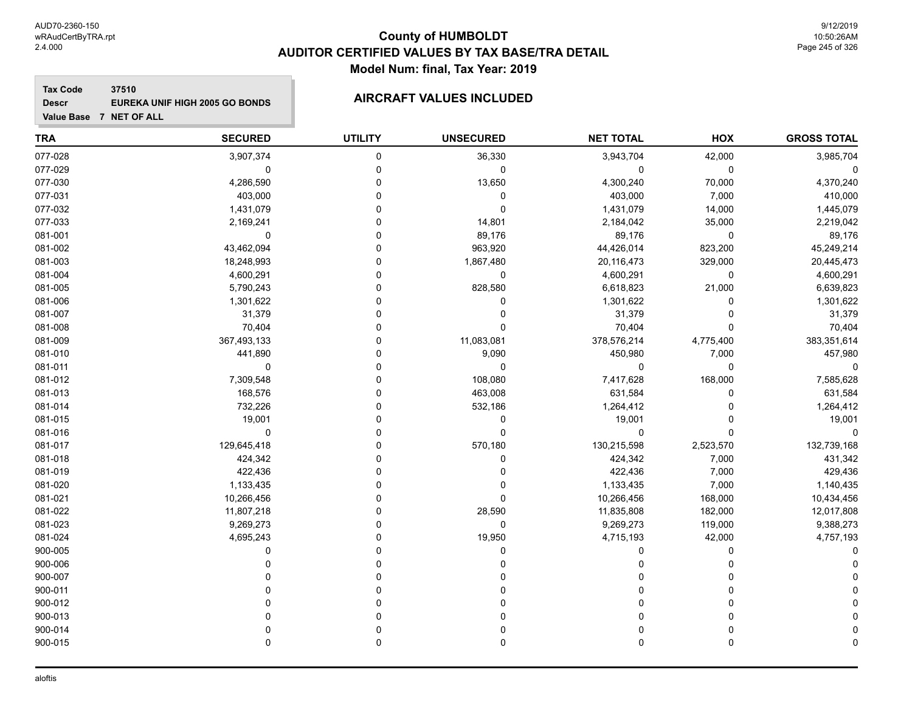# County of HUMBOLDT
## AUDITOR CERTIFIED VALUES BY TAX BASE/TRA DETAIL
### Model Num: final, Tax Year: 2019

**Tax Code** 37510
**Descr** EUREKA UNIF HIGH 2005 GO BONDS
**Value Base** 7 NET OF ALL

### AIRCRAFT VALUES INCLUDED

| TRA | SECURED | UTILITY | UNSECURED | NET TOTAL | HOX | GROSS TOTAL |
|---|---|---|---|---|---|---|
| 077-028 | 3,907,374 | 0 | 36,330 | 3,943,704 | 42,000 | 3,985,704 |
| 077-029 | 0 | 0 | 0 | 0 | 0 | 0 |
| 077-030 | 4,286,590 | 0 | 13,650 | 4,300,240 | 70,000 | 4,370,240 |
| 077-031 | 403,000 | 0 | 0 | 403,000 | 7,000 | 410,000 |
| 077-032 | 1,431,079 | 0 | 0 | 1,431,079 | 14,000 | 1,445,079 |
| 077-033 | 2,169,241 | 0 | 14,801 | 2,184,042 | 35,000 | 2,219,042 |
| 081-001 | 0 | 0 | 89,176 | 89,176 | 0 | 89,176 |
| 081-002 | 43,462,094 | 0 | 963,920 | 44,426,014 | 823,200 | 45,249,214 |
| 081-003 | 18,248,993 | 0 | 1,867,480 | 20,116,473 | 329,000 | 20,445,473 |
| 081-004 | 4,600,291 | 0 | 0 | 4,600,291 | 0 | 4,600,291 |
| 081-005 | 5,790,243 | 0 | 828,580 | 6,618,823 | 21,000 | 6,639,823 |
| 081-006 | 1,301,622 | 0 | 0 | 1,301,622 | 0 | 1,301,622 |
| 081-007 | 31,379 | 0 | 0 | 31,379 | 0 | 31,379 |
| 081-008 | 70,404 | 0 | 0 | 70,404 | 0 | 70,404 |
| 081-009 | 367,493,133 | 0 | 11,083,081 | 378,576,214 | 4,775,400 | 383,351,614 |
| 081-010 | 441,890 | 0 | 9,090 | 450,980 | 7,000 | 457,980 |
| 081-011 | 0 | 0 | 0 | 0 | 0 | 0 |
| 081-012 | 7,309,548 | 0 | 108,080 | 7,417,628 | 168,000 | 7,585,628 |
| 081-013 | 168,576 | 0 | 463,008 | 631,584 | 0 | 631,584 |
| 081-014 | 732,226 | 0 | 532,186 | 1,264,412 | 0 | 1,264,412 |
| 081-015 | 19,001 | 0 | 0 | 19,001 | 0 | 19,001 |
| 081-016 | 0 | 0 | 0 | 0 | 0 | 0 |
| 081-017 | 129,645,418 | 0 | 570,180 | 130,215,598 | 2,523,570 | 132,739,168 |
| 081-018 | 424,342 | 0 | 0 | 424,342 | 7,000 | 431,342 |
| 081-019 | 422,436 | 0 | 0 | 422,436 | 7,000 | 429,436 |
| 081-020 | 1,133,435 | 0 | 0 | 1,133,435 | 7,000 | 1,140,435 |
| 081-021 | 10,266,456 | 0 | 0 | 10,266,456 | 168,000 | 10,434,456 |
| 081-022 | 11,807,218 | 0 | 28,590 | 11,835,808 | 182,000 | 12,017,808 |
| 081-023 | 9,269,273 | 0 | 0 | 9,269,273 | 119,000 | 9,388,273 |
| 081-024 | 4,695,243 | 0 | 19,950 | 4,715,193 | 42,000 | 4,757,193 |
| 900-005 | 0 | 0 | 0 | 0 | 0 | 0 |
| 900-006 | 0 | 0 | 0 | 0 | 0 | 0 |
| 900-007 | 0 | 0 | 0 | 0 | 0 | 0 |
| 900-011 | 0 | 0 | 0 | 0 | 0 | 0 |
| 900-012 | 0 | 0 | 0 | 0 | 0 | 0 |
| 900-013 | 0 | 0 | 0 | 0 | 0 | 0 |
| 900-014 | 0 | 0 | 0 | 0 | 0 | 0 |
| 900-015 | 0 | 0 | 0 | 0 | 0 | 0 |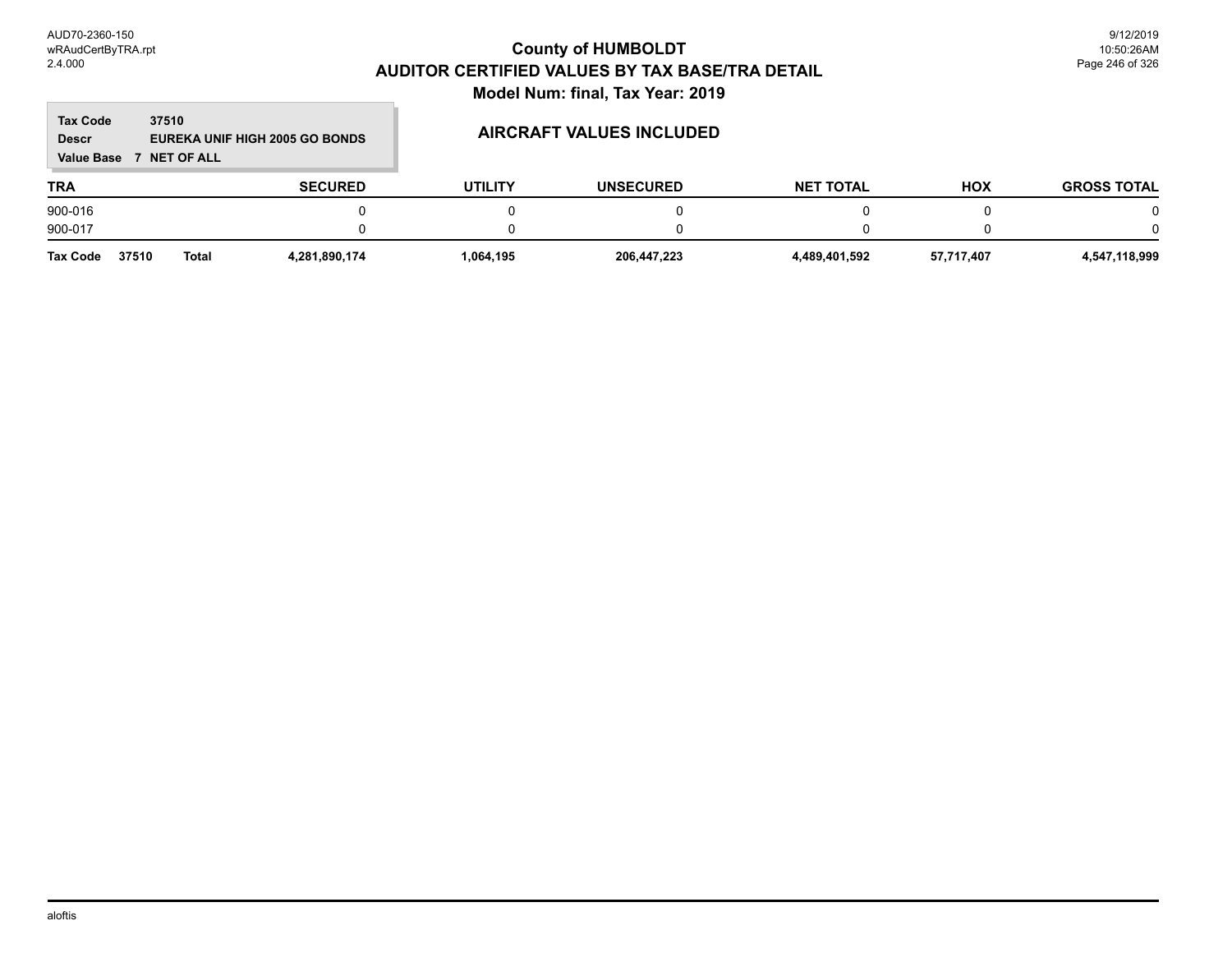# County of HUMBOLDT
## AUDITOR CERTIFIED VALUES BY TAX BASE/TRA DETAIL
### Model Num: final, Tax Year: 2019

**Tax Code** 37510
**Descr** EUREKA UNIF HIGH 2005 GO BONDS
**Value Base** 7 NET OF ALL

### AIRCRAFT VALUES INCLUDED

| TRA | SECURED | UTILITY | UNSECURED | NET TOTAL | HOX | GROSS TOTAL |
|---|---|---|---|---|---|---|
| 900-016 | 0 | 0 | 0 | 0 | 0 | 0 |
| 900-017 | 0 | 0 | 0 | 0 | 0 | 0 |
| **Tax Code 37510 Total** | **4,281,890,174** | **1,064,195** | **206,447,223** | **4,489,401,592** | **57,717,407** | **4,547,118,999** |

aloftis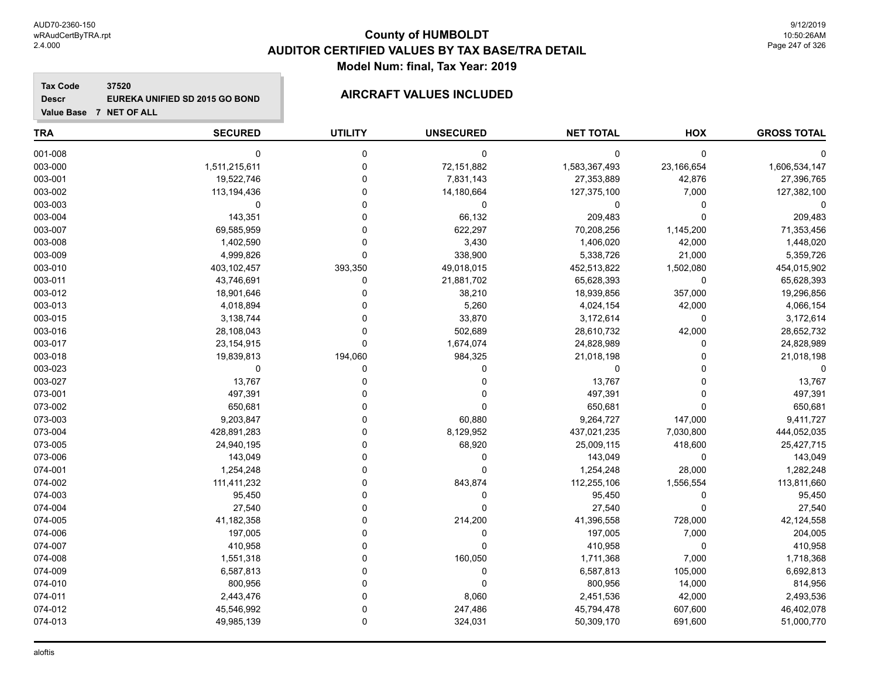# County of HUMBOLDT
## AUDITOR CERTIFIED VALUES BY TAX BASE/TRA DETAIL
### Model Num: final, Tax Year: 2019

**Tax Code** 37520
**Descr** EUREKA UNIFIED SD 2015 GO BOND
**Value Base** 7 NET OF ALL

**AIRCRAFT VALUES INCLUDED**

| TRA | SECURED | UTILITY | UNSECURED | NET TOTAL | HOX | GROSS TOTAL |
|---|---|---|---|---|---|---|
| 001-008 | 0 | 0 | 0 | 0 | 0 | 0 |
| 003-000 | 1,511,215,611 | 0 | 72,151,882 | 1,583,367,493 | 23,166,654 | 1,606,534,147 |
| 003-001 | 19,522,746 | 0 | 7,831,143 | 27,353,889 | 42,876 | 27,396,765 |
| 003-002 | 113,194,436 | 0 | 14,180,664 | 127,375,100 | 7,000 | 127,382,100 |
| 003-003 | 0 | 0 | 0 | 0 | 0 | 0 |
| 003-004 | 143,351 | 0 | 66,132 | 209,483 | 0 | 209,483 |
| 003-007 | 69,585,959 | 0 | 622,297 | 70,208,256 | 1,145,200 | 71,353,456 |
| 003-008 | 1,402,590 | 0 | 3,430 | 1,406,020 | 42,000 | 1,448,020 |
| 003-009 | 4,999,826 | 0 | 338,900 | 5,338,726 | 21,000 | 5,359,726 |
| 003-010 | 403,102,457 | 393,350 | 49,018,015 | 452,513,822 | 1,502,080 | 454,015,902 |
| 003-011 | 43,746,691 | 0 | 21,881,702 | 65,628,393 | 0 | 65,628,393 |
| 003-012 | 18,901,646 | 0 | 38,210 | 18,939,856 | 357,000 | 19,296,856 |
| 003-013 | 4,018,894 | 0 | 5,260 | 4,024,154 | 42,000 | 4,066,154 |
| 003-015 | 3,138,744 | 0 | 33,870 | 3,172,614 | 0 | 3,172,614 |
| 003-016 | 28,108,043 | 0 | 502,689 | 28,610,732 | 42,000 | 28,652,732 |
| 003-017 | 23,154,915 | 0 | 1,674,074 | 24,828,989 | 0 | 24,828,989 |
| 003-018 | 19,839,813 | 194,060 | 984,325 | 21,018,198 | 0 | 21,018,198 |
| 003-023 | 0 | 0 | 0 | 0 | 0 | 0 |
| 003-027 | 13,767 | 0 | 0 | 13,767 | 0 | 13,767 |
| 073-001 | 497,391 | 0 | 0 | 497,391 | 0 | 497,391 |
| 073-002 | 650,681 | 0 | 0 | 650,681 | 0 | 650,681 |
| 073-003 | 9,203,847 | 0 | 60,880 | 9,264,727 | 147,000 | 9,411,727 |
| 073-004 | 428,891,283 | 0 | 8,129,952 | 437,021,235 | 7,030,800 | 444,052,035 |
| 073-005 | 24,940,195 | 0 | 68,920 | 25,009,115 | 418,600 | 25,427,715 |
| 073-006 | 143,049 | 0 | 0 | 143,049 | 0 | 143,049 |
| 074-001 | 1,254,248 | 0 | 0 | 1,254,248 | 28,000 | 1,282,248 |
| 074-002 | 111,411,232 | 0 | 843,874 | 112,255,106 | 1,556,554 | 113,811,660 |
| 074-003 | 95,450 | 0 | 0 | 95,450 | 0 | 95,450 |
| 074-004 | 27,540 | 0 | 0 | 27,540 | 0 | 27,540 |
| 074-005 | 41,182,358 | 0 | 214,200 | 41,396,558 | 728,000 | 42,124,558 |
| 074-006 | 197,005 | 0 | 0 | 197,005 | 7,000 | 204,005 |
| 074-007 | 410,958 | 0 | 0 | 410,958 | 0 | 410,958 |
| 074-008 | 1,551,318 | 0 | 160,050 | 1,711,368 | 7,000 | 1,718,368 |
| 074-009 | 6,587,813 | 0 | 0 | 6,587,813 | 105,000 | 6,692,813 |
| 074-010 | 800,956 | 0 | 0 | 800,956 | 14,000 | 814,956 |
| 074-011 | 2,443,476 | 0 | 8,060 | 2,451,536 | 42,000 | 2,493,536 |
| 074-012 | 45,546,992 | 0 | 247,486 | 45,794,478 | 607,600 | 46,402,078 |
| 074-013 | 49,985,139 | 0 | 324,031 | 50,309,170 | 691,600 | 51,000,770 |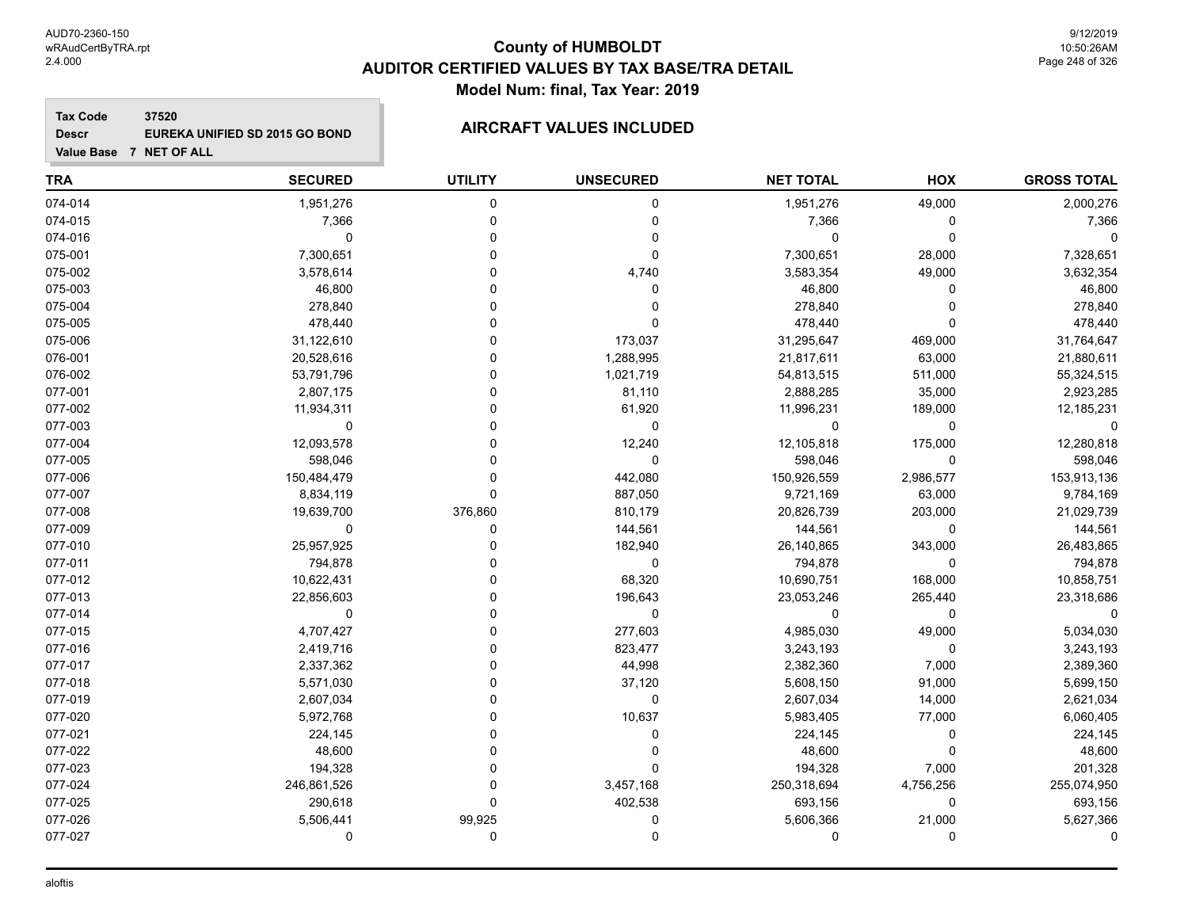# County of HUMBOLDT
## AUDITOR CERTIFIED VALUES BY TAX BASE/TRA DETAIL
### Model Num: final, Tax Year: 2019

**Tax Code** 37520
**Descr** EUREKA UNIFIED SD 2015 GO BOND
**Value Base** 7 NET OF ALL

### AIRCRAFT VALUES INCLUDED

| TRA | SECURED | UTILITY | UNSECURED | NET TOTAL | HOX | GROSS TOTAL |
|---|---|---|---|---|---|---|
| 074-014 | 1,951,276 | 0 | 0 | 1,951,276 | 49,000 | 2,000,276 |
| 074-015 | 7,366 | 0 | 0 | 7,366 | 0 | 7,366 |
| 074-016 | 0 | 0 | 0 | 0 | 0 | 0 |
| 075-001 | 7,300,651 | 0 | 0 | 7,300,651 | 28,000 | 7,328,651 |
| 075-002 | 3,578,614 | 0 | 4,740 | 3,583,354 | 49,000 | 3,632,354 |
| 075-003 | 46,800 | 0 | 0 | 46,800 | 0 | 46,800 |
| 075-004 | 278,840 | 0 | 0 | 278,840 | 0 | 278,840 |
| 075-005 | 478,440 | 0 | 0 | 478,440 | 0 | 478,440 |
| 075-006 | 31,122,610 | 0 | 173,037 | 31,295,647 | 469,000 | 31,764,647 |
| 076-001 | 20,528,616 | 0 | 1,288,995 | 21,817,611 | 63,000 | 21,880,611 |
| 076-002 | 53,791,796 | 0 | 1,021,719 | 54,813,515 | 511,000 | 55,324,515 |
| 077-001 | 2,807,175 | 0 | 81,110 | 2,888,285 | 35,000 | 2,923,285 |
| 077-002 | 11,934,311 | 0 | 61,920 | 11,996,231 | 189,000 | 12,185,231 |
| 077-003 | 0 | 0 | 0 | 0 | 0 | 0 |
| 077-004 | 12,093,578 | 0 | 12,240 | 12,105,818 | 175,000 | 12,280,818 |
| 077-005 | 598,046 | 0 | 0 | 598,046 | 0 | 598,046 |
| 077-006 | 150,484,479 | 0 | 442,080 | 150,926,559 | 2,986,577 | 153,913,136 |
| 077-007 | 8,834,119 | 0 | 887,050 | 9,721,169 | 63,000 | 9,784,169 |
| 077-008 | 19,639,700 | 376,860 | 810,179 | 20,826,739 | 203,000 | 21,029,739 |
| 077-009 | 0 | 0 | 144,561 | 144,561 | 0 | 144,561 |
| 077-010 | 25,957,925 | 0 | 182,940 | 26,140,865 | 343,000 | 26,483,865 |
| 077-011 | 794,878 | 0 | 0 | 794,878 | 0 | 794,878 |
| 077-012 | 10,622,431 | 0 | 68,320 | 10,690,751 | 168,000 | 10,858,751 |
| 077-013 | 22,856,603 | 0 | 196,643 | 23,053,246 | 265,440 | 23,318,686 |
| 077-014 | 0 | 0 | 0 | 0 | 0 | 0 |
| 077-015 | 4,707,427 | 0 | 277,603 | 4,985,030 | 49,000 | 5,034,030 |
| 077-016 | 2,419,716 | 0 | 823,477 | 3,243,193 | 0 | 3,243,193 |
| 077-017 | 2,337,362 | 0 | 44,998 | 2,382,360 | 7,000 | 2,389,360 |
| 077-018 | 5,571,030 | 0 | 37,120 | 5,608,150 | 91,000 | 5,699,150 |
| 077-019 | 2,607,034 | 0 | 0 | 2,607,034 | 14,000 | 2,621,034 |
| 077-020 | 5,972,768 | 0 | 10,637 | 5,983,405 | 77,000 | 6,060,405 |
| 077-021 | 224,145 | 0 | 0 | 224,145 | 0 | 224,145 |
| 077-022 | 48,600 | 0 | 0 | 48,600 | 0 | 48,600 |
| 077-023 | 194,328 | 0 | 0 | 194,328 | 7,000 | 201,328 |
| 077-024 | 246,861,526 | 0 | 3,457,168 | 250,318,694 | 4,756,256 | 255,074,950 |
| 077-025 | 290,618 | 0 | 402,538 | 693,156 | 0 | 693,156 |
| 077-026 | 5,506,441 | 99,925 | 0 | 5,606,366 | 21,000 | 5,627,366 |
| 077-027 | 0 | 0 | 0 | 0 | 0 | 0 |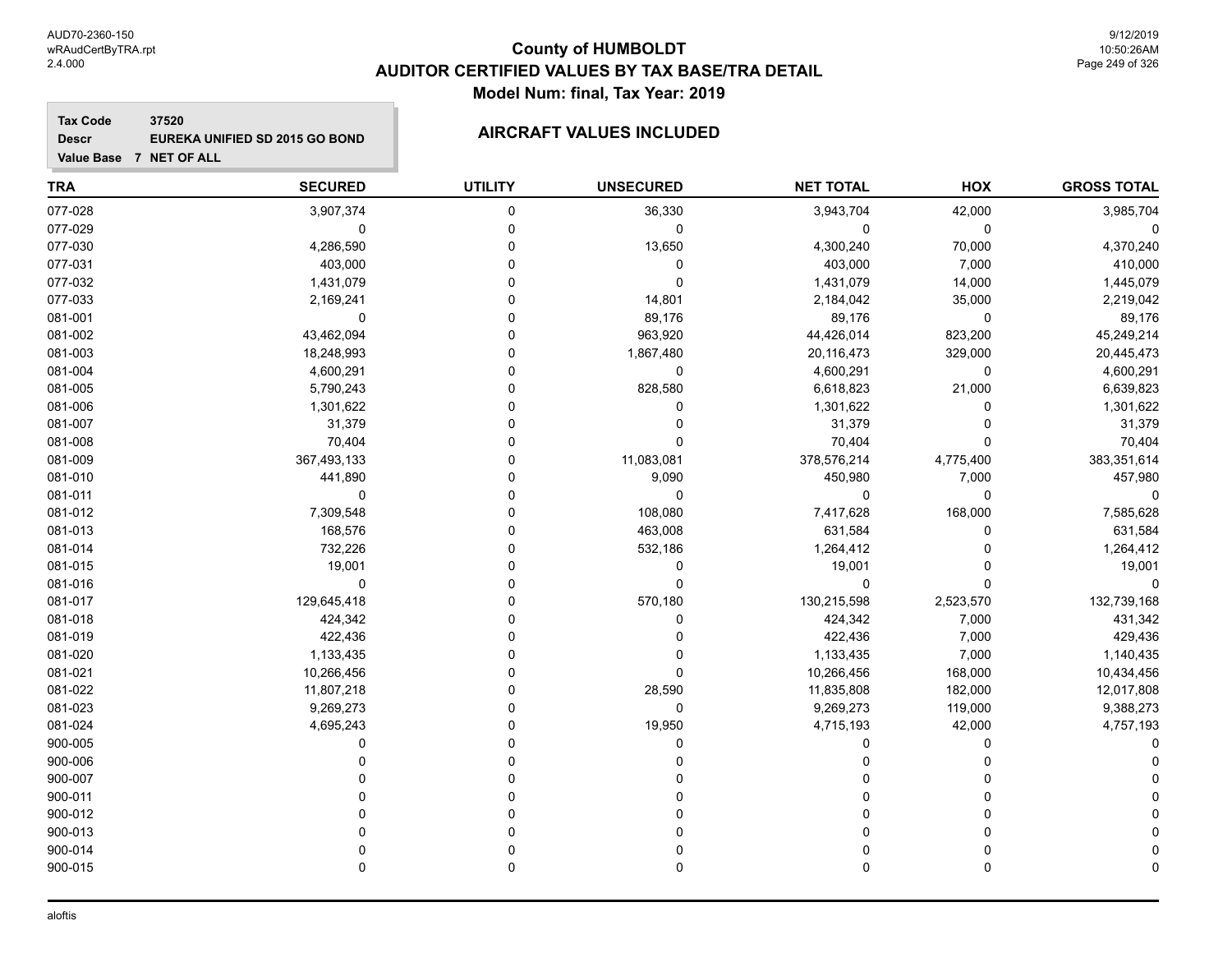# County of HUMBOLDT

## AUDITOR CERTIFIED VALUES BY TAX BASE/TRA DETAIL

### Model Num: final, Tax Year: 2019

**Tax Code** 37520
**Descr** EUREKA UNIFIED SD 2015 GO BOND
**Value Base** 7 NET OF ALL

**AIRCRAFT VALUES INCLUDED**

| TRA | SECURED | UTILITY | UNSECURED | NET TOTAL | HOX | GROSS TOTAL |
|---|---|---|---|---|---|---|
| 077-028 | 3,907,374 | 0 | 36,330 | 3,943,704 | 42,000 | 3,985,704 |
| 077-029 | 0 | 0 | 0 | 0 | 0 | 0 |
| 077-030 | 4,286,590 | 0 | 13,650 | 4,300,240 | 70,000 | 4,370,240 |
| 077-031 | 403,000 | 0 | 0 | 403,000 | 7,000 | 410,000 |
| 077-032 | 1,431,079 | 0 | 0 | 1,431,079 | 14,000 | 1,445,079 |
| 077-033 | 2,169,241 | 0 | 14,801 | 2,184,042 | 35,000 | 2,219,042 |
| 081-001 | 0 | 0 | 89,176 | 89,176 | 0 | 89,176 |
| 081-002 | 43,462,094 | 0 | 963,920 | 44,426,014 | 823,200 | 45,249,214 |
| 081-003 | 18,248,993 | 0 | 1,867,480 | 20,116,473 | 329,000 | 20,445,473 |
| 081-004 | 4,600,291 | 0 | 0 | 4,600,291 | 0 | 4,600,291 |
| 081-005 | 5,790,243 | 0 | 828,580 | 6,618,823 | 21,000 | 6,639,823 |
| 081-006 | 1,301,622 | 0 | 0 | 1,301,622 | 0 | 1,301,622 |
| 081-007 | 31,379 | 0 | 0 | 31,379 | 0 | 31,379 |
| 081-008 | 70,404 | 0 | 0 | 70,404 | 0 | 70,404 |
| 081-009 | 367,493,133 | 0 | 11,083,081 | 378,576,214 | 4,775,400 | 383,351,614 |
| 081-010 | 441,890 | 0 | 9,090 | 450,980 | 7,000 | 457,980 |
| 081-011 | 0 | 0 | 0 | 0 | 0 | 0 |
| 081-012 | 7,309,548 | 0 | 108,080 | 7,417,628 | 168,000 | 7,585,628 |
| 081-013 | 168,576 | 0 | 463,008 | 631,584 | 0 | 631,584 |
| 081-014 | 732,226 | 0 | 532,186 | 1,264,412 | 0 | 1,264,412 |
| 081-015 | 19,001 | 0 | 0 | 19,001 | 0 | 19,001 |
| 081-016 | 0 | 0 | 0 | 0 | 0 | 0 |
| 081-017 | 129,645,418 | 0 | 570,180 | 130,215,598 | 2,523,570 | 132,739,168 |
| 081-018 | 424,342 | 0 | 0 | 424,342 | 7,000 | 431,342 |
| 081-019 | 422,436 | 0 | 0 | 422,436 | 7,000 | 429,436 |
| 081-020 | 1,133,435 | 0 | 0 | 1,133,435 | 7,000 | 1,140,435 |
| 081-021 | 10,266,456 | 0 | 0 | 10,266,456 | 168,000 | 10,434,456 |
| 081-022 | 11,807,218 | 0 | 28,590 | 11,835,808 | 182,000 | 12,017,808 |
| 081-023 | 9,269,273 | 0 | 0 | 9,269,273 | 119,000 | 9,388,273 |
| 081-024 | 4,695,243 | 0 | 19,950 | 4,715,193 | 42,000 | 4,757,193 |
| 900-005 | 0 | 0 | 0 | 0 | 0 | 0 |
| 900-006 | 0 | 0 | 0 | 0 | 0 | 0 |
| 900-007 | 0 | 0 | 0 | 0 | 0 | 0 |
| 900-011 | 0 | 0 | 0 | 0 | 0 | 0 |
| 900-012 | 0 | 0 | 0 | 0 | 0 | 0 |
| 900-013 | 0 | 0 | 0 | 0 | 0 | 0 |
| 900-014 | 0 | 0 | 0 | 0 | 0 | 0 |
| 900-015 | 0 | 0 | 0 | 0 | 0 | 0 |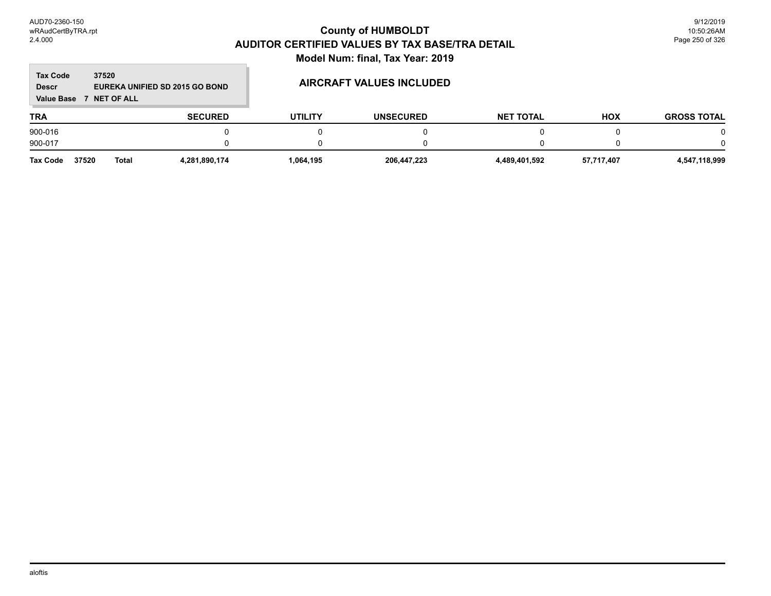**County of HUMBOLDT**
**AUDITOR CERTIFIED VALUES BY TAX BASE/TRA DETAIL**
**Model Num: final, Tax Year: 2019**

**Tax Code** 37520
**Descr** EUREKA UNIFIED SD 2015 GO BOND
**Value Base** 7 NET OF ALL

## AIRCRAFT VALUES INCLUDED

| TRA | SECURED | UTILITY | UNSECURED | NET TOTAL | HOX | GROSS TOTAL |
|---|---|---|---|---|---|---|
| 900-016 | 0 | 0 | 0 | 0 | 0 | 0 |
| 900-017 | 0 | 0 | 0 | 0 | 0 | 0 |
| **Tax Code 37520 Total** | **4,281,890,174** | **1,064,195** | **206,447,223** | **4,489,401,592** | **57,717,407** | **4,547,118,999** |

aloftis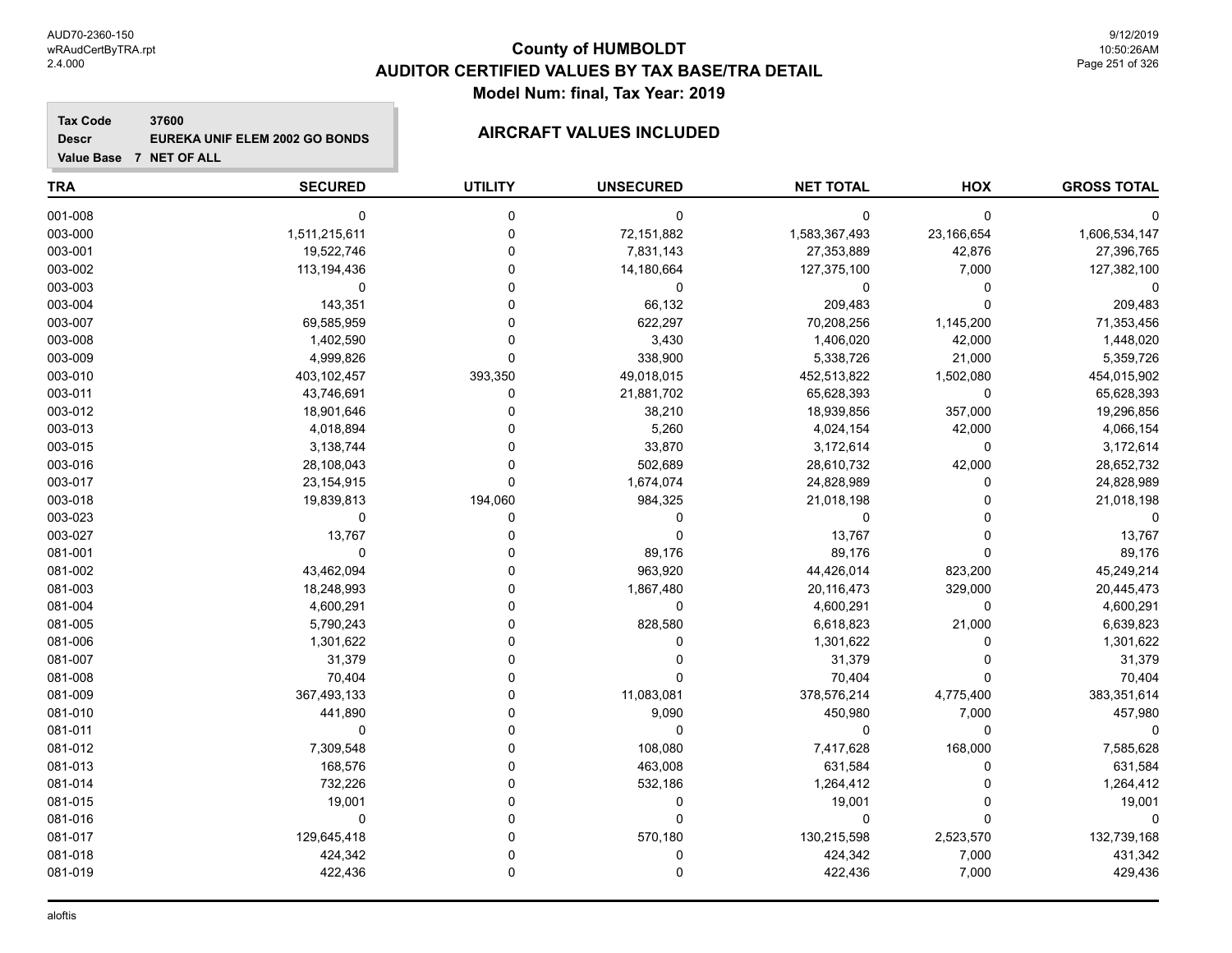# County of HUMBOLDT
## AUDITOR CERTIFIED VALUES BY TAX BASE/TRA DETAIL
### Model Num: final, Tax Year: 2019

**Tax Code** 37600
**Descr** EUREKA UNIF ELEM 2002 GO BONDS
**Value Base** 7 NET OF ALL

**AIRCRAFT VALUES INCLUDED**

| TRA | SECURED | UTILITY | UNSECURED | NET TOTAL | HOX | GROSS TOTAL |
|---|---|---|---|---|---|---|
| 001-008 | 0 | 0 | 0 | 0 | 0 | 0 |
| 003-000 | 1,511,215,611 | 0 | 72,151,882 | 1,583,367,493 | 23,166,654 | 1,606,534,147 |
| 003-001 | 19,522,746 | 0 | 7,831,143 | 27,353,889 | 42,876 | 27,396,765 |
| 003-002 | 113,194,436 | 0 | 14,180,664 | 127,375,100 | 7,000 | 127,382,100 |
| 003-003 | 0 | 0 | 0 | 0 | 0 | 0 |
| 003-004 | 143,351 | 0 | 66,132 | 209,483 | 0 | 209,483 |
| 003-007 | 69,585,959 | 0 | 622,297 | 70,208,256 | 1,145,200 | 71,353,456 |
| 003-008 | 1,402,590 | 0 | 3,430 | 1,406,020 | 42,000 | 1,448,020 |
| 003-009 | 4,999,826 | 0 | 338,900 | 5,338,726 | 21,000 | 5,359,726 |
| 003-010 | 403,102,457 | 393,350 | 49,018,015 | 452,513,822 | 1,502,080 | 454,015,902 |
| 003-011 | 43,746,691 | 0 | 21,881,702 | 65,628,393 | 0 | 65,628,393 |
| 003-012 | 18,901,646 | 0 | 38,210 | 18,939,856 | 357,000 | 19,296,856 |
| 003-013 | 4,018,894 | 0 | 5,260 | 4,024,154 | 42,000 | 4,066,154 |
| 003-015 | 3,138,744 | 0 | 33,870 | 3,172,614 | 0 | 3,172,614 |
| 003-016 | 28,108,043 | 0 | 502,689 | 28,610,732 | 42,000 | 28,652,732 |
| 003-017 | 23,154,915 | 0 | 1,674,074 | 24,828,989 | 0 | 24,828,989 |
| 003-018 | 19,839,813 | 194,060 | 984,325 | 21,018,198 | 0 | 21,018,198 |
| 003-023 | 0 | 0 | 0 | 0 | 0 | 0 |
| 003-027 | 13,767 | 0 | 0 | 13,767 | 0 | 13,767 |
| 081-001 | 0 | 0 | 89,176 | 89,176 | 0 | 89,176 |
| 081-002 | 43,462,094 | 0 | 963,920 | 44,426,014 | 823,200 | 45,249,214 |
| 081-003 | 18,248,993 | 0 | 1,867,480 | 20,116,473 | 329,000 | 20,445,473 |
| 081-004 | 4,600,291 | 0 | 0 | 4,600,291 | 0 | 4,600,291 |
| 081-005 | 5,790,243 | 0 | 828,580 | 6,618,823 | 21,000 | 6,639,823 |
| 081-006 | 1,301,622 | 0 | 0 | 1,301,622 | 0 | 1,301,622 |
| 081-007 | 31,379 | 0 | 0 | 31,379 | 0 | 31,379 |
| 081-008 | 70,404 | 0 | 0 | 70,404 | 0 | 70,404 |
| 081-009 | 367,493,133 | 0 | 11,083,081 | 378,576,214 | 4,775,400 | 383,351,614 |
| 081-010 | 441,890 | 0 | 9,090 | 450,980 | 7,000 | 457,980 |
| 081-011 | 0 | 0 | 0 | 0 | 0 | 0 |
| 081-012 | 7,309,548 | 0 | 108,080 | 7,417,628 | 168,000 | 7,585,628 |
| 081-013 | 168,576 | 0 | 463,008 | 631,584 | 0 | 631,584 |
| 081-014 | 732,226 | 0 | 532,186 | 1,264,412 | 0 | 1,264,412 |
| 081-015 | 19,001 | 0 | 0 | 19,001 | 0 | 19,001 |
| 081-016 | 0 | 0 | 0 | 0 | 0 | 0 |
| 081-017 | 129,645,418 | 0 | 570,180 | 130,215,598 | 2,523,570 | 132,739,168 |
| 081-018 | 424,342 | 0 | 0 | 424,342 | 7,000 | 431,342 |
| 081-019 | 422,436 | 0 | 0 | 422,436 | 7,000 | 429,436 |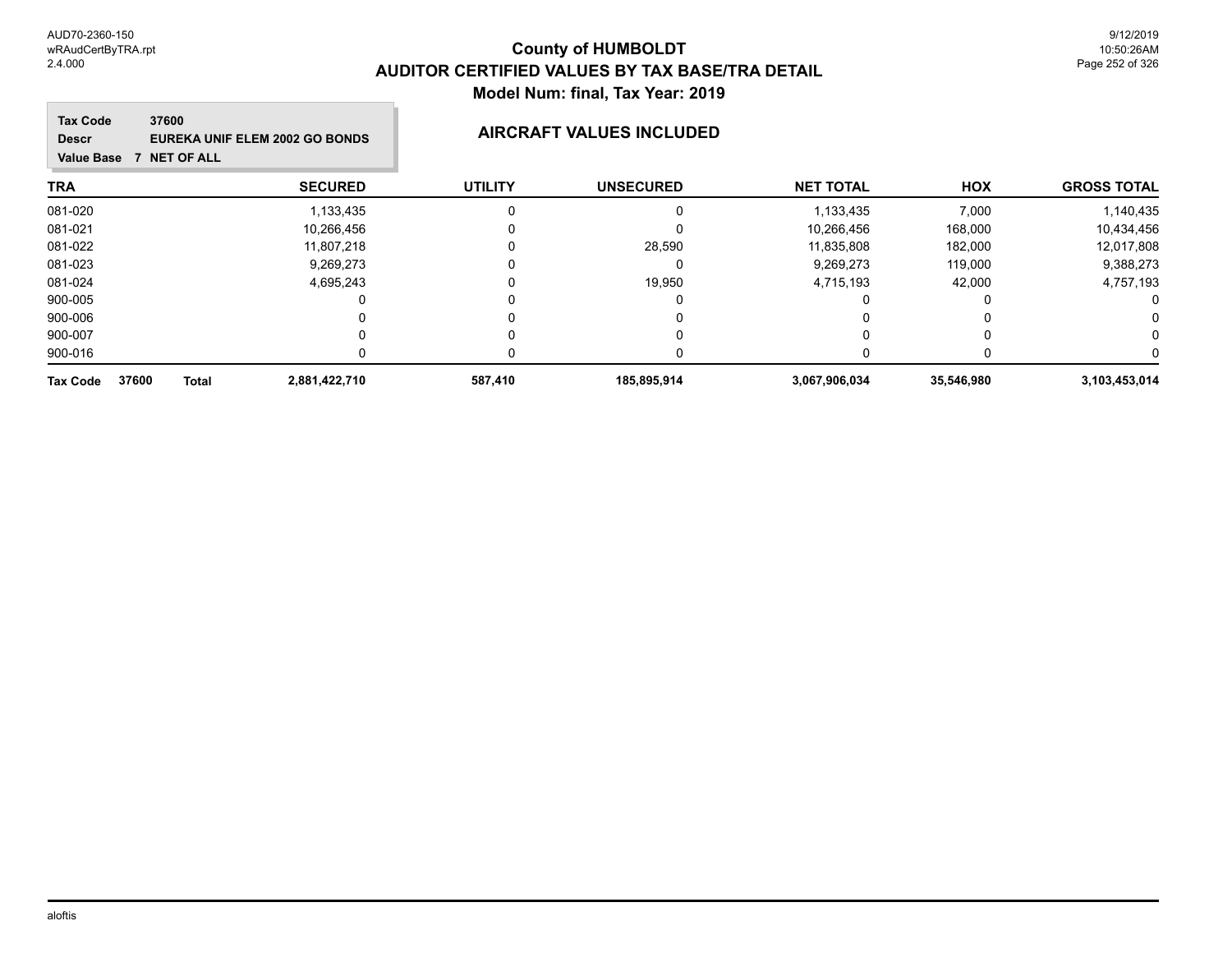# County of HUMBOLDT

## AUDITOR CERTIFIED VALUES BY TAX BASE/TRA DETAIL

### Model Num: final, Tax Year: 2019

**Tax Code** 37600
**Descr** EUREKA UNIF ELEM 2002 GO BONDS
**Value Base** 7 NET OF ALL

**AIRCRAFT VALUES INCLUDED**

| TRA | SECURED | UTILITY | UNSECURED | NET TOTAL | HOX | GROSS TOTAL |
|---|---|---|---|---|---|---|
| 081-020 | 1,133,435 | 0 | 0 | 1,133,435 | 7,000 | 1,140,435 |
| 081-021 | 10,266,456 | 0 | 0 | 10,266,456 | 168,000 | 10,434,456 |
| 081-022 | 11,807,218 | 0 | 28,590 | 11,835,808 | 182,000 | 12,017,808 |
| 081-023 | 9,269,273 | 0 | 0 | 9,269,273 | 119,000 | 9,388,273 |
| 081-024 | 4,695,243 | 0 | 19,950 | 4,715,193 | 42,000 | 4,757,193 |
| 900-005 | 0 | 0 | 0 | 0 | 0 | 0 |
| 900-006 | 0 | 0 | 0 | 0 | 0 | 0 |
| 900-007 | 0 | 0 | 0 | 0 | 0 | 0 |
| 900-016 | 0 | 0 | 0 | 0 | 0 | 0 |
| **Tax Code 37600 Total** | **2,881,422,710** | **587,410** | **185,895,914** | **3,067,906,034** | **35,546,980** | **3,103,453,014** |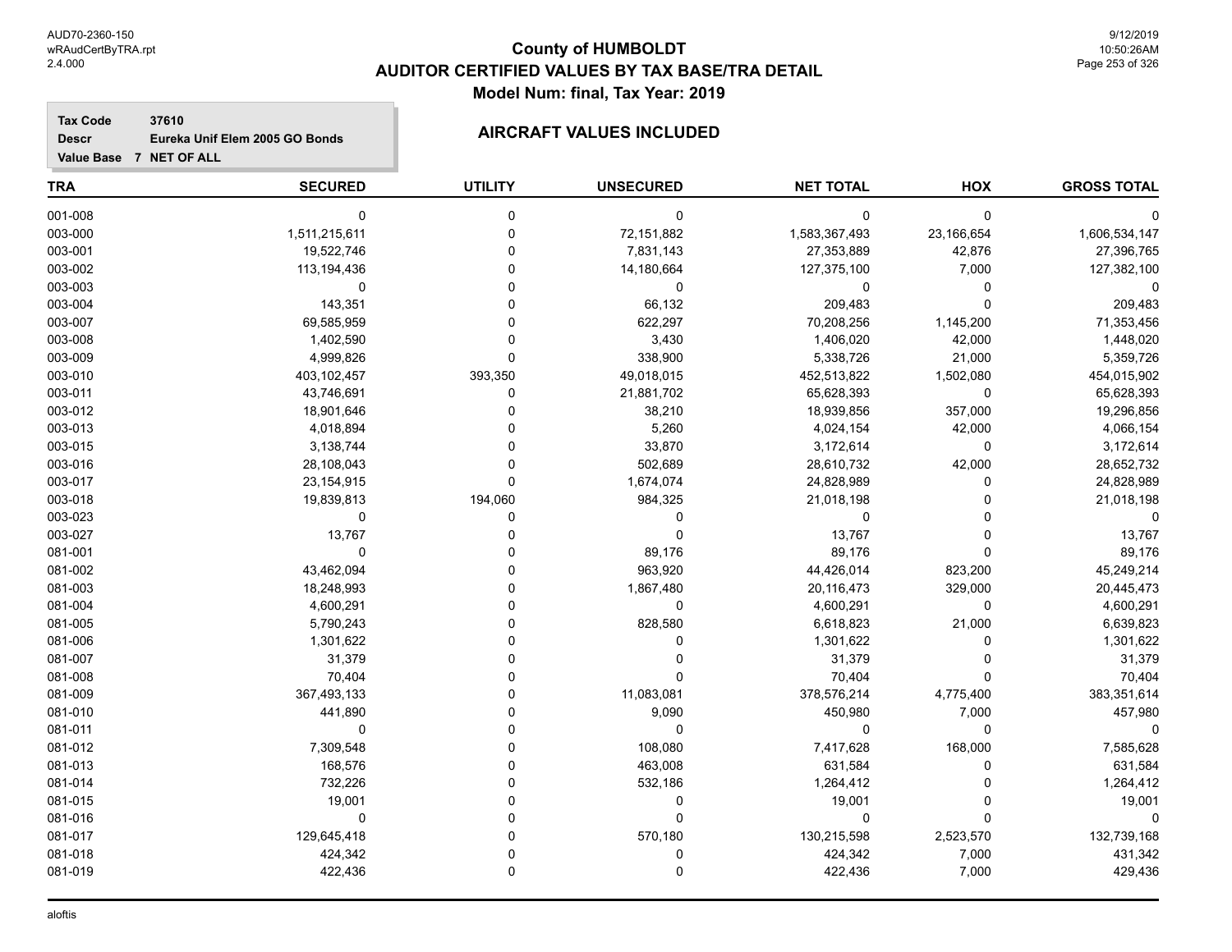# County of HUMBOLDT
## AUDITOR CERTIFIED VALUES BY TAX BASE/TRA DETAIL
### Model Num: final, Tax Year: 2019

**Tax Code** 37610
**Descr** Eureka Unif Elem 2005 GO Bonds
**Value Base** 7 NET OF ALL

**AIRCRAFT VALUES INCLUDED**

| TRA | SECURED | UTILITY | UNSECURED | NET TOTAL | HOX | GROSS TOTAL |
|---|---|---|---|---|---|---|
| 001-008 | 0 | 0 | 0 | 0 | 0 | 0 |
| 003-000 | 1,511,215,611 | 0 | 72,151,882 | 1,583,367,493 | 23,166,654 | 1,606,534,147 |
| 003-001 | 19,522,746 | 0 | 7,831,143 | 27,353,889 | 42,876 | 27,396,765 |
| 003-002 | 113,194,436 | 0 | 14,180,664 | 127,375,100 | 7,000 | 127,382,100 |
| 003-003 | 0 | 0 | 0 | 0 | 0 | 0 |
| 003-004 | 143,351 | 0 | 66,132 | 209,483 | 0 | 209,483 |
| 003-007 | 69,585,959 | 0 | 622,297 | 70,208,256 | 1,145,200 | 71,353,456 |
| 003-008 | 1,402,590 | 0 | 3,430 | 1,406,020 | 42,000 | 1,448,020 |
| 003-009 | 4,999,826 | 0 | 338,900 | 5,338,726 | 21,000 | 5,359,726 |
| 003-010 | 403,102,457 | 393,350 | 49,018,015 | 452,513,822 | 1,502,080 | 454,015,902 |
| 003-011 | 43,746,691 | 0 | 21,881,702 | 65,628,393 | 0 | 65,628,393 |
| 003-012 | 18,901,646 | 0 | 38,210 | 18,939,856 | 357,000 | 19,296,856 |
| 003-013 | 4,018,894 | 0 | 5,260 | 4,024,154 | 42,000 | 4,066,154 |
| 003-015 | 3,138,744 | 0 | 33,870 | 3,172,614 | 0 | 3,172,614 |
| 003-016 | 28,108,043 | 0 | 502,689 | 28,610,732 | 42,000 | 28,652,732 |
| 003-017 | 23,154,915 | 0 | 1,674,074 | 24,828,989 | 0 | 24,828,989 |
| 003-018 | 19,839,813 | 194,060 | 984,325 | 21,018,198 | 0 | 21,018,198 |
| 003-023 | 0 | 0 | 0 | 0 | 0 | 0 |
| 003-027 | 13,767 | 0 | 0 | 13,767 | 0 | 13,767 |
| 081-001 | 0 | 0 | 89,176 | 89,176 | 0 | 89,176 |
| 081-002 | 43,462,094 | 0 | 963,920 | 44,426,014 | 823,200 | 45,249,214 |
| 081-003 | 18,248,993 | 0 | 1,867,480 | 20,116,473 | 329,000 | 20,445,473 |
| 081-004 | 4,600,291 | 0 | 0 | 4,600,291 | 0 | 4,600,291 |
| 081-005 | 5,790,243 | 0 | 828,580 | 6,618,823 | 21,000 | 6,639,823 |
| 081-006 | 1,301,622 | 0 | 0 | 1,301,622 | 0 | 1,301,622 |
| 081-007 | 31,379 | 0 | 0 | 31,379 | 0 | 31,379 |
| 081-008 | 70,404 | 0 | 0 | 70,404 | 0 | 70,404 |
| 081-009 | 367,493,133 | 0 | 11,083,081 | 378,576,214 | 4,775,400 | 383,351,614 |
| 081-010 | 441,890 | 0 | 9,090 | 450,980 | 7,000 | 457,980 |
| 081-011 | 0 | 0 | 0 | 0 | 0 | 0 |
| 081-012 | 7,309,548 | 0 | 108,080 | 7,417,628 | 168,000 | 7,585,628 |
| 081-013 | 168,576 | 0 | 463,008 | 631,584 | 0 | 631,584 |
| 081-014 | 732,226 | 0 | 532,186 | 1,264,412 | 0 | 1,264,412 |
| 081-015 | 19,001 | 0 | 0 | 19,001 | 0 | 19,001 |
| 081-016 | 0 | 0 | 0 | 0 | 0 | 0 |
| 081-017 | 129,645,418 | 0 | 570,180 | 130,215,598 | 2,523,570 | 132,739,168 |
| 081-018 | 424,342 | 0 | 0 | 424,342 | 7,000 | 431,342 |
| 081-019 | 422,436 | 0 | 0 | 422,436 | 7,000 | 429,436 |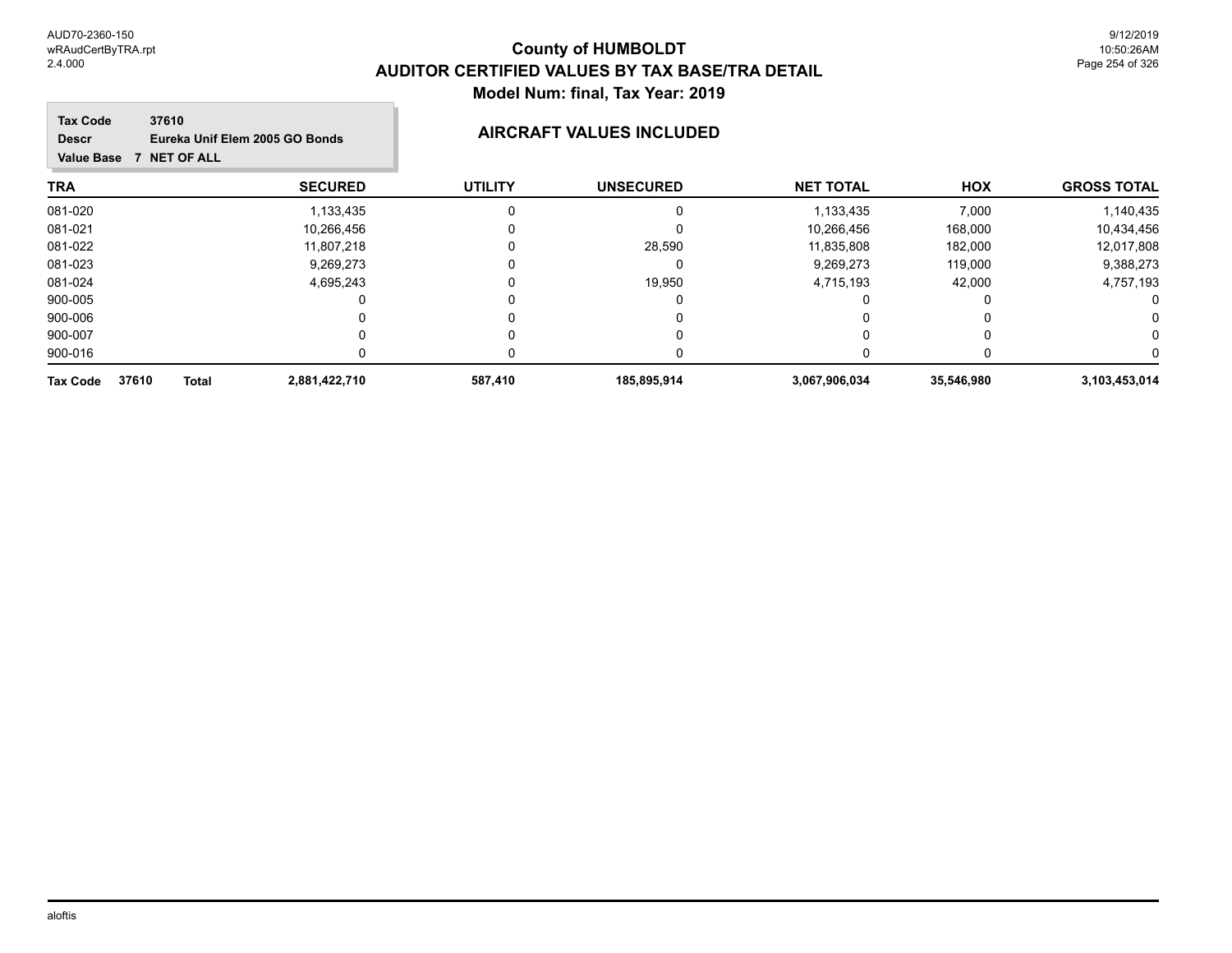# County of HUMBOLDT

## AUDITOR CERTIFIED VALUES BY TAX BASE/TRA DETAIL

### Model Num: final, Tax Year: 2019

**Tax Code** 37610
**Descr** Eureka Unif Elem 2005 GO Bonds
**Value Base** 7 NET OF ALL

**AIRCRAFT VALUES INCLUDED**

| TRA | SECURED | UTILITY | UNSECURED | NET TOTAL | HOX | GROSS TOTAL |
|---|---|---|---|---|---|---|
| 081-020 | 1,133,435 | 0 | 0 | 1,133,435 | 7,000 | 1,140,435 |
| 081-021 | 10,266,456 | 0 | 0 | 10,266,456 | 168,000 | 10,434,456 |
| 081-022 | 11,807,218 | 0 | 28,590 | 11,835,808 | 182,000 | 12,017,808 |
| 081-023 | 9,269,273 | 0 | 0 | 9,269,273 | 119,000 | 9,388,273 |
| 081-024 | 4,695,243 | 0 | 19,950 | 4,715,193 | 42,000 | 4,757,193 |
| 900-005 | 0 | 0 | 0 | 0 | 0 | 0 |
| 900-006 | 0 | 0 | 0 | 0 | 0 | 0 |
| 900-007 | 0 | 0 | 0 | 0 | 0 | 0 |
| 900-016 | 0 | 0 | 0 | 0 | 0 | 0 |
| **Tax Code 37610 Total** | **2,881,422,710** | **587,410** | **185,895,914** | **3,067,906,034** | **35,546,980** | **3,103,453,014** |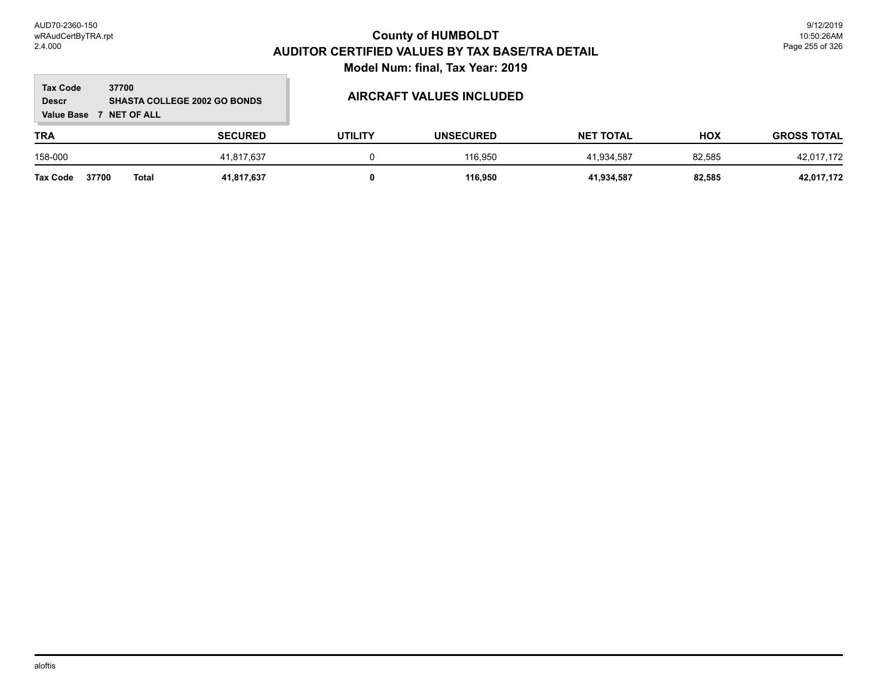## County of HUMBOLDT
## AUDITOR CERTIFIED VALUES BY TAX BASE/TRA DETAIL
## Model Num: final, Tax Year: 2019

**Tax Code** 37700
**Descr** SHASTA COLLEGE 2002 GO BONDS
**Value Base** 7 NET OF ALL

### AIRCRAFT VALUES INCLUDED

| TRA | SECURED | UTILITY | UNSECURED | NET TOTAL | HOX | GROSS TOTAL |
|---|---|---|---|---|---|---|
| 158-000 | 41,817,637 | 0 | 116,950 | 41,934,587 | 82,585 | 42,017,172 |
| **Tax Code 37700 Total** | **41,817,637** | **0** | **116,950** | **41,934,587** | **82,585** | **42,017,172** |

aloftis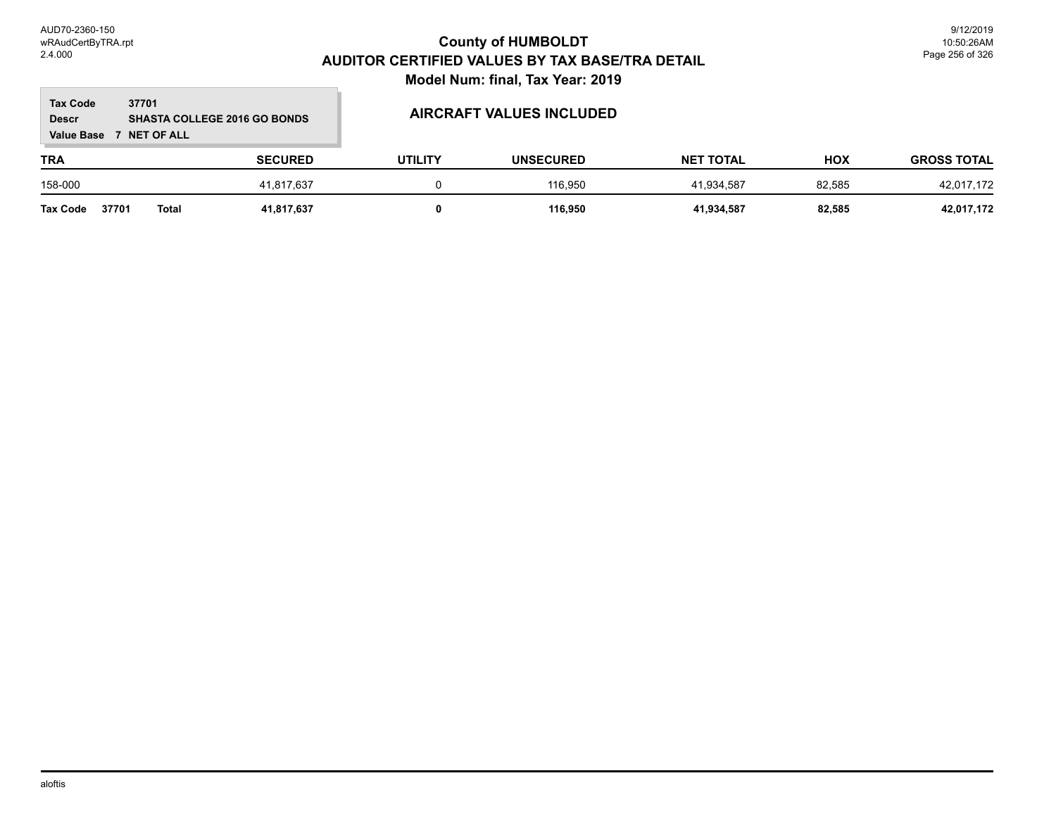# County of HUMBOLDT
## AUDITOR CERTIFIED VALUES BY TAX BASE/TRA DETAIL
### Model Num: final, Tax Year: 2019

**Tax Code** 37701
**Descr** SHASTA COLLEGE 2016 GO BONDS
**Value Base** 7 NET OF ALL

**AIRCRAFT VALUES INCLUDED**

| TRA | SECURED | UTILITY | UNSECURED | NET TOTAL | HOX | GROSS TOTAL |
|---|---|---|---|---|---|---|
| 158-000 | 41,817,637 | 0 | 116,950 | 41,934,587 | 82,585 | 42,017,172 |
| **Tax Code 37701 Total** | **41,817,637** | **0** | **116,950** | **41,934,587** | **82,585** | **42,017,172** |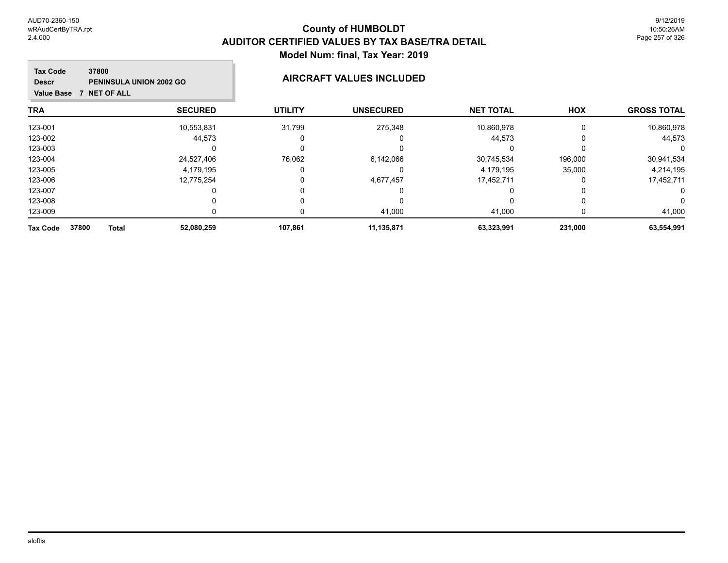# County of HUMBOLDT
## AUDITOR CERTIFIED VALUES BY TAX BASE/TRA DETAIL
### Model Num: final, Tax Year: 2019

**Tax Code** 37800
**Descr** PENINSULA UNION 2002 GO
**Value Base** 7 NET OF ALL

**AIRCRAFT VALUES INCLUDED**

| TRA | SECURED | UTILITY | UNSECURED | NET TOTAL | HOX | GROSS TOTAL |
|---|---|---|---|---|---|---|
| 123-001 | 10,553,831 | 31,799 | 275,348 | 10,860,978 | 0 | 10,860,978 |
| 123-002 | 44,573 | 0 | 0 | 44,573 | 0 | 44,573 |
| 123-003 | 0 | 0 | 0 | 0 | 0 | 0 |
| 123-004 | 24,527,406 | 76,062 | 6,142,066 | 30,745,534 | 196,000 | 30,941,534 |
| 123-005 | 4,179,195 | 0 | 0 | 4,179,195 | 35,000 | 4,214,195 |
| 123-006 | 12,775,254 | 0 | 4,677,457 | 17,452,711 | 0 | 17,452,711 |
| 123-007 | 0 | 0 | 0 | 0 | 0 | 0 |
| 123-008 | 0 | 0 | 0 | 0 | 0 | 0 |
| 123-009 | 0 | 0 | 41,000 | 41,000 | 0 | 41,000 |
| **Tax Code 37800 Total** | **52,080,259** | **107,861** | **11,135,871** | **63,323,991** | **231,000** | **63,554,991** |

aloftis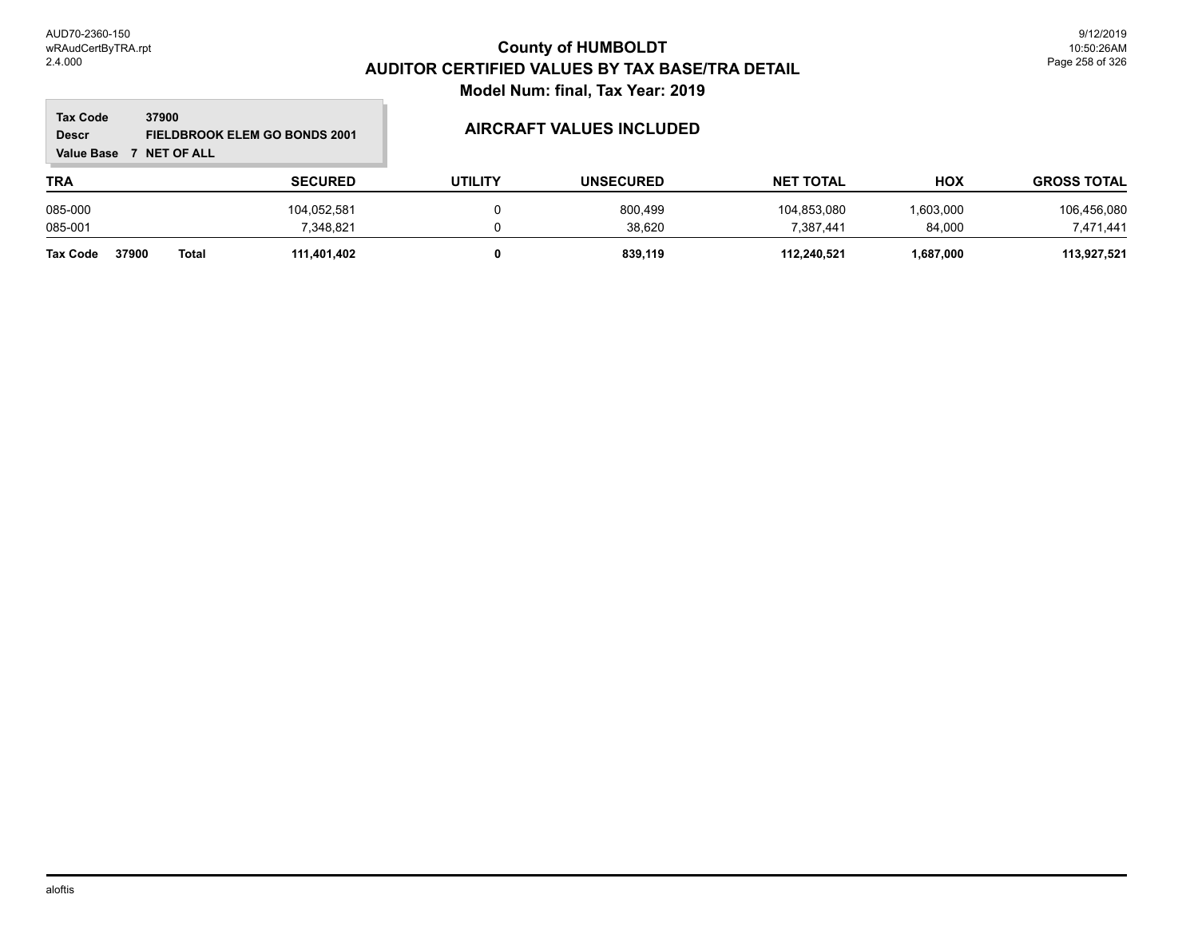# County of HUMBOLDT
## AUDITOR CERTIFIED VALUES BY TAX BASE/TRA DETAIL
### Model Num: final, Tax Year: 2019

**Tax Code** 37900
**Descr** FIELDBROOK ELEM GO BONDS 2001
**Value Base** 7 NET OF ALL

**AIRCRAFT VALUES INCLUDED**

| TRA | SECURED | UTILITY | UNSECURED | NET TOTAL | HOX | GROSS TOTAL |
|---|---|---|---|---|---|---|
| 085-000 | 104,052,581 | 0 | 800,499 | 104,853,080 | 1,603,000 | 106,456,080 |
| 085-001 | 7,348,821 | 0 | 38,620 | 7,387,441 | 84,000 | 7,471,441 |
| **Tax Code 37900 Total** | **111,401,402** | **0** | **839,119** | **112,240,521** | **1,687,000** | **113,927,521** |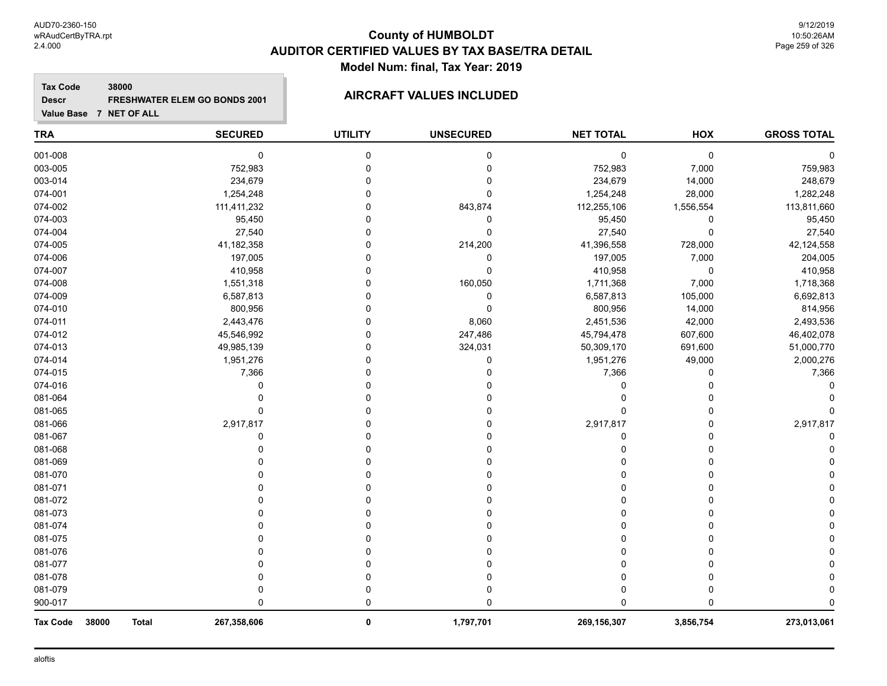# County of HUMBOLDT
## AUDITOR CERTIFIED VALUES BY TAX BASE/TRA DETAIL
### Model Num: final, Tax Year: 2019

**Tax Code** 38000
**Descr** FRESHWATER ELEM GO BONDS 2001
**Value Base** 7 NET OF ALL

### AIRCRAFT VALUES INCLUDED

| TRA | SECURED | UTILITY | UNSECURED | NET TOTAL | HOX | GROSS TOTAL |
|---|---|---|---|---|---|---|
| 001-008 | 0 | 0 | 0 | 0 | 0 | 0 |
| 003-005 | 752,983 | 0 | 0 | 752,983 | 7,000 | 759,983 |
| 003-014 | 234,679 | 0 | 0 | 234,679 | 14,000 | 248,679 |
| 074-001 | 1,254,248 | 0 | 0 | 1,254,248 | 28,000 | 1,282,248 |
| 074-002 | 111,411,232 | 0 | 843,874 | 112,255,106 | 1,556,554 | 113,811,660 |
| 074-003 | 95,450 | 0 | 0 | 95,450 | 0 | 95,450 |
| 074-004 | 27,540 | 0 | 0 | 27,540 | 0 | 27,540 |
| 074-005 | 41,182,358 | 0 | 214,200 | 41,396,558 | 728,000 | 42,124,558 |
| 074-006 | 197,005 | 0 | 0 | 197,005 | 7,000 | 204,005 |
| 074-007 | 410,958 | 0 | 0 | 410,958 | 0 | 410,958 |
| 074-008 | 1,551,318 | 0 | 160,050 | 1,711,368 | 7,000 | 1,718,368 |
| 074-009 | 6,587,813 | 0 | 0 | 6,587,813 | 105,000 | 6,692,813 |
| 074-010 | 800,956 | 0 | 0 | 800,956 | 14,000 | 814,956 |
| 074-011 | 2,443,476 | 0 | 8,060 | 2,451,536 | 42,000 | 2,493,536 |
| 074-012 | 45,546,992 | 0 | 247,486 | 45,794,478 | 607,600 | 46,402,078 |
| 074-013 | 49,985,139 | 0 | 324,031 | 50,309,170 | 691,600 | 51,000,770 |
| 074-014 | 1,951,276 | 0 | 0 | 1,951,276 | 49,000 | 2,000,276 |
| 074-015 | 7,366 | 0 | 0 | 7,366 | 0 | 7,366 |
| 074-016 | 0 | 0 | 0 | 0 | 0 | 0 |
| 081-064 | 0 | 0 | 0 | 0 | 0 | 0 |
| 081-065 | 0 | 0 | 0 | 0 | 0 | 0 |
| 081-066 | 2,917,817 | 0 | 0 | 2,917,817 | 0 | 2,917,817 |
| 081-067 | 0 | 0 | 0 | 0 | 0 | 0 |
| 081-068 | 0 | 0 | 0 | 0 | 0 | 0 |
| 081-069 | 0 | 0 | 0 | 0 | 0 | 0 |
| 081-070 | 0 | 0 | 0 | 0 | 0 | 0 |
| 081-071 | 0 | 0 | 0 | 0 | 0 | 0 |
| 081-072 | 0 | 0 | 0 | 0 | 0 | 0 |
| 081-073 | 0 | 0 | 0 | 0 | 0 | 0 |
| 081-074 | 0 | 0 | 0 | 0 | 0 | 0 |
| 081-075 | 0 | 0 | 0 | 0 | 0 | 0 |
| 081-076 | 0 | 0 | 0 | 0 | 0 | 0 |
| 081-077 | 0 | 0 | 0 | 0 | 0 | 0 |
| 081-078 | 0 | 0 | 0 | 0 | 0 | 0 |
| 081-079 | 0 | 0 | 0 | 0 | 0 | 0 |
| 900-017 | 0 | 0 | 0 | 0 | 0 | 0 |
| **Tax Code 38000 Total** | **267,358,606** | **0** | **1,797,701** | **269,156,307** | **3,856,754** | **273,013,061** |

aloftis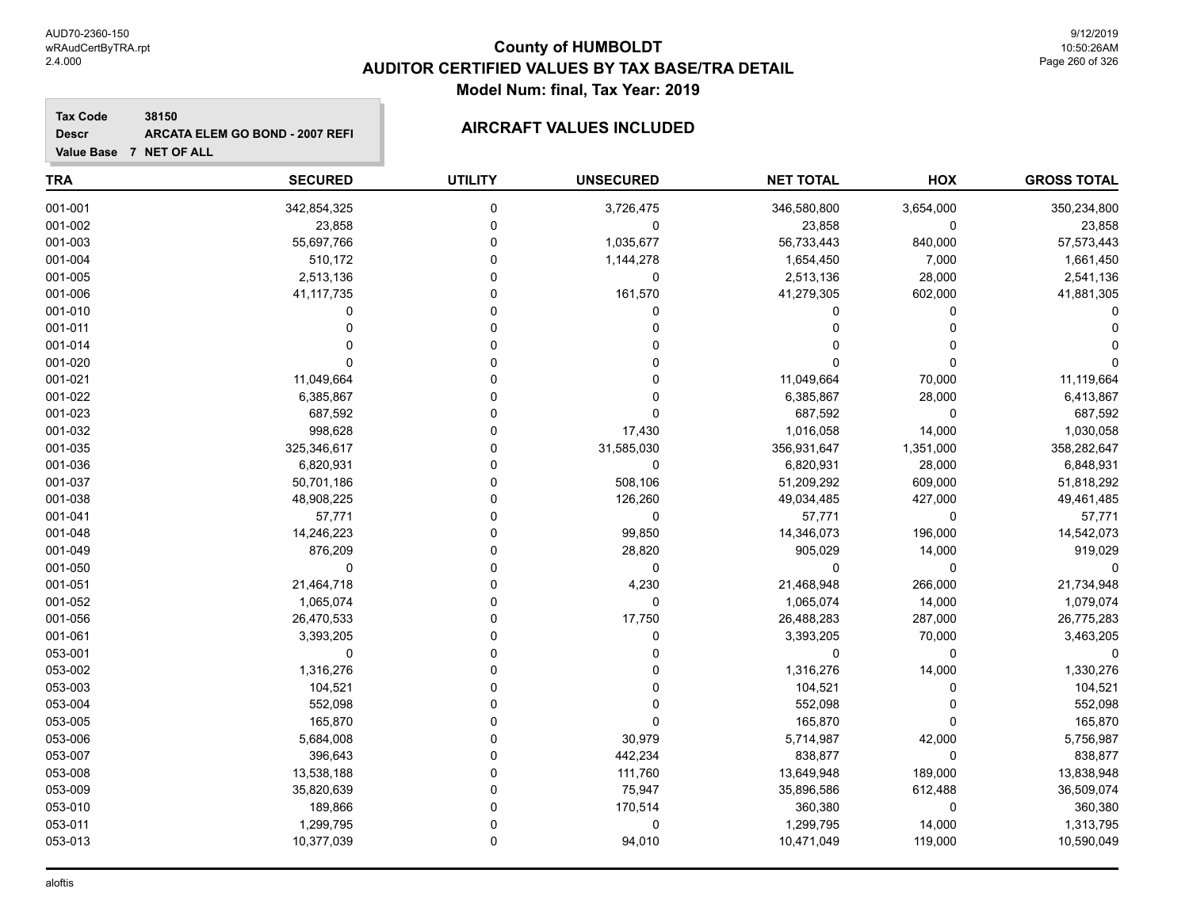# County of HUMBOLDT
## AUDITOR CERTIFIED VALUES BY TAX BASE/TRA DETAIL
### Model Num: final, Tax Year: 2019

**Tax Code** 38150
**Descr** ARCATA ELEM GO BOND - 2007 REFI
**Value Base** 7 NET OF ALL

**AIRCRAFT VALUES INCLUDED**

| TRA | SECURED | UTILITY | UNSECURED | NET TOTAL | HOX | GROSS TOTAL |
|---|---|---|---|---|---|---|
| 001-001 | 342,854,325 | 0 | 3,726,475 | 346,580,800 | 3,654,000 | 350,234,800 |
| 001-002 | 23,858 | 0 | 0 | 23,858 | 0 | 23,858 |
| 001-003 | 55,697,766 | 0 | 1,035,677 | 56,733,443 | 840,000 | 57,573,443 |
| 001-004 | 510,172 | 0 | 1,144,278 | 1,654,450 | 7,000 | 1,661,450 |
| 001-005 | 2,513,136 | 0 | 0 | 2,513,136 | 28,000 | 2,541,136 |
| 001-006 | 41,117,735 | 0 | 161,570 | 41,279,305 | 602,000 | 41,881,305 |
| 001-010 | 0 | 0 | 0 | 0 | 0 | 0 |
| 001-011 | 0 | 0 | 0 | 0 | 0 | 0 |
| 001-014 | 0 | 0 | 0 | 0 | 0 | 0 |
| 001-020 | 0 | 0 | 0 | 0 | 0 | 0 |
| 001-021 | 11,049,664 | 0 | 0 | 11,049,664 | 70,000 | 11,119,664 |
| 001-022 | 6,385,867 | 0 | 0 | 6,385,867 | 28,000 | 6,413,867 |
| 001-023 | 687,592 | 0 | 0 | 687,592 | 0 | 687,592 |
| 001-032 | 998,628 | 0 | 17,430 | 1,016,058 | 14,000 | 1,030,058 |
| 001-035 | 325,346,617 | 0 | 31,585,030 | 356,931,647 | 1,351,000 | 358,282,647 |
| 001-036 | 6,820,931 | 0 | 0 | 6,820,931 | 28,000 | 6,848,931 |
| 001-037 | 50,701,186 | 0 | 508,106 | 51,209,292 | 609,000 | 51,818,292 |
| 001-038 | 48,908,225 | 0 | 126,260 | 49,034,485 | 427,000 | 49,461,485 |
| 001-041 | 57,771 | 0 | 0 | 57,771 | 0 | 57,771 |
| 001-048 | 14,246,223 | 0 | 99,850 | 14,346,073 | 196,000 | 14,542,073 |
| 001-049 | 876,209 | 0 | 28,820 | 905,029 | 14,000 | 919,029 |
| 001-050 | 0 | 0 | 0 | 0 | 0 | 0 |
| 001-051 | 21,464,718 | 0 | 4,230 | 21,468,948 | 266,000 | 21,734,948 |
| 001-052 | 1,065,074 | 0 | 0 | 1,065,074 | 14,000 | 1,079,074 |
| 001-056 | 26,470,533 | 0 | 17,750 | 26,488,283 | 287,000 | 26,775,283 |
| 001-061 | 3,393,205 | 0 | 0 | 3,393,205 | 70,000 | 3,463,205 |
| 053-001 | 0 | 0 | 0 | 0 | 0 | 0 |
| 053-002 | 1,316,276 | 0 | 0 | 1,316,276 | 14,000 | 1,330,276 |
| 053-003 | 104,521 | 0 | 0 | 104,521 | 0 | 104,521 |
| 053-004 | 552,098 | 0 | 0 | 552,098 | 0 | 552,098 |
| 053-005 | 165,870 | 0 | 0 | 165,870 | 0 | 165,870 |
| 053-006 | 5,684,008 | 0 | 30,979 | 5,714,987 | 42,000 | 5,756,987 |
| 053-007 | 396,643 | 0 | 442,234 | 838,877 | 0 | 838,877 |
| 053-008 | 13,538,188 | 0 | 111,760 | 13,649,948 | 189,000 | 13,838,948 |
| 053-009 | 35,820,639 | 0 | 75,947 | 35,896,586 | 612,488 | 36,509,074 |
| 053-010 | 189,866 | 0 | 170,514 | 360,380 | 0 | 360,380 |
| 053-011 | 1,299,795 | 0 | 0 | 1,299,795 | 14,000 | 1,313,795 |
| 053-013 | 10,377,039 | 0 | 94,010 | 10,471,049 | 119,000 | 10,590,049 |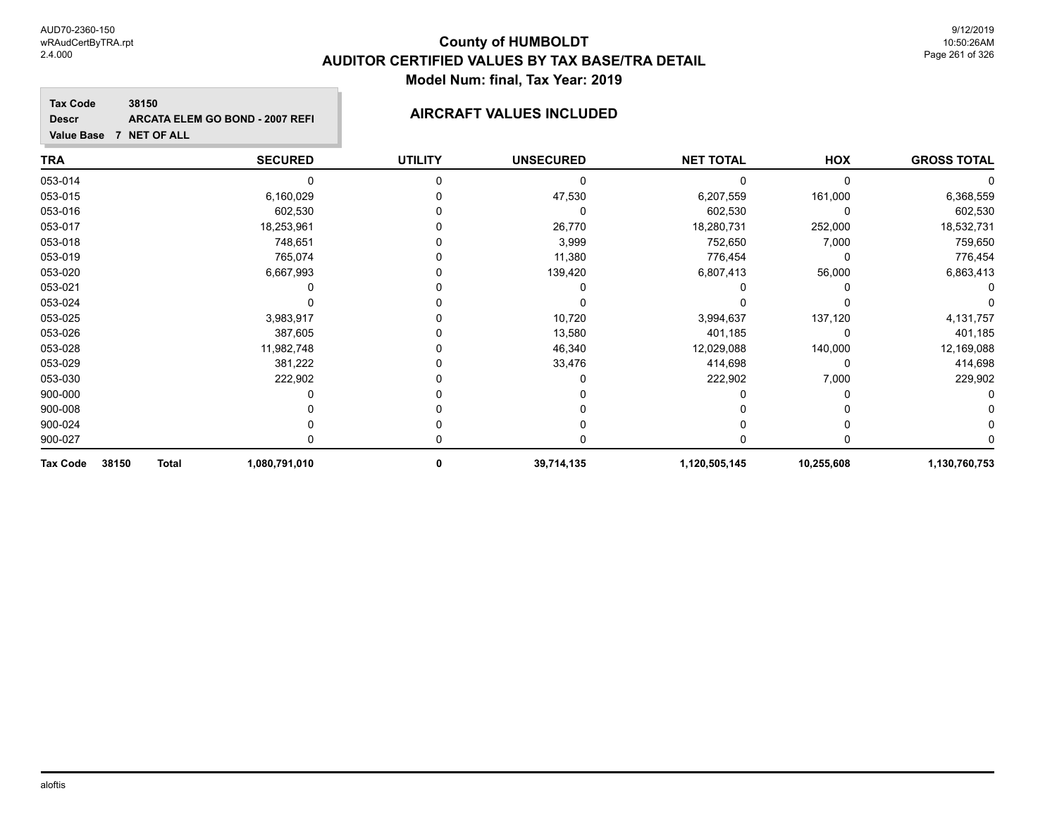# County of HUMBOLDT
## AUDITOR CERTIFIED VALUES BY TAX BASE/TRA DETAIL
### Model Num: final, Tax Year: 2019

**Tax Code** 38150
**Descr** ARCATA ELEM GO BOND - 2007 REFI
**Value Base** 7 NET OF ALL

**AIRCRAFT VALUES INCLUDED**

| TRA | SECURED | UTILITY | UNSECURED | NET TOTAL | HOX | GROSS TOTAL |
|---|---|---|---|---|---|---|
| 053-014 | 0 | 0 | 0 | 0 | 0 | 0 |
| 053-015 | 6,160,029 | 0 | 47,530 | 6,207,559 | 161,000 | 6,368,559 |
| 053-016 | 602,530 | 0 | 0 | 602,530 | 0 | 602,530 |
| 053-017 | 18,253,961 | 0 | 26,770 | 18,280,731 | 252,000 | 18,532,731 |
| 053-018 | 748,651 | 0 | 3,999 | 752,650 | 7,000 | 759,650 |
| 053-019 | 765,074 | 0 | 11,380 | 776,454 | 0 | 776,454 |
| 053-020 | 6,667,993 | 0 | 139,420 | 6,807,413 | 56,000 | 6,863,413 |
| 053-021 | 0 | 0 | 0 | 0 | 0 | 0 |
| 053-024 | 0 | 0 | 0 | 0 | 0 | 0 |
| 053-025 | 3,983,917 | 0 | 10,720 | 3,994,637 | 137,120 | 4,131,757 |
| 053-026 | 387,605 | 0 | 13,580 | 401,185 | 0 | 401,185 |
| 053-028 | 11,982,748 | 0 | 46,340 | 12,029,088 | 140,000 | 12,169,088 |
| 053-029 | 381,222 | 0 | 33,476 | 414,698 | 0 | 414,698 |
| 053-030 | 222,902 | 0 | 0 | 222,902 | 7,000 | 229,902 |
| 900-000 | 0 | 0 | 0 | 0 | 0 | 0 |
| 900-008 | 0 | 0 | 0 | 0 | 0 | 0 |
| 900-024 | 0 | 0 | 0 | 0 | 0 | 0 |
| 900-027 | 0 | 0 | 0 | 0 | 0 | 0 |
| **Tax Code 38150 Total** | **1,080,791,010** | **0** | **39,714,135** | **1,120,505,145** | **10,255,608** | **1,130,760,753** |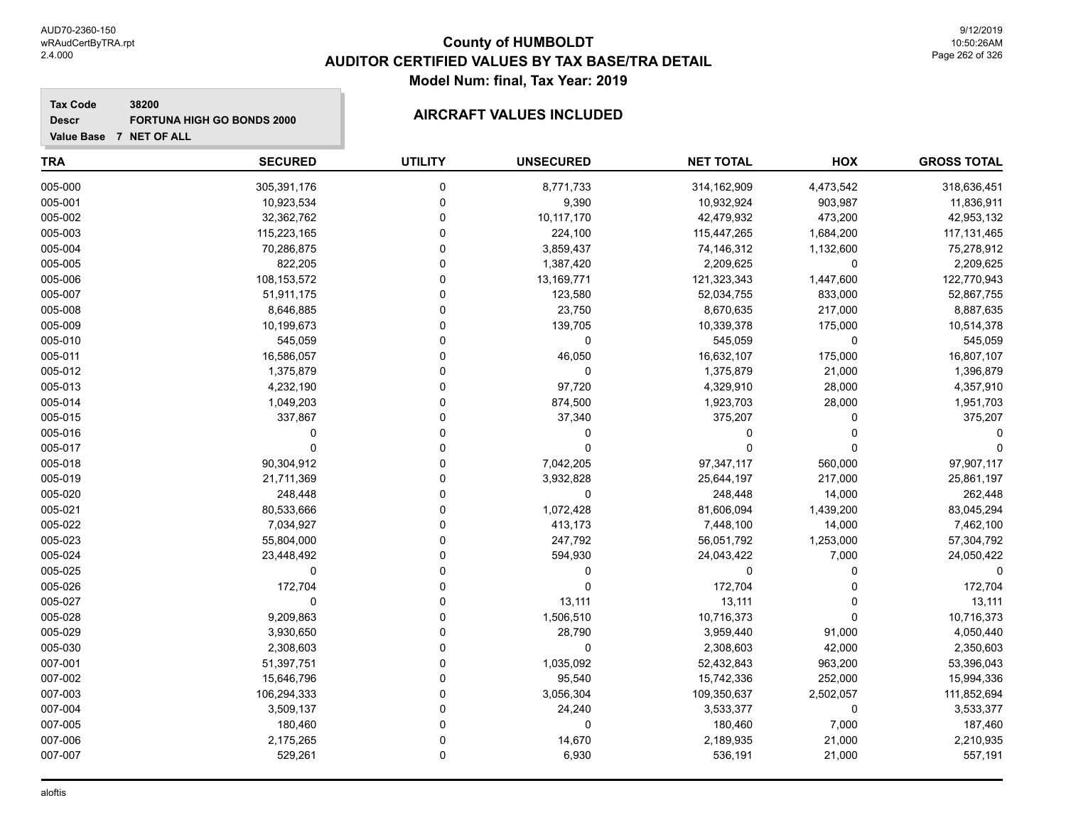# County of HUMBOLDT
## AUDITOR CERTIFIED VALUES BY TAX BASE/TRA DETAIL
### Model Num: final, Tax Year: 2019

**Tax Code** 38200
**Descr** FORTUNA HIGH GO BONDS 2000
**Value Base** 7 NET OF ALL

### AIRCRAFT VALUES INCLUDED

| TRA | SECURED | UTILITY | UNSECURED | NET TOTAL | HOX | GROSS TOTAL |
|---|---|---|---|---|---|---|
| 005-000 | 305,391,176 | 0 | 8,771,733 | 314,162,909 | 4,473,542 | 318,636,451 |
| 005-001 | 10,923,534 | 0 | 9,390 | 10,932,924 | 903,987 | 11,836,911 |
| 005-002 | 32,362,762 | 0 | 10,117,170 | 42,479,932 | 473,200 | 42,953,132 |
| 005-003 | 115,223,165 | 0 | 224,100 | 115,447,265 | 1,684,200 | 117,131,465 |
| 005-004 | 70,286,875 | 0 | 3,859,437 | 74,146,312 | 1,132,600 | 75,278,912 |
| 005-005 | 822,205 | 0 | 1,387,420 | 2,209,625 | 0 | 2,209,625 |
| 005-006 | 108,153,572 | 0 | 13,169,771 | 121,323,343 | 1,447,600 | 122,770,943 |
| 005-007 | 51,911,175 | 0 | 123,580 | 52,034,755 | 833,000 | 52,867,755 |
| 005-008 | 8,646,885 | 0 | 23,750 | 8,670,635 | 217,000 | 8,887,635 |
| 005-009 | 10,199,673 | 0 | 139,705 | 10,339,378 | 175,000 | 10,514,378 |
| 005-010 | 545,059 | 0 | 0 | 545,059 | 0 | 545,059 |
| 005-011 | 16,586,057 | 0 | 46,050 | 16,632,107 | 175,000 | 16,807,107 |
| 005-012 | 1,375,879 | 0 | 0 | 1,375,879 | 21,000 | 1,396,879 |
| 005-013 | 4,232,190 | 0 | 97,720 | 4,329,910 | 28,000 | 4,357,910 |
| 005-014 | 1,049,203 | 0 | 874,500 | 1,923,703 | 28,000 | 1,951,703 |
| 005-015 | 337,867 | 0 | 37,340 | 375,207 | 0 | 375,207 |
| 005-016 | 0 | 0 | 0 | 0 | 0 | 0 |
| 005-017 | 0 | 0 | 0 | 0 | 0 | 0 |
| 005-018 | 90,304,912 | 0 | 7,042,205 | 97,347,117 | 560,000 | 97,907,117 |
| 005-019 | 21,711,369 | 0 | 3,932,828 | 25,644,197 | 217,000 | 25,861,197 |
| 005-020 | 248,448 | 0 | 0 | 248,448 | 14,000 | 262,448 |
| 005-021 | 80,533,666 | 0 | 1,072,428 | 81,606,094 | 1,439,200 | 83,045,294 |
| 005-022 | 7,034,927 | 0 | 413,173 | 7,448,100 | 14,000 | 7,462,100 |
| 005-023 | 55,804,000 | 0 | 247,792 | 56,051,792 | 1,253,000 | 57,304,792 |
| 005-024 | 23,448,492 | 0 | 594,930 | 24,043,422 | 7,000 | 24,050,422 |
| 005-025 | 0 | 0 | 0 | 0 | 0 | 0 |
| 005-026 | 172,704 | 0 | 0 | 172,704 | 0 | 172,704 |
| 005-027 | 0 | 0 | 13,111 | 13,111 | 0 | 13,111 |
| 005-028 | 9,209,863 | 0 | 1,506,510 | 10,716,373 | 0 | 10,716,373 |
| 005-029 | 3,930,650 | 0 | 28,790 | 3,959,440 | 91,000 | 4,050,440 |
| 005-030 | 2,308,603 | 0 | 0 | 2,308,603 | 42,000 | 2,350,603 |
| 007-001 | 51,397,751 | 0 | 1,035,092 | 52,432,843 | 963,200 | 53,396,043 |
| 007-002 | 15,646,796 | 0 | 95,540 | 15,742,336 | 252,000 | 15,994,336 |
| 007-003 | 106,294,333 | 0 | 3,056,304 | 109,350,637 | 2,502,057 | 111,852,694 |
| 007-004 | 3,509,137 | 0 | 24,240 | 3,533,377 | 0 | 3,533,377 |
| 007-005 | 180,460 | 0 | 0 | 180,460 | 7,000 | 187,460 |
| 007-006 | 2,175,265 | 0 | 14,670 | 2,189,935 | 21,000 | 2,210,935 |
| 007-007 | 529,261 | 0 | 6,930 | 536,191 | 21,000 | 557,191 |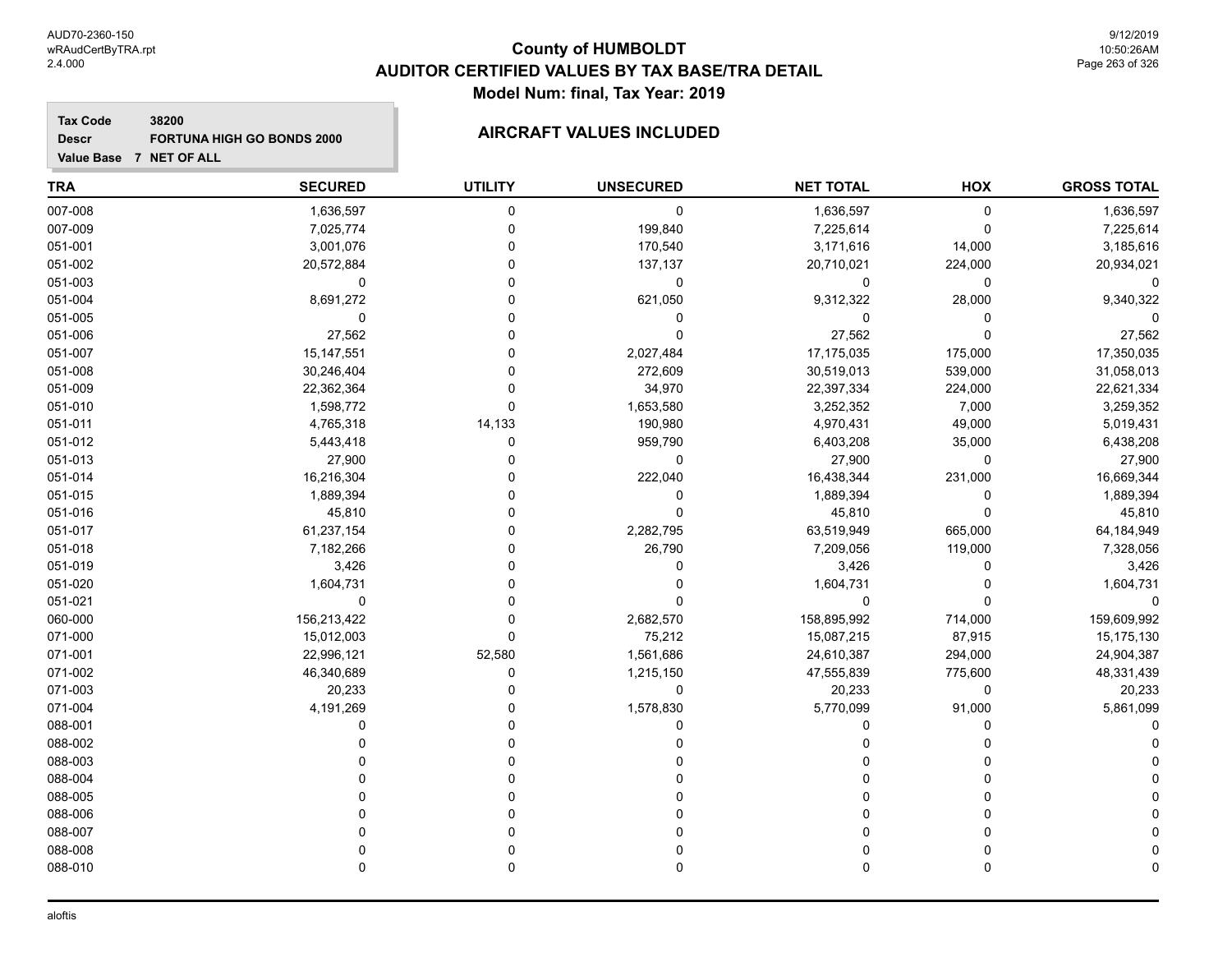# County of HUMBOLDT
## AUDITOR CERTIFIED VALUES BY TAX BASE/TRA DETAIL
### Model Num: final, Tax Year: 2019

**Tax Code** 38200
**Descr** FORTUNA HIGH GO BONDS 2000
**Value Base** 7 NET OF ALL

**AIRCRAFT VALUES INCLUDED**

| TRA | SECURED | UTILITY | UNSECURED | NET TOTAL | HOX | GROSS TOTAL |
|---|---|---|---|---|---|---|
| 007-008 | 1,636,597 | 0 | 0 | 1,636,597 | 0 | 1,636,597 |
| 007-009 | 7,025,774 | 0 | 199,840 | 7,225,614 | 0 | 7,225,614 |
| 051-001 | 3,001,076 | 0 | 170,540 | 3,171,616 | 14,000 | 3,185,616 |
| 051-002 | 20,572,884 | 0 | 137,137 | 20,710,021 | 224,000 | 20,934,021 |
| 051-003 | 0 | 0 | 0 | 0 | 0 | 0 |
| 051-004 | 8,691,272 | 0 | 621,050 | 9,312,322 | 28,000 | 9,340,322 |
| 051-005 | 0 | 0 | 0 | 0 | 0 | 0 |
| 051-006 | 27,562 | 0 | 0 | 27,562 | 0 | 27,562 |
| 051-007 | 15,147,551 | 0 | 2,027,484 | 17,175,035 | 175,000 | 17,350,035 |
| 051-008 | 30,246,404 | 0 | 272,609 | 30,519,013 | 539,000 | 31,058,013 |
| 051-009 | 22,362,364 | 0 | 34,970 | 22,397,334 | 224,000 | 22,621,334 |
| 051-010 | 1,598,772 | 0 | 1,653,580 | 3,252,352 | 7,000 | 3,259,352 |
| 051-011 | 4,765,318 | 14,133 | 190,980 | 4,970,431 | 49,000 | 5,019,431 |
| 051-012 | 5,443,418 | 0 | 959,790 | 6,403,208 | 35,000 | 6,438,208 |
| 051-013 | 27,900 | 0 | 0 | 27,900 | 0 | 27,900 |
| 051-014 | 16,216,304 | 0 | 222,040 | 16,438,344 | 231,000 | 16,669,344 |
| 051-015 | 1,889,394 | 0 | 0 | 1,889,394 | 0 | 1,889,394 |
| 051-016 | 45,810 | 0 | 0 | 45,810 | 0 | 45,810 |
| 051-017 | 61,237,154 | 0 | 2,282,795 | 63,519,949 | 665,000 | 64,184,949 |
| 051-018 | 7,182,266 | 0 | 26,790 | 7,209,056 | 119,000 | 7,328,056 |
| 051-019 | 3,426 | 0 | 0 | 3,426 | 0 | 3,426 |
| 051-020 | 1,604,731 | 0 | 0 | 1,604,731 | 0 | 1,604,731 |
| 051-021 | 0 | 0 | 0 | 0 | 0 | 0 |
| 060-000 | 156,213,422 | 0 | 2,682,570 | 158,895,992 | 714,000 | 159,609,992 |
| 071-000 | 15,012,003 | 0 | 75,212 | 15,087,215 | 87,915 | 15,175,130 |
| 071-001 | 22,996,121 | 52,580 | 1,561,686 | 24,610,387 | 294,000 | 24,904,387 |
| 071-002 | 46,340,689 | 0 | 1,215,150 | 47,555,839 | 775,600 | 48,331,439 |
| 071-003 | 20,233 | 0 | 0 | 20,233 | 0 | 20,233 |
| 071-004 | 4,191,269 | 0 | 1,578,830 | 5,770,099 | 91,000 | 5,861,099 |
| 088-001 | 0 | 0 | 0 | 0 | 0 | 0 |
| 088-002 | 0 | 0 | 0 | 0 | 0 | 0 |
| 088-003 | 0 | 0 | 0 | 0 | 0 | 0 |
| 088-004 | 0 | 0 | 0 | 0 | 0 | 0 |
| 088-005 | 0 | 0 | 0 | 0 | 0 | 0 |
| 088-006 | 0 | 0 | 0 | 0 | 0 | 0 |
| 088-007 | 0 | 0 | 0 | 0 | 0 | 0 |
| 088-008 | 0 | 0 | 0 | 0 | 0 | 0 |
| 088-010 | 0 | 0 | 0 | 0 | 0 | 0 |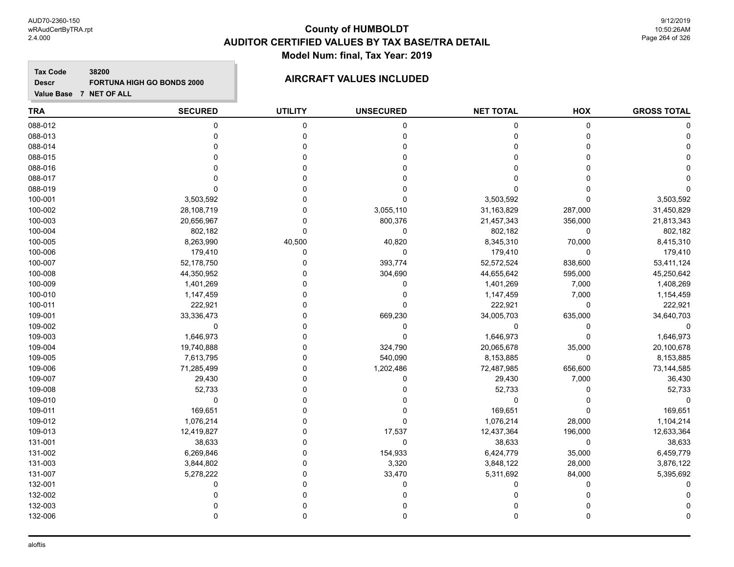# County of HUMBOLDT
## AUDITOR CERTIFIED VALUES BY TAX BASE/TRA DETAIL
### Model Num: final, Tax Year: 2019

**Tax Code** 38200
**Descr** FORTUNA HIGH GO BONDS 2000
**Value Base** 7 NET OF ALL

**AIRCRAFT VALUES INCLUDED**

| TRA | SECURED | UTILITY | UNSECURED | NET TOTAL | HOX | GROSS TOTAL |
|---|---|---|---|---|---|---|
| 088-012 | 0 | 0 | 0 | 0 | 0 | 0 |
| 088-013 | 0 | 0 | 0 | 0 | 0 | 0 |
| 088-014 | 0 | 0 | 0 | 0 | 0 | 0 |
| 088-015 | 0 | 0 | 0 | 0 | 0 | 0 |
| 088-016 | 0 | 0 | 0 | 0 | 0 | 0 |
| 088-017 | 0 | 0 | 0 | 0 | 0 | 0 |
| 088-019 | 0 | 0 | 0 | 0 | 0 | 0 |
| 100-001 | 3,503,592 | 0 | 0 | 3,503,592 | 0 | 3,503,592 |
| 100-002 | 28,108,719 | 0 | 3,055,110 | 31,163,829 | 287,000 | 31,450,829 |
| 100-003 | 20,656,967 | 0 | 800,376 | 21,457,343 | 356,000 | 21,813,343 |
| 100-004 | 802,182 | 0 | 0 | 802,182 | 0 | 802,182 |
| 100-005 | 8,263,990 | 40,500 | 40,820 | 8,345,310 | 70,000 | 8,415,310 |
| 100-006 | 179,410 | 0 | 0 | 179,410 | 0 | 179,410 |
| 100-007 | 52,178,750 | 0 | 393,774 | 52,572,524 | 838,600 | 53,411,124 |
| 100-008 | 44,350,952 | 0 | 304,690 | 44,655,642 | 595,000 | 45,250,642 |
| 100-009 | 1,401,269 | 0 | 0 | 1,401,269 | 7,000 | 1,408,269 |
| 100-010 | 1,147,459 | 0 | 0 | 1,147,459 | 7,000 | 1,154,459 |
| 100-011 | 222,921 | 0 | 0 | 222,921 | 0 | 222,921 |
| 109-001 | 33,336,473 | 0 | 669,230 | 34,005,703 | 635,000 | 34,640,703 |
| 109-002 | 0 | 0 | 0 | 0 | 0 | 0 |
| 109-003 | 1,646,973 | 0 | 0 | 1,646,973 | 0 | 1,646,973 |
| 109-004 | 19,740,888 | 0 | 324,790 | 20,065,678 | 35,000 | 20,100,678 |
| 109-005 | 7,613,795 | 0 | 540,090 | 8,153,885 | 0 | 8,153,885 |
| 109-006 | 71,285,499 | 0 | 1,202,486 | 72,487,985 | 656,600 | 73,144,585 |
| 109-007 | 29,430 | 0 | 0 | 29,430 | 7,000 | 36,430 |
| 109-008 | 52,733 | 0 | 0 | 52,733 | 0 | 52,733 |
| 109-010 | 0 | 0 | 0 | 0 | 0 | 0 |
| 109-011 | 169,651 | 0 | 0 | 169,651 | 0 | 169,651 |
| 109-012 | 1,076,214 | 0 | 0 | 1,076,214 | 28,000 | 1,104,214 |
| 109-013 | 12,419,827 | 0 | 17,537 | 12,437,364 | 196,000 | 12,633,364 |
| 131-001 | 38,633 | 0 | 0 | 38,633 | 0 | 38,633 |
| 131-002 | 6,269,846 | 0 | 154,933 | 6,424,779 | 35,000 | 6,459,779 |
| 131-003 | 3,844,802 | 0 | 3,320 | 3,848,122 | 28,000 | 3,876,122 |
| 131-007 | 5,278,222 | 0 | 33,470 | 5,311,692 | 84,000 | 5,395,692 |
| 132-001 | 0 | 0 | 0 | 0 | 0 | 0 |
| 132-002 | 0 | 0 | 0 | 0 | 0 | 0 |
| 132-003 | 0 | 0 | 0 | 0 | 0 | 0 |
| 132-006 | 0 | 0 | 0 | 0 | 0 | 0 |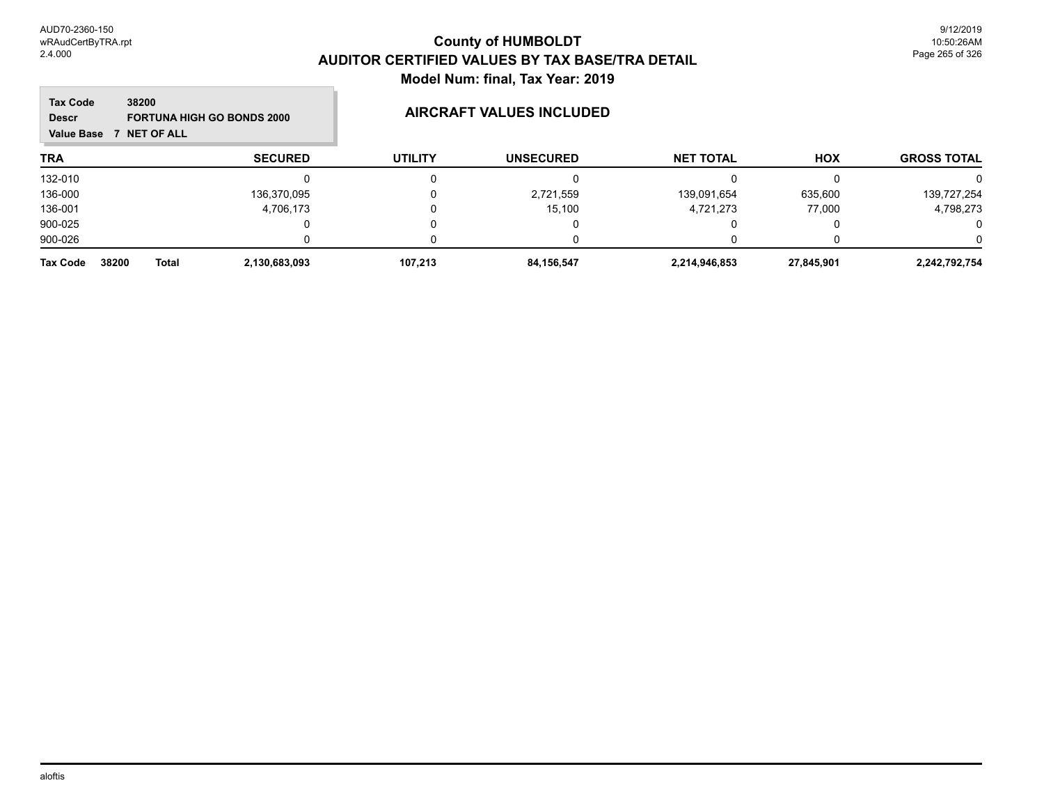# County of HUMBOLDT
## AUDITOR CERTIFIED VALUES BY TAX BASE/TRA DETAIL
### Model Num: final, Tax Year: 2019

**Tax Code** 38200
**Descr** FORTUNA HIGH GO BONDS 2000
**Value Base** 7 NET OF ALL

**AIRCRAFT VALUES INCLUDED**

| TRA | SECURED | UTILITY | UNSECURED | NET TOTAL | HOX | GROSS TOTAL |
|---|---|---|---|---|---|---|
| 132-010 | 0 | 0 | 0 | 0 | 0 | 0 |
| 136-000 | 136,370,095 | 0 | 2,721,559 | 139,091,654 | 635,600 | 139,727,254 |
| 136-001 | 4,706,173 | 0 | 15,100 | 4,721,273 | 77,000 | 4,798,273 |
| 900-025 | 0 | 0 | 0 | 0 | 0 | 0 |
| 900-026 | 0 | 0 | 0 | 0 | 0 | 0 |
| **Tax Code 38200 Total** | **2,130,683,093** | **107,213** | **84,156,547** | **2,214,946,853** | **27,845,901** | **2,242,792,754** |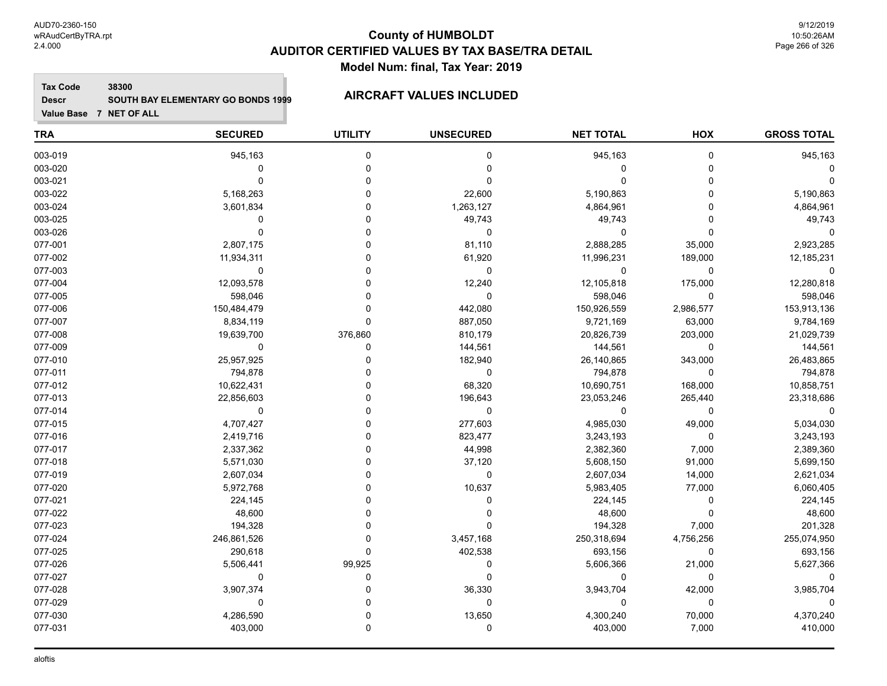# County of HUMBOLDT
## AUDITOR CERTIFIED VALUES BY TAX BASE/TRA DETAIL
### Model Num: final, Tax Year: 2019

**Tax Code** 38300
**Descr** SOUTH BAY ELEMENTARY GO BONDS 1999
**Value Base** 7 NET OF ALL

**AIRCRAFT VALUES INCLUDED**

| TRA | SECURED | UTILITY | UNSECURED | NET TOTAL | HOX | GROSS TOTAL |
|---|---|---|---|---|---|---|
| 003-019 | 945,163 | 0 | 0 | 945,163 | 0 | 945,163 |
| 003-020 | 0 | 0 | 0 | 0 | 0 | 0 |
| 003-021 | 0 | 0 | 0 | 0 | 0 | 0 |
| 003-022 | 5,168,263 | 0 | 22,600 | 5,190,863 | 0 | 5,190,863 |
| 003-024 | 3,601,834 | 0 | 1,263,127 | 4,864,961 | 0 | 4,864,961 |
| 003-025 | 0 | 0 | 49,743 | 49,743 | 0 | 49,743 |
| 003-026 | 0 | 0 | 0 | 0 | 0 | 0 |
| 077-001 | 2,807,175 | 0 | 81,110 | 2,888,285 | 35,000 | 2,923,285 |
| 077-002 | 11,934,311 | 0 | 61,920 | 11,996,231 | 189,000 | 12,185,231 |
| 077-003 | 0 | 0 | 0 | 0 | 0 | 0 |
| 077-004 | 12,093,578 | 0 | 12,240 | 12,105,818 | 175,000 | 12,280,818 |
| 077-005 | 598,046 | 0 | 0 | 598,046 | 0 | 598,046 |
| 077-006 | 150,484,479 | 0 | 442,080 | 150,926,559 | 2,986,577 | 153,913,136 |
| 077-007 | 8,834,119 | 0 | 887,050 | 9,721,169 | 63,000 | 9,784,169 |
| 077-008 | 19,639,700 | 376,860 | 810,179 | 20,826,739 | 203,000 | 21,029,739 |
| 077-009 | 0 | 0 | 144,561 | 144,561 | 0 | 144,561 |
| 077-010 | 25,957,925 | 0 | 182,940 | 26,140,865 | 343,000 | 26,483,865 |
| 077-011 | 794,878 | 0 | 0 | 794,878 | 0 | 794,878 |
| 077-012 | 10,622,431 | 0 | 68,320 | 10,690,751 | 168,000 | 10,858,751 |
| 077-013 | 22,856,603 | 0 | 196,643 | 23,053,246 | 265,440 | 23,318,686 |
| 077-014 | 0 | 0 | 0 | 0 | 0 | 0 |
| 077-015 | 4,707,427 | 0 | 277,603 | 4,985,030 | 49,000 | 5,034,030 |
| 077-016 | 2,419,716 | 0 | 823,477 | 3,243,193 | 0 | 3,243,193 |
| 077-017 | 2,337,362 | 0 | 44,998 | 2,382,360 | 7,000 | 2,389,360 |
| 077-018 | 5,571,030 | 0 | 37,120 | 5,608,150 | 91,000 | 5,699,150 |
| 077-019 | 2,607,034 | 0 | 0 | 2,607,034 | 14,000 | 2,621,034 |
| 077-020 | 5,972,768 | 0 | 10,637 | 5,983,405 | 77,000 | 6,060,405 |
| 077-021 | 224,145 | 0 | 0 | 224,145 | 0 | 224,145 |
| 077-022 | 48,600 | 0 | 0 | 48,600 | 0 | 48,600 |
| 077-023 | 194,328 | 0 | 0 | 194,328 | 7,000 | 201,328 |
| 077-024 | 246,861,526 | 0 | 3,457,168 | 250,318,694 | 4,756,256 | 255,074,950 |
| 077-025 | 290,618 | 0 | 402,538 | 693,156 | 0 | 693,156 |
| 077-026 | 5,506,441 | 99,925 | 0 | 5,606,366 | 21,000 | 5,627,366 |
| 077-027 | 0 | 0 | 0 | 0 | 0 | 0 |
| 077-028 | 3,907,374 | 0 | 36,330 | 3,943,704 | 42,000 | 3,985,704 |
| 077-029 | 0 | 0 | 0 | 0 | 0 | 0 |
| 077-030 | 4,286,590 | 0 | 13,650 | 4,300,240 | 70,000 | 4,370,240 |
| 077-031 | 403,000 | 0 | 0 | 403,000 | 7,000 | 410,000 |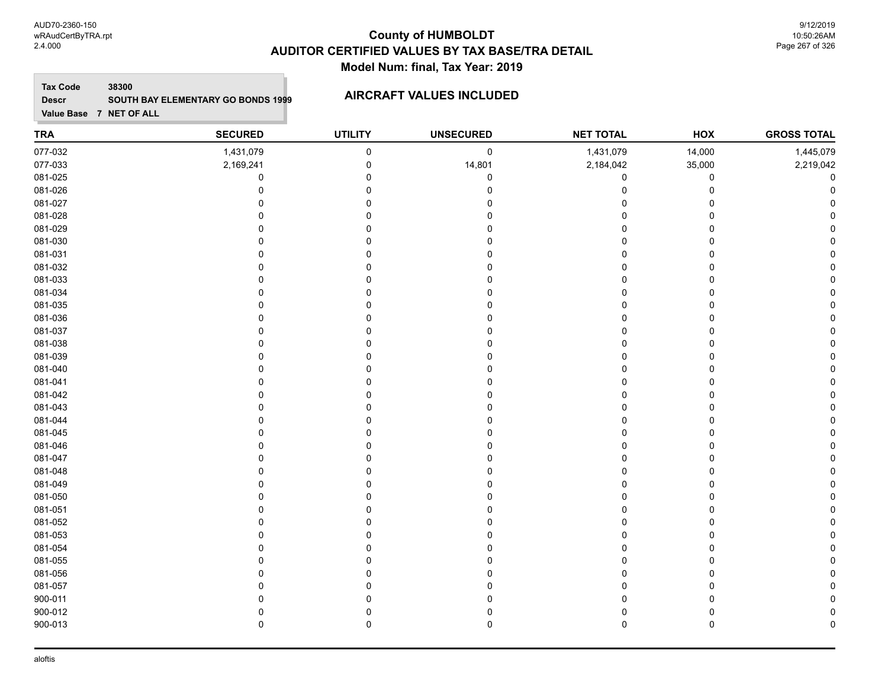# County of HUMBOLDT
## AUDITOR CERTIFIED VALUES BY TAX BASE/TRA DETAIL
### Model Num: final, Tax Year: 2019

**Tax Code** 38300
**Descr** SOUTH BAY ELEMENTARY GO BONDS 1999
**Value Base** 7 NET OF ALL

**AIRCRAFT VALUES INCLUDED**

| TRA | SECURED | UTILITY | UNSECURED | NET TOTAL | HOX | GROSS TOTAL |
|---|---|---|---|---|---|---|
| 077-032 | 1,431,079 | 0 | 0 | 1,431,079 | 14,000 | 1,445,079 |
| 077-033 | 2,169,241 | 0 | 14,801 | 2,184,042 | 35,000 | 2,219,042 |
| 081-025 | 0 | 0 | 0 | 0 | 0 | 0 |
| 081-026 | 0 | 0 | 0 | 0 | 0 | 0 |
| 081-027 | 0 | 0 | 0 | 0 | 0 | 0 |
| 081-028 | 0 | 0 | 0 | 0 | 0 | 0 |
| 081-029 | 0 | 0 | 0 | 0 | 0 | 0 |
| 081-030 | 0 | 0 | 0 | 0 | 0 | 0 |
| 081-031 | 0 | 0 | 0 | 0 | 0 | 0 |
| 081-032 | 0 | 0 | 0 | 0 | 0 | 0 |
| 081-033 | 0 | 0 | 0 | 0 | 0 | 0 |
| 081-034 | 0 | 0 | 0 | 0 | 0 | 0 |
| 081-035 | 0 | 0 | 0 | 0 | 0 | 0 |
| 081-036 | 0 | 0 | 0 | 0 | 0 | 0 |
| 081-037 | 0 | 0 | 0 | 0 | 0 | 0 |
| 081-038 | 0 | 0 | 0 | 0 | 0 | 0 |
| 081-039 | 0 | 0 | 0 | 0 | 0 | 0 |
| 081-040 | 0 | 0 | 0 | 0 | 0 | 0 |
| 081-041 | 0 | 0 | 0 | 0 | 0 | 0 |
| 081-042 | 0 | 0 | 0 | 0 | 0 | 0 |
| 081-043 | 0 | 0 | 0 | 0 | 0 | 0 |
| 081-044 | 0 | 0 | 0 | 0 | 0 | 0 |
| 081-045 | 0 | 0 | 0 | 0 | 0 | 0 |
| 081-046 | 0 | 0 | 0 | 0 | 0 | 0 |
| 081-047 | 0 | 0 | 0 | 0 | 0 | 0 |
| 081-048 | 0 | 0 | 0 | 0 | 0 | 0 |
| 081-049 | 0 | 0 | 0 | 0 | 0 | 0 |
| 081-050 | 0 | 0 | 0 | 0 | 0 | 0 |
| 081-051 | 0 | 0 | 0 | 0 | 0 | 0 |
| 081-052 | 0 | 0 | 0 | 0 | 0 | 0 |
| 081-053 | 0 | 0 | 0 | 0 | 0 | 0 |
| 081-054 | 0 | 0 | 0 | 0 | 0 | 0 |
| 081-055 | 0 | 0 | 0 | 0 | 0 | 0 |
| 081-056 | 0 | 0 | 0 | 0 | 0 | 0 |
| 081-057 | 0 | 0 | 0 | 0 | 0 | 0 |
| 900-011 | 0 | 0 | 0 | 0 | 0 | 0 |
| 900-012 | 0 | 0 | 0 | 0 | 0 | 0 |
| 900-013 | 0 | 0 | 0 | 0 | 0 | 0 |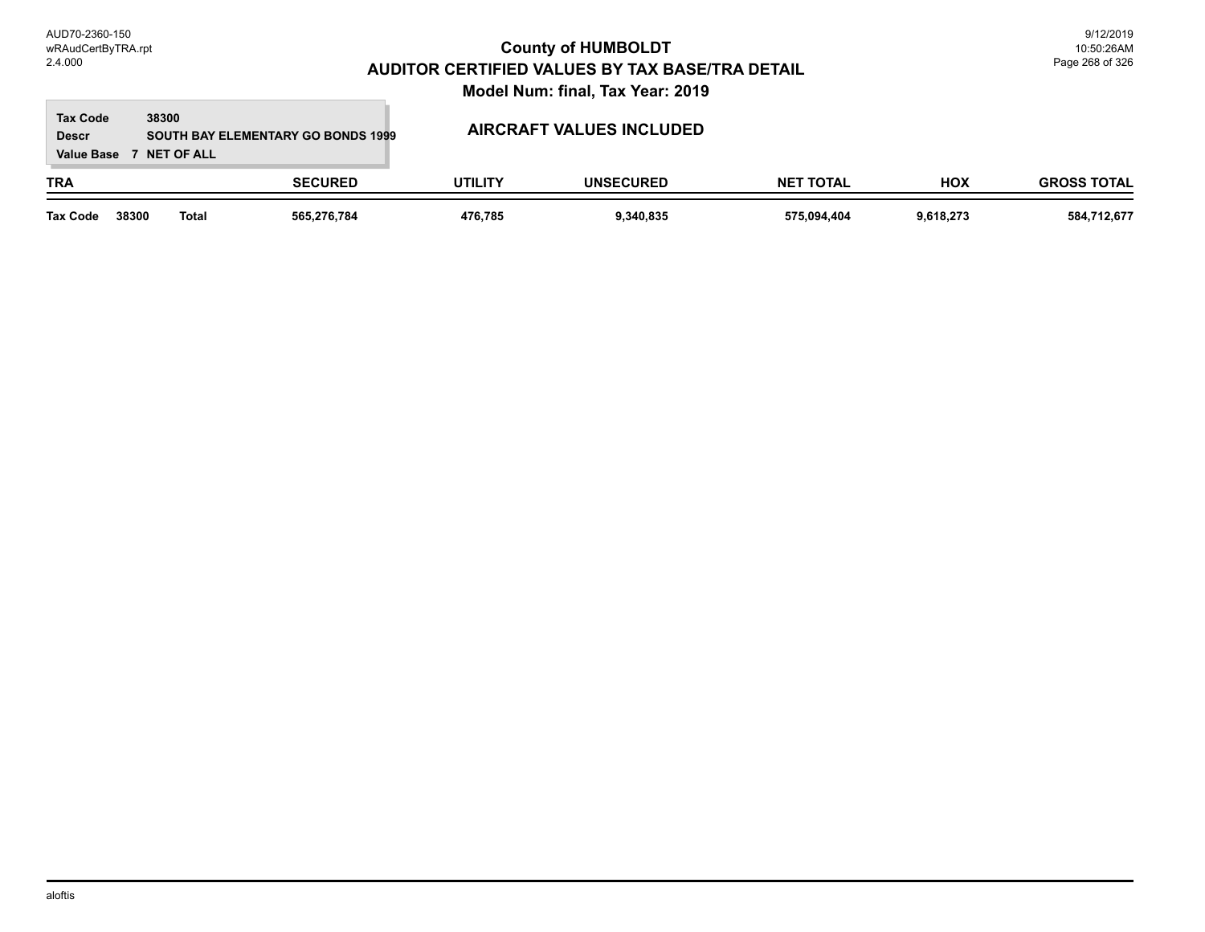# County of HUMBOLDT
## AUDITOR CERTIFIED VALUES BY TAX BASE/TRA DETAIL
### Model Num: final, Tax Year: 2019

**Tax Code** 38300
**Descr** SOUTH BAY ELEMENTARY GO BONDS 1999
**Value Base** 7 NET OF ALL

**AIRCRAFT VALUES INCLUDED**

| TRA | SECURED | UTILITY | UNSECURED | NET TOTAL | HOX | GROSS TOTAL |
|---|---|---|---|---|---|---|
| **Tax Code 38300 Total** | **565,276,784** | **476,785** | **9,340,835** | **575,094,404** | **9,618,273** | **584,712,677** |

aloftis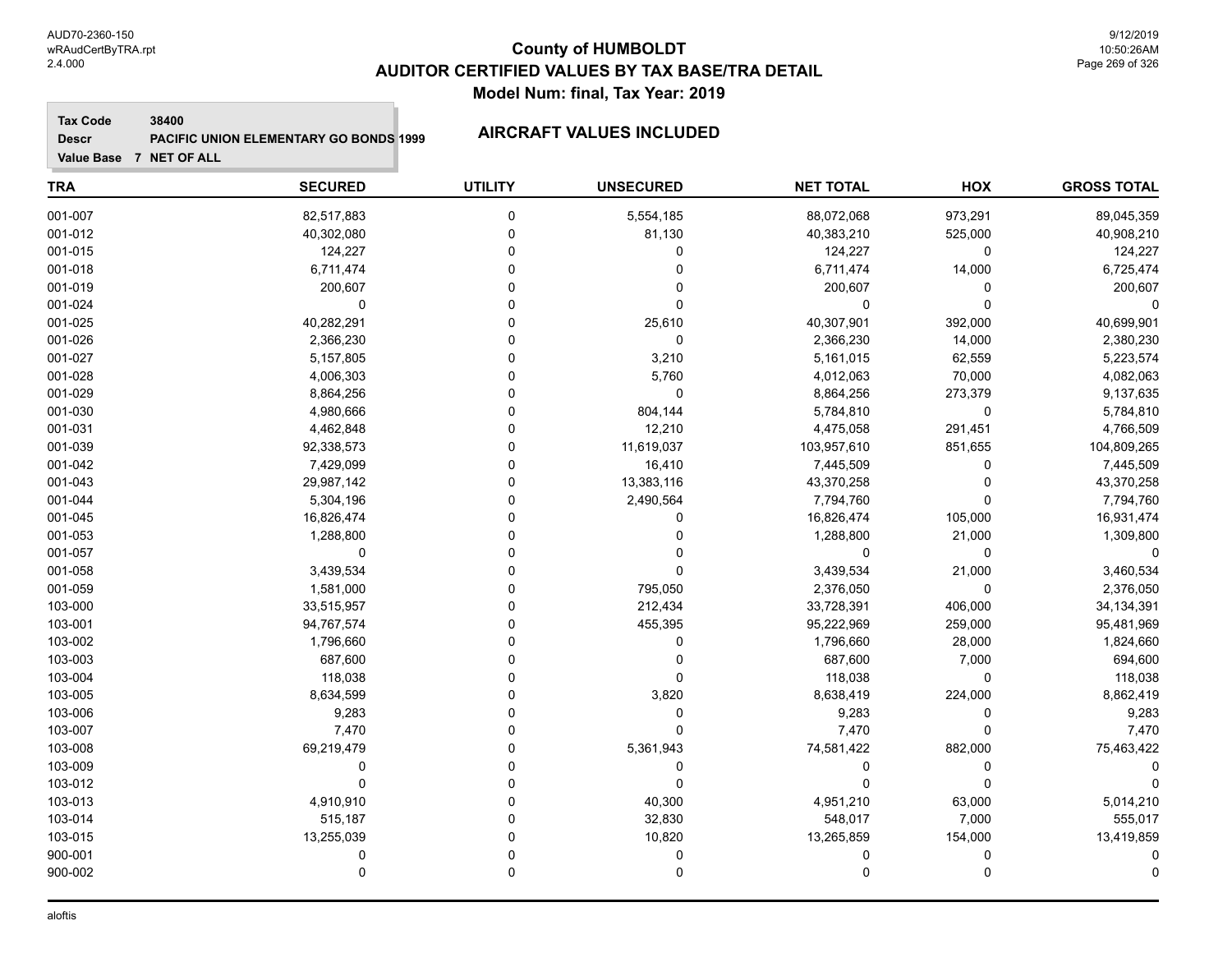# County of HUMBOLDT

## AUDITOR CERTIFIED VALUES BY TAX BASE/TRA DETAIL

### Model Num: final, Tax Year: 2019

**Tax Code** 38400
**Descr** PACIFIC UNION ELEMENTARY GO BONDS 1999
**Value Base** 7 NET OF ALL

**AIRCRAFT VALUES INCLUDED**

| TRA | SECURED | UTILITY | UNSECURED | NET TOTAL | HOX | GROSS TOTAL |
|---|---|---|---|---|---|---|
| 001-007 | 82,517,883 | 0 | 5,554,185 | 88,072,068 | 973,291 | 89,045,359 |
| 001-012 | 40,302,080 | 0 | 81,130 | 40,383,210 | 525,000 | 40,908,210 |
| 001-015 | 124,227 | 0 | 0 | 124,227 | 0 | 124,227 |
| 001-018 | 6,711,474 | 0 | 0 | 6,711,474 | 14,000 | 6,725,474 |
| 001-019 | 200,607 | 0 | 0 | 200,607 | 0 | 200,607 |
| 001-024 | 0 | 0 | 0 | 0 | 0 | 0 |
| 001-025 | 40,282,291 | 0 | 25,610 | 40,307,901 | 392,000 | 40,699,901 |
| 001-026 | 2,366,230 | 0 | 0 | 2,366,230 | 14,000 | 2,380,230 |
| 001-027 | 5,157,805 | 0 | 3,210 | 5,161,015 | 62,559 | 5,223,574 |
| 001-028 | 4,006,303 | 0 | 5,760 | 4,012,063 | 70,000 | 4,082,063 |
| 001-029 | 8,864,256 | 0 | 0 | 8,864,256 | 273,379 | 9,137,635 |
| 001-030 | 4,980,666 | 0 | 804,144 | 5,784,810 | 0 | 5,784,810 |
| 001-031 | 4,462,848 | 0 | 12,210 | 4,475,058 | 291,451 | 4,766,509 |
| 001-039 | 92,338,573 | 0 | 11,619,037 | 103,957,610 | 851,655 | 104,809,265 |
| 001-042 | 7,429,099 | 0 | 16,410 | 7,445,509 | 0 | 7,445,509 |
| 001-043 | 29,987,142 | 0 | 13,383,116 | 43,370,258 | 0 | 43,370,258 |
| 001-044 | 5,304,196 | 0 | 2,490,564 | 7,794,760 | 0 | 7,794,760 |
| 001-045 | 16,826,474 | 0 | 0 | 16,826,474 | 105,000 | 16,931,474 |
| 001-053 | 1,288,800 | 0 | 0 | 1,288,800 | 21,000 | 1,309,800 |
| 001-057 | 0 | 0 | 0 | 0 | 0 | 0 |
| 001-058 | 3,439,534 | 0 | 0 | 3,439,534 | 21,000 | 3,460,534 |
| 001-059 | 1,581,000 | 0 | 795,050 | 2,376,050 | 0 | 2,376,050 |
| 103-000 | 33,515,957 | 0 | 212,434 | 33,728,391 | 406,000 | 34,134,391 |
| 103-001 | 94,767,574 | 0 | 455,395 | 95,222,969 | 259,000 | 95,481,969 |
| 103-002 | 1,796,660 | 0 | 0 | 1,796,660 | 28,000 | 1,824,660 |
| 103-003 | 687,600 | 0 | 0 | 687,600 | 7,000 | 694,600 |
| 103-004 | 118,038 | 0 | 0 | 118,038 | 0 | 118,038 |
| 103-005 | 8,634,599 | 0 | 3,820 | 8,638,419 | 224,000 | 8,862,419 |
| 103-006 | 9,283 | 0 | 0 | 9,283 | 0 | 9,283 |
| 103-007 | 7,470 | 0 | 0 | 7,470 | 0 | 7,470 |
| 103-008 | 69,219,479 | 0 | 5,361,943 | 74,581,422 | 882,000 | 75,463,422 |
| 103-009 | 0 | 0 | 0 | 0 | 0 | 0 |
| 103-012 | 0 | 0 | 0 | 0 | 0 | 0 |
| 103-013 | 4,910,910 | 0 | 40,300 | 4,951,210 | 63,000 | 5,014,210 |
| 103-014 | 515,187 | 0 | 32,830 | 548,017 | 7,000 | 555,017 |
| 103-015 | 13,255,039 | 0 | 10,820 | 13,265,859 | 154,000 | 13,419,859 |
| 900-001 | 0 | 0 | 0 | 0 | 0 | 0 |
| 900-002 | 0 | 0 | 0 | 0 | 0 | 0 |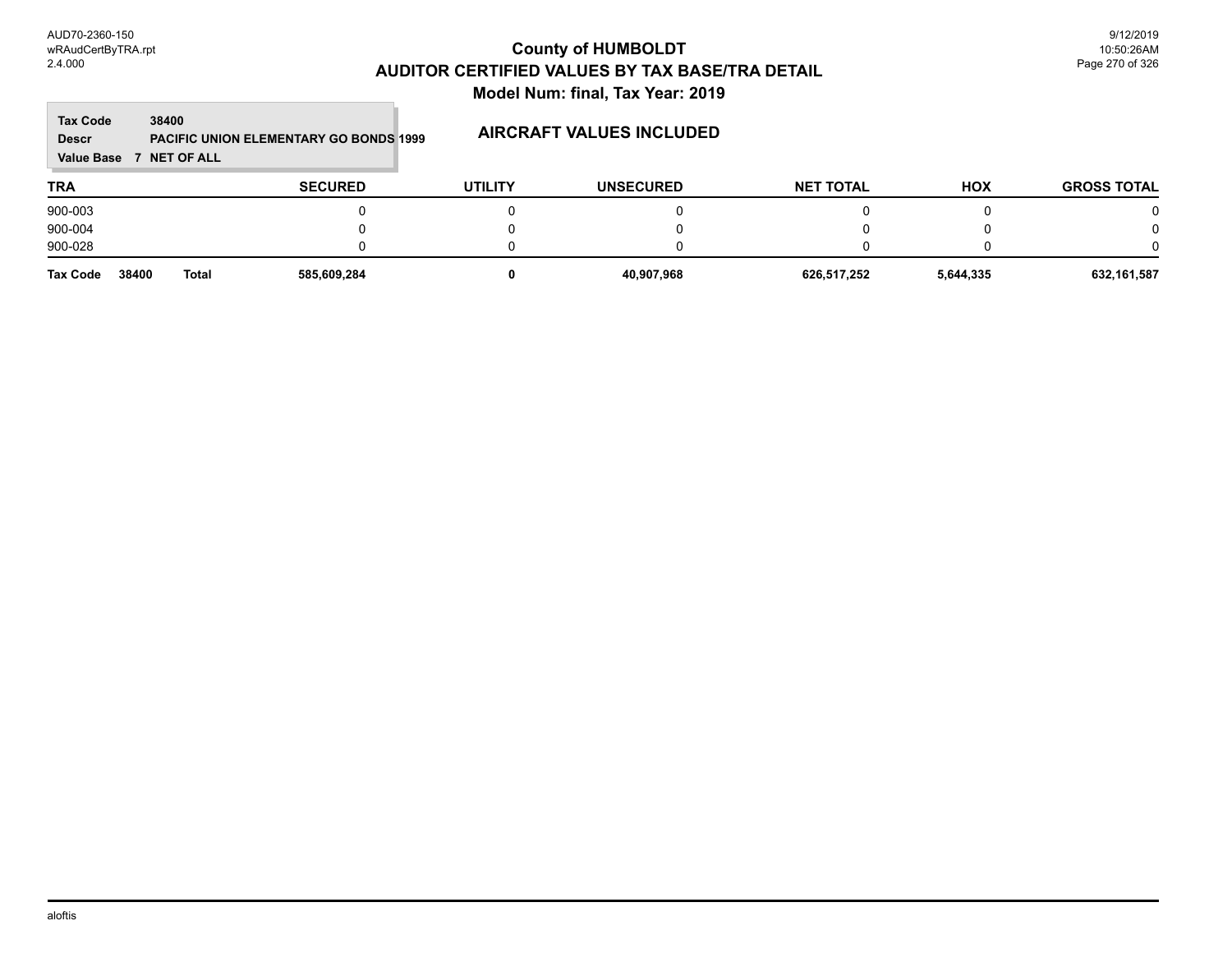# County of HUMBOLDT
## AUDITOR CERTIFIED VALUES BY TAX BASE/TRA DETAIL
### Model Num: final, Tax Year: 2019

**Tax Code** 38400
**Descr** PACIFIC UNION ELEMENTARY GO BONDS 1999
**Value Base** 7 NET OF ALL

**AIRCRAFT VALUES INCLUDED**

| TRA | SECURED | UTILITY | UNSECURED | NET TOTAL | HOX | GROSS TOTAL |
|---|---|---|---|---|---|---|
| 900-003 | 0 | 0 | 0 | 0 | 0 | 0 |
| 900-004 | 0 | 0 | 0 | 0 | 0 | 0 |
| 900-028 | 0 | 0 | 0 | 0 | 0 | 0 |
| **Tax Code 38400 Total** | **585,609,284** | **0** | **40,907,968** | **626,517,252** | **5,644,335** | **632,161,587** |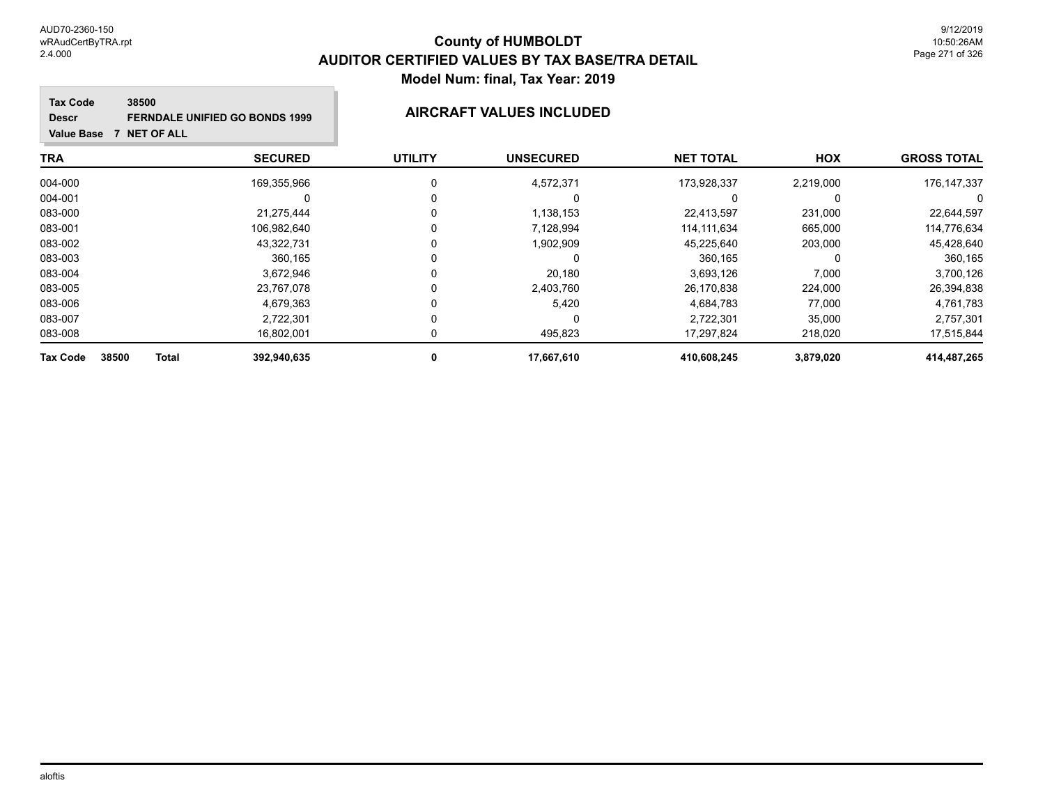# County of HUMBOLDT
## AUDITOR CERTIFIED VALUES BY TAX BASE/TRA DETAIL
### Model Num: final, Tax Year: 2019

**Tax Code** 38500
**Descr** FERNDALE UNIFIED GO BONDS 1999
**Value Base** 7 NET OF ALL

**AIRCRAFT VALUES INCLUDED**

| TRA | SECURED | UTILITY | UNSECURED | NET TOTAL | HOX | GROSS TOTAL |
|---|---|---|---|---|---|---|
| 004-000 | 169,355,966 | 0 | 4,572,371 | 173,928,337 | 2,219,000 | 176,147,337 |
| 004-001 | 0 | 0 | 0 | 0 | 0 | 0 |
| 083-000 | 21,275,444 | 0 | 1,138,153 | 22,413,597 | 231,000 | 22,644,597 |
| 083-001 | 106,982,640 | 0 | 7,128,994 | 114,111,634 | 665,000 | 114,776,634 |
| 083-002 | 43,322,731 | 0 | 1,902,909 | 45,225,640 | 203,000 | 45,428,640 |
| 083-003 | 360,165 | 0 | 0 | 360,165 | 0 | 360,165 |
| 083-004 | 3,672,946 | 0 | 20,180 | 3,693,126 | 7,000 | 3,700,126 |
| 083-005 | 23,767,078 | 0 | 2,403,760 | 26,170,838 | 224,000 | 26,394,838 |
| 083-006 | 4,679,363 | 0 | 5,420 | 4,684,783 | 77,000 | 4,761,783 |
| 083-007 | 2,722,301 | 0 | 0 | 2,722,301 | 35,000 | 2,757,301 |
| 083-008 | 16,802,001 | 0 | 495,823 | 17,297,824 | 218,020 | 17,515,844 |
| **Tax Code 38500 Total** | **392,940,635** | **0** | **17,667,610** | **410,608,245** | **3,879,020** | **414,487,265** |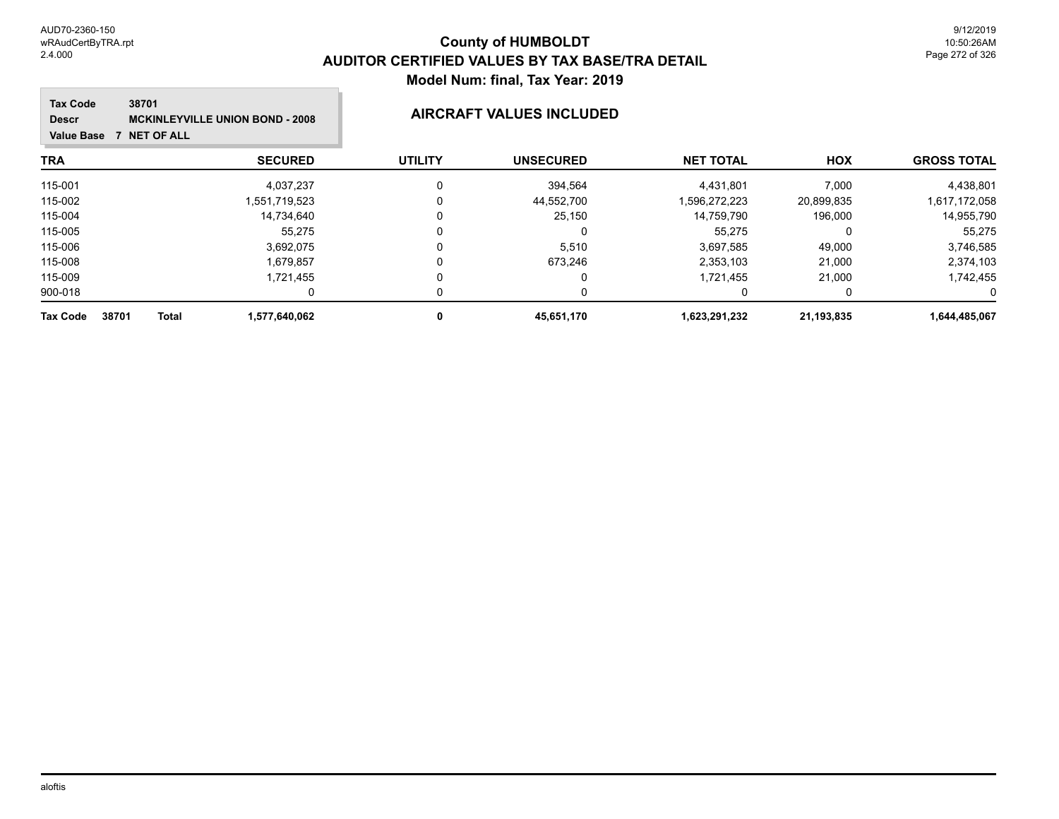# County of HUMBOLDT
## AUDITOR CERTIFIED VALUES BY TAX BASE/TRA DETAIL
### Model Num: final, Tax Year: 2019

**Tax Code** 38701
**Descr** MCKINLEYVILLE UNION BOND - 2008
**Value Base** 7 NET OF ALL

**AIRCRAFT VALUES INCLUDED**

| TRA | SECURED | UTILITY | UNSECURED | NET TOTAL | HOX | GROSS TOTAL |
|---|---|---|---|---|---|---|
| 115-001 | 4,037,237 | 0 | 394,564 | 4,431,801 | 7,000 | 4,438,801 |
| 115-002 | 1,551,719,523 | 0 | 44,552,700 | 1,596,272,223 | 20,899,835 | 1,617,172,058 |
| 115-004 | 14,734,640 | 0 | 25,150 | 14,759,790 | 196,000 | 14,955,790 |
| 115-005 | 55,275 | 0 | 0 | 55,275 | 0 | 55,275 |
| 115-006 | 3,692,075 | 0 | 5,510 | 3,697,585 | 49,000 | 3,746,585 |
| 115-008 | 1,679,857 | 0 | 673,246 | 2,353,103 | 21,000 | 2,374,103 |
| 115-009 | 1,721,455 | 0 | 0 | 1,721,455 | 21,000 | 1,742,455 |
| 900-018 | 0 | 0 | 0 | 0 | 0 | 0 |
| **Tax Code 38701 Total** | **1,577,640,062** | **0** | **45,651,170** | **1,623,291,232** | **21,193,835** | **1,644,485,067** |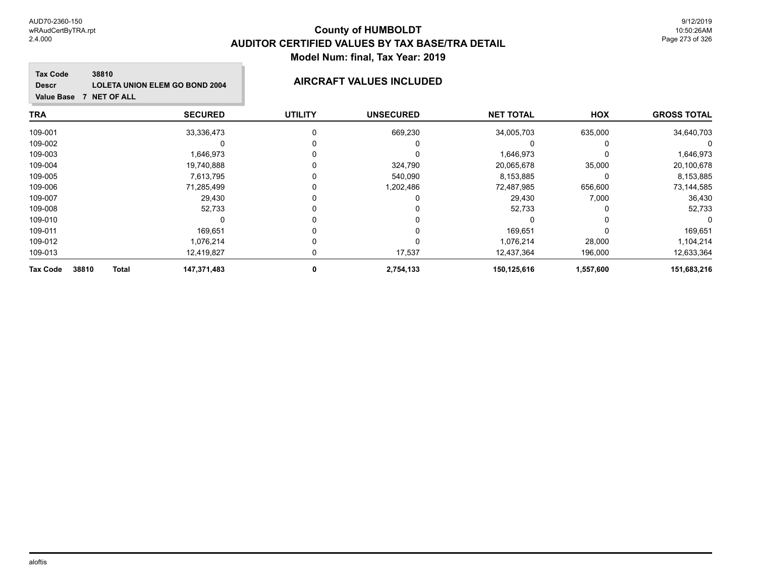# County of HUMBOLDT
## AUDITOR CERTIFIED VALUES BY TAX BASE/TRA DETAIL
### Model Num: final, Tax Year: 2019

**Tax Code** 38810
**Descr** LOLETA UNION ELEM GO BOND 2004
**Value Base** 7 NET OF ALL

**AIRCRAFT VALUES INCLUDED**

| TRA | SECURED | UTILITY | UNSECURED | NET TOTAL | HOX | GROSS TOTAL |
|---|---|---|---|---|---|---|
| 109-001 | 33,336,473 | 0 | 669,230 | 34,005,703 | 635,000 | 34,640,703 |
| 109-002 | 0 | 0 | 0 | 0 | 0 | 0 |
| 109-003 | 1,646,973 | 0 | 0 | 1,646,973 | 0 | 1,646,973 |
| 109-004 | 19,740,888 | 0 | 324,790 | 20,065,678 | 35,000 | 20,100,678 |
| 109-005 | 7,613,795 | 0 | 540,090 | 8,153,885 | 0 | 8,153,885 |
| 109-006 | 71,285,499 | 0 | 1,202,486 | 72,487,985 | 656,600 | 73,144,585 |
| 109-007 | 29,430 | 0 | 0 | 29,430 | 7,000 | 36,430 |
| 109-008 | 52,733 | 0 | 0 | 52,733 | 0 | 52,733 |
| 109-010 | 0 | 0 | 0 | 0 | 0 | 0 |
| 109-011 | 169,651 | 0 | 0 | 169,651 | 0 | 169,651 |
| 109-012 | 1,076,214 | 0 | 0 | 1,076,214 | 28,000 | 1,104,214 |
| 109-013 | 12,419,827 | 0 | 17,537 | 12,437,364 | 196,000 | 12,633,364 |
| **Tax Code 38810 Total** | **147,371,483** | **0** | **2,754,133** | **150,125,616** | **1,557,600** | **151,683,216** |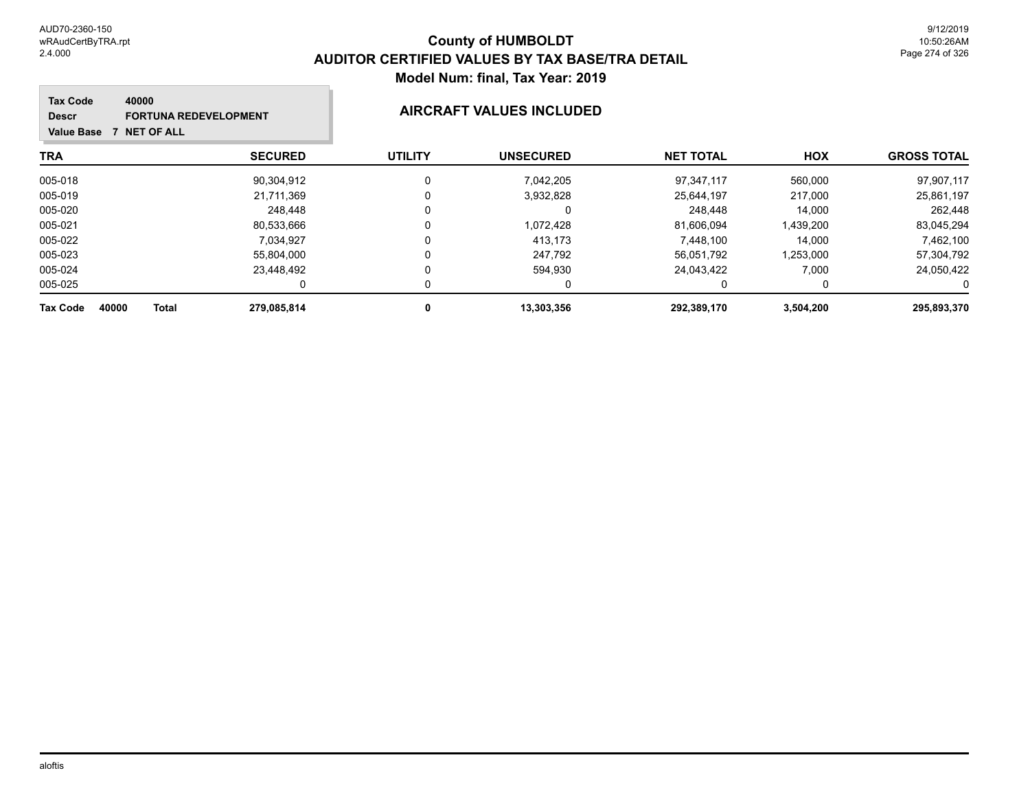# County of HUMBOLDT
## AUDITOR CERTIFIED VALUES BY TAX BASE/TRA DETAIL
### Model Num: final, Tax Year: 2019

**Tax Code** 40000
**Descr** FORTUNA REDEVELOPMENT
**Value Base** 7 NET OF ALL

### AIRCRAFT VALUES INCLUDED

| TRA | SECURED | UTILITY | UNSECURED | NET TOTAL | HOX | GROSS TOTAL |
|---|---|---|---|---|---|---|
| 005-018 | 90,304,912 | 0 | 7,042,205 | 97,347,117 | 560,000 | 97,907,117 |
| 005-019 | 21,711,369 | 0 | 3,932,828 | 25,644,197 | 217,000 | 25,861,197 |
| 005-020 | 248,448 | 0 | 0 | 248,448 | 14,000 | 262,448 |
| 005-021 | 80,533,666 | 0 | 1,072,428 | 81,606,094 | 1,439,200 | 83,045,294 |
| 005-022 | 7,034,927 | 0 | 413,173 | 7,448,100 | 14,000 | 7,462,100 |
| 005-023 | 55,804,000 | 0 | 247,792 | 56,051,792 | 1,253,000 | 57,304,792 |
| 005-024 | 23,448,492 | 0 | 594,930 | 24,043,422 | 7,000 | 24,050,422 |
| 005-025 | 0 | 0 | 0 | 0 | 0 | 0 |
| **Tax Code 40000 Total** | **279,085,814** | **0** | **13,303,356** | **292,389,170** | **3,504,200** | **295,893,370** |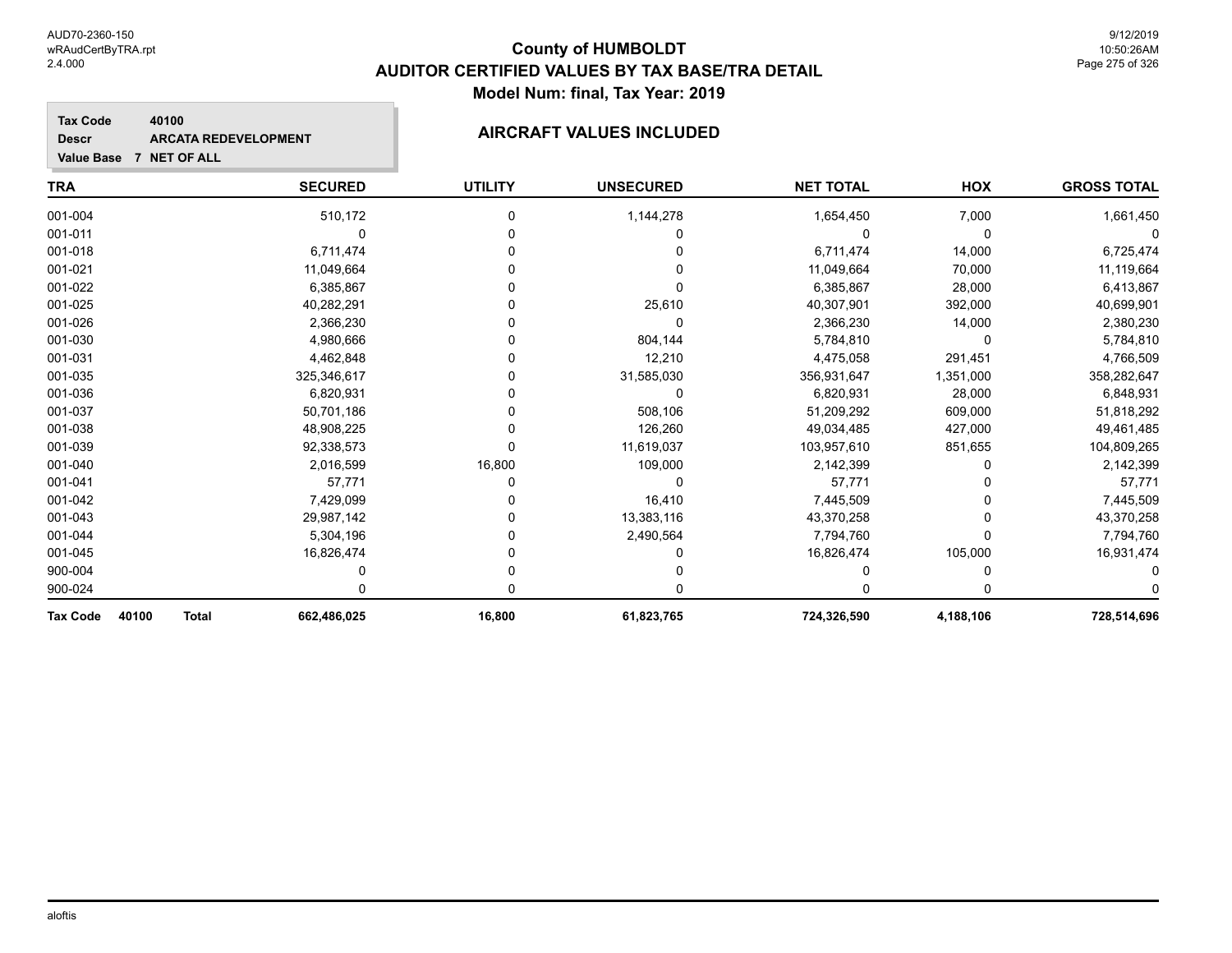# County of HUMBOLDT
## AUDITOR CERTIFIED VALUES BY TAX BASE/TRA DETAIL
### Model Num: final, Tax Year: 2019

**Tax Code** 40100
**Descr** ARCATA REDEVELOPMENT
**Value Base** 7 NET OF ALL

**AIRCRAFT VALUES INCLUDED**

| TRA | SECURED | UTILITY | UNSECURED | NET TOTAL | HOX | GROSS TOTAL |
|---|---|---|---|---|---|---|
| 001-004 | 510,172 | 0 | 1,144,278 | 1,654,450 | 7,000 | 1,661,450 |
| 001-011 | 0 | 0 | 0 | 0 | 0 | 0 |
| 001-018 | 6,711,474 | 0 | 0 | 6,711,474 | 14,000 | 6,725,474 |
| 001-021 | 11,049,664 | 0 | 0 | 11,049,664 | 70,000 | 11,119,664 |
| 001-022 | 6,385,867 | 0 | 0 | 6,385,867 | 28,000 | 6,413,867 |
| 001-025 | 40,282,291 | 0 | 25,610 | 40,307,901 | 392,000 | 40,699,901 |
| 001-026 | 2,366,230 | 0 | 0 | 2,366,230 | 14,000 | 2,380,230 |
| 001-030 | 4,980,666 | 0 | 804,144 | 5,784,810 | 0 | 5,784,810 |
| 001-031 | 4,462,848 | 0 | 12,210 | 4,475,058 | 291,451 | 4,766,509 |
| 001-035 | 325,346,617 | 0 | 31,585,030 | 356,931,647 | 1,351,000 | 358,282,647 |
| 001-036 | 6,820,931 | 0 | 0 | 6,820,931 | 28,000 | 6,848,931 |
| 001-037 | 50,701,186 | 0 | 508,106 | 51,209,292 | 609,000 | 51,818,292 |
| 001-038 | 48,908,225 | 0 | 126,260 | 49,034,485 | 427,000 | 49,461,485 |
| 001-039 | 92,338,573 | 0 | 11,619,037 | 103,957,610 | 851,655 | 104,809,265 |
| 001-040 | 2,016,599 | 16,800 | 109,000 | 2,142,399 | 0 | 2,142,399 |
| 001-041 | 57,771 | 0 | 0 | 57,771 | 0 | 57,771 |
| 001-042 | 7,429,099 | 0 | 16,410 | 7,445,509 | 0 | 7,445,509 |
| 001-043 | 29,987,142 | 0 | 13,383,116 | 43,370,258 | 0 | 43,370,258 |
| 001-044 | 5,304,196 | 0 | 2,490,564 | 7,794,760 | 0 | 7,794,760 |
| 001-045 | 16,826,474 | 0 | 0 | 16,826,474 | 105,000 | 16,931,474 |
| 900-004 | 0 | 0 | 0 | 0 | 0 | 0 |
| 900-024 | 0 | 0 | 0 | 0 | 0 | 0 |
| **Tax Code 40100 Total** | **662,486,025** | **16,800** | **61,823,765** | **724,326,590** | **4,188,106** | **728,514,696** |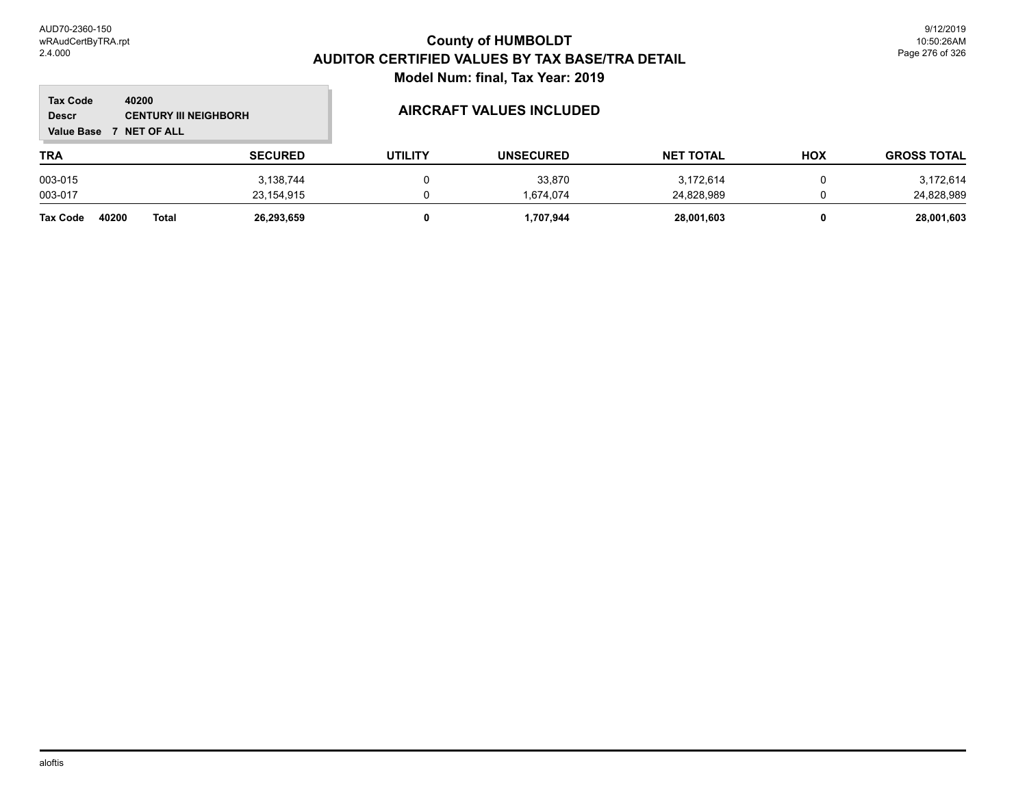# County of HUMBOLDT
## AUDITOR CERTIFIED VALUES BY TAX BASE/TRA DETAIL
### Model Num: final, Tax Year: 2019

**Tax Code** 40200
**Descr** CENTURY III NEIGHBORH
**Value Base** 7 NET OF ALL

### AIRCRAFT VALUES INCLUDED

| TRA | SECURED | UTILITY | UNSECURED | NET TOTAL | HOX | GROSS TOTAL |
|---|---|---|---|---|---|---|
| 003-015 | 3,138,744 | 0 | 33,870 | 3,172,614 | 0 | 3,172,614 |
| 003-017 | 23,154,915 | 0 | 1,674,074 | 24,828,989 | 0 | 24,828,989 |
| **Tax Code 40200 Total** | **26,293,659** | **0** | **1,707,944** | **28,001,603** | **0** | **28,001,603** |

aloftis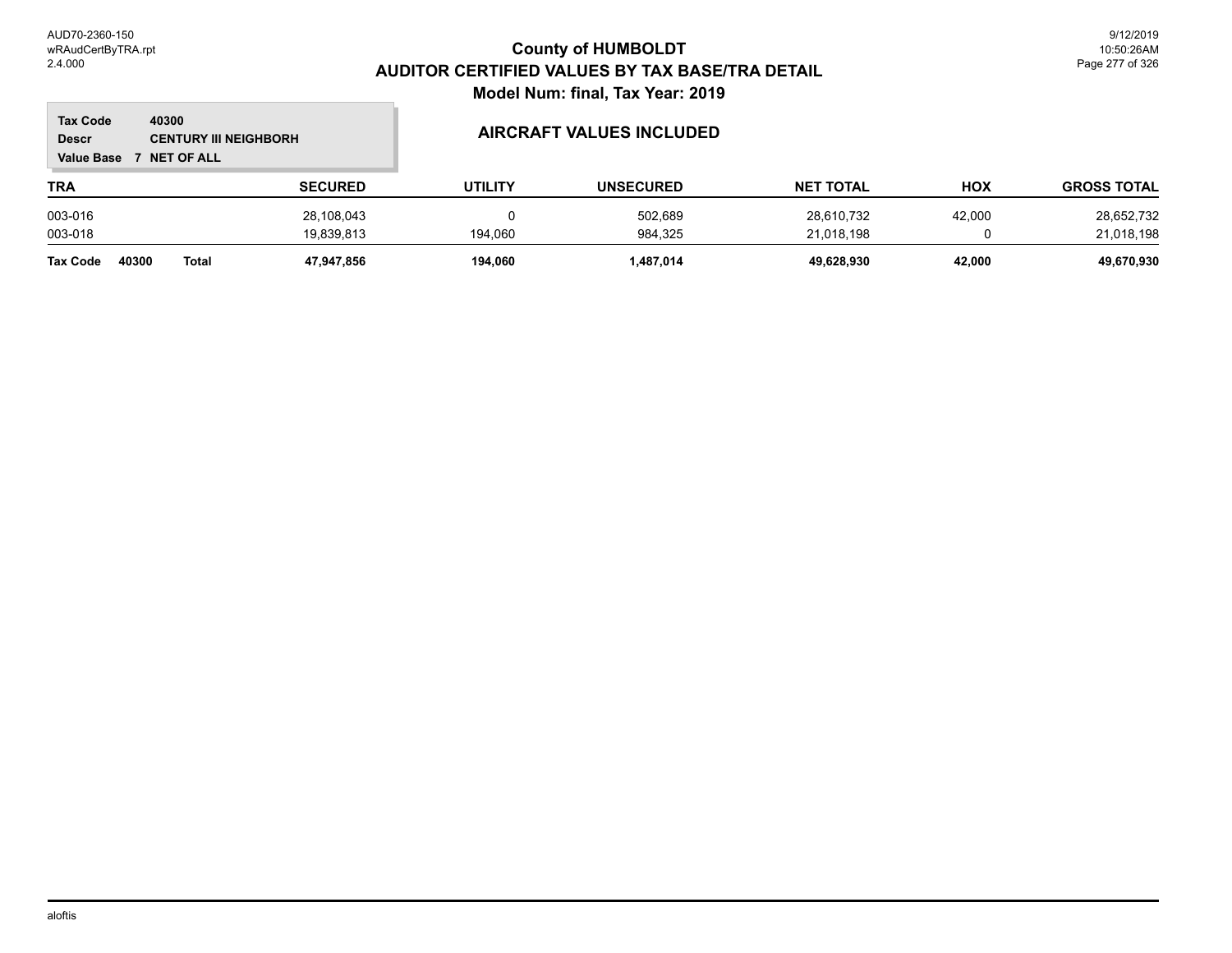# County of HUMBOLDT
## AUDITOR CERTIFIED VALUES BY TAX BASE/TRA DETAIL
### Model Num: final, Tax Year: 2019

**Tax Code** 40300
**Descr** CENTURY III NEIGHBORH
**Value Base** 7 NET OF ALL

### AIRCRAFT VALUES INCLUDED

| TRA | SECURED | UTILITY | UNSECURED | NET TOTAL | HOX | GROSS TOTAL |
|---|---|---|---|---|---|---|
| 003-016 | 28,108,043 | 0 | 502,689 | 28,610,732 | 42,000 | 28,652,732 |
| 003-018 | 19,839,813 | 194,060 | 984,325 | 21,018,198 | 0 | 21,018,198 |
| **Tax Code 40300 Total** | **47,947,856** | **194,060** | **1,487,014** | **49,628,930** | **42,000** | **49,670,930** |

aloftis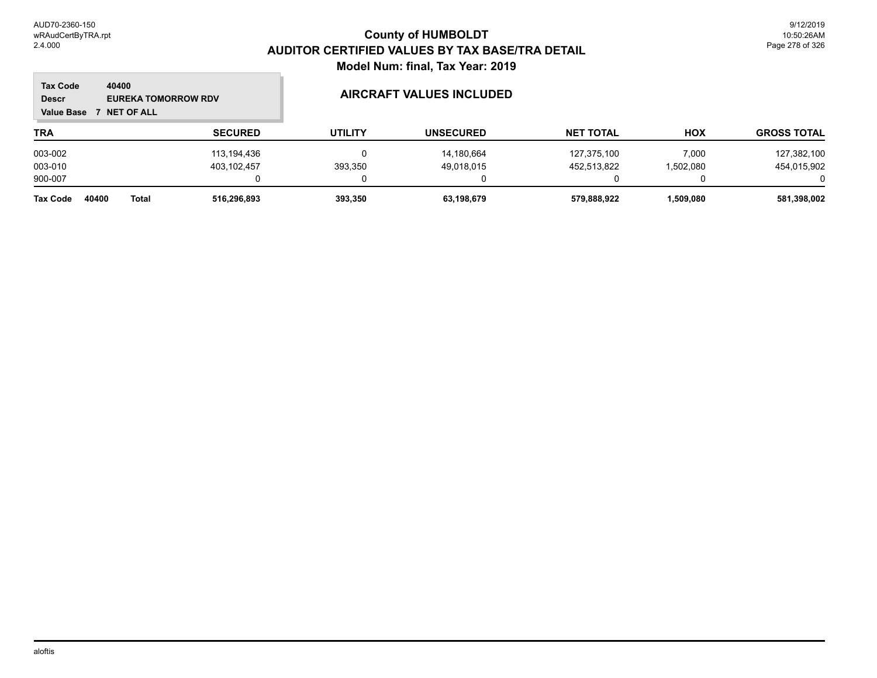# County of HUMBOLDT
## AUDITOR CERTIFIED VALUES BY TAX BASE/TRA DETAIL
### Model Num: final, Tax Year: 2019

**Tax Code** 40400
**Descr** EUREKA TOMORROW RDV
**Value Base** 7 NET OF ALL

**AIRCRAFT VALUES INCLUDED**

| TRA | SECURED | UTILITY | UNSECURED | NET TOTAL | HOX | GROSS TOTAL |
|---|---|---|---|---|---|---|
| 003-002 | 113,194,436 | 0 | 14,180,664 | 127,375,100 | 7,000 | 127,382,100 |
| 003-010 | 403,102,457 | 393,350 | 49,018,015 | 452,513,822 | 1,502,080 | 454,015,902 |
| 900-007 | 0 | 0 | 0 | 0 | 0 | 0 |
| **Tax Code 40400 Total** | **516,296,893** | **393,350** | **63,198,679** | **579,888,922** | **1,509,080** | **581,398,002** |

aloftis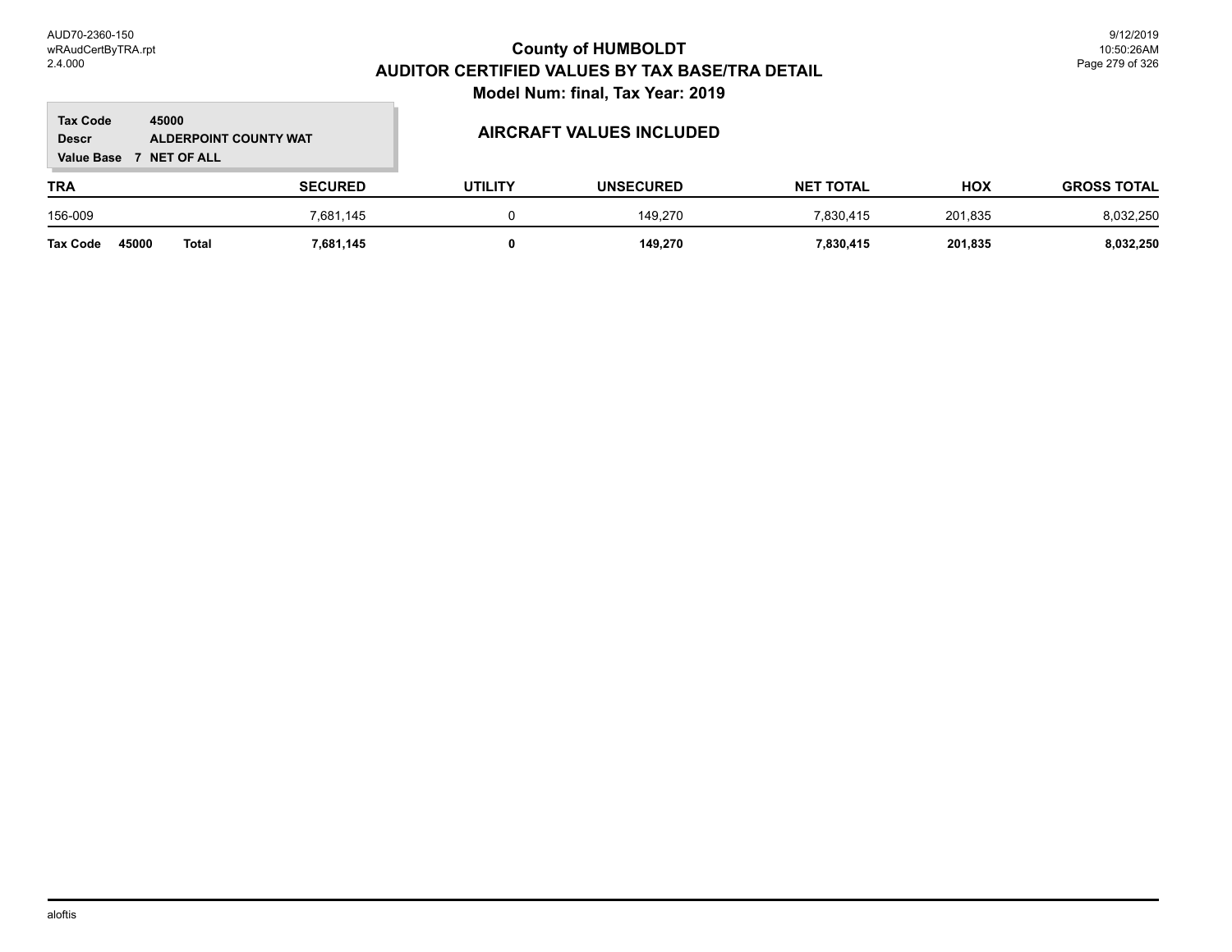# County of HUMBOLDT

## AUDITOR CERTIFIED VALUES BY TAX BASE/TRA DETAIL

### Model Num: final, Tax Year: 2019

**Tax Code** 45000
**Descr** ALDERPOINT COUNTY WAT
**Value Base** 7 NET OF ALL

### AIRCRAFT VALUES INCLUDED

| TRA | SECURED | UTILITY | UNSECURED | NET TOTAL | HOX | GROSS TOTAL |
|---|---|---|---|---|---|---|
| 156-009 | 7,681,145 | 0 | 149,270 | 7,830,415 | 201,835 | 8,032,250 |
| **Tax Code 45000 Total** | **7,681,145** | **0** | **149,270** | **7,830,415** | **201,835** | **8,032,250** |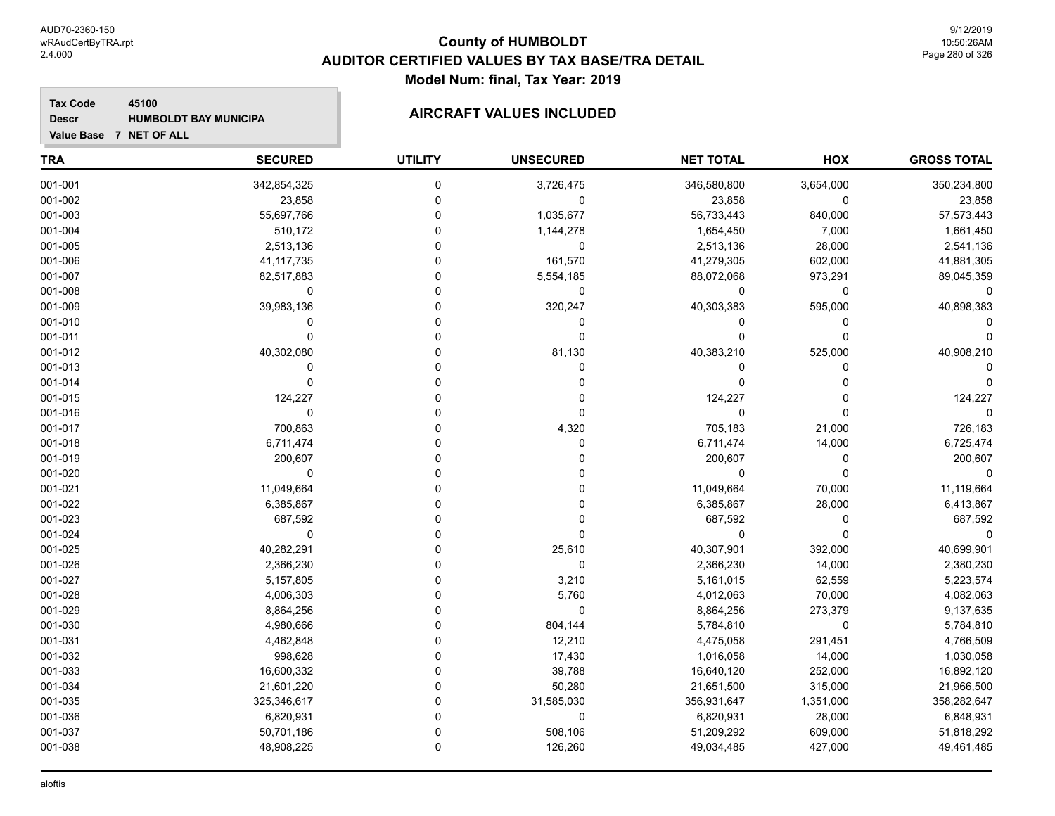# County of HUMBOLDT
## AUDITOR CERTIFIED VALUES BY TAX BASE/TRA DETAIL
### Model Num: final, Tax Year: 2019

**Tax Code** 45100
**Descr** HUMBOLDT BAY MUNICIPA
**Value Base** 7 NET OF ALL

**AIRCRAFT VALUES INCLUDED**

| TRA | SECURED | UTILITY | UNSECURED | NET TOTAL | HOX | GROSS TOTAL |
|---|---|---|---|---|---|---|
| 001-001 | 342,854,325 | 0 | 3,726,475 | 346,580,800 | 3,654,000 | 350,234,800 |
| 001-002 | 23,858 | 0 | 0 | 23,858 | 0 | 23,858 |
| 001-003 | 55,697,766 | 0 | 1,035,677 | 56,733,443 | 840,000 | 57,573,443 |
| 001-004 | 510,172 | 0 | 1,144,278 | 1,654,450 | 7,000 | 1,661,450 |
| 001-005 | 2,513,136 | 0 | 0 | 2,513,136 | 28,000 | 2,541,136 |
| 001-006 | 41,117,735 | 0 | 161,570 | 41,279,305 | 602,000 | 41,881,305 |
| 001-007 | 82,517,883 | 0 | 5,554,185 | 88,072,068 | 973,291 | 89,045,359 |
| 001-008 | 0 | 0 | 0 | 0 | 0 | 0 |
| 001-009 | 39,983,136 | 0 | 320,247 | 40,303,383 | 595,000 | 40,898,383 |
| 001-010 | 0 | 0 | 0 | 0 | 0 | 0 |
| 001-011 | 0 | 0 | 0 | 0 | 0 | 0 |
| 001-012 | 40,302,080 | 0 | 81,130 | 40,383,210 | 525,000 | 40,908,210 |
| 001-013 | 0 | 0 | 0 | 0 | 0 | 0 |
| 001-014 | 0 | 0 | 0 | 0 | 0 | 0 |
| 001-015 | 124,227 | 0 | 0 | 124,227 | 0 | 124,227 |
| 001-016 | 0 | 0 | 0 | 0 | 0 | 0 |
| 001-017 | 700,863 | 0 | 4,320 | 705,183 | 21,000 | 726,183 |
| 001-018 | 6,711,474 | 0 | 0 | 6,711,474 | 14,000 | 6,725,474 |
| 001-019 | 200,607 | 0 | 0 | 200,607 | 0 | 200,607 |
| 001-020 | 0 | 0 | 0 | 0 | 0 | 0 |
| 001-021 | 11,049,664 | 0 | 0 | 11,049,664 | 70,000 | 11,119,664 |
| 001-022 | 6,385,867 | 0 | 0 | 6,385,867 | 28,000 | 6,413,867 |
| 001-023 | 687,592 | 0 | 0 | 687,592 | 0 | 687,592 |
| 001-024 | 0 | 0 | 0 | 0 | 0 | 0 |
| 001-025 | 40,282,291 | 0 | 25,610 | 40,307,901 | 392,000 | 40,699,901 |
| 001-026 | 2,366,230 | 0 | 0 | 2,366,230 | 14,000 | 2,380,230 |
| 001-027 | 5,157,805 | 0 | 3,210 | 5,161,015 | 62,559 | 5,223,574 |
| 001-028 | 4,006,303 | 0 | 5,760 | 4,012,063 | 70,000 | 4,082,063 |
| 001-029 | 8,864,256 | 0 | 0 | 8,864,256 | 273,379 | 9,137,635 |
| 001-030 | 4,980,666 | 0 | 804,144 | 5,784,810 | 0 | 5,784,810 |
| 001-031 | 4,462,848 | 0 | 12,210 | 4,475,058 | 291,451 | 4,766,509 |
| 001-032 | 998,628 | 0 | 17,430 | 1,016,058 | 14,000 | 1,030,058 |
| 001-033 | 16,600,332 | 0 | 39,788 | 16,640,120 | 252,000 | 16,892,120 |
| 001-034 | 21,601,220 | 0 | 50,280 | 21,651,500 | 315,000 | 21,966,500 |
| 001-035 | 325,346,617 | 0 | 31,585,030 | 356,931,647 | 1,351,000 | 358,282,647 |
| 001-036 | 6,820,931 | 0 | 0 | 6,820,931 | 28,000 | 6,848,931 |
| 001-037 | 50,701,186 | 0 | 508,106 | 51,209,292 | 609,000 | 51,818,292 |
| 001-038 | 48,908,225 | 0 | 126,260 | 49,034,485 | 427,000 | 49,461,485 |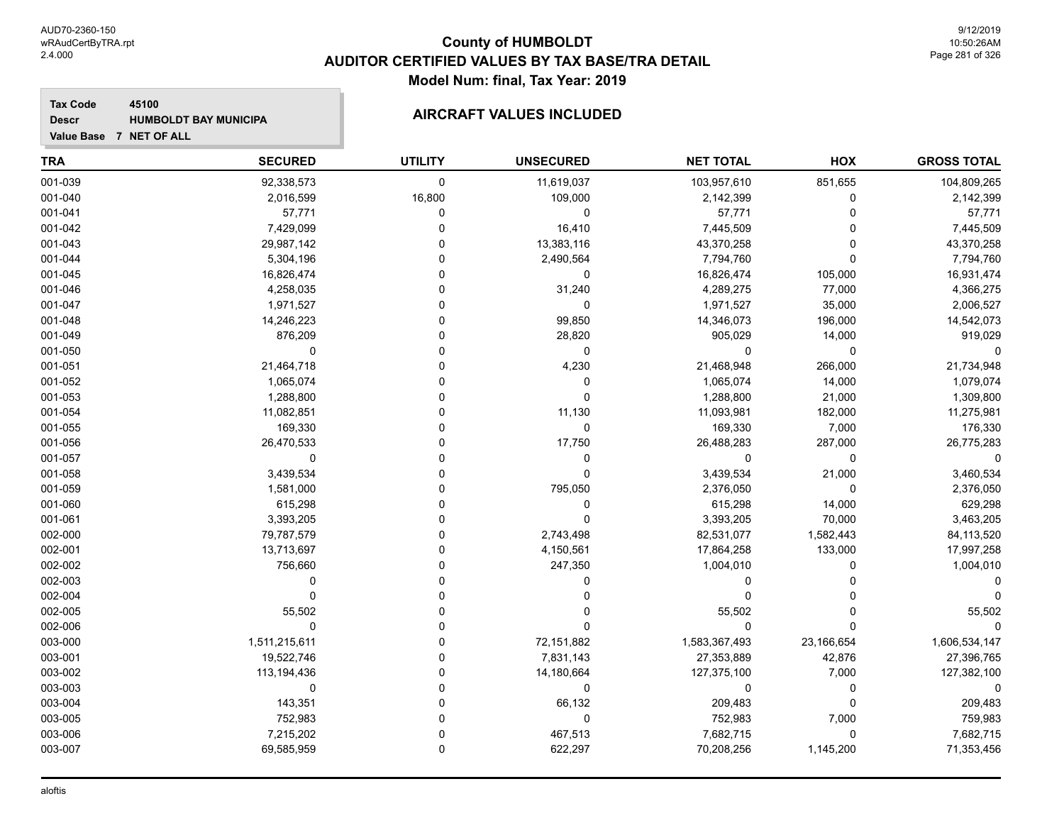# County of HUMBOLDT

## AUDITOR CERTIFIED VALUES BY TAX BASE/TRA DETAIL

### Model Num: final, Tax Year: 2019

**Tax Code** 45100
**Descr** HUMBOLDT BAY MUNICIPA
**Value Base** 7 NET OF ALL

### AIRCRAFT VALUES INCLUDED

| TRA | SECURED | UTILITY | UNSECURED | NET TOTAL | HOX | GROSS TOTAL |
|---|---|---|---|---|---|---|
| 001-039 | 92,338,573 | 0 | 11,619,037 | 103,957,610 | 851,655 | 104,809,265 |
| 001-040 | 2,016,599 | 16,800 | 109,000 | 2,142,399 | 0 | 2,142,399 |
| 001-041 | 57,771 | 0 | 0 | 57,771 | 0 | 57,771 |
| 001-042 | 7,429,099 | 0 | 16,410 | 7,445,509 | 0 | 7,445,509 |
| 001-043 | 29,987,142 | 0 | 13,383,116 | 43,370,258 | 0 | 43,370,258 |
| 001-044 | 5,304,196 | 0 | 2,490,564 | 7,794,760 | 0 | 7,794,760 |
| 001-045 | 16,826,474 | 0 | 0 | 16,826,474 | 105,000 | 16,931,474 |
| 001-046 | 4,258,035 | 0 | 31,240 | 4,289,275 | 77,000 | 4,366,275 |
| 001-047 | 1,971,527 | 0 | 0 | 1,971,527 | 35,000 | 2,006,527 |
| 001-048 | 14,246,223 | 0 | 99,850 | 14,346,073 | 196,000 | 14,542,073 |
| 001-049 | 876,209 | 0 | 28,820 | 905,029 | 14,000 | 919,029 |
| 001-050 | 0 | 0 | 0 | 0 | 0 | 0 |
| 001-051 | 21,464,718 | 0 | 4,230 | 21,468,948 | 266,000 | 21,734,948 |
| 001-052 | 1,065,074 | 0 | 0 | 1,065,074 | 14,000 | 1,079,074 |
| 001-053 | 1,288,800 | 0 | 0 | 1,288,800 | 21,000 | 1,309,800 |
| 001-054 | 11,082,851 | 0 | 11,130 | 11,093,981 | 182,000 | 11,275,981 |
| 001-055 | 169,330 | 0 | 0 | 169,330 | 7,000 | 176,330 |
| 001-056 | 26,470,533 | 0 | 17,750 | 26,488,283 | 287,000 | 26,775,283 |
| 001-057 | 0 | 0 | 0 | 0 | 0 | 0 |
| 001-058 | 3,439,534 | 0 | 0 | 3,439,534 | 21,000 | 3,460,534 |
| 001-059 | 1,581,000 | 0 | 795,050 | 2,376,050 | 0 | 2,376,050 |
| 001-060 | 615,298 | 0 | 0 | 615,298 | 14,000 | 629,298 |
| 001-061 | 3,393,205 | 0 | 0 | 3,393,205 | 70,000 | 3,463,205 |
| 002-000 | 79,787,579 | 0 | 2,743,498 | 82,531,077 | 1,582,443 | 84,113,520 |
| 002-001 | 13,713,697 | 0 | 4,150,561 | 17,864,258 | 133,000 | 17,997,258 |
| 002-002 | 756,660 | 0 | 247,350 | 1,004,010 | 0 | 1,004,010 |
| 002-003 | 0 | 0 | 0 | 0 | 0 | 0 |
| 002-004 | 0 | 0 | 0 | 0 | 0 | 0 |
| 002-005 | 55,502 | 0 | 0 | 55,502 | 0 | 55,502 |
| 002-006 | 0 | 0 | 0 | 0 | 0 | 0 |
| 003-000 | 1,511,215,611 | 0 | 72,151,882 | 1,583,367,493 | 23,166,654 | 1,606,534,147 |
| 003-001 | 19,522,746 | 0 | 7,831,143 | 27,353,889 | 42,876 | 27,396,765 |
| 003-002 | 113,194,436 | 0 | 14,180,664 | 127,375,100 | 7,000 | 127,382,100 |
| 003-003 | 0 | 0 | 0 | 0 | 0 | 0 |
| 003-004 | 143,351 | 0 | 66,132 | 209,483 | 0 | 209,483 |
| 003-005 | 752,983 | 0 | 0 | 752,983 | 7,000 | 759,983 |
| 003-006 | 7,215,202 | 0 | 467,513 | 7,682,715 | 0 | 7,682,715 |
| 003-007 | 69,585,959 | 0 | 622,297 | 70,208,256 | 1,145,200 | 71,353,456 |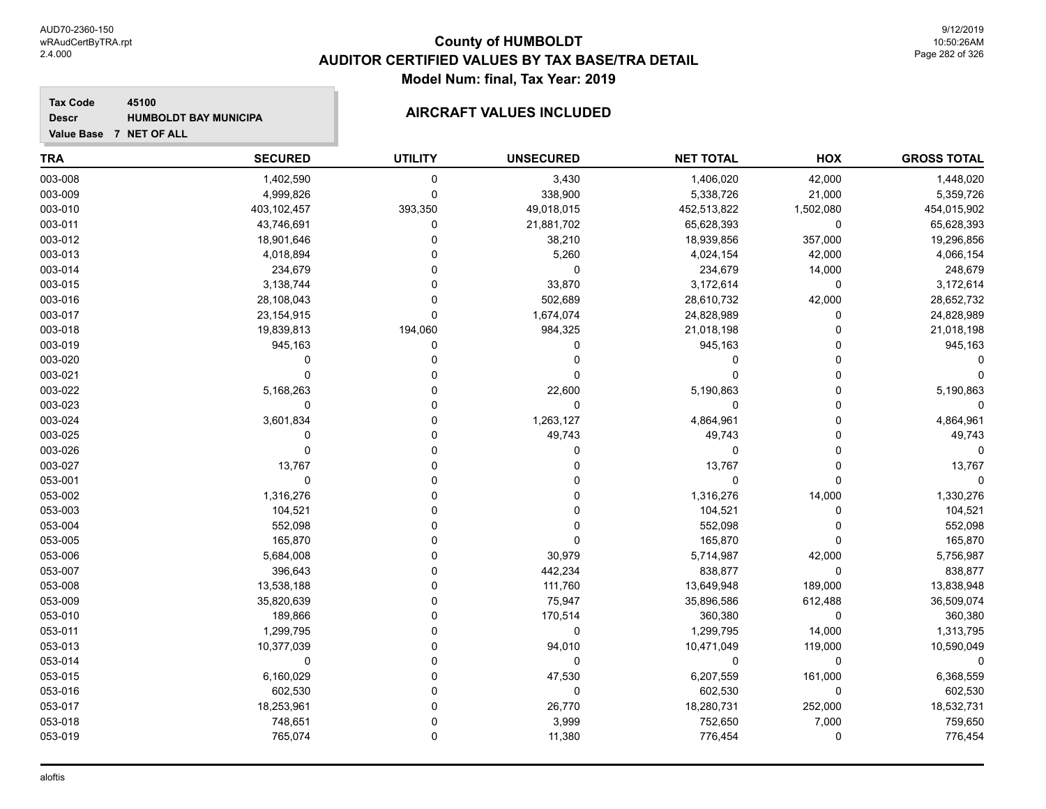# County of HUMBOLDT
## AUDITOR CERTIFIED VALUES BY TAX BASE/TRA DETAIL
### Model Num: final, Tax Year: 2019

**Tax Code** 45100
**Descr** HUMBOLDT BAY MUNICIPA
**Value Base** 7 NET OF ALL

**AIRCRAFT VALUES INCLUDED**

| TRA | SECURED | UTILITY | UNSECURED | NET TOTAL | HOX | GROSS TOTAL |
|---|---|---|---|---|---|---|
| 003-008 | 1,402,590 | 0 | 3,430 | 1,406,020 | 42,000 | 1,448,020 |
| 003-009 | 4,999,826 | 0 | 338,900 | 5,338,726 | 21,000 | 5,359,726 |
| 003-010 | 403,102,457 | 393,350 | 49,018,015 | 452,513,822 | 1,502,080 | 454,015,902 |
| 003-011 | 43,746,691 | 0 | 21,881,702 | 65,628,393 | 0 | 65,628,393 |
| 003-012 | 18,901,646 | 0 | 38,210 | 18,939,856 | 357,000 | 19,296,856 |
| 003-013 | 4,018,894 | 0 | 5,260 | 4,024,154 | 42,000 | 4,066,154 |
| 003-014 | 234,679 | 0 | 0 | 234,679 | 14,000 | 248,679 |
| 003-015 | 3,138,744 | 0 | 33,870 | 3,172,614 | 0 | 3,172,614 |
| 003-016 | 28,108,043 | 0 | 502,689 | 28,610,732 | 42,000 | 28,652,732 |
| 003-017 | 23,154,915 | 0 | 1,674,074 | 24,828,989 | 0 | 24,828,989 |
| 003-018 | 19,839,813 | 194,060 | 984,325 | 21,018,198 | 0 | 21,018,198 |
| 003-019 | 945,163 | 0 | 0 | 945,163 | 0 | 945,163 |
| 003-020 | 0 | 0 | 0 | 0 | 0 | 0 |
| 003-021 | 0 | 0 | 0 | 0 | 0 | 0 |
| 003-022 | 5,168,263 | 0 | 22,600 | 5,190,863 | 0 | 5,190,863 |
| 003-023 | 0 | 0 | 0 | 0 | 0 | 0 |
| 003-024 | 3,601,834 | 0 | 1,263,127 | 4,864,961 | 0 | 4,864,961 |
| 003-025 | 0 | 0 | 49,743 | 49,743 | 0 | 49,743 |
| 003-026 | 0 | 0 | 0 | 0 | 0 | 0 |
| 003-027 | 13,767 | 0 | 0 | 13,767 | 0 | 13,767 |
| 053-001 | 0 | 0 | 0 | 0 | 0 | 0 |
| 053-002 | 1,316,276 | 0 | 0 | 1,316,276 | 14,000 | 1,330,276 |
| 053-003 | 104,521 | 0 | 0 | 104,521 | 0 | 104,521 |
| 053-004 | 552,098 | 0 | 0 | 552,098 | 0 | 552,098 |
| 053-005 | 165,870 | 0 | 0 | 165,870 | 0 | 165,870 |
| 053-006 | 5,684,008 | 0 | 30,979 | 5,714,987 | 42,000 | 5,756,987 |
| 053-007 | 396,643 | 0 | 442,234 | 838,877 | 0 | 838,877 |
| 053-008 | 13,538,188 | 0 | 111,760 | 13,649,948 | 189,000 | 13,838,948 |
| 053-009 | 35,820,639 | 0 | 75,947 | 35,896,586 | 612,488 | 36,509,074 |
| 053-010 | 189,866 | 0 | 170,514 | 360,380 | 0 | 360,380 |
| 053-011 | 1,299,795 | 0 | 0 | 1,299,795 | 14,000 | 1,313,795 |
| 053-013 | 10,377,039 | 0 | 94,010 | 10,471,049 | 119,000 | 10,590,049 |
| 053-014 | 0 | 0 | 0 | 0 | 0 | 0 |
| 053-015 | 6,160,029 | 0 | 47,530 | 6,207,559 | 161,000 | 6,368,559 |
| 053-016 | 602,530 | 0 | 0 | 602,530 | 0 | 602,530 |
| 053-017 | 18,253,961 | 0 | 26,770 | 18,280,731 | 252,000 | 18,532,731 |
| 053-018 | 748,651 | 0 | 3,999 | 752,650 | 7,000 | 759,650 |
| 053-019 | 765,074 | 0 | 11,380 | 776,454 | 0 | 776,454 |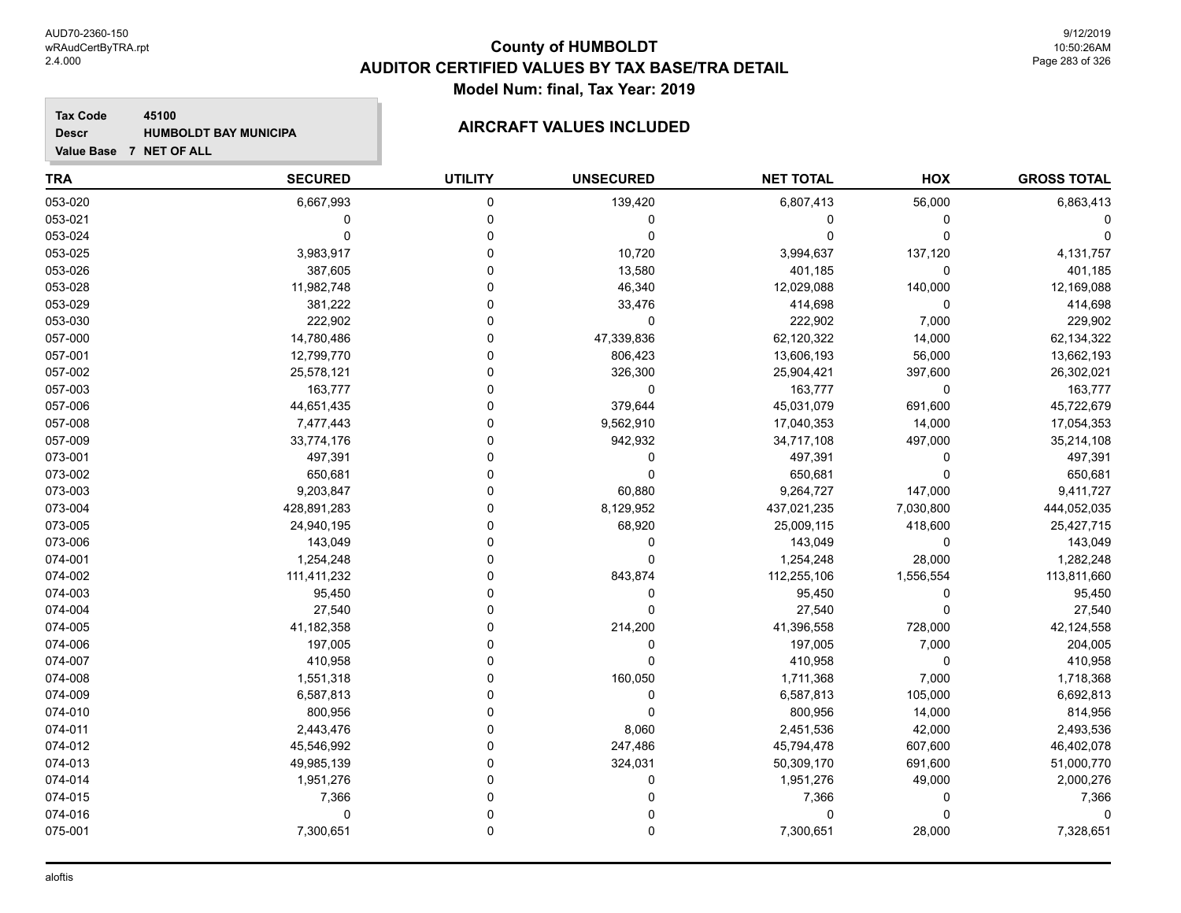AUD70-2360-150
wRAudCertByTRA.rpt
2.4.000

# County of HUMBOLDT
## AUDITOR CERTIFIED VALUES BY TAX BASE/TRA DETAIL
### Model Num: final, Tax Year: 2019

9/12/2019
10:50:26AM

**Tax Code** 45100
**Descr** HUMBOLDT BAY MUNICIPA
**Value Base** 7 NET OF ALL

### AIRCRAFT VALUES INCLUDED

| TRA | SECURED | UTILITY | UNSECURED | NET TOTAL | HOX | GROSS TOTAL |
|---|---|---|---|---|---|---|
| 053-020 | 6,667,993 | 0 | 139,420 | 6,807,413 | 56,000 | 6,863,413 |
| 053-021 | 0 | 0 | 0 | 0 | 0 | 0 |
| 053-024 | 0 | 0 | 0 | 0 | 0 | 0 |
| 053-025 | 3,983,917 | 0 | 10,720 | 3,994,637 | 137,120 | 4,131,757 |
| 053-026 | 387,605 | 0 | 13,580 | 401,185 | 0 | 401,185 |
| 053-028 | 11,982,748 | 0 | 46,340 | 12,029,088 | 140,000 | 12,169,088 |
| 053-029 | 381,222 | 0 | 33,476 | 414,698 | 0 | 414,698 |
| 053-030 | 222,902 | 0 | 0 | 222,902 | 7,000 | 229,902 |
| 057-000 | 14,780,486 | 0 | 47,339,836 | 62,120,322 | 14,000 | 62,134,322 |
| 057-001 | 12,799,770 | 0 | 806,423 | 13,606,193 | 56,000 | 13,662,193 |
| 057-002 | 25,578,121 | 0 | 326,300 | 25,904,421 | 397,600 | 26,302,021 |
| 057-003 | 163,777 | 0 | 0 | 163,777 | 0 | 163,777 |
| 057-006 | 44,651,435 | 0 | 379,644 | 45,031,079 | 691,600 | 45,722,679 |
| 057-008 | 7,477,443 | 0 | 9,562,910 | 17,040,353 | 14,000 | 17,054,353 |
| 057-009 | 33,774,176 | 0 | 942,932 | 34,717,108 | 497,000 | 35,214,108 |
| 073-001 | 497,391 | 0 | 0 | 497,391 | 0 | 497,391 |
| 073-002 | 650,681 | 0 | 0 | 650,681 | 0 | 650,681 |
| 073-003 | 9,203,847 | 0 | 60,880 | 9,264,727 | 147,000 | 9,411,727 |
| 073-004 | 428,891,283 | 0 | 8,129,952 | 437,021,235 | 7,030,800 | 444,052,035 |
| 073-005 | 24,940,195 | 0 | 68,920 | 25,009,115 | 418,600 | 25,427,715 |
| 073-006 | 143,049 | 0 | 0 | 143,049 | 0 | 143,049 |
| 074-001 | 1,254,248 | 0 | 0 | 1,254,248 | 28,000 | 1,282,248 |
| 074-002 | 111,411,232 | 0 | 843,874 | 112,255,106 | 1,556,554 | 113,811,660 |
| 074-003 | 95,450 | 0 | 0 | 95,450 | 0 | 95,450 |
| 074-004 | 27,540 | 0 | 0 | 27,540 | 0 | 27,540 |
| 074-005 | 41,182,358 | 0 | 214,200 | 41,396,558 | 728,000 | 42,124,558 |
| 074-006 | 197,005 | 0 | 0 | 197,005 | 7,000 | 204,005 |
| 074-007 | 410,958 | 0 | 0 | 410,958 | 0 | 410,958 |
| 074-008 | 1,551,318 | 0 | 160,050 | 1,711,368 | 7,000 | 1,718,368 |
| 074-009 | 6,587,813 | 0 | 0 | 6,587,813 | 105,000 | 6,692,813 |
| 074-010 | 800,956 | 0 | 0 | 800,956 | 14,000 | 814,956 |
| 074-011 | 2,443,476 | 0 | 8,060 | 2,451,536 | 42,000 | 2,493,536 |
| 074-012 | 45,546,992 | 0 | 247,486 | 45,794,478 | 607,600 | 46,402,078 |
| 074-013 | 49,985,139 | 0 | 324,031 | 50,309,170 | 691,600 | 51,000,770 |
| 074-014 | 1,951,276 | 0 | 0 | 1,951,276 | 49,000 | 2,000,276 |
| 074-015 | 7,366 | 0 | 0 | 7,366 | 0 | 7,366 |
| 074-016 | 0 | 0 | 0 | 0 | 0 | 0 |
| 075-001 | 7,300,651 | 0 | 0 | 7,300,651 | 28,000 | 7,328,651 |

aloftis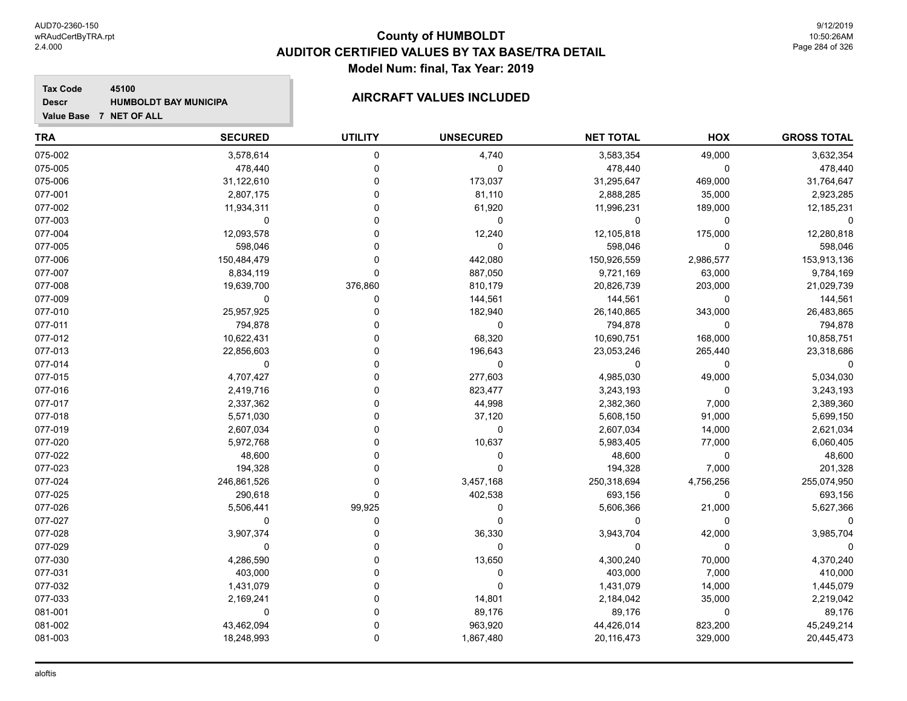# County of HUMBOLDT
## AUDITOR CERTIFIED VALUES BY TAX BASE/TRA DETAIL
### Model Num: final, Tax Year: 2019

**Tax Code** 45100
**Descr** HUMBOLDT BAY MUNICIPA
**Value Base** 7 NET OF ALL

**AIRCRAFT VALUES INCLUDED**

| TRA | SECURED | UTILITY | UNSECURED | NET TOTAL | HOX | GROSS TOTAL |
|---|---|---|---|---|---|---|
| 075-002 | 3,578,614 | 0 | 4,740 | 3,583,354 | 49,000 | 3,632,354 |
| 075-005 | 478,440 | 0 | 0 | 478,440 | 0 | 478,440 |
| 075-006 | 31,122,610 | 0 | 173,037 | 31,295,647 | 469,000 | 31,764,647 |
| 077-001 | 2,807,175 | 0 | 81,110 | 2,888,285 | 35,000 | 2,923,285 |
| 077-002 | 11,934,311 | 0 | 61,920 | 11,996,231 | 189,000 | 12,185,231 |
| 077-003 | 0 | 0 | 0 | 0 | 0 | 0 |
| 077-004 | 12,093,578 | 0 | 12,240 | 12,105,818 | 175,000 | 12,280,818 |
| 077-005 | 598,046 | 0 | 0 | 598,046 | 0 | 598,046 |
| 077-006 | 150,484,479 | 0 | 442,080 | 150,926,559 | 2,986,577 | 153,913,136 |
| 077-007 | 8,834,119 | 0 | 887,050 | 9,721,169 | 63,000 | 9,784,169 |
| 077-008 | 19,639,700 | 376,860 | 810,179 | 20,826,739 | 203,000 | 21,029,739 |
| 077-009 | 0 | 0 | 144,561 | 144,561 | 0 | 144,561 |
| 077-010 | 25,957,925 | 0 | 182,940 | 26,140,865 | 343,000 | 26,483,865 |
| 077-011 | 794,878 | 0 | 0 | 794,878 | 0 | 794,878 |
| 077-012 | 10,622,431 | 0 | 68,320 | 10,690,751 | 168,000 | 10,858,751 |
| 077-013 | 22,856,603 | 0 | 196,643 | 23,053,246 | 265,440 | 23,318,686 |
| 077-014 | 0 | 0 | 0 | 0 | 0 | 0 |
| 077-015 | 4,707,427 | 0 | 277,603 | 4,985,030 | 49,000 | 5,034,030 |
| 077-016 | 2,419,716 | 0 | 823,477 | 3,243,193 | 0 | 3,243,193 |
| 077-017 | 2,337,362 | 0 | 44,998 | 2,382,360 | 7,000 | 2,389,360 |
| 077-018 | 5,571,030 | 0 | 37,120 | 5,608,150 | 91,000 | 5,699,150 |
| 077-019 | 2,607,034 | 0 | 0 | 2,607,034 | 14,000 | 2,621,034 |
| 077-020 | 5,972,768 | 0 | 10,637 | 5,983,405 | 77,000 | 6,060,405 |
| 077-022 | 48,600 | 0 | 0 | 48,600 | 0 | 48,600 |
| 077-023 | 194,328 | 0 | 0 | 194,328 | 7,000 | 201,328 |
| 077-024 | 246,861,526 | 0 | 3,457,168 | 250,318,694 | 4,756,256 | 255,074,950 |
| 077-025 | 290,618 | 0 | 402,538 | 693,156 | 0 | 693,156 |
| 077-026 | 5,506,441 | 99,925 | 0 | 5,606,366 | 21,000 | 5,627,366 |
| 077-027 | 0 | 0 | 0 | 0 | 0 | 0 |
| 077-028 | 3,907,374 | 0 | 36,330 | 3,943,704 | 42,000 | 3,985,704 |
| 077-029 | 0 | 0 | 0 | 0 | 0 | 0 |
| 077-030 | 4,286,590 | 0 | 13,650 | 4,300,240 | 70,000 | 4,370,240 |
| 077-031 | 403,000 | 0 | 0 | 403,000 | 7,000 | 410,000 |
| 077-032 | 1,431,079 | 0 | 0 | 1,431,079 | 14,000 | 1,445,079 |
| 077-033 | 2,169,241 | 0 | 14,801 | 2,184,042 | 35,000 | 2,219,042 |
| 081-001 | 0 | 0 | 89,176 | 89,176 | 0 | 89,176 |
| 081-002 | 43,462,094 | 0 | 963,920 | 44,426,014 | 823,200 | 45,249,214 |
| 081-003 | 18,248,993 | 0 | 1,867,480 | 20,116,473 | 329,000 | 20,445,473 |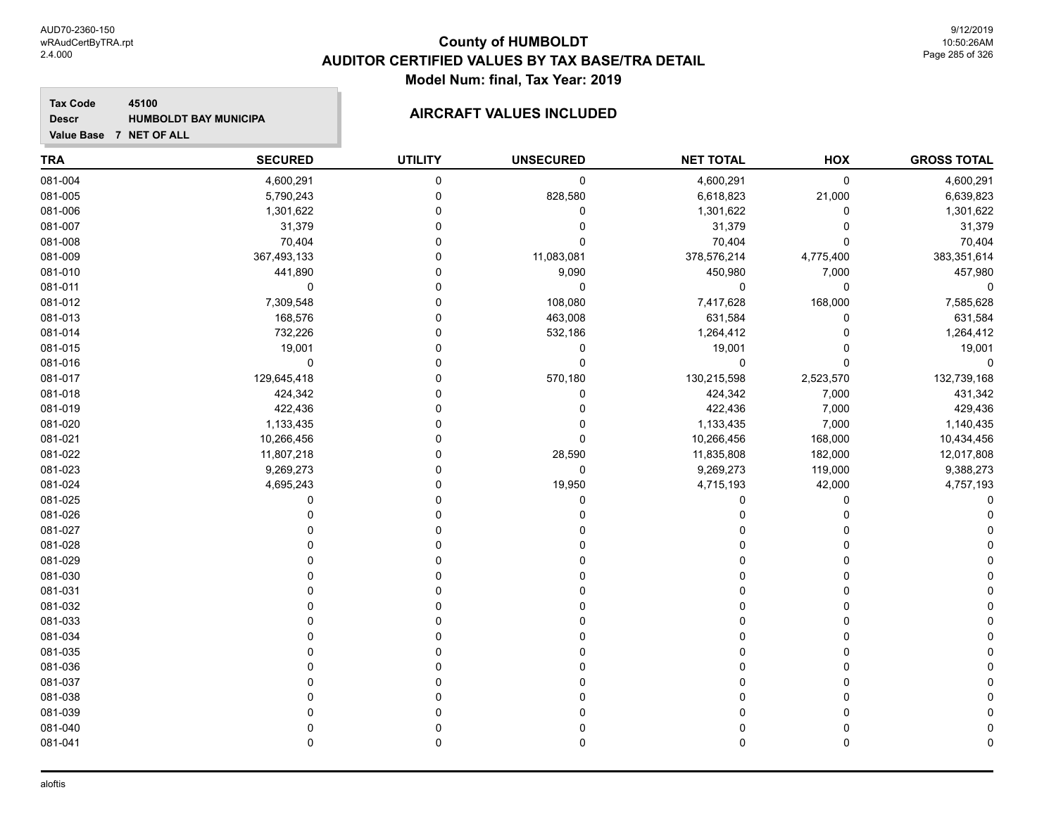# County of HUMBOLDT
## AUDITOR CERTIFIED VALUES BY TAX BASE/TRA DETAIL
### Model Num: final, Tax Year: 2019

**Tax Code** 45100
**Descr** HUMBOLDT BAY MUNICIPA
**Value Base** 7 NET OF ALL

### AIRCRAFT VALUES INCLUDED

| TRA | SECURED | UTILITY | UNSECURED | NET TOTAL | HOX | GROSS TOTAL |
|---|---|---|---|---|---|---|
| 081-004 | 4,600,291 | 0 | 0 | 4,600,291 | 0 | 4,600,291 |
| 081-005 | 5,790,243 | 0 | 828,580 | 6,618,823 | 21,000 | 6,639,823 |
| 081-006 | 1,301,622 | 0 | 0 | 1,301,622 | 0 | 1,301,622 |
| 081-007 | 31,379 | 0 | 0 | 31,379 | 0 | 31,379 |
| 081-008 | 70,404 | 0 | 0 | 70,404 | 0 | 70,404 |
| 081-009 | 367,493,133 | 0 | 11,083,081 | 378,576,214 | 4,775,400 | 383,351,614 |
| 081-010 | 441,890 | 0 | 9,090 | 450,980 | 7,000 | 457,980 |
| 081-011 | 0 | 0 | 0 | 0 | 0 | 0 |
| 081-012 | 7,309,548 | 0 | 108,080 | 7,417,628 | 168,000 | 7,585,628 |
| 081-013 | 168,576 | 0 | 463,008 | 631,584 | 0 | 631,584 |
| 081-014 | 732,226 | 0 | 532,186 | 1,264,412 | 0 | 1,264,412 |
| 081-015 | 19,001 | 0 | 0 | 19,001 | 0 | 19,001 |
| 081-016 | 0 | 0 | 0 | 0 | 0 | 0 |
| 081-017 | 129,645,418 | 0 | 570,180 | 130,215,598 | 2,523,570 | 132,739,168 |
| 081-018 | 424,342 | 0 | 0 | 424,342 | 7,000 | 431,342 |
| 081-019 | 422,436 | 0 | 0 | 422,436 | 7,000 | 429,436 |
| 081-020 | 1,133,435 | 0 | 0 | 1,133,435 | 7,000 | 1,140,435 |
| 081-021 | 10,266,456 | 0 | 0 | 10,266,456 | 168,000 | 10,434,456 |
| 081-022 | 11,807,218 | 0 | 28,590 | 11,835,808 | 182,000 | 12,017,808 |
| 081-023 | 9,269,273 | 0 | 0 | 9,269,273 | 119,000 | 9,388,273 |
| 081-024 | 4,695,243 | 0 | 19,950 | 4,715,193 | 42,000 | 4,757,193 |
| 081-025 | 0 | 0 | 0 | 0 | 0 | 0 |
| 081-026 | 0 | 0 | 0 | 0 | 0 | 0 |
| 081-027 | 0 | 0 | 0 | 0 | 0 | 0 |
| 081-028 | 0 | 0 | 0 | 0 | 0 | 0 |
| 081-029 | 0 | 0 | 0 | 0 | 0 | 0 |
| 081-030 | 0 | 0 | 0 | 0 | 0 | 0 |
| 081-031 | 0 | 0 | 0 | 0 | 0 | 0 |
| 081-032 | 0 | 0 | 0 | 0 | 0 | 0 |
| 081-033 | 0 | 0 | 0 | 0 | 0 | 0 |
| 081-034 | 0 | 0 | 0 | 0 | 0 | 0 |
| 081-035 | 0 | 0 | 0 | 0 | 0 | 0 |
| 081-036 | 0 | 0 | 0 | 0 | 0 | 0 |
| 081-037 | 0 | 0 | 0 | 0 | 0 | 0 |
| 081-038 | 0 | 0 | 0 | 0 | 0 | 0 |
| 081-039 | 0 | 0 | 0 | 0 | 0 | 0 |
| 081-040 | 0 | 0 | 0 | 0 | 0 | 0 |
| 081-041 | 0 | 0 | 0 | 0 | 0 | 0 |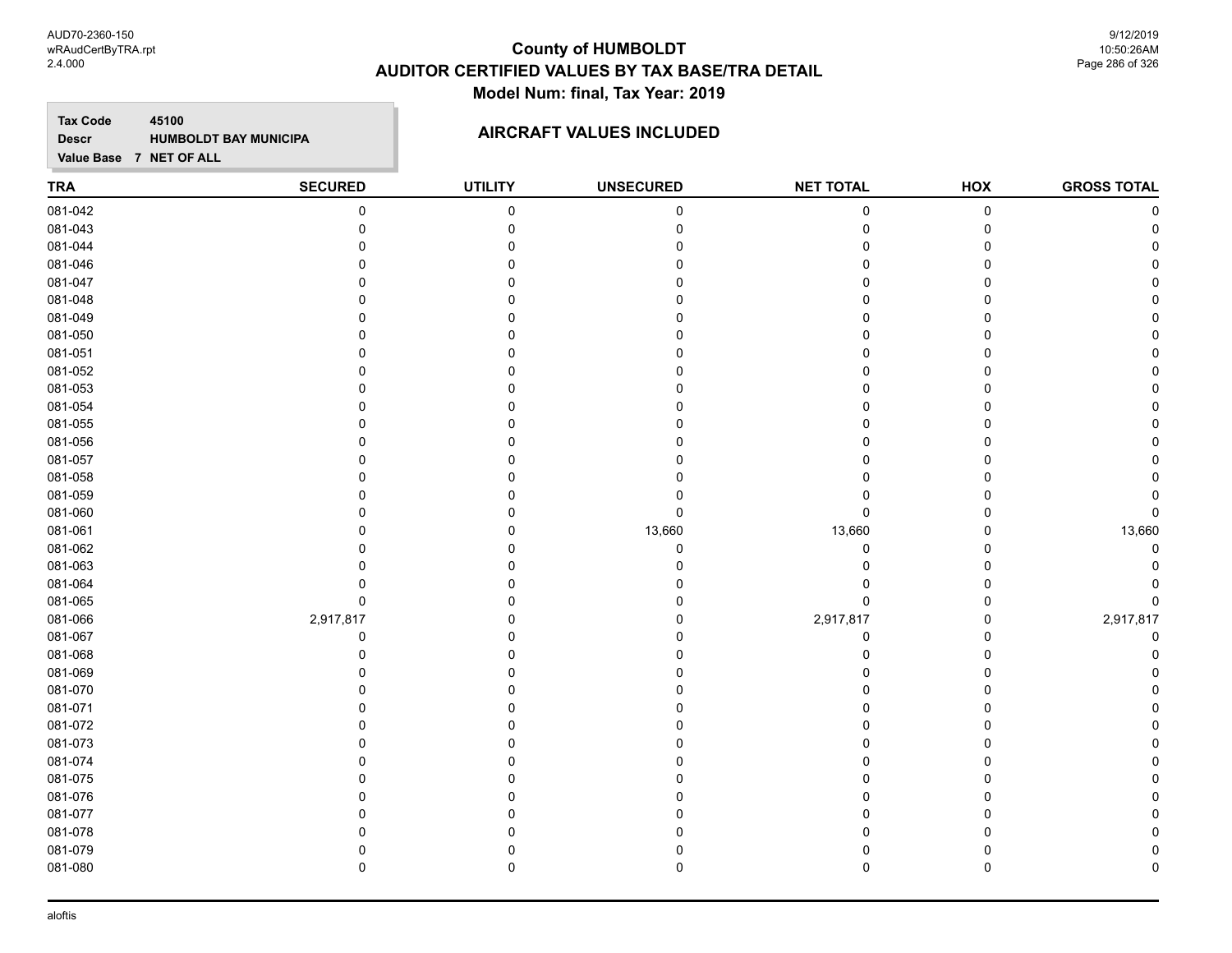# County of HUMBOLDT
## AUDITOR CERTIFIED VALUES BY TAX BASE/TRA DETAIL
### Model Num: final, Tax Year: 2019

**Tax Code** 45100
**Descr** HUMBOLDT BAY MUNICIPA
**Value Base** 7 NET OF ALL

**AIRCRAFT VALUES INCLUDED**

| TRA | SECURED | UTILITY | UNSECURED | NET TOTAL | HOX | GROSS TOTAL |
|---|---|---|---|---|---|---|
| 081-042 | 0 | 0 | 0 | 0 | 0 | 0 |
| 081-043 | 0 | 0 | 0 | 0 | 0 | 0 |
| 081-044 | 0 | 0 | 0 | 0 | 0 | 0 |
| 081-046 | 0 | 0 | 0 | 0 | 0 | 0 |
| 081-047 | 0 | 0 | 0 | 0 | 0 | 0 |
| 081-048 | 0 | 0 | 0 | 0 | 0 | 0 |
| 081-049 | 0 | 0 | 0 | 0 | 0 | 0 |
| 081-050 | 0 | 0 | 0 | 0 | 0 | 0 |
| 081-051 | 0 | 0 | 0 | 0 | 0 | 0 |
| 081-052 | 0 | 0 | 0 | 0 | 0 | 0 |
| 081-053 | 0 | 0 | 0 | 0 | 0 | 0 |
| 081-054 | 0 | 0 | 0 | 0 | 0 | 0 |
| 081-055 | 0 | 0 | 0 | 0 | 0 | 0 |
| 081-056 | 0 | 0 | 0 | 0 | 0 | 0 |
| 081-057 | 0 | 0 | 0 | 0 | 0 | 0 |
| 081-058 | 0 | 0 | 0 | 0 | 0 | 0 |
| 081-059 | 0 | 0 | 0 | 0 | 0 | 0 |
| 081-060 | 0 | 0 | 0 | 0 | 0 | 0 |
| 081-061 | 0 | 0 | 13,660 | 13,660 | 0 | 13,660 |
| 081-062 | 0 | 0 | 0 | 0 | 0 | 0 |
| 081-063 | 0 | 0 | 0 | 0 | 0 | 0 |
| 081-064 | 0 | 0 | 0 | 0 | 0 | 0 |
| 081-065 | 0 | 0 | 0 | 0 | 0 | 0 |
| 081-066 | 2,917,817 | 0 | 0 | 2,917,817 | 0 | 2,917,817 |
| 081-067 | 0 | 0 | 0 | 0 | 0 | 0 |
| 081-068 | 0 | 0 | 0 | 0 | 0 | 0 |
| 081-069 | 0 | 0 | 0 | 0 | 0 | 0 |
| 081-070 | 0 | 0 | 0 | 0 | 0 | 0 |
| 081-071 | 0 | 0 | 0 | 0 | 0 | 0 |
| 081-072 | 0 | 0 | 0 | 0 | 0 | 0 |
| 081-073 | 0 | 0 | 0 | 0 | 0 | 0 |
| 081-074 | 0 | 0 | 0 | 0 | 0 | 0 |
| 081-075 | 0 | 0 | 0 | 0 | 0 | 0 |
| 081-076 | 0 | 0 | 0 | 0 | 0 | 0 |
| 081-077 | 0 | 0 | 0 | 0 | 0 | 0 |
| 081-078 | 0 | 0 | 0 | 0 | 0 | 0 |
| 081-079 | 0 | 0 | 0 | 0 | 0 | 0 |
| 081-080 | 0 | 0 | 0 | 0 | 0 | 0 |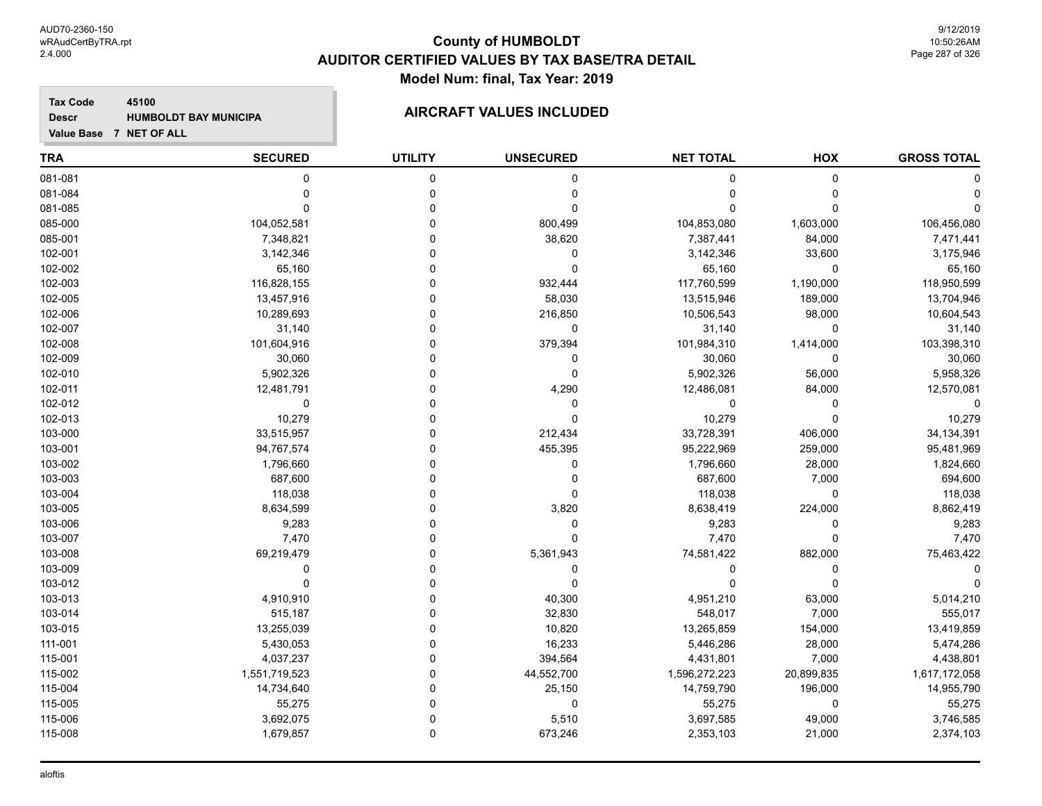# County of HUMBOLDT
## AUDITOR CERTIFIED VALUES BY TAX BASE/TRA DETAIL
### Model Num: final, Tax Year: 2019

**Tax Code** 45100
**Descr** HUMBOLDT BAY MUNICIPA
**Value Base** 7 NET OF ALL

**AIRCRAFT VALUES INCLUDED**

| TRA | SECURED | UTILITY | UNSECURED | NET TOTAL | HOX | GROSS TOTAL |
|---|---|---|---|---|---|---|
| 081-081 | 0 | 0 | 0 | 0 | 0 | 0 |
| 081-084 | 0 | 0 | 0 | 0 | 0 | 0 |
| 081-085 | 0 | 0 | 0 | 0 | 0 | 0 |
| 085-000 | 104,052,581 | 0 | 800,499 | 104,853,080 | 1,603,000 | 106,456,080 |
| 085-001 | 7,348,821 | 0 | 38,620 | 7,387,441 | 84,000 | 7,471,441 |
| 102-001 | 3,142,346 | 0 | 0 | 3,142,346 | 33,600 | 3,175,946 |
| 102-002 | 65,160 | 0 | 0 | 65,160 | 0 | 65,160 |
| 102-003 | 116,828,155 | 0 | 932,444 | 117,760,599 | 1,190,000 | 118,950,599 |
| 102-005 | 13,457,916 | 0 | 58,030 | 13,515,946 | 189,000 | 13,704,946 |
| 102-006 | 10,289,693 | 0 | 216,850 | 10,506,543 | 98,000 | 10,604,543 |
| 102-007 | 31,140 | 0 | 0 | 31,140 | 0 | 31,140 |
| 102-008 | 101,604,916 | 0 | 379,394 | 101,984,310 | 1,414,000 | 103,398,310 |
| 102-009 | 30,060 | 0 | 0 | 30,060 | 0 | 30,060 |
| 102-010 | 5,902,326 | 0 | 0 | 5,902,326 | 56,000 | 5,958,326 |
| 102-011 | 12,481,791 | 0 | 4,290 | 12,486,081 | 84,000 | 12,570,081 |
| 102-012 | 0 | 0 | 0 | 0 | 0 | 0 |
| 102-013 | 10,279 | 0 | 0 | 10,279 | 0 | 10,279 |
| 103-000 | 33,515,957 | 0 | 212,434 | 33,728,391 | 406,000 | 34,134,391 |
| 103-001 | 94,767,574 | 0 | 455,395 | 95,222,969 | 259,000 | 95,481,969 |
| 103-002 | 1,796,660 | 0 | 0 | 1,796,660 | 28,000 | 1,824,660 |
| 103-003 | 687,600 | 0 | 0 | 687,600 | 7,000 | 694,600 |
| 103-004 | 118,038 | 0 | 0 | 118,038 | 0 | 118,038 |
| 103-005 | 8,634,599 | 0 | 3,820 | 8,638,419 | 224,000 | 8,862,419 |
| 103-006 | 9,283 | 0 | 0 | 9,283 | 0 | 9,283 |
| 103-007 | 7,470 | 0 | 0 | 7,470 | 0 | 7,470 |
| 103-008 | 69,219,479 | 0 | 5,361,943 | 74,581,422 | 882,000 | 75,463,422 |
| 103-009 | 0 | 0 | 0 | 0 | 0 | 0 |
| 103-012 | 0 | 0 | 0 | 0 | 0 | 0 |
| 103-013 | 4,910,910 | 0 | 40,300 | 4,951,210 | 63,000 | 5,014,210 |
| 103-014 | 515,187 | 0 | 32,830 | 548,017 | 7,000 | 555,017 |
| 103-015 | 13,255,039 | 0 | 10,820 | 13,265,859 | 154,000 | 13,419,859 |
| 111-001 | 5,430,053 | 0 | 16,233 | 5,446,286 | 28,000 | 5,474,286 |
| 115-001 | 4,037,237 | 0 | 394,564 | 4,431,801 | 7,000 | 4,438,801 |
| 115-002 | 1,551,719,523 | 0 | 44,552,700 | 1,596,272,223 | 20,899,835 | 1,617,172,058 |
| 115-004 | 14,734,640 | 0 | 25,150 | 14,759,790 | 196,000 | 14,955,790 |
| 115-005 | 55,275 | 0 | 0 | 55,275 | 0 | 55,275 |
| 115-006 | 3,692,075 | 0 | 5,510 | 3,697,585 | 49,000 | 3,746,585 |
| 115-008 | 1,679,857 | 0 | 673,246 | 2,353,103 | 21,000 | 2,374,103 |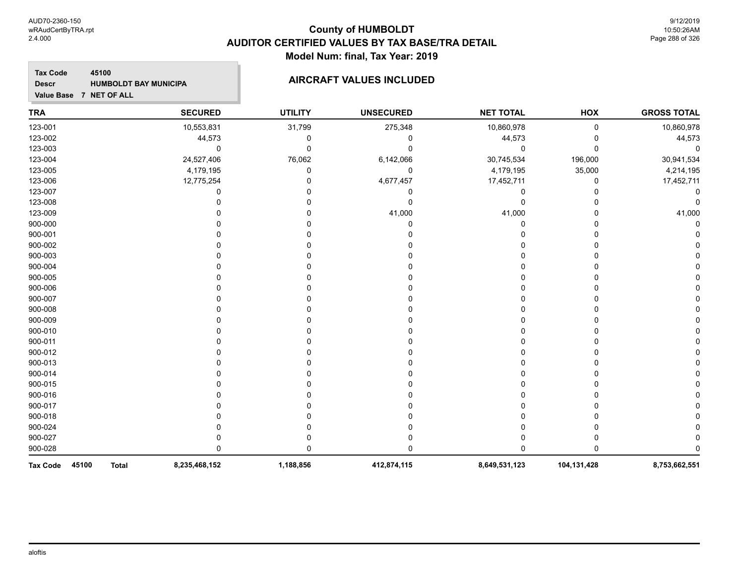# County of HUMBOLDT
## AUDITOR CERTIFIED VALUES BY TAX BASE/TRA DETAIL
### Model Num: final, Tax Year: 2019

**Tax Code** 45100
**Descr** HUMBOLDT BAY MUNICIPA
**Value Base** 7 NET OF ALL

**AIRCRAFT VALUES INCLUDED**

| TRA | SECURED | UTILITY | UNSECURED | NET TOTAL | HOX | GROSS TOTAL |
|---|---|---|---|---|---|---|
| 123-001 | 10,553,831 | 31,799 | 275,348 | 10,860,978 | 0 | 10,860,978 |
| 123-002 | 44,573 | 0 | 0 | 44,573 | 0 | 44,573 |
| 123-003 | 0 | 0 | 0 | 0 | 0 | 0 |
| 123-004 | 24,527,406 | 76,062 | 6,142,066 | 30,745,534 | 196,000 | 30,941,534 |
| 123-005 | 4,179,195 | 0 | 0 | 4,179,195 | 35,000 | 4,214,195 |
| 123-006 | 12,775,254 | 0 | 4,677,457 | 17,452,711 | 0 | 17,452,711 |
| 123-007 | 0 | 0 | 0 | 0 | 0 | 0 |
| 123-008 | 0 | 0 | 0 | 0 | 0 | 0 |
| 123-009 | 0 | 0 | 41,000 | 41,000 | 0 | 41,000 |
| 900-000 | 0 | 0 | 0 | 0 | 0 | 0 |
| 900-001 | 0 | 0 | 0 | 0 | 0 | 0 |
| 900-002 | 0 | 0 | 0 | 0 | 0 | 0 |
| 900-003 | 0 | 0 | 0 | 0 | 0 | 0 |
| 900-004 | 0 | 0 | 0 | 0 | 0 | 0 |
| 900-005 | 0 | 0 | 0 | 0 | 0 | 0 |
| 900-006 | 0 | 0 | 0 | 0 | 0 | 0 |
| 900-007 | 0 | 0 | 0 | 0 | 0 | 0 |
| 900-008 | 0 | 0 | 0 | 0 | 0 | 0 |
| 900-009 | 0 | 0 | 0 | 0 | 0 | 0 |
| 900-010 | 0 | 0 | 0 | 0 | 0 | 0 |
| 900-011 | 0 | 0 | 0 | 0 | 0 | 0 |
| 900-012 | 0 | 0 | 0 | 0 | 0 | 0 |
| 900-013 | 0 | 0 | 0 | 0 | 0 | 0 |
| 900-014 | 0 | 0 | 0 | 0 | 0 | 0 |
| 900-015 | 0 | 0 | 0 | 0 | 0 | 0 |
| 900-016 | 0 | 0 | 0 | 0 | 0 | 0 |
| 900-017 | 0 | 0 | 0 | 0 | 0 | 0 |
| 900-018 | 0 | 0 | 0 | 0 | 0 | 0 |
| 900-024 | 0 | 0 | 0 | 0 | 0 | 0 |
| 900-027 | 0 | 0 | 0 | 0 | 0 | 0 |
| 900-028 | 0 | 0 | 0 | 0 | 0 | 0 |
| **Tax Code 45100 Total** | **8,235,468,152** | **1,188,856** | **412,874,115** | **8,649,531,123** | **104,131,428** | **8,753,662,551** |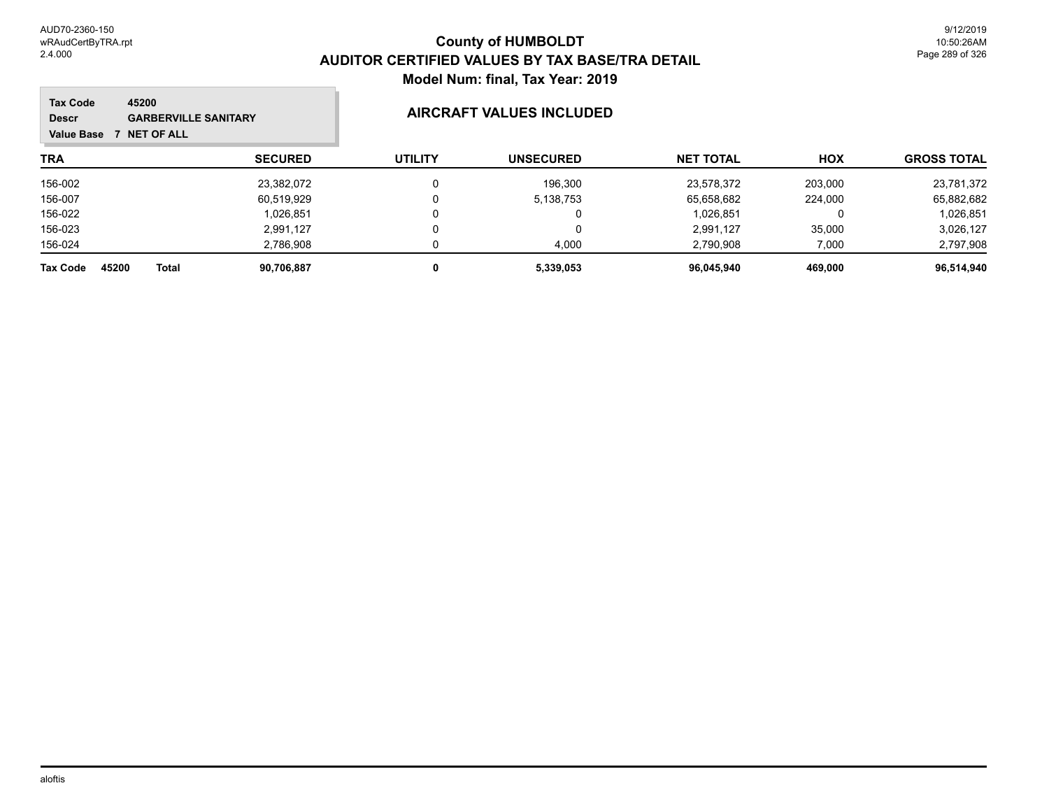# County of HUMBOLDT
## AUDITOR CERTIFIED VALUES BY TAX BASE/TRA DETAIL
### Model Num: final, Tax Year: 2019

**Tax Code** 45200
**Descr** GARBERVILLE SANITARY
**Value Base** 7 NET OF ALL

### AIRCRAFT VALUES INCLUDED

| TRA | SECURED | UTILITY | UNSECURED | NET TOTAL | HOX | GROSS TOTAL |
|---|---|---|---|---|---|---|
| 156-002 | 23,382,072 | 0 | 196,300 | 23,578,372 | 203,000 | 23,781,372 |
| 156-007 | 60,519,929 | 0 | 5,138,753 | 65,658,682 | 224,000 | 65,882,682 |
| 156-022 | 1,026,851 | 0 | 0 | 1,026,851 | 0 | 1,026,851 |
| 156-023 | 2,991,127 | 0 | 0 | 2,991,127 | 35,000 | 3,026,127 |
| 156-024 | 2,786,908 | 0 | 4,000 | 2,790,908 | 7,000 | 2,797,908 |
| **Tax Code 45200 Total** | **90,706,887** | **0** | **5,339,053** | **96,045,940** | **469,000** | **96,514,940** |

aloftis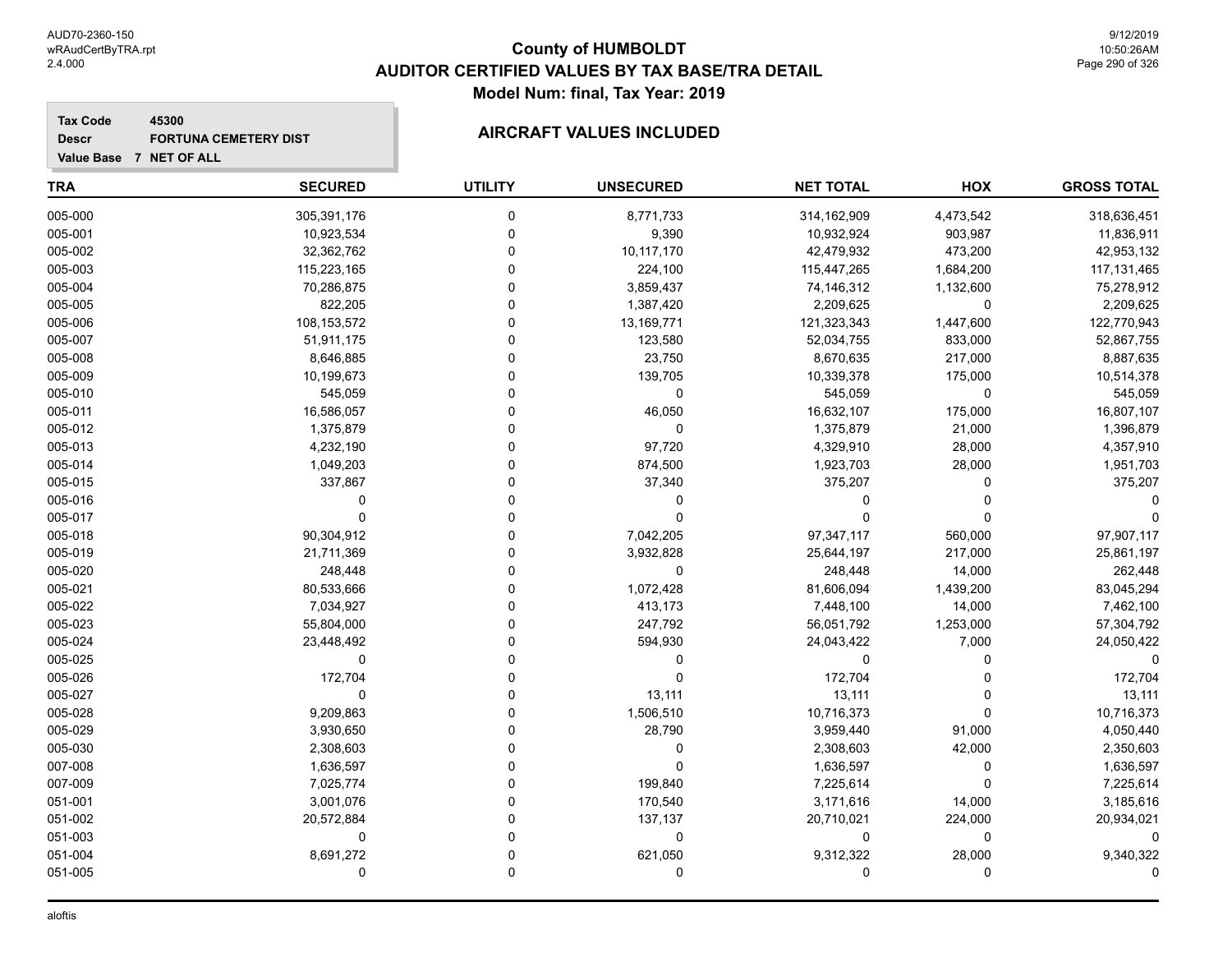# County of HUMBOLDT
## AUDITOR CERTIFIED VALUES BY TAX BASE/TRA DETAIL
### Model Num: final, Tax Year: 2019

**Tax Code** 45300
**Descr** FORTUNA CEMETERY DIST
**Value Base** 7 NET OF ALL

**AIRCRAFT VALUES INCLUDED**

| TRA | SECURED | UTILITY | UNSECURED | NET TOTAL | HOX | GROSS TOTAL |
|---|---|---|---|---|---|---|
| 005-000 | 305,391,176 | 0 | 8,771,733 | 314,162,909 | 4,473,542 | 318,636,451 |
| 005-001 | 10,923,534 | 0 | 9,390 | 10,932,924 | 903,987 | 11,836,911 |
| 005-002 | 32,362,762 | 0 | 10,117,170 | 42,479,932 | 473,200 | 42,953,132 |
| 005-003 | 115,223,165 | 0 | 224,100 | 115,447,265 | 1,684,200 | 117,131,465 |
| 005-004 | 70,286,875 | 0 | 3,859,437 | 74,146,312 | 1,132,600 | 75,278,912 |
| 005-005 | 822,205 | 0 | 1,387,420 | 2,209,625 | 0 | 2,209,625 |
| 005-006 | 108,153,572 | 0 | 13,169,771 | 121,323,343 | 1,447,600 | 122,770,943 |
| 005-007 | 51,911,175 | 0 | 123,580 | 52,034,755 | 833,000 | 52,867,755 |
| 005-008 | 8,646,885 | 0 | 23,750 | 8,670,635 | 217,000 | 8,887,635 |
| 005-009 | 10,199,673 | 0 | 139,705 | 10,339,378 | 175,000 | 10,514,378 |
| 005-010 | 545,059 | 0 | 0 | 545,059 | 0 | 545,059 |
| 005-011 | 16,586,057 | 0 | 46,050 | 16,632,107 | 175,000 | 16,807,107 |
| 005-012 | 1,375,879 | 0 | 0 | 1,375,879 | 21,000 | 1,396,879 |
| 005-013 | 4,232,190 | 0 | 97,720 | 4,329,910 | 28,000 | 4,357,910 |
| 005-014 | 1,049,203 | 0 | 874,500 | 1,923,703 | 28,000 | 1,951,703 |
| 005-015 | 337,867 | 0 | 37,340 | 375,207 | 0 | 375,207 |
| 005-016 | 0 | 0 | 0 | 0 | 0 | 0 |
| 005-017 | 0 | 0 | 0 | 0 | 0 | 0 |
| 005-018 | 90,304,912 | 0 | 7,042,205 | 97,347,117 | 560,000 | 97,907,117 |
| 005-019 | 21,711,369 | 0 | 3,932,828 | 25,644,197 | 217,000 | 25,861,197 |
| 005-020 | 248,448 | 0 | 0 | 248,448 | 14,000 | 262,448 |
| 005-021 | 80,533,666 | 0 | 1,072,428 | 81,606,094 | 1,439,200 | 83,045,294 |
| 005-022 | 7,034,927 | 0 | 413,173 | 7,448,100 | 14,000 | 7,462,100 |
| 005-023 | 55,804,000 | 0 | 247,792 | 56,051,792 | 1,253,000 | 57,304,792 |
| 005-024 | 23,448,492 | 0 | 594,930 | 24,043,422 | 7,000 | 24,050,422 |
| 005-025 | 0 | 0 | 0 | 0 | 0 | 0 |
| 005-026 | 172,704 | 0 | 0 | 172,704 | 0 | 172,704 |
| 005-027 | 0 | 0 | 13,111 | 13,111 | 0 | 13,111 |
| 005-028 | 9,209,863 | 0 | 1,506,510 | 10,716,373 | 0 | 10,716,373 |
| 005-029 | 3,930,650 | 0 | 28,790 | 3,959,440 | 91,000 | 4,050,440 |
| 005-030 | 2,308,603 | 0 | 0 | 2,308,603 | 42,000 | 2,350,603 |
| 007-008 | 1,636,597 | 0 | 0 | 1,636,597 | 0 | 1,636,597 |
| 007-009 | 7,025,774 | 0 | 199,840 | 7,225,614 | 0 | 7,225,614 |
| 051-001 | 3,001,076 | 0 | 170,540 | 3,171,616 | 14,000 | 3,185,616 |
| 051-002 | 20,572,884 | 0 | 137,137 | 20,710,021 | 224,000 | 20,934,021 |
| 051-003 | 0 | 0 | 0 | 0 | 0 | 0 |
| 051-004 | 8,691,272 | 0 | 621,050 | 9,312,322 | 28,000 | 9,340,322 |
| 051-005 | 0 | 0 | 0 | 0 | 0 | 0 |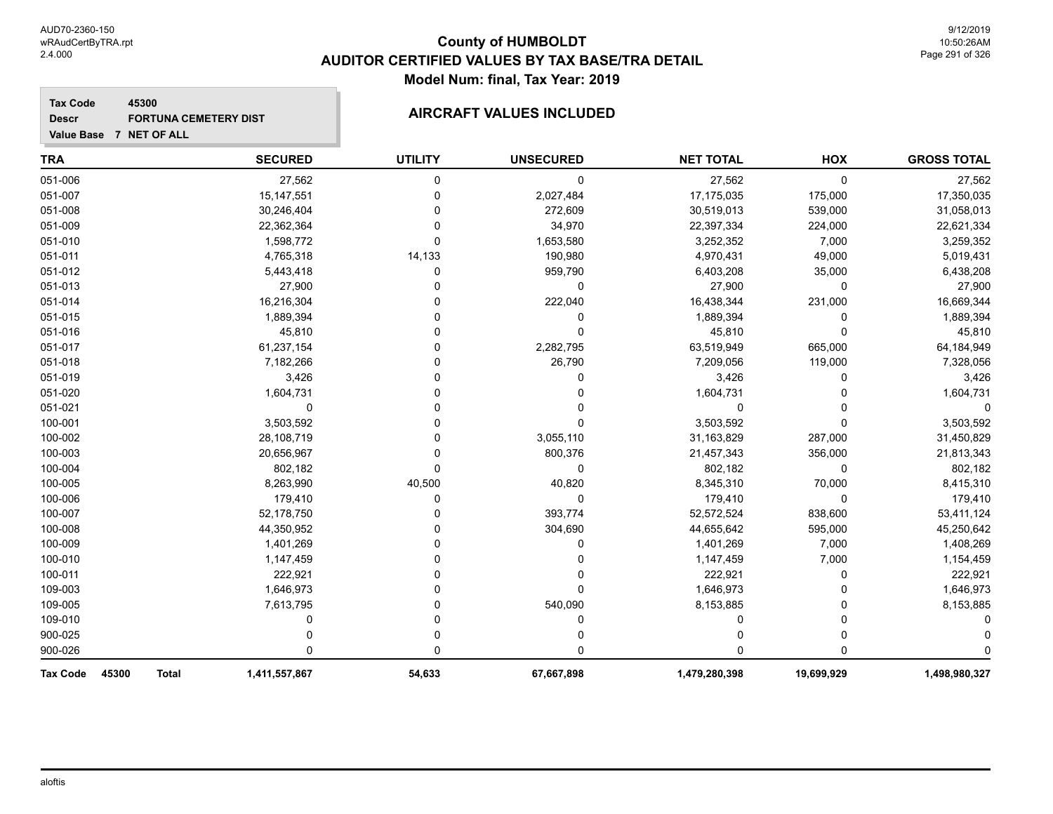# County of HUMBOLDT
## AUDITOR CERTIFIED VALUES BY TAX BASE/TRA DETAIL
### Model Num: final, Tax Year: 2019

**Tax Code** 45300
**Descr** FORTUNA CEMETERY DIST
**Value Base** 7 NET OF ALL

**AIRCRAFT VALUES INCLUDED**

| TRA | SECURED | UTILITY | UNSECURED | NET TOTAL | HOX | GROSS TOTAL |
|---|---|---|---|---|---|---|
| 051-006 | 27,562 | 0 | 0 | 27,562 | 0 | 27,562 |
| 051-007 | 15,147,551 | 0 | 2,027,484 | 17,175,035 | 175,000 | 17,350,035 |
| 051-008 | 30,246,404 | 0 | 272,609 | 30,519,013 | 539,000 | 31,058,013 |
| 051-009 | 22,362,364 | 0 | 34,970 | 22,397,334 | 224,000 | 22,621,334 |
| 051-010 | 1,598,772 | 0 | 1,653,580 | 3,252,352 | 7,000 | 3,259,352 |
| 051-011 | 4,765,318 | 14,133 | 190,980 | 4,970,431 | 49,000 | 5,019,431 |
| 051-012 | 5,443,418 | 0 | 959,790 | 6,403,208 | 35,000 | 6,438,208 |
| 051-013 | 27,900 | 0 | 0 | 27,900 | 0 | 27,900 |
| 051-014 | 16,216,304 | 0 | 222,040 | 16,438,344 | 231,000 | 16,669,344 |
| 051-015 | 1,889,394 | 0 | 0 | 1,889,394 | 0 | 1,889,394 |
| 051-016 | 45,810 | 0 | 0 | 45,810 | 0 | 45,810 |
| 051-017 | 61,237,154 | 0 | 2,282,795 | 63,519,949 | 665,000 | 64,184,949 |
| 051-018 | 7,182,266 | 0 | 26,790 | 7,209,056 | 119,000 | 7,328,056 |
| 051-019 | 3,426 | 0 | 0 | 3,426 | 0 | 3,426 |
| 051-020 | 1,604,731 | 0 | 0 | 1,604,731 | 0 | 1,604,731 |
| 051-021 | 0 | 0 | 0 | 0 | 0 | 0 |
| 100-001 | 3,503,592 | 0 | 0 | 3,503,592 | 0 | 3,503,592 |
| 100-002 | 28,108,719 | 0 | 3,055,110 | 31,163,829 | 287,000 | 31,450,829 |
| 100-003 | 20,656,967 | 0 | 800,376 | 21,457,343 | 356,000 | 21,813,343 |
| 100-004 | 802,182 | 0 | 0 | 802,182 | 0 | 802,182 |
| 100-005 | 8,263,990 | 40,500 | 40,820 | 8,345,310 | 70,000 | 8,415,310 |
| 100-006 | 179,410 | 0 | 0 | 179,410 | 0 | 179,410 |
| 100-007 | 52,178,750 | 0 | 393,774 | 52,572,524 | 838,600 | 53,411,124 |
| 100-008 | 44,350,952 | 0 | 304,690 | 44,655,642 | 595,000 | 45,250,642 |
| 100-009 | 1,401,269 | 0 | 0 | 1,401,269 | 7,000 | 1,408,269 |
| 100-010 | 1,147,459 | 0 | 0 | 1,147,459 | 7,000 | 1,154,459 |
| 100-011 | 222,921 | 0 | 0 | 222,921 | 0 | 222,921 |
| 109-003 | 1,646,973 | 0 | 0 | 1,646,973 | 0 | 1,646,973 |
| 109-005 | 7,613,795 | 0 | 540,090 | 8,153,885 | 0 | 8,153,885 |
| 109-010 | 0 | 0 | 0 | 0 | 0 | 0 |
| 900-025 | 0 | 0 | 0 | 0 | 0 | 0 |
| 900-026 | 0 | 0 | 0 | 0 | 0 | 0 |
| **Tax Code 45300 Total** | **1,411,557,867** | **54,633** | **67,667,898** | **1,479,280,398** | **19,699,929** | **1,498,980,327** |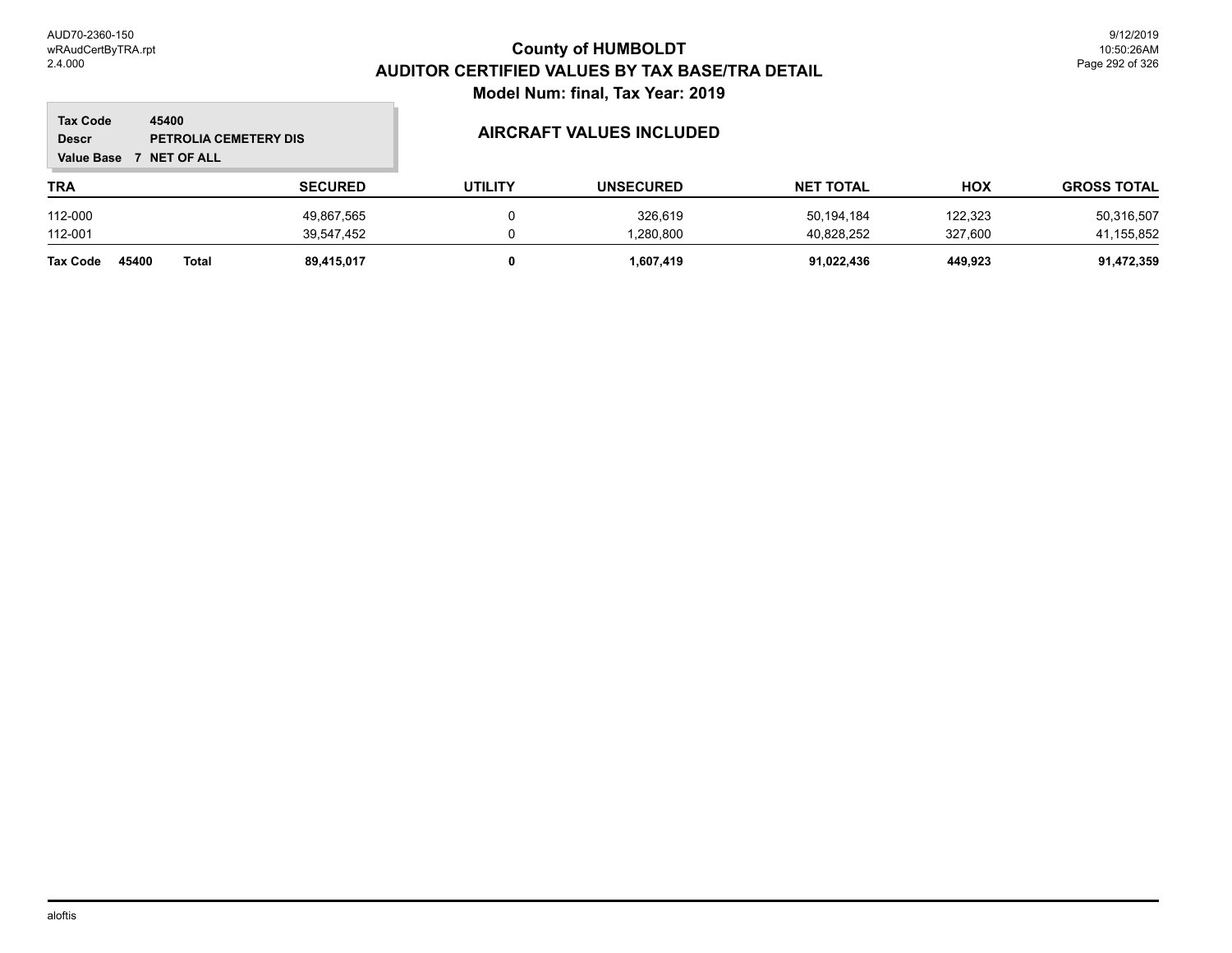# County of HUMBOLDT
## AUDITOR CERTIFIED VALUES BY TAX BASE/TRA DETAIL
### Model Num: final, Tax Year: 2019

**Tax Code** 45400
**Descr** PETROLIA CEMETERY DIS
**Value Base** 7 NET OF ALL

### AIRCRAFT VALUES INCLUDED

| TRA | SECURED | UTILITY | UNSECURED | NET TOTAL | HOX | GROSS TOTAL |
|---|---|---|---|---|---|---|
| 112-000 | 49,867,565 | 0 | 326,619 | 50,194,184 | 122,323 | 50,316,507 |
| 112-001 | 39,547,452 | 0 | 1,280,800 | 40,828,252 | 327,600 | 41,155,852 |
| **Tax Code 45400 Total** | **89,415,017** | **0** | **1,607,419** | **91,022,436** | **449,923** | **91,472,359** |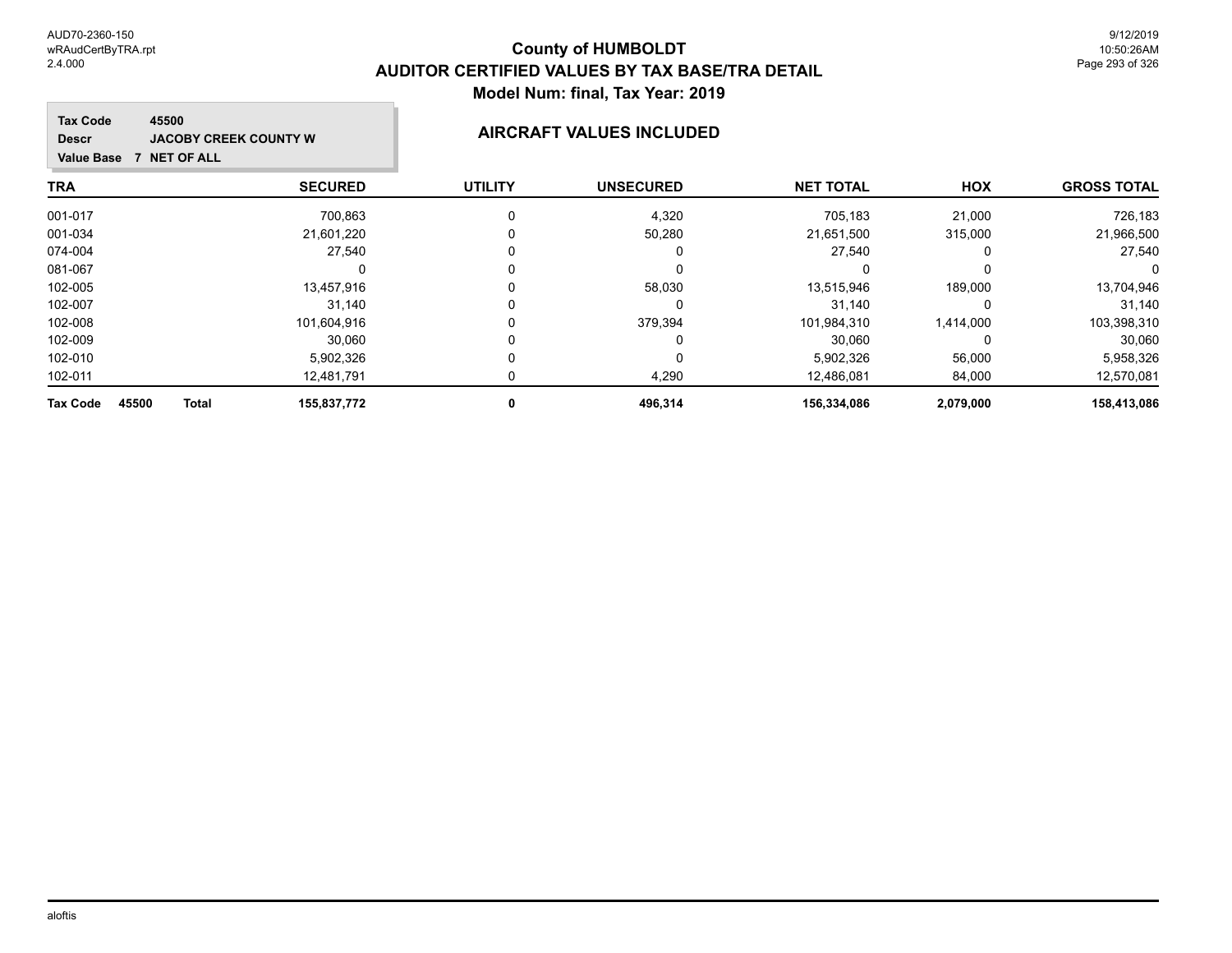# County of HUMBOLDT
## AUDITOR CERTIFIED VALUES BY TAX BASE/TRA DETAIL
### Model Num: final, Tax Year: 2019

**Tax Code** 45500
**Descr** JACOBY CREEK COUNTY W
**Value Base** 7 NET OF ALL

**AIRCRAFT VALUES INCLUDED**

| TRA | SECURED | UTILITY | UNSECURED | NET TOTAL | HOX | GROSS TOTAL |
|---|---|---|---|---|---|---|
| 001-017 | 700,863 | 0 | 4,320 | 705,183 | 21,000 | 726,183 |
| 001-034 | 21,601,220 | 0 | 50,280 | 21,651,500 | 315,000 | 21,966,500 |
| 074-004 | 27,540 | 0 | 0 | 27,540 | 0 | 27,540 |
| 081-067 | 0 | 0 | 0 | 0 | 0 | 0 |
| 102-005 | 13,457,916 | 0 | 58,030 | 13,515,946 | 189,000 | 13,704,946 |
| 102-007 | 31,140 | 0 | 0 | 31,140 | 0 | 31,140 |
| 102-008 | 101,604,916 | 0 | 379,394 | 101,984,310 | 1,414,000 | 103,398,310 |
| 102-009 | 30,060 | 0 | 0 | 30,060 | 0 | 30,060 |
| 102-010 | 5,902,326 | 0 | 0 | 5,902,326 | 56,000 | 5,958,326 |
| 102-011 | 12,481,791 | 0 | 4,290 | 12,486,081 | 84,000 | 12,570,081 |
| **Tax Code 45500 Total** | **155,837,772** | **0** | **496,314** | **156,334,086** | **2,079,000** | **158,413,086** |

aloftis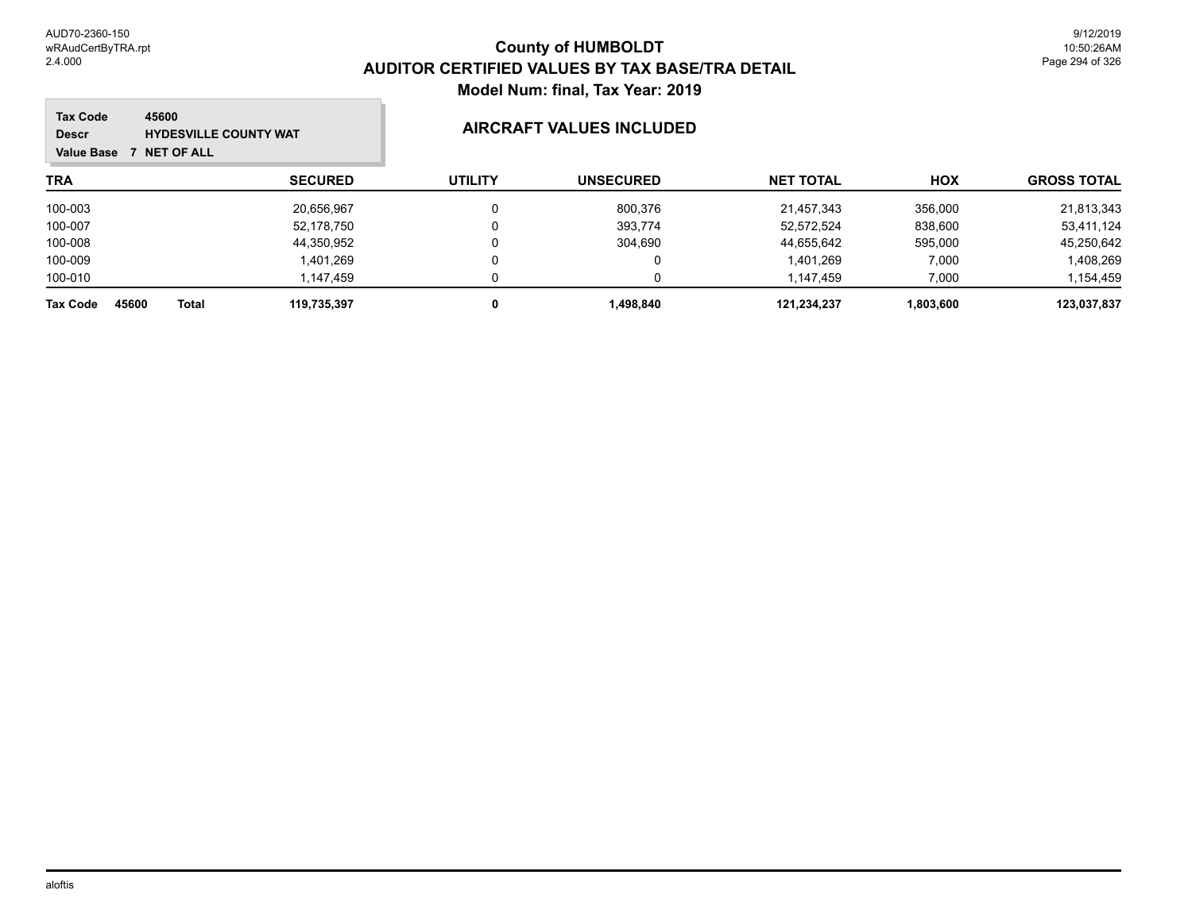# County of HUMBOLDT

## AUDITOR CERTIFIED VALUES BY TAX BASE/TRA DETAIL

### Model Num: final, Tax Year: 2019

**Tax Code** 45600
**Descr** HYDESVILLE COUNTY WAT
**Value Base** 7 NET OF ALL

### AIRCRAFT VALUES INCLUDED

| TRA | SECURED | UTILITY | UNSECURED | NET TOTAL | HOX | GROSS TOTAL |
|---|---|---|---|---|---|---|
| 100-003 | 20,656,967 | 0 | 800,376 | 21,457,343 | 356,000 | 21,813,343 |
| 100-007 | 52,178,750 | 0 | 393,774 | 52,572,524 | 838,600 | 53,411,124 |
| 100-008 | 44,350,952 | 0 | 304,690 | 44,655,642 | 595,000 | 45,250,642 |
| 100-009 | 1,401,269 | 0 | 0 | 1,401,269 | 7,000 | 1,408,269 |
| 100-010 | 1,147,459 | 0 | 0 | 1,147,459 | 7,000 | 1,154,459 |
| **Tax Code 45600 Total** | **119,735,397** | **0** | **1,498,840** | **121,234,237** | **1,803,600** | **123,037,837** |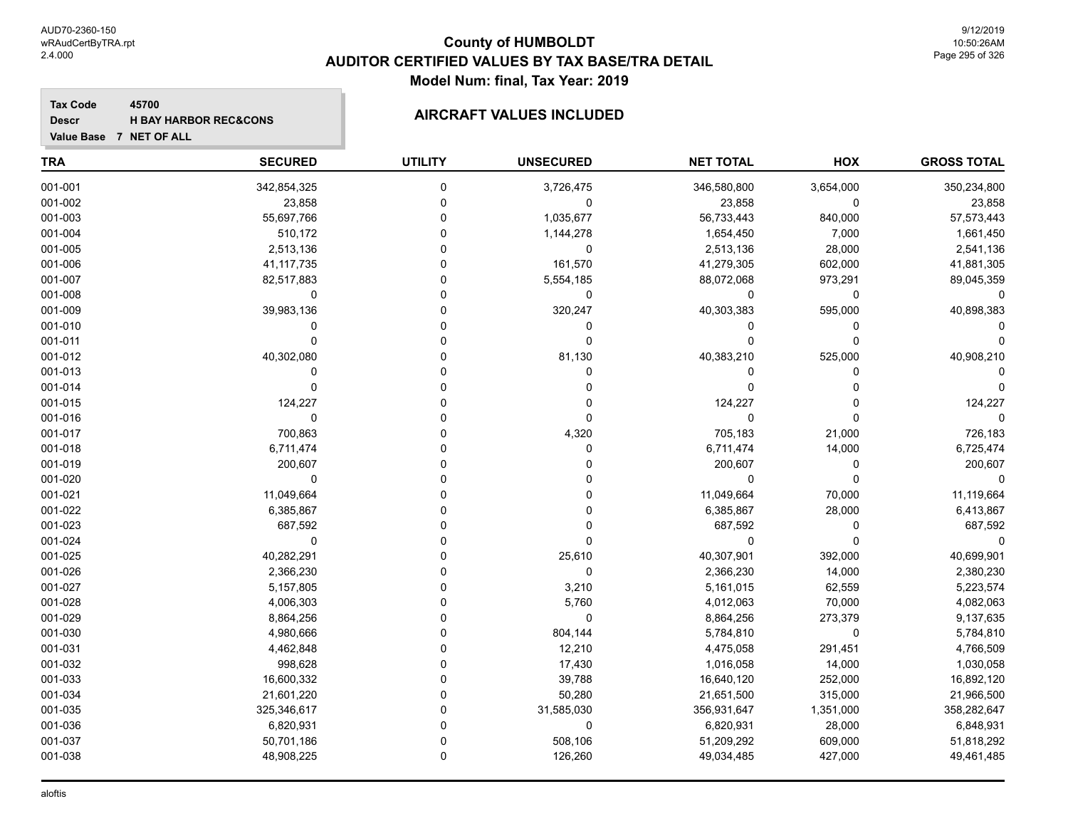# County of HUMBOLDT
## AUDITOR CERTIFIED VALUES BY TAX BASE/TRA DETAIL
### Model Num: final, Tax Year: 2019

**Tax Code** 45700
**Descr** H BAY HARBOR REC&CONS
**Value Base** 7 NET OF ALL

### AIRCRAFT VALUES INCLUDED

| TRA | SECURED | UTILITY | UNSECURED | NET TOTAL | HOX | GROSS TOTAL |
|---|---|---|---|---|---|---|
| 001-001 | 342,854,325 | 0 | 3,726,475 | 346,580,800 | 3,654,000 | 350,234,800 |
| 001-002 | 23,858 | 0 | 0 | 23,858 | 0 | 23,858 |
| 001-003 | 55,697,766 | 0 | 1,035,677 | 56,733,443 | 840,000 | 57,573,443 |
| 001-004 | 510,172 | 0 | 1,144,278 | 1,654,450 | 7,000 | 1,661,450 |
| 001-005 | 2,513,136 | 0 | 0 | 2,513,136 | 28,000 | 2,541,136 |
| 001-006 | 41,117,735 | 0 | 161,570 | 41,279,305 | 602,000 | 41,881,305 |
| 001-007 | 82,517,883 | 0 | 5,554,185 | 88,072,068 | 973,291 | 89,045,359 |
| 001-008 | 0 | 0 | 0 | 0 | 0 | 0 |
| 001-009 | 39,983,136 | 0 | 320,247 | 40,303,383 | 595,000 | 40,898,383 |
| 001-010 | 0 | 0 | 0 | 0 | 0 | 0 |
| 001-011 | 0 | 0 | 0 | 0 | 0 | 0 |
| 001-012 | 40,302,080 | 0 | 81,130 | 40,383,210 | 525,000 | 40,908,210 |
| 001-013 | 0 | 0 | 0 | 0 | 0 | 0 |
| 001-014 | 0 | 0 | 0 | 0 | 0 | 0 |
| 001-015 | 124,227 | 0 | 0 | 124,227 | 0 | 124,227 |
| 001-016 | 0 | 0 | 0 | 0 | 0 | 0 |
| 001-017 | 700,863 | 0 | 4,320 | 705,183 | 21,000 | 726,183 |
| 001-018 | 6,711,474 | 0 | 0 | 6,711,474 | 14,000 | 6,725,474 |
| 001-019 | 200,607 | 0 | 0 | 200,607 | 0 | 200,607 |
| 001-020 | 0 | 0 | 0 | 0 | 0 | 0 |
| 001-021 | 11,049,664 | 0 | 0 | 11,049,664 | 70,000 | 11,119,664 |
| 001-022 | 6,385,867 | 0 | 0 | 6,385,867 | 28,000 | 6,413,867 |
| 001-023 | 687,592 | 0 | 0 | 687,592 | 0 | 687,592 |
| 001-024 | 0 | 0 | 0 | 0 | 0 | 0 |
| 001-025 | 40,282,291 | 0 | 25,610 | 40,307,901 | 392,000 | 40,699,901 |
| 001-026 | 2,366,230 | 0 | 0 | 2,366,230 | 14,000 | 2,380,230 |
| 001-027 | 5,157,805 | 0 | 3,210 | 5,161,015 | 62,559 | 5,223,574 |
| 001-028 | 4,006,303 | 0 | 5,760 | 4,012,063 | 70,000 | 4,082,063 |
| 001-029 | 8,864,256 | 0 | 0 | 8,864,256 | 273,379 | 9,137,635 |
| 001-030 | 4,980,666 | 0 | 804,144 | 5,784,810 | 0 | 5,784,810 |
| 001-031 | 4,462,848 | 0 | 12,210 | 4,475,058 | 291,451 | 4,766,509 |
| 001-032 | 998,628 | 0 | 17,430 | 1,016,058 | 14,000 | 1,030,058 |
| 001-033 | 16,600,332 | 0 | 39,788 | 16,640,120 | 252,000 | 16,892,120 |
| 001-034 | 21,601,220 | 0 | 50,280 | 21,651,500 | 315,000 | 21,966,500 |
| 001-035 | 325,346,617 | 0 | 31,585,030 | 356,931,647 | 1,351,000 | 358,282,647 |
| 001-036 | 6,820,931 | 0 | 0 | 6,820,931 | 28,000 | 6,848,931 |
| 001-037 | 50,701,186 | 0 | 508,106 | 51,209,292 | 609,000 | 51,818,292 |
| 001-038 | 48,908,225 | 0 | 126,260 | 49,034,485 | 427,000 | 49,461,485 |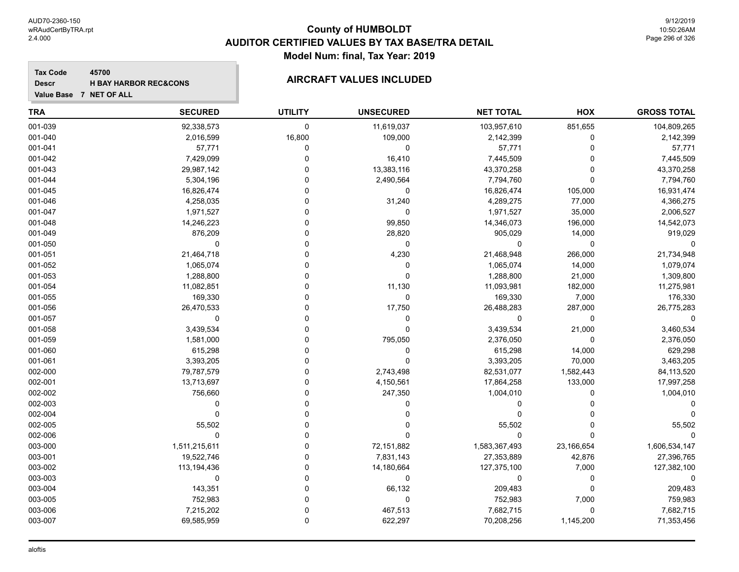# County of HUMBOLDT
## AUDITOR CERTIFIED VALUES BY TAX BASE/TRA DETAIL
### Model Num: final, Tax Year: 2019

**Tax Code** 45700
**Descr** H BAY HARBOR REC&CONS
**Value Base** 7 NET OF ALL

**AIRCRAFT VALUES INCLUDED**

| TRA | SECURED | UTILITY | UNSECURED | NET TOTAL | HOX | GROSS TOTAL |
|---|---|---|---|---|---|---|
| 001-039 | 92,338,573 | 0 | 11,619,037 | 103,957,610 | 851,655 | 104,809,265 |
| 001-040 | 2,016,599 | 16,800 | 109,000 | 2,142,399 | 0 | 2,142,399 |
| 001-041 | 57,771 | 0 | 0 | 57,771 | 0 | 57,771 |
| 001-042 | 7,429,099 | 0 | 16,410 | 7,445,509 | 0 | 7,445,509 |
| 001-043 | 29,987,142 | 0 | 13,383,116 | 43,370,258 | 0 | 43,370,258 |
| 001-044 | 5,304,196 | 0 | 2,490,564 | 7,794,760 | 0 | 7,794,760 |
| 001-045 | 16,826,474 | 0 | 0 | 16,826,474 | 105,000 | 16,931,474 |
| 001-046 | 4,258,035 | 0 | 31,240 | 4,289,275 | 77,000 | 4,366,275 |
| 001-047 | 1,971,527 | 0 | 0 | 1,971,527 | 35,000 | 2,006,527 |
| 001-048 | 14,246,223 | 0 | 99,850 | 14,346,073 | 196,000 | 14,542,073 |
| 001-049 | 876,209 | 0 | 28,820 | 905,029 | 14,000 | 919,029 |
| 001-050 | 0 | 0 | 0 | 0 | 0 | 0 |
| 001-051 | 21,464,718 | 0 | 4,230 | 21,468,948 | 266,000 | 21,734,948 |
| 001-052 | 1,065,074 | 0 | 0 | 1,065,074 | 14,000 | 1,079,074 |
| 001-053 | 1,288,800 | 0 | 0 | 1,288,800 | 21,000 | 1,309,800 |
| 001-054 | 11,082,851 | 0 | 11,130 | 11,093,981 | 182,000 | 11,275,981 |
| 001-055 | 169,330 | 0 | 0 | 169,330 | 7,000 | 176,330 |
| 001-056 | 26,470,533 | 0 | 17,750 | 26,488,283 | 287,000 | 26,775,283 |
| 001-057 | 0 | 0 | 0 | 0 | 0 | 0 |
| 001-058 | 3,439,534 | 0 | 0 | 3,439,534 | 21,000 | 3,460,534 |
| 001-059 | 1,581,000 | 0 | 795,050 | 2,376,050 | 0 | 2,376,050 |
| 001-060 | 615,298 | 0 | 0 | 615,298 | 14,000 | 629,298 |
| 001-061 | 3,393,205 | 0 | 0 | 3,393,205 | 70,000 | 3,463,205 |
| 002-000 | 79,787,579 | 0 | 2,743,498 | 82,531,077 | 1,582,443 | 84,113,520 |
| 002-001 | 13,713,697 | 0 | 4,150,561 | 17,864,258 | 133,000 | 17,997,258 |
| 002-002 | 756,660 | 0 | 247,350 | 1,004,010 | 0 | 1,004,010 |
| 002-003 | 0 | 0 | 0 | 0 | 0 | 0 |
| 002-004 | 0 | 0 | 0 | 0 | 0 | 0 |
| 002-005 | 55,502 | 0 | 0 | 55,502 | 0 | 55,502 |
| 002-006 | 0 | 0 | 0 | 0 | 0 | 0 |
| 003-000 | 1,511,215,611 | 0 | 72,151,882 | 1,583,367,493 | 23,166,654 | 1,606,534,147 |
| 003-001 | 19,522,746 | 0 | 7,831,143 | 27,353,889 | 42,876 | 27,396,765 |
| 003-002 | 113,194,436 | 0 | 14,180,664 | 127,375,100 | 7,000 | 127,382,100 |
| 003-003 | 0 | 0 | 0 | 0 | 0 | 0 |
| 003-004 | 143,351 | 0 | 66,132 | 209,483 | 0 | 209,483 |
| 003-005 | 752,983 | 0 | 0 | 752,983 | 7,000 | 759,983 |
| 003-006 | 7,215,202 | 0 | 467,513 | 7,682,715 | 0 | 7,682,715 |
| 003-007 | 69,585,959 | 0 | 622,297 | 70,208,256 | 1,145,200 | 71,353,456 |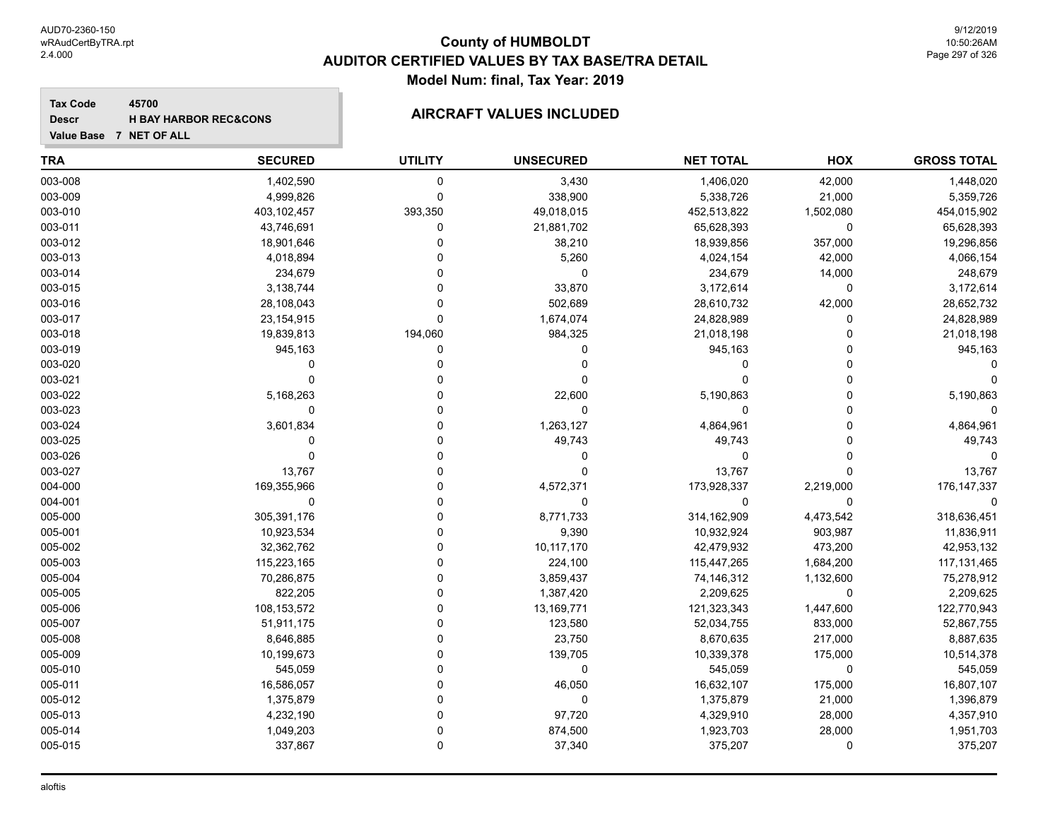# County of HUMBOLDT
## AUDITOR CERTIFIED VALUES BY TAX BASE/TRA DETAIL
### Model Num: final, Tax Year: 2019

**Tax Code** 45700
**Descr** H BAY HARBOR REC&CONS
**Value Base** 7 NET OF ALL

### AIRCRAFT VALUES INCLUDED

| TRA | SECURED | UTILITY | UNSECURED | NET TOTAL | HOX | GROSS TOTAL |
|---|---|---|---|---|---|---|
| 003-008 | 1,402,590 | 0 | 3,430 | 1,406,020 | 42,000 | 1,448,020 |
| 003-009 | 4,999,826 | 0 | 338,900 | 5,338,726 | 21,000 | 5,359,726 |
| 003-010 | 403,102,457 | 393,350 | 49,018,015 | 452,513,822 | 1,502,080 | 454,015,902 |
| 003-011 | 43,746,691 | 0 | 21,881,702 | 65,628,393 | 0 | 65,628,393 |
| 003-012 | 18,901,646 | 0 | 38,210 | 18,939,856 | 357,000 | 19,296,856 |
| 003-013 | 4,018,894 | 0 | 5,260 | 4,024,154 | 42,000 | 4,066,154 |
| 003-014 | 234,679 | 0 | 0 | 234,679 | 14,000 | 248,679 |
| 003-015 | 3,138,744 | 0 | 33,870 | 3,172,614 | 0 | 3,172,614 |
| 003-016 | 28,108,043 | 0 | 502,689 | 28,610,732 | 42,000 | 28,652,732 |
| 003-017 | 23,154,915 | 0 | 1,674,074 | 24,828,989 | 0 | 24,828,989 |
| 003-018 | 19,839,813 | 194,060 | 984,325 | 21,018,198 | 0 | 21,018,198 |
| 003-019 | 945,163 | 0 | 0 | 945,163 | 0 | 945,163 |
| 003-020 | 0 | 0 | 0 | 0 | 0 | 0 |
| 003-021 | 0 | 0 | 0 | 0 | 0 | 0 |
| 003-022 | 5,168,263 | 0 | 22,600 | 5,190,863 | 0 | 5,190,863 |
| 003-023 | 0 | 0 | 0 | 0 | 0 | 0 |
| 003-024 | 3,601,834 | 0 | 1,263,127 | 4,864,961 | 0 | 4,864,961 |
| 003-025 | 0 | 0 | 49,743 | 49,743 | 0 | 49,743 |
| 003-026 | 0 | 0 | 0 | 0 | 0 | 0 |
| 003-027 | 13,767 | 0 | 0 | 13,767 | 0 | 13,767 |
| 004-000 | 169,355,966 | 0 | 4,572,371 | 173,928,337 | 2,219,000 | 176,147,337 |
| 004-001 | 0 | 0 | 0 | 0 | 0 | 0 |
| 005-000 | 305,391,176 | 0 | 8,771,733 | 314,162,909 | 4,473,542 | 318,636,451 |
| 005-001 | 10,923,534 | 0 | 9,390 | 10,932,924 | 903,987 | 11,836,911 |
| 005-002 | 32,362,762 | 0 | 10,117,170 | 42,479,932 | 473,200 | 42,953,132 |
| 005-003 | 115,223,165 | 0 | 224,100 | 115,447,265 | 1,684,200 | 117,131,465 |
| 005-004 | 70,286,875 | 0 | 3,859,437 | 74,146,312 | 1,132,600 | 75,278,912 |
| 005-005 | 822,205 | 0 | 1,387,420 | 2,209,625 | 0 | 2,209,625 |
| 005-006 | 108,153,572 | 0 | 13,169,771 | 121,323,343 | 1,447,600 | 122,770,943 |
| 005-007 | 51,911,175 | 0 | 123,580 | 52,034,755 | 833,000 | 52,867,755 |
| 005-008 | 8,646,885 | 0 | 23,750 | 8,670,635 | 217,000 | 8,887,635 |
| 005-009 | 10,199,673 | 0 | 139,705 | 10,339,378 | 175,000 | 10,514,378 |
| 005-010 | 545,059 | 0 | 0 | 545,059 | 0 | 545,059 |
| 005-011 | 16,586,057 | 0 | 46,050 | 16,632,107 | 175,000 | 16,807,107 |
| 005-012 | 1,375,879 | 0 | 0 | 1,375,879 | 21,000 | 1,396,879 |
| 005-013 | 4,232,190 | 0 | 97,720 | 4,329,910 | 28,000 | 4,357,910 |
| 005-014 | 1,049,203 | 0 | 874,500 | 1,923,703 | 28,000 | 1,951,703 |
| 005-015 | 337,867 | 0 | 37,340 | 375,207 | 0 | 375,207 |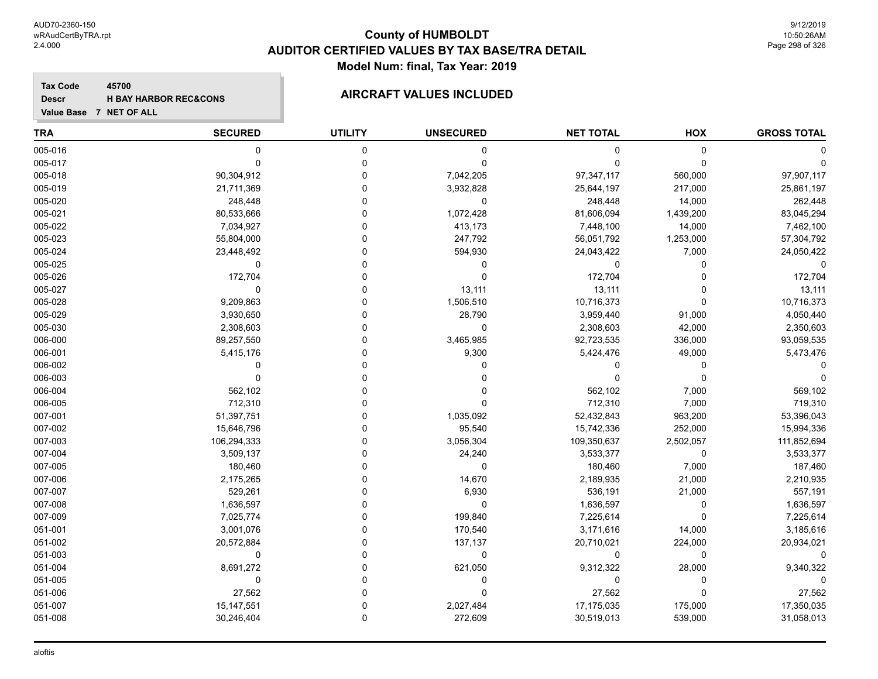# County of HUMBOLDT
## AUDITOR CERTIFIED VALUES BY TAX BASE/TRA DETAIL
### Model Num: final, Tax Year: 2019

**Tax Code** 45700
**Descr** H BAY HARBOR REC&CONS
**Value Base** 7 NET OF ALL

**AIRCRAFT VALUES INCLUDED**

| TRA | SECURED | UTILITY | UNSECURED | NET TOTAL | HOX | GROSS TOTAL |
|---|---|---|---|---|---|---|
| 005-016 | 0 | 0 | 0 | 0 | 0 | 0 |
| 005-017 | 0 | 0 | 0 | 0 | 0 | 0 |
| 005-018 | 90,304,912 | 0 | 7,042,205 | 97,347,117 | 560,000 | 97,907,117 |
| 005-019 | 21,711,369 | 0 | 3,932,828 | 25,644,197 | 217,000 | 25,861,197 |
| 005-020 | 248,448 | 0 | 0 | 248,448 | 14,000 | 262,448 |
| 005-021 | 80,533,666 | 0 | 1,072,428 | 81,606,094 | 1,439,200 | 83,045,294 |
| 005-022 | 7,034,927 | 0 | 413,173 | 7,448,100 | 14,000 | 7,462,100 |
| 005-023 | 55,804,000 | 0 | 247,792 | 56,051,792 | 1,253,000 | 57,304,792 |
| 005-024 | 23,448,492 | 0 | 594,930 | 24,043,422 | 7,000 | 24,050,422 |
| 005-025 | 0 | 0 | 0 | 0 | 0 | 0 |
| 005-026 | 172,704 | 0 | 0 | 172,704 | 0 | 172,704 |
| 005-027 | 0 | 0 | 13,111 | 13,111 | 0 | 13,111 |
| 005-028 | 9,209,863 | 0 | 1,506,510 | 10,716,373 | 0 | 10,716,373 |
| 005-029 | 3,930,650 | 0 | 28,790 | 3,959,440 | 91,000 | 4,050,440 |
| 005-030 | 2,308,603 | 0 | 0 | 2,308,603 | 42,000 | 2,350,603 |
| 006-000 | 89,257,550 | 0 | 3,465,985 | 92,723,535 | 336,000 | 93,059,535 |
| 006-001 | 5,415,176 | 0 | 9,300 | 5,424,476 | 49,000 | 5,473,476 |
| 006-002 | 0 | 0 | 0 | 0 | 0 | 0 |
| 006-003 | 0 | 0 | 0 | 0 | 0 | 0 |
| 006-004 | 562,102 | 0 | 0 | 562,102 | 7,000 | 569,102 |
| 006-005 | 712,310 | 0 | 0 | 712,310 | 7,000 | 719,310 |
| 007-001 | 51,397,751 | 0 | 1,035,092 | 52,432,843 | 963,200 | 53,396,043 |
| 007-002 | 15,646,796 | 0 | 95,540 | 15,742,336 | 252,000 | 15,994,336 |
| 007-003 | 106,294,333 | 0 | 3,056,304 | 109,350,637 | 2,502,057 | 111,852,694 |
| 007-004 | 3,509,137 | 0 | 24,240 | 3,533,377 | 0 | 3,533,377 |
| 007-005 | 180,460 | 0 | 0 | 180,460 | 7,000 | 187,460 |
| 007-006 | 2,175,265 | 0 | 14,670 | 2,189,935 | 21,000 | 2,210,935 |
| 007-007 | 529,261 | 0 | 6,930 | 536,191 | 21,000 | 557,191 |
| 007-008 | 1,636,597 | 0 | 0 | 1,636,597 | 0 | 1,636,597 |
| 007-009 | 7,025,774 | 0 | 199,840 | 7,225,614 | 0 | 7,225,614 |
| 051-001 | 3,001,076 | 0 | 170,540 | 3,171,616 | 14,000 | 3,185,616 |
| 051-002 | 20,572,884 | 0 | 137,137 | 20,710,021 | 224,000 | 20,934,021 |
| 051-003 | 0 | 0 | 0 | 0 | 0 | 0 |
| 051-004 | 8,691,272 | 0 | 621,050 | 9,312,322 | 28,000 | 9,340,322 |
| 051-005 | 0 | 0 | 0 | 0 | 0 | 0 |
| 051-006 | 27,562 | 0 | 0 | 27,562 | 0 | 27,562 |
| 051-007 | 15,147,551 | 0 | 2,027,484 | 17,175,035 | 175,000 | 17,350,035 |
| 051-008 | 30,246,404 | 0 | 272,609 | 30,519,013 | 539,000 | 31,058,013 |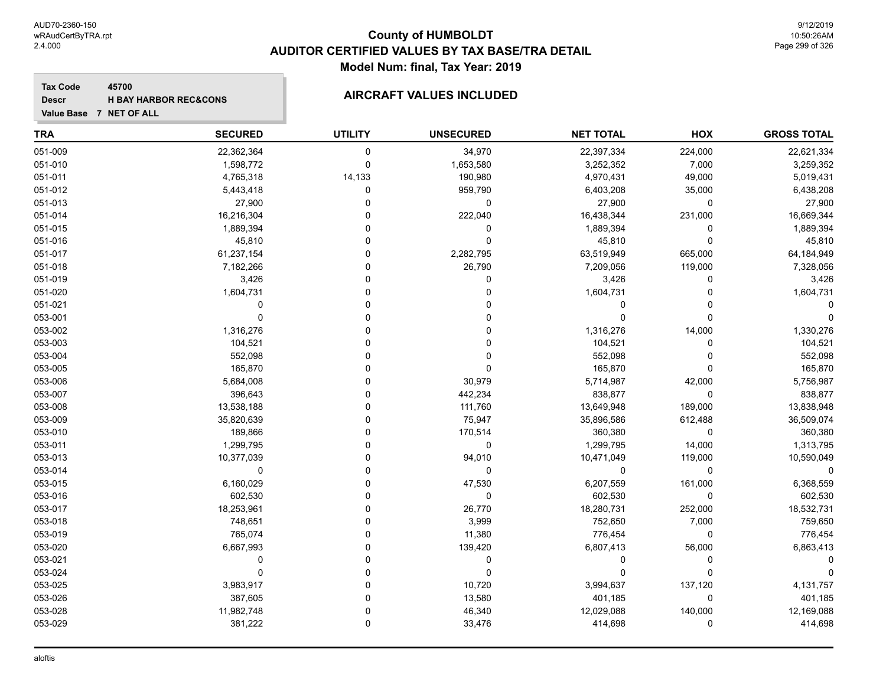# County of HUMBOLDT
## AUDITOR CERTIFIED VALUES BY TAX BASE/TRA DETAIL
### Model Num: final, Tax Year: 2019

**Tax Code** 45700
**Descr** H BAY HARBOR REC&CONS
**Value Base** 7 NET OF ALL

### AIRCRAFT VALUES INCLUDED

| TRA | SECURED | UTILITY | UNSECURED | NET TOTAL | HOX | GROSS TOTAL |
|---|---|---|---|---|---|---|
| 051-009 | 22,362,364 | 0 | 34,970 | 22,397,334 | 224,000 | 22,621,334 |
| 051-010 | 1,598,772 | 0 | 1,653,580 | 3,252,352 | 7,000 | 3,259,352 |
| 051-011 | 4,765,318 | 14,133 | 190,980 | 4,970,431 | 49,000 | 5,019,431 |
| 051-012 | 5,443,418 | 0 | 959,790 | 6,403,208 | 35,000 | 6,438,208 |
| 051-013 | 27,900 | 0 | 0 | 27,900 | 0 | 27,900 |
| 051-014 | 16,216,304 | 0 | 222,040 | 16,438,344 | 231,000 | 16,669,344 |
| 051-015 | 1,889,394 | 0 | 0 | 1,889,394 | 0 | 1,889,394 |
| 051-016 | 45,810 | 0 | 0 | 45,810 | 0 | 45,810 |
| 051-017 | 61,237,154 | 0 | 2,282,795 | 63,519,949 | 665,000 | 64,184,949 |
| 051-018 | 7,182,266 | 0 | 26,790 | 7,209,056 | 119,000 | 7,328,056 |
| 051-019 | 3,426 | 0 | 0 | 3,426 | 0 | 3,426 |
| 051-020 | 1,604,731 | 0 | 0 | 1,604,731 | 0 | 1,604,731 |
| 051-021 | 0 | 0 | 0 | 0 | 0 | 0 |
| 053-001 | 0 | 0 | 0 | 0 | 0 | 0 |
| 053-002 | 1,316,276 | 0 | 0 | 1,316,276 | 14,000 | 1,330,276 |
| 053-003 | 104,521 | 0 | 0 | 104,521 | 0 | 104,521 |
| 053-004 | 552,098 | 0 | 0 | 552,098 | 0 | 552,098 |
| 053-005 | 165,870 | 0 | 0 | 165,870 | 0 | 165,870 |
| 053-006 | 5,684,008 | 0 | 30,979 | 5,714,987 | 42,000 | 5,756,987 |
| 053-007 | 396,643 | 0 | 442,234 | 838,877 | 0 | 838,877 |
| 053-008 | 13,538,188 | 0 | 111,760 | 13,649,948 | 189,000 | 13,838,948 |
| 053-009 | 35,820,639 | 0 | 75,947 | 35,896,586 | 612,488 | 36,509,074 |
| 053-010 | 189,866 | 0 | 170,514 | 360,380 | 0 | 360,380 |
| 053-011 | 1,299,795 | 0 | 0 | 1,299,795 | 14,000 | 1,313,795 |
| 053-013 | 10,377,039 | 0 | 94,010 | 10,471,049 | 119,000 | 10,590,049 |
| 053-014 | 0 | 0 | 0 | 0 | 0 | 0 |
| 053-015 | 6,160,029 | 0 | 47,530 | 6,207,559 | 161,000 | 6,368,559 |
| 053-016 | 602,530 | 0 | 0 | 602,530 | 0 | 602,530 |
| 053-017 | 18,253,961 | 0 | 26,770 | 18,280,731 | 252,000 | 18,532,731 |
| 053-018 | 748,651 | 0 | 3,999 | 752,650 | 7,000 | 759,650 |
| 053-019 | 765,074 | 0 | 11,380 | 776,454 | 0 | 776,454 |
| 053-020 | 6,667,993 | 0 | 139,420 | 6,807,413 | 56,000 | 6,863,413 |
| 053-021 | 0 | 0 | 0 | 0 | 0 | 0 |
| 053-024 | 0 | 0 | 0 | 0 | 0 | 0 |
| 053-025 | 3,983,917 | 0 | 10,720 | 3,994,637 | 137,120 | 4,131,757 |
| 053-026 | 387,605 | 0 | 13,580 | 401,185 | 0 | 401,185 |
| 053-028 | 11,982,748 | 0 | 46,340 | 12,029,088 | 140,000 | 12,169,088 |
| 053-029 | 381,222 | 0 | 33,476 | 414,698 | 0 | 414,698 |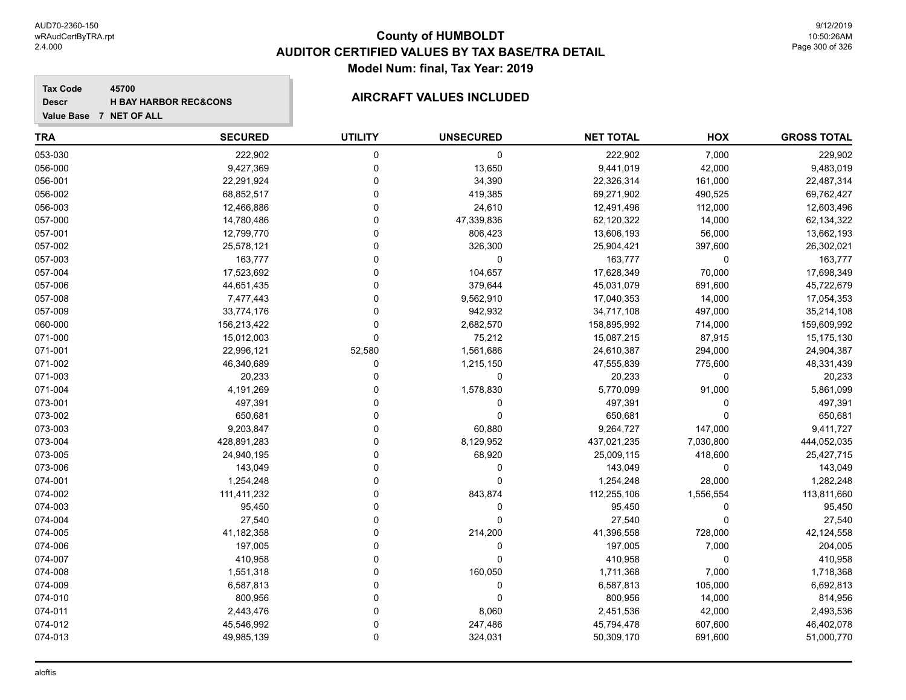# County of HUMBOLDT
## AUDITOR CERTIFIED VALUES BY TAX BASE/TRA DETAIL
### Model Num: final, Tax Year: 2019

**Tax Code** 45700
**Descr** H BAY HARBOR REC&CONS
**Value Base** 7 NET OF ALL

**AIRCRAFT VALUES INCLUDED**

| TRA | SECURED | UTILITY | UNSECURED | NET TOTAL | HOX | GROSS TOTAL |
|---|---|---|---|---|---|---|
| 053-030 | 222,902 | 0 | 0 | 222,902 | 7,000 | 229,902 |
| 056-000 | 9,427,369 | 0 | 13,650 | 9,441,019 | 42,000 | 9,483,019 |
| 056-001 | 22,291,924 | 0 | 34,390 | 22,326,314 | 161,000 | 22,487,314 |
| 056-002 | 68,852,517 | 0 | 419,385 | 69,271,902 | 490,525 | 69,762,427 |
| 056-003 | 12,466,886 | 0 | 24,610 | 12,491,496 | 112,000 | 12,603,496 |
| 057-000 | 14,780,486 | 0 | 47,339,836 | 62,120,322 | 14,000 | 62,134,322 |
| 057-001 | 12,799,770 | 0 | 806,423 | 13,606,193 | 56,000 | 13,662,193 |
| 057-002 | 25,578,121 | 0 | 326,300 | 25,904,421 | 397,600 | 26,302,021 |
| 057-003 | 163,777 | 0 | 0 | 163,777 | 0 | 163,777 |
| 057-004 | 17,523,692 | 0 | 104,657 | 17,628,349 | 70,000 | 17,698,349 |
| 057-006 | 44,651,435 | 0 | 379,644 | 45,031,079 | 691,600 | 45,722,679 |
| 057-008 | 7,477,443 | 0 | 9,562,910 | 17,040,353 | 14,000 | 17,054,353 |
| 057-009 | 33,774,176 | 0 | 942,932 | 34,717,108 | 497,000 | 35,214,108 |
| 060-000 | 156,213,422 | 0 | 2,682,570 | 158,895,992 | 714,000 | 159,609,992 |
| 071-000 | 15,012,003 | 0 | 75,212 | 15,087,215 | 87,915 | 15,175,130 |
| 071-001 | 22,996,121 | 52,580 | 1,561,686 | 24,610,387 | 294,000 | 24,904,387 |
| 071-002 | 46,340,689 | 0 | 1,215,150 | 47,555,839 | 775,600 | 48,331,439 |
| 071-003 | 20,233 | 0 | 0 | 20,233 | 0 | 20,233 |
| 071-004 | 4,191,269 | 0 | 1,578,830 | 5,770,099 | 91,000 | 5,861,099 |
| 073-001 | 497,391 | 0 | 0 | 497,391 | 0 | 497,391 |
| 073-002 | 650,681 | 0 | 0 | 650,681 | 0 | 650,681 |
| 073-003 | 9,203,847 | 0 | 60,880 | 9,264,727 | 147,000 | 9,411,727 |
| 073-004 | 428,891,283 | 0 | 8,129,952 | 437,021,235 | 7,030,800 | 444,052,035 |
| 073-005 | 24,940,195 | 0 | 68,920 | 25,009,115 | 418,600 | 25,427,715 |
| 073-006 | 143,049 | 0 | 0 | 143,049 | 0 | 143,049 |
| 074-001 | 1,254,248 | 0 | 0 | 1,254,248 | 28,000 | 1,282,248 |
| 074-002 | 111,411,232 | 0 | 843,874 | 112,255,106 | 1,556,554 | 113,811,660 |
| 074-003 | 95,450 | 0 | 0 | 95,450 | 0 | 95,450 |
| 074-004 | 27,540 | 0 | 0 | 27,540 | 0 | 27,540 |
| 074-005 | 41,182,358 | 0 | 214,200 | 41,396,558 | 728,000 | 42,124,558 |
| 074-006 | 197,005 | 0 | 0 | 197,005 | 7,000 | 204,005 |
| 074-007 | 410,958 | 0 | 0 | 410,958 | 0 | 410,958 |
| 074-008 | 1,551,318 | 0 | 160,050 | 1,711,368 | 7,000 | 1,718,368 |
| 074-009 | 6,587,813 | 0 | 0 | 6,587,813 | 105,000 | 6,692,813 |
| 074-010 | 800,956 | 0 | 0 | 800,956 | 14,000 | 814,956 |
| 074-011 | 2,443,476 | 0 | 8,060 | 2,451,536 | 42,000 | 2,493,536 |
| 074-012 | 45,546,992 | 0 | 247,486 | 45,794,478 | 607,600 | 46,402,078 |
| 074-013 | 49,985,139 | 0 | 324,031 | 50,309,170 | 691,600 | 51,000,770 |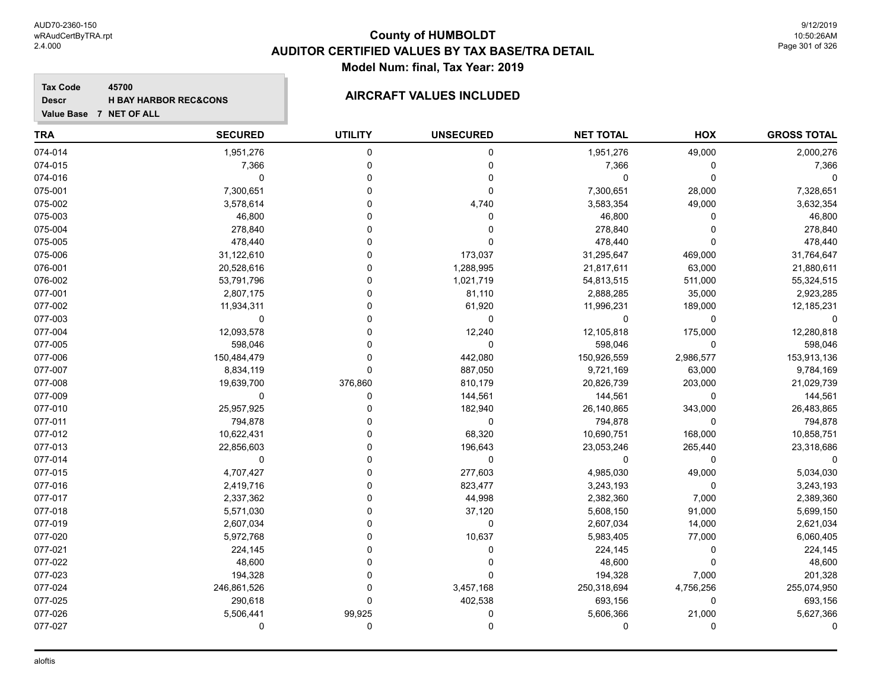# County of HUMBOLDT
## AUDITOR CERTIFIED VALUES BY TAX BASE/TRA DETAIL
### Model Num: final, Tax Year: 2019

**Tax Code** 45700
**Descr** H BAY HARBOR REC&CONS
**Value Base** 7 NET OF ALL

### AIRCRAFT VALUES INCLUDED

| TRA | SECURED | UTILITY | UNSECURED | NET TOTAL | HOX | GROSS TOTAL |
|---|---|---|---|---|---|---|
| 074-014 | 1,951,276 | 0 | 0 | 1,951,276 | 49,000 | 2,000,276 |
| 074-015 | 7,366 | 0 | 0 | 7,366 | 0 | 7,366 |
| 074-016 | 0 | 0 | 0 | 0 | 0 | 0 |
| 075-001 | 7,300,651 | 0 | 0 | 7,300,651 | 28,000 | 7,328,651 |
| 075-002 | 3,578,614 | 0 | 4,740 | 3,583,354 | 49,000 | 3,632,354 |
| 075-003 | 46,800 | 0 | 0 | 46,800 | 0 | 46,800 |
| 075-004 | 278,840 | 0 | 0 | 278,840 | 0 | 278,840 |
| 075-005 | 478,440 | 0 | 0 | 478,440 | 0 | 478,440 |
| 075-006 | 31,122,610 | 0 | 173,037 | 31,295,647 | 469,000 | 31,764,647 |
| 076-001 | 20,528,616 | 0 | 1,288,995 | 21,817,611 | 63,000 | 21,880,611 |
| 076-002 | 53,791,796 | 0 | 1,021,719 | 54,813,515 | 511,000 | 55,324,515 |
| 077-001 | 2,807,175 | 0 | 81,110 | 2,888,285 | 35,000 | 2,923,285 |
| 077-002 | 11,934,311 | 0 | 61,920 | 11,996,231 | 189,000 | 12,185,231 |
| 077-003 | 0 | 0 | 0 | 0 | 0 | 0 |
| 077-004 | 12,093,578 | 0 | 12,240 | 12,105,818 | 175,000 | 12,280,818 |
| 077-005 | 598,046 | 0 | 0 | 598,046 | 0 | 598,046 |
| 077-006 | 150,484,479 | 0 | 442,080 | 150,926,559 | 2,986,577 | 153,913,136 |
| 077-007 | 8,834,119 | 0 | 887,050 | 9,721,169 | 63,000 | 9,784,169 |
| 077-008 | 19,639,700 | 376,860 | 810,179 | 20,826,739 | 203,000 | 21,029,739 |
| 077-009 | 0 | 0 | 144,561 | 144,561 | 0 | 144,561 |
| 077-010 | 25,957,925 | 0 | 182,940 | 26,140,865 | 343,000 | 26,483,865 |
| 077-011 | 794,878 | 0 | 0 | 794,878 | 0 | 794,878 |
| 077-012 | 10,622,431 | 0 | 68,320 | 10,690,751 | 168,000 | 10,858,751 |
| 077-013 | 22,856,603 | 0 | 196,643 | 23,053,246 | 265,440 | 23,318,686 |
| 077-014 | 0 | 0 | 0 | 0 | 0 | 0 |
| 077-015 | 4,707,427 | 0 | 277,603 | 4,985,030 | 49,000 | 5,034,030 |
| 077-016 | 2,419,716 | 0 | 823,477 | 3,243,193 | 0 | 3,243,193 |
| 077-017 | 2,337,362 | 0 | 44,998 | 2,382,360 | 7,000 | 2,389,360 |
| 077-018 | 5,571,030 | 0 | 37,120 | 5,608,150 | 91,000 | 5,699,150 |
| 077-019 | 2,607,034 | 0 | 0 | 2,607,034 | 14,000 | 2,621,034 |
| 077-020 | 5,972,768 | 0 | 10,637 | 5,983,405 | 77,000 | 6,060,405 |
| 077-021 | 224,145 | 0 | 0 | 224,145 | 0 | 224,145 |
| 077-022 | 48,600 | 0 | 0 | 48,600 | 0 | 48,600 |
| 077-023 | 194,328 | 0 | 0 | 194,328 | 7,000 | 201,328 |
| 077-024 | 246,861,526 | 0 | 3,457,168 | 250,318,694 | 4,756,256 | 255,074,950 |
| 077-025 | 290,618 | 0 | 402,538 | 693,156 | 0 | 693,156 |
| 077-026 | 5,506,441 | 99,925 | 0 | 5,606,366 | 21,000 | 5,627,366 |
| 077-027 | 0 | 0 | 0 | 0 | 0 | 0 |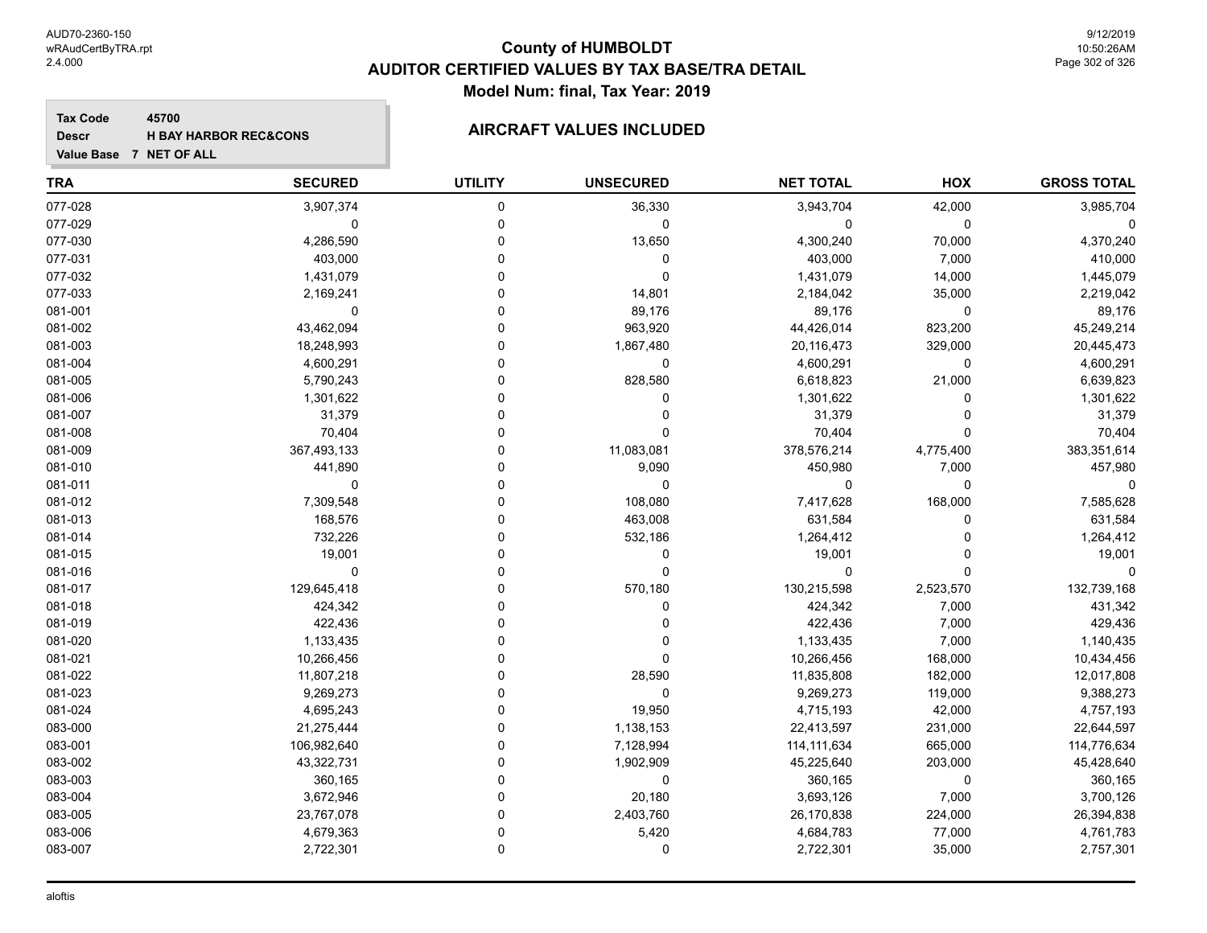# County of HUMBOLDT
## AUDITOR CERTIFIED VALUES BY TAX BASE/TRA DETAIL
### Model Num: final, Tax Year: 2019

**Tax Code** 45700
**Descr** H BAY HARBOR REC&CONS
**Value Base** 7 NET OF ALL

### AIRCRAFT VALUES INCLUDED

| TRA | SECURED | UTILITY | UNSECURED | NET TOTAL | HOX | GROSS TOTAL |
|---|---|---|---|---|---|---|
| 077-028 | 3,907,374 | 0 | 36,330 | 3,943,704 | 42,000 | 3,985,704 |
| 077-029 | 0 | 0 | 0 | 0 | 0 | 0 |
| 077-030 | 4,286,590 | 0 | 13,650 | 4,300,240 | 70,000 | 4,370,240 |
| 077-031 | 403,000 | 0 | 0 | 403,000 | 7,000 | 410,000 |
| 077-032 | 1,431,079 | 0 | 0 | 1,431,079 | 14,000 | 1,445,079 |
| 077-033 | 2,169,241 | 0 | 14,801 | 2,184,042 | 35,000 | 2,219,042 |
| 081-001 | 0 | 0 | 89,176 | 89,176 | 0 | 89,176 |
| 081-002 | 43,462,094 | 0 | 963,920 | 44,426,014 | 823,200 | 45,249,214 |
| 081-003 | 18,248,993 | 0 | 1,867,480 | 20,116,473 | 329,000 | 20,445,473 |
| 081-004 | 4,600,291 | 0 | 0 | 4,600,291 | 0 | 4,600,291 |
| 081-005 | 5,790,243 | 0 | 828,580 | 6,618,823 | 21,000 | 6,639,823 |
| 081-006 | 1,301,622 | 0 | 0 | 1,301,622 | 0 | 1,301,622 |
| 081-007 | 31,379 | 0 | 0 | 31,379 | 0 | 31,379 |
| 081-008 | 70,404 | 0 | 0 | 70,404 | 0 | 70,404 |
| 081-009 | 367,493,133 | 0 | 11,083,081 | 378,576,214 | 4,775,400 | 383,351,614 |
| 081-010 | 441,890 | 0 | 9,090 | 450,980 | 7,000 | 457,980 |
| 081-011 | 0 | 0 | 0 | 0 | 0 | 0 |
| 081-012 | 7,309,548 | 0 | 108,080 | 7,417,628 | 168,000 | 7,585,628 |
| 081-013 | 168,576 | 0 | 463,008 | 631,584 | 0 | 631,584 |
| 081-014 | 732,226 | 0 | 532,186 | 1,264,412 | 0 | 1,264,412 |
| 081-015 | 19,001 | 0 | 0 | 19,001 | 0 | 19,001 |
| 081-016 | 0 | 0 | 0 | 0 | 0 | 0 |
| 081-017 | 129,645,418 | 0 | 570,180 | 130,215,598 | 2,523,570 | 132,739,168 |
| 081-018 | 424,342 | 0 | 0 | 424,342 | 7,000 | 431,342 |
| 081-019 | 422,436 | 0 | 0 | 422,436 | 7,000 | 429,436 |
| 081-020 | 1,133,435 | 0 | 0 | 1,133,435 | 7,000 | 1,140,435 |
| 081-021 | 10,266,456 | 0 | 0 | 10,266,456 | 168,000 | 10,434,456 |
| 081-022 | 11,807,218 | 0 | 28,590 | 11,835,808 | 182,000 | 12,017,808 |
| 081-023 | 9,269,273 | 0 | 0 | 9,269,273 | 119,000 | 9,388,273 |
| 081-024 | 4,695,243 | 0 | 19,950 | 4,715,193 | 42,000 | 4,757,193 |
| 083-000 | 21,275,444 | 0 | 1,138,153 | 22,413,597 | 231,000 | 22,644,597 |
| 083-001 | 106,982,640 | 0 | 7,128,994 | 114,111,634 | 665,000 | 114,776,634 |
| 083-002 | 43,322,731 | 0 | 1,902,909 | 45,225,640 | 203,000 | 45,428,640 |
| 083-003 | 360,165 | 0 | 0 | 360,165 | 0 | 360,165 |
| 083-004 | 3,672,946 | 0 | 20,180 | 3,693,126 | 7,000 | 3,700,126 |
| 083-005 | 23,767,078 | 0 | 2,403,760 | 26,170,838 | 224,000 | 26,394,838 |
| 083-006 | 4,679,363 | 0 | 5,420 | 4,684,783 | 77,000 | 4,761,783 |
| 083-007 | 2,722,301 | 0 | 0 | 2,722,301 | 35,000 | 2,757,301 |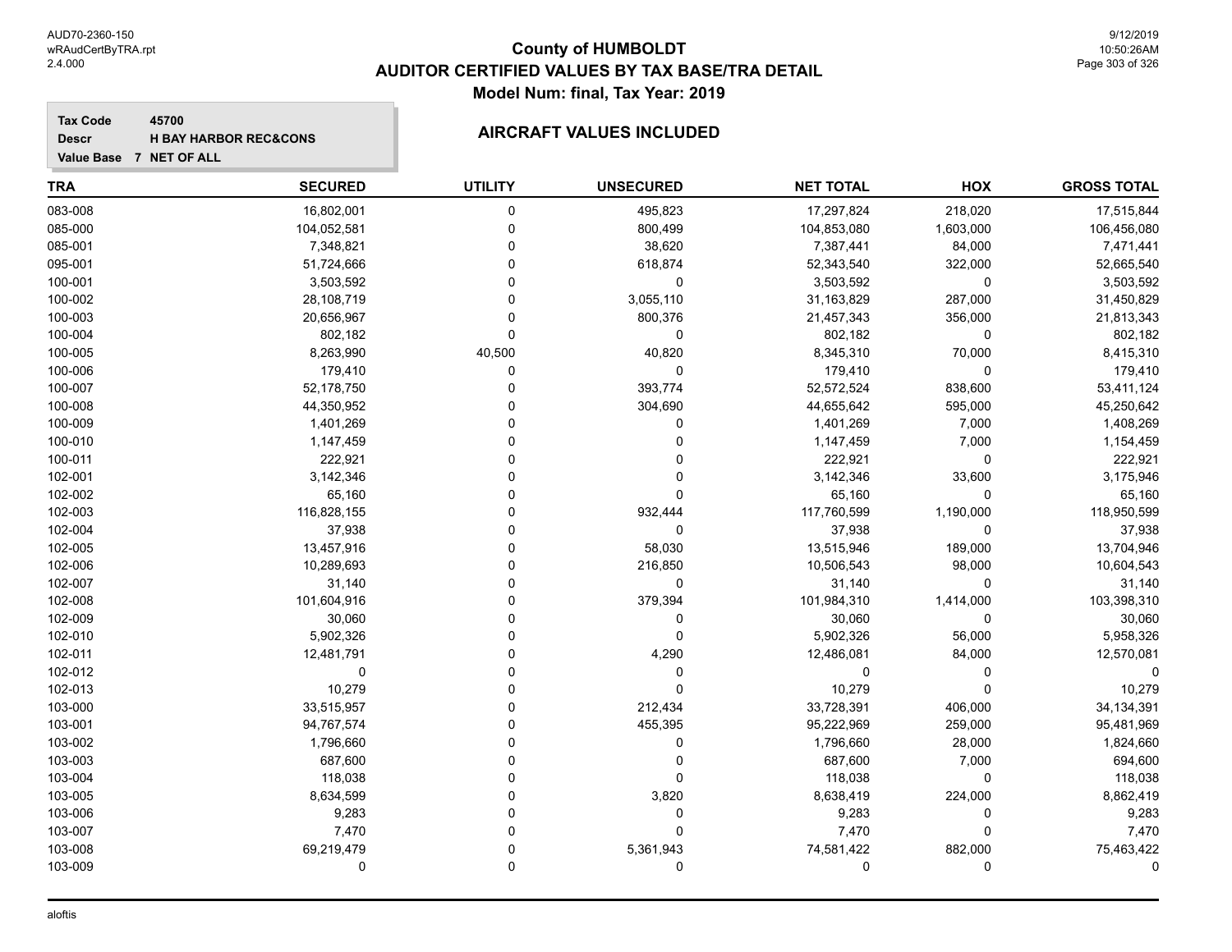# County of HUMBOLDT
## AUDITOR CERTIFIED VALUES BY TAX BASE/TRA DETAIL
### Model Num: final, Tax Year: 2019

**Tax Code** 45700
**Descr** H BAY HARBOR REC&CONS
**Value Base** 7 NET OF ALL

### AIRCRAFT VALUES INCLUDED

| TRA | SECURED | UTILITY | UNSECURED | NET TOTAL | HOX | GROSS TOTAL |
|---|---|---|---|---|---|---|
| 083-008 | 16,802,001 | 0 | 495,823 | 17,297,824 | 218,020 | 17,515,844 |
| 085-000 | 104,052,581 | 0 | 800,499 | 104,853,080 | 1,603,000 | 106,456,080 |
| 085-001 | 7,348,821 | 0 | 38,620 | 7,387,441 | 84,000 | 7,471,441 |
| 095-001 | 51,724,666 | 0 | 618,874 | 52,343,540 | 322,000 | 52,665,540 |
| 100-001 | 3,503,592 | 0 | 0 | 3,503,592 | 0 | 3,503,592 |
| 100-002 | 28,108,719 | 0 | 3,055,110 | 31,163,829 | 287,000 | 31,450,829 |
| 100-003 | 20,656,967 | 0 | 800,376 | 21,457,343 | 356,000 | 21,813,343 |
| 100-004 | 802,182 | 0 | 0 | 802,182 | 0 | 802,182 |
| 100-005 | 8,263,990 | 40,500 | 40,820 | 8,345,310 | 70,000 | 8,415,310 |
| 100-006 | 179,410 | 0 | 0 | 179,410 | 0 | 179,410 |
| 100-007 | 52,178,750 | 0 | 393,774 | 52,572,524 | 838,600 | 53,411,124 |
| 100-008 | 44,350,952 | 0 | 304,690 | 44,655,642 | 595,000 | 45,250,642 |
| 100-009 | 1,401,269 | 0 | 0 | 1,401,269 | 7,000 | 1,408,269 |
| 100-010 | 1,147,459 | 0 | 0 | 1,147,459 | 7,000 | 1,154,459 |
| 100-011 | 222,921 | 0 | 0 | 222,921 | 0 | 222,921 |
| 102-001 | 3,142,346 | 0 | 0 | 3,142,346 | 33,600 | 3,175,946 |
| 102-002 | 65,160 | 0 | 0 | 65,160 | 0 | 65,160 |
| 102-003 | 116,828,155 | 0 | 932,444 | 117,760,599 | 1,190,000 | 118,950,599 |
| 102-004 | 37,938 | 0 | 0 | 37,938 | 0 | 37,938 |
| 102-005 | 13,457,916 | 0 | 58,030 | 13,515,946 | 189,000 | 13,704,946 |
| 102-006 | 10,289,693 | 0 | 216,850 | 10,506,543 | 98,000 | 10,604,543 |
| 102-007 | 31,140 | 0 | 0 | 31,140 | 0 | 31,140 |
| 102-008 | 101,604,916 | 0 | 379,394 | 101,984,310 | 1,414,000 | 103,398,310 |
| 102-009 | 30,060 | 0 | 0 | 30,060 | 0 | 30,060 |
| 102-010 | 5,902,326 | 0 | 0 | 5,902,326 | 56,000 | 5,958,326 |
| 102-011 | 12,481,791 | 0 | 4,290 | 12,486,081 | 84,000 | 12,570,081 |
| 102-012 | 0 | 0 | 0 | 0 | 0 | 0 |
| 102-013 | 10,279 | 0 | 0 | 10,279 | 0 | 10,279 |
| 103-000 | 33,515,957 | 0 | 212,434 | 33,728,391 | 406,000 | 34,134,391 |
| 103-001 | 94,767,574 | 0 | 455,395 | 95,222,969 | 259,000 | 95,481,969 |
| 103-002 | 1,796,660 | 0 | 0 | 1,796,660 | 28,000 | 1,824,660 |
| 103-003 | 687,600 | 0 | 0 | 687,600 | 7,000 | 694,600 |
| 103-004 | 118,038 | 0 | 0 | 118,038 | 0 | 118,038 |
| 103-005 | 8,634,599 | 0 | 3,820 | 8,638,419 | 224,000 | 8,862,419 |
| 103-006 | 9,283 | 0 | 0 | 9,283 | 0 | 9,283 |
| 103-007 | 7,470 | 0 | 0 | 7,470 | 0 | 7,470 |
| 103-008 | 69,219,479 | 0 | 5,361,943 | 74,581,422 | 882,000 | 75,463,422 |
| 103-009 | 0 | 0 | 0 | 0 | 0 | 0 |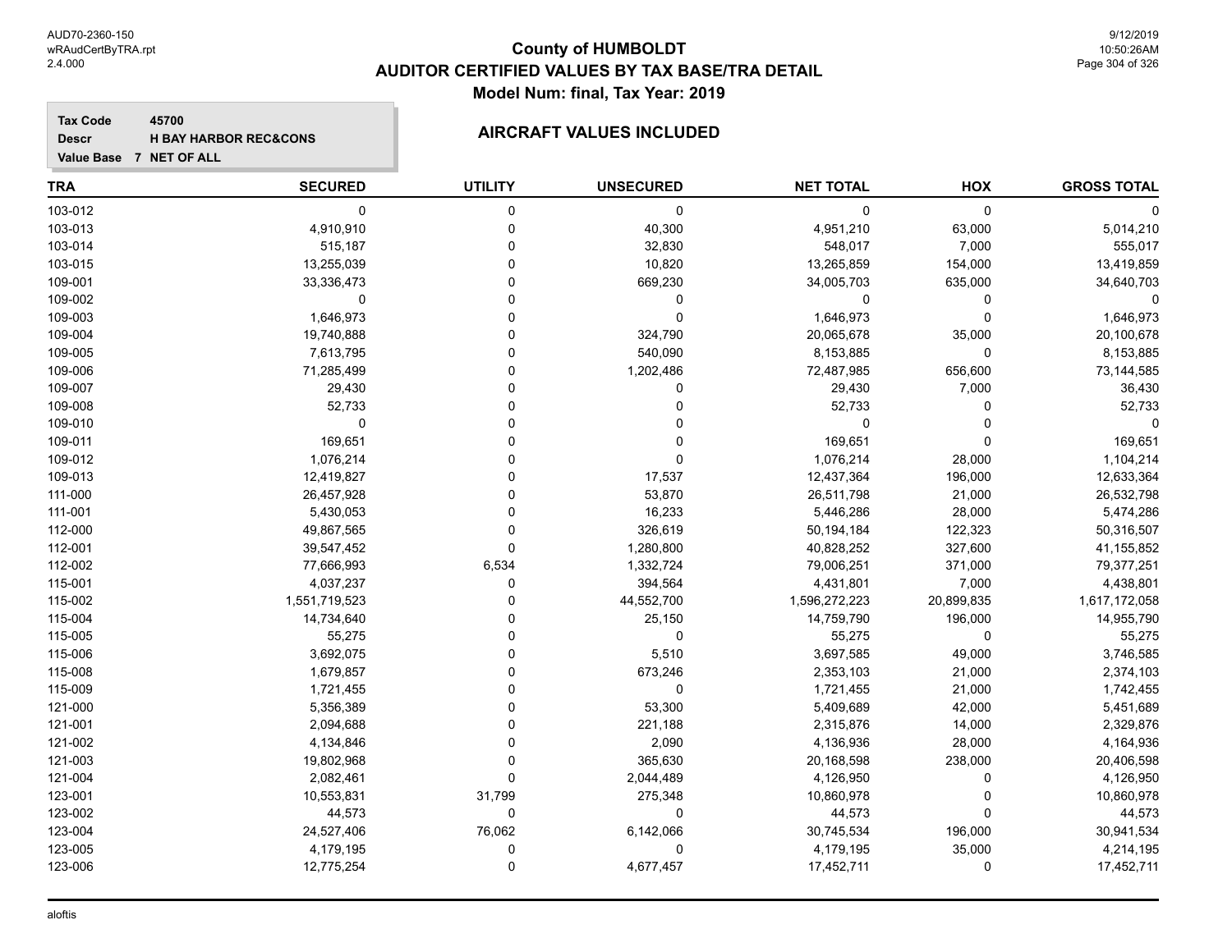# County of HUMBOLDT
## AUDITOR CERTIFIED VALUES BY TAX BASE/TRA DETAIL
### Model Num: final, Tax Year: 2019

**Tax Code** 45700
**Descr** H BAY HARBOR REC&CONS
**Value Base** 7 NET OF ALL

**AIRCRAFT VALUES INCLUDED**

| TRA | SECURED | UTILITY | UNSECURED | NET TOTAL | HOX | GROSS TOTAL |
|---|---|---|---|---|---|---|
| 103-012 | 0 | 0 | 0 | 0 | 0 | 0 |
| 103-013 | 4,910,910 | 0 | 40,300 | 4,951,210 | 63,000 | 5,014,210 |
| 103-014 | 515,187 | 0 | 32,830 | 548,017 | 7,000 | 555,017 |
| 103-015 | 13,255,039 | 0 | 10,820 | 13,265,859 | 154,000 | 13,419,859 |
| 109-001 | 33,336,473 | 0 | 669,230 | 34,005,703 | 635,000 | 34,640,703 |
| 109-002 | 0 | 0 | 0 | 0 | 0 | 0 |
| 109-003 | 1,646,973 | 0 | 0 | 1,646,973 | 0 | 1,646,973 |
| 109-004 | 19,740,888 | 0 | 324,790 | 20,065,678 | 35,000 | 20,100,678 |
| 109-005 | 7,613,795 | 0 | 540,090 | 8,153,885 | 0 | 8,153,885 |
| 109-006 | 71,285,499 | 0 | 1,202,486 | 72,487,985 | 656,600 | 73,144,585 |
| 109-007 | 29,430 | 0 | 0 | 29,430 | 7,000 | 36,430 |
| 109-008 | 52,733 | 0 | 0 | 52,733 | 0 | 52,733 |
| 109-010 | 0 | 0 | 0 | 0 | 0 | 0 |
| 109-011 | 169,651 | 0 | 0 | 169,651 | 0 | 169,651 |
| 109-012 | 1,076,214 | 0 | 0 | 1,076,214 | 28,000 | 1,104,214 |
| 109-013 | 12,419,827 | 0 | 17,537 | 12,437,364 | 196,000 | 12,633,364 |
| 111-000 | 26,457,928 | 0 | 53,870 | 26,511,798 | 21,000 | 26,532,798 |
| 111-001 | 5,430,053 | 0 | 16,233 | 5,446,286 | 28,000 | 5,474,286 |
| 112-000 | 49,867,565 | 0 | 326,619 | 50,194,184 | 122,323 | 50,316,507 |
| 112-001 | 39,547,452 | 0 | 1,280,800 | 40,828,252 | 327,600 | 41,155,852 |
| 112-002 | 77,666,993 | 6,534 | 1,332,724 | 79,006,251 | 371,000 | 79,377,251 |
| 115-001 | 4,037,237 | 0 | 394,564 | 4,431,801 | 7,000 | 4,438,801 |
| 115-002 | 1,551,719,523 | 0 | 44,552,700 | 1,596,272,223 | 20,899,835 | 1,617,172,058 |
| 115-004 | 14,734,640 | 0 | 25,150 | 14,759,790 | 196,000 | 14,955,790 |
| 115-005 | 55,275 | 0 | 0 | 55,275 | 0 | 55,275 |
| 115-006 | 3,692,075 | 0 | 5,510 | 3,697,585 | 49,000 | 3,746,585 |
| 115-008 | 1,679,857 | 0 | 673,246 | 2,353,103 | 21,000 | 2,374,103 |
| 115-009 | 1,721,455 | 0 | 0 | 1,721,455 | 21,000 | 1,742,455 |
| 121-000 | 5,356,389 | 0 | 53,300 | 5,409,689 | 42,000 | 5,451,689 |
| 121-001 | 2,094,688 | 0 | 221,188 | 2,315,876 | 14,000 | 2,329,876 |
| 121-002 | 4,134,846 | 0 | 2,090 | 4,136,936 | 28,000 | 4,164,936 |
| 121-003 | 19,802,968 | 0 | 365,630 | 20,168,598 | 238,000 | 20,406,598 |
| 121-004 | 2,082,461 | 0 | 2,044,489 | 4,126,950 | 0 | 4,126,950 |
| 123-001 | 10,553,831 | 31,799 | 275,348 | 10,860,978 | 0 | 10,860,978 |
| 123-002 | 44,573 | 0 | 0 | 44,573 | 0 | 44,573 |
| 123-004 | 24,527,406 | 76,062 | 6,142,066 | 30,745,534 | 196,000 | 30,941,534 |
| 123-005 | 4,179,195 | 0 | 0 | 4,179,195 | 35,000 | 4,214,195 |
| 123-006 | 12,775,254 | 0 | 4,677,457 | 17,452,711 | 0 | 17,452,711 |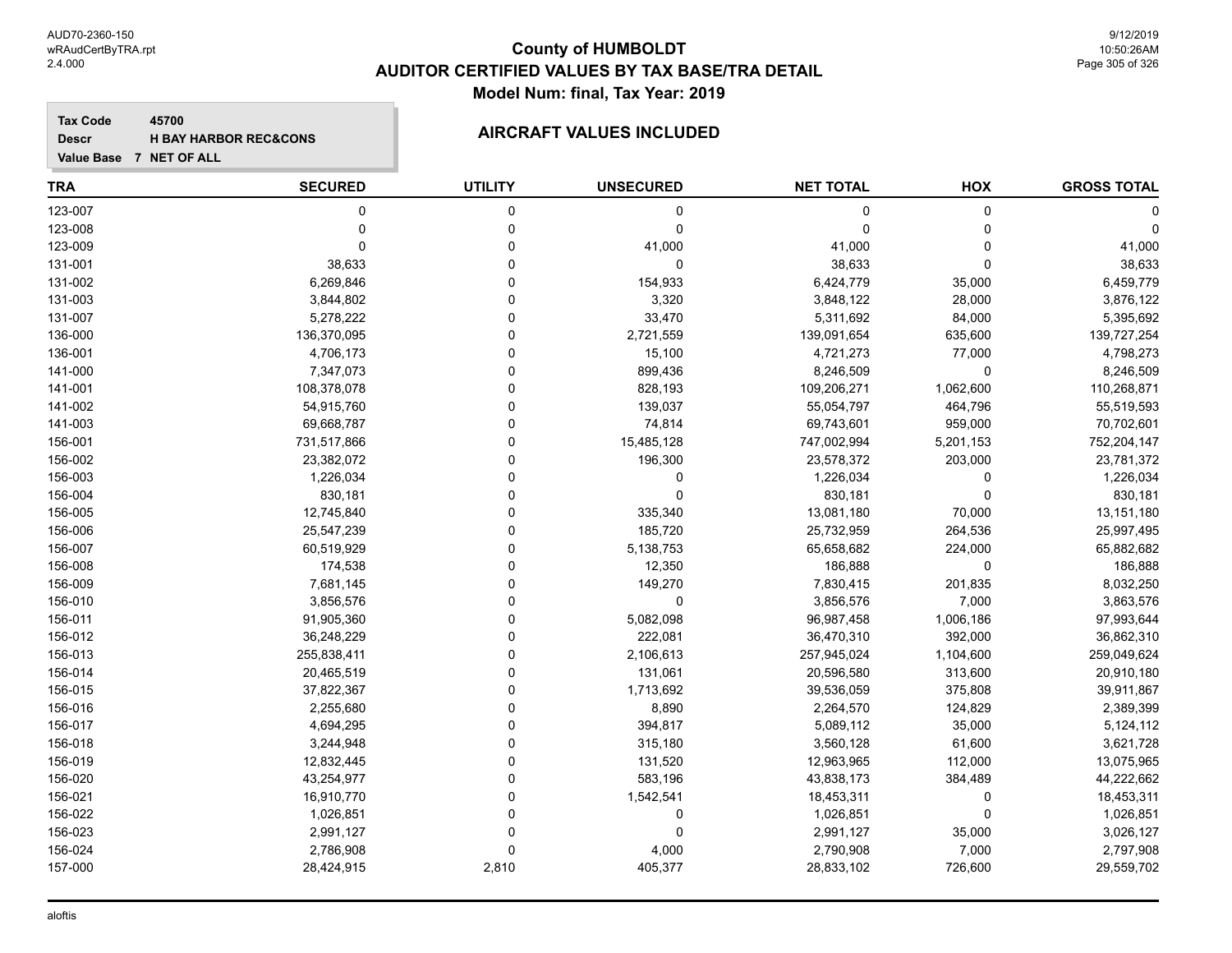# County of HUMBOLDT
## AUDITOR CERTIFIED VALUES BY TAX BASE/TRA DETAIL
### Model Num: final, Tax Year: 2019

**Tax Code** 45700
**Descr** H BAY HARBOR REC&CONS
**Value Base** 7 NET OF ALL

**AIRCRAFT VALUES INCLUDED**

| TRA | SECURED | UTILITY | UNSECURED | NET TOTAL | HOX | GROSS TOTAL |
|---|---|---|---|---|---|---|
| 123-007 | 0 | 0 | 0 | 0 | 0 | 0 |
| 123-008 | 0 | 0 | 0 | 0 | 0 | 0 |
| 123-009 | 0 | 0 | 41,000 | 41,000 | 0 | 41,000 |
| 131-001 | 38,633 | 0 | 0 | 38,633 | 0 | 38,633 |
| 131-002 | 6,269,846 | 0 | 154,933 | 6,424,779 | 35,000 | 6,459,779 |
| 131-003 | 3,844,802 | 0 | 3,320 | 3,848,122 | 28,000 | 3,876,122 |
| 131-007 | 5,278,222 | 0 | 33,470 | 5,311,692 | 84,000 | 5,395,692 |
| 136-000 | 136,370,095 | 0 | 2,721,559 | 139,091,654 | 635,600 | 139,727,254 |
| 136-001 | 4,706,173 | 0 | 15,100 | 4,721,273 | 77,000 | 4,798,273 |
| 141-000 | 7,347,073 | 0 | 899,436 | 8,246,509 | 0 | 8,246,509 |
| 141-001 | 108,378,078 | 0 | 828,193 | 109,206,271 | 1,062,600 | 110,268,871 |
| 141-002 | 54,915,760 | 0 | 139,037 | 55,054,797 | 464,796 | 55,519,593 |
| 141-003 | 69,668,787 | 0 | 74,814 | 69,743,601 | 959,000 | 70,702,601 |
| 156-001 | 731,517,866 | 0 | 15,485,128 | 747,002,994 | 5,201,153 | 752,204,147 |
| 156-002 | 23,382,072 | 0 | 196,300 | 23,578,372 | 203,000 | 23,781,372 |
| 156-003 | 1,226,034 | 0 | 0 | 1,226,034 | 0 | 1,226,034 |
| 156-004 | 830,181 | 0 | 0 | 830,181 | 0 | 830,181 |
| 156-005 | 12,745,840 | 0 | 335,340 | 13,081,180 | 70,000 | 13,151,180 |
| 156-006 | 25,547,239 | 0 | 185,720 | 25,732,959 | 264,536 | 25,997,495 |
| 156-007 | 60,519,929 | 0 | 5,138,753 | 65,658,682 | 224,000 | 65,882,682 |
| 156-008 | 174,538 | 0 | 12,350 | 186,888 | 0 | 186,888 |
| 156-009 | 7,681,145 | 0 | 149,270 | 7,830,415 | 201,835 | 8,032,250 |
| 156-010 | 3,856,576 | 0 | 0 | 3,856,576 | 7,000 | 3,863,576 |
| 156-011 | 91,905,360 | 0 | 5,082,098 | 96,987,458 | 1,006,186 | 97,993,644 |
| 156-012 | 36,248,229 | 0 | 222,081 | 36,470,310 | 392,000 | 36,862,310 |
| 156-013 | 255,838,411 | 0 | 2,106,613 | 257,945,024 | 1,104,600 | 259,049,624 |
| 156-014 | 20,465,519 | 0 | 131,061 | 20,596,580 | 313,600 | 20,910,180 |
| 156-015 | 37,822,367 | 0 | 1,713,692 | 39,536,059 | 375,808 | 39,911,867 |
| 156-016 | 2,255,680 | 0 | 8,890 | 2,264,570 | 124,829 | 2,389,399 |
| 156-017 | 4,694,295 | 0 | 394,817 | 5,089,112 | 35,000 | 5,124,112 |
| 156-018 | 3,244,948 | 0 | 315,180 | 3,560,128 | 61,600 | 3,621,728 |
| 156-019 | 12,832,445 | 0 | 131,520 | 12,963,965 | 112,000 | 13,075,965 |
| 156-020 | 43,254,977 | 0 | 583,196 | 43,838,173 | 384,489 | 44,222,662 |
| 156-021 | 16,910,770 | 0 | 1,542,541 | 18,453,311 | 0 | 18,453,311 |
| 156-022 | 1,026,851 | 0 | 0 | 1,026,851 | 0 | 1,026,851 |
| 156-023 | 2,991,127 | 0 | 0 | 2,991,127 | 35,000 | 3,026,127 |
| 156-024 | 2,786,908 | 0 | 4,000 | 2,790,908 | 7,000 | 2,797,908 |
| 157-000 | 28,424,915 | 2,810 | 405,377 | 28,833,102 | 726,600 | 29,559,702 |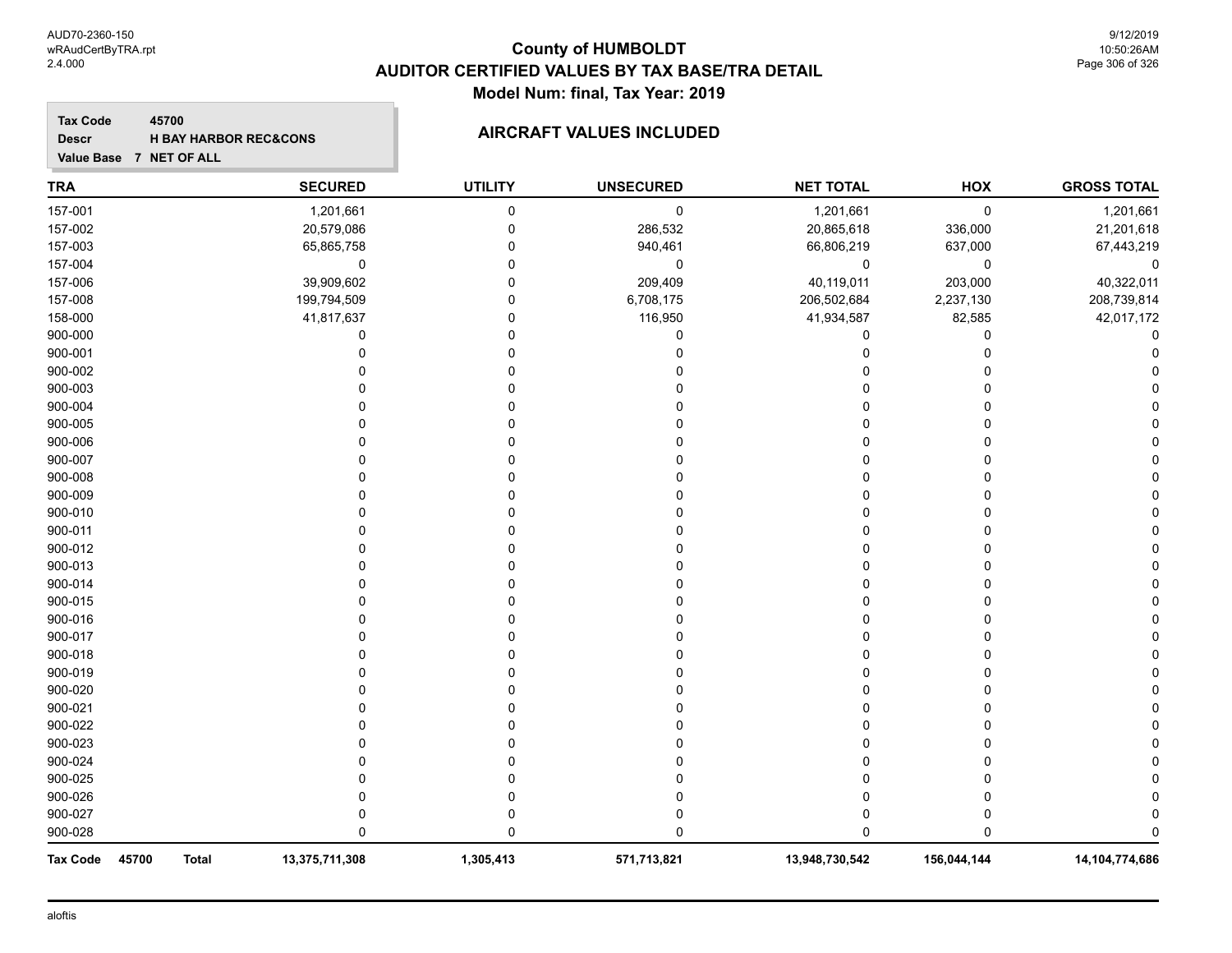# County of HUMBOLDT

## AUDITOR CERTIFIED VALUES BY TAX BASE/TRA DETAIL

### Model Num: final, Tax Year: 2019

**Tax Code** 45700
**Descr** H BAY HARBOR REC&CONS
**Value Base** 7 NET OF ALL

### AIRCRAFT VALUES INCLUDED

| TRA | SECURED | UTILITY | UNSECURED | NET TOTAL | HOX | GROSS TOTAL |
|---|---|---|---|---|---|---|
| 157-001 | 1,201,661 | 0 | 0 | 1,201,661 | 0 | 1,201,661 |
| 157-002 | 20,579,086 | 0 | 286,532 | 20,865,618 | 336,000 | 21,201,618 |
| 157-003 | 65,865,758 | 0 | 940,461 | 66,806,219 | 637,000 | 67,443,219 |
| 157-004 | 0 | 0 | 0 | 0 | 0 | 0 |
| 157-006 | 39,909,602 | 0 | 209,409 | 40,119,011 | 203,000 | 40,322,011 |
| 157-008 | 199,794,509 | 0 | 6,708,175 | 206,502,684 | 2,237,130 | 208,739,814 |
| 158-000 | 41,817,637 | 0 | 116,950 | 41,934,587 | 82,585 | 42,017,172 |
| 900-000 | 0 | 0 | 0 | 0 | 0 | 0 |
| 900-001 | 0 | 0 | 0 | 0 | 0 | 0 |
| 900-002 | 0 | 0 | 0 | 0 | 0 | 0 |
| 900-003 | 0 | 0 | 0 | 0 | 0 | 0 |
| 900-004 | 0 | 0 | 0 | 0 | 0 | 0 |
| 900-005 | 0 | 0 | 0 | 0 | 0 | 0 |
| 900-006 | 0 | 0 | 0 | 0 | 0 | 0 |
| 900-007 | 0 | 0 | 0 | 0 | 0 | 0 |
| 900-008 | 0 | 0 | 0 | 0 | 0 | 0 |
| 900-009 | 0 | 0 | 0 | 0 | 0 | 0 |
| 900-010 | 0 | 0 | 0 | 0 | 0 | 0 |
| 900-011 | 0 | 0 | 0 | 0 | 0 | 0 |
| 900-012 | 0 | 0 | 0 | 0 | 0 | 0 |
| 900-013 | 0 | 0 | 0 | 0 | 0 | 0 |
| 900-014 | 0 | 0 | 0 | 0 | 0 | 0 |
| 900-015 | 0 | 0 | 0 | 0 | 0 | 0 |
| 900-016 | 0 | 0 | 0 | 0 | 0 | 0 |
| 900-017 | 0 | 0 | 0 | 0 | 0 | 0 |
| 900-018 | 0 | 0 | 0 | 0 | 0 | 0 |
| 900-019 | 0 | 0 | 0 | 0 | 0 | 0 |
| 900-020 | 0 | 0 | 0 | 0 | 0 | 0 |
| 900-021 | 0 | 0 | 0 | 0 | 0 | 0 |
| 900-022 | 0 | 0 | 0 | 0 | 0 | 0 |
| 900-023 | 0 | 0 | 0 | 0 | 0 | 0 |
| 900-024 | 0 | 0 | 0 | 0 | 0 | 0 |
| 900-025 | 0 | 0 | 0 | 0 | 0 | 0 |
| 900-026 | 0 | 0 | 0 | 0 | 0 | 0 |
| 900-027 | 0 | 0 | 0 | 0 | 0 | 0 |
| 900-028 | 0 | 0 | 0 | 0 | 0 | 0 |
| **Tax Code 45700 Total** | **13,375,711,308** | **1,305,413** | **571,713,821** | **13,948,730,542** | **156,044,144** | **14,104,774,686** |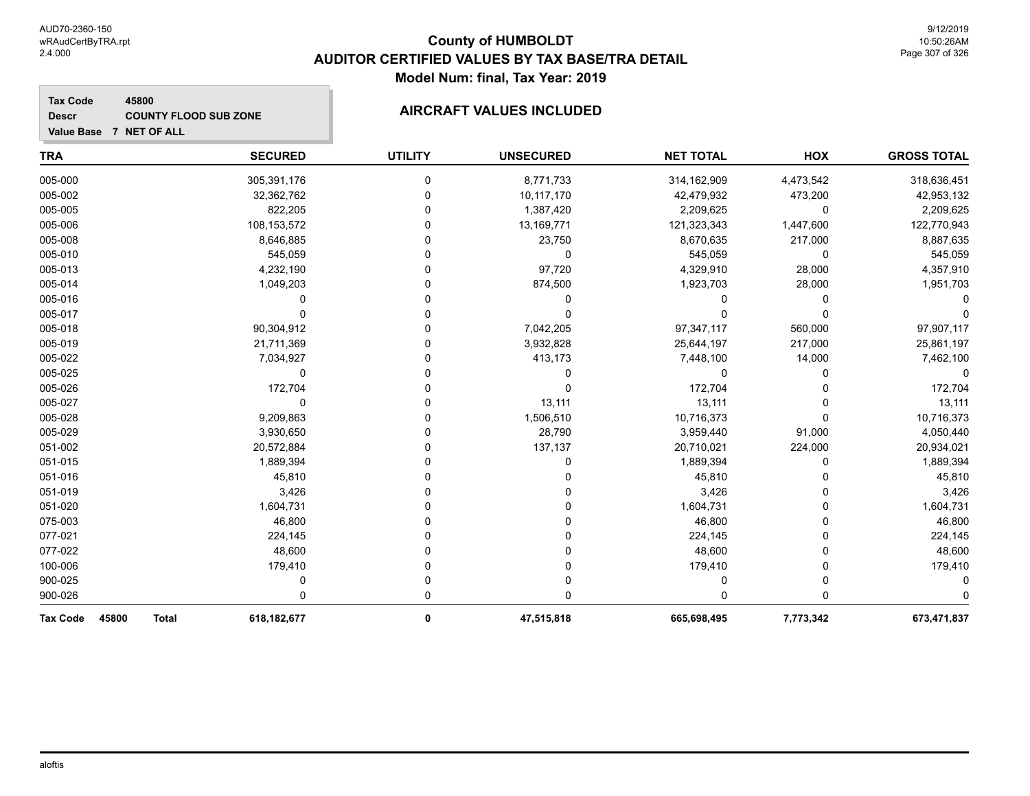# County of HUMBOLDT
## AUDITOR CERTIFIED VALUES BY TAX BASE/TRA DETAIL
### Model Num: final, Tax Year: 2019

**Tax Code** 45800
**Descr** COUNTY FLOOD SUB ZONE
**Value Base** 7 NET OF ALL

### AIRCRAFT VALUES INCLUDED

| TRA | SECURED | UTILITY | UNSECURED | NET TOTAL | HOX | GROSS TOTAL |
|---|---|---|---|---|---|---|
| 005-000 | 305,391,176 | 0 | 8,771,733 | 314,162,909 | 4,473,542 | 318,636,451 |
| 005-002 | 32,362,762 | 0 | 10,117,170 | 42,479,932 | 473,200 | 42,953,132 |
| 005-005 | 822,205 | 0 | 1,387,420 | 2,209,625 | 0 | 2,209,625 |
| 005-006 | 108,153,572 | 0 | 13,169,771 | 121,323,343 | 1,447,600 | 122,770,943 |
| 005-008 | 8,646,885 | 0 | 23,750 | 8,670,635 | 217,000 | 8,887,635 |
| 005-010 | 545,059 | 0 | 0 | 545,059 | 0 | 545,059 |
| 005-013 | 4,232,190 | 0 | 97,720 | 4,329,910 | 28,000 | 4,357,910 |
| 005-014 | 1,049,203 | 0 | 874,500 | 1,923,703 | 28,000 | 1,951,703 |
| 005-016 | 0 | 0 | 0 | 0 | 0 | 0 |
| 005-017 | 0 | 0 | 0 | 0 | 0 | 0 |
| 005-018 | 90,304,912 | 0 | 7,042,205 | 97,347,117 | 560,000 | 97,907,117 |
| 005-019 | 21,711,369 | 0 | 3,932,828 | 25,644,197 | 217,000 | 25,861,197 |
| 005-022 | 7,034,927 | 0 | 413,173 | 7,448,100 | 14,000 | 7,462,100 |
| 005-025 | 0 | 0 | 0 | 0 | 0 | 0 |
| 005-026 | 172,704 | 0 | 0 | 172,704 | 0 | 172,704 |
| 005-027 | 0 | 0 | 13,111 | 13,111 | 0 | 13,111 |
| 005-028 | 9,209,863 | 0 | 1,506,510 | 10,716,373 | 0 | 10,716,373 |
| 005-029 | 3,930,650 | 0 | 28,790 | 3,959,440 | 91,000 | 4,050,440 |
| 051-002 | 20,572,884 | 0 | 137,137 | 20,710,021 | 224,000 | 20,934,021 |
| 051-015 | 1,889,394 | 0 | 0 | 1,889,394 | 0 | 1,889,394 |
| 051-016 | 45,810 | 0 | 0 | 45,810 | 0 | 45,810 |
| 051-019 | 3,426 | 0 | 0 | 3,426 | 0 | 3,426 |
| 051-020 | 1,604,731 | 0 | 0 | 1,604,731 | 0 | 1,604,731 |
| 075-003 | 46,800 | 0 | 0 | 46,800 | 0 | 46,800 |
| 077-021 | 224,145 | 0 | 0 | 224,145 | 0 | 224,145 |
| 077-022 | 48,600 | 0 | 0 | 48,600 | 0 | 48,600 |
| 100-006 | 179,410 | 0 | 0 | 179,410 | 0 | 179,410 |
| 900-025 | 0 | 0 | 0 | 0 | 0 | 0 |
| 900-026 | 0 | 0 | 0 | 0 | 0 | 0 |
| **Tax Code 45800 Total** | **618,182,677** | **0** | **47,515,818** | **665,698,495** | **7,773,342** | **673,471,837** |

aloftis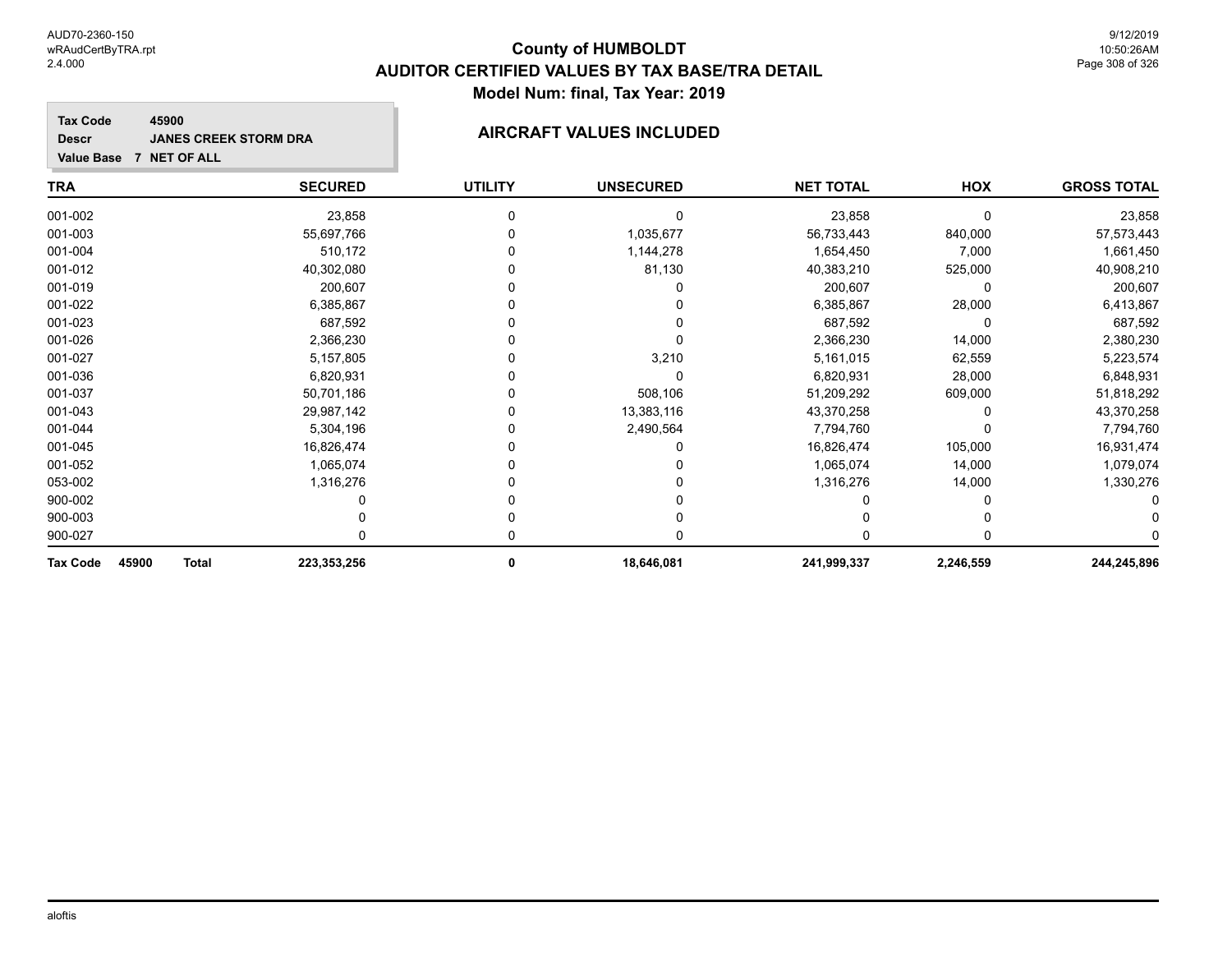AUD70-2360-150
wRAudCertByTRA.rpt
2.4.000

# County of HUMBOLDT
## AUDITOR CERTIFIED VALUES BY TAX BASE/TRA DETAIL
### Model Num: final, Tax Year: 2019

9/12/2019
10:50:26AM

**Tax Code** 45900
**Descr** JANES CREEK STORM DRA
**Value Base** 7 NET OF ALL

**AIRCRAFT VALUES INCLUDED**

| TRA | SECURED | UTILITY | UNSECURED | NET TOTAL | HOX | GROSS TOTAL |
|---|---|---|---|---|---|---|
| 001-002 | 23,858 | 0 | 0 | 23,858 | 0 | 23,858 |
| 001-003 | 55,697,766 | 0 | 1,035,677 | 56,733,443 | 840,000 | 57,573,443 |
| 001-004 | 510,172 | 0 | 1,144,278 | 1,654,450 | 7,000 | 1,661,450 |
| 001-012 | 40,302,080 | 0 | 81,130 | 40,383,210 | 525,000 | 40,908,210 |
| 001-019 | 200,607 | 0 | 0 | 200,607 | 0 | 200,607 |
| 001-022 | 6,385,867 | 0 | 0 | 6,385,867 | 28,000 | 6,413,867 |
| 001-023 | 687,592 | 0 | 0 | 687,592 | 0 | 687,592 |
| 001-026 | 2,366,230 | 0 | 0 | 2,366,230 | 14,000 | 2,380,230 |
| 001-027 | 5,157,805 | 0 | 3,210 | 5,161,015 | 62,559 | 5,223,574 |
| 001-036 | 6,820,931 | 0 | 0 | 6,820,931 | 28,000 | 6,848,931 |
| 001-037 | 50,701,186 | 0 | 508,106 | 51,209,292 | 609,000 | 51,818,292 |
| 001-043 | 29,987,142 | 0 | 13,383,116 | 43,370,258 | 0 | 43,370,258 |
| 001-044 | 5,304,196 | 0 | 2,490,564 | 7,794,760 | 0 | 7,794,760 |
| 001-045 | 16,826,474 | 0 | 0 | 16,826,474 | 105,000 | 16,931,474 |
| 001-052 | 1,065,074 | 0 | 0 | 1,065,074 | 14,000 | 1,079,074 |
| 053-002 | 1,316,276 | 0 | 0 | 1,316,276 | 14,000 | 1,330,276 |
| 900-002 | 0 | 0 | 0 | 0 | 0 | 0 |
| 900-003 | 0 | 0 | 0 | 0 | 0 | 0 |
| 900-027 | 0 | 0 | 0 | 0 | 0 | 0 |
| **Tax Code 45900 Total** | **223,353,256** | **0** | **18,646,081** | **241,999,337** | **2,246,559** | **244,245,896** |

aloftis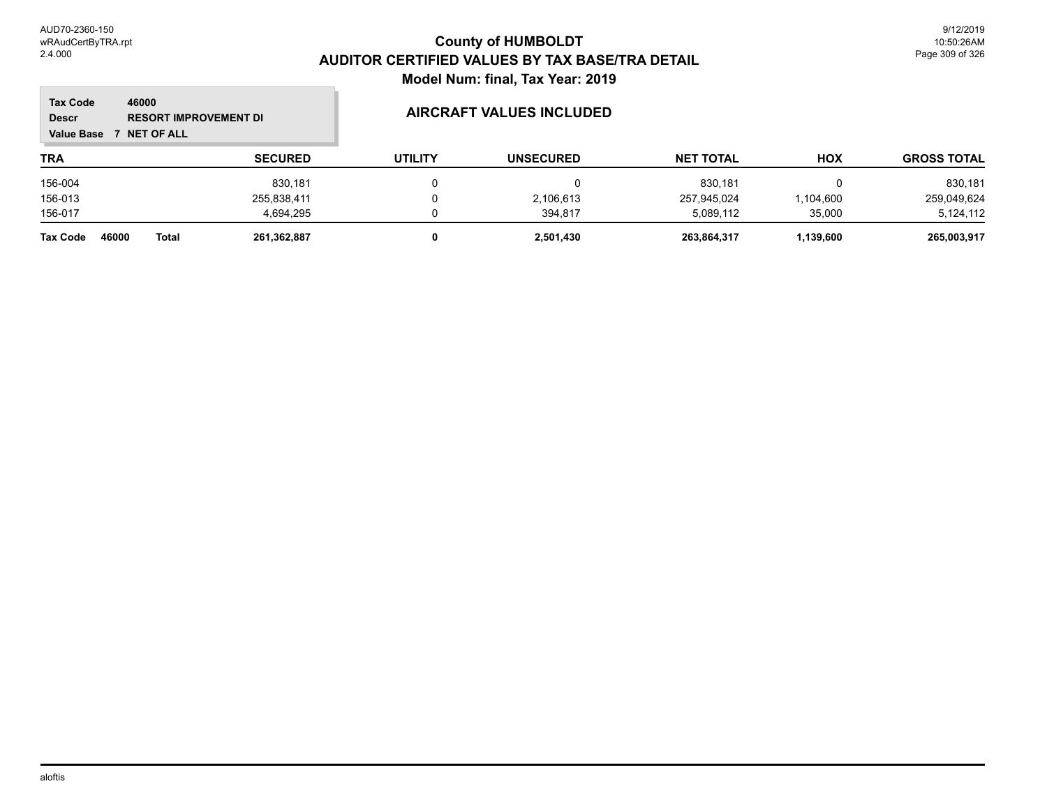# County of HUMBOLDT
## AUDITOR CERTIFIED VALUES BY TAX BASE/TRA DETAIL
### Model Num: final, Tax Year: 2019

**Tax Code** 46000
**Descr** RESORT IMPROVEMENT DI
**Value Base** 7 NET OF ALL

### AIRCRAFT VALUES INCLUDED

| TRA | SECURED | UTILITY | UNSECURED | NET TOTAL | HOX | GROSS TOTAL |
|---|---|---|---|---|---|---|
| 156-004 | 830,181 | 0 | 0 | 830,181 | 0 | 830,181 |
| 156-013 | 255,838,411 | 0 | 2,106,613 | 257,945,024 | 1,104,600 | 259,049,624 |
| 156-017 | 4,694,295 | 0 | 394,817 | 5,089,112 | 35,000 | 5,124,112 |
| **Tax Code 46000 Total** | **261,362,887** | **0** | **2,501,430** | **263,864,317** | **1,139,600** | **265,003,917** |

aloftis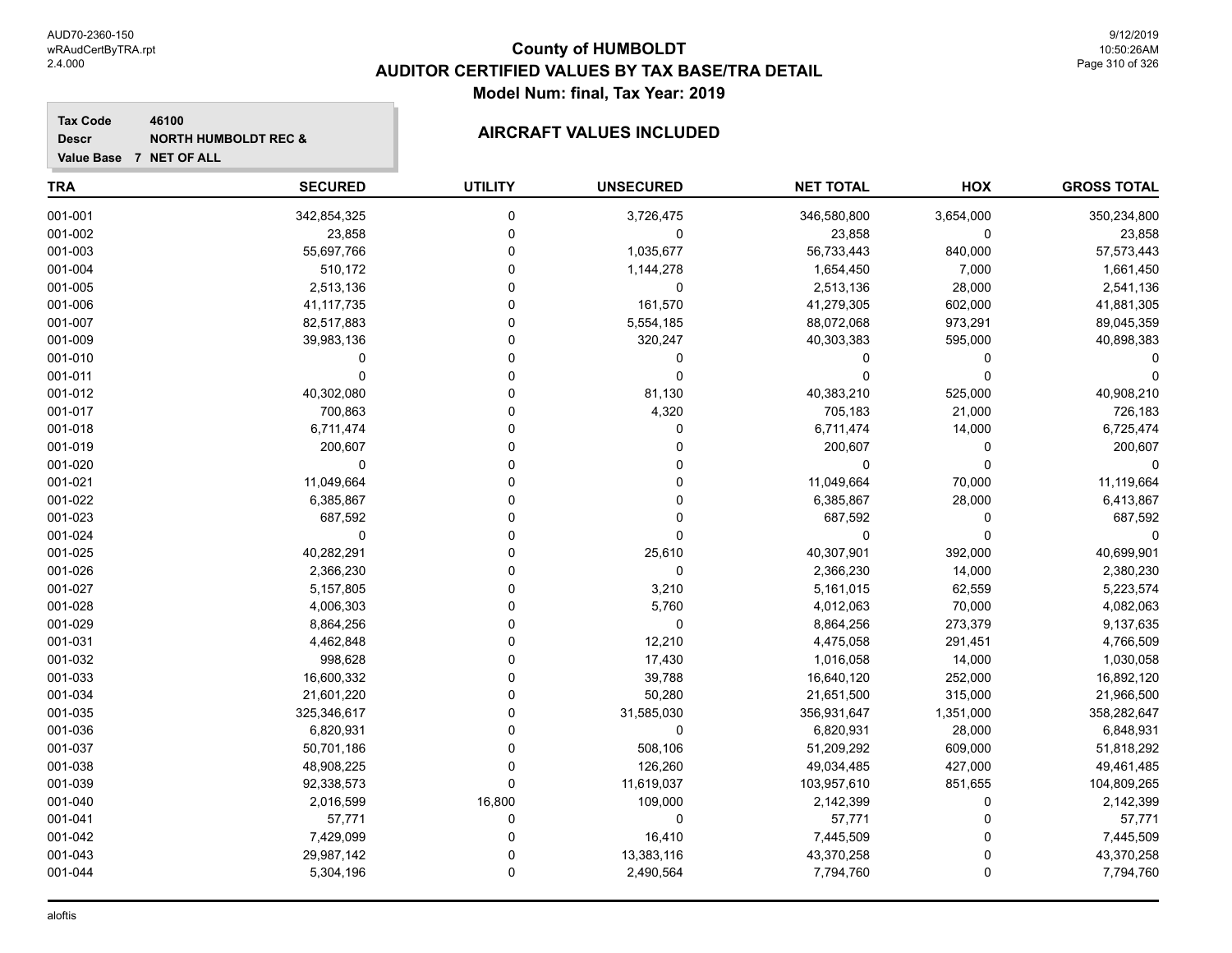# County of HUMBOLDT
## AUDITOR CERTIFIED VALUES BY TAX BASE/TRA DETAIL
### Model Num: final, Tax Year: 2019

**Tax Code** 46100
**Descr** NORTH HUMBOLDT REC &
**Value Base** 7 NET OF ALL

### AIRCRAFT VALUES INCLUDED

| TRA | SECURED | UTILITY | UNSECURED | NET TOTAL | HOX | GROSS TOTAL |
|---|---|---|---|---|---|---|
| 001-001 | 342,854,325 | 0 | 3,726,475 | 346,580,800 | 3,654,000 | 350,234,800 |
| 001-002 | 23,858 | 0 | 0 | 23,858 | 0 | 23,858 |
| 001-003 | 55,697,766 | 0 | 1,035,677 | 56,733,443 | 840,000 | 57,573,443 |
| 001-004 | 510,172 | 0 | 1,144,278 | 1,654,450 | 7,000 | 1,661,450 |
| 001-005 | 2,513,136 | 0 | 0 | 2,513,136 | 28,000 | 2,541,136 |
| 001-006 | 41,117,735 | 0 | 161,570 | 41,279,305 | 602,000 | 41,881,305 |
| 001-007 | 82,517,883 | 0 | 5,554,185 | 88,072,068 | 973,291 | 89,045,359 |
| 001-009 | 39,983,136 | 0 | 320,247 | 40,303,383 | 595,000 | 40,898,383 |
| 001-010 | 0 | 0 | 0 | 0 | 0 | 0 |
| 001-011 | 0 | 0 | 0 | 0 | 0 | 0 |
| 001-012 | 40,302,080 | 0 | 81,130 | 40,383,210 | 525,000 | 40,908,210 |
| 001-017 | 700,863 | 0 | 4,320 | 705,183 | 21,000 | 726,183 |
| 001-018 | 6,711,474 | 0 | 0 | 6,711,474 | 14,000 | 6,725,474 |
| 001-019 | 200,607 | 0 | 0 | 200,607 | 0 | 200,607 |
| 001-020 | 0 | 0 | 0 | 0 | 0 | 0 |
| 001-021 | 11,049,664 | 0 | 0 | 11,049,664 | 70,000 | 11,119,664 |
| 001-022 | 6,385,867 | 0 | 0 | 6,385,867 | 28,000 | 6,413,867 |
| 001-023 | 687,592 | 0 | 0 | 687,592 | 0 | 687,592 |
| 001-024 | 0 | 0 | 0 | 0 | 0 | 0 |
| 001-025 | 40,282,291 | 0 | 25,610 | 40,307,901 | 392,000 | 40,699,901 |
| 001-026 | 2,366,230 | 0 | 0 | 2,366,230 | 14,000 | 2,380,230 |
| 001-027 | 5,157,805 | 0 | 3,210 | 5,161,015 | 62,559 | 5,223,574 |
| 001-028 | 4,006,303 | 0 | 5,760 | 4,012,063 | 70,000 | 4,082,063 |
| 001-029 | 8,864,256 | 0 | 0 | 8,864,256 | 273,379 | 9,137,635 |
| 001-031 | 4,462,848 | 0 | 12,210 | 4,475,058 | 291,451 | 4,766,509 |
| 001-032 | 998,628 | 0 | 17,430 | 1,016,058 | 14,000 | 1,030,058 |
| 001-033 | 16,600,332 | 0 | 39,788 | 16,640,120 | 252,000 | 16,892,120 |
| 001-034 | 21,601,220 | 0 | 50,280 | 21,651,500 | 315,000 | 21,966,500 |
| 001-035 | 325,346,617 | 0 | 31,585,030 | 356,931,647 | 1,351,000 | 358,282,647 |
| 001-036 | 6,820,931 | 0 | 0 | 6,820,931 | 28,000 | 6,848,931 |
| 001-037 | 50,701,186 | 0 | 508,106 | 51,209,292 | 609,000 | 51,818,292 |
| 001-038 | 48,908,225 | 0 | 126,260 | 49,034,485 | 427,000 | 49,461,485 |
| 001-039 | 92,338,573 | 0 | 11,619,037 | 103,957,610 | 851,655 | 104,809,265 |
| 001-040 | 2,016,599 | 16,800 | 109,000 | 2,142,399 | 0 | 2,142,399 |
| 001-041 | 57,771 | 0 | 0 | 57,771 | 0 | 57,771 |
| 001-042 | 7,429,099 | 0 | 16,410 | 7,445,509 | 0 | 7,445,509 |
| 001-043 | 29,987,142 | 0 | 13,383,116 | 43,370,258 | 0 | 43,370,258 |
| 001-044 | 5,304,196 | 0 | 2,490,564 | 7,794,760 | 0 | 7,794,760 |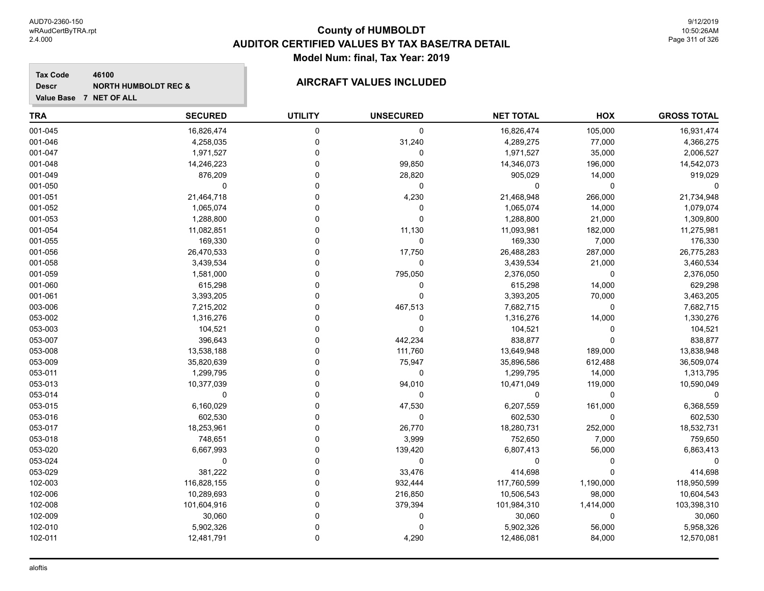# County of HUMBOLDT
## AUDITOR CERTIFIED VALUES BY TAX BASE/TRA DETAIL
### Model Num: final, Tax Year: 2019

**Tax Code** 46100
**Descr** NORTH HUMBOLDT REC &
**Value Base** 7 NET OF ALL

**AIRCRAFT VALUES INCLUDED**

| TRA | SECURED | UTILITY | UNSECURED | NET TOTAL | HOX | GROSS TOTAL |
|---|---|---|---|---|---|---|
| 001-045 | 16,826,474 | 0 | 0 | 16,826,474 | 105,000 | 16,931,474 |
| 001-046 | 4,258,035 | 0 | 31,240 | 4,289,275 | 77,000 | 4,366,275 |
| 001-047 | 1,971,527 | 0 | 0 | 1,971,527 | 35,000 | 2,006,527 |
| 001-048 | 14,246,223 | 0 | 99,850 | 14,346,073 | 196,000 | 14,542,073 |
| 001-049 | 876,209 | 0 | 28,820 | 905,029 | 14,000 | 919,029 |
| 001-050 | 0 | 0 | 0 | 0 | 0 | 0 |
| 001-051 | 21,464,718 | 0 | 4,230 | 21,468,948 | 266,000 | 21,734,948 |
| 001-052 | 1,065,074 | 0 | 0 | 1,065,074 | 14,000 | 1,079,074 |
| 001-053 | 1,288,800 | 0 | 0 | 1,288,800 | 21,000 | 1,309,800 |
| 001-054 | 11,082,851 | 0 | 11,130 | 11,093,981 | 182,000 | 11,275,981 |
| 001-055 | 169,330 | 0 | 0 | 169,330 | 7,000 | 176,330 |
| 001-056 | 26,470,533 | 0 | 17,750 | 26,488,283 | 287,000 | 26,775,283 |
| 001-058 | 3,439,534 | 0 | 0 | 3,439,534 | 21,000 | 3,460,534 |
| 001-059 | 1,581,000 | 0 | 795,050 | 2,376,050 | 0 | 2,376,050 |
| 001-060 | 615,298 | 0 | 0 | 615,298 | 14,000 | 629,298 |
| 001-061 | 3,393,205 | 0 | 0 | 3,393,205 | 70,000 | 3,463,205 |
| 003-006 | 7,215,202 | 0 | 467,513 | 7,682,715 | 0 | 7,682,715 |
| 053-002 | 1,316,276 | 0 | 0 | 1,316,276 | 14,000 | 1,330,276 |
| 053-003 | 104,521 | 0 | 0 | 104,521 | 0 | 104,521 |
| 053-007 | 396,643 | 0 | 442,234 | 838,877 | 0 | 838,877 |
| 053-008 | 13,538,188 | 0 | 111,760 | 13,649,948 | 189,000 | 13,838,948 |
| 053-009 | 35,820,639 | 0 | 75,947 | 35,896,586 | 612,488 | 36,509,074 |
| 053-011 | 1,299,795 | 0 | 0 | 1,299,795 | 14,000 | 1,313,795 |
| 053-013 | 10,377,039 | 0 | 94,010 | 10,471,049 | 119,000 | 10,590,049 |
| 053-014 | 0 | 0 | 0 | 0 | 0 | 0 |
| 053-015 | 6,160,029 | 0 | 47,530 | 6,207,559 | 161,000 | 6,368,559 |
| 053-016 | 602,530 | 0 | 0 | 602,530 | 0 | 602,530 |
| 053-017 | 18,253,961 | 0 | 26,770 | 18,280,731 | 252,000 | 18,532,731 |
| 053-018 | 748,651 | 0 | 3,999 | 752,650 | 7,000 | 759,650 |
| 053-020 | 6,667,993 | 0 | 139,420 | 6,807,413 | 56,000 | 6,863,413 |
| 053-024 | 0 | 0 | 0 | 0 | 0 | 0 |
| 053-029 | 381,222 | 0 | 33,476 | 414,698 | 0 | 414,698 |
| 102-003 | 116,828,155 | 0 | 932,444 | 117,760,599 | 1,190,000 | 118,950,599 |
| 102-006 | 10,289,693 | 0 | 216,850 | 10,506,543 | 98,000 | 10,604,543 |
| 102-008 | 101,604,916 | 0 | 379,394 | 101,984,310 | 1,414,000 | 103,398,310 |
| 102-009 | 30,060 | 0 | 0 | 30,060 | 0 | 30,060 |
| 102-010 | 5,902,326 | 0 | 0 | 5,902,326 | 56,000 | 5,958,326 |
| 102-011 | 12,481,791 | 0 | 4,290 | 12,486,081 | 84,000 | 12,570,081 |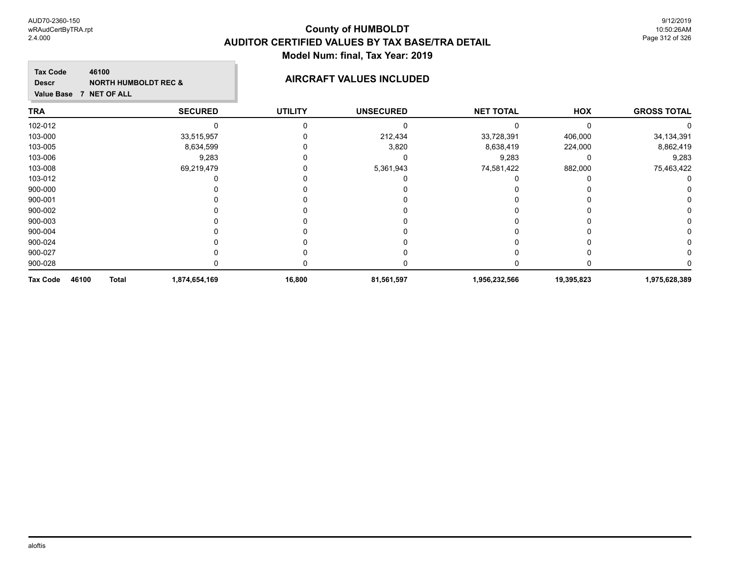# County of HUMBOLDT
## AUDITOR CERTIFIED VALUES BY TAX BASE/TRA DETAIL
### Model Num: final, Tax Year: 2019

**Tax Code** 46100
**Descr** NORTH HUMBOLDT REC &
**Value Base** 7 NET OF ALL

**AIRCRAFT VALUES INCLUDED**

| TRA | SECURED | UTILITY | UNSECURED | NET TOTAL | HOX | GROSS TOTAL |
|---|---|---|---|---|---|---|
| 102-012 | 0 | 0 | 0 | 0 | 0 | 0 |
| 103-000 | 33,515,957 | 0 | 212,434 | 33,728,391 | 406,000 | 34,134,391 |
| 103-005 | 8,634,599 | 0 | 3,820 | 8,638,419 | 224,000 | 8,862,419 |
| 103-006 | 9,283 | 0 | 0 | 9,283 | 0 | 9,283 |
| 103-008 | 69,219,479 | 0 | 5,361,943 | 74,581,422 | 882,000 | 75,463,422 |
| 103-012 | 0 | 0 | 0 | 0 | 0 | 0 |
| 900-000 | 0 | 0 | 0 | 0 | 0 | 0 |
| 900-001 | 0 | 0 | 0 | 0 | 0 | 0 |
| 900-002 | 0 | 0 | 0 | 0 | 0 | 0 |
| 900-003 | 0 | 0 | 0 | 0 | 0 | 0 |
| 900-004 | 0 | 0 | 0 | 0 | 0 | 0 |
| 900-024 | 0 | 0 | 0 | 0 | 0 | 0 |
| 900-027 | 0 | 0 | 0 | 0 | 0 | 0 |
| 900-028 | 0 | 0 | 0 | 0 | 0 | 0 |
| **Tax Code 46100 Total** | **1,874,654,169** | **16,800** | **81,561,597** | **1,956,232,566** | **19,395,823** | **1,975,628,389** |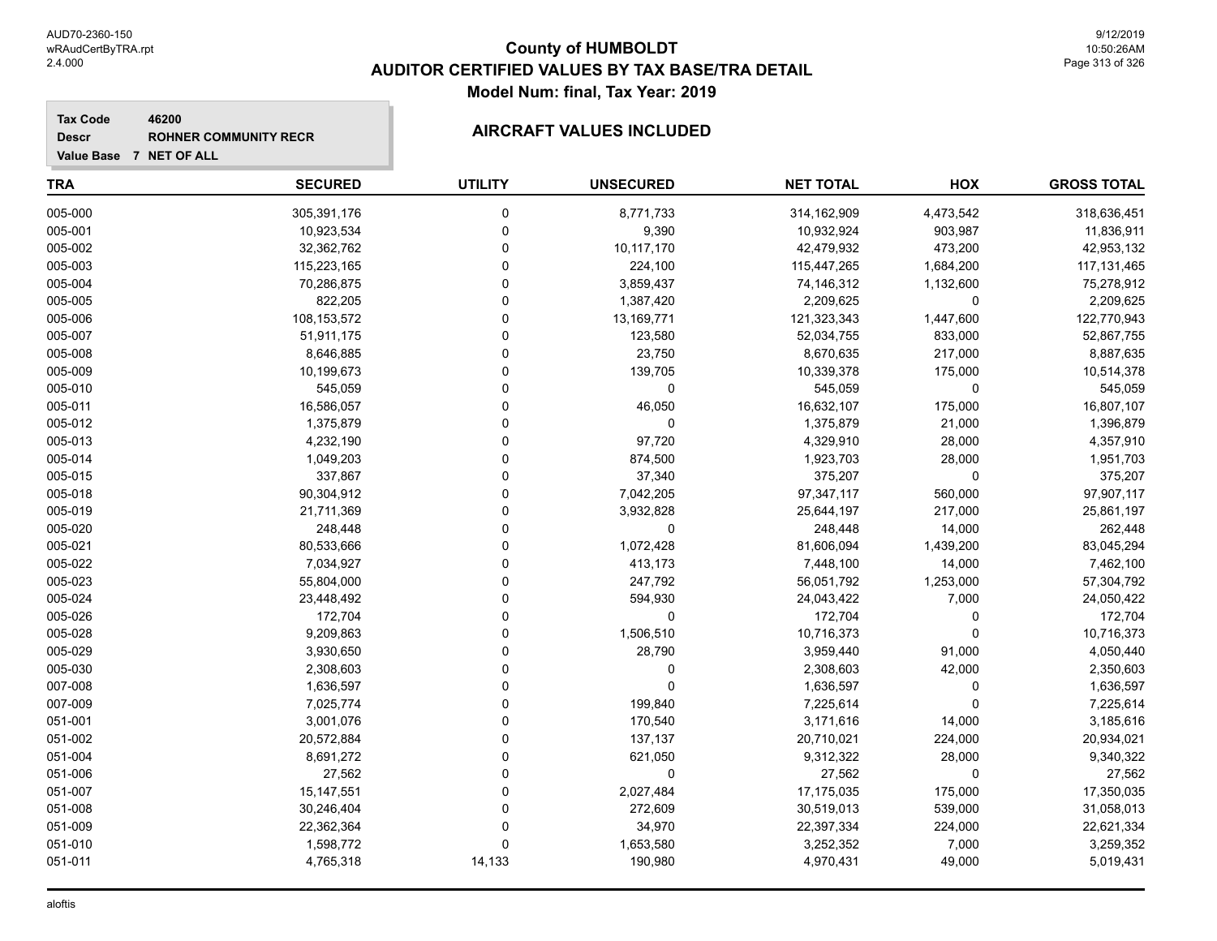# County of HUMBOLDT
## AUDITOR CERTIFIED VALUES BY TAX BASE/TRA DETAIL
### Model Num: final, Tax Year: 2019

**Tax Code** 46200
**Descr** ROHNER COMMUNITY RECR
**Value Base** 7 NET OF ALL

**AIRCRAFT VALUES INCLUDED**

| TRA | SECURED | UTILITY | UNSECURED | NET TOTAL | HOX | GROSS TOTAL |
|---|---|---|---|---|---|---|
| 005-000 | 305,391,176 | 0 | 8,771,733 | 314,162,909 | 4,473,542 | 318,636,451 |
| 005-001 | 10,923,534 | 0 | 9,390 | 10,932,924 | 903,987 | 11,836,911 |
| 005-002 | 32,362,762 | 0 | 10,117,170 | 42,479,932 | 473,200 | 42,953,132 |
| 005-003 | 115,223,165 | 0 | 224,100 | 115,447,265 | 1,684,200 | 117,131,465 |
| 005-004 | 70,286,875 | 0 | 3,859,437 | 74,146,312 | 1,132,600 | 75,278,912 |
| 005-005 | 822,205 | 0 | 1,387,420 | 2,209,625 | 0 | 2,209,625 |
| 005-006 | 108,153,572 | 0 | 13,169,771 | 121,323,343 | 1,447,600 | 122,770,943 |
| 005-007 | 51,911,175 | 0 | 123,580 | 52,034,755 | 833,000 | 52,867,755 |
| 005-008 | 8,646,885 | 0 | 23,750 | 8,670,635 | 217,000 | 8,887,635 |
| 005-009 | 10,199,673 | 0 | 139,705 | 10,339,378 | 175,000 | 10,514,378 |
| 005-010 | 545,059 | 0 | 0 | 545,059 | 0 | 545,059 |
| 005-011 | 16,586,057 | 0 | 46,050 | 16,632,107 | 175,000 | 16,807,107 |
| 005-012 | 1,375,879 | 0 | 0 | 1,375,879 | 21,000 | 1,396,879 |
| 005-013 | 4,232,190 | 0 | 97,720 | 4,329,910 | 28,000 | 4,357,910 |
| 005-014 | 1,049,203 | 0 | 874,500 | 1,923,703 | 28,000 | 1,951,703 |
| 005-015 | 337,867 | 0 | 37,340 | 375,207 | 0 | 375,207 |
| 005-018 | 90,304,912 | 0 | 7,042,205 | 97,347,117 | 560,000 | 97,907,117 |
| 005-019 | 21,711,369 | 0 | 3,932,828 | 25,644,197 | 217,000 | 25,861,197 |
| 005-020 | 248,448 | 0 | 0 | 248,448 | 14,000 | 262,448 |
| 005-021 | 80,533,666 | 0 | 1,072,428 | 81,606,094 | 1,439,200 | 83,045,294 |
| 005-022 | 7,034,927 | 0 | 413,173 | 7,448,100 | 14,000 | 7,462,100 |
| 005-023 | 55,804,000 | 0 | 247,792 | 56,051,792 | 1,253,000 | 57,304,792 |
| 005-024 | 23,448,492 | 0 | 594,930 | 24,043,422 | 7,000 | 24,050,422 |
| 005-026 | 172,704 | 0 | 0 | 172,704 | 0 | 172,704 |
| 005-028 | 9,209,863 | 0 | 1,506,510 | 10,716,373 | 0 | 10,716,373 |
| 005-029 | 3,930,650 | 0 | 28,790 | 3,959,440 | 91,000 | 4,050,440 |
| 005-030 | 2,308,603 | 0 | 0 | 2,308,603 | 42,000 | 2,350,603 |
| 007-008 | 1,636,597 | 0 | 0 | 1,636,597 | 0 | 1,636,597 |
| 007-009 | 7,025,774 | 0 | 199,840 | 7,225,614 | 0 | 7,225,614 |
| 051-001 | 3,001,076 | 0 | 170,540 | 3,171,616 | 14,000 | 3,185,616 |
| 051-002 | 20,572,884 | 0 | 137,137 | 20,710,021 | 224,000 | 20,934,021 |
| 051-004 | 8,691,272 | 0 | 621,050 | 9,312,322 | 28,000 | 9,340,322 |
| 051-006 | 27,562 | 0 | 0 | 27,562 | 0 | 27,562 |
| 051-007 | 15,147,551 | 0 | 2,027,484 | 17,175,035 | 175,000 | 17,350,035 |
| 051-008 | 30,246,404 | 0 | 272,609 | 30,519,013 | 539,000 | 31,058,013 |
| 051-009 | 22,362,364 | 0 | 34,970 | 22,397,334 | 224,000 | 22,621,334 |
| 051-010 | 1,598,772 | 0 | 1,653,580 | 3,252,352 | 7,000 | 3,259,352 |
| 051-011 | 4,765,318 | 14,133 | 190,980 | 4,970,431 | 49,000 | 5,019,431 |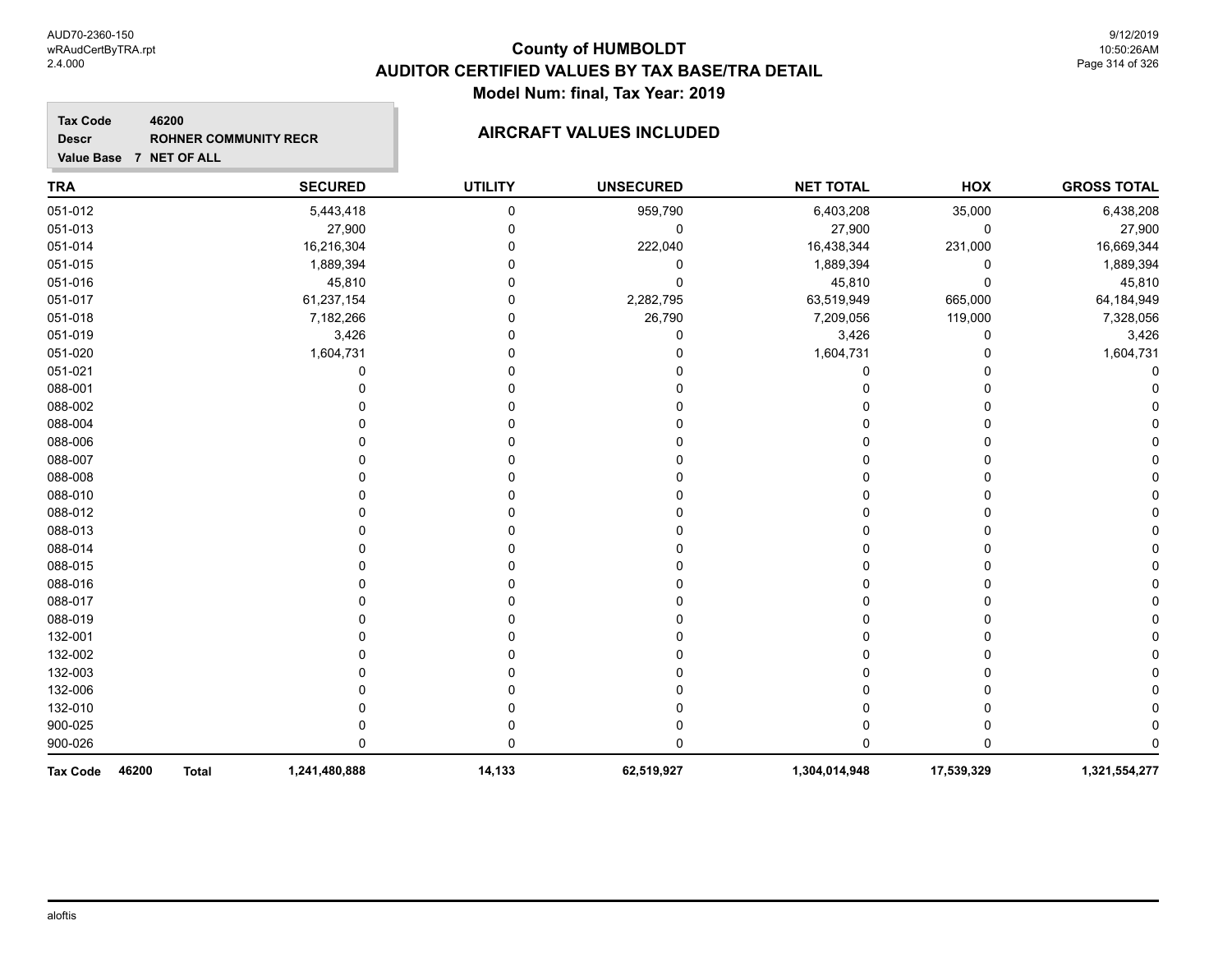# County of HUMBOLDT
# AUDITOR CERTIFIED VALUES BY TAX BASE/TRA DETAIL
## Model Num: final, Tax Year: 2019

**Tax Code** 46200
**Descr** ROHNER COMMUNITY RECR
**Value Base** 7 NET OF ALL

### AIRCRAFT VALUES INCLUDED

| TRA | SECURED | UTILITY | UNSECURED | NET TOTAL | HOX | GROSS TOTAL |
|---|---|---|---|---|---|---|
| 051-012 | 5,443,418 | 0 | 959,790 | 6,403,208 | 35,000 | 6,438,208 |
| 051-013 | 27,900 | 0 | 0 | 27,900 | 0 | 27,900 |
| 051-014 | 16,216,304 | 0 | 222,040 | 16,438,344 | 231,000 | 16,669,344 |
| 051-015 | 1,889,394 | 0 | 0 | 1,889,394 | 0 | 1,889,394 |
| 051-016 | 45,810 | 0 | 0 | 45,810 | 0 | 45,810 |
| 051-017 | 61,237,154 | 0 | 2,282,795 | 63,519,949 | 665,000 | 64,184,949 |
| 051-018 | 7,182,266 | 0 | 26,790 | 7,209,056 | 119,000 | 7,328,056 |
| 051-019 | 3,426 | 0 | 0 | 3,426 | 0 | 3,426 |
| 051-020 | 1,604,731 | 0 | 0 | 1,604,731 | 0 | 1,604,731 |
| 051-021 | 0 | 0 | 0 | 0 | 0 | 0 |
| 088-001 | 0 | 0 | 0 | 0 | 0 | 0 |
| 088-002 | 0 | 0 | 0 | 0 | 0 | 0 |
| 088-004 | 0 | 0 | 0 | 0 | 0 | 0 |
| 088-006 | 0 | 0 | 0 | 0 | 0 | 0 |
| 088-007 | 0 | 0 | 0 | 0 | 0 | 0 |
| 088-008 | 0 | 0 | 0 | 0 | 0 | 0 |
| 088-010 | 0 | 0 | 0 | 0 | 0 | 0 |
| 088-012 | 0 | 0 | 0 | 0 | 0 | 0 |
| 088-013 | 0 | 0 | 0 | 0 | 0 | 0 |
| 088-014 | 0 | 0 | 0 | 0 | 0 | 0 |
| 088-015 | 0 | 0 | 0 | 0 | 0 | 0 |
| 088-016 | 0 | 0 | 0 | 0 | 0 | 0 |
| 088-017 | 0 | 0 | 0 | 0 | 0 | 0 |
| 088-019 | 0 | 0 | 0 | 0 | 0 | 0 |
| 132-001 | 0 | 0 | 0 | 0 | 0 | 0 |
| 132-002 | 0 | 0 | 0 | 0 | 0 | 0 |
| 132-003 | 0 | 0 | 0 | 0 | 0 | 0 |
| 132-006 | 0 | 0 | 0 | 0 | 0 | 0 |
| 132-010 | 0 | 0 | 0 | 0 | 0 | 0 |
| 900-025 | 0 | 0 | 0 | 0 | 0 | 0 |
| 900-026 | 0 | 0 | 0 | 0 | 0 | 0 |
| **Tax Code 46200 Total** | **1,241,480,888** | **14,133** | **62,519,927** | **1,304,014,948** | **17,539,329** | **1,321,554,277** |

aloftis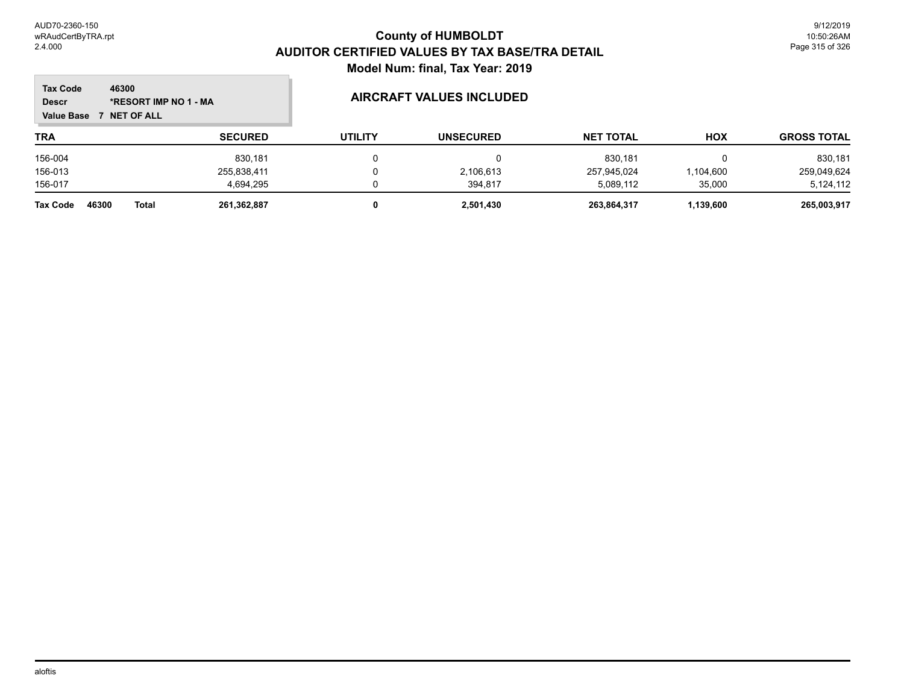# County of HUMBOLDT
## AUDITOR CERTIFIED VALUES BY TAX BASE/TRA DETAIL
### Model Num: final, Tax Year: 2019

**Tax Code** 46300
**Descr** *RESORT IMP NO 1 - MA
**Value Base** 7 NET OF ALL

### AIRCRAFT VALUES INCLUDED

| TRA | SECURED | UTILITY | UNSECURED | NET TOTAL | HOX | GROSS TOTAL |
|---|---|---|---|---|---|---|
| 156-004 | 830,181 | 0 | 0 | 830,181 | 0 | 830,181 |
| 156-013 | 255,838,411 | 0 | 2,106,613 | 257,945,024 | 1,104,600 | 259,049,624 |
| 156-017 | 4,694,295 | 0 | 394,817 | 5,089,112 | 35,000 | 5,124,112 |
| **Tax Code 46300 Total** | **261,362,887** | **0** | **2,501,430** | **263,864,317** | **1,139,600** | **265,003,917** |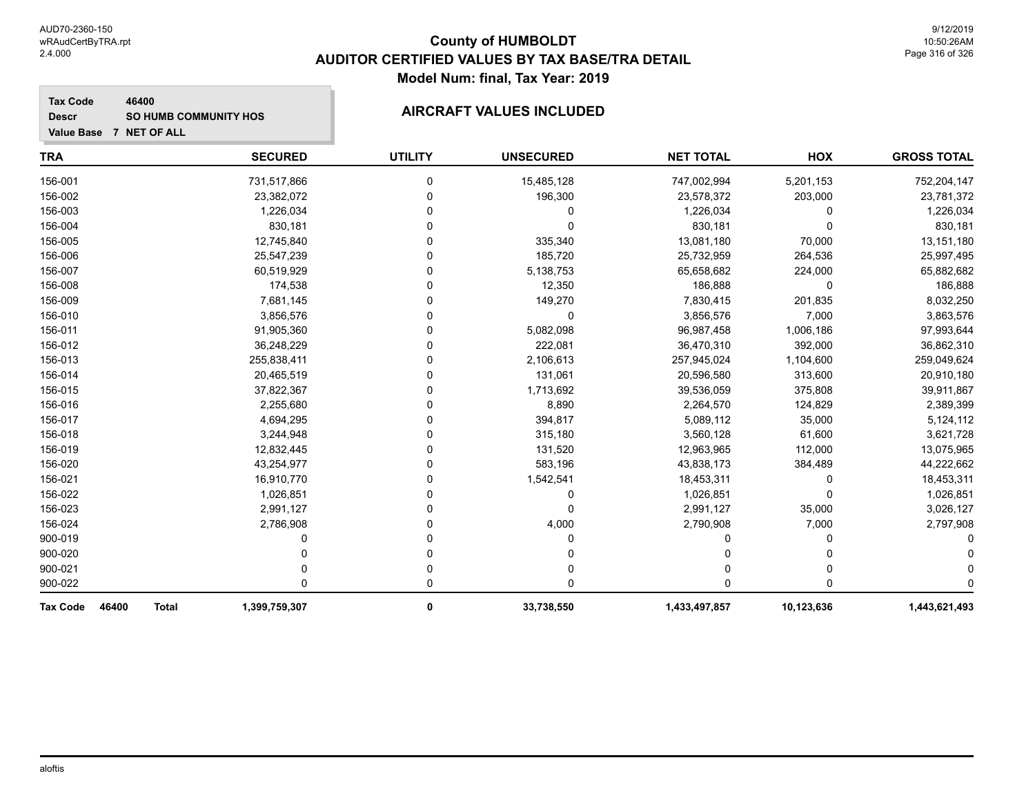# County of HUMBOLDT
## AUDITOR CERTIFIED VALUES BY TAX BASE/TRA DETAIL
### Model Num: final, Tax Year: 2019

**Tax Code** 46400
**Descr** SO HUMB COMMUNITY HOS
**Value Base** 7 NET OF ALL

### AIRCRAFT VALUES INCLUDED

| TRA | SECURED | UTILITY | UNSECURED | NET TOTAL | HOX | GROSS TOTAL |
|---|---|---|---|---|---|---|
| 156-001 | 731,517,866 | 0 | 15,485,128 | 747,002,994 | 5,201,153 | 752,204,147 |
| 156-002 | 23,382,072 | 0 | 196,300 | 23,578,372 | 203,000 | 23,781,372 |
| 156-003 | 1,226,034 | 0 | 0 | 1,226,034 | 0 | 1,226,034 |
| 156-004 | 830,181 | 0 | 0 | 830,181 | 0 | 830,181 |
| 156-005 | 12,745,840 | 0 | 335,340 | 13,081,180 | 70,000 | 13,151,180 |
| 156-006 | 25,547,239 | 0 | 185,720 | 25,732,959 | 264,536 | 25,997,495 |
| 156-007 | 60,519,929 | 0 | 5,138,753 | 65,658,682 | 224,000 | 65,882,682 |
| 156-008 | 174,538 | 0 | 12,350 | 186,888 | 0 | 186,888 |
| 156-009 | 7,681,145 | 0 | 149,270 | 7,830,415 | 201,835 | 8,032,250 |
| 156-010 | 3,856,576 | 0 | 0 | 3,856,576 | 7,000 | 3,863,576 |
| 156-011 | 91,905,360 | 0 | 5,082,098 | 96,987,458 | 1,006,186 | 97,993,644 |
| 156-012 | 36,248,229 | 0 | 222,081 | 36,470,310 | 392,000 | 36,862,310 |
| 156-013 | 255,838,411 | 0 | 2,106,613 | 257,945,024 | 1,104,600 | 259,049,624 |
| 156-014 | 20,465,519 | 0 | 131,061 | 20,596,580 | 313,600 | 20,910,180 |
| 156-015 | 37,822,367 | 0 | 1,713,692 | 39,536,059 | 375,808 | 39,911,867 |
| 156-016 | 2,255,680 | 0 | 8,890 | 2,264,570 | 124,829 | 2,389,399 |
| 156-017 | 4,694,295 | 0 | 394,817 | 5,089,112 | 35,000 | 5,124,112 |
| 156-018 | 3,244,948 | 0 | 315,180 | 3,560,128 | 61,600 | 3,621,728 |
| 156-019 | 12,832,445 | 0 | 131,520 | 12,963,965 | 112,000 | 13,075,965 |
| 156-020 | 43,254,977 | 0 | 583,196 | 43,838,173 | 384,489 | 44,222,662 |
| 156-021 | 16,910,770 | 0 | 1,542,541 | 18,453,311 | 0 | 18,453,311 |
| 156-022 | 1,026,851 | 0 | 0 | 1,026,851 | 0 | 1,026,851 |
| 156-023 | 2,991,127 | 0 | 0 | 2,991,127 | 35,000 | 3,026,127 |
| 156-024 | 2,786,908 | 0 | 4,000 | 2,790,908 | 7,000 | 2,797,908 |
| 900-019 | 0 | 0 | 0 | 0 | 0 | 0 |
| 900-020 | 0 | 0 | 0 | 0 | 0 | 0 |
| 900-021 | 0 | 0 | 0 | 0 | 0 | 0 |
| 900-022 | 0 | 0 | 0 | 0 | 0 | 0 |
| **Tax Code 46400 Total** | **1,399,759,307** | **0** | **33,738,550** | **1,433,497,857** | **10,123,636** | **1,443,621,493** |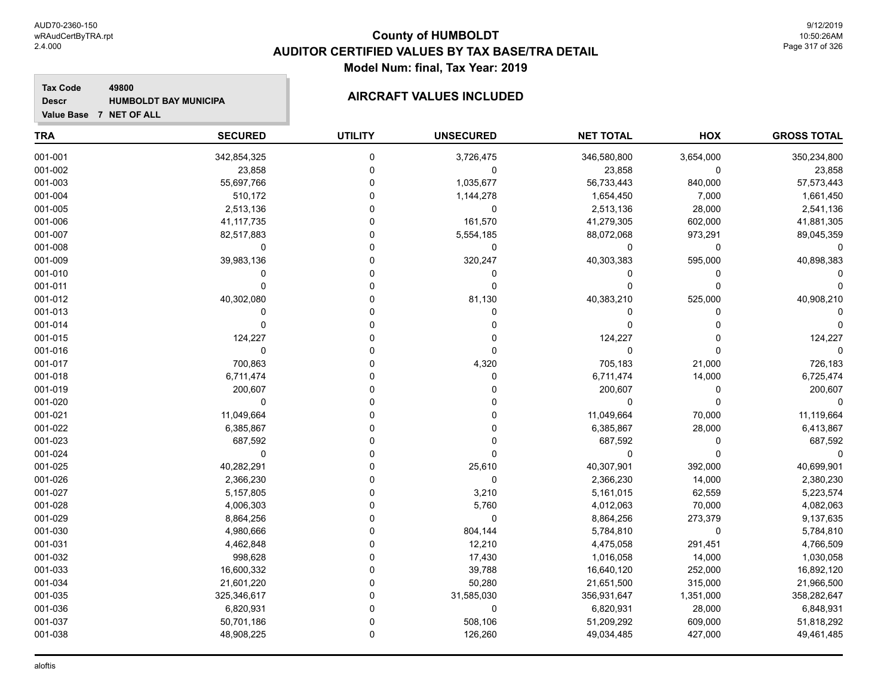# County of HUMBOLDT
## AUDITOR CERTIFIED VALUES BY TAX BASE/TRA DETAIL
### Model Num: final, Tax Year: 2019

**Tax Code** 49800
**Descr** HUMBOLDT BAY MUNICIPA
**Value Base** 7 NET OF ALL

**AIRCRAFT VALUES INCLUDED**

| TRA | SECURED | UTILITY | UNSECURED | NET TOTAL | HOX | GROSS TOTAL |
|---|---|---|---|---|---|---|
| 001-001 | 342,854,325 | 0 | 3,726,475 | 346,580,800 | 3,654,000 | 350,234,800 |
| 001-002 | 23,858 | 0 | 0 | 23,858 | 0 | 23,858 |
| 001-003 | 55,697,766 | 0 | 1,035,677 | 56,733,443 | 840,000 | 57,573,443 |
| 001-004 | 510,172 | 0 | 1,144,278 | 1,654,450 | 7,000 | 1,661,450 |
| 001-005 | 2,513,136 | 0 | 0 | 2,513,136 | 28,000 | 2,541,136 |
| 001-006 | 41,117,735 | 0 | 161,570 | 41,279,305 | 602,000 | 41,881,305 |
| 001-007 | 82,517,883 | 0 | 5,554,185 | 88,072,068 | 973,291 | 89,045,359 |
| 001-008 | 0 | 0 | 0 | 0 | 0 | 0 |
| 001-009 | 39,983,136 | 0 | 320,247 | 40,303,383 | 595,000 | 40,898,383 |
| 001-010 | 0 | 0 | 0 | 0 | 0 | 0 |
| 001-011 | 0 | 0 | 0 | 0 | 0 | 0 |
| 001-012 | 40,302,080 | 0 | 81,130 | 40,383,210 | 525,000 | 40,908,210 |
| 001-013 | 0 | 0 | 0 | 0 | 0 | 0 |
| 001-014 | 0 | 0 | 0 | 0 | 0 | 0 |
| 001-015 | 124,227 | 0 | 0 | 124,227 | 0 | 124,227 |
| 001-016 | 0 | 0 | 0 | 0 | 0 | 0 |
| 001-017 | 700,863 | 0 | 4,320 | 705,183 | 21,000 | 726,183 |
| 001-018 | 6,711,474 | 0 | 0 | 6,711,474 | 14,000 | 6,725,474 |
| 001-019 | 200,607 | 0 | 0 | 200,607 | 0 | 200,607 |
| 001-020 | 0 | 0 | 0 | 0 | 0 | 0 |
| 001-021 | 11,049,664 | 0 | 0 | 11,049,664 | 70,000 | 11,119,664 |
| 001-022 | 6,385,867 | 0 | 0 | 6,385,867 | 28,000 | 6,413,867 |
| 001-023 | 687,592 | 0 | 0 | 687,592 | 0 | 687,592 |
| 001-024 | 0 | 0 | 0 | 0 | 0 | 0 |
| 001-025 | 40,282,291 | 0 | 25,610 | 40,307,901 | 392,000 | 40,699,901 |
| 001-026 | 2,366,230 | 0 | 0 | 2,366,230 | 14,000 | 2,380,230 |
| 001-027 | 5,157,805 | 0 | 3,210 | 5,161,015 | 62,559 | 5,223,574 |
| 001-028 | 4,006,303 | 0 | 5,760 | 4,012,063 | 70,000 | 4,082,063 |
| 001-029 | 8,864,256 | 0 | 0 | 8,864,256 | 273,379 | 9,137,635 |
| 001-030 | 4,980,666 | 0 | 804,144 | 5,784,810 | 0 | 5,784,810 |
| 001-031 | 4,462,848 | 0 | 12,210 | 4,475,058 | 291,451 | 4,766,509 |
| 001-032 | 998,628 | 0 | 17,430 | 1,016,058 | 14,000 | 1,030,058 |
| 001-033 | 16,600,332 | 0 | 39,788 | 16,640,120 | 252,000 | 16,892,120 |
| 001-034 | 21,601,220 | 0 | 50,280 | 21,651,500 | 315,000 | 21,966,500 |
| 001-035 | 325,346,617 | 0 | 31,585,030 | 356,931,647 | 1,351,000 | 358,282,647 |
| 001-036 | 6,820,931 | 0 | 0 | 6,820,931 | 28,000 | 6,848,931 |
| 001-037 | 50,701,186 | 0 | 508,106 | 51,209,292 | 609,000 | 51,818,292 |
| 001-038 | 48,908,225 | 0 | 126,260 | 49,034,485 | 427,000 | 49,461,485 |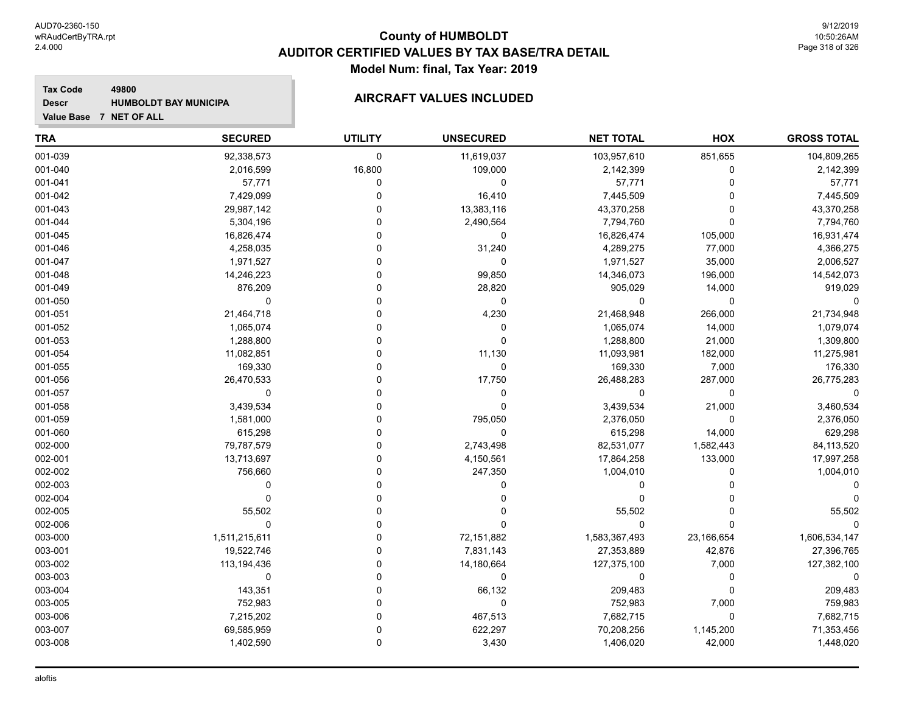# County of HUMBOLDT
## AUDITOR CERTIFIED VALUES BY TAX BASE/TRA DETAIL
### Model Num: final, Tax Year: 2019

**Tax Code** 49800
**Descr** HUMBOLDT BAY MUNICIPA
**Value Base** 7 NET OF ALL

### AIRCRAFT VALUES INCLUDED

| TRA | SECURED | UTILITY | UNSECURED | NET TOTAL | HOX | GROSS TOTAL |
|---|---|---|---|---|---|---|
| 001-039 | 92,338,573 | 0 | 11,619,037 | 103,957,610 | 851,655 | 104,809,265 |
| 001-040 | 2,016,599 | 16,800 | 109,000 | 2,142,399 | 0 | 2,142,399 |
| 001-041 | 57,771 | 0 | 0 | 57,771 | 0 | 57,771 |
| 001-042 | 7,429,099 | 0 | 16,410 | 7,445,509 | 0 | 7,445,509 |
| 001-043 | 29,987,142 | 0 | 13,383,116 | 43,370,258 | 0 | 43,370,258 |
| 001-044 | 5,304,196 | 0 | 2,490,564 | 7,794,760 | 0 | 7,794,760 |
| 001-045 | 16,826,474 | 0 | 0 | 16,826,474 | 105,000 | 16,931,474 |
| 001-046 | 4,258,035 | 0 | 31,240 | 4,289,275 | 77,000 | 4,366,275 |
| 001-047 | 1,971,527 | 0 | 0 | 1,971,527 | 35,000 | 2,006,527 |
| 001-048 | 14,246,223 | 0 | 99,850 | 14,346,073 | 196,000 | 14,542,073 |
| 001-049 | 876,209 | 0 | 28,820 | 905,029 | 14,000 | 919,029 |
| 001-050 | 0 | 0 | 0 | 0 | 0 | 0 |
| 001-051 | 21,464,718 | 0 | 4,230 | 21,468,948 | 266,000 | 21,734,948 |
| 001-052 | 1,065,074 | 0 | 0 | 1,065,074 | 14,000 | 1,079,074 |
| 001-053 | 1,288,800 | 0 | 0 | 1,288,800 | 21,000 | 1,309,800 |
| 001-054 | 11,082,851 | 0 | 11,130 | 11,093,981 | 182,000 | 11,275,981 |
| 001-055 | 169,330 | 0 | 0 | 169,330 | 7,000 | 176,330 |
| 001-056 | 26,470,533 | 0 | 17,750 | 26,488,283 | 287,000 | 26,775,283 |
| 001-057 | 0 | 0 | 0 | 0 | 0 | 0 |
| 001-058 | 3,439,534 | 0 | 0 | 3,439,534 | 21,000 | 3,460,534 |
| 001-059 | 1,581,000 | 0 | 795,050 | 2,376,050 | 0 | 2,376,050 |
| 001-060 | 615,298 | 0 | 0 | 615,298 | 14,000 | 629,298 |
| 002-000 | 79,787,579 | 0 | 2,743,498 | 82,531,077 | 1,582,443 | 84,113,520 |
| 002-001 | 13,713,697 | 0 | 4,150,561 | 17,864,258 | 133,000 | 17,997,258 |
| 002-002 | 756,660 | 0 | 247,350 | 1,004,010 | 0 | 1,004,010 |
| 002-003 | 0 | 0 | 0 | 0 | 0 | 0 |
| 002-004 | 0 | 0 | 0 | 0 | 0 | 0 |
| 002-005 | 55,502 | 0 | 0 | 55,502 | 0 | 55,502 |
| 002-006 | 0 | 0 | 0 | 0 | 0 | 0 |
| 003-000 | 1,511,215,611 | 0 | 72,151,882 | 1,583,367,493 | 23,166,654 | 1,606,534,147 |
| 003-001 | 19,522,746 | 0 | 7,831,143 | 27,353,889 | 42,876 | 27,396,765 |
| 003-002 | 113,194,436 | 0 | 14,180,664 | 127,375,100 | 7,000 | 127,382,100 |
| 003-003 | 0 | 0 | 0 | 0 | 0 | 0 |
| 003-004 | 143,351 | 0 | 66,132 | 209,483 | 0 | 209,483 |
| 003-005 | 752,983 | 0 | 0 | 752,983 | 7,000 | 759,983 |
| 003-006 | 7,215,202 | 0 | 467,513 | 7,682,715 | 0 | 7,682,715 |
| 003-007 | 69,585,959 | 0 | 622,297 | 70,208,256 | 1,145,200 | 71,353,456 |
| 003-008 | 1,402,590 | 0 | 3,430 | 1,406,020 | 42,000 | 1,448,020 |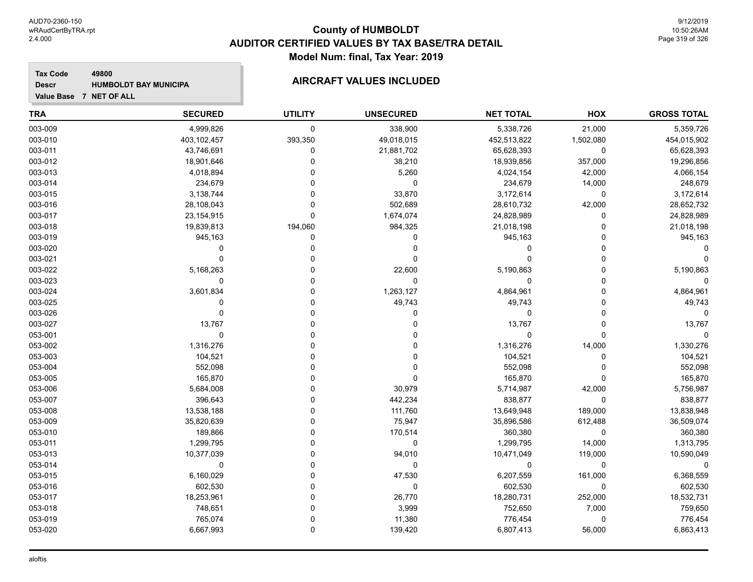# County of HUMBOLDT
## AUDITOR CERTIFIED VALUES BY TAX BASE/TRA DETAIL
### Model Num: final, Tax Year: 2019

**Tax Code** 49800
**Descr** HUMBOLDT BAY MUNICIPA
**Value Base** 7 NET OF ALL

**AIRCRAFT VALUES INCLUDED**

| TRA | SECURED | UTILITY | UNSECURED | NET TOTAL | HOX | GROSS TOTAL |
|---|---|---|---|---|---|---|
| 003-009 | 4,999,826 | 0 | 338,900 | 5,338,726 | 21,000 | 5,359,726 |
| 003-010 | 403,102,457 | 393,350 | 49,018,015 | 452,513,822 | 1,502,080 | 454,015,902 |
| 003-011 | 43,746,691 | 0 | 21,881,702 | 65,628,393 | 0 | 65,628,393 |
| 003-012 | 18,901,646 | 0 | 38,210 | 18,939,856 | 357,000 | 19,296,856 |
| 003-013 | 4,018,894 | 0 | 5,260 | 4,024,154 | 42,000 | 4,066,154 |
| 003-014 | 234,679 | 0 | 0 | 234,679 | 14,000 | 248,679 |
| 003-015 | 3,138,744 | 0 | 33,870 | 3,172,614 | 0 | 3,172,614 |
| 003-016 | 28,108,043 | 0 | 502,689 | 28,610,732 | 42,000 | 28,652,732 |
| 003-017 | 23,154,915 | 0 | 1,674,074 | 24,828,989 | 0 | 24,828,989 |
| 003-018 | 19,839,813 | 194,060 | 984,325 | 21,018,198 | 0 | 21,018,198 |
| 003-019 | 945,163 | 0 | 0 | 945,163 | 0 | 945,163 |
| 003-020 | 0 | 0 | 0 | 0 | 0 | 0 |
| 003-021 | 0 | 0 | 0 | 0 | 0 | 0 |
| 003-022 | 5,168,263 | 0 | 22,600 | 5,190,863 | 0 | 5,190,863 |
| 003-023 | 0 | 0 | 0 | 0 | 0 | 0 |
| 003-024 | 3,601,834 | 0 | 1,263,127 | 4,864,961 | 0 | 4,864,961 |
| 003-025 | 0 | 0 | 49,743 | 49,743 | 0 | 49,743 |
| 003-026 | 0 | 0 | 0 | 0 | 0 | 0 |
| 003-027 | 13,767 | 0 | 0 | 13,767 | 0 | 13,767 |
| 053-001 | 0 | 0 | 0 | 0 | 0 | 0 |
| 053-002 | 1,316,276 | 0 | 0 | 1,316,276 | 14,000 | 1,330,276 |
| 053-003 | 104,521 | 0 | 0 | 104,521 | 0 | 104,521 |
| 053-004 | 552,098 | 0 | 0 | 552,098 | 0 | 552,098 |
| 053-005 | 165,870 | 0 | 0 | 165,870 | 0 | 165,870 |
| 053-006 | 5,684,008 | 0 | 30,979 | 5,714,987 | 42,000 | 5,756,987 |
| 053-007 | 396,643 | 0 | 442,234 | 838,877 | 0 | 838,877 |
| 053-008 | 13,538,188 | 0 | 111,760 | 13,649,948 | 189,000 | 13,838,948 |
| 053-009 | 35,820,639 | 0 | 75,947 | 35,896,586 | 612,488 | 36,509,074 |
| 053-010 | 189,866 | 0 | 170,514 | 360,380 | 0 | 360,380 |
| 053-011 | 1,299,795 | 0 | 0 | 1,299,795 | 14,000 | 1,313,795 |
| 053-013 | 10,377,039 | 0 | 94,010 | 10,471,049 | 119,000 | 10,590,049 |
| 053-014 | 0 | 0 | 0 | 0 | 0 | 0 |
| 053-015 | 6,160,029 | 0 | 47,530 | 6,207,559 | 161,000 | 6,368,559 |
| 053-016 | 602,530 | 0 | 0 | 602,530 | 0 | 602,530 |
| 053-017 | 18,253,961 | 0 | 26,770 | 18,280,731 | 252,000 | 18,532,731 |
| 053-018 | 748,651 | 0 | 3,999 | 752,650 | 7,000 | 759,650 |
| 053-019 | 765,074 | 0 | 11,380 | 776,454 | 0 | 776,454 |
| 053-020 | 6,667,993 | 0 | 139,420 | 6,807,413 | 56,000 | 6,863,413 |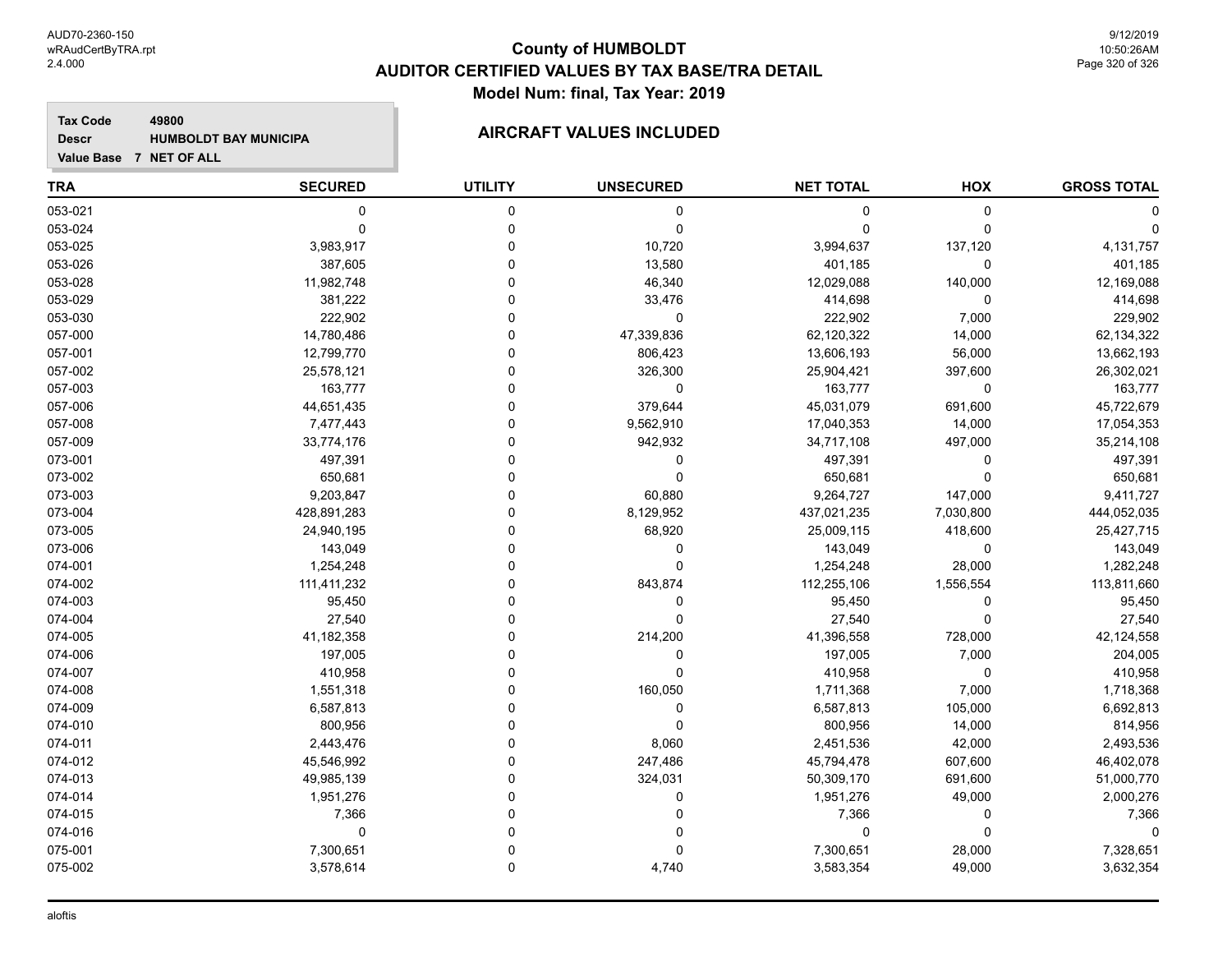# County of HUMBOLDT
## AUDITOR CERTIFIED VALUES BY TAX BASE/TRA DETAIL
### Model Num: final, Tax Year: 2019

**Tax Code** 49800
**Descr** HUMBOLDT BAY MUNICIPA
**Value Base** 7 NET OF ALL

**AIRCRAFT VALUES INCLUDED**

| TRA | SECURED | UTILITY | UNSECURED | NET TOTAL | HOX | GROSS TOTAL |
|---|---|---|---|---|---|---|
| 053-021 | 0 | 0 | 0 | 0 | 0 | 0 |
| 053-024 | 0 | 0 | 0 | 0 | 0 | 0 |
| 053-025 | 3,983,917 | 0 | 10,720 | 3,994,637 | 137,120 | 4,131,757 |
| 053-026 | 387,605 | 0 | 13,580 | 401,185 | 0 | 401,185 |
| 053-028 | 11,982,748 | 0 | 46,340 | 12,029,088 | 140,000 | 12,169,088 |
| 053-029 | 381,222 | 0 | 33,476 | 414,698 | 0 | 414,698 |
| 053-030 | 222,902 | 0 | 0 | 222,902 | 7,000 | 229,902 |
| 057-000 | 14,780,486 | 0 | 47,339,836 | 62,120,322 | 14,000 | 62,134,322 |
| 057-001 | 12,799,770 | 0 | 806,423 | 13,606,193 | 56,000 | 13,662,193 |
| 057-002 | 25,578,121 | 0 | 326,300 | 25,904,421 | 397,600 | 26,302,021 |
| 057-003 | 163,777 | 0 | 0 | 163,777 | 0 | 163,777 |
| 057-006 | 44,651,435 | 0 | 379,644 | 45,031,079 | 691,600 | 45,722,679 |
| 057-008 | 7,477,443 | 0 | 9,562,910 | 17,040,353 | 14,000 | 17,054,353 |
| 057-009 | 33,774,176 | 0 | 942,932 | 34,717,108 | 497,000 | 35,214,108 |
| 073-001 | 497,391 | 0 | 0 | 497,391 | 0 | 497,391 |
| 073-002 | 650,681 | 0 | 0 | 650,681 | 0 | 650,681 |
| 073-003 | 9,203,847 | 0 | 60,880 | 9,264,727 | 147,000 | 9,411,727 |
| 073-004 | 428,891,283 | 0 | 8,129,952 | 437,021,235 | 7,030,800 | 444,052,035 |
| 073-005 | 24,940,195 | 0 | 68,920 | 25,009,115 | 418,600 | 25,427,715 |
| 073-006 | 143,049 | 0 | 0 | 143,049 | 0 | 143,049 |
| 074-001 | 1,254,248 | 0 | 0 | 1,254,248 | 28,000 | 1,282,248 |
| 074-002 | 111,411,232 | 0 | 843,874 | 112,255,106 | 1,556,554 | 113,811,660 |
| 074-003 | 95,450 | 0 | 0 | 95,450 | 0 | 95,450 |
| 074-004 | 27,540 | 0 | 0 | 27,540 | 0 | 27,540 |
| 074-005 | 41,182,358 | 0 | 214,200 | 41,396,558 | 728,000 | 42,124,558 |
| 074-006 | 197,005 | 0 | 0 | 197,005 | 7,000 | 204,005 |
| 074-007 | 410,958 | 0 | 0 | 410,958 | 0 | 410,958 |
| 074-008 | 1,551,318 | 0 | 160,050 | 1,711,368 | 7,000 | 1,718,368 |
| 074-009 | 6,587,813 | 0 | 0 | 6,587,813 | 105,000 | 6,692,813 |
| 074-010 | 800,956 | 0 | 0 | 800,956 | 14,000 | 814,956 |
| 074-011 | 2,443,476 | 0 | 8,060 | 2,451,536 | 42,000 | 2,493,536 |
| 074-012 | 45,546,992 | 0 | 247,486 | 45,794,478 | 607,600 | 46,402,078 |
| 074-013 | 49,985,139 | 0 | 324,031 | 50,309,170 | 691,600 | 51,000,770 |
| 074-014 | 1,951,276 | 0 | 0 | 1,951,276 | 49,000 | 2,000,276 |
| 074-015 | 7,366 | 0 | 0 | 7,366 | 0 | 7,366 |
| 074-016 | 0 | 0 | 0 | 0 | 0 | 0 |
| 075-001 | 7,300,651 | 0 | 0 | 7,300,651 | 28,000 | 7,328,651 |
| 075-002 | 3,578,614 | 0 | 4,740 | 3,583,354 | 49,000 | 3,632,354 |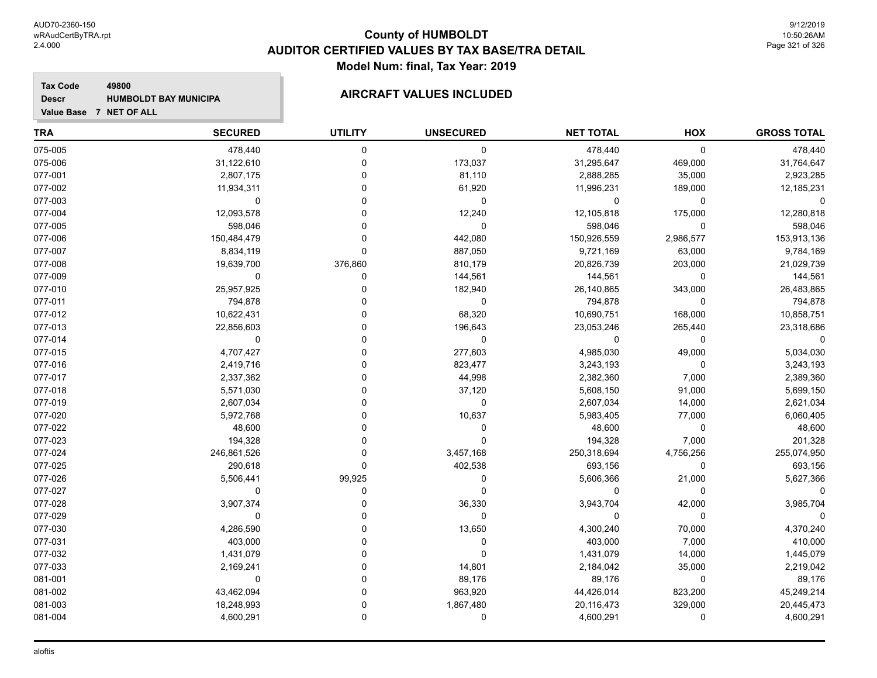# County of HUMBOLDT
## AUDITOR CERTIFIED VALUES BY TAX BASE/TRA DETAIL
### Model Num: final, Tax Year: 2019

**Tax Code** 49800
**Descr** HUMBOLDT BAY MUNICIPA
**Value Base** 7 NET OF ALL

**AIRCRAFT VALUES INCLUDED**

| TRA | SECURED | UTILITY | UNSECURED | NET TOTAL | HOX | GROSS TOTAL |
|---|---|---|---|---|---|---|
| 075-005 | 478,440 | 0 | 0 | 478,440 | 0 | 478,440 |
| 075-006 | 31,122,610 | 0 | 173,037 | 31,295,647 | 469,000 | 31,764,647 |
| 077-001 | 2,807,175 | 0 | 81,110 | 2,888,285 | 35,000 | 2,923,285 |
| 077-002 | 11,934,311 | 0 | 61,920 | 11,996,231 | 189,000 | 12,185,231 |
| 077-003 | 0 | 0 | 0 | 0 | 0 | 0 |
| 077-004 | 12,093,578 | 0 | 12,240 | 12,105,818 | 175,000 | 12,280,818 |
| 077-005 | 598,046 | 0 | 0 | 598,046 | 0 | 598,046 |
| 077-006 | 150,484,479 | 0 | 442,080 | 150,926,559 | 2,986,577 | 153,913,136 |
| 077-007 | 8,834,119 | 0 | 887,050 | 9,721,169 | 63,000 | 9,784,169 |
| 077-008 | 19,639,700 | 376,860 | 810,179 | 20,826,739 | 203,000 | 21,029,739 |
| 077-009 | 0 | 0 | 144,561 | 144,561 | 0 | 144,561 |
| 077-010 | 25,957,925 | 0 | 182,940 | 26,140,865 | 343,000 | 26,483,865 |
| 077-011 | 794,878 | 0 | 0 | 794,878 | 0 | 794,878 |
| 077-012 | 10,622,431 | 0 | 68,320 | 10,690,751 | 168,000 | 10,858,751 |
| 077-013 | 22,856,603 | 0 | 196,643 | 23,053,246 | 265,440 | 23,318,686 |
| 077-014 | 0 | 0 | 0 | 0 | 0 | 0 |
| 077-015 | 4,707,427 | 0 | 277,603 | 4,985,030 | 49,000 | 5,034,030 |
| 077-016 | 2,419,716 | 0 | 823,477 | 3,243,193 | 0 | 3,243,193 |
| 077-017 | 2,337,362 | 0 | 44,998 | 2,382,360 | 7,000 | 2,389,360 |
| 077-018 | 5,571,030 | 0 | 37,120 | 5,608,150 | 91,000 | 5,699,150 |
| 077-019 | 2,607,034 | 0 | 0 | 2,607,034 | 14,000 | 2,621,034 |
| 077-020 | 5,972,768 | 0 | 10,637 | 5,983,405 | 77,000 | 6,060,405 |
| 077-022 | 48,600 | 0 | 0 | 48,600 | 0 | 48,600 |
| 077-023 | 194,328 | 0 | 0 | 194,328 | 7,000 | 201,328 |
| 077-024 | 246,861,526 | 0 | 3,457,168 | 250,318,694 | 4,756,256 | 255,074,950 |
| 077-025 | 290,618 | 0 | 402,538 | 693,156 | 0 | 693,156 |
| 077-026 | 5,506,441 | 99,925 | 0 | 5,606,366 | 21,000 | 5,627,366 |
| 077-027 | 0 | 0 | 0 | 0 | 0 | 0 |
| 077-028 | 3,907,374 | 0 | 36,330 | 3,943,704 | 42,000 | 3,985,704 |
| 077-029 | 0 | 0 | 0 | 0 | 0 | 0 |
| 077-030 | 4,286,590 | 0 | 13,650 | 4,300,240 | 70,000 | 4,370,240 |
| 077-031 | 403,000 | 0 | 0 | 403,000 | 7,000 | 410,000 |
| 077-032 | 1,431,079 | 0 | 0 | 1,431,079 | 14,000 | 1,445,079 |
| 077-033 | 2,169,241 | 0 | 14,801 | 2,184,042 | 35,000 | 2,219,042 |
| 081-001 | 0 | 0 | 89,176 | 89,176 | 0 | 89,176 |
| 081-002 | 43,462,094 | 0 | 963,920 | 44,426,014 | 823,200 | 45,249,214 |
| 081-003 | 18,248,993 | 0 | 1,867,480 | 20,116,473 | 329,000 | 20,445,473 |
| 081-004 | 4,600,291 | 0 | 0 | 4,600,291 | 0 | 4,600,291 |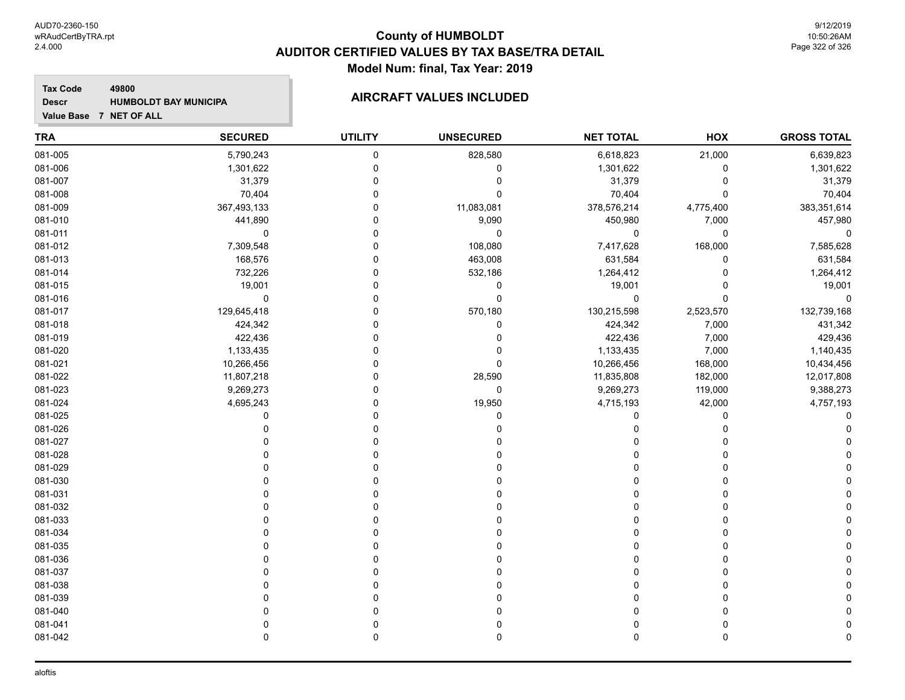## County of HUMBOLDT
## AUDITOR CERTIFIED VALUES BY TAX BASE/TRA DETAIL
### Model Num: final, Tax Year: 2019

**Tax Code** 49800
**Descr** HUMBOLDT BAY MUNICIPA
**Value Base** 7 NET OF ALL

### AIRCRAFT VALUES INCLUDED

| TRA | SECURED | UTILITY | UNSECURED | NET TOTAL | HOX | GROSS TOTAL |
|---|---|---|---|---|---|---|
| 081-005 | 5,790,243 | 0 | 828,580 | 6,618,823 | 21,000 | 6,639,823 |
| 081-006 | 1,301,622 | 0 | 0 | 1,301,622 | 0 | 1,301,622 |
| 081-007 | 31,379 | 0 | 0 | 31,379 | 0 | 31,379 |
| 081-008 | 70,404 | 0 | 0 | 70,404 | 0 | 70,404 |
| 081-009 | 367,493,133 | 0 | 11,083,081 | 378,576,214 | 4,775,400 | 383,351,614 |
| 081-010 | 441,890 | 0 | 9,090 | 450,980 | 7,000 | 457,980 |
| 081-011 | 0 | 0 | 0 | 0 | 0 | 0 |
| 081-012 | 7,309,548 | 0 | 108,080 | 7,417,628 | 168,000 | 7,585,628 |
| 081-013 | 168,576 | 0 | 463,008 | 631,584 | 0 | 631,584 |
| 081-014 | 732,226 | 0 | 532,186 | 1,264,412 | 0 | 1,264,412 |
| 081-015 | 19,001 | 0 | 0 | 19,001 | 0 | 19,001 |
| 081-016 | 0 | 0 | 0 | 0 | 0 | 0 |
| 081-017 | 129,645,418 | 0 | 570,180 | 130,215,598 | 2,523,570 | 132,739,168 |
| 081-018 | 424,342 | 0 | 0 | 424,342 | 7,000 | 431,342 |
| 081-019 | 422,436 | 0 | 0 | 422,436 | 7,000 | 429,436 |
| 081-020 | 1,133,435 | 0 | 0 | 1,133,435 | 7,000 | 1,140,435 |
| 081-021 | 10,266,456 | 0 | 0 | 10,266,456 | 168,000 | 10,434,456 |
| 081-022 | 11,807,218 | 0 | 28,590 | 11,835,808 | 182,000 | 12,017,808 |
| 081-023 | 9,269,273 | 0 | 0 | 9,269,273 | 119,000 | 9,388,273 |
| 081-024 | 4,695,243 | 0 | 19,950 | 4,715,193 | 42,000 | 4,757,193 |
| 081-025 | 0 | 0 | 0 | 0 | 0 | 0 |
| 081-026 | 0 | 0 | 0 | 0 | 0 | 0 |
| 081-027 | 0 | 0 | 0 | 0 | 0 | 0 |
| 081-028 | 0 | 0 | 0 | 0 | 0 | 0 |
| 081-029 | 0 | 0 | 0 | 0 | 0 | 0 |
| 081-030 | 0 | 0 | 0 | 0 | 0 | 0 |
| 081-031 | 0 | 0 | 0 | 0 | 0 | 0 |
| 081-032 | 0 | 0 | 0 | 0 | 0 | 0 |
| 081-033 | 0 | 0 | 0 | 0 | 0 | 0 |
| 081-034 | 0 | 0 | 0 | 0 | 0 | 0 |
| 081-035 | 0 | 0 | 0 | 0 | 0 | 0 |
| 081-036 | 0 | 0 | 0 | 0 | 0 | 0 |
| 081-037 | 0 | 0 | 0 | 0 | 0 | 0 |
| 081-038 | 0 | 0 | 0 | 0 | 0 | 0 |
| 081-039 | 0 | 0 | 0 | 0 | 0 | 0 |
| 081-040 | 0 | 0 | 0 | 0 | 0 | 0 |
| 081-041 | 0 | 0 | 0 | 0 | 0 | 0 |
| 081-042 | 0 | 0 | 0 | 0 | 0 | 0 |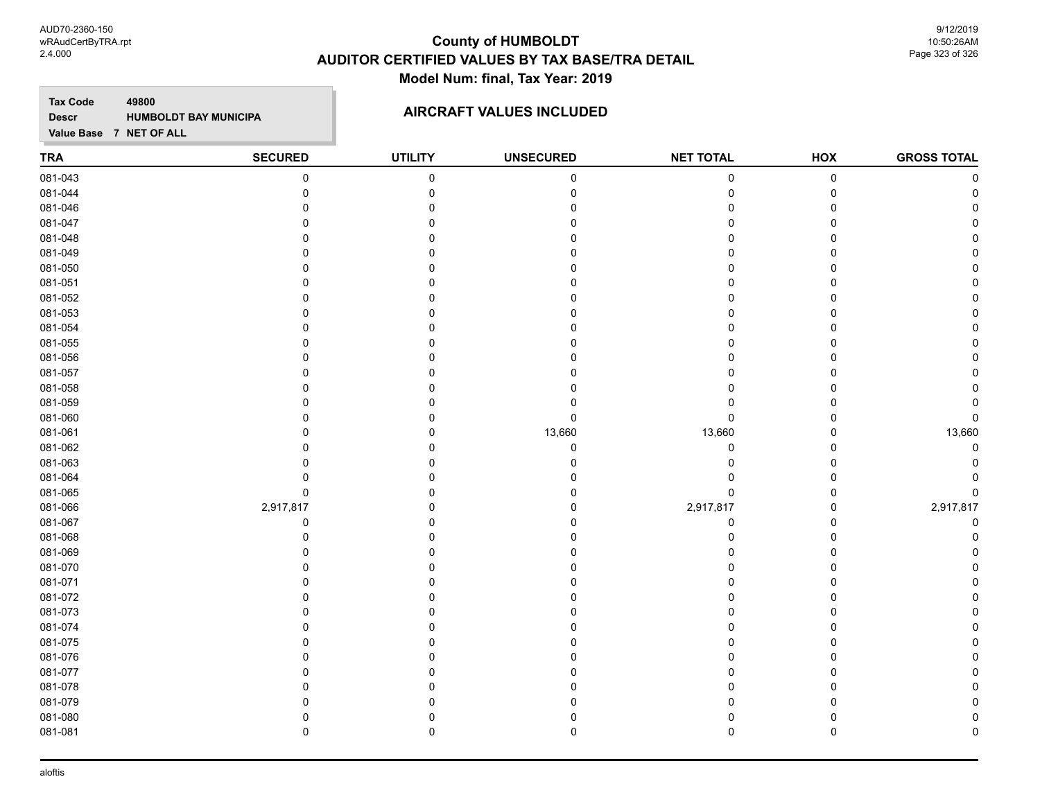# County of HUMBOLDT
## AUDITOR CERTIFIED VALUES BY TAX BASE/TRA DETAIL
### Model Num: final, Tax Year: 2019

**Tax Code** 49800
**Descr** HUMBOLDT BAY MUNICIPA
**Value Base** 7 NET OF ALL

**AIRCRAFT VALUES INCLUDED**

| TRA | SECURED | UTILITY | UNSECURED | NET TOTAL | HOX | GROSS TOTAL |
|---|---|---|---|---|---|---|
| 081-043 | 0 | 0 | 0 | 0 | 0 | 0 |
| 081-044 | 0 | 0 | 0 | 0 | 0 | 0 |
| 081-046 | 0 | 0 | 0 | 0 | 0 | 0 |
| 081-047 | 0 | 0 | 0 | 0 | 0 | 0 |
| 081-048 | 0 | 0 | 0 | 0 | 0 | 0 |
| 081-049 | 0 | 0 | 0 | 0 | 0 | 0 |
| 081-050 | 0 | 0 | 0 | 0 | 0 | 0 |
| 081-051 | 0 | 0 | 0 | 0 | 0 | 0 |
| 081-052 | 0 | 0 | 0 | 0 | 0 | 0 |
| 081-053 | 0 | 0 | 0 | 0 | 0 | 0 |
| 081-054 | 0 | 0 | 0 | 0 | 0 | 0 |
| 081-055 | 0 | 0 | 0 | 0 | 0 | 0 |
| 081-056 | 0 | 0 | 0 | 0 | 0 | 0 |
| 081-057 | 0 | 0 | 0 | 0 | 0 | 0 |
| 081-058 | 0 | 0 | 0 | 0 | 0 | 0 |
| 081-059 | 0 | 0 | 0 | 0 | 0 | 0 |
| 081-060 | 0 | 0 | 0 | 0 | 0 | 0 |
| 081-061 | 0 | 0 | 13,660 | 13,660 | 0 | 13,660 |
| 081-062 | 0 | 0 | 0 | 0 | 0 | 0 |
| 081-063 | 0 | 0 | 0 | 0 | 0 | 0 |
| 081-064 | 0 | 0 | 0 | 0 | 0 | 0 |
| 081-065 | 0 | 0 | 0 | 0 | 0 | 0 |
| 081-066 | 2,917,817 | 0 | 0 | 2,917,817 | 0 | 2,917,817 |
| 081-067 | 0 | 0 | 0 | 0 | 0 | 0 |
| 081-068 | 0 | 0 | 0 | 0 | 0 | 0 |
| 081-069 | 0 | 0 | 0 | 0 | 0 | 0 |
| 081-070 | 0 | 0 | 0 | 0 | 0 | 0 |
| 081-071 | 0 | 0 | 0 | 0 | 0 | 0 |
| 081-072 | 0 | 0 | 0 | 0 | 0 | 0 |
| 081-073 | 0 | 0 | 0 | 0 | 0 | 0 |
| 081-074 | 0 | 0 | 0 | 0 | 0 | 0 |
| 081-075 | 0 | 0 | 0 | 0 | 0 | 0 |
| 081-076 | 0 | 0 | 0 | 0 | 0 | 0 |
| 081-077 | 0 | 0 | 0 | 0 | 0 | 0 |
| 081-078 | 0 | 0 | 0 | 0 | 0 | 0 |
| 081-079 | 0 | 0 | 0 | 0 | 0 | 0 |
| 081-080 | 0 | 0 | 0 | 0 | 0 | 0 |
| 081-081 | 0 | 0 | 0 | 0 | 0 | 0 |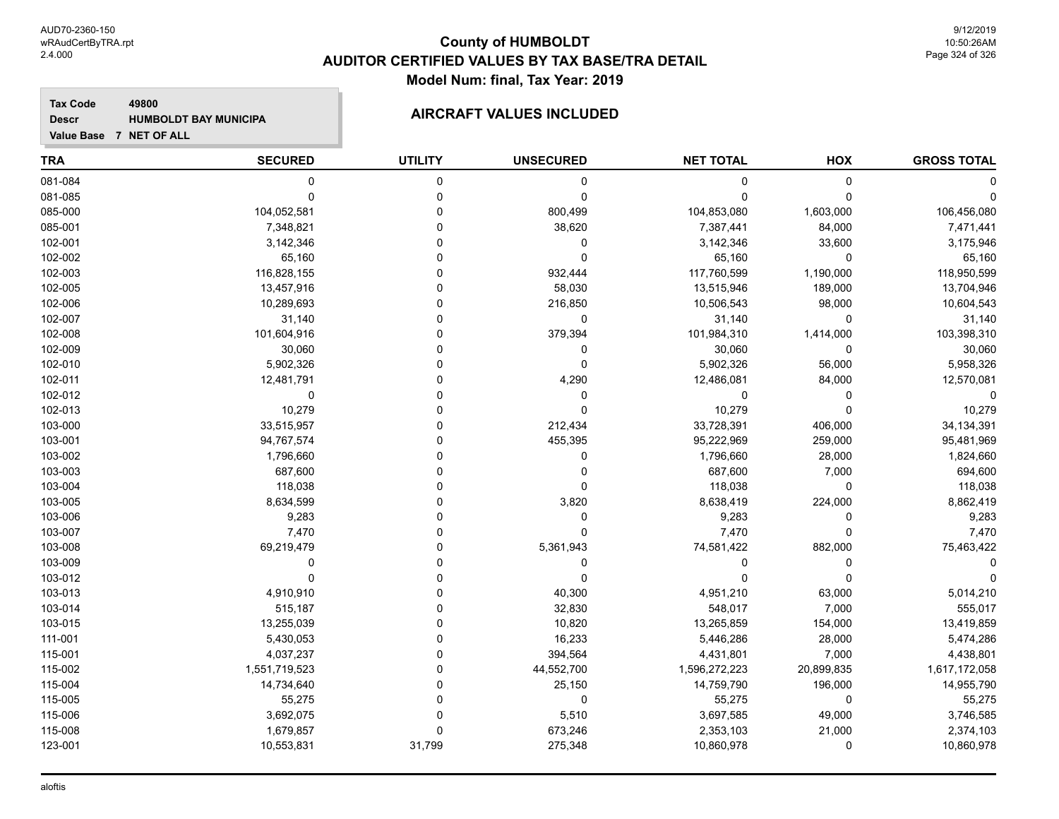# County of HUMBOLDT

## AUDITOR CERTIFIED VALUES BY TAX BASE/TRA DETAIL

### Model Num: final, Tax Year: 2019

**Tax Code** 49800
**Descr** HUMBOLDT BAY MUNICIPA
**Value Base** 7 NET OF ALL

### AIRCRAFT VALUES INCLUDED

| TRA | SECURED | UTILITY | UNSECURED | NET TOTAL | HOX | GROSS TOTAL |
|---|---|---|---|---|---|---|
| 081-084 | 0 | 0 | 0 | 0 | 0 | 0 |
| 081-085 | 0 | 0 | 0 | 0 | 0 | 0 |
| 085-000 | 104,052,581 | 0 | 800,499 | 104,853,080 | 1,603,000 | 106,456,080 |
| 085-001 | 7,348,821 | 0 | 38,620 | 7,387,441 | 84,000 | 7,471,441 |
| 102-001 | 3,142,346 | 0 | 0 | 3,142,346 | 33,600 | 3,175,946 |
| 102-002 | 65,160 | 0 | 0 | 65,160 | 0 | 65,160 |
| 102-003 | 116,828,155 | 0 | 932,444 | 117,760,599 | 1,190,000 | 118,950,599 |
| 102-005 | 13,457,916 | 0 | 58,030 | 13,515,946 | 189,000 | 13,704,946 |
| 102-006 | 10,289,693 | 0 | 216,850 | 10,506,543 | 98,000 | 10,604,543 |
| 102-007 | 31,140 | 0 | 0 | 31,140 | 0 | 31,140 |
| 102-008 | 101,604,916 | 0 | 379,394 | 101,984,310 | 1,414,000 | 103,398,310 |
| 102-009 | 30,060 | 0 | 0 | 30,060 | 0 | 30,060 |
| 102-010 | 5,902,326 | 0 | 0 | 5,902,326 | 56,000 | 5,958,326 |
| 102-011 | 12,481,791 | 0 | 4,290 | 12,486,081 | 84,000 | 12,570,081 |
| 102-012 | 0 | 0 | 0 | 0 | 0 | 0 |
| 102-013 | 10,279 | 0 | 0 | 10,279 | 0 | 10,279 |
| 103-000 | 33,515,957 | 0 | 212,434 | 33,728,391 | 406,000 | 34,134,391 |
| 103-001 | 94,767,574 | 0 | 455,395 | 95,222,969 | 259,000 | 95,481,969 |
| 103-002 | 1,796,660 | 0 | 0 | 1,796,660 | 28,000 | 1,824,660 |
| 103-003 | 687,600 | 0 | 0 | 687,600 | 7,000 | 694,600 |
| 103-004 | 118,038 | 0 | 0 | 118,038 | 0 | 118,038 |
| 103-005 | 8,634,599 | 0 | 3,820 | 8,638,419 | 224,000 | 8,862,419 |
| 103-006 | 9,283 | 0 | 0 | 9,283 | 0 | 9,283 |
| 103-007 | 7,470 | 0 | 0 | 7,470 | 0 | 7,470 |
| 103-008 | 69,219,479 | 0 | 5,361,943 | 74,581,422 | 882,000 | 75,463,422 |
| 103-009 | 0 | 0 | 0 | 0 | 0 | 0 |
| 103-012 | 0 | 0 | 0 | 0 | 0 | 0 |
| 103-013 | 4,910,910 | 0 | 40,300 | 4,951,210 | 63,000 | 5,014,210 |
| 103-014 | 515,187 | 0 | 32,830 | 548,017 | 7,000 | 555,017 |
| 103-015 | 13,255,039 | 0 | 10,820 | 13,265,859 | 154,000 | 13,419,859 |
| 111-001 | 5,430,053 | 0 | 16,233 | 5,446,286 | 28,000 | 5,474,286 |
| 115-001 | 4,037,237 | 0 | 394,564 | 4,431,801 | 7,000 | 4,438,801 |
| 115-002 | 1,551,719,523 | 0 | 44,552,700 | 1,596,272,223 | 20,899,835 | 1,617,172,058 |
| 115-004 | 14,734,640 | 0 | 25,150 | 14,759,790 | 196,000 | 14,955,790 |
| 115-005 | 55,275 | 0 | 0 | 55,275 | 0 | 55,275 |
| 115-006 | 3,692,075 | 0 | 5,510 | 3,697,585 | 49,000 | 3,746,585 |
| 115-008 | 1,679,857 | 0 | 673,246 | 2,353,103 | 21,000 | 2,374,103 |
| 123-001 | 10,553,831 | 31,799 | 275,348 | 10,860,978 | 0 | 10,860,978 |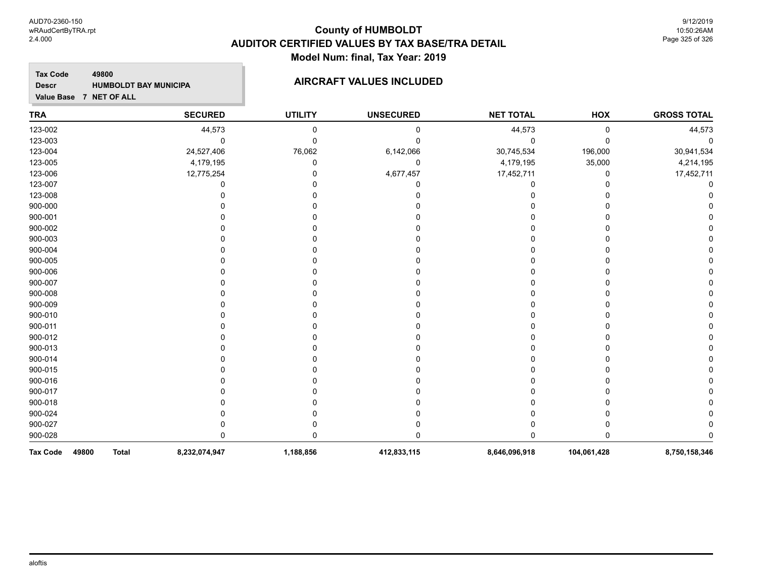# County of HUMBOLDT
## AUDITOR CERTIFIED VALUES BY TAX BASE/TRA DETAIL
### Model Num: final, Tax Year: 2019

**Tax Code** 49800
**Descr** HUMBOLDT BAY MUNICIPA
**Value Base** 7 NET OF ALL

### AIRCRAFT VALUES INCLUDED

| TRA | SECURED | UTILITY | UNSECURED | NET TOTAL | HOX | GROSS TOTAL |
|---|---|---|---|---|---|---|
| 123-002 | 44,573 | 0 | 0 | 44,573 | 0 | 44,573 |
| 123-003 | 0 | 0 | 0 | 0 | 0 | 0 |
| 123-004 | 24,527,406 | 76,062 | 6,142,066 | 30,745,534 | 196,000 | 30,941,534 |
| 123-005 | 4,179,195 | 0 | 0 | 4,179,195 | 35,000 | 4,214,195 |
| 123-006 | 12,775,254 | 0 | 4,677,457 | 17,452,711 | 0 | 17,452,711 |
| 123-007 | 0 | 0 | 0 | 0 | 0 | 0 |
| 123-008 | 0 | 0 | 0 | 0 | 0 | 0 |
| 900-000 | 0 | 0 | 0 | 0 | 0 | 0 |
| 900-001 | 0 | 0 | 0 | 0 | 0 | 0 |
| 900-002 | 0 | 0 | 0 | 0 | 0 | 0 |
| 900-003 | 0 | 0 | 0 | 0 | 0 | 0 |
| 900-004 | 0 | 0 | 0 | 0 | 0 | 0 |
| 900-005 | 0 | 0 | 0 | 0 | 0 | 0 |
| 900-006 | 0 | 0 | 0 | 0 | 0 | 0 |
| 900-007 | 0 | 0 | 0 | 0 | 0 | 0 |
| 900-008 | 0 | 0 | 0 | 0 | 0 | 0 |
| 900-009 | 0 | 0 | 0 | 0 | 0 | 0 |
| 900-010 | 0 | 0 | 0 | 0 | 0 | 0 |
| 900-011 | 0 | 0 | 0 | 0 | 0 | 0 |
| 900-012 | 0 | 0 | 0 | 0 | 0 | 0 |
| 900-013 | 0 | 0 | 0 | 0 | 0 | 0 |
| 900-014 | 0 | 0 | 0 | 0 | 0 | 0 |
| 900-015 | 0 | 0 | 0 | 0 | 0 | 0 |
| 900-016 | 0 | 0 | 0 | 0 | 0 | 0 |
| 900-017 | 0 | 0 | 0 | 0 | 0 | 0 |
| 900-018 | 0 | 0 | 0 | 0 | 0 | 0 |
| 900-024 | 0 | 0 | 0 | 0 | 0 | 0 |
| 900-027 | 0 | 0 | 0 | 0 | 0 | 0 |
| 900-028 | 0 | 0 | 0 | 0 | 0 | 0 |
| **Tax Code 49800 Total** | **8,232,074,947** | **1,188,856** | **412,833,115** | **8,646,096,918** | **104,061,428** | **8,750,158,346** |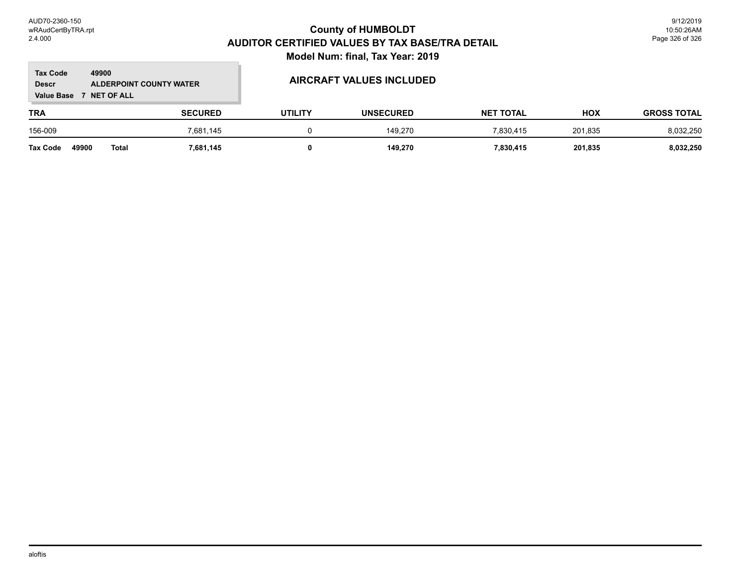# County of HUMBOLDT
## AUDITOR CERTIFIED VALUES BY TAX BASE/TRA DETAIL
### Model Num: final, Tax Year: 2019

**Tax Code** 49900
**Descr** ALDERPOINT COUNTY WATER
**Value Base** 7 NET OF ALL

**AIRCRAFT VALUES INCLUDED**

| TRA | SECURED | UTILITY | UNSECURED | NET TOTAL | HOX | GROSS TOTAL |
|---|---|---|---|---|---|---|
| 156-009 | 7,681,145 | 0 | 149,270 | 7,830,415 | 201,835 | 8,032,250 |
| **Tax Code 49900 Total** | **7,681,145** | **0** | **149,270** | **7,830,415** | **201,835** | **8,032,250** |

aloftis